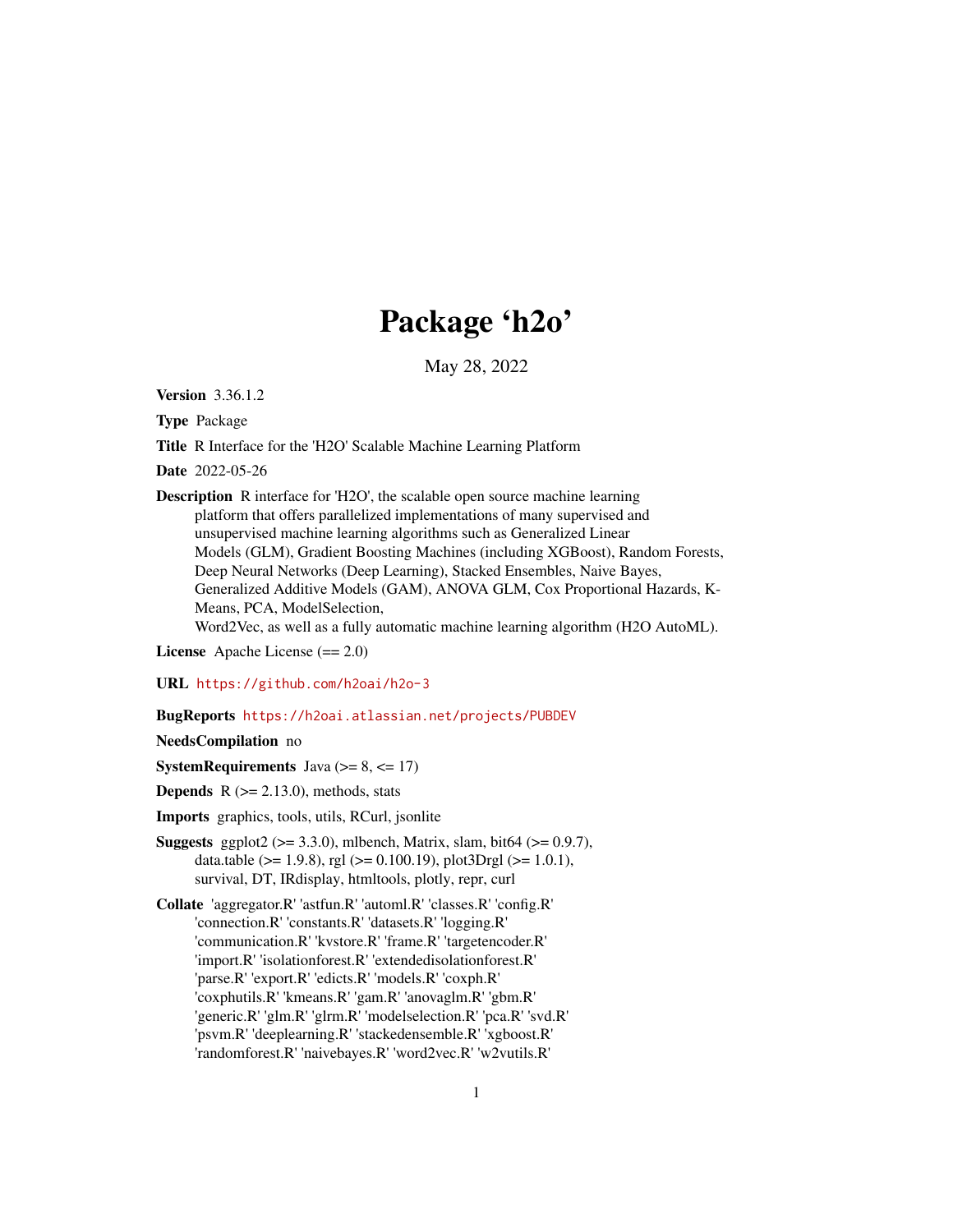# Package 'h2o'

May 28, 2022

**Version** 3.36.1.2

**Type** Package

**Title** R Interface for the 'H2O' Scalable Machine Learning Platform

**Date** 2022-05-26

**Description** R interface for 'H2O', the scalable open source machine learning platform that offers parallelized implementations of many supervised and unsupervised machine learning algorithms such as Generalized Linear Models (GLM), Gradient Boosting Machines (including XGBoost), Random Forests, Deep Neural Networks (Deep Learning), Stacked Ensembles, Naive Bayes, Generalized Additive Models (GAM), ANOVA GLM, Cox Proportional Hazards, K-Means, PCA, ModelSelection, Word2Vec, as well as a fully automatic machine learning algorithm (H2O AutoML).

**License** Apache License (== 2.0)

**URL** https://github.com/h2oai/h2o-3

**BugReports** https://h2oai.atlassian.net/projects/PUBDEV

**NeedsCompilation** no

**SystemRequirements** Java (>= 8, <= 17)

**Depends** R (>= 2.13.0), methods, stats

**Imports** graphics, tools, utils, RCurl, jsonlite

**Suggests** ggplot2 (>= 3.3.0), mlbench, Matrix, slam, bit64 (>= 0.9.7), data.table (>= 1.9.8), rgl (>= 0.100.19), plot3Drgl (>= 1.0.1), survival, DT, IRdisplay, htmltools, plotly, repr, curl

**Collate** 'aggregator.R' 'astfun.R' 'automl.R' 'classes.R' 'config.R' 'connection.R' 'constants.R' 'datasets.R' 'logging.R' 'communication.R' 'kvstore.R' 'frame.R' 'targetencoder.R' 'import.R' 'isolationforest.R' 'extendedisolationforest.R' 'parse.R' 'export.R' 'edicts.R' 'models.R' 'coxph.R' 'coxphutils.R' 'kmeans.R' 'gam.R' 'anovaglm.R' 'gbm.R' 'generic.R' 'glm.R' 'glrm.R' 'modelselection.R' 'pca.R' 'svd.R' 'psvm.R' 'deeplearning.R' 'stackedensemble.R' 'xgboost.R' 'randomforest.R' 'naivebayes.R' 'word2vec.R' 'w2vutils.R'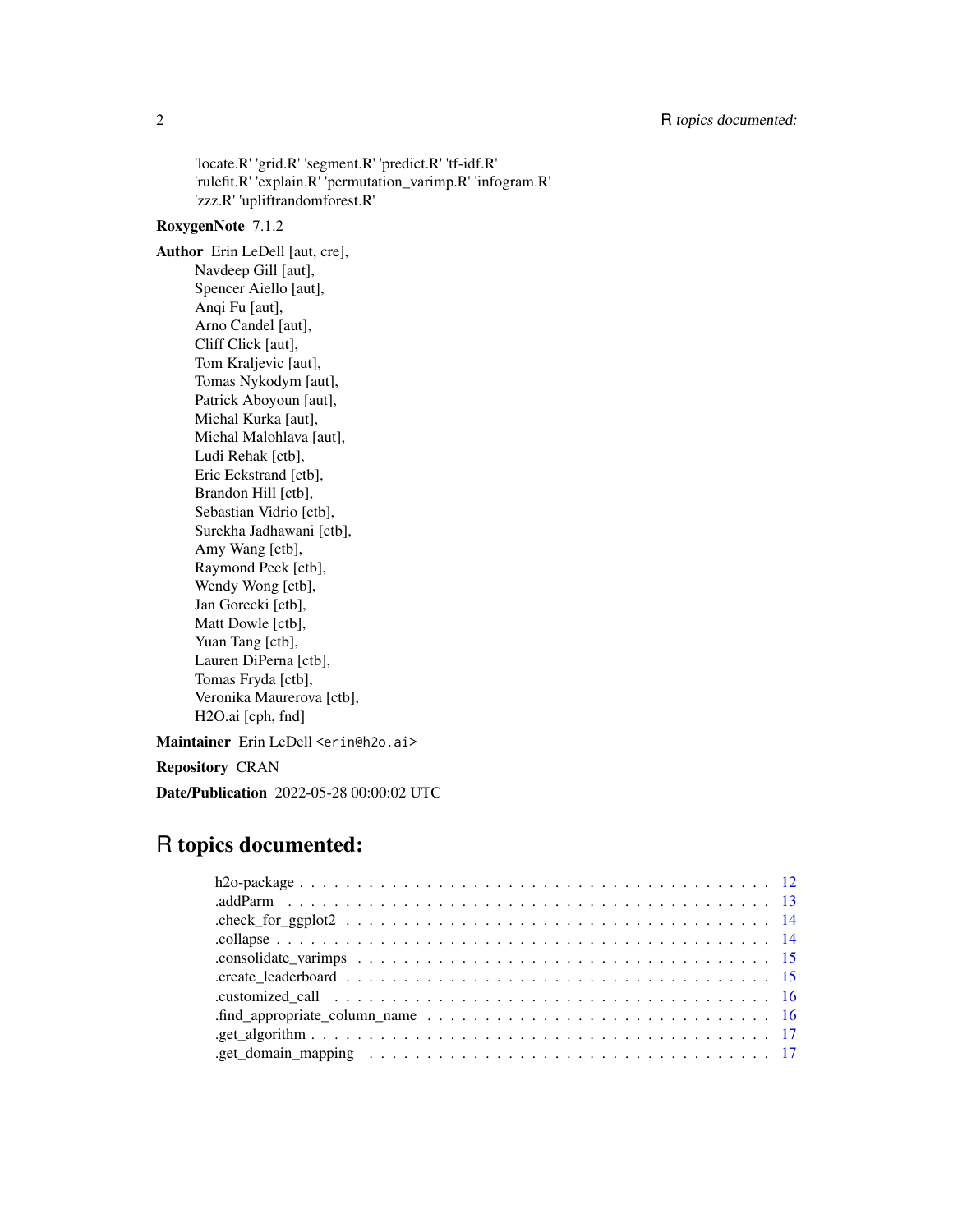'locate.R' 'grid.R' 'segment.R' 'predict.R' 'tf-idf.R'
'rulefit.R' 'explain.R' 'permutation_varimp.R' 'infogram.R'
'zzz.R' 'upliftrandomforest.R'

**RoxygenNote** 7.1.2

**Author** Erin LeDell [aut, cre],
Navdeep Gill [aut],
Spencer Aiello [aut],
Anqi Fu [aut],
Arno Candel [aut],
Cliff Click [aut],
Tom Kraljevic [aut],
Tomas Nykodym [aut],
Patrick Aboyoun [aut],
Michal Kurka [aut],
Michal Malohlava [aut],
Ludi Rehak [ctb],
Eric Eckstrand [ctb],
Brandon Hill [ctb],
Sebastian Vidrio [ctb],
Surekha Jadhawani [ctb],
Amy Wang [ctb],
Raymond Peck [ctb],
Wendy Wong [ctb],
Jan Gorecki [ctb],
Matt Dowle [ctb],
Yuan Tang [ctb],
Lauren DiPerna [ctb],
Tomas Fryda [ctb],
Veronika Maurerova [ctb],
H2O.ai [cph, fnd]

**Maintainer** Erin LeDell <erin@h2o.ai>

**Repository** CRAN

**Date/Publication** 2022-05-28 00:00:02 UTC

# R topics documented:

| | |
|---|---|
| h2o-package | 12 |
| .addParm | 13 |
| .check_for_ggplot2 | 14 |
| .collapse | 14 |
| .consolidate_varimps | 15 |
| .create_leaderboard | 15 |
| .customized_call | 16 |
| .find_appropriate_column_name | 16 |
| .get_algorithm | 17 |
| .get_domain_mapping | 17 |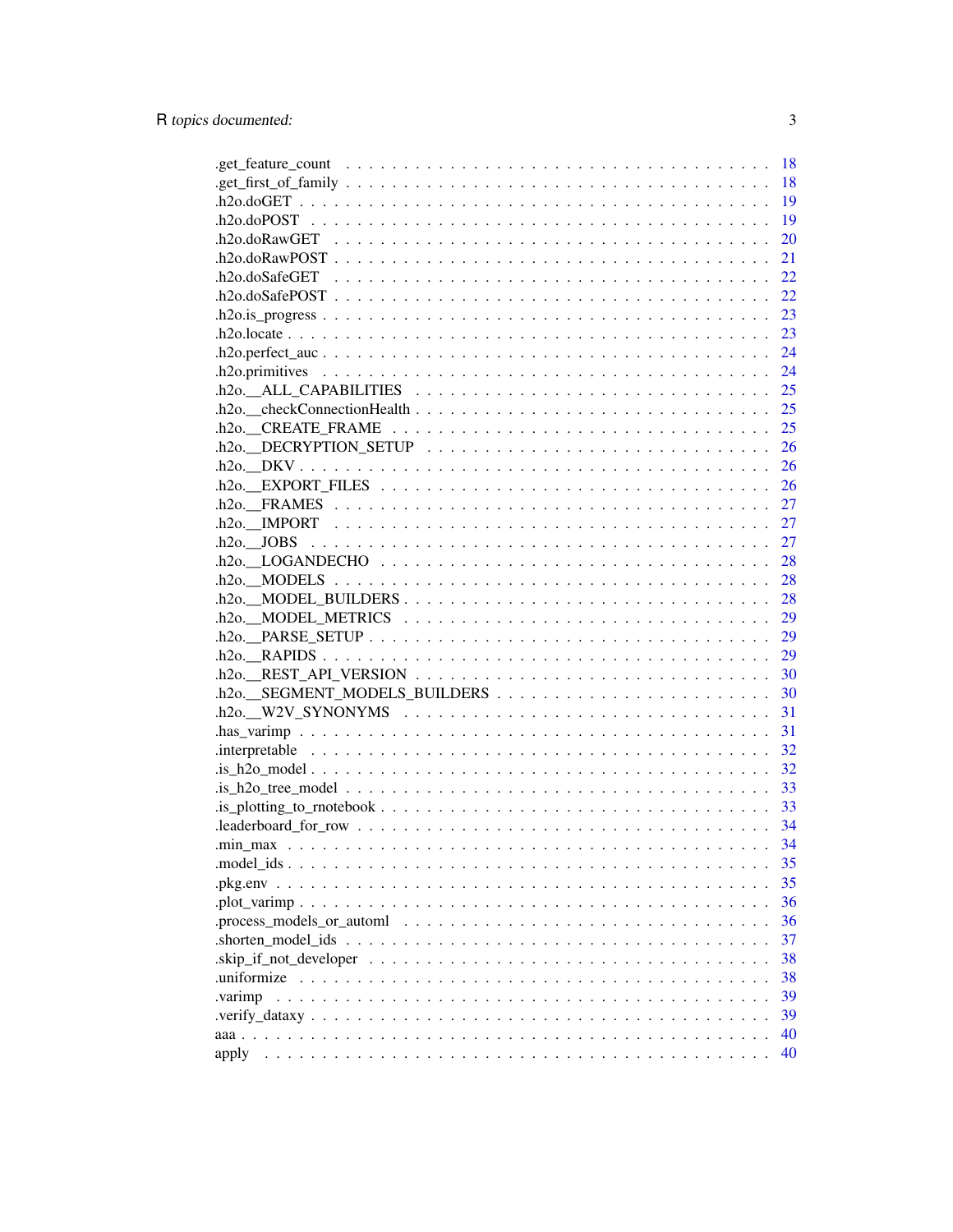.get_feature_count . . . . . . . . . . . . . . . . . . . . . . . . . . . . . . . . . 18
.get_first_of_family . . . . . . . . . . . . . . . . . . . . . . . . . . . . . . . . . 18
.h2o.doGET . . . . . . . . . . . . . . . . . . . . . . . . . . . . . . . . . . . . 19
.h2o.doPOST . . . . . . . . . . . . . . . . . . . . . . . . . . . . . . . . . . . 19
.h2o.doRawGET . . . . . . . . . . . . . . . . . . . . . . . . . . . . . . . . . 20
.h2o.doRawPOST . . . . . . . . . . . . . . . . . . . . . . . . . . . . . . . . 21
.h2o.doSafeGET . . . . . . . . . . . . . . . . . . . . . . . . . . . . . . . . . 22
.h2o.doSafePOST . . . . . . . . . . . . . . . . . . . . . . . . . . . . . . . . 22
.h2o.is_progress . . . . . . . . . . . . . . . . . . . . . . . . . . . . . . . . . 23
.h2o.locate . . . . . . . . . . . . . . . . . . . . . . . . . . . . . . . . . . . . 23
.h2o.perfect_auc . . . . . . . . . . . . . . . . . . . . . . . . . . . . . . . . . 24
.h2o.primitives . . . . . . . . . . . . . . . . . . . . . . . . . . . . . . . . . . 24
.h2o.__ALL_CAPABILITIES . . . . . . . . . . . . . . . . . . . . . . . . . . . 25
.h2o.__checkConnectionHealth . . . . . . . . . . . . . . . . . . . . . . . . . 25
.h2o.__CREATE_FRAME . . . . . . . . . . . . . . . . . . . . . . . . . . . . . 25
.h2o.__DECRYPTION_SETUP . . . . . . . . . . . . . . . . . . . . . . . . . . 26
.h2o.__DKV . . . . . . . . . . . . . . . . . . . . . . . . . . . . . . . . . . . . 26
.h2o.__EXPORT_FILES . . . . . . . . . . . . . . . . . . . . . . . . . . . . . 26
.h2o.__FRAMES . . . . . . . . . . . . . . . . . . . . . . . . . . . . . . . . . 27
.h2o.__IMPORT . . . . . . . . . . . . . . . . . . . . . . . . . . . . . . . . . 27
.h2o.__JOBS . . . . . . . . . . . . . . . . . . . . . . . . . . . . . . . . . . . 27
.h2o.__LOGANDECHO . . . . . . . . . . . . . . . . . . . . . . . . . . . . . . 28
.h2o.__MODELS . . . . . . . . . . . . . . . . . . . . . . . . . . . . . . . . . 28
.h2o.__MODEL_BUILDERS . . . . . . . . . . . . . . . . . . . . . . . . . . . . 28
.h2o.__MODEL_METRICS . . . . . . . . . . . . . . . . . . . . . . . . . . . . 29
.h2o.__PARSE_SETUP . . . . . . . . . . . . . . . . . . . . . . . . . . . . . . 29
.h2o.__RAPIDS . . . . . . . . . . . . . . . . . . . . . . . . . . . . . . . . . . 29
.h2o.__REST_API_VERSION . . . . . . . . . . . . . . . . . . . . . . . . . . . 30
.h2o.__SEGMENT_MODELS_BUILDERS . . . . . . . . . . . . . . . . . . . . . . 30
.h2o.__W2V_SYNONYMS . . . . . . . . . . . . . . . . . . . . . . . . . . . . . 31
.has_varimp . . . . . . . . . . . . . . . . . . . . . . . . . . . . . . . . . . . . 31
.interpretable . . . . . . . . . . . . . . . . . . . . . . . . . . . . . . . . . . . 32
.is_h2o_model . . . . . . . . . . . . . . . . . . . . . . . . . . . . . . . . . . . 32
.is_h2o_tree_model . . . . . . . . . . . . . . . . . . . . . . . . . . . . . . . . 33
.is_plotting_to_rnotebook . . . . . . . . . . . . . . . . . . . . . . . . . . . . 33
.leaderboard_for_row . . . . . . . . . . . . . . . . . . . . . . . . . . . . . . . 34
.min_max . . . . . . . . . . . . . . . . . . . . . . . . . . . . . . . . . . . . . 34
.model_ids . . . . . . . . . . . . . . . . . . . . . . . . . . . . . . . . . . . . . 35
.pkg.env . . . . . . . . . . . . . . . . . . . . . . . . . . . . . . . . . . . . . . 35
.plot_varimp . . . . . . . . . . . . . . . . . . . . . . . . . . . . . . . . . . . . 36
.process_models_or_automl . . . . . . . . . . . . . . . . . . . . . . . . . . . . 36
.shorten_model_ids . . . . . . . . . . . . . . . . . . . . . . . . . . . . . . . . 37
.skip_if_not_developer . . . . . . . . . . . . . . . . . . . . . . . . . . . . . . 38
.uniformize . . . . . . . . . . . . . . . . . . . . . . . . . . . . . . . . . . . . 38
.varimp . . . . . . . . . . . . . . . . . . . . . . . . . . . . . . . . . . . . . . 39
.verify_dataxy . . . . . . . . . . . . . . . . . . . . . . . . . . . . . . . . . . . 39
aaa . . . . . . . . . . . . . . . . . . . . . . . . . . . . . . . . . . . . . . . . . 40
apply . . . . . . . . . . . . . . . . . . . . . . . . . . . . . . . . . . . . . . . . 40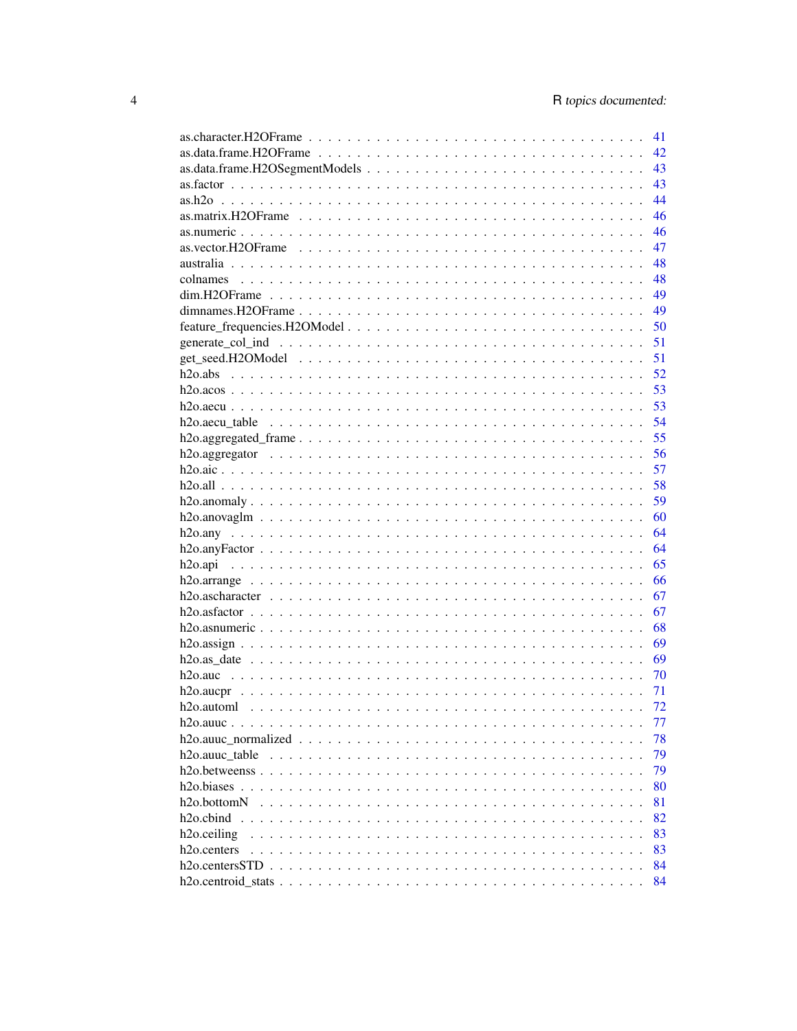as.character.H2OFrame . . . . . . . . . . . . . . . . . . . . . . . . . . . . . . . . . 41
as.data.frame.H2OFrame . . . . . . . . . . . . . . . . . . . . . . . . . . . . . . . . . 42
as.data.frame.H2OSegmentModels . . . . . . . . . . . . . . . . . . . . . . . . . . . . 43
as.factor . . . . . . . . . . . . . . . . . . . . . . . . . . . . . . . . . . . . . . . . . 43
as.h2o . . . . . . . . . . . . . . . . . . . . . . . . . . . . . . . . . . . . . . . . . . 44
as.matrix.H2OFrame . . . . . . . . . . . . . . . . . . . . . . . . . . . . . . . . . . . 46
as.numeric . . . . . . . . . . . . . . . . . . . . . . . . . . . . . . . . . . . . . . . . 46
as.vector.H2OFrame . . . . . . . . . . . . . . . . . . . . . . . . . . . . . . . . . . . 47
australia . . . . . . . . . . . . . . . . . . . . . . . . . . . . . . . . . . . . . . . . . 48
colnames . . . . . . . . . . . . . . . . . . . . . . . . . . . . . . . . . . . . . . . . . 48
dim.H2OFrame . . . . . . . . . . . . . . . . . . . . . . . . . . . . . . . . . . . . . . 49
dimnames.H2OFrame . . . . . . . . . . . . . . . . . . . . . . . . . . . . . . . . . . . 49
feature_frequencies.H2OModel . . . . . . . . . . . . . . . . . . . . . . . . . . . . . 50
generate_col_ind . . . . . . . . . . . . . . . . . . . . . . . . . . . . . . . . . . . . . 51
get_seed.H2OModel . . . . . . . . . . . . . . . . . . . . . . . . . . . . . . . . . . . 51
h2o.abs . . . . . . . . . . . . . . . . . . . . . . . . . . . . . . . . . . . . . . . . . 52
h2o.acos . . . . . . . . . . . . . . . . . . . . . . . . . . . . . . . . . . . . . . . . 53
h2o.aecu . . . . . . . . . . . . . . . . . . . . . . . . . . . . . . . . . . . . . . . . 53
h2o.aecu_table . . . . . . . . . . . . . . . . . . . . . . . . . . . . . . . . . . . . . 54
h2o.aggregated_frame . . . . . . . . . . . . . . . . . . . . . . . . . . . . . . . . . . 55
h2o.aggregator . . . . . . . . . . . . . . . . . . . . . . . . . . . . . . . . . . . . . 56
h2o.aic . . . . . . . . . . . . . . . . . . . . . . . . . . . . . . . . . . . . . . . . . 57
h2o.all . . . . . . . . . . . . . . . . . . . . . . . . . . . . . . . . . . . . . . . . . 58
h2o.anomaly . . . . . . . . . . . . . . . . . . . . . . . . . . . . . . . . . . . . . . . 59
h2o.anovaglm . . . . . . . . . . . . . . . . . . . . . . . . . . . . . . . . . . . . . . 60
h2o.any . . . . . . . . . . . . . . . . . . . . . . . . . . . . . . . . . . . . . . . . . 64
h2o.anyFactor . . . . . . . . . . . . . . . . . . . . . . . . . . . . . . . . . . . . . . 64
h2o.api . . . . . . . . . . . . . . . . . . . . . . . . . . . . . . . . . . . . . . . . . 65
h2o.arrange . . . . . . . . . . . . . . . . . . . . . . . . . . . . . . . . . . . . . . . 66
h2o.ascharacter . . . . . . . . . . . . . . . . . . . . . . . . . . . . . . . . . . . . . 67
h2o.asfactor . . . . . . . . . . . . . . . . . . . . . . . . . . . . . . . . . . . . . . 67
h2o.asnumeric . . . . . . . . . . . . . . . . . . . . . . . . . . . . . . . . . . . . . . 68
h2o.assign . . . . . . . . . . . . . . . . . . . . . . . . . . . . . . . . . . . . . . . . 69
h2o.as_date . . . . . . . . . . . . . . . . . . . . . . . . . . . . . . . . . . . . . . . 69
h2o.auc . . . . . . . . . . . . . . . . . . . . . . . . . . . . . . . . . . . . . . . . . 70
h2o.aucpr . . . . . . . . . . . . . . . . . . . . . . . . . . . . . . . . . . . . . . . . 71
h2o.automl . . . . . . . . . . . . . . . . . . . . . . . . . . . . . . . . . . . . . . . . 72
h2o.auuc . . . . . . . . . . . . . . . . . . . . . . . . . . . . . . . . . . . . . . . . 77
h2o.auuc_normalized . . . . . . . . . . . . . . . . . . . . . . . . . . . . . . . . . . . 78
h2o.auuc_table . . . . . . . . . . . . . . . . . . . . . . . . . . . . . . . . . . . . . . 79
h2o.betweenss . . . . . . . . . . . . . . . . . . . . . . . . . . . . . . . . . . . . . . 79
h2o.biases . . . . . . . . . . . . . . . . . . . . . . . . . . . . . . . . . . . . . . . . 80
h2o.bottomN . . . . . . . . . . . . . . . . . . . . . . . . . . . . . . . . . . . . . . . 81
h2o.cbind . . . . . . . . . . . . . . . . . . . . . . . . . . . . . . . . . . . . . . . . 82
h2o.ceiling . . . . . . . . . . . . . . . . . . . . . . . . . . . . . . . . . . . . . . . 83
h2o.centers . . . . . . . . . . . . . . . . . . . . . . . . . . . . . . . . . . . . . . . 83
h2o.centersSTD . . . . . . . . . . . . . . . . . . . . . . . . . . . . . . . . . . . . . 84
h2o.centroid_stats . . . . . . . . . . . . . . . . . . . . . . . . . . . . . . . . . . . 84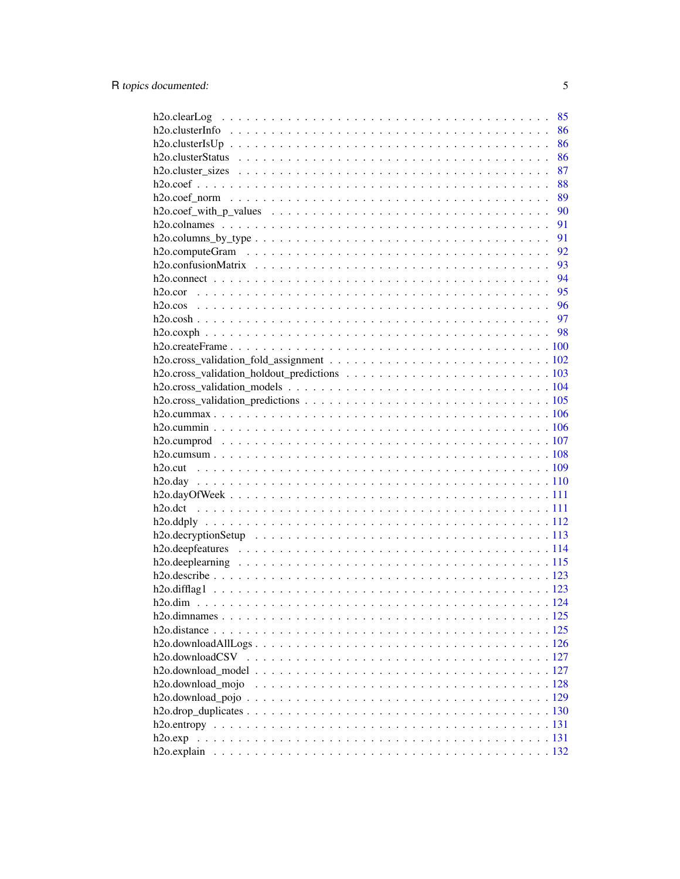h2o.clearLog . . . . . . . . . . . . . . . . . . . . . . . . . . . . . . . . . . . 85
h2o.clusterInfo . . . . . . . . . . . . . . . . . . . . . . . . . . . . . . . . . . 86
h2o.clusterIsUp . . . . . . . . . . . . . . . . . . . . . . . . . . . . . . . . . . 86
h2o.clusterStatus . . . . . . . . . . . . . . . . . . . . . . . . . . . . . . . . . 86
h2o.cluster_sizes . . . . . . . . . . . . . . . . . . . . . . . . . . . . . . . . . 87
h2o.coef . . . . . . . . . . . . . . . . . . . . . . . . . . . . . . . . . . . . . . 88
h2o.coef_norm . . . . . . . . . . . . . . . . . . . . . . . . . . . . . . . . . . . 89
h2o.coef_with_p_values . . . . . . . . . . . . . . . . . . . . . . . . . . . . . . 90
h2o.colnames . . . . . . . . . . . . . . . . . . . . . . . . . . . . . . . . . . . . 91
h2o.columns_by_type . . . . . . . . . . . . . . . . . . . . . . . . . . . . . . . . 91
h2o.computeGram . . . . . . . . . . . . . . . . . . . . . . . . . . . . . . . . . . 92
h2o.confusionMatrix . . . . . . . . . . . . . . . . . . . . . . . . . . . . . . . . 93
h2o.connect . . . . . . . . . . . . . . . . . . . . . . . . . . . . . . . . . . . . . 94
h2o.cor . . . . . . . . . . . . . . . . . . . . . . . . . . . . . . . . . . . . . . . 95
h2o.cos . . . . . . . . . . . . . . . . . . . . . . . . . . . . . . . . . . . . . . . 96
h2o.cosh . . . . . . . . . . . . . . . . . . . . . . . . . . . . . . . . . . . . . . 97
h2o.coxph . . . . . . . . . . . . . . . . . . . . . . . . . . . . . . . . . . . . . . 98
h2o.createFrame . . . . . . . . . . . . . . . . . . . . . . . . . . . . . . . . . . 100
h2o.cross_validation_fold_assignment . . . . . . . . . . . . . . . . . . . . . . . 102
h2o.cross_validation_holdout_predictions . . . . . . . . . . . . . . . . . . . . . 103
h2o.cross_validation_models . . . . . . . . . . . . . . . . . . . . . . . . . . . . 104
h2o.cross_validation_predictions . . . . . . . . . . . . . . . . . . . . . . . . . 105
h2o.cummax . . . . . . . . . . . . . . . . . . . . . . . . . . . . . . . . . . . . . 106
h2o.cummin . . . . . . . . . . . . . . . . . . . . . . . . . . . . . . . . . . . . . 106
h2o.cumprod . . . . . . . . . . . . . . . . . . . . . . . . . . . . . . . . . . . . . 107
h2o.cumsum . . . . . . . . . . . . . . . . . . . . . . . . . . . . . . . . . . . . . 108
h2o.cut . . . . . . . . . . . . . . . . . . . . . . . . . . . . . . . . . . . . . . . 109
h2o.day . . . . . . . . . . . . . . . . . . . . . . . . . . . . . . . . . . . . . . . 110
h2o.dayOfWeek . . . . . . . . . . . . . . . . . . . . . . . . . . . . . . . . . . . 111
h2o.dct . . . . . . . . . . . . . . . . . . . . . . . . . . . . . . . . . . . . . . . 111
h2o.ddply . . . . . . . . . . . . . . . . . . . . . . . . . . . . . . . . . . . . . . 112
h2o.decryptionSetup . . . . . . . . . . . . . . . . . . . . . . . . . . . . . . . . 113
h2o.deepfeatures . . . . . . . . . . . . . . . . . . . . . . . . . . . . . . . . . . 114
h2o.deeplearning . . . . . . . . . . . . . . . . . . . . . . . . . . . . . . . . . . 115
h2o.describe . . . . . . . . . . . . . . . . . . . . . . . . . . . . . . . . . . . . 123
h2o.difflag1 . . . . . . . . . . . . . . . . . . . . . . . . . . . . . . . . . . . . 123
h2o.dim . . . . . . . . . . . . . . . . . . . . . . . . . . . . . . . . . . . . . . . 124
h2o.dimnames . . . . . . . . . . . . . . . . . . . . . . . . . . . . . . . . . . . . 125
h2o.distance . . . . . . . . . . . . . . . . . . . . . . . . . . . . . . . . . . . . 125
h2o.downloadAllLogs . . . . . . . . . . . . . . . . . . . . . . . . . . . . . . . . 126
h2o.downloadCSV . . . . . . . . . . . . . . . . . . . . . . . . . . . . . . . . . . 127
h2o.download_model . . . . . . . . . . . . . . . . . . . . . . . . . . . . . . . . . 127
h2o.download_mojo . . . . . . . . . . . . . . . . . . . . . . . . . . . . . . . . . 128
h2o.download_pojo . . . . . . . . . . . . . . . . . . . . . . . . . . . . . . . . . 129
h2o.drop_duplicates . . . . . . . . . . . . . . . . . . . . . . . . . . . . . . . . 130
h2o.entropy . . . . . . . . . . . . . . . . . . . . . . . . . . . . . . . . . . . . . 131
h2o.exp . . . . . . . . . . . . . . . . . . . . . . . . . . . . . . . . . . . . . . . 131
h2o.explain . . . . . . . . . . . . . . . . . . . . . . . . . . . . . . . . . . . . . 132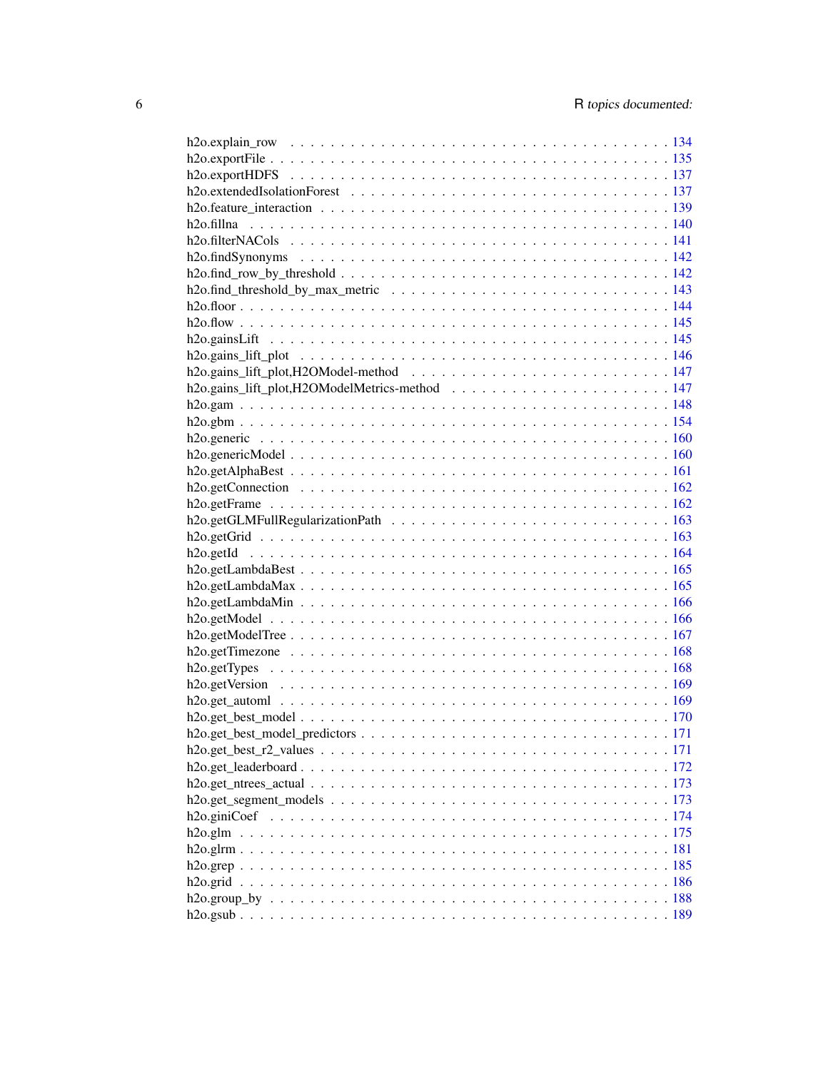h2o.explain_row . . . . . . . . . . . . . . . . . . . . . . . . . . . . . . . . . . . 134
h2o.exportFile . . . . . . . . . . . . . . . . . . . . . . . . . . . . . . . . . . . . 135
h2o.exportHDFS . . . . . . . . . . . . . . . . . . . . . . . . . . . . . . . . . . . . 137
h2o.extendedIsolationForest . . . . . . . . . . . . . . . . . . . . . . . . . . . . . . 137
h2o.feature_interaction . . . . . . . . . . . . . . . . . . . . . . . . . . . . . . . . 139
h2o.fillna . . . . . . . . . . . . . . . . . . . . . . . . . . . . . . . . . . . . . . . 140
h2o.filterNACols . . . . . . . . . . . . . . . . . . . . . . . . . . . . . . . . . . . 141
h2o.findSynonyms . . . . . . . . . . . . . . . . . . . . . . . . . . . . . . . . . . . 142
h2o.find_row_by_threshold . . . . . . . . . . . . . . . . . . . . . . . . . . . . . . . 142
h2o.find_threshold_by_max_metric . . . . . . . . . . . . . . . . . . . . . . . . . . . 143
h2o.floor . . . . . . . . . . . . . . . . . . . . . . . . . . . . . . . . . . . . . . . . 144
h2o.flow . . . . . . . . . . . . . . . . . . . . . . . . . . . . . . . . . . . . . . . . 145
h2o.gainsLift . . . . . . . . . . . . . . . . . . . . . . . . . . . . . . . . . . . . . 145
h2o.gains_lift_plot . . . . . . . . . . . . . . . . . . . . . . . . . . . . . . . . . . 146
h2o.gains_lift_plot,H2OModel-method . . . . . . . . . . . . . . . . . . . . . . . . . 147
h2o.gains_lift_plot,H2OModelMetrics-method . . . . . . . . . . . . . . . . . . . . . 147
h2o.gam . . . . . . . . . . . . . . . . . . . . . . . . . . . . . . . . . . . . . . . . 148
h2o.gbm . . . . . . . . . . . . . . . . . . . . . . . . . . . . . . . . . . . . . . . . 154
h2o.generic . . . . . . . . . . . . . . . . . . . . . . . . . . . . . . . . . . . . . . 160
h2o.genericModel . . . . . . . . . . . . . . . . . . . . . . . . . . . . . . . . . . . 160
h2o.getAlphaBest . . . . . . . . . . . . . . . . . . . . . . . . . . . . . . . . . . . 161
h2o.getConnection . . . . . . . . . . . . . . . . . . . . . . . . . . . . . . . . . . 162
h2o.getFrame . . . . . . . . . . . . . . . . . . . . . . . . . . . . . . . . . . . . . 162
h2o.getGLMFullRegularizationPath . . . . . . . . . . . . . . . . . . . . . . . . . . 163
h2o.getGrid . . . . . . . . . . . . . . . . . . . . . . . . . . . . . . . . . . . . . . 163
h2o.getId . . . . . . . . . . . . . . . . . . . . . . . . . . . . . . . . . . . . . . . 164
h2o.getLambdaBest . . . . . . . . . . . . . . . . . . . . . . . . . . . . . . . . . . 165
h2o.getLambdaMax . . . . . . . . . . . . . . . . . . . . . . . . . . . . . . . . . . . 165
h2o.getLambdaMin . . . . . . . . . . . . . . . . . . . . . . . . . . . . . . . . . . . 166
h2o.getModel . . . . . . . . . . . . . . . . . . . . . . . . . . . . . . . . . . . . . 166
h2o.getModelTree . . . . . . . . . . . . . . . . . . . . . . . . . . . . . . . . . . . 167
h2o.getTimezone . . . . . . . . . . . . . . . . . . . . . . . . . . . . . . . . . . . . 168
h2o.getTypes . . . . . . . . . . . . . . . . . . . . . . . . . . . . . . . . . . . . . 168
h2o.getVersion . . . . . . . . . . . . . . . . . . . . . . . . . . . . . . . . . . . . 169
h2o.get_automl . . . . . . . . . . . . . . . . . . . . . . . . . . . . . . . . . . . . 169
h2o.get_best_model . . . . . . . . . . . . . . . . . . . . . . . . . . . . . . . . . . 170
h2o.get_best_model_predictors . . . . . . . . . . . . . . . . . . . . . . . . . . . . 171
h2o.get_best_r2_values . . . . . . . . . . . . . . . . . . . . . . . . . . . . . . . . 171
h2o.get_leaderboard . . . . . . . . . . . . . . . . . . . . . . . . . . . . . . . . . . 172
h2o.get_ntrees_actual . . . . . . . . . . . . . . . . . . . . . . . . . . . . . . . . . 173
h2o.get_segment_models . . . . . . . . . . . . . . . . . . . . . . . . . . . . . . . . 173
h2o.giniCoef . . . . . . . . . . . . . . . . . . . . . . . . . . . . . . . . . . . . . 174
h2o.glm . . . . . . . . . . . . . . . . . . . . . . . . . . . . . . . . . . . . . . . . 175
h2o.glrm . . . . . . . . . . . . . . . . . . . . . . . . . . . . . . . . . . . . . . . 181
h2o.grep . . . . . . . . . . . . . . . . . . . . . . . . . . . . . . . . . . . . . . . 185
h2o.grid . . . . . . . . . . . . . . . . . . . . . . . . . . . . . . . . . . . . . . . 186
h2o.group_by . . . . . . . . . . . . . . . . . . . . . . . . . . . . . . . . . . . . . 188
h2o.gsub . . . . . . . . . . . . . . . . . . . . . . . . . . . . . . . . . . . . . . . 189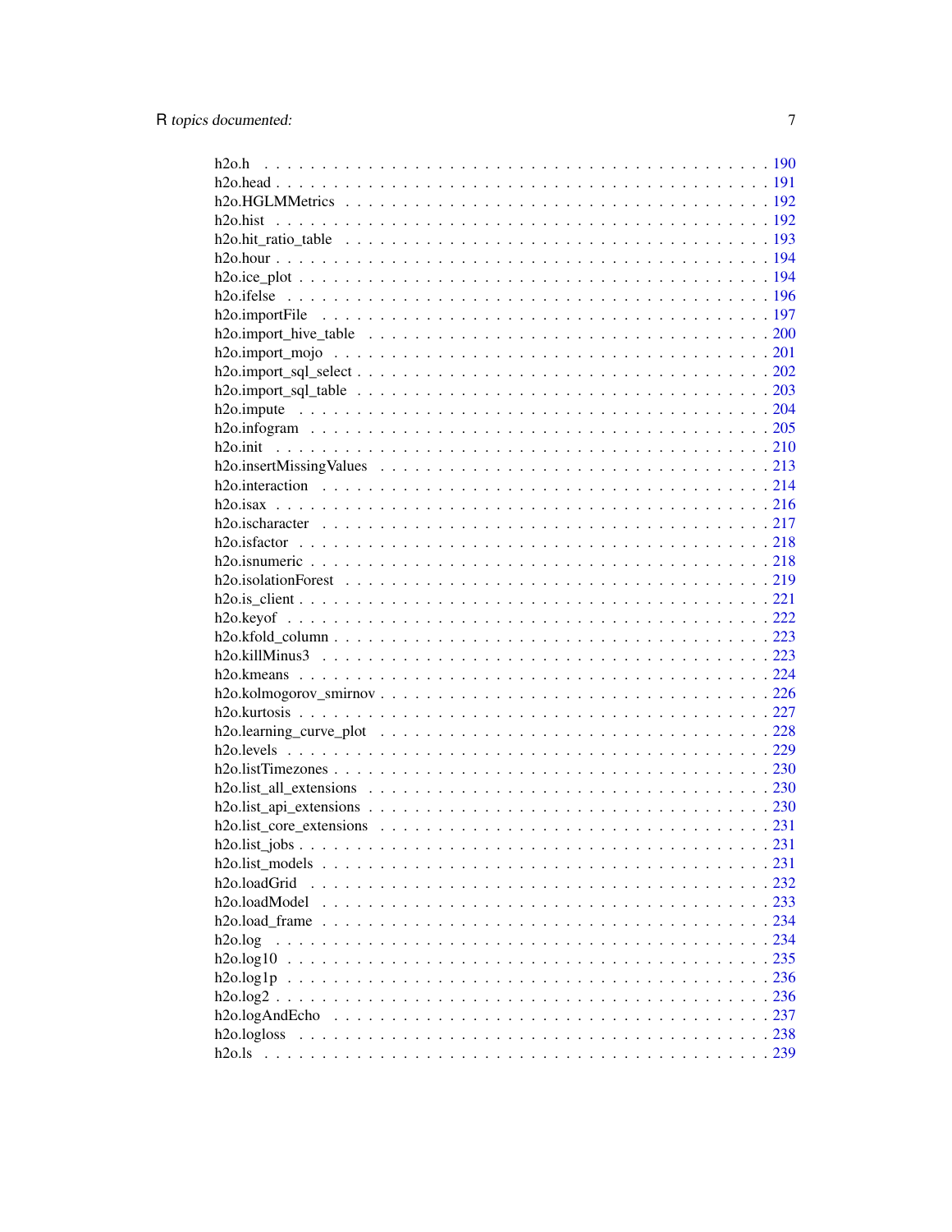h2o.h . . . . . . . . . . . . . . . . . . . . . . . . . . . . . . . . . . . . . . . . . 190
h2o.head . . . . . . . . . . . . . . . . . . . . . . . . . . . . . . . . . . . . . . . . 191
h2o.HGLMMetrics . . . . . . . . . . . . . . . . . . . . . . . . . . . . . . . . . . . 192
h2o.hist . . . . . . . . . . . . . . . . . . . . . . . . . . . . . . . . . . . . . . . . . 192
h2o.hit_ratio_table . . . . . . . . . . . . . . . . . . . . . . . . . . . . . . . . . . 193
h2o.hour . . . . . . . . . . . . . . . . . . . . . . . . . . . . . . . . . . . . . . . . 194
h2o.ice_plot . . . . . . . . . . . . . . . . . . . . . . . . . . . . . . . . . . . . . . 194
h2o.ifelse . . . . . . . . . . . . . . . . . . . . . . . . . . . . . . . . . . . . . . . 196
h2o.importFile . . . . . . . . . . . . . . . . . . . . . . . . . . . . . . . . . . . . . 197
h2o.import_hive_table . . . . . . . . . . . . . . . . . . . . . . . . . . . . . . . . . 200
h2o.import_mojo . . . . . . . . . . . . . . . . . . . . . . . . . . . . . . . . . . . . 201
h2o.import_sql_select . . . . . . . . . . . . . . . . . . . . . . . . . . . . . . . . . 202
h2o.import_sql_table . . . . . . . . . . . . . . . . . . . . . . . . . . . . . . . . . 203
h2o.impute . . . . . . . . . . . . . . . . . . . . . . . . . . . . . . . . . . . . . . . 204
h2o.infogram . . . . . . . . . . . . . . . . . . . . . . . . . . . . . . . . . . . . . . 205
h2o.init . . . . . . . . . . . . . . . . . . . . . . . . . . . . . . . . . . . . . . . . . 210
h2o.insertMissingValues . . . . . . . . . . . . . . . . . . . . . . . . . . . . . . . . 213
h2o.interaction . . . . . . . . . . . . . . . . . . . . . . . . . . . . . . . . . . . . . 214
h2o.isax . . . . . . . . . . . . . . . . . . . . . . . . . . . . . . . . . . . . . . . . . 216
h2o.ischaracter . . . . . . . . . . . . . . . . . . . . . . . . . . . . . . . . . . . . . 217
h2o.isfactor . . . . . . . . . . . . . . . . . . . . . . . . . . . . . . . . . . . . . . . 218
h2o.isnumeric . . . . . . . . . . . . . . . . . . . . . . . . . . . . . . . . . . . . . . 218
h2o.isolationForest . . . . . . . . . . . . . . . . . . . . . . . . . . . . . . . . . . . 219
h2o.is_client . . . . . . . . . . . . . . . . . . . . . . . . . . . . . . . . . . . . . . 221
h2o.keyof . . . . . . . . . . . . . . . . . . . . . . . . . . . . . . . . . . . . . . . . 222
h2o.kfold_column . . . . . . . . . . . . . . . . . . . . . . . . . . . . . . . . . . . . 223
h2o.killMinus3 . . . . . . . . . . . . . . . . . . . . . . . . . . . . . . . . . . . . . 223
h2o.kmeans . . . . . . . . . . . . . . . . . . . . . . . . . . . . . . . . . . . . . . . 224
h2o.kolmogorov_smirnov . . . . . . . . . . . . . . . . . . . . . . . . . . . . . . . . 226
h2o.kurtosis . . . . . . . . . . . . . . . . . . . . . . . . . . . . . . . . . . . . . . . 227
h2o.learning_curve_plot . . . . . . . . . . . . . . . . . . . . . . . . . . . . . . . . 228
h2o.levels . . . . . . . . . . . . . . . . . . . . . . . . . . . . . . . . . . . . . . . . 229
h2o.listTimezones . . . . . . . . . . . . . . . . . . . . . . . . . . . . . . . . . . . 230
h2o.list_all_extensions . . . . . . . . . . . . . . . . . . . . . . . . . . . . . . . . . 230
h2o.list_api_extensions . . . . . . . . . . . . . . . . . . . . . . . . . . . . . . . . . 230
h2o.list_core_extensions . . . . . . . . . . . . . . . . . . . . . . . . . . . . . . . . 231
h2o.list_jobs . . . . . . . . . . . . . . . . . . . . . . . . . . . . . . . . . . . . . . 231
h2o.list_models . . . . . . . . . . . . . . . . . . . . . . . . . . . . . . . . . . . . . 231
h2o.loadGrid . . . . . . . . . . . . . . . . . . . . . . . . . . . . . . . . . . . . . . . 232
h2o.loadModel . . . . . . . . . . . . . . . . . . . . . . . . . . . . . . . . . . . . . . 233
h2o.load_frame . . . . . . . . . . . . . . . . . . . . . . . . . . . . . . . . . . . . . 234
h2o.log . . . . . . . . . . . . . . . . . . . . . . . . . . . . . . . . . . . . . . . . . 234
h2o.log10 . . . . . . . . . . . . . . . . . . . . . . . . . . . . . . . . . . . . . . . . 235
h2o.log1p . . . . . . . . . . . . . . . . . . . . . . . . . . . . . . . . . . . . . . . . 236
h2o.log2 . . . . . . . . . . . . . . . . . . . . . . . . . . . . . . . . . . . . . . . . . 236
h2o.logAndEcho . . . . . . . . . . . . . . . . . . . . . . . . . . . . . . . . . . . . . 237
h2o.logloss . . . . . . . . . . . . . . . . . . . . . . . . . . . . . . . . . . . . . . . 238
h2o.ls . . . . . . . . . . . . . . . . . . . . . . . . . . . . . . . . . . . . . . . . . . 239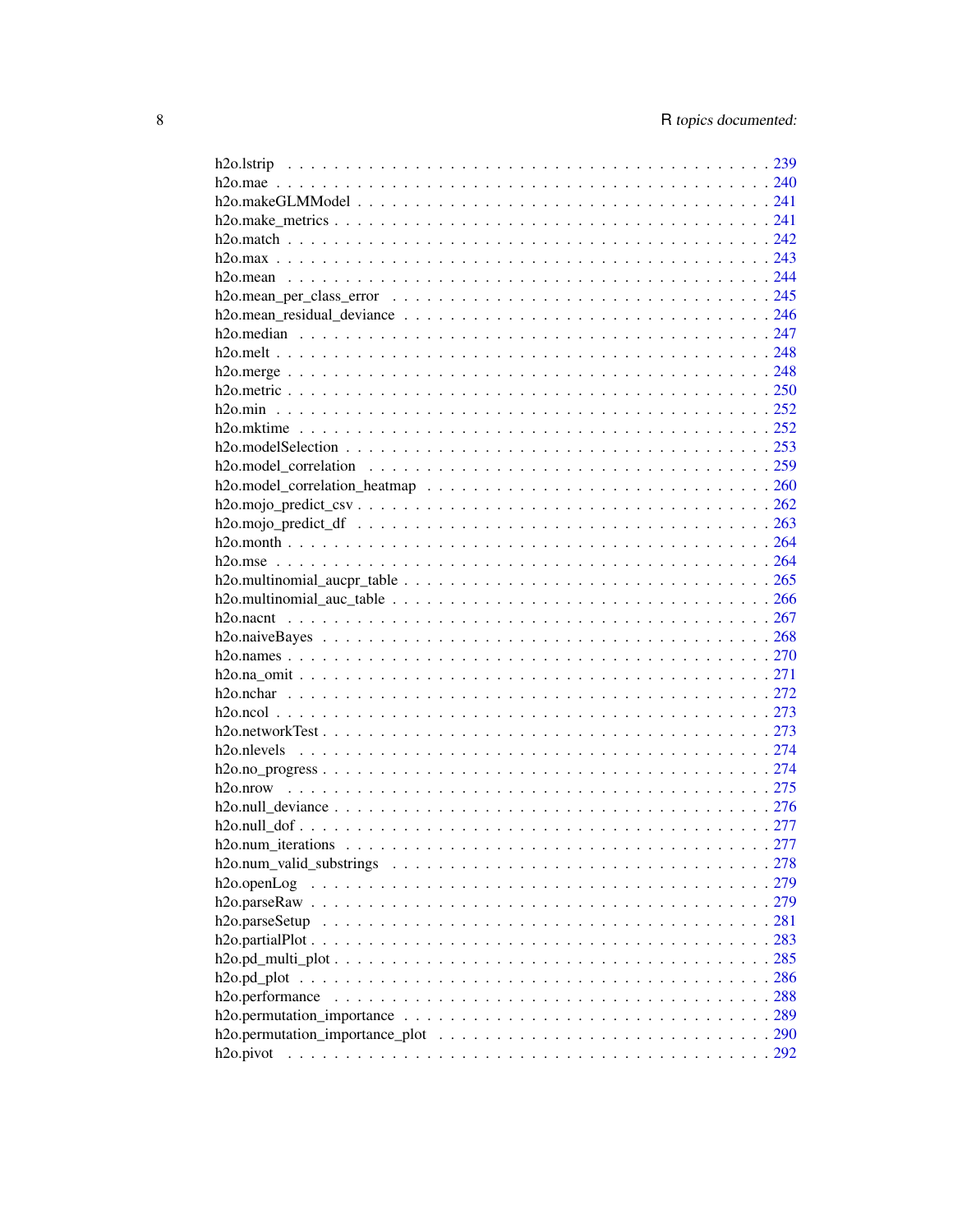h2o.lstrip . . . . . . . . . . . . . . . . . . . . . . . . . . . . . . . . . . . . . . . . 239
h2o.mae . . . . . . . . . . . . . . . . . . . . . . . . . . . . . . . . . . . . . . . . . 240
h2o.makeGLMModel . . . . . . . . . . . . . . . . . . . . . . . . . . . . . . . . . . . . 241
h2o.make_metrics . . . . . . . . . . . . . . . . . . . . . . . . . . . . . . . . . . . . . 241
h2o.match . . . . . . . . . . . . . . . . . . . . . . . . . . . . . . . . . . . . . . . . 242
h2o.max . . . . . . . . . . . . . . . . . . . . . . . . . . . . . . . . . . . . . . . . . 243
h2o.mean . . . . . . . . . . . . . . . . . . . . . . . . . . . . . . . . . . . . . . . . 244
h2o.mean_per_class_error . . . . . . . . . . . . . . . . . . . . . . . . . . . . . . . . 245
h2o.mean_residual_deviance . . . . . . . . . . . . . . . . . . . . . . . . . . . . . . . 246
h2o.median . . . . . . . . . . . . . . . . . . . . . . . . . . . . . . . . . . . . . . . 247
h2o.melt . . . . . . . . . . . . . . . . . . . . . . . . . . . . . . . . . . . . . . . . . 248
h2o.merge . . . . . . . . . . . . . . . . . . . . . . . . . . . . . . . . . . . . . . . . 248
h2o.metric . . . . . . . . . . . . . . . . . . . . . . . . . . . . . . . . . . . . . . . . 250
h2o.min . . . . . . . . . . . . . . . . . . . . . . . . . . . . . . . . . . . . . . . . . 252
h2o.mktime . . . . . . . . . . . . . . . . . . . . . . . . . . . . . . . . . . . . . . . 252
h2o.modelSelection . . . . . . . . . . . . . . . . . . . . . . . . . . . . . . . . . . . 253
h2o.model_correlation . . . . . . . . . . . . . . . . . . . . . . . . . . . . . . . . . . 259
h2o.model_correlation_heatmap . . . . . . . . . . . . . . . . . . . . . . . . . . . . . 260
h2o.mojo_predict_csv . . . . . . . . . . . . . . . . . . . . . . . . . . . . . . . . . . 262
h2o.mojo_predict_df . . . . . . . . . . . . . . . . . . . . . . . . . . . . . . . . . . . 263
h2o.month . . . . . . . . . . . . . . . . . . . . . . . . . . . . . . . . . . . . . . . . 264
h2o.mse . . . . . . . . . . . . . . . . . . . . . . . . . . . . . . . . . . . . . . . . . 264
h2o.multinomial_aucpr_table . . . . . . . . . . . . . . . . . . . . . . . . . . . . . . . 265
h2o.multinomial_auc_table . . . . . . . . . . . . . . . . . . . . . . . . . . . . . . . . 266
h2o.nacnt . . . . . . . . . . . . . . . . . . . . . . . . . . . . . . . . . . . . . . . . 267
h2o.naiveBayes . . . . . . . . . . . . . . . . . . . . . . . . . . . . . . . . . . . . . 268
h2o.names . . . . . . . . . . . . . . . . . . . . . . . . . . . . . . . . . . . . . . . . 270
h2o.na_omit . . . . . . . . . . . . . . . . . . . . . . . . . . . . . . . . . . . . . . . 271
h2o.nchar . . . . . . . . . . . . . . . . . . . . . . . . . . . . . . . . . . . . . . . . 272
h2o.ncol . . . . . . . . . . . . . . . . . . . . . . . . . . . . . . . . . . . . . . . . . 273
h2o.networkTest . . . . . . . . . . . . . . . . . . . . . . . . . . . . . . . . . . . . . 273
h2o.nlevels . . . . . . . . . . . . . . . . . . . . . . . . . . . . . . . . . . . . . . . 274
h2o.no_progress . . . . . . . . . . . . . . . . . . . . . . . . . . . . . . . . . . . . . 274
h2o.nrow . . . . . . . . . . . . . . . . . . . . . . . . . . . . . . . . . . . . . . . . 275
h2o.null_deviance . . . . . . . . . . . . . . . . . . . . . . . . . . . . . . . . . . . . 276
h2o.null_dof . . . . . . . . . . . . . . . . . . . . . . . . . . . . . . . . . . . . . . . 277
h2o.num_iterations . . . . . . . . . . . . . . . . . . . . . . . . . . . . . . . . . . . 277
h2o.num_valid_substrings . . . . . . . . . . . . . . . . . . . . . . . . . . . . . . . . 278
h2o.openLog . . . . . . . . . . . . . . . . . . . . . . . . . . . . . . . . . . . . . . . 279
h2o.parseRaw . . . . . . . . . . . . . . . . . . . . . . . . . . . . . . . . . . . . . . 279
h2o.parseSetup . . . . . . . . . . . . . . . . . . . . . . . . . . . . . . . . . . . . . 281
h2o.partialPlot . . . . . . . . . . . . . . . . . . . . . . . . . . . . . . . . . . . . . 283
h2o.pd_multi_plot . . . . . . . . . . . . . . . . . . . . . . . . . . . . . . . . . . . . 285
h2o.pd_plot . . . . . . . . . . . . . . . . . . . . . . . . . . . . . . . . . . . . . . . 286
h2o.performance . . . . . . . . . . . . . . . . . . . . . . . . . . . . . . . . . . . . . 288
h2o.permutation_importance . . . . . . . . . . . . . . . . . . . . . . . . . . . . . . . 289
h2o.permutation_importance_plot . . . . . . . . . . . . . . . . . . . . . . . . . . . . 290
h2o.pivot . . . . . . . . . . . . . . . . . . . . . . . . . . . . . . . . . . . . . . . . 292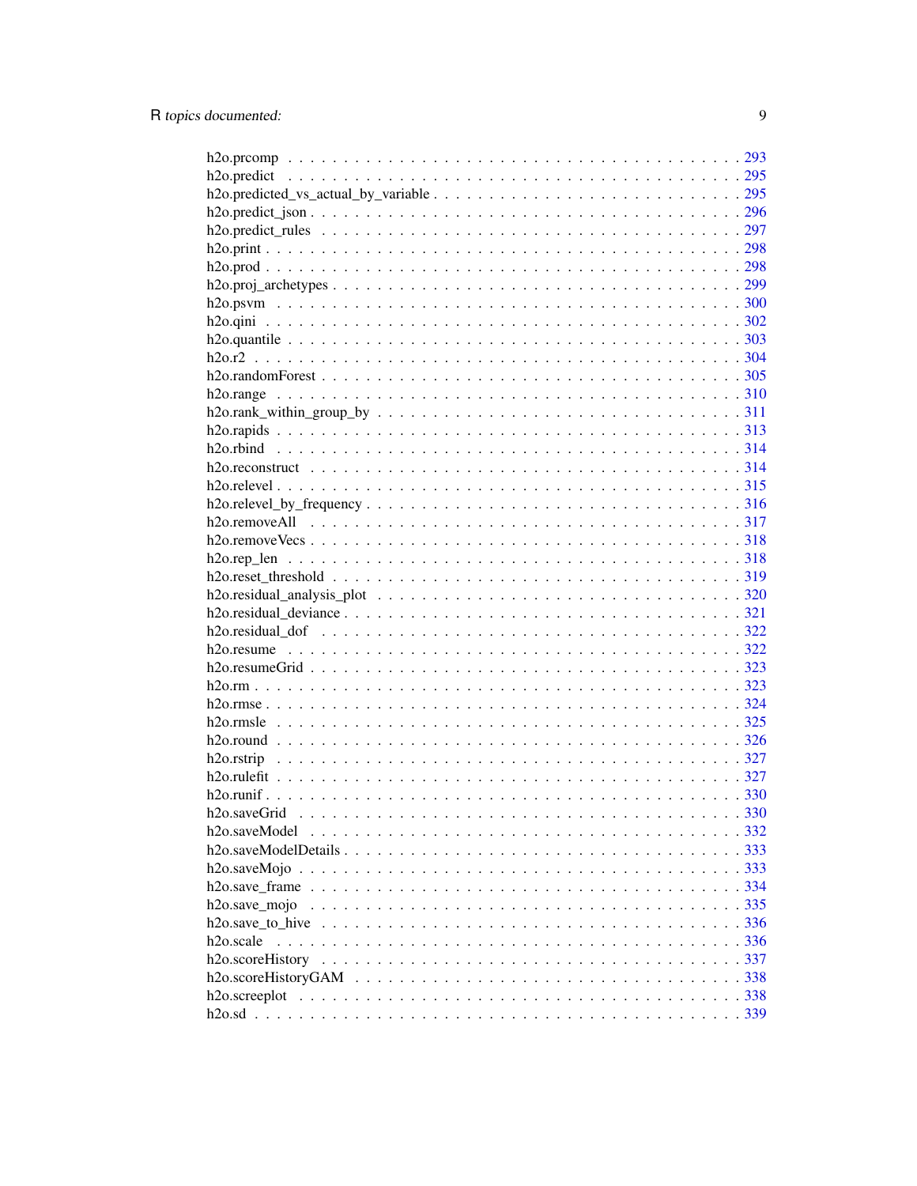h2o.prcomp . . . . . . . . . . . . . . . . . . . . . . . . . . . . . . . . . . . . . . . 293
h2o.predict . . . . . . . . . . . . . . . . . . . . . . . . . . . . . . . . . . . . . . . 295
h2o.predicted_vs_actual_by_variable . . . . . . . . . . . . . . . . . . . . . . . . . . 295
h2o.predict_json . . . . . . . . . . . . . . . . . . . . . . . . . . . . . . . . . . . . 296
h2o.predict_rules . . . . . . . . . . . . . . . . . . . . . . . . . . . . . . . . . . . . 297
h2o.print . . . . . . . . . . . . . . . . . . . . . . . . . . . . . . . . . . . . . . . . 298
h2o.prod . . . . . . . . . . . . . . . . . . . . . . . . . . . . . . . . . . . . . . . . 298
h2o.proj_archetypes . . . . . . . . . . . . . . . . . . . . . . . . . . . . . . . . . . 299
h2o.psvm . . . . . . . . . . . . . . . . . . . . . . . . . . . . . . . . . . . . . . . . 300
h2o.qini . . . . . . . . . . . . . . . . . . . . . . . . . . . . . . . . . . . . . . . . 302
h2o.quantile . . . . . . . . . . . . . . . . . . . . . . . . . . . . . . . . . . . . . . 303
h2o.r2 . . . . . . . . . . . . . . . . . . . . . . . . . . . . . . . . . . . . . . . . . 304
h2o.randomForest . . . . . . . . . . . . . . . . . . . . . . . . . . . . . . . . . . . . 305
h2o.range . . . . . . . . . . . . . . . . . . . . . . . . . . . . . . . . . . . . . . . . 310
h2o.rank_within_group_by . . . . . . . . . . . . . . . . . . . . . . . . . . . . . . . . 311
h2o.rapids . . . . . . . . . . . . . . . . . . . . . . . . . . . . . . . . . . . . . . . 313
h2o.rbind . . . . . . . . . . . . . . . . . . . . . . . . . . . . . . . . . . . . . . . . 314
h2o.reconstruct . . . . . . . . . . . . . . . . . . . . . . . . . . . . . . . . . . . . 314
h2o.relevel . . . . . . . . . . . . . . . . . . . . . . . . . . . . . . . . . . . . . . . 315
h2o.relevel_by_frequency . . . . . . . . . . . . . . . . . . . . . . . . . . . . . . . . 316
h2o.removeAll . . . . . . . . . . . . . . . . . . . . . . . . . . . . . . . . . . . . . 317
h2o.removeVecs . . . . . . . . . . . . . . . . . . . . . . . . . . . . . . . . . . . . . 318
h2o.rep_len . . . . . . . . . . . . . . . . . . . . . . . . . . . . . . . . . . . . . . . 318
h2o.reset_threshold . . . . . . . . . . . . . . . . . . . . . . . . . . . . . . . . . . 319
h2o.residual_analysis_plot . . . . . . . . . . . . . . . . . . . . . . . . . . . . . . 320
h2o.residual_deviance . . . . . . . . . . . . . . . . . . . . . . . . . . . . . . . . . 321
h2o.residual_dof . . . . . . . . . . . . . . . . . . . . . . . . . . . . . . . . . . . . 322
h2o.resume . . . . . . . . . . . . . . . . . . . . . . . . . . . . . . . . . . . . . . . 322
h2o.resumeGrid . . . . . . . . . . . . . . . . . . . . . . . . . . . . . . . . . . . . . 323
h2o.rm . . . . . . . . . . . . . . . . . . . . . . . . . . . . . . . . . . . . . . . . . 323
h2o.rmse . . . . . . . . . . . . . . . . . . . . . . . . . . . . . . . . . . . . . . . . 324
h2o.rmsle . . . . . . . . . . . . . . . . . . . . . . . . . . . . . . . . . . . . . . . . 325
h2o.round . . . . . . . . . . . . . . . . . . . . . . . . . . . . . . . . . . . . . . . . 326
h2o.rstrip . . . . . . . . . . . . . . . . . . . . . . . . . . . . . . . . . . . . . . . 327
h2o.rulefit . . . . . . . . . . . . . . . . . . . . . . . . . . . . . . . . . . . . . . . 327
h2o.runif . . . . . . . . . . . . . . . . . . . . . . . . . . . . . . . . . . . . . . . . 330
h2o.saveGrid . . . . . . . . . . . . . . . . . . . . . . . . . . . . . . . . . . . . . . 330
h2o.saveModel . . . . . . . . . . . . . . . . . . . . . . . . . . . . . . . . . . . . . 332
h2o.saveModelDetails . . . . . . . . . . . . . . . . . . . . . . . . . . . . . . . . . . 333
h2o.saveMojo . . . . . . . . . . . . . . . . . . . . . . . . . . . . . . . . . . . . . . 333
h2o.save_frame . . . . . . . . . . . . . . . . . . . . . . . . . . . . . . . . . . . . . 334
h2o.save_mojo . . . . . . . . . . . . . . . . . . . . . . . . . . . . . . . . . . . . . 335
h2o.save_to_hive . . . . . . . . . . . . . . . . . . . . . . . . . . . . . . . . . . . . 336
h2o.scale . . . . . . . . . . . . . . . . . . . . . . . . . . . . . . . . . . . . . . . . 336
h2o.scoreHistory . . . . . . . . . . . . . . . . . . . . . . . . . . . . . . . . . . . . 337
h2o.scoreHistoryGAM . . . . . . . . . . . . . . . . . . . . . . . . . . . . . . . . . . 338
h2o.screeplot . . . . . . . . . . . . . . . . . . . . . . . . . . . . . . . . . . . . . . 338
h2o.sd . . . . . . . . . . . . . . . . . . . . . . . . . . . . . . . . . . . . . . . . . 339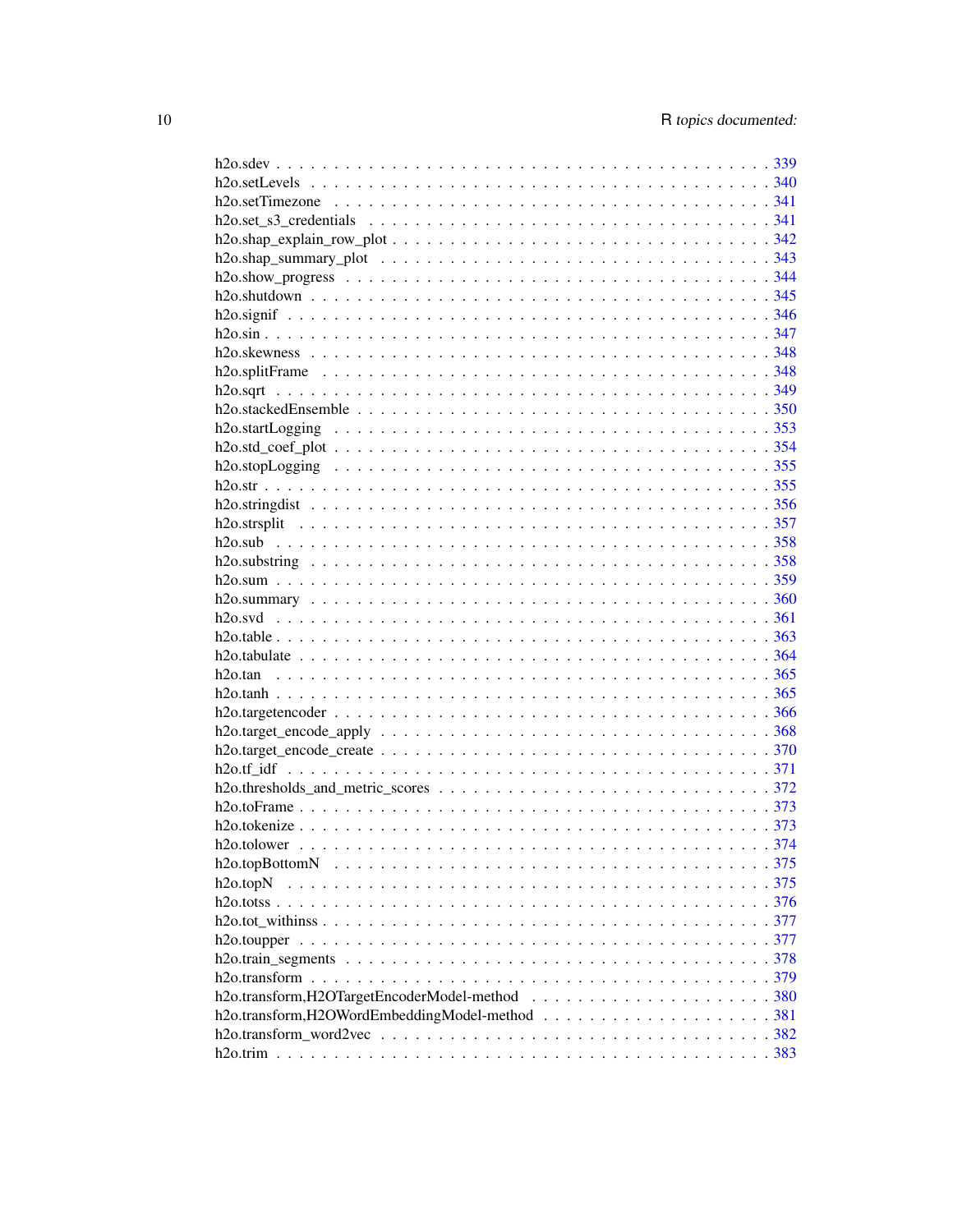h2o.sdev . . . . . . . . . . . . . . . . . . . . . . . . . . . . . . . . . . . . . . . . . 339
h2o.setLevels . . . . . . . . . . . . . . . . . . . . . . . . . . . . . . . . . . . . . . 340
h2o.setTimezone . . . . . . . . . . . . . . . . . . . . . . . . . . . . . . . . . . . . . 341
h2o.set_s3_credentials . . . . . . . . . . . . . . . . . . . . . . . . . . . . . . . . . . 341
h2o.shap_explain_row_plot . . . . . . . . . . . . . . . . . . . . . . . . . . . . . . . 342
h2o.shap_summary_plot . . . . . . . . . . . . . . . . . . . . . . . . . . . . . . . . . 343
h2o.show_progress . . . . . . . . . . . . . . . . . . . . . . . . . . . . . . . . . . . . 344
h2o.shutdown . . . . . . . . . . . . . . . . . . . . . . . . . . . . . . . . . . . . . . . 345
h2o.signif . . . . . . . . . . . . . . . . . . . . . . . . . . . . . . . . . . . . . . . . 346
h2o.sin . . . . . . . . . . . . . . . . . . . . . . . . . . . . . . . . . . . . . . . . . . 347
h2o.skewness . . . . . . . . . . . . . . . . . . . . . . . . . . . . . . . . . . . . . . 348
h2o.splitFrame . . . . . . . . . . . . . . . . . . . . . . . . . . . . . . . . . . . . . . 348
h2o.sqrt . . . . . . . . . . . . . . . . . . . . . . . . . . . . . . . . . . . . . . . . . 349
h2o.stackedEnsemble . . . . . . . . . . . . . . . . . . . . . . . . . . . . . . . . . . 350
h2o.startLogging . . . . . . . . . . . . . . . . . . . . . . . . . . . . . . . . . . . . . 353
h2o.std_coef_plot . . . . . . . . . . . . . . . . . . . . . . . . . . . . . . . . . . . . 354
h2o.stopLogging . . . . . . . . . . . . . . . . . . . . . . . . . . . . . . . . . . . . . 355
h2o.str . . . . . . . . . . . . . . . . . . . . . . . . . . . . . . . . . . . . . . . . . . 355
h2o.stringdist . . . . . . . . . . . . . . . . . . . . . . . . . . . . . . . . . . . . . . 356
h2o.strsplit . . . . . . . . . . . . . . . . . . . . . . . . . . . . . . . . . . . . . . . 357
h2o.sub . . . . . . . . . . . . . . . . . . . . . . . . . . . . . . . . . . . . . . . . . . 358
h2o.substring . . . . . . . . . . . . . . . . . . . . . . . . . . . . . . . . . . . . . . 358
h2o.sum . . . . . . . . . . . . . . . . . . . . . . . . . . . . . . . . . . . . . . . . . . 359
h2o.summary . . . . . . . . . . . . . . . . . . . . . . . . . . . . . . . . . . . . . . . 360
h2o.svd . . . . . . . . . . . . . . . . . . . . . . . . . . . . . . . . . . . . . . . . . . 361
h2o.table . . . . . . . . . . . . . . . . . . . . . . . . . . . . . . . . . . . . . . . . . 363
h2o.tabulate . . . . . . . . . . . . . . . . . . . . . . . . . . . . . . . . . . . . . . . 364
h2o.tan . . . . . . . . . . . . . . . . . . . . . . . . . . . . . . . . . . . . . . . . . . 365
h2o.tanh . . . . . . . . . . . . . . . . . . . . . . . . . . . . . . . . . . . . . . . . . 365
h2o.targetencoder . . . . . . . . . . . . . . . . . . . . . . . . . . . . . . . . . . . . 366
h2o.target_encode_apply . . . . . . . . . . . . . . . . . . . . . . . . . . . . . . . . 368
h2o.target_encode_create . . . . . . . . . . . . . . . . . . . . . . . . . . . . . . . . 370
h2o.tf_idf . . . . . . . . . . . . . . . . . . . . . . . . . . . . . . . . . . . . . . . . 371
h2o.thresholds_and_metric_scores . . . . . . . . . . . . . . . . . . . . . . . . . . . 372
h2o.toFrame . . . . . . . . . . . . . . . . . . . . . . . . . . . . . . . . . . . . . . . 373
h2o.tokenize . . . . . . . . . . . . . . . . . . . . . . . . . . . . . . . . . . . . . . . 373
h2o.tolower . . . . . . . . . . . . . . . . . . . . . . . . . . . . . . . . . . . . . . . 374
h2o.topBottomN . . . . . . . . . . . . . . . . . . . . . . . . . . . . . . . . . . . . . 375
h2o.topN . . . . . . . . . . . . . . . . . . . . . . . . . . . . . . . . . . . . . . . . . 375
h2o.totss . . . . . . . . . . . . . . . . . . . . . . . . . . . . . . . . . . . . . . . . . 376
h2o.tot_withinss . . . . . . . . . . . . . . . . . . . . . . . . . . . . . . . . . . . . . 377
h2o.toupper . . . . . . . . . . . . . . . . . . . . . . . . . . . . . . . . . . . . . . . 377
h2o.train_segments . . . . . . . . . . . . . . . . . . . . . . . . . . . . . . . . . . . 378
h2o.transform . . . . . . . . . . . . . . . . . . . . . . . . . . . . . . . . . . . . . . 379
h2o.transform,H2OTargetEncoderModel-method . . . . . . . . . . . . . . . . . . . . 380
h2o.transform,H2OWordEmbeddingModel-method . . . . . . . . . . . . . . . . . . . 381
h2o.transform_word2vec . . . . . . . . . . . . . . . . . . . . . . . . . . . . . . . . 382
h2o.trim . . . . . . . . . . . . . . . . . . . . . . . . . . . . . . . . . . . . . . . . . 383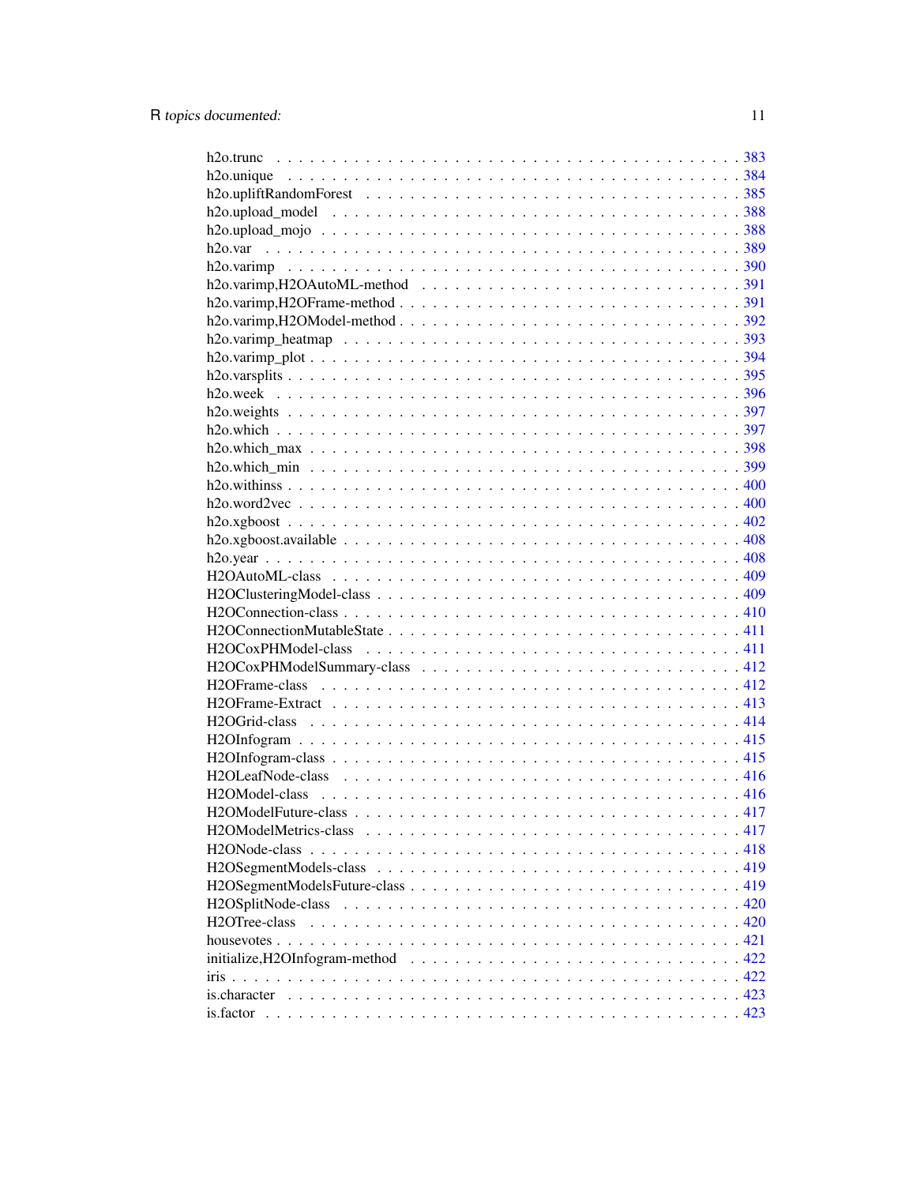h2o.trunc . . . . . . . . . . . . . . . . . . . . . . . . . . . . . . . . . . . . . . . 383
h2o.unique . . . . . . . . . . . . . . . . . . . . . . . . . . . . . . . . . . . . . . . 384
h2o.upliftRandomForest . . . . . . . . . . . . . . . . . . . . . . . . . . . . . . . . . 385
h2o.upload_model . . . . . . . . . . . . . . . . . . . . . . . . . . . . . . . . . . . . 388
h2o.upload_mojo . . . . . . . . . . . . . . . . . . . . . . . . . . . . . . . . . . . . 388
h2o.var . . . . . . . . . . . . . . . . . . . . . . . . . . . . . . . . . . . . . . . . 389
h2o.varimp . . . . . . . . . . . . . . . . . . . . . . . . . . . . . . . . . . . . . . 390
h2o.varimp,H2OAutoML-method . . . . . . . . . . . . . . . . . . . . . . . . . . . . 391
h2o.varimp,H2OFrame-method . . . . . . . . . . . . . . . . . . . . . . . . . . . . . 391
h2o.varimp,H2OModel-method . . . . . . . . . . . . . . . . . . . . . . . . . . . . . 392
h2o.varimp_heatmap . . . . . . . . . . . . . . . . . . . . . . . . . . . . . . . . . . 393
h2o.varimp_plot . . . . . . . . . . . . . . . . . . . . . . . . . . . . . . . . . . . . 394
h2o.varsplits . . . . . . . . . . . . . . . . . . . . . . . . . . . . . . . . . . . . . 395
h2o.week . . . . . . . . . . . . . . . . . . . . . . . . . . . . . . . . . . . . . . . 396
h2o.weights . . . . . . . . . . . . . . . . . . . . . . . . . . . . . . . . . . . . . . 397
h2o.which . . . . . . . . . . . . . . . . . . . . . . . . . . . . . . . . . . . . . . 397
h2o.which_max . . . . . . . . . . . . . . . . . . . . . . . . . . . . . . . . . . . . 398
h2o.which_min . . . . . . . . . . . . . . . . . . . . . . . . . . . . . . . . . . . . 399
h2o.withinss . . . . . . . . . . . . . . . . . . . . . . . . . . . . . . . . . . . . . 400
h2o.word2vec . . . . . . . . . . . . . . . . . . . . . . . . . . . . . . . . . . . . . 400
h2o.xgboost . . . . . . . . . . . . . . . . . . . . . . . . . . . . . . . . . . . . . . 402
h2o.xgboost.available . . . . . . . . . . . . . . . . . . . . . . . . . . . . . . . . . 408
h2o.year . . . . . . . . . . . . . . . . . . . . . . . . . . . . . . . . . . . . . . . 408
H2OAutoML-class . . . . . . . . . . . . . . . . . . . . . . . . . . . . . . . . . . . 409
H2OClusteringModel-class . . . . . . . . . . . . . . . . . . . . . . . . . . . . . . . 409
H2OConnection-class . . . . . . . . . . . . . . . . . . . . . . . . . . . . . . . . . . 410
H2OConnectionMutableState . . . . . . . . . . . . . . . . . . . . . . . . . . . . . . 411
H2OCoxPHModel-class . . . . . . . . . . . . . . . . . . . . . . . . . . . . . . . . . 411
H2OCoxPHModelSummary-class . . . . . . . . . . . . . . . . . . . . . . . . . . . . . 412
H2OFrame-class . . . . . . . . . . . . . . . . . . . . . . . . . . . . . . . . . . . . 412
H2OFrame-Extract . . . . . . . . . . . . . . . . . . . . . . . . . . . . . . . . . . . 413
H2OGrid-class . . . . . . . . . . . . . . . . . . . . . . . . . . . . . . . . . . . . . 414
H2OInfogram . . . . . . . . . . . . . . . . . . . . . . . . . . . . . . . . . . . . . . 415
H2OInfogram-class . . . . . . . . . . . . . . . . . . . . . . . . . . . . . . . . . . . 415
H2OLeafNode-class . . . . . . . . . . . . . . . . . . . . . . . . . . . . . . . . . . . 416
H2OModel-class . . . . . . . . . . . . . . . . . . . . . . . . . . . . . . . . . . . . 416
H2OModelFuture-class . . . . . . . . . . . . . . . . . . . . . . . . . . . . . . . . . 417
H2OModelMetrics-class . . . . . . . . . . . . . . . . . . . . . . . . . . . . . . . . . 417
H2ONode-class . . . . . . . . . . . . . . . . . . . . . . . . . . . . . . . . . . . . . 418
H2OSegmentModels-class . . . . . . . . . . . . . . . . . . . . . . . . . . . . . . . . 419
H2OSegmentModelsFuture-class . . . . . . . . . . . . . . . . . . . . . . . . . . . . . 419
H2OSplitNode-class . . . . . . . . . . . . . . . . . . . . . . . . . . . . . . . . . . . 420
H2OTree-class . . . . . . . . . . . . . . . . . . . . . . . . . . . . . . . . . . . . . 420
housevotes . . . . . . . . . . . . . . . . . . . . . . . . . . . . . . . . . . . . . . 421
initialize,H2OInfogram-method . . . . . . . . . . . . . . . . . . . . . . . . . . . . . 422
iris . . . . . . . . . . . . . . . . . . . . . . . . . . . . . . . . . . . . . . . . . . 422
is.character . . . . . . . . . . . . . . . . . . . . . . . . . . . . . . . . . . . . . . 423
is.factor . . . . . . . . . . . . . . . . . . . . . . . . . . . . . . . . . . . . . . . 423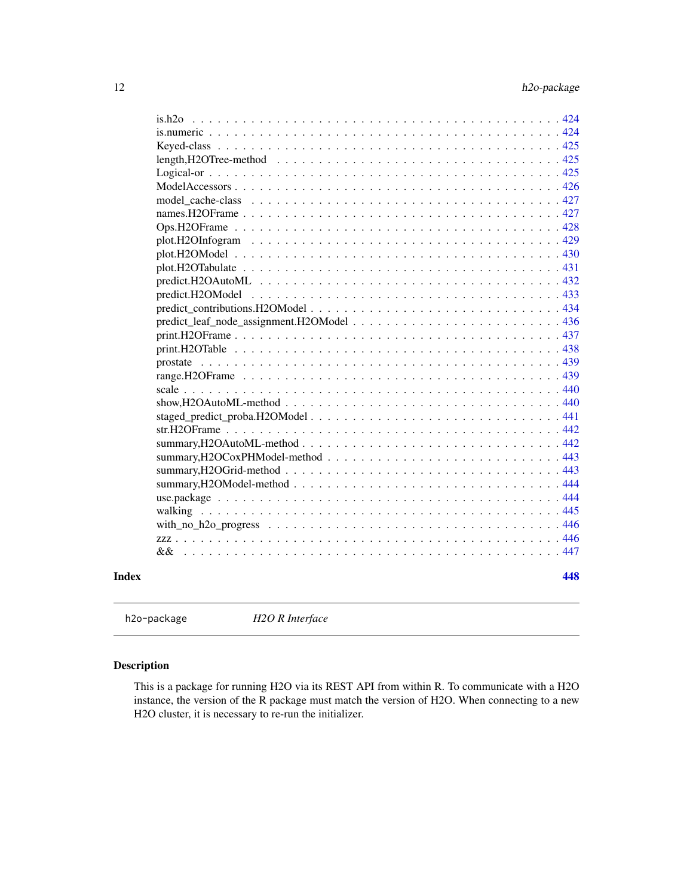is.h2o . . . . . . . . . . . . . . . . . . . . . . . . . . . . . . . . . . . . . . . . . . . 424
is.numeric . . . . . . . . . . . . . . . . . . . . . . . . . . . . . . . . . . . . . . . . . . 424
Keyed-class . . . . . . . . . . . . . . . . . . . . . . . . . . . . . . . . . . . . . . . . . 425
length,H2OTree-method . . . . . . . . . . . . . . . . . . . . . . . . . . . . . . . . . . 425
Logical-or . . . . . . . . . . . . . . . . . . . . . . . . . . . . . . . . . . . . . . . . . . 425
ModelAccessors . . . . . . . . . . . . . . . . . . . . . . . . . . . . . . . . . . . . . . . 426
model_cache-class . . . . . . . . . . . . . . . . . . . . . . . . . . . . . . . . . . . . . . 427
names.H2OFrame . . . . . . . . . . . . . . . . . . . . . . . . . . . . . . . . . . . . . . . 427
Ops.H2OFrame . . . . . . . . . . . . . . . . . . . . . . . . . . . . . . . . . . . . . . . . 428
plot.H2OInfogram . . . . . . . . . . . . . . . . . . . . . . . . . . . . . . . . . . . . . . 429
plot.H2OModel . . . . . . . . . . . . . . . . . . . . . . . . . . . . . . . . . . . . . . . . 430
plot.H2OTabulate . . . . . . . . . . . . . . . . . . . . . . . . . . . . . . . . . . . . . . 431
predict.H2OAutoML . . . . . . . . . . . . . . . . . . . . . . . . . . . . . . . . . . . . . 432
predict.H2OModel . . . . . . . . . . . . . . . . . . . . . . . . . . . . . . . . . . . . . . 433
predict_contributions.H2OModel . . . . . . . . . . . . . . . . . . . . . . . . . . . . . . 434
predict_leaf_node_assignment.H2OModel . . . . . . . . . . . . . . . . . . . . . . . . . 436
print.H2OFrame . . . . . . . . . . . . . . . . . . . . . . . . . . . . . . . . . . . . . . . 437
print.H2OTable . . . . . . . . . . . . . . . . . . . . . . . . . . . . . . . . . . . . . . . 438
prostate . . . . . . . . . . . . . . . . . . . . . . . . . . . . . . . . . . . . . . . . . . . 439
range.H2OFrame . . . . . . . . . . . . . . . . . . . . . . . . . . . . . . . . . . . . . . . 439
scale . . . . . . . . . . . . . . . . . . . . . . . . . . . . . . . . . . . . . . . . . . . . . 440
show,H2OAutoML-method . . . . . . . . . . . . . . . . . . . . . . . . . . . . . . . . . . 440
staged_predict_proba.H2OModel . . . . . . . . . . . . . . . . . . . . . . . . . . . . . . 441
str.H2OFrame . . . . . . . . . . . . . . . . . . . . . . . . . . . . . . . . . . . . . . . . 442
summary,H2OAutoML-method . . . . . . . . . . . . . . . . . . . . . . . . . . . . . . . . 442
summary,H2OCoxPHModel-method . . . . . . . . . . . . . . . . . . . . . . . . . . . . . 443
summary,H2OGrid-method . . . . . . . . . . . . . . . . . . . . . . . . . . . . . . . . . . 443
summary,H2OModel-method . . . . . . . . . . . . . . . . . . . . . . . . . . . . . . . . . 444
use.package . . . . . . . . . . . . . . . . . . . . . . . . . . . . . . . . . . . . . . . . . 444
walking . . . . . . . . . . . . . . . . . . . . . . . . . . . . . . . . . . . . . . . . . . . 445
with_no_h2o_progress . . . . . . . . . . . . . . . . . . . . . . . . . . . . . . . . . . . 446
zzz . . . . . . . . . . . . . . . . . . . . . . . . . . . . . . . . . . . . . . . . . . . . . 446
&& . . . . . . . . . . . . . . . . . . . . . . . . . . . . . . . . . . . . . . . . . . . . . 447

**Index** **448**

---

`h2o-package` *H2O R Interface*

---

## Description

This is a package for running H2O via its REST API from within R. To communicate with a H2O instance, the version of the R package must match the version of H2O. When connecting to a new H2O cluster, it is necessary to re-run the initializer.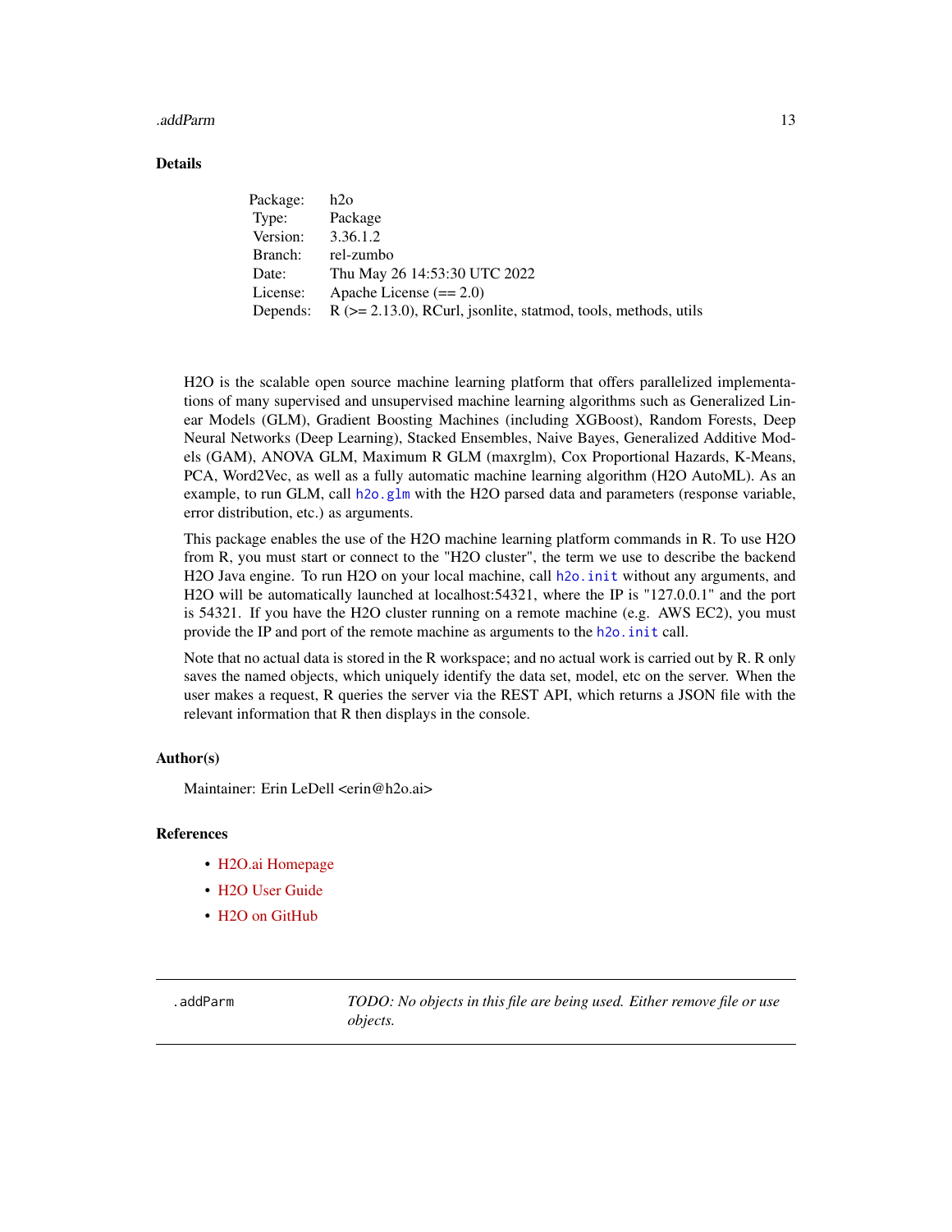### Details

| Package: | h2o |
|---|---|
| Type: | Package |
| Version: | 3.36.1.2 |
| Branch: | rel-zumbo |
| Date: | Thu May 26 14:53:30 UTC 2022 |
| License: | Apache License (== 2.0) |
| Depends: | R (>= 2.13.0), RCurl, jsonlite, statmod, tools, methods, utils |

H2O is the scalable open source machine learning platform that offers parallelized implementations of many supervised and unsupervised machine learning algorithms such as Generalized Linear Models (GLM), Gradient Boosting Machines (including XGBoost), Random Forests, Deep Neural Networks (Deep Learning), Stacked Ensembles, Naive Bayes, Generalized Additive Models (GAM), ANOVA GLM, Maximum R GLM (maxrglm), Cox Proportional Hazards, K-Means, PCA, Word2Vec, as well as a fully automatic machine learning algorithm (H2O AutoML). As an example, to run GLM, call `h2o.glm` with the H2O parsed data and parameters (response variable, error distribution, etc.) as arguments.

This package enables the use of the H2O machine learning platform commands in R. To use H2O from R, you must start or connect to the "H2O cluster", the term we use to describe the backend H2O Java engine. To run H2O on your local machine, call `h2o.init` without any arguments, and H2O will be automatically launched at localhost:54321, where the IP is "127.0.0.1" and the port is 54321. If you have the H2O cluster running on a remote machine (e.g. AWS EC2), you must provide the IP and port of the remote machine as arguments to the `h2o.init` call.

Note that no actual data is stored in the R workspace; and no actual work is carried out by R. R only saves the named objects, which uniquely identify the data set, model, etc on the server. When the user makes a request, R queries the server via the REST API, which returns a JSON file with the relevant information that R then displays in the console.

### Author(s)

Maintainer: Erin LeDell <erin@h2o.ai>

### References

- H2O.ai Homepage
- H2O User Guide
- H2O on GitHub

---

`.addParm` *TODO: No objects in this file are being used. Either remove file or use objects.*

---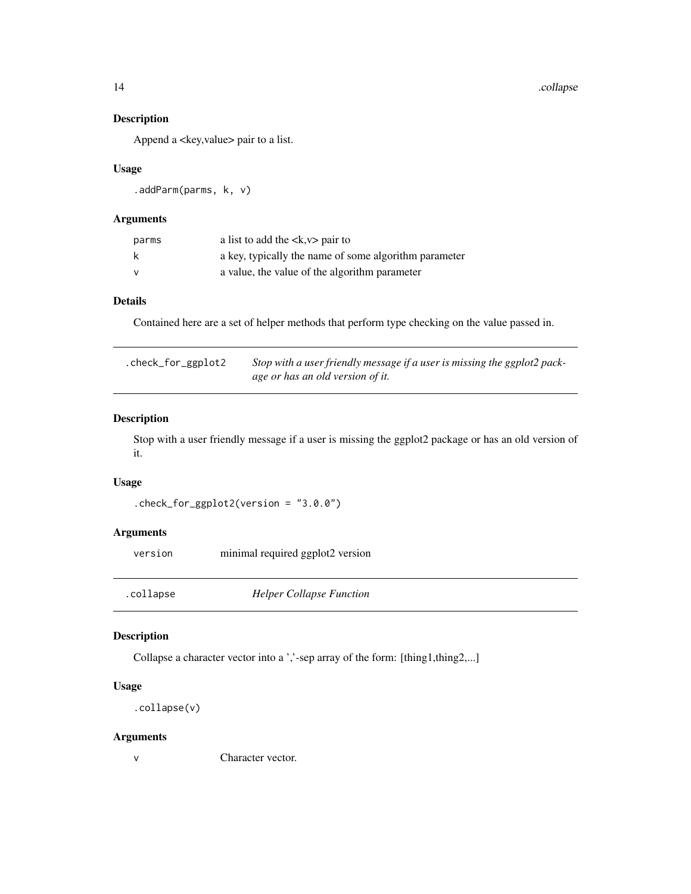## Description

Append a <key,value> pair to a list.

## Usage

```
.addParm(parms, k, v)
```

## Arguments

| | |
|---|---|
| parms | a list to add the <k,v> pair to |
| k | a key, typically the name of some algorithm parameter |
| v | a value, the value of the algorithm parameter |

## Details

Contained here are a set of helper methods that perform type checking on the value passed in.

---

# .check_for_ggplot2 — *Stop with a user friendly message if a user is missing the ggplot2 package or has an old version of it.*

## Description

Stop with a user friendly message if a user is missing the ggplot2 package or has an old version of it.

## Usage

```
.check_for_ggplot2(version = "3.0.0")
```

## Arguments

| | |
|---|---|
| version | minimal required ggplot2 version |

---

# .collapse — *Helper Collapse Function*

## Description

Collapse a character vector into a ','-sep array of the form: [thing1,thing2,...]

## Usage

```
.collapse(v)
```

## Arguments

| | |
|---|---|
| v | Character vector. |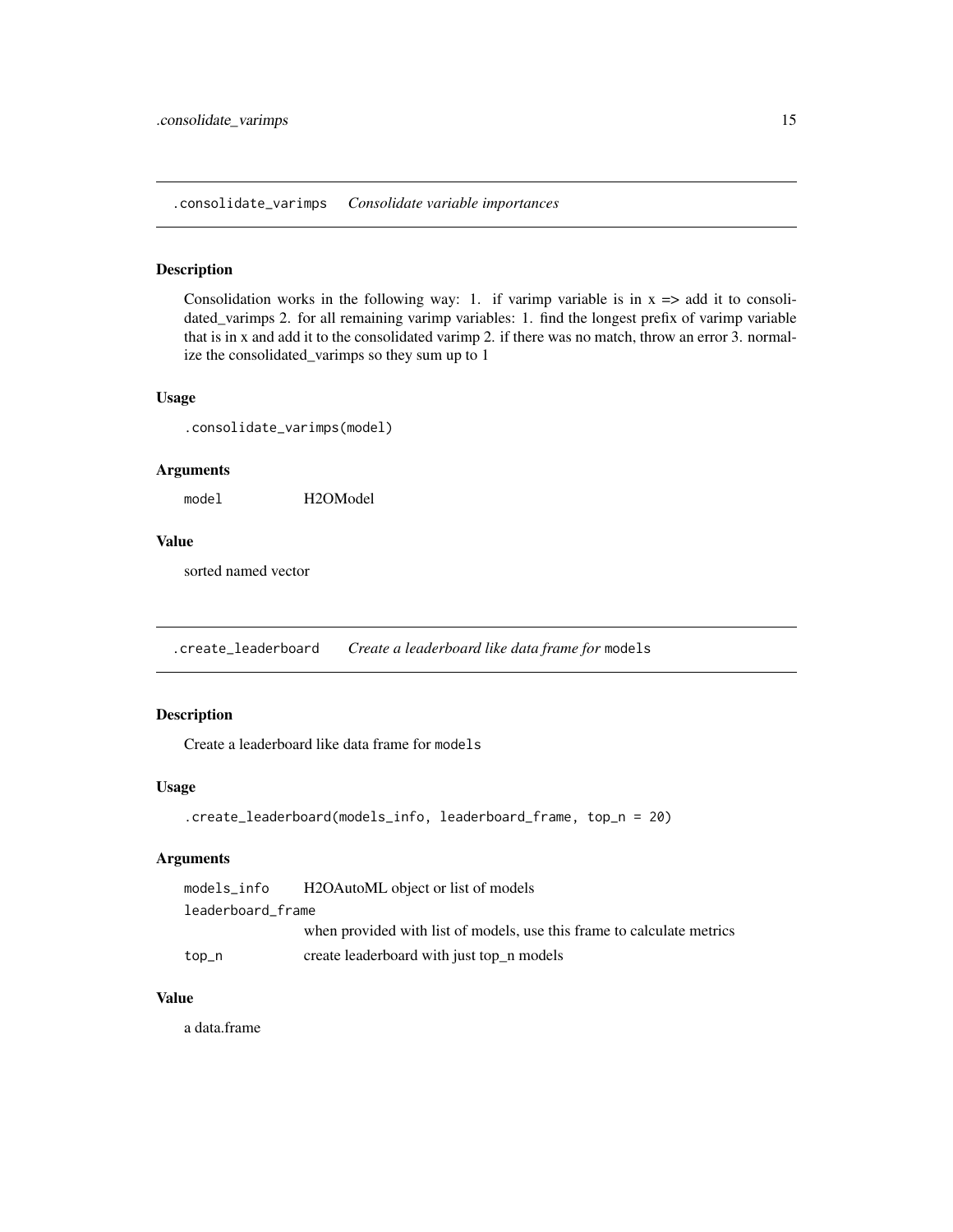## .consolidate_varimps *Consolidate variable importances*

### Description

Consolidation works in the following way: 1. if varimp variable is in x => add it to consolidated_varimps 2. for all remaining varimp variables: 1. find the longest prefix of varimp variable that is in x and add it to the consolidated varimp 2. if there was no match, throw an error 3. normalize the consolidated_varimps so they sum up to 1

### Usage

```
.consolidate_varimps(model)
```

### Arguments

| | |
|---|---|
| `model` | H2OModel |

### Value

sorted named vector

## .create_leaderboard *Create a leaderboard like data frame for* `models`

### Description

Create a leaderboard like data frame for `models`

### Usage

```
.create_leaderboard(models_info, leaderboard_frame, top_n = 20)
```

### Arguments

| | |
|---|---|
| `models_info` | H2OAutoML object or list of models |
| `leaderboard_frame` | when provided with list of models, use this frame to calculate metrics |
| `top_n` | create leaderboard with just top_n models |

### Value

a data.frame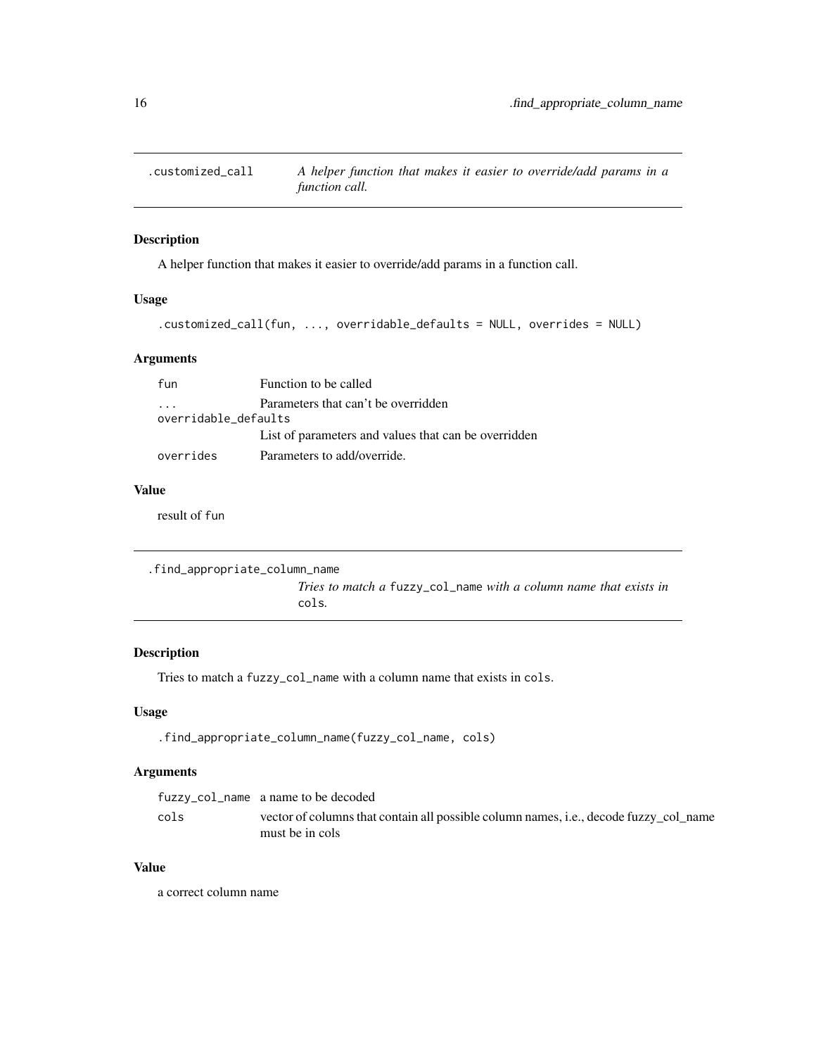## .customized_call    *A helper function that makes it easier to override/add params in a function call.*

### Description

A helper function that makes it easier to override/add params in a function call.

### Usage

```
.customized_call(fun, ..., overridable_defaults = NULL, overrides = NULL)
```

### Arguments

| | |
|---|---|
| `fun` | Function to be called |
| `...` | Parameters that can't be overridden |
| `overridable_defaults` | List of parameters and values that can be overridden |
| `overrides` | Parameters to add/override. |

### Value

result of `fun`

## .find_appropriate_column_name    *Tries to match a* `fuzzy_col_name` *with a column name that exists in* `cols`*.*

### Description

Tries to match a `fuzzy_col_name` with a column name that exists in `cols`.

### Usage

```
.find_appropriate_column_name(fuzzy_col_name, cols)
```

### Arguments

| | |
|---|---|
| `fuzzy_col_name` | a name to be decoded |
| `cols` | vector of columns that contain all possible column names, i.e., decode fuzzy_col_name must be in cols |

### Value

a correct column name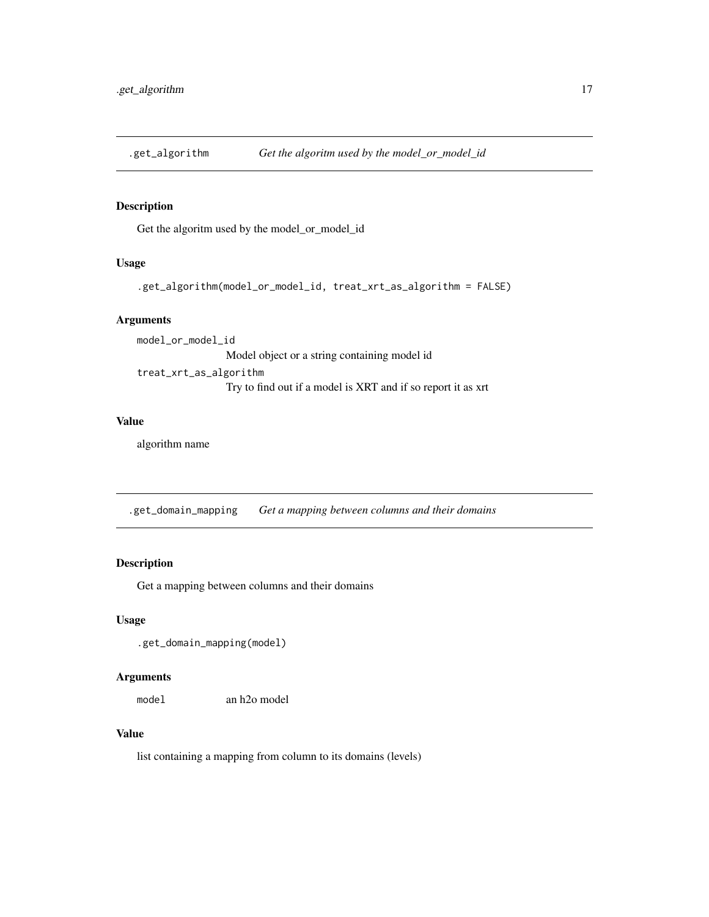## .get_algorithm *Get the algoritm used by the model_or_model_id*

### Description

Get the algoritm used by the model_or_model_id

### Usage

```
.get_algorithm(model_or_model_id, treat_xrt_as_algorithm = FALSE)
```

### Arguments

`model_or_model_id`
: Model object or a string containing model id

`treat_xrt_as_algorithm`
: Try to find out if a model is XRT and if so report it as xrt

### Value

algorithm name

## .get_domain_mapping *Get a mapping between columns and their domains*

### Description

Get a mapping between columns and their domains

### Usage

```
.get_domain_mapping(model)
```

### Arguments

`model`
: an h2o model

### Value

list containing a mapping from column to its domains (levels)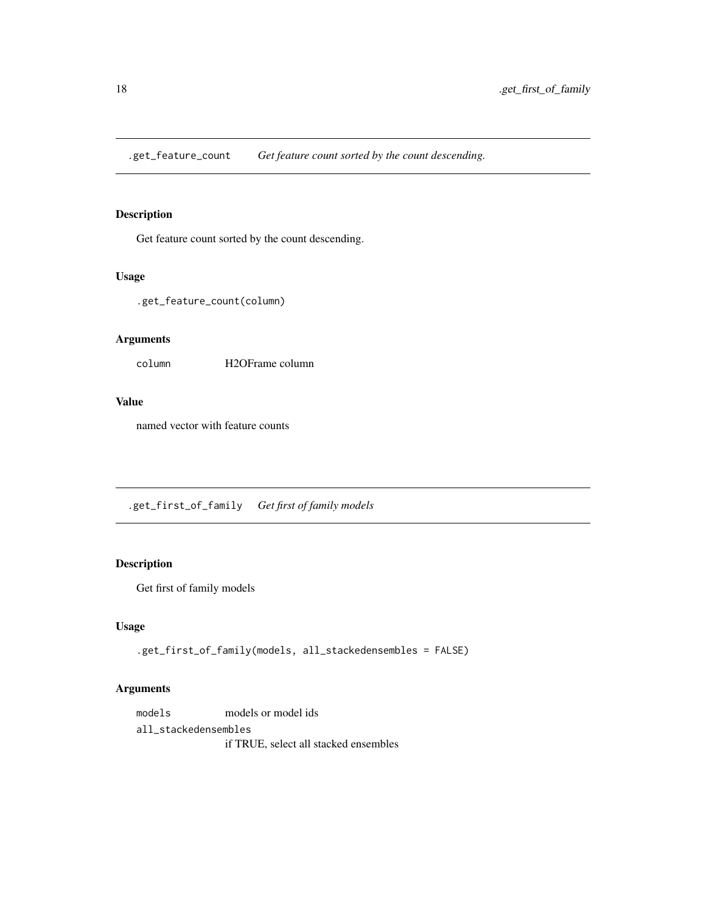## .get_feature_count — *Get feature count sorted by the count descending.*

### Description

Get feature count sorted by the count descending.

### Usage

```
.get_feature_count(column)
```

### Arguments

| | |
|---|---|
| column | H2OFrame column |

### Value

named vector with feature counts

## .get_first_of_family — *Get first of family models*

### Description

Get first of family models

### Usage

```
.get_first_of_family(models, all_stackedensembles = FALSE)
```

### Arguments

| | |
|---|---|
| models | models or model ids |
| all_stackedensembles | if TRUE, select all stacked ensembles |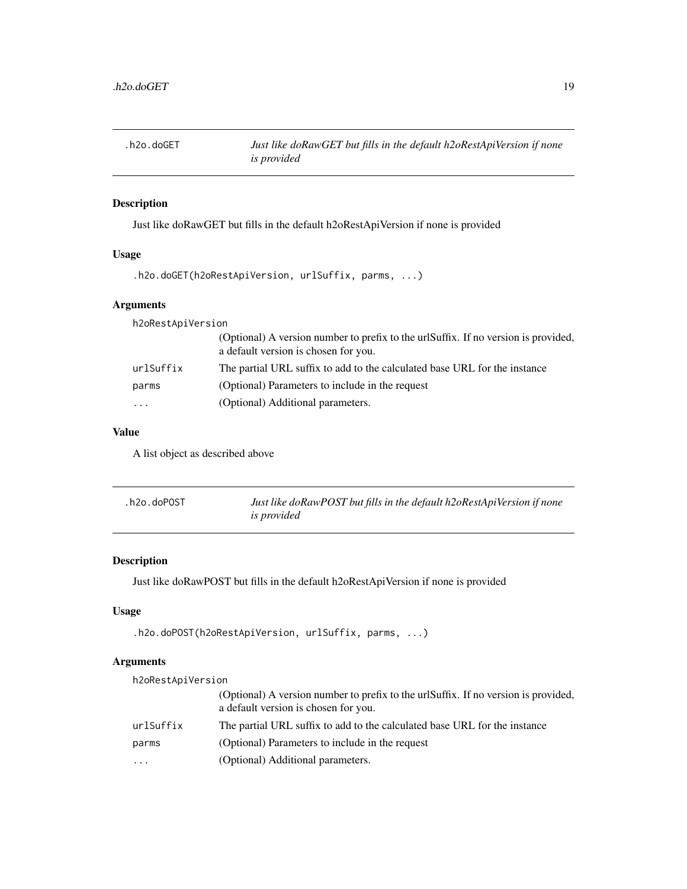## .h2o.doGET — *Just like doRawGET but fills in the default h2oRestApiVersion if none is provided*

### Description

Just like doRawGET but fills in the default h2oRestApiVersion if none is provided

### Usage

```
.h2o.doGET(h2oRestApiVersion, urlSuffix, parms, ...)
```

### Arguments

| | |
|---|---|
| `h2oRestApiVersion` | (Optional) A version number to prefix to the urlSuffix. If no version is provided, a default version is chosen for you. |
| `urlSuffix` | The partial URL suffix to add to the calculated base URL for the instance |
| `parms` | (Optional) Parameters to include in the request |
| `...` | (Optional) Additional parameters. |

### Value

A list object as described above

## .h2o.doPOST — *Just like doRawPOST but fills in the default h2oRestApiVersion if none is provided*

### Description

Just like doRawPOST but fills in the default h2oRestApiVersion if none is provided

### Usage

```
.h2o.doPOST(h2oRestApiVersion, urlSuffix, parms, ...)
```

### Arguments

| | |
|---|---|
| `h2oRestApiVersion` | (Optional) A version number to prefix to the urlSuffix. If no version is provided, a default version is chosen for you. |
| `urlSuffix` | The partial URL suffix to add to the calculated base URL for the instance |
| `parms` | (Optional) Parameters to include in the request |
| `...` | (Optional) Additional parameters. |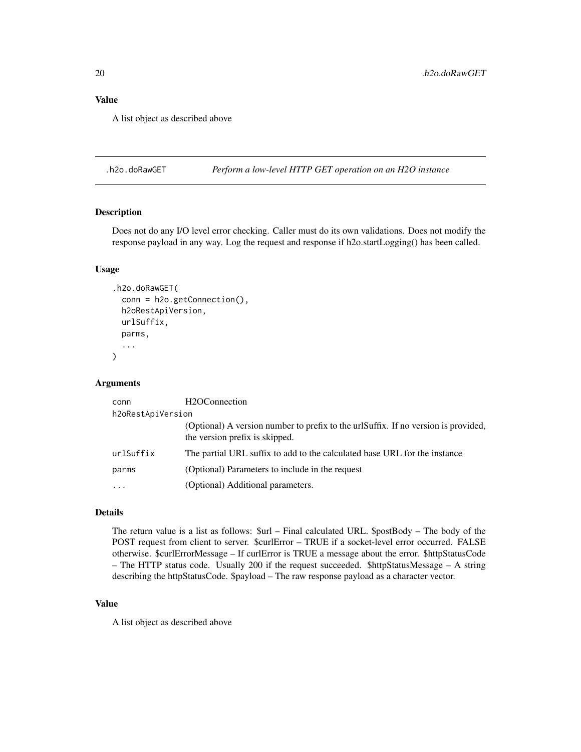## Value

A list object as described above

## .h2o.doRawGET — *Perform a low-level HTTP GET operation on an H2O instance*

### Description

Does not do any I/O level error checking. Caller must do its own validations. Does not modify the response payload in any way. Log the request and response if h2o.startLogging() has been called.

### Usage

```
.h2o.doRawGET(
  conn = h2o.getConnection(),
  h2oRestApiVersion,
  urlSuffix,
  parms,
  ...
)
```

### Arguments

| | |
|---|---|
| conn | H2OConnection |
| h2oRestApiVersion | (Optional) A version number to prefix to the urlSuffix. If no version is provided, the version prefix is skipped. |
| urlSuffix | The partial URL suffix to add to the calculated base URL for the instance |
| parms | (Optional) Parameters to include in the request |
| ... | (Optional) Additional parameters. |

### Details

The return value is a list as follows: $url – Final calculated URL. $postBody – The body of the POST request from client to server. $curlError – TRUE if a socket-level error occurred. FALSE otherwise. $curlErrorMessage – If curlError is TRUE a message about the error. $httpStatusCode – The HTTP status code. Usually 200 if the request succeeded. $httpStatusMessage – A string describing the httpStatusCode. $payload – The raw response payload as a character vector.

### Value

A list object as described above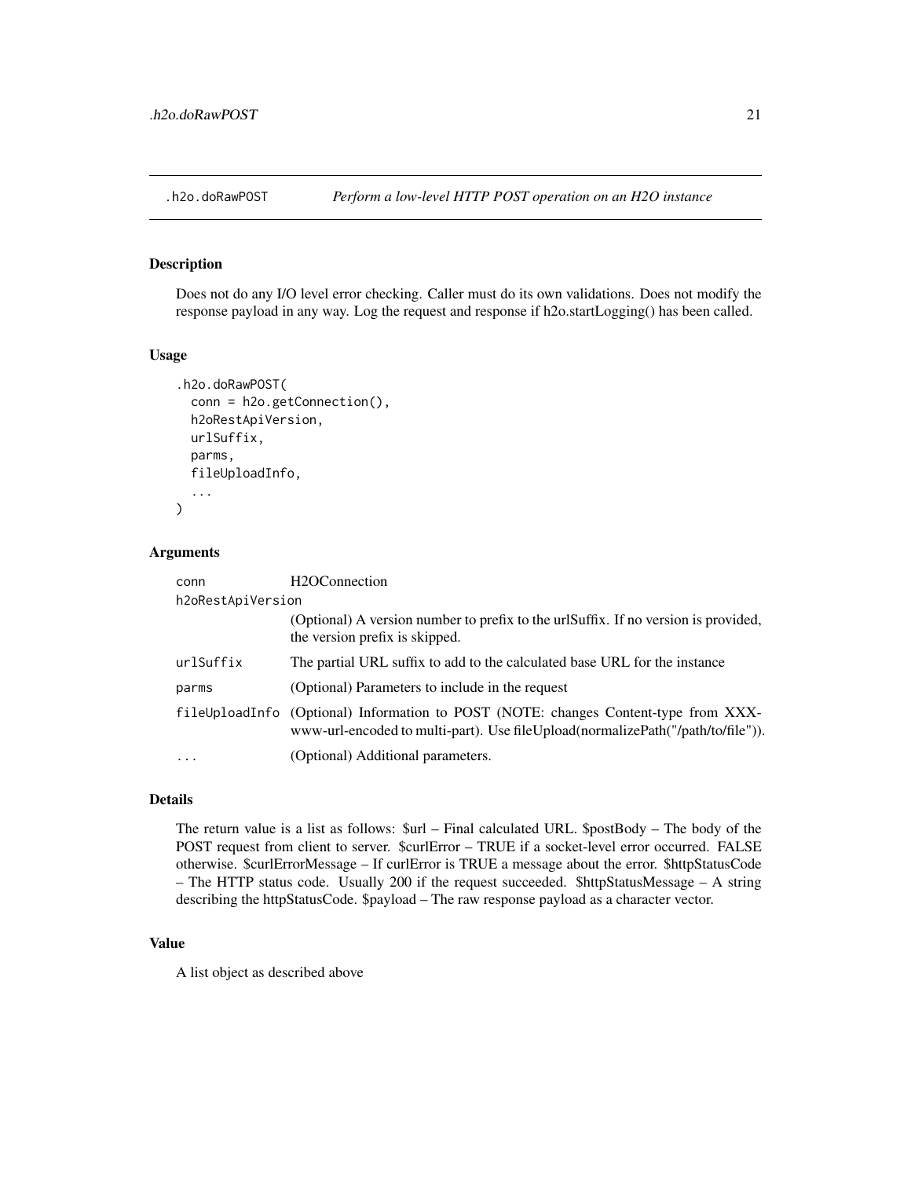## .h2o.doRawPOST    *Perform a low-level HTTP POST operation on an H2O instance*

### Description

Does not do any I/O level error checking. Caller must do its own validations. Does not modify the response payload in any way. Log the request and response if h2o.startLogging() has been called.

### Usage

```
.h2o.doRawPOST(
  conn = h2o.getConnection(),
  h2oRestApiVersion,
  urlSuffix,
  parms,
  fileUploadInfo,
  ...
)
```

### Arguments

| | |
|---|---|
| `conn` | H2OConnection |
| `h2oRestApiVersion` | (Optional) A version number to prefix to the urlSuffix. If no version is provided, the version prefix is skipped. |
| `urlSuffix` | The partial URL suffix to add to the calculated base URL for the instance |
| `parms` | (Optional) Parameters to include in the request |
| `fileUploadInfo` | (Optional) Information to POST (NOTE: changes Content-type from XXX-www-url-encoded to multi-part). Use fileUpload(normalizePath("/path/to/file")). |
| `...` | (Optional) Additional parameters. |

### Details

The return value is a list as follows: $url – Final calculated URL. $postBody – The body of the POST request from client to server. $curlError – TRUE if a socket-level error occurred. FALSE otherwise. $curlErrorMessage – If curlError is TRUE a message about the error. $httpStatusCode – The HTTP status code. Usually 200 if the request succeeded. $httpStatusMessage – A string describing the httpStatusCode. $payload – The raw response payload as a character vector.

### Value

A list object as described above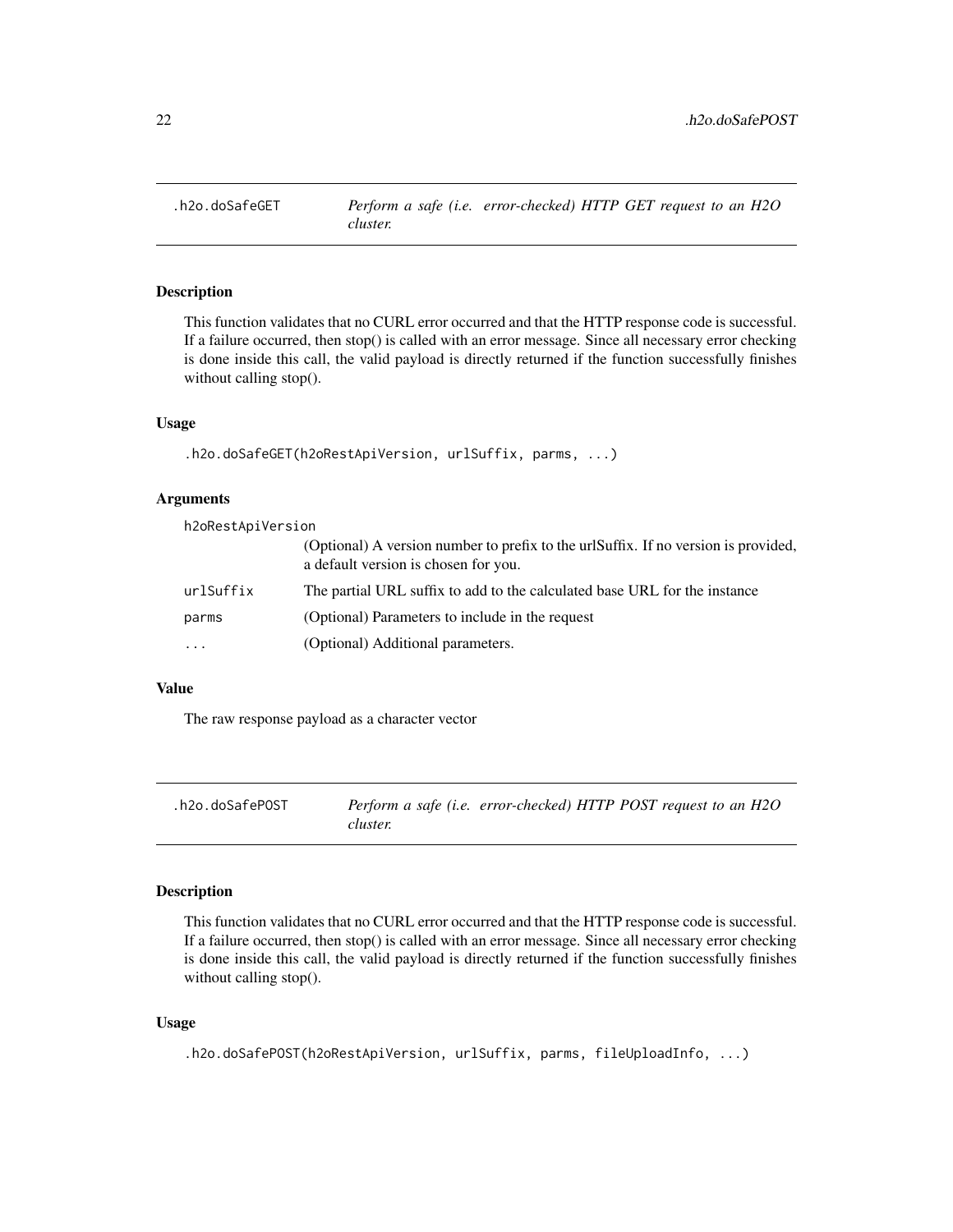## .h2o.doSafeGET — *Perform a safe (i.e. error-checked) HTTP GET request to an H2O cluster.*

### Description

This function validates that no CURL error occurred and that the HTTP response code is successful. If a failure occurred, then stop() is called with an error message. Since all necessary error checking is done inside this call, the valid payload is directly returned if the function successfully finishes without calling stop().

### Usage

```
.h2o.doSafeGET(h2oRestApiVersion, urlSuffix, parms, ...)
```

### Arguments

| | |
|---|---|
| h2oRestApiVersion | (Optional) A version number to prefix to the urlSuffix. If no version is provided, a default version is chosen for you. |
| urlSuffix | The partial URL suffix to add to the calculated base URL for the instance |
| parms | (Optional) Parameters to include in the request |
| ... | (Optional) Additional parameters. |

### Value

The raw response payload as a character vector

## .h2o.doSafePOST — *Perform a safe (i.e. error-checked) HTTP POST request to an H2O cluster.*

### Description

This function validates that no CURL error occurred and that the HTTP response code is successful. If a failure occurred, then stop() is called with an error message. Since all necessary error checking is done inside this call, the valid payload is directly returned if the function successfully finishes without calling stop().

### Usage

```
.h2o.doSafePOST(h2oRestApiVersion, urlSuffix, parms, fileUploadInfo, ...)
```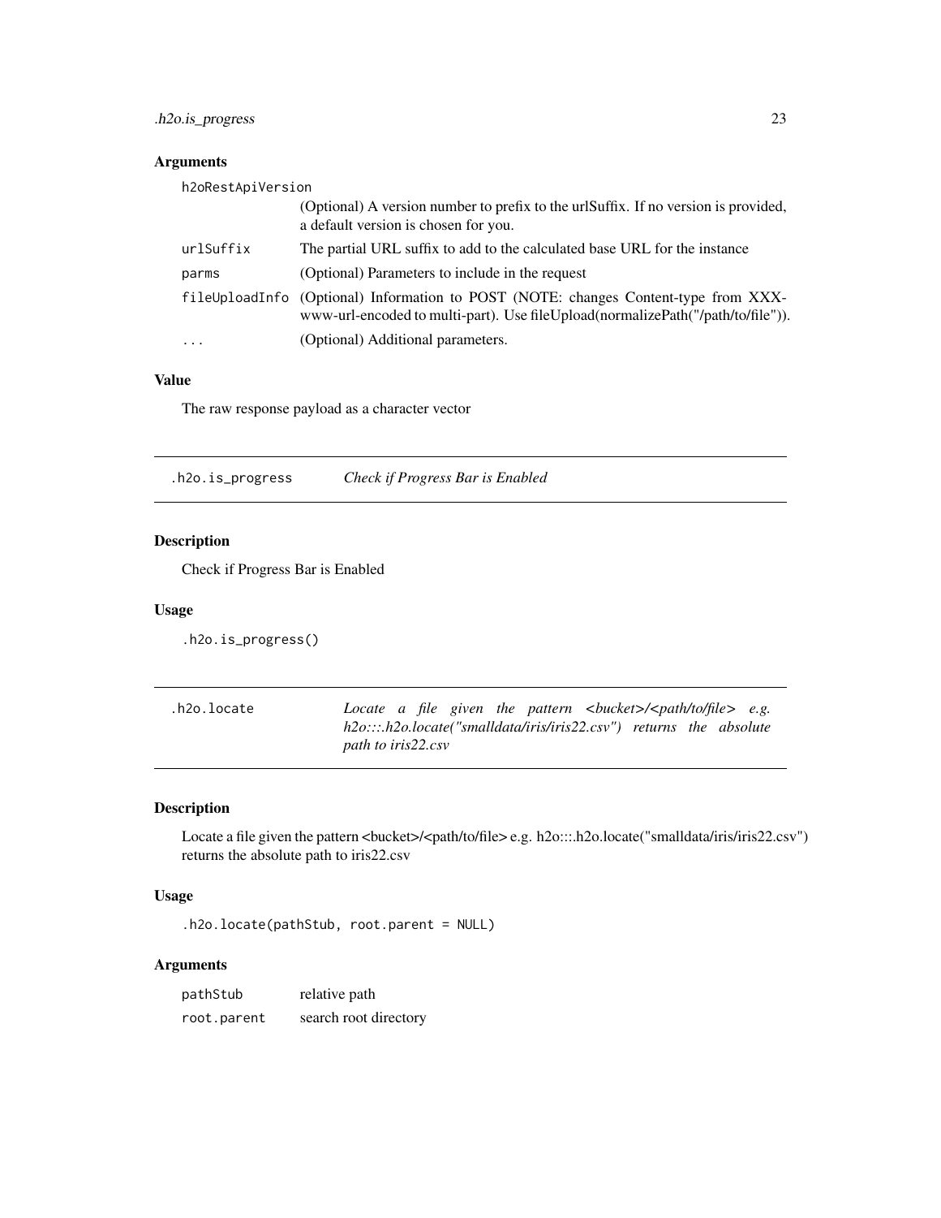### Arguments

| | |
|---|---|
| h2oRestApiVersion | (Optional) A version number to prefix to the urlSuffix. If no version is provided, a default version is chosen for you. |
| urlSuffix | The partial URL suffix to add to the calculated base URL for the instance |
| parms | (Optional) Parameters to include in the request |
| fileUploadInfo | (Optional) Information to POST (NOTE: changes Content-type from XXX-www-url-encoded to multi-part). Use fileUpload(normalizePath("/path/to/file")). |
| ... | (Optional) Additional parameters. |

### Value

The raw response payload as a character vector

---

## .h2o.is_progress — *Check if Progress Bar is Enabled*

### Description

Check if Progress Bar is Enabled

### Usage

```
.h2o.is_progress()
```

---

## .h2o.locate — *Locate a file given the pattern <bucket>/<path/to/file> e.g. h2o:::.h2o.locate("smalldata/iris/iris22.csv") returns the absolute path to iris22.csv*

### Description

Locate a file given the pattern <bucket>/<path/to/file> e.g. h2o:::.h2o.locate("smalldata/iris/iris22.csv") returns the absolute path to iris22.csv

### Usage

```
.h2o.locate(pathStub, root.parent = NULL)
```

### Arguments

| | |
|---|---|
| pathStub | relative path |
| root.parent | search root directory |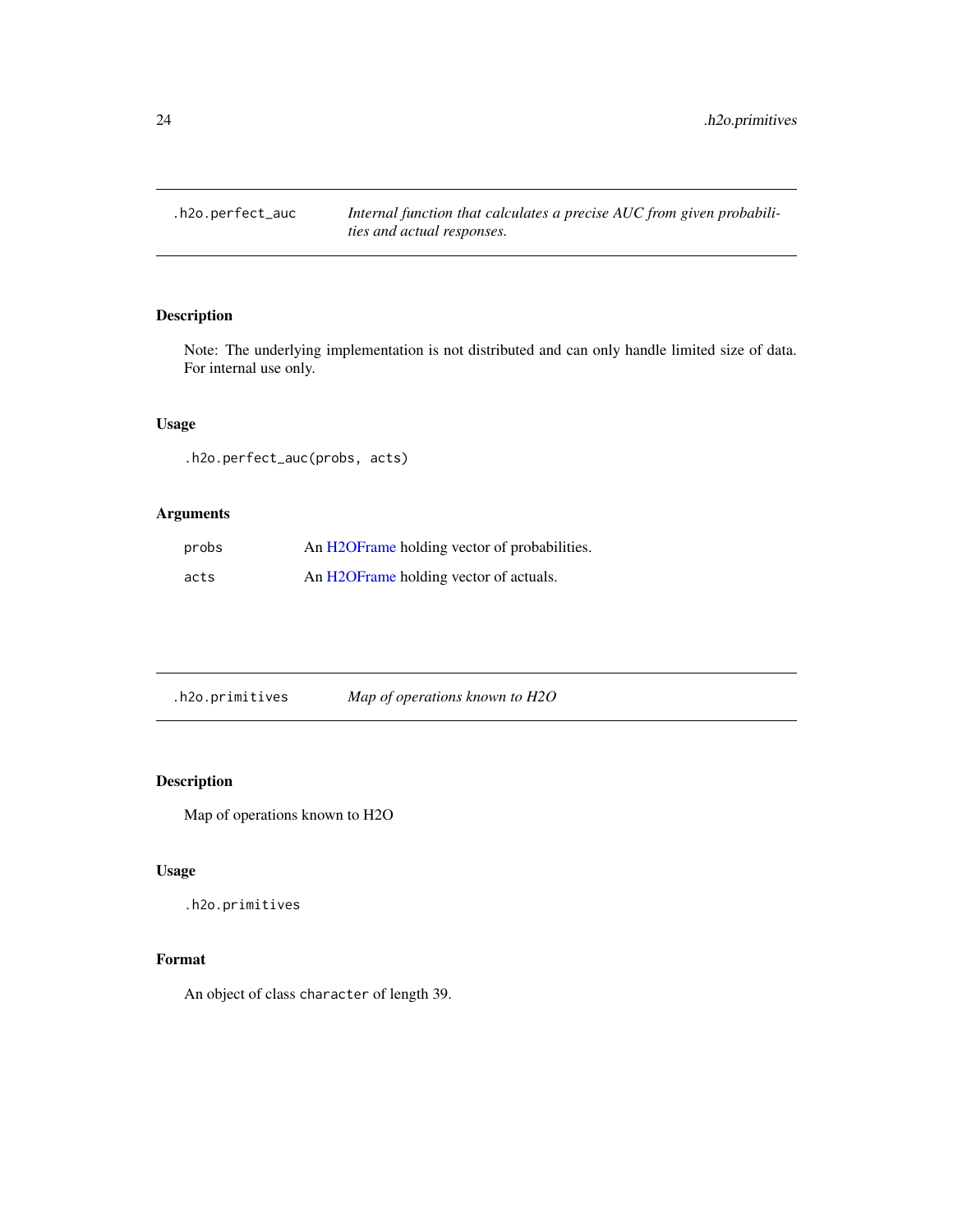## .h2o.perfect_auc — *Internal function that calculates a precise AUC from given probabilities and actual responses.*

### Description

Note: The underlying implementation is not distributed and can only handle limited size of data. For internal use only.

### Usage

```
.h2o.perfect_auc(probs, acts)
```

### Arguments

| | |
|---|---|
| probs | An H2OFrame holding vector of probabilities. |
| acts | An H2OFrame holding vector of actuals. |

## .h2o.primitives — *Map of operations known to H2O*

### Description

Map of operations known to H2O

### Usage

```
.h2o.primitives
```

### Format

An object of class `character` of length 39.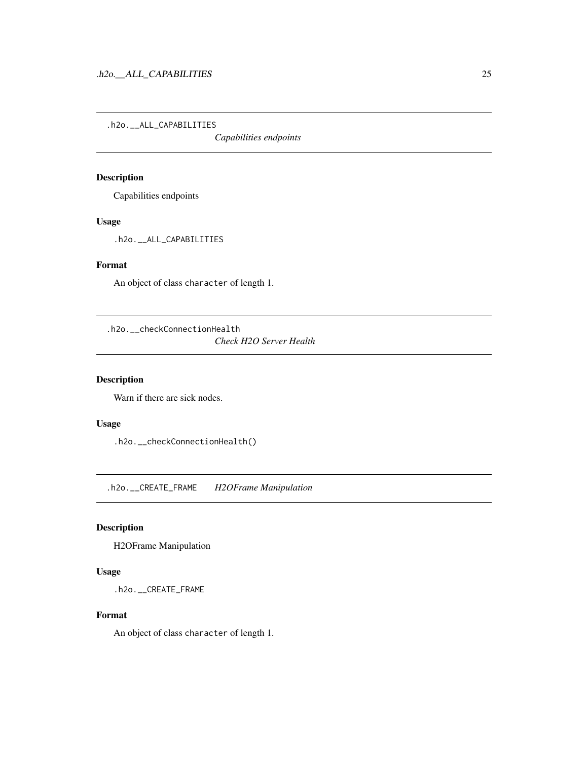## .h2o.__ALL_CAPABILITIES — *Capabilities endpoints*

### Description

Capabilities endpoints

### Usage

```
.h2o.__ALL_CAPABILITIES
```

### Format

An object of class character of length 1.

## .h2o.__checkConnectionHealth — *Check H2O Server Health*

### Description

Warn if there are sick nodes.

### Usage

```
.h2o.__checkConnectionHealth()
```

## .h2o.__CREATE_FRAME — *H2OFrame Manipulation*

### Description

H2OFrame Manipulation

### Usage

```
.h2o.__CREATE_FRAME
```

### Format

An object of class character of length 1.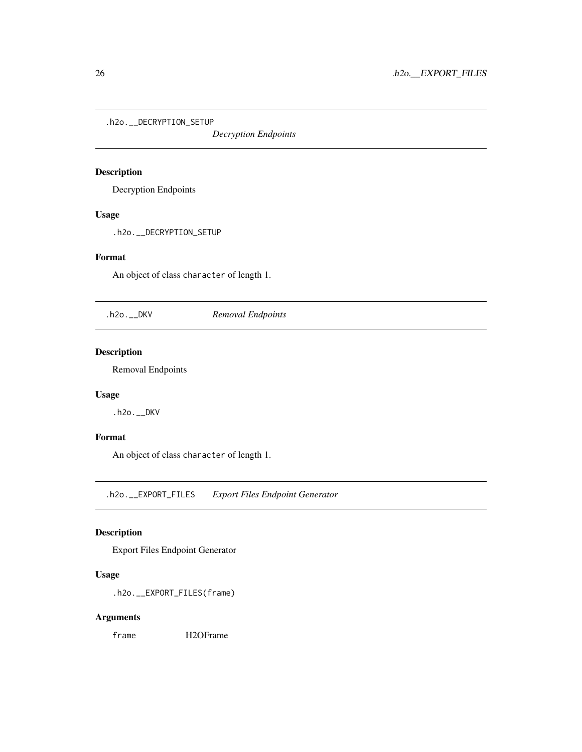## .h2o.__DECRYPTION_SETUP — *Decryption Endpoints*

### Description

Decryption Endpoints

### Usage

```
.h2o.__DECRYPTION_SETUP
```

### Format

An object of class character of length 1.

## .h2o.__DKV — *Removal Endpoints*

### Description

Removal Endpoints

### Usage

```
.h2o.__DKV
```

### Format

An object of class character of length 1.

## .h2o.__EXPORT_FILES — *Export Files Endpoint Generator*

### Description

Export Files Endpoint Generator

### Usage

```
.h2o.__EXPORT_FILES(frame)
```

### Arguments

| | |
|---|---|
| frame | H2OFrame |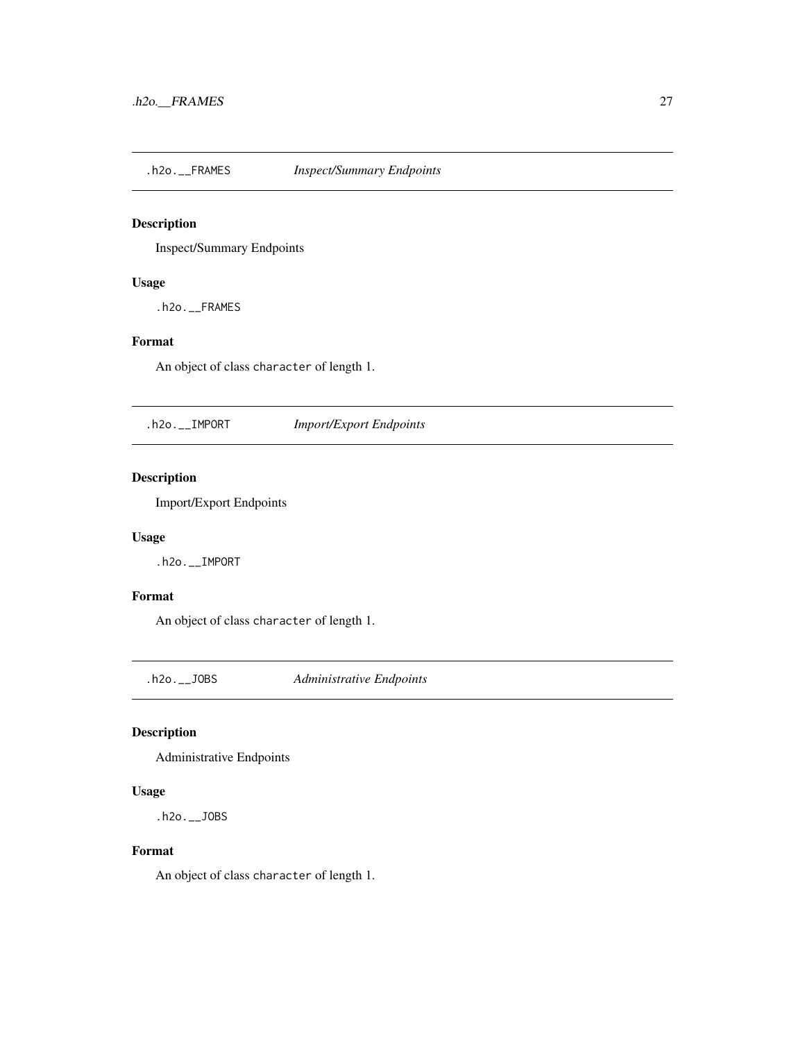## .h2o.__FRAMES *Inspect/Summary Endpoints*

### Description

Inspect/Summary Endpoints

### Usage

```
.h2o.__FRAMES
```

### Format

An object of class character of length 1.

## .h2o.__IMPORT *Import/Export Endpoints*

### Description

Import/Export Endpoints

### Usage

```
.h2o.__IMPORT
```

### Format

An object of class character of length 1.

## .h2o.__JOBS *Administrative Endpoints*

### Description

Administrative Endpoints

### Usage

```
.h2o.__JOBS
```

### Format

An object of class character of length 1.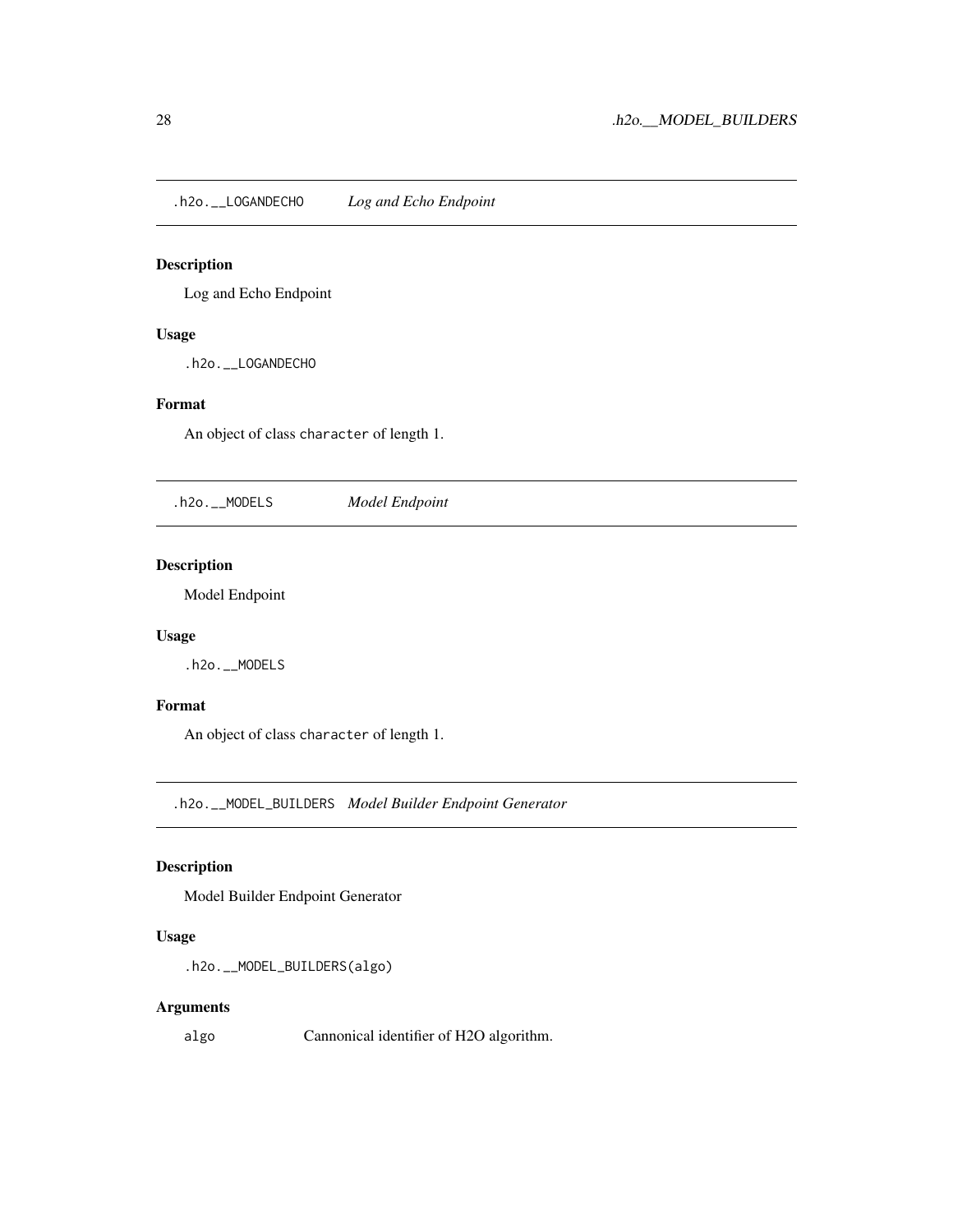## .h2o.__LOGANDECHO *Log and Echo Endpoint*

### Description

Log and Echo Endpoint

### Usage

```
.h2o.__LOGANDECHO
```

### Format

An object of class character of length 1.

## .h2o.__MODELS *Model Endpoint*

### Description

Model Endpoint

### Usage

```
.h2o.__MODELS
```

### Format

An object of class character of length 1.

## .h2o.__MODEL_BUILDERS *Model Builder Endpoint Generator*

### Description

Model Builder Endpoint Generator

### Usage

```
.h2o.__MODEL_BUILDERS(algo)
```

### Arguments

| | |
|---|---|
| algo | Cannonical identifier of H2O algorithm. |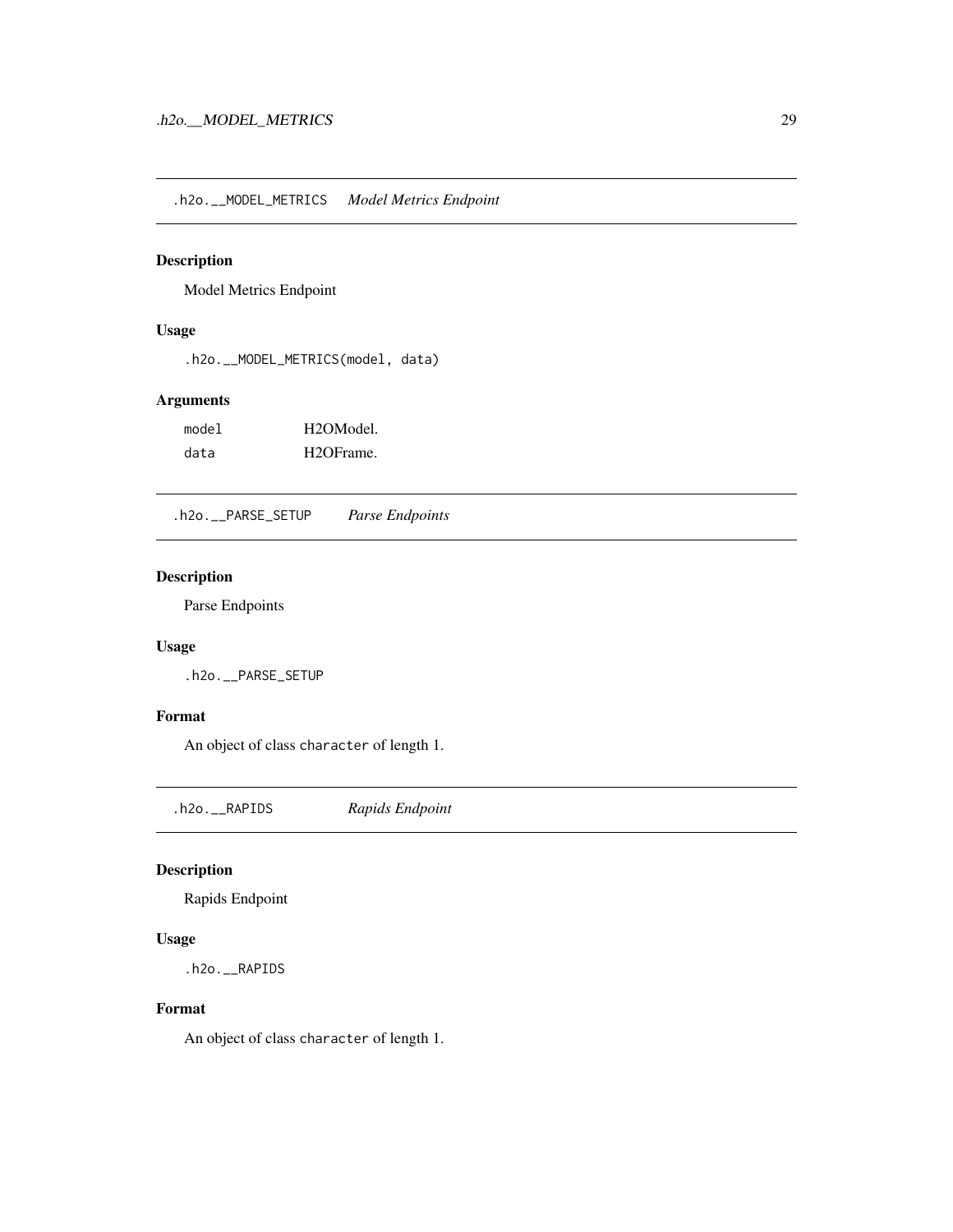## .h2o.__MODEL_METRICS *Model Metrics Endpoint*

### Description

Model Metrics Endpoint

### Usage

```
.h2o.__MODEL_METRICS(model, data)
```

### Arguments

| | |
|---|---|
| model | H2OModel. |
| data | H2OFrame. |

## .h2o.__PARSE_SETUP *Parse Endpoints*

### Description

Parse Endpoints

### Usage

```
.h2o.__PARSE_SETUP
```

### Format

An object of class `character` of length 1.

## .h2o.__RAPIDS *Rapids Endpoint*

### Description

Rapids Endpoint

### Usage

```
.h2o.__RAPIDS
```

### Format

An object of class `character` of length 1.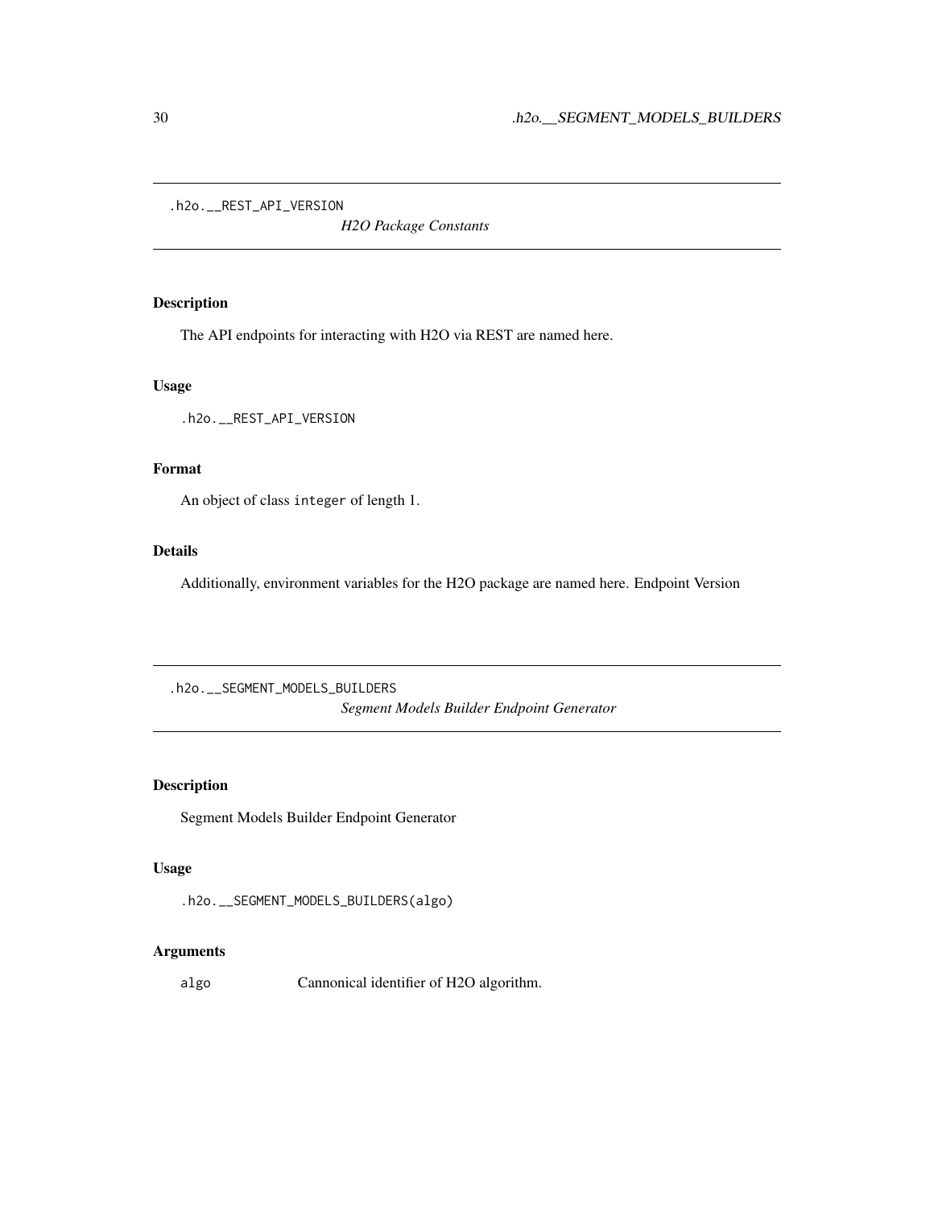## .h2o.__REST_API_VERSION

*H2O Package Constants*

### Description

The API endpoints for interacting with H2O via REST are named here.

### Usage

```
.h2o.__REST_API_VERSION
```

### Format

An object of class `integer` of length 1.

### Details

Additionally, environment variables for the H2O package are named here. Endpoint Version

## .h2o.__SEGMENT_MODELS_BUILDERS

*Segment Models Builder Endpoint Generator*

### Description

Segment Models Builder Endpoint Generator

### Usage

```
.h2o.__SEGMENT_MODELS_BUILDERS(algo)
```

### Arguments

| | |
|---|---|
| `algo` | Cannonical identifier of H2O algorithm. |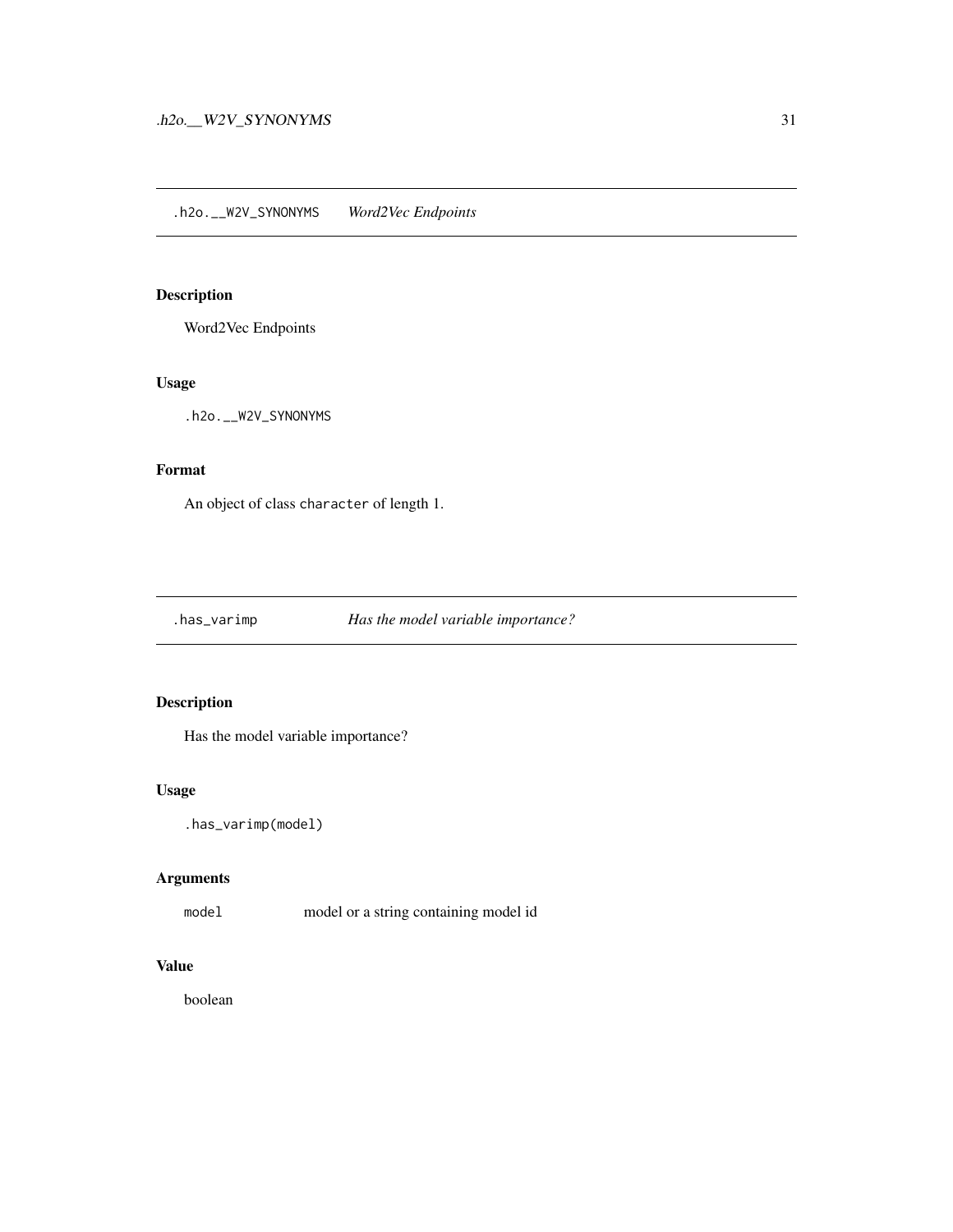## .h2o.__W2V_SYNONYMS    *Word2Vec Endpoints*

### Description

Word2Vec Endpoints

### Usage

```
.h2o.__W2V_SYNONYMS
```

### Format

An object of class character of length 1.

## .has_varimp    *Has the model variable importance?*

### Description

Has the model variable importance?

### Usage

```
.has_varimp(model)
```

### Arguments

| | |
|---|---|
| model | model or a string containing model id |

### Value

boolean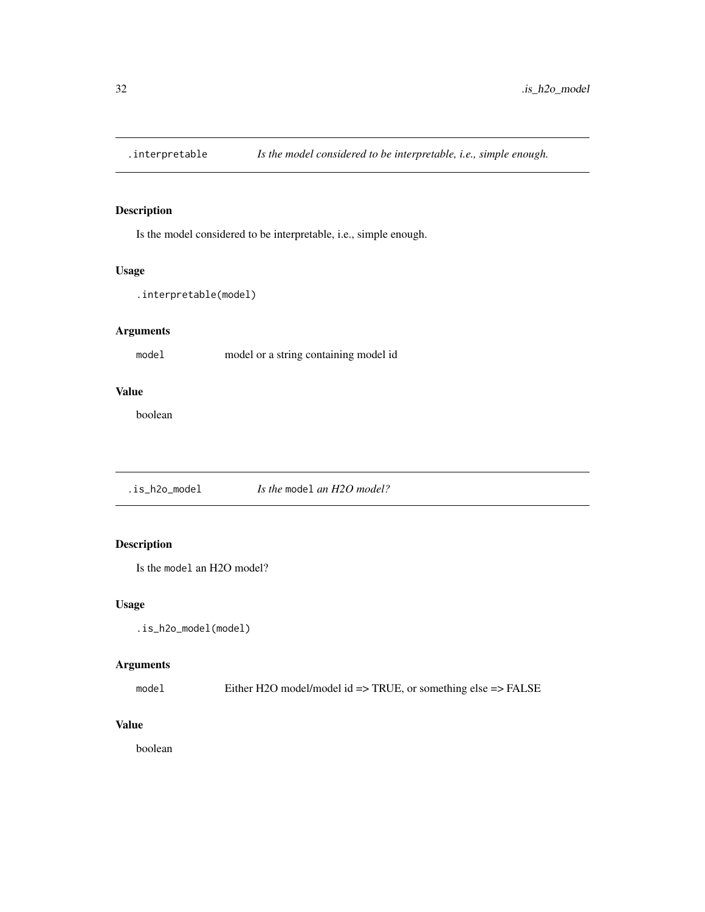## .interpretable    *Is the model considered to be interpretable, i.e., simple enough.*

### Description

Is the model considered to be interpretable, i.e., simple enough.

### Usage

```
.interpretable(model)
```

### Arguments

| | |
|---|---|
| model | model or a string containing model id |

### Value

boolean

## .is_h2o_model    *Is the `model` an H2O model?*

### Description

Is the `model` an H2O model?

### Usage

```
.is_h2o_model(model)
```

### Arguments

| | |
|---|---|
| model | Either H2O model/model id => TRUE, or something else => FALSE |

### Value

boolean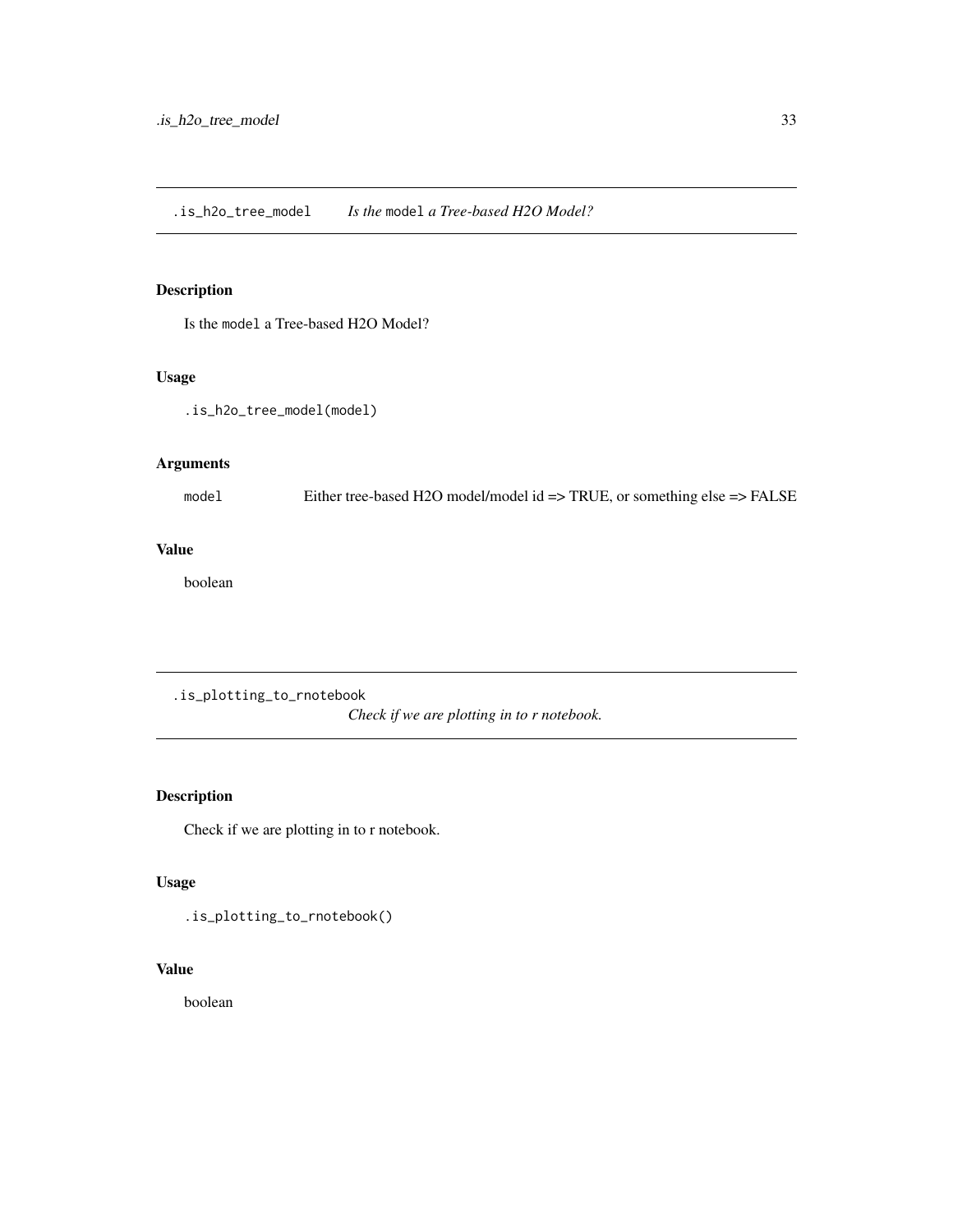## .is_h2o_tree_model *Is the* `model` *a Tree-based H2O Model?*

### Description

Is the `model` a Tree-based H2O Model?

### Usage

```
.is_h2o_tree_model(model)
```

### Arguments

| | |
|---|---|
| `model` | Either tree-based H2O model/model id => TRUE, or something else => FALSE |

### Value

boolean

## .is_plotting_to_rnotebook *Check if we are plotting in to r notebook.*

### Description

Check if we are plotting in to r notebook.

### Usage

```
.is_plotting_to_rnotebook()
```

### Value

boolean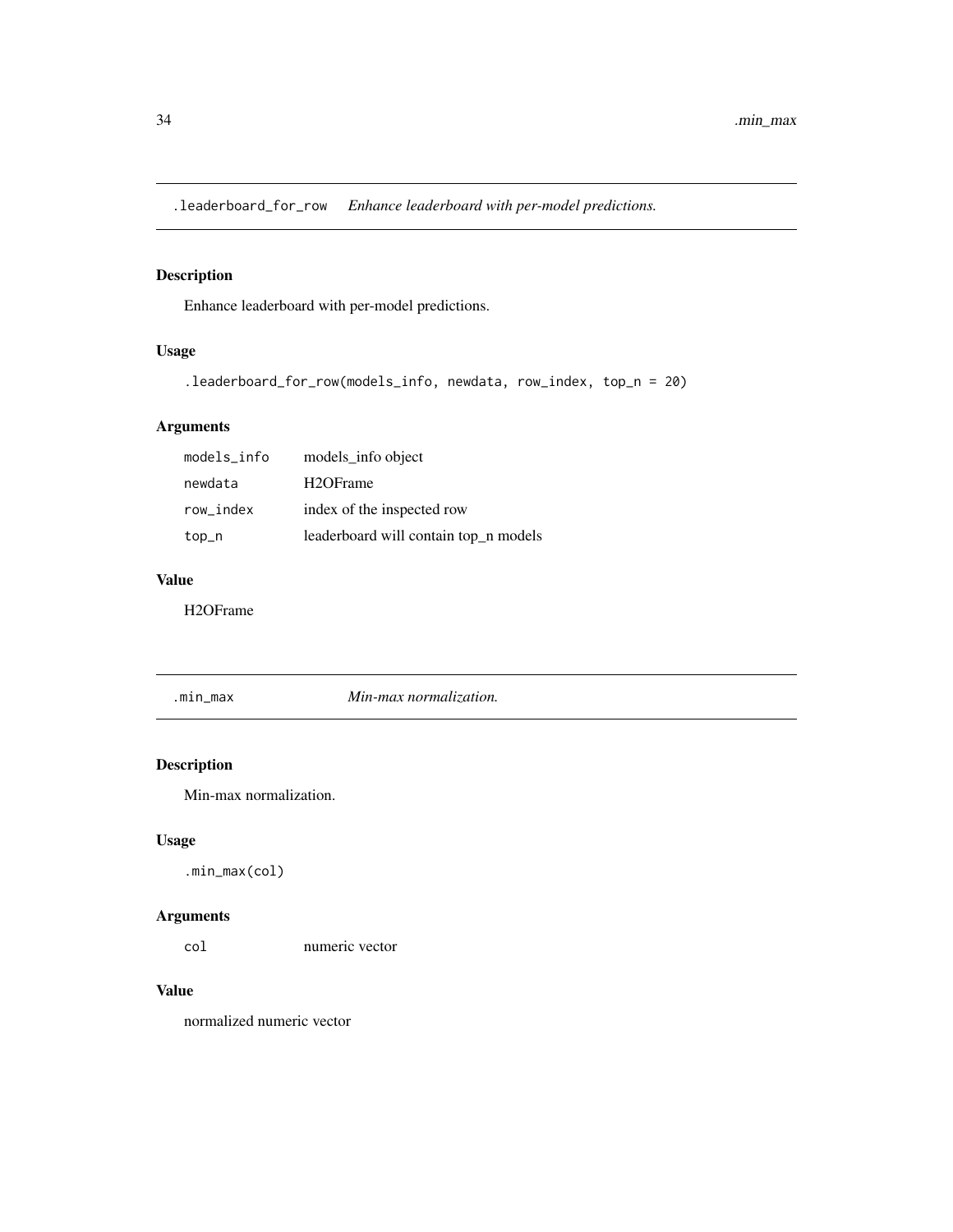## .leaderboard_for_row *Enhance leaderboard with per-model predictions.*

### Description

Enhance leaderboard with per-model predictions.

### Usage

```
.leaderboard_for_row(models_info, newdata, row_index, top_n = 20)
```

### Arguments

| | |
|---|---|
| models_info | models_info object |
| newdata | H2OFrame |
| row_index | index of the inspected row |
| top_n | leaderboard will contain top_n models |

### Value

H2OFrame

## .min_max *Min-max normalization.*

### Description

Min-max normalization.

### Usage

```
.min_max(col)
```

### Arguments

| | |
|---|---|
| col | numeric vector |

### Value

normalized numeric vector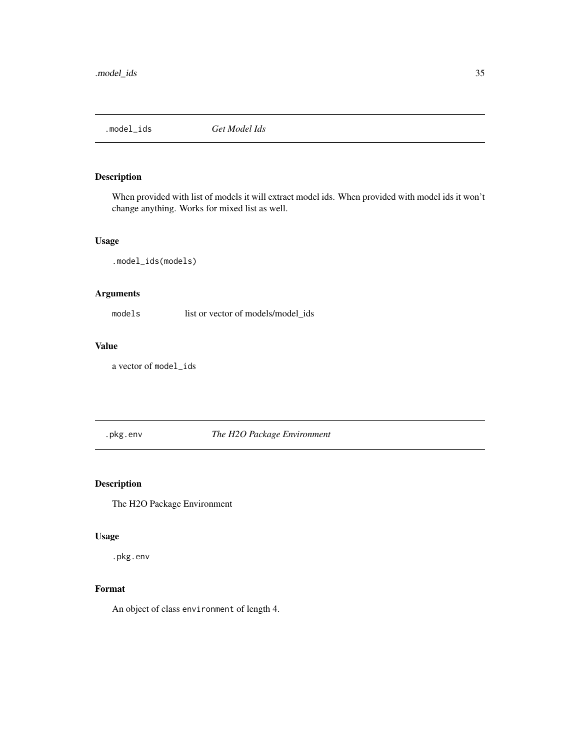## .model_ids *Get Model Ids*

### Description

When provided with list of models it will extract model ids. When provided with model ids it won't change anything. Works for mixed list as well.

### Usage

```
.model_ids(models)
```

### Arguments

| | |
|---|---|
| models | list or vector of models/model_ids |

### Value

a vector of model_ids

## .pkg.env *The H2O Package Environment*

### Description

The H2O Package Environment

### Usage

```
.pkg.env
```

### Format

An object of class environment of length 4.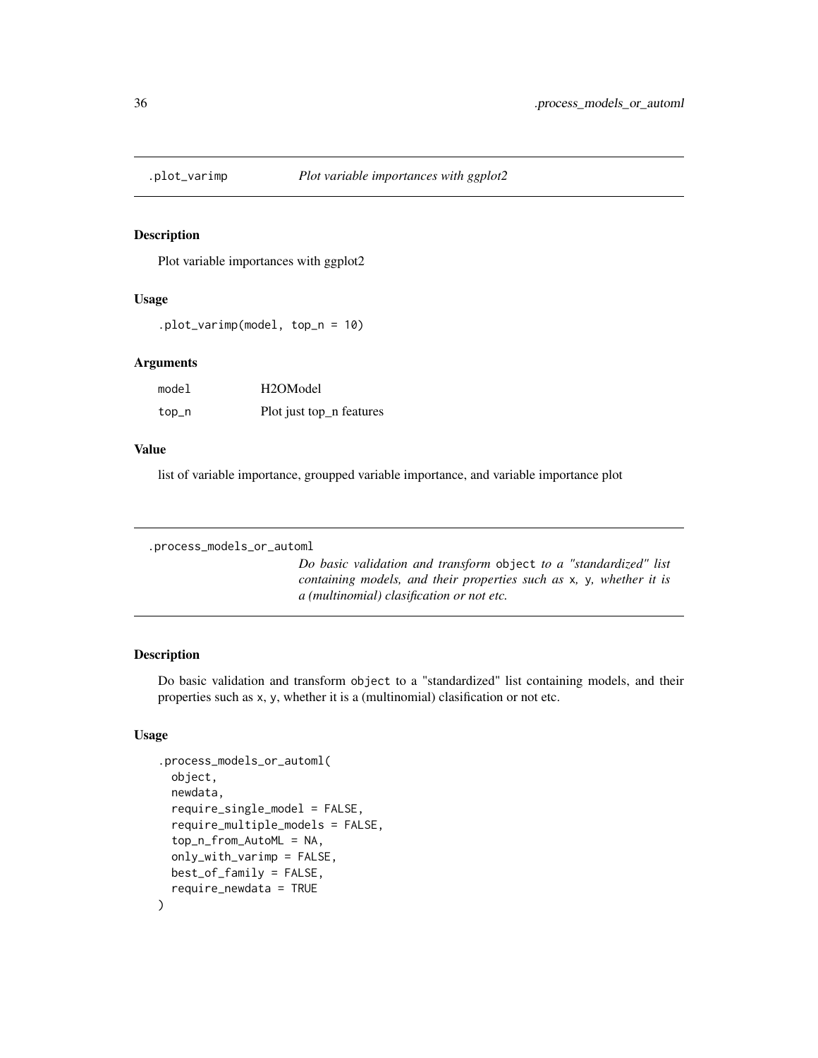## .plot_varimp — *Plot variable importances with ggplot2*

### Description

Plot variable importances with ggplot2

### Usage

```
.plot_varimp(model, top_n = 10)
```

### Arguments

| | |
|---|---|
| model | H2OModel |
| top_n | Plot just top_n features |

### Value

list of variable importance, groupped variable importance, and variable importance plot

## .process_models_or_automl — *Do basic validation and transform* `object` *to a "standardized" list containing models, and their properties such as* `x`*,* `y`*, whether it is a (multinomial) clasification or not etc.*

### Description

Do basic validation and transform `object` to a "standardized" list containing models, and their properties such as `x`, `y`, whether it is a (multinomial) clasification or not etc.

### Usage

```
.process_models_or_automl(
  object,
  newdata,
  require_single_model = FALSE,
  require_multiple_models = FALSE,
  top_n_from_AutoML = NA,
  only_with_varimp = FALSE,
  best_of_family = FALSE,
  require_newdata = TRUE
)
```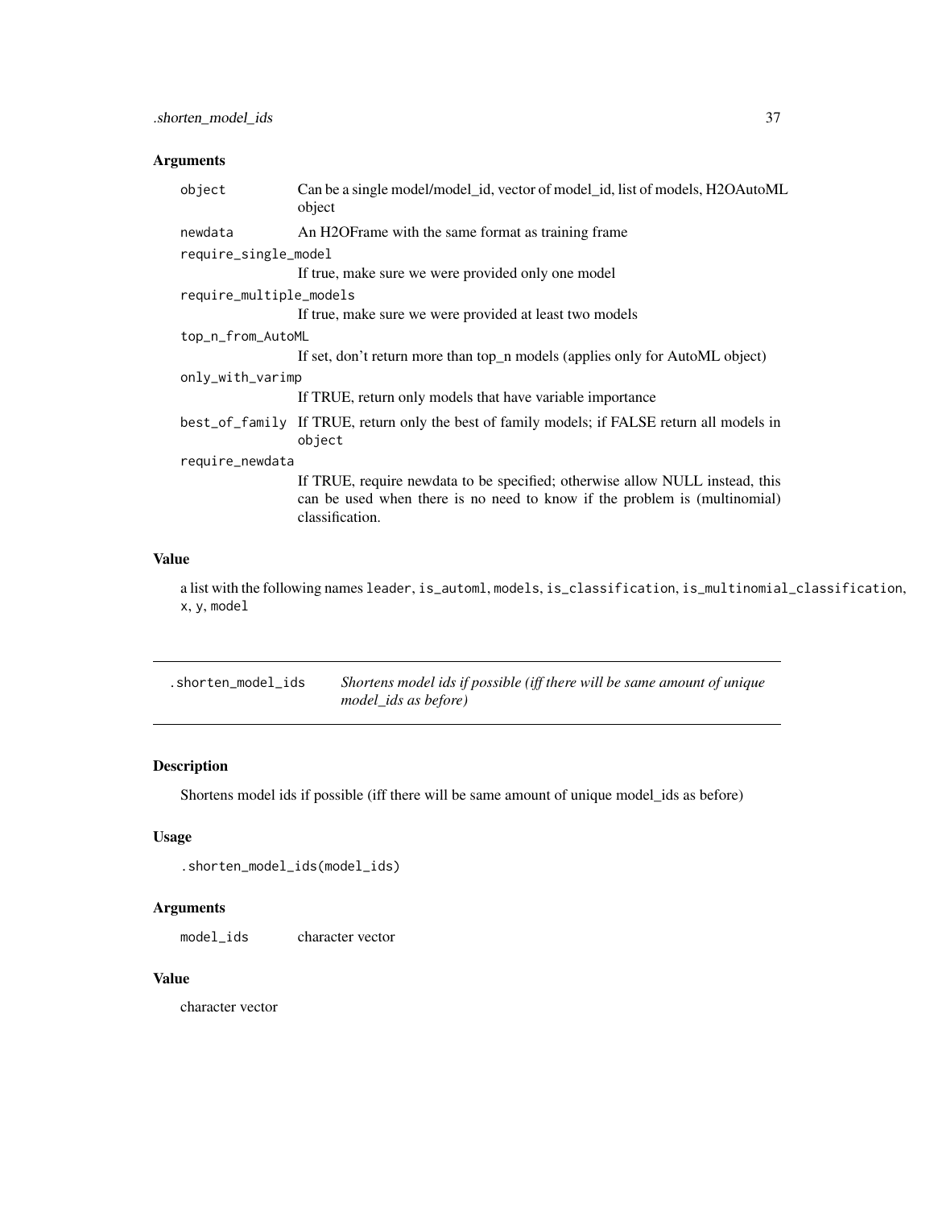### Arguments

| | |
|---|---|
| object | Can be a single model/model_id, vector of model_id, list of models, H2OAutoML object |
| newdata | An H2OFrame with the same format as training frame |
| require_single_model | If true, make sure we were provided only one model |
| require_multiple_models | If true, make sure we were provided at least two models |
| top_n_from_AutoML | If set, don't return more than top_n models (applies only for AutoML object) |
| only_with_varimp | If TRUE, return only models that have variable importance |
| best_of_family | If TRUE, return only the best of family models; if FALSE return all models in object |
| require_newdata | If TRUE, require newdata to be specified; otherwise allow NULL instead, this can be used when there is no need to know if the problem is (multinomial) classification. |

### Value

a list with the following names leader, is_automl, models, is_classification, is_multinomial_classification, x, y, model

---

## .shorten_model_ids — *Shortens model ids if possible (iff there will be same amount of unique model_ids as before)*

---

### Description

Shortens model ids if possible (iff there will be same amount of unique model_ids as before)

### Usage

```
.shorten_model_ids(model_ids)
```

### Arguments

| | |
|---|---|
| model_ids | character vector |

### Value

character vector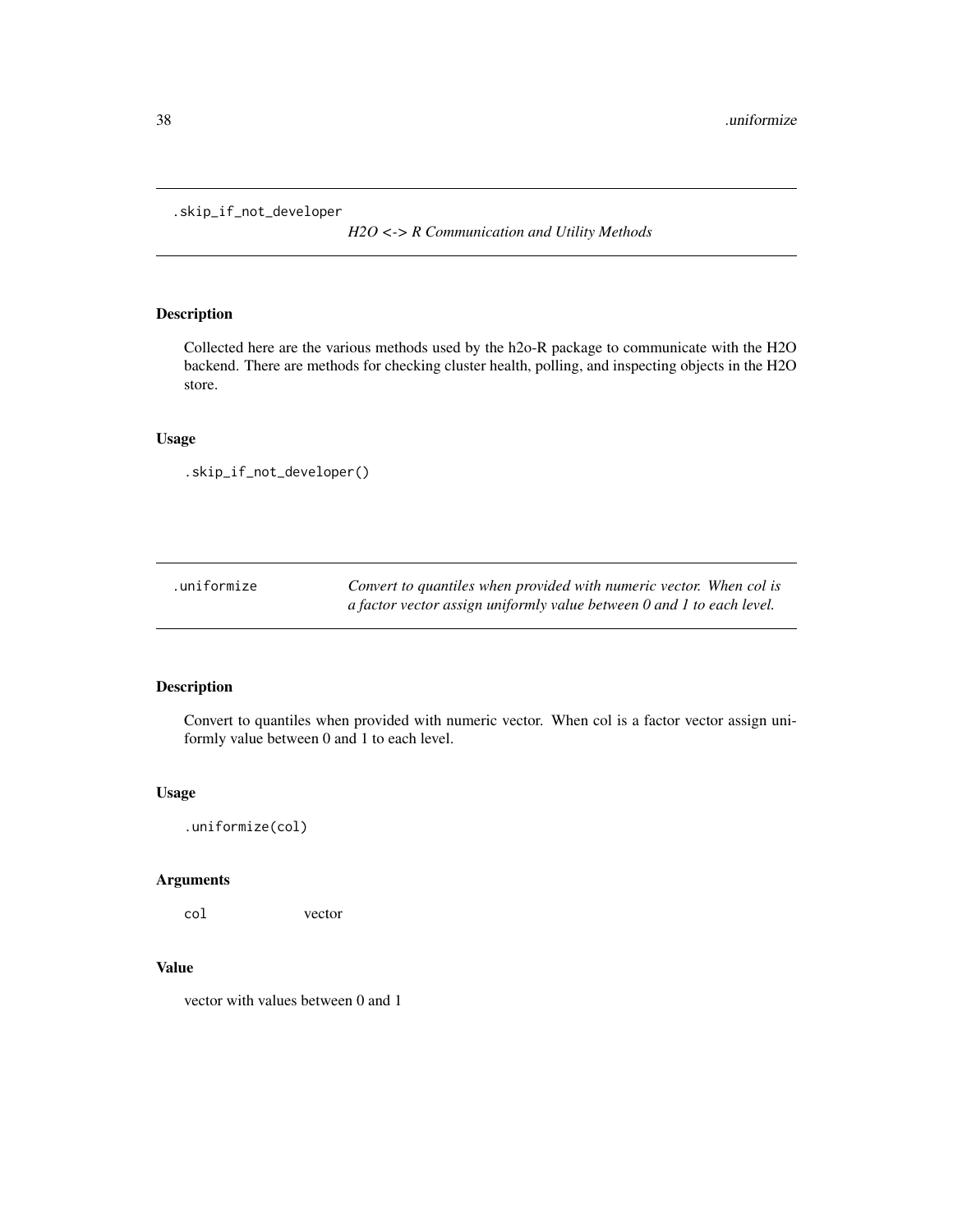## .skip_if_not_developer

*H2O <-> R Communication and Utility Methods*

### Description

Collected here are the various methods used by the h2o-R package to communicate with the H2O backend. There are methods for checking cluster health, polling, and inspecting objects in the H2O store.

### Usage

```
.skip_if_not_developer()
```

## .uniformize

*Convert to quantiles when provided with numeric vector. When col is a factor vector assign uniformly value between 0 and 1 to each level.*

### Description

Convert to quantiles when provided with numeric vector. When col is a factor vector assign uniformly value between 0 and 1 to each level.

### Usage

```
.uniformize(col)
```

### Arguments

| | |
|---|---|
| col | vector |

### Value

vector with values between 0 and 1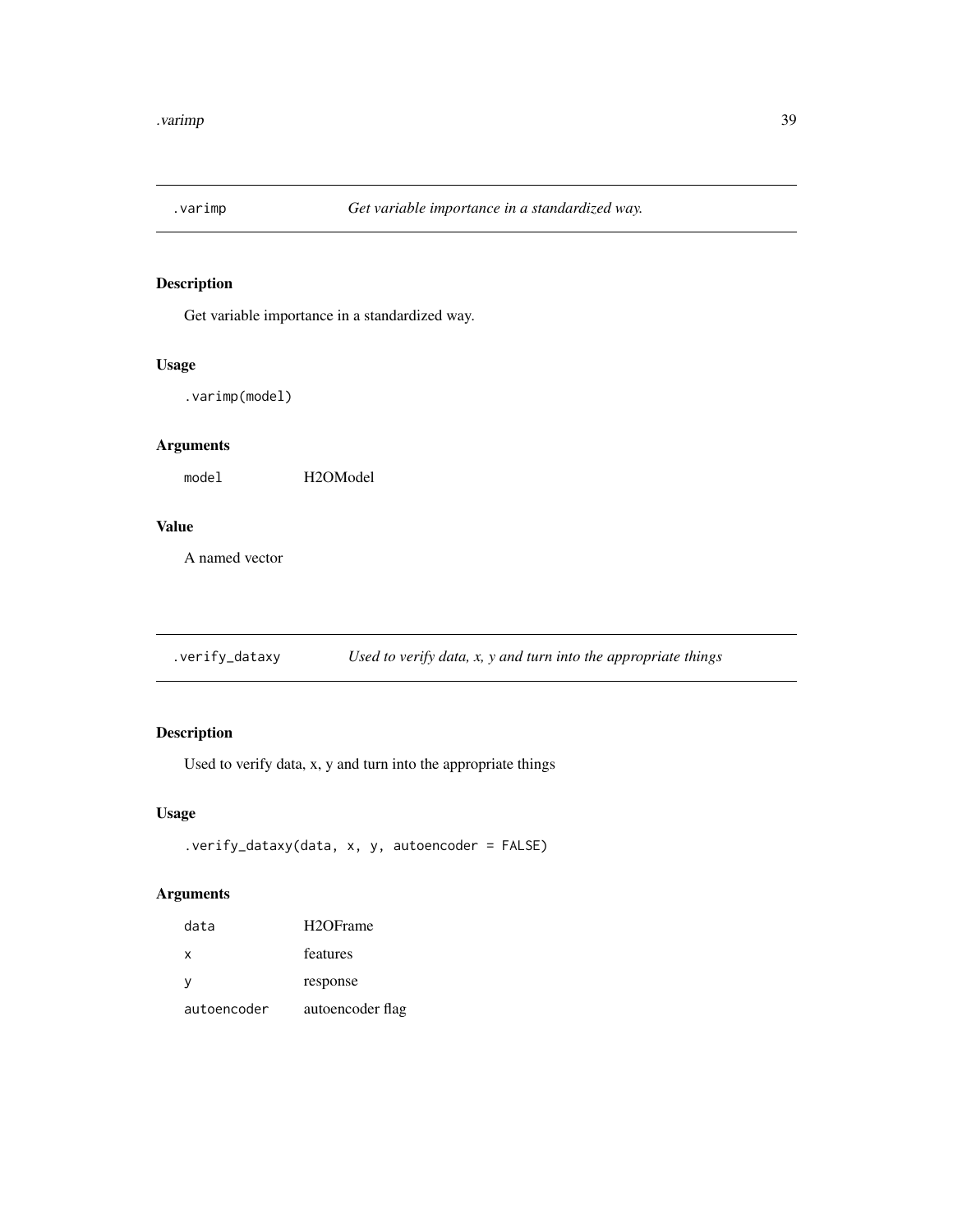## .varimp — *Get variable importance in a standardized way.*

### Description

Get variable importance in a standardized way.

### Usage

```
.varimp(model)
```

### Arguments

| | |
|---|---|
| `model` | H2OModel |

### Value

A named vector

## .verify_dataxy — *Used to verify data, x, y and turn into the appropriate things*

### Description

Used to verify data, x, y and turn into the appropriate things

### Usage

```
.verify_dataxy(data, x, y, autoencoder = FALSE)
```

### Arguments

| | |
|---|---|
| `data` | H2OFrame |
| `x` | features |
| `y` | response |
| `autoencoder` | autoencoder flag |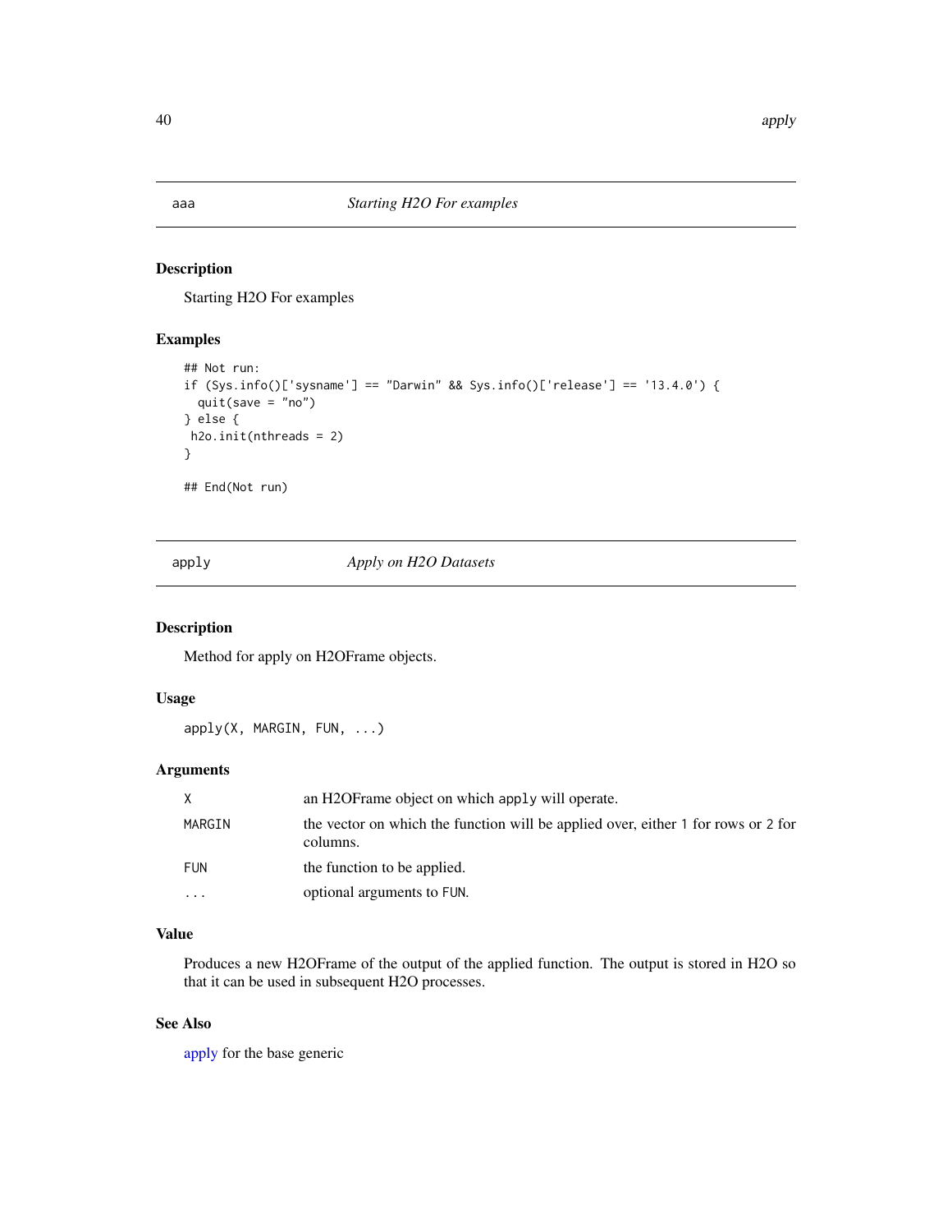## aa — *Starting H2O For examples*

### Description

Starting H2O For examples

### Examples

```
## Not run:
if (Sys.info()['sysname'] == "Darwin" && Sys.info()['release'] == '13.4.0') {
  quit(save = "no")
} else {
 h2o.init(nthreads = 2)
}

## End(Not run)
```

## apply — *Apply on H2O Datasets*

### Description

Method for apply on H2OFrame objects.

### Usage

```
apply(X, MARGIN, FUN, ...)
```

### Arguments

| | |
|---|---|
| X | an H2OFrame object on which `apply` will operate. |
| MARGIN | the vector on which the function will be applied over, either 1 for rows or 2 for columns. |
| FUN | the function to be applied. |
| ... | optional arguments to FUN. |

### Value

Produces a new H2OFrame of the output of the applied function. The output is stored in H2O so that it can be used in subsequent H2O processes.

### See Also

apply for the base generic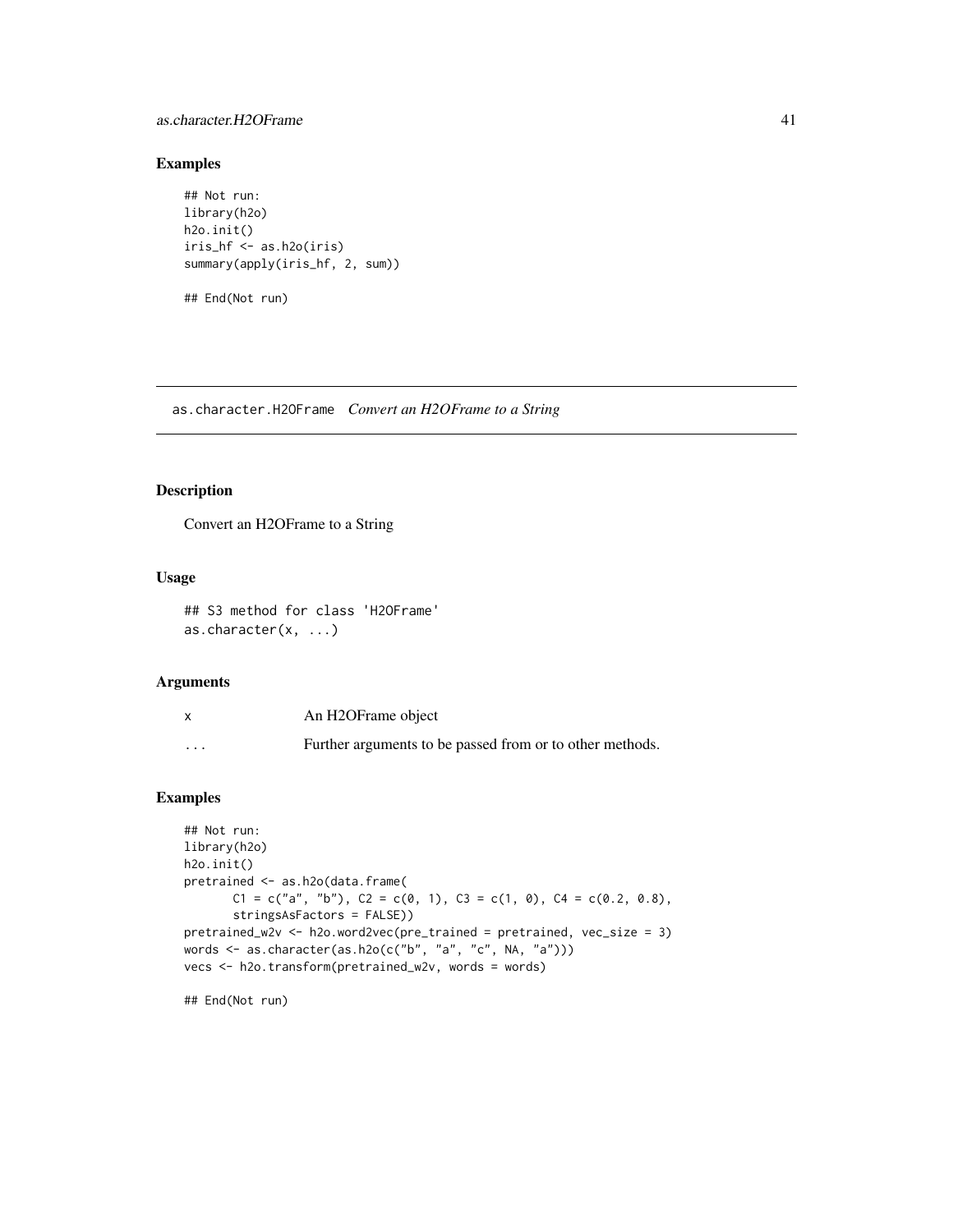## Examples

```
## Not run:
library(h2o)
h2o.init()
iris_hf <- as.h2o(iris)
summary(apply(iris_hf, 2, sum))

## End(Not run)
```

---

## as.character.H2OFrame    *Convert an H2OFrame to a String*

### Description

Convert an H2OFrame to a String

### Usage

```
## S3 method for class 'H2OFrame'
as.character(x, ...)
```

### Arguments

| | |
|---|---|
| x | An H2OFrame object |
| ... | Further arguments to be passed from or to other methods. |

### Examples

```
## Not run:
library(h2o)
h2o.init()
pretrained <- as.h2o(data.frame(
      C1 = c("a", "b"), C2 = c(0, 1), C3 = c(1, 0), C4 = c(0.2, 0.8),
      stringsAsFactors = FALSE))
pretrained_w2v <- h2o.word2vec(pre_trained = pretrained, vec_size = 3)
words <- as.character(as.h2o(c("b", "a", "c", NA, "a")))
vecs <- h2o.transform(pretrained_w2v, words = words)

## End(Not run)
```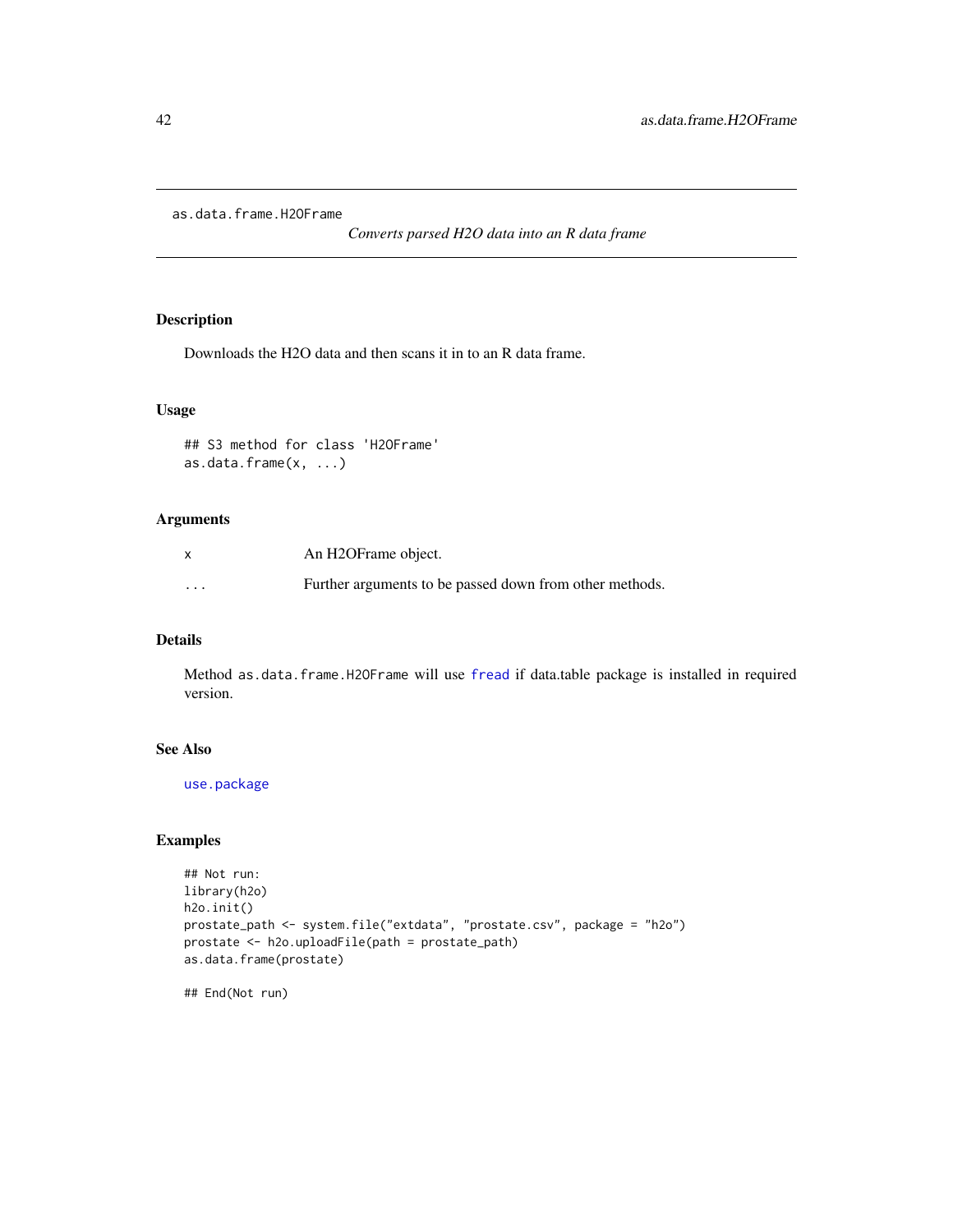as.data.frame.H2OFrame

*Converts parsed H2O data into an R data frame*

## Description

Downloads the H2O data and then scans it in to an R data frame.

## Usage

```
## S3 method for class 'H2OFrame'
as.data.frame(x, ...)
```

## Arguments

| | |
|---|---|
| x | An H2OFrame object. |
| ... | Further arguments to be passed down from other methods. |

## Details

Method `as.data.frame.H2OFrame` will use `fread` if data.table package is installed in required version.

## See Also

`use.package`

## Examples

```
## Not run:
library(h2o)
h2o.init()
prostate_path <- system.file("extdata", "prostate.csv", package = "h2o")
prostate <- h2o.uploadFile(path = prostate_path)
as.data.frame(prostate)

## End(Not run)
```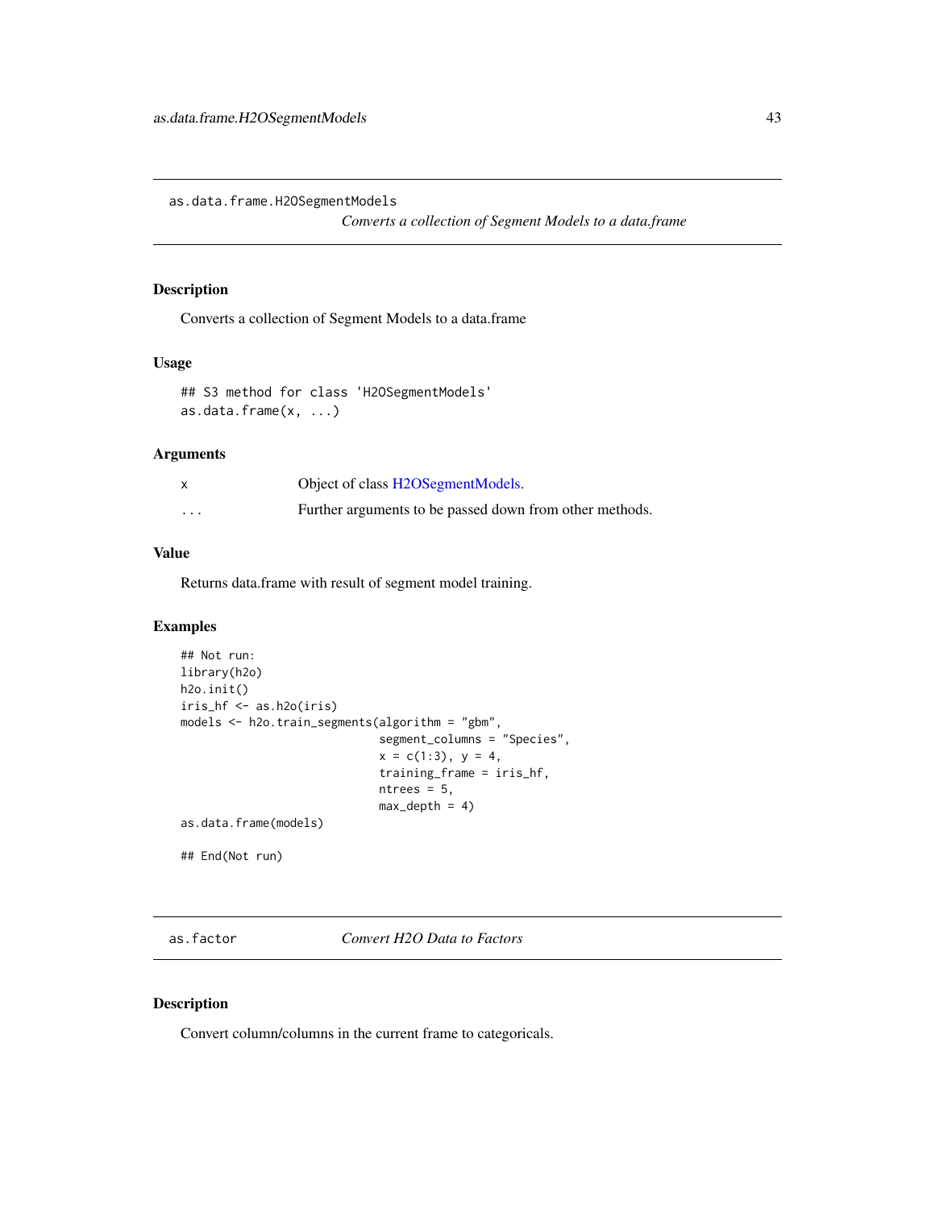## as.data.frame.H2OSegmentModels

*Converts a collection of Segment Models to a data.frame*

### Description

Converts a collection of Segment Models to a data.frame

### Usage

```
## S3 method for class 'H2OSegmentModels'
as.data.frame(x, ...)
```

### Arguments

| | |
|---|---|
| x | Object of class H2OSegmentModels. |
| ... | Further arguments to be passed down from other methods. |

### Value

Returns data.frame with result of segment model training.

### Examples

```
## Not run:
library(h2o)
h2o.init()
iris_hf <- as.h2o(iris)
models <- h2o.train_segments(algorithm = "gbm",
                             segment_columns = "Species",
                             x = c(1:3), y = 4,
                             training_frame = iris_hf,
                             ntrees = 5,
                             max_depth = 4)
as.data.frame(models)

## End(Not run)
```

## as.factor

*Convert H2O Data to Factors*

### Description

Convert column/columns in the current frame to categoricals.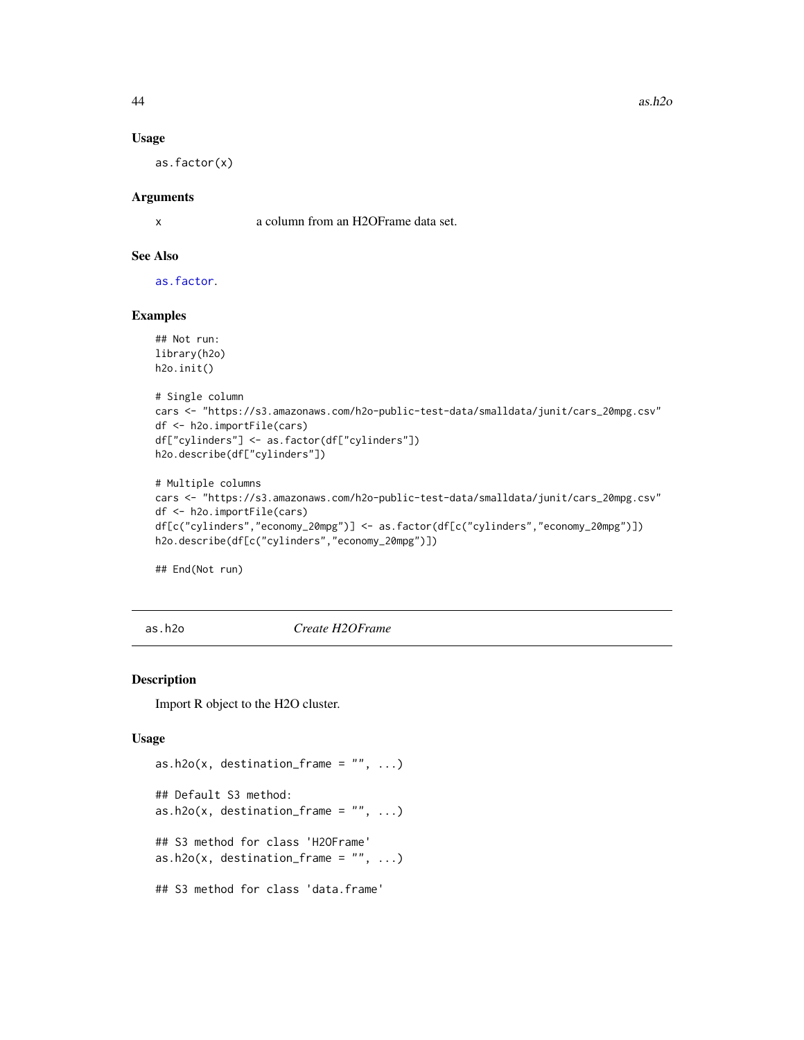### Usage

```
as.factor(x)
```

### Arguments

| | |
|---|---|
| x | a column from an H2OFrame data set. |

### See Also

as.factor.

### Examples

```
## Not run:
library(h2o)
h2o.init()

# Single column
cars <- "https://s3.amazonaws.com/h2o-public-test-data/smalldata/junit/cars_20mpg.csv"
df <- h2o.importFile(cars)
df["cylinders"] <- as.factor(df["cylinders"])
h2o.describe(df["cylinders"])

# Multiple columns
cars <- "https://s3.amazonaws.com/h2o-public-test-data/smalldata/junit/cars_20mpg.csv"
df <- h2o.importFile(cars)
df[c("cylinders","economy_20mpg")] <- as.factor(df[c("cylinders","economy_20mpg")])
h2o.describe(df[c("cylinders","economy_20mpg")])

## End(Not run)
```

---

## as.h2o &nbsp;&nbsp;&nbsp;&nbsp; *Create H2OFrame*

---

### Description

Import R object to the H2O cluster.

### Usage

```
as.h2o(x, destination_frame = "", ...)

## Default S3 method:
as.h2o(x, destination_frame = "", ...)

## S3 method for class 'H2OFrame'
as.h2o(x, destination_frame = "", ...)

## S3 method for class 'data.frame'
```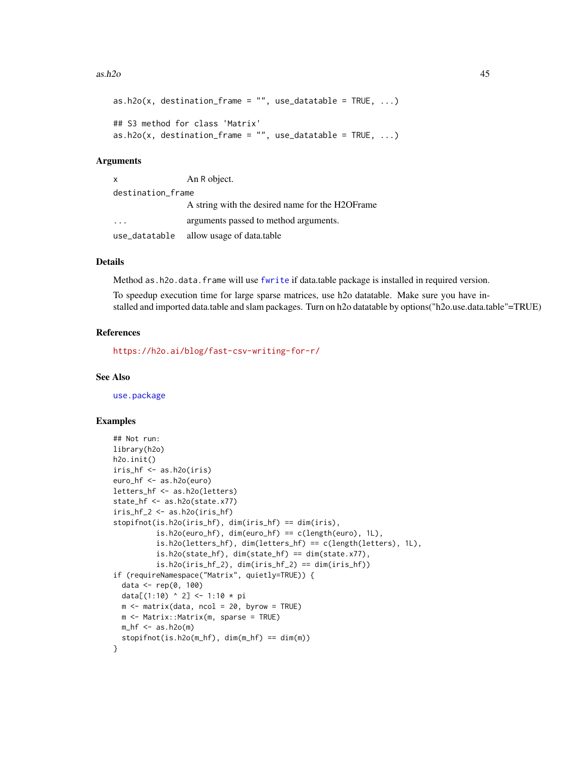```
as.h2o(x, destination_frame = "", use_datatable = TRUE, ...)

## S3 method for class 'Matrix'
as.h2o(x, destination_frame = "", use_datatable = TRUE, ...)
```

## Arguments

| | |
|---|---|
| x | An R object. |
| destination_frame | A string with the desired name for the H2OFrame |
| ... | arguments passed to method arguments. |
| use_datatable | allow usage of data.table |

## Details

Method `as.h2o.data.frame` will use `fwrite` if data.table package is installed in required version.

To speedup execution time for large sparse matrices, use h2o datatable. Make sure you have installed and imported data.table and slam packages. Turn on h2o datatable by options("h2o.use.data.table"=TRUE)

## References

https://h2o.ai/blog/fast-csv-writing-for-r/

## See Also

`use.package`

## Examples

```
## Not run:
library(h2o)
h2o.init()
iris_hf <- as.h2o(iris)
euro_hf <- as.h2o(euro)
letters_hf <- as.h2o(letters)
state_hf <- as.h2o(state.x77)
iris_hf_2 <- as.h2o(iris_hf)
stopifnot(is.h2o(iris_hf), dim(iris_hf) == dim(iris),
          is.h2o(euro_hf), dim(euro_hf) == c(length(euro), 1L),
          is.h2o(letters_hf), dim(letters_hf) == c(length(letters), 1L),
          is.h2o(state_hf), dim(state_hf) == dim(state.x77),
          is.h2o(iris_hf_2), dim(iris_hf_2) == dim(iris_hf))
if (requireNamespace("Matrix", quietly=TRUE)) {
  data <- rep(0, 100)
  data[(1:10) ^ 2] <- 1:10 * pi
  m <- matrix(data, ncol = 20, byrow = TRUE)
  m <- Matrix::Matrix(m, sparse = TRUE)
  m_hf <- as.h2o(m)
  stopifnot(is.h2o(m_hf), dim(m_hf) == dim(m))
}
```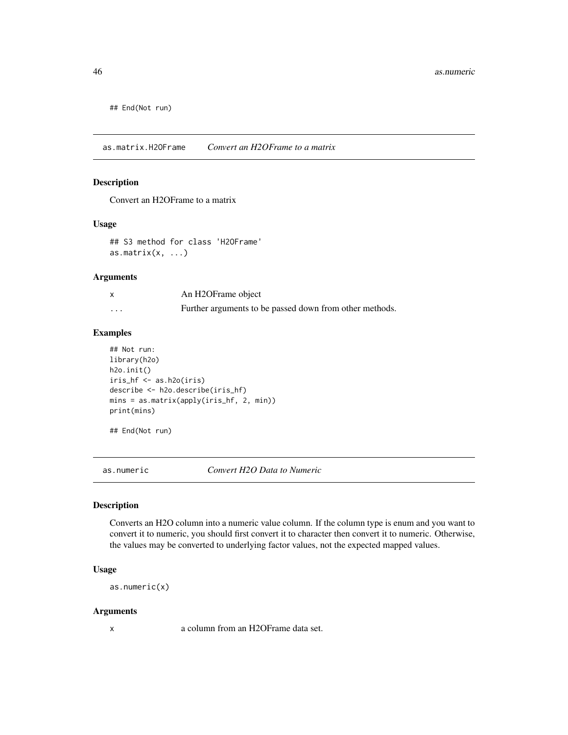```
## End(Not run)
```

## as.matrix.H2OFrame — *Convert an H2OFrame to a matrix*

### Description

Convert an H2OFrame to a matrix

### Usage

```
## S3 method for class 'H2OFrame'
as.matrix(x, ...)
```

### Arguments

| | |
|---|---|
| x | An H2OFrame object |
| ... | Further arguments to be passed down from other methods. |

### Examples

```
## Not run:
library(h2o)
h2o.init()
iris_hf <- as.h2o(iris)
describe <- h2o.describe(iris_hf)
mins = as.matrix(apply(iris_hf, 2, min))
print(mins)

## End(Not run)
```

## as.numeric — *Convert H2O Data to Numeric*

### Description

Converts an H2O column into a numeric value column. If the column type is enum and you want to convert it to numeric, you should first convert it to character then convert it to numeric. Otherwise, the values may be converted to underlying factor values, not the expected mapped values.

### Usage

```
as.numeric(x)
```

### Arguments

| | |
|---|---|
| x | a column from an H2OFrame data set. |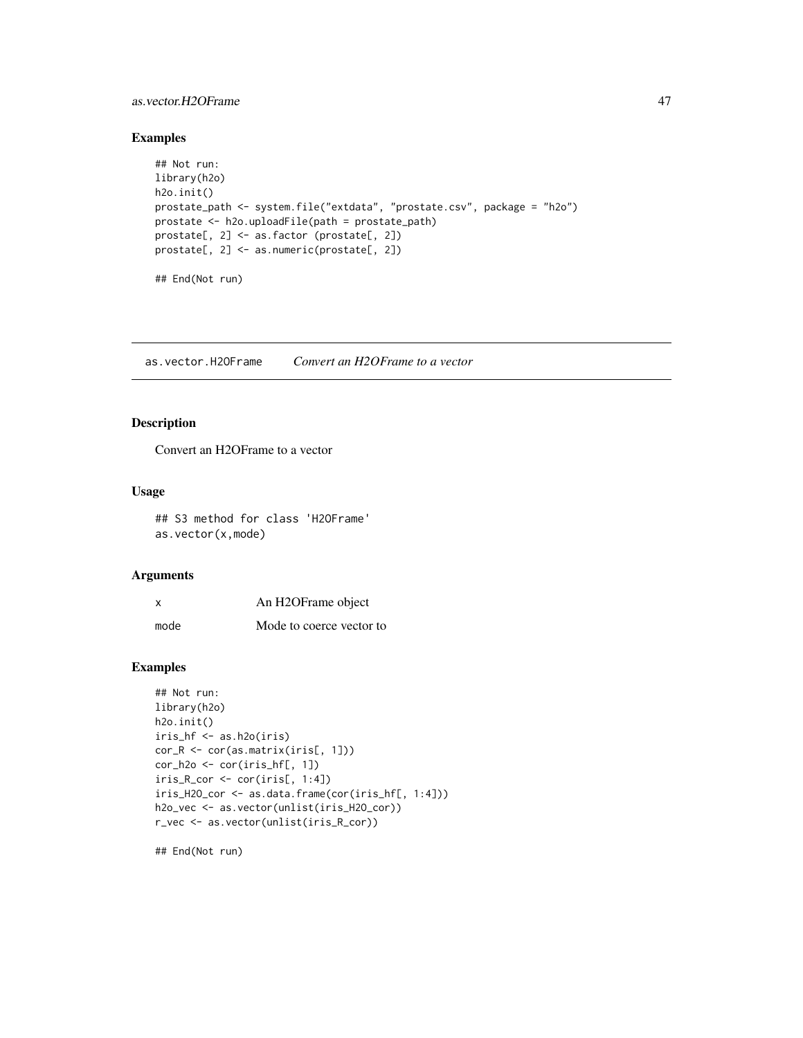## Examples

```
## Not run:
library(h2o)
h2o.init()
prostate_path <- system.file("extdata", "prostate.csv", package = "h2o")
prostate <- h2o.uploadFile(path = prostate_path)
prostate[, 2] <- as.factor (prostate[, 2])
prostate[, 2] <- as.numeric(prostate[, 2])

## End(Not run)
```

---

# as.vector.H2OFrame    *Convert an H2OFrame to a vector*

## Description

Convert an H2OFrame to a vector

## Usage

```
## S3 method for class 'H2OFrame'
as.vector(x,mode)
```

## Arguments

| | |
|---|---|
| x | An H2OFrame object |
| mode | Mode to coerce vector to |

## Examples

```
## Not run:
library(h2o)
h2o.init()
iris_hf <- as.h2o(iris)
cor_R <- cor(as.matrix(iris[, 1]))
cor_h2o <- cor(iris_hf[, 1])
iris_R_cor <- cor(iris[, 1:4])
iris_H2O_cor <- as.data.frame(cor(iris_hf[, 1:4]))
h2o_vec <- as.vector(unlist(iris_H2O_cor))
r_vec <- as.vector(unlist(iris_R_cor))

## End(Not run)
```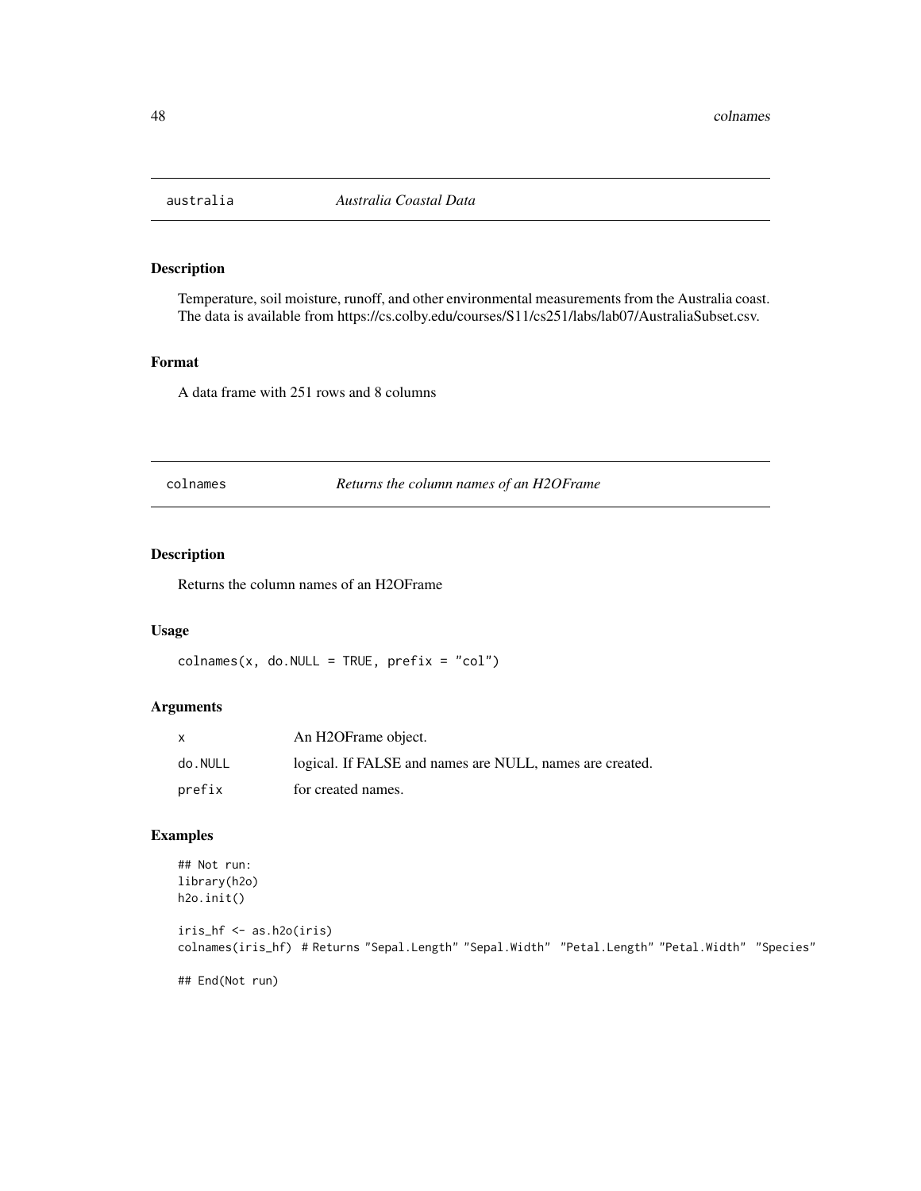## australia — *Australia Coastal Data*

### Description

Temperature, soil moisture, runoff, and other environmental measurements from the Australia coast. The data is available from https://cs.colby.edu/courses/S11/cs251/labs/lab07/AustraliaSubset.csv.

### Format

A data frame with 251 rows and 8 columns

## colnames — *Returns the column names of an H2OFrame*

### Description

Returns the column names of an H2OFrame

### Usage

```
colnames(x, do.NULL = TRUE, prefix = "col")
```

### Arguments

| | |
|---|---|
| x | An H2OFrame object. |
| do.NULL | logical. If FALSE and names are NULL, names are created. |
| prefix | for created names. |

### Examples

```
## Not run:
library(h2o)
h2o.init()

iris_hf <- as.h2o(iris)
colnames(iris_hf) # Returns "Sepal.Length" "Sepal.Width" "Petal.Length" "Petal.Width" "Species"

## End(Not run)
```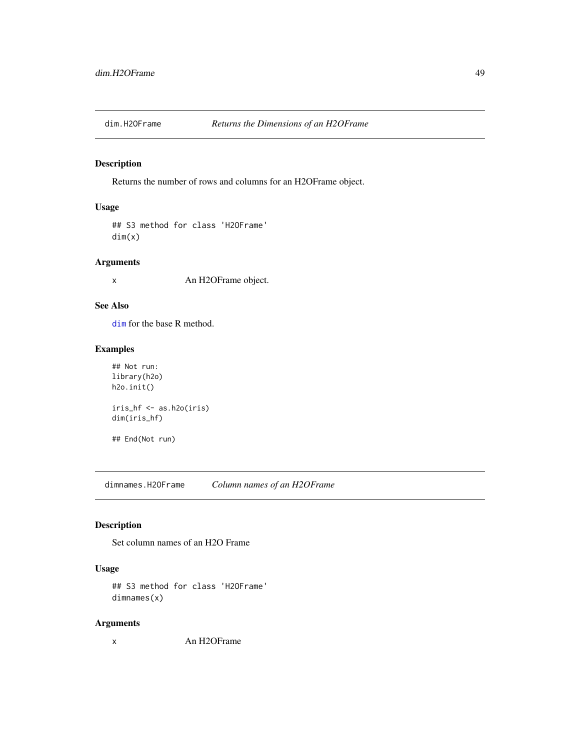## dim.H2OFrame *Returns the Dimensions of an H2OFrame*

### Description

Returns the number of rows and columns for an H2OFrame object.

### Usage

```
## S3 method for class 'H2OFrame'
dim(x)
```

### Arguments

x An H2OFrame object.

### See Also

dim for the base R method.

### Examples

```
## Not run:
library(h2o)
h2o.init()

iris_hf <- as.h2o(iris)
dim(iris_hf)

## End(Not run)
```

## dimnames.H2OFrame *Column names of an H2OFrame*

### Description

Set column names of an H2O Frame

### Usage

```
## S3 method for class 'H2OFrame'
dimnames(x)
```

### Arguments

x An H2OFrame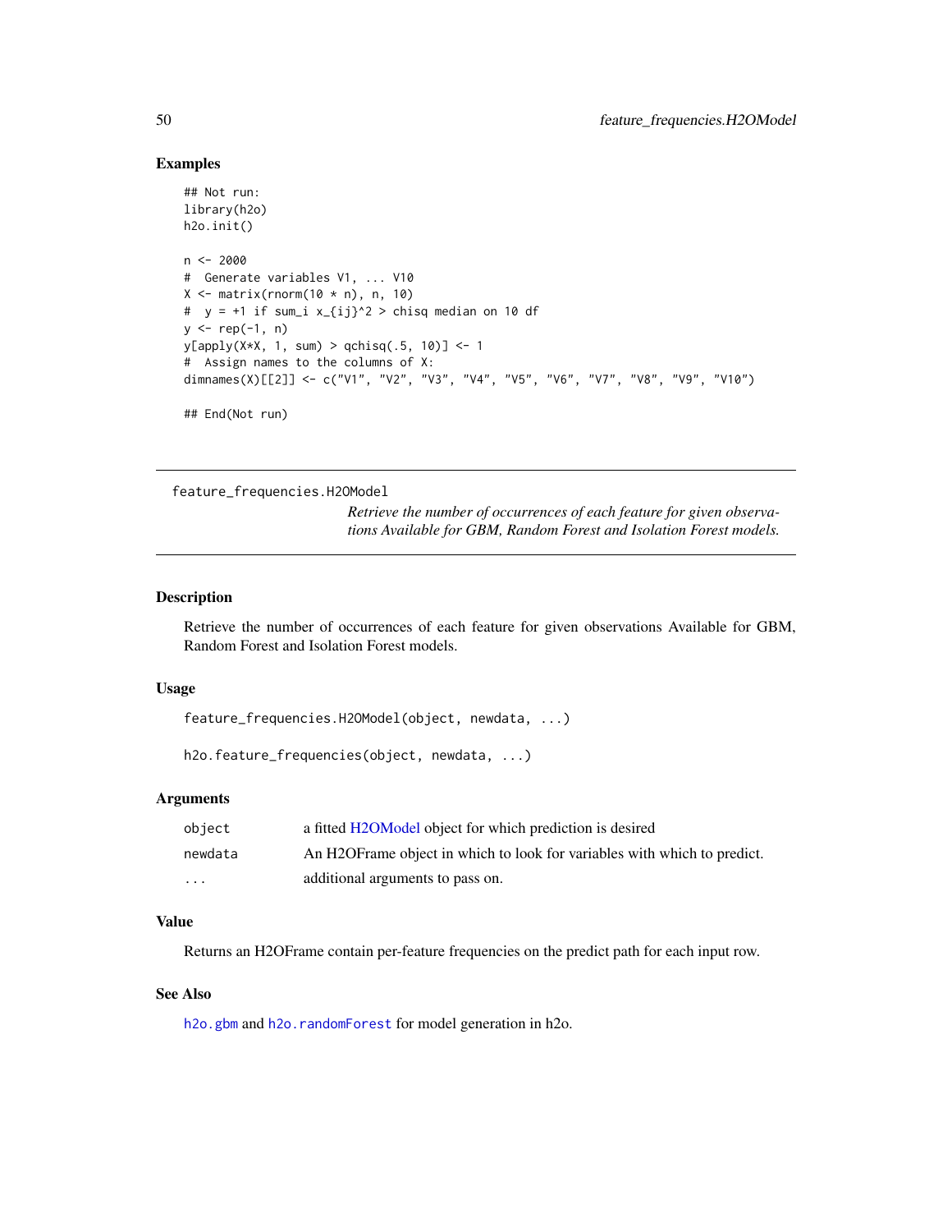## Examples

```
## Not run:
library(h2o)
h2o.init()

n <- 2000
#  Generate variables V1, ... V10
X <- matrix(rnorm(10 * n), n, 10)
#  y = +1 if sum_i x_{ij}^2 > chisq median on 10 df
y <- rep(-1, n)
y[apply(X*X, 1, sum) > qchisq(.5, 10)] <- 1
#  Assign names to the columns of X:
dimnames(X)[[2]] <- c("V1", "V2", "V3", "V4", "V5", "V6", "V7", "V8", "V9", "V10")

## End(Not run)
```

---

# feature_frequencies.H2OModel

*Retrieve the number of occurrences of each feature for given observations Available for GBM, Random Forest and Isolation Forest models.*

---

## Description

Retrieve the number of occurrences of each feature for given observations Available for GBM, Random Forest and Isolation Forest models.

## Usage

```
feature_frequencies.H2OModel(object, newdata, ...)

h2o.feature_frequencies(object, newdata, ...)
```

## Arguments

| | |
|---|---|
| object | a fitted H2OModel object for which prediction is desired |
| newdata | An H2OFrame object in which to look for variables with which to predict. |
| ... | additional arguments to pass on. |

## Value

Returns an H2OFrame contain per-feature frequencies on the predict path for each input row.

## See Also

`h2o.gbm` and `h2o.randomForest` for model generation in h2o.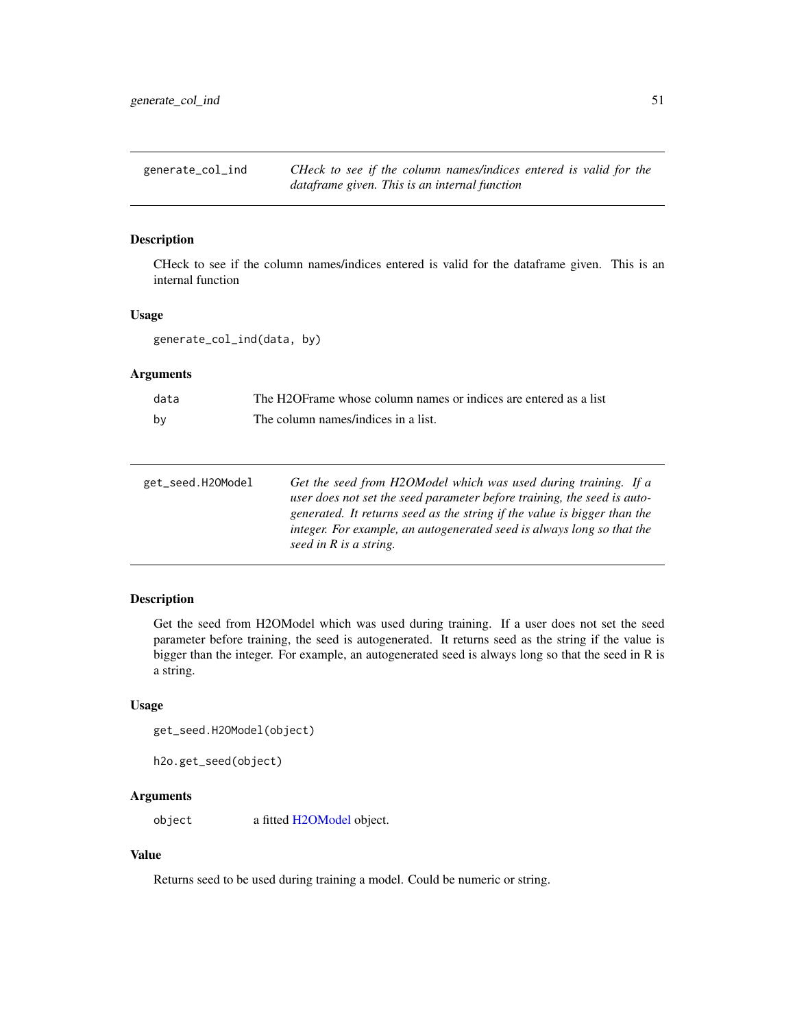## generate_col_ind

*CHeck to see if the column names/indices entered is valid for the dataframe given. This is an internal function*

### Description

CHeck to see if the column names/indices entered is valid for the dataframe given. This is an internal function

### Usage

```
generate_col_ind(data, by)
```

### Arguments

| | |
|---|---|
| data | The H2OFrame whose column names or indices are entered as a list |
| by | The column names/indices in a list. |

## get_seed.H2OModel

*Get the seed from H2OModel which was used during training. If a user does not set the seed parameter before training, the seed is autogenerated. It returns seed as the string if the value is bigger than the integer. For example, an autogenerated seed is always long so that the seed in R is a string.*

### Description

Get the seed from H2OModel which was used during training. If a user does not set the seed parameter before training, the seed is autogenerated. It returns seed as the string if the value is bigger than the integer. For example, an autogenerated seed is always long so that the seed in R is a string.

### Usage

```
get_seed.H2OModel(object)

h2o.get_seed(object)
```

### Arguments

| | |
|---|---|
| object | a fitted H2OModel object. |

### Value

Returns seed to be used during training a model. Could be numeric or string.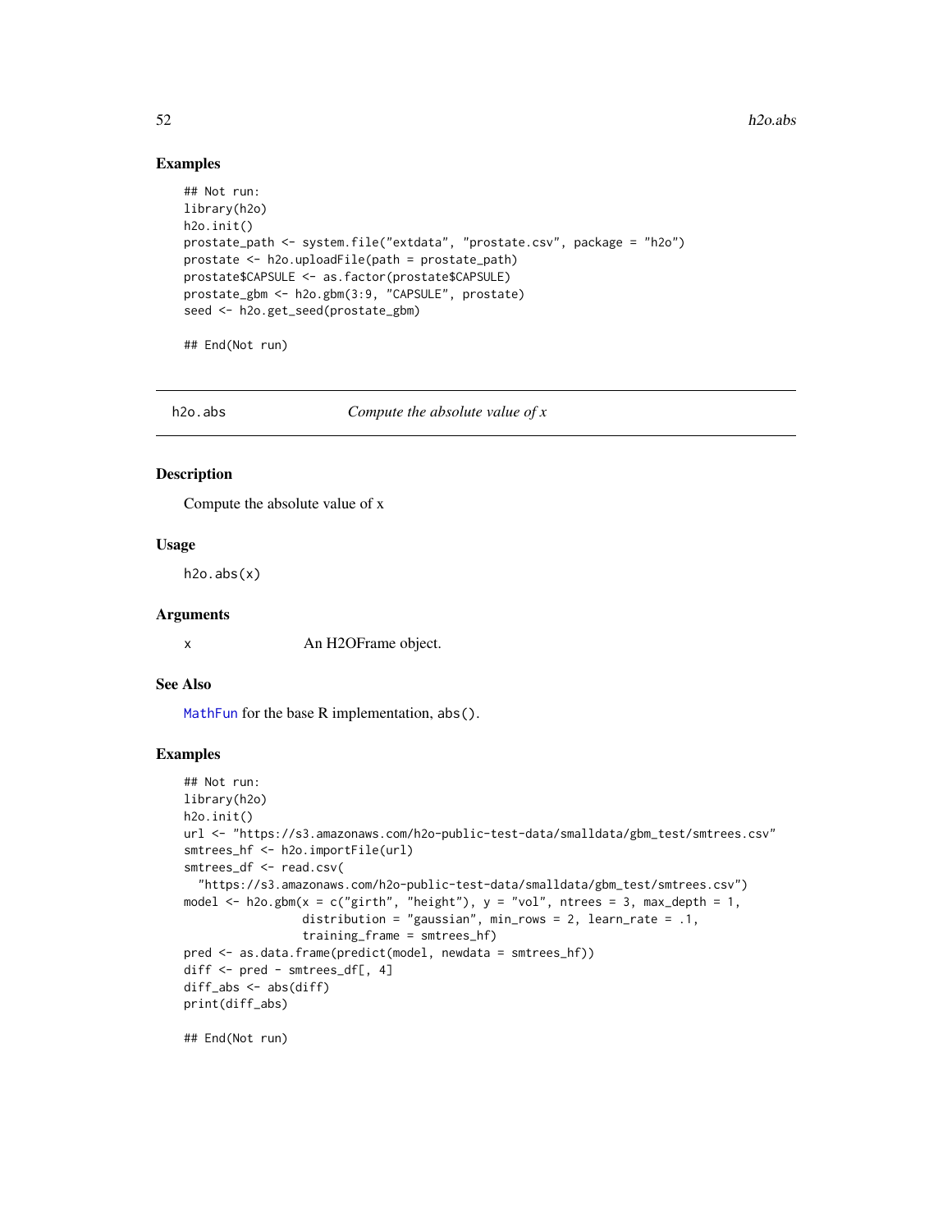### Examples

```
## Not run:
library(h2o)
h2o.init()
prostate_path <- system.file("extdata", "prostate.csv", package = "h2o")
prostate <- h2o.uploadFile(path = prostate_path)
prostate$CAPSULE <- as.factor(prostate$CAPSULE)
prostate_gbm <- h2o.gbm(3:9, "CAPSULE", prostate)
seed <- h2o.get_seed(prostate_gbm)

## End(Not run)
```

---

## h2o.abs — *Compute the absolute value of x*

---

### Description

Compute the absolute value of x

### Usage

```
h2o.abs(x)
```

### Arguments

| | |
|---|---|
| x | An H2OFrame object. |

### See Also

MathFun for the base R implementation, abs().

### Examples

```
## Not run:
library(h2o)
h2o.init()
url <- "https://s3.amazonaws.com/h2o-public-test-data/smalldata/gbm_test/smtrees.csv"
smtrees_hf <- h2o.importFile(url)
smtrees_df <- read.csv(
  "https://s3.amazonaws.com/h2o-public-test-data/smalldata/gbm_test/smtrees.csv")
model <- h2o.gbm(x = c("girth", "height"), y = "vol", ntrees = 3, max_depth = 1,
                 distribution = "gaussian", min_rows = 2, learn_rate = .1,
                 training_frame = smtrees_hf)
pred <- as.data.frame(predict(model, newdata = smtrees_hf))
diff <- pred - smtrees_df[, 4]
diff_abs <- abs(diff)
print(diff_abs)

## End(Not run)
```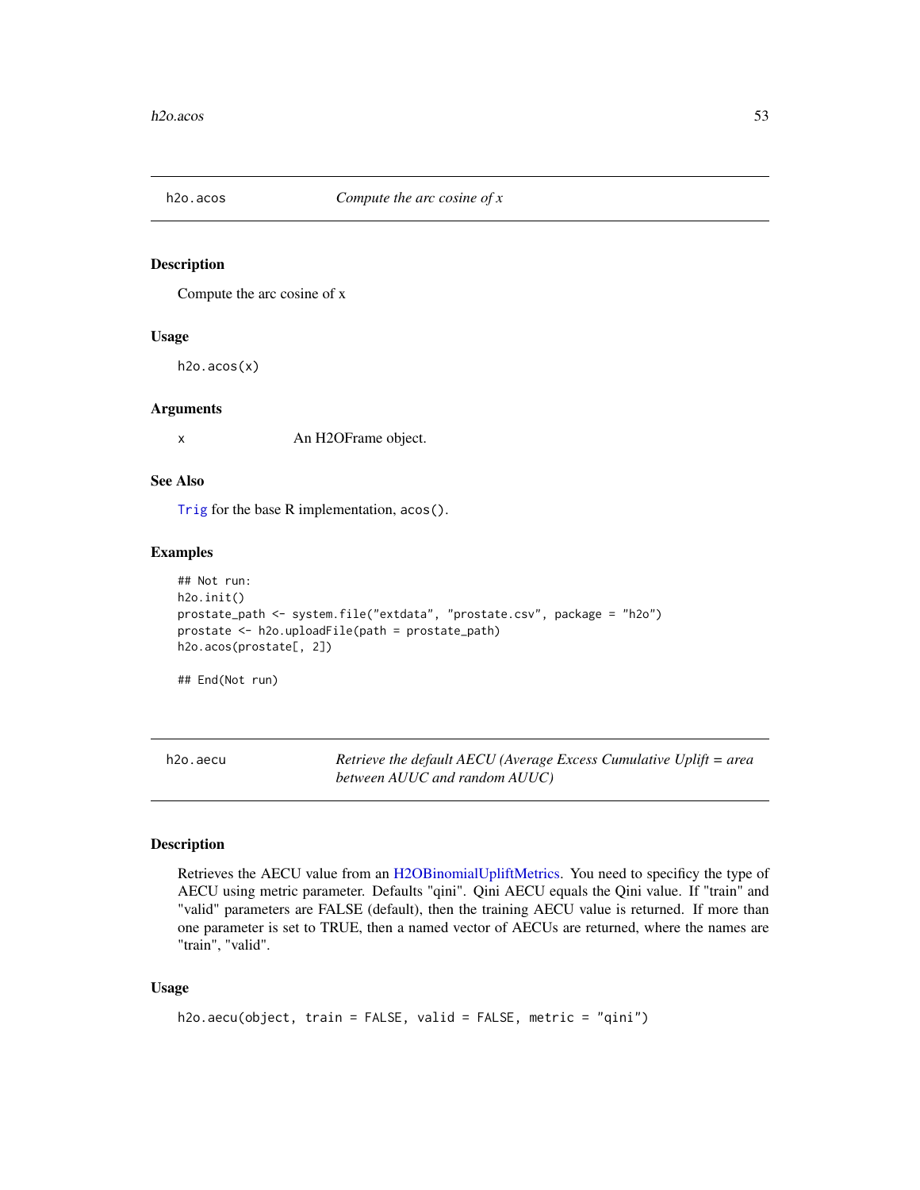## h2o.acos — *Compute the arc cosine of x*

### Description

Compute the arc cosine of x

### Usage

```
h2o.acos(x)
```

### Arguments

| | |
|---|---|
| x | An H2OFrame object. |

### See Also

Trig for the base R implementation, acos().

### Examples

```
## Not run:
h2o.init()
prostate_path <- system.file("extdata", "prostate.csv", package = "h2o")
prostate <- h2o.uploadFile(path = prostate_path)
h2o.acos(prostate[, 2])

## End(Not run)
```

## h2o.aecu — *Retrieve the default AECU (Average Excess Cumulative Uplift = area between AUUC and random AUUC)*

### Description

Retrieves the AECU value from an H2OBinomialUpliftMetrics. You need to specificy the type of AECU using metric parameter. Defaults "qini". Qini AECU equals the Qini value. If "train" and "valid" parameters are FALSE (default), then the training AECU value is returned. If more than one parameter is set to TRUE, then a named vector of AECUs are returned, where the names are "train", "valid".

### Usage

```
h2o.aecu(object, train = FALSE, valid = FALSE, metric = "qini")
```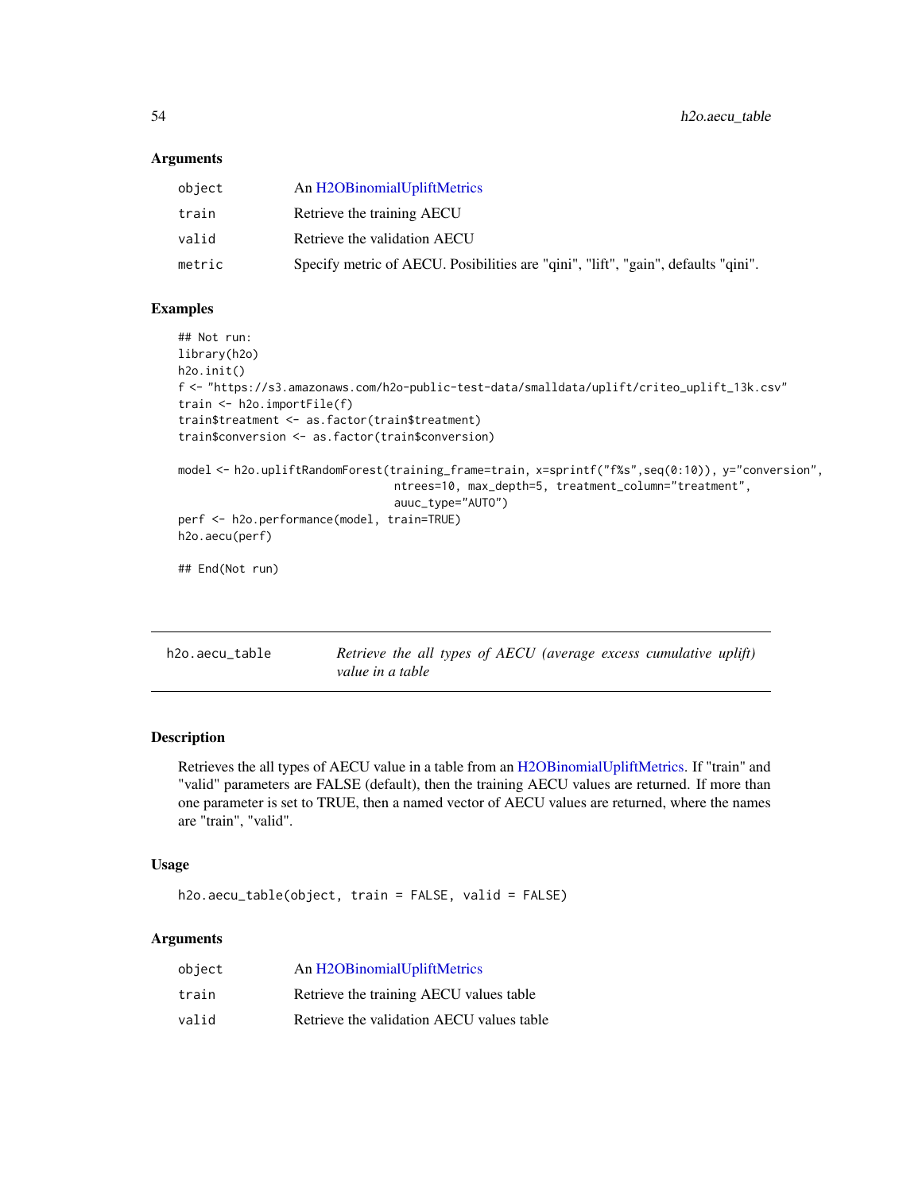### Arguments

| | |
|---|---|
| object | An H2OBinomialUpliftMetrics |
| train | Retrieve the training AECU |
| valid | Retrieve the validation AECU |
| metric | Specify metric of AECU. Posibilities are "qini", "lift", "gain", defaults "qini". |

### Examples

```
## Not run:
library(h2o)
h2o.init()
f <- "https://s3.amazonaws.com/h2o-public-test-data/smalldata/uplift/criteo_uplift_13k.csv"
train <- h2o.importFile(f)
train$treatment <- as.factor(train$treatment)
train$conversion <- as.factor(train$conversion)

model <- h2o.upliftRandomForest(training_frame=train, x=sprintf("f%s",seq(0:10)), y="conversion",
                               ntrees=10, max_depth=5, treatment_column="treatment",
                               auuc_type="AUTO")
perf <- h2o.performance(model, train=TRUE)
h2o.aecu(perf)

## End(Not run)
```

---

## h2o.aecu_table — *Retrieve the all types of AECU (average excess cumulative uplift) value in a table*

### Description

Retrieves the all types of AECU value in a table from an H2OBinomialUpliftMetrics. If "train" and "valid" parameters are FALSE (default), then the training AECU values are returned. If more than one parameter is set to TRUE, then a named vector of AECU values are returned, where the names are "train", "valid".

### Usage

```
h2o.aecu_table(object, train = FALSE, valid = FALSE)
```

### Arguments

| | |
|---|---|
| object | An H2OBinomialUpliftMetrics |
| train | Retrieve the training AECU values table |
| valid | Retrieve the validation AECU values table |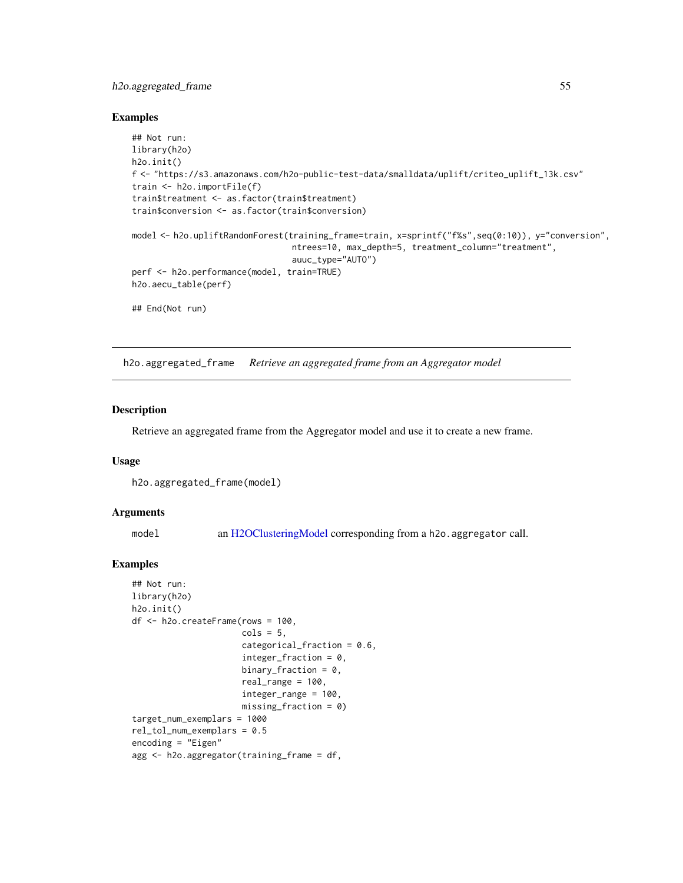### Examples

```
## Not run:
library(h2o)
h2o.init()
f <- "https://s3.amazonaws.com/h2o-public-test-data/smalldata/uplift/criteo_uplift_13k.csv"
train <- h2o.importFile(f)
train$treatment <- as.factor(train$treatment)
train$conversion <- as.factor(train$conversion)

model <- h2o.upliftRandomForest(training_frame=train, x=sprintf("f%s",seq(0:10)), y="conversion",
                                ntrees=10, max_depth=5, treatment_column="treatment",
                                auuc_type="AUTO")
perf <- h2o.performance(model, train=TRUE)
h2o.aecu_table(perf)

## End(Not run)
```

---

## h2o.aggregated_frame    *Retrieve an aggregated frame from an Aggregator model*

### Description

Retrieve an aggregated frame from the Aggregator model and use it to create a new frame.

### Usage

```
h2o.aggregated_frame(model)
```

### Arguments

| | |
|---|---|
| `model` | an H2OClusteringModel corresponding from a `h2o.aggregator` call. |

### Examples

```
## Not run:
library(h2o)
h2o.init()
df <- h2o.createFrame(rows = 100,
                      cols = 5,
                      categorical_fraction = 0.6,
                      integer_fraction = 0,
                      binary_fraction = 0,
                      real_range = 100,
                      integer_range = 100,
                      missing_fraction = 0)
target_num_exemplars = 1000
rel_tol_num_exemplars = 0.5
encoding = "Eigen"
agg <- h2o.aggregator(training_frame = df,
```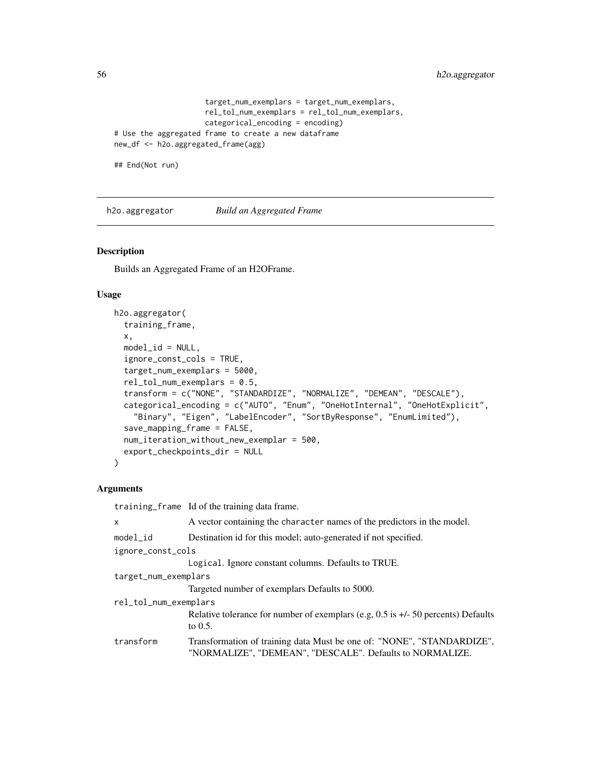```
                    target_num_exemplars = target_num_exemplars,
                    rel_tol_num_exemplars = rel_tol_num_exemplars,
                    categorical_encoding = encoding)
# Use the aggregated frame to create a new dataframe
new_df <- h2o.aggregated_frame(agg)

## End(Not run)
```

## h2o.aggregator *Build an Aggregated Frame*

### Description

Builds an Aggregated Frame of an H2OFrame.

### Usage

```
h2o.aggregator(
  training_frame,
  x,
  model_id = NULL,
  ignore_const_cols = TRUE,
  target_num_exemplars = 5000,
  rel_tol_num_exemplars = 0.5,
  transform = c("NONE", "STANDARDIZE", "NORMALIZE", "DEMEAN", "DESCALE"),
  categorical_encoding = c("AUTO", "Enum", "OneHotInternal", "OneHotExplicit",
    "Binary", "Eigen", "LabelEncoder", "SortByResponse", "EnumLimited"),
  save_mapping_frame = FALSE,
  num_iteration_without_new_exemplar = 500,
  export_checkpoints_dir = NULL
)
```

### Arguments

`training_frame` Id of the training data frame.

`x` A vector containing the `character` names of the predictors in the model.

`model_id` Destination id for this model; auto-generated if not specified.

`ignore_const_cols`
Logical. Ignore constant columns. Defaults to TRUE.

`target_num_exemplars`
Targeted number of exemplars Defaults to 5000.

`rel_tol_num_exemplars`
Relative tolerance for number of exemplars (e.g, 0.5 is +/- 50 percents) Defaults to 0.5.

`transform` Transformation of training data Must be one of: "NONE", "STANDARDIZE", "NORMALIZE", "DEMEAN", "DESCALE". Defaults to NORMALIZE.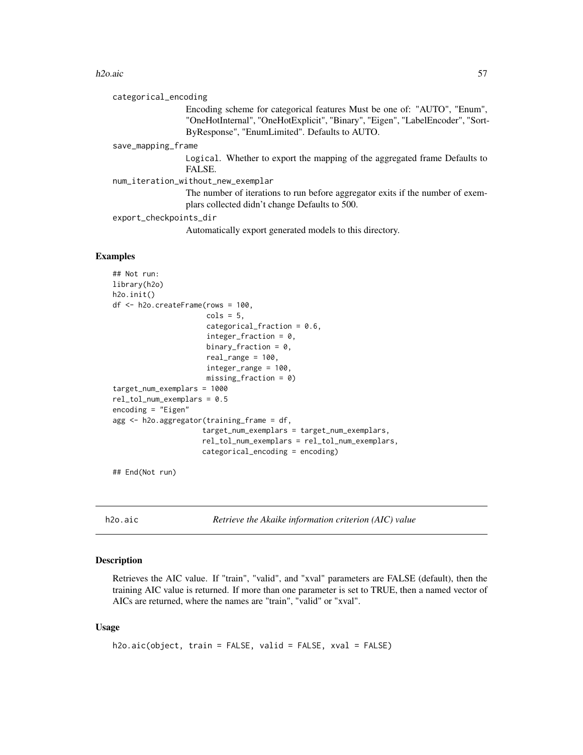categorical_encoding
: Encoding scheme for categorical features Must be one of: "AUTO", "Enum", "OneHotInternal", "OneHotExplicit", "Binary", "Eigen", "LabelEncoder", "SortByResponse", "EnumLimited". Defaults to AUTO.

save_mapping_frame
: Logical. Whether to export the mapping of the aggregated frame Defaults to FALSE.

num_iteration_without_new_exemplar
: The number of iterations to run before aggregator exits if the number of exemplars collected didn't change Defaults to 500.

export_checkpoints_dir
: Automatically export generated models to this directory.

### Examples

```
## Not run:
library(h2o)
h2o.init()
df <- h2o.createFrame(rows = 100,
                      cols = 5,
                      categorical_fraction = 0.6,
                      integer_fraction = 0,
                      binary_fraction = 0,
                      real_range = 100,
                      integer_range = 100,
                      missing_fraction = 0)
target_num_exemplars = 1000
rel_tol_num_exemplars = 0.5
encoding = "Eigen"
agg <- h2o.aggregator(training_frame = df,
                     target_num_exemplars = target_num_exemplars,
                     rel_tol_num_exemplars = rel_tol_num_exemplars,
                     categorical_encoding = encoding)

## End(Not run)
```

---

## h2o.aic — *Retrieve the Akaike information criterion (AIC) value*

---

### Description

Retrieves the AIC value. If "train", "valid", and "xval" parameters are FALSE (default), then the training AIC value is returned. If more than one parameter is set to TRUE, then a named vector of AICs are returned, where the names are "train", "valid" or "xval".

### Usage

```
h2o.aic(object, train = FALSE, valid = FALSE, xval = FALSE)
```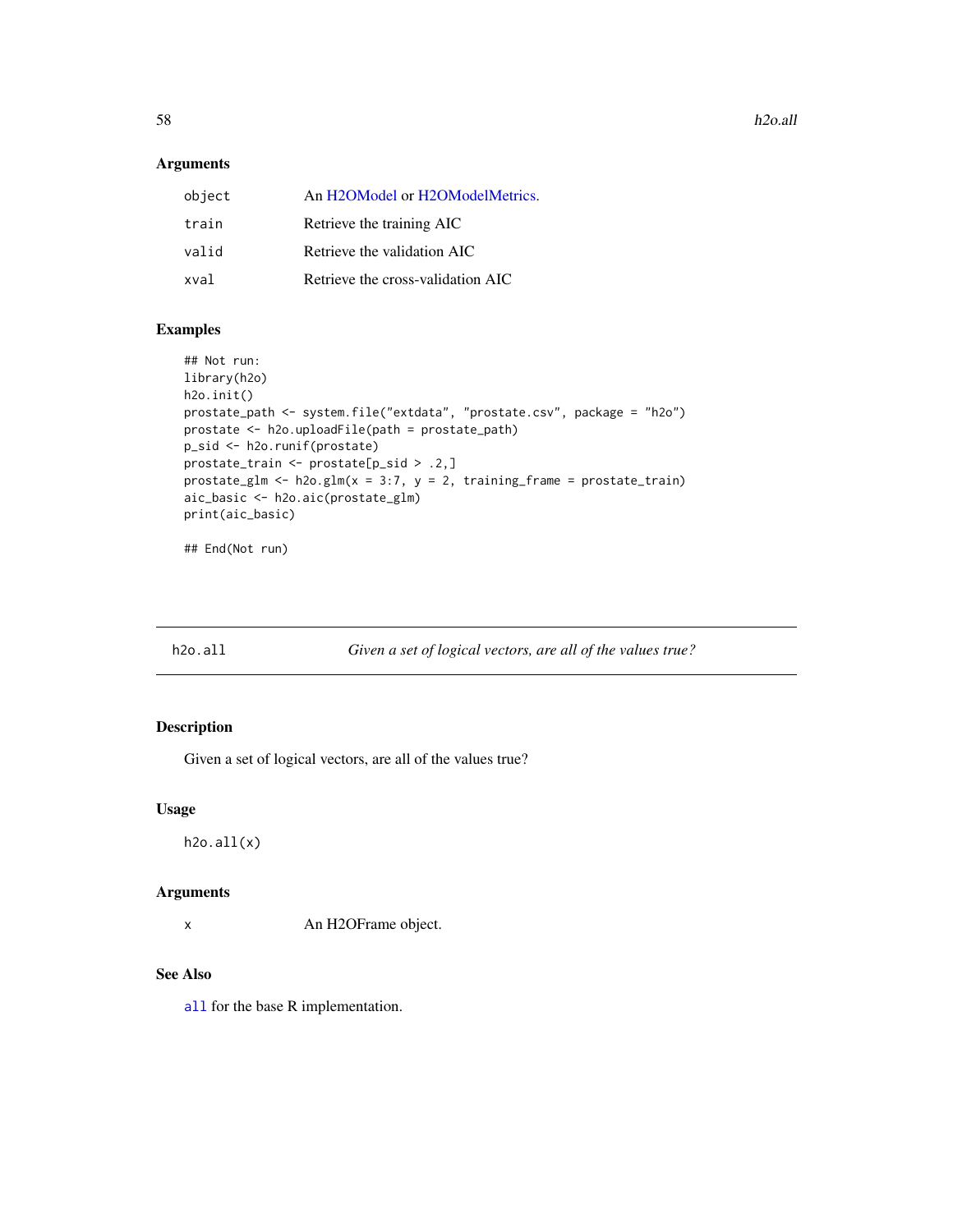### Arguments

| | |
|---|---|
| object | An H2OModel or H2OModelMetrics. |
| train | Retrieve the training AIC |
| valid | Retrieve the validation AIC |
| xval | Retrieve the cross-validation AIC |

### Examples

```
## Not run:
library(h2o)
h2o.init()
prostate_path <- system.file("extdata", "prostate.csv", package = "h2o")
prostate <- h2o.uploadFile(path = prostate_path)
p_sid <- h2o.runif(prostate)
prostate_train <- prostate[p_sid > .2,]
prostate_glm <- h2o.glm(x = 3:7, y = 2, training_frame = prostate_train)
aic_basic <- h2o.aic(prostate_glm)
print(aic_basic)

## End(Not run)
```

---

## h2o.all — *Given a set of logical vectors, are all of the values true?*

### Description

Given a set of logical vectors, are all of the values true?

### Usage

```
h2o.all(x)
```

### Arguments

| | |
|---|---|
| x | An H2OFrame object. |

### See Also

`all` for the base R implementation.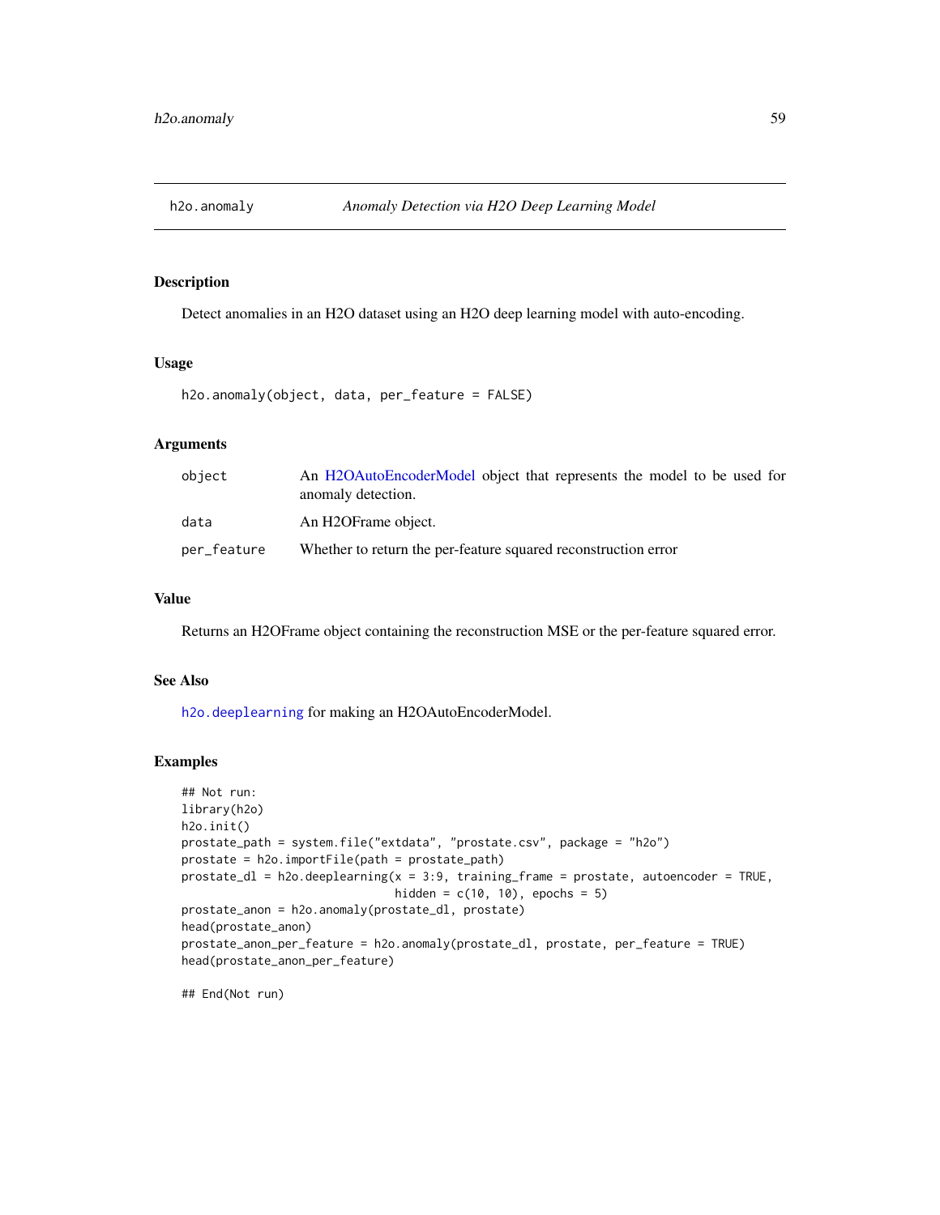## h2o.anomaly *Anomaly Detection via H2O Deep Learning Model*

### Description

Detect anomalies in an H2O dataset using an H2O deep learning model with auto-encoding.

### Usage

```
h2o.anomaly(object, data, per_feature = FALSE)
```

### Arguments

| | |
|---|---|
| object | An H2OAutoEncoderModel object that represents the model to be used for anomaly detection. |
| data | An H2OFrame object. |
| per_feature | Whether to return the per-feature squared reconstruction error |

### Value

Returns an H2OFrame object containing the reconstruction MSE or the per-feature squared error.

### See Also

`h2o.deeplearning` for making an H2OAutoEncoderModel.

### Examples

```
## Not run:
library(h2o)
h2o.init()
prostate_path = system.file("extdata", "prostate.csv", package = "h2o")
prostate = h2o.importFile(path = prostate_path)
prostate_dl = h2o.deeplearning(x = 3:9, training_frame = prostate, autoencoder = TRUE,
                               hidden = c(10, 10), epochs = 5)
prostate_anon = h2o.anomaly(prostate_dl, prostate)
head(prostate_anon)
prostate_anon_per_feature = h2o.anomaly(prostate_dl, prostate, per_feature = TRUE)
head(prostate_anon_per_feature)

## End(Not run)
```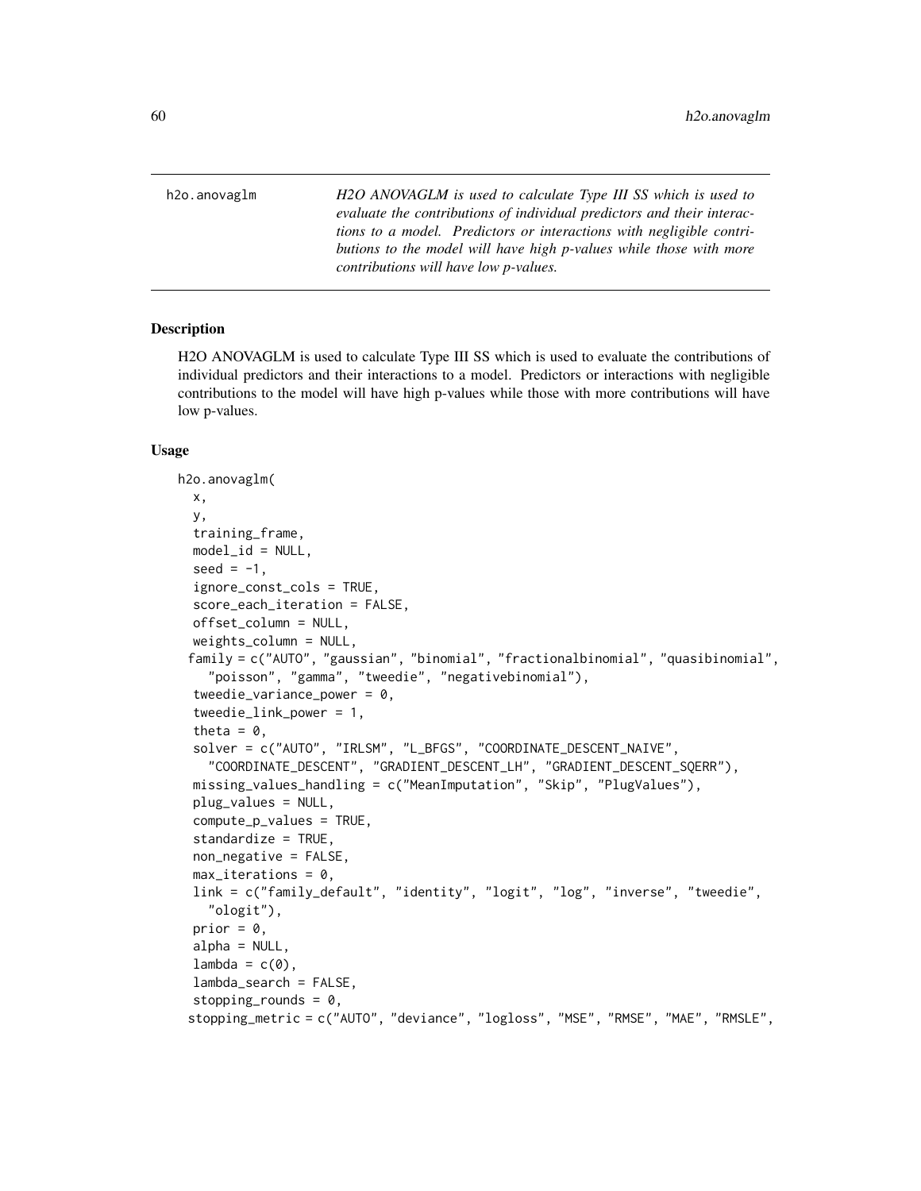h2o.anovaglm

*H2O ANOVAGLM is used to calculate Type III SS which is used to evaluate the contributions of individual predictors and their interactions to a model. Predictors or interactions with negligible contributions to the model will have high p-values while those with more contributions will have low p-values.*

## Description

H2O ANOVAGLM is used to calculate Type III SS which is used to evaluate the contributions of individual predictors and their interactions to a model. Predictors or interactions with negligible contributions to the model will have high p-values while those with more contributions will have low p-values.

## Usage

```
h2o.anovaglm(
  x,
  y,
  training_frame,
  model_id = NULL,
  seed = -1,
  ignore_const_cols = TRUE,
  score_each_iteration = FALSE,
  offset_column = NULL,
  weights_column = NULL,
  family = c("AUTO", "gaussian", "binomial", "fractionalbinomial", "quasibinomial",
    "poisson", "gamma", "tweedie", "negativebinomial"),
  tweedie_variance_power = 0,
  tweedie_link_power = 1,
  theta = 0,
  solver = c("AUTO", "IRLSM", "L_BFGS", "COORDINATE_DESCENT_NAIVE",
    "COORDINATE_DESCENT", "GRADIENT_DESCENT_LH", "GRADIENT_DESCENT_SQERR"),
  missing_values_handling = c("MeanImputation", "Skip", "PlugValues"),
  plug_values = NULL,
  compute_p_values = TRUE,
  standardize = TRUE,
  non_negative = FALSE,
  max_iterations = 0,
  link = c("family_default", "identity", "logit", "log", "inverse", "tweedie",
    "ologit"),
  prior = 0,
  alpha = NULL,
  lambda = c(0),
  lambda_search = FALSE,
  stopping_rounds = 0,
  stopping_metric = c("AUTO", "deviance", "logloss", "MSE", "RMSE", "MAE", "RMSLE",
```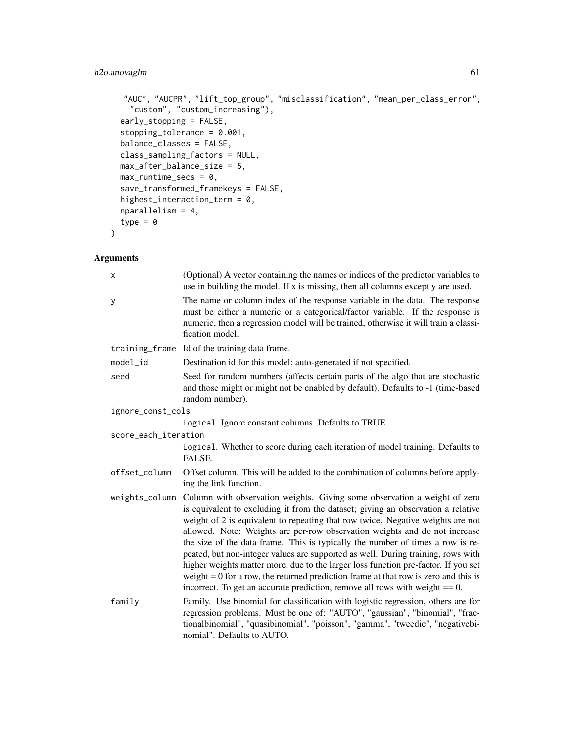```
    "AUC", "AUCPR", "lift_top_group", "misclassification", "mean_per_class_error",
     "custom", "custom_increasing"),
  early_stopping = FALSE,
  stopping_tolerance = 0.001,
  balance_classes = FALSE,
  class_sampling_factors = NULL,
  max_after_balance_size = 5,
  max_runtime_secs = 0,
  save_transformed_framekeys = FALSE,
  highest_interaction_term = 0,
  nparallelism = 4,
  type = 0
)
```

## Arguments

| | |
|---|---|
| x | (Optional) A vector containing the names or indices of the predictor variables to use in building the model. If x is missing, then all columns except y are used. |
| y | The name or column index of the response variable in the data. The response must be either a numeric or a categorical/factor variable. If the response is numeric, then a regression model will be trained, otherwise it will train a classification model. |
| training_frame | Id of the training data frame. |
| model_id | Destination id for this model; auto-generated if not specified. |
| seed | Seed for random numbers (affects certain parts of the algo that are stochastic and those might or might not be enabled by default). Defaults to -1 (time-based random number). |
| ignore_const_cols | Logical. Ignore constant columns. Defaults to TRUE. |
| score_each_iteration | Logical. Whether to score during each iteration of model training. Defaults to FALSE. |
| offset_column | Offset column. This will be added to the combination of columns before applying the link function. |
| weights_column | Column with observation weights. Giving some observation a weight of zero is equivalent to excluding it from the dataset; giving an observation a relative weight of 2 is equivalent to repeating that row twice. Negative weights are not allowed. Note: Weights are per-row observation weights and do not increase the size of the data frame. This is typically the number of times a row is repeated, but non-integer values are supported as well. During training, rows with higher weights matter more, due to the larger loss function pre-factor. If you set weight = 0 for a row, the returned prediction frame at that row is zero and this is incorrect. To get an accurate prediction, remove all rows with weight == 0. |
| family | Family. Use binomial for classification with logistic regression, others are for regression problems. Must be one of: "AUTO", "gaussian", "binomial", "fractionalbinomial", "quasibinomial", "poisson", "gamma", "tweedie", "negativebinomial". Defaults to AUTO. |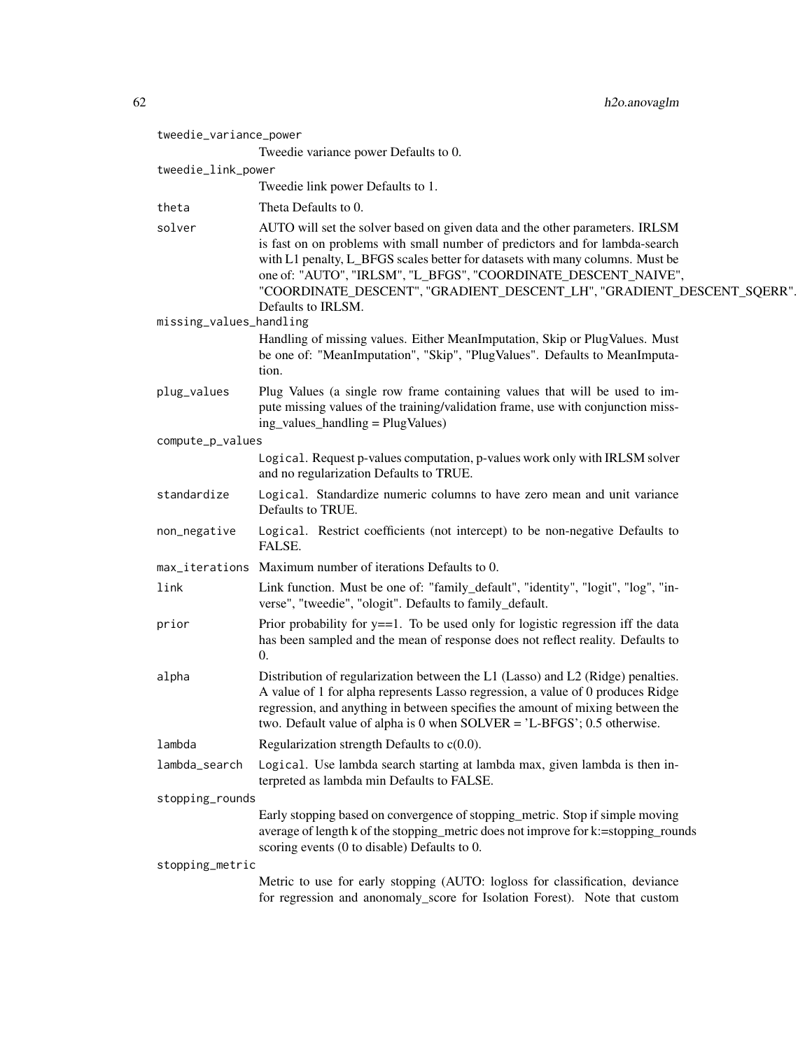tweedie_variance_power
: Tweedie variance power Defaults to 0.

tweedie_link_power
: Tweedie link power Defaults to 1.

theta
: Theta Defaults to 0.

solver
: AUTO will set the solver based on given data and the other parameters. IRLSM is fast on on problems with small number of predictors and for lambda-search with L1 penalty, L_BFGS scales better for datasets with many columns. Must be one of: "AUTO", "IRLSM", "L_BFGS", "COORDINATE_DESCENT_NAIVE", "COORDINATE_DESCENT", "GRADIENT_DESCENT_LH", "GRADIENT_DESCENT_SQERR". Defaults to IRLSM.

missing_values_handling
: Handling of missing values. Either MeanImputation, Skip or PlugValues. Must be one of: "MeanImputation", "Skip", "PlugValues". Defaults to MeanImputation.

plug_values
: Plug Values (a single row frame containing values that will be used to impute missing values of the training/validation frame, use with conjunction missing_values_handling = PlugValues)

compute_p_values
: `Logical`. Request p-values computation, p-values work only with IRLSM solver and no regularization Defaults to TRUE.

standardize
: `Logical`. Standardize numeric columns to have zero mean and unit variance Defaults to TRUE.

non_negative
: `Logical`. Restrict coefficients (not intercept) to be non-negative Defaults to FALSE.

max_iterations
: Maximum number of iterations Defaults to 0.

link
: Link function. Must be one of: "family_default", "identity", "logit", "log", "inverse", "tweedie", "ologit". Defaults to family_default.

prior
: Prior probability for y==1. To be used only for logistic regression iff the data has been sampled and the mean of response does not reflect reality. Defaults to 0.

alpha
: Distribution of regularization between the L1 (Lasso) and L2 (Ridge) penalties. A value of 1 for alpha represents Lasso regression, a value of 0 produces Ridge regression, and anything in between specifies the amount of mixing between the two. Default value of alpha is 0 when SOLVER = 'L-BFGS'; 0.5 otherwise.

lambda
: Regularization strength Defaults to c(0.0).

lambda_search
: `Logical`. Use lambda search starting at lambda max, given lambda is then interpreted as lambda min Defaults to FALSE.

stopping_rounds
: Early stopping based on convergence of stopping_metric. Stop if simple moving average of length k of the stopping_metric does not improve for k:=stopping_rounds scoring events (0 to disable) Defaults to 0.

stopping_metric
: Metric to use for early stopping (AUTO: logloss for classification, deviance for regression and anonomaly_score for Isolation Forest). Note that custom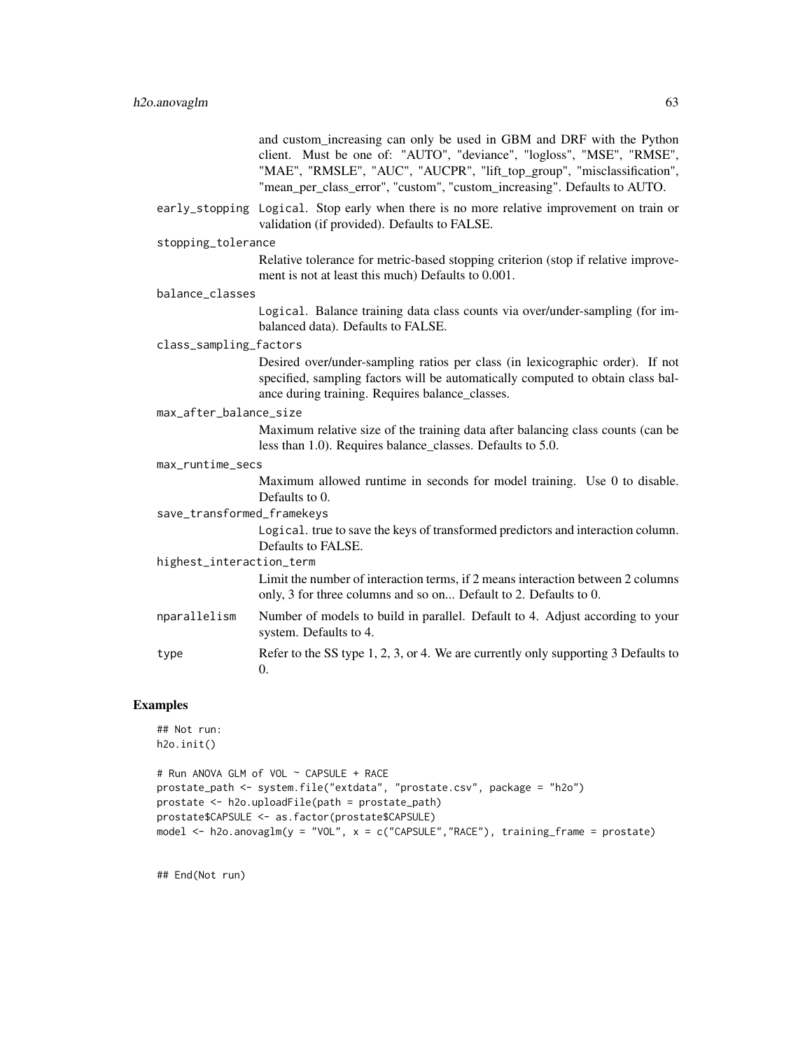and custom_increasing can only be used in GBM and DRF with the Python client. Must be one of: "AUTO", "deviance", "logloss", "MSE", "RMSE", "MAE", "RMSLE", "AUC", "AUCPR", "lift_top_group", "misclassification", "mean_per_class_error", "custom", "custom_increasing". Defaults to AUTO.

`early_stopping`
: Logical. Stop early when there is no more relative improvement on train or validation (if provided). Defaults to FALSE.

`stopping_tolerance`
: Relative tolerance for metric-based stopping criterion (stop if relative improvement is not at least this much) Defaults to 0.001.

`balance_classes`
: Logical. Balance training data class counts via over/under-sampling (for imbalanced data). Defaults to FALSE.

`class_sampling_factors`
: Desired over/under-sampling ratios per class (in lexicographic order). If not specified, sampling factors will be automatically computed to obtain class balance during training. Requires balance_classes.

`max_after_balance_size`
: Maximum relative size of the training data after balancing class counts (can be less than 1.0). Requires balance_classes. Defaults to 5.0.

`max_runtime_secs`
: Maximum allowed runtime in seconds for model training. Use 0 to disable. Defaults to 0.

`save_transformed_framekeys`
: Logical. true to save the keys of transformed predictors and interaction column. Defaults to FALSE.

`highest_interaction_term`
: Limit the number of interaction terms, if 2 means interaction between 2 columns only, 3 for three columns and so on... Default to 2. Defaults to 0.

`nparallelism`
: Number of models to build in parallel. Default to 4. Adjust according to your system. Defaults to 4.

`type`
: Refer to the SS type 1, 2, 3, or 4. We are currently only supporting 3 Defaults to 0.

## Examples

```
## Not run:
h2o.init()

# Run ANOVA GLM of VOL ~ CAPSULE + RACE
prostate_path <- system.file("extdata", "prostate.csv", package = "h2o")
prostate <- h2o.uploadFile(path = prostate_path)
prostate$CAPSULE <- as.factor(prostate$CAPSULE)
model <- h2o.anovaglm(y = "VOL", x = c("CAPSULE","RACE"), training_frame = prostate)


## End(Not run)
```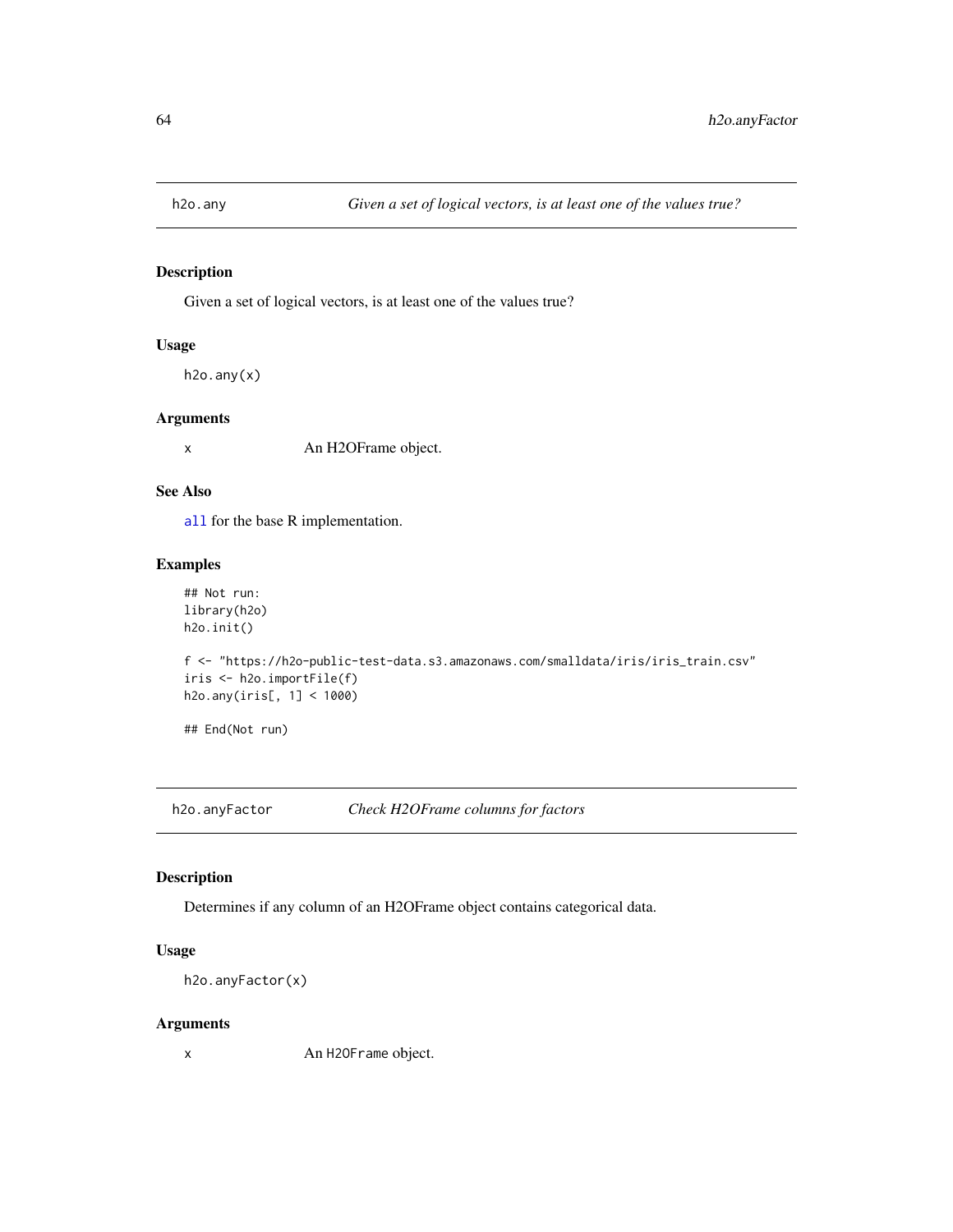## h2o.any — *Given a set of logical vectors, is at least one of the values true?*

### Description

Given a set of logical vectors, is at least one of the values true?

### Usage

```
h2o.any(x)
```

### Arguments

| | |
|---|---|
| x | An H2OFrame object. |

### See Also

all for the base R implementation.

### Examples

```
## Not run:
library(h2o)
h2o.init()

f <- "https://h2o-public-test-data.s3.amazonaws.com/smalldata/iris/iris_train.csv"
iris <- h2o.importFile(f)
h2o.any(iris[, 1] < 1000)

## End(Not run)
```

## h2o.anyFactor — *Check H2OFrame columns for factors*

### Description

Determines if any column of an H2OFrame object contains categorical data.

### Usage

```
h2o.anyFactor(x)
```

### Arguments

| | |
|---|---|
| x | An H2OFrame object. |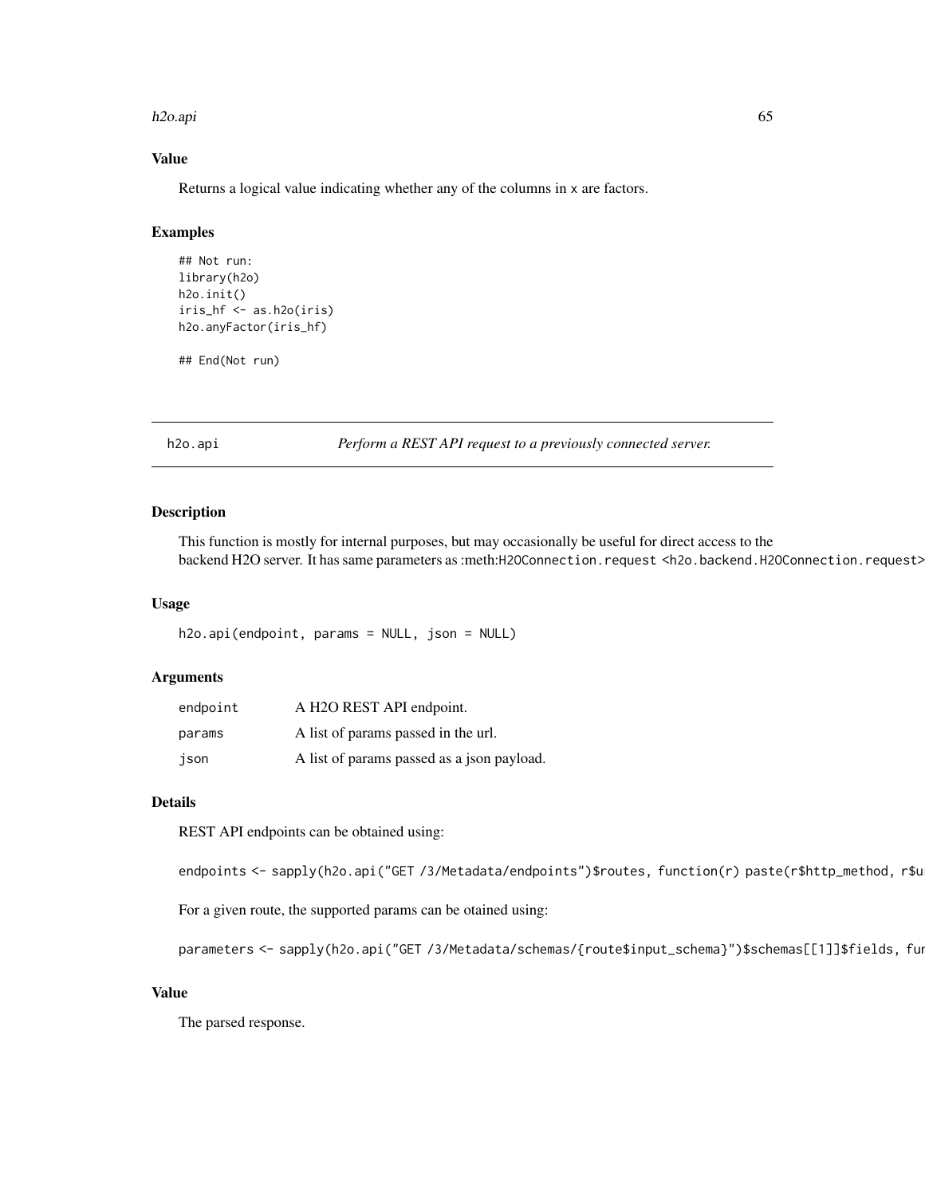## Value

Returns a logical value indicating whether any of the columns in x are factors.

## Examples

```
## Not run:
library(h2o)
h2o.init()
iris_hf <- as.h2o(iris)
h2o.anyFactor(iris_hf)

## End(Not run)
```

---

# h2o.api — *Perform a REST API request to a previously connected server.*

## Description

This function is mostly for internal purposes, but may occasionally be useful for direct access to the backend H2O server. It has same parameters as :meth:`H2OConnection.request <h2o.backend.H2OConnection.request>`

## Usage

```
h2o.api(endpoint, params = NULL, json = NULL)
```

## Arguments

| | |
|---|---|
| endpoint | A H2O REST API endpoint. |
| params | A list of params passed in the url. |
| json | A list of params passed as a json payload. |

## Details

REST API endpoints can be obtained using:

```
endpoints <- sapply(h2o.api("GET /3/Metadata/endpoints")$routes, function(r) paste(r$http_method, r$u
```

For a given route, the supported params can be otained using:

```
parameters <- sapply(h2o.api("GET /3/Metadata/schemas/{route$input_schema}")$schemas[[1]]$fields, fur
```

## Value

The parsed response.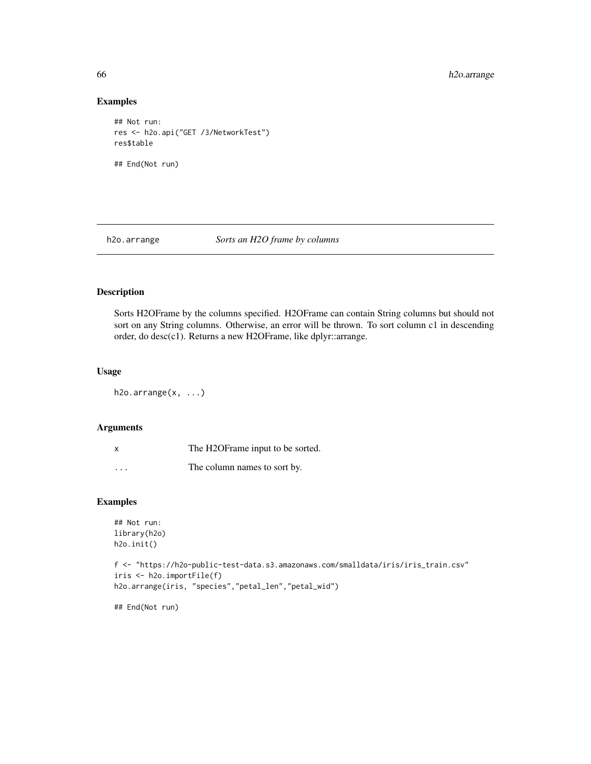## Examples

```
## Not run:
res <- h2o.api("GET /3/NetworkTest")
res$table

## End(Not run)
```

---

## h2o.arrange — *Sorts an H2O frame by columns*

### Description

Sorts H2OFrame by the columns specified. H2OFrame can contain String columns but should not sort on any String columns. Otherwise, an error will be thrown. To sort column c1 in descending order, do desc(c1). Returns a new H2OFrame, like dplyr::arrange.

### Usage

```
h2o.arrange(x, ...)
```

### Arguments

| | |
|---|---|
| x | The H2OFrame input to be sorted. |
| ... | The column names to sort by. |

### Examples

```
## Not run:
library(h2o)
h2o.init()

f <- "https://h2o-public-test-data.s3.amazonaws.com/smalldata/iris/iris_train.csv"
iris <- h2o.importFile(f)
h2o.arrange(iris, "species","petal_len","petal_wid")

## End(Not run)
```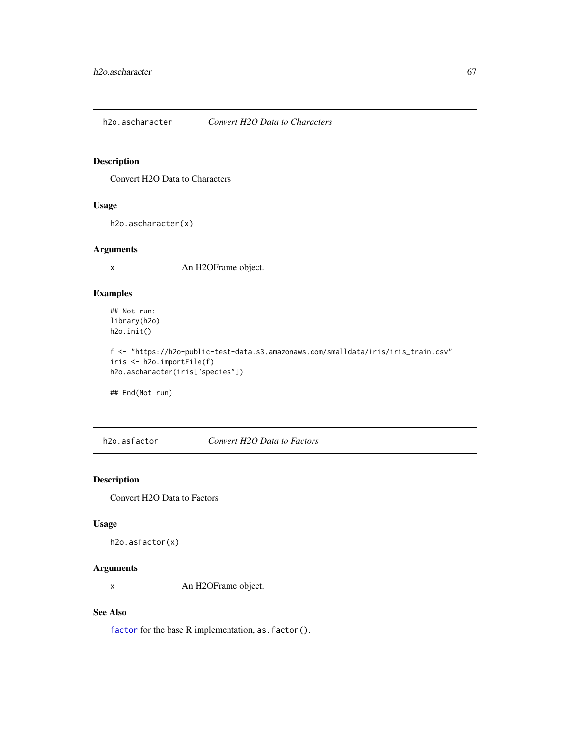## h2o.ascharacter — *Convert H2O Data to Characters*

### Description

Convert H2O Data to Characters

### Usage

```
h2o.ascharacter(x)
```

### Arguments

| | |
|---|---|
| x | An H2OFrame object. |

### Examples

```
## Not run:
library(h2o)
h2o.init()

f <- "https://h2o-public-test-data.s3.amazonaws.com/smalldata/iris/iris_train.csv"
iris <- h2o.importFile(f)
h2o.ascharacter(iris["species"])

## End(Not run)
```

## h2o.asfactor — *Convert H2O Data to Factors*

### Description

Convert H2O Data to Factors

### Usage

```
h2o.asfactor(x)
```

### Arguments

| | |
|---|---|
| x | An H2OFrame object. |

### See Also

`factor` for the base R implementation, `as.factor()`.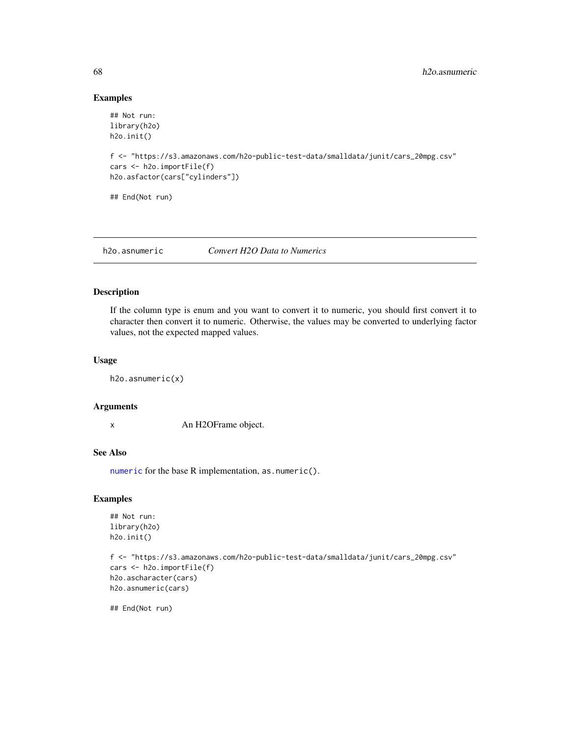### Examples

```
## Not run:
library(h2o)
h2o.init()

f <- "https://s3.amazonaws.com/h2o-public-test-data/smalldata/junit/cars_20mpg.csv"
cars <- h2o.importFile(f)
h2o.asfactor(cars["cylinders"])

## End(Not run)
```

---

## h2o.asnumeric — *Convert H2O Data to Numerics*

### Description

If the column type is enum and you want to convert it to numeric, you should first convert it to character then convert it to numeric. Otherwise, the values may be converted to underlying factor values, not the expected mapped values.

### Usage

```
h2o.asnumeric(x)
```

### Arguments

| | |
|---|---|
| x | An H2OFrame object. |

### See Also

`numeric` for the base R implementation, `as.numeric()`.

### Examples

```
## Not run:
library(h2o)
h2o.init()

f <- "https://s3.amazonaws.com/h2o-public-test-data/smalldata/junit/cars_20mpg.csv"
cars <- h2o.importFile(f)
h2o.ascharacter(cars)
h2o.asnumeric(cars)

## End(Not run)
```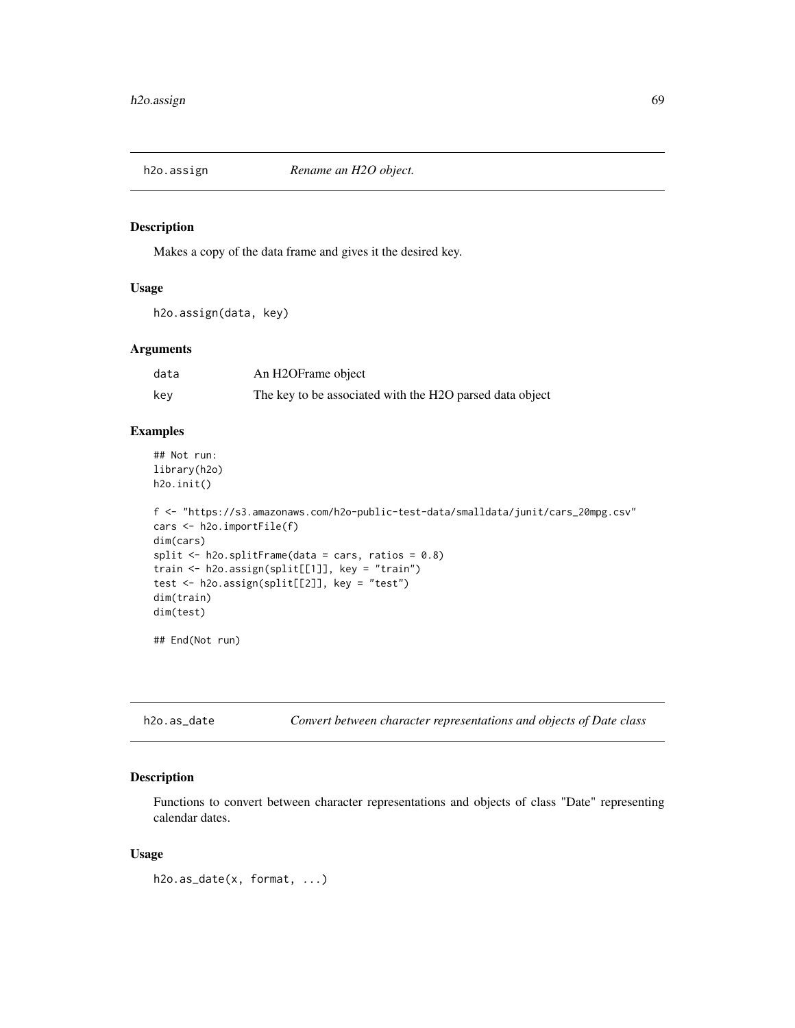## h2o.assign — *Rename an H2O object.*

### Description

Makes a copy of the data frame and gives it the desired key.

### Usage

```
h2o.assign(data, key)
```

### Arguments

| | |
|---|---|
| data | An H2OFrame object |
| key | The key to be associated with the H2O parsed data object |

### Examples

```
## Not run:
library(h2o)
h2o.init()

f <- "https://s3.amazonaws.com/h2o-public-test-data/smalldata/junit/cars_20mpg.csv"
cars <- h2o.importFile(f)
dim(cars)
split <- h2o.splitFrame(data = cars, ratios = 0.8)
train <- h2o.assign(split[[1]], key = "train")
test <- h2o.assign(split[[2]], key = "test")
dim(train)
dim(test)

## End(Not run)
```

## h2o.as_date — *Convert between character representations and objects of Date class*

### Description

Functions to convert between character representations and objects of class "Date" representing calendar dates.

### Usage

```
h2o.as_date(x, format, ...)
```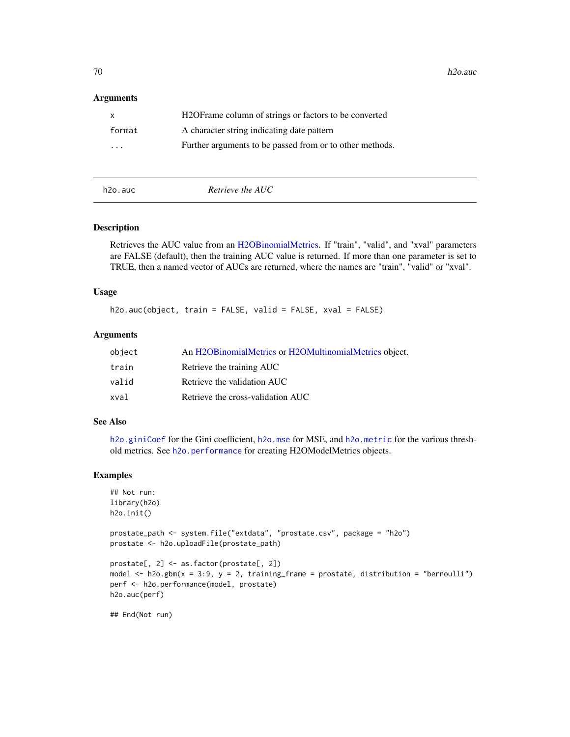### Arguments

| | |
|---|---|
| x | H2OFrame column of strings or factors to be converted |
| format | A character string indicating date pattern |
| ... | Further arguments to be passed from or to other methods. |

---

## h2o.auc — *Retrieve the AUC*

### Description

Retrieves the AUC value from an H2OBinomialMetrics. If "train", "valid", and "xval" parameters are FALSE (default), then the training AUC value is returned. If more than one parameter is set to TRUE, then a named vector of AUCs are returned, where the names are "train", "valid" or "xval".

### Usage

```
h2o.auc(object, train = FALSE, valid = FALSE, xval = FALSE)
```

### Arguments

| | |
|---|---|
| object | An H2OBinomialMetrics or H2OMultinomialMetrics object. |
| train | Retrieve the training AUC |
| valid | Retrieve the validation AUC |
| xval | Retrieve the cross-validation AUC |

### See Also

`h2o.giniCoef` for the Gini coefficient, `h2o.mse` for MSE, and `h2o.metric` for the various threshold metrics. See `h2o.performance` for creating H2OModelMetrics objects.

### Examples

```
## Not run:
library(h2o)
h2o.init()

prostate_path <- system.file("extdata", "prostate.csv", package = "h2o")
prostate <- h2o.uploadFile(prostate_path)

prostate[, 2] <- as.factor(prostate[, 2])
model <- h2o.gbm(x = 3:9, y = 2, training_frame = prostate, distribution = "bernoulli")
perf <- h2o.performance(model, prostate)
h2o.auc(perf)

## End(Not run)
```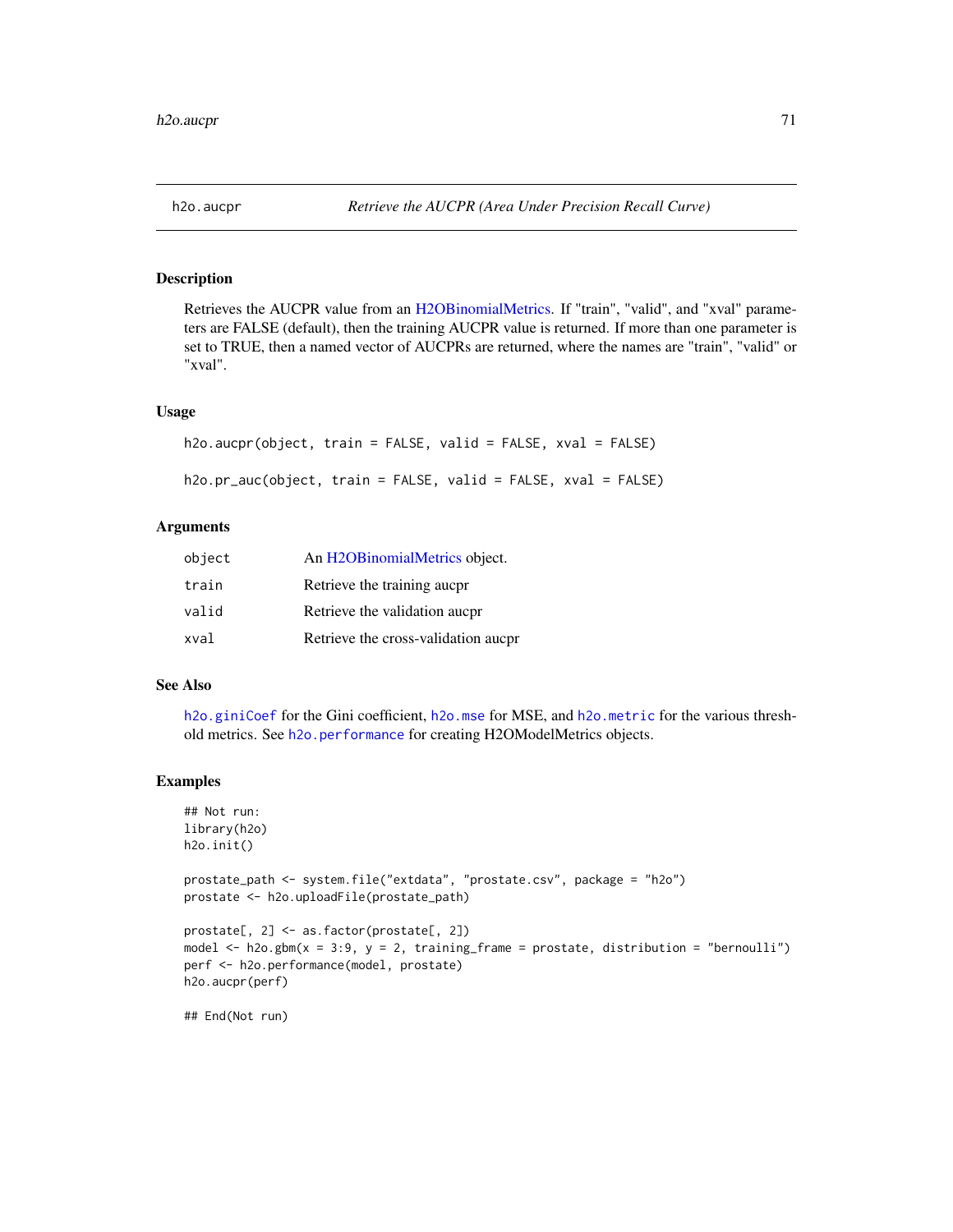# h2o.aucpr

*Retrieve the AUCPR (Area Under Precision Recall Curve)*

## Description

Retrieves the AUCPR value from an H2OBinomialMetrics. If "train", "valid", and "xval" parameters are FALSE (default), then the training AUCPR value is returned. If more than one parameter is set to TRUE, then a named vector of AUCPRs are returned, where the names are "train", "valid" or "xval".

## Usage

```
h2o.aucpr(object, train = FALSE, valid = FALSE, xval = FALSE)

h2o.pr_auc(object, train = FALSE, valid = FALSE, xval = FALSE)
```

## Arguments

| | |
|---|---|
| `object` | An H2OBinomialMetrics object. |
| `train` | Retrieve the training aucpr |
| `valid` | Retrieve the validation aucpr |
| `xval` | Retrieve the cross-validation aucpr |

## See Also

`h2o.giniCoef` for the Gini coefficient, `h2o.mse` for MSE, and `h2o.metric` for the various threshold metrics. See `h2o.performance` for creating H2OModelMetrics objects.

## Examples

```
## Not run:
library(h2o)
h2o.init()

prostate_path <- system.file("extdata", "prostate.csv", package = "h2o")
prostate <- h2o.uploadFile(prostate_path)

prostate[, 2] <- as.factor(prostate[, 2])
model <- h2o.gbm(x = 3:9, y = 2, training_frame = prostate, distribution = "bernoulli")
perf <- h2o.performance(model, prostate)
h2o.aucpr(perf)

## End(Not run)
```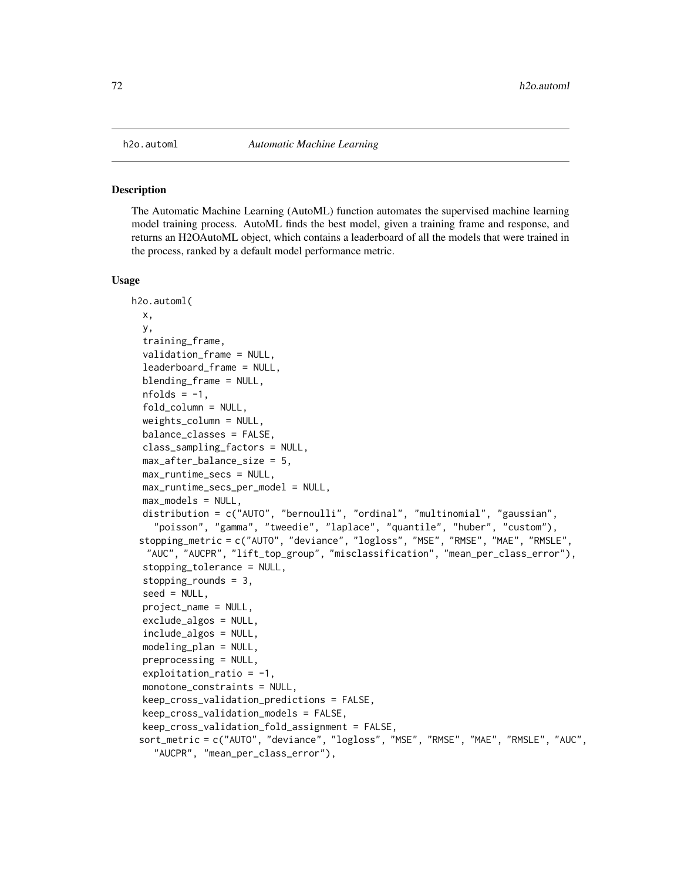h2o.automl — *Automatic Machine Learning*

### Description

The Automatic Machine Learning (AutoML) function automates the supervised machine learning model training process. AutoML finds the best model, given a training frame and response, and returns an H2OAutoML object, which contains a leaderboard of all the models that were trained in the process, ranked by a default model performance metric.

### Usage

```
h2o.automl(
  x,
  y,
  training_frame,
  validation_frame = NULL,
  leaderboard_frame = NULL,
  blending_frame = NULL,
  nfolds = -1,
  fold_column = NULL,
  weights_column = NULL,
  balance_classes = FALSE,
  class_sampling_factors = NULL,
  max_after_balance_size = 5,
  max_runtime_secs = NULL,
  max_runtime_secs_per_model = NULL,
  max_models = NULL,
  distribution = c("AUTO", "bernoulli", "ordinal", "multinomial", "gaussian",
    "poisson", "gamma", "tweedie", "laplace", "quantile", "huber", "custom"),
 stopping_metric = c("AUTO", "deviance", "logloss", "MSE", "RMSE", "MAE", "RMSLE",
  "AUC", "AUCPR", "lift_top_group", "misclassification", "mean_per_class_error"),
  stopping_tolerance = NULL,
  stopping_rounds = 3,
  seed = NULL,
  project_name = NULL,
  exclude_algos = NULL,
  include_algos = NULL,
  modeling_plan = NULL,
  preprocessing = NULL,
  exploitation_ratio = -1,
  monotone_constraints = NULL,
  keep_cross_validation_predictions = FALSE,
  keep_cross_validation_models = FALSE,
  keep_cross_validation_fold_assignment = FALSE,
 sort_metric = c("AUTO", "deviance", "logloss", "MSE", "RMSE", "MAE", "RMSLE", "AUC",
   "AUCPR", "mean_per_class_error"),
```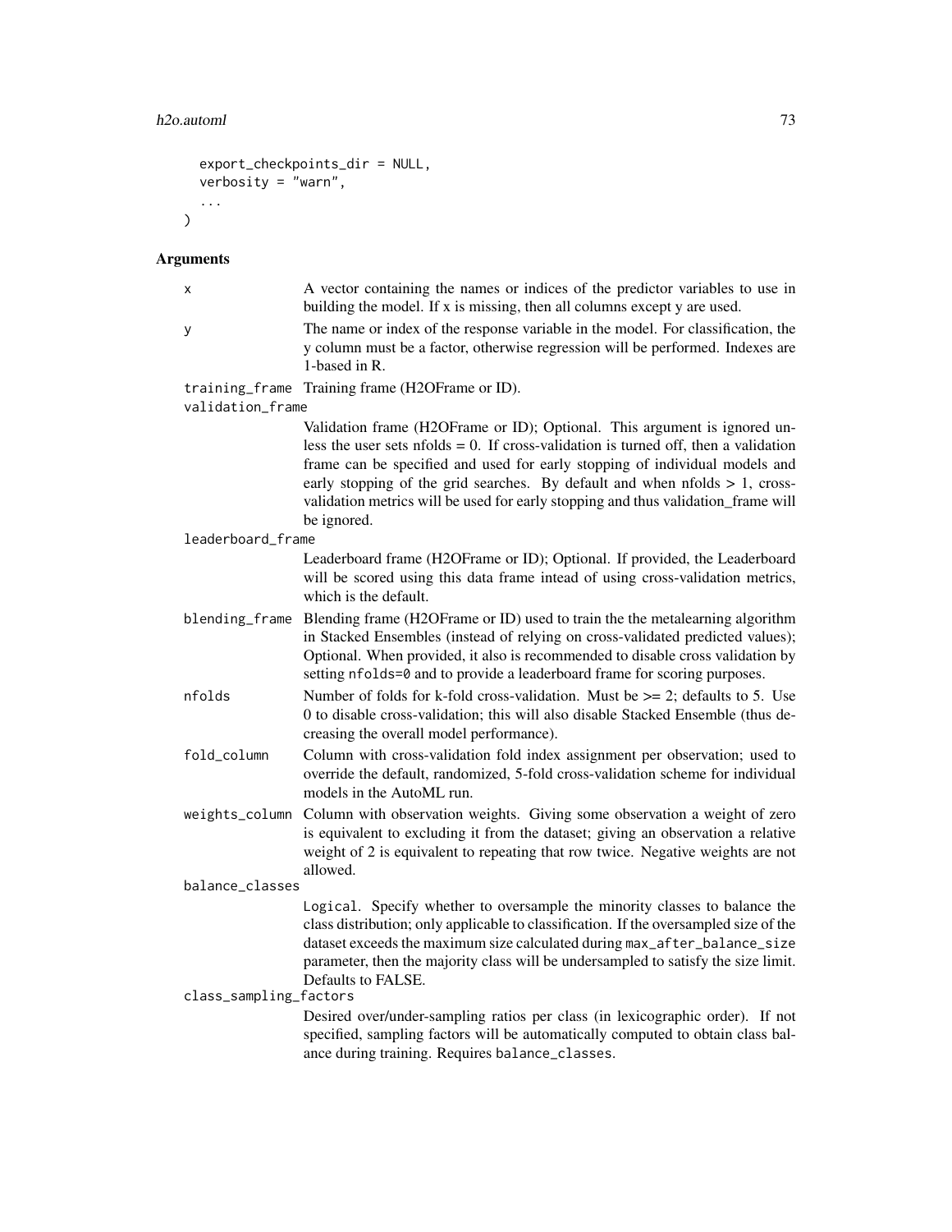```
  export_checkpoints_dir = NULL,
  verbosity = "warn",
  ...
)
```

## Arguments

| | |
|---|---|
| x | A vector containing the names or indices of the predictor variables to use in building the model. If x is missing, then all columns except y are used. |
| y | The name or index of the response variable in the model. For classification, the y column must be a factor, otherwise regression will be performed. Indexes are 1-based in R. |
| training_frame | Training frame (H2OFrame or ID). |
| validation_frame | Validation frame (H2OFrame or ID); Optional. This argument is ignored unless the user sets nfolds = 0. If cross-validation is turned off, then a validation frame can be specified and used for early stopping of individual models and early stopping of the grid searches. By default and when nfolds > 1, cross-validation metrics will be used for early stopping and thus validation_frame will be ignored. |
| leaderboard_frame | Leaderboard frame (H2OFrame or ID); Optional. If provided, the Leaderboard will be scored using this data frame intead of using cross-validation metrics, which is the default. |
| blending_frame | Blending frame (H2OFrame or ID) used to train the the metalearning algorithm in Stacked Ensembles (instead of relying on cross-validated predicted values); Optional. When provided, it also is recommended to disable cross validation by setting `nfolds=0` and to provide a leaderboard frame for scoring purposes. |
| nfolds | Number of folds for k-fold cross-validation. Must be >= 2; defaults to 5. Use 0 to disable cross-validation; this will also disable Stacked Ensemble (thus decreasing the overall model performance). |
| fold_column | Column with cross-validation fold index assignment per observation; used to override the default, randomized, 5-fold cross-validation scheme for individual models in the AutoML run. |
| weights_column | Column with observation weights. Giving some observation a weight of zero is equivalent to excluding it from the dataset; giving an observation a relative weight of 2 is equivalent to repeating that row twice. Negative weights are not allowed. |
| balance_classes | `Logical`. Specify whether to oversample the minority classes to balance the class distribution; only applicable to classification. If the oversampled size of the dataset exceeds the maximum size calculated during `max_after_balance_size` parameter, then the majority class will be undersampled to satisfy the size limit. Defaults to FALSE. |
| class_sampling_factors | Desired over/under-sampling ratios per class (in lexicographic order). If not specified, sampling factors will be automatically computed to obtain class balance during training. Requires `balance_classes`. |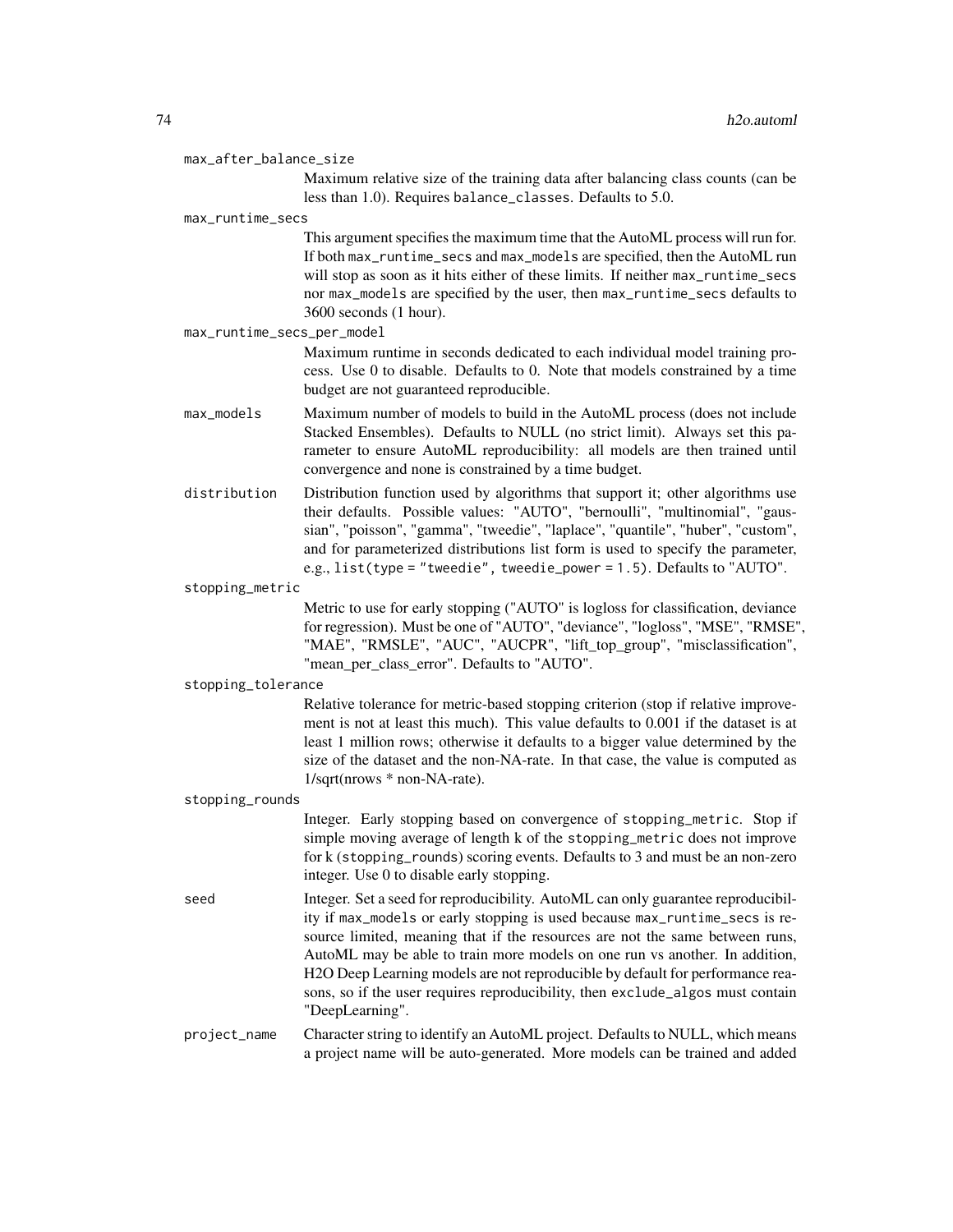max_after_balance_size
: Maximum relative size of the training data after balancing class counts (can be less than 1.0). Requires `balance_classes`. Defaults to 5.0.

max_runtime_secs
: This argument specifies the maximum time that the AutoML process will run for. If both `max_runtime_secs` and `max_models` are specified, then the AutoML run will stop as soon as it hits either of these limits. If neither `max_runtime_secs` nor `max_models` are specified by the user, then `max_runtime_secs` defaults to 3600 seconds (1 hour).

max_runtime_secs_per_model
: Maximum runtime in seconds dedicated to each individual model training process. Use 0 to disable. Defaults to 0. Note that models constrained by a time budget are not guaranteed reproducible.

max_models
: Maximum number of models to build in the AutoML process (does not include Stacked Ensembles). Defaults to NULL (no strict limit). Always set this parameter to ensure AutoML reproducibility: all models are then trained until convergence and none is constrained by a time budget.

distribution
: Distribution function used by algorithms that support it; other algorithms use their defaults. Possible values: "AUTO", "bernoulli", "multinomial", "gaussian", "poisson", "gamma", "tweedie", "laplace", "quantile", "huber", "custom", and for parameterized distributions list form is used to specify the parameter, e.g., `list(type = "tweedie", tweedie_power = 1.5)`. Defaults to "AUTO".

stopping_metric
: Metric to use for early stopping ("AUTO" is logloss for classification, deviance for regression). Must be one of "AUTO", "deviance", "logloss", "MSE", "RMSE", "MAE", "RMSLE", "AUC", "AUCPR", "lift_top_group", "misclassification", "mean_per_class_error". Defaults to "AUTO".

stopping_tolerance
: Relative tolerance for metric-based stopping criterion (stop if relative improvement is not at least this much). This value defaults to 0.001 if the dataset is at least 1 million rows; otherwise it defaults to a bigger value determined by the size of the dataset and the non-NA-rate. In that case, the value is computed as 1/sqrt(nrows * non-NA-rate).

stopping_rounds
: Integer. Early stopping based on convergence of `stopping_metric`. Stop if simple moving average of length k of the `stopping_metric` does not improve for k (`stopping_rounds`) scoring events. Defaults to 3 and must be an non-zero integer. Use 0 to disable early stopping.

seed
: Integer. Set a seed for reproducibility. AutoML can only guarantee reproducibility if `max_models` or early stopping is used because `max_runtime_secs` is resource limited, meaning that if the resources are not the same between runs, AutoML may be able to train more models on one run vs another. In addition, H2O Deep Learning models are not reproducible by default for performance reasons, so if the user requires reproducibility, then `exclude_algos` must contain "DeepLearning".

project_name
: Character string to identify an AutoML project. Defaults to NULL, which means a project name will be auto-generated. More models can be trained and added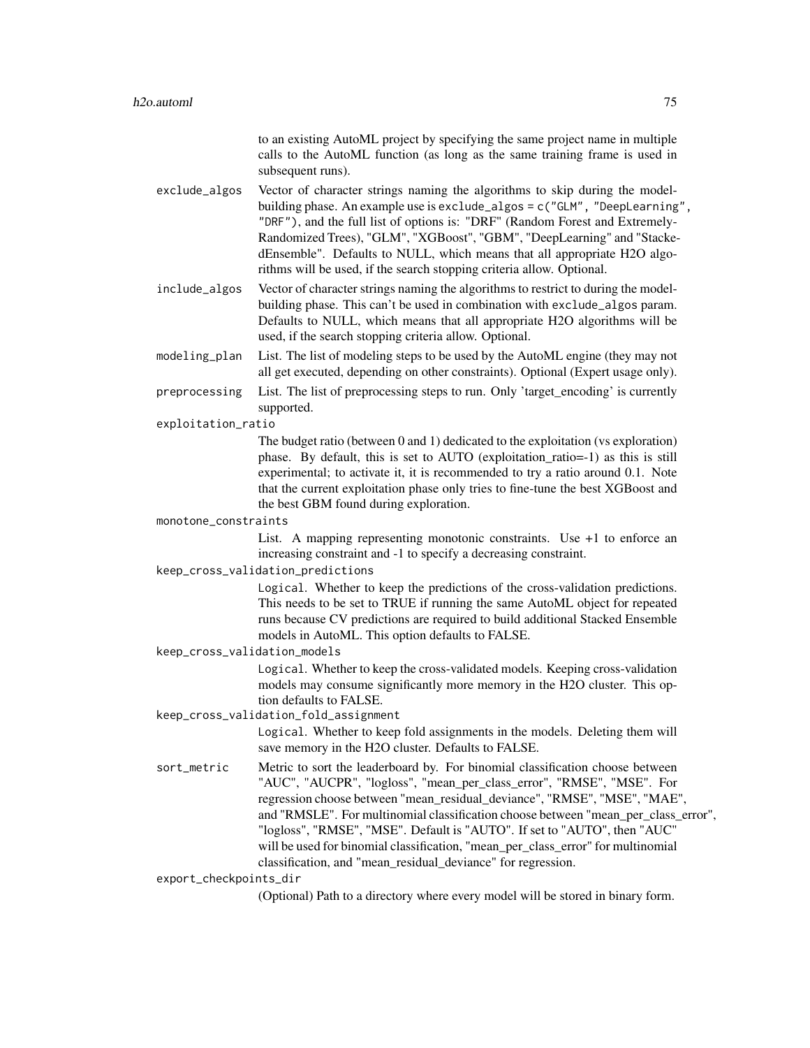to an existing AutoML project by specifying the same project name in multiple calls to the AutoML function (as long as the same training frame is used in subsequent runs).

`exclude_algos` Vector of character strings naming the algorithms to skip during the model-building phase. An example use is `exclude_algos = c("GLM", "DeepLearning", "DRF")`, and the full list of options is: "DRF" (Random Forest and Extremely-Randomized Trees), "GLM", "XGBoost", "GBM", "DeepLearning" and "StackedEnsemble". Defaults to NULL, which means that all appropriate H2O algorithms will be used, if the search stopping criteria allow. Optional.

`include_algos` Vector of character strings naming the algorithms to restrict to during the model-building phase. This can't be used in combination with `exclude_algos` param. Defaults to NULL, which means that all appropriate H2O algorithms will be used, if the search stopping criteria allow. Optional.

`modeling_plan` List. The list of modeling steps to be used by the AutoML engine (they may not all get executed, depending on other constraints). Optional (Expert usage only).

`preprocessing` List. The list of preprocessing steps to run. Only 'target_encoding' is currently supported.

`exploitation_ratio`
The budget ratio (between 0 and 1) dedicated to the exploitation (vs exploration) phase. By default, this is set to AUTO (exploitation_ratio=-1) as this is still experimental; to activate it, it is recommended to try a ratio around 0.1. Note that the current exploitation phase only tries to fine-tune the best XGBoost and the best GBM found during exploration.

`monotone_constraints`
List. A mapping representing monotonic constraints. Use +1 to enforce an increasing constraint and -1 to specify a decreasing constraint.

`keep_cross_validation_predictions`
`Logical`. Whether to keep the predictions of the cross-validation predictions. This needs to be set to TRUE if running the same AutoML object for repeated runs because CV predictions are required to build additional Stacked Ensemble models in AutoML. This option defaults to FALSE.

`keep_cross_validation_models`
`Logical`. Whether to keep the cross-validated models. Keeping cross-validation models may consume significantly more memory in the H2O cluster. This option defaults to FALSE.

`keep_cross_validation_fold_assignment`
`Logical`. Whether to keep fold assignments in the models. Deleting them will save memory in the H2O cluster. Defaults to FALSE.

`sort_metric` Metric to sort the leaderboard by. For binomial classification choose between "AUC", "AUCPR", "logloss", "mean_per_class_error", "RMSE", "MSE". For regression choose between "mean_residual_deviance", "RMSE", "MSE", "MAE", and "RMSLE". For multinomial classification choose between "mean_per_class_error", "logloss", "RMSE", "MSE". Default is "AUTO". If set to "AUTO", then "AUC" will be used for binomial classification, "mean_per_class_error" for multinomial classification, and "mean_residual_deviance" for regression.

`export_checkpoints_dir`
(Optional) Path to a directory where every model will be stored in binary form.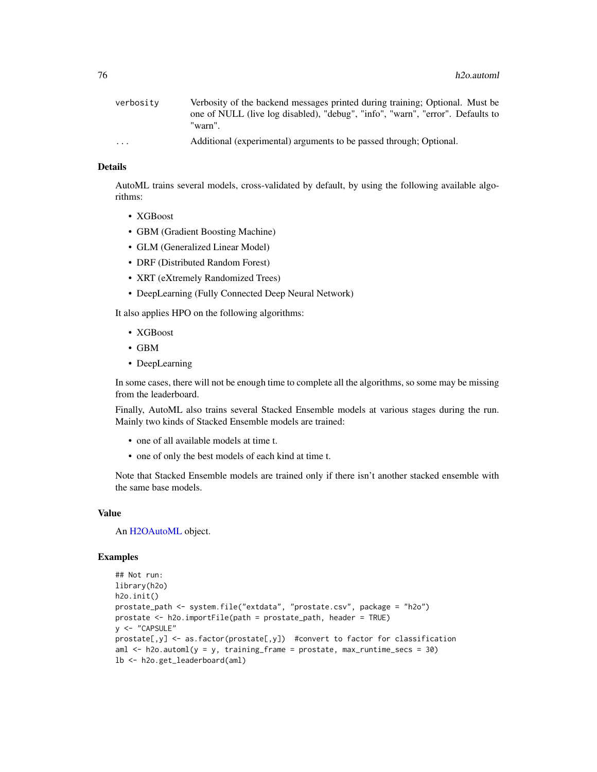| | |
|---|---|
| verbosity | Verbosity of the backend messages printed during training; Optional. Must be one of NULL (live log disabled), "debug", "info", "warn", "error". Defaults to "warn". |
| ... | Additional (experimental) arguments to be passed through; Optional. |

## Details

AutoML trains several models, cross-validated by default, by using the following available algorithms:

- XGBoost
- GBM (Gradient Boosting Machine)
- GLM (Generalized Linear Model)
- DRF (Distributed Random Forest)
- XRT (eXtremely Randomized Trees)
- DeepLearning (Fully Connected Deep Neural Network)

It also applies HPO on the following algorithms:

- XGBoost
- GBM
- DeepLearning

In some cases, there will not be enough time to complete all the algorithms, so some may be missing from the leaderboard.

Finally, AutoML also trains several Stacked Ensemble models at various stages during the run. Mainly two kinds of Stacked Ensemble models are trained:

- one of all available models at time t.
- one of only the best models of each kind at time t.

Note that Stacked Ensemble models are trained only if there isn't another stacked ensemble with the same base models.

## Value

An H2OAutoML object.

## Examples

```
## Not run:
library(h2o)
h2o.init()
prostate_path <- system.file("extdata", "prostate.csv", package = "h2o")
prostate <- h2o.importFile(path = prostate_path, header = TRUE)
y <- "CAPSULE"
prostate[,y] <- as.factor(prostate[,y])  #convert to factor for classification
aml <- h2o.automl(y = y, training_frame = prostate, max_runtime_secs = 30)
lb <- h2o.get_leaderboard(aml)
```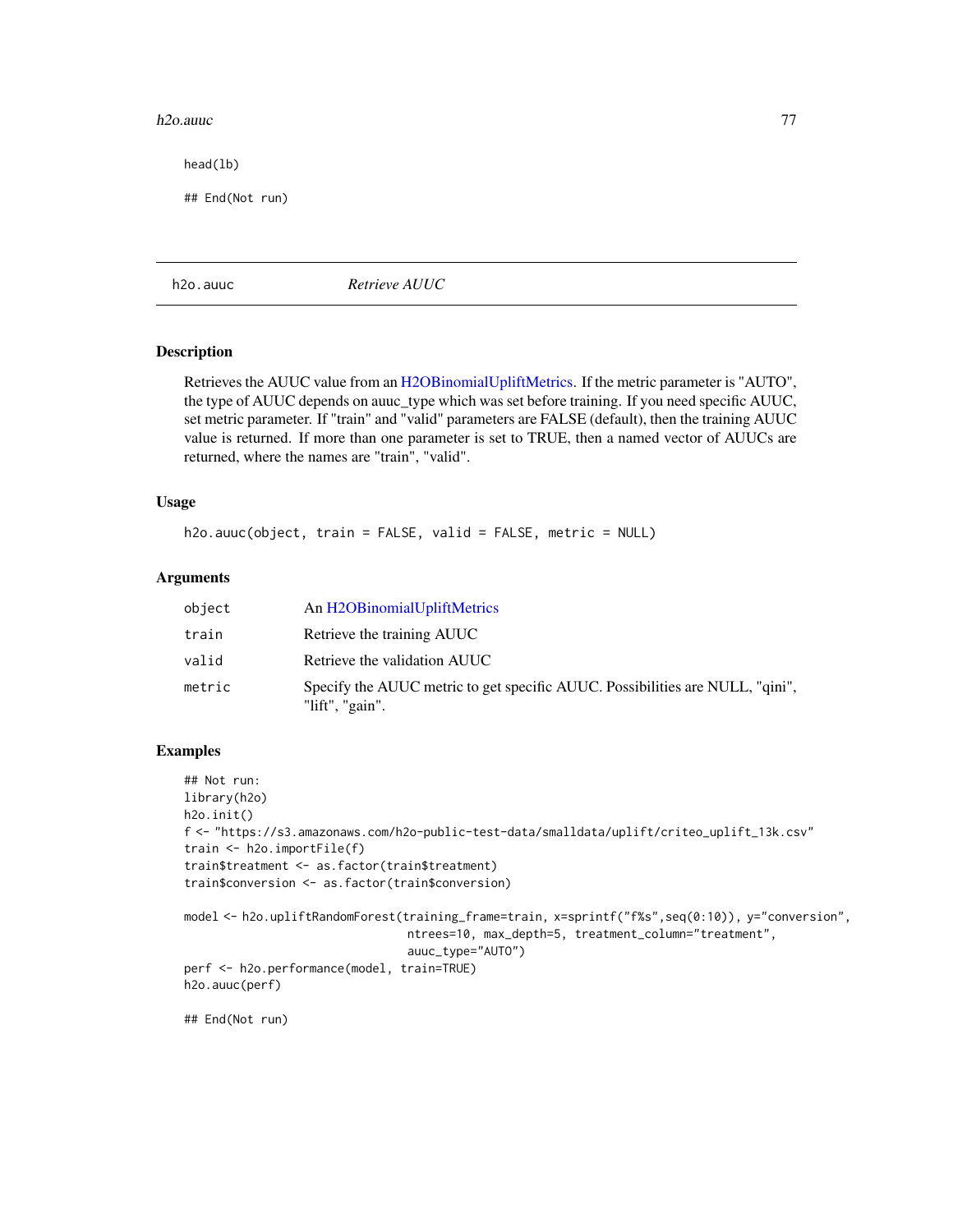```
head(lb)

## End(Not run)
```

## h2o.auuc *Retrieve AUUC*

### Description

Retrieves the AUUC value from an H2OBinomialUpliftMetrics. If the metric parameter is "AUTO", the type of AUUC depends on auuc_type which was set before training. If you need specific AUUC, set metric parameter. If "train" and "valid" parameters are FALSE (default), then the training AUUC value is returned. If more than one parameter is set to TRUE, then a named vector of AUUCs are returned, where the names are "train", "valid".

### Usage

```
h2o.auuc(object, train = FALSE, valid = FALSE, metric = NULL)
```

### Arguments

| | |
|---|---|
| object | An H2OBinomialUpliftMetrics |
| train | Retrieve the training AUUC |
| valid | Retrieve the validation AUUC |
| metric | Specify the AUUC metric to get specific AUUC. Possibilities are NULL, "qini", "lift", "gain". |

### Examples

```
## Not run:
library(h2o)
h2o.init()
f <- "https://s3.amazonaws.com/h2o-public-test-data/smalldata/uplift/criteo_uplift_13k.csv"
train <- h2o.importFile(f)
train$treatment <- as.factor(train$treatment)
train$conversion <- as.factor(train$conversion)

model <- h2o.upliftRandomForest(training_frame=train, x=sprintf("f%s",seq(0:10)), y="conversion",
                                ntrees=10, max_depth=5, treatment_column="treatment",
                                auuc_type="AUTO")
perf <- h2o.performance(model, train=TRUE)
h2o.auuc(perf)

## End(Not run)
```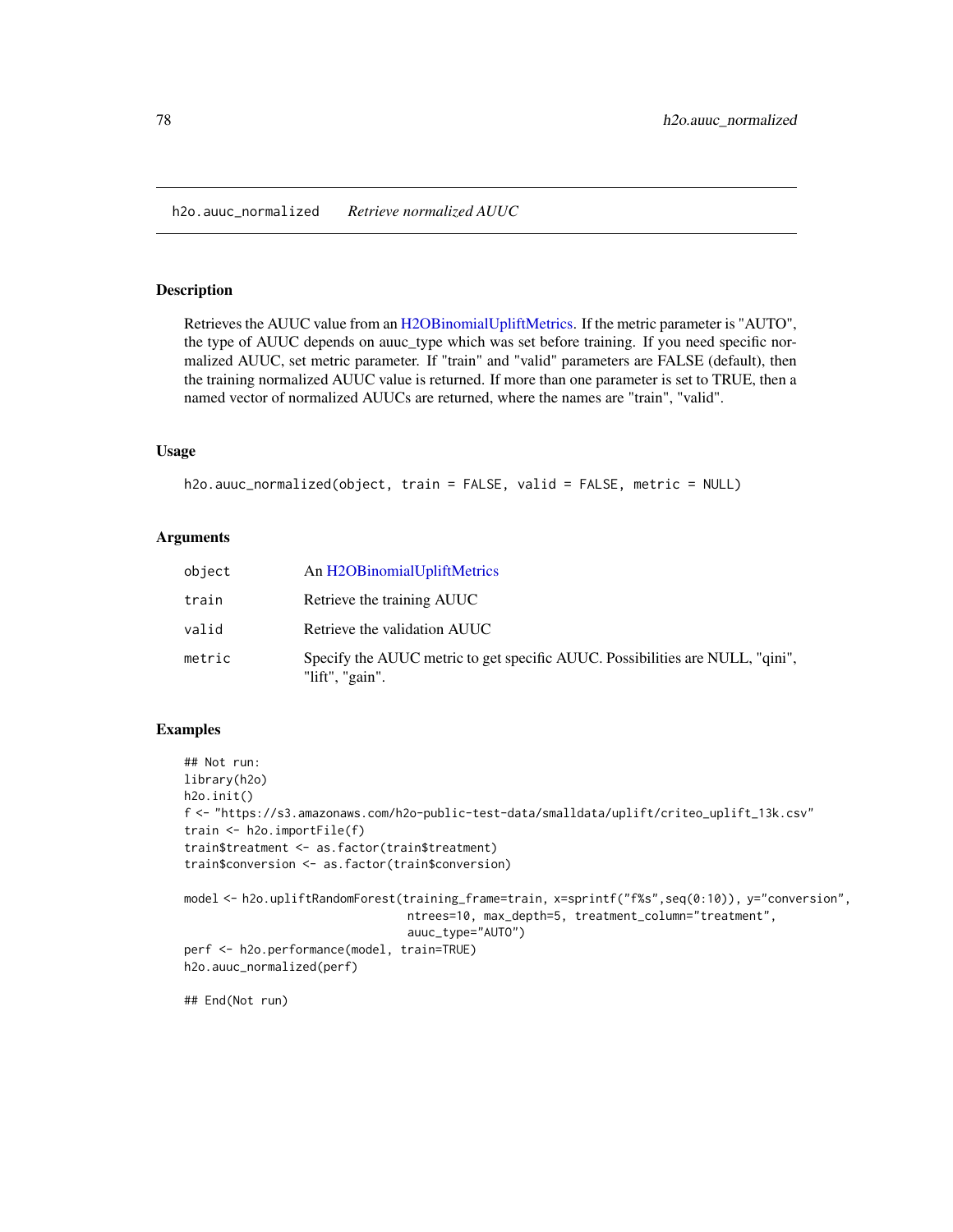## h2o.auuc_normalized *Retrieve normalized AUUC*

### Description

Retrieves the AUUC value from an H2OBinomialUpliftMetrics. If the metric parameter is "AUTO", the type of AUUC depends on auuc_type which was set before training. If you need specific normalized AUUC, set metric parameter. If "train" and "valid" parameters are FALSE (default), then the training normalized AUUC value is returned. If more than one parameter is set to TRUE, then a named vector of normalized AUUCs are returned, where the names are "train", "valid".

### Usage

```
h2o.auuc_normalized(object, train = FALSE, valid = FALSE, metric = NULL)
```

### Arguments

| | |
|---|---|
| `object` | An H2OBinomialUpliftMetrics |
| `train` | Retrieve the training AUUC |
| `valid` | Retrieve the validation AUUC |
| `metric` | Specify the AUUC metric to get specific AUUC. Possibilities are NULL, "qini", "lift", "gain". |

### Examples

```
## Not run:
library(h2o)
h2o.init()
f <- "https://s3.amazonaws.com/h2o-public-test-data/smalldata/uplift/criteo_uplift_13k.csv"
train <- h2o.importFile(f)
train$treatment <- as.factor(train$treatment)
train$conversion <- as.factor(train$conversion)

model <- h2o.upliftRandomForest(training_frame=train, x=sprintf("f%s",seq(0:10)), y="conversion",
                               ntrees=10, max_depth=5, treatment_column="treatment",
                               auuc_type="AUTO")
perf <- h2o.performance(model, train=TRUE)
h2o.auuc_normalized(perf)

## End(Not run)
```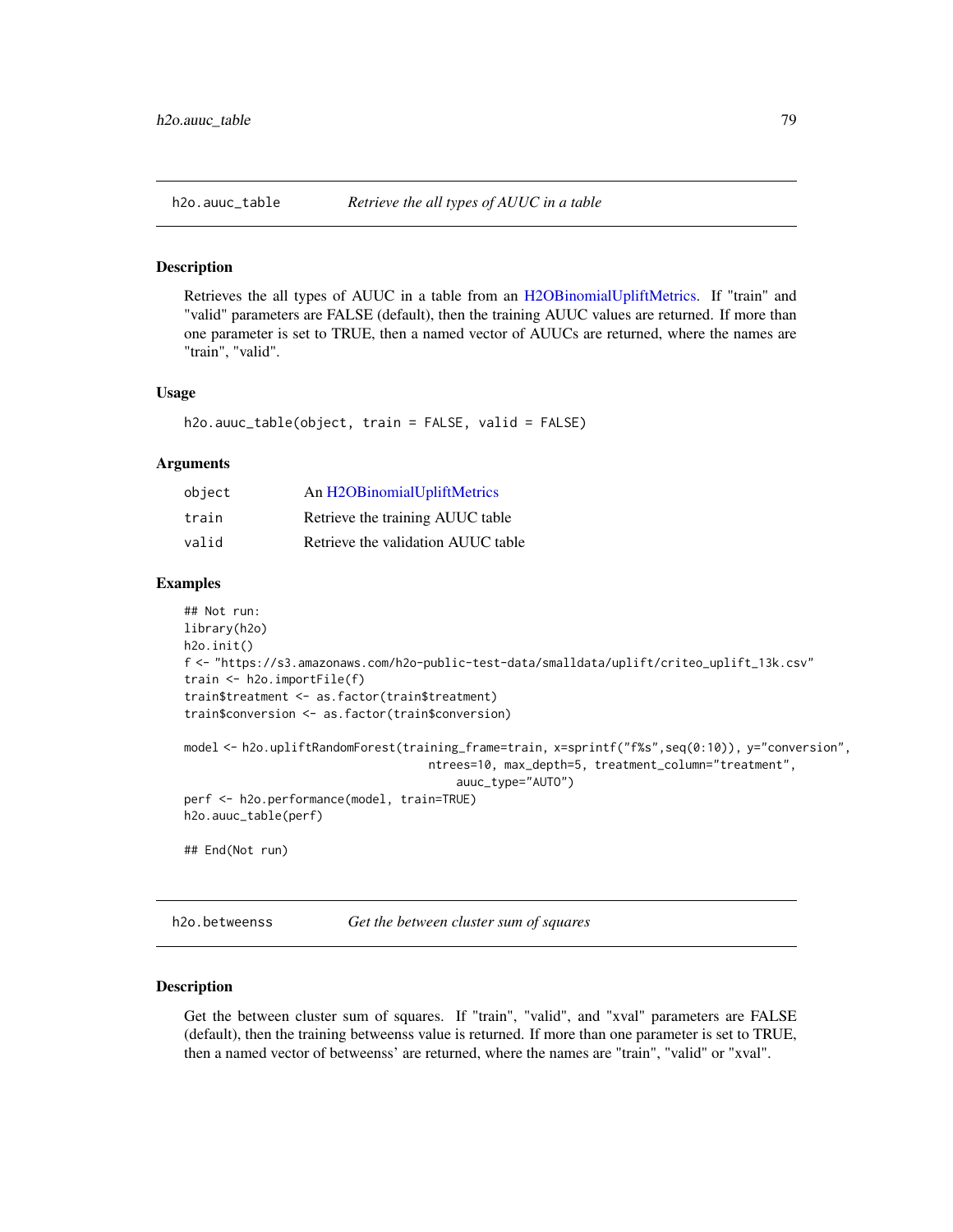## h2o.auuc_table — *Retrieve the all types of AUUC in a table*

### Description

Retrieves the all types of AUUC in a table from an H2OBinomialUpliftMetrics. If "train" and "valid" parameters are FALSE (default), then the training AUUC values are returned. If more than one parameter is set to TRUE, then a named vector of AUUCs are returned, where the names are "train", "valid".

### Usage

```
h2o.auuc_table(object, train = FALSE, valid = FALSE)
```

### Arguments

| | |
|---|---|
| object | An H2OBinomialUpliftMetrics |
| train | Retrieve the training AUUC table |
| valid | Retrieve the validation AUUC table |

### Examples

```
## Not run:
library(h2o)
h2o.init()
f <- "https://s3.amazonaws.com/h2o-public-test-data/smalldata/uplift/criteo_uplift_13k.csv"
train <- h2o.importFile(f)
train$treatment <- as.factor(train$treatment)
train$conversion <- as.factor(train$conversion)

model <- h2o.upliftRandomForest(training_frame=train, x=sprintf("f%s",seq(0:10)), y="conversion",
                                ntrees=10, max_depth=5, treatment_column="treatment",
                                    auuc_type="AUTO")
perf <- h2o.performance(model, train=TRUE)
h2o.auuc_table(perf)

## End(Not run)
```

## h2o.betweenss — *Get the between cluster sum of squares*

### Description

Get the between cluster sum of squares. If "train", "valid", and "xval" parameters are FALSE (default), then the training betweenss value is returned. If more than one parameter is set to TRUE, then a named vector of betweenss' are returned, where the names are "train", "valid" or "xval".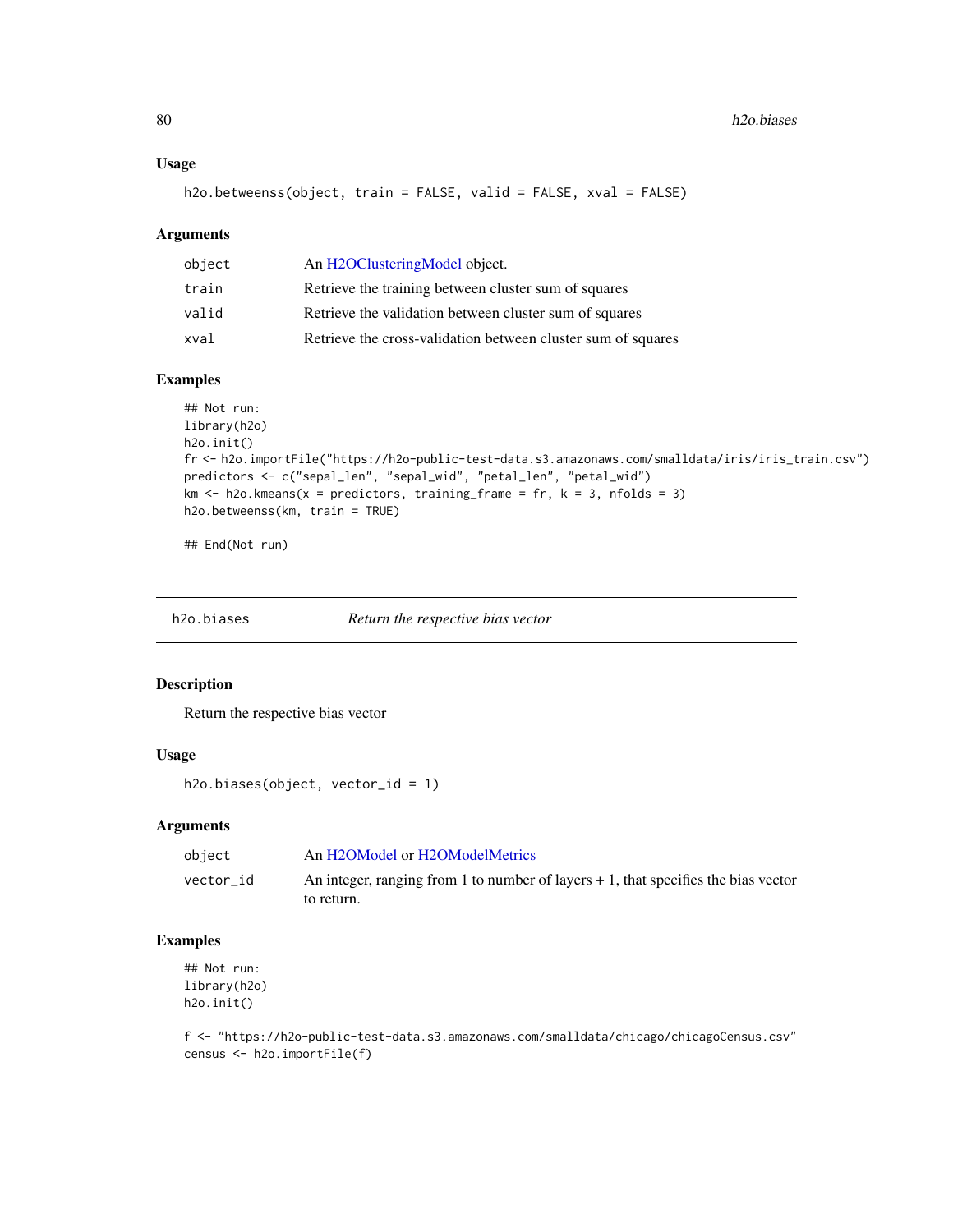### Usage

```
h2o.betweenss(object, train = FALSE, valid = FALSE, xval = FALSE)
```

### Arguments

| | |
|---|---|
| object | An H2OClusteringModel object. |
| train | Retrieve the training between cluster sum of squares |
| valid | Retrieve the validation between cluster sum of squares |
| xval | Retrieve the cross-validation between cluster sum of squares |

### Examples

```
## Not run:
library(h2o)
h2o.init()
fr <- h2o.importFile("https://h2o-public-test-data.s3.amazonaws.com/smalldata/iris/iris_train.csv")
predictors <- c("sepal_len", "sepal_wid", "petal_len", "petal_wid")
km <- h2o.kmeans(x = predictors, training_frame = fr, k = 3, nfolds = 3)
h2o.betweenss(km, train = TRUE)

## End(Not run)
```

---

## h2o.biases — *Return the respective bias vector*

### Description

Return the respective bias vector

### Usage

```
h2o.biases(object, vector_id = 1)
```

### Arguments

| | |
|---|---|
| object | An H2OModel or H2OModelMetrics |
| vector_id | An integer, ranging from 1 to number of layers + 1, that specifies the bias vector to return. |

### Examples

```
## Not run:
library(h2o)
h2o.init()

f <- "https://h2o-public-test-data.s3.amazonaws.com/smalldata/chicago/chicagoCensus.csv"
census <- h2o.importFile(f)
```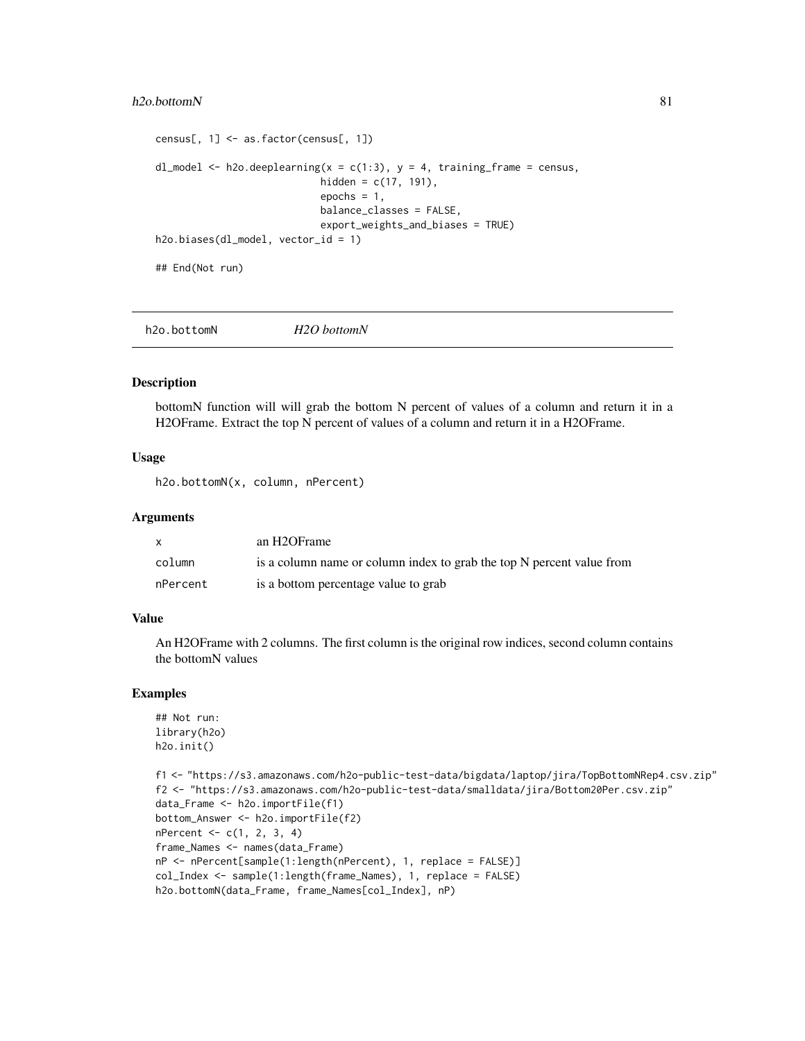```
census[, 1] <- as.factor(census[, 1])

dl_model <- h2o.deeplearning(x = c(1:3), y = 4, training_frame = census,
                             hidden = c(17, 191),
                             epochs = 1,
                             balance_classes = FALSE,
                             export_weights_and_biases = TRUE)
h2o.biases(dl_model, vector_id = 1)

## End(Not run)
```

## h2o.bottomN *H2O bottomN*

### Description

bottomN function will will grab the bottom N percent of values of a column and return it in a H2OFrame. Extract the top N percent of values of a column and return it in a H2OFrame.

### Usage

```
h2o.bottomN(x, column, nPercent)
```

### Arguments

| | |
|---|---|
| x | an H2OFrame |
| column | is a column name or column index to grab the top N percent value from |
| nPercent | is a bottom percentage value to grab |

### Value

An H2OFrame with 2 columns. The first column is the original row indices, second column contains the bottomN values

### Examples

```
## Not run:
library(h2o)
h2o.init()

f1 <- "https://s3.amazonaws.com/h2o-public-test-data/bigdata/laptop/jira/TopBottomNRep4.csv.zip"
f2 <- "https://s3.amazonaws.com/h2o-public-test-data/smalldata/jira/Bottom20Per.csv.zip"
data_Frame <- h2o.importFile(f1)
bottom_Answer <- h2o.importFile(f2)
nPercent <- c(1, 2, 3, 4)
frame_Names <- names(data_Frame)
nP <- nPercent[sample(1:length(nPercent), 1, replace = FALSE)]
col_Index <- sample(1:length(frame_Names), 1, replace = FALSE)
h2o.bottomN(data_Frame, frame_Names[col_Index], nP)
```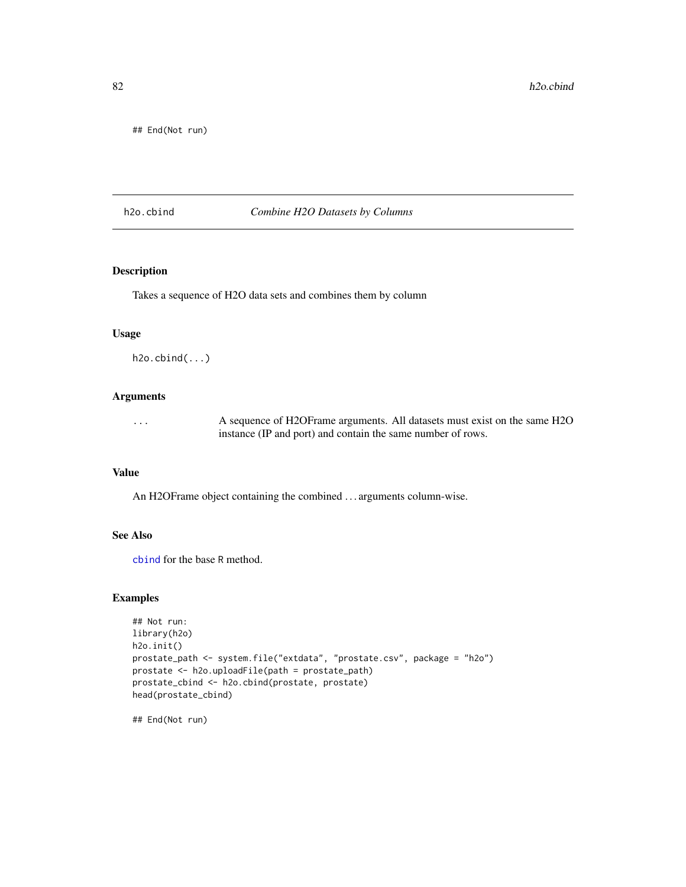```
## End(Not run)
```

## h2o.cbind *Combine H2O Datasets by Columns*

### Description

Takes a sequence of H2O data sets and combines them by column

### Usage

```
h2o.cbind(...)
```

### Arguments

| | |
|---|---|
| ... | A sequence of H2OFrame arguments. All datasets must exist on the same H2O instance (IP and port) and contain the same number of rows. |

### Value

An H2OFrame object containing the combined ... arguments column-wise.

### See Also

cbind for the base R method.

### Examples

```
## Not run:
library(h2o)
h2o.init()
prostate_path <- system.file("extdata", "prostate.csv", package = "h2o")
prostate <- h2o.uploadFile(path = prostate_path)
prostate_cbind <- h2o.cbind(prostate, prostate)
head(prostate_cbind)

## End(Not run)
```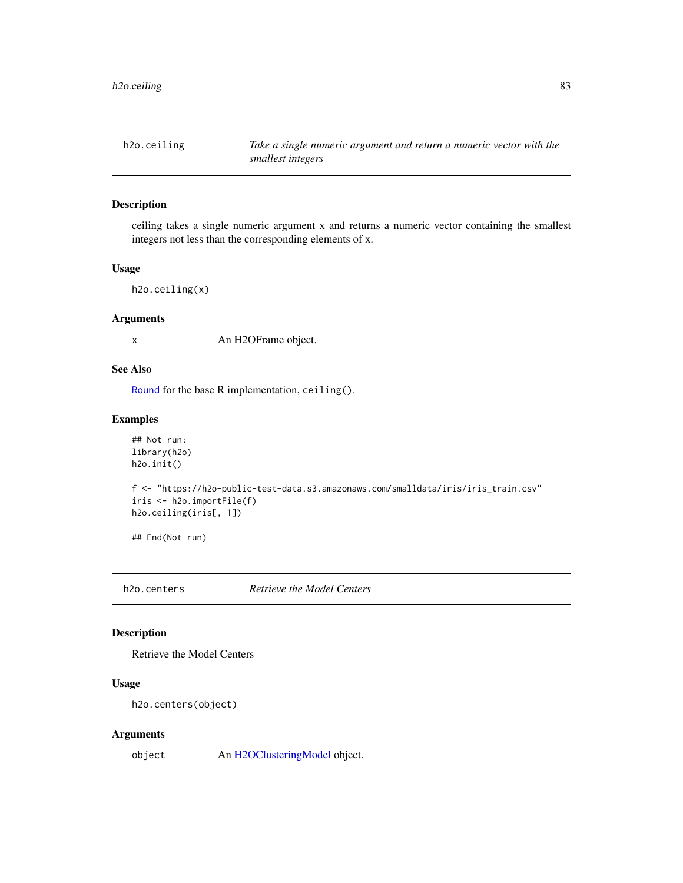## h2o.ceiling — *Take a single numeric argument and return a numeric vector with the smallest integers*

### Description

ceiling takes a single numeric argument x and returns a numeric vector containing the smallest integers not less than the corresponding elements of x.

### Usage

```
h2o.ceiling(x)
```

### Arguments

| | |
|---|---|
| `x` | An H2OFrame object. |

### See Also

`Round` for the base R implementation, `ceiling()`.

### Examples

```
## Not run:
library(h2o)
h2o.init()

f <- "https://h2o-public-test-data.s3.amazonaws.com/smalldata/iris/iris_train.csv"
iris <- h2o.importFile(f)
h2o.ceiling(iris[, 1])

## End(Not run)
```

## h2o.centers — *Retrieve the Model Centers*

### Description

Retrieve the Model Centers

### Usage

```
h2o.centers(object)
```

### Arguments

| | |
|---|---|
| `object` | An H2OClusteringModel object. |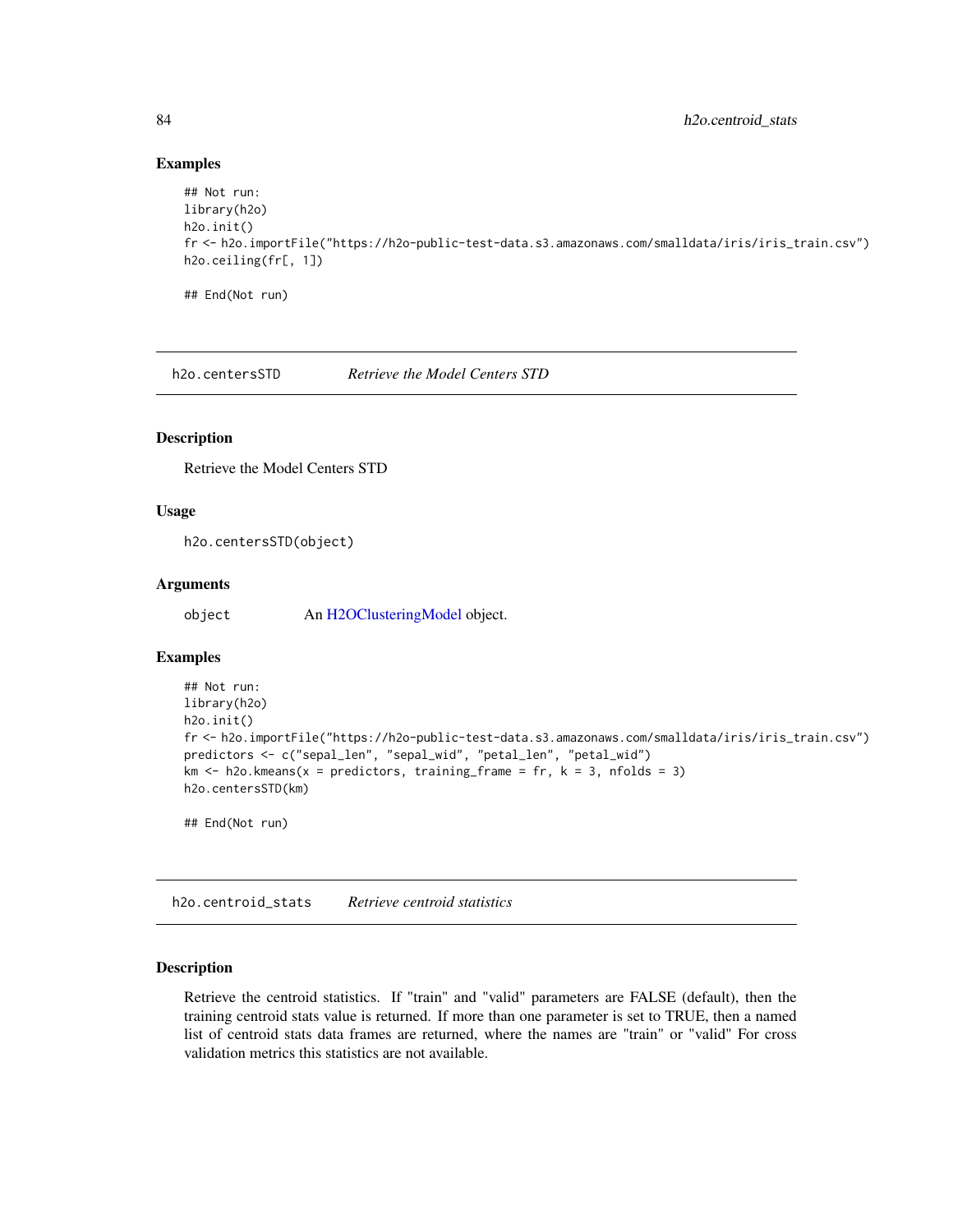### Examples

```
## Not run:
library(h2o)
h2o.init()
fr <- h2o.importFile("https://h2o-public-test-data.s3.amazonaws.com/smalldata/iris/iris_train.csv")
h2o.ceiling(fr[, 1])

## End(Not run)
```

---

## h2o.centersSTD *Retrieve the Model Centers STD*

### Description

Retrieve the Model Centers STD

### Usage

```
h2o.centersSTD(object)
```

### Arguments

| | |
|---|---|
| object | An H2OClusteringModel object. |

### Examples

```
## Not run:
library(h2o)
h2o.init()
fr <- h2o.importFile("https://h2o-public-test-data.s3.amazonaws.com/smalldata/iris/iris_train.csv")
predictors <- c("sepal_len", "sepal_wid", "petal_len", "petal_wid")
km <- h2o.kmeans(x = predictors, training_frame = fr, k = 3, nfolds = 3)
h2o.centersSTD(km)

## End(Not run)
```

---

## h2o.centroid_stats *Retrieve centroid statistics*

### Description

Retrieve the centroid statistics. If "train" and "valid" parameters are FALSE (default), then the training centroid stats value is returned. If more than one parameter is set to TRUE, then a named list of centroid stats data frames are returned, where the names are "train" or "valid" For cross validation metrics this statistics are not available.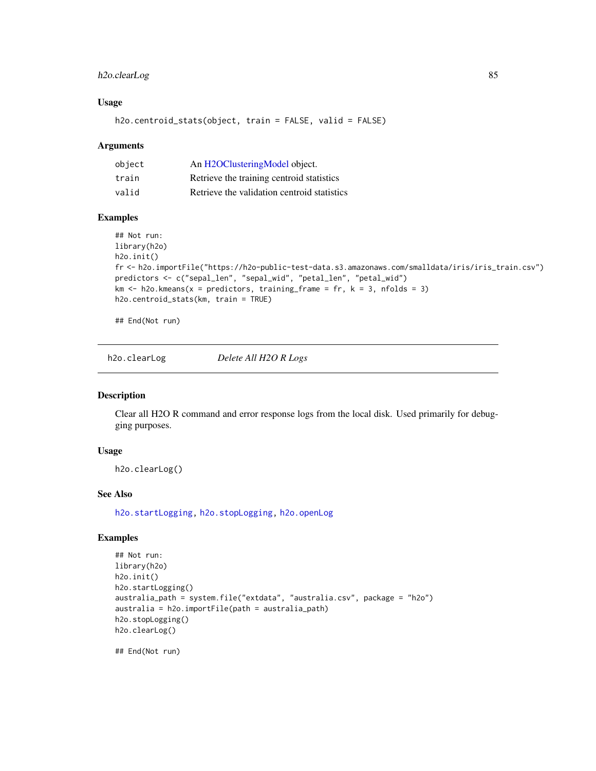### Usage

```
h2o.centroid_stats(object, train = FALSE, valid = FALSE)
```

### Arguments

| | |
|---|---|
| object | An H2OClusteringModel object. |
| train | Retrieve the training centroid statistics |
| valid | Retrieve the validation centroid statistics |

### Examples

```
## Not run:
library(h2o)
h2o.init()
fr <- h2o.importFile("https://h2o-public-test-data.s3.amazonaws.com/smalldata/iris/iris_train.csv")
predictors <- c("sepal_len", "sepal_wid", "petal_len", "petal_wid")
km <- h2o.kmeans(x = predictors, training_frame = fr, k = 3, nfolds = 3)
h2o.centroid_stats(km, train = TRUE)

## End(Not run)
```

---

## h2o.clearLog *Delete All H2O R Logs*

### Description

Clear all H2O R command and error response logs from the local disk. Used primarily for debugging purposes.

### Usage

```
h2o.clearLog()
```

### See Also

h2o.startLogging, h2o.stopLogging, h2o.openLog

### Examples

```
## Not run:
library(h2o)
h2o.init()
h2o.startLogging()
australia_path = system.file("extdata", "australia.csv", package = "h2o")
australia = h2o.importFile(path = australia_path)
h2o.stopLogging()
h2o.clearLog()

## End(Not run)
```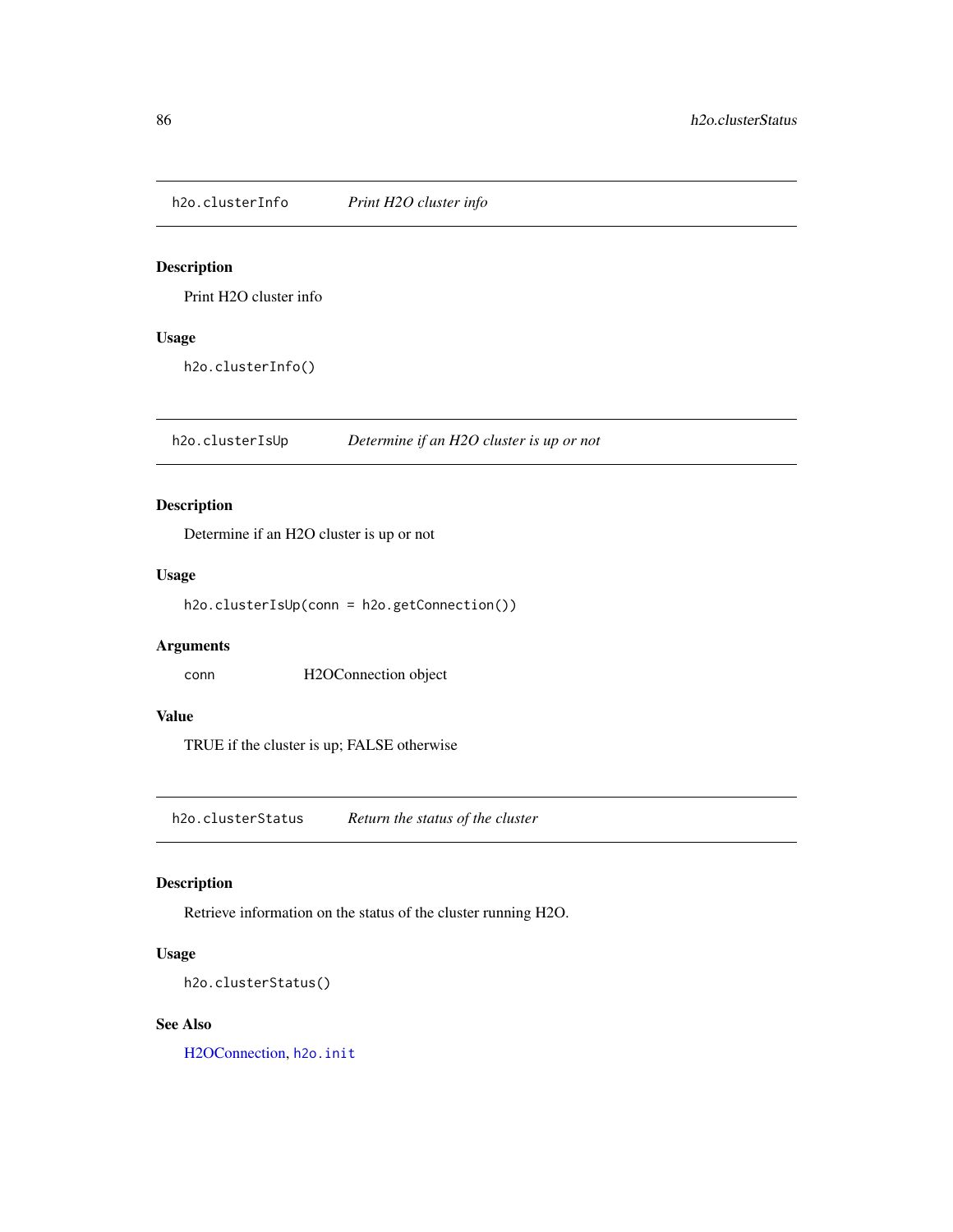## h2o.clusterInfo — *Print H2O cluster info*

### Description

Print H2O cluster info

### Usage

```
h2o.clusterInfo()
```

## h2o.clusterIsUp — *Determine if an H2O cluster is up or not*

### Description

Determine if an H2O cluster is up or not

### Usage

```
h2o.clusterIsUp(conn = h2o.getConnection())
```

### Arguments

| | |
|---|---|
| conn | H2OConnection object |

### Value

TRUE if the cluster is up; FALSE otherwise

## h2o.clusterStatus — *Return the status of the cluster*

### Description

Retrieve information on the status of the cluster running H2O.

### Usage

```
h2o.clusterStatus()
```

### See Also

H2OConnection, `h2o.init`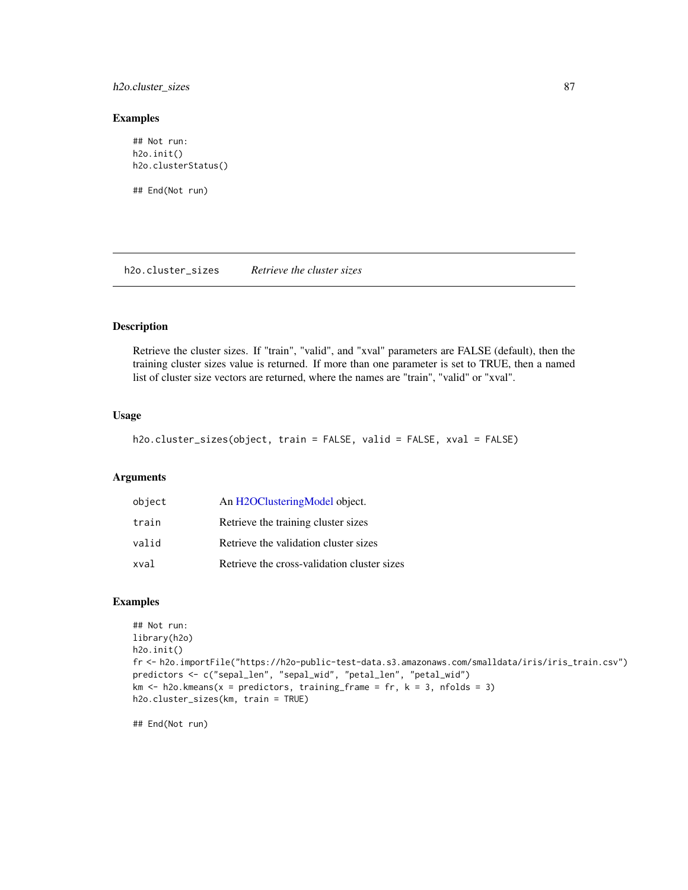## Examples

```
## Not run:
h2o.init()
h2o.clusterStatus()

## End(Not run)
```

---

## h2o.cluster_sizes    *Retrieve the cluster sizes*

---

### Description

Retrieve the cluster sizes. If "train", "valid", and "xval" parameters are FALSE (default), then the training cluster sizes value is returned. If more than one parameter is set to TRUE, then a named list of cluster size vectors are returned, where the names are "train", "valid" or "xval".

### Usage

```
h2o.cluster_sizes(object, train = FALSE, valid = FALSE, xval = FALSE)
```

### Arguments

| | |
|---|---|
| `object` | An H2OClusteringModel object. |
| `train` | Retrieve the training cluster sizes |
| `valid` | Retrieve the validation cluster sizes |
| `xval` | Retrieve the cross-validation cluster sizes |

### Examples

```
## Not run:
library(h2o)
h2o.init()
fr <- h2o.importFile("https://h2o-public-test-data.s3.amazonaws.com/smalldata/iris/iris_train.csv")
predictors <- c("sepal_len", "sepal_wid", "petal_len", "petal_wid")
km <- h2o.kmeans(x = predictors, training_frame = fr, k = 3, nfolds = 3)
h2o.cluster_sizes(km, train = TRUE)

## End(Not run)
```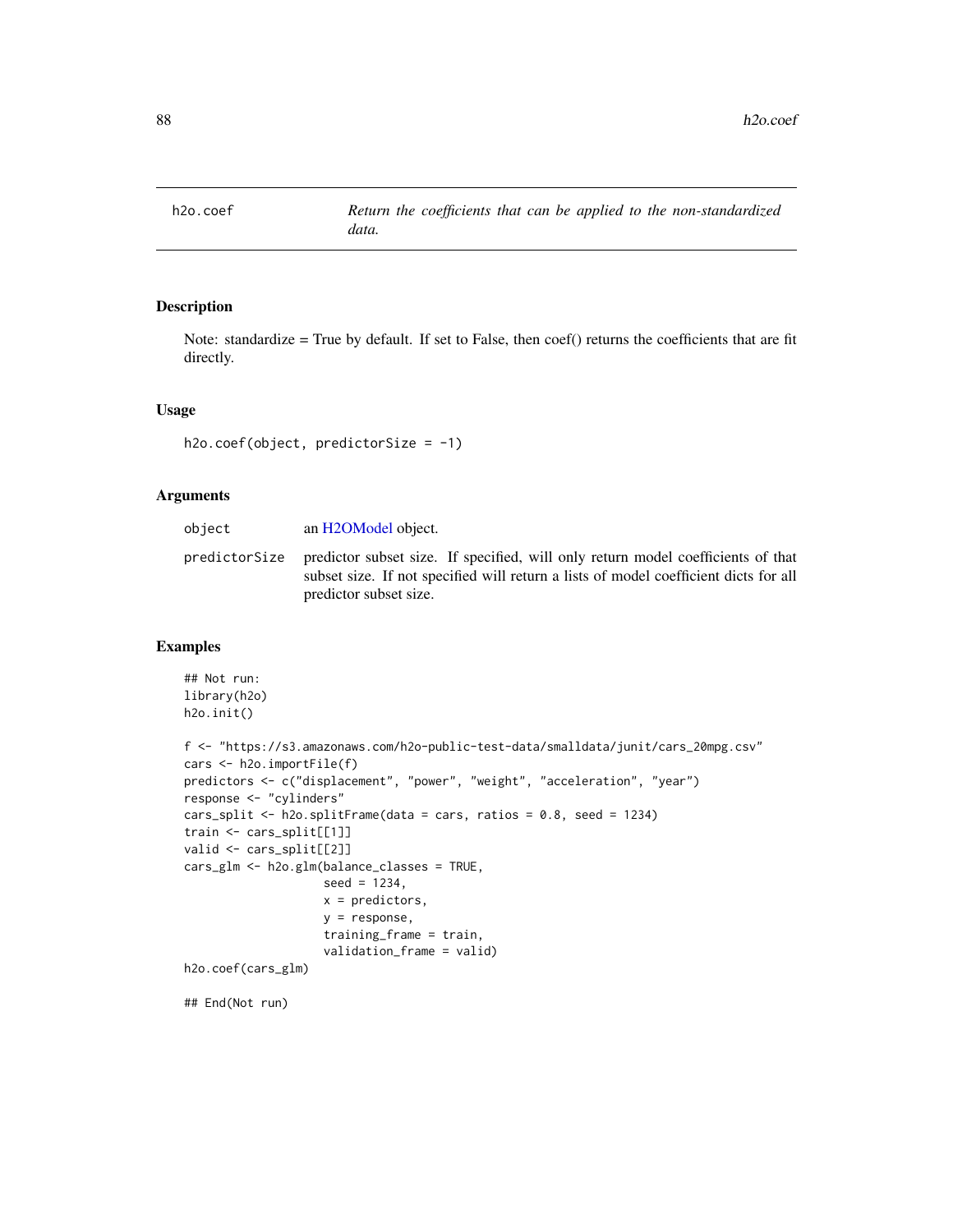h2o.coef — *Return the coefficients that can be applied to the non-standardized data.*

## Description

Note: standardize = True by default. If set to False, then coef() returns the coefficients that are fit directly.

## Usage

```
h2o.coef(object, predictorSize = -1)
```

## Arguments

| | |
|---|---|
| object | an H2OModel object. |
| predictorSize | predictor subset size. If specified, will only return model coefficients of that subset size. If not specified will return a lists of model coefficient dicts for all predictor subset size. |

## Examples

```
## Not run:
library(h2o)
h2o.init()

f <- "https://s3.amazonaws.com/h2o-public-test-data/smalldata/junit/cars_20mpg.csv"
cars <- h2o.importFile(f)
predictors <- c("displacement", "power", "weight", "acceleration", "year")
response <- "cylinders"
cars_split <- h2o.splitFrame(data = cars, ratios = 0.8, seed = 1234)
train <- cars_split[[1]]
valid <- cars_split[[2]]
cars_glm <- h2o.glm(balance_classes = TRUE,
                    seed = 1234,
                    x = predictors,
                    y = response,
                    training_frame = train,
                    validation_frame = valid)
h2o.coef(cars_glm)

## End(Not run)
```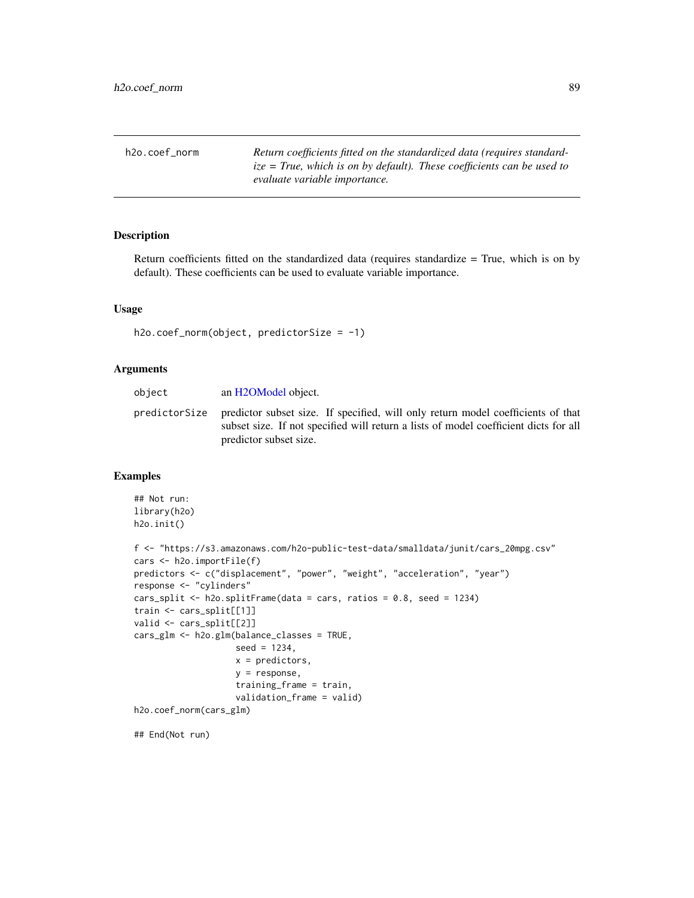## h2o.coef_norm

*Return coefficients fitted on the standardized data (requires standardize = True, which is on by default). These coefficients can be used to evaluate variable importance.*

### Description

Return coefficients fitted on the standardized data (requires standardize = True, which is on by default). These coefficients can be used to evaluate variable importance.

### Usage

```
h2o.coef_norm(object, predictorSize = -1)
```

### Arguments

| | |
|---|---|
| object | an H2OModel object. |
| predictorSize | predictor subset size. If specified, will only return model coefficients of that subset size. If not specified will return a lists of model coefficient dicts for all predictor subset size. |

### Examples

```
## Not run:
library(h2o)
h2o.init()

f <- "https://s3.amazonaws.com/h2o-public-test-data/smalldata/junit/cars_20mpg.csv"
cars <- h2o.importFile(f)
predictors <- c("displacement", "power", "weight", "acceleration", "year")
response <- "cylinders"
cars_split <- h2o.splitFrame(data = cars, ratios = 0.8, seed = 1234)
train <- cars_split[[1]]
valid <- cars_split[[2]]
cars_glm <- h2o.glm(balance_classes = TRUE,
                    seed = 1234,
                    x = predictors,
                    y = response,
                    training_frame = train,
                    validation_frame = valid)
h2o.coef_norm(cars_glm)

## End(Not run)
```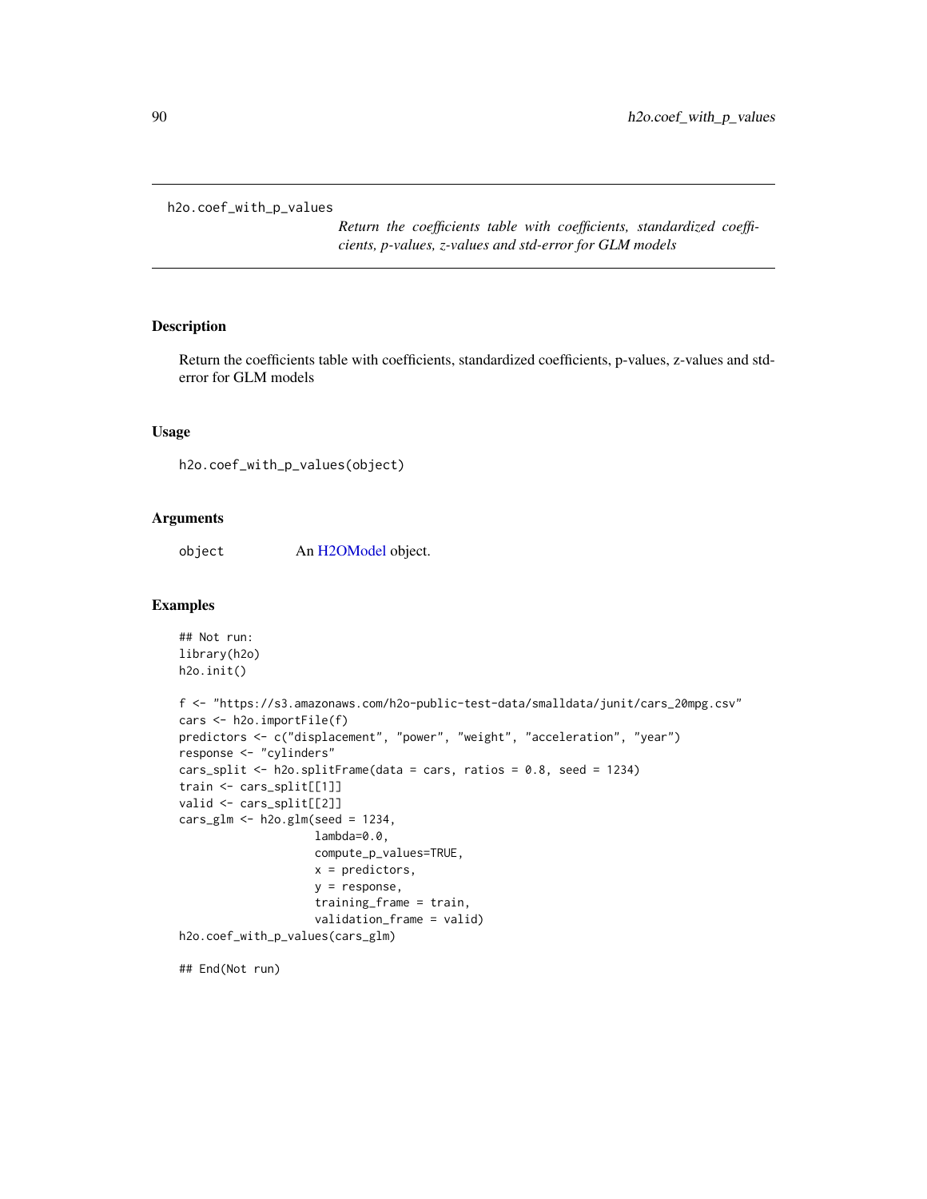`h2o.coef_with_p_values`

*Return the coefficients table with coefficients, standardized coefficients, p-values, z-values and std-error for GLM models*

## Description

Return the coefficients table with coefficients, standardized coefficients, p-values, z-values and std-error for GLM models

## Usage

```
h2o.coef_with_p_values(object)
```

## Arguments

| | |
|---|---|
| object | An H2OModel object. |

## Examples

```
## Not run:
library(h2o)
h2o.init()

f <- "https://s3.amazonaws.com/h2o-public-test-data/smalldata/junit/cars_20mpg.csv"
cars <- h2o.importFile(f)
predictors <- c("displacement", "power", "weight", "acceleration", "year")
response <- "cylinders"
cars_split <- h2o.splitFrame(data = cars, ratios = 0.8, seed = 1234)
train <- cars_split[[1]]
valid <- cars_split[[2]]
cars_glm <- h2o.glm(seed = 1234,
                    lambda=0.0,
                    compute_p_values=TRUE,
                    x = predictors,
                    y = response,
                    training_frame = train,
                    validation_frame = valid)
h2o.coef_with_p_values(cars_glm)

## End(Not run)
```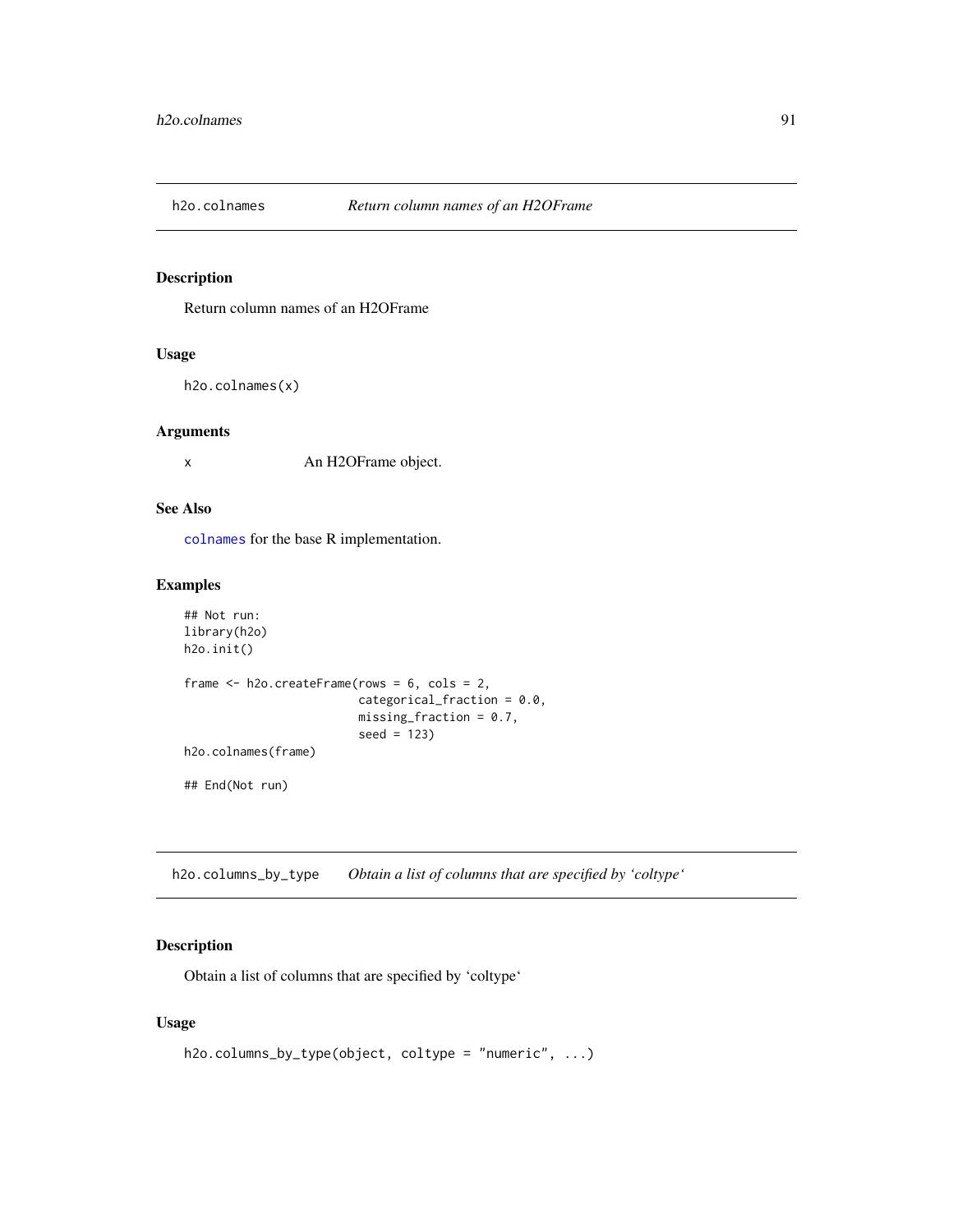## h2o.colnames *Return column names of an H2OFrame*

### Description

Return column names of an H2OFrame

### Usage

```
h2o.colnames(x)
```

### Arguments

x An H2OFrame object.

### See Also

`colnames` for the base R implementation.

### Examples

```
## Not run:
library(h2o)
h2o.init()

frame <- h2o.createFrame(rows = 6, cols = 2,
                         categorical_fraction = 0.0,
                         missing_fraction = 0.7,
                         seed = 123)
h2o.colnames(frame)

## End(Not run)
```

## h2o.columns_by_type *Obtain a list of columns that are specified by 'coltype'*

### Description

Obtain a list of columns that are specified by 'coltype'

### Usage

```
h2o.columns_by_type(object, coltype = "numeric", ...)
```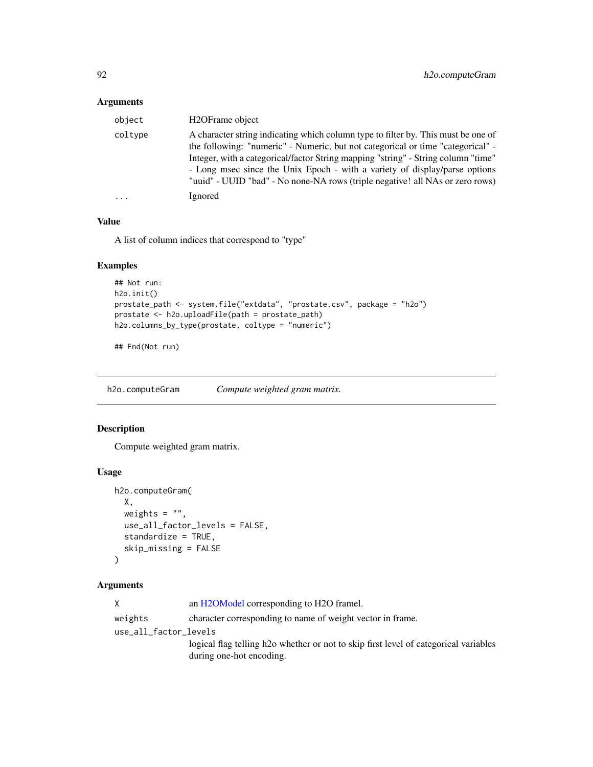### Arguments

| | |
|---|---|
| object | H2OFrame object |
| coltype | A character string indicating which column type to filter by. This must be one of the following: "numeric" - Numeric, but not categorical or time "categorical" - Integer, with a categorical/factor String mapping "string" - String column "time" - Long msec since the Unix Epoch - with a variety of display/parse options "uuid" - UUID "bad" - No none-NA rows (triple negative! all NAs or zero rows) |
| ... | Ignored |

### Value

A list of column indices that correspond to "type"

### Examples

```
## Not run:
h2o.init()
prostate_path <- system.file("extdata", "prostate.csv", package = "h2o")
prostate <- h2o.uploadFile(path = prostate_path)
h2o.columns_by_type(prostate, coltype = "numeric")

## End(Not run)
```

---

## h2o.computeGram *Compute weighted gram matrix.*

### Description

Compute weighted gram matrix.

### Usage

```
h2o.computeGram(
  X,
  weights = "",
  use_all_factor_levels = FALSE,
  standardize = TRUE,
  skip_missing = FALSE
)
```

### Arguments

| | |
|---|---|
| X | an H2OModel corresponding to H2O framel. |
| weights | character corresponding to name of weight vector in frame. |
| use_all_factor_levels | logical flag telling h2o whether or not to skip first level of categorical variables during one-hot encoding. |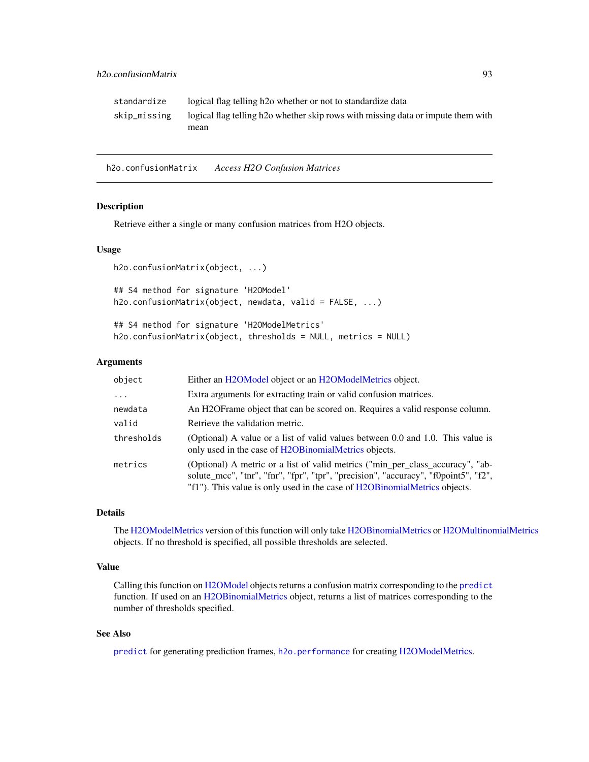| | |
|---|---|
| standardize | logical flag telling h2o whether or not to standardize data |
| skip_missing | logical flag telling h2o whether skip rows with missing data or impute them with mean |

## h2o.confusionMatrix *Access H2O Confusion Matrices*

### Description

Retrieve either a single or many confusion matrices from H2O objects.

### Usage

```
h2o.confusionMatrix(object, ...)

## S4 method for signature 'H2OModel'
h2o.confusionMatrix(object, newdata, valid = FALSE, ...)

## S4 method for signature 'H2OModelMetrics'
h2o.confusionMatrix(object, thresholds = NULL, metrics = NULL)
```

### Arguments

| | |
|---|---|
| object | Either an H2OModel object or an H2OModelMetrics object. |
| ... | Extra arguments for extracting train or valid confusion matrices. |
| newdata | An H2OFrame object that can be scored on. Requires a valid response column. |
| valid | Retrieve the validation metric. |
| thresholds | (Optional) A value or a list of valid values between 0.0 and 1.0. This value is only used in the case of H2OBinomialMetrics objects. |
| metrics | (Optional) A metric or a list of valid metrics ("min_per_class_accuracy", "absolute_mcc", "tnr", "fnr", "fpr", "tpr", "precision", "accuracy", "f0point5", "f2", "f1"). This value is only used in the case of H2OBinomialMetrics objects. |

### Details

The H2OModelMetrics version of this function will only take H2OBinomialMetrics or H2OMultinomialMetrics objects. If no threshold is specified, all possible thresholds are selected.

### Value

Calling this function on H2OModel objects returns a confusion matrix corresponding to the predict function. If used on an H2OBinomialMetrics object, returns a list of matrices corresponding to the number of thresholds specified.

### See Also

predict for generating prediction frames, h2o.performance for creating H2OModelMetrics.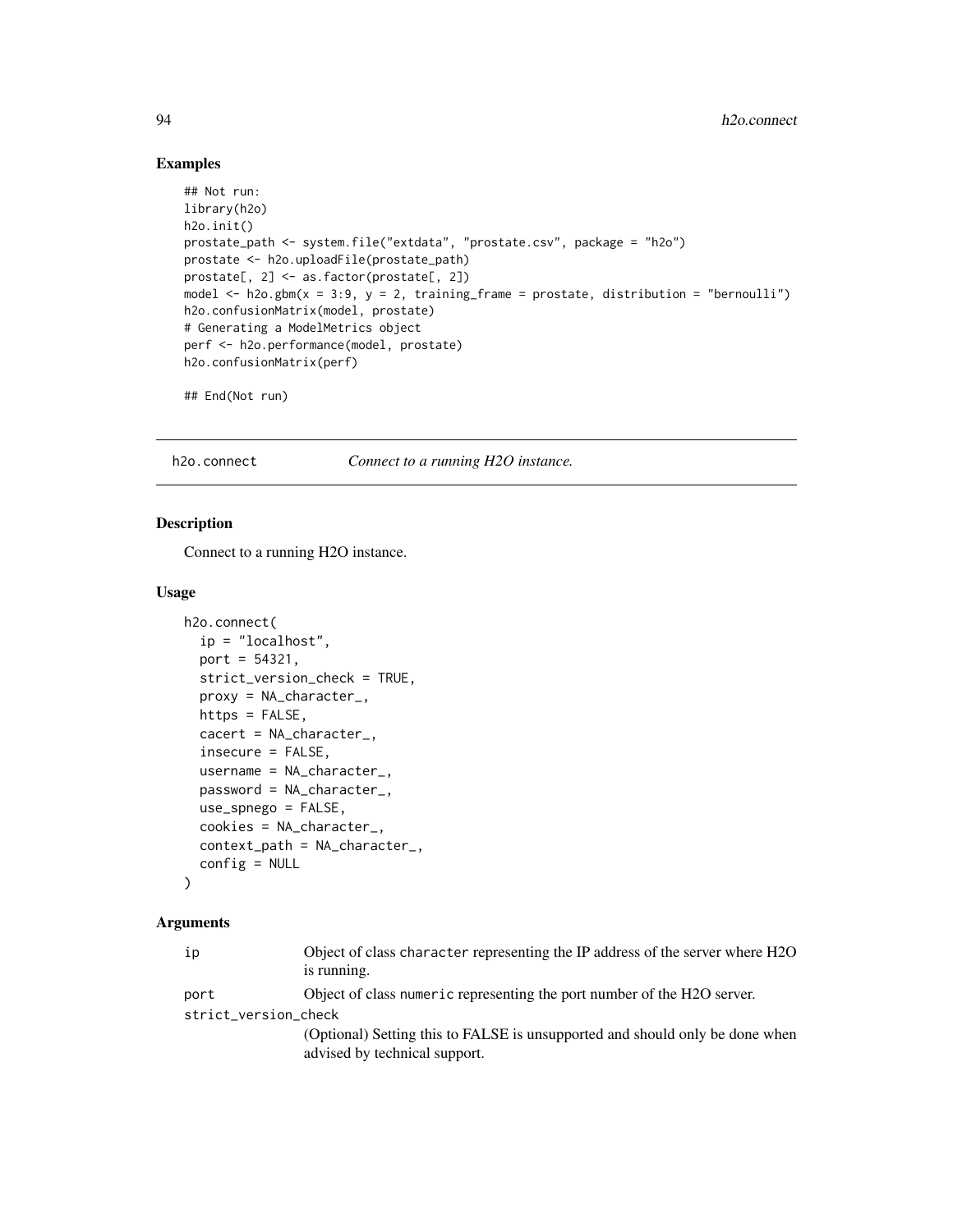## Examples

```
## Not run:
library(h2o)
h2o.init()
prostate_path <- system.file("extdata", "prostate.csv", package = "h2o")
prostate <- h2o.uploadFile(prostate_path)
prostate[, 2] <- as.factor(prostate[, 2])
model <- h2o.gbm(x = 3:9, y = 2, training_frame = prostate, distribution = "bernoulli")
h2o.confusionMatrix(model, prostate)
# Generating a ModelMetrics object
perf <- h2o.performance(model, prostate)
h2o.confusionMatrix(perf)

## End(Not run)
```

---

# h2o.connect *Connect to a running H2O instance.*

---

## Description

Connect to a running H2O instance.

## Usage

```
h2o.connect(
  ip = "localhost",
  port = 54321,
  strict_version_check = TRUE,
  proxy = NA_character_,
  https = FALSE,
  cacert = NA_character_,
  insecure = FALSE,
  username = NA_character_,
  password = NA_character_,
  use_spnego = FALSE,
  cookies = NA_character_,
  context_path = NA_character_,
  config = NULL
)
```

## Arguments

`ip` Object of class `character` representing the IP address of the server where H2O is running.

`port` Object of class `numeric` representing the port number of the H2O server.

`strict_version_check` (Optional) Setting this to FALSE is unsupported and should only be done when advised by technical support.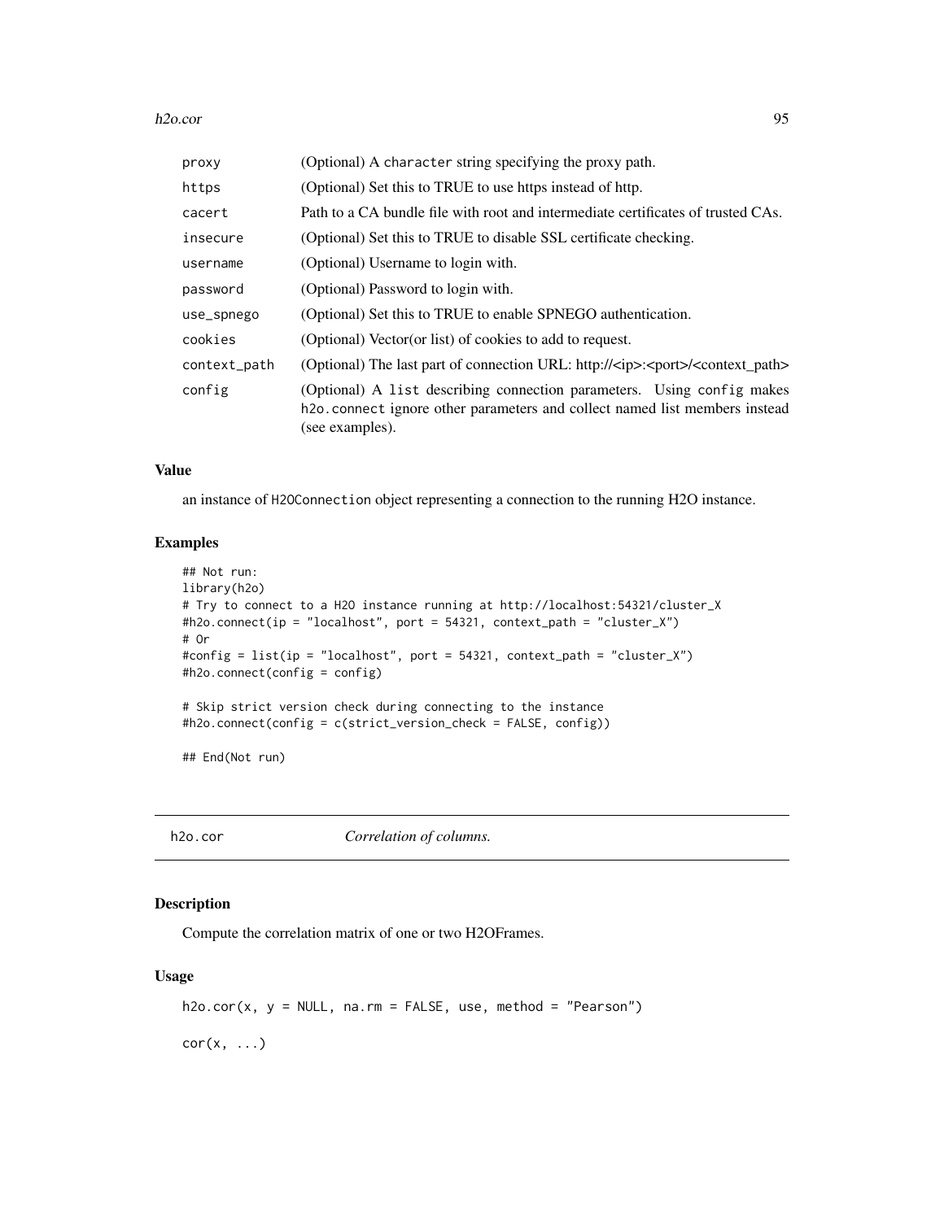| | |
|---|---|
| proxy | (Optional) A character string specifying the proxy path. |
| https | (Optional) Set this to TRUE to use https instead of http. |
| cacert | Path to a CA bundle file with root and intermediate certificates of trusted CAs. |
| insecure | (Optional) Set this to TRUE to disable SSL certificate checking. |
| username | (Optional) Username to login with. |
| password | (Optional) Password to login with. |
| use_spnego | (Optional) Set this to TRUE to enable SPNEGO authentication. |
| cookies | (Optional) Vector(or list) of cookies to add to request. |
| context_path | (Optional) The last part of connection URL: http://<ip>:<port>/<context_path> |
| config | (Optional) A list describing connection parameters. Using config makes h2o.connect ignore other parameters and collect named list members instead (see examples). |

### Value

an instance of H2OConnection object representing a connection to the running H2O instance.

### Examples

```
## Not run:
library(h2o)
# Try to connect to a H2O instance running at http://localhost:54321/cluster_X
#h2o.connect(ip = "localhost", port = 54321, context_path = "cluster_X")
# Or
#config = list(ip = "localhost", port = 54321, context_path = "cluster_X")
#h2o.connect(config = config)

# Skip strict version check during connecting to the instance
#h2o.connect(config = c(strict_version_check = FALSE, config))

## End(Not run)
```

---

## h2o.cor *Correlation of columns.*

### Description

Compute the correlation matrix of one or two H2OFrames.

### Usage

```
h2o.cor(x, y = NULL, na.rm = FALSE, use, method = "Pearson")

cor(x, ...)
```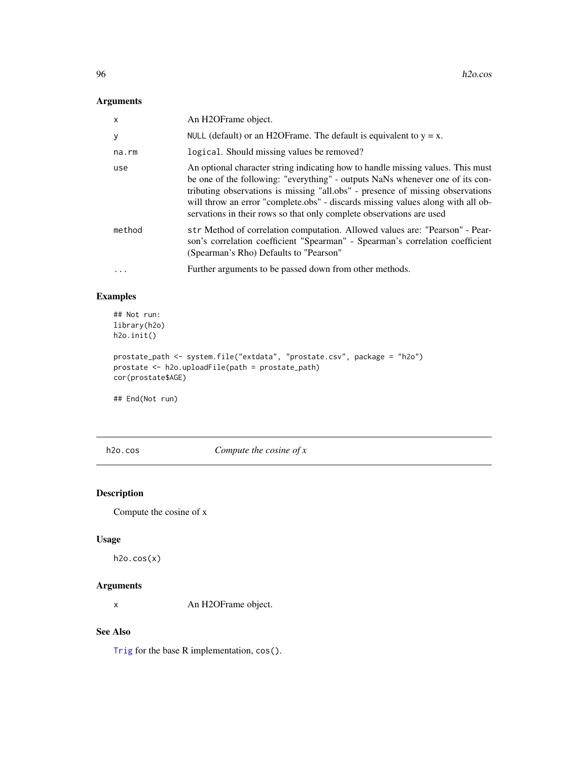### Arguments

| | |
|---|---|
| x | An H2OFrame object. |
| y | NULL (default) or an H2OFrame. The default is equivalent to y = x. |
| na.rm | logical. Should missing values be removed? |
| use | An optional character string indicating how to handle missing values. This must be one of the following: "everything" - outputs NaNs whenever one of its contributing observations is missing "all.obs" - presence of missing observations will throw an error "complete.obs" - discards missing values along with all observations in their rows so that only complete observations are used |
| method | str Method of correlation computation. Allowed values are: "Pearson" - Pearson's correlation coefficient "Spearman" - Spearman's correlation coefficient (Spearman's Rho) Defaults to "Pearson" |
| ... | Further arguments to be passed down from other methods. |

### Examples

```
## Not run:
library(h2o)
h2o.init()

prostate_path <- system.file("extdata", "prostate.csv", package = "h2o")
prostate <- h2o.uploadFile(path = prostate_path)
cor(prostate$AGE)

## End(Not run)
```

---

## h2o.cos *Compute the cosine of x*

### Description

Compute the cosine of x

### Usage

```
h2o.cos(x)
```

### Arguments

| | |
|---|---|
| x | An H2OFrame object. |

### See Also

Trig for the base R implementation, cos().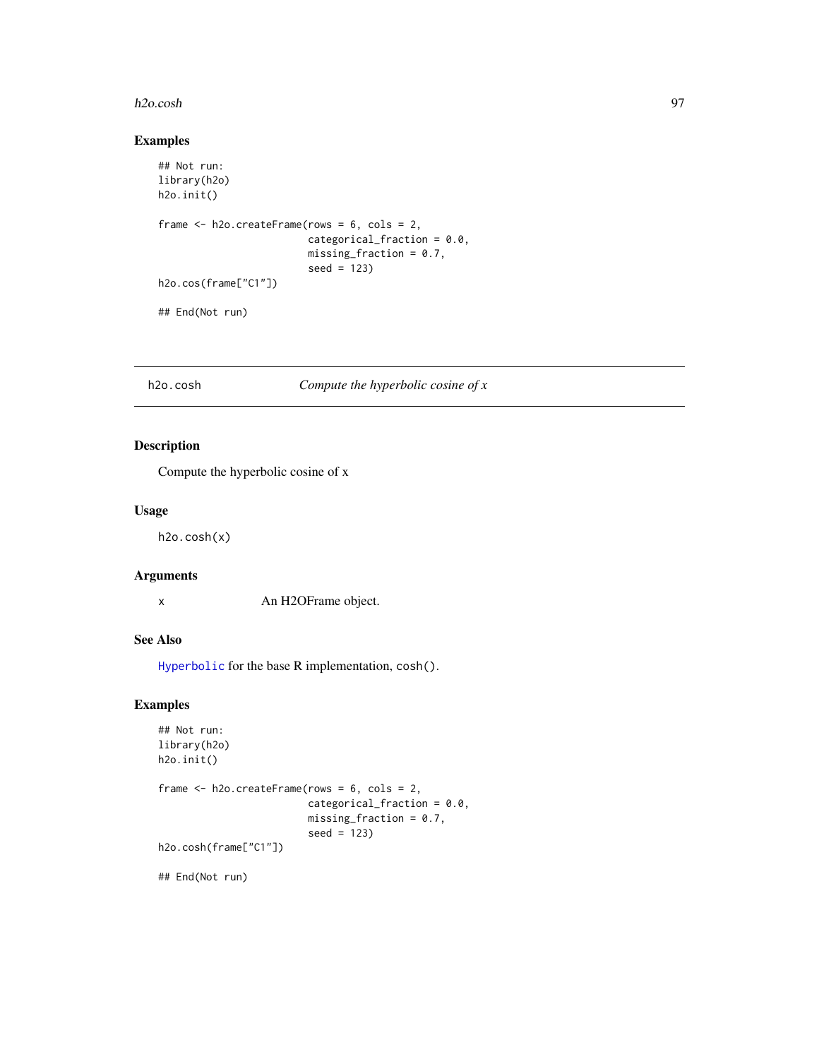## Examples

```
## Not run:
library(h2o)
h2o.init()

frame <- h2o.createFrame(rows = 6, cols = 2,
                         categorical_fraction = 0.0,
                         missing_fraction = 0.7,
                         seed = 123)
h2o.cos(frame["C1"])

## End(Not run)
```

---

h2o.cosh &nbsp;&nbsp;&nbsp;&nbsp; *Compute the hyperbolic cosine of x*

---

## Description

Compute the hyperbolic cosine of x

## Usage

```
h2o.cosh(x)
```

## Arguments

| | |
|---|---|
| x | An H2OFrame object. |

## See Also

Hyperbolic for the base R implementation, cosh().

## Examples

```
## Not run:
library(h2o)
h2o.init()

frame <- h2o.createFrame(rows = 6, cols = 2,
                         categorical_fraction = 0.0,
                         missing_fraction = 0.7,
                         seed = 123)
h2o.cosh(frame["C1"])

## End(Not run)
```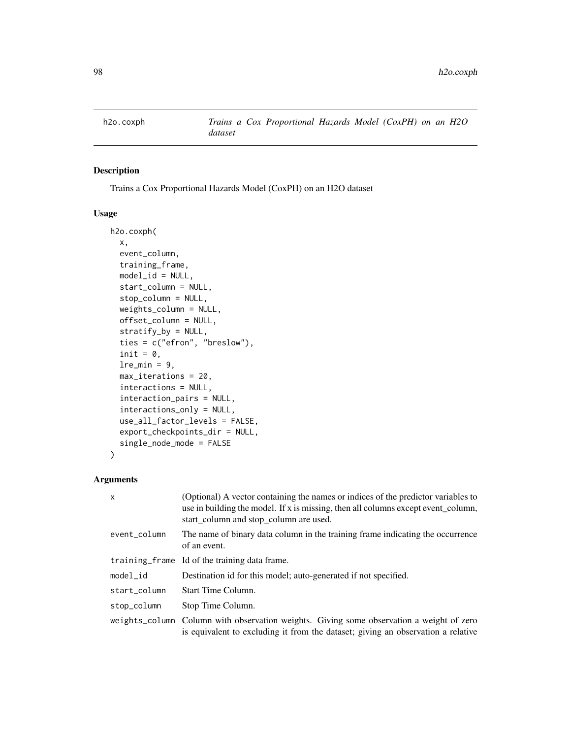h2o.coxph    *Trains a Cox Proportional Hazards Model (CoxPH) on an H2O dataset*

## Description

Trains a Cox Proportional Hazards Model (CoxPH) on an H2O dataset

## Usage

```
h2o.coxph(
  x,
  event_column,
  training_frame,
  model_id = NULL,
  start_column = NULL,
  stop_column = NULL,
  weights_column = NULL,
  offset_column = NULL,
  stratify_by = NULL,
  ties = c("efron", "breslow"),
  init = 0,
  lre_min = 9,
  max_iterations = 20,
  interactions = NULL,
  interaction_pairs = NULL,
  interactions_only = NULL,
  use_all_factor_levels = FALSE,
  export_checkpoints_dir = NULL,
  single_node_mode = FALSE
)
```

## Arguments

| | |
|---|---|
| `x` | (Optional) A vector containing the names or indices of the predictor variables to use in building the model. If x is missing, then all columns except event_column, start_column and stop_column are used. |
| `event_column` | The name of binary data column in the training frame indicating the occurrence of an event. |
| `training_frame` | Id of the training data frame. |
| `model_id` | Destination id for this model; auto-generated if not specified. |
| `start_column` | Start Time Column. |
| `stop_column` | Stop Time Column. |
| `weights_column` | Column with observation weights. Giving some observation a weight of zero is equivalent to excluding it from the dataset; giving an observation a relative |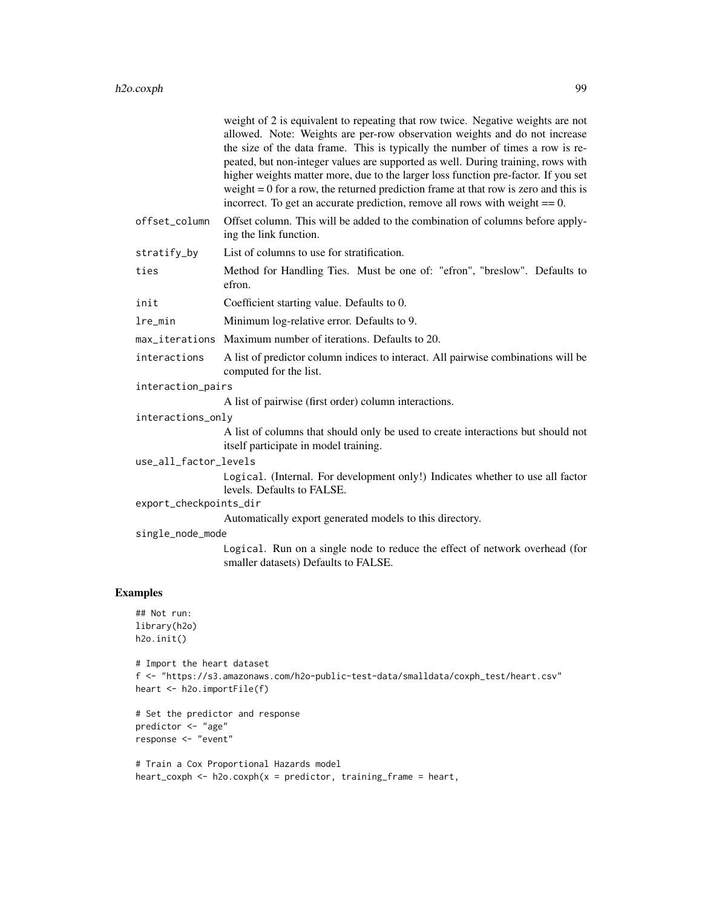weight of 2 is equivalent to repeating that row twice. Negative weights are not allowed. Note: Weights are per-row observation weights and do not increase the size of the data frame. This is typically the number of times a row is repeated, but non-integer values are supported as well. During training, rows with higher weights matter more, due to the larger loss function pre-factor. If you set weight = 0 for a row, the returned prediction frame at that row is zero and this is incorrect. To get an accurate prediction, remove all rows with weight == 0.

`offset_column` Offset column. This will be added to the combination of columns before applying the link function.

`stratify_by` List of columns to use for stratification.

`ties` Method for Handling Ties. Must be one of: "efron", "breslow". Defaults to efron.

`init` Coefficient starting value. Defaults to 0.

`lre_min` Minimum log-relative error. Defaults to 9.

`max_iterations` Maximum number of iterations. Defaults to 20.

`interactions` A list of predictor column indices to interact. All pairwise combinations will be computed for the list.

`interaction_pairs`
A list of pairwise (first order) column interactions.

`interactions_only`
A list of columns that should only be used to create interactions but should not itself participate in model training.

`use_all_factor_levels`
`Logical`. (Internal. For development only!) Indicates whether to use all factor levels. Defaults to FALSE.

`export_checkpoints_dir`
Automatically export generated models to this directory.

`single_node_mode`
`Logical`. Run on a single node to reduce the effect of network overhead (for smaller datasets) Defaults to FALSE.

## Examples

```
## Not run:
library(h2o)
h2o.init()

# Import the heart dataset
f <- "https://s3.amazonaws.com/h2o-public-test-data/smalldata/coxph_test/heart.csv"
heart <- h2o.importFile(f)

# Set the predictor and response
predictor <- "age"
response <- "event"

# Train a Cox Proportional Hazards model
heart_coxph <- h2o.coxph(x = predictor, training_frame = heart,
```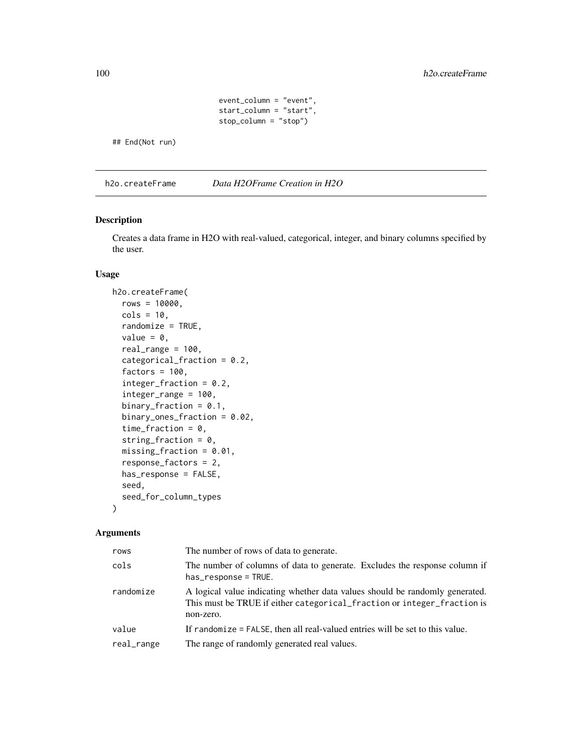```
                    event_column = "event",
                    start_column = "start",
                    stop_column = "stop")

## End(Not run)
```

---

h2o.createFrame *Data H2OFrame Creation in H2O*

---

## Description

Creates a data frame in H2O with real-valued, categorical, integer, and binary columns specified by the user.

## Usage

```
h2o.createFrame(
  rows = 10000,
  cols = 10,
  randomize = TRUE,
  value = 0,
  real_range = 100,
  categorical_fraction = 0.2,
  factors = 100,
  integer_fraction = 0.2,
  integer_range = 100,
  binary_fraction = 0.1,
  binary_ones_fraction = 0.02,
  time_fraction = 0,
  string_fraction = 0,
  missing_fraction = 0.01,
  response_factors = 2,
  has_response = FALSE,
  seed,
  seed_for_column_types
)
```

## Arguments

| | |
|---|---|
| rows | The number of rows of data to generate. |
| cols | The number of columns of data to generate. Excludes the response column if `has_response = TRUE`. |
| randomize | A logical value indicating whether data values should be randomly generated. This must be TRUE if either `categorical_fraction` or `integer_fraction` is non-zero. |
| value | If `randomize = FALSE`, then all real-valued entries will be set to this value. |
| real_range | The range of randomly generated real values. |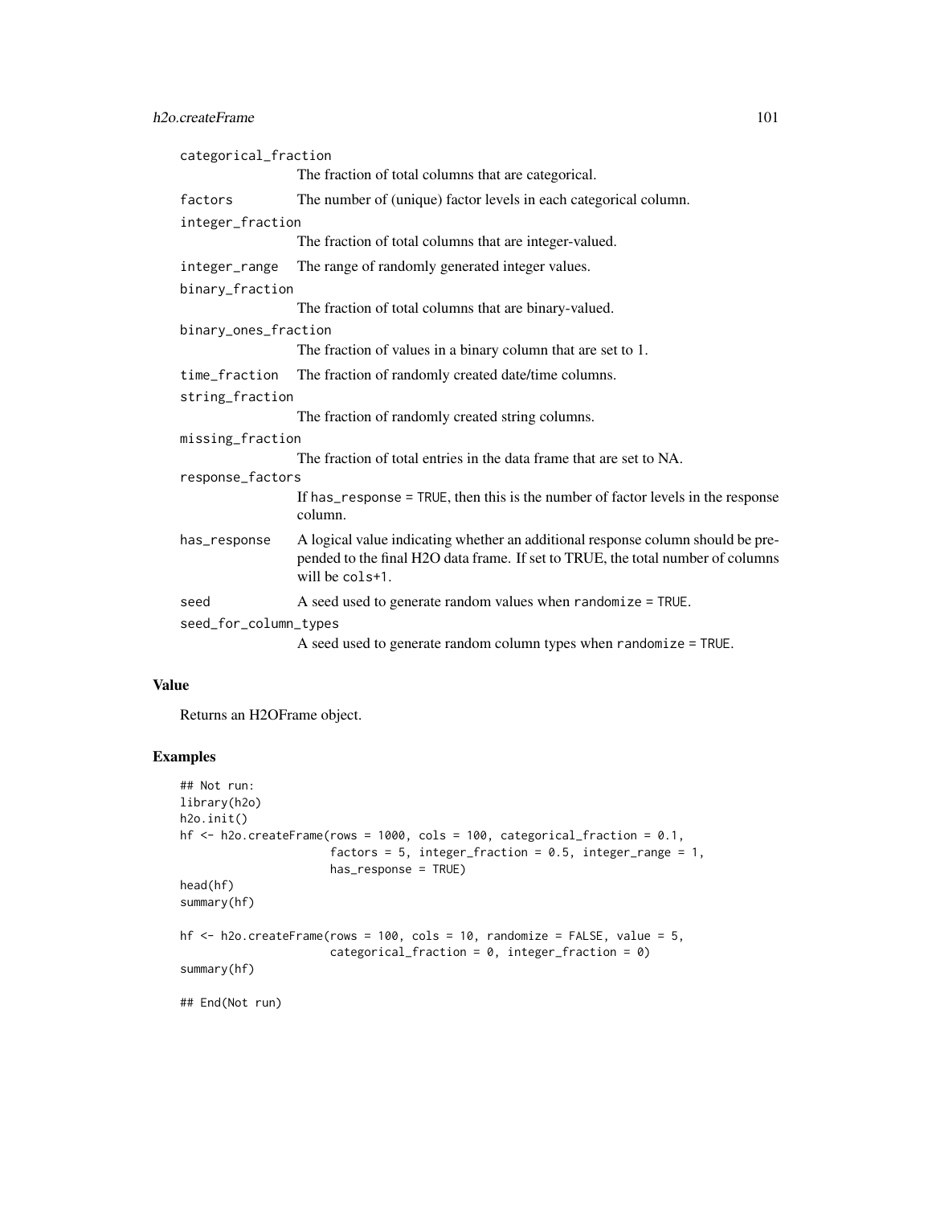| | |
|---|---|
| `categorical_fraction` | The fraction of total columns that are categorical. |
| `factors` | The number of (unique) factor levels in each categorical column. |
| `integer_fraction` | The fraction of total columns that are integer-valued. |
| `integer_range` | The range of randomly generated integer values. |
| `binary_fraction` | The fraction of total columns that are binary-valued. |
| `binary_ones_fraction` | The fraction of values in a binary column that are set to 1. |
| `time_fraction` | The fraction of randomly created date/time columns. |
| `string_fraction` | The fraction of randomly created string columns. |
| `missing_fraction` | The fraction of total entries in the data frame that are set to NA. |
| `response_factors` | If `has_response = TRUE`, then this is the number of factor levels in the response column. |
| `has_response` | A logical value indicating whether an additional response column should be prepended to the final H2O data frame. If set to TRUE, the total number of columns will be `cols+1`. |
| `seed` | A seed used to generate random values when `randomize = TRUE`. |
| `seed_for_column_types` | A seed used to generate random column types when `randomize = TRUE`. |

## Value

Returns an H2OFrame object.

## Examples

```
## Not run:
library(h2o)
h2o.init()
hf <- h2o.createFrame(rows = 1000, cols = 100, categorical_fraction = 0.1,
                     factors = 5, integer_fraction = 0.5, integer_range = 1,
                     has_response = TRUE)
head(hf)
summary(hf)

hf <- h2o.createFrame(rows = 100, cols = 10, randomize = FALSE, value = 5,
                     categorical_fraction = 0, integer_fraction = 0)
summary(hf)

## End(Not run)
```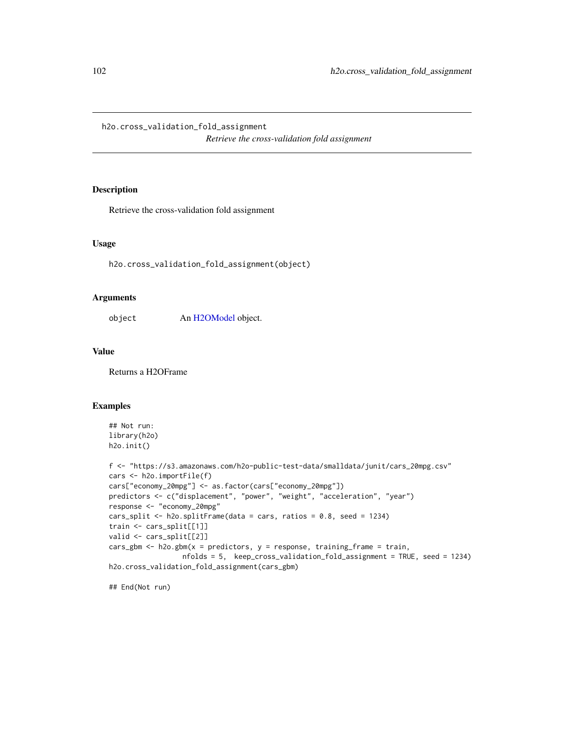h2o.cross_validation_fold_assignment

*Retrieve the cross-validation fold assignment*

## Description

Retrieve the cross-validation fold assignment

## Usage

```
h2o.cross_validation_fold_assignment(object)
```

## Arguments

| | |
|---|---|
| object | An H2OModel object. |

## Value

Returns a H2OFrame

## Examples

```
## Not run:
library(h2o)
h2o.init()

f <- "https://s3.amazonaws.com/h2o-public-test-data/smalldata/junit/cars_20mpg.csv"
cars <- h2o.importFile(f)
cars["economy_20mpg"] <- as.factor(cars["economy_20mpg"])
predictors <- c("displacement", "power", "weight", "acceleration", "year")
response <- "economy_20mpg"
cars_split <- h2o.splitFrame(data = cars, ratios = 0.8, seed = 1234)
train <- cars_split[[1]]
valid <- cars_split[[2]]
cars_gbm <- h2o.gbm(x = predictors, y = response, training_frame = train,
                    nfolds = 5,  keep_cross_validation_fold_assignment = TRUE, seed = 1234)
h2o.cross_validation_fold_assignment(cars_gbm)

## End(Not run)
```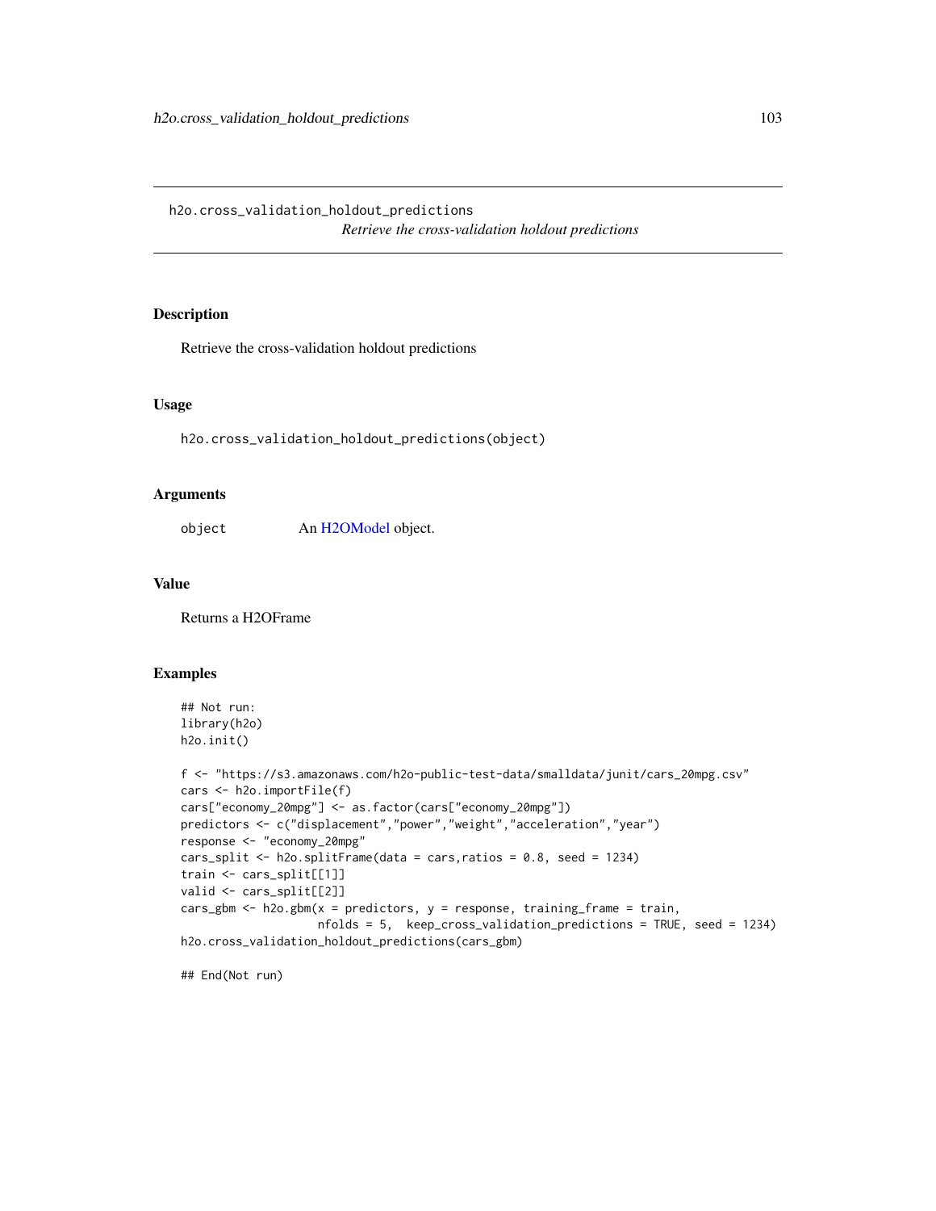# h2o.cross_validation_holdout_predictions

*Retrieve the cross-validation holdout predictions*

## Description

Retrieve the cross-validation holdout predictions

## Usage

```
h2o.cross_validation_holdout_predictions(object)
```

## Arguments

| | |
|---|---|
| `object` | An H2OModel object. |

## Value

Returns a H2OFrame

## Examples

```
## Not run:
library(h2o)
h2o.init()

f <- "https://s3.amazonaws.com/h2o-public-test-data/smalldata/junit/cars_20mpg.csv"
cars <- h2o.importFile(f)
cars["economy_20mpg"] <- as.factor(cars["economy_20mpg"])
predictors <- c("displacement","power","weight","acceleration","year")
response <- "economy_20mpg"
cars_split <- h2o.splitFrame(data = cars,ratios = 0.8, seed = 1234)
train <- cars_split[[1]]
valid <- cars_split[[2]]
cars_gbm <- h2o.gbm(x = predictors, y = response, training_frame = train,
                    nfolds = 5,  keep_cross_validation_predictions = TRUE, seed = 1234)
h2o.cross_validation_holdout_predictions(cars_gbm)

## End(Not run)
```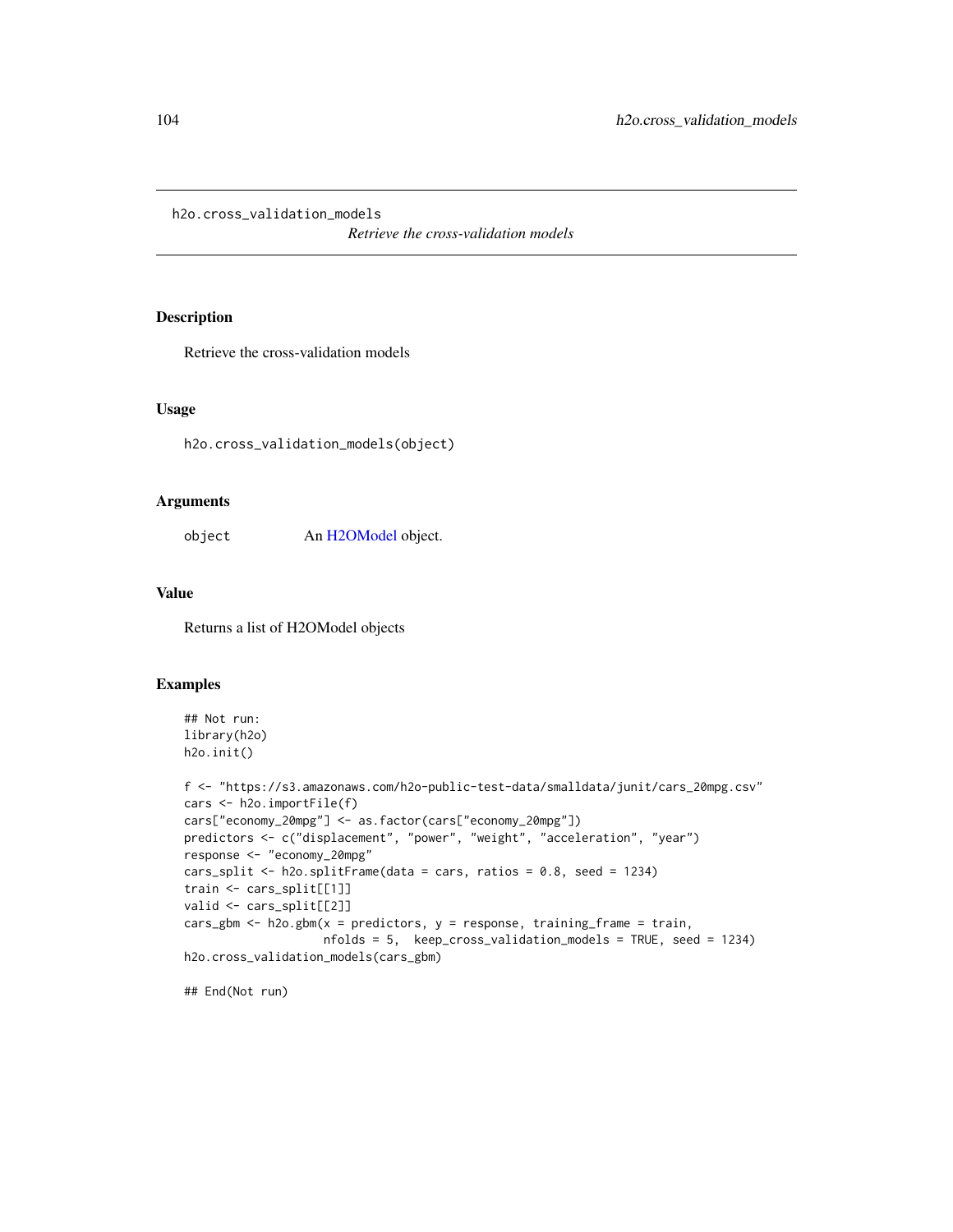# h2o.cross_validation_models

*Retrieve the cross-validation models*

## Description

Retrieve the cross-validation models

## Usage

```
h2o.cross_validation_models(object)
```

## Arguments

| | |
|---|---|
| `object` | An H2OModel object. |

## Value

Returns a list of H2OModel objects

## Examples

```
## Not run:
library(h2o)
h2o.init()

f <- "https://s3.amazonaws.com/h2o-public-test-data/smalldata/junit/cars_20mpg.csv"
cars <- h2o.importFile(f)
cars["economy_20mpg"] <- as.factor(cars["economy_20mpg"])
predictors <- c("displacement", "power", "weight", "acceleration", "year")
response <- "economy_20mpg"
cars_split <- h2o.splitFrame(data = cars, ratios = 0.8, seed = 1234)
train <- cars_split[[1]]
valid <- cars_split[[2]]
cars_gbm <- h2o.gbm(x = predictors, y = response, training_frame = train,
                    nfolds = 5,  keep_cross_validation_models = TRUE, seed = 1234)
h2o.cross_validation_models(cars_gbm)

## End(Not run)
```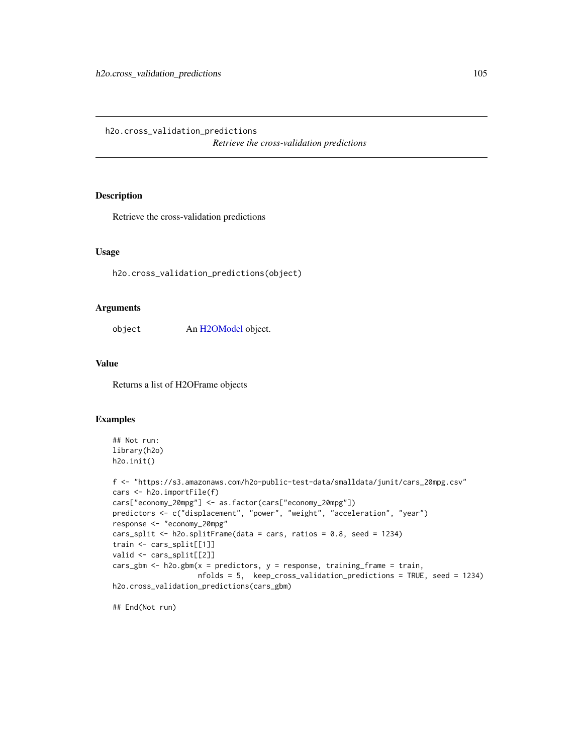## h2o.cross_validation_predictions

*Retrieve the cross-validation predictions*

### Description

Retrieve the cross-validation predictions

### Usage

```
h2o.cross_validation_predictions(object)
```

### Arguments

| | |
|---|---|
| `object` | An H2OModel object. |

### Value

Returns a list of H2OFrame objects

### Examples

```
## Not run:
library(h2o)
h2o.init()

f <- "https://s3.amazonaws.com/h2o-public-test-data/smalldata/junit/cars_20mpg.csv"
cars <- h2o.importFile(f)
cars["economy_20mpg"] <- as.factor(cars["economy_20mpg"])
predictors <- c("displacement", "power", "weight", "acceleration", "year")
response <- "economy_20mpg"
cars_split <- h2o.splitFrame(data = cars, ratios = 0.8, seed = 1234)
train <- cars_split[[1]]
valid <- cars_split[[2]]
cars_gbm <- h2o.gbm(x = predictors, y = response, training_frame = train,
                    nfolds = 5,  keep_cross_validation_predictions = TRUE, seed = 1234)
h2o.cross_validation_predictions(cars_gbm)

## End(Not run)
```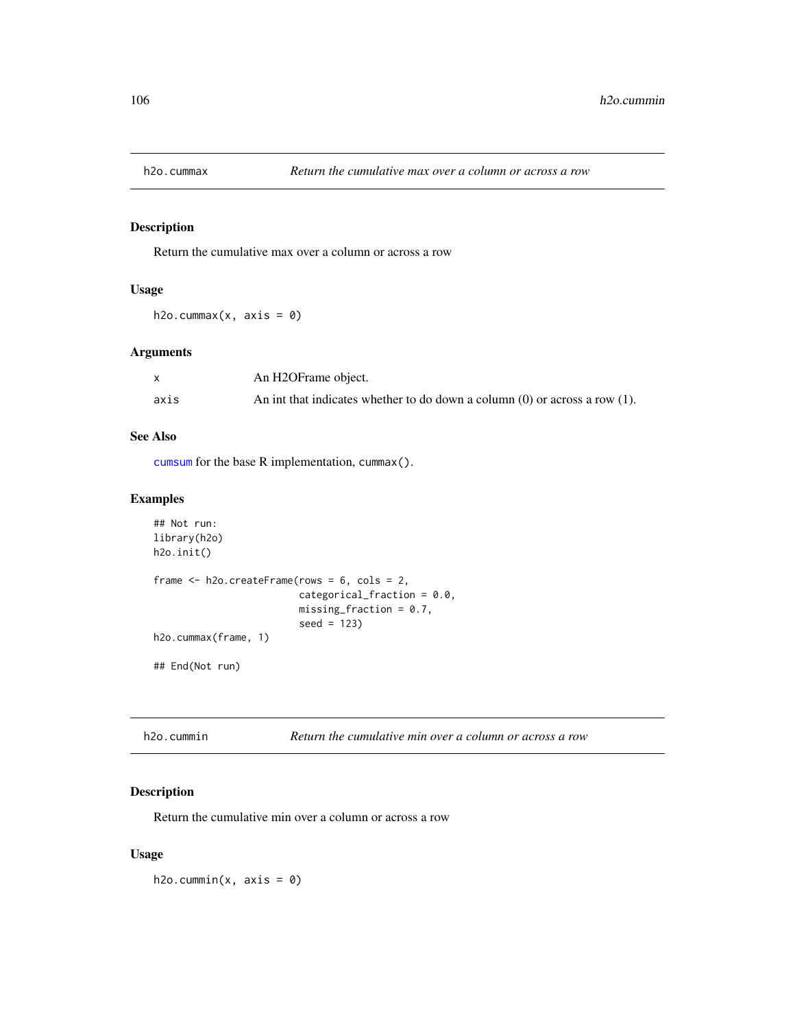## h2o.cummax — *Return the cumulative max over a column or across a row*

### Description

Return the cumulative max over a column or across a row

### Usage

```
h2o.cummax(x, axis = 0)
```

### Arguments

| | |
|---|---|
| x | An H2OFrame object. |
| axis | An int that indicates whether to do down a column (0) or across a row (1). |

### See Also

cumsum for the base R implementation, cummax().

### Examples

```
## Not run:
library(h2o)
h2o.init()

frame <- h2o.createFrame(rows = 6, cols = 2,
                         categorical_fraction = 0.0,
                         missing_fraction = 0.7,
                         seed = 123)
h2o.cummax(frame, 1)

## End(Not run)
```

## h2o.cummin — *Return the cumulative min over a column or across a row*

### Description

Return the cumulative min over a column or across a row

### Usage

```
h2o.cummin(x, axis = 0)
```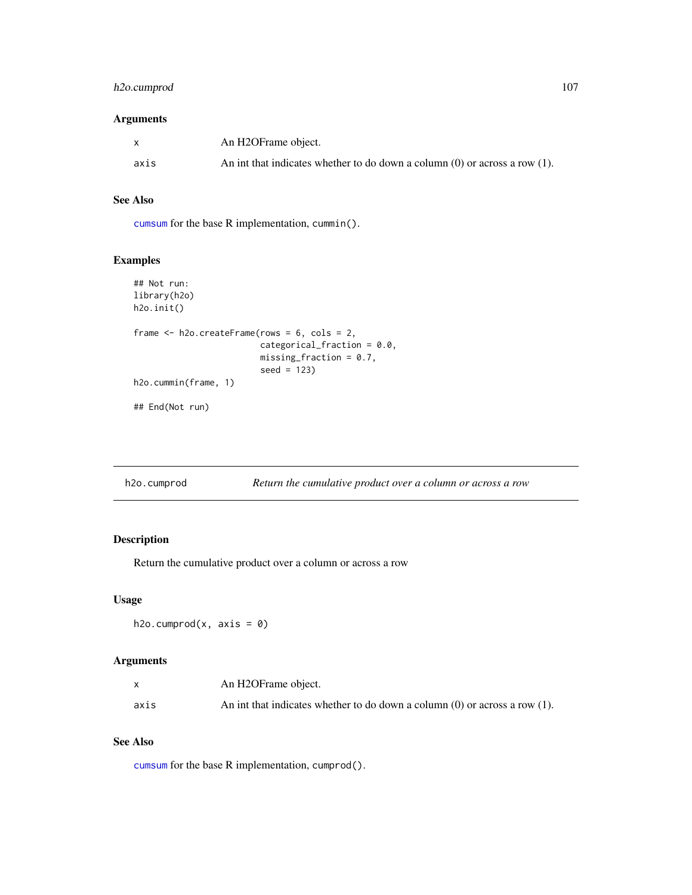### Arguments

| | |
|---|---|
| x | An H2OFrame object. |
| axis | An int that indicates whether to do down a column (0) or across a row (1). |

### See Also

cumsum for the base R implementation, cummin().

### Examples

```
## Not run:
library(h2o)
h2o.init()

frame <- h2o.createFrame(rows = 6, cols = 2,
                         categorical_fraction = 0.0,
                         missing_fraction = 0.7,
                         seed = 123)
h2o.cummin(frame, 1)

## End(Not run)
```

---

## h2o.cumprod — *Return the cumulative product over a column or across a row*

---

### Description

Return the cumulative product over a column or across a row

### Usage

```
h2o.cumprod(x, axis = 0)
```

### Arguments

| | |
|---|---|
| x | An H2OFrame object. |
| axis | An int that indicates whether to do down a column (0) or across a row (1). |

### See Also

cumsum for the base R implementation, cumprod().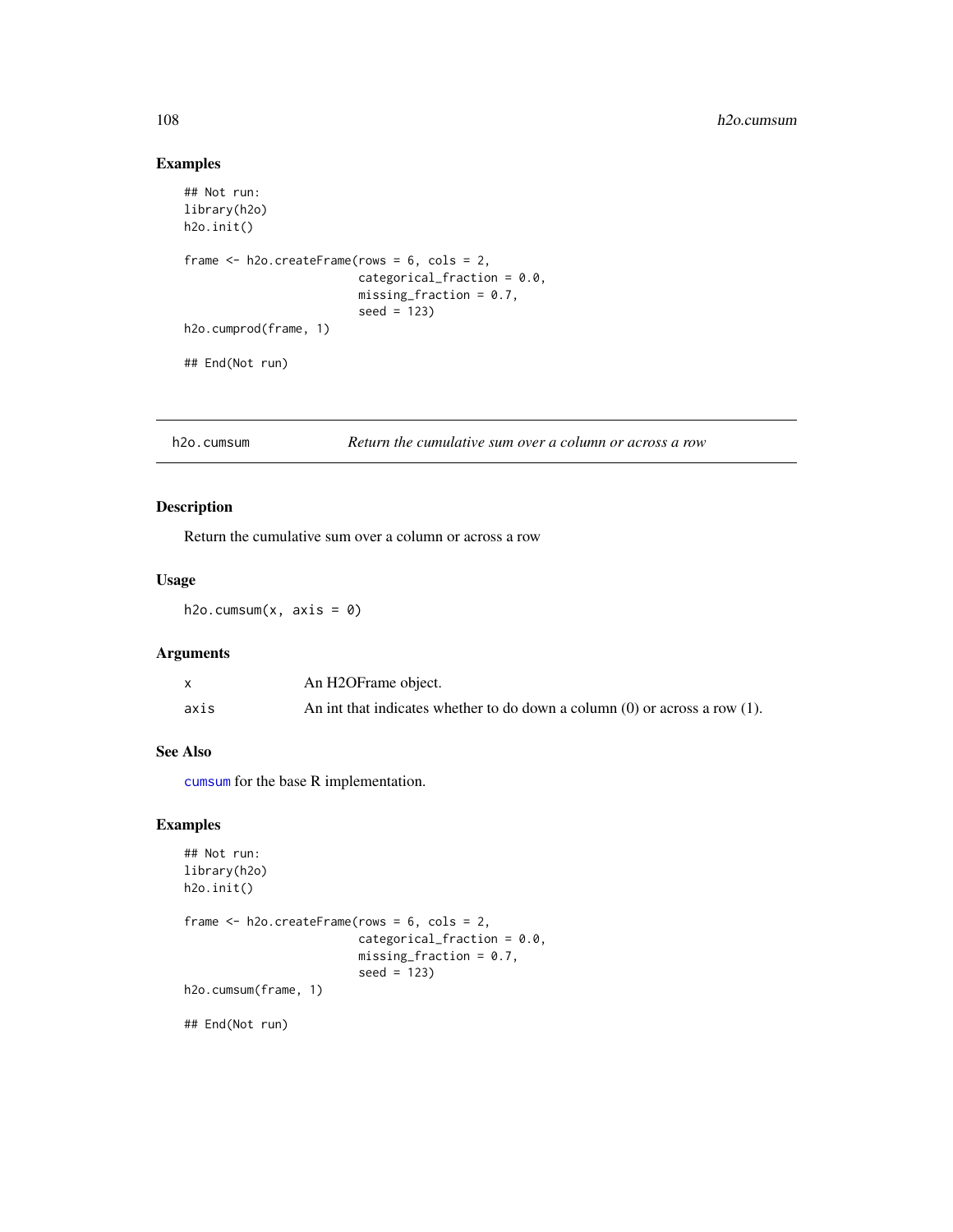## Examples

```
## Not run:
library(h2o)
h2o.init()

frame <- h2o.createFrame(rows = 6, cols = 2,
                         categorical_fraction = 0.0,
                         missing_fraction = 0.7,
                         seed = 123)
h2o.cumprod(frame, 1)

## End(Not run)
```

---

# h2o.cumsum *Return the cumulative sum over a column or across a row*

---

## Description

Return the cumulative sum over a column or across a row

## Usage

```
h2o.cumsum(x, axis = 0)
```

## Arguments

| | |
|---|---|
| x | An H2OFrame object. |
| axis | An int that indicates whether to do down a column (0) or across a row (1). |

## See Also

cumsum for the base R implementation.

## Examples

```
## Not run:
library(h2o)
h2o.init()

frame <- h2o.createFrame(rows = 6, cols = 2,
                         categorical_fraction = 0.0,
                         missing_fraction = 0.7,
                         seed = 123)
h2o.cumsum(frame, 1)

## End(Not run)
```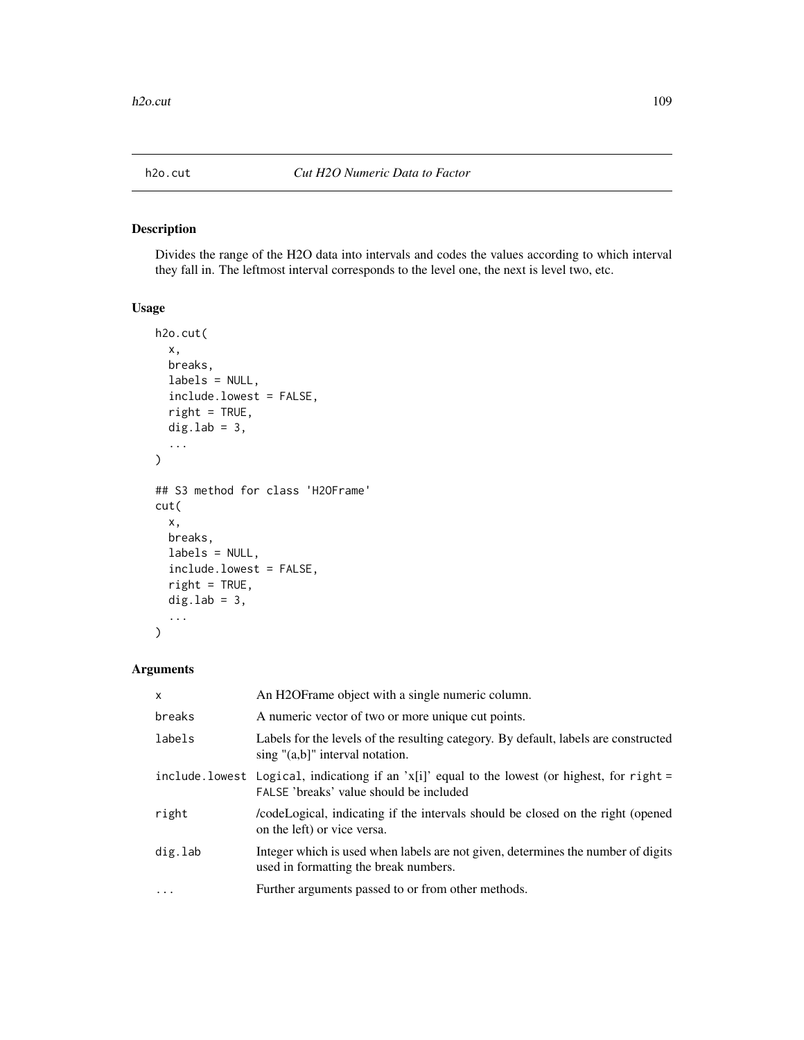## h2o.cut — *Cut H2O Numeric Data to Factor*

### Description

Divides the range of the H2O data into intervals and codes the values according to which interval they fall in. The leftmost interval corresponds to the level one, the next is level two, etc.

### Usage

```
h2o.cut(
  x,
  breaks,
  labels = NULL,
  include.lowest = FALSE,
  right = TRUE,
  dig.lab = 3,
  ...
)

## S3 method for class 'H2OFrame'
cut(
  x,
  breaks,
  labels = NULL,
  include.lowest = FALSE,
  right = TRUE,
  dig.lab = 3,
  ...
)
```

### Arguments

| | |
|---|---|
| `x` | An H2OFrame object with a single numeric column. |
| `breaks` | A numeric vector of two or more unique cut points. |
| `labels` | Labels for the levels of the resulting category. By default, labels are constructed sing "(a,b]" interval notation. |
| `include.lowest` | `Logical`, indicationg if an 'x[i]' equal to the lowest (or highest, for `right = FALSE` 'breaks' value should be included |
| `right` | /codeLogical, indicating if the intervals should be closed on the right (opened on the left) or vice versa. |
| `dig.lab` | Integer which is used when labels are not given, determines the number of digits used in formatting the break numbers. |
| `...` | Further arguments passed to or from other methods. |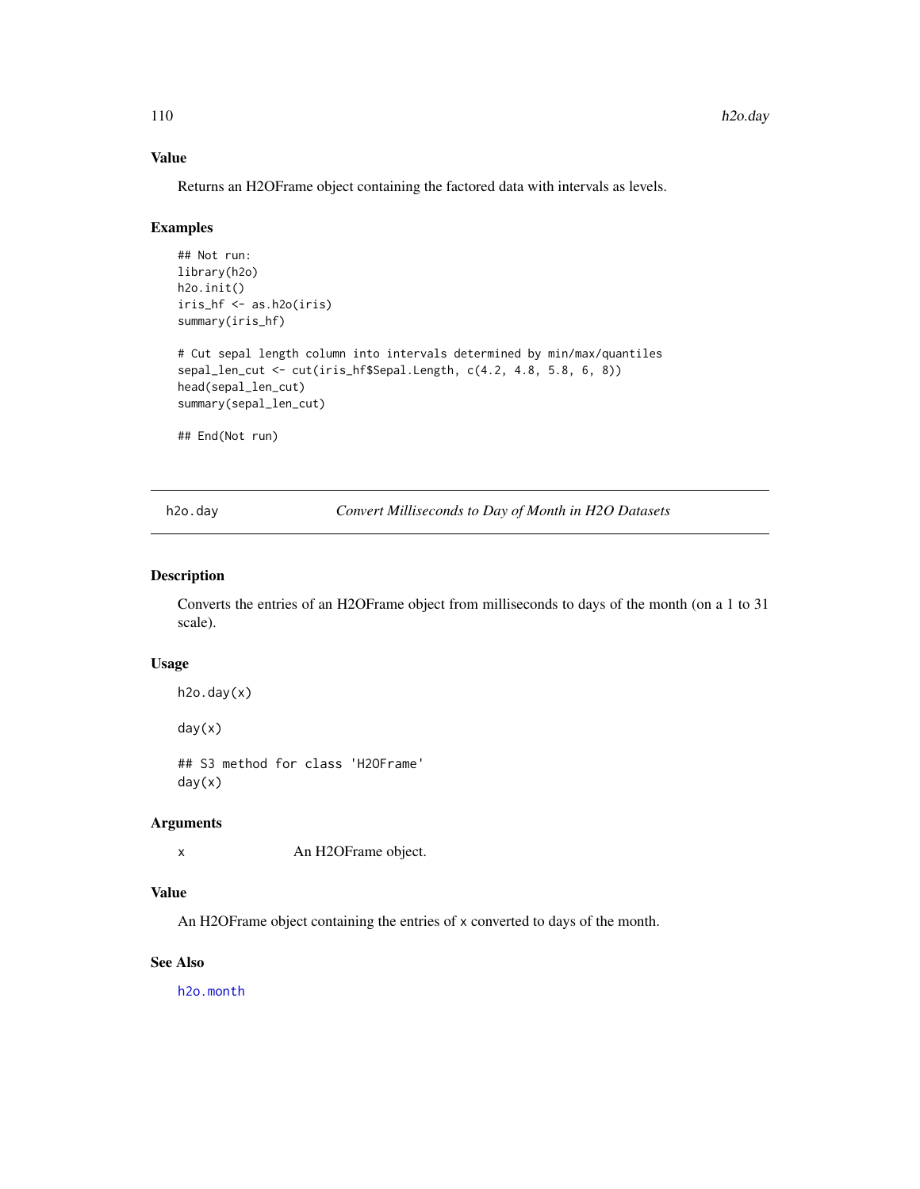### Value

Returns an H2OFrame object containing the factored data with intervals as levels.

### Examples

```
## Not run:
library(h2o)
h2o.init()
iris_hf <- as.h2o(iris)
summary(iris_hf)

# Cut sepal length column into intervals determined by min/max/quantiles
sepal_len_cut <- cut(iris_hf$Sepal.Length, c(4.2, 4.8, 5.8, 6, 8))
head(sepal_len_cut)
summary(sepal_len_cut)

## End(Not run)
```

---

## h2o.day — *Convert Milliseconds to Day of Month in H2O Datasets*

---

### Description

Converts the entries of an H2OFrame object from milliseconds to days of the month (on a 1 to 31 scale).

### Usage

```
h2o.day(x)

day(x)

## S3 method for class 'H2OFrame'
day(x)
```

### Arguments

| | |
|---|---|
| x | An H2OFrame object. |

### Value

An H2OFrame object containing the entries of x converted to days of the month.

### See Also

h2o.month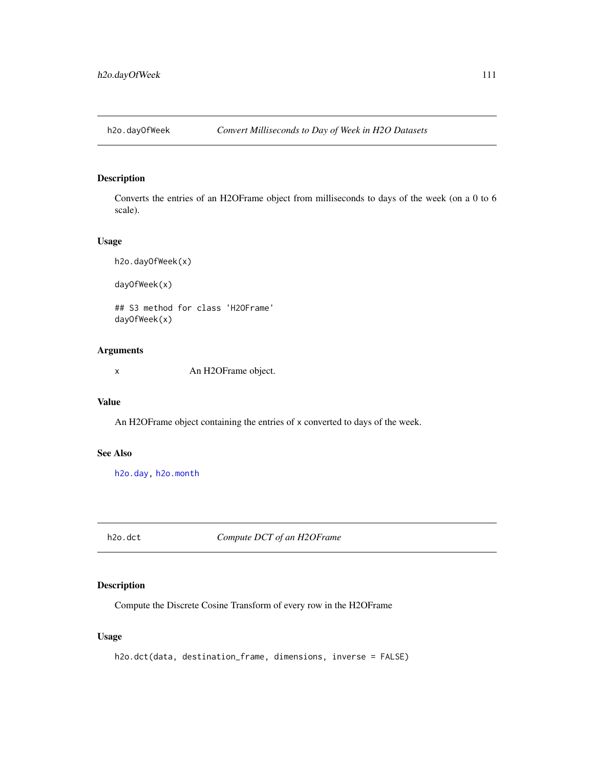## h2o.dayOfWeek — *Convert Milliseconds to Day of Week in H2O Datasets*

### Description

Converts the entries of an H2OFrame object from milliseconds to days of the week (on a 0 to 6 scale).

### Usage

```
h2o.dayOfWeek(x)

dayOfWeek(x)

## S3 method for class 'H2OFrame'
dayOfWeek(x)
```

### Arguments

| | |
|---|---|
| x | An H2OFrame object. |

### Value

An H2OFrame object containing the entries of x converted to days of the week.

### See Also

h2o.day, h2o.month

## h2o.dct — *Compute DCT of an H2OFrame*

### Description

Compute the Discrete Cosine Transform of every row in the H2OFrame

### Usage

```
h2o.dct(data, destination_frame, dimensions, inverse = FALSE)
```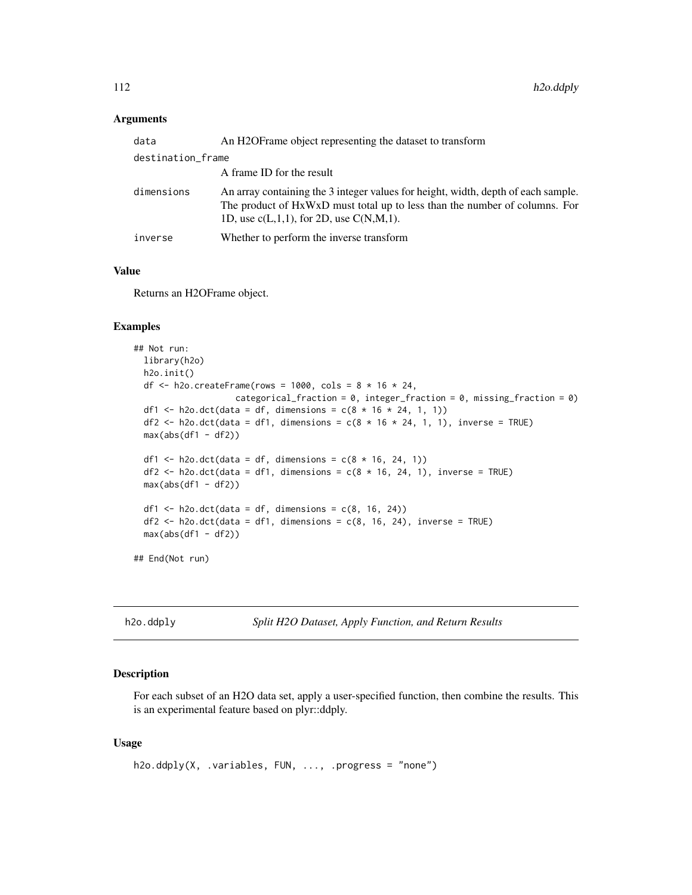### Arguments

| | |
|---|---|
| data | An H2OFrame object representing the dataset to transform |
| destination_frame | A frame ID for the result |
| dimensions | An array containing the 3 integer values for height, width, depth of each sample. The product of HxWxD must total up to less than the number of columns. For 1D, use c(L,1,1), for 2D, use C(N,M,1). |
| inverse | Whether to perform the inverse transform |

### Value

Returns an H2OFrame object.

### Examples

```
## Not run:
  library(h2o)
  h2o.init()
  df <- h2o.createFrame(rows = 1000, cols = 8 * 16 * 24,
                   categorical_fraction = 0, integer_fraction = 0, missing_fraction = 0)
  df1 <- h2o.dct(data = df, dimensions = c(8 * 16 * 24, 1, 1))
  df2 <- h2o.dct(data = df1, dimensions = c(8 * 16 * 24, 1, 1), inverse = TRUE)
  max(abs(df1 - df2))

  df1 <- h2o.dct(data = df, dimensions = c(8 * 16, 24, 1))
  df2 <- h2o.dct(data = df1, dimensions = c(8 * 16, 24, 1), inverse = TRUE)
  max(abs(df1 - df2))

  df1 <- h2o.dct(data = df, dimensions = c(8, 16, 24))
  df2 <- h2o.dct(data = df1, dimensions = c(8, 16, 24), inverse = TRUE)
  max(abs(df1 - df2))

## End(Not run)
```

---

## h2o.ddply — *Split H2O Dataset, Apply Function, and Return Results*

### Description

For each subset of an H2O data set, apply a user-specified function, then combine the results. This is an experimental feature based on plyr::ddply.

### Usage

```
h2o.ddply(X, .variables, FUN, ..., .progress = "none")
```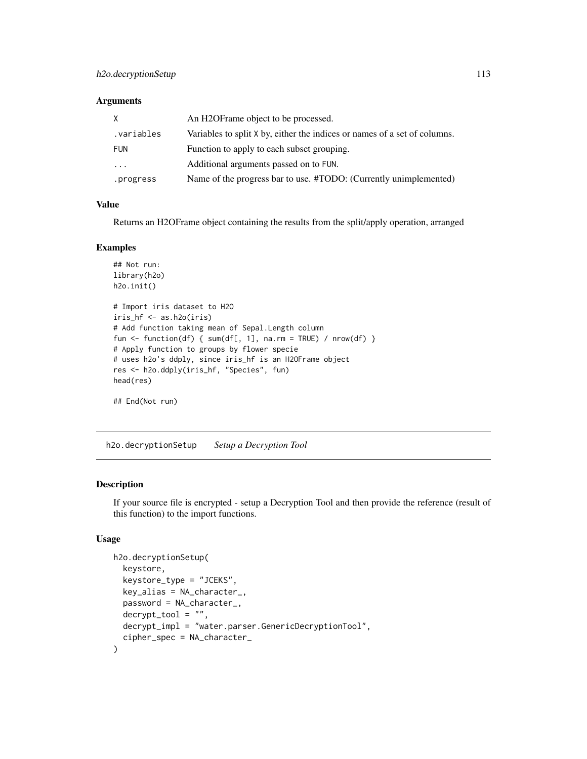### Arguments

| | |
|---|---|
| X | An H2OFrame object to be processed. |
| .variables | Variables to split X by, either the indices or names of a set of columns. |
| FUN | Function to apply to each subset grouping. |
| ... | Additional arguments passed on to FUN. |
| .progress | Name of the progress bar to use. #TODO: (Currently unimplemented) |

### Value

Returns an H2OFrame object containing the results from the split/apply operation, arranged

### Examples

```
## Not run:
library(h2o)
h2o.init()

# Import iris dataset to H2O
iris_hf <- as.h2o(iris)
# Add function taking mean of Sepal.Length column
fun <- function(df) { sum(df[, 1], na.rm = TRUE) / nrow(df) }
# Apply function to groups by flower specie
# uses h2o's ddply, since iris_hf is an H2OFrame object
res <- h2o.ddply(iris_hf, "Species", fun)
head(res)

## End(Not run)
```

---

## h2o.decryptionSetup    *Setup a Decryption Tool*

---

### Description

If your source file is encrypted - setup a Decryption Tool and then provide the reference (result of this function) to the import functions.

### Usage

```
h2o.decryptionSetup(
  keystore,
  keystore_type = "JCEKS",
  key_alias = NA_character_,
  password = NA_character_,
  decrypt_tool = "",
  decrypt_impl = "water.parser.GenericDecryptionTool",
  cipher_spec = NA_character_
)
```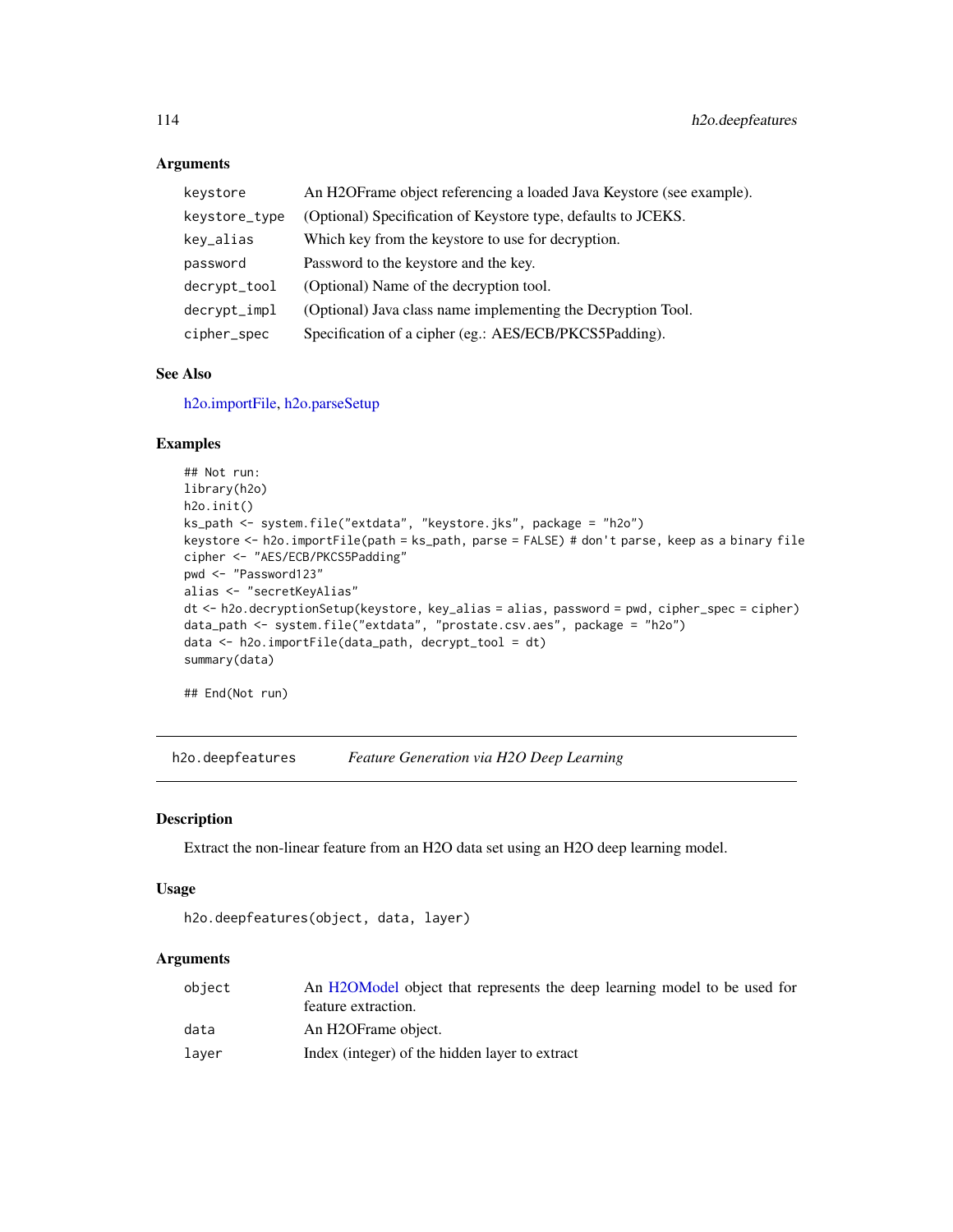### Arguments

| | |
|---|---|
| keystore | An H2OFrame object referencing a loaded Java Keystore (see example). |
| keystore_type | (Optional) Specification of Keystore type, defaults to JCEKS. |
| key_alias | Which key from the keystore to use for decryption. |
| password | Password to the keystore and the key. |
| decrypt_tool | (Optional) Name of the decryption tool. |
| decrypt_impl | (Optional) Java class name implementing the Decryption Tool. |
| cipher_spec | Specification of a cipher (eg.: AES/ECB/PKCS5Padding). |

### See Also

h2o.importFile, h2o.parseSetup

### Examples

```
## Not run:
library(h2o)
h2o.init()
ks_path <- system.file("extdata", "keystore.jks", package = "h2o")
keystore <- h2o.importFile(path = ks_path, parse = FALSE) # don't parse, keep as a binary file
cipher <- "AES/ECB/PKCS5Padding"
pwd <- "Password123"
alias <- "secretKeyAlias"
dt <- h2o.decryptionSetup(keystore, key_alias = alias, password = pwd, cipher_spec = cipher)
data_path <- system.file("extdata", "prostate.csv.aes", package = "h2o")
data <- h2o.importFile(data_path, decrypt_tool = dt)
summary(data)

## End(Not run)
```

---

## h2o.deepfeatures — *Feature Generation via H2O Deep Learning*

### Description

Extract the non-linear feature from an H2O data set using an H2O deep learning model.

### Usage

```
h2o.deepfeatures(object, data, layer)
```

### Arguments

| | |
|---|---|
| object | An H2OModel object that represents the deep learning model to be used for feature extraction. |
| data | An H2OFrame object. |
| layer | Index (integer) of the hidden layer to extract |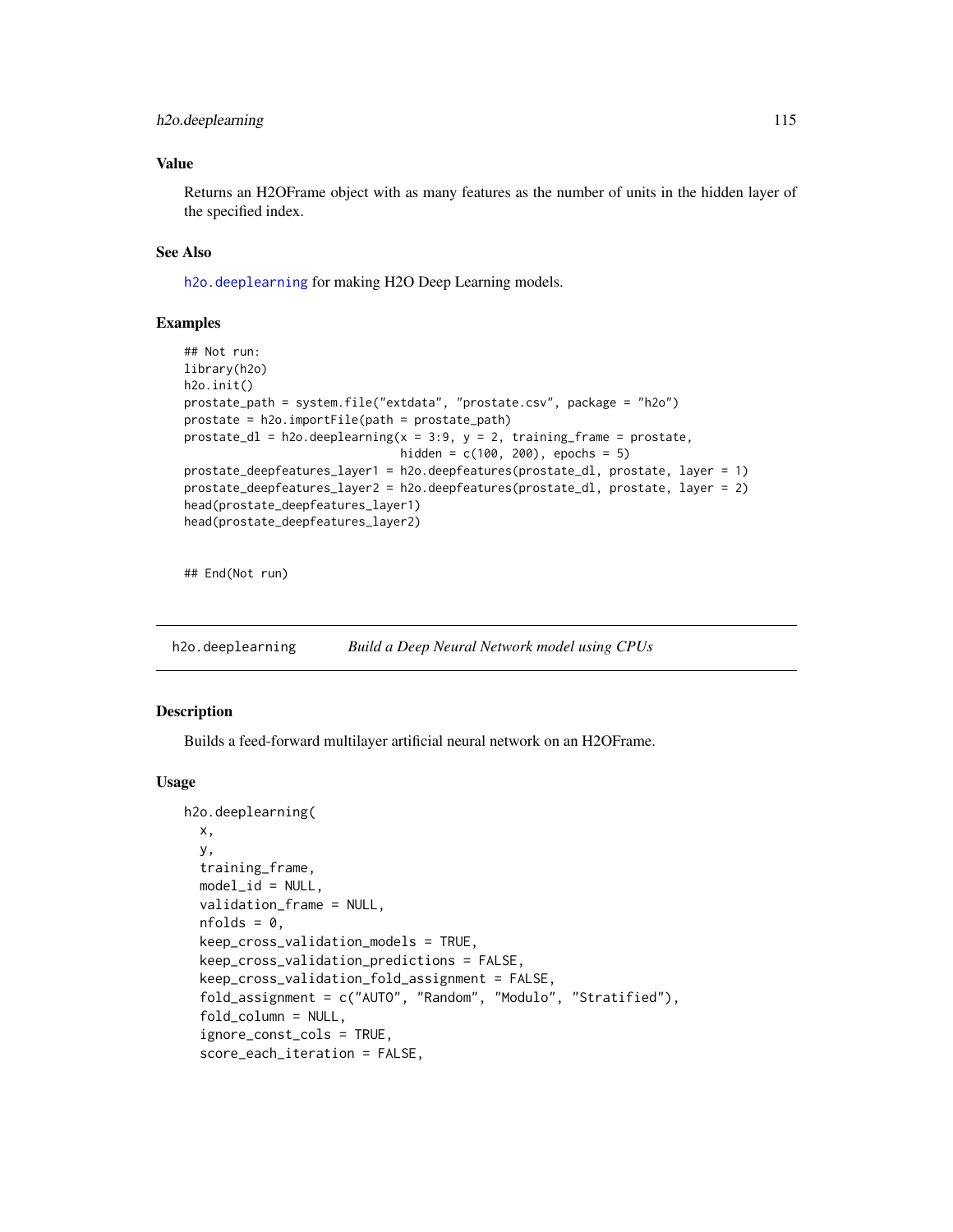## Value

Returns an H2OFrame object with as many features as the number of units in the hidden layer of the specified index.

## See Also

`h2o.deeplearning` for making H2O Deep Learning models.

## Examples

```
## Not run:
library(h2o)
h2o.init()
prostate_path = system.file("extdata", "prostate.csv", package = "h2o")
prostate = h2o.importFile(path = prostate_path)
prostate_dl = h2o.deeplearning(x = 3:9, y = 2, training_frame = prostate,
                               hidden = c(100, 200), epochs = 5)
prostate_deepfeatures_layer1 = h2o.deepfeatures(prostate_dl, prostate, layer = 1)
prostate_deepfeatures_layer2 = h2o.deepfeatures(prostate_dl, prostate, layer = 2)
head(prostate_deepfeatures_layer1)
head(prostate_deepfeatures_layer2)


## End(Not run)
```

---

# h2o.deeplearning *Build a Deep Neural Network model using CPUs*

## Description

Builds a feed-forward multilayer artificial neural network on an H2OFrame.

## Usage

```
h2o.deeplearning(
  x,
  y,
  training_frame,
  model_id = NULL,
  validation_frame = NULL,
  nfolds = 0,
  keep_cross_validation_models = TRUE,
  keep_cross_validation_predictions = FALSE,
  keep_cross_validation_fold_assignment = FALSE,
  fold_assignment = c("AUTO", "Random", "Modulo", "Stratified"),
  fold_column = NULL,
  ignore_const_cols = TRUE,
  score_each_iteration = FALSE,
```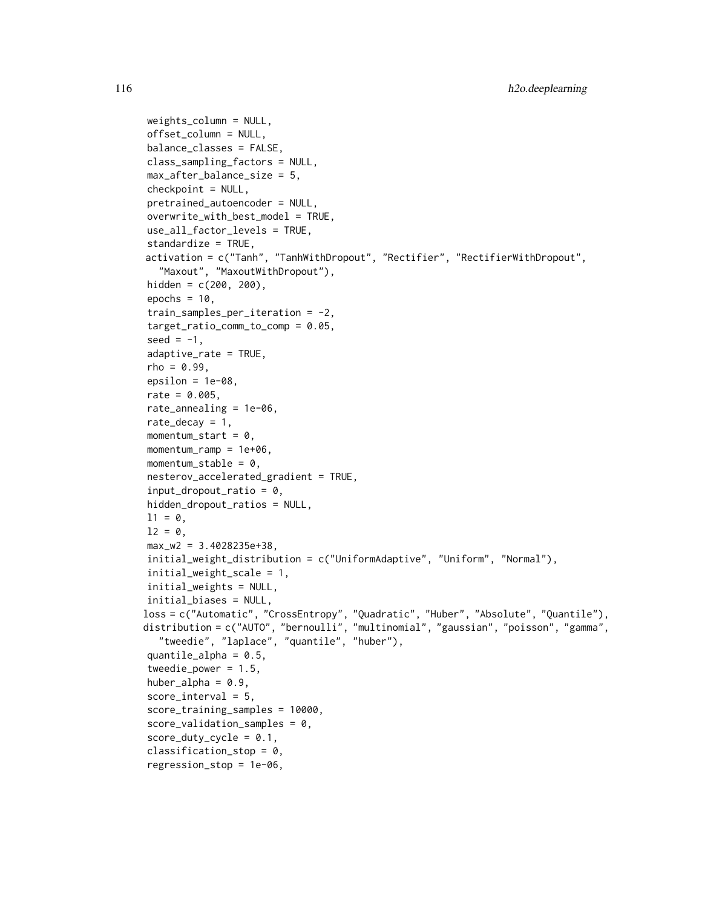```
  weights_column = NULL,
  offset_column = NULL,
  balance_classes = FALSE,
  class_sampling_factors = NULL,
  max_after_balance_size = 5,
  checkpoint = NULL,
  pretrained_autoencoder = NULL,
  overwrite_with_best_model = TRUE,
  use_all_factor_levels = TRUE,
  standardize = TRUE,
  activation = c("Tanh", "TanhWithDropout", "Rectifier", "RectifierWithDropout",
    "Maxout", "MaxoutWithDropout"),
  hidden = c(200, 200),
  epochs = 10,
  train_samples_per_iteration = -2,
  target_ratio_comm_to_comp = 0.05,
  seed = -1,
  adaptive_rate = TRUE,
  rho = 0.99,
  epsilon = 1e-08,
  rate = 0.005,
  rate_annealing = 1e-06,
  rate_decay = 1,
  momentum_start = 0,
  momentum_ramp = 1e+06,
  momentum_stable = 0,
  nesterov_accelerated_gradient = TRUE,
  input_dropout_ratio = 0,
  hidden_dropout_ratios = NULL,
  l1 = 0,
  l2 = 0,
  max_w2 = 3.4028235e+38,
  initial_weight_distribution = c("UniformAdaptive", "Uniform", "Normal"),
  initial_weight_scale = 1,
  initial_weights = NULL,
  initial_biases = NULL,
  loss = c("Automatic", "CrossEntropy", "Quadratic", "Huber", "Absolute", "Quantile"),
  distribution = c("AUTO", "bernoulli", "multinomial", "gaussian", "poisson", "gamma",
    "tweedie", "laplace", "quantile", "huber"),
  quantile_alpha = 0.5,
  tweedie_power = 1.5,
  huber_alpha = 0.9,
  score_interval = 5,
  score_training_samples = 10000,
  score_validation_samples = 0,
  score_duty_cycle = 0.1,
  classification_stop = 0,
  regression_stop = 1e-06,
```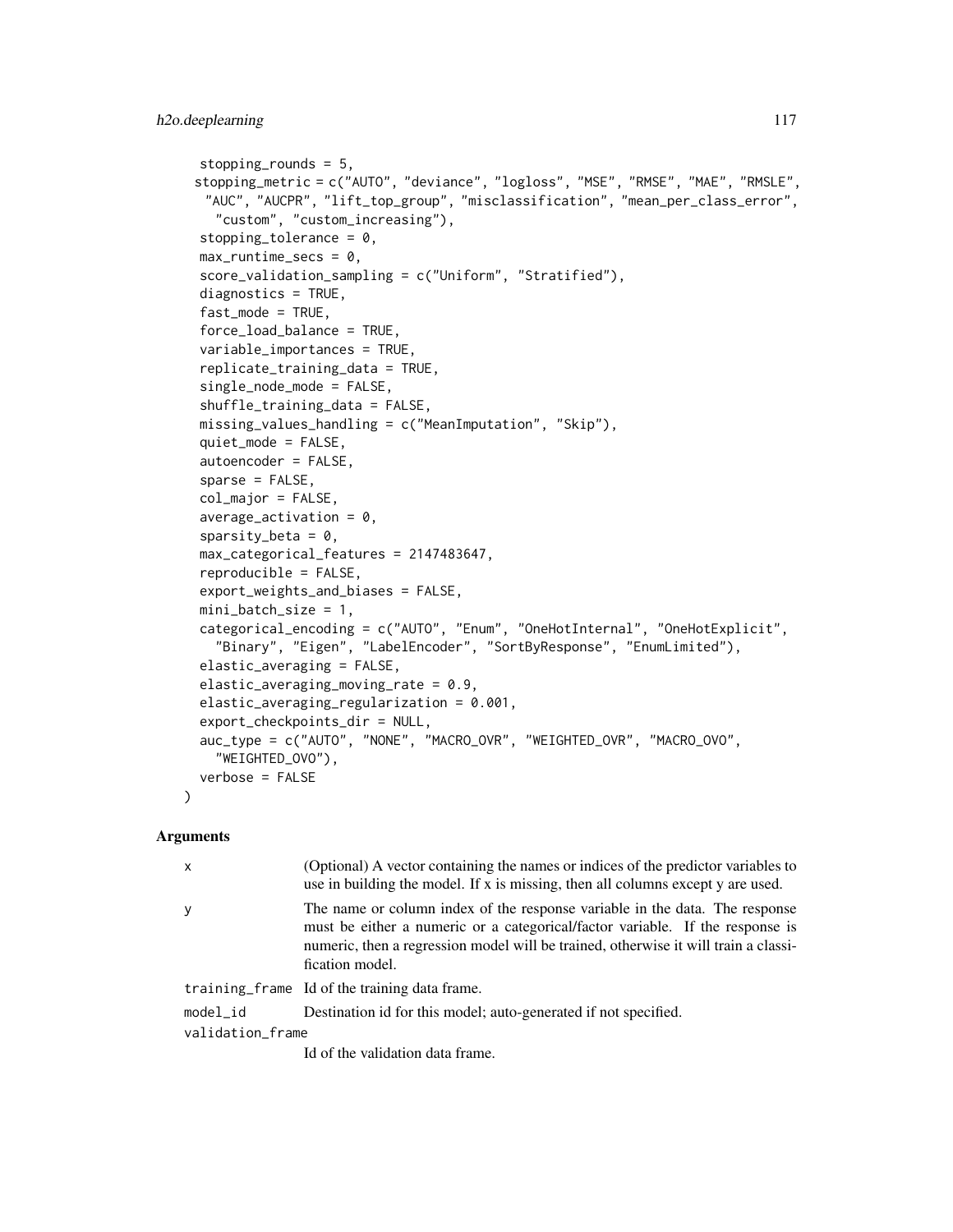```
  stopping_rounds = 5,
  stopping_metric = c("AUTO", "deviance", "logloss", "MSE", "RMSE", "MAE", "RMSLE",
    "AUC", "AUCPR", "lift_top_group", "misclassification", "mean_per_class_error",
    "custom", "custom_increasing"),
  stopping_tolerance = 0,
  max_runtime_secs = 0,
  score_validation_sampling = c("Uniform", "Stratified"),
  diagnostics = TRUE,
  fast_mode = TRUE,
  force_load_balance = TRUE,
  variable_importances = TRUE,
  replicate_training_data = TRUE,
  single_node_mode = FALSE,
  shuffle_training_data = FALSE,
  missing_values_handling = c("MeanImputation", "Skip"),
  quiet_mode = FALSE,
  autoencoder = FALSE,
  sparse = FALSE,
  col_major = FALSE,
  average_activation = 0,
  sparsity_beta = 0,
  max_categorical_features = 2147483647,
  reproducible = FALSE,
  export_weights_and_biases = FALSE,
  mini_batch_size = 1,
  categorical_encoding = c("AUTO", "Enum", "OneHotInternal", "OneHotExplicit",
    "Binary", "Eigen", "LabelEncoder", "SortByResponse", "EnumLimited"),
  elastic_averaging = FALSE,
  elastic_averaging_moving_rate = 0.9,
  elastic_averaging_regularization = 0.001,
  export_checkpoints_dir = NULL,
  auc_type = c("AUTO", "NONE", "MACRO_OVR", "WEIGHTED_OVR", "MACRO_OVO",
    "WEIGHTED_OVO"),
  verbose = FALSE
)
```

## Arguments

| | |
|---|---|
| x | (Optional) A vector containing the names or indices of the predictor variables to use in building the model. If x is missing, then all columns except y are used. |
| y | The name or column index of the response variable in the data. The response must be either a numeric or a categorical/factor variable. If the response is numeric, then a regression model will be trained, otherwise it will train a classification model. |
| training_frame | Id of the training data frame. |
| model_id | Destination id for this model; auto-generated if not specified. |
| validation_frame | Id of the validation data frame. |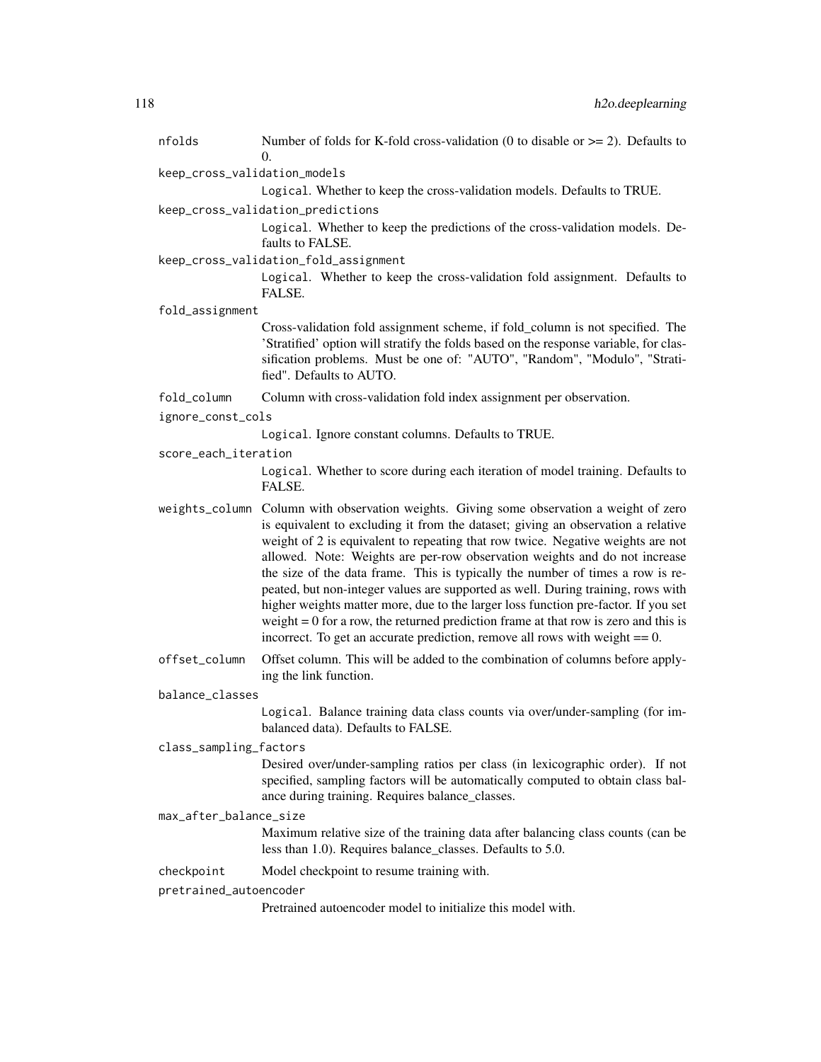`nfolds` Number of folds for K-fold cross-validation (0 to disable or >= 2). Defaults to 0.

`keep_cross_validation_models`
Logical. Whether to keep the cross-validation models. Defaults to TRUE.

`keep_cross_validation_predictions`
Logical. Whether to keep the predictions of the cross-validation models. Defaults to FALSE.

`keep_cross_validation_fold_assignment`
Logical. Whether to keep the cross-validation fold assignment. Defaults to FALSE.

`fold_assignment`
Cross-validation fold assignment scheme, if fold_column is not specified. The 'Stratified' option will stratify the folds based on the response variable, for classification problems. Must be one of: "AUTO", "Random", "Modulo", "Stratified". Defaults to AUTO.

`fold_column` Column with cross-validation fold index assignment per observation.

`ignore_const_cols`
Logical. Ignore constant columns. Defaults to TRUE.

`score_each_iteration`
Logical. Whether to score during each iteration of model training. Defaults to FALSE.

`weights_column` Column with observation weights. Giving some observation a weight of zero is equivalent to excluding it from the dataset; giving an observation a relative weight of 2 is equivalent to repeating that row twice. Negative weights are not allowed. Note: Weights are per-row observation weights and do not increase the size of the data frame. This is typically the number of times a row is repeated, but non-integer values are supported as well. During training, rows with higher weights matter more, due to the larger loss function pre-factor. If you set weight = 0 for a row, the returned prediction frame at that row is zero and this is incorrect. To get an accurate prediction, remove all rows with weight == 0.

`offset_column` Offset column. This will be added to the combination of columns before applying the link function.

`balance_classes`
Logical. Balance training data class counts via over/under-sampling (for imbalanced data). Defaults to FALSE.

`class_sampling_factors`
Desired over/under-sampling ratios per class (in lexicographic order). If not specified, sampling factors will be automatically computed to obtain class balance during training. Requires balance_classes.

`max_after_balance_size`
Maximum relative size of the training data after balancing class counts (can be less than 1.0). Requires balance_classes. Defaults to 5.0.

`checkpoint` Model checkpoint to resume training with.

`pretrained_autoencoder`
Pretrained autoencoder model to initialize this model with.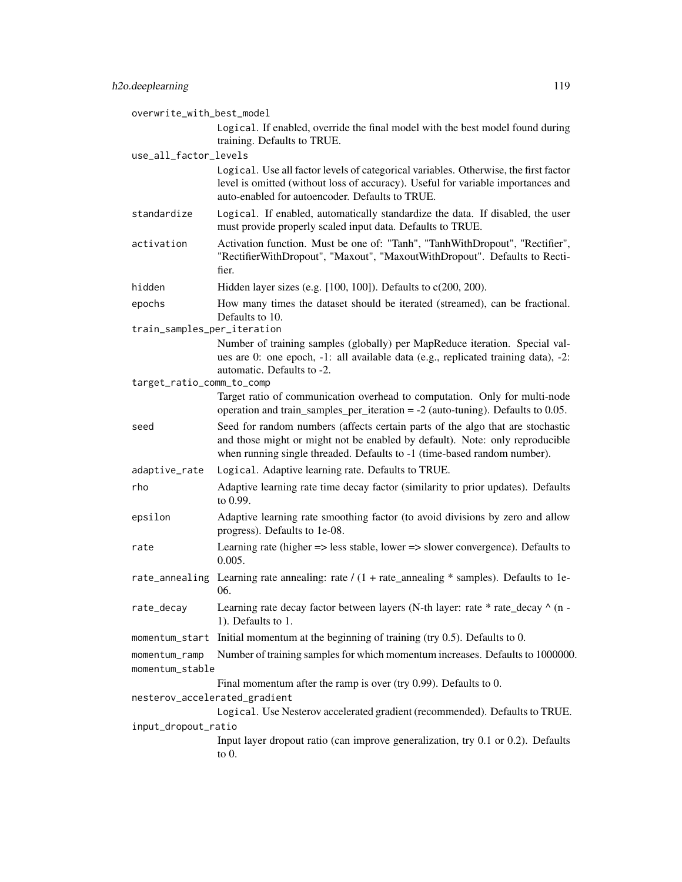`overwrite_with_best_model`
: Logical. If enabled, override the final model with the best model found during training. Defaults to TRUE.

`use_all_factor_levels`
: Logical. Use all factor levels of categorical variables. Otherwise, the first factor level is omitted (without loss of accuracy). Useful for variable importances and auto-enabled for autoencoder. Defaults to TRUE.

`standardize`
: Logical. If enabled, automatically standardize the data. If disabled, the user must provide properly scaled input data. Defaults to TRUE.

`activation`
: Activation function. Must be one of: "Tanh", "TanhWithDropout", "Rectifier", "RectifierWithDropout", "Maxout", "MaxoutWithDropout". Defaults to Rectifier.

`hidden`
: Hidden layer sizes (e.g. [100, 100]). Defaults to c(200, 200).

`epochs`
: How many times the dataset should be iterated (streamed), can be fractional. Defaults to 10.

`train_samples_per_iteration`
: Number of training samples (globally) per MapReduce iteration. Special values are 0: one epoch, -1: all available data (e.g., replicated training data), -2: automatic. Defaults to -2.

`target_ratio_comm_to_comp`
: Target ratio of communication overhead to computation. Only for multi-node operation and train_samples_per_iteration = -2 (auto-tuning). Defaults to 0.05.

`seed`
: Seed for random numbers (affects certain parts of the algo that are stochastic and those might or might not be enabled by default). Note: only reproducible when running single threaded. Defaults to -1 (time-based random number).

`adaptive_rate`
: Logical. Adaptive learning rate. Defaults to TRUE.

`rho`
: Adaptive learning rate time decay factor (similarity to prior updates). Defaults to 0.99.

`epsilon`
: Adaptive learning rate smoothing factor (to avoid divisions by zero and allow progress). Defaults to 1e-08.

`rate`
: Learning rate (higher => less stable, lower => slower convergence). Defaults to 0.005.

`rate_annealing`
: Learning rate annealing: rate / (1 + rate_annealing * samples). Defaults to 1e-06.

`rate_decay`
: Learning rate decay factor between layers (N-th layer: rate * rate_decay ^ (n - 1). Defaults to 1.

`momentum_start`
: Initial momentum at the beginning of training (try 0.5). Defaults to 0.

`momentum_ramp`
: Number of training samples for which momentum increases. Defaults to 1000000.

`momentum_stable`
: Final momentum after the ramp is over (try 0.99). Defaults to 0.

`nesterov_accelerated_gradient`
: Logical. Use Nesterov accelerated gradient (recommended). Defaults to TRUE.

`input_dropout_ratio`
: Input layer dropout ratio (can improve generalization, try 0.1 or 0.2). Defaults to 0.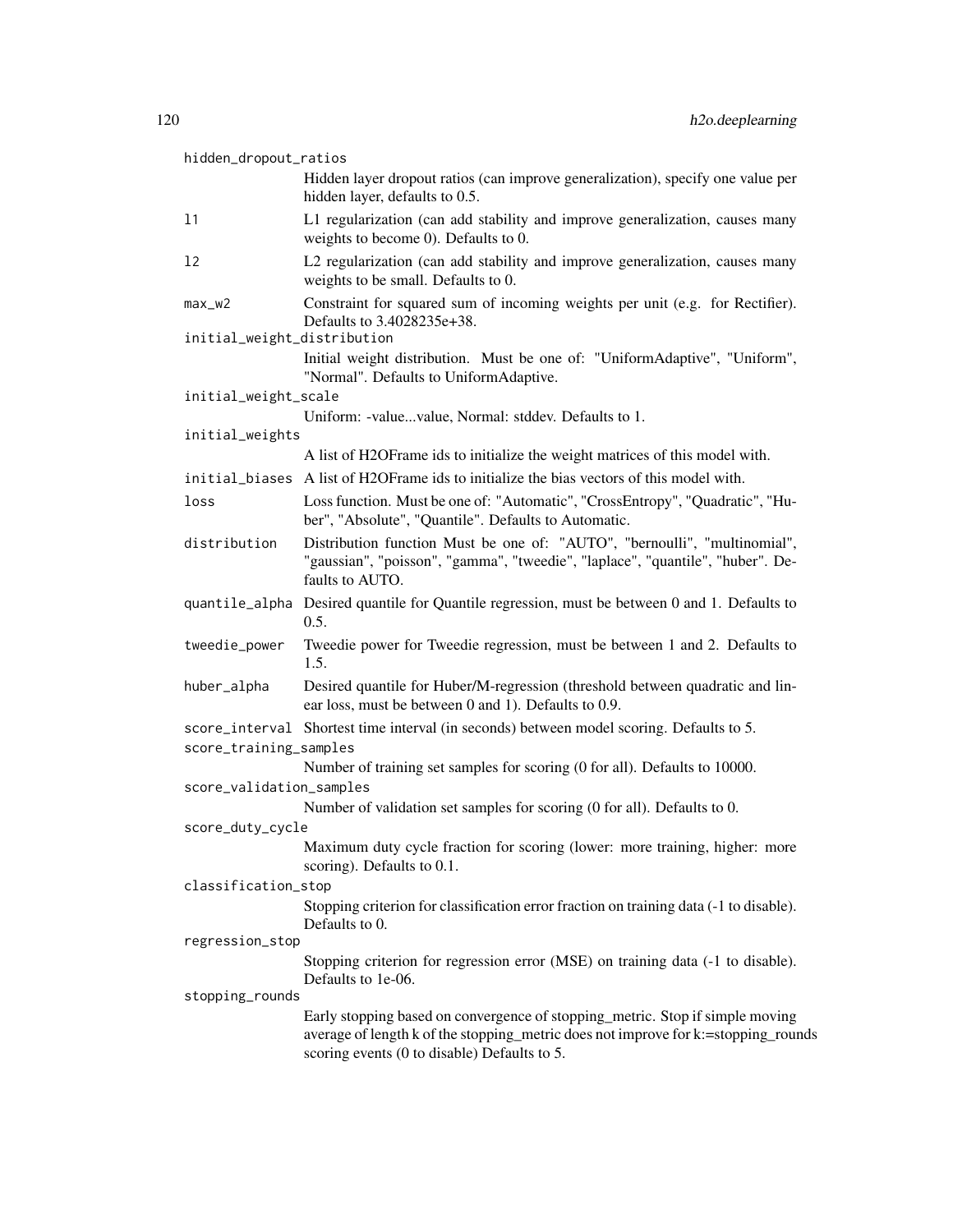hidden_dropout_ratios
: Hidden layer dropout ratios (can improve generalization), specify one value per hidden layer, defaults to 0.5.

l1
: L1 regularization (can add stability and improve generalization, causes many weights to become 0). Defaults to 0.

l2
: L2 regularization (can add stability and improve generalization, causes many weights to be small. Defaults to 0.

max_w2
: Constraint for squared sum of incoming weights per unit (e.g. for Rectifier). Defaults to 3.4028235e+38.

initial_weight_distribution
: Initial weight distribution. Must be one of: "UniformAdaptive", "Uniform", "Normal". Defaults to UniformAdaptive.

initial_weight_scale
: Uniform: -value...value, Normal: stddev. Defaults to 1.

initial_weights
: A list of H2OFrame ids to initialize the weight matrices of this model with.

initial_biases
: A list of H2OFrame ids to initialize the bias vectors of this model with.

loss
: Loss function. Must be one of: "Automatic", "CrossEntropy", "Quadratic", "Huber", "Absolute", "Quantile". Defaults to Automatic.

distribution
: Distribution function Must be one of: "AUTO", "bernoulli", "multinomial", "gaussian", "poisson", "gamma", "tweedie", "laplace", "quantile", "huber". Defaults to AUTO.

quantile_alpha
: Desired quantile for Quantile regression, must be between 0 and 1. Defaults to 0.5.

tweedie_power
: Tweedie power for Tweedie regression, must be between 1 and 2. Defaults to 1.5.

huber_alpha
: Desired quantile for Huber/M-regression (threshold between quadratic and linear loss, must be between 0 and 1). Defaults to 0.9.

score_interval
: Shortest time interval (in seconds) between model scoring. Defaults to 5.

score_training_samples
: Number of training set samples for scoring (0 for all). Defaults to 10000.

score_validation_samples
: Number of validation set samples for scoring (0 for all). Defaults to 0.

score_duty_cycle
: Maximum duty cycle fraction for scoring (lower: more training, higher: more scoring). Defaults to 0.1.

classification_stop
: Stopping criterion for classification error fraction on training data (-1 to disable). Defaults to 0.

regression_stop
: Stopping criterion for regression error (MSE) on training data (-1 to disable). Defaults to 1e-06.

stopping_rounds
: Early stopping based on convergence of stopping_metric. Stop if simple moving average of length k of the stopping_metric does not improve for k:=stopping_rounds scoring events (0 to disable) Defaults to 5.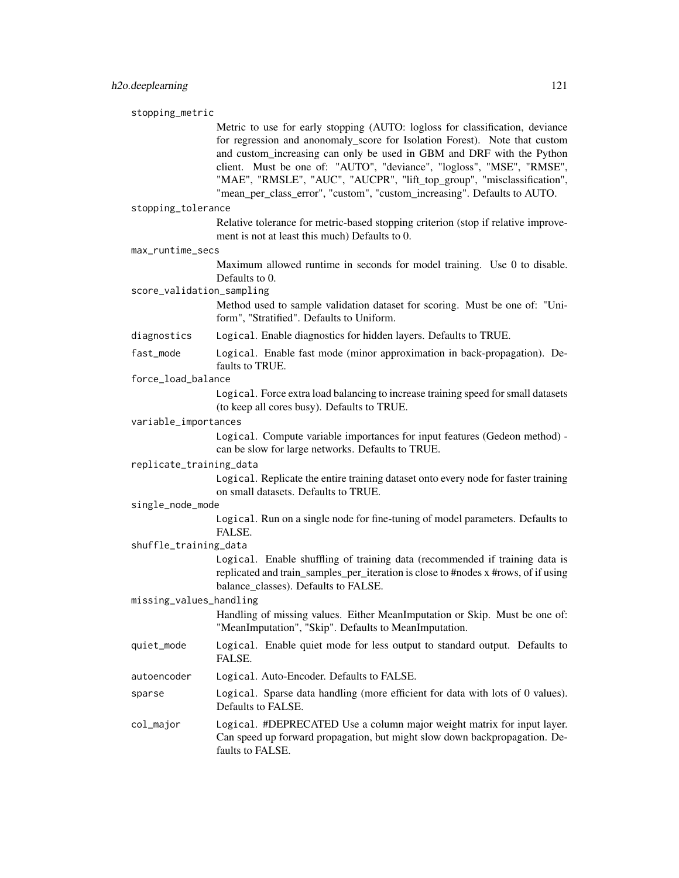stopping_metric
: Metric to use for early stopping (AUTO: logloss for classification, deviance for regression and anonomaly_score for Isolation Forest). Note that custom and custom_increasing can only be used in GBM and DRF with the Python client. Must be one of: "AUTO", "deviance", "logloss", "MSE", "RMSE", "MAE", "RMSLE", "AUC", "AUCPR", "lift_top_group", "misclassification", "mean_per_class_error", "custom", "custom_increasing". Defaults to AUTO.

stopping_tolerance
: Relative tolerance for metric-based stopping criterion (stop if relative improvement is not at least this much) Defaults to 0.

max_runtime_secs
: Maximum allowed runtime in seconds for model training. Use 0 to disable. Defaults to 0.

score_validation_sampling
: Method used to sample validation dataset for scoring. Must be one of: "Uniform", "Stratified". Defaults to Uniform.

diagnostics
: `Logical`. Enable diagnostics for hidden layers. Defaults to TRUE.

fast_mode
: `Logical`. Enable fast mode (minor approximation in back-propagation). Defaults to TRUE.

force_load_balance
: `Logical`. Force extra load balancing to increase training speed for small datasets (to keep all cores busy). Defaults to TRUE.

variable_importances
: `Logical`. Compute variable importances for input features (Gedeon method) - can be slow for large networks. Defaults to TRUE.

replicate_training_data
: `Logical`. Replicate the entire training dataset onto every node for faster training on small datasets. Defaults to TRUE.

single_node_mode
: `Logical`. Run on a single node for fine-tuning of model parameters. Defaults to FALSE.

shuffle_training_data
: `Logical`. Enable shuffling of training data (recommended if training data is replicated and train_samples_per_iteration is close to #nodes x #rows, of if using balance_classes). Defaults to FALSE.

missing_values_handling
: Handling of missing values. Either MeanImputation or Skip. Must be one of: "MeanImputation", "Skip". Defaults to MeanImputation.

quiet_mode
: `Logical`. Enable quiet mode for less output to standard output. Defaults to FALSE.

autoencoder
: `Logical`. Auto-Encoder. Defaults to FALSE.

sparse
: `Logical`. Sparse data handling (more efficient for data with lots of 0 values). Defaults to FALSE.

col_major
: `Logical`. #DEPRECATED Use a column major weight matrix for input layer. Can speed up forward propagation, but might slow down backpropagation. Defaults to FALSE.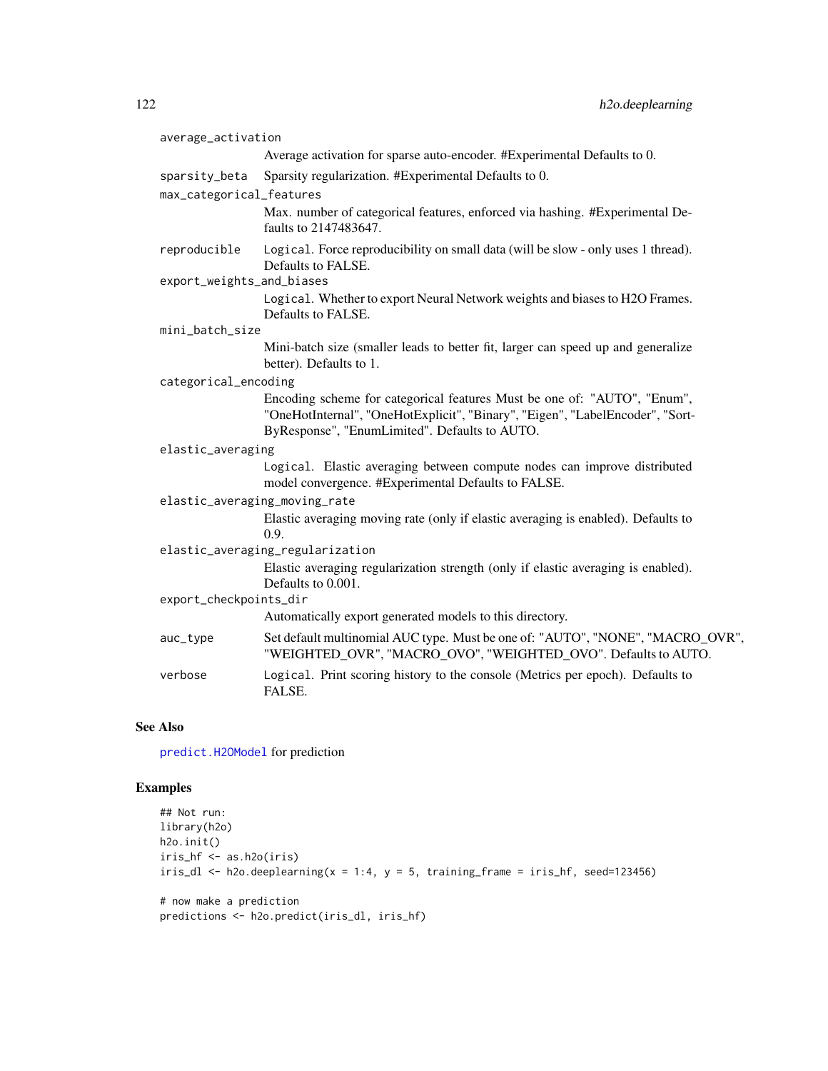`average_activation`
: Average activation for sparse auto-encoder. #Experimental Defaults to 0.

`sparsity_beta`
: Sparsity regularization. #Experimental Defaults to 0.

`max_categorical_features`
: Max. number of categorical features, enforced via hashing. #Experimental Defaults to 2147483647.

`reproducible`
: `Logical`. Force reproducibility on small data (will be slow - only uses 1 thread). Defaults to FALSE.

`export_weights_and_biases`
: `Logical`. Whether to export Neural Network weights and biases to H2O Frames. Defaults to FALSE.

`mini_batch_size`
: Mini-batch size (smaller leads to better fit, larger can speed up and generalize better). Defaults to 1.

`categorical_encoding`
: Encoding scheme for categorical features Must be one of: "AUTO", "Enum", "OneHotInternal", "OneHotExplicit", "Binary", "Eigen", "LabelEncoder", "SortByResponse", "EnumLimited". Defaults to AUTO.

`elastic_averaging`
: `Logical`. Elastic averaging between compute nodes can improve distributed model convergence. #Experimental Defaults to FALSE.

`elastic_averaging_moving_rate`
: Elastic averaging moving rate (only if elastic averaging is enabled). Defaults to 0.9.

`elastic_averaging_regularization`
: Elastic averaging regularization strength (only if elastic averaging is enabled). Defaults to 0.001.

`export_checkpoints_dir`
: Automatically export generated models to this directory.

`auc_type`
: Set default multinomial AUC type. Must be one of: "AUTO", "NONE", "MACRO_OVR", "WEIGHTED_OVR", "MACRO_OVO", "WEIGHTED_OVO". Defaults to AUTO.

`verbose`
: `Logical`. Print scoring history to the console (Metrics per epoch). Defaults to FALSE.

## See Also

`predict.H2OModel` for prediction

## Examples

```
## Not run:
library(h2o)
h2o.init()
iris_hf <- as.h2o(iris)
iris_dl <- h2o.deeplearning(x = 1:4, y = 5, training_frame = iris_hf, seed=123456)

# now make a prediction
predictions <- h2o.predict(iris_dl, iris_hf)
```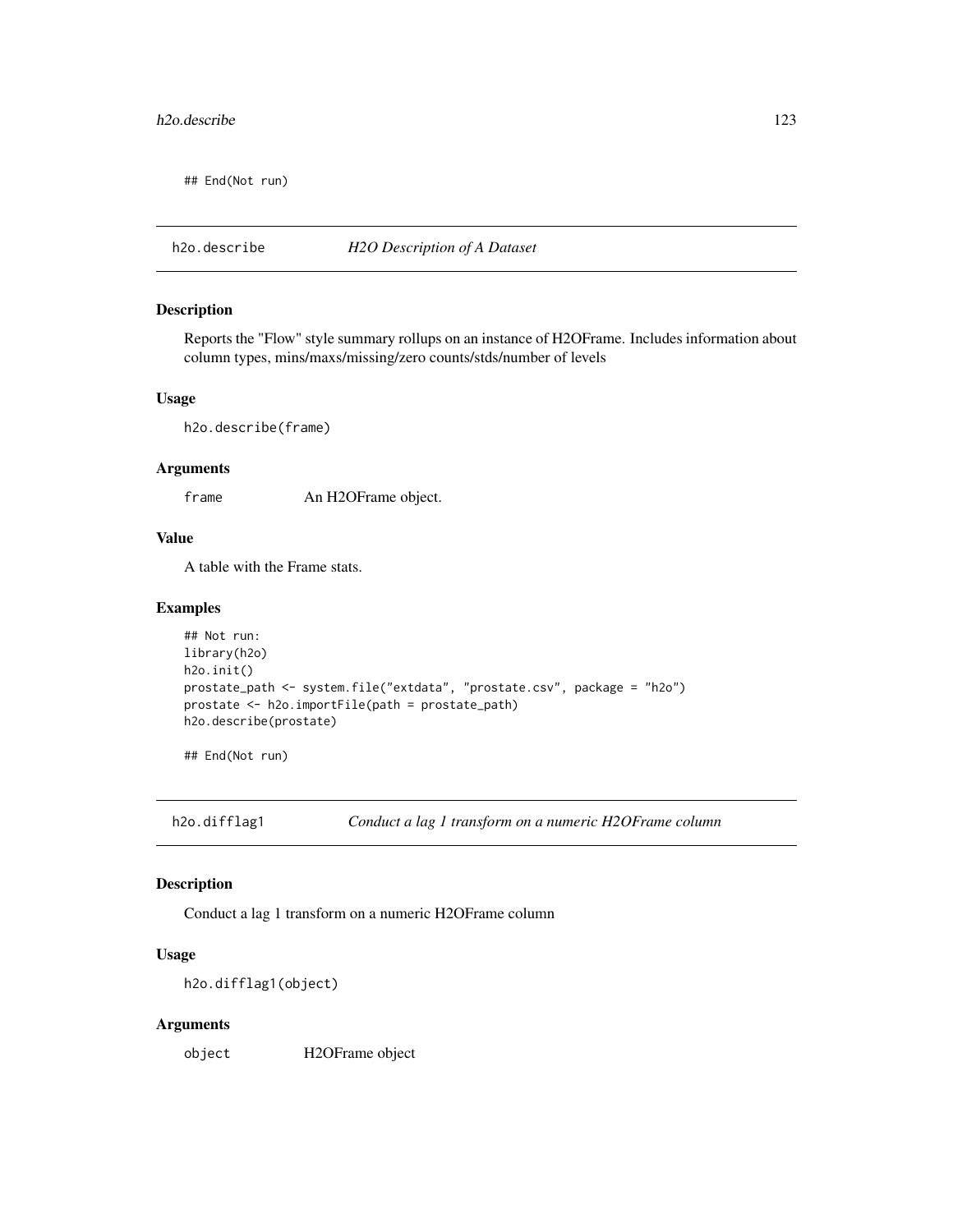```
## End(Not run)
```

## h2o.describe *H2O Description of A Dataset*

### Description

Reports the "Flow" style summary rollups on an instance of H2OFrame. Includes information about column types, mins/maxs/missing/zero counts/stds/number of levels

### Usage

```
h2o.describe(frame)
```

### Arguments

| | |
|---|---|
| `frame` | An H2OFrame object. |

### Value

A table with the Frame stats.

### Examples

```
## Not run:
library(h2o)
h2o.init()
prostate_path <- system.file("extdata", "prostate.csv", package = "h2o")
prostate <- h2o.importFile(path = prostate_path)
h2o.describe(prostate)

## End(Not run)
```

## h2o.difflag1 *Conduct a lag 1 transform on a numeric H2OFrame column*

### Description

Conduct a lag 1 transform on a numeric H2OFrame column

### Usage

```
h2o.difflag1(object)
```

### Arguments

| | |
|---|---|
| `object` | H2OFrame object |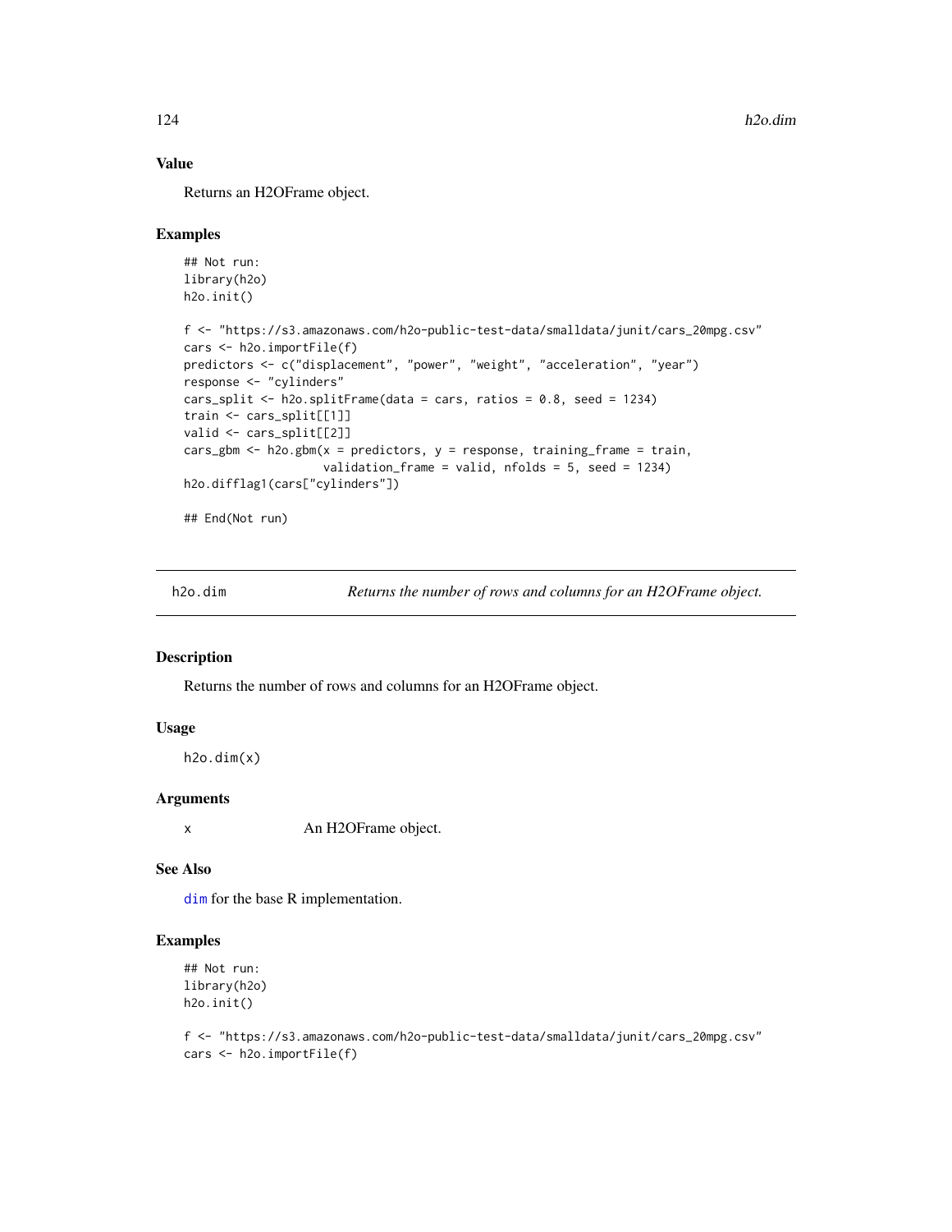## Value

Returns an H2OFrame object.

## Examples

```
## Not run:
library(h2o)
h2o.init()

f <- "https://s3.amazonaws.com/h2o-public-test-data/smalldata/junit/cars_20mpg.csv"
cars <- h2o.importFile(f)
predictors <- c("displacement", "power", "weight", "acceleration", "year")
response <- "cylinders"
cars_split <- h2o.splitFrame(data = cars, ratios = 0.8, seed = 1234)
train <- cars_split[[1]]
valid <- cars_split[[2]]
cars_gbm <- h2o.gbm(x = predictors, y = response, training_frame = train,
                    validation_frame = valid, nfolds = 5, seed = 1234)
h2o.difflag1(cars["cylinders"])

## End(Not run)
```

---

# h2o.dim — *Returns the number of rows and columns for an H2OFrame object.*

## Description

Returns the number of rows and columns for an H2OFrame object.

## Usage

```
h2o.dim(x)
```

## Arguments

| | |
|---|---|
| x | An H2OFrame object. |

## See Also

dim for the base R implementation.

## Examples

```
## Not run:
library(h2o)
h2o.init()

f <- "https://s3.amazonaws.com/h2o-public-test-data/smalldata/junit/cars_20mpg.csv"
cars <- h2o.importFile(f)
```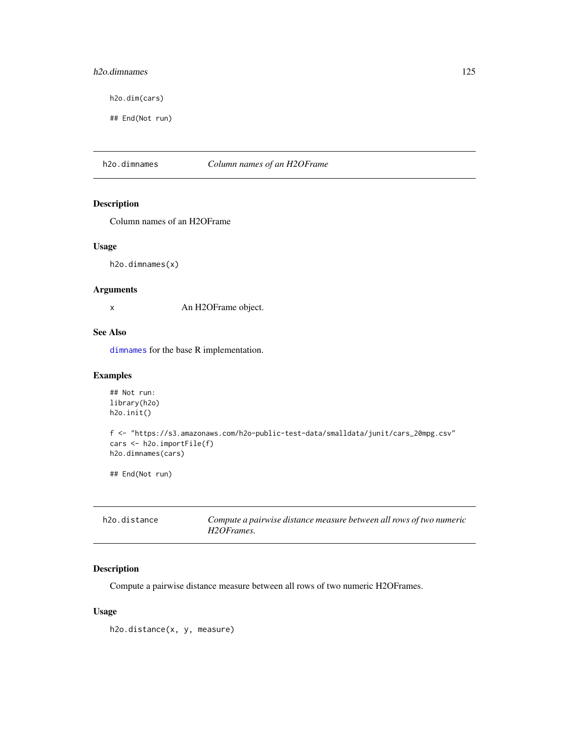```
h2o.dim(cars)

## End(Not run)
```

## h2o.dimnames — *Column names of an H2OFrame*

### Description

Column names of an H2OFrame

### Usage

```
h2o.dimnames(x)
```

### Arguments

| | |
|---|---|
| x | An H2OFrame object. |

### See Also

dimnames for the base R implementation.

### Examples

```
## Not run:
library(h2o)
h2o.init()

f <- "https://s3.amazonaws.com/h2o-public-test-data/smalldata/junit/cars_20mpg.csv"
cars <- h2o.importFile(f)
h2o.dimnames(cars)

## End(Not run)
```

## h2o.distance — *Compute a pairwise distance measure between all rows of two numeric H2OFrames.*

### Description

Compute a pairwise distance measure between all rows of two numeric H2OFrames.

### Usage

```
h2o.distance(x, y, measure)
```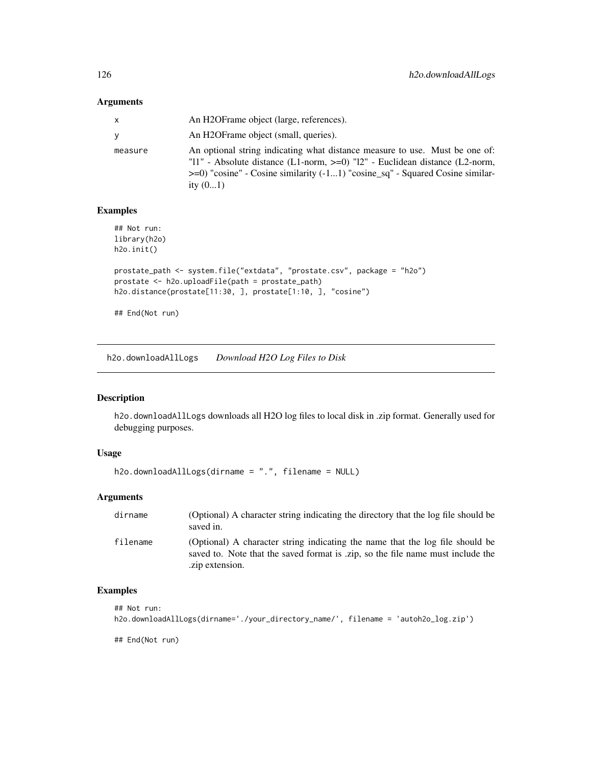### Arguments

| | |
|---|---|
| x | An H2OFrame object (large, references). |
| y | An H2OFrame object (small, queries). |
| measure | An optional string indicating what distance measure to use. Must be one of: "l1" - Absolute distance (L1-norm, >=0) "l2" - Euclidean distance (L2-norm, >=0) "cosine" - Cosine similarity (-1...1) "cosine_sq" - Squared Cosine similarity (0...1) |

### Examples

```
## Not run:
library(h2o)
h2o.init()

prostate_path <- system.file("extdata", "prostate.csv", package = "h2o")
prostate <- h2o.uploadFile(path = prostate_path)
h2o.distance(prostate[11:30, ], prostate[1:10, ], "cosine")

## End(Not run)
```

---

## h2o.downloadAllLogs    *Download H2O Log Files to Disk*

---

### Description

h2o.downloadAllLogs downloads all H2O log files to local disk in .zip format. Generally used for debugging purposes.

### Usage

```
h2o.downloadAllLogs(dirname = ".", filename = NULL)
```

### Arguments

| | |
|---|---|
| dirname | (Optional) A character string indicating the directory that the log file should be saved in. |
| filename | (Optional) A character string indicating the name that the log file should be saved to. Note that the saved format is .zip, so the file name must include the .zip extension. |

### Examples

```
## Not run:
h2o.downloadAllLogs(dirname='./your_directory_name/', filename = 'autoh2o_log.zip')

## End(Not run)
```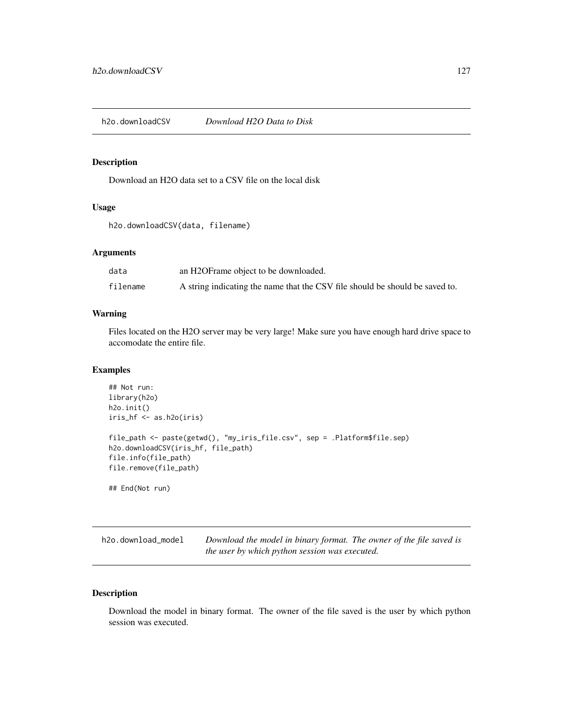## h2o.downloadCSV    *Download H2O Data to Disk*

### Description

Download an H2O data set to a CSV file on the local disk

### Usage

```
h2o.downloadCSV(data, filename)
```

### Arguments

| | |
|---|---|
| `data` | an H2OFrame object to be downloaded. |
| `filename` | A string indicating the name that the CSV file should be should be saved to. |

### Warning

Files located on the H2O server may be very large! Make sure you have enough hard drive space to accomodate the entire file.

### Examples

```
## Not run:
library(h2o)
h2o.init()
iris_hf <- as.h2o(iris)

file_path <- paste(getwd(), "my_iris_file.csv", sep = .Platform$file.sep)
h2o.downloadCSV(iris_hf, file_path)
file.info(file_path)
file.remove(file_path)

## End(Not run)
```

## h2o.download_model    *Download the model in binary format. The owner of the file saved is the user by which python session was executed.*

### Description

Download the model in binary format. The owner of the file saved is the user by which python session was executed.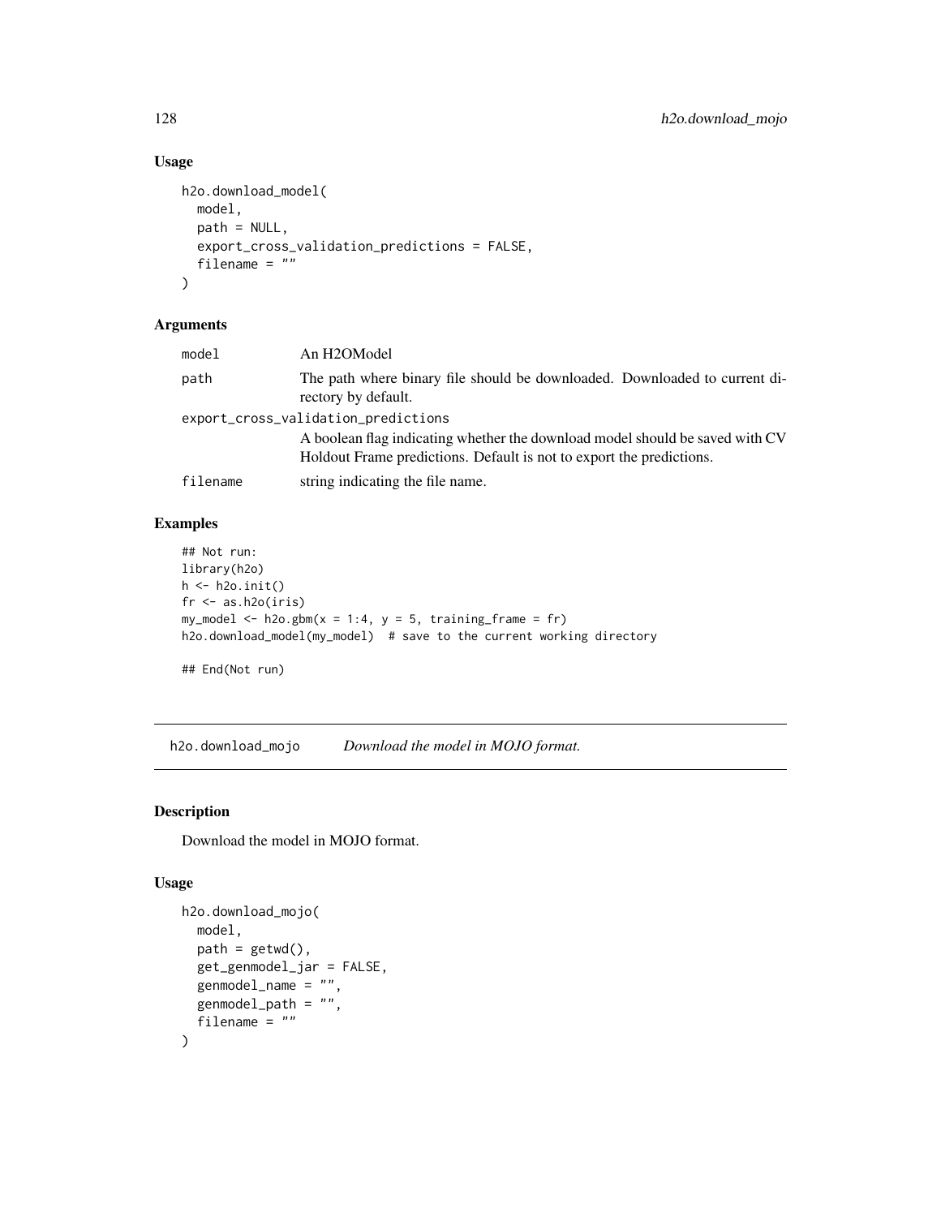### Usage

```
h2o.download_model(
  model,
  path = NULL,
  export_cross_validation_predictions = FALSE,
  filename = ""
)
```

### Arguments

| | |
|---|---|
| model | An H2OModel |
| path | The path where binary file should be downloaded. Downloaded to current directory by default. |
| export_cross_validation_predictions | A boolean flag indicating whether the download model should be saved with CV Holdout Frame predictions. Default is not to export the predictions. |
| filename | string indicating the file name. |

### Examples

```
## Not run:
library(h2o)
h <- h2o.init()
fr <- as.h2o(iris)
my_model <- h2o.gbm(x = 1:4, y = 5, training_frame = fr)
h2o.download_model(my_model)  # save to the current working directory

## End(Not run)
```

---

## h2o.download_mojo    *Download the model in MOJO format.*

### Description

Download the model in MOJO format.

### Usage

```
h2o.download_mojo(
  model,
  path = getwd(),
  get_genmodel_jar = FALSE,
  genmodel_name = "",
  genmodel_path = "",
  filename = ""
)
```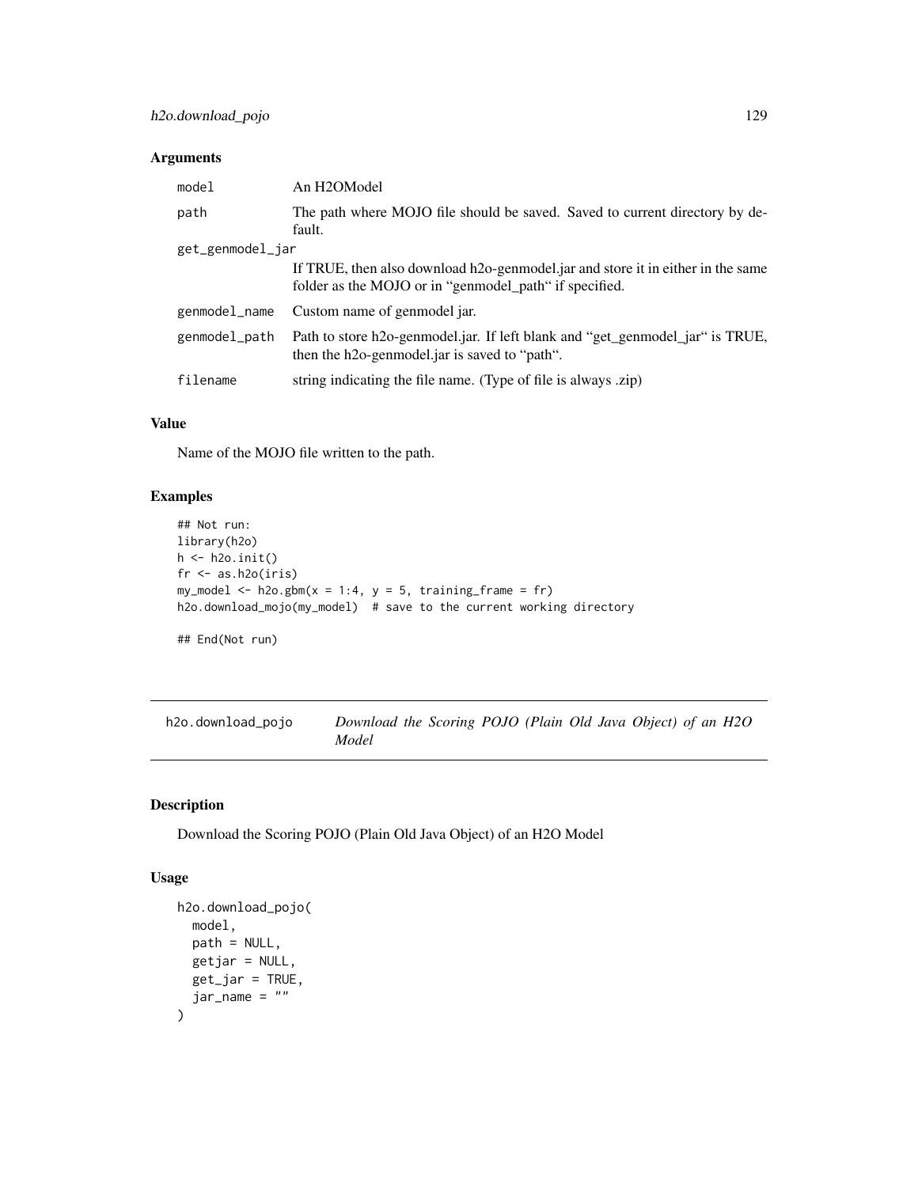### Arguments

| | |
|---|---|
| model | An H2OModel |
| path | The path where MOJO file should be saved. Saved to current directory by default. |
| get_genmodel_jar | If TRUE, then also download h2o-genmodel.jar and store it in either in the same folder as the MOJO or in "genmodel_path" if specified. |
| genmodel_name | Custom name of genmodel jar. |
| genmodel_path | Path to store h2o-genmodel.jar. If left blank and "get_genmodel_jar" is TRUE, then the h2o-genmodel.jar is saved to "path". |
| filename | string indicating the file name. (Type of file is always .zip) |

### Value

Name of the MOJO file written to the path.

### Examples

```
## Not run:
library(h2o)
h <- h2o.init()
fr <- as.h2o(iris)
my_model <- h2o.gbm(x = 1:4, y = 5, training_frame = fr)
h2o.download_mojo(my_model)  # save to the current working directory

## End(Not run)
```

---

## h2o.download_pojo    *Download the Scoring POJO (Plain Old Java Object) of an H2O Model*

---

### Description

Download the Scoring POJO (Plain Old Java Object) of an H2O Model

### Usage

```
h2o.download_pojo(
  model,
  path = NULL,
  getjar = NULL,
  get_jar = TRUE,
  jar_name = ""
)
```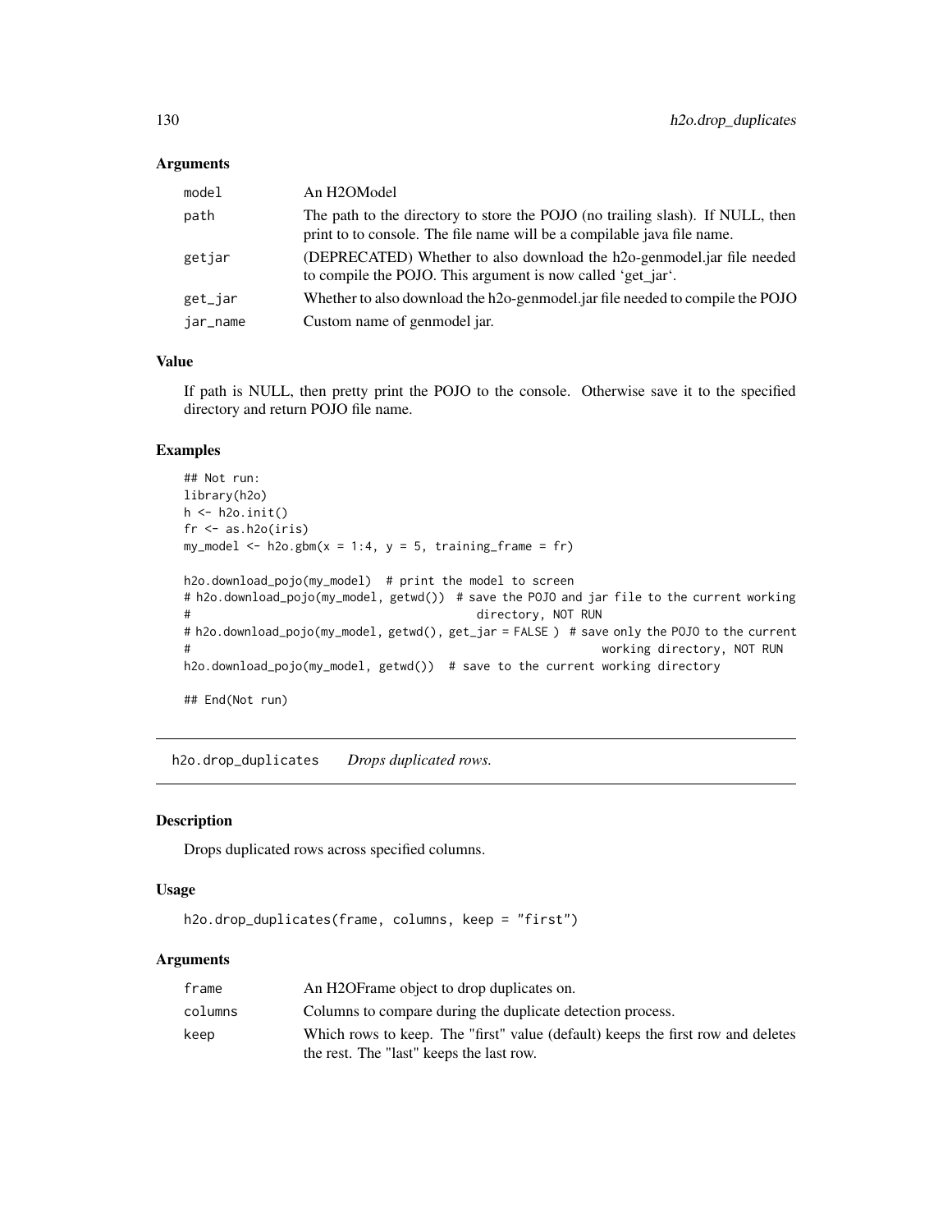### Arguments

| | |
|---|---|
| model | An H2OModel |
| path | The path to the directory to store the POJO (no trailing slash). If NULL, then print to to console. The file name will be a compilable java file name. |
| getjar | (DEPRECATED) Whether to also download the h2o-genmodel.jar file needed to compile the POJO. This argument is now called 'get_jar'. |
| get_jar | Whether to also download the h2o-genmodel.jar file needed to compile the POJO |
| jar_name | Custom name of genmodel jar. |

### Value

If path is NULL, then pretty print the POJO to the console. Otherwise save it to the specified directory and return POJO file name.

### Examples

```
## Not run:
library(h2o)
h <- h2o.init()
fr <- as.h2o(iris)
my_model <- h2o.gbm(x = 1:4, y = 5, training_frame = fr)

h2o.download_pojo(my_model)  # print the model to screen
# h2o.download_pojo(my_model, getwd())  # save the POJO and jar file to the current working
#                                         directory, NOT RUN
# h2o.download_pojo(my_model, getwd(), get_jar = FALSE )  # save only the POJO to the current
#                                                           working directory, NOT RUN
h2o.download_pojo(my_model, getwd())  # save to the current working directory

## End(Not run)
```

---

## h2o.drop_duplicates    *Drops duplicated rows.*

### Description

Drops duplicated rows across specified columns.

### Usage

```
h2o.drop_duplicates(frame, columns, keep = "first")
```

### Arguments

| | |
|---|---|
| frame | An H2OFrame object to drop duplicates on. |
| columns | Columns to compare during the duplicate detection process. |
| keep | Which rows to keep. The "first" value (default) keeps the first row and deletes the rest. The "last" keeps the last row. |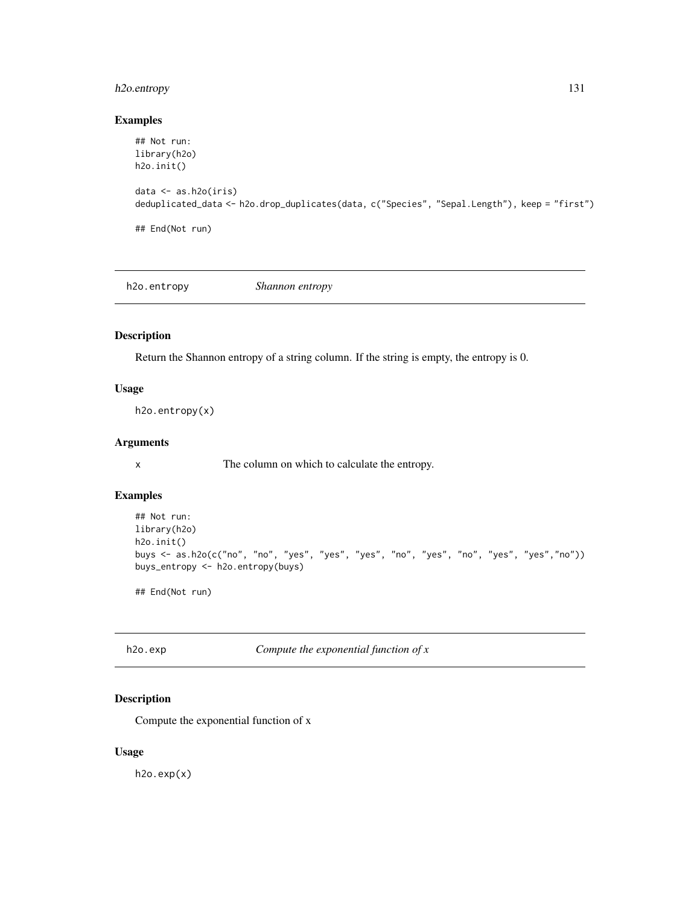## Examples

```
## Not run:
library(h2o)
h2o.init()

data <- as.h2o(iris)
deduplicated_data <- h2o.drop_duplicates(data, c("Species", "Sepal.Length"), keep = "first")

## End(Not run)
```

---

## h2o.entropy    *Shannon entropy*

---

### Description

Return the Shannon entropy of a string column. If the string is empty, the entropy is 0.

### Usage

```
h2o.entropy(x)
```

### Arguments

| | |
|---|---|
| x | The column on which to calculate the entropy. |

### Examples

```
## Not run:
library(h2o)
h2o.init()
buys <- as.h2o(c("no", "no", "yes", "yes", "yes", "no", "yes", "no", "yes", "yes","no"))
buys_entropy <- h2o.entropy(buys)

## End(Not run)
```

---

## h2o.exp    *Compute the exponential function of x*

---

### Description

Compute the exponential function of x

### Usage

```
h2o.exp(x)
```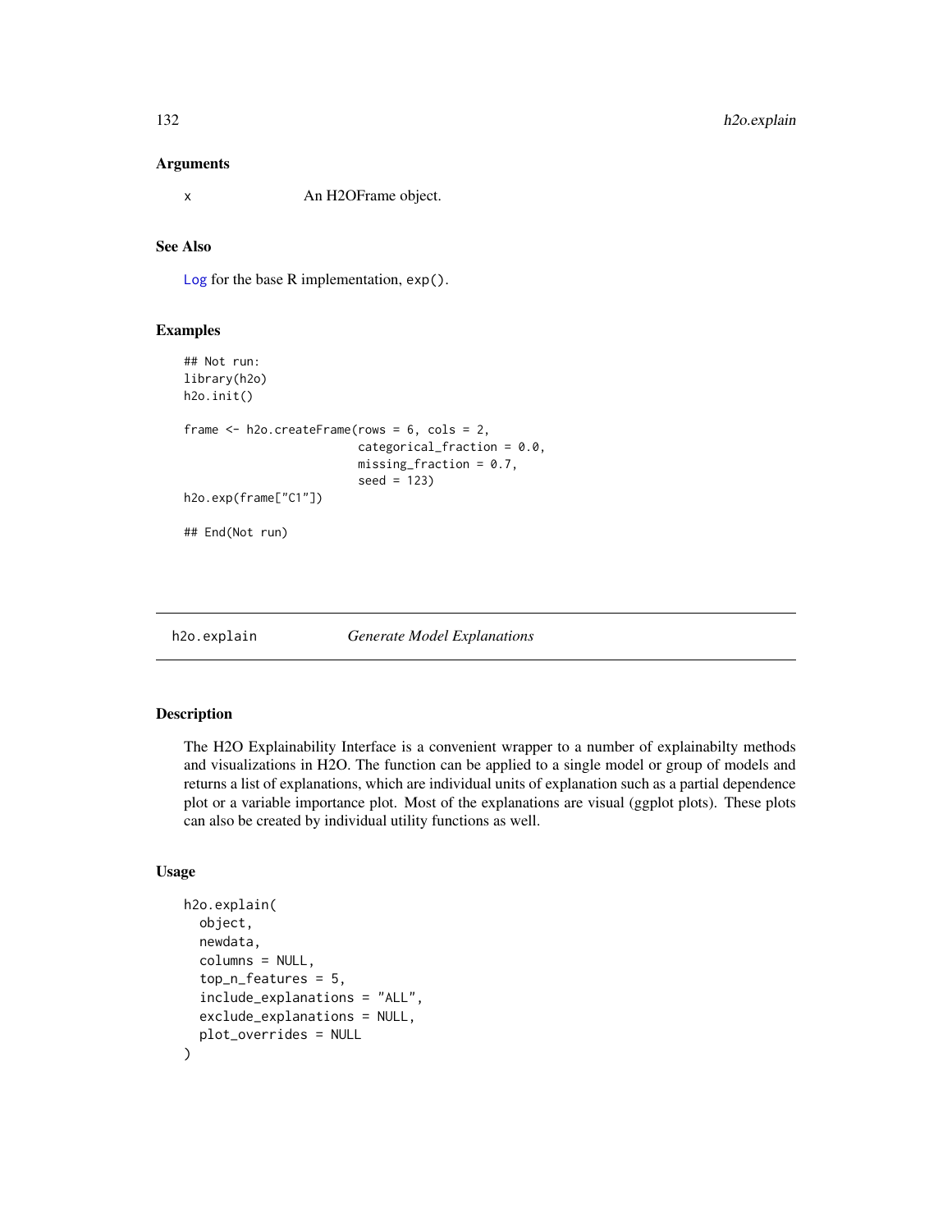### Arguments

x	An H2OFrame object.

### See Also

Log for the base R implementation, exp().

### Examples

```
## Not run:
library(h2o)
h2o.init()

frame <- h2o.createFrame(rows = 6, cols = 2,
                         categorical_fraction = 0.0,
                         missing_fraction = 0.7,
                         seed = 123)
h2o.exp(frame["C1"])

## End(Not run)
```

---

## h2o.explain *Generate Model Explanations*

---

### Description

The H2O Explainability Interface is a convenient wrapper to a number of explainabilty methods and visualizations in H2O. The function can be applied to a single model or group of models and returns a list of explanations, which are individual units of explanation such as a partial dependence plot or a variable importance plot. Most of the explanations are visual (ggplot plots). These plots can also be created by individual utility functions as well.

### Usage

```
h2o.explain(
  object,
  newdata,
  columns = NULL,
  top_n_features = 5,
  include_explanations = "ALL",
  exclude_explanations = NULL,
  plot_overrides = NULL
)
```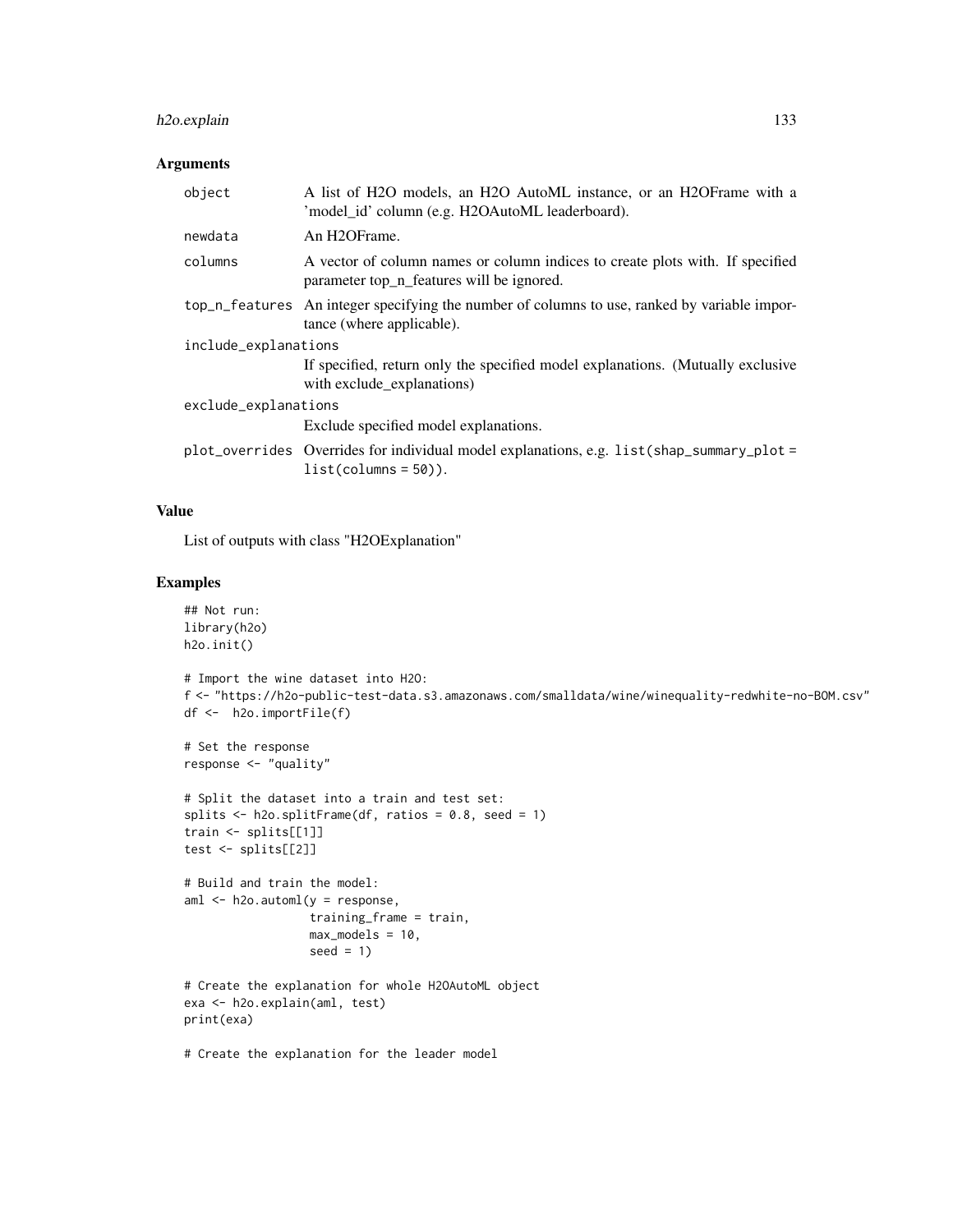## Arguments

| | |
|---|---|
| object | A list of H2O models, an H2O AutoML instance, or an H2OFrame with a 'model_id' column (e.g. H2OAutoML leaderboard). |
| newdata | An H2OFrame. |
| columns | A vector of column names or column indices to create plots with. If specified parameter top_n_features will be ignored. |
| top_n_features | An integer specifying the number of columns to use, ranked by variable importance (where applicable). |
| include_explanations | If specified, return only the specified model explanations. (Mutually exclusive with exclude_explanations) |
| exclude_explanations | Exclude specified model explanations. |
| plot_overrides | Overrides for individual model explanations, e.g. `list(shap_summary_plot = list(columns = 50))`. |

## Value

List of outputs with class "H2OExplanation"

## Examples

```
## Not run:
library(h2o)
h2o.init()

# Import the wine dataset into H2O:
f <- "https://h2o-public-test-data.s3.amazonaws.com/smalldata/wine/winequality-redwhite-no-BOM.csv"
df <-  h2o.importFile(f)

# Set the response
response <- "quality"

# Split the dataset into a train and test set:
splits <- h2o.splitFrame(df, ratios = 0.8, seed = 1)
train <- splits[[1]]
test <- splits[[2]]

# Build and train the model:
aml <- h2o.automl(y = response,
                  training_frame = train,
                  max_models = 10,
                  seed = 1)

# Create the explanation for whole H2OAutoML object
exa <- h2o.explain(aml, test)
print(exa)

# Create the explanation for the leader model
```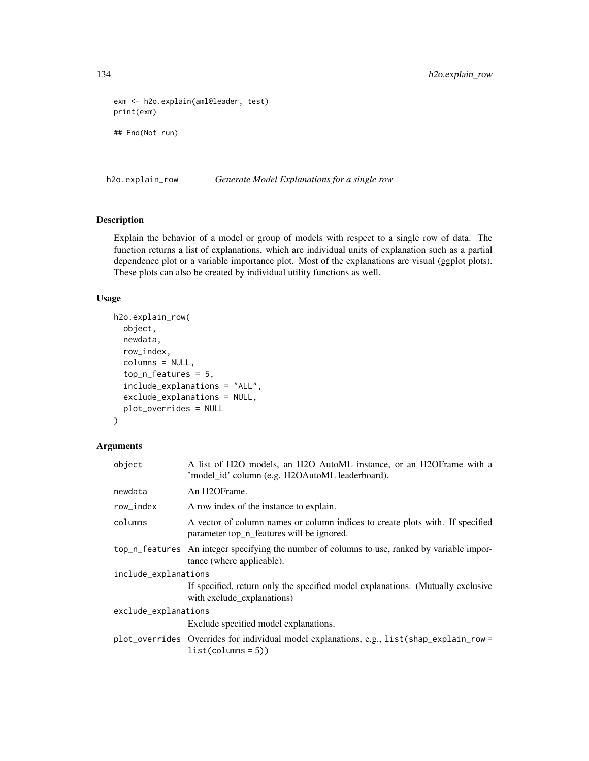```
exm <- h2o.explain(aml@leader, test)
print(exm)

## End(Not run)
```

## h2o.explain_row *Generate Model Explanations for a single row*

### Description

Explain the behavior of a model or group of models with respect to a single row of data. The function returns a list of explanations, which are individual units of explanation such as a partial dependence plot or a variable importance plot. Most of the explanations are visual (ggplot plots). These plots can also be created by individual utility functions as well.

### Usage

```
h2o.explain_row(
  object,
  newdata,
  row_index,
  columns = NULL,
  top_n_features = 5,
  include_explanations = "ALL",
  exclude_explanations = NULL,
  plot_overrides = NULL
)
```

### Arguments

| | |
|---|---|
| object | A list of H2O models, an H2O AutoML instance, or an H2OFrame with a 'model_id' column (e.g. H2OAutoML leaderboard). |
| newdata | An H2OFrame. |
| row_index | A row index of the instance to explain. |
| columns | A vector of column names or column indices to create plots with. If specified parameter top_n_features will be ignored. |
| top_n_features | An integer specifying the number of columns to use, ranked by variable importance (where applicable). |
| include_explanations | If specified, return only the specified model explanations. (Mutually exclusive with exclude_explanations) |
| exclude_explanations | Exclude specified model explanations. |
| plot_overrides | Overrides for individual model explanations, e.g., `list(shap_explain_row = list(columns = 5))` |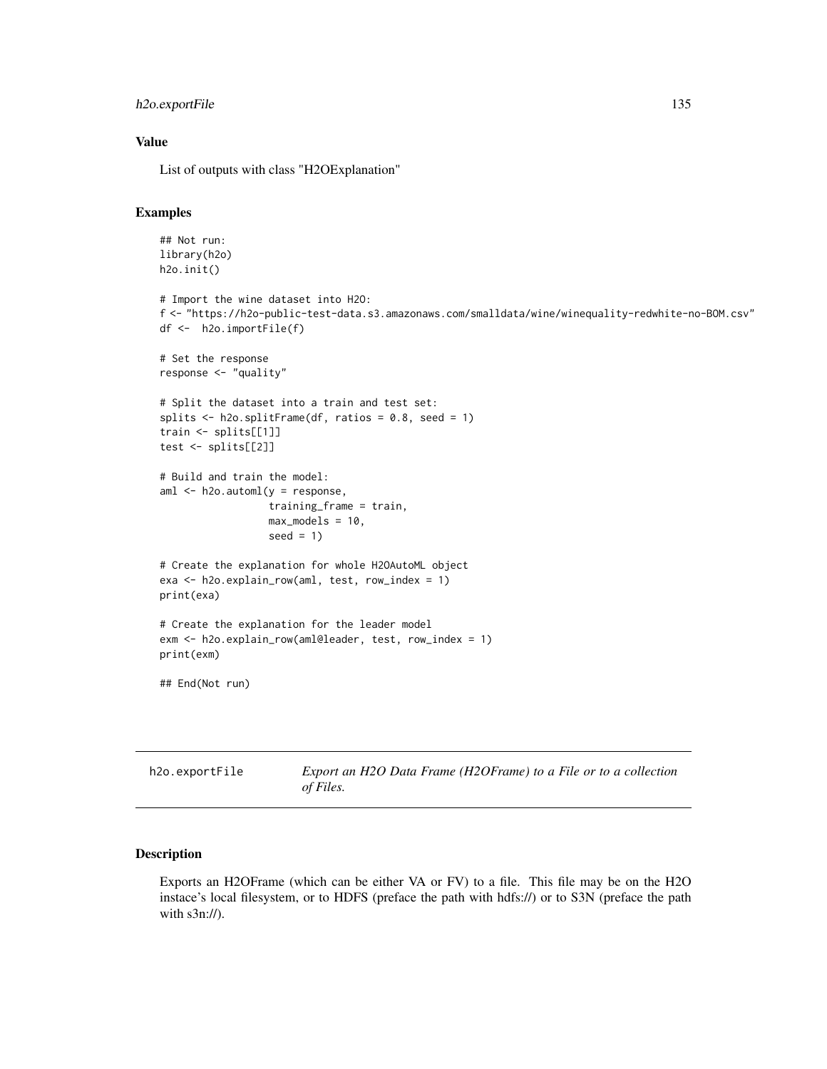## Value

List of outputs with class "H2OExplanation"

## Examples

```
## Not run:
library(h2o)
h2o.init()

# Import the wine dataset into H2O:
f <- "https://h2o-public-test-data.s3.amazonaws.com/smalldata/wine/winequality-redwhite-no-BOM.csv"
df <-  h2o.importFile(f)

# Set the response
response <- "quality"

# Split the dataset into a train and test set:
splits <- h2o.splitFrame(df, ratios = 0.8, seed = 1)
train <- splits[[1]]
test <- splits[[2]]

# Build and train the model:
aml <- h2o.automl(y = response,
                  training_frame = train,
                  max_models = 10,
                  seed = 1)

# Create the explanation for whole H2OAutoML object
exa <- h2o.explain_row(aml, test, row_index = 1)
print(exa)

# Create the explanation for the leader model
exm <- h2o.explain_row(aml@leader, test, row_index = 1)
print(exm)

## End(Not run)
```

---

# h2o.exportFile — *Export an H2O Data Frame (H2OFrame) to a File or to a collection of Files.*

---

## Description

Exports an H2OFrame (which can be either VA or FV) to a file. This file may be on the H2O instace's local filesystem, or to HDFS (preface the path with hdfs://) or to S3N (preface the path with s3n://).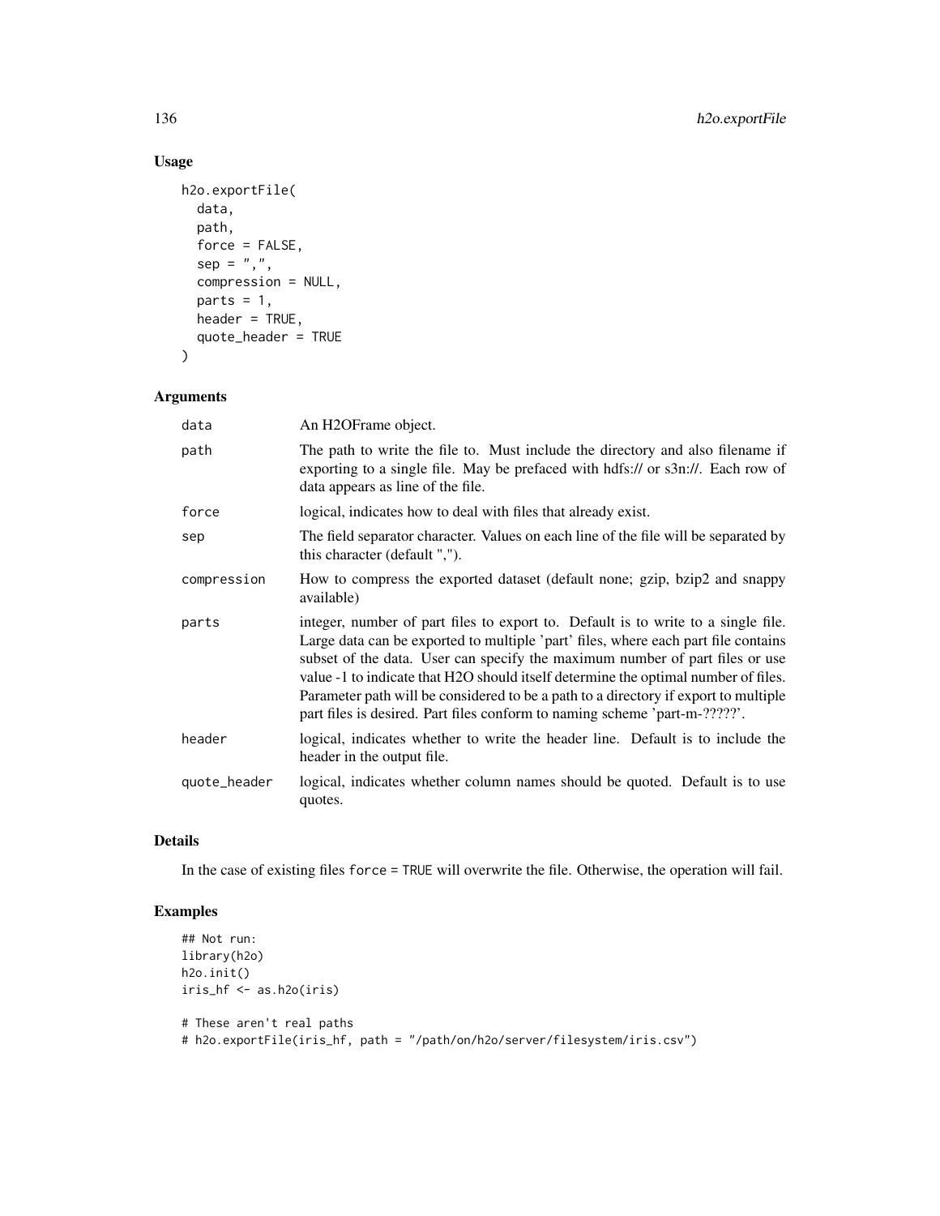## Usage

```
h2o.exportFile(
  data,
  path,
  force = FALSE,
  sep = ",",
  compression = NULL,
  parts = 1,
  header = TRUE,
  quote_header = TRUE
)
```

## Arguments

| | |
|---|---|
| data | An H2OFrame object. |
| path | The path to write the file to. Must include the directory and also filename if exporting to a single file. May be prefaced with hdfs:// or s3n://. Each row of data appears as line of the file. |
| force | logical, indicates how to deal with files that already exist. |
| sep | The field separator character. Values on each line of the file will be separated by this character (default ","). |
| compression | How to compress the exported dataset (default none; gzip, bzip2 and snappy available) |
| parts | integer, number of part files to export to. Default is to write to a single file. Large data can be exported to multiple 'part' files, where each part file contains subset of the data. User can specify the maximum number of part files or use value -1 to indicate that H2O should itself determine the optimal number of files. Parameter path will be considered to be a path to a directory if export to multiple part files is desired. Part files conform to naming scheme 'part-m-?????'. |
| header | logical, indicates whether to write the header line. Default is to include the header in the output file. |
| quote_header | logical, indicates whether column names should be quoted. Default is to use quotes. |

## Details

In the case of existing files `force = TRUE` will overwrite the file. Otherwise, the operation will fail.

## Examples

```
## Not run:
library(h2o)
h2o.init()
iris_hf <- as.h2o(iris)

# These aren't real paths
# h2o.exportFile(iris_hf, path = "/path/on/h2o/server/filesystem/iris.csv")
```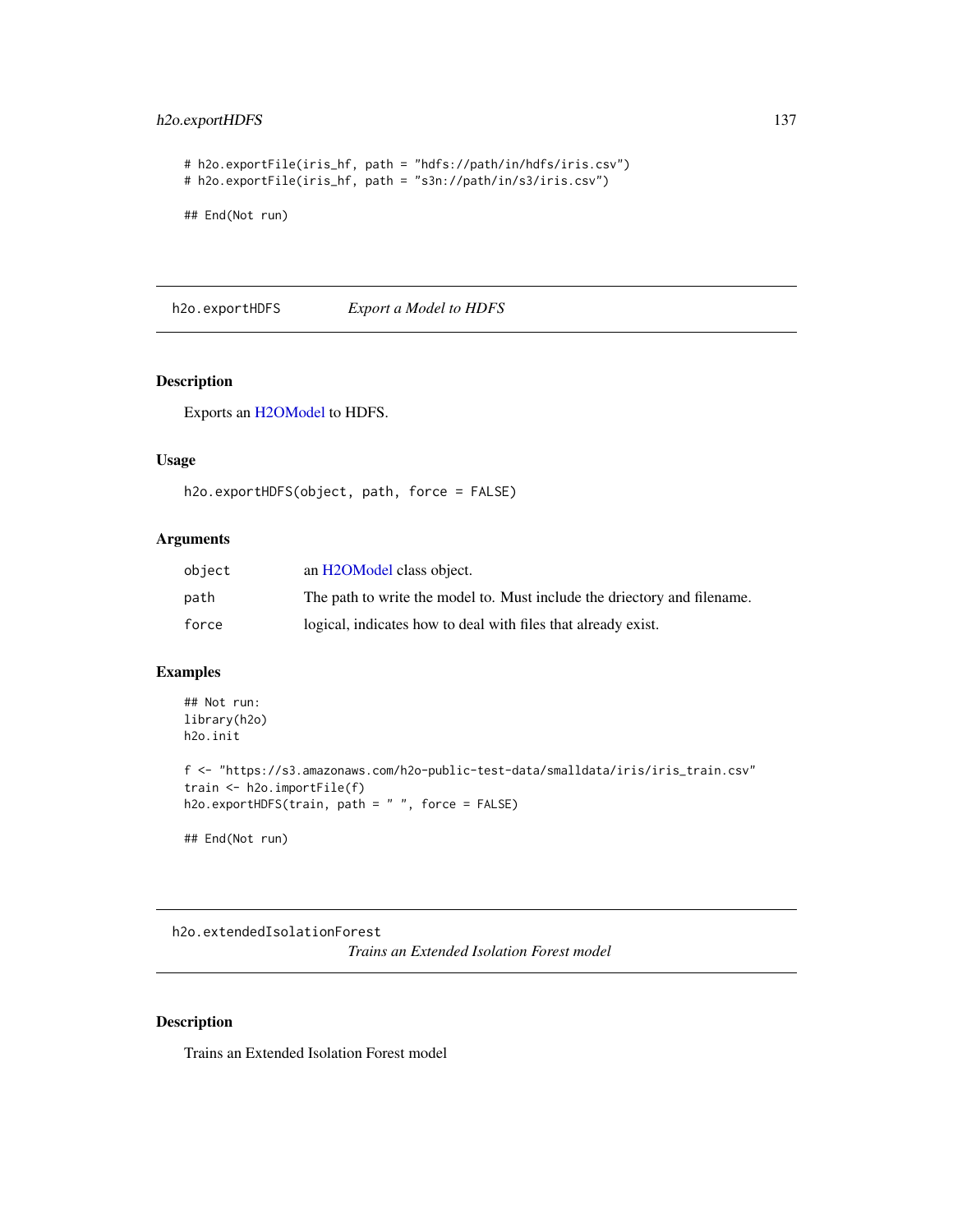```
# h2o.exportFile(iris_hf, path = "hdfs://path/in/hdfs/iris.csv")
# h2o.exportFile(iris_hf, path = "s3n://path/in/s3/iris.csv")

## End(Not run)
```

## h2o.exportHDFS *Export a Model to HDFS*

### Description

Exports an H2OModel to HDFS.

### Usage

```
h2o.exportHDFS(object, path, force = FALSE)
```

### Arguments

| | |
|---|---|
| object | an H2OModel class object. |
| path | The path to write the model to. Must include the driectory and filename. |
| force | logical, indicates how to deal with files that already exist. |

### Examples

```
## Not run:
library(h2o)
h2o.init

f <- "https://s3.amazonaws.com/h2o-public-test-data/smalldata/iris/iris_train.csv"
train <- h2o.importFile(f)
h2o.exportHDFS(train, path = " ", force = FALSE)

## End(Not run)
```

## h2o.extendedIsolationForest *Trains an Extended Isolation Forest model*

### Description

Trains an Extended Isolation Forest model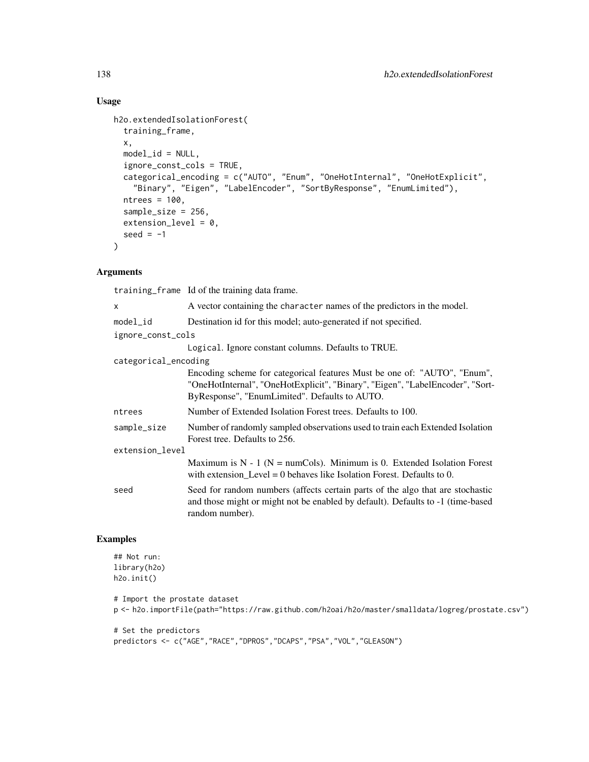## Usage

```
h2o.extendedIsolationForest(
  training_frame,
  x,
  model_id = NULL,
  ignore_const_cols = TRUE,
  categorical_encoding = c("AUTO", "Enum", "OneHotInternal", "OneHotExplicit",
    "Binary", "Eigen", "LabelEncoder", "SortByResponse", "EnumLimited"),
  ntrees = 100,
  sample_size = 256,
  extension_level = 0,
  seed = -1
)
```

## Arguments

`training_frame` Id of the training data frame.

`x` A vector containing the `character` names of the predictors in the model.

`model_id` Destination id for this model; auto-generated if not specified.

`ignore_const_cols`
: `Logical`. Ignore constant columns. Defaults to TRUE.

`categorical_encoding`
: Encoding scheme for categorical features Must be one of: "AUTO", "Enum", "OneHotInternal", "OneHotExplicit", "Binary", "Eigen", "LabelEncoder", "SortByResponse", "EnumLimited". Defaults to AUTO.

`ntrees` Number of Extended Isolation Forest trees. Defaults to 100.

`sample_size` Number of randomly sampled observations used to train each Extended Isolation Forest tree. Defaults to 256.

`extension_level`
: Maximum is N - 1 (N = numCols). Minimum is 0. Extended Isolation Forest with extension_Level = 0 behaves like Isolation Forest. Defaults to 0.

`seed` Seed for random numbers (affects certain parts of the algo that are stochastic and those might or might not be enabled by default). Defaults to -1 (time-based random number).

## Examples

```
## Not run:
library(h2o)
h2o.init()

# Import the prostate dataset
p <- h2o.importFile(path="https://raw.github.com/h2oai/h2o/master/smalldata/logreg/prostate.csv")

# Set the predictors
predictors <- c("AGE","RACE","DPROS","DCAPS","PSA","VOL","GLEASON")
```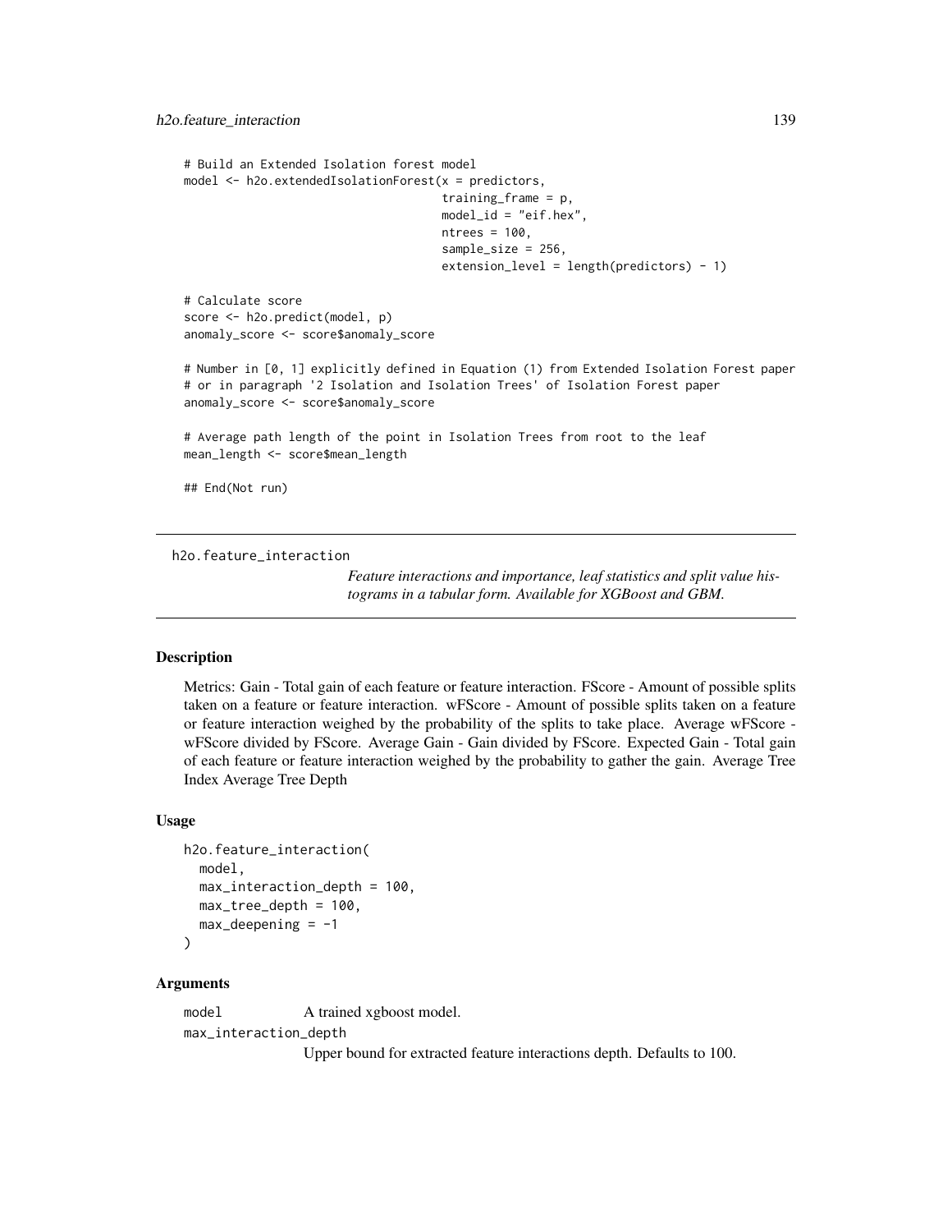```
# Build an Extended Isolation forest model
model <- h2o.extendedIsolationForest(x = predictors,
                                     training_frame = p,
                                     model_id = "eif.hex",
                                     ntrees = 100,
                                     sample_size = 256,
                                     extension_level = length(predictors) - 1)

# Calculate score
score <- h2o.predict(model, p)
anomaly_score <- score$anomaly_score

# Number in [0, 1] explicitly defined in Equation (1) from Extended Isolation Forest paper
# or in paragraph '2 Isolation and Isolation Trees' of Isolation Forest paper
anomaly_score <- score$anomaly_score

# Average path length of the point in Isolation Trees from root to the leaf
mean_length <- score$mean_length

## End(Not run)
```

---

## h2o.feature_interaction

*Feature interactions and importance, leaf statistics and split value histograms in a tabular form. Available for XGBoost and GBM.*

---

### Description

Metrics: Gain - Total gain of each feature or feature interaction. FScore - Amount of possible splits taken on a feature or feature interaction. wFScore - Amount of possible splits taken on a feature or feature interaction weighed by the probability of the splits to take place. Average wFScore - wFScore divided by FScore. Average Gain - Gain divided by FScore. Expected Gain - Total gain of each feature or feature interaction weighed by the probability to gather the gain. Average Tree Index Average Tree Depth

### Usage

```
h2o.feature_interaction(
  model,
  max_interaction_depth = 100,
  max_tree_depth = 100,
  max_deepening = -1
)
```

### Arguments

`model` A trained xgboost model.

`max_interaction_depth`
Upper bound for extracted feature interactions depth. Defaults to 100.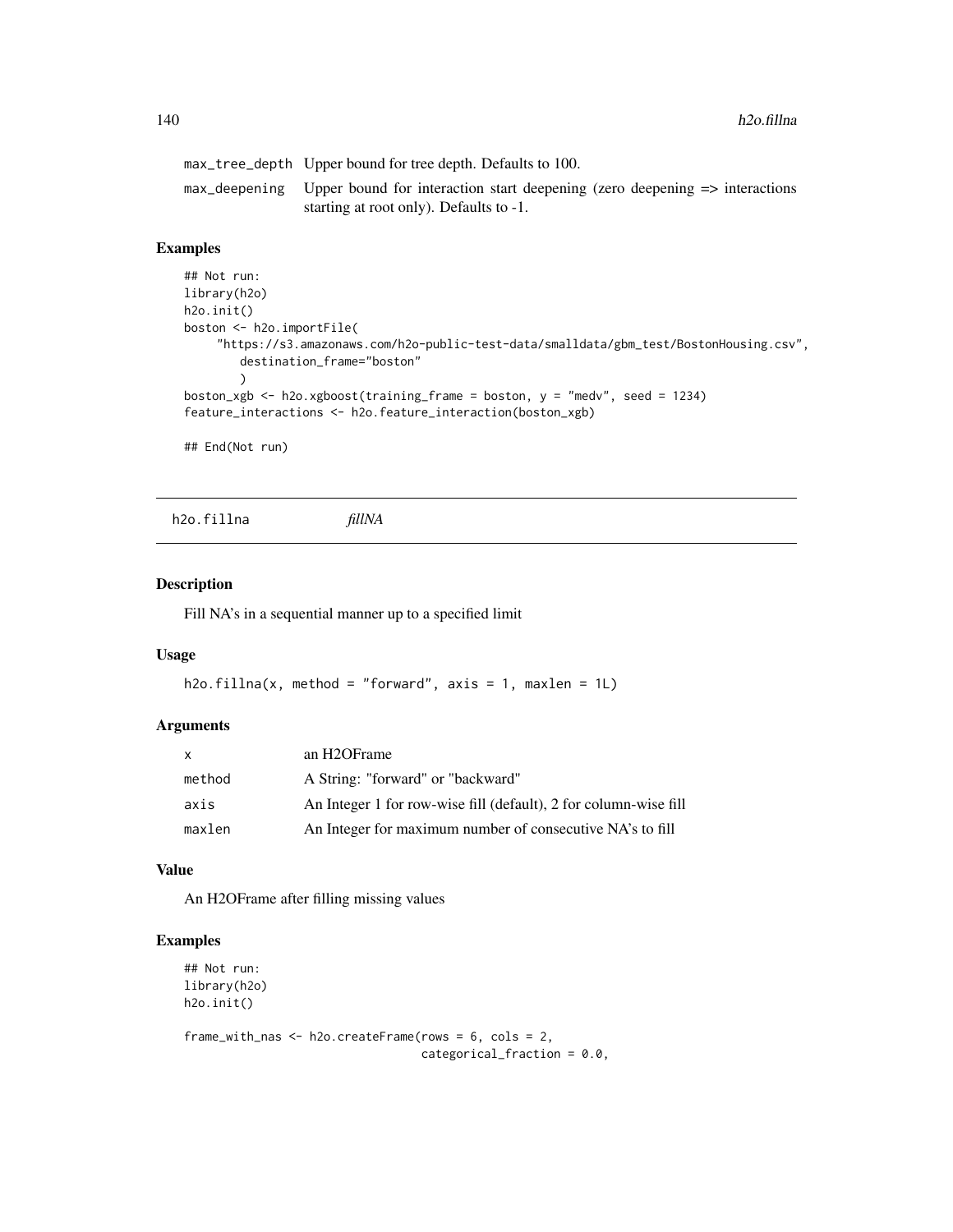| | |
|---|---|
| max_tree_depth | Upper bound for tree depth. Defaults to 100. |
| max_deepening | Upper bound for interaction start deepening (zero deepening => interactions starting at root only). Defaults to -1. |

### Examples

```
## Not run:
library(h2o)
h2o.init()
boston <- h2o.importFile(
     "https://s3.amazonaws.com/h2o-public-test-data/smalldata/gbm_test/BostonHousing.csv",
        destination_frame="boston"
        )
boston_xgb <- h2o.xgboost(training_frame = boston, y = "medv", seed = 1234)
feature_interactions <- h2o.feature_interaction(boston_xgb)

## End(Not run)
```

---

## h2o.fillna *fillNA*

### Description

Fill NA's in a sequential manner up to a specified limit

### Usage

```
h2o.fillna(x, method = "forward", axis = 1, maxlen = 1L)
```

### Arguments

| | |
|---|---|
| x | an H2OFrame |
| method | A String: "forward" or "backward" |
| axis | An Integer 1 for row-wise fill (default), 2 for column-wise fill |
| maxlen | An Integer for maximum number of consecutive NA's to fill |

### Value

An H2OFrame after filling missing values

### Examples

```
## Not run:
library(h2o)
h2o.init()

frame_with_nas <- h2o.createFrame(rows = 6, cols = 2,
                                  categorical_fraction = 0.0,
```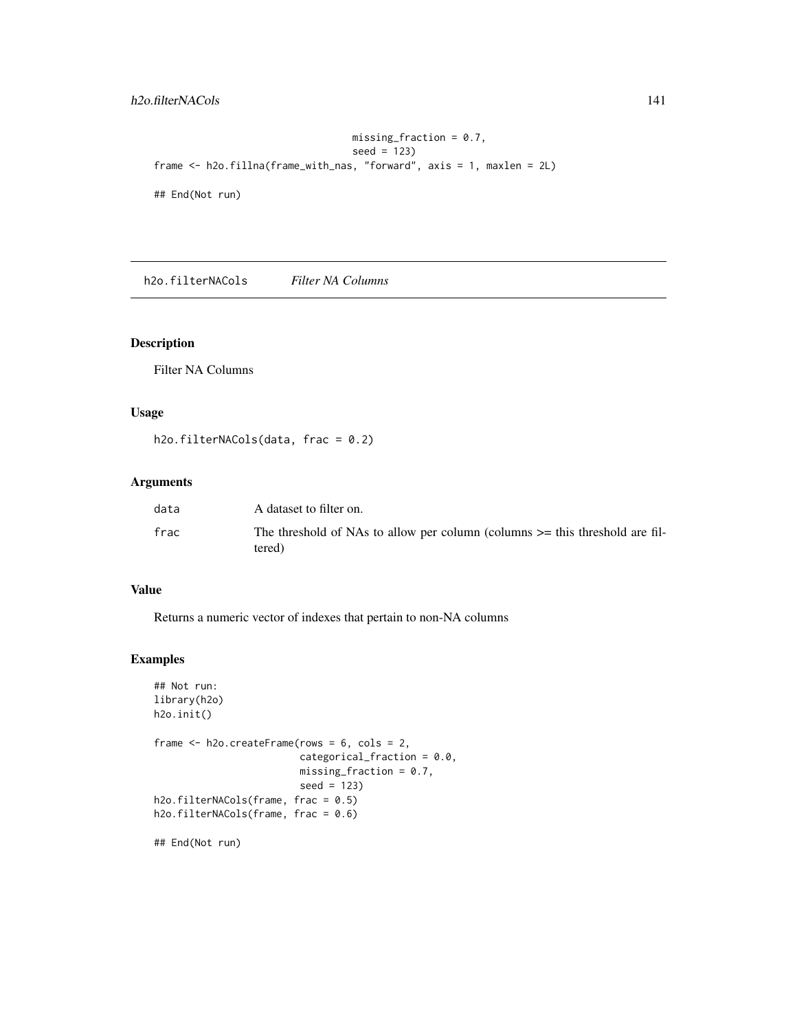```
                                  missing_fraction = 0.7,
                                  seed = 123)
frame <- h2o.fillna(frame_with_nas, "forward", axis = 1, maxlen = 2L)

## End(Not run)
```

## h2o.filterNACols *Filter NA Columns*

### Description

Filter NA Columns

### Usage

```
h2o.filterNACols(data, frac = 0.2)
```

### Arguments

| | |
|---|---|
| data | A dataset to filter on. |
| frac | The threshold of NAs to allow per column (columns >= this threshold are filtered) |

### Value

Returns a numeric vector of indexes that pertain to non-NA columns

### Examples

```
## Not run:
library(h2o)
h2o.init()

frame <- h2o.createFrame(rows = 6, cols = 2,
                         categorical_fraction = 0.0,
                         missing_fraction = 0.7,
                         seed = 123)
h2o.filterNACols(frame, frac = 0.5)
h2o.filterNACols(frame, frac = 0.6)

## End(Not run)
```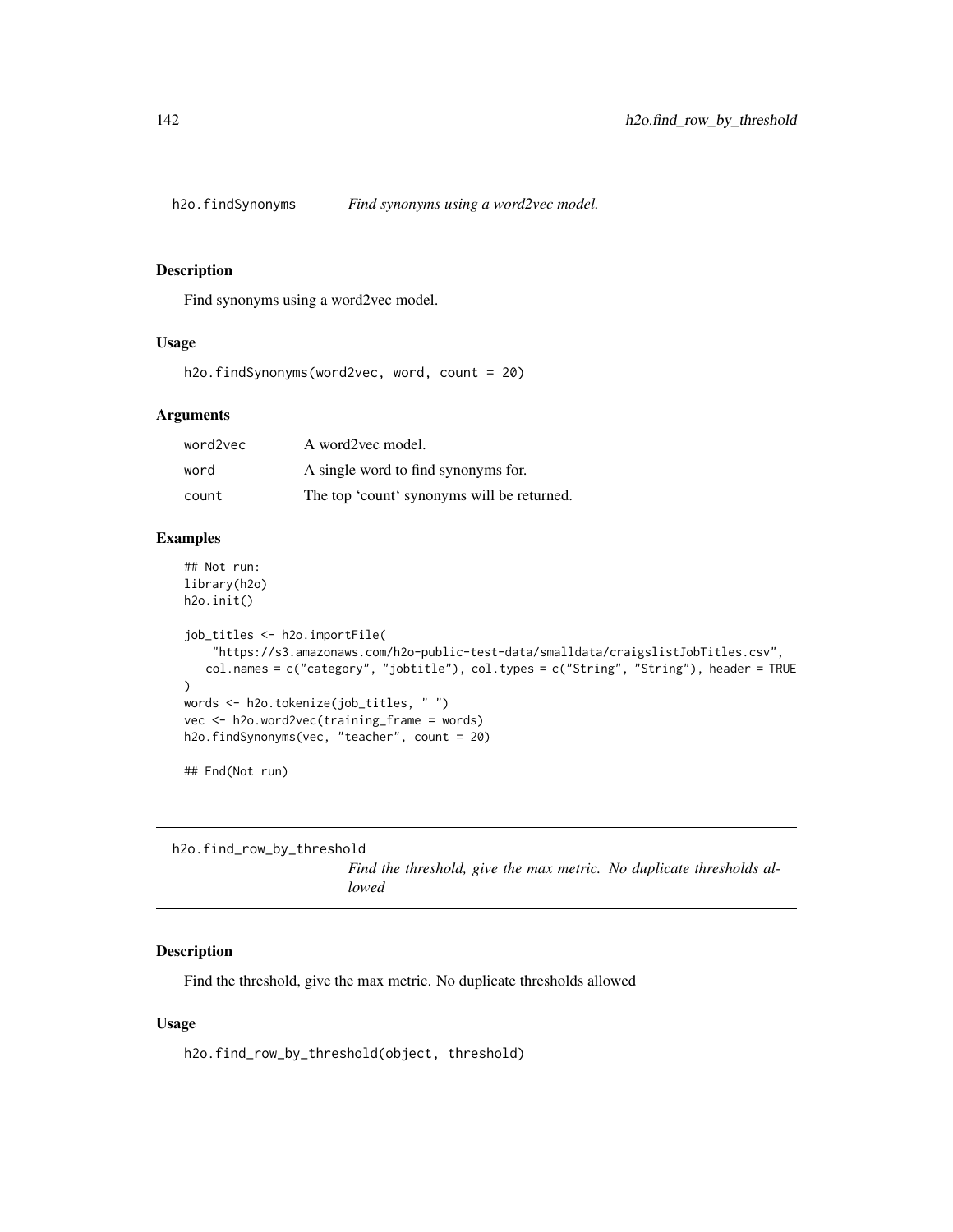## h2o.findSynonyms *Find synonyms using a word2vec model.*

### Description

Find synonyms using a word2vec model.

### Usage

```
h2o.findSynonyms(word2vec, word, count = 20)
```

### Arguments

| | |
|---|---|
| word2vec | A word2vec model. |
| word | A single word to find synonyms for. |
| count | The top 'count' synonyms will be returned. |

### Examples

```
## Not run:
library(h2o)
h2o.init()

job_titles <- h2o.importFile(
    "https://s3.amazonaws.com/h2o-public-test-data/smalldata/craigslistJobTitles.csv",
   col.names = c("category", "jobtitle"), col.types = c("String", "String"), header = TRUE
)
words <- h2o.tokenize(job_titles, " ")
vec <- h2o.word2vec(training_frame = words)
h2o.findSynonyms(vec, "teacher", count = 20)

## End(Not run)
```

## h2o.find_row_by_threshold *Find the threshold, give the max metric. No duplicate thresholds allowed*

### Description

Find the threshold, give the max metric. No duplicate thresholds allowed

### Usage

```
h2o.find_row_by_threshold(object, threshold)
```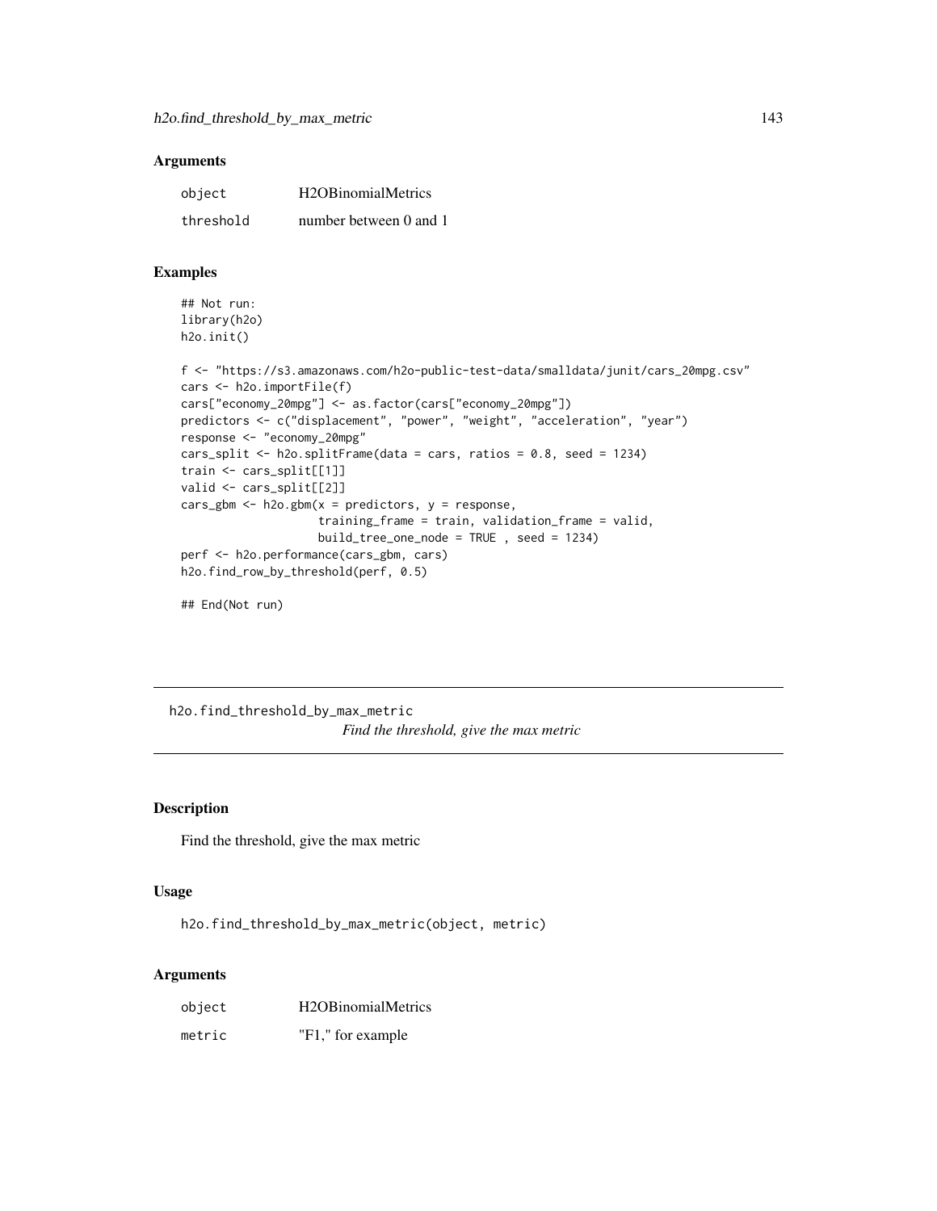### Arguments

| | |
|---|---|
| object | H2OBinomialMetrics |
| threshold | number between 0 and 1 |

### Examples

```
## Not run:
library(h2o)
h2o.init()

f <- "https://s3.amazonaws.com/h2o-public-test-data/smalldata/junit/cars_20mpg.csv"
cars <- h2o.importFile(f)
cars["economy_20mpg"] <- as.factor(cars["economy_20mpg"])
predictors <- c("displacement", "power", "weight", "acceleration", "year")
response <- "economy_20mpg"
cars_split <- h2o.splitFrame(data = cars, ratios = 0.8, seed = 1234)
train <- cars_split[[1]]
valid <- cars_split[[2]]
cars_gbm <- h2o.gbm(x = predictors, y = response,
                    training_frame = train, validation_frame = valid,
                    build_tree_one_node = TRUE , seed = 1234)
perf <- h2o.performance(cars_gbm, cars)
h2o.find_row_by_threshold(perf, 0.5)

## End(Not run)
```

---

## h2o.find_threshold_by_max_metric

*Find the threshold, give the max metric*

---

### Description

Find the threshold, give the max metric

### Usage

```
h2o.find_threshold_by_max_metric(object, metric)
```

### Arguments

| | |
|---|---|
| object | H2OBinomialMetrics |
| metric | "F1," for example |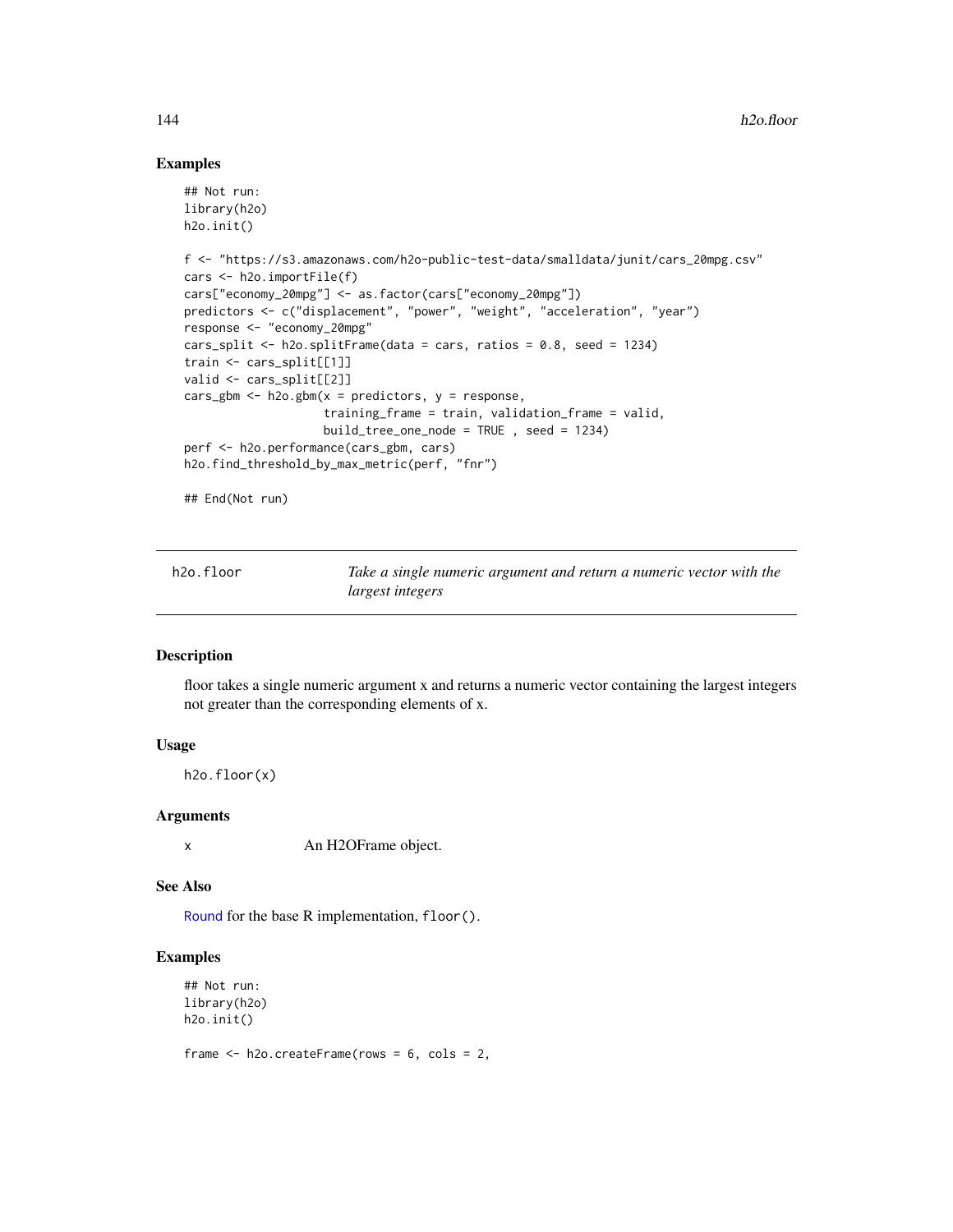## Examples

```
## Not run:
library(h2o)
h2o.init()

f <- "https://s3.amazonaws.com/h2o-public-test-data/smalldata/junit/cars_20mpg.csv"
cars <- h2o.importFile(f)
cars["economy_20mpg"] <- as.factor(cars["economy_20mpg"])
predictors <- c("displacement", "power", "weight", "acceleration", "year")
response <- "economy_20mpg"
cars_split <- h2o.splitFrame(data = cars, ratios = 0.8, seed = 1234)
train <- cars_split[[1]]
valid <- cars_split[[2]]
cars_gbm <- h2o.gbm(x = predictors, y = response,
                    training_frame = train, validation_frame = valid,
                    build_tree_one_node = TRUE , seed = 1234)
perf <- h2o.performance(cars_gbm, cars)
h2o.find_threshold_by_max_metric(perf, "fnr")

## End(Not run)
```

---

# h2o.floor — *Take a single numeric argument and return a numeric vector with the largest integers*

## Description

floor takes a single numeric argument x and returns a numeric vector containing the largest integers not greater than the corresponding elements of x.

## Usage

```
h2o.floor(x)
```

## Arguments

x — An H2OFrame object.

## See Also

Round for the base R implementation, `floor()`.

## Examples

```
## Not run:
library(h2o)
h2o.init()

frame <- h2o.createFrame(rows = 6, cols = 2,
```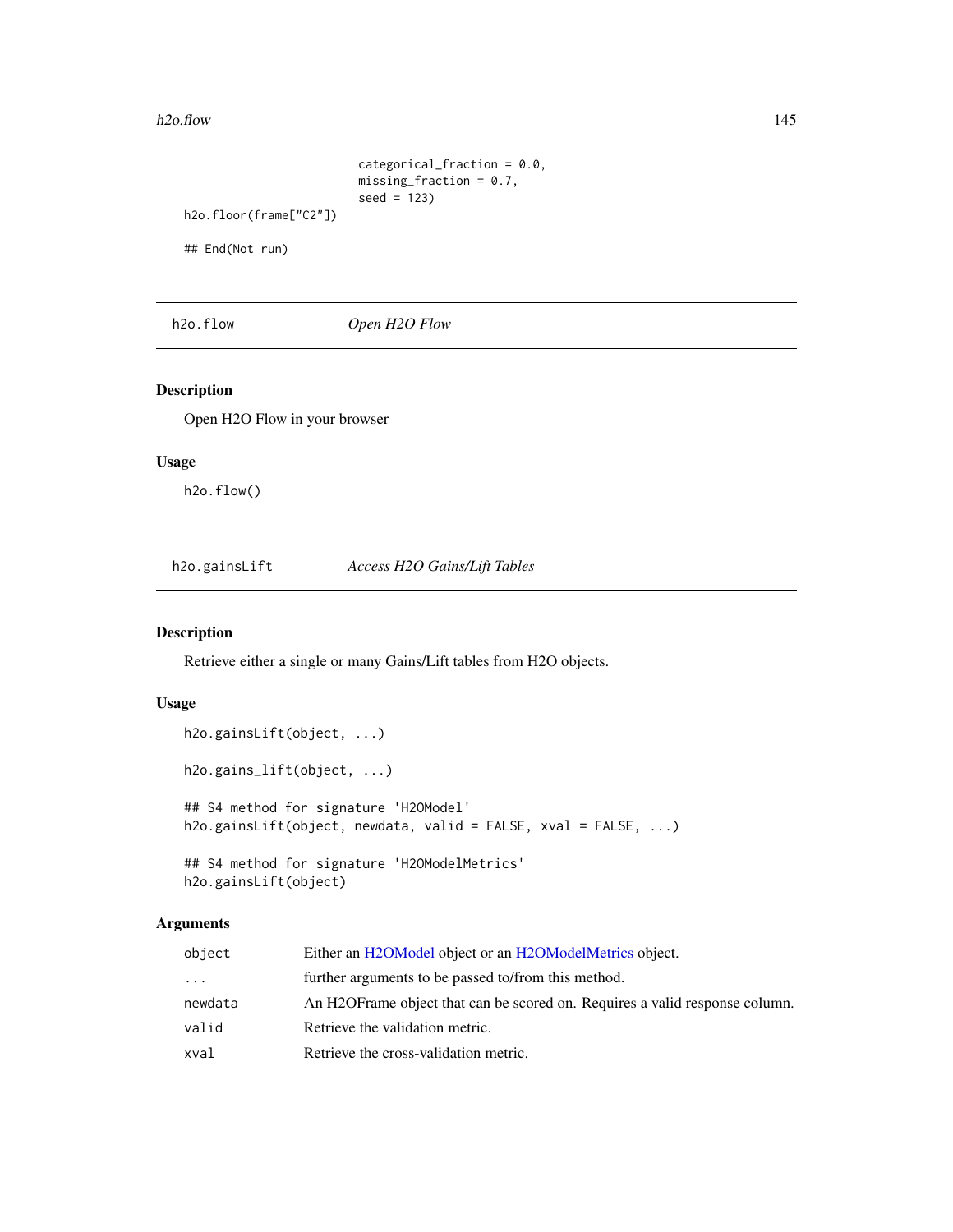```
                        categorical_fraction = 0.0,
                        missing_fraction = 0.7,
                        seed = 123)
h2o.floor(frame["C2"])

## End(Not run)
```

## h2o.flow *Open H2O Flow*

### Description

Open H2O Flow in your browser

### Usage

```
h2o.flow()
```

## h2o.gainsLift *Access H2O Gains/Lift Tables*

### Description

Retrieve either a single or many Gains/Lift tables from H2O objects.

### Usage

```
h2o.gainsLift(object, ...)

h2o.gains_lift(object, ...)

## S4 method for signature 'H2OModel'
h2o.gainsLift(object, newdata, valid = FALSE, xval = FALSE, ...)

## S4 method for signature 'H2OModelMetrics'
h2o.gainsLift(object)
```

### Arguments

| | |
|---|---|
| `object` | Either an H2OModel object or an H2OModelMetrics object. |
| `...` | further arguments to be passed to/from this method. |
| `newdata` | An H2OFrame object that can be scored on. Requires a valid response column. |
| `valid` | Retrieve the validation metric. |
| `xval` | Retrieve the cross-validation metric. |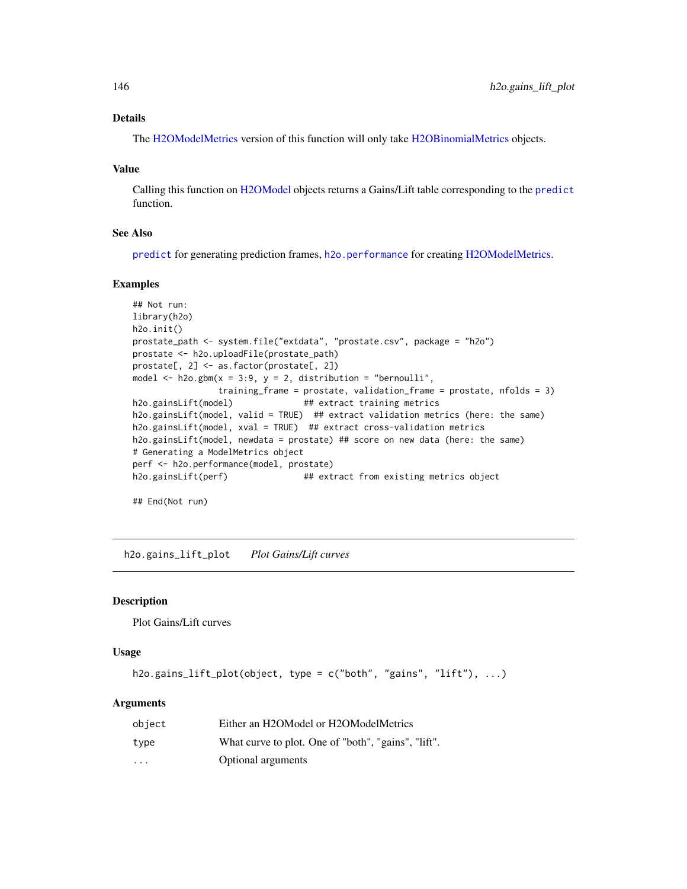### Details

The H2OModelMetrics version of this function will only take H2OBinomialMetrics objects.

### Value

Calling this function on H2OModel objects returns a Gains/Lift table corresponding to the `predict` function.

### See Also

`predict` for generating prediction frames, `h2o.performance` for creating H2OModelMetrics.

### Examples

```
## Not run:
library(h2o)
h2o.init()
prostate_path <- system.file("extdata", "prostate.csv", package = "h2o")
prostate <- h2o.uploadFile(prostate_path)
prostate[, 2] <- as.factor(prostate[, 2])
model <- h2o.gbm(x = 3:9, y = 2, distribution = "bernoulli",
                 training_frame = prostate, validation_frame = prostate, nfolds = 3)
h2o.gainsLift(model)              ## extract training metrics
h2o.gainsLift(model, valid = TRUE)  ## extract validation metrics (here: the same)
h2o.gainsLift(model, xval = TRUE)  ## extract cross-validation metrics
h2o.gainsLift(model, newdata = prostate) ## score on new data (here: the same)
# Generating a ModelMetrics object
perf <- h2o.performance(model, prostate)
h2o.gainsLift(perf)               ## extract from existing metrics object

## End(Not run)
```

---

## h2o.gains_lift_plot    *Plot Gains/Lift curves*

### Description

Plot Gains/Lift curves

### Usage

```
h2o.gains_lift_plot(object, type = c("both", "gains", "lift"), ...)
```

### Arguments

| | |
|---|---|
| `object` | Either an H2OModel or H2OModelMetrics |
| `type` | What curve to plot. One of "both", "gains", "lift". |
| `...` | Optional arguments |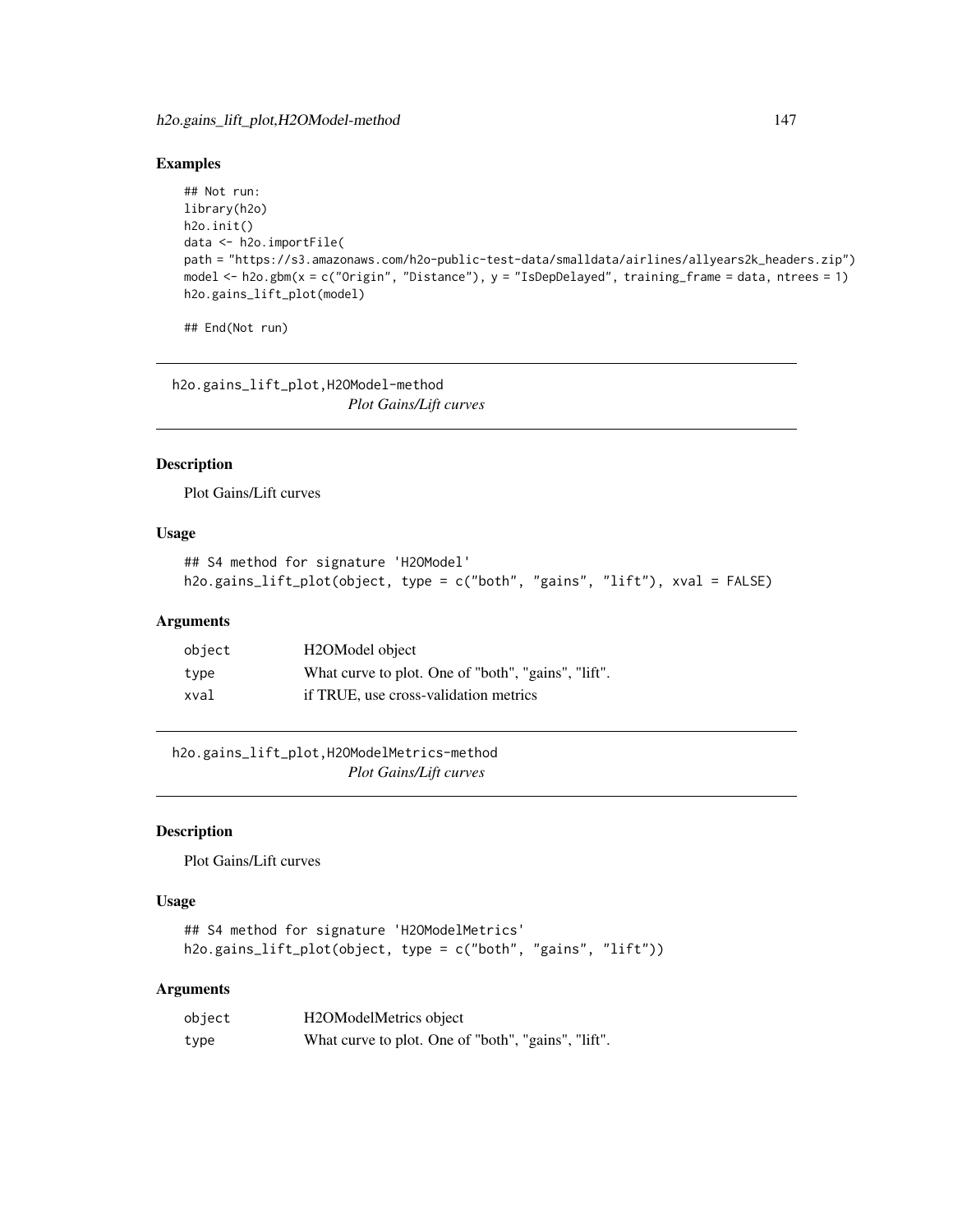## Examples

```
## Not run:
library(h2o)
h2o.init()
data <- h2o.importFile(
path = "https://s3.amazonaws.com/h2o-public-test-data/smalldata/airlines/allyears2k_headers.zip")
model <- h2o.gbm(x = c("Origin", "Distance"), y = "IsDepDelayed", training_frame = data, ntrees = 1)
h2o.gains_lift_plot(model)

## End(Not run)
```

---

## h2o.gains_lift_plot,H2OModel-method

*Plot Gains/Lift curves*

### Description

Plot Gains/Lift curves

### Usage

```
## S4 method for signature 'H2OModel'
h2o.gains_lift_plot(object, type = c("both", "gains", "lift"), xval = FALSE)
```

### Arguments

| | |
|---|---|
| object | H2OModel object |
| type | What curve to plot. One of "both", "gains", "lift". |
| xval | if TRUE, use cross-validation metrics |

---

## h2o.gains_lift_plot,H2OModelMetrics-method

*Plot Gains/Lift curves*

### Description

Plot Gains/Lift curves

### Usage

```
## S4 method for signature 'H2OModelMetrics'
h2o.gains_lift_plot(object, type = c("both", "gains", "lift"))
```

### Arguments

| | |
|---|---|
| object | H2OModelMetrics object |
| type | What curve to plot. One of "both", "gains", "lift". |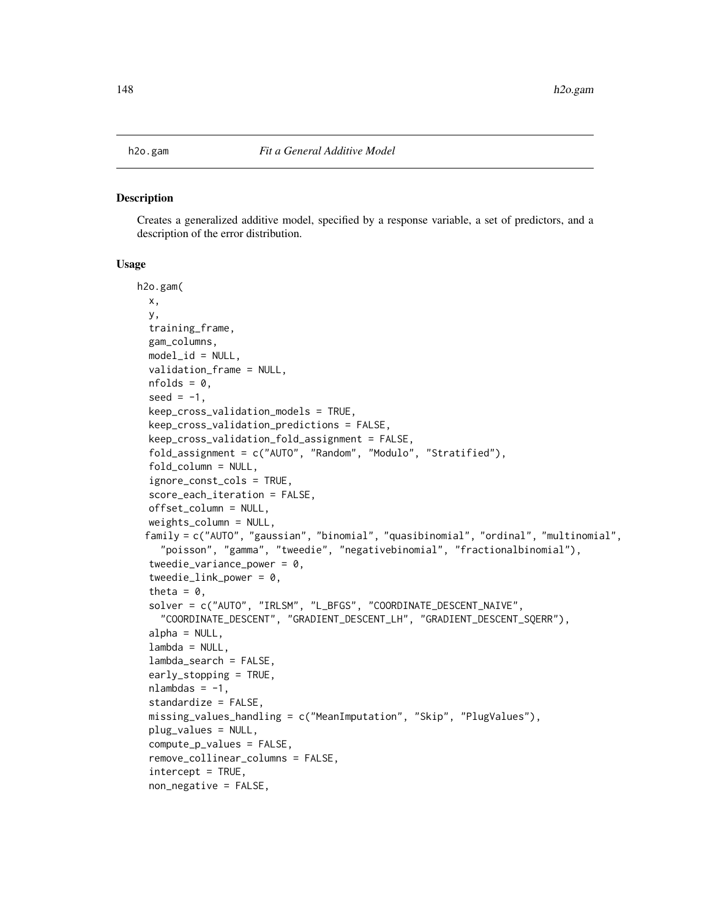## h2o.gam *Fit a General Additive Model*

### Description

Creates a generalized additive model, specified by a response variable, a set of predictors, and a description of the error distribution.

### Usage

```
h2o.gam(
  x,
  y,
  training_frame,
  gam_columns,
  model_id = NULL,
  validation_frame = NULL,
  nfolds = 0,
  seed = -1,
  keep_cross_validation_models = TRUE,
  keep_cross_validation_predictions = FALSE,
  keep_cross_validation_fold_assignment = FALSE,
  fold_assignment = c("AUTO", "Random", "Modulo", "Stratified"),
  fold_column = NULL,
  ignore_const_cols = TRUE,
  score_each_iteration = FALSE,
  offset_column = NULL,
  weights_column = NULL,
 family = c("AUTO", "gaussian", "binomial", "quasibinomial", "ordinal", "multinomial",
    "poisson", "gamma", "tweedie", "negativebinomial", "fractionalbinomial"),
  tweedie_variance_power = 0,
  tweedie_link_power = 0,
  theta = 0,
  solver = c("AUTO", "IRLSM", "L_BFGS", "COORDINATE_DESCENT_NAIVE",
    "COORDINATE_DESCENT", "GRADIENT_DESCENT_LH", "GRADIENT_DESCENT_SQERR"),
  alpha = NULL,
  lambda = NULL,
  lambda_search = FALSE,
  early_stopping = TRUE,
  nlambdas = -1,
  standardize = FALSE,
  missing_values_handling = c("MeanImputation", "Skip", "PlugValues"),
  plug_values = NULL,
  compute_p_values = FALSE,
  remove_collinear_columns = FALSE,
  intercept = TRUE,
  non_negative = FALSE,
```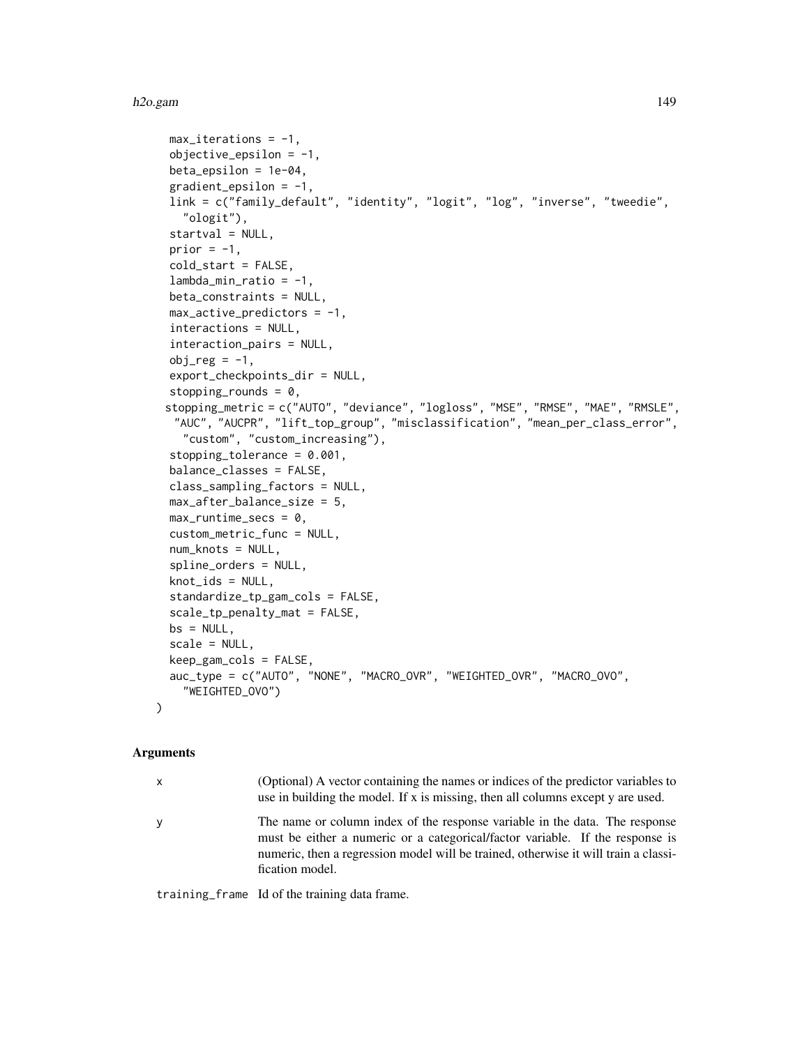```
  max_iterations = -1,
  objective_epsilon = -1,
  beta_epsilon = 1e-04,
  gradient_epsilon = -1,
  link = c("family_default", "identity", "logit", "log", "inverse", "tweedie",
    "ologit"),
  startval = NULL,
  prior = -1,
  cold_start = FALSE,
  lambda_min_ratio = -1,
  beta_constraints = NULL,
  max_active_predictors = -1,
  interactions = NULL,
  interaction_pairs = NULL,
  obj_reg = -1,
  export_checkpoints_dir = NULL,
  stopping_rounds = 0,
  stopping_metric = c("AUTO", "deviance", "logloss", "MSE", "RMSE", "MAE", "RMSLE",
   "AUC", "AUCPR", "lift_top_group", "misclassification", "mean_per_class_error",
    "custom", "custom_increasing"),
  stopping_tolerance = 0.001,
  balance_classes = FALSE,
  class_sampling_factors = NULL,
  max_after_balance_size = 5,
  max_runtime_secs = 0,
  custom_metric_func = NULL,
  num_knots = NULL,
  spline_orders = NULL,
  knot_ids = NULL,
  standardize_tp_gam_cols = FALSE,
  scale_tp_penalty_mat = FALSE,
  bs = NULL,
  scale = NULL,
  keep_gam_cols = FALSE,
  auc_type = c("AUTO", "NONE", "MACRO_OVR", "WEIGHTED_OVR", "MACRO_OVO",
    "WEIGHTED_OVO")
)
```

## Arguments

| | |
|---|---|
| x | (Optional) A vector containing the names or indices of the predictor variables to use in building the model. If x is missing, then all columns except y are used. |
| y | The name or column index of the response variable in the data. The response must be either a numeric or a categorical/factor variable. If the response is numeric, then a regression model will be trained, otherwise it will train a classification model. |
| training_frame | Id of the training data frame. |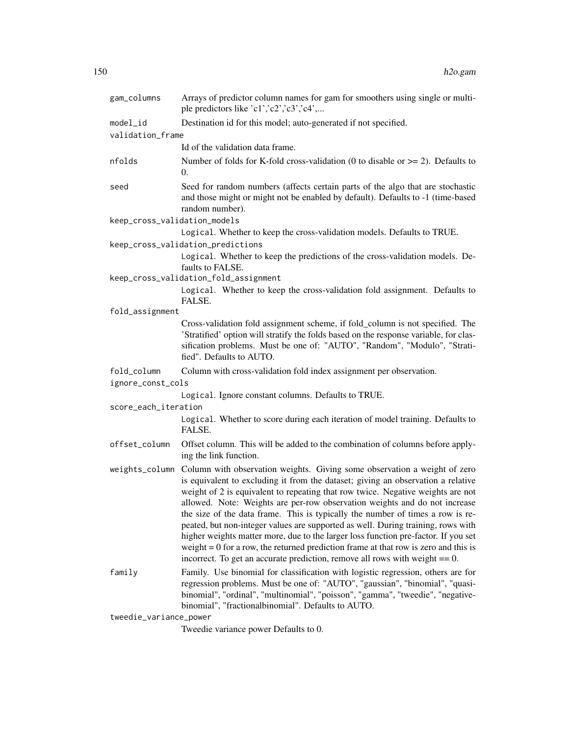gam_columns
: Arrays of predictor column names for gam for smoothers using single or multiple predictors like 'c1','c2','c3','c4',...

model_id
: Destination id for this model; auto-generated if not specified.

validation_frame
: Id of the validation data frame.

nfolds
: Number of folds for K-fold cross-validation (0 to disable or >= 2). Defaults to 0.

seed
: Seed for random numbers (affects certain parts of the algo that are stochastic and those might or might not be enabled by default). Defaults to -1 (time-based random number).

keep_cross_validation_models
: `Logical`. Whether to keep the cross-validation models. Defaults to TRUE.

keep_cross_validation_predictions
: `Logical`. Whether to keep the predictions of the cross-validation models. Defaults to FALSE.

keep_cross_validation_fold_assignment
: `Logical`. Whether to keep the cross-validation fold assignment. Defaults to FALSE.

fold_assignment
: Cross-validation fold assignment scheme, if fold_column is not specified. The 'Stratified' option will stratify the folds based on the response variable, for classification problems. Must be one of: "AUTO", "Random", "Modulo", "Stratified". Defaults to AUTO.

fold_column
: Column with cross-validation fold index assignment per observation.

ignore_const_cols
: `Logical`. Ignore constant columns. Defaults to TRUE.

score_each_iteration
: `Logical`. Whether to score during each iteration of model training. Defaults to FALSE.

offset_column
: Offset column. This will be added to the combination of columns before applying the link function.

weights_column
: Column with observation weights. Giving some observation a weight of zero is equivalent to excluding it from the dataset; giving an observation a relative weight of 2 is equivalent to repeating that row twice. Negative weights are not allowed. Note: Weights are per-row observation weights and do not increase the size of the data frame. This is typically the number of times a row is repeated, but non-integer values are supported as well. During training, rows with higher weights matter more, due to the larger loss function pre-factor. If you set weight = 0 for a row, the returned prediction frame at that row is zero and this is incorrect. To get an accurate prediction, remove all rows with weight == 0.

family
: Family. Use binomial for classification with logistic regression, others are for regression problems. Must be one of: "AUTO", "gaussian", "binomial", "quasibinomial", "ordinal", "multinomial", "poisson", "gamma", "tweedie", "negativebinomial", "fractionalbinomial". Defaults to AUTO.

tweedie_variance_power
: Tweedie variance power Defaults to 0.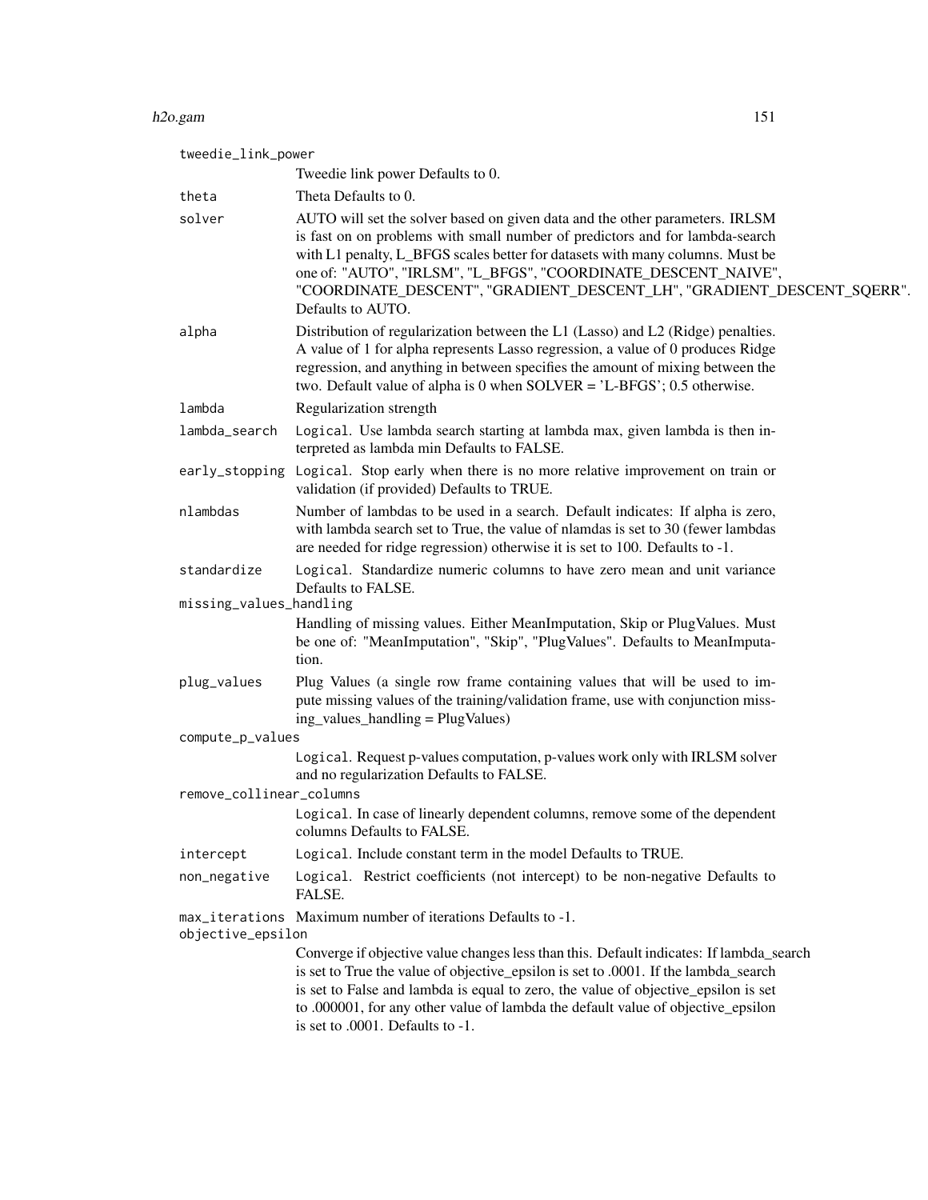tweedie_link_power
: Tweedie link power Defaults to 0.

theta
: Theta Defaults to 0.

solver
: AUTO will set the solver based on given data and the other parameters. IRLSM is fast on on problems with small number of predictors and for lambda-search with L1 penalty, L_BFGS scales better for datasets with many columns. Must be one of: "AUTO", "IRLSM", "L_BFGS", "COORDINATE_DESCENT_NAIVE", "COORDINATE_DESCENT", "GRADIENT_DESCENT_LH", "GRADIENT_DESCENT_SQERR". Defaults to AUTO.

alpha
: Distribution of regularization between the L1 (Lasso) and L2 (Ridge) penalties. A value of 1 for alpha represents Lasso regression, a value of 0 produces Ridge regression, and anything in between specifies the amount of mixing between the two. Default value of alpha is 0 when SOLVER = 'L-BFGS'; 0.5 otherwise.

lambda
: Regularization strength

lambda_search
: `Logical`. Use lambda search starting at lambda max, given lambda is then interpreted as lambda min Defaults to FALSE.

early_stopping
: `Logical`. Stop early when there is no more relative improvement on train or validation (if provided) Defaults to TRUE.

nlambdas
: Number of lambdas to be used in a search. Default indicates: If alpha is zero, with lambda search set to True, the value of nlamdas is set to 30 (fewer lambdas are needed for ridge regression) otherwise it is set to 100. Defaults to -1.

standardize
: `Logical`. Standardize numeric columns to have zero mean and unit variance Defaults to FALSE.

missing_values_handling
: Handling of missing values. Either MeanImputation, Skip or PlugValues. Must be one of: "MeanImputation", "Skip", "PlugValues". Defaults to MeanImputation.

plug_values
: Plug Values (a single row frame containing values that will be used to impute missing values of the training/validation frame, use with conjunction missing_values_handling = PlugValues)

compute_p_values
: `Logical`. Request p-values computation, p-values work only with IRLSM solver and no regularization Defaults to FALSE.

remove_collinear_columns
: `Logical`. In case of linearly dependent columns, remove some of the dependent columns Defaults to FALSE.

intercept
: `Logical`. Include constant term in the model Defaults to TRUE.

non_negative
: `Logical`. Restrict coefficients (not intercept) to be non-negative Defaults to FALSE.

max_iterations
: Maximum number of iterations Defaults to -1.

objective_epsilon
: Converge if objective value changes less than this. Default indicates: If lambda_search is set to True the value of objective_epsilon is set to .0001. If the lambda_search is set to False and lambda is equal to zero, the value of objective_epsilon is set to .000001, for any other value of lambda the default value of objective_epsilon is set to .0001. Defaults to -1.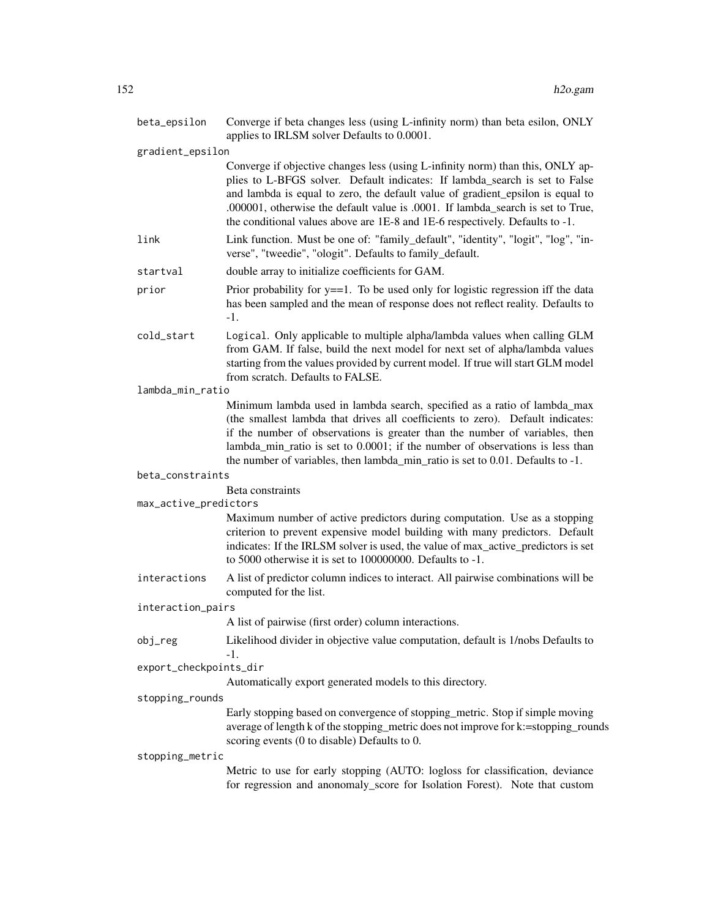beta_epsilon
: Converge if beta changes less (using L-infinity norm) than beta esilon, ONLY applies to IRLSM solver Defaults to 0.0001.

gradient_epsilon
: Converge if objective changes less (using L-infinity norm) than this, ONLY applies to L-BFGS solver. Default indicates: If lambda_search is set to False and lambda is equal to zero, the default value of gradient_epsilon is equal to .000001, otherwise the default value is .0001. If lambda_search is set to True, the conditional values above are 1E-8 and 1E-6 respectively. Defaults to -1.

link
: Link function. Must be one of: "family_default", "identity", "logit", "log", "inverse", "tweedie", "ologit". Defaults to family_default.

startval
: double array to initialize coefficients for GAM.

prior
: Prior probability for y==1. To be used only for logistic regression iff the data has been sampled and the mean of response does not reflect reality. Defaults to -1.

cold_start
: `Logical`. Only applicable to multiple alpha/lambda values when calling GLM from GAM. If false, build the next model for next set of alpha/lambda values starting from the values provided by current model. If true will start GLM model from scratch. Defaults to FALSE.

lambda_min_ratio
: Minimum lambda used in lambda search, specified as a ratio of lambda_max (the smallest lambda that drives all coefficients to zero). Default indicates: if the number of observations is greater than the number of variables, then lambda_min_ratio is set to 0.0001; if the number of observations is less than the number of variables, then lambda_min_ratio is set to 0.01. Defaults to -1.

beta_constraints
: Beta constraints

max_active_predictors
: Maximum number of active predictors during computation. Use as a stopping criterion to prevent expensive model building with many predictors. Default indicates: If the IRLSM solver is used, the value of max_active_predictors is set to 5000 otherwise it is set to 100000000. Defaults to -1.

interactions
: A list of predictor column indices to interact. All pairwise combinations will be computed for the list.

interaction_pairs
: A list of pairwise (first order) column interactions.

obj_reg
: Likelihood divider in objective value computation, default is 1/nobs Defaults to -1.

export_checkpoints_dir
: Automatically export generated models to this directory.

stopping_rounds
: Early stopping based on convergence of stopping_metric. Stop if simple moving average of length k of the stopping_metric does not improve for k:=stopping_rounds scoring events (0 to disable) Defaults to 0.

stopping_metric
: Metric to use for early stopping (AUTO: logloss for classification, deviance for regression and anonomaly_score for Isolation Forest). Note that custom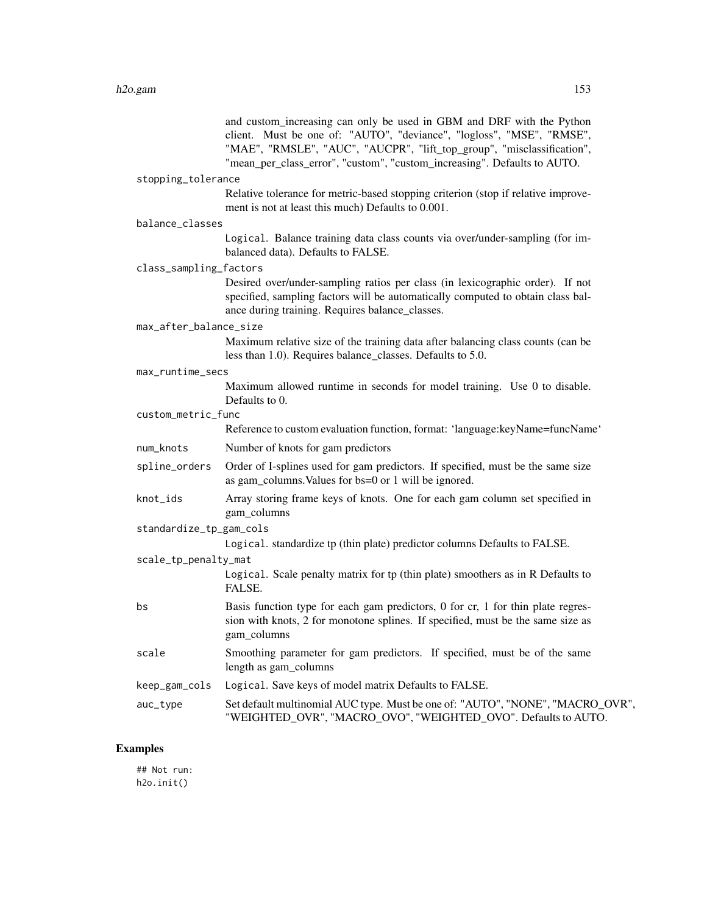and custom_increasing can only be used in GBM and DRF with the Python client. Must be one of: "AUTO", "deviance", "logloss", "MSE", "RMSE", "MAE", "RMSLE", "AUC", "AUCPR", "lift_top_group", "misclassification", "mean_per_class_error", "custom", "custom_increasing". Defaults to AUTO.

`stopping_tolerance`
: Relative tolerance for metric-based stopping criterion (stop if relative improvement is not at least this much) Defaults to 0.001.

`balance_classes`
: `Logical`. Balance training data class counts via over/under-sampling (for imbalanced data). Defaults to FALSE.

`class_sampling_factors`
: Desired over/under-sampling ratios per class (in lexicographic order). If not specified, sampling factors will be automatically computed to obtain class balance during training. Requires balance_classes.

`max_after_balance_size`
: Maximum relative size of the training data after balancing class counts (can be less than 1.0). Requires balance_classes. Defaults to 5.0.

`max_runtime_secs`
: Maximum allowed runtime in seconds for model training. Use 0 to disable. Defaults to 0.

`custom_metric_func`
: Reference to custom evaluation function, format: 'language:keyName=funcName'

`num_knots`
: Number of knots for gam predictors

`spline_orders`
: Order of I-splines used for gam predictors. If specified, must be the same size as gam_columns.Values for bs=0 or 1 will be ignored.

`knot_ids`
: Array storing frame keys of knots. One for each gam column set specified in gam_columns

`standardize_tp_gam_cols`
: `Logical`. standardize tp (thin plate) predictor columns Defaults to FALSE.

`scale_tp_penalty_mat`
: `Logical`. Scale penalty matrix for tp (thin plate) smoothers as in R Defaults to FALSE.

`bs`
: Basis function type for each gam predictors, 0 for cr, 1 for thin plate regression with knots, 2 for monotone splines. If specified, must be the same size as gam_columns

`scale`
: Smoothing parameter for gam predictors. If specified, must be of the same length as gam_columns

`keep_gam_cols`
: `Logical`. Save keys of model matrix Defaults to FALSE.

`auc_type`
: Set default multinomial AUC type. Must be one of: "AUTO", "NONE", "MACRO_OVR", "WEIGHTED_OVR", "MACRO_OVO", "WEIGHTED_OVO". Defaults to AUTO.

## Examples

```
## Not run:
h2o.init()
```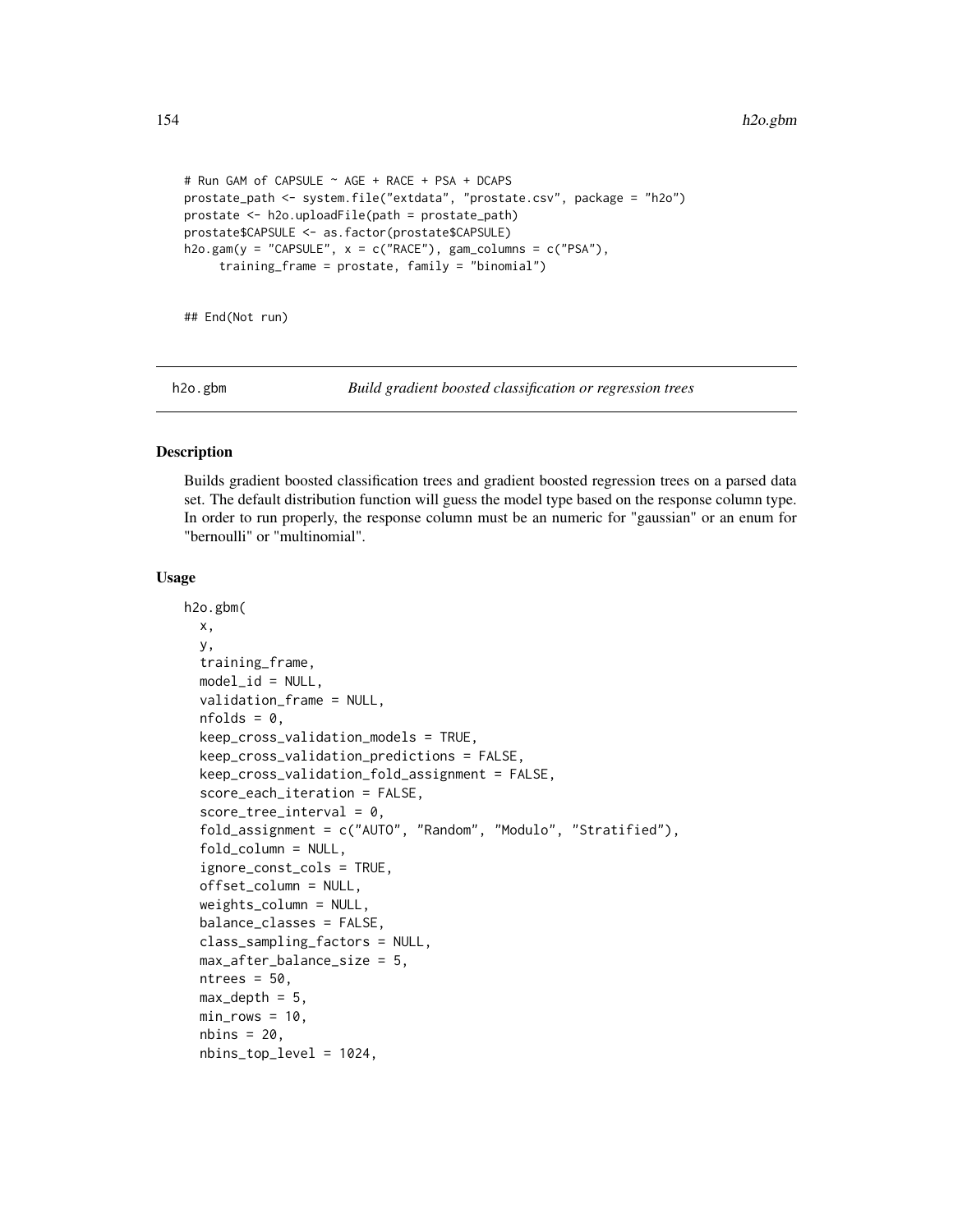```
# Run GAM of CAPSULE ~ AGE + RACE + PSA + DCAPS
prostate_path <- system.file("extdata", "prostate.csv", package = "h2o")
prostate <- h2o.uploadFile(path = prostate_path)
prostate$CAPSULE <- as.factor(prostate$CAPSULE)
h2o.gam(y = "CAPSULE", x = c("RACE"), gam_columns = c("PSA"),
     training_frame = prostate, family = "binomial")


## End(Not run)
```

---

h2o.gbm — *Build gradient boosted classification or regression trees*

---

### Description

Builds gradient boosted classification trees and gradient boosted regression trees on a parsed data set. The default distribution function will guess the model type based on the response column type. In order to run properly, the response column must be an numeric for "gaussian" or an enum for "bernoulli" or "multinomial".

### Usage

```
h2o.gbm(
  x,
  y,
  training_frame,
  model_id = NULL,
  validation_frame = NULL,
  nfolds = 0,
  keep_cross_validation_models = TRUE,
  keep_cross_validation_predictions = FALSE,
  keep_cross_validation_fold_assignment = FALSE,
  score_each_iteration = FALSE,
  score_tree_interval = 0,
  fold_assignment = c("AUTO", "Random", "Modulo", "Stratified"),
  fold_column = NULL,
  ignore_const_cols = TRUE,
  offset_column = NULL,
  weights_column = NULL,
  balance_classes = FALSE,
  class_sampling_factors = NULL,
  max_after_balance_size = 5,
  ntrees = 50,
  max_depth = 5,
  min_rows = 10,
  nbins = 20,
  nbins_top_level = 1024,
```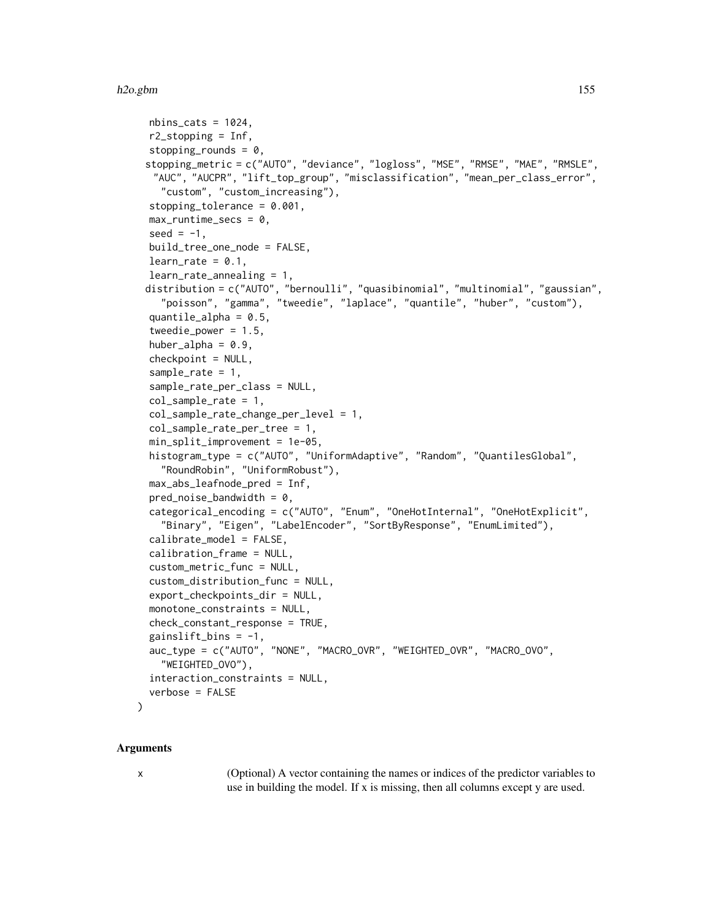```
  nbins_cats = 1024,
  r2_stopping = Inf,
  stopping_rounds = 0,
  stopping_metric = c("AUTO", "deviance", "logloss", "MSE", "RMSE", "MAE", "RMSLE",
    "AUC", "AUCPR", "lift_top_group", "misclassification", "mean_per_class_error",
    "custom", "custom_increasing"),
  stopping_tolerance = 0.001,
  max_runtime_secs = 0,
  seed = -1,
  build_tree_one_node = FALSE,
  learn_rate = 0.1,
  learn_rate_annealing = 1,
  distribution = c("AUTO", "bernoulli", "quasibinomial", "multinomial", "gaussian",
    "poisson", "gamma", "tweedie", "laplace", "quantile", "huber", "custom"),
  quantile_alpha = 0.5,
  tweedie_power = 1.5,
  huber_alpha = 0.9,
  checkpoint = NULL,
  sample_rate = 1,
  sample_rate_per_class = NULL,
  col_sample_rate = 1,
  col_sample_rate_change_per_level = 1,
  col_sample_rate_per_tree = 1,
  min_split_improvement = 1e-05,
  histogram_type = c("AUTO", "UniformAdaptive", "Random", "QuantilesGlobal",
    "RoundRobin", "UniformRobust"),
  max_abs_leafnode_pred = Inf,
  pred_noise_bandwidth = 0,
  categorical_encoding = c("AUTO", "Enum", "OneHotInternal", "OneHotExplicit",
    "Binary", "Eigen", "LabelEncoder", "SortByResponse", "EnumLimited"),
  calibrate_model = FALSE,
  calibration_frame = NULL,
  custom_metric_func = NULL,
  custom_distribution_func = NULL,
  export_checkpoints_dir = NULL,
  monotone_constraints = NULL,
  check_constant_response = TRUE,
  gainslift_bins = -1,
  auc_type = c("AUTO", "NONE", "MACRO_OVR", "WEIGHTED_OVR", "MACRO_OVO",
    "WEIGHTED_OVO"),
  interaction_constraints = NULL,
  verbose = FALSE
)
```

## Arguments

x — (Optional) A vector containing the names or indices of the predictor variables to use in building the model. If x is missing, then all columns except y are used.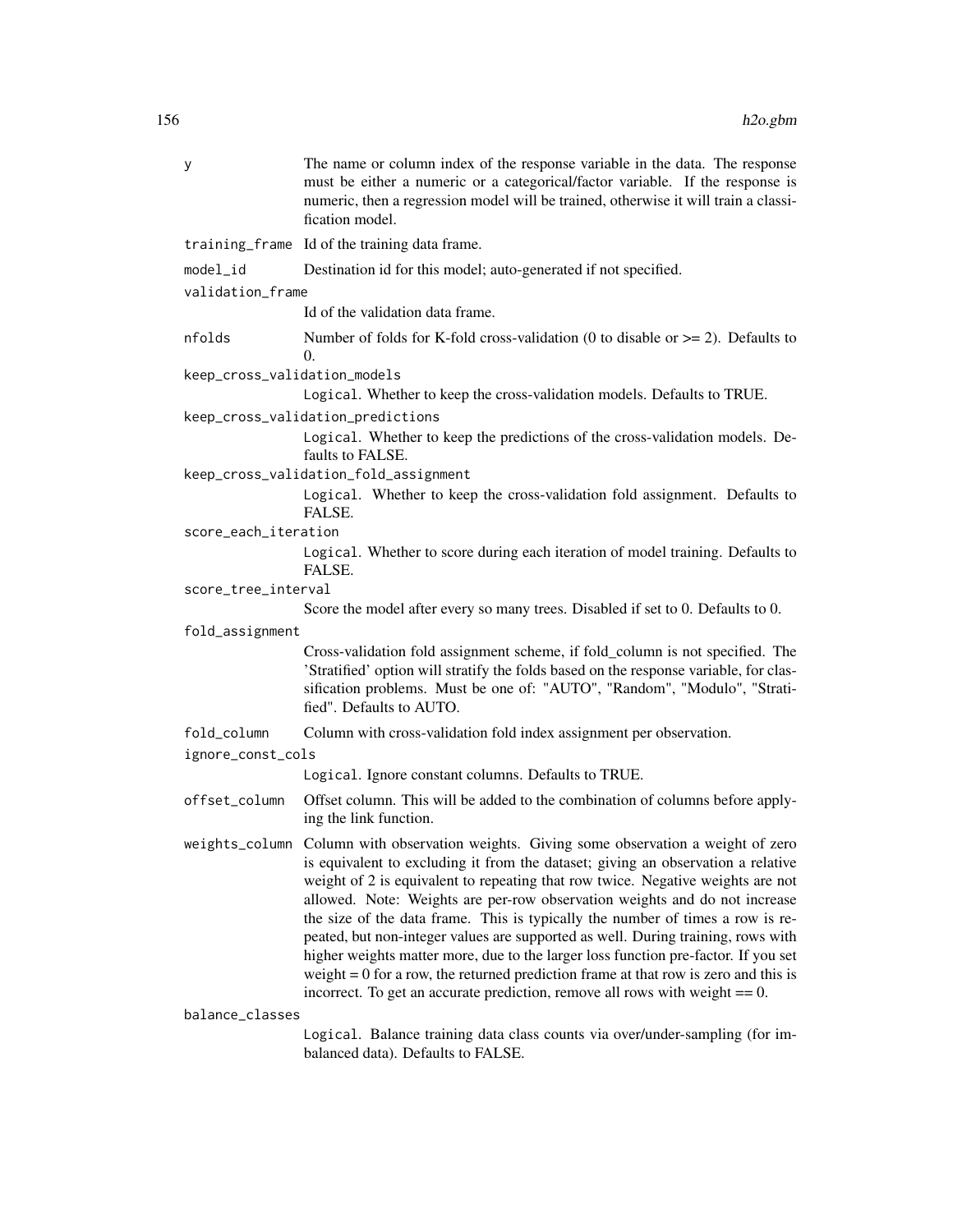y
: The name or column index of the response variable in the data. The response must be either a numeric or a categorical/factor variable. If the response is numeric, then a regression model will be trained, otherwise it will train a classification model.

training_frame
: Id of the training data frame.

model_id
: Destination id for this model; auto-generated if not specified.

validation_frame
: Id of the validation data frame.

nfolds
: Number of folds for K-fold cross-validation (0 to disable or >= 2). Defaults to 0.

keep_cross_validation_models
: Logical. Whether to keep the cross-validation models. Defaults to TRUE.

keep_cross_validation_predictions
: Logical. Whether to keep the predictions of the cross-validation models. Defaults to FALSE.

keep_cross_validation_fold_assignment
: Logical. Whether to keep the cross-validation fold assignment. Defaults to FALSE.

score_each_iteration
: Logical. Whether to score during each iteration of model training. Defaults to FALSE.

score_tree_interval
: Score the model after every so many trees. Disabled if set to 0. Defaults to 0.

fold_assignment
: Cross-validation fold assignment scheme, if fold_column is not specified. The 'Stratified' option will stratify the folds based on the response variable, for classification problems. Must be one of: "AUTO", "Random", "Modulo", "Stratified". Defaults to AUTO.

fold_column
: Column with cross-validation fold index assignment per observation.

ignore_const_cols
: Logical. Ignore constant columns. Defaults to TRUE.

offset_column
: Offset column. This will be added to the combination of columns before applying the link function.

weights_column
: Column with observation weights. Giving some observation a weight of zero is equivalent to excluding it from the dataset; giving an observation a relative weight of 2 is equivalent to repeating that row twice. Negative weights are not allowed. Note: Weights are per-row observation weights and do not increase the size of the data frame. This is typically the number of times a row is repeated, but non-integer values are supported as well. During training, rows with higher weights matter more, due to the larger loss function pre-factor. If you set weight = 0 for a row, the returned prediction frame at that row is zero and this is incorrect. To get an accurate prediction, remove all rows with weight == 0.

balance_classes
: Logical. Balance training data class counts via over/under-sampling (for imbalanced data). Defaults to FALSE.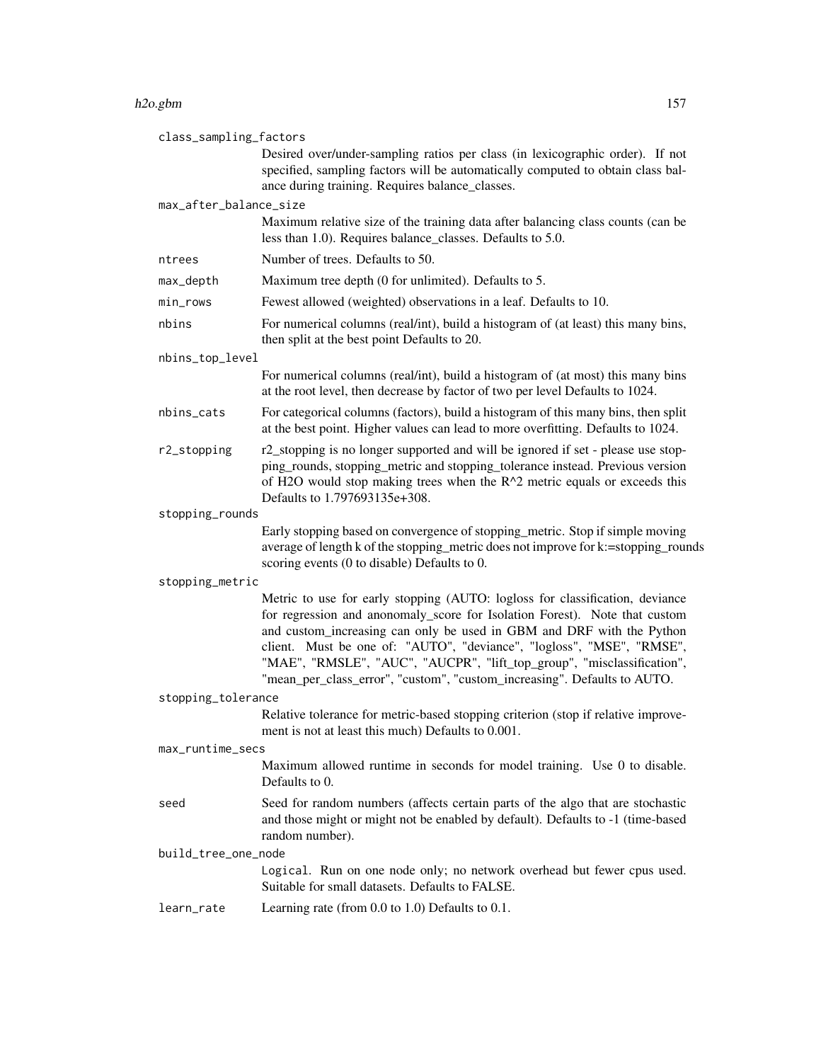`class_sampling_factors`
: Desired over/under-sampling ratios per class (in lexicographic order). If not specified, sampling factors will be automatically computed to obtain class balance during training. Requires balance_classes.

`max_after_balance_size`
: Maximum relative size of the training data after balancing class counts (can be less than 1.0). Requires balance_classes. Defaults to 5.0.

`ntrees`
: Number of trees. Defaults to 50.

`max_depth`
: Maximum tree depth (0 for unlimited). Defaults to 5.

`min_rows`
: Fewest allowed (weighted) observations in a leaf. Defaults to 10.

`nbins`
: For numerical columns (real/int), build a histogram of (at least) this many bins, then split at the best point Defaults to 20.

`nbins_top_level`
: For numerical columns (real/int), build a histogram of (at most) this many bins at the root level, then decrease by factor of two per level Defaults to 1024.

`nbins_cats`
: For categorical columns (factors), build a histogram of this many bins, then split at the best point. Higher values can lead to more overfitting. Defaults to 1024.

`r2_stopping`
: r2_stopping is no longer supported and will be ignored if set - please use stopping_rounds, stopping_metric and stopping_tolerance instead. Previous version of H2O would stop making trees when the R^2 metric equals or exceeds this Defaults to 1.797693135e+308.

`stopping_rounds`
: Early stopping based on convergence of stopping_metric. Stop if simple moving average of length k of the stopping_metric does not improve for k:=stopping_rounds scoring events (0 to disable) Defaults to 0.

`stopping_metric`
: Metric to use for early stopping (AUTO: logloss for classification, deviance for regression and anonomaly_score for Isolation Forest). Note that custom and custom_increasing can only be used in GBM and DRF with the Python client. Must be one of: "AUTO", "deviance", "logloss", "MSE", "RMSE", "MAE", "RMSLE", "AUC", "AUCPR", "lift_top_group", "misclassification", "mean_per_class_error", "custom", "custom_increasing". Defaults to AUTO.

`stopping_tolerance`
: Relative tolerance for metric-based stopping criterion (stop if relative improvement is not at least this much) Defaults to 0.001.

`max_runtime_secs`
: Maximum allowed runtime in seconds for model training. Use 0 to disable. Defaults to 0.

`seed`
: Seed for random numbers (affects certain parts of the algo that are stochastic and those might or might not be enabled by default). Defaults to -1 (time-based random number).

`build_tree_one_node`
: `Logical`. Run on one node only; no network overhead but fewer cpus used. Suitable for small datasets. Defaults to FALSE.

`learn_rate`
: Learning rate (from 0.0 to 1.0) Defaults to 0.1.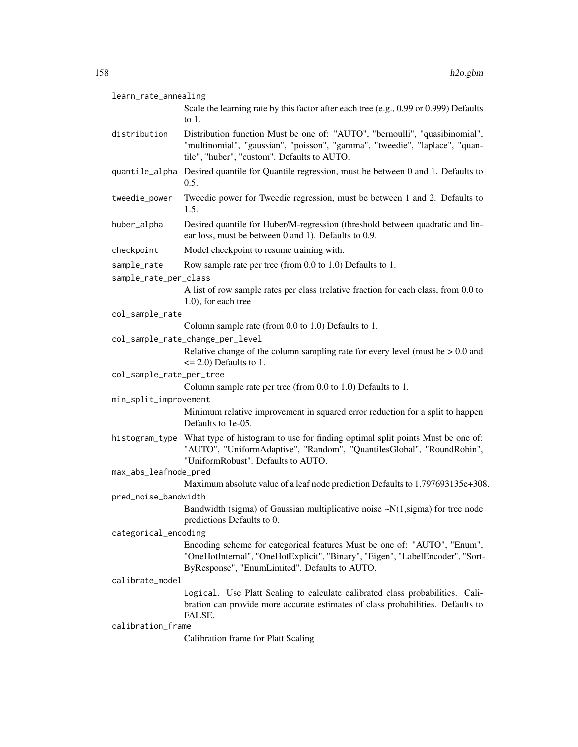learn_rate_annealing
: Scale the learning rate by this factor after each tree (e.g., 0.99 or 0.999) Defaults to 1.

distribution
: Distribution function Must be one of: "AUTO", "bernoulli", "quasibinomial", "multinomial", "gaussian", "poisson", "gamma", "tweedie", "laplace", "quantile", "huber", "custom". Defaults to AUTO.

quantile_alpha
: Desired quantile for Quantile regression, must be between 0 and 1. Defaults to 0.5.

tweedie_power
: Tweedie power for Tweedie regression, must be between 1 and 2. Defaults to 1.5.

huber_alpha
: Desired quantile for Huber/M-regression (threshold between quadratic and linear loss, must be between 0 and 1). Defaults to 0.9.

checkpoint
: Model checkpoint to resume training with.

sample_rate
: Row sample rate per tree (from 0.0 to 1.0) Defaults to 1.

sample_rate_per_class
: A list of row sample rates per class (relative fraction for each class, from 0.0 to 1.0), for each tree

col_sample_rate
: Column sample rate (from 0.0 to 1.0) Defaults to 1.

col_sample_rate_change_per_level
: Relative change of the column sampling rate for every level (must be > 0.0 and <= 2.0) Defaults to 1.

col_sample_rate_per_tree
: Column sample rate per tree (from 0.0 to 1.0) Defaults to 1.

min_split_improvement
: Minimum relative improvement in squared error reduction for a split to happen Defaults to 1e-05.

histogram_type
: What type of histogram to use for finding optimal split points Must be one of: "AUTO", "UniformAdaptive", "Random", "QuantilesGlobal", "RoundRobin", "UniformRobust". Defaults to AUTO.

max_abs_leafnode_pred
: Maximum absolute value of a leaf node prediction Defaults to 1.797693135e+308.

pred_noise_bandwidth
: Bandwidth (sigma) of Gaussian multiplicative noise ~N(1,sigma) for tree node predictions Defaults to 0.

categorical_encoding
: Encoding scheme for categorical features Must be one of: "AUTO", "Enum", "OneHotInternal", "OneHotExplicit", "Binary", "Eigen", "LabelEncoder", "SortByResponse", "EnumLimited". Defaults to AUTO.

calibrate_model
: Logical. Use Platt Scaling to calculate calibrated class probabilities. Calibration can provide more accurate estimates of class probabilities. Defaults to FALSE.

calibration_frame
: Calibration frame for Platt Scaling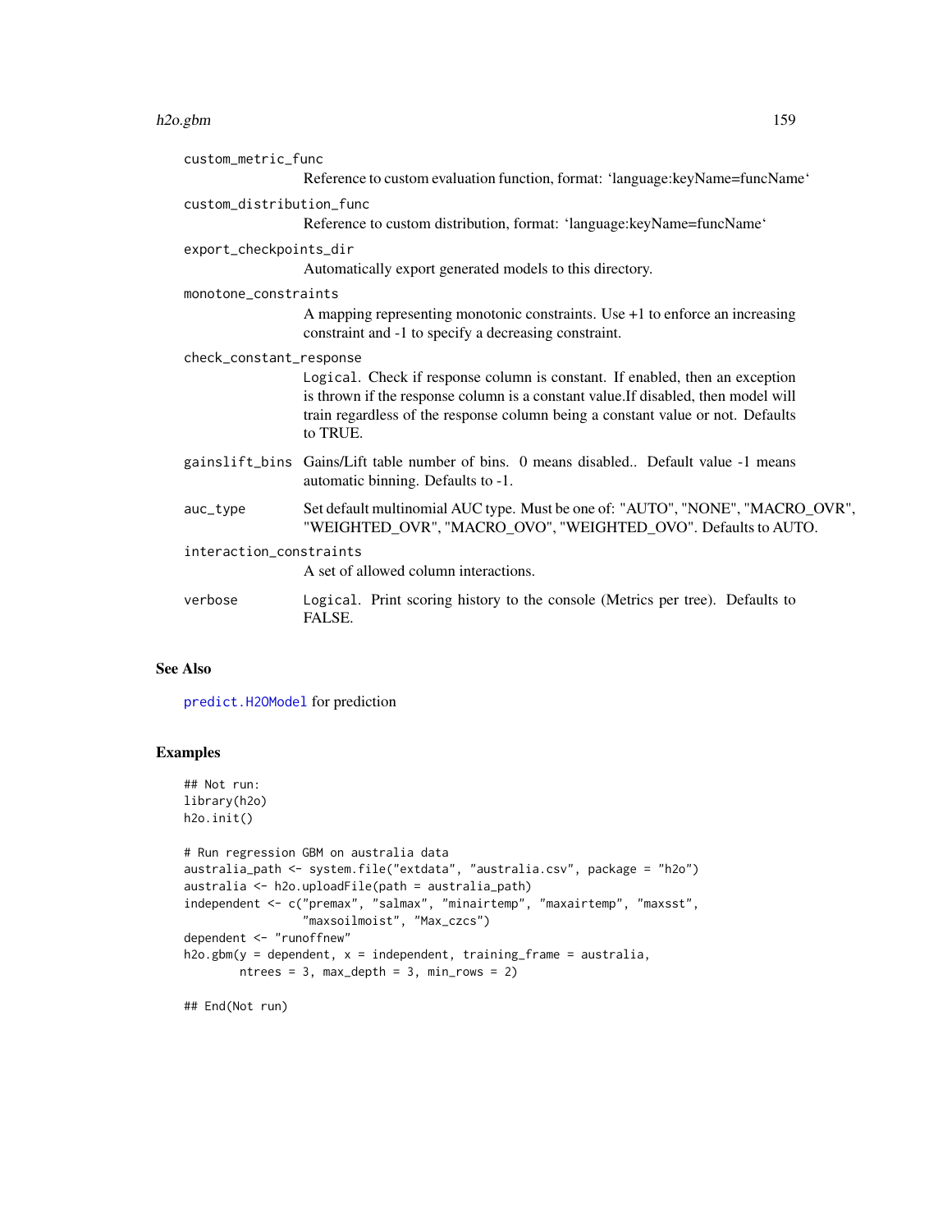custom_metric_func
: Reference to custom evaluation function, format: 'language:keyName=funcName'

custom_distribution_func
: Reference to custom distribution, format: 'language:keyName=funcName'

export_checkpoints_dir
: Automatically export generated models to this directory.

monotone_constraints
: A mapping representing monotonic constraints. Use +1 to enforce an increasing constraint and -1 to specify a decreasing constraint.

check_constant_response
: Logical. Check if response column is constant. If enabled, then an exception is thrown if the response column is a constant value.If disabled, then model will train regardless of the response column being a constant value or not. Defaults to TRUE.

gainslift_bins
: Gains/Lift table number of bins. 0 means disabled.. Default value -1 means automatic binning. Defaults to -1.

auc_type
: Set default multinomial AUC type. Must be one of: "AUTO", "NONE", "MACRO_OVR", "WEIGHTED_OVR", "MACRO_OVO", "WEIGHTED_OVO". Defaults to AUTO.

interaction_constraints
: A set of allowed column interactions.

verbose
: Logical. Print scoring history to the console (Metrics per tree). Defaults to FALSE.

## See Also

predict.H2OModel for prediction

## Examples

```
## Not run:
library(h2o)
h2o.init()

# Run regression GBM on australia data
australia_path <- system.file("extdata", "australia.csv", package = "h2o")
australia <- h2o.uploadFile(path = australia_path)
independent <- c("premax", "salmax", "minairtemp", "maxairtemp", "maxsst",
                 "maxsoilmoist", "Max_czcs")
dependent <- "runoffnew"
h2o.gbm(y = dependent, x = independent, training_frame = australia,
        ntrees = 3, max_depth = 3, min_rows = 2)

## End(Not run)
```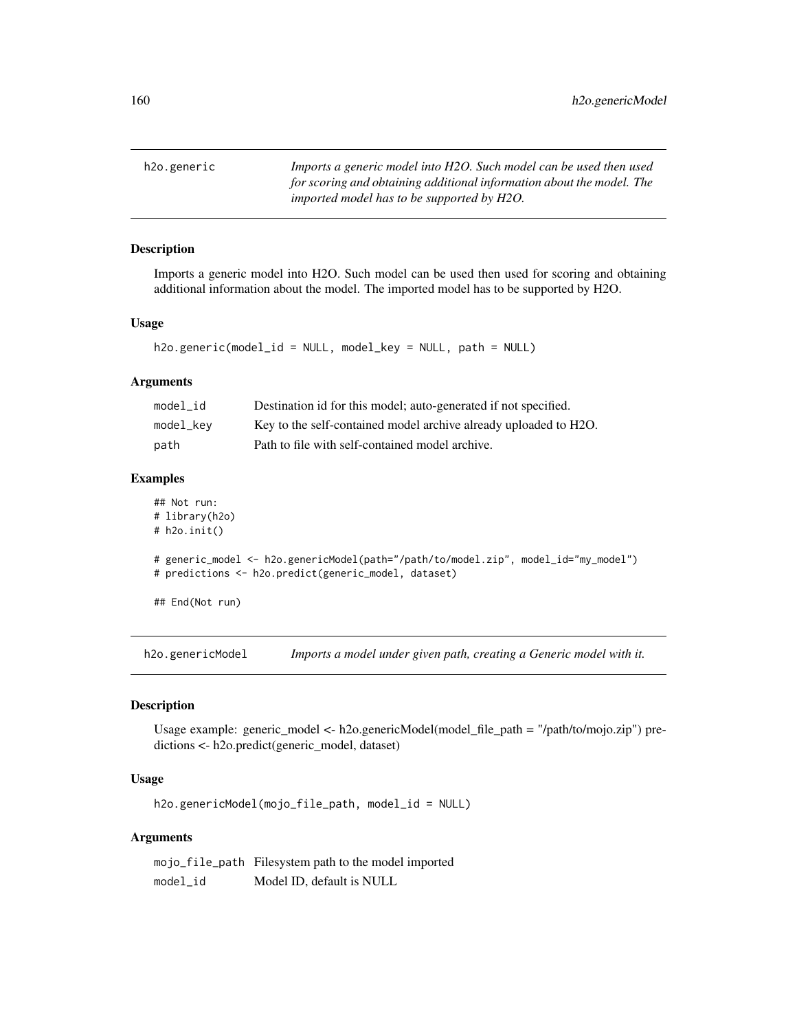## h2o.generic

*Imports a generic model into H2O. Such model can be used then used for scoring and obtaining additional information about the model. The imported model has to be supported by H2O.*

### Description

Imports a generic model into H2O. Such model can be used then used for scoring and obtaining additional information about the model. The imported model has to be supported by H2O.

### Usage

```
h2o.generic(model_id = NULL, model_key = NULL, path = NULL)
```

### Arguments

| | |
|---|---|
| model_id | Destination id for this model; auto-generated if not specified. |
| model_key | Key to the self-contained model archive already uploaded to H2O. |
| path | Path to file with self-contained model archive. |

### Examples

```
## Not run:
# library(h2o)
# h2o.init()

# generic_model <- h2o.genericModel(path="/path/to/model.zip", model_id="my_model")
# predictions <- h2o.predict(generic_model, dataset)

## End(Not run)
```

## h2o.genericModel

*Imports a model under given path, creating a Generic model with it.*

### Description

Usage example: generic_model <- h2o.genericModel(model_file_path = "/path/to/mojo.zip") predictions <- h2o.predict(generic_model, dataset)

### Usage

```
h2o.genericModel(mojo_file_path, model_id = NULL)
```

### Arguments

| | |
|---|---|
| mojo_file_path | Filesystem path to the model imported |
| model_id | Model ID, default is NULL |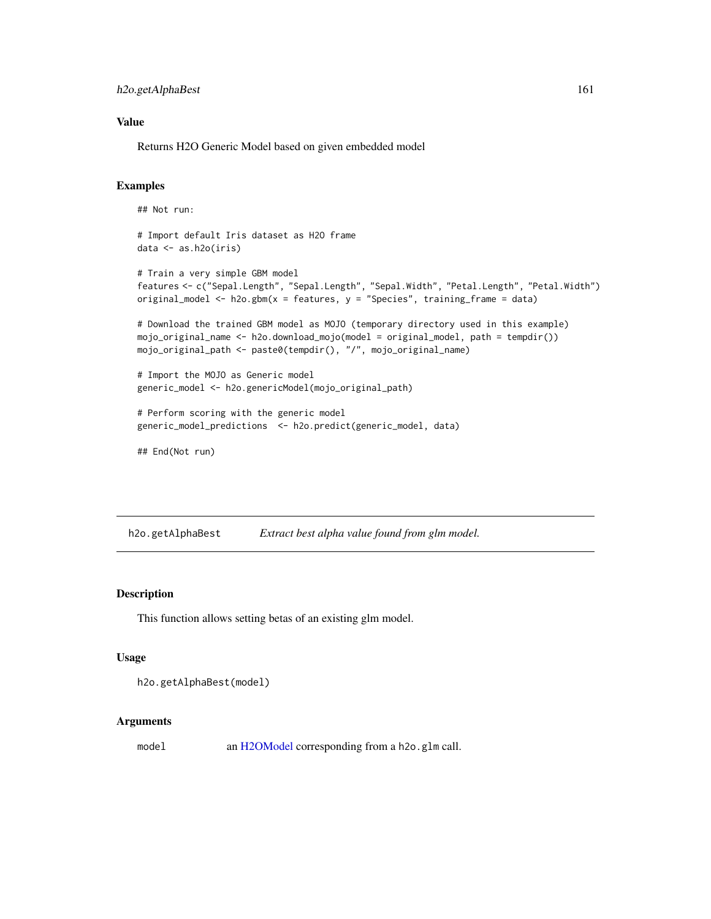## Value

Returns H2O Generic Model based on given embedded model

## Examples

```
## Not run:

# Import default Iris dataset as H2O frame
data <- as.h2o(iris)

# Train a very simple GBM model
features <- c("Sepal.Length", "Sepal.Length", "Sepal.Width", "Petal.Length", "Petal.Width")
original_model <- h2o.gbm(x = features, y = "Species", training_frame = data)

# Download the trained GBM model as MOJO (temporary directory used in this example)
mojo_original_name <- h2o.download_mojo(model = original_model, path = tempdir())
mojo_original_path <- paste0(tempdir(), "/", mojo_original_name)

# Import the MOJO as Generic model
generic_model <- h2o.genericModel(mojo_original_path)

# Perform scoring with the generic model
generic_model_predictions  <- h2o.predict(generic_model, data)

## End(Not run)
```

---

# h2o.getAlphaBest    *Extract best alpha value found from glm model.*

---

## Description

This function allows setting betas of an existing glm model.

## Usage

```
h2o.getAlphaBest(model)
```

## Arguments

| | |
|---|---|
| model | an H2OModel corresponding from a `h2o.glm` call. |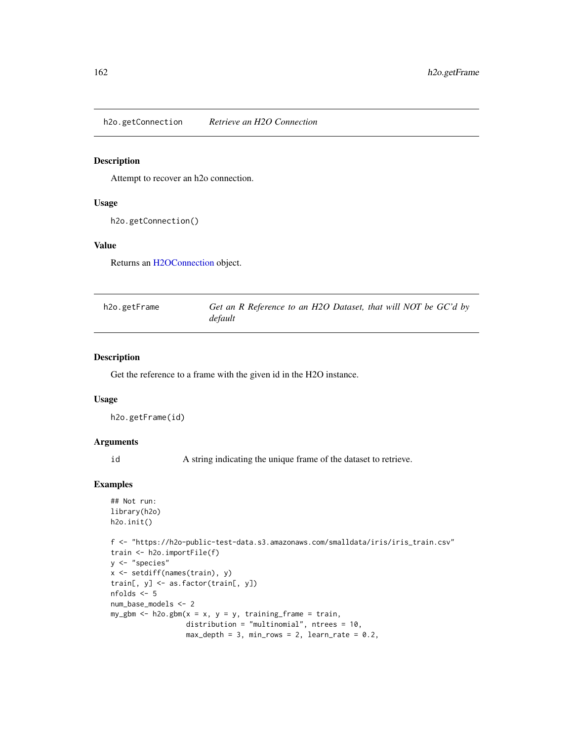## h2o.getConnection *Retrieve an H2O Connection*

### Description

Attempt to recover an h2o connection.

### Usage

```
h2o.getConnection()
```

### Value

Returns an H2OConnection object.

## h2o.getFrame *Get an R Reference to an H2O Dataset, that will NOT be GC'd by default*

### Description

Get the reference to a frame with the given id in the H2O instance.

### Usage

```
h2o.getFrame(id)
```

### Arguments

| | |
|---|---|
| id | A string indicating the unique frame of the dataset to retrieve. |

### Examples

```
## Not run:
library(h2o)
h2o.init()

f <- "https://h2o-public-test-data.s3.amazonaws.com/smalldata/iris/iris_train.csv"
train <- h2o.importFile(f)
y <- "species"
x <- setdiff(names(train), y)
train[, y] <- as.factor(train[, y])
nfolds <- 5
num_base_models <- 2
my_gbm <- h2o.gbm(x = x, y = y, training_frame = train,
                  distribution = "multinomial", ntrees = 10,
                  max_depth = 3, min_rows = 2, learn_rate = 0.2,
```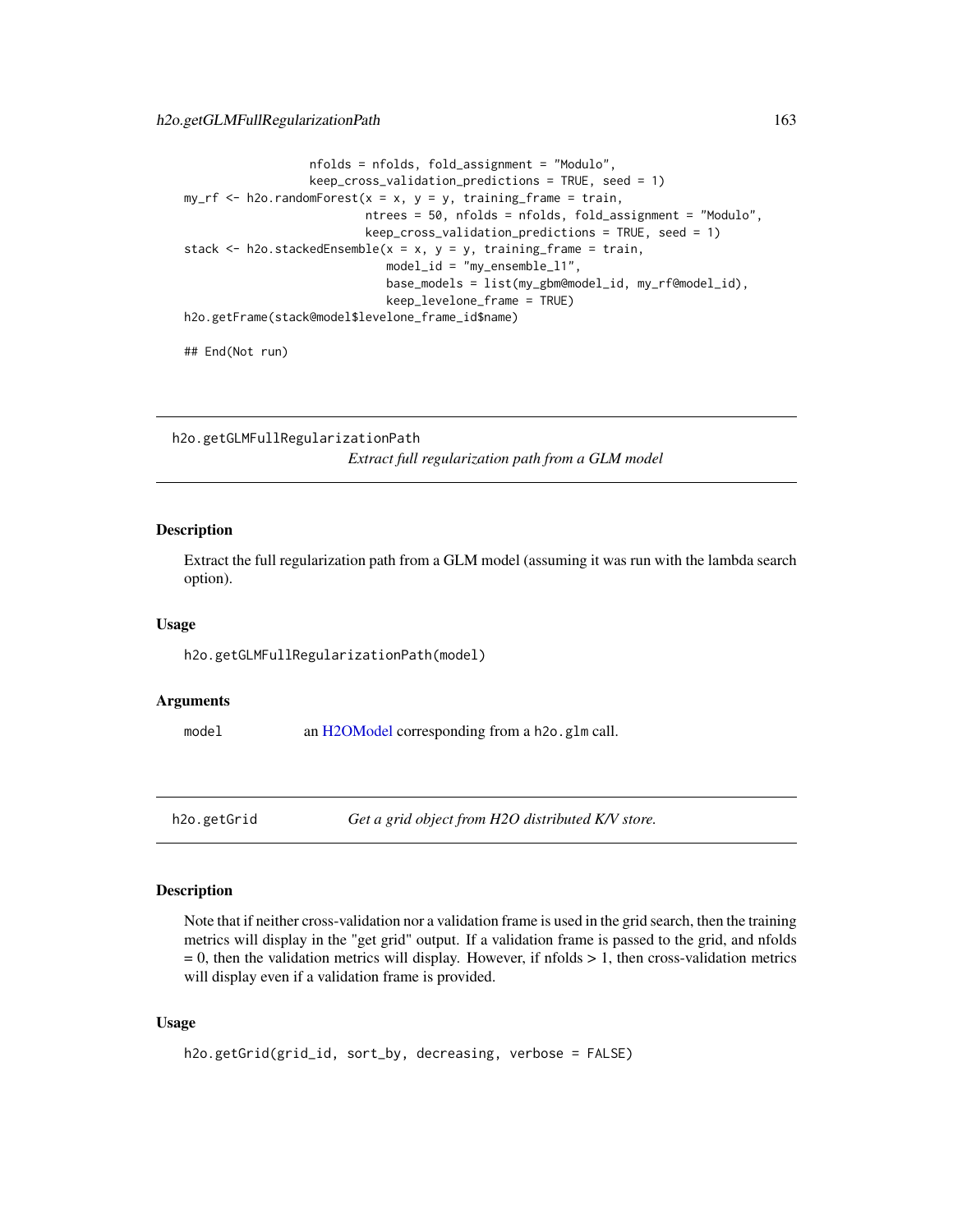```
                  nfolds = nfolds, fold_assignment = "Modulo",
                  keep_cross_validation_predictions = TRUE, seed = 1)
my_rf <- h2o.randomForest(x = x, y = y, training_frame = train,
                          ntrees = 50, nfolds = nfolds, fold_assignment = "Modulo",
                          keep_cross_validation_predictions = TRUE, seed = 1)
stack <- h2o.stackedEnsemble(x = x, y = y, training_frame = train,
                             model_id = "my_ensemble_l1",
                             base_models = list(my_gbm@model_id, my_rf@model_id),
                             keep_levelone_frame = TRUE)
h2o.getFrame(stack@model$levelone_frame_id$name)

## End(Not run)
```

## h2o.getGLMFullRegularizationPath

*Extract full regularization path from a GLM model*

### Description

Extract the full regularization path from a GLM model (assuming it was run with the lambda search option).

### Usage

```
h2o.getGLMFullRegularizationPath(model)
```

### Arguments

| | |
|---|---|
| `model` | an H2OModel corresponding from a `h2o.glm` call. |

## h2o.getGrid

*Get a grid object from H2O distributed K/V store.*

### Description

Note that if neither cross-validation nor a validation frame is used in the grid search, then the training metrics will display in the "get grid" output. If a validation frame is passed to the grid, and nfolds = 0, then the validation metrics will display. However, if nfolds > 1, then cross-validation metrics will display even if a validation frame is provided.

### Usage

```
h2o.getGrid(grid_id, sort_by, decreasing, verbose = FALSE)
```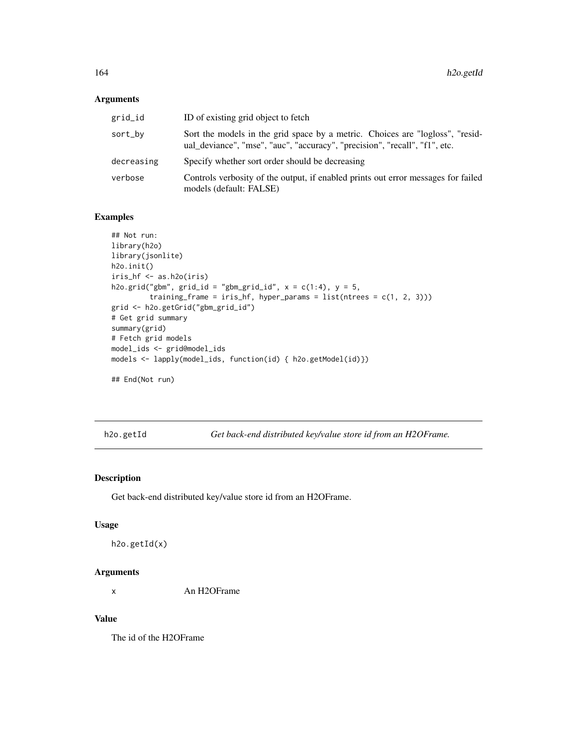## Arguments

| | |
|---|---|
| grid_id | ID of existing grid object to fetch |
| sort_by | Sort the models in the grid space by a metric. Choices are "logloss", "residual_deviance", "mse", "auc", "accuracy", "precision", "recall", "f1", etc. |
| decreasing | Specify whether sort order should be decreasing |
| verbose | Controls verbosity of the output, if enabled prints out error messages for failed models (default: FALSE) |

## Examples

```
## Not run:
library(h2o)
library(jsonlite)
h2o.init()
iris_hf <- as.h2o(iris)
h2o.grid("gbm", grid_id = "gbm_grid_id", x = c(1:4), y = 5,
         training_frame = iris_hf, hyper_params = list(ntrees = c(1, 2, 3)))
grid <- h2o.getGrid("gbm_grid_id")
# Get grid summary
summary(grid)
# Fetch grid models
model_ids <- grid@model_ids
models <- lapply(model_ids, function(id) { h2o.getModel(id)})

## End(Not run)
```

---

# h2o.getId — *Get back-end distributed key/value store id from an H2OFrame.*

---

## Description

Get back-end distributed key/value store id from an H2OFrame.

## Usage

```
h2o.getId(x)
```

## Arguments

| | |
|---|---|
| x | An H2OFrame |

## Value

The id of the H2OFrame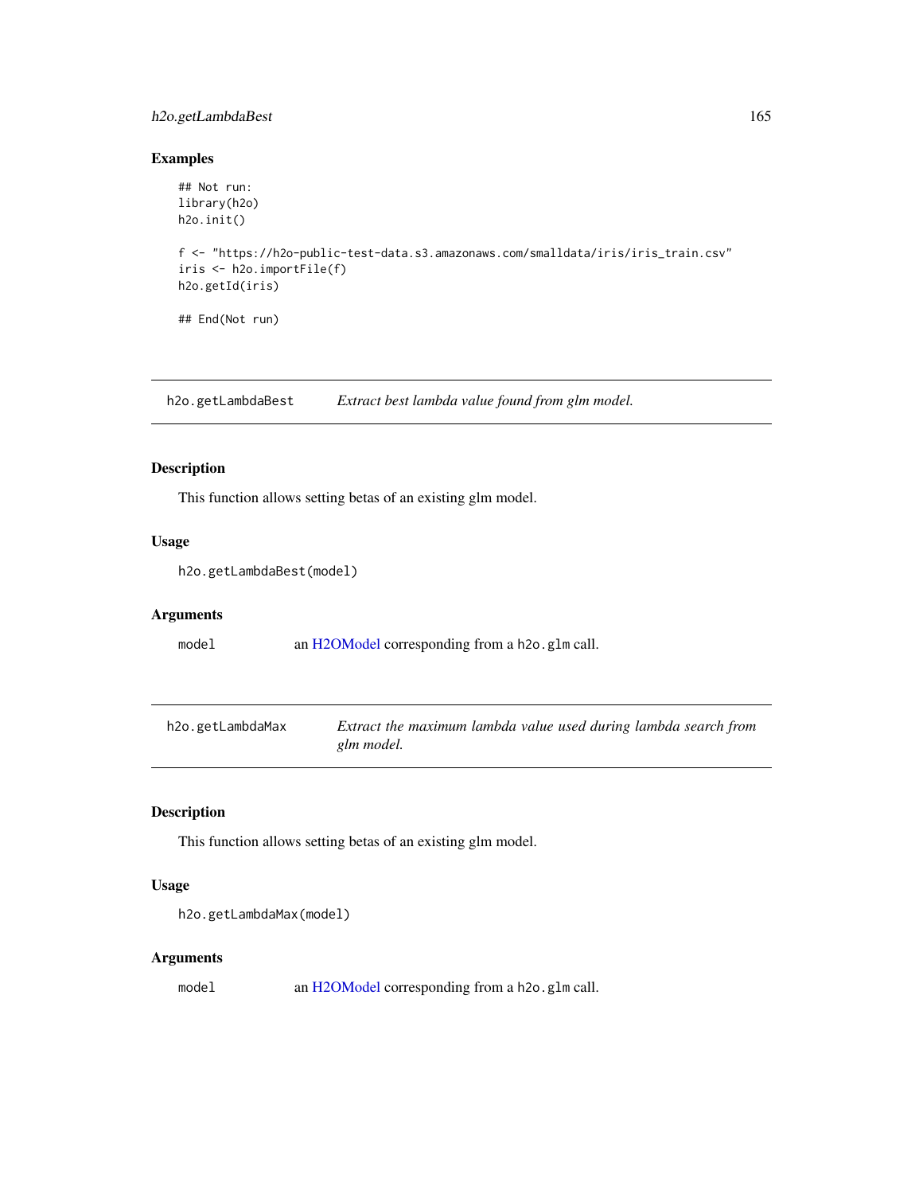## Examples

```
## Not run:
library(h2o)
h2o.init()

f <- "https://h2o-public-test-data.s3.amazonaws.com/smalldata/iris/iris_train.csv"
iris <- h2o.importFile(f)
h2o.getId(iris)

## End(Not run)
```

---

# h2o.getLambdaBest — *Extract best lambda value found from glm model.*

---

## Description

This function allows setting betas of an existing glm model.

## Usage

```
h2o.getLambdaBest(model)
```

## Arguments

| | |
|---|---|
| `model` | an H2OModel corresponding from a `h2o.glm` call. |

---

# h2o.getLambdaMax — *Extract the maximum lambda value used during lambda search from glm model.*

---

## Description

This function allows setting betas of an existing glm model.

## Usage

```
h2o.getLambdaMax(model)
```

## Arguments

| | |
|---|---|
| `model` | an H2OModel corresponding from a `h2o.glm` call. |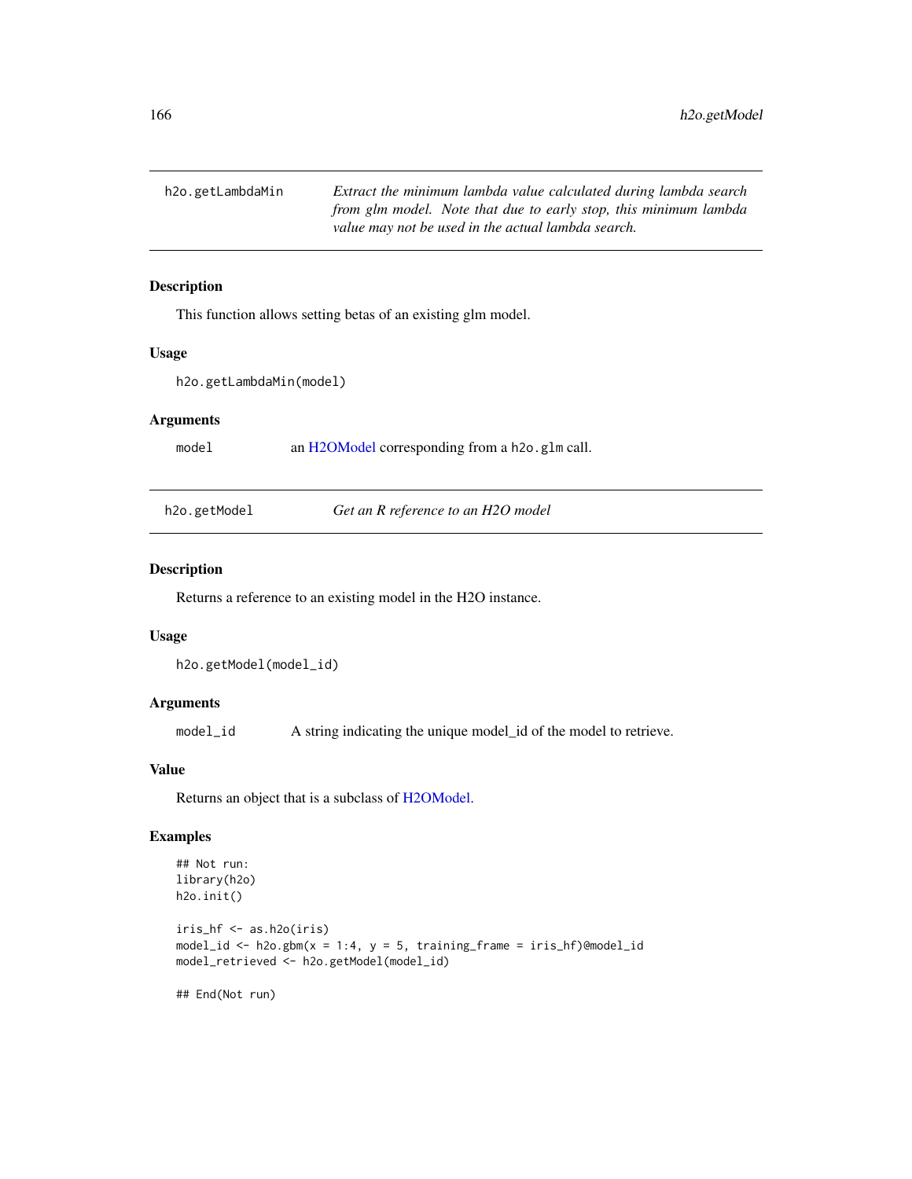## h2o.getLambdaMin

*Extract the minimum lambda value calculated during lambda search from glm model. Note that due to early stop, this minimum lambda value may not be used in the actual lambda search.*

### Description

This function allows setting betas of an existing glm model.

### Usage

```
h2o.getLambdaMin(model)
```

### Arguments

| | |
|---|---|
| model | an H2OModel corresponding from a h2o.glm call. |

## h2o.getModel

*Get an R reference to an H2O model*

### Description

Returns a reference to an existing model in the H2O instance.

### Usage

```
h2o.getModel(model_id)
```

### Arguments

| | |
|---|---|
| model_id | A string indicating the unique model_id of the model to retrieve. |

### Value

Returns an object that is a subclass of H2OModel.

### Examples

```
## Not run:
library(h2o)
h2o.init()

iris_hf <- as.h2o(iris)
model_id <- h2o.gbm(x = 1:4, y = 5, training_frame = iris_hf)@model_id
model_retrieved <- h2o.getModel(model_id)

## End(Not run)
```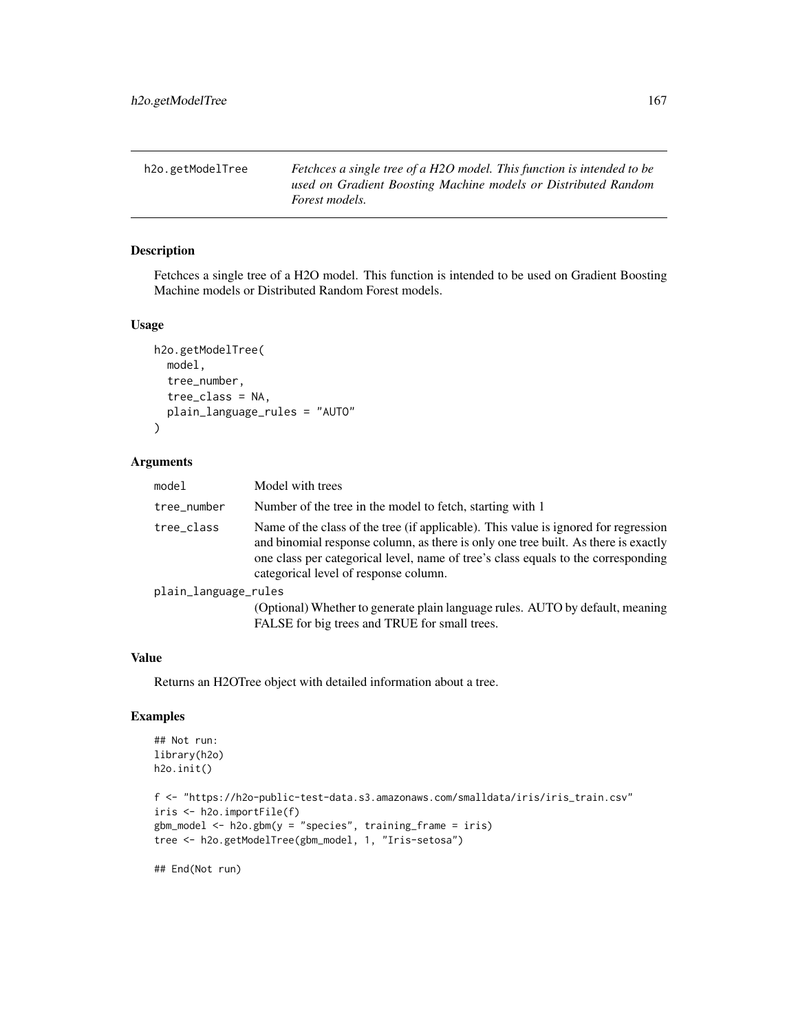## h2o.getModelTree

*Fetchces a single tree of a H2O model. This function is intended to be used on Gradient Boosting Machine models or Distributed Random Forest models.*

### Description

Fetchces a single tree of a H2O model. This function is intended to be used on Gradient Boosting Machine models or Distributed Random Forest models.

### Usage

```
h2o.getModelTree(
  model,
  tree_number,
  tree_class = NA,
  plain_language_rules = "AUTO"
)
```

### Arguments

| | |
|---|---|
| `model` | Model with trees |
| `tree_number` | Number of the tree in the model to fetch, starting with 1 |
| `tree_class` | Name of the class of the tree (if applicable). This value is ignored for regression and binomial response column, as there is only one tree built. As there is exactly one class per categorical level, name of tree's class equals to the corresponding categorical level of response column. |
| `plain_language_rules` | (Optional) Whether to generate plain language rules. AUTO by default, meaning FALSE for big trees and TRUE for small trees. |

### Value

Returns an H2OTree object with detailed information about a tree.

### Examples

```
## Not run:
library(h2o)
h2o.init()

f <- "https://h2o-public-test-data.s3.amazonaws.com/smalldata/iris/iris_train.csv"
iris <- h2o.importFile(f)
gbm_model <- h2o.gbm(y = "species", training_frame = iris)
tree <- h2o.getModelTree(gbm_model, 1, "Iris-setosa")

## End(Not run)
```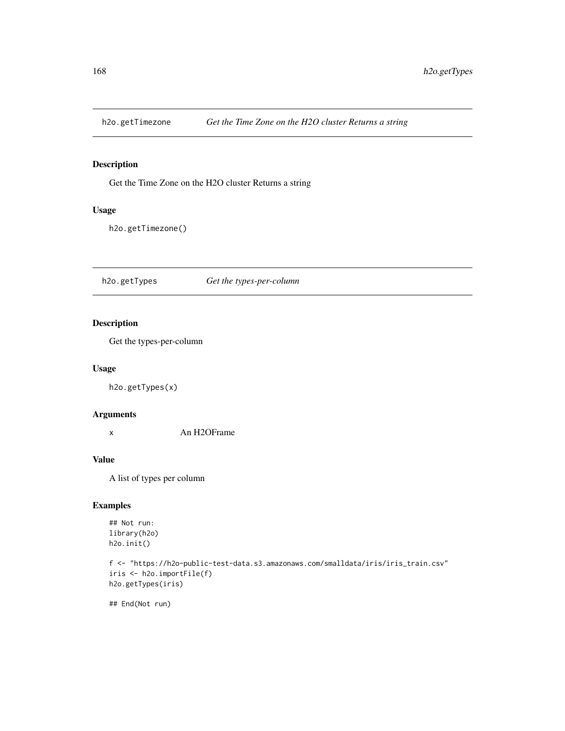## h2o.getTimezone *Get the Time Zone on the H2O cluster Returns a string*

### Description

Get the Time Zone on the H2O cluster Returns a string

### Usage

```
h2o.getTimezone()
```

## h2o.getTypes *Get the types-per-column*

### Description

Get the types-per-column

### Usage

```
h2o.getTypes(x)
```

### Arguments

x An H2OFrame

### Value

A list of types per column

### Examples

```
## Not run:
library(h2o)
h2o.init()

f <- "https://h2o-public-test-data.s3.amazonaws.com/smalldata/iris/iris_train.csv"
iris <- h2o.importFile(f)
h2o.getTypes(iris)

## End(Not run)
```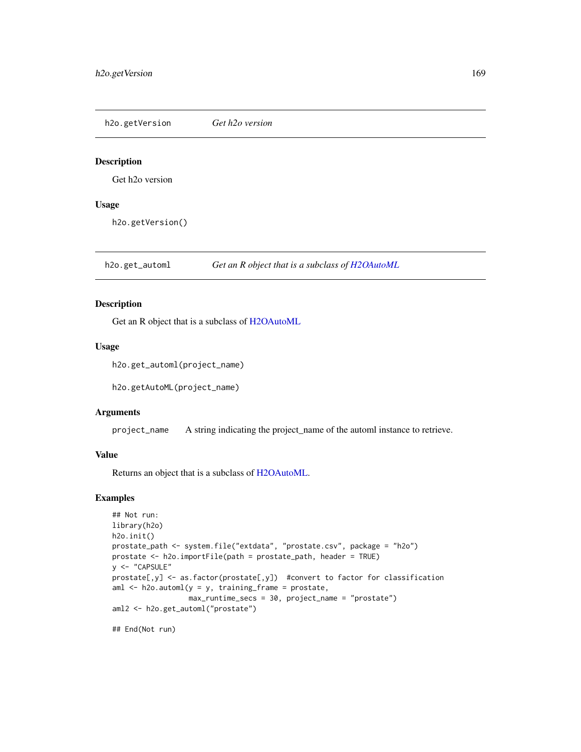## h2o.getVersion — *Get h2o version*

### Description

Get h2o version

### Usage

```
h2o.getVersion()
```

## h2o.get_automl — *Get an R object that is a subclass of H2OAutoML*

### Description

Get an R object that is a subclass of H2OAutoML

### Usage

```
h2o.get_automl(project_name)

h2o.getAutoML(project_name)
```

### Arguments

| | |
|---|---|
| `project_name` | A string indicating the project_name of the automl instance to retrieve. |

### Value

Returns an object that is a subclass of H2OAutoML.

### Examples

```
## Not run:
library(h2o)
h2o.init()
prostate_path <- system.file("extdata", "prostate.csv", package = "h2o")
prostate <- h2o.importFile(path = prostate_path, header = TRUE)
y <- "CAPSULE"
prostate[,y] <- as.factor(prostate[,y])  #convert to factor for classification
aml <- h2o.automl(y = y, training_frame = prostate,
                  max_runtime_secs = 30, project_name = "prostate")
aml2 <- h2o.get_automl("prostate")

## End(Not run)
```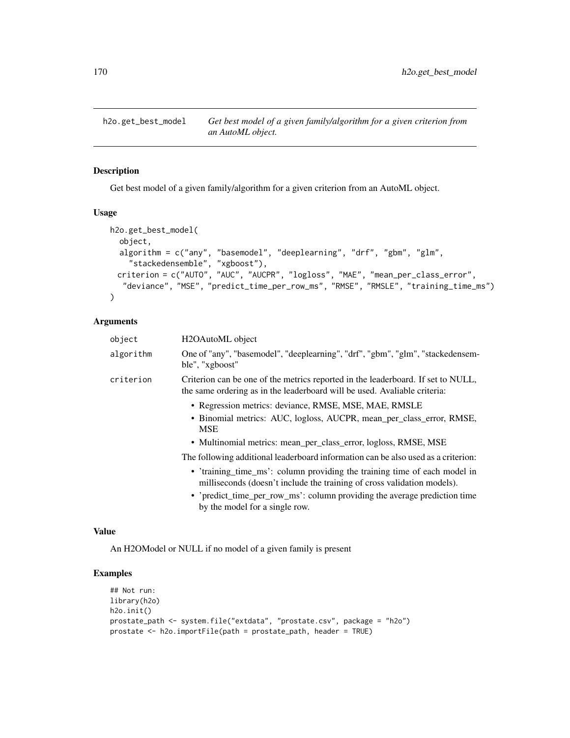h2o.get_best_model — *Get best model of a given family/algorithm for a given criterion from an AutoML object.*

## Description

Get best model of a given family/algorithm for a given criterion from an AutoML object.

## Usage

```
h2o.get_best_model(
  object,
  algorithm = c("any", "basemodel", "deeplearning", "drf", "gbm", "glm",
    "stackedensemble", "xgboost"),
 criterion = c("AUTO", "AUC", "AUCPR", "logloss", "MAE", "mean_per_class_error",
  "deviance", "MSE", "predict_time_per_row_ms", "RMSE", "RMSLE", "training_time_ms")
)
```

## Arguments

| | |
|---|---|
| `object` | H2OAutoML object |
| `algorithm` | One of "any", "basemodel", "deeplearning", "drf", "gbm", "glm", "stackedensemble", "xgboost" |
| `criterion` | Criterion can be one of the metrics reported in the leaderboard. If set to NULL, the same ordering as in the leaderboard will be used. Avaliable criteria: <br>• Regression metrics: deviance, RMSE, MSE, MAE, RMSLE <br>• Binomial metrics: AUC, logloss, AUCPR, mean_per_class_error, RMSE, MSE <br>• Multinomial metrics: mean_per_class_error, logloss, RMSE, MSE <br>The following additional leaderboard information can be also used as a criterion: <br>• 'training_time_ms': column providing the training time of each model in milliseconds (doesn't include the training of cross validation models). <br>• 'predict_time_per_row_ms': column providing the average prediction time by the model for a single row. |

## Value

An H2OModel or NULL if no model of a given family is present

## Examples

```
## Not run:
library(h2o)
h2o.init()
prostate_path <- system.file("extdata", "prostate.csv", package = "h2o")
prostate <- h2o.importFile(path = prostate_path, header = TRUE)
```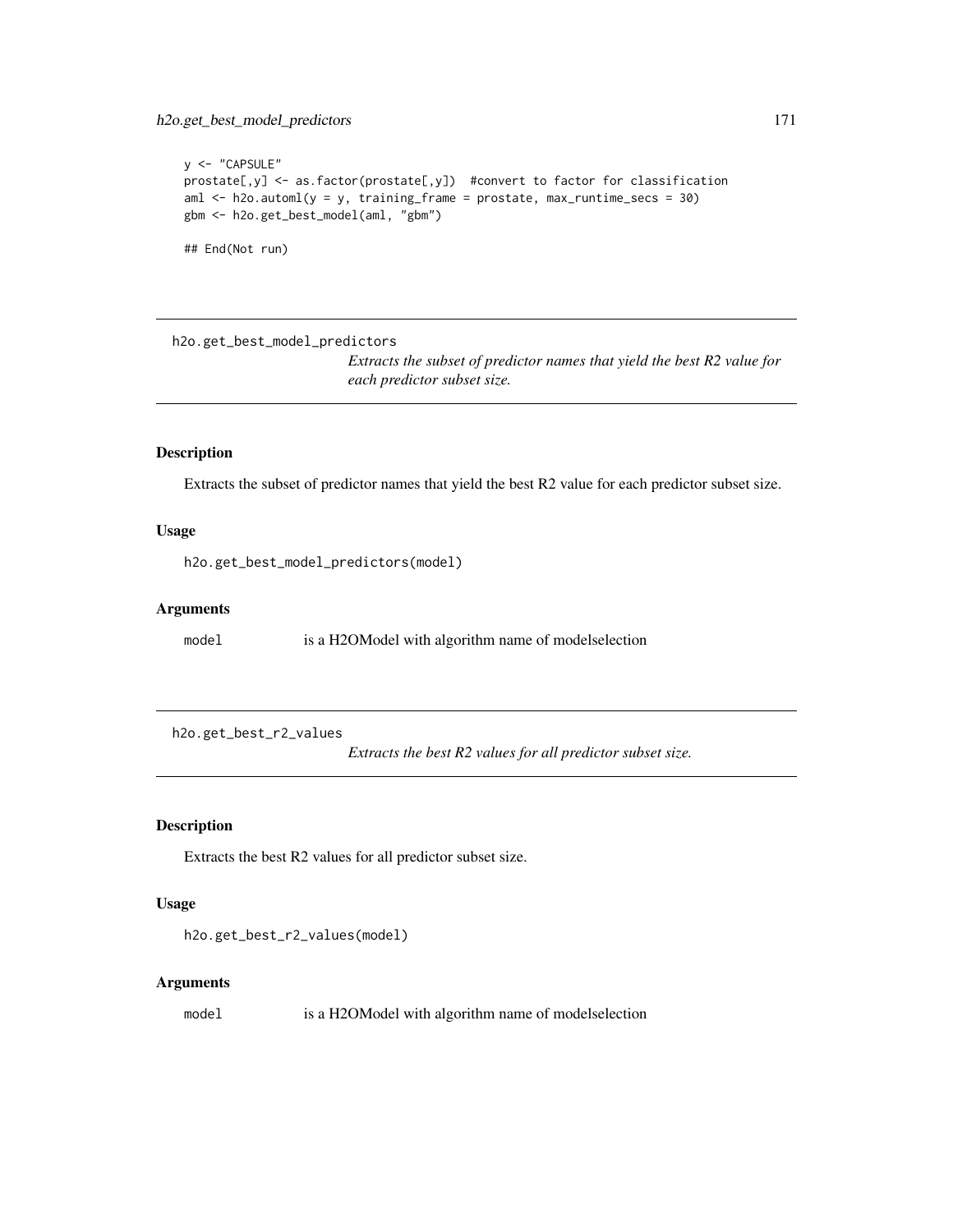```
y <- "CAPSULE"
prostate[,y] <- as.factor(prostate[,y])  #convert to factor for classification
aml <- h2o.automl(y = y, training_frame = prostate, max_runtime_secs = 30)
gbm <- h2o.get_best_model(aml, "gbm")

## End(Not run)
```

---

## h2o.get_best_model_predictors

*Extracts the subset of predictor names that yield the best R2 value for each predictor subset size.*

---

### Description

Extracts the subset of predictor names that yield the best R2 value for each predictor subset size.

### Usage

```
h2o.get_best_model_predictors(model)
```

### Arguments

| | |
|---|---|
| `model` | is a H2OModel with algorithm name of modelselection |

---

## h2o.get_best_r2_values

*Extracts the best R2 values for all predictor subset size.*

---

### Description

Extracts the best R2 values for all predictor subset size.

### Usage

```
h2o.get_best_r2_values(model)
```

### Arguments

| | |
|---|---|
| `model` | is a H2OModel with algorithm name of modelselection |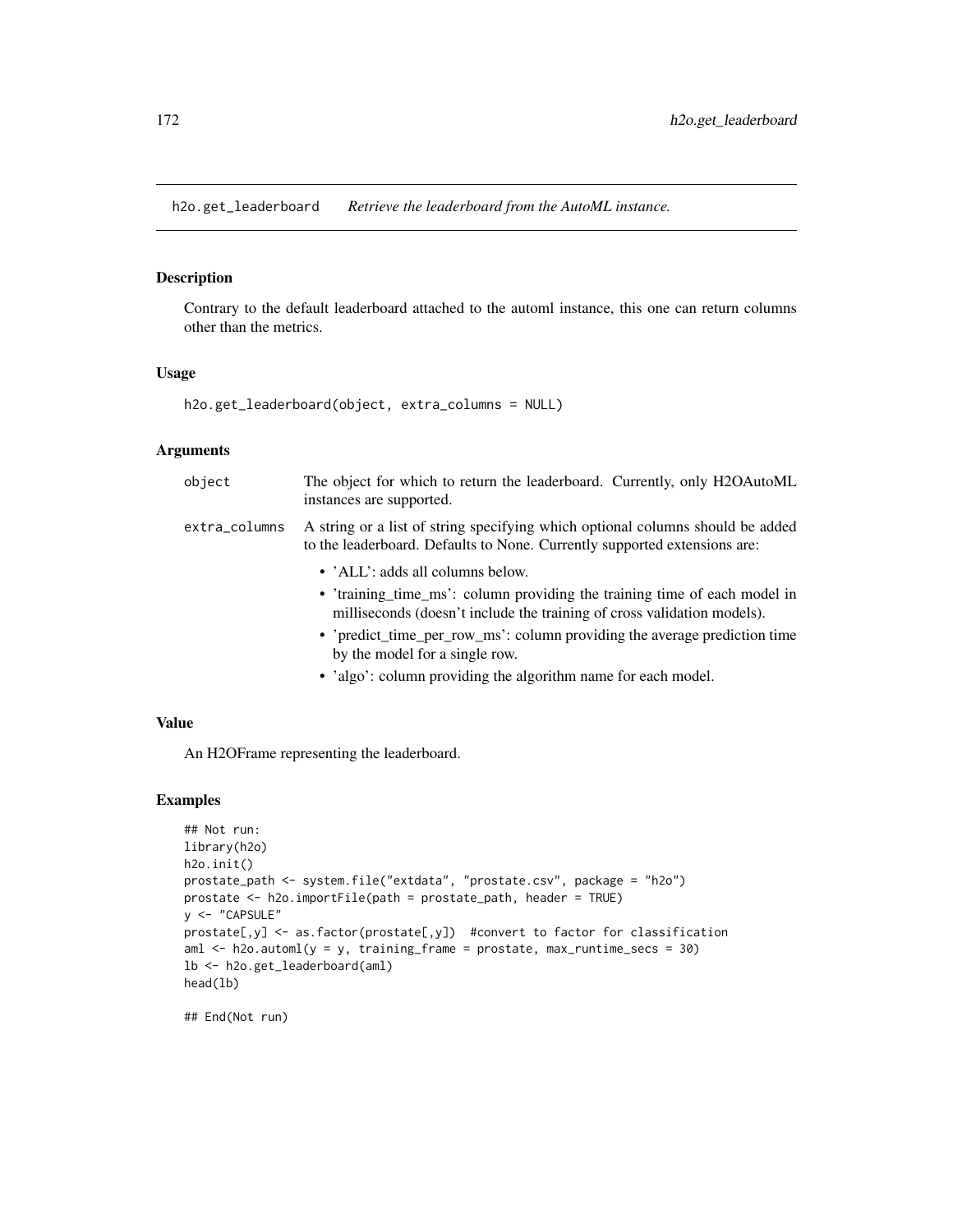## h2o.get_leaderboard *Retrieve the leaderboard from the AutoML instance.*

### Description

Contrary to the default leaderboard attached to the automl instance, this one can return columns other than the metrics.

### Usage

```
h2o.get_leaderboard(object, extra_columns = NULL)
```

### Arguments

`object` The object for which to return the leaderboard. Currently, only H2OAutoML instances are supported.

`extra_columns` A string or a list of string specifying which optional columns should be added to the leaderboard. Defaults to None. Currently supported extensions are:

- 'ALL': adds all columns below.
- 'training_time_ms': column providing the training time of each model in milliseconds (doesn't include the training of cross validation models).
- 'predict_time_per_row_ms': column providing the average prediction time by the model for a single row.
- 'algo': column providing the algorithm name for each model.

### Value

An H2OFrame representing the leaderboard.

### Examples

```
## Not run:
library(h2o)
h2o.init()
prostate_path <- system.file("extdata", "prostate.csv", package = "h2o")
prostate <- h2o.importFile(path = prostate_path, header = TRUE)
y <- "CAPSULE"
prostate[,y] <- as.factor(prostate[,y])  #convert to factor for classification
aml <- h2o.automl(y = y, training_frame = prostate, max_runtime_secs = 30)
lb <- h2o.get_leaderboard(aml)
head(lb)

## End(Not run)
```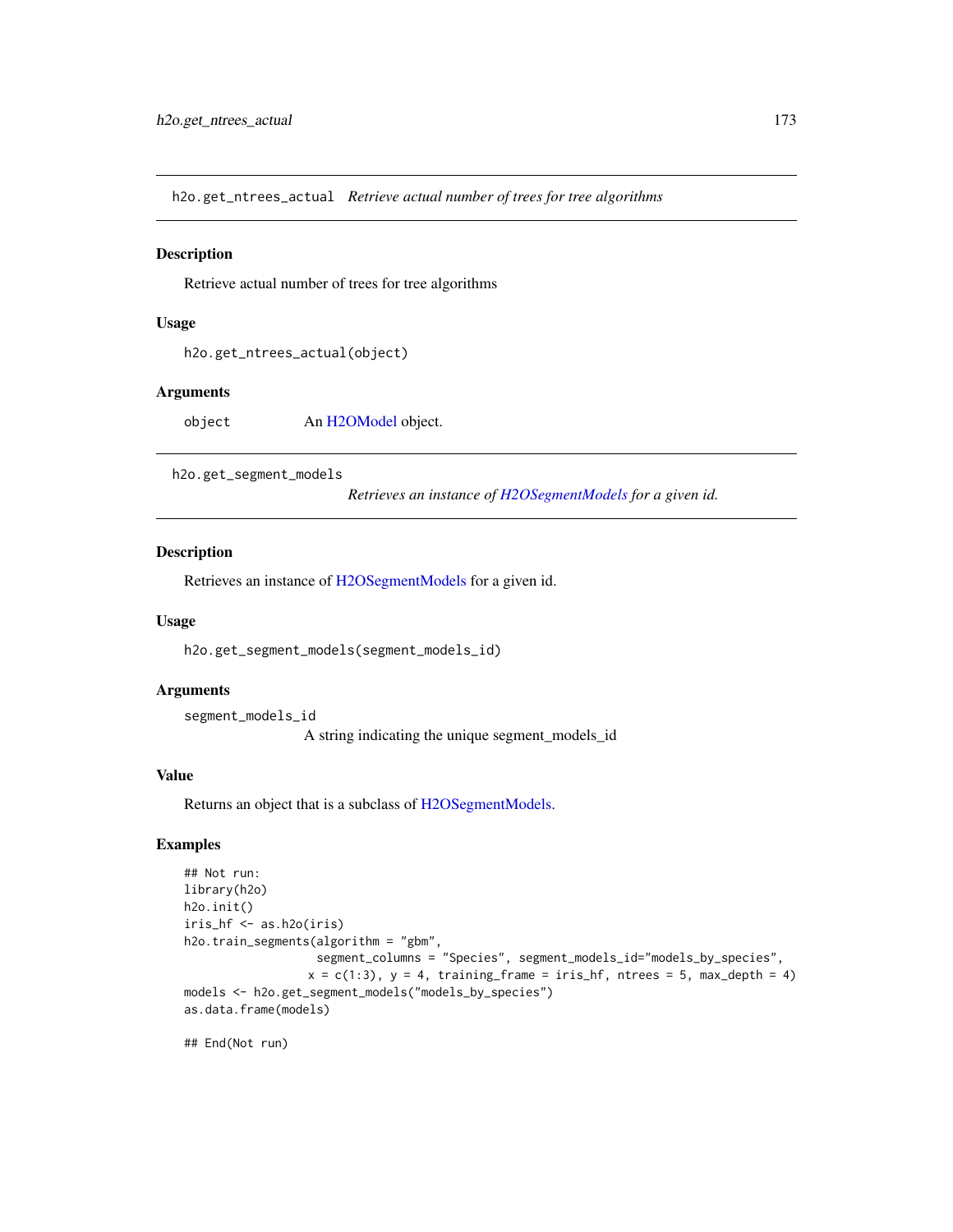## h2o.get_ntrees_actual *Retrieve actual number of trees for tree algorithms*

### Description

Retrieve actual number of trees for tree algorithms

### Usage

```
h2o.get_ntrees_actual(object)
```

### Arguments

| | |
|---|---|
| object | An H2OModel object. |

## h2o.get_segment_models *Retrieves an instance of H2OSegmentModels for a given id.*

### Description

Retrieves an instance of H2OSegmentModels for a given id.

### Usage

```
h2o.get_segment_models(segment_models_id)
```

### Arguments

| | |
|---|---|
| segment_models_id | A string indicating the unique segment_models_id |

### Value

Returns an object that is a subclass of H2OSegmentModels.

### Examples

```
## Not run:
library(h2o)
h2o.init()
iris_hf <- as.h2o(iris)
h2o.train_segments(algorithm = "gbm",
                   segment_columns = "Species", segment_models_id="models_by_species",
                  x = c(1:3), y = 4, training_frame = iris_hf, ntrees = 5, max_depth = 4)
models <- h2o.get_segment_models("models_by_species")
as.data.frame(models)

## End(Not run)
```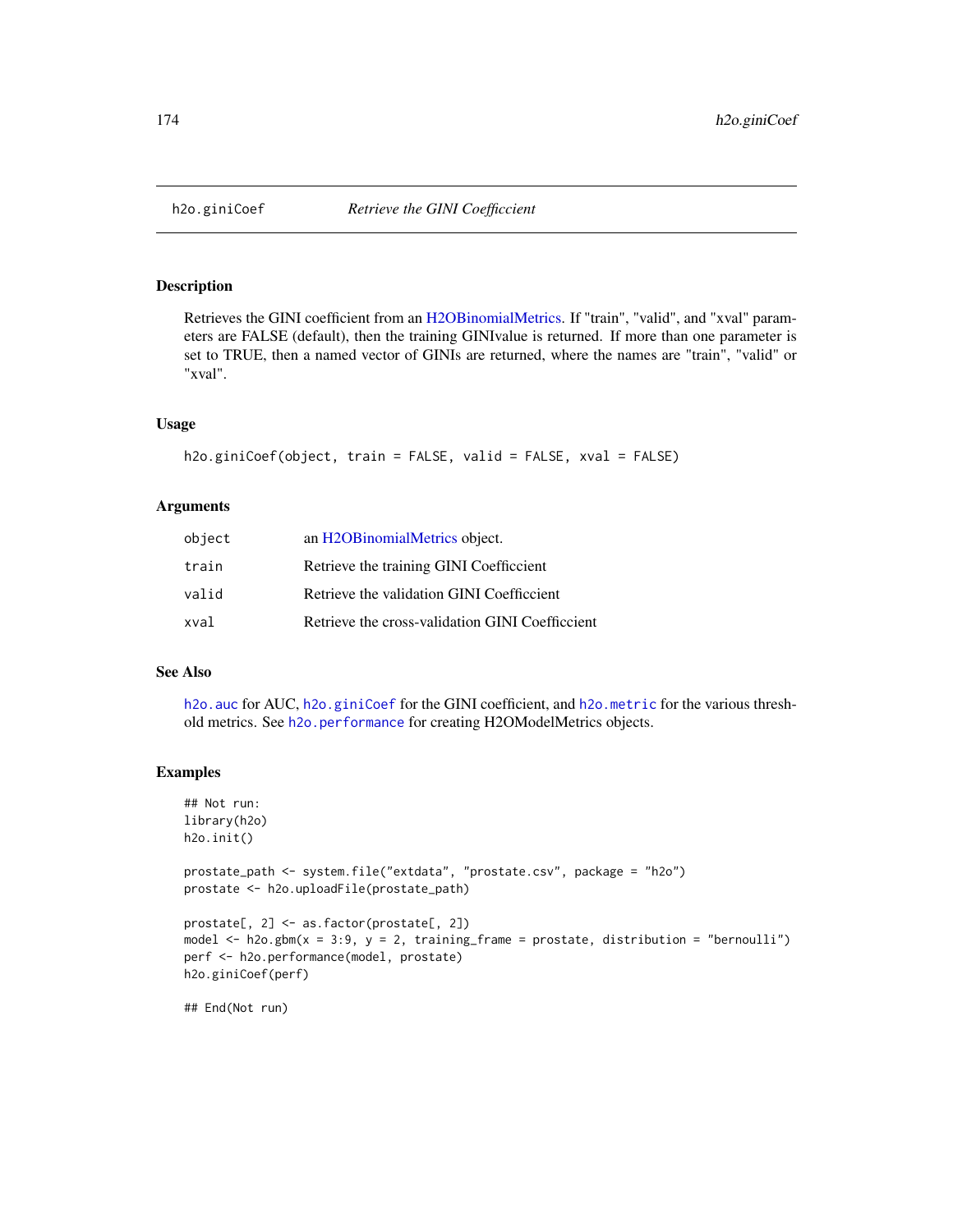# h2o.giniCoef *Retrieve the GINI Coefficcient*

## Description

Retrieves the GINI coefficient from an H2OBinomialMetrics. If "train", "valid", and "xval" parameters are FALSE (default), then the training GINIvalue is returned. If more than one parameter is set to TRUE, then a named vector of GINIs are returned, where the names are "train", "valid" or "xval".

## Usage

```
h2o.giniCoef(object, train = FALSE, valid = FALSE, xval = FALSE)
```

## Arguments

| | |
|---|---|
| `object` | an H2OBinomialMetrics object. |
| `train` | Retrieve the training GINI Coefficcient |
| `valid` | Retrieve the validation GINI Coefficcient |
| `xval` | Retrieve the cross-validation GINI Coefficcient |

## See Also

`h2o.auc` for AUC, `h2o.giniCoef` for the GINI coefficient, and `h2o.metric` for the various threshold metrics. See `h2o.performance` for creating H2OModelMetrics objects.

## Examples

```
## Not run:
library(h2o)
h2o.init()

prostate_path <- system.file("extdata", "prostate.csv", package = "h2o")
prostate <- h2o.uploadFile(prostate_path)

prostate[, 2] <- as.factor(prostate[, 2])
model <- h2o.gbm(x = 3:9, y = 2, training_frame = prostate, distribution = "bernoulli")
perf <- h2o.performance(model, prostate)
h2o.giniCoef(perf)

## End(Not run)
```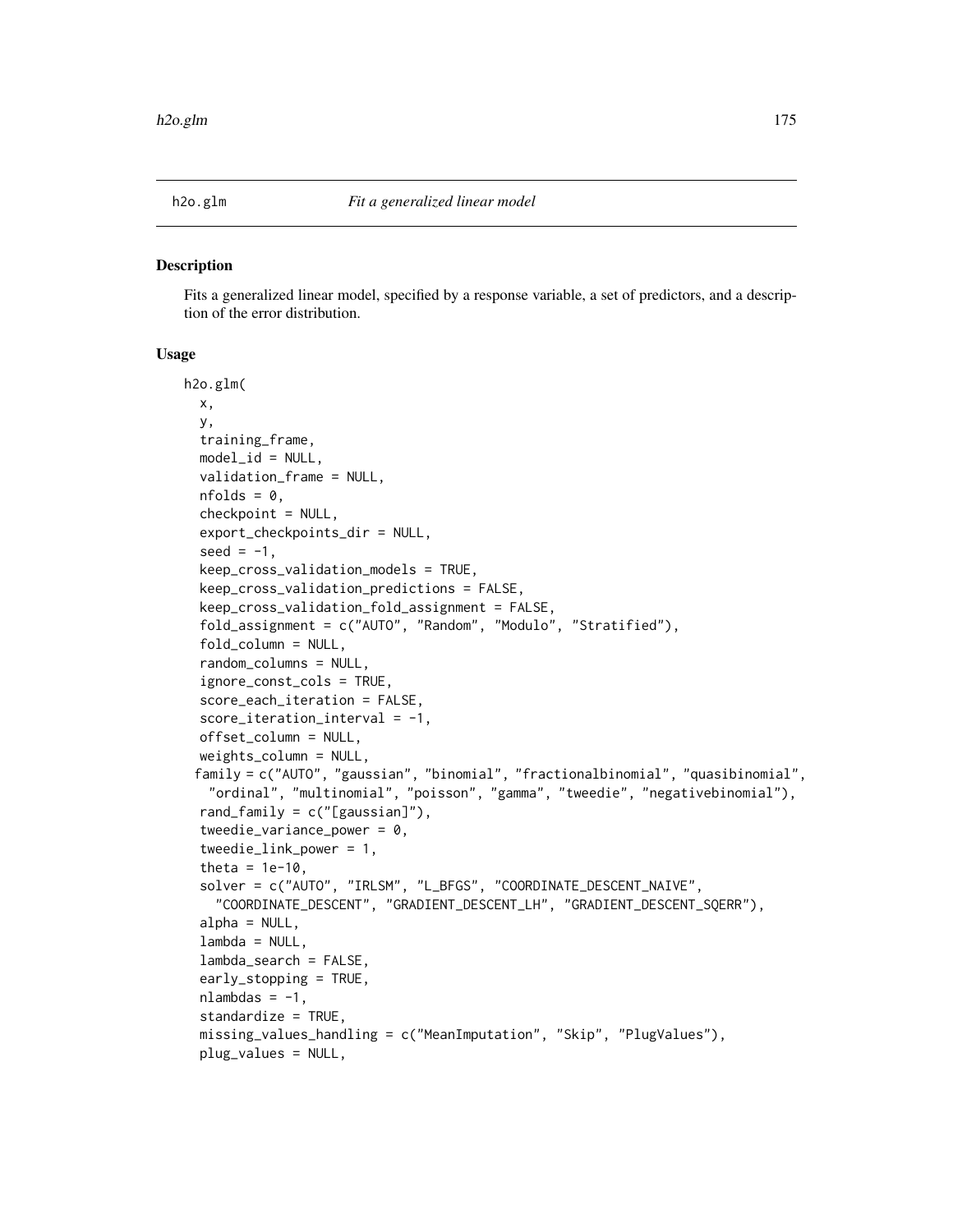h2o.glm    *Fit a generalized linear model*

## Description

Fits a generalized linear model, specified by a response variable, a set of predictors, and a description of the error distribution.

## Usage

```
h2o.glm(
  x,
  y,
  training_frame,
  model_id = NULL,
  validation_frame = NULL,
  nfolds = 0,
  checkpoint = NULL,
  export_checkpoints_dir = NULL,
  seed = -1,
  keep_cross_validation_models = TRUE,
  keep_cross_validation_predictions = FALSE,
  keep_cross_validation_fold_assignment = FALSE,
  fold_assignment = c("AUTO", "Random", "Modulo", "Stratified"),
  fold_column = NULL,
  random_columns = NULL,
  ignore_const_cols = TRUE,
  score_each_iteration = FALSE,
  score_iteration_interval = -1,
  offset_column = NULL,
  weights_column = NULL,
 family = c("AUTO", "gaussian", "binomial", "fractionalbinomial", "quasibinomial",
   "ordinal", "multinomial", "poisson", "gamma", "tweedie", "negativebinomial"),
  rand_family = c("[gaussian]"),
  tweedie_variance_power = 0,
  tweedie_link_power = 1,
  theta = 1e-10,
  solver = c("AUTO", "IRLSM", "L_BFGS", "COORDINATE_DESCENT_NAIVE",
    "COORDINATE_DESCENT", "GRADIENT_DESCENT_LH", "GRADIENT_DESCENT_SQERR"),
  alpha = NULL,
  lambda = NULL,
  lambda_search = FALSE,
  early_stopping = TRUE,
  nlambdas = -1,
  standardize = TRUE,
  missing_values_handling = c("MeanImputation", "Skip", "PlugValues"),
  plug_values = NULL,
```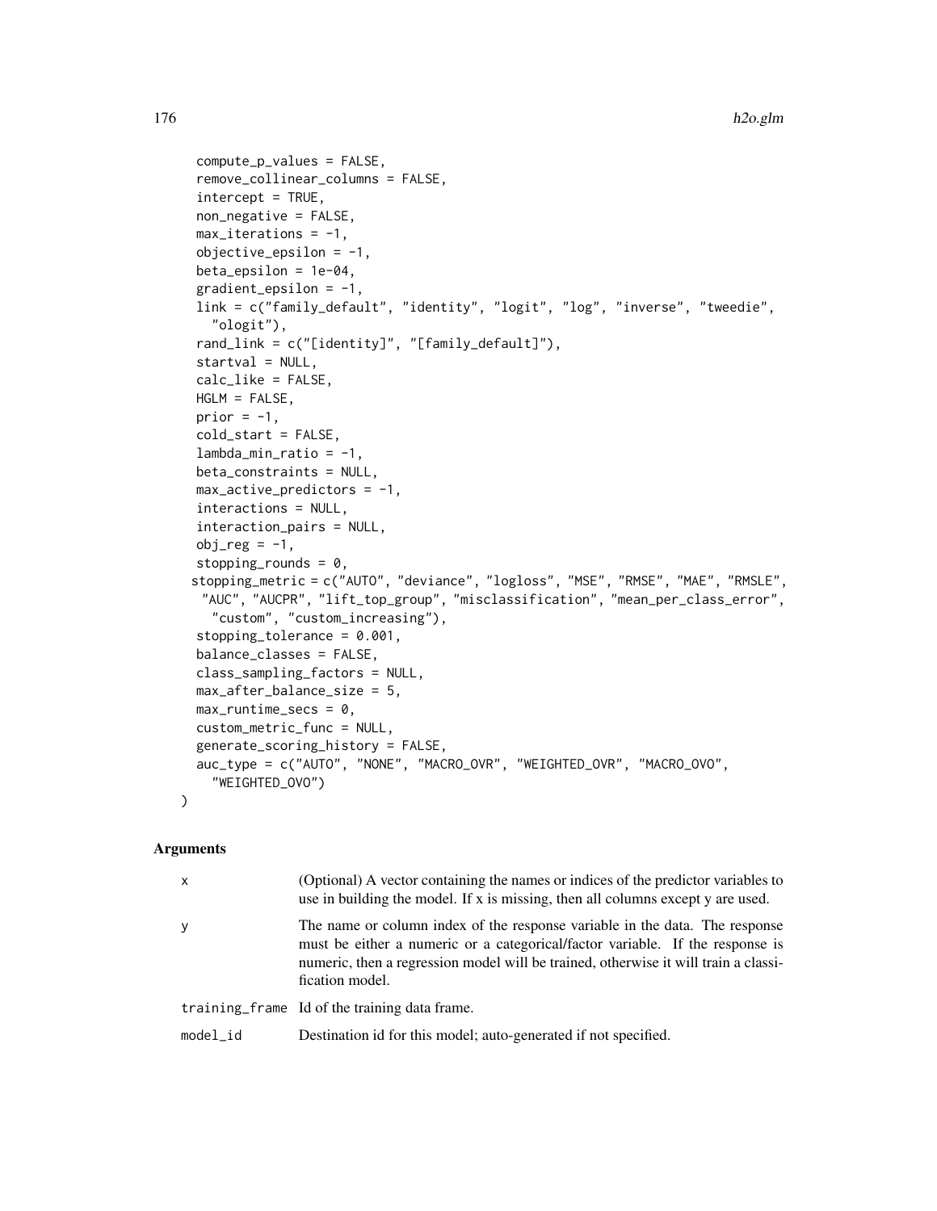```
  compute_p_values = FALSE,
  remove_collinear_columns = FALSE,
  intercept = TRUE,
  non_negative = FALSE,
  max_iterations = -1,
  objective_epsilon = -1,
  beta_epsilon = 1e-04,
  gradient_epsilon = -1,
  link = c("family_default", "identity", "logit", "log", "inverse", "tweedie",
    "ologit"),
  rand_link = c("[identity]", "[family_default]"),
  startval = NULL,
  calc_like = FALSE,
  HGLM = FALSE,
  prior = -1,
  cold_start = FALSE,
  lambda_min_ratio = -1,
  beta_constraints = NULL,
  max_active_predictors = -1,
  interactions = NULL,
  interaction_pairs = NULL,
  obj_reg = -1,
  stopping_rounds = 0,
 stopping_metric = c("AUTO", "deviance", "logloss", "MSE", "RMSE", "MAE", "RMSLE",
  "AUC", "AUCPR", "lift_top_group", "misclassification", "mean_per_class_error",
    "custom", "custom_increasing"),
  stopping_tolerance = 0.001,
  balance_classes = FALSE,
  class_sampling_factors = NULL,
  max_after_balance_size = 5,
  max_runtime_secs = 0,
  custom_metric_func = NULL,
  generate_scoring_history = FALSE,
  auc_type = c("AUTO", "NONE", "MACRO_OVR", "WEIGHTED_OVR", "MACRO_OVO",
    "WEIGHTED_OVO")
)
```

## Arguments

| | |
|---|---|
| x | (Optional) A vector containing the names or indices of the predictor variables to use in building the model. If x is missing, then all columns except y are used. |
| y | The name or column index of the response variable in the data. The response must be either a numeric or a categorical/factor variable. If the response is numeric, then a regression model will be trained, otherwise it will train a classification model. |
| training_frame | Id of the training data frame. |
| model_id | Destination id for this model; auto-generated if not specified. |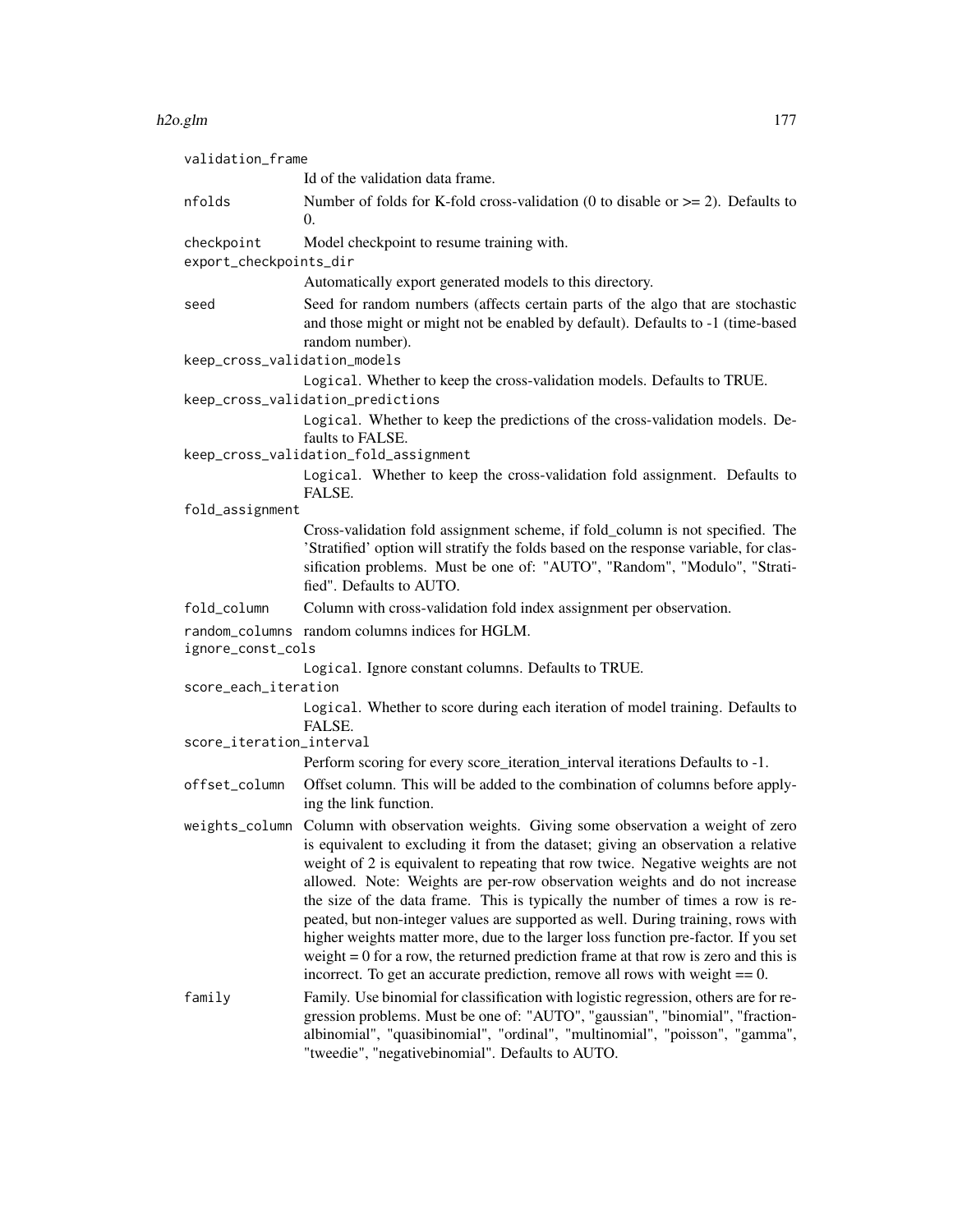validation_frame
: Id of the validation data frame.

nfolds
: Number of folds for K-fold cross-validation (0 to disable or >= 2). Defaults to 0.

checkpoint
: Model checkpoint to resume training with.

export_checkpoints_dir
: Automatically export generated models to this directory.

seed
: Seed for random numbers (affects certain parts of the algo that are stochastic and those might or might not be enabled by default). Defaults to -1 (time-based random number).

keep_cross_validation_models
: `Logical`. Whether to keep the cross-validation models. Defaults to TRUE.

keep_cross_validation_predictions
: `Logical`. Whether to keep the predictions of the cross-validation models. Defaults to FALSE.

keep_cross_validation_fold_assignment
: `Logical`. Whether to keep the cross-validation fold assignment. Defaults to FALSE.

fold_assignment
: Cross-validation fold assignment scheme, if fold_column is not specified. The 'Stratified' option will stratify the folds based on the response variable, for classification problems. Must be one of: "AUTO", "Random", "Modulo", "Stratified". Defaults to AUTO.

fold_column
: Column with cross-validation fold index assignment per observation.

random_columns
: random columns indices for HGLM.

ignore_const_cols
: `Logical`. Ignore constant columns. Defaults to TRUE.

score_each_iteration
: `Logical`. Whether to score during each iteration of model training. Defaults to FALSE.

score_iteration_interval
: Perform scoring for every score_iteration_interval iterations Defaults to -1.

offset_column
: Offset column. This will be added to the combination of columns before applying the link function.

weights_column
: Column with observation weights. Giving some observation a weight of zero is equivalent to excluding it from the dataset; giving an observation a relative weight of 2 is equivalent to repeating that row twice. Negative weights are not allowed. Note: Weights are per-row observation weights and do not increase the size of the data frame. This is typically the number of times a row is repeated, but non-integer values are supported as well. During training, rows with higher weights matter more, due to the larger loss function pre-factor. If you set weight = 0 for a row, the returned prediction frame at that row is zero and this is incorrect. To get an accurate prediction, remove all rows with weight == 0.

family
: Family. Use binomial for classification with logistic regression, others are for regression problems. Must be one of: "AUTO", "gaussian", "binomial", "fractionalbinomial", "quasibinomial", "ordinal", "multinomial", "poisson", "gamma", "tweedie", "negativebinomial". Defaults to AUTO.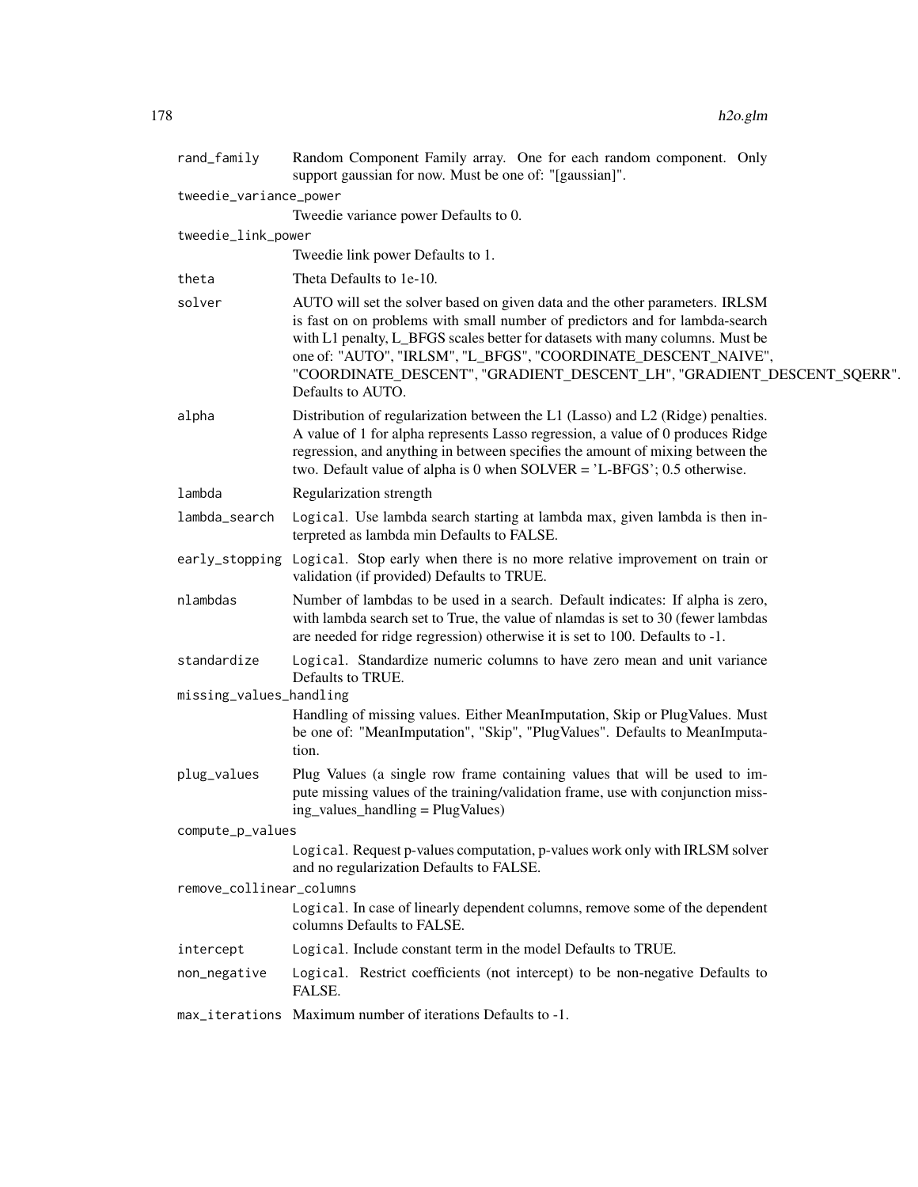| | |
|---|---|
| `rand_family` | Random Component Family array. One for each random component. Only support gaussian for now. Must be one of: "[gaussian]". |
| `tweedie_variance_power` | Tweedie variance power Defaults to 0. |
| `tweedie_link_power` | Tweedie link power Defaults to 1. |
| `theta` | Theta Defaults to 1e-10. |
| `solver` | AUTO will set the solver based on given data and the other parameters. IRLSM is fast on on problems with small number of predictors and for lambda-search with L1 penalty, L_BFGS scales better for datasets with many columns. Must be one of: "AUTO", "IRLSM", "L_BFGS", "COORDINATE_DESCENT_NAIVE", "COORDINATE_DESCENT", "GRADIENT_DESCENT_LH", "GRADIENT_DESCENT_SQERR". Defaults to AUTO. |
| `alpha` | Distribution of regularization between the L1 (Lasso) and L2 (Ridge) penalties. A value of 1 for alpha represents Lasso regression, a value of 0 produces Ridge regression, and anything in between specifies the amount of mixing between the two. Default value of alpha is 0 when SOLVER = 'L-BFGS'; 0.5 otherwise. |
| `lambda` | Regularization strength |
| `lambda_search` | `Logical`. Use lambda search starting at lambda max, given lambda is then interpreted as lambda min Defaults to FALSE. |
| `early_stopping` | `Logical`. Stop early when there is no more relative improvement on train or validation (if provided) Defaults to TRUE. |
| `nlambdas` | Number of lambdas to be used in a search. Default indicates: If alpha is zero, with lambda search set to True, the value of nlamdas is set to 30 (fewer lambdas are needed for ridge regression) otherwise it is set to 100. Defaults to -1. |
| `standardize` | `Logical`. Standardize numeric columns to have zero mean and unit variance Defaults to TRUE. |
| `missing_values_handling` | Handling of missing values. Either MeanImputation, Skip or PlugValues. Must be one of: "MeanImputation", "Skip", "PlugValues". Defaults to MeanImputation. |
| `plug_values` | Plug Values (a single row frame containing values that will be used to impute missing values of the training/validation frame, use with conjunction missing_values_handling = PlugValues) |
| `compute_p_values` | `Logical`. Request p-values computation, p-values work only with IRLSM solver and no regularization Defaults to FALSE. |
| `remove_collinear_columns` | `Logical`. In case of linearly dependent columns, remove some of the dependent columns Defaults to FALSE. |
| `intercept` | `Logical`. Include constant term in the model Defaults to TRUE. |
| `non_negative` | `Logical`. Restrict coefficients (not intercept) to be non-negative Defaults to FALSE. |
| `max_iterations` | Maximum number of iterations Defaults to -1. |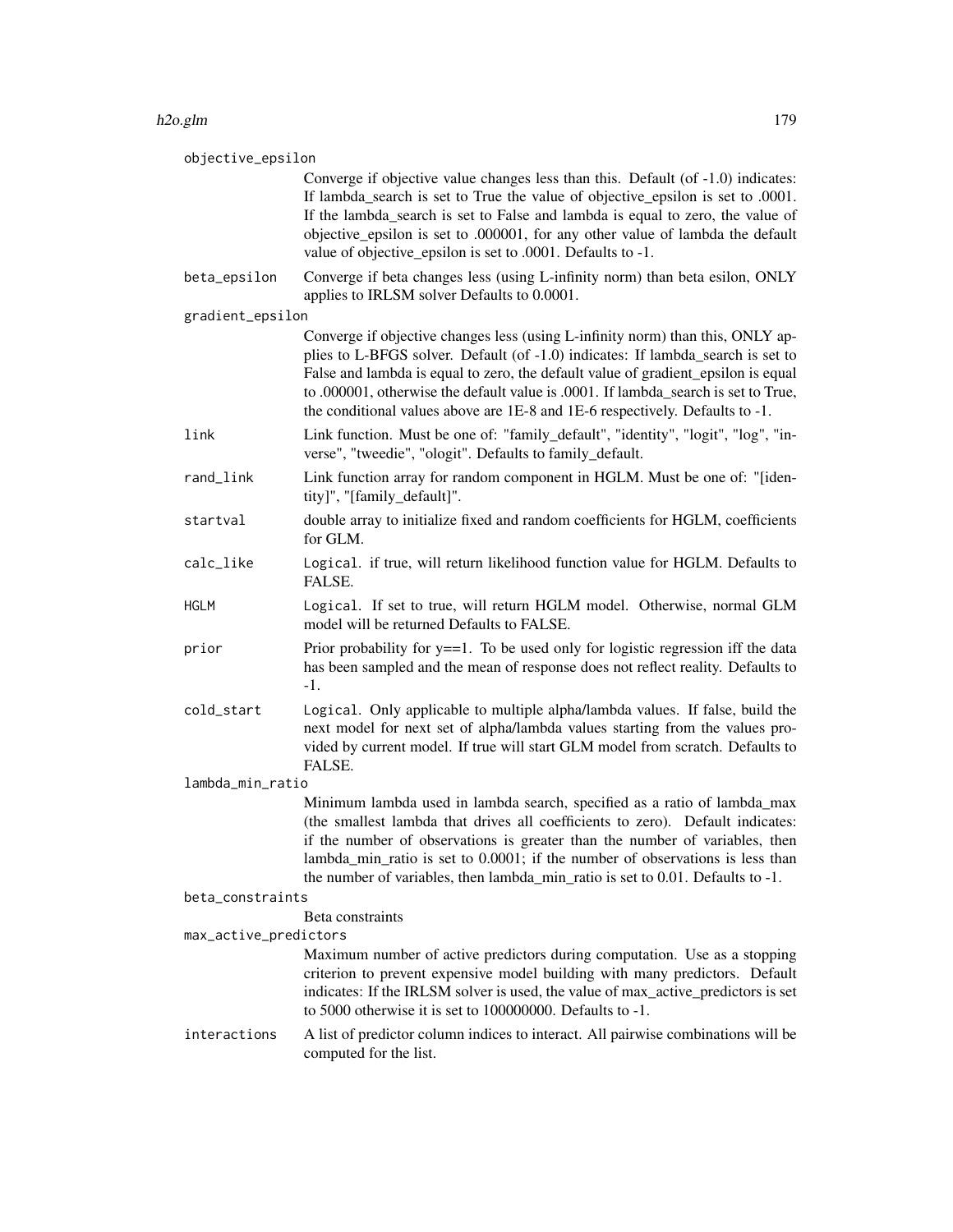`objective_epsilon`
: Converge if objective value changes less than this. Default (of -1.0) indicates: If lambda_search is set to True the value of objective_epsilon is set to .0001. If the lambda_search is set to False and lambda is equal to zero, the value of objective_epsilon is set to .000001, for any other value of lambda the default value of objective_epsilon is set to .0001. Defaults to -1.

`beta_epsilon`
: Converge if beta changes less (using L-infinity norm) than beta esilon, ONLY applies to IRLSM solver Defaults to 0.0001.

`gradient_epsilon`
: Converge if objective changes less (using L-infinity norm) than this, ONLY applies to L-BFGS solver. Default (of -1.0) indicates: If lambda_search is set to False and lambda is equal to zero, the default value of gradient_epsilon is equal to .000001, otherwise the default value is .0001. If lambda_search is set to True, the conditional values above are 1E-8 and 1E-6 respectively. Defaults to -1.

`link`
: Link function. Must be one of: "family_default", "identity", "logit", "log", "inverse", "tweedie", "ologit". Defaults to family_default.

`rand_link`
: Link function array for random component in HGLM. Must be one of: "[identity]", "[family_default]".

`startval`
: double array to initialize fixed and random coefficients for HGLM, coefficients for GLM.

`calc_like`
: `Logical`. if true, will return likelihood function value for HGLM. Defaults to FALSE.

`HGLM`
: `Logical`. If set to true, will return HGLM model. Otherwise, normal GLM model will be returned Defaults to FALSE.

`prior`
: Prior probability for y==1. To be used only for logistic regression iff the data has been sampled and the mean of response does not reflect reality. Defaults to -1.

`cold_start`
: `Logical`. Only applicable to multiple alpha/lambda values. If false, build the next model for next set of alpha/lambda values starting from the values provided by current model. If true will start GLM model from scratch. Defaults to FALSE.

`lambda_min_ratio`
: Minimum lambda used in lambda search, specified as a ratio of lambda_max (the smallest lambda that drives all coefficients to zero). Default indicates: if the number of observations is greater than the number of variables, then lambda_min_ratio is set to 0.0001; if the number of observations is less than the number of variables, then lambda_min_ratio is set to 0.01. Defaults to -1.

`beta_constraints`
: Beta constraints

`max_active_predictors`
: Maximum number of active predictors during computation. Use as a stopping criterion to prevent expensive model building with many predictors. Default indicates: If the IRLSM solver is used, the value of max_active_predictors is set to 5000 otherwise it is set to 100000000. Defaults to -1.

`interactions`
: A list of predictor column indices to interact. All pairwise combinations will be computed for the list.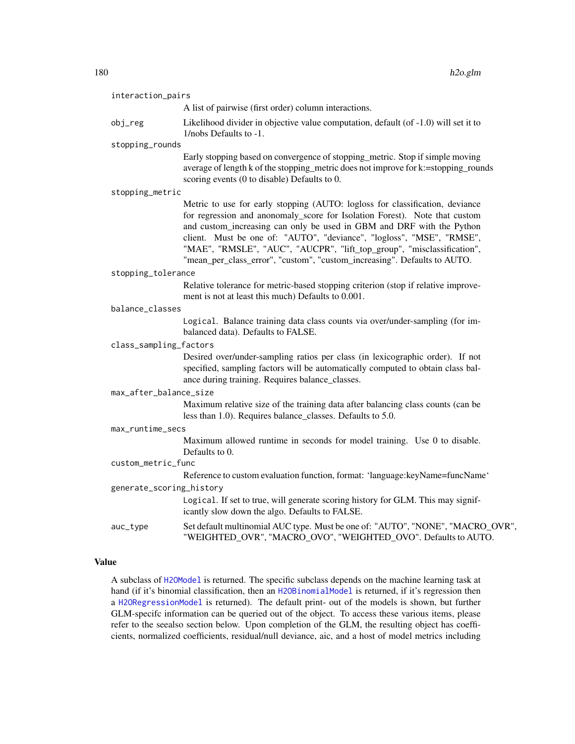`interaction_pairs`
: A list of pairwise (first order) column interactions.

`obj_reg`
: Likelihood divider in objective value computation, default (of -1.0) will set it to 1/nobs Defaults to -1.

`stopping_rounds`
: Early stopping based on convergence of stopping_metric. Stop if simple moving average of length k of the stopping_metric does not improve for k:=stopping_rounds scoring events (0 to disable) Defaults to 0.

`stopping_metric`
: Metric to use for early stopping (AUTO: logloss for classification, deviance for regression and anonomaly_score for Isolation Forest). Note that custom and custom_increasing can only be used in GBM and DRF with the Python client. Must be one of: "AUTO", "deviance", "logloss", "MSE", "RMSE", "MAE", "RMSLE", "AUC", "AUCPR", "lift_top_group", "misclassification", "mean_per_class_error", "custom", "custom_increasing". Defaults to AUTO.

`stopping_tolerance`
: Relative tolerance for metric-based stopping criterion (stop if relative improvement is not at least this much) Defaults to 0.001.

`balance_classes`
: `Logical`. Balance training data class counts via over/under-sampling (for imbalanced data). Defaults to FALSE.

`class_sampling_factors`
: Desired over/under-sampling ratios per class (in lexicographic order). If not specified, sampling factors will be automatically computed to obtain class balance during training. Requires balance_classes.

`max_after_balance_size`
: Maximum relative size of the training data after balancing class counts (can be less than 1.0). Requires balance_classes. Defaults to 5.0.

`max_runtime_secs`
: Maximum allowed runtime in seconds for model training. Use 0 to disable. Defaults to 0.

`custom_metric_func`
: Reference to custom evaluation function, format: 'language:keyName=funcName'

`generate_scoring_history`
: `Logical`. If set to true, will generate scoring history for GLM. This may significantly slow down the algo. Defaults to FALSE.

`auc_type`
: Set default multinomial AUC type. Must be one of: "AUTO", "NONE", "MACRO_OVR", "WEIGHTED_OVR", "MACRO_OVO", "WEIGHTED_OVO". Defaults to AUTO.

## Value

A subclass of `H2OModel` is returned. The specific subclass depends on the machine learning task at hand (if it's binomial classification, then an `H2OBinomialModel` is returned, if it's regression then a `H2ORegressionModel` is returned). The default print- out of the models is shown, but further GLM-specifc information can be queried out of the object. To access these various items, please refer to the seealso section below. Upon completion of the GLM, the resulting object has coefficients, normalized coefficients, residual/null deviance, aic, and a host of model metrics including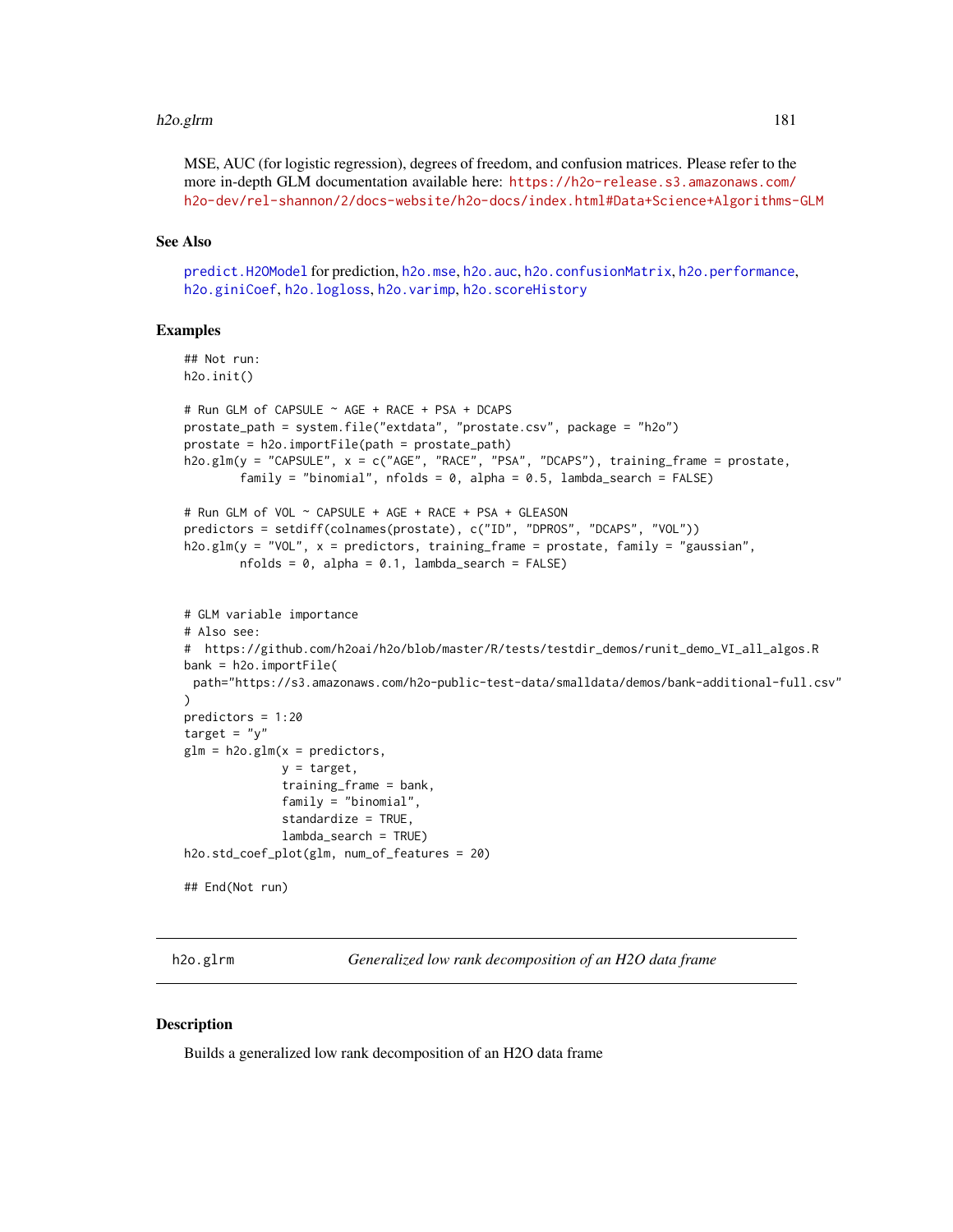MSE, AUC (for logistic regression), degrees of freedom, and confusion matrices. Please refer to the more in-depth GLM documentation available here: https://h2o-release.s3.amazonaws.com/h2o-dev/rel-shannon/2/docs-website/h2o-docs/index.html#Data+Science+Algorithms-GLM

## See Also

predict.H2OModel for prediction, h2o.mse, h2o.auc, h2o.confusionMatrix, h2o.performance, h2o.giniCoef, h2o.logloss, h2o.varimp, h2o.scoreHistory

## Examples

```
## Not run:
h2o.init()

# Run GLM of CAPSULE ~ AGE + RACE + PSA + DCAPS
prostate_path = system.file("extdata", "prostate.csv", package = "h2o")
prostate = h2o.importFile(path = prostate_path)
h2o.glm(y = "CAPSULE", x = c("AGE", "RACE", "PSA", "DCAPS"), training_frame = prostate,
        family = "binomial", nfolds = 0, alpha = 0.5, lambda_search = FALSE)

# Run GLM of VOL ~ CAPSULE + AGE + RACE + PSA + GLEASON
predictors = setdiff(colnames(prostate), c("ID", "DPROS", "DCAPS", "VOL"))
h2o.glm(y = "VOL", x = predictors, training_frame = prostate, family = "gaussian",
        nfolds = 0, alpha = 0.1, lambda_search = FALSE)


# GLM variable importance
# Also see:
#  https://github.com/h2oai/h2o/blob/master/R/tests/testdir_demos/runit_demo_VI_all_algos.R
bank = h2o.importFile(
 path="https://s3.amazonaws.com/h2o-public-test-data/smalldata/demos/bank-additional-full.csv"
)
predictors = 1:20
target = "y"
glm = h2o.glm(x = predictors,
              y = target,
              training_frame = bank,
              family = "binomial",
              standardize = TRUE,
              lambda_search = TRUE)
h2o.std_coef_plot(glm, num_of_features = 20)

## End(Not run)
```

---

h2o.glrm *Generalized low rank decomposition of an H2O data frame*

---

## Description

Builds a generalized low rank decomposition of an H2O data frame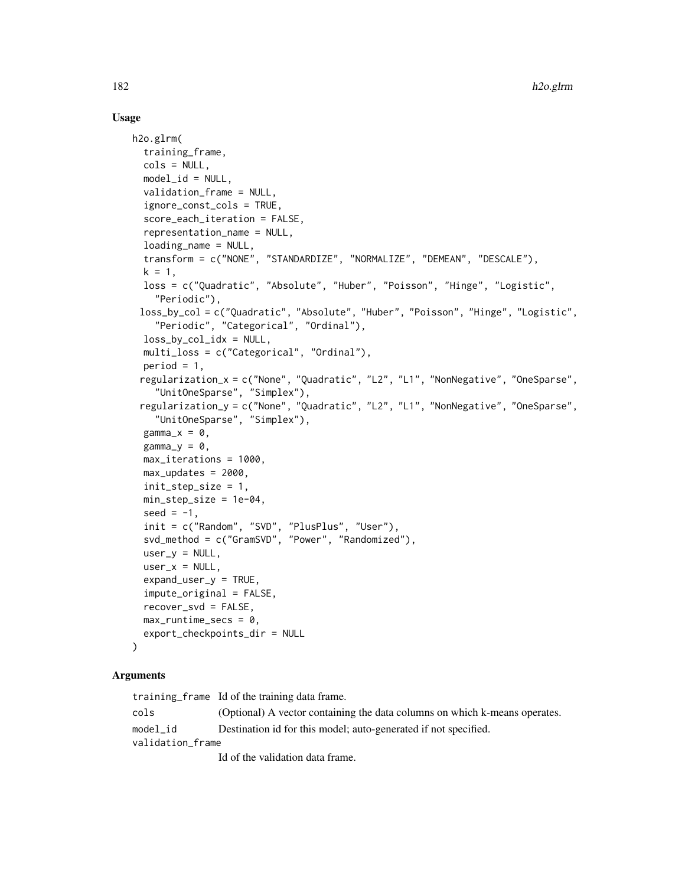## Usage

```
h2o.glrm(
  training_frame,
  cols = NULL,
  model_id = NULL,
  validation_frame = NULL,
  ignore_const_cols = TRUE,
  score_each_iteration = FALSE,
  representation_name = NULL,
  loading_name = NULL,
  transform = c("NONE", "STANDARDIZE", "NORMALIZE", "DEMEAN", "DESCALE"),
  k = 1,
  loss = c("Quadratic", "Absolute", "Huber", "Poisson", "Hinge", "Logistic",
    "Periodic"),
  loss_by_col = c("Quadratic", "Absolute", "Huber", "Poisson", "Hinge", "Logistic",
    "Periodic", "Categorical", "Ordinal"),
  loss_by_col_idx = NULL,
  multi_loss = c("Categorical", "Ordinal"),
  period = 1,
  regularization_x = c("None", "Quadratic", "L2", "L1", "NonNegative", "OneSparse",
    "UnitOneSparse", "Simplex"),
  regularization_y = c("None", "Quadratic", "L2", "L1", "NonNegative", "OneSparse",
    "UnitOneSparse", "Simplex"),
  gamma_x = 0,
  gamma_y = 0,
  max_iterations = 1000,
  max_updates = 2000,
  init_step_size = 1,
  min_step_size = 1e-04,
  seed = -1,
  init = c("Random", "SVD", "PlusPlus", "User"),
  svd_method = c("GramSVD", "Power", "Randomized"),
  user_y = NULL,
  user_x = NULL,
  expand_user_y = TRUE,
  impute_original = FALSE,
  recover_svd = FALSE,
  max_runtime_secs = 0,
  export_checkpoints_dir = NULL
)
```

## Arguments

| | |
|---|---|
| training_frame | Id of the training data frame. |
| cols | (Optional) A vector containing the data columns on which k-means operates. |
| model_id | Destination id for this model; auto-generated if not specified. |
| validation_frame | Id of the validation data frame. |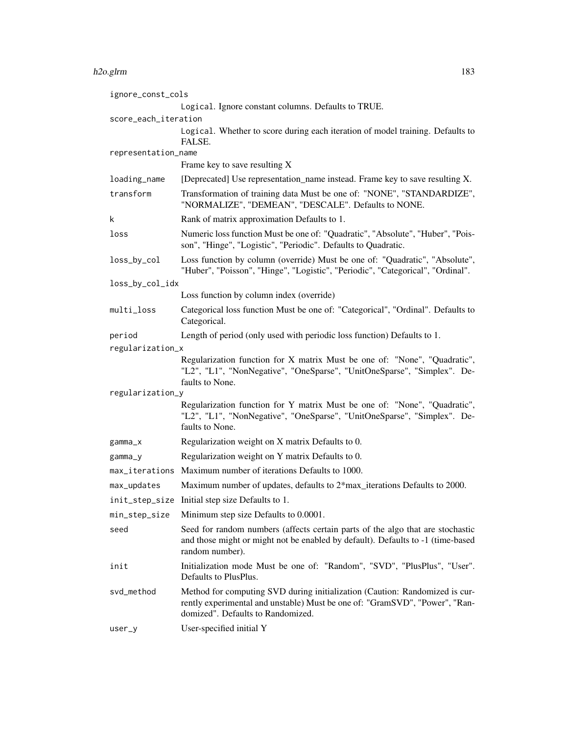| | |
|---|---|
| ignore_const_cols | Logical. Ignore constant columns. Defaults to TRUE. |
| score_each_iteration | Logical. Whether to score during each iteration of model training. Defaults to FALSE. |
| representation_name | Frame key to save resulting X |
| loading_name | [Deprecated] Use representation_name instead. Frame key to save resulting X. |
| transform | Transformation of training data Must be one of: "NONE", "STANDARDIZE", "NORMALIZE", "DEMEAN", "DESCALE". Defaults to NONE. |
| k | Rank of matrix approximation Defaults to 1. |
| loss | Numeric loss function Must be one of: "Quadratic", "Absolute", "Huber", "Poisson", "Hinge", "Logistic", "Periodic". Defaults to Quadratic. |
| loss_by_col | Loss function by column (override) Must be one of: "Quadratic", "Absolute", "Huber", "Poisson", "Hinge", "Logistic", "Periodic", "Categorical", "Ordinal". |
| loss_by_col_idx | Loss function by column index (override) |
| multi_loss | Categorical loss function Must be one of: "Categorical", "Ordinal". Defaults to Categorical. |
| period | Length of period (only used with periodic loss function) Defaults to 1. |
| regularization_x | Regularization function for X matrix Must be one of: "None", "Quadratic", "L2", "L1", "NonNegative", "OneSparse", "UnitOneSparse", "Simplex". Defaults to None. |
| regularization_y | Regularization function for Y matrix Must be one of: "None", "Quadratic", "L2", "L1", "NonNegative", "OneSparse", "UnitOneSparse", "Simplex". Defaults to None. |
| gamma_x | Regularization weight on X matrix Defaults to 0. |
| gamma_y | Regularization weight on Y matrix Defaults to 0. |
| max_iterations | Maximum number of iterations Defaults to 1000. |
| max_updates | Maximum number of updates, defaults to 2*max_iterations Defaults to 2000. |
| init_step_size | Initial step size Defaults to 1. |
| min_step_size | Minimum step size Defaults to 0.0001. |
| seed | Seed for random numbers (affects certain parts of the algo that are stochastic and those might or might not be enabled by default). Defaults to -1 (time-based random number). |
| init | Initialization mode Must be one of: "Random", "SVD", "PlusPlus", "User". Defaults to PlusPlus. |
| svd_method | Method for computing SVD during initialization (Caution: Randomized is currently experimental and unstable) Must be one of: "GramSVD", "Power", "Randomized". Defaults to Randomized. |
| user_y | User-specified initial Y |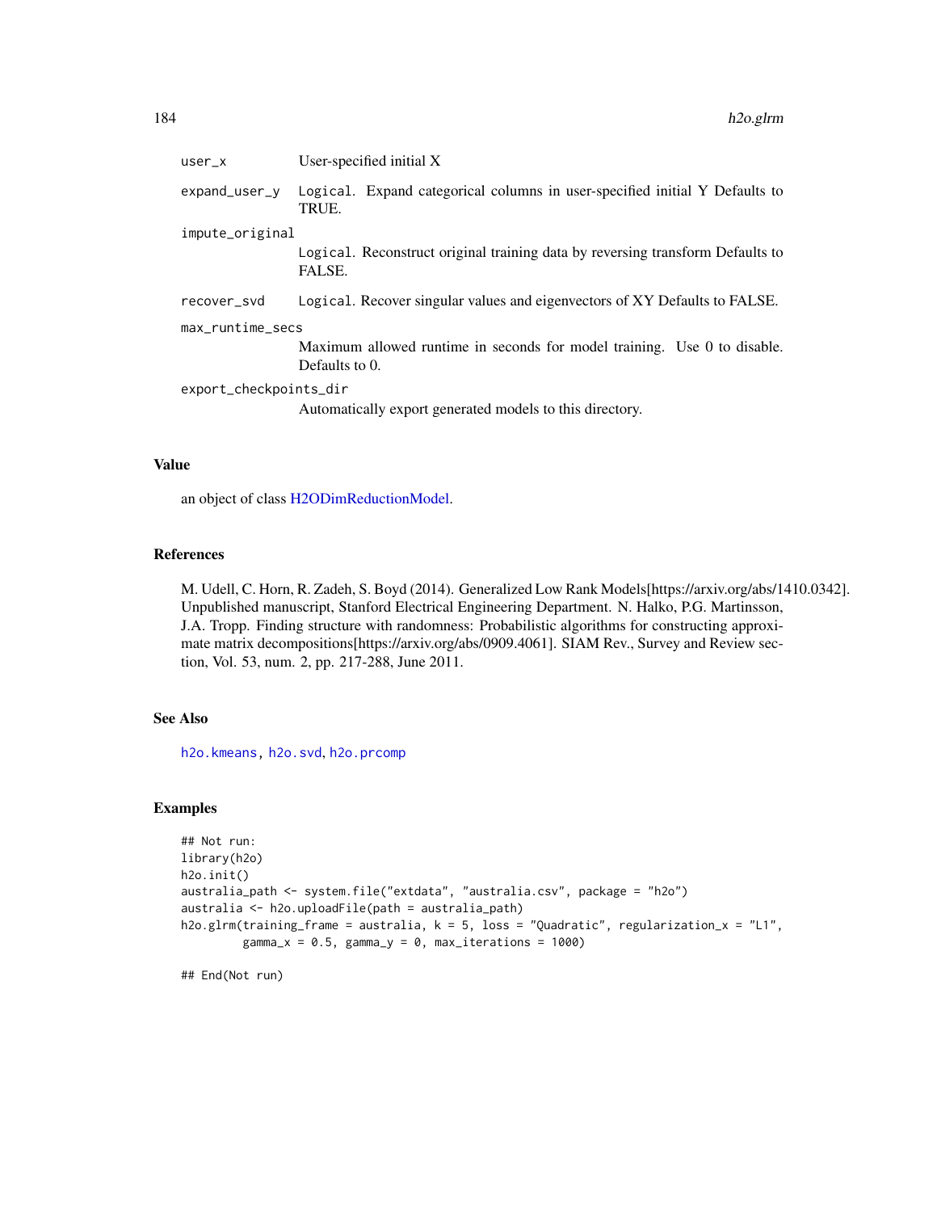| | |
|---|---|
| `user_x` | User-specified initial X |
| `expand_user_y` | `Logical`. Expand categorical columns in user-specified initial Y Defaults to TRUE. |
| `impute_original` | `Logical`. Reconstruct original training data by reversing transform Defaults to FALSE. |
| `recover_svd` | `Logical`. Recover singular values and eigenvectors of XY Defaults to FALSE. |
| `max_runtime_secs` | Maximum allowed runtime in seconds for model training. Use 0 to disable. Defaults to 0. |
| `export_checkpoints_dir` | Automatically export generated models to this directory. |

## Value

an object of class H2ODimReductionModel.

## References

M. Udell, C. Horn, R. Zadeh, S. Boyd (2014). Generalized Low Rank Models[https://arxiv.org/abs/1410.0342]. Unpublished manuscript, Stanford Electrical Engineering Department. N. Halko, P.G. Martinsson, J.A. Tropp. Finding structure with randomness: Probabilistic algorithms for constructing approximate matrix decompositions[https://arxiv.org/abs/0909.4061]. SIAM Rev., Survey and Review section, Vol. 53, num. 2, pp. 217-288, June 2011.

## See Also

`h2o.kmeans`, `h2o.svd`, `h2o.prcomp`

## Examples

```
## Not run:
library(h2o)
h2o.init()
australia_path <- system.file("extdata", "australia.csv", package = "h2o")
australia <- h2o.uploadFile(path = australia_path)
h2o.glrm(training_frame = australia, k = 5, loss = "Quadratic", regularization_x = "L1",
         gamma_x = 0.5, gamma_y = 0, max_iterations = 1000)

## End(Not run)
```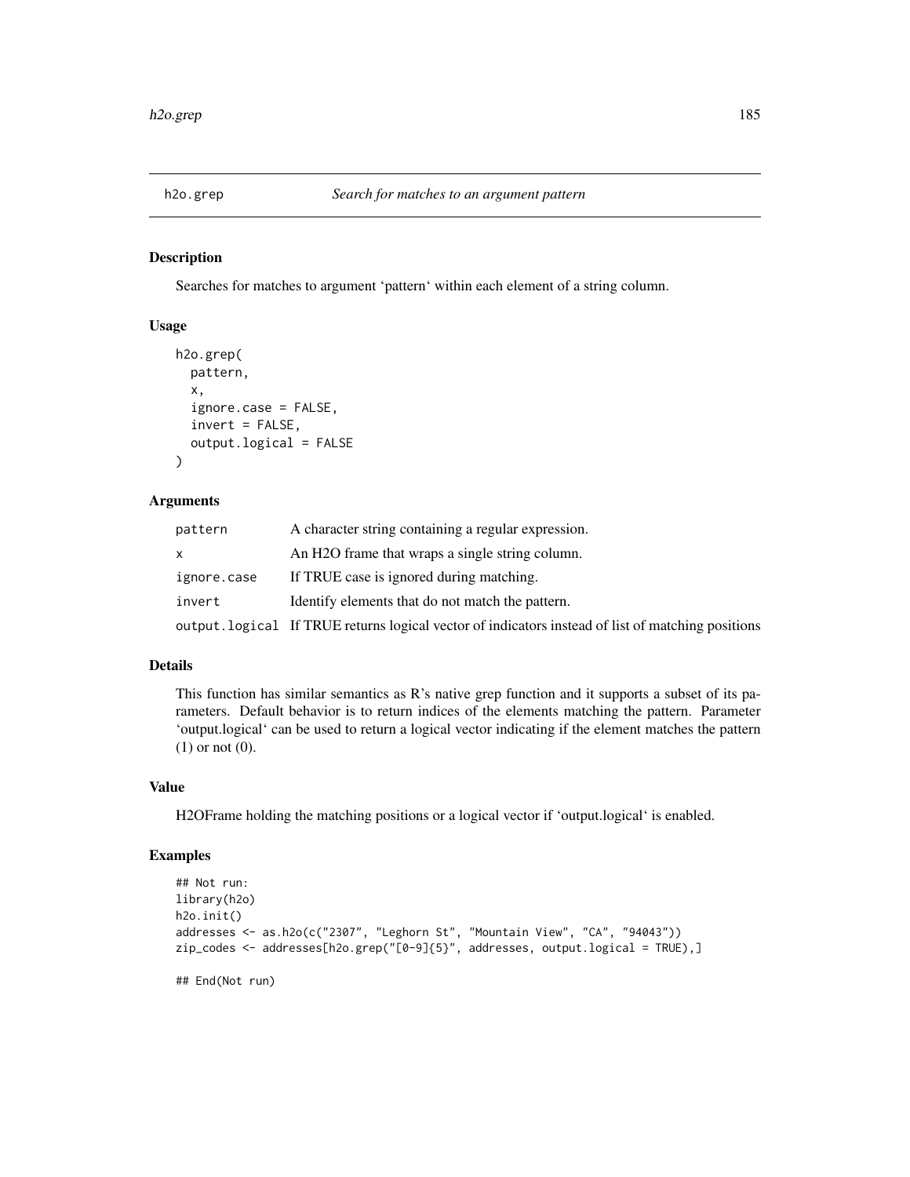## h2o.grep — *Search for matches to an argument pattern*

### Description

Searches for matches to argument 'pattern' within each element of a string column.

### Usage

```
h2o.grep(
  pattern,
  x,
  ignore.case = FALSE,
  invert = FALSE,
  output.logical = FALSE
)
```

### Arguments

| Argument | Description |
| --- | --- |
| `pattern` | A character string containing a regular expression. |
| `x` | An H2O frame that wraps a single string column. |
| `ignore.case` | If TRUE case is ignored during matching. |
| `invert` | Identify elements that do not match the pattern. |
| `output.logical` | If TRUE returns logical vector of indicators instead of list of matching positions |

### Details

This function has similar semantics as R's native grep function and it supports a subset of its parameters. Default behavior is to return indices of the elements matching the pattern. Parameter 'output.logical' can be used to return a logical vector indicating if the element matches the pattern (1) or not (0).

### Value

H2OFrame holding the matching positions or a logical vector if 'output.logical' is enabled.

### Examples

```
## Not run:
library(h2o)
h2o.init()
addresses <- as.h2o(c("2307", "Leghorn St", "Mountain View", "CA", "94043"))
zip_codes <- addresses[h2o.grep("[0-9]{5}", addresses, output.logical = TRUE),]

## End(Not run)
```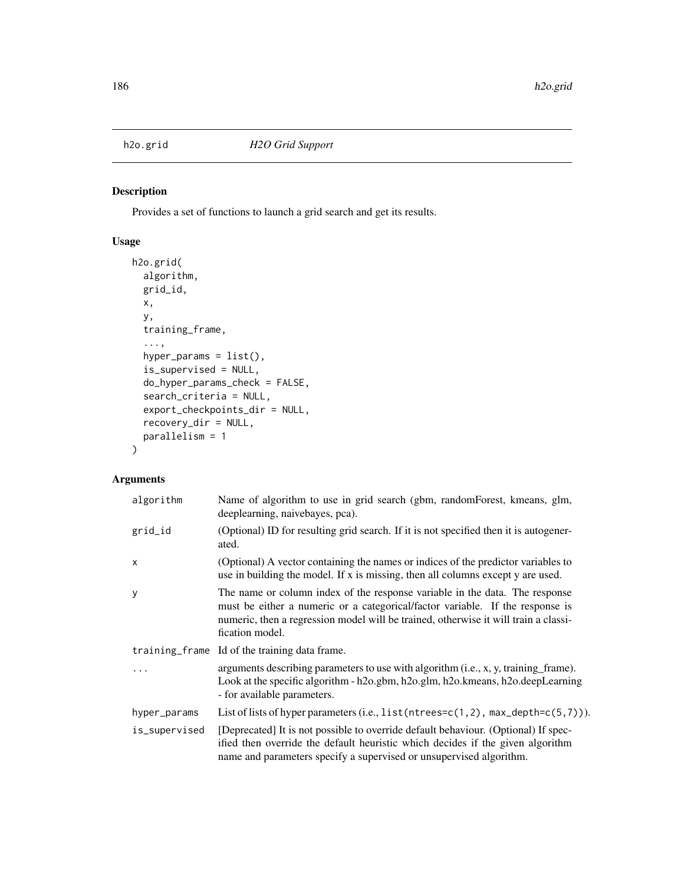# h2o.grid *H2O Grid Support*

## Description

Provides a set of functions to launch a grid search and get its results.

## Usage

```
h2o.grid(
  algorithm,
  grid_id,
  x,
  y,
  training_frame,
  ...,
  hyper_params = list(),
  is_supervised = NULL,
  do_hyper_params_check = FALSE,
  search_criteria = NULL,
  export_checkpoints_dir = NULL,
  recovery_dir = NULL,
  parallelism = 1
)
```

## Arguments

| | |
|---|---|
| `algorithm` | Name of algorithm to use in grid search (gbm, randomForest, kmeans, glm, deeplearning, naivebayes, pca). |
| `grid_id` | (Optional) ID for resulting grid search. If it is not specified then it is autogenerated. |
| `x` | (Optional) A vector containing the names or indices of the predictor variables to use in building the model. If x is missing, then all columns except y are used. |
| `y` | The name or column index of the response variable in the data. The response must be either a numeric or a categorical/factor variable. If the response is numeric, then a regression model will be trained, otherwise it will train a classification model. |
| `training_frame` | Id of the training data frame. |
| `...` | arguments describing parameters to use with algorithm (i.e., x, y, training_frame). Look at the specific algorithm - h2o.gbm, h2o.glm, h2o.kmeans, h2o.deepLearning - for available parameters. |
| `hyper_params` | List of lists of hyper parameters (i.e., `list(ntrees=c(1,2), max_depth=c(5,7))`). |
| `is_supervised` | [Deprecated] It is not possible to override default behaviour. (Optional) If specified then override the default heuristic which decides if the given algorithm name and parameters specify a supervised or unsupervised algorithm. |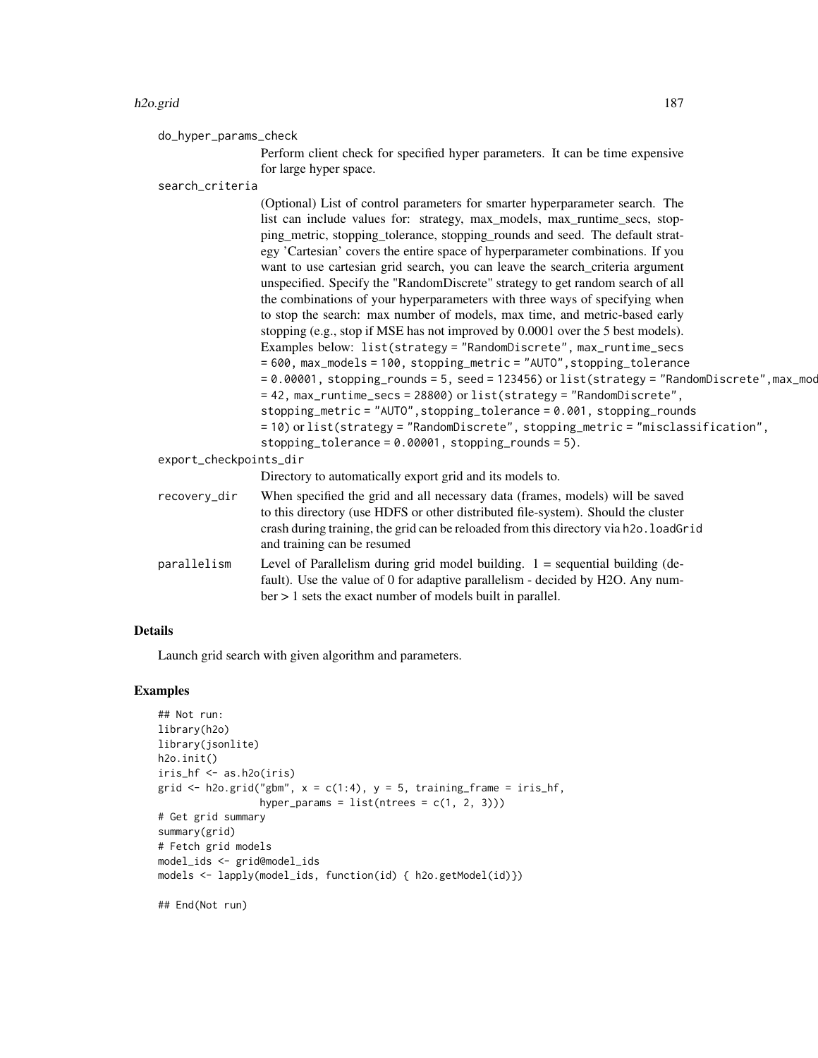`do_hyper_params_check`

Perform client check for specified hyper parameters. It can be time expensive for large hyper space.

`search_criteria`

(Optional) List of control parameters for smarter hyperparameter search. The list can include values for: strategy, max_models, max_runtime_secs, stopping_metric, stopping_tolerance, stopping_rounds and seed. The default strategy 'Cartesian' covers the entire space of hyperparameter combinations. If you want to use cartesian grid search, you can leave the search_criteria argument unspecified. Specify the "RandomDiscrete" strategy to get random search of all the combinations of your hyperparameters with three ways of specifying when to stop the search: max number of models, max time, and metric-based early stopping (e.g., stop if MSE has not improved by 0.0001 over the 5 best models). Examples below: `list(strategy = "RandomDiscrete", max_runtime_secs = 600, max_models = 100, stopping_metric = "AUTO",stopping_tolerance = 0.00001, stopping_rounds = 5, seed = 123456)` or `list(strategy = "RandomDiscrete",max_mod = 42, max_runtime_secs = 28800)` or `list(strategy = "RandomDiscrete", stopping_metric = "AUTO",stopping_tolerance = 0.001, stopping_rounds = 10)` or `list(strategy = "RandomDiscrete", stopping_metric = "misclassification", stopping_tolerance = 0.00001, stopping_rounds = 5)`.

`export_checkpoints_dir`

Directory to automatically export grid and its models to.

`recovery_dir`

When specified the grid and all necessary data (frames, models) will be saved to this directory (use HDFS or other distributed file-system). Should the cluster crash during training, the grid can be reloaded from this directory via `h2o.loadGrid` and training can be resumed

`parallelism`

Level of Parallelism during grid model building. 1 = sequential building (default). Use the value of 0 for adaptive parallelism - decided by H2O. Any number > 1 sets the exact number of models built in parallel.

## Details

Launch grid search with given algorithm and parameters.

## Examples

```
## Not run:
library(h2o)
library(jsonlite)
h2o.init()
iris_hf <- as.h2o(iris)
grid <- h2o.grid("gbm", x = c(1:4), y = 5, training_frame = iris_hf,
                 hyper_params = list(ntrees = c(1, 2, 3)))
# Get grid summary
summary(grid)
# Fetch grid models
model_ids <- grid@model_ids
models <- lapply(model_ids, function(id) { h2o.getModel(id)})

## End(Not run)
```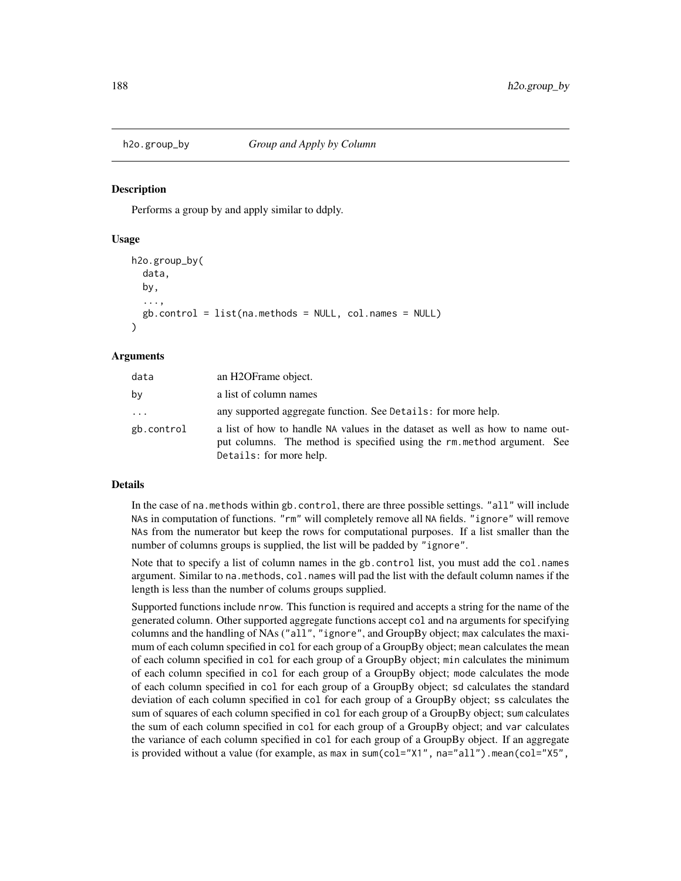h2o.group_by *Group and Apply by Column*

## Description

Performs a group by and apply similar to ddply.

## Usage

```
h2o.group_by(
  data,
  by,
  ...,
  gb.control = list(na.methods = NULL, col.names = NULL)
)
```

## Arguments

| | |
|---|---|
| data | an H2OFrame object. |
| by | a list of column names |
| ... | any supported aggregate function. See Details: for more help. |
| gb.control | a list of how to handle NA values in the dataset as well as how to name output columns. The method is specified using the rm.method argument. See Details: for more help. |

## Details

In the case of na.methods within gb.control, there are three possible settings. "all" will include NAs in computation of functions. "rm" will completely remove all NA fields. "ignore" will remove NAs from the numerator but keep the rows for computational purposes. If a list smaller than the number of columns groups is supplied, the list will be padded by "ignore".

Note that to specify a list of column names in the gb.control list, you must add the col.names argument. Similar to na.methods, col.names will pad the list with the default column names if the length is less than the number of colums groups supplied.

Supported functions include nrow. This function is required and accepts a string for the name of the generated column. Other supported aggregate functions accept col and na arguments for specifying columns and the handling of NAs ("all", "ignore", and GroupBy object; max calculates the maximum of each column specified in col for each group of a GroupBy object; mean calculates the mean of each column specified in col for each group of a GroupBy object; min calculates the minimum of each column specified in col for each group of a GroupBy object; mode calculates the mode of each column specified in col for each group of a GroupBy object; sd calculates the standard deviation of each column specified in col for each group of a GroupBy object; ss calculates the sum of squares of each column specified in col for each group of a GroupBy object; sum calculates the sum of each column specified in col for each group of a GroupBy object; and var calculates the variance of each column specified in col for each group of a GroupBy object. If an aggregate is provided without a value (for example, as max in sum(col="X1", na="all").mean(col="X5",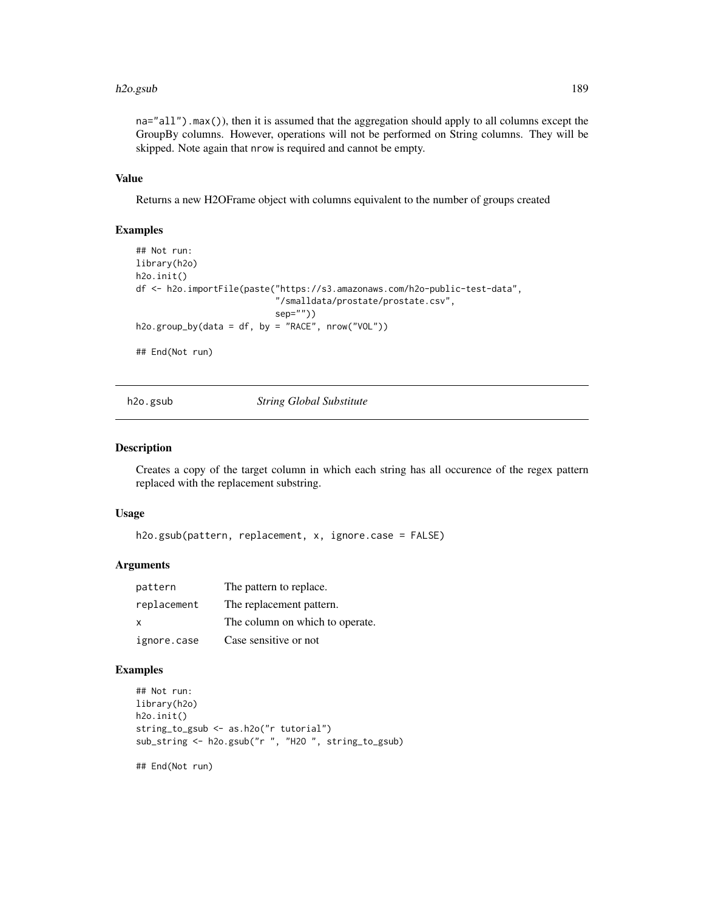na="all").max()), then it is assumed that the aggregation should apply to all columns except the GroupBy columns. However, operations will not be performed on String columns. They will be skipped. Note again that nrow is required and cannot be empty.

### Value

Returns a new H2OFrame object with columns equivalent to the number of groups created

### Examples

```
## Not run:
library(h2o)
h2o.init()
df <- h2o.importFile(paste("https://s3.amazonaws.com/h2o-public-test-data",
                           "/smalldata/prostate/prostate.csv",
                           sep=""))
h2o.group_by(data = df, by = "RACE", nrow("VOL"))

## End(Not run)
```

## h2o.gsub *String Global Substitute*

### Description

Creates a copy of the target column in which each string has all occurence of the regex pattern replaced with the replacement substring.

### Usage

```
h2o.gsub(pattern, replacement, x, ignore.case = FALSE)
```

### Arguments

| | |
|---|---|
| pattern | The pattern to replace. |
| replacement | The replacement pattern. |
| x | The column on which to operate. |
| ignore.case | Case sensitive or not |

### Examples

```
## Not run:
library(h2o)
h2o.init()
string_to_gsub <- as.h2o("r tutorial")
sub_string <- h2o.gsub("r ", "H2O ", string_to_gsub)

## End(Not run)
```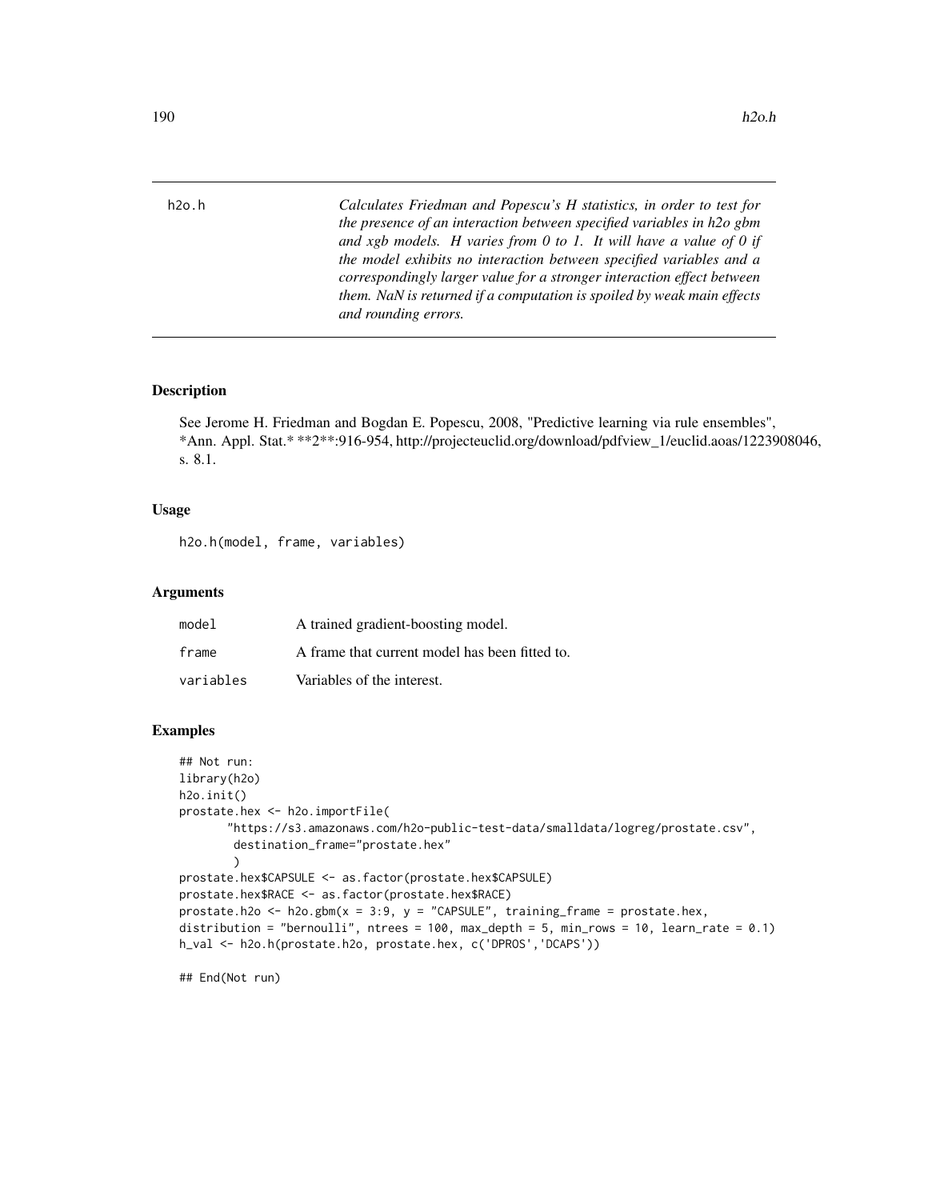h2o.h

*Calculates Friedman and Popescu's H statistics, in order to test for the presence of an interaction between specified variables in h2o gbm and xgb models. H varies from 0 to 1. It will have a value of 0 if the model exhibits no interaction between specified variables and a correspondingly larger value for a stronger interaction effect between them. NaN is returned if a computation is spoiled by weak main effects and rounding errors.*

## Description

See Jerome H. Friedman and Bogdan E. Popescu, 2008, "Predictive learning via rule ensembles", *Ann. Appl. Stat.* **2**:916-954, http://projecteuclid.org/download/pdfview_1/euclid.aoas/1223908046, s. 8.1.

## Usage

```
h2o.h(model, frame, variables)
```

## Arguments

| | |
|---|---|
| model | A trained gradient-boosting model. |
| frame | A frame that current model has been fitted to. |
| variables | Variables of the interest. |

## Examples

```
## Not run:
library(h2o)
h2o.init()
prostate.hex <- h2o.importFile(
       "https://s3.amazonaws.com/h2o-public-test-data/smalldata/logreg/prostate.csv",
        destination_frame="prostate.hex"
        )
prostate.hex$CAPSULE <- as.factor(prostate.hex$CAPSULE)
prostate.hex$RACE <- as.factor(prostate.hex$RACE)
prostate.h2o <- h2o.gbm(x = 3:9, y = "CAPSULE", training_frame = prostate.hex,
distribution = "bernoulli", ntrees = 100, max_depth = 5, min_rows = 10, learn_rate = 0.1)
h_val <- h2o.h(prostate.h2o, prostate.hex, c('DPROS','DCAPS'))

## End(Not run)
```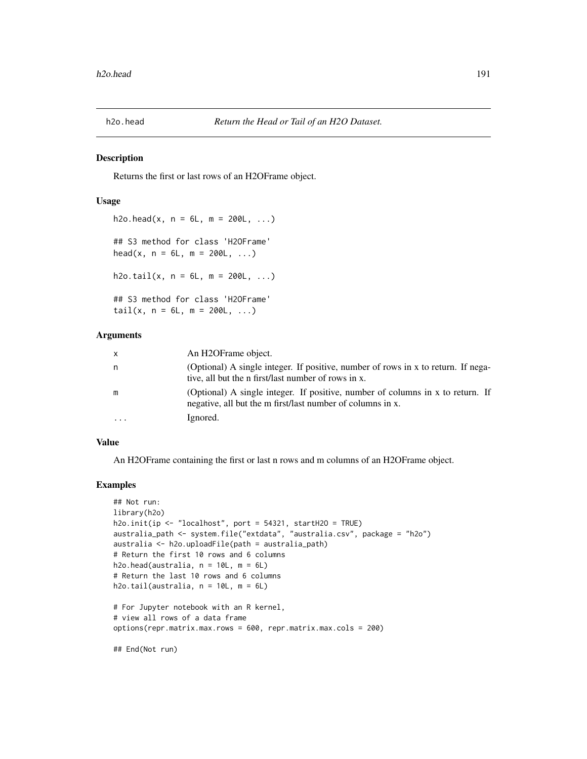# h2o.head *Return the Head or Tail of an H2O Dataset.*

## Description

Returns the first or last rows of an H2OFrame object.

## Usage

```
h2o.head(x, n = 6L, m = 200L, ...)

## S3 method for class 'H2OFrame'
head(x, n = 6L, m = 200L, ...)

h2o.tail(x, n = 6L, m = 200L, ...)

## S3 method for class 'H2OFrame'
tail(x, n = 6L, m = 200L, ...)
```

## Arguments

| | |
|---|---|
| x | An H2OFrame object. |
| n | (Optional) A single integer. If positive, number of rows in x to return. If negative, all but the n first/last number of rows in x. |
| m | (Optional) A single integer. If positive, number of columns in x to return. If negative, all but the m first/last number of columns in x. |
| ... | Ignored. |

## Value

An H2OFrame containing the first or last n rows and m columns of an H2OFrame object.

## Examples

```
## Not run:
library(h2o)
h2o.init(ip <- "localhost", port = 54321, startH2O = TRUE)
australia_path <- system.file("extdata", "australia.csv", package = "h2o")
australia <- h2o.uploadFile(path = australia_path)
# Return the first 10 rows and 6 columns
h2o.head(australia, n = 10L, m = 6L)
# Return the last 10 rows and 6 columns
h2o.tail(australia, n = 10L, m = 6L)

# For Jupyter notebook with an R kernel,
# view all rows of a data frame
options(repr.matrix.max.rows = 600, repr.matrix.max.cols = 200)

## End(Not run)
```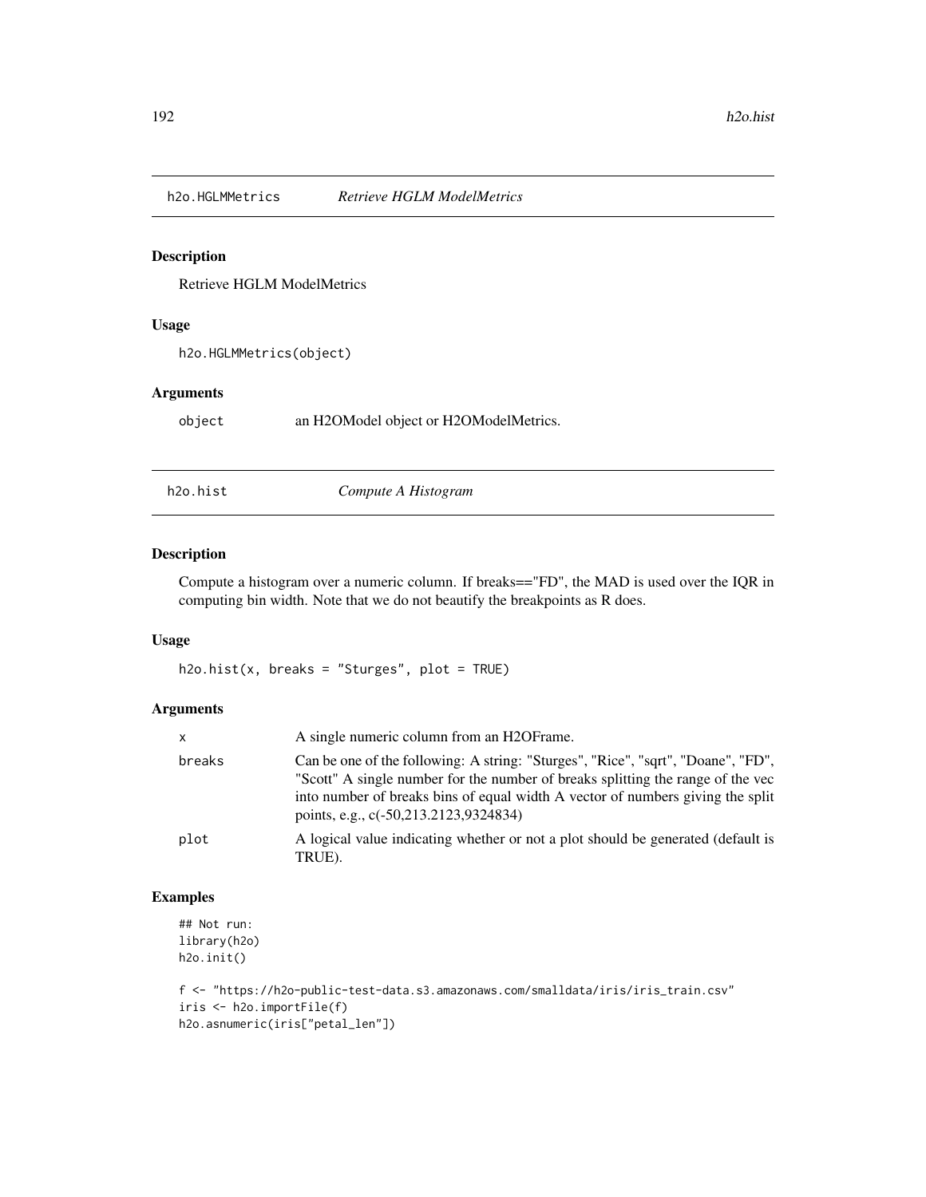## h2o.HGLMMetrics — *Retrieve HGLM ModelMetrics*

### Description

Retrieve HGLM ModelMetrics

### Usage

```
h2o.HGLMMetrics(object)
```

### Arguments

| | |
|---|---|
| object | an H2OModel object or H2OModelMetrics. |

## h2o.hist — *Compute A Histogram*

### Description

Compute a histogram over a numeric column. If breaks=="FD", the MAD is used over the IQR in computing bin width. Note that we do not beautify the breakpoints as R does.

### Usage

```
h2o.hist(x, breaks = "Sturges", plot = TRUE)
```

### Arguments

| | |
|---|---|
| x | A single numeric column from an H2OFrame. |
| breaks | Can be one of the following: A string: "Sturges", "Rice", "sqrt", "Doane", "FD", "Scott" A single number for the number of breaks splitting the range of the vec into number of breaks bins of equal width A vector of numbers giving the split points, e.g., c(-50,213.2123,9324834) |
| plot | A logical value indicating whether or not a plot should be generated (default is TRUE). |

### Examples

```
## Not run:
library(h2o)
h2o.init()

f <- "https://h2o-public-test-data.s3.amazonaws.com/smalldata/iris/iris_train.csv"
iris <- h2o.importFile(f)
h2o.asnumeric(iris["petal_len"])
```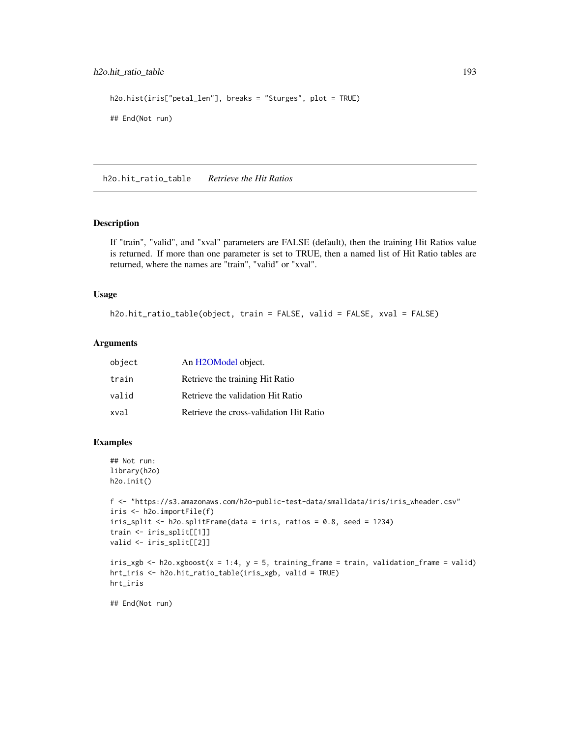```
h2o.hist(iris["petal_len"], breaks = "Sturges", plot = TRUE)

## End(Not run)
```

## h2o.hit_ratio_table    *Retrieve the Hit Ratios*

### Description

If "train", "valid", and "xval" parameters are FALSE (default), then the training Hit Ratios value is returned. If more than one parameter is set to TRUE, then a named list of Hit Ratio tables are returned, where the names are "train", "valid" or "xval".

### Usage

```
h2o.hit_ratio_table(object, train = FALSE, valid = FALSE, xval = FALSE)
```

### Arguments

| | |
|---|---|
| object | An H2OModel object. |
| train | Retrieve the training Hit Ratio |
| valid | Retrieve the validation Hit Ratio |
| xval | Retrieve the cross-validation Hit Ratio |

### Examples

```
## Not run:
library(h2o)
h2o.init()

f <- "https://s3.amazonaws.com/h2o-public-test-data/smalldata/iris/iris_wheader.csv"
iris <- h2o.importFile(f)
iris_split <- h2o.splitFrame(data = iris, ratios = 0.8, seed = 1234)
train <- iris_split[[1]]
valid <- iris_split[[2]]

iris_xgb <- h2o.xgboost(x = 1:4, y = 5, training_frame = train, validation_frame = valid)
hrt_iris <- h2o.hit_ratio_table(iris_xgb, valid = TRUE)
hrt_iris

## End(Not run)
```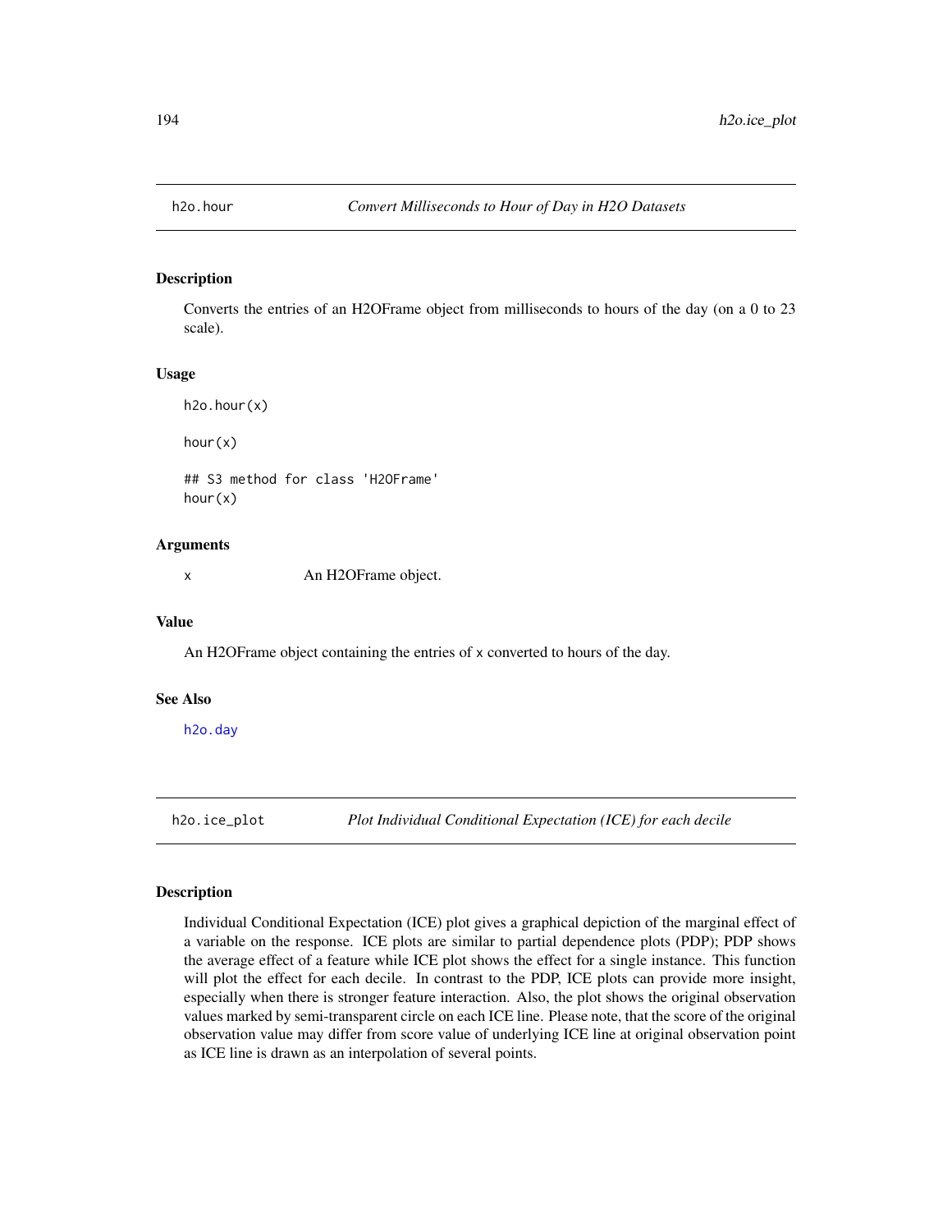## h2o.hour — *Convert Milliseconds to Hour of Day in H2O Datasets*

### Description

Converts the entries of an H2OFrame object from milliseconds to hours of the day (on a 0 to 23 scale).

### Usage

```
h2o.hour(x)

hour(x)

## S3 method for class 'H2OFrame'
hour(x)
```

### Arguments

| | |
|---|---|
| x | An H2OFrame object. |

### Value

An H2OFrame object containing the entries of x converted to hours of the day.

### See Also

h2o.day

## h2o.ice_plot — *Plot Individual Conditional Expectation (ICE) for each decile*

### Description

Individual Conditional Expectation (ICE) plot gives a graphical depiction of the marginal effect of a variable on the response. ICE plots are similar to partial dependence plots (PDP); PDP shows the average effect of a feature while ICE plot shows the effect for a single instance. This function will plot the effect for each decile. In contrast to the PDP, ICE plots can provide more insight, especially when there is stronger feature interaction. Also, the plot shows the original observation values marked by semi-transparent circle on each ICE line. Please note, that the score of the original observation value may differ from score value of underlying ICE line at original observation point as ICE line is drawn as an interpolation of several points.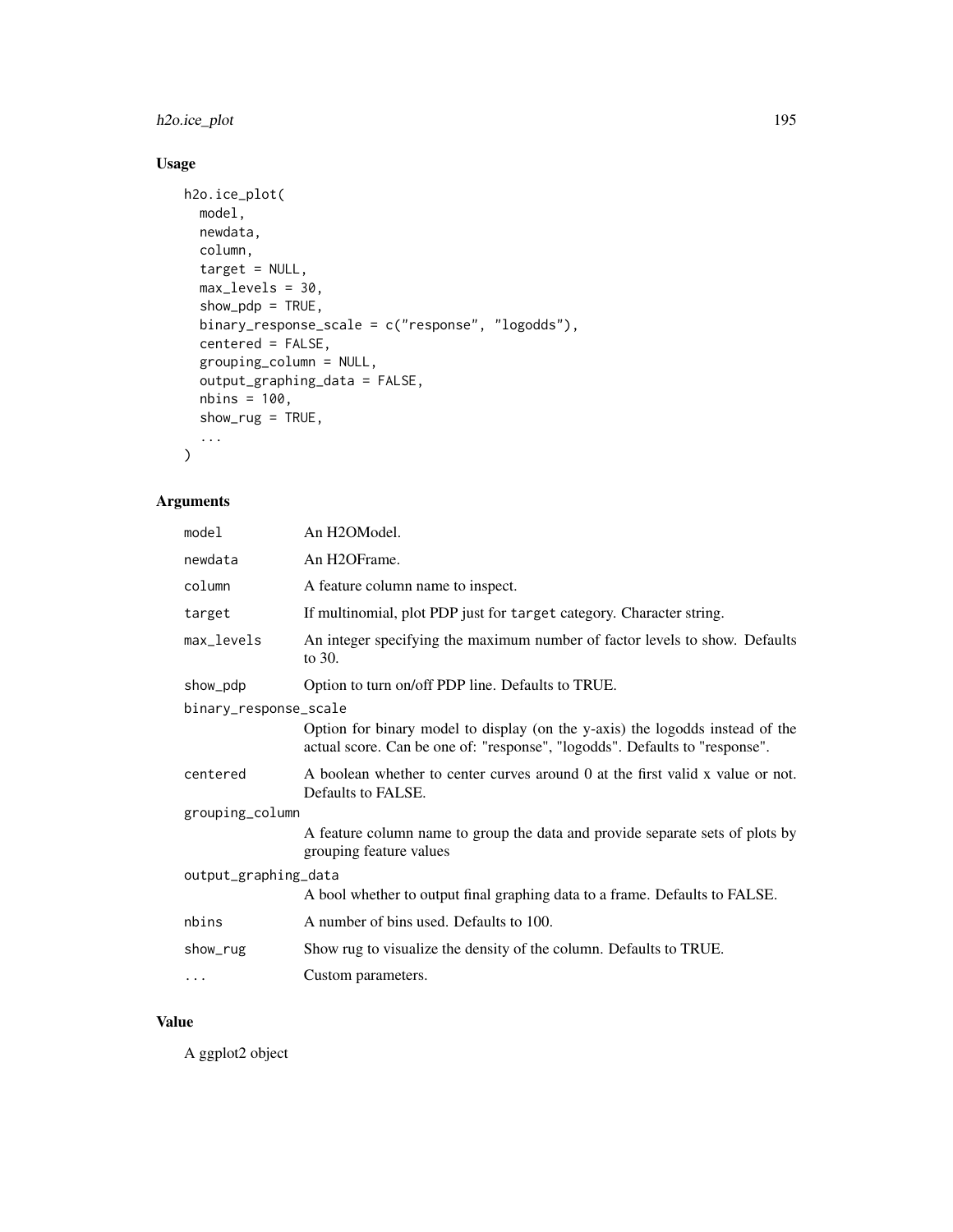## Usage

```
h2o.ice_plot(
  model,
  newdata,
  column,
  target = NULL,
  max_levels = 30,
  show_pdp = TRUE,
  binary_response_scale = c("response", "logodds"),
  centered = FALSE,
  grouping_column = NULL,
  output_graphing_data = FALSE,
  nbins = 100,
  show_rug = TRUE,
  ...
)
```

## Arguments

| | |
|---|---|
| `model` | An H2OModel. |
| `newdata` | An H2OFrame. |
| `column` | A feature column name to inspect. |
| `target` | If multinomial, plot PDP just for `target` category. Character string. |
| `max_levels` | An integer specifying the maximum number of factor levels to show. Defaults to 30. |
| `show_pdp` | Option to turn on/off PDP line. Defaults to TRUE. |
| `binary_response_scale` | Option for binary model to display (on the y-axis) the logodds instead of the actual score. Can be one of: "response", "logodds". Defaults to "response". |
| `centered` | A boolean whether to center curves around 0 at the first valid x value or not. Defaults to FALSE. |
| `grouping_column` | A feature column name to group the data and provide separate sets of plots by grouping feature values |
| `output_graphing_data` | A bool whether to output final graphing data to a frame. Defaults to FALSE. |
| `nbins` | A number of bins used. Defaults to 100. |
| `show_rug` | Show rug to visualize the density of the column. Defaults to TRUE. |
| `...` | Custom parameters. |

## Value

A ggplot2 object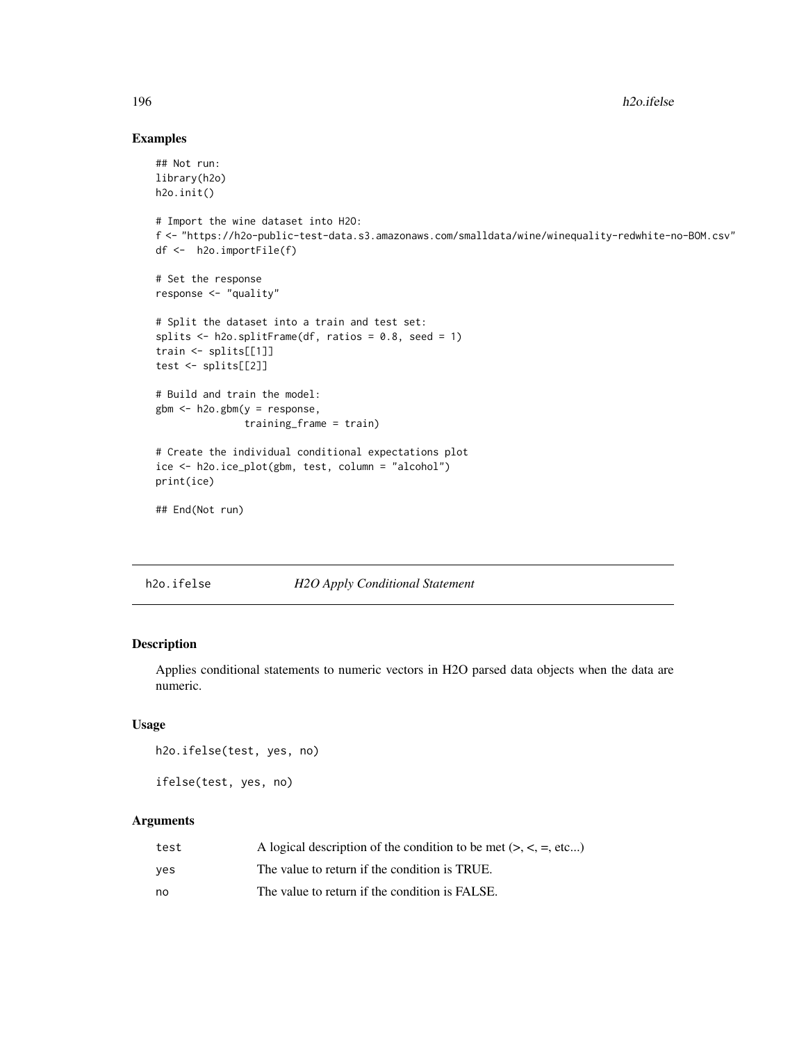## Examples

```
## Not run:
library(h2o)
h2o.init()

# Import the wine dataset into H2O:
f <- "https://h2o-public-test-data.s3.amazonaws.com/smalldata/wine/winequality-redwhite-no-BOM.csv"
df <-  h2o.importFile(f)

# Set the response
response <- "quality"

# Split the dataset into a train and test set:
splits <- h2o.splitFrame(df, ratios = 0.8, seed = 1)
train <- splits[[1]]
test <- splits[[2]]

# Build and train the model:
gbm <- h2o.gbm(y = response,
               training_frame = train)

# Create the individual conditional expectations plot
ice <- h2o.ice_plot(gbm, test, column = "alcohol")
print(ice)

## End(Not run)
```

---

# h2o.ifelse &nbsp;&nbsp;&nbsp; *H2O Apply Conditional Statement*

---

## Description

Applies conditional statements to numeric vectors in H2O parsed data objects when the data are numeric.

## Usage

```
h2o.ifelse(test, yes, no)

ifelse(test, yes, no)
```

## Arguments

| | |
|---|---|
| test | A logical description of the condition to be met (>, <, =, etc...) |
| yes | The value to return if the condition is TRUE. |
| no | The value to return if the condition is FALSE. |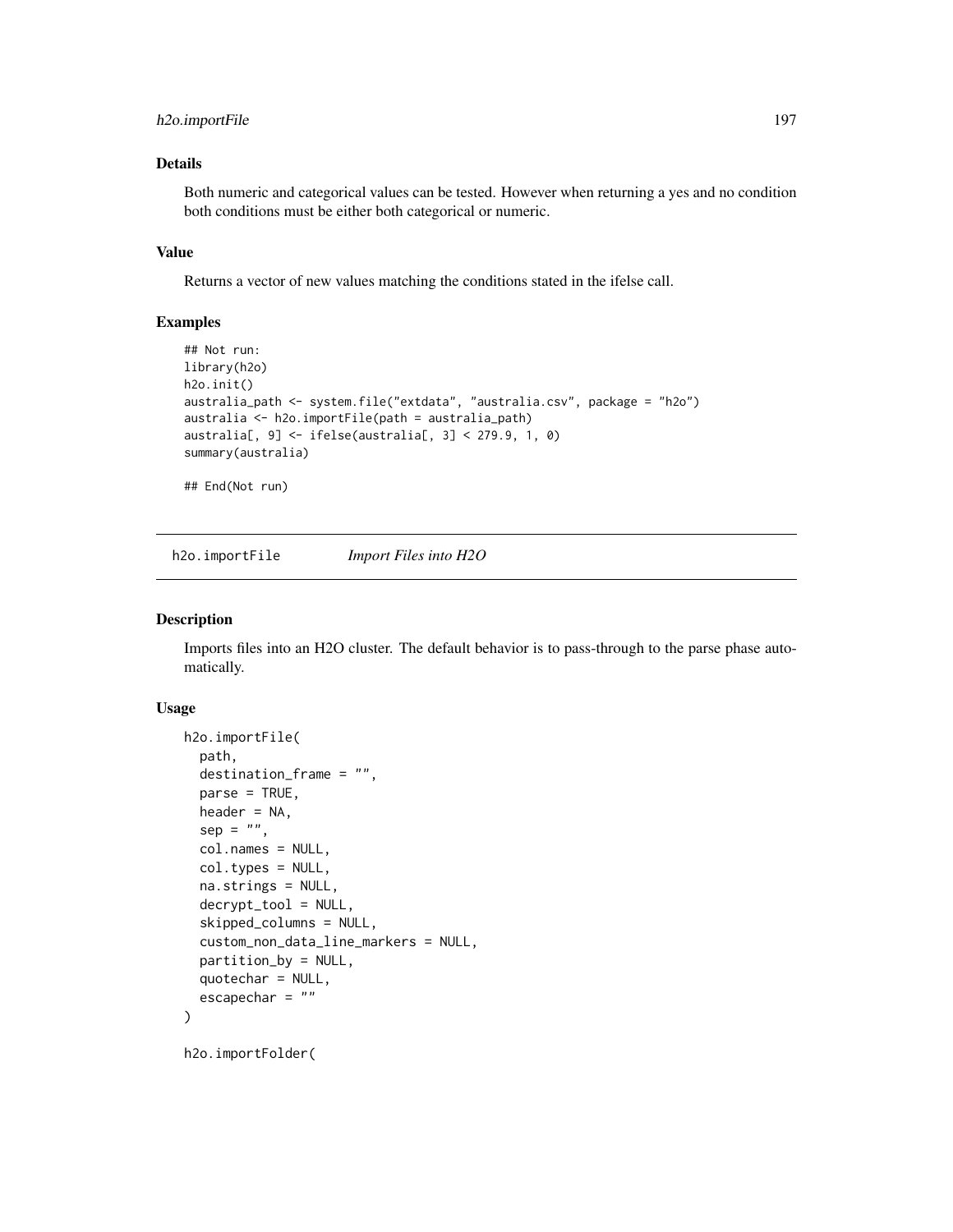### Details

Both numeric and categorical values can be tested. However when returning a yes and no condition both conditions must be either both categorical or numeric.

### Value

Returns a vector of new values matching the conditions stated in the ifelse call.

### Examples

```
## Not run:
library(h2o)
h2o.init()
australia_path <- system.file("extdata", "australia.csv", package = "h2o")
australia <- h2o.importFile(path = australia_path)
australia[, 9] <- ifelse(australia[, 3] < 279.9, 1, 0)
summary(australia)

## End(Not run)
```

---

## h2o.importFile    *Import Files into H2O*

---

### Description

Imports files into an H2O cluster. The default behavior is to pass-through to the parse phase automatically.

### Usage

```
h2o.importFile(
  path,
  destination_frame = "",
  parse = TRUE,
  header = NA,
  sep = "",
  col.names = NULL,
  col.types = NULL,
  na.strings = NULL,
  decrypt_tool = NULL,
  skipped_columns = NULL,
  custom_non_data_line_markers = NULL,
  partition_by = NULL,
  quotechar = NULL,
  escapechar = ""
)

h2o.importFolder(
```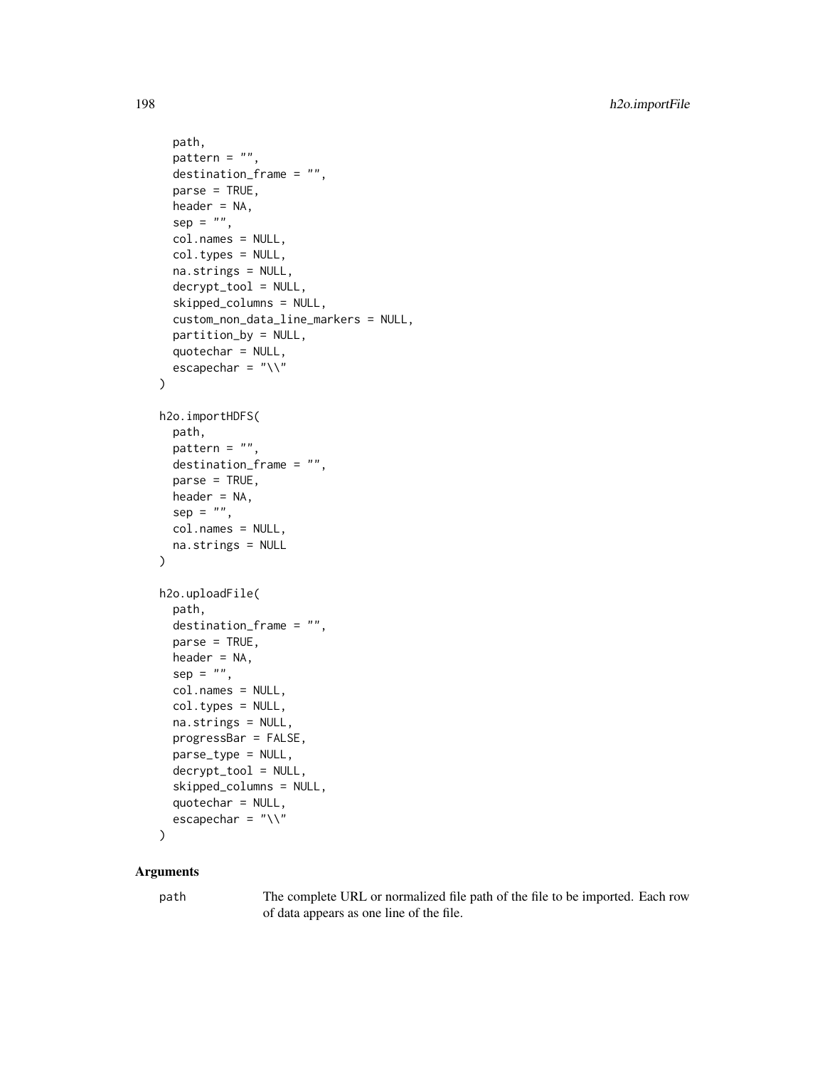```
  path,
  pattern = "",
  destination_frame = "",
  parse = TRUE,
  header = NA,
  sep = "",
  col.names = NULL,
  col.types = NULL,
  na.strings = NULL,
  decrypt_tool = NULL,
  skipped_columns = NULL,
  custom_non_data_line_markers = NULL,
  partition_by = NULL,
  quotechar = NULL,
  escapechar = "\\"
)

h2o.importHDFS(
  path,
  pattern = "",
  destination_frame = "",
  parse = TRUE,
  header = NA,
  sep = "",
  col.names = NULL,
  na.strings = NULL
)

h2o.uploadFile(
  path,
  destination_frame = "",
  parse = TRUE,
  header = NA,
  sep = "",
  col.names = NULL,
  col.types = NULL,
  na.strings = NULL,
  progressBar = FALSE,
  parse_type = NULL,
  decrypt_tool = NULL,
  skipped_columns = NULL,
  quotechar = NULL,
  escapechar = "\\"
)
```

### Arguments

| | |
|---|---|
| path | The complete URL or normalized file path of the file to be imported. Each row of data appears as one line of the file. |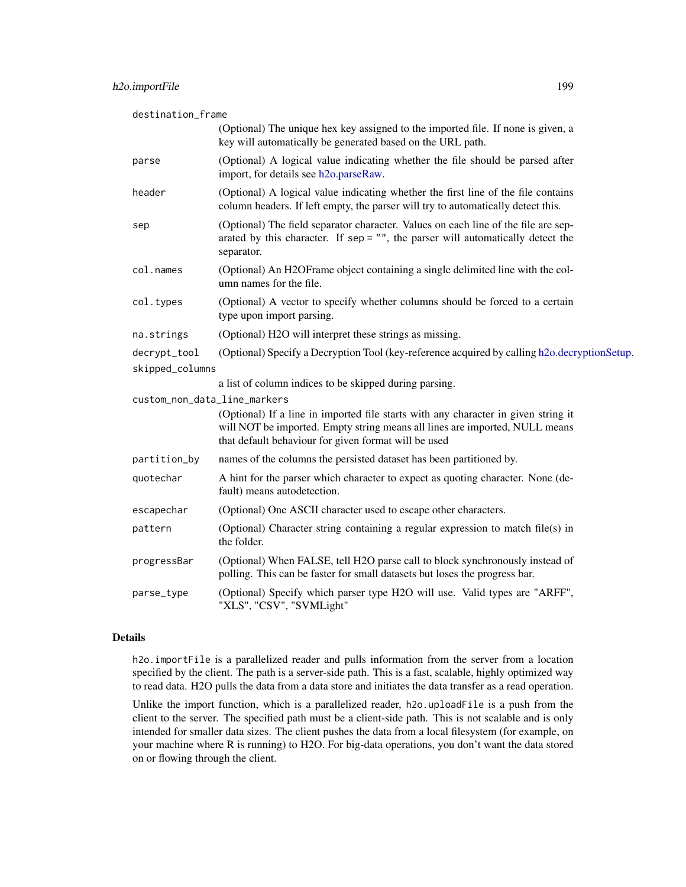| | |
|---|---|
| `destination_frame` | (Optional) The unique hex key assigned to the imported file. If none is given, a key will automatically be generated based on the URL path. |
| `parse` | (Optional) A logical value indicating whether the file should be parsed after import, for details see h2o.parseRaw. |
| `header` | (Optional) A logical value indicating whether the first line of the file contains column headers. If left empty, the parser will try to automatically detect this. |
| `sep` | (Optional) The field separator character. Values on each line of the file are separated by this character. If `sep = ""`, the parser will automatically detect the separator. |
| `col.names` | (Optional) An H2OFrame object containing a single delimited line with the column names for the file. |
| `col.types` | (Optional) A vector to specify whether columns should be forced to a certain type upon import parsing. |
| `na.strings` | (Optional) H2O will interpret these strings as missing. |
| `decrypt_tool` | (Optional) Specify a Decryption Tool (key-reference acquired by calling h2o.decryptionSetup. |
| `skipped_columns` | a list of column indices to be skipped during parsing. |
| `custom_non_data_line_markers` | (Optional) If a line in imported file starts with any character in given string it will NOT be imported. Empty string means all lines are imported, NULL means that default behaviour for given format will be used |
| `partition_by` | names of the columns the persisted dataset has been partitioned by. |
| `quotechar` | A hint for the parser which character to expect as quoting character. None (default) means autodetection. |
| `escapechar` | (Optional) One ASCII character used to escape other characters. |
| `pattern` | (Optional) Character string containing a regular expression to match file(s) in the folder. |
| `progressBar` | (Optional) When FALSE, tell H2O parse call to block synchronously instead of polling. This can be faster for small datasets but loses the progress bar. |
| `parse_type` | (Optional) Specify which parser type H2O will use. Valid types are "ARFF", "XLS", "CSV", "SVMLight" |

## Details

`h2o.importFile` is a parallelized reader and pulls information from the server from a location specified by the client. The path is a server-side path. This is a fast, scalable, highly optimized way to read data. H2O pulls the data from a data store and initiates the data transfer as a read operation.

Unlike the import function, which is a parallelized reader, `h2o.uploadFile` is a push from the client to the server. The specified path must be a client-side path. This is not scalable and is only intended for smaller data sizes. The client pushes the data from a local filesystem (for example, on your machine where R is running) to H2O. For big-data operations, you don't want the data stored on or flowing through the client.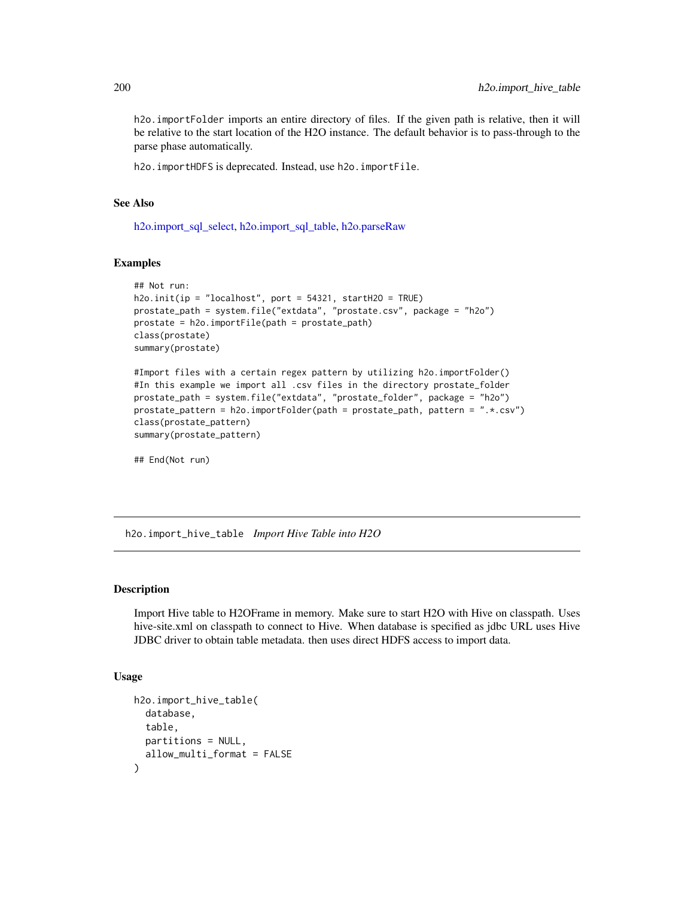h2o.importFolder imports an entire directory of files. If the given path is relative, then it will be relative to the start location of the H2O instance. The default behavior is to pass-through to the parse phase automatically.

h2o.importHDFS is deprecated. Instead, use h2o.importFile.

### See Also

h2o.import_sql_select, h2o.import_sql_table, h2o.parseRaw

### Examples

```
## Not run:
h2o.init(ip = "localhost", port = 54321, startH2O = TRUE)
prostate_path = system.file("extdata", "prostate.csv", package = "h2o")
prostate = h2o.importFile(path = prostate_path)
class(prostate)
summary(prostate)

#Import files with a certain regex pattern by utilizing h2o.importFolder()
#In this example we import all .csv files in the directory prostate_folder
prostate_path = system.file("extdata", "prostate_folder", package = "h2o")
prostate_pattern = h2o.importFolder(path = prostate_path, pattern = ".*.csv")
class(prostate_pattern)
summary(prostate_pattern)

## End(Not run)
```

## h2o.import_hive_table *Import Hive Table into H2O*

### Description

Import Hive table to H2OFrame in memory. Make sure to start H2O with Hive on classpath. Uses hive-site.xml on classpath to connect to Hive. When database is specified as jdbc URL uses Hive JDBC driver to obtain table metadata. then uses direct HDFS access to import data.

### Usage

```
h2o.import_hive_table(
  database,
  table,
  partitions = NULL,
  allow_multi_format = FALSE
)
```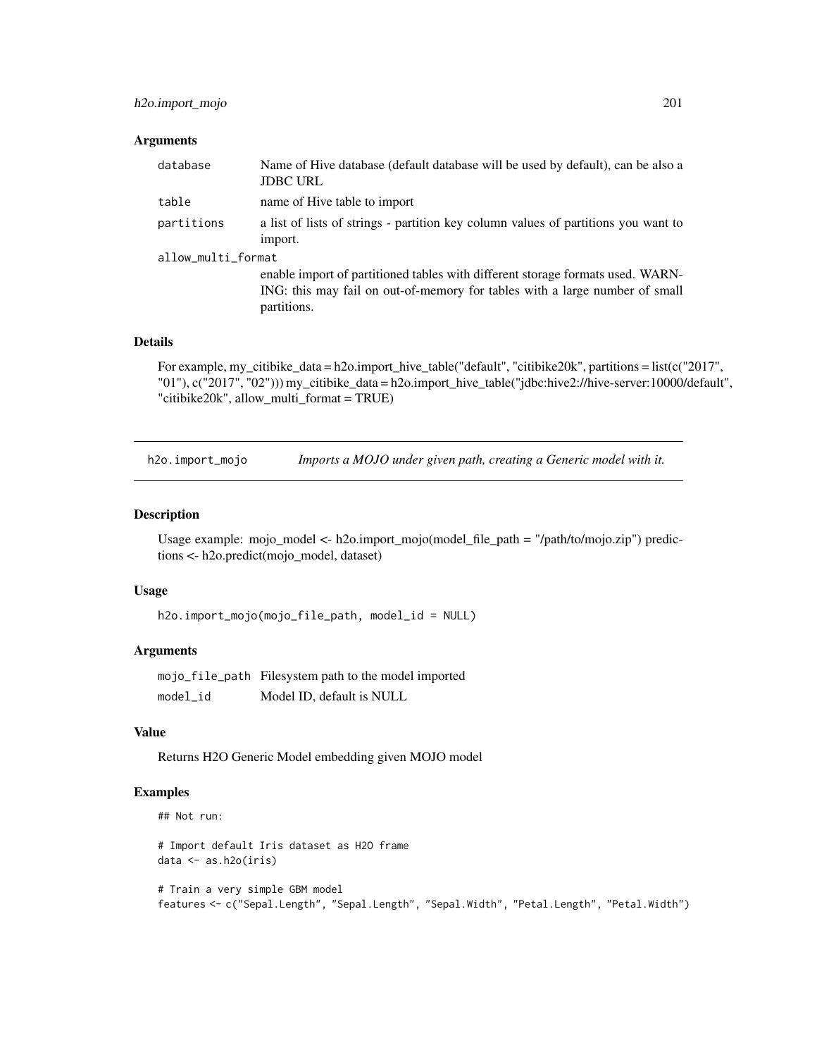### Arguments

| | |
|---|---|
| database | Name of Hive database (default database will be used by default), can be also a JDBC URL |
| table | name of Hive table to import |
| partitions | a list of lists of strings - partition key column values of partitions you want to import. |
| allow_multi_format | enable import of partitioned tables with different storage formats used. WARNING: this may fail on out-of-memory for tables with a large number of small partitions. |

### Details

For example, my_citibike_data = h2o.import_hive_table("default", "citibike20k", partitions = list(c("2017", "01"), c("2017", "02"))) my_citibike_data = h2o.import_hive_table("jdbc:hive2://hive-server:10000/default", "citibike20k", allow_multi_format = TRUE)

---

## h2o.import_mojo — *Imports a MOJO under given path, creating a Generic model with it.*

### Description

Usage example: mojo_model <- h2o.import_mojo(model_file_path = "/path/to/mojo.zip") predictions <- h2o.predict(mojo_model, dataset)

### Usage

```
h2o.import_mojo(mojo_file_path, model_id = NULL)
```

### Arguments

| | |
|---|---|
| mojo_file_path | Filesystem path to the model imported |
| model_id | Model ID, default is NULL |

### Value

Returns H2O Generic Model embedding given MOJO model

### Examples

```
## Not run:

# Import default Iris dataset as H2O frame
data <- as.h2o(iris)

# Train a very simple GBM model
features <- c("Sepal.Length", "Sepal.Length", "Sepal.Width", "Petal.Length", "Petal.Width")
```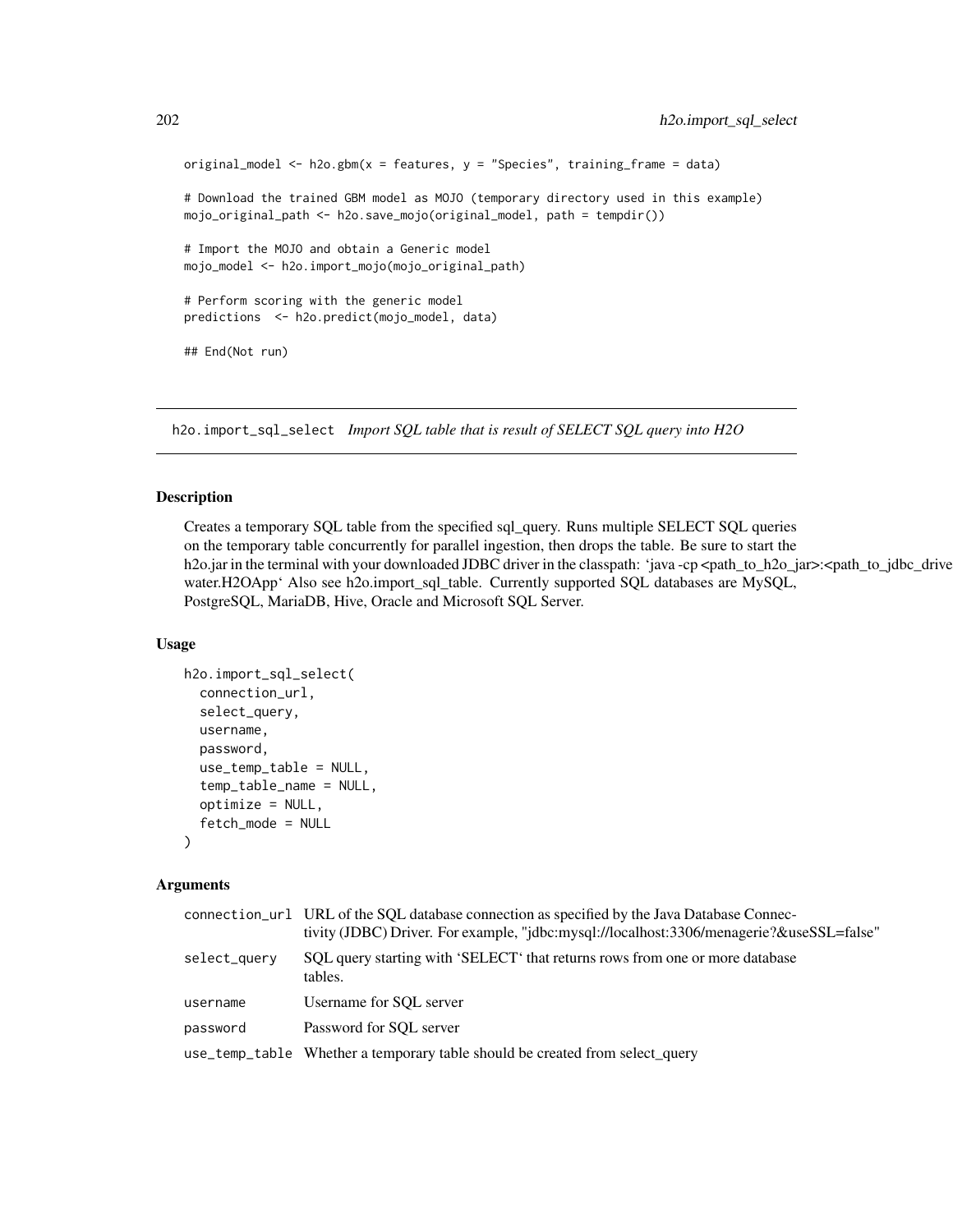```
original_model <- h2o.gbm(x = features, y = "Species", training_frame = data)

# Download the trained GBM model as MOJO (temporary directory used in this example)
mojo_original_path <- h2o.save_mojo(original_model, path = tempdir())

# Import the MOJO and obtain a Generic model
mojo_model <- h2o.import_mojo(mojo_original_path)

# Perform scoring with the generic model
predictions  <- h2o.predict(mojo_model, data)

## End(Not run)
```

---

## h2o.import_sql_select *Import SQL table that is result of SELECT SQL query into H2O*

### Description

Creates a temporary SQL table from the specified sql_query. Runs multiple SELECT SQL queries on the temporary table concurrently for parallel ingestion, then drops the table. Be sure to start the h2o.jar in the terminal with your downloaded JDBC driver in the classpath: 'java -cp <path_to_h2o_jar>:<path_to_jdbc_drive water.H2OApp' Also see h2o.import_sql_table. Currently supported SQL databases are MySQL, PostgreSQL, MariaDB, Hive, Oracle and Microsoft SQL Server.

### Usage

```
h2o.import_sql_select(
  connection_url,
  select_query,
  username,
  password,
  use_temp_table = NULL,
  temp_table_name = NULL,
  optimize = NULL,
  fetch_mode = NULL
)
```

### Arguments

| | |
|---|---|
| `connection_url` | URL of the SQL database connection as specified by the Java Database Connectivity (JDBC) Driver. For example, "jdbc:mysql://localhost:3306/menagerie?&useSSL=false" |
| `select_query` | SQL query starting with 'SELECT' that returns rows from one or more database tables. |
| `username` | Username for SQL server |
| `password` | Password for SQL server |
| `use_temp_table` | Whether a temporary table should be created from select_query |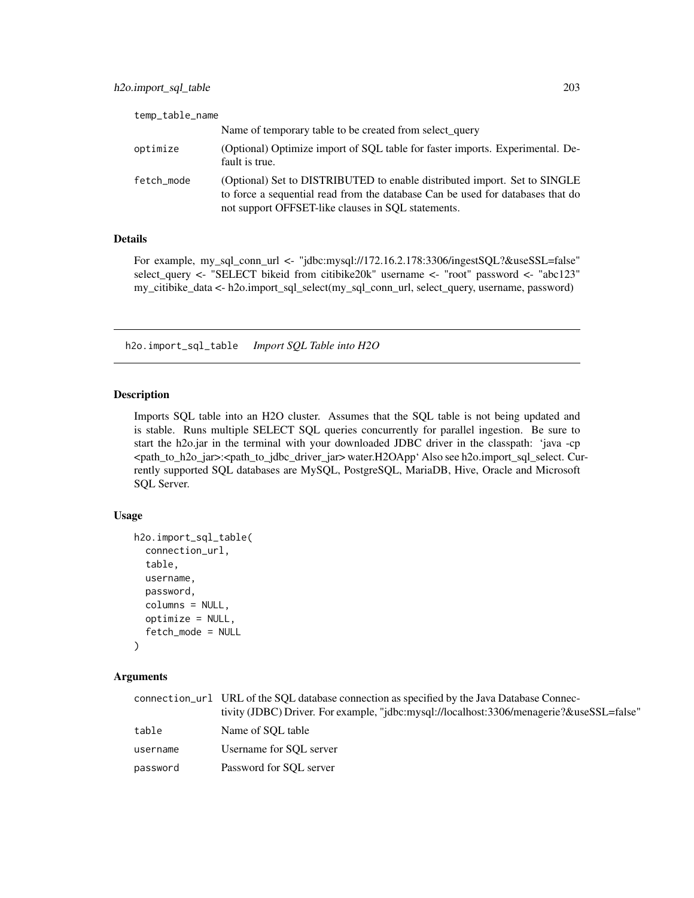| | |
|---|---|
| temp_table_name | Name of temporary table to be created from select_query |
| optimize | (Optional) Optimize import of SQL table for faster imports. Experimental. Default is true. |
| fetch_mode | (Optional) Set to DISTRIBUTED to enable distributed import. Set to SINGLE to force a sequential read from the database Can be used for databases that do not support OFFSET-like clauses in SQL statements. |

### Details

For example, my_sql_conn_url <- "jdbc:mysql://172.16.2.178:3306/ingestSQL?&useSSL=false" select_query <- "SELECT bikeid from citibike20k" username <- "root" password <- "abc123" my_citibike_data <- h2o.import_sql_select(my_sql_conn_url, select_query, username, password)

---

## h2o.import_sql_table *Import SQL Table into H2O*

### Description

Imports SQL table into an H2O cluster. Assumes that the SQL table is not being updated and is stable. Runs multiple SELECT SQL queries concurrently for parallel ingestion. Be sure to start the h2o.jar in the terminal with your downloaded JDBC driver in the classpath: 'java -cp <path_to_h2o_jar>:<path_to_jdbc_driver_jar> water.H2OApp' Also see h2o.import_sql_select. Currently supported SQL databases are MySQL, PostgreSQL, MariaDB, Hive, Oracle and Microsoft SQL Server.

### Usage

```
h2o.import_sql_table(
  connection_url,
  table,
  username,
  password,
  columns = NULL,
  optimize = NULL,
  fetch_mode = NULL
)
```

### Arguments

| | |
|---|---|
| connection_url | URL of the SQL database connection as specified by the Java Database Connectivity (JDBC) Driver. For example, "jdbc:mysql://localhost:3306/menagerie?&useSSL=false" |
| table | Name of SQL table |
| username | Username for SQL server |
| password | Password for SQL server |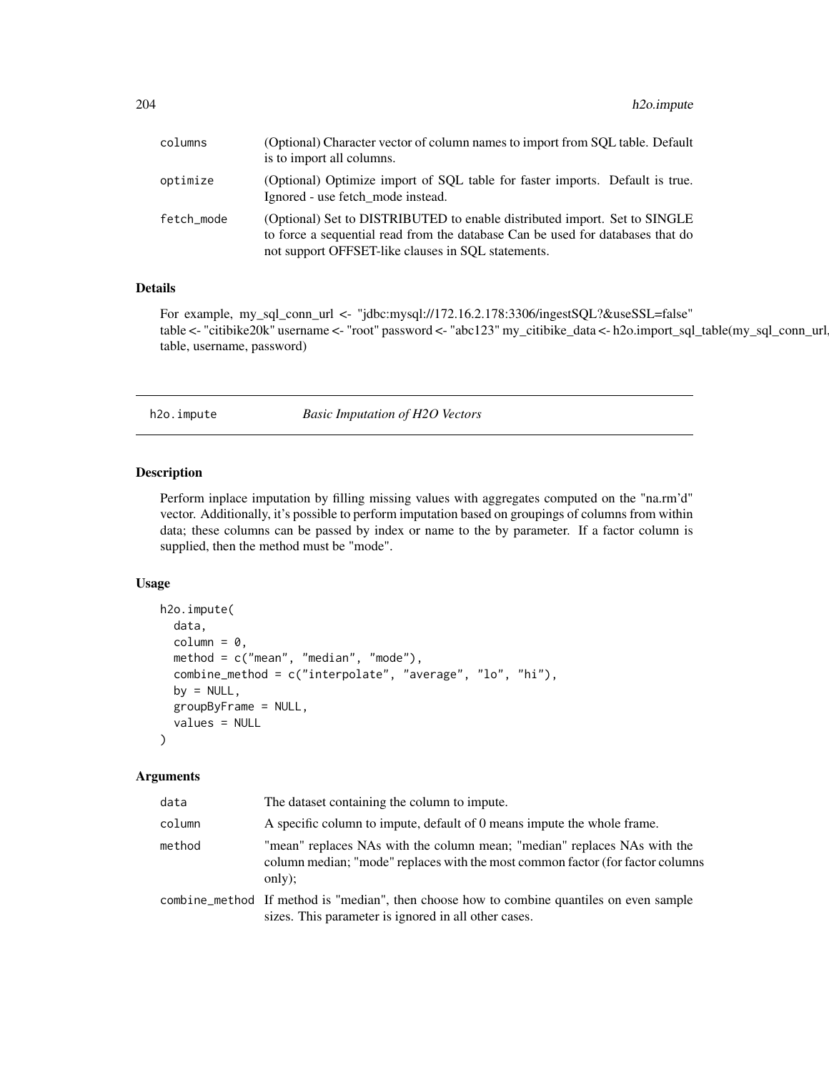| | |
|---|---|
| columns | (Optional) Character vector of column names to import from SQL table. Default is to import all columns. |
| optimize | (Optional) Optimize import of SQL table for faster imports. Default is true. Ignored - use fetch_mode instead. |
| fetch_mode | (Optional) Set to DISTRIBUTED to enable distributed import. Set to SINGLE to force a sequential read from the database Can be used for databases that do not support OFFSET-like clauses in SQL statements. |

### Details

For example, my_sql_conn_url <- "jdbc:mysql://172.16.2.178:3306/ingestSQL?&useSSL=false" table <- "citibike20k" username <- "root" password <- "abc123" my_citibike_data <- h2o.import_sql_table(my_sql_conn_url, table, username, password)

---

## h2o.impute — *Basic Imputation of H2O Vectors*

### Description

Perform inplace imputation by filling missing values with aggregates computed on the "na.rm'd" vector. Additionally, it's possible to perform imputation based on groupings of columns from within data; these columns can be passed by index or name to the by parameter. If a factor column is supplied, then the method must be "mode".

### Usage

```
h2o.impute(
  data,
  column = 0,
  method = c("mean", "median", "mode"),
  combine_method = c("interpolate", "average", "lo", "hi"),
  by = NULL,
  groupByFrame = NULL,
  values = NULL
)
```

### Arguments

| | |
|---|---|
| data | The dataset containing the column to impute. |
| column | A specific column to impute, default of 0 means impute the whole frame. |
| method | "mean" replaces NAs with the column mean; "median" replaces NAs with the column median; "mode" replaces with the most common factor (for factor columns only); |
| combine_method | If method is "median", then choose how to combine quantiles on even sample sizes. This parameter is ignored in all other cases. |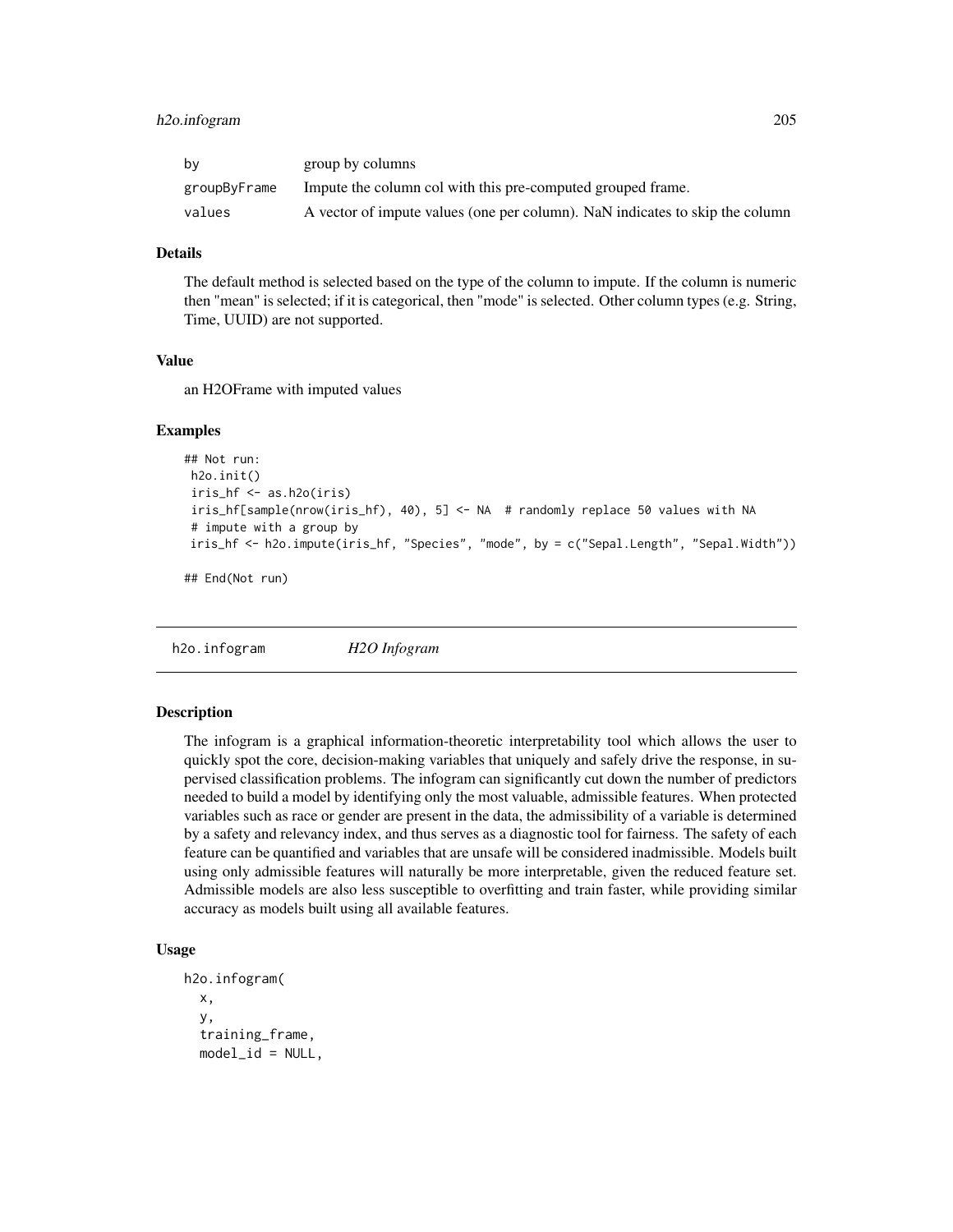| | |
|---|---|
| by | group by columns |
| groupByFrame | Impute the column col with this pre-computed grouped frame. |
| values | A vector of impute values (one per column). NaN indicates to skip the column |

### Details

The default method is selected based on the type of the column to impute. If the column is numeric then "mean" is selected; if it is categorical, then "mode" is selected. Other column types (e.g. String, Time, UUID) are not supported.

### Value

an H2OFrame with imputed values

### Examples

```
## Not run:
 h2o.init()
 iris_hf <- as.h2o(iris)
 iris_hf[sample(nrow(iris_hf), 40), 5] <- NA  # randomly replace 50 values with NA
 # impute with a group by
 iris_hf <- h2o.impute(iris_hf, "Species", "mode", by = c("Sepal.Length", "Sepal.Width"))

## End(Not run)
```

---

## h2o.infogram *H2O Infogram*

### Description

The infogram is a graphical information-theoretic interpretability tool which allows the user to quickly spot the core, decision-making variables that uniquely and safely drive the response, in supervised classification problems. The infogram can significantly cut down the number of predictors needed to build a model by identifying only the most valuable, admissible features. When protected variables such as race or gender are present in the data, the admissibility of a variable is determined by a safety and relevancy index, and thus serves as a diagnostic tool for fairness. The safety of each feature can be quantified and variables that are unsafe will be considered inadmissible. Models built using only admissible features will naturally be more interpretable, given the reduced feature set. Admissible models are also less susceptible to overfitting and train faster, while providing similar accuracy as models built using all available features.

### Usage

```
h2o.infogram(
  x,
  y,
  training_frame,
  model_id = NULL,
```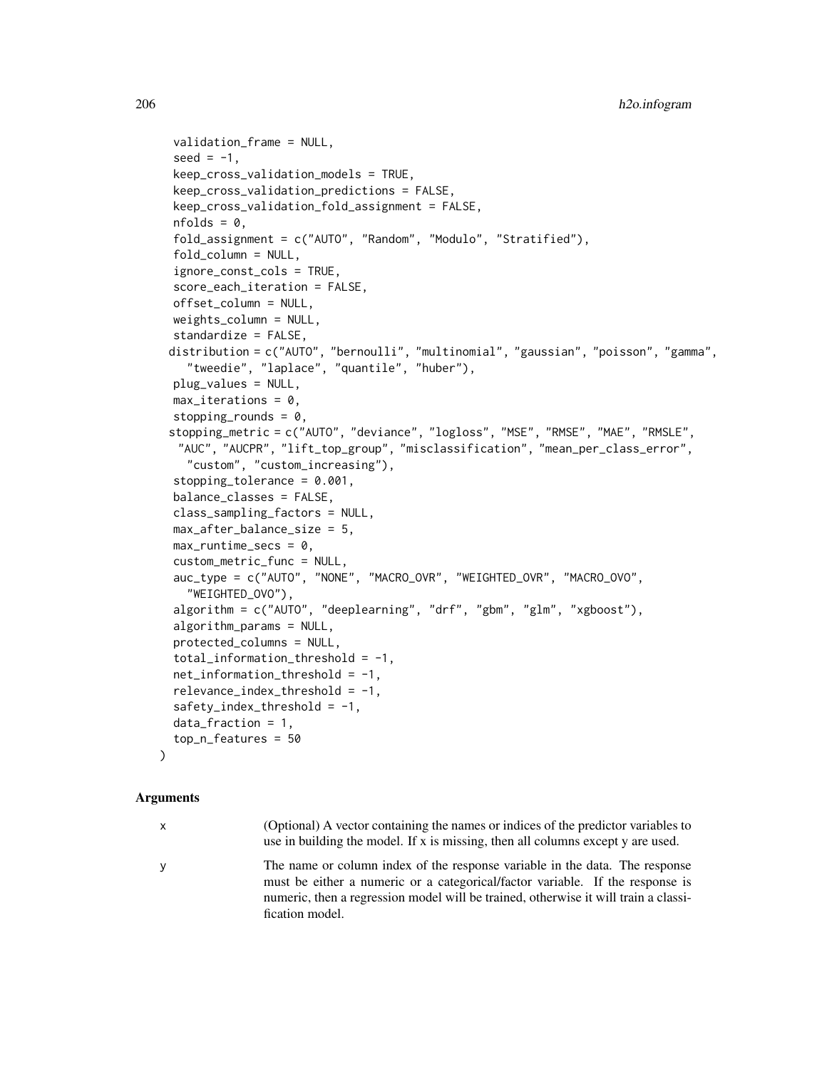```
  validation_frame = NULL,
  seed = -1,
  keep_cross_validation_models = TRUE,
  keep_cross_validation_predictions = FALSE,
  keep_cross_validation_fold_assignment = FALSE,
  nfolds = 0,
  fold_assignment = c("AUTO", "Random", "Modulo", "Stratified"),
  fold_column = NULL,
  ignore_const_cols = TRUE,
  score_each_iteration = FALSE,
  offset_column = NULL,
  weights_column = NULL,
  standardize = FALSE,
  distribution = c("AUTO", "bernoulli", "multinomial", "gaussian", "poisson", "gamma",
    "tweedie", "laplace", "quantile", "huber"),
  plug_values = NULL,
  max_iterations = 0,
  stopping_rounds = 0,
  stopping_metric = c("AUTO", "deviance", "logloss", "MSE", "RMSE", "MAE", "RMSLE",
    "AUC", "AUCPR", "lift_top_group", "misclassification", "mean_per_class_error",
    "custom", "custom_increasing"),
  stopping_tolerance = 0.001,
  balance_classes = FALSE,
  class_sampling_factors = NULL,
  max_after_balance_size = 5,
  max_runtime_secs = 0,
  custom_metric_func = NULL,
  auc_type = c("AUTO", "NONE", "MACRO_OVR", "WEIGHTED_OVR", "MACRO_OVO",
    "WEIGHTED_OVO"),
  algorithm = c("AUTO", "deeplearning", "drf", "gbm", "glm", "xgboost"),
  algorithm_params = NULL,
  protected_columns = NULL,
  total_information_threshold = -1,
  net_information_threshold = -1,
  relevance_index_threshold = -1,
  safety_index_threshold = -1,
  data_fraction = 1,
  top_n_features = 50
)
```

## Arguments

| | |
|---|---|
| x | (Optional) A vector containing the names or indices of the predictor variables to use in building the model. If x is missing, then all columns except y are used. |
| y | The name or column index of the response variable in the data. The response must be either a numeric or a categorical/factor variable. If the response is numeric, then a regression model will be trained, otherwise it will train a classification model. |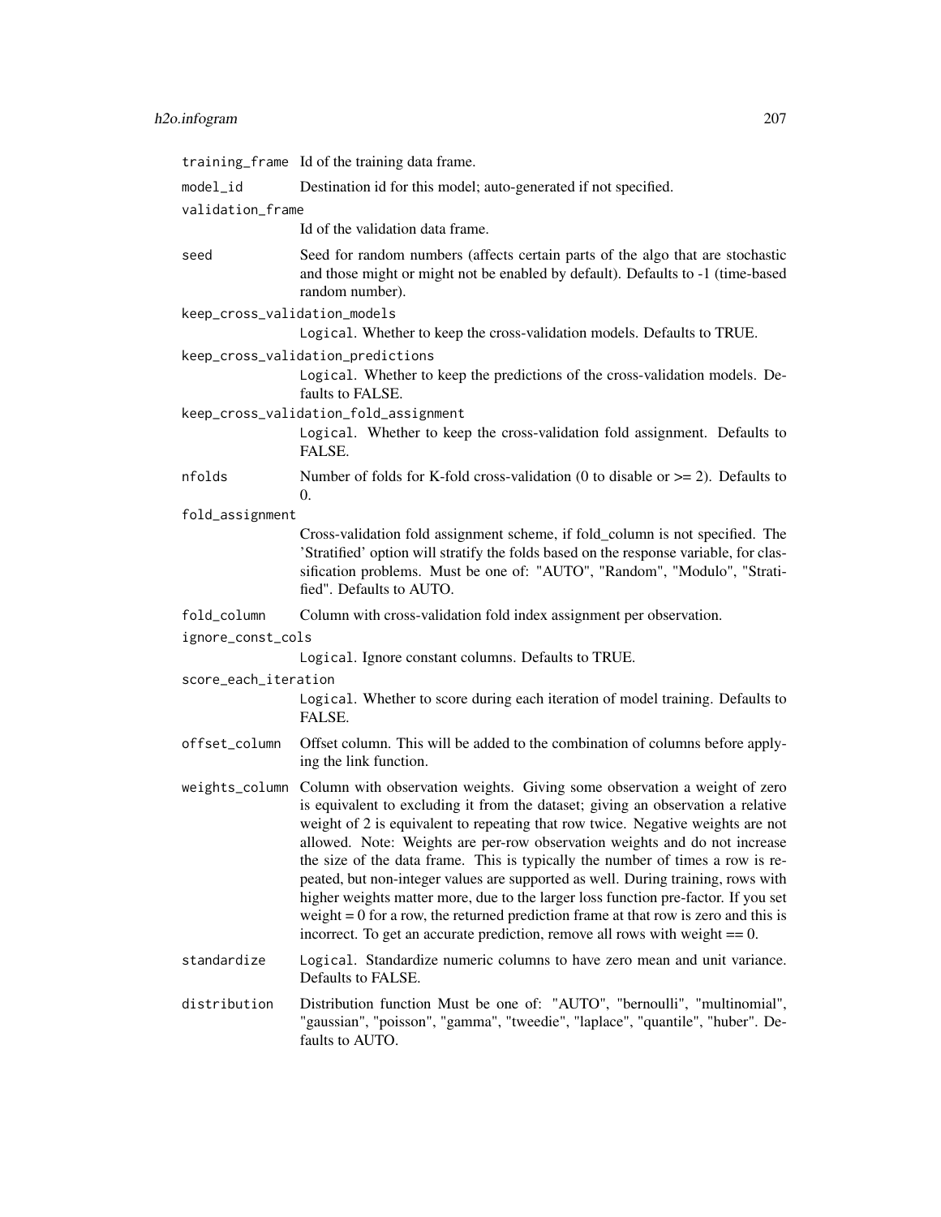`training_frame` Id of the training data frame.

`model_id` Destination id for this model; auto-generated if not specified.

`validation_frame`
Id of the validation data frame.

`seed` Seed for random numbers (affects certain parts of the algo that are stochastic and those might or might not be enabled by default). Defaults to -1 (time-based random number).

`keep_cross_validation_models`
`Logical`. Whether to keep the cross-validation models. Defaults to TRUE.

`keep_cross_validation_predictions`
`Logical`. Whether to keep the predictions of the cross-validation models. Defaults to FALSE.

`keep_cross_validation_fold_assignment`
`Logical`. Whether to keep the cross-validation fold assignment. Defaults to FALSE.

`nfolds` Number of folds for K-fold cross-validation (0 to disable or >= 2). Defaults to 0.

`fold_assignment`
Cross-validation fold assignment scheme, if fold_column is not specified. The 'Stratified' option will stratify the folds based on the response variable, for classification problems. Must be one of: "AUTO", "Random", "Modulo", "Stratified". Defaults to AUTO.

`fold_column` Column with cross-validation fold index assignment per observation.

`ignore_const_cols`
`Logical`. Ignore constant columns. Defaults to TRUE.

`score_each_iteration`
`Logical`. Whether to score during each iteration of model training. Defaults to FALSE.

`offset_column` Offset column. This will be added to the combination of columns before applying the link function.

`weights_column` Column with observation weights. Giving some observation a weight of zero is equivalent to excluding it from the dataset; giving an observation a relative weight of 2 is equivalent to repeating that row twice. Negative weights are not allowed. Note: Weights are per-row observation weights and do not increase the size of the data frame. This is typically the number of times a row is repeated, but non-integer values are supported as well. During training, rows with higher weights matter more, due to the larger loss function pre-factor. If you set weight = 0 for a row, the returned prediction frame at that row is zero and this is incorrect. To get an accurate prediction, remove all rows with weight == 0.

`standardize` `Logical`. Standardize numeric columns to have zero mean and unit variance. Defaults to FALSE.

`distribution` Distribution function Must be one of: "AUTO", "bernoulli", "multinomial", "gaussian", "poisson", "gamma", "tweedie", "laplace", "quantile", "huber". Defaults to AUTO.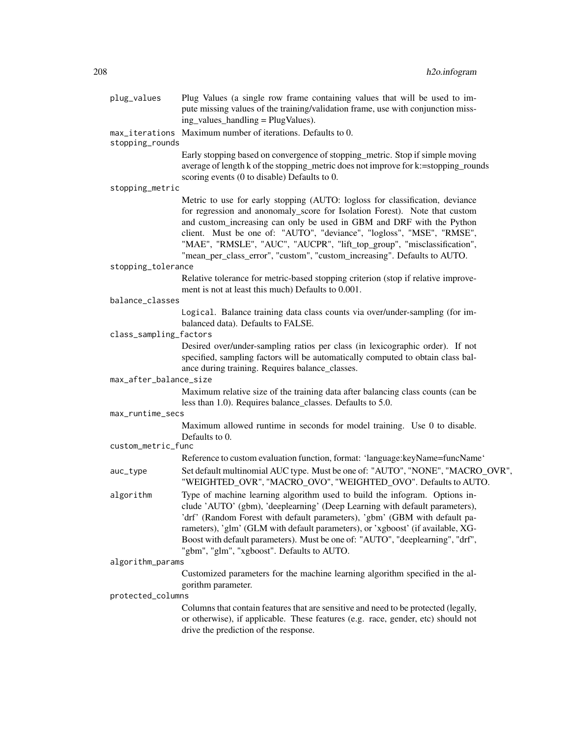plug_values
: Plug Values (a single row frame containing values that will be used to impute missing values of the training/validation frame, use with conjunction missing_values_handling = PlugValues).

max_iterations
: Maximum number of iterations. Defaults to 0.

stopping_rounds
: Early stopping based on convergence of stopping_metric. Stop if simple moving average of length k of the stopping_metric does not improve for k:=stopping_rounds scoring events (0 to disable) Defaults to 0.

stopping_metric
: Metric to use for early stopping (AUTO: logloss for classification, deviance for regression and anonomaly_score for Isolation Forest). Note that custom and custom_increasing can only be used in GBM and DRF with the Python client. Must be one of: "AUTO", "deviance", "logloss", "MSE", "RMSE", "MAE", "RMSLE", "AUC", "AUCPR", "lift_top_group", "misclassification", "mean_per_class_error", "custom", "custom_increasing". Defaults to AUTO.

stopping_tolerance
: Relative tolerance for metric-based stopping criterion (stop if relative improvement is not at least this much) Defaults to 0.001.

balance_classes
: `Logical`. Balance training data class counts via over/under-sampling (for imbalanced data). Defaults to FALSE.

class_sampling_factors
: Desired over/under-sampling ratios per class (in lexicographic order). If not specified, sampling factors will be automatically computed to obtain class balance during training. Requires balance_classes.

max_after_balance_size
: Maximum relative size of the training data after balancing class counts (can be less than 1.0). Requires balance_classes. Defaults to 5.0.

max_runtime_secs
: Maximum allowed runtime in seconds for model training. Use 0 to disable. Defaults to 0.

custom_metric_func
: Reference to custom evaluation function, format: 'language:keyName=funcName'

auc_type
: Set default multinomial AUC type. Must be one of: "AUTO", "NONE", "MACRO_OVR", "WEIGHTED_OVR", "MACRO_OVO", "WEIGHTED_OVO". Defaults to AUTO.

algorithm
: Type of machine learning algorithm used to build the infogram. Options include 'AUTO' (gbm), 'deeplearning' (Deep Learning with default parameters), 'drf' (Random Forest with default parameters), 'gbm' (GBM with default parameters), 'glm' (GLM with default parameters), or 'xgboost' (if available, XGBoost with default parameters). Must be one of: "AUTO", "deeplearning", "drf", "gbm", "glm", "xgboost". Defaults to AUTO.

algorithm_params
: Customized parameters for the machine learning algorithm specified in the algorithm parameter.

protected_columns
: Columns that contain features that are sensitive and need to be protected (legally, or otherwise), if applicable. These features (e.g. race, gender, etc) should not drive the prediction of the response.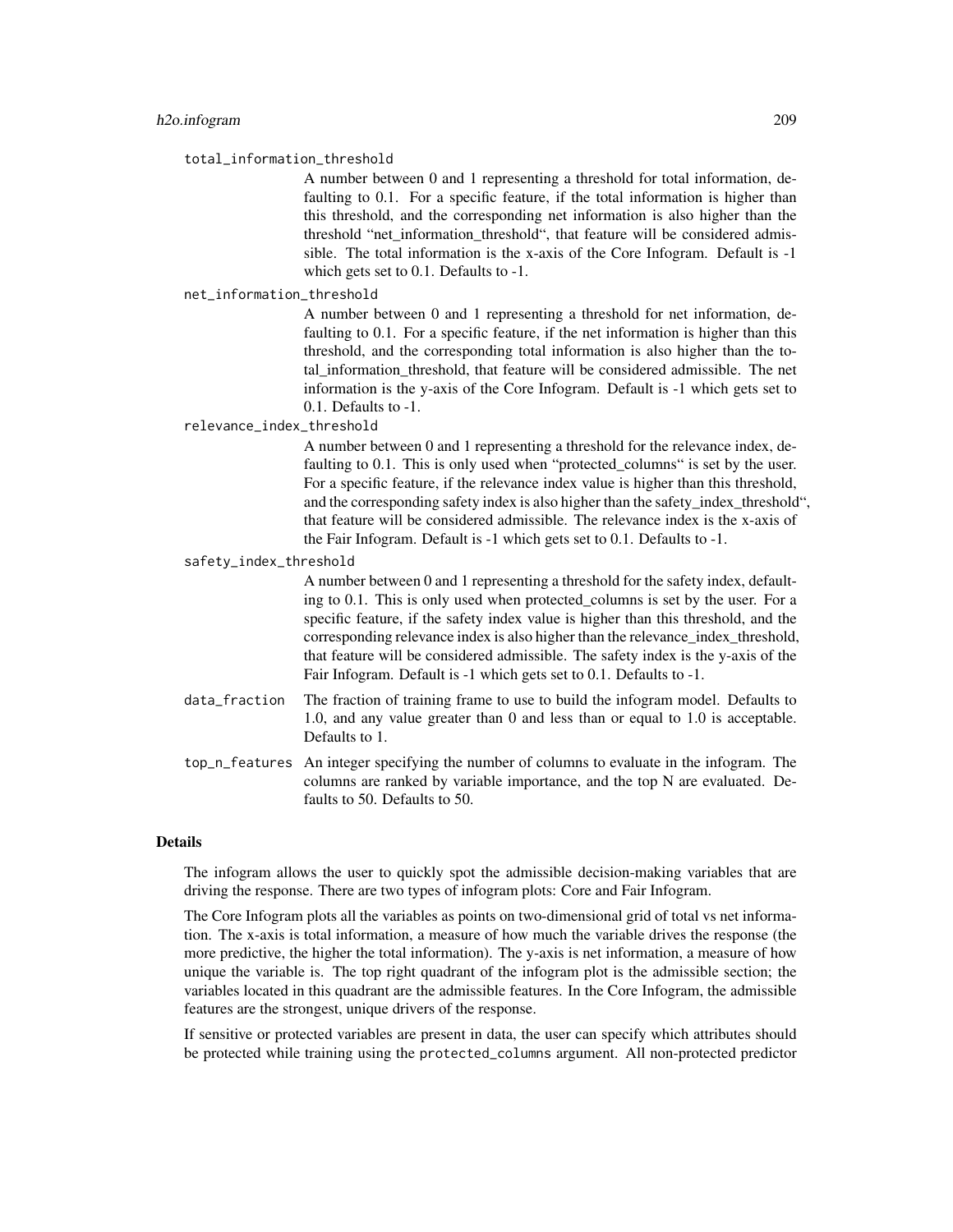total_information_threshold
: A number between 0 and 1 representing a threshold for total information, defaulting to 0.1. For a specific feature, if the total information is higher than this threshold, and the corresponding net information is also higher than the threshold "net_information_threshold", that feature will be considered admissible. The total information is the x-axis of the Core Infogram. Default is -1 which gets set to 0.1. Defaults to -1.

net_information_threshold
: A number between 0 and 1 representing a threshold for net information, defaulting to 0.1. For a specific feature, if the net information is higher than this threshold, and the corresponding total information is also higher than the total_information_threshold, that feature will be considered admissible. The net information is the y-axis of the Core Infogram. Default is -1 which gets set to 0.1. Defaults to -1.

relevance_index_threshold
: A number between 0 and 1 representing a threshold for the relevance index, defaulting to 0.1. This is only used when "protected_columns" is set by the user. For a specific feature, if the relevance index value is higher than this threshold, and the corresponding safety index is also higher than the safety_index_threshold", that feature will be considered admissible. The relevance index is the x-axis of the Fair Infogram. Default is -1 which gets set to 0.1. Defaults to -1.

safety_index_threshold
: A number between 0 and 1 representing a threshold for the safety index, defaulting to 0.1. This is only used when protected_columns is set by the user. For a specific feature, if the safety index value is higher than this threshold, and the corresponding relevance index is also higher than the relevance_index_threshold, that feature will be considered admissible. The safety index is the y-axis of the Fair Infogram. Default is -1 which gets set to 0.1. Defaults to -1.

data_fraction
: The fraction of training frame to use to build the infogram model. Defaults to 1.0, and any value greater than 0 and less than or equal to 1.0 is acceptable. Defaults to 1.

top_n_features
: An integer specifying the number of columns to evaluate in the infogram. The columns are ranked by variable importance, and the top N are evaluated. Defaults to 50. Defaults to 50.

## Details

The infogram allows the user to quickly spot the admissible decision-making variables that are driving the response. There are two types of infogram plots: Core and Fair Infogram.

The Core Infogram plots all the variables as points on two-dimensional grid of total vs net information. The x-axis is total information, a measure of how much the variable drives the response (the more predictive, the higher the total information). The y-axis is net information, a measure of how unique the variable is. The top right quadrant of the infogram plot is the admissible section; the variables located in this quadrant are the admissible features. In the Core Infogram, the admissible features are the strongest, unique drivers of the response.

If sensitive or protected variables are present in data, the user can specify which attributes should be protected while training using the `protected_columns` argument. All non-protected predictor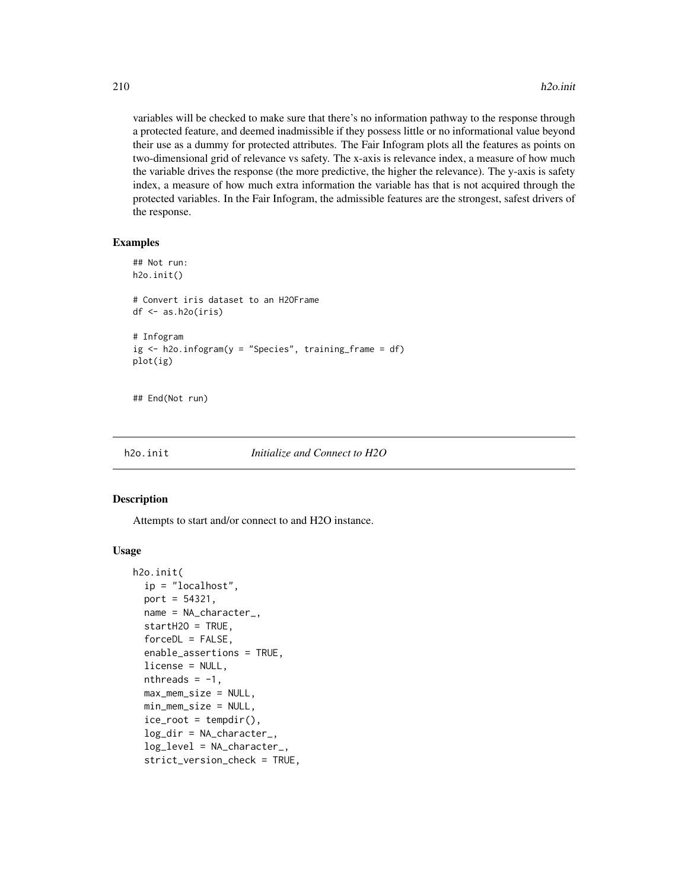variables will be checked to make sure that there's no information pathway to the response through a protected feature, and deemed inadmissible if they possess little or no informational value beyond their use as a dummy for protected attributes. The Fair Infogram plots all the features as points on two-dimensional grid of relevance vs safety. The x-axis is relevance index, a measure of how much the variable drives the response (the more predictive, the higher the relevance). The y-axis is safety index, a measure of how much extra information the variable has that is not acquired through the protected variables. In the Fair Infogram, the admissible features are the strongest, safest drivers of the response.

### Examples

```
## Not run:
h2o.init()

# Convert iris dataset to an H2OFrame
df <- as.h2o(iris)

# Infogram
ig <- h2o.infogram(y = "Species", training_frame = df)
plot(ig)


## End(Not run)
```

---

## h2o.init    *Initialize and Connect to H2O*

### Description

Attempts to start and/or connect to and H2O instance.

### Usage

```
h2o.init(
  ip = "localhost",
  port = 54321,
  name = NA_character_,
  startH2O = TRUE,
  forceDL = FALSE,
  enable_assertions = TRUE,
  license = NULL,
  nthreads = -1,
  max_mem_size = NULL,
  min_mem_size = NULL,
  ice_root = tempdir(),
  log_dir = NA_character_,
  log_level = NA_character_,
  strict_version_check = TRUE,
```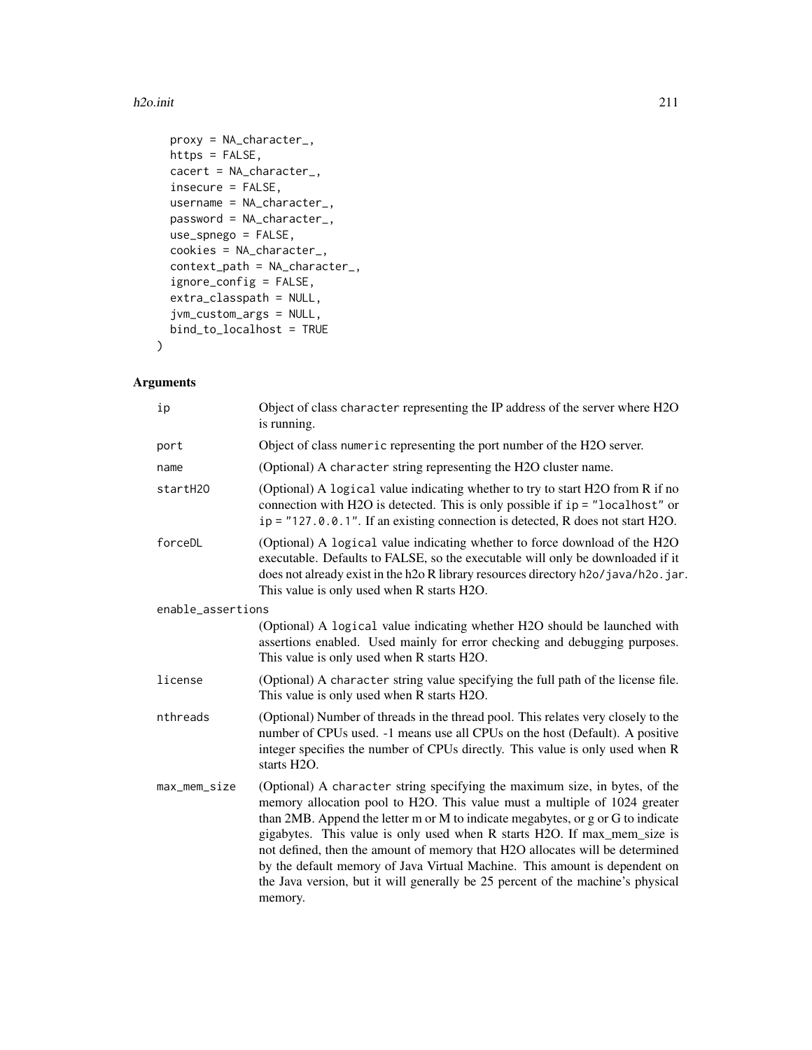```
  proxy = NA_character_,
  https = FALSE,
  cacert = NA_character_,
  insecure = FALSE,
  username = NA_character_,
  password = NA_character_,
  use_spnego = FALSE,
  cookies = NA_character_,
  context_path = NA_character_,
  ignore_config = FALSE,
  extra_classpath = NULL,
  jvm_custom_args = NULL,
  bind_to_localhost = TRUE
)
```

## Arguments

| Argument | Description |
| --- | --- |
| `ip` | Object of class `character` representing the IP address of the server where H2O is running. |
| `port` | Object of class `numeric` representing the port number of the H2O server. |
| `name` | (Optional) A `character` string representing the H2O cluster name. |
| `startH2O` | (Optional) A `logical` value indicating whether to try to start H2O from R if no connection with H2O is detected. This is only possible if `ip = "localhost"` or `ip = "127.0.0.1"`. If an existing connection is detected, R does not start H2O. |
| `forceDL` | (Optional) A `logical` value indicating whether to force download of the H2O executable. Defaults to FALSE, so the executable will only be downloaded if it does not already exist in the h2o R library resources directory `h2o/java/h2o.jar`. This value is only used when R starts H2O. |
| `enable_assertions` | (Optional) A `logical` value indicating whether H2O should be launched with assertions enabled. Used mainly for error checking and debugging purposes. This value is only used when R starts H2O. |
| `license` | (Optional) A `character` string value specifying the full path of the license file. This value is only used when R starts H2O. |
| `nthreads` | (Optional) Number of threads in the thread pool. This relates very closely to the number of CPUs used. -1 means use all CPUs on the host (Default). A positive integer specifies the number of CPUs directly. This value is only used when R starts H2O. |
| `max_mem_size` | (Optional) A `character` string specifying the maximum size, in bytes, of the memory allocation pool to H2O. This value must a multiple of 1024 greater than 2MB. Append the letter m or M to indicate megabytes, or g or G to indicate gigabytes. This value is only used when R starts H2O. If max_mem_size is not defined, then the amount of memory that H2O allocates will be determined by the default memory of Java Virtual Machine. This amount is dependent on the Java version, but it will generally be 25 percent of the machine's physical memory. |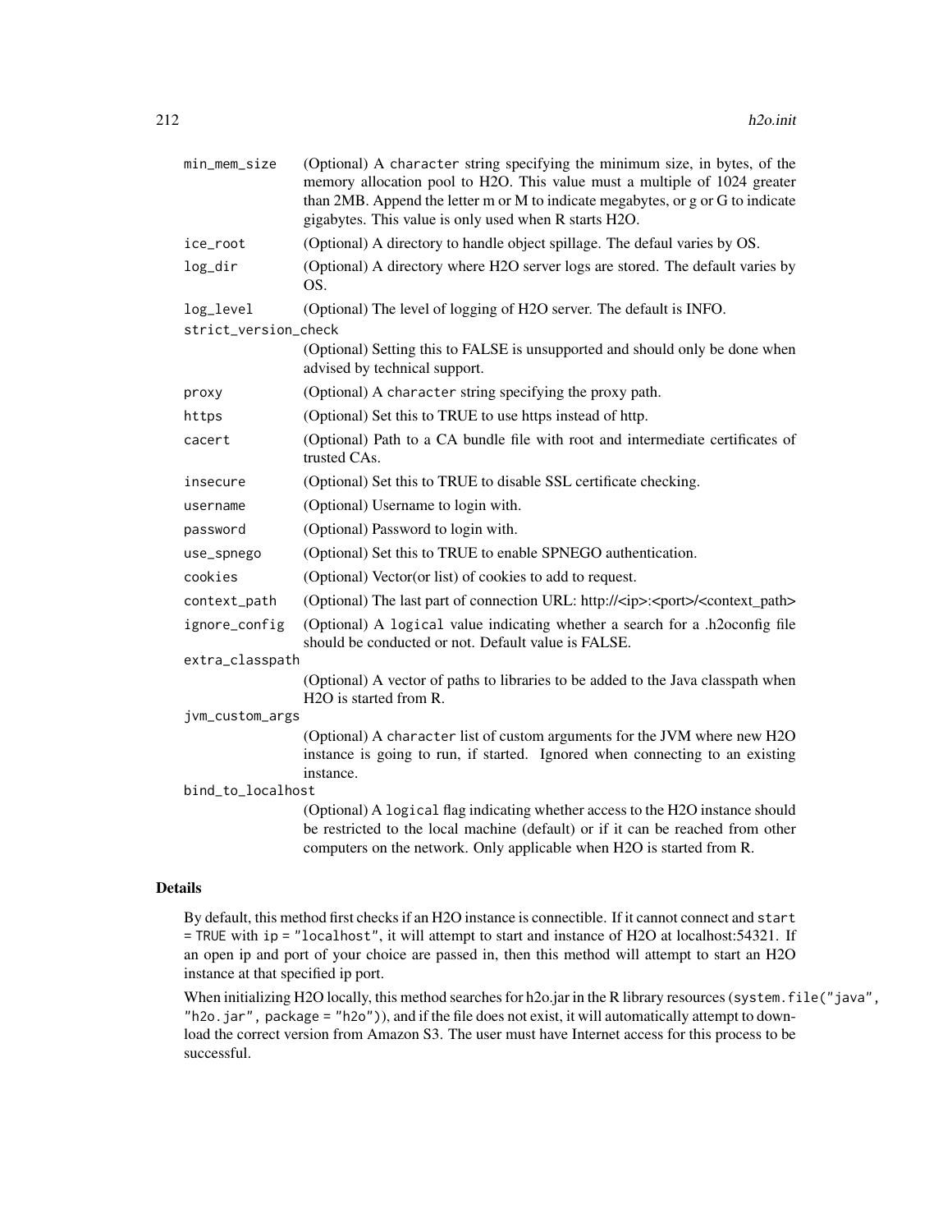| | |
|---|---|
| min_mem_size | (Optional) A character string specifying the minimum size, in bytes, of the memory allocation pool to H2O. This value must a multiple of 1024 greater than 2MB. Append the letter m or M to indicate megabytes, or g or G to indicate gigabytes. This value is only used when R starts H2O. |
| ice_root | (Optional) A directory to handle object spillage. The defaul varies by OS. |
| log_dir | (Optional) A directory where H2O server logs are stored. The default varies by OS. |
| log_level | (Optional) The level of logging of H2O server. The default is INFO. |
| strict_version_check | (Optional) Setting this to FALSE is unsupported and should only be done when advised by technical support. |
| proxy | (Optional) A character string specifying the proxy path. |
| https | (Optional) Set this to TRUE to use https instead of http. |
| cacert | (Optional) Path to a CA bundle file with root and intermediate certificates of trusted CAs. |
| insecure | (Optional) Set this to TRUE to disable SSL certificate checking. |
| username | (Optional) Username to login with. |
| password | (Optional) Password to login with. |
| use_spnego | (Optional) Set this to TRUE to enable SPNEGO authentication. |
| cookies | (Optional) Vector(or list) of cookies to add to request. |
| context_path | (Optional) The last part of connection URL: http://<ip>:<port>/<context_path> |
| ignore_config | (Optional) A logical value indicating whether a search for a .h2oconfig file should be conducted or not. Default value is FALSE. |
| extra_classpath | (Optional) A vector of paths to libraries to be added to the Java classpath when H2O is started from R. |
| jvm_custom_args | (Optional) A character list of custom arguments for the JVM where new H2O instance is going to run, if started. Ignored when connecting to an existing instance. |
| bind_to_localhost | (Optional) A logical flag indicating whether access to the H2O instance should be restricted to the local machine (default) or if it can be reached from other computers on the network. Only applicable when H2O is started from R. |

## Details

By default, this method first checks if an H2O instance is connectible. If it cannot connect and `start = TRUE` with `ip = "localhost"`, it will attempt to start and instance of H2O at localhost:54321. If an open ip and port of your choice are passed in, then this method will attempt to start an H2O instance at that specified ip port.

When initializing H2O locally, this method searches for h2o.jar in the R library resources (`system.file("java", "h2o.jar", package = "h2o")`), and if the file does not exist, it will automatically attempt to download the correct version from Amazon S3. The user must have Internet access for this process to be successful.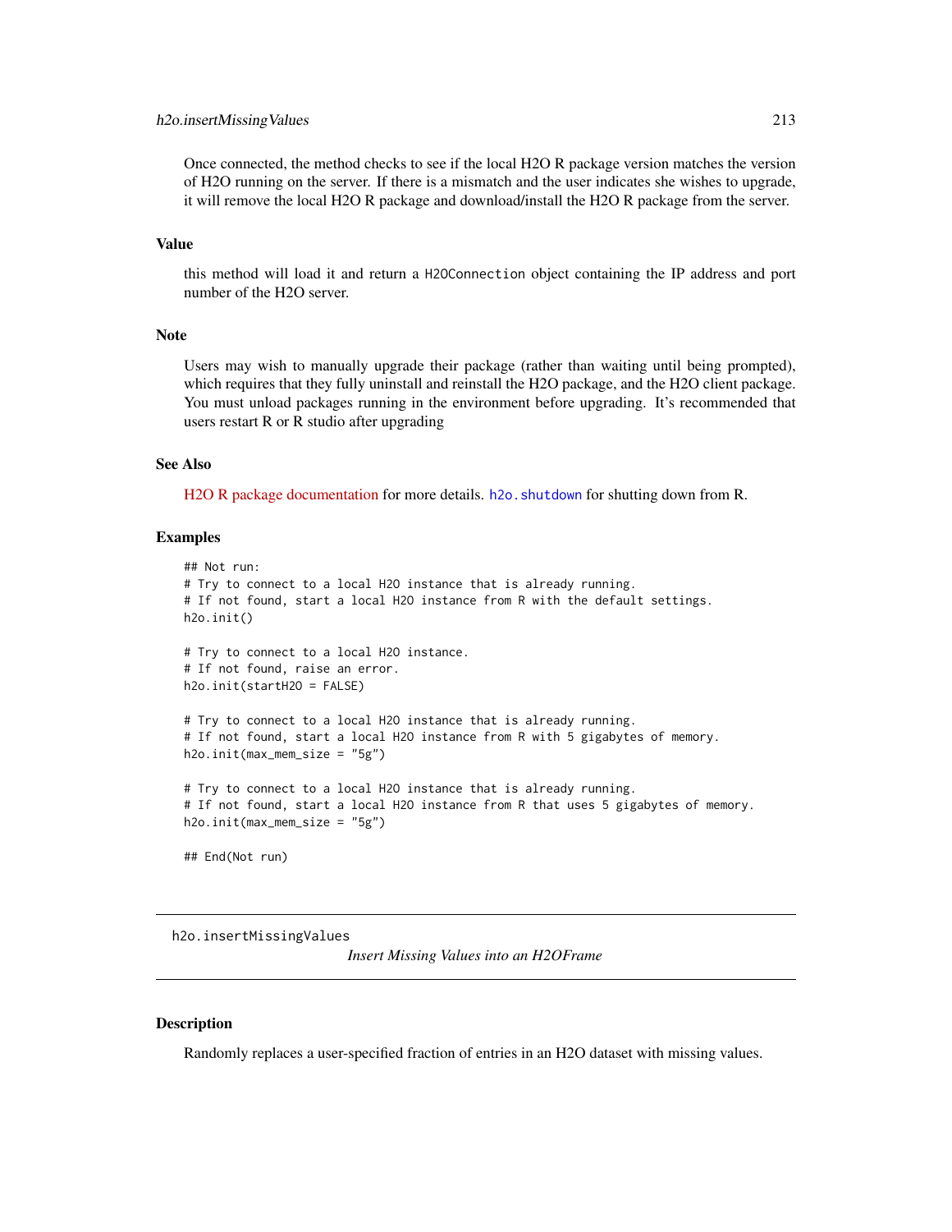Once connected, the method checks to see if the local H2O R package version matches the version of H2O running on the server. If there is a mismatch and the user indicates she wishes to upgrade, it will remove the local H2O R package and download/install the H2O R package from the server.

### Value

this method will load it and return a `H2OConnection` object containing the IP address and port number of the H2O server.

### Note

Users may wish to manually upgrade their package (rather than waiting until being prompted), which requires that they fully uninstall and reinstall the H2O package, and the H2O client package. You must unload packages running in the environment before upgrading. It's recommended that users restart R or R studio after upgrading

### See Also

H2O R package documentation for more details. `h2o.shutdown` for shutting down from R.

### Examples

```
## Not run:
# Try to connect to a local H2O instance that is already running.
# If not found, start a local H2O instance from R with the default settings.
h2o.init()

# Try to connect to a local H2O instance.
# If not found, raise an error.
h2o.init(startH2O = FALSE)

# Try to connect to a local H2O instance that is already running.
# If not found, start a local H2O instance from R with 5 gigabytes of memory.
h2o.init(max_mem_size = "5g")

# Try to connect to a local H2O instance that is already running.
# If not found, start a local H2O instance from R that uses 5 gigabytes of memory.
h2o.init(max_mem_size = "5g")

## End(Not run)
```

---

## h2o.insertMissingValues

*Insert Missing Values into an H2OFrame*

---

### Description

Randomly replaces a user-specified fraction of entries in an H2O dataset with missing values.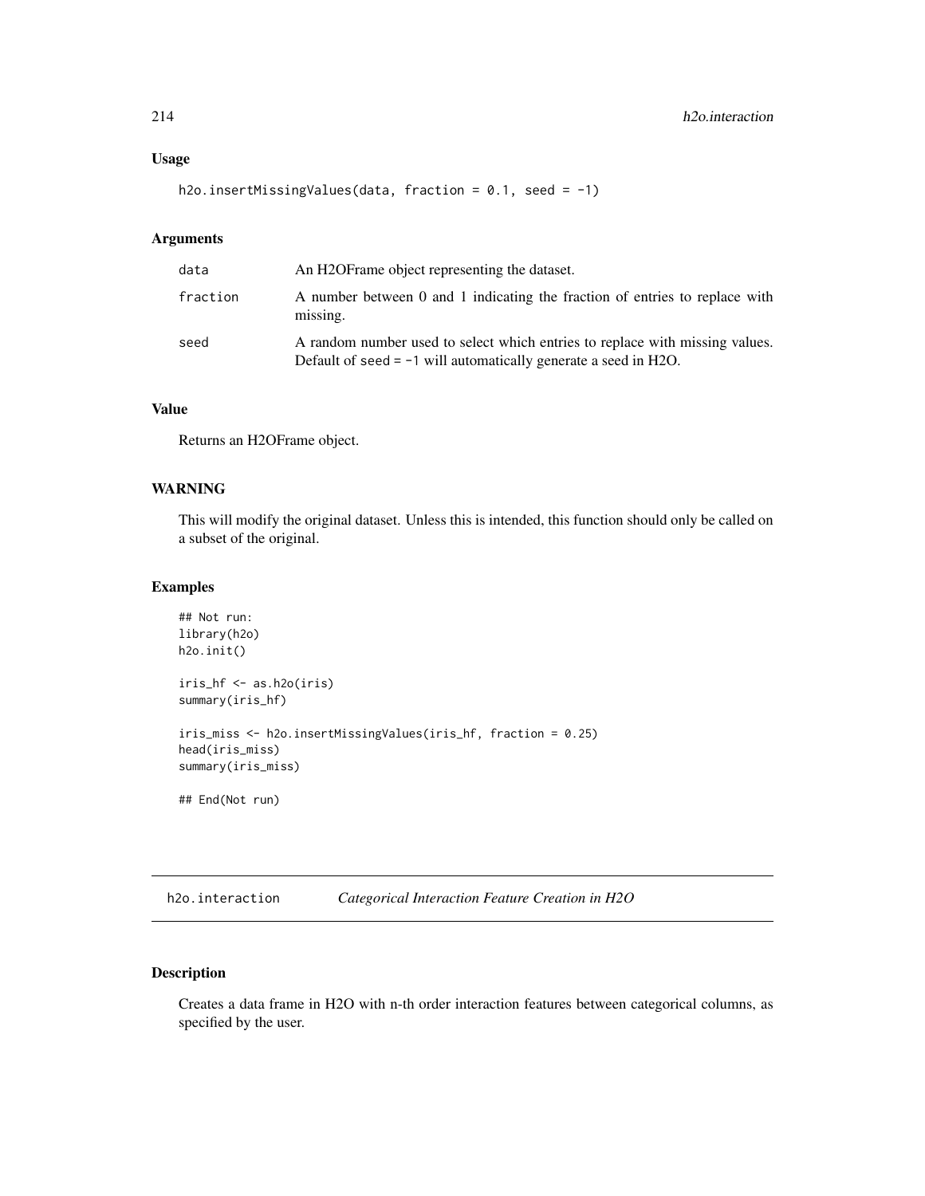### Usage

```
h2o.insertMissingValues(data, fraction = 0.1, seed = -1)
```

### Arguments

| | |
|---|---|
| data | An H2OFrame object representing the dataset. |
| fraction | A number between 0 and 1 indicating the fraction of entries to replace with missing. |
| seed | A random number used to select which entries to replace with missing values. Default of seed = -1 will automatically generate a seed in H2O. |

### Value

Returns an H2OFrame object.

### WARNING

This will modify the original dataset. Unless this is intended, this function should only be called on a subset of the original.

### Examples

```
## Not run:
library(h2o)
h2o.init()

iris_hf <- as.h2o(iris)
summary(iris_hf)

iris_miss <- h2o.insertMissingValues(iris_hf, fraction = 0.25)
head(iris_miss)
summary(iris_miss)

## End(Not run)
```

---

## h2o.interaction *Categorical Interaction Feature Creation in H2O*

---

### Description

Creates a data frame in H2O with n-th order interaction features between categorical columns, as specified by the user.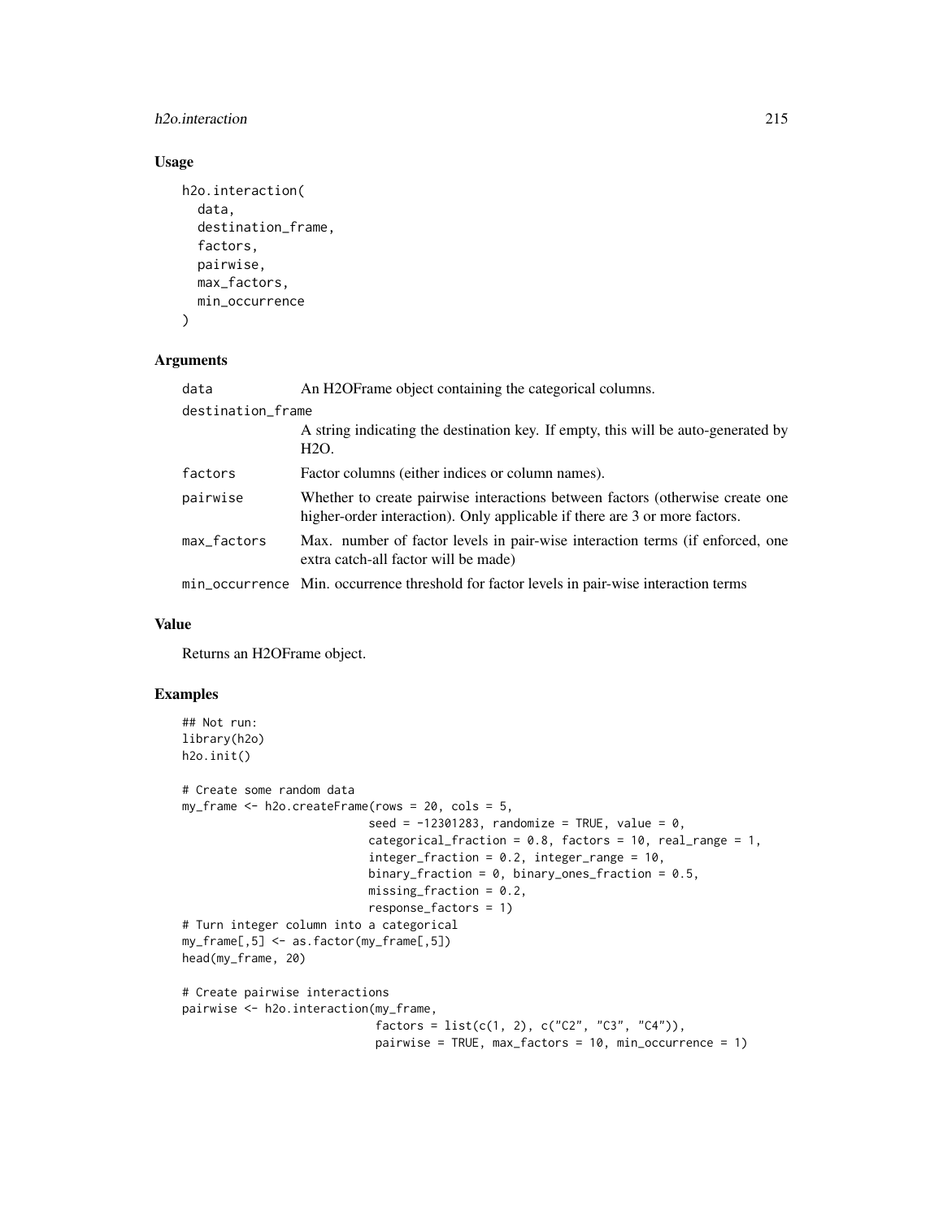## Usage

```
h2o.interaction(
  data,
  destination_frame,
  factors,
  pairwise,
  max_factors,
  min_occurrence
)
```

## Arguments

| Argument | Description |
|---|---|
| data | An H2OFrame object containing the categorical columns. |
| destination_frame | A string indicating the destination key. If empty, this will be auto-generated by H2O. |
| factors | Factor columns (either indices or column names). |
| pairwise | Whether to create pairwise interactions between factors (otherwise create one higher-order interaction). Only applicable if there are 3 or more factors. |
| max_factors | Max. number of factor levels in pair-wise interaction terms (if enforced, one extra catch-all factor will be made) |
| min_occurrence | Min. occurrence threshold for factor levels in pair-wise interaction terms |

## Value

Returns an H2OFrame object.

## Examples

```
## Not run:
library(h2o)
h2o.init()

# Create some random data
my_frame <- h2o.createFrame(rows = 20, cols = 5,
                           seed = -12301283, randomize = TRUE, value = 0,
                           categorical_fraction = 0.8, factors = 10, real_range = 1,
                           integer_fraction = 0.2, integer_range = 10,
                           binary_fraction = 0, binary_ones_fraction = 0.5,
                           missing_fraction = 0.2,
                           response_factors = 1)
# Turn integer column into a categorical
my_frame[,5] <- as.factor(my_frame[,5])
head(my_frame, 20)

# Create pairwise interactions
pairwise <- h2o.interaction(my_frame,
                            factors = list(c(1, 2), c("C2", "C3", "C4")),
                            pairwise = TRUE, max_factors = 10, min_occurrence = 1)
```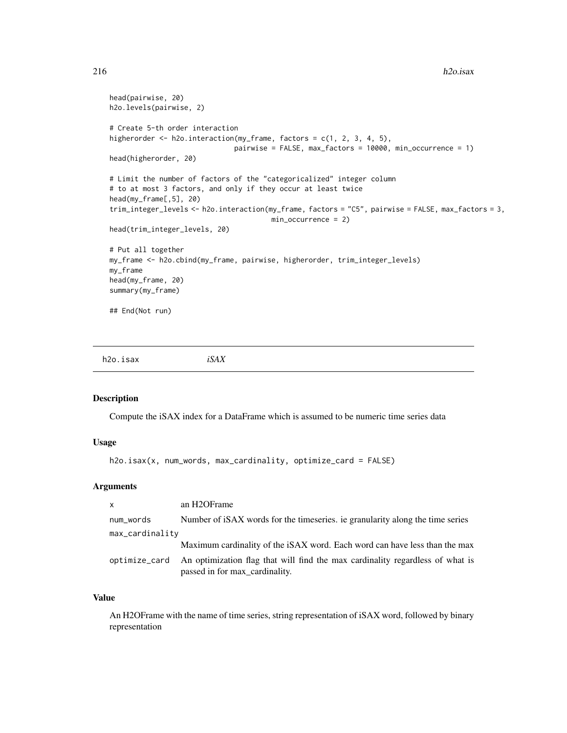```
head(pairwise, 20)
h2o.levels(pairwise, 2)

# Create 5-th order interaction
higherorder <- h2o.interaction(my_frame, factors = c(1, 2, 3, 4, 5),
                               pairwise = FALSE, max_factors = 10000, min_occurrence = 1)
head(higherorder, 20)

# Limit the number of factors of the "categoricalized" integer column
# to at most 3 factors, and only if they occur at least twice
head(my_frame[,5], 20)
trim_integer_levels <- h2o.interaction(my_frame, factors = "C5", pairwise = FALSE, max_factors = 3,
                                       min_occurrence = 2)
head(trim_integer_levels, 20)

# Put all together
my_frame <- h2o.cbind(my_frame, pairwise, higherorder, trim_integer_levels)
my_frame
head(my_frame, 20)
summary(my_frame)

## End(Not run)
```

---

## h2o.isax *iSAX*

### Description

Compute the iSAX index for a DataFrame which is assumed to be numeric time series data

### Usage

```
h2o.isax(x, num_words, max_cardinality, optimize_card = FALSE)
```

### Arguments

| | |
|---|---|
| x | an H2OFrame |
| num_words | Number of iSAX words for the timeseries. ie granularity along the time series |
| max_cardinality | Maximum cardinality of the iSAX word. Each word can have less than the max |
| optimize_card | An optimization flag that will find the max cardinality regardless of what is passed in for max_cardinality. |

### Value

An H2OFrame with the name of time series, string representation of iSAX word, followed by binary representation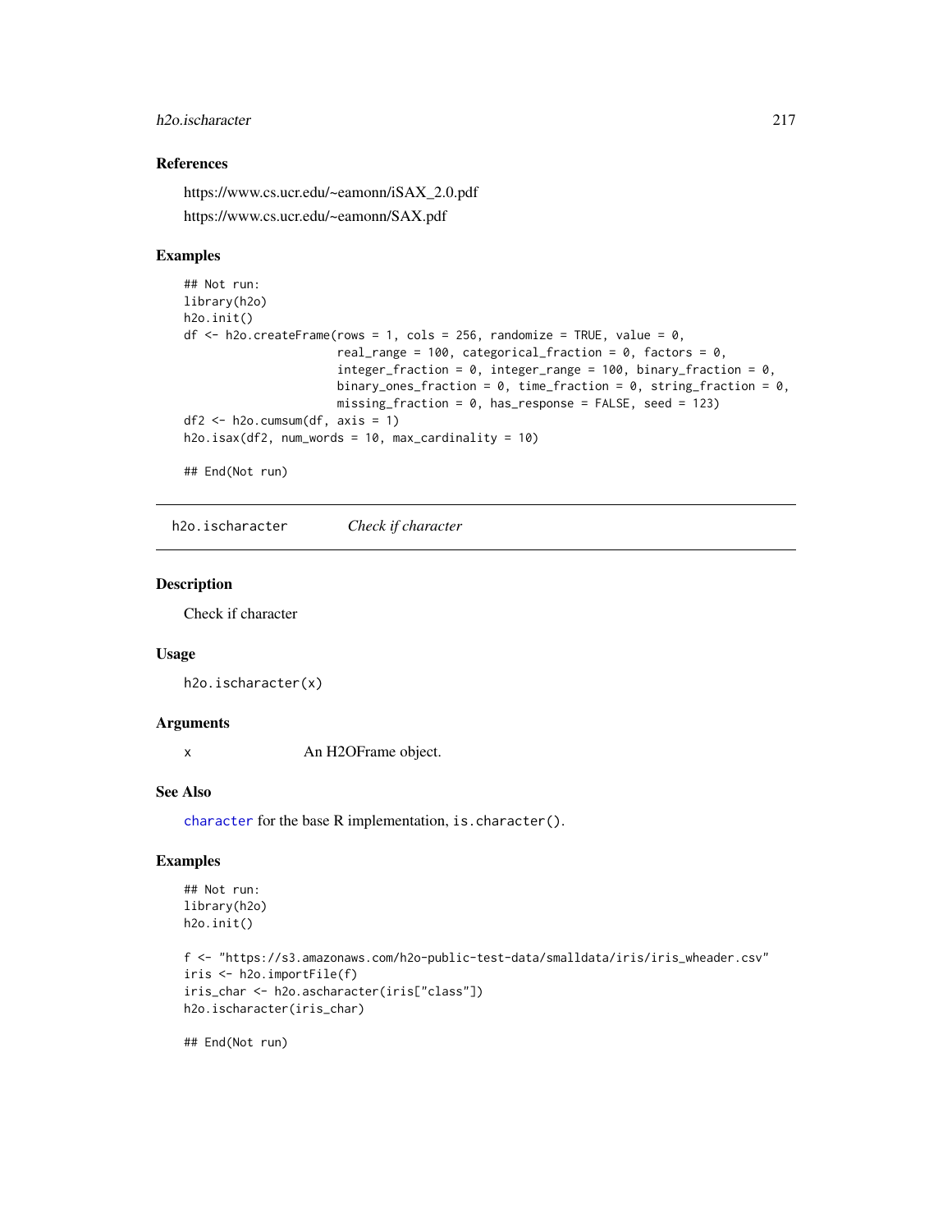### References

https://www.cs.ucr.edu/~eamonn/iSAX_2.0.pdf

https://www.cs.ucr.edu/~eamonn/SAX.pdf

### Examples

```
## Not run:
library(h2o)
h2o.init()
df <- h2o.createFrame(rows = 1, cols = 256, randomize = TRUE, value = 0,
                      real_range = 100, categorical_fraction = 0, factors = 0,
                      integer_fraction = 0, integer_range = 100, binary_fraction = 0,
                      binary_ones_fraction = 0, time_fraction = 0, string_fraction = 0,
                      missing_fraction = 0, has_response = FALSE, seed = 123)
df2 <- h2o.cumsum(df, axis = 1)
h2o.isax(df2, num_words = 10, max_cardinality = 10)

## End(Not run)
```

## h2o.ischaracter    *Check if character*

### Description

Check if character

### Usage

```
h2o.ischaracter(x)
```

### Arguments

x    An H2OFrame object.

### See Also

`character` for the base R implementation, `is.character()`.

### Examples

```
## Not run:
library(h2o)
h2o.init()

f <- "https://s3.amazonaws.com/h2o-public-test-data/smalldata/iris/iris_wheader.csv"
iris <- h2o.importFile(f)
iris_char <- h2o.ascharacter(iris["class"])
h2o.ischaracter(iris_char)

## End(Not run)
```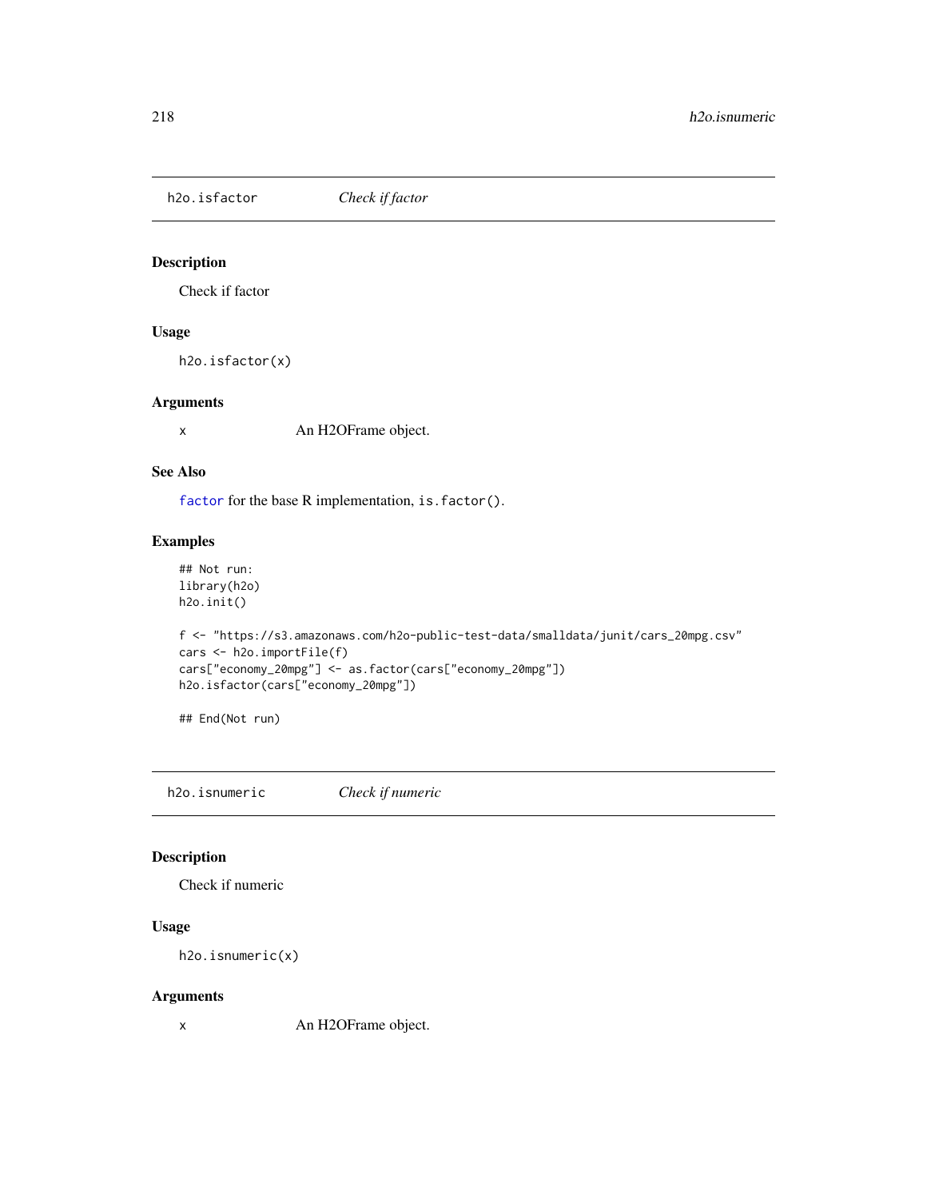## h2o.isfactor *Check if factor*

### Description

Check if factor

### Usage

```
h2o.isfactor(x)
```

### Arguments

x An H2OFrame object.

### See Also

factor for the base R implementation, is.factor().

### Examples

```
## Not run:
library(h2o)
h2o.init()

f <- "https://s3.amazonaws.com/h2o-public-test-data/smalldata/junit/cars_20mpg.csv"
cars <- h2o.importFile(f)
cars["economy_20mpg"] <- as.factor(cars["economy_20mpg"])
h2o.isfactor(cars["economy_20mpg"])

## End(Not run)
```

## h2o.isnumeric *Check if numeric*

### Description

Check if numeric

### Usage

```
h2o.isnumeric(x)
```

### Arguments

x An H2OFrame object.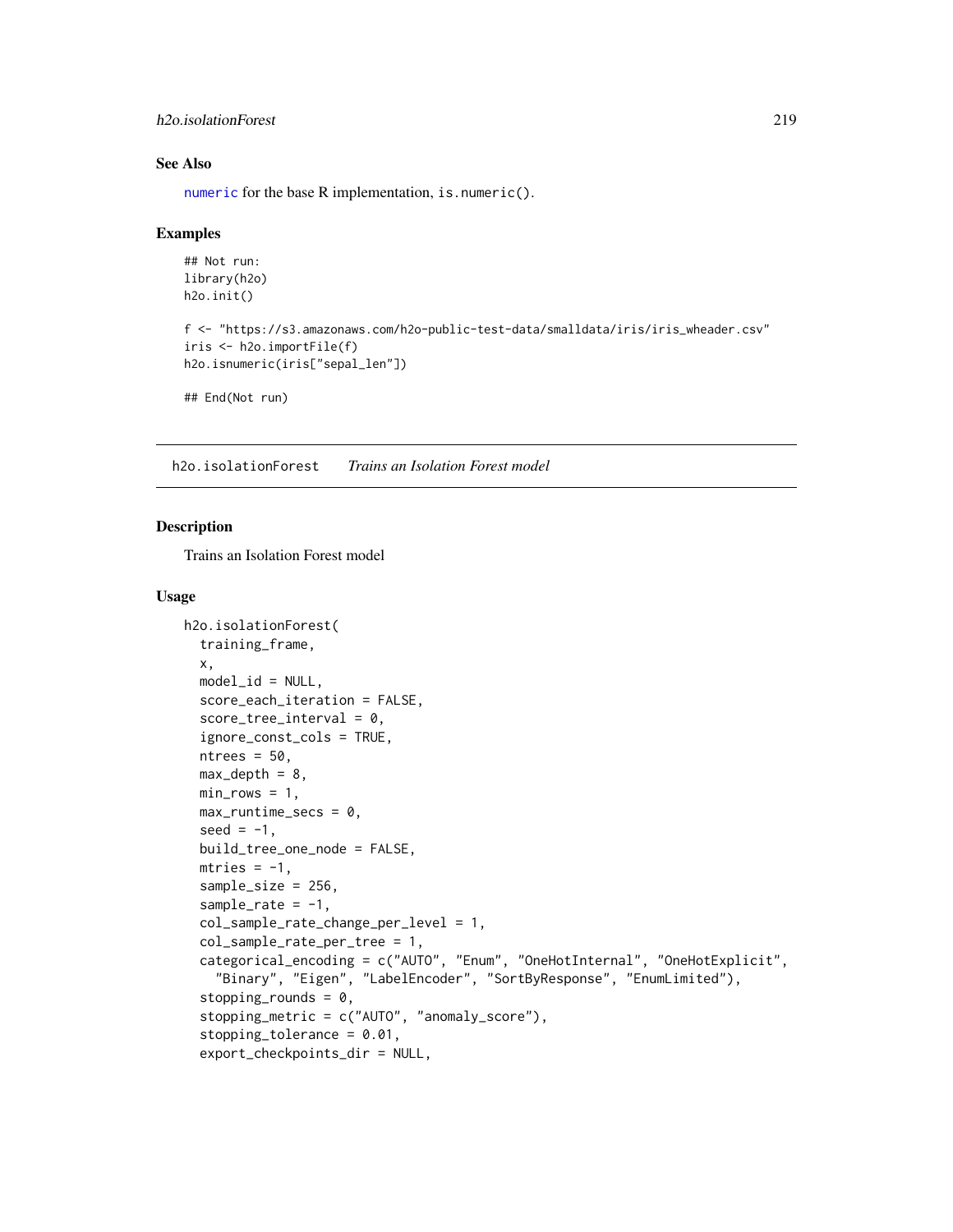## See Also

numeric for the base R implementation, is.numeric().

## Examples

```
## Not run:
library(h2o)
h2o.init()

f <- "https://s3.amazonaws.com/h2o-public-test-data/smalldata/iris/iris_wheader.csv"
iris <- h2o.importFile(f)
h2o.isnumeric(iris["sepal_len"])

## End(Not run)
```

---

# h2o.isolationForest *Trains an Isolation Forest model*

---

## Description

Trains an Isolation Forest model

## Usage

```
h2o.isolationForest(
  training_frame,
  x,
  model_id = NULL,
  score_each_iteration = FALSE,
  score_tree_interval = 0,
  ignore_const_cols = TRUE,
  ntrees = 50,
  max_depth = 8,
  min_rows = 1,
  max_runtime_secs = 0,
  seed = -1,
  build_tree_one_node = FALSE,
  mtries = -1,
  sample_size = 256,
  sample_rate = -1,
  col_sample_rate_change_per_level = 1,
  col_sample_rate_per_tree = 1,
  categorical_encoding = c("AUTO", "Enum", "OneHotInternal", "OneHotExplicit",
    "Binary", "Eigen", "LabelEncoder", "SortByResponse", "EnumLimited"),
  stopping_rounds = 0,
  stopping_metric = c("AUTO", "anomaly_score"),
  stopping_tolerance = 0.01,
  export_checkpoints_dir = NULL,
```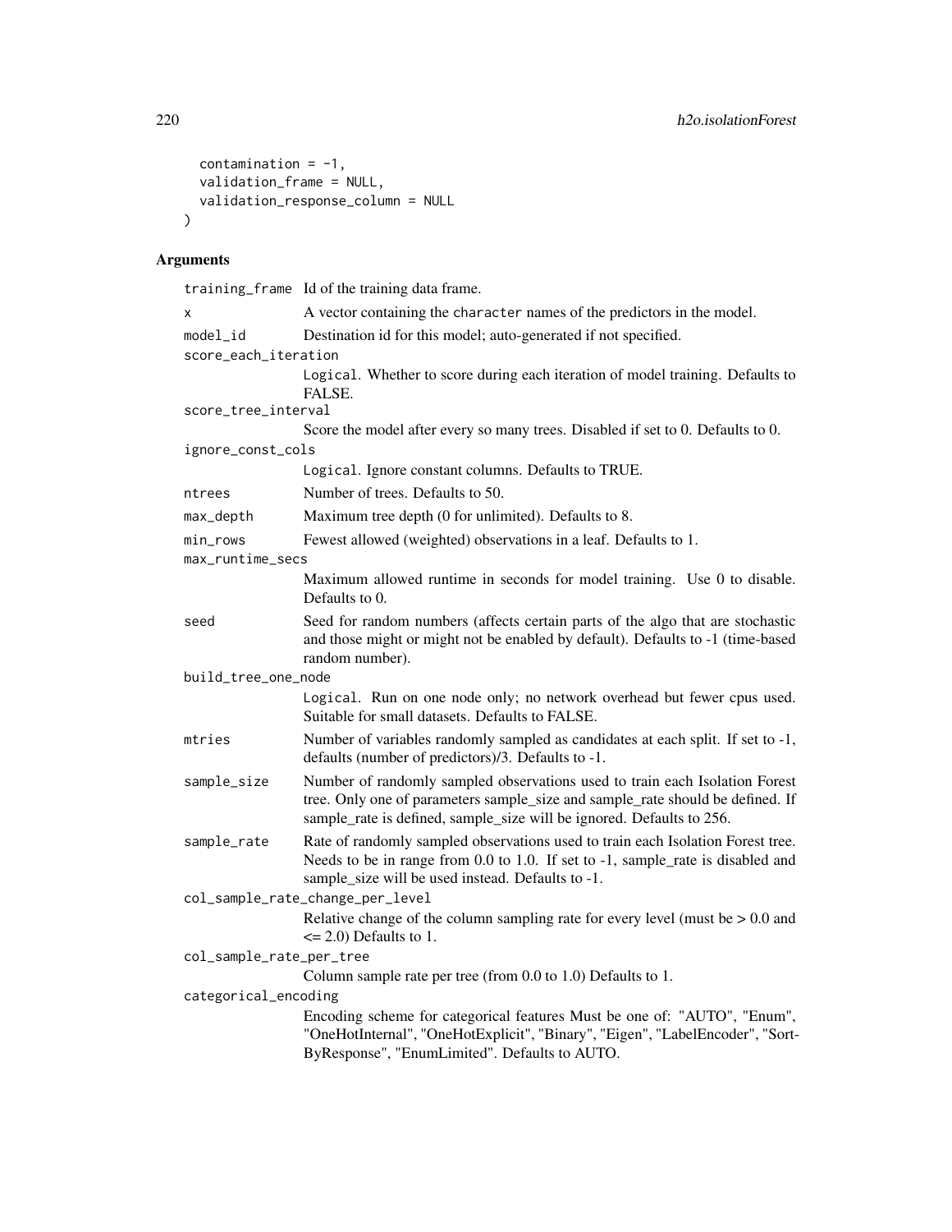```
  contamination = -1,
  validation_frame = NULL,
  validation_response_column = NULL
)
```

## Arguments

| | |
|---|---|
| `training_frame` | Id of the training data frame. |
| `x` | A vector containing the `character` names of the predictors in the model. |
| `model_id` | Destination id for this model; auto-generated if not specified. |
| `score_each_iteration` | `Logical`. Whether to score during each iteration of model training. Defaults to FALSE. |
| `score_tree_interval` | Score the model after every so many trees. Disabled if set to 0. Defaults to 0. |
| `ignore_const_cols` | `Logical`. Ignore constant columns. Defaults to TRUE. |
| `ntrees` | Number of trees. Defaults to 50. |
| `max_depth` | Maximum tree depth (0 for unlimited). Defaults to 8. |
| `min_rows` | Fewest allowed (weighted) observations in a leaf. Defaults to 1. |
| `max_runtime_secs` | Maximum allowed runtime in seconds for model training. Use 0 to disable. Defaults to 0. |
| `seed` | Seed for random numbers (affects certain parts of the algo that are stochastic and those might or might not be enabled by default). Defaults to -1 (time-based random number). |
| `build_tree_one_node` | `Logical`. Run on one node only; no network overhead but fewer cpus used. Suitable for small datasets. Defaults to FALSE. |
| `mtries` | Number of variables randomly sampled as candidates at each split. If set to -1, defaults (number of predictors)/3. Defaults to -1. |
| `sample_size` | Number of randomly sampled observations used to train each Isolation Forest tree. Only one of parameters sample_size and sample_rate should be defined. If sample_rate is defined, sample_size will be ignored. Defaults to 256. |
| `sample_rate` | Rate of randomly sampled observations used to train each Isolation Forest tree. Needs to be in range from 0.0 to 1.0. If set to -1, sample_rate is disabled and sample_size will be used instead. Defaults to -1. |
| `col_sample_rate_change_per_level` | Relative change of the column sampling rate for every level (must be > 0.0 and <= 2.0) Defaults to 1. |
| `col_sample_rate_per_tree` | Column sample rate per tree (from 0.0 to 1.0) Defaults to 1. |
| `categorical_encoding` | Encoding scheme for categorical features Must be one of: "AUTO", "Enum", "OneHotInternal", "OneHotExplicit", "Binary", "Eigen", "LabelEncoder", "SortByResponse", "EnumLimited". Defaults to AUTO. |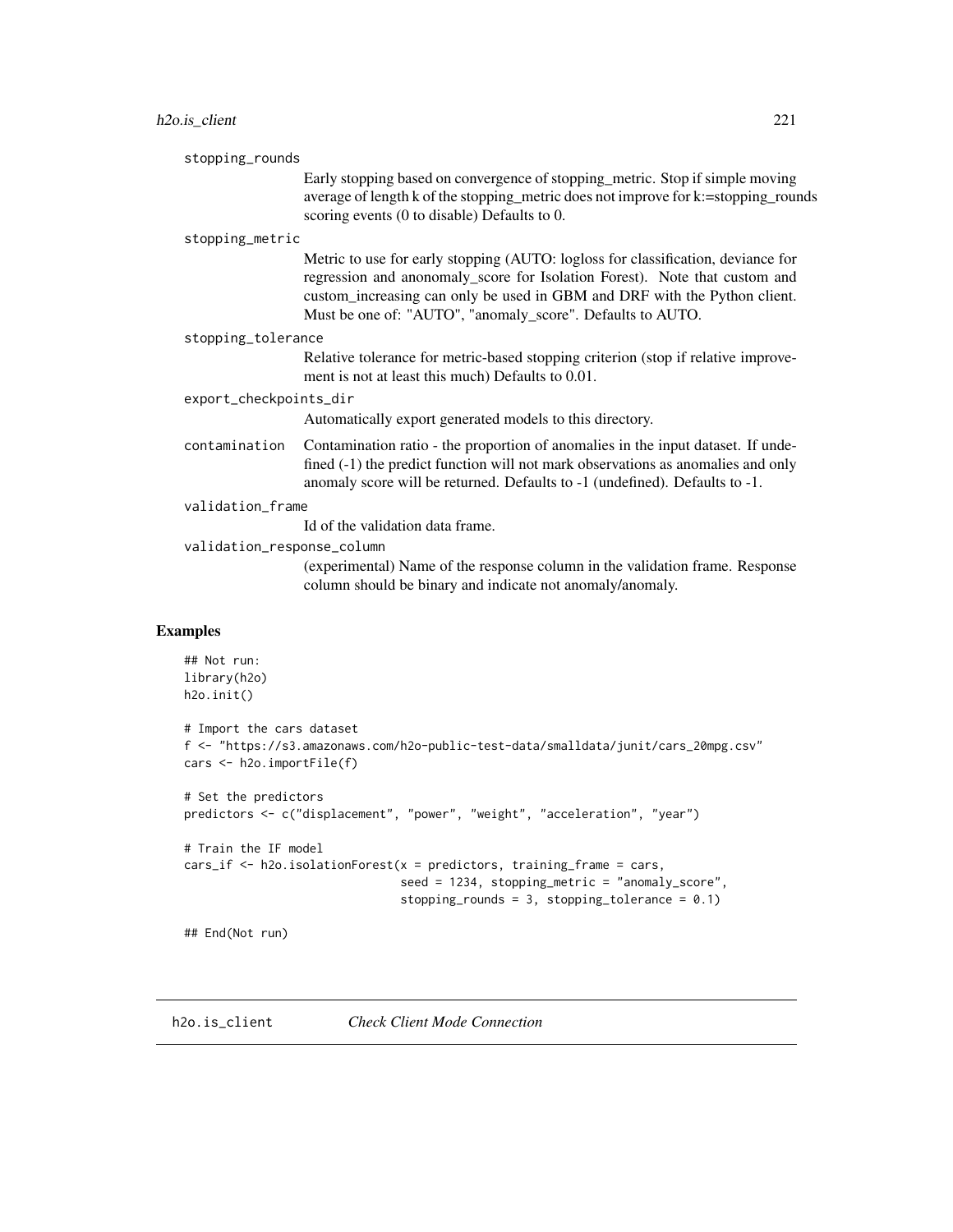stopping_rounds
: Early stopping based on convergence of stopping_metric. Stop if simple moving average of length k of the stopping_metric does not improve for k:=stopping_rounds scoring events (0 to disable) Defaults to 0.

stopping_metric
: Metric to use for early stopping (AUTO: logloss for classification, deviance for regression and anonomaly_score for Isolation Forest). Note that custom and custom_increasing can only be used in GBM and DRF with the Python client. Must be one of: "AUTO", "anomaly_score". Defaults to AUTO.

stopping_tolerance
: Relative tolerance for metric-based stopping criterion (stop if relative improvement is not at least this much) Defaults to 0.01.

export_checkpoints_dir
: Automatically export generated models to this directory.

contamination
: Contamination ratio - the proportion of anomalies in the input dataset. If undefined (-1) the predict function will not mark observations as anomalies and only anomaly score will be returned. Defaults to -1 (undefined). Defaults to -1.

validation_frame
: Id of the validation data frame.

validation_response_column
: (experimental) Name of the response column in the validation frame. Response column should be binary and indicate not anomaly/anomaly.

## Examples

```
## Not run:
library(h2o)
h2o.init()

# Import the cars dataset
f <- "https://s3.amazonaws.com/h2o-public-test-data/smalldata/junit/cars_20mpg.csv"
cars <- h2o.importFile(f)

# Set the predictors
predictors <- c("displacement", "power", "weight", "acceleration", "year")

# Train the IF model
cars_if <- h2o.isolationForest(x = predictors, training_frame = cars,
                               seed = 1234, stopping_metric = "anomaly_score",
                               stopping_rounds = 3, stopping_tolerance = 0.1)

## End(Not run)
```

---

# h2o.is_client *Check Client Mode Connection*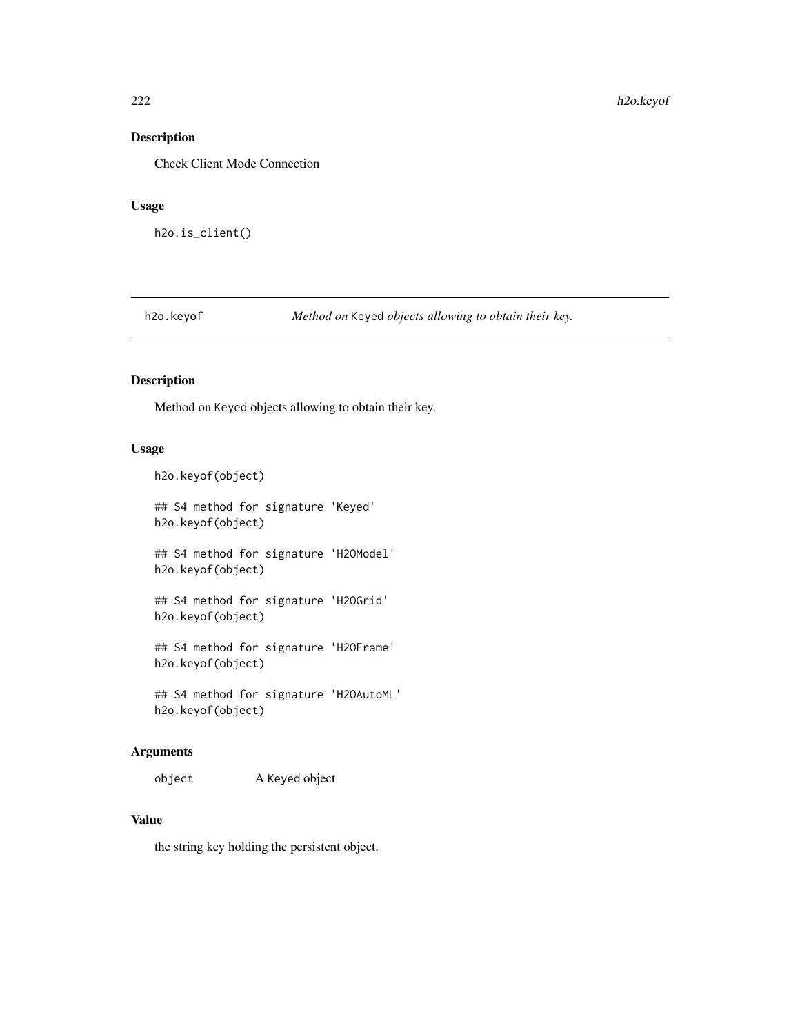## Description

Check Client Mode Connection

## Usage

```
h2o.is_client()
```

---

# h2o.keyof — *Method on* `Keyed` *objects allowing to obtain their key.*

## Description

Method on `Keyed` objects allowing to obtain their key.

## Usage

```
h2o.keyof(object)

## S4 method for signature 'Keyed'
h2o.keyof(object)

## S4 method for signature 'H2OModel'
h2o.keyof(object)

## S4 method for signature 'H2OGrid'
h2o.keyof(object)

## S4 method for signature 'H2OFrame'
h2o.keyof(object)

## S4 method for signature 'H2OAutoML'
h2o.keyof(object)
```

## Arguments

| | |
|---|---|
| `object` | A `Keyed` object |

## Value

the string key holding the persistent object.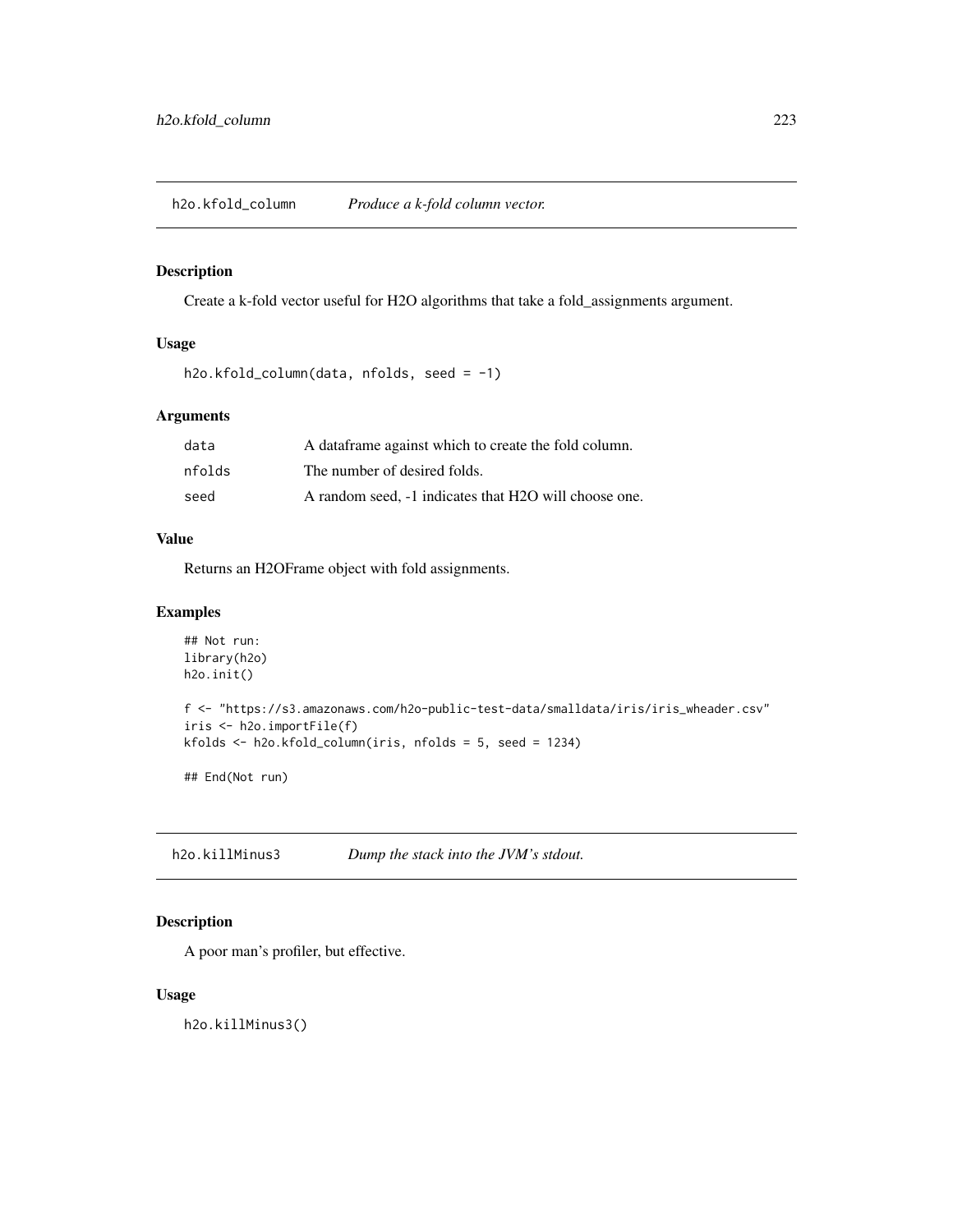## h2o.kfold_column — *Produce a k-fold column vector.*

### Description

Create a k-fold vector useful for H2O algorithms that take a fold_assignments argument.

### Usage

```
h2o.kfold_column(data, nfolds, seed = -1)
```

### Arguments

| | |
|---|---|
| data | A dataframe against which to create the fold column. |
| nfolds | The number of desired folds. |
| seed | A random seed, -1 indicates that H2O will choose one. |

### Value

Returns an H2OFrame object with fold assignments.

### Examples

```
## Not run:
library(h2o)
h2o.init()

f <- "https://s3.amazonaws.com/h2o-public-test-data/smalldata/iris/iris_wheader.csv"
iris <- h2o.importFile(f)
kfolds <- h2o.kfold_column(iris, nfolds = 5, seed = 1234)

## End(Not run)
```

## h2o.killMinus3 — *Dump the stack into the JVM's stdout.*

### Description

A poor man's profiler, but effective.

### Usage

```
h2o.killMinus3()
```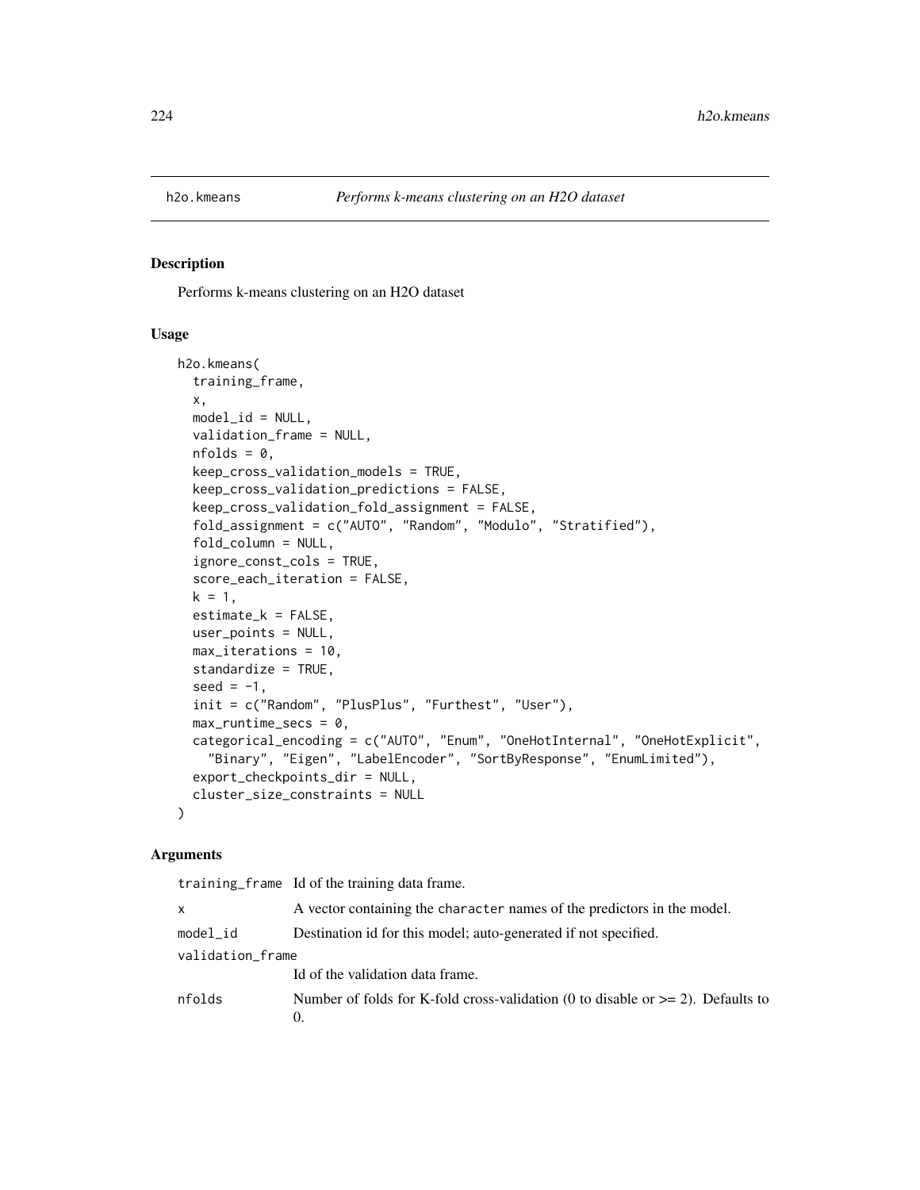## h2o.kmeans *Performs k-means clustering on an H2O dataset*

### Description

Performs k-means clustering on an H2O dataset

### Usage

```
h2o.kmeans(
  training_frame,
  x,
  model_id = NULL,
  validation_frame = NULL,
  nfolds = 0,
  keep_cross_validation_models = TRUE,
  keep_cross_validation_predictions = FALSE,
  keep_cross_validation_fold_assignment = FALSE,
  fold_assignment = c("AUTO", "Random", "Modulo", "Stratified"),
  fold_column = NULL,
  ignore_const_cols = TRUE,
  score_each_iteration = FALSE,
  k = 1,
  estimate_k = FALSE,
  user_points = NULL,
  max_iterations = 10,
  standardize = TRUE,
  seed = -1,
  init = c("Random", "PlusPlus", "Furthest", "User"),
  max_runtime_secs = 0,
  categorical_encoding = c("AUTO", "Enum", "OneHotInternal", "OneHotExplicit",
    "Binary", "Eigen", "LabelEncoder", "SortByResponse", "EnumLimited"),
  export_checkpoints_dir = NULL,
  cluster_size_constraints = NULL
)
```

### Arguments

| | |
|---|---|
| training_frame | Id of the training data frame. |
| x | A vector containing the character names of the predictors in the model. |
| model_id | Destination id for this model; auto-generated if not specified. |
| validation_frame | Id of the validation data frame. |
| nfolds | Number of folds for K-fold cross-validation (0 to disable or >= 2). Defaults to 0. |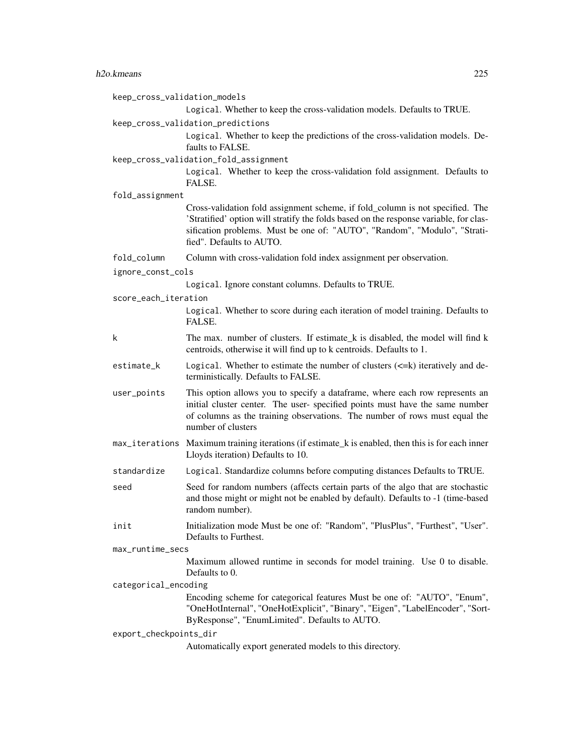keep_cross_validation_models
: `Logical`. Whether to keep the cross-validation models. Defaults to TRUE.

keep_cross_validation_predictions
: `Logical`. Whether to keep the predictions of the cross-validation models. Defaults to FALSE.

keep_cross_validation_fold_assignment
: `Logical`. Whether to keep the cross-validation fold assignment. Defaults to FALSE.

fold_assignment
: Cross-validation fold assignment scheme, if fold_column is not specified. The 'Stratified' option will stratify the folds based on the response variable, for classification problems. Must be one of: "AUTO", "Random", "Modulo", "Stratified". Defaults to AUTO.

fold_column
: Column with cross-validation fold index assignment per observation.

ignore_const_cols
: `Logical`. Ignore constant columns. Defaults to TRUE.

score_each_iteration
: `Logical`. Whether to score during each iteration of model training. Defaults to FALSE.

k
: The max. number of clusters. If estimate_k is disabled, the model will find k centroids, otherwise it will find up to k centroids. Defaults to 1.

estimate_k
: `Logical`. Whether to estimate the number of clusters (<=k) iteratively and deterministically. Defaults to FALSE.

user_points
: This option allows you to specify a dataframe, where each row represents an initial cluster center. The user- specified points must have the same number of columns as the training observations. The number of rows must equal the number of clusters

max_iterations
: Maximum training iterations (if estimate_k is enabled, then this is for each inner Lloyds iteration) Defaults to 10.

standardize
: `Logical`. Standardize columns before computing distances Defaults to TRUE.

seed
: Seed for random numbers (affects certain parts of the algo that are stochastic and those might or might not be enabled by default). Defaults to -1 (time-based random number).

init
: Initialization mode Must be one of: "Random", "PlusPlus", "Furthest", "User". Defaults to Furthest.

max_runtime_secs
: Maximum allowed runtime in seconds for model training. Use 0 to disable. Defaults to 0.

categorical_encoding
: Encoding scheme for categorical features Must be one of: "AUTO", "Enum", "OneHotInternal", "OneHotExplicit", "Binary", "Eigen", "LabelEncoder", "SortByResponse", "EnumLimited". Defaults to AUTO.

export_checkpoints_dir
: Automatically export generated models to this directory.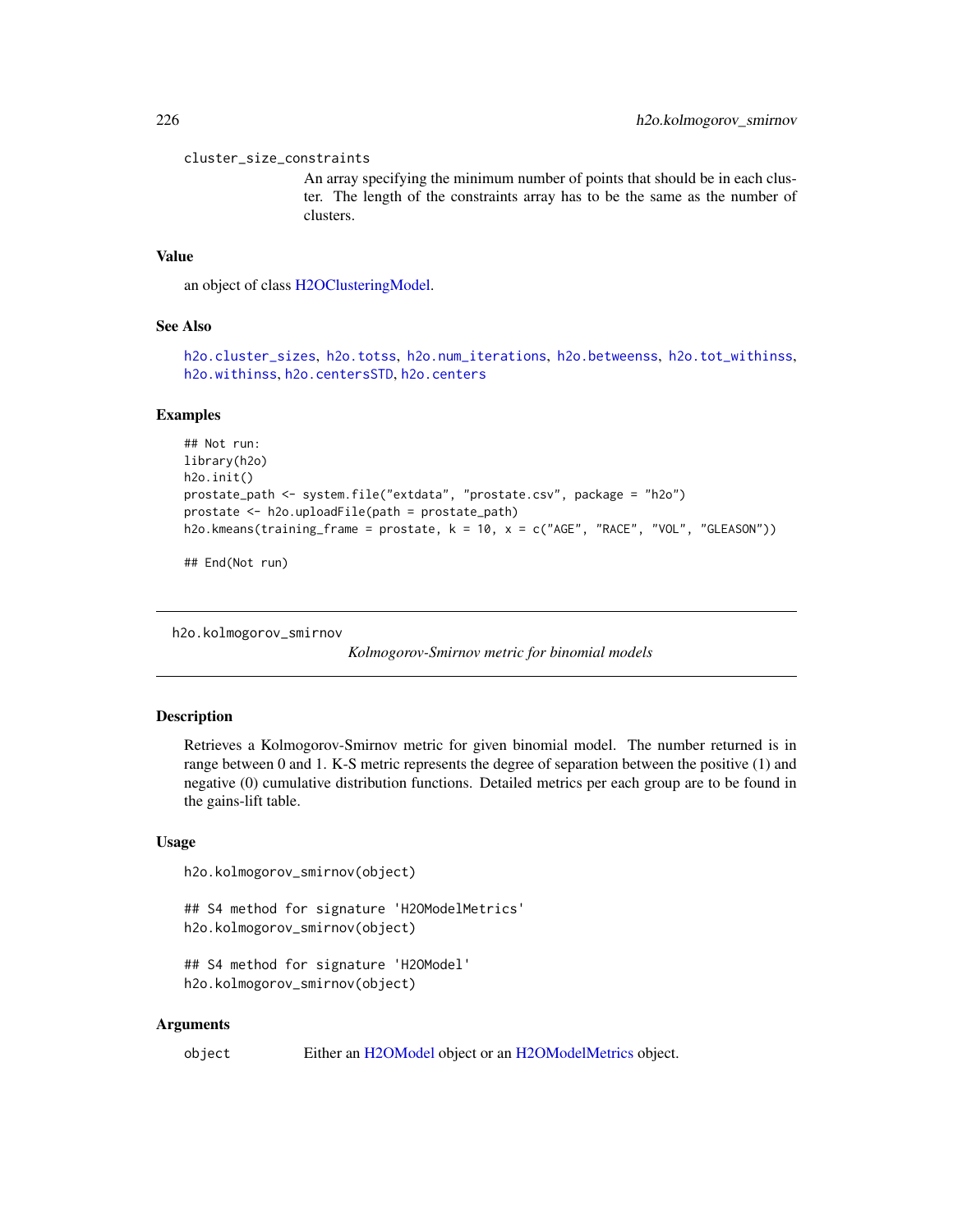cluster_size_constraints
: An array specifying the minimum number of points that should be in each cluster. The length of the constraints array has to be the same as the number of clusters.

### Value

an object of class H2OClusteringModel.

### See Also

`h2o.cluster_sizes`, `h2o.totss`, `h2o.num_iterations`, `h2o.betweenss`, `h2o.tot_withinss`, `h2o.withinss`, `h2o.centersSTD`, `h2o.centers`

### Examples

```
## Not run:
library(h2o)
h2o.init()
prostate_path <- system.file("extdata", "prostate.csv", package = "h2o")
prostate <- h2o.uploadFile(path = prostate_path)
h2o.kmeans(training_frame = prostate, k = 10, x = c("AGE", "RACE", "VOL", "GLEASON"))

## End(Not run)
```

---

## h2o.kolmogorov_smirnov

*Kolmogorov-Smirnov metric for binomial models*

---

### Description

Retrieves a Kolmogorov-Smirnov metric for given binomial model. The number returned is in range between 0 and 1. K-S metric represents the degree of separation between the positive (1) and negative (0) cumulative distribution functions. Detailed metrics per each group are to be found in the gains-lift table.

### Usage

```
h2o.kolmogorov_smirnov(object)

## S4 method for signature 'H2OModelMetrics'
h2o.kolmogorov_smirnov(object)

## S4 method for signature 'H2OModel'
h2o.kolmogorov_smirnov(object)
```

### Arguments

| | |
|---|---|
| object | Either an H2OModel object or an H2OModelMetrics object. |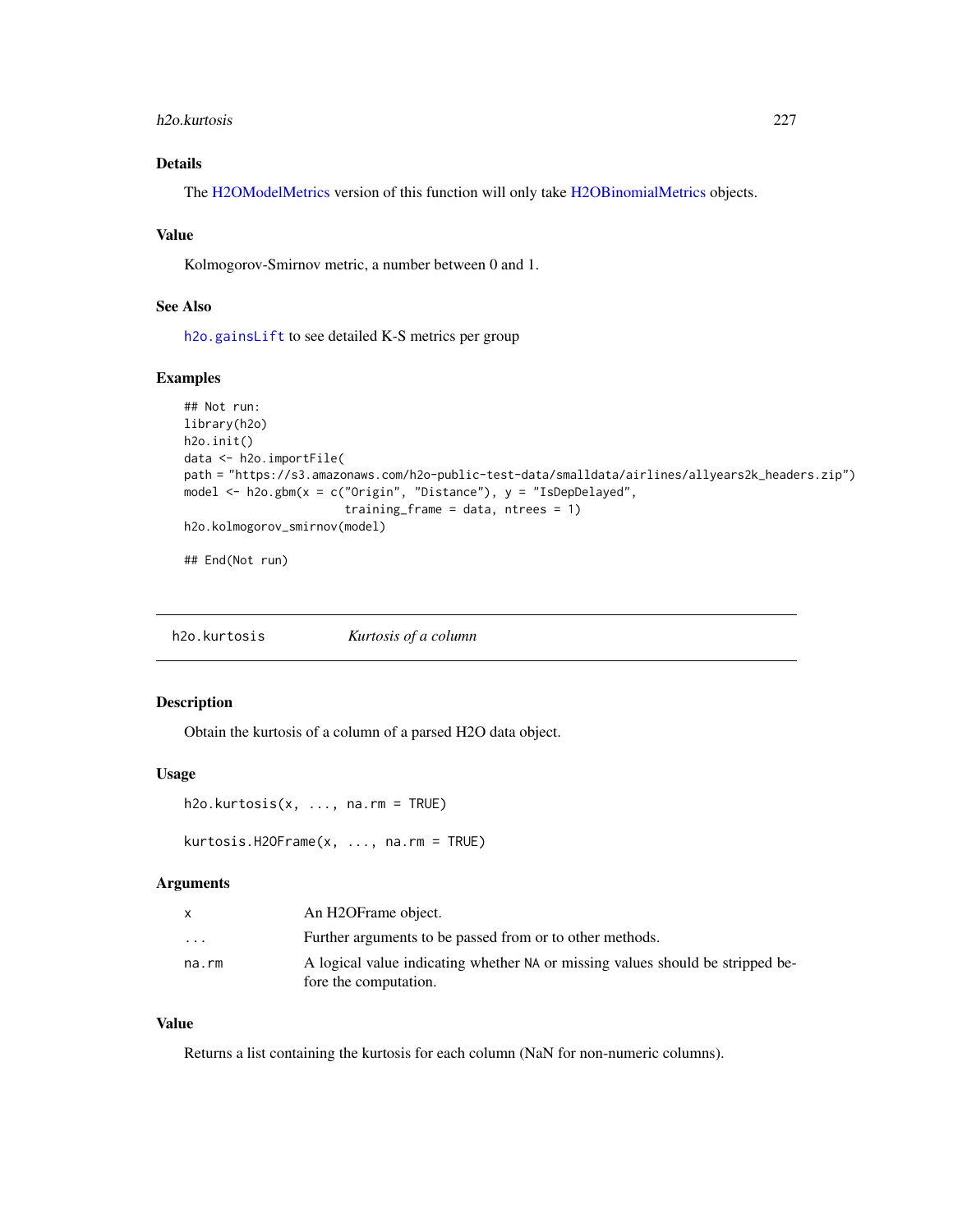### Details

The H2OModelMetrics version of this function will only take H2OBinomialMetrics objects.

### Value

Kolmogorov-Smirnov metric, a number between 0 and 1.

### See Also

`h2o.gainsLift` to see detailed K-S metrics per group

### Examples

```
## Not run:
library(h2o)
h2o.init()
data <- h2o.importFile(
path = "https://s3.amazonaws.com/h2o-public-test-data/smalldata/airlines/allyears2k_headers.zip")
model <- h2o.gbm(x = c("Origin", "Distance"), y = "IsDepDelayed",
                        training_frame = data, ntrees = 1)
h2o.kolmogorov_smirnov(model)

## End(Not run)
```

---

## h2o.kurtosis    *Kurtosis of a column*

---

### Description

Obtain the kurtosis of a column of a parsed H2O data object.

### Usage

```
h2o.kurtosis(x, ..., na.rm = TRUE)

kurtosis.H2OFrame(x, ..., na.rm = TRUE)
```

### Arguments

| | |
|---|---|
| `x` | An H2OFrame object. |
| `...` | Further arguments to be passed from or to other methods. |
| `na.rm` | A logical value indicating whether `NA` or missing values should be stripped before the computation. |

### Value

Returns a list containing the kurtosis for each column (NaN for non-numeric columns).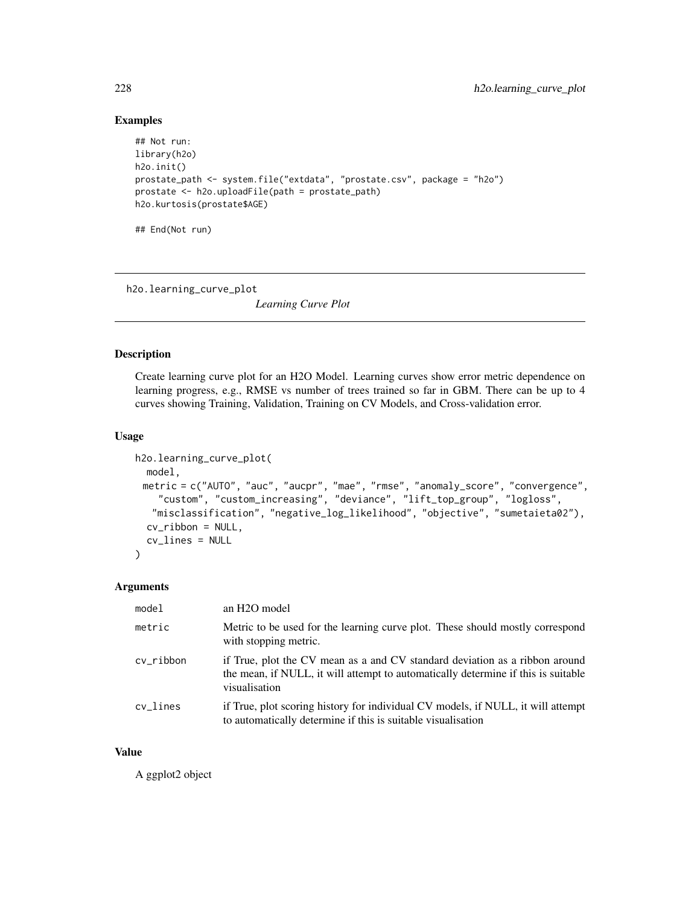## Examples

```
## Not run:
library(h2o)
h2o.init()
prostate_path <- system.file("exttdata", "prostate.csv", package = "h2o")
prostate <- h2o.uploadFile(path = prostate_path)
h2o.kurtosis(prostate$AGE)

## End(Not run)
```

---

# h2o.learning_curve_plot

*Learning Curve Plot*

---

## Description

Create learning curve plot for an H2O Model. Learning curves show error metric dependence on learning progress, e.g., RMSE vs number of trees trained so far in GBM. There can be up to 4 curves showing Training, Validation, Training on CV Models, and Cross-validation error.

## Usage

```
h2o.learning_curve_plot(
  model,
  metric = c("AUTO", "auc", "aucpr", "mae", "rmse", "anomaly_score", "convergence",
    "custom", "custom_increasing", "deviance", "lift_top_group", "logloss",
   "misclassification", "negative_log_likelihood", "objective", "sumetaieta02"),
  cv_ribbon = NULL,
  cv_lines = NULL
)
```

## Arguments

| | |
|---|---|
| model | an H2O model |
| metric | Metric to be used for the learning curve plot. These should mostly correspond with stopping metric. |
| cv_ribbon | if True, plot the CV mean as a and CV standard deviation as a ribbon around the mean, if NULL, it will attempt to automatically determine if this is suitable visualisation |
| cv_lines | if True, plot scoring history for individual CV models, if NULL, it will attempt to automatically determine if this is suitable visualisation |

## Value

A ggplot2 object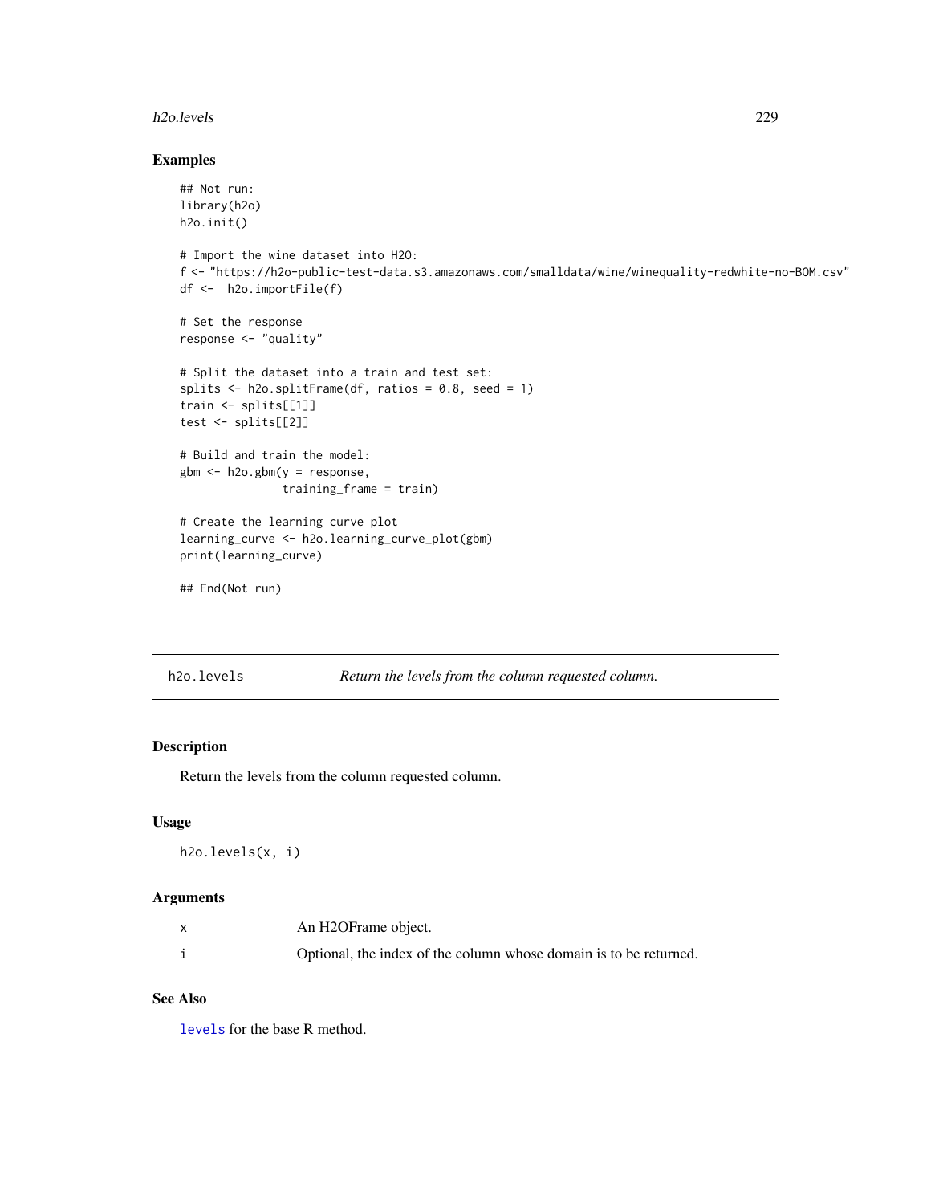## Examples

```
## Not run:
library(h2o)
h2o.init()

# Import the wine dataset into H2O:
f <- "https://h2o-public-test-data.s3.amazonaws.com/smalldata/wine/winequality-redwhite-no-BOM.csv"
df <-  h2o.importFile(f)

# Set the response
response <- "quality"

# Split the dataset into a train and test set:
splits <- h2o.splitFrame(df, ratios = 0.8, seed = 1)
train <- splits[[1]]
test <- splits[[2]]

# Build and train the model:
gbm <- h2o.gbm(y = response,
               training_frame = train)

# Create the learning curve plot
learning_curve <- h2o.learning_curve_plot(gbm)
print(learning_curve)

## End(Not run)
```

---

# h2o.levels — *Return the levels from the column requested column.*

## Description

Return the levels from the column requested column.

## Usage

```
h2o.levels(x, i)
```

## Arguments

| | |
|---|---|
| x | An H2OFrame object. |
| i | Optional, the index of the column whose domain is to be returned. |

## See Also

levels for the base R method.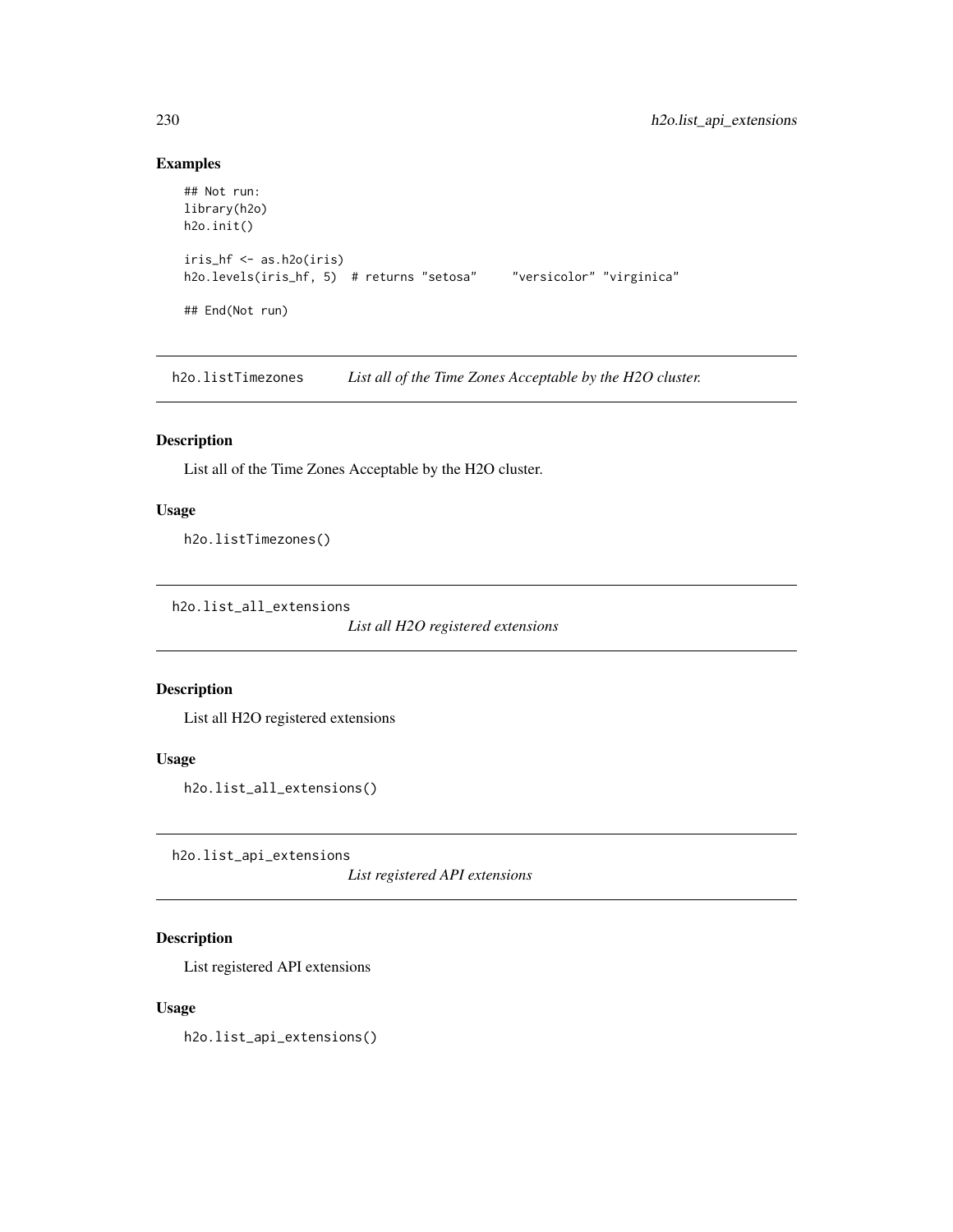## Examples

```
## Not run:
library(h2o)
h2o.init()

iris_hf <- as.h2o(iris)
h2o.levels(iris_hf, 5)  # returns "setosa"     "versicolor" "virginica"

## End(Not run)
```

---

## h2o.listTimezones *List all of the Time Zones Acceptable by the H2O cluster.*

### Description

List all of the Time Zones Acceptable by the H2O cluster.

### Usage

```
h2o.listTimezones()
```

---

## h2o.list_all_extensions *List all H2O registered extensions*

### Description

List all H2O registered extensions

### Usage

```
h2o.list_all_extensions()
```

---

## h2o.list_api_extensions *List registered API extensions*

### Description

List registered API extensions

### Usage

```
h2o.list_api_extensions()
```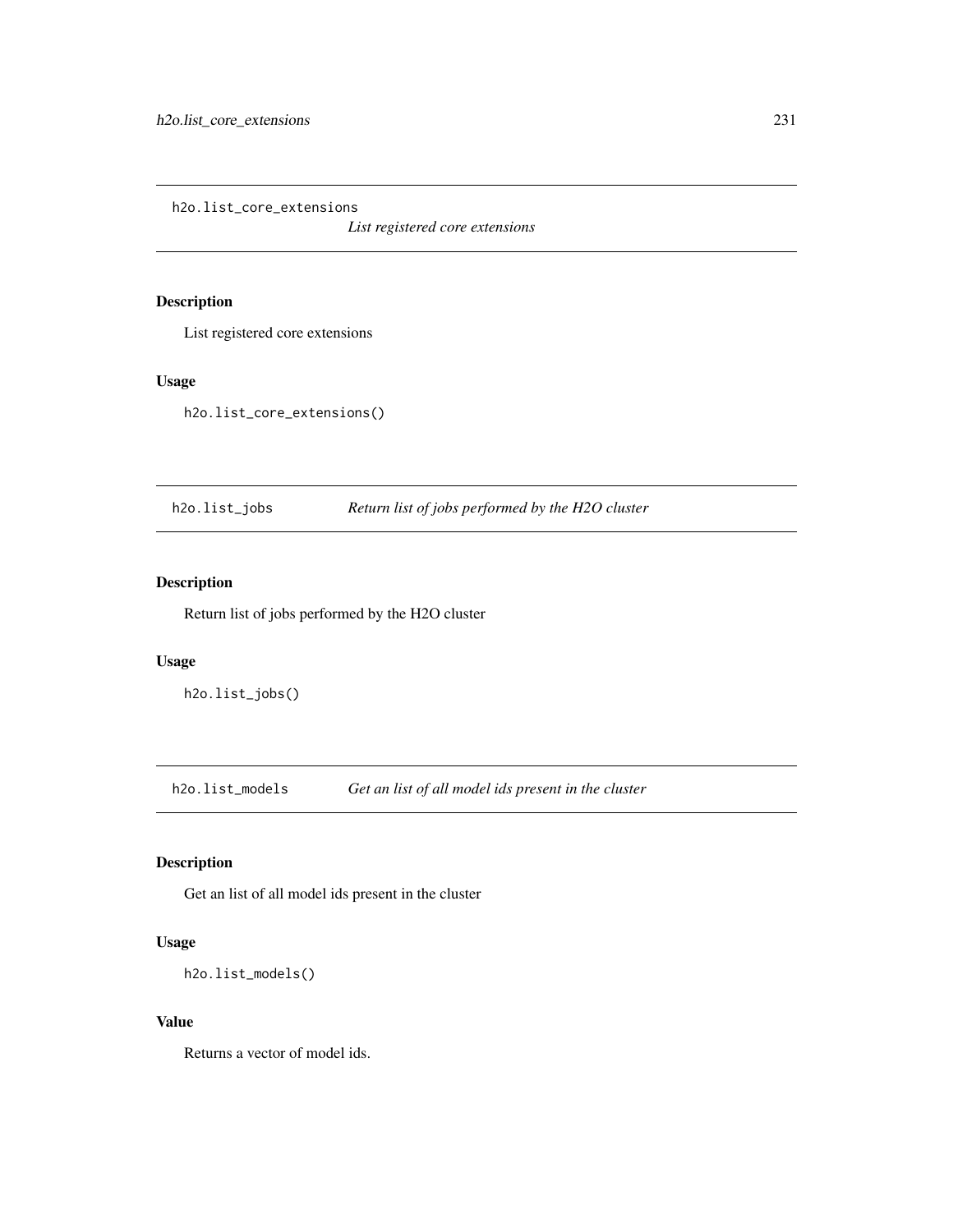## h2o.list_core_extensions

*List registered core extensions*

### Description

List registered core extensions

### Usage

```
h2o.list_core_extensions()
```

## h2o.list_jobs

*Return list of jobs performed by the H2O cluster*

### Description

Return list of jobs performed by the H2O cluster

### Usage

```
h2o.list_jobs()
```

## h2o.list_models

*Get an list of all model ids present in the cluster*

### Description

Get an list of all model ids present in the cluster

### Usage

```
h2o.list_models()
```

### Value

Returns a vector of model ids.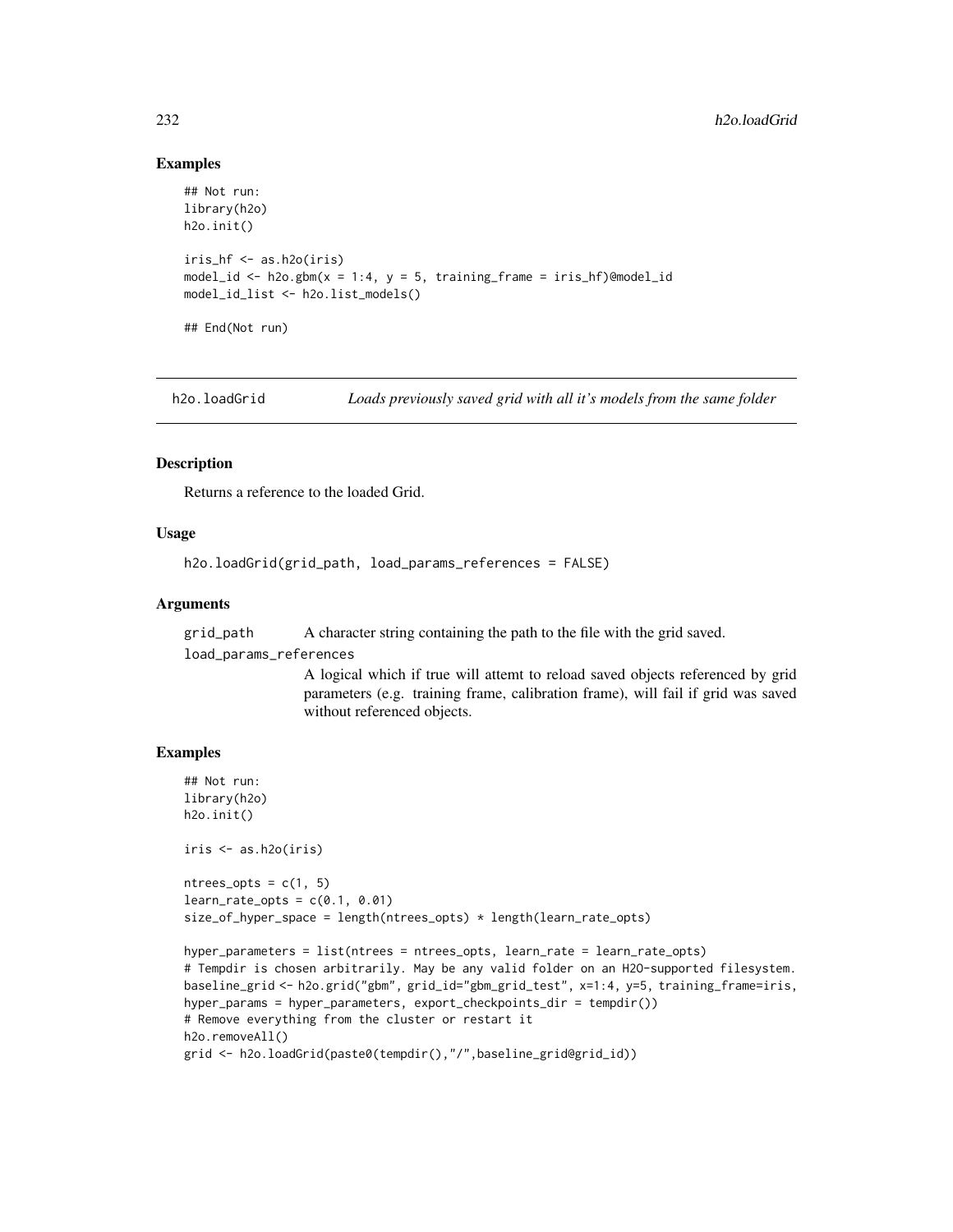## Examples

```
## Not run:
library(h2o)
h2o.init()

iris_hf <- as.h2o(iris)
model_id <- h2o.gbm(x = 1:4, y = 5, training_frame = iris_hf)@model_id
model_id_list <- h2o.list_models()

## End(Not run)
```

---

## h2o.loadGrid — *Loads previously saved grid with all it's models from the same folder*

### Description

Returns a reference to the loaded Grid.

### Usage

```
h2o.loadGrid(grid_path, load_params_references = FALSE)
```

### Arguments

`grid_path` A character string containing the path to the file with the grid saved.

`load_params_references` A logical which if true will attemt to reload saved objects referenced by grid parameters (e.g. training frame, calibration frame), will fail if grid was saved without referenced objects.

### Examples

```
## Not run:
library(h2o)
h2o.init()

iris <- as.h2o(iris)

ntrees_opts = c(1, 5)
learn_rate_opts = c(0.1, 0.01)
size_of_hyper_space = length(ntrees_opts) * length(learn_rate_opts)

hyper_parameters = list(ntrees = ntrees_opts, learn_rate = learn_rate_opts)
# Tempdir is chosen arbitrarily. May be any valid folder on an H2O-supported filesystem.
baseline_grid <- h2o.grid("gbm", grid_id="gbm_grid_test", x=1:4, y=5, training_frame=iris,
hyper_params = hyper_parameters, export_checkpoints_dir = tempdir())
# Remove everything from the cluster or restart it
h2o.removeAll()
grid <- h2o.loadGrid(paste0(tempdir(),"/",baseline_grid@grid_id))
```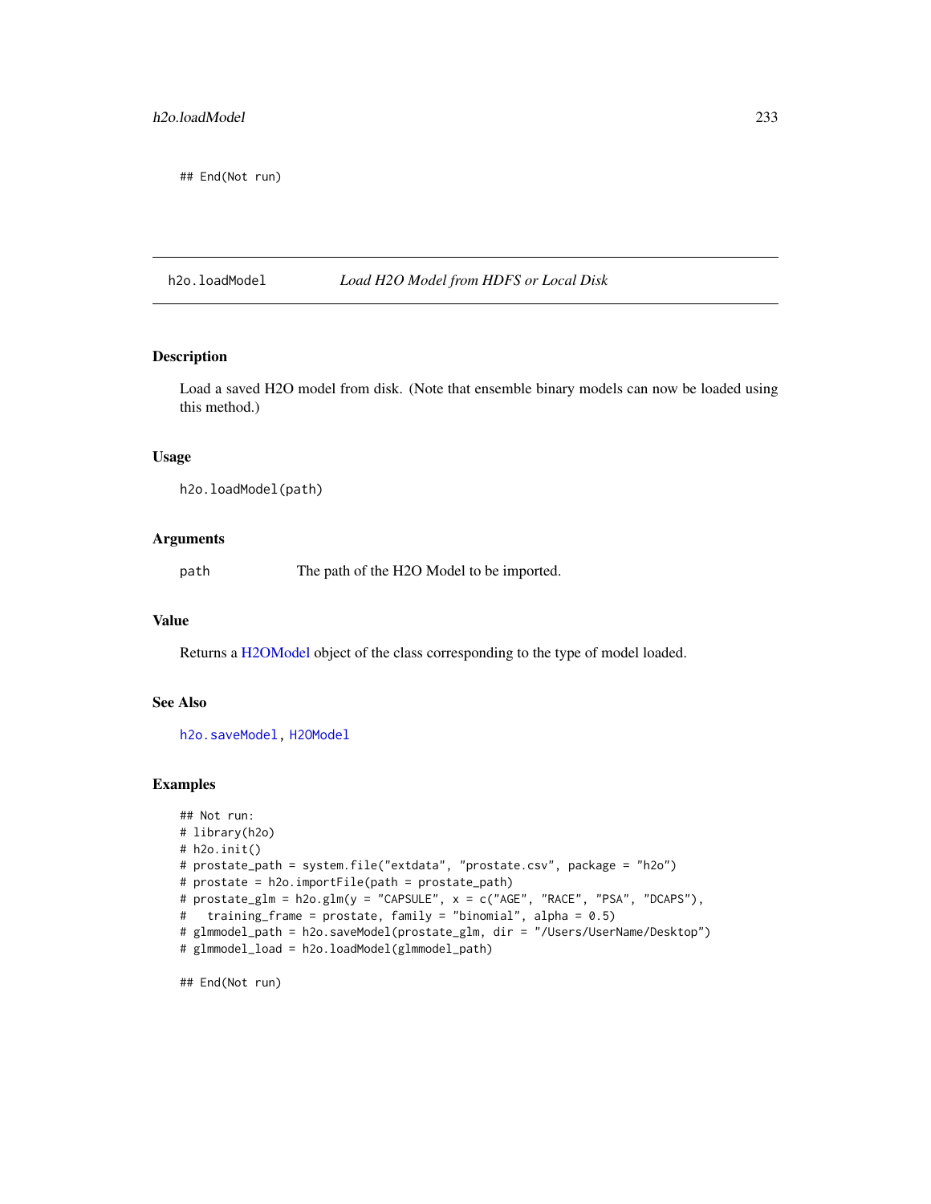```
## End(Not run)
```

## h2o.loadModel — *Load H2O Model from HDFS or Local Disk*

### Description

Load a saved H2O model from disk. (Note that ensemble binary models can now be loaded using this method.)

### Usage

```
h2o.loadModel(path)
```

### Arguments

| | |
|---|---|
| `path` | The path of the H2O Model to be imported. |

### Value

Returns a H2OModel object of the class corresponding to the type of model loaded.

### See Also

`h2o.saveModel`, `H2OModel`

### Examples

```
## Not run:
# library(h2o)
# h2o.init()
# prostate_path = system.file("extdata", "prostate.csv", package = "h2o")
# prostate = h2o.importFile(path = prostate_path)
# prostate_glm = h2o.glm(y = "CAPSULE", x = c("AGE", "RACE", "PSA", "DCAPS"),
#   training_frame = prostate, family = "binomial", alpha = 0.5)
# glmmodel_path = h2o.saveModel(prostate_glm, dir = "/Users/UserName/Desktop")
# glmmodel_load = h2o.loadModel(glmmodel_path)

## End(Not run)
```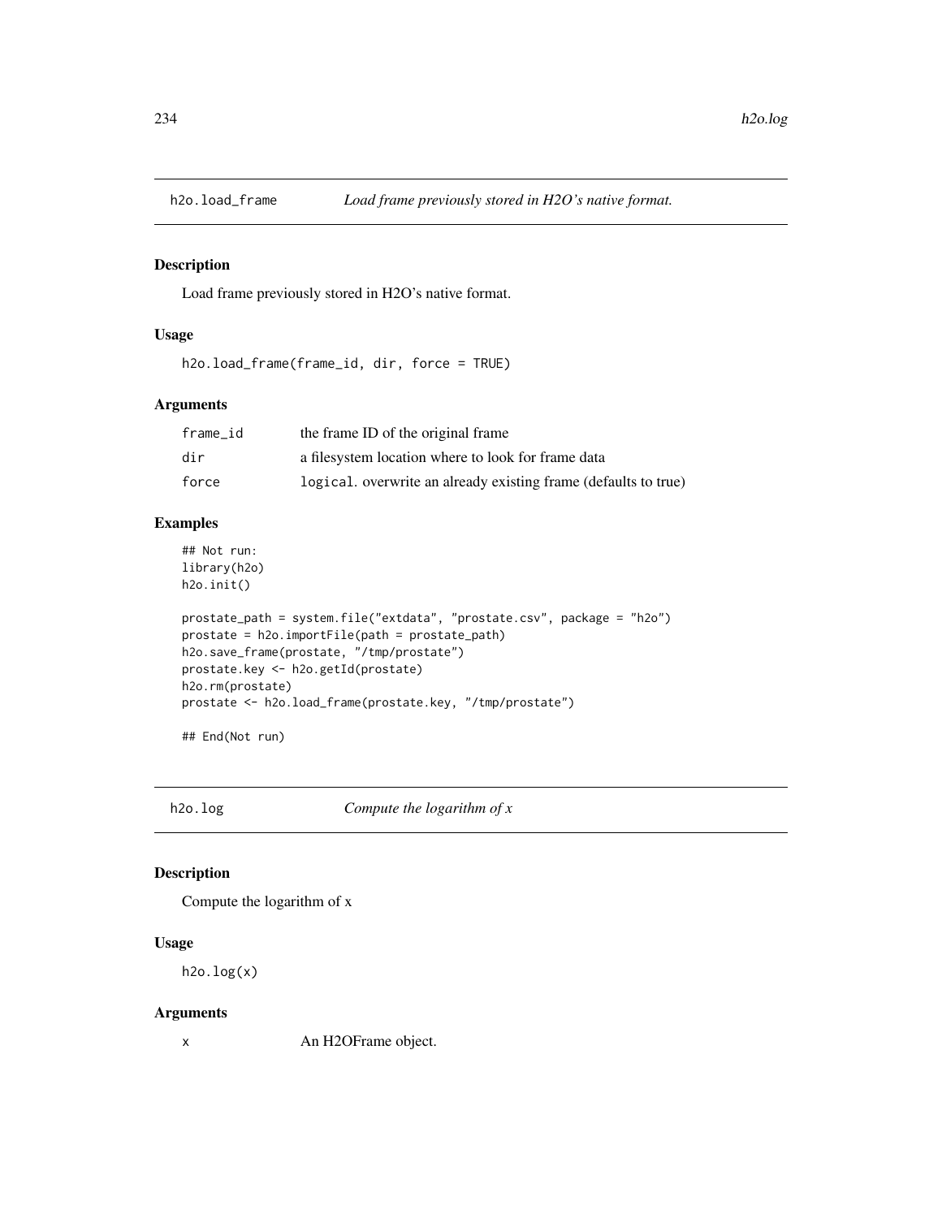## h2o.load_frame *Load frame previously stored in H2O's native format.*

### Description

Load frame previously stored in H2O's native format.

### Usage

```
h2o.load_frame(frame_id, dir, force = TRUE)
```

### Arguments

| | |
|---|---|
| frame_id | the frame ID of the original frame |
| dir | a filesystem location where to look for frame data |
| force | `logical`. overwrite an already existing frame (defaults to true) |

### Examples

```
## Not run:
library(h2o)
h2o.init()

prostate_path = system.file("extdata", "prostate.csv", package = "h2o")
prostate = h2o.importFile(path = prostate_path)
h2o.save_frame(prostate, "/tmp/prostate")
prostate.key <- h2o.getId(prostate)
h2o.rm(prostate)
prostate <- h2o.load_frame(prostate.key, "/tmp/prostate")

## End(Not run)
```

## h2o.log *Compute the logarithm of x*

### Description

Compute the logarithm of x

### Usage

```
h2o.log(x)
```

### Arguments

| | |
|---|---|
| x | An H2OFrame object. |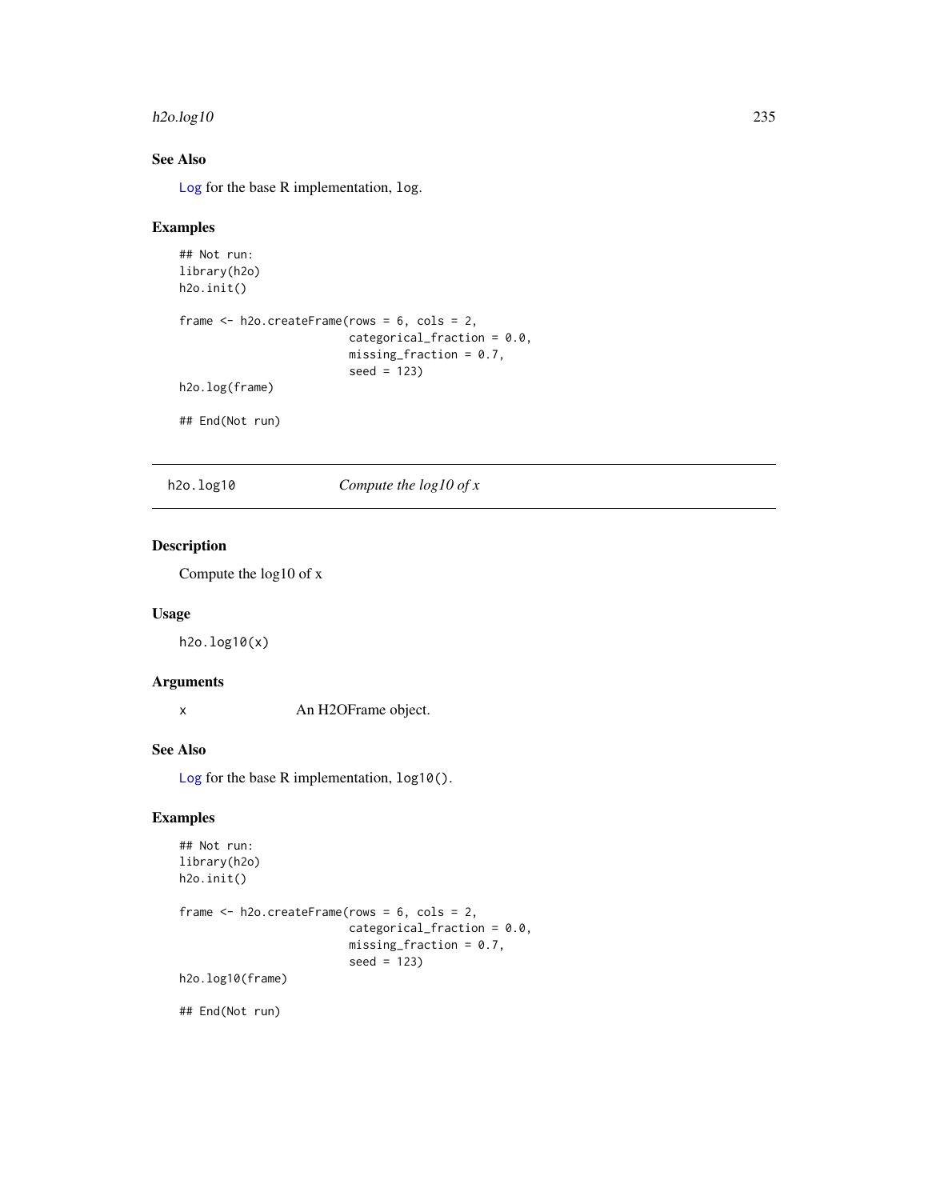### See Also

`Log` for the base R implementation, `log`.

### Examples

```
## Not run:
library(h2o)
h2o.init()

frame <- h2o.createFrame(rows = 6, cols = 2,
                         categorical_fraction = 0.0,
                         missing_fraction = 0.7,
                         seed = 123)
h2o.log(frame)

## End(Not run)
```

---

## h2o.log10 — *Compute the log10 of x*

---

### Description

Compute the log10 of x

### Usage

```
h2o.log10(x)
```

### Arguments

| | |
|---|---|
| x | An H2OFrame object. |

### See Also

`Log` for the base R implementation, `log10()`.

### Examples

```
## Not run:
library(h2o)
h2o.init()

frame <- h2o.createFrame(rows = 6, cols = 2,
                         categorical_fraction = 0.0,
                         missing_fraction = 0.7,
                         seed = 123)
h2o.log10(frame)

## End(Not run)
```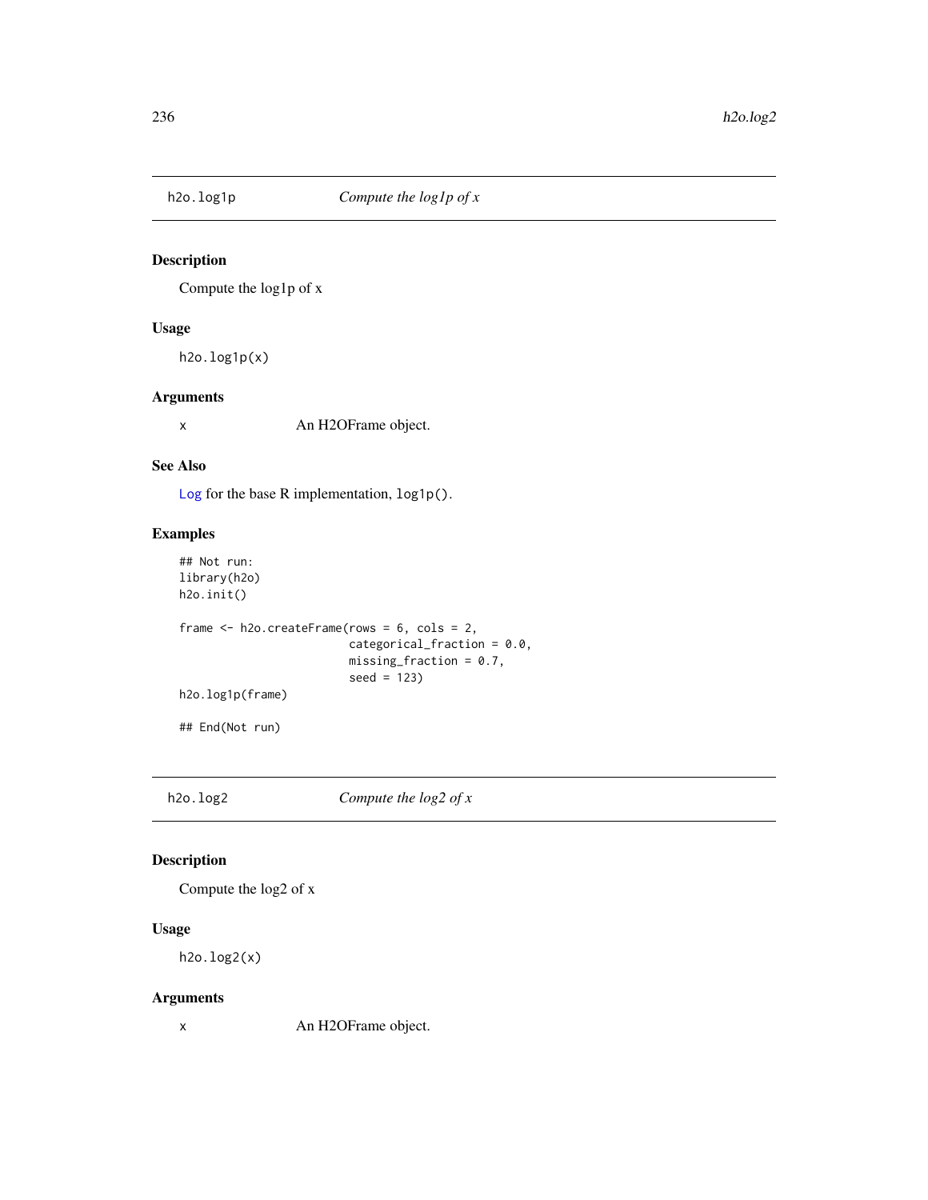## h2o.log1p — *Compute the log1p of x*

### Description

Compute the log1p of x

### Usage

```
h2o.log1p(x)
```

### Arguments

| | |
|---|---|
| x | An H2OFrame object. |

### See Also

Log for the base R implementation, `log1p()`.

### Examples

```
## Not run:
library(h2o)
h2o.init()

frame <- h2o.createFrame(rows = 6, cols = 2,
                         categorical_fraction = 0.0,
                         missing_fraction = 0.7,
                         seed = 123)
h2o.log1p(frame)

## End(Not run)
```

## h2o.log2 — *Compute the log2 of x*

### Description

Compute the log2 of x

### Usage

```
h2o.log2(x)
```

### Arguments

| | |
|---|---|
| x | An H2OFrame object. |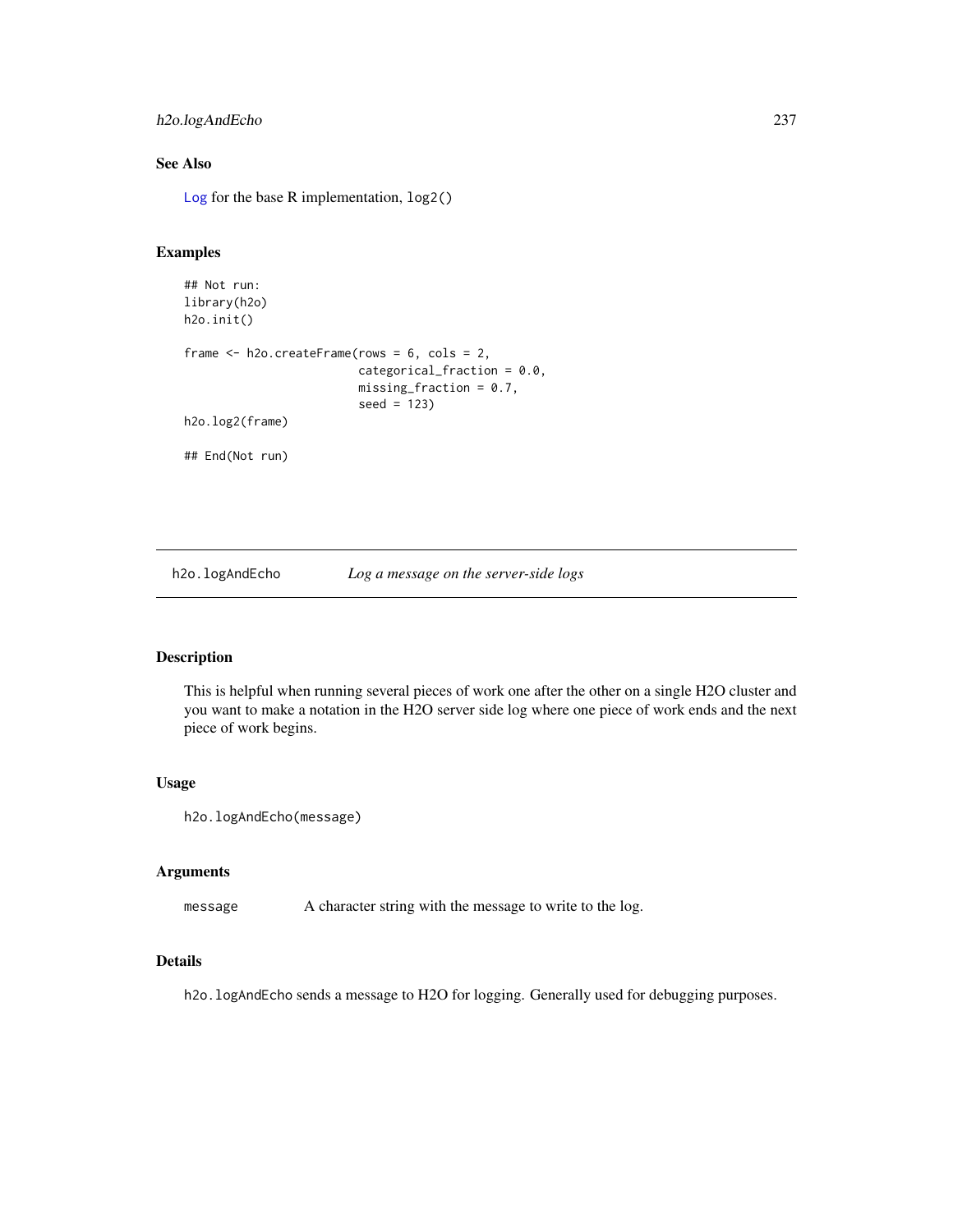## See Also

Log for the base R implementation, log2()

## Examples

```
## Not run:
library(h2o)
h2o.init()

frame <- h2o.createFrame(rows = 6, cols = 2,
                         categorical_fraction = 0.0,
                         missing_fraction = 0.7,
                         seed = 123)
h2o.log2(frame)

## End(Not run)
```

---

# h2o.logAndEcho — *Log a message on the server-side logs*

---

## Description

This is helpful when running several pieces of work one after the other on a single H2O cluster and you want to make a notation in the H2O server side log where one piece of work ends and the next piece of work begins.

## Usage

```
h2o.logAndEcho(message)
```

## Arguments

| | |
|---|---|
| message | A character string with the message to write to the log. |

## Details

h2o.logAndEcho sends a message to H2O for logging. Generally used for debugging purposes.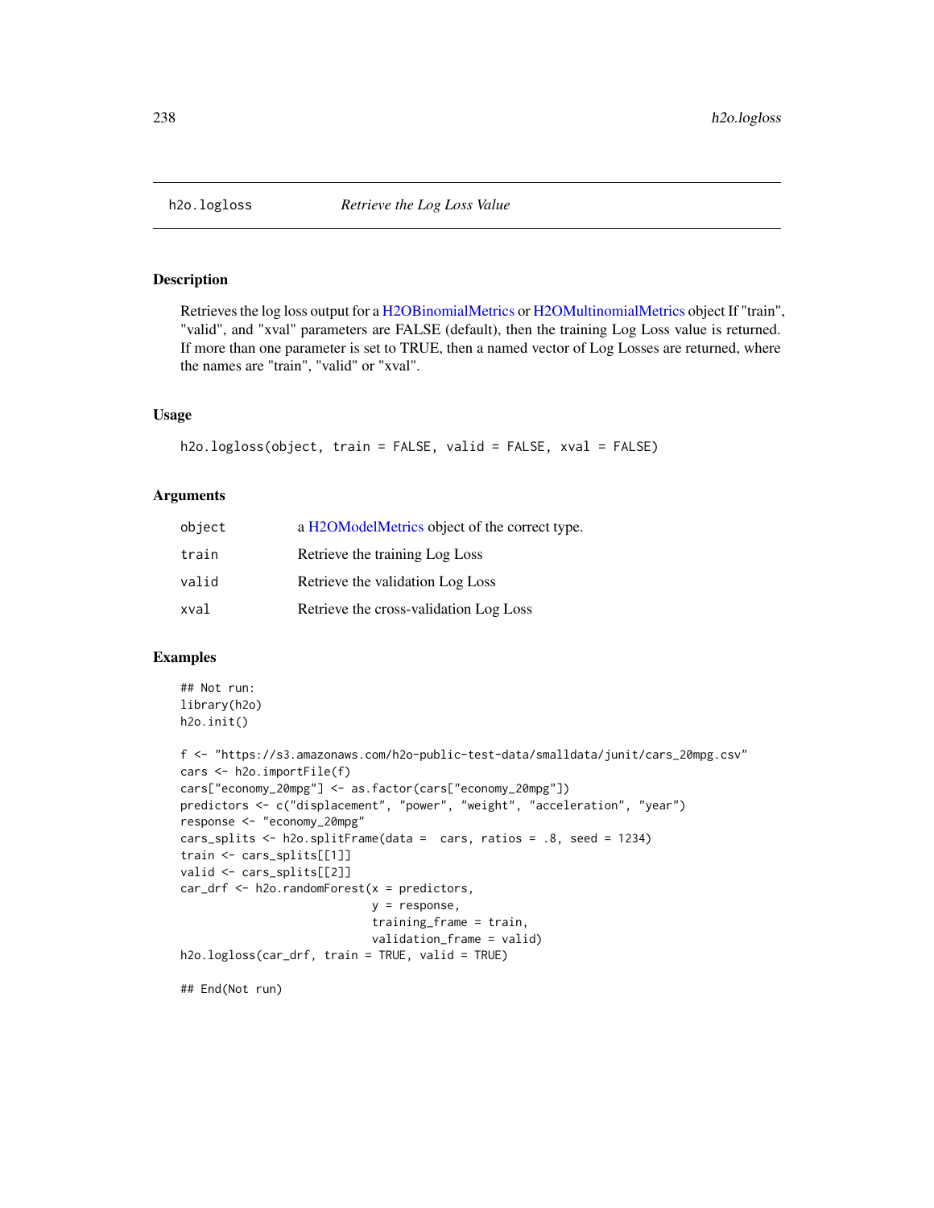h2o.logloss *Retrieve the Log Loss Value*

## Description

Retrieves the log loss output for a H2OBinomialMetrics or H2OMultinomialMetrics object If "train", "valid", and "xval" parameters are FALSE (default), then the training Log Loss value is returned. If more than one parameter is set to TRUE, then a named vector of Log Losses are returned, where the names are "train", "valid" or "xval".

## Usage

```
h2o.logloss(object, train = FALSE, valid = FALSE, xval = FALSE)
```

## Arguments

| | |
|---|---|
| object | a H2OModelMetrics object of the correct type. |
| train | Retrieve the training Log Loss |
| valid | Retrieve the validation Log Loss |
| xval | Retrieve the cross-validation Log Loss |

## Examples

```
## Not run:
library(h2o)
h2o.init()

f <- "https://s3.amazonaws.com/h2o-public-test-data/smalldata/junit/cars_20mpg.csv"
cars <- h2o.importFile(f)
cars["economy_20mpg"] <- as.factor(cars["economy_20mpg"])
predictors <- c("displacement", "power", "weight", "acceleration", "year")
response <- "economy_20mpg"
cars_splits <- h2o.splitFrame(data =  cars, ratios = .8, seed = 1234)
train <- cars_splits[[1]]
valid <- cars_splits[[2]]
car_drf <- h2o.randomForest(x = predictors,
                            y = response,
                            training_frame = train,
                            validation_frame = valid)
h2o.logloss(car_drf, train = TRUE, valid = TRUE)

## End(Not run)
```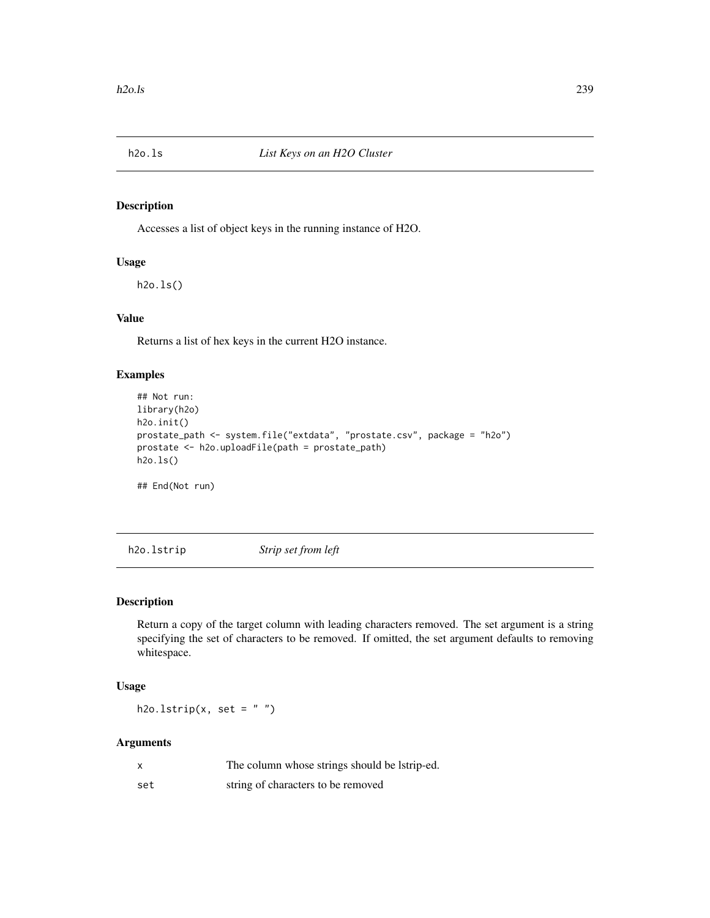## h2o.ls *List Keys on an H2O Cluster*

### Description

Accesses a list of object keys in the running instance of H2O.

### Usage

```
h2o.ls()
```

### Value

Returns a list of hex keys in the current H2O instance.

### Examples

```
## Not run:
library(h2o)
h2o.init()
prostate_path <- system.file("extdata", "prostate.csv", package = "h2o")
prostate <- h2o.uploadFile(path = prostate_path)
h2o.ls()

## End(Not run)
```

## h2o.lstrip *Strip set from left*

### Description

Return a copy of the target column with leading characters removed. The set argument is a string specifying the set of characters to be removed. If omitted, the set argument defaults to removing whitespace.

### Usage

```
h2o.lstrip(x, set = " ")
```

### Arguments

| | |
|---|---|
| x | The column whose strings should be lstrip-ed. |
| set | string of characters to be removed |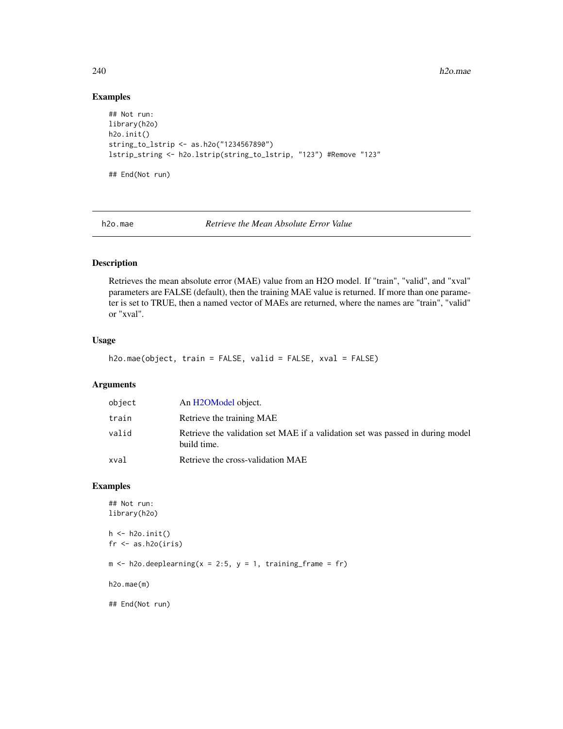### Examples

```
## Not run:
library(h2o)
h2o.init()
string_to_lstrip <- as.h2o("1234567890")
lstrip_string <- h2o.lstrip(string_to_lstrip, "123") #Remove "123"

## End(Not run)
```

---

## h2o.mae *Retrieve the Mean Absolute Error Value*

### Description

Retrieves the mean absolute error (MAE) value from an H2O model. If "train", "valid", and "xval" parameters are FALSE (default), then the training MAE value is returned. If more than one parameter is set to TRUE, then a named vector of MAEs are returned, where the names are "train", "valid" or "xval".

### Usage

```
h2o.mae(object, train = FALSE, valid = FALSE, xval = FALSE)
```

### Arguments

| | |
|---|---|
| `object` | An H2OModel object. |
| `train` | Retrieve the training MAE |
| `valid` | Retrieve the validation set MAE if a validation set was passed in during model build time. |
| `xval` | Retrieve the cross-validation MAE |

### Examples

```
## Not run:
library(h2o)

h <- h2o.init()
fr <- as.h2o(iris)

m <- h2o.deeplearning(x = 2:5, y = 1, training_frame = fr)

h2o.mae(m)

## End(Not run)
```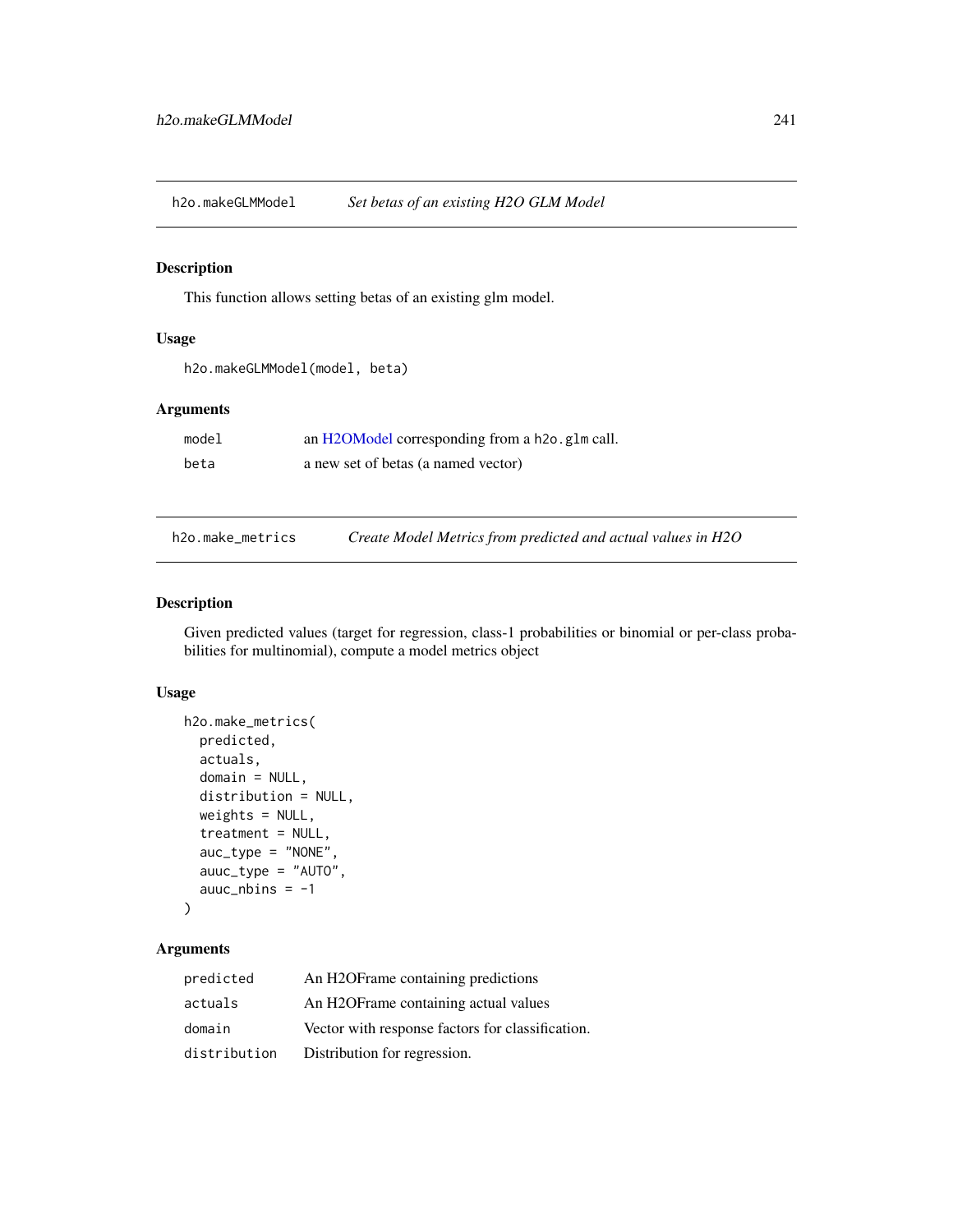## h2o.makeGLMModel — *Set betas of an existing H2O GLM Model*

### Description

This function allows setting betas of an existing glm model.

### Usage

```
h2o.makeGLMModel(model, beta)
```

### Arguments

| | |
|---|---|
| model | an H2OModel corresponding from a h2o.glm call. |
| beta | a new set of betas (a named vector) |

## h2o.make_metrics — *Create Model Metrics from predicted and actual values in H2O*

### Description

Given predicted values (target for regression, class-1 probabilities or binomial or per-class probabilities for multinomial), compute a model metrics object

### Usage

```
h2o.make_metrics(
  predicted,
  actuals,
  domain = NULL,
  distribution = NULL,
  weights = NULL,
  treatment = NULL,
  auc_type = "NONE",
  auuc_type = "AUTO",
  auuc_nbins = -1
)
```

### Arguments

| | |
|---|---|
| predicted | An H2OFrame containing predictions |
| actuals | An H2OFrame containing actual values |
| domain | Vector with response factors for classification. |
| distribution | Distribution for regression. |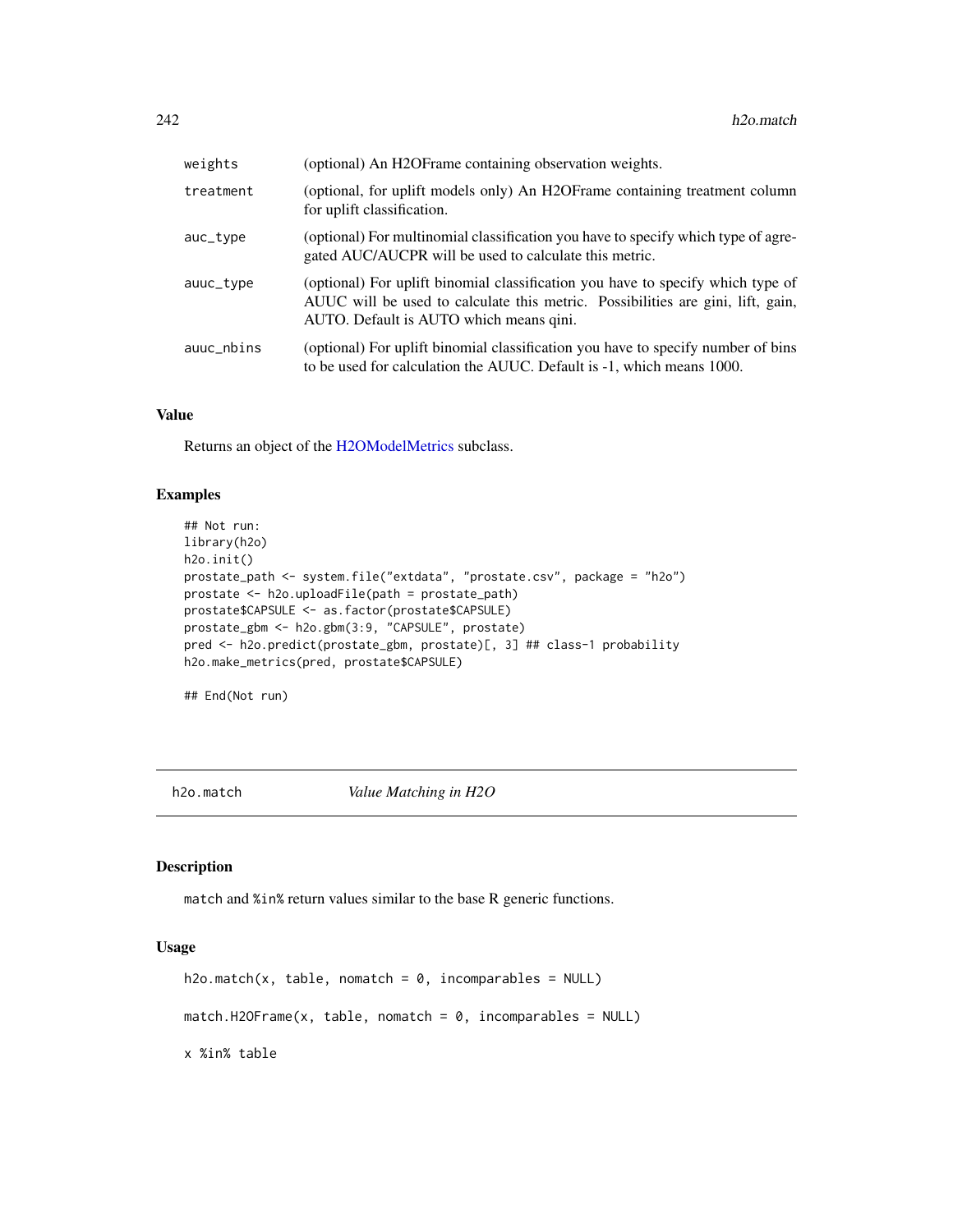| | |
|---|---|
| weights | (optional) An H2OFrame containing observation weights. |
| treatment | (optional, for uplift models only) An H2OFrame containing treatment column for uplift classification. |
| auc_type | (optional) For multinomial classification you have to specify which type of agregated AUC/AUCPR will be used to calculate this metric. |
| auuc_type | (optional) For uplift binomial classification you have to specify which type of AUUC will be used to calculate this metric. Possibilities are gini, lift, gain, AUTO. Default is AUTO which means qini. |
| auuc_nbins | (optional) For uplift binomial classification you have to specify number of bins to be used for calculation the AUUC. Default is -1, which means 1000. |

### Value

Returns an object of the H2OModelMetrics subclass.

### Examples

```
## Not run:
library(h2o)
h2o.init()
prostate_path <- system.file("extdata", "prostate.csv", package = "h2o")
prostate <- h2o.uploadFile(path = prostate_path)
prostate$CAPSULE <- as.factor(prostate$CAPSULE)
prostate_gbm <- h2o.gbm(3:9, "CAPSULE", prostate)
pred <- h2o.predict(prostate_gbm, prostate)[, 3] ## class-1 probability
h2o.make_metrics(pred, prostate$CAPSULE)

## End(Not run)
```

---

## h2o.match    *Value Matching in H2O*

### Description

match and %in% return values similar to the base R generic functions.

### Usage

```
h2o.match(x, table, nomatch = 0, incomparables = NULL)

match.H2OFrame(x, table, nomatch = 0, incomparables = NULL)

x %in% table
```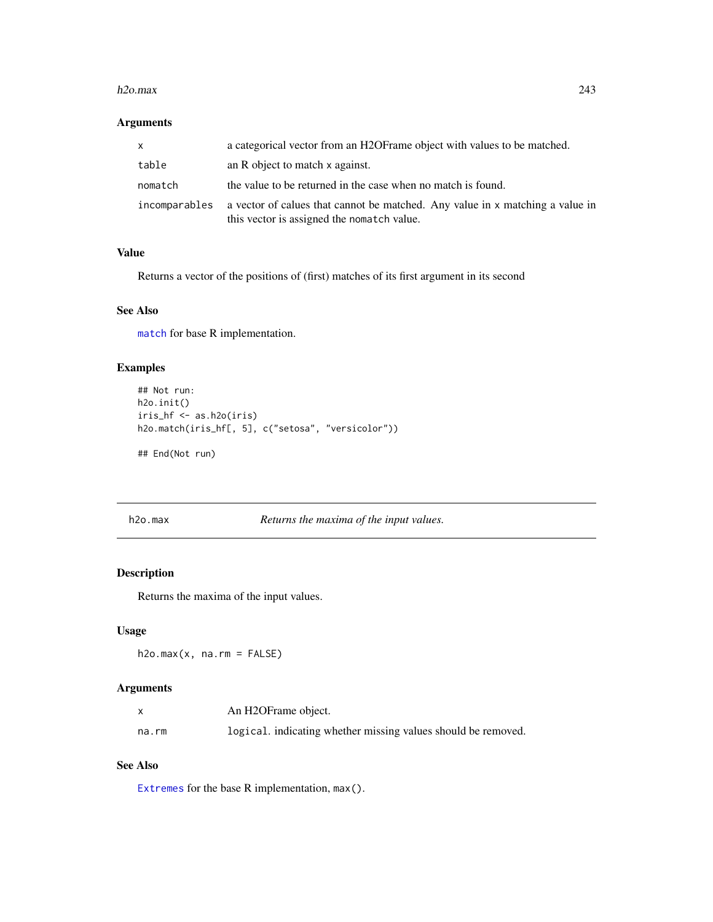### Arguments

| | |
|---|---|
| x | a categorical vector from an H2OFrame object with values to be matched. |
| table | an R object to match x against. |
| nomatch | the value to be returned in the case when no match is found. |
| incomparables | a vector of calues that cannot be matched. Any value in x matching a value in this vector is assigned the nomatch value. |

### Value

Returns a vector of the positions of (first) matches of its first argument in its second

### See Also

match for base R implementation.

### Examples

```
## Not run:
h2o.init()
iris_hf <- as.h2o(iris)
h2o.match(iris_hf[, 5], c("setosa", "versicolor"))

## End(Not run)
```

---

## h2o.max *Returns the maxima of the input values.*

---

### Description

Returns the maxima of the input values.

### Usage

```
h2o.max(x, na.rm = FALSE)
```

### Arguments

| | |
|---|---|
| x | An H2OFrame object. |
| na.rm | logical. indicating whether missing values should be removed. |

### See Also

Extremes for the base R implementation, max().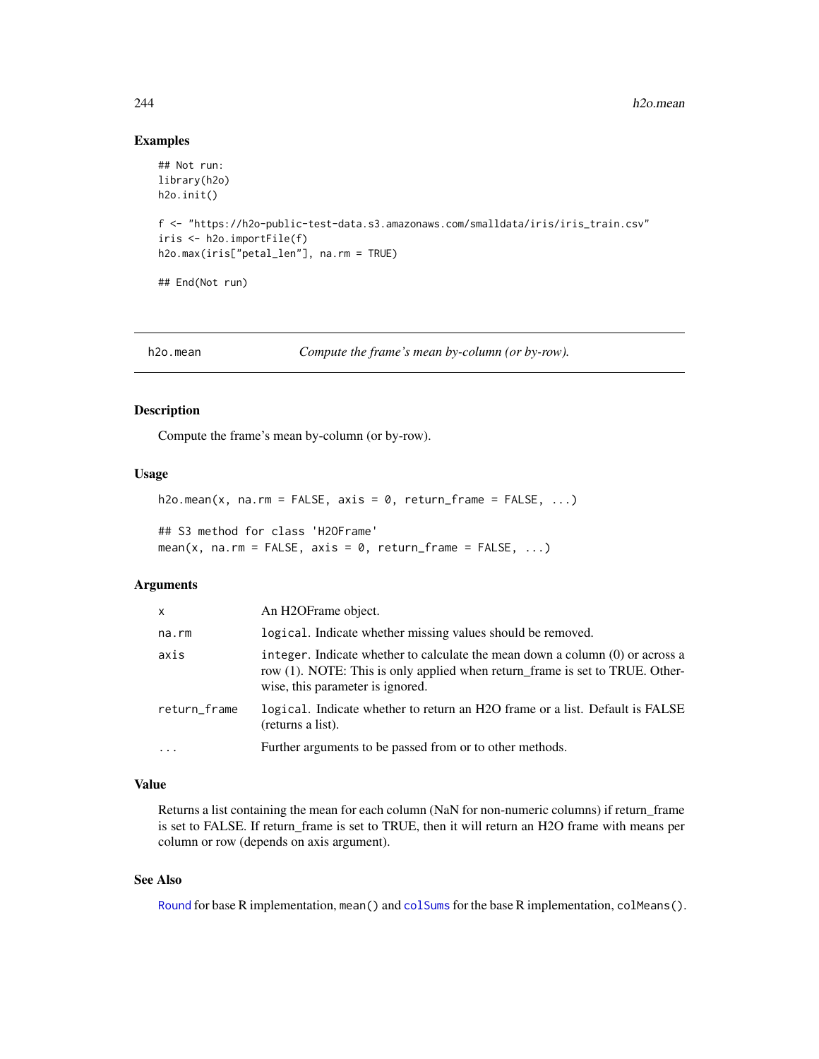## Examples

```
## Not run:
library(h2o)
h2o.init()

f <- "https://h2o-public-test-data.s3.amazonaws.com/smalldata/iris/iris_train.csv"
iris <- h2o.importFile(f)
h2o.max(iris["petal_len"], na.rm = TRUE)

## End(Not run)
```

---

# h2o.mean — *Compute the frame's mean by-column (or by-row).*

## Description

Compute the frame's mean by-column (or by-row).

## Usage

```
h2o.mean(x, na.rm = FALSE, axis = 0, return_frame = FALSE, ...)

## S3 method for class 'H2OFrame'
mean(x, na.rm = FALSE, axis = 0, return_frame = FALSE, ...)
```

## Arguments

| | |
|---|---|
| x | An H2OFrame object. |
| na.rm | `logical`. Indicate whether missing values should be removed. |
| axis | `integer`. Indicate whether to calculate the mean down a column (0) or across a row (1). NOTE: This is only applied when return_frame is set to TRUE. Otherwise, this parameter is ignored. |
| return_frame | `logical`. Indicate whether to return an H2O frame or a list. Default is FALSE (returns a list). |
| ... | Further arguments to be passed from or to other methods. |

## Value

Returns a list containing the mean for each column (NaN for non-numeric columns) if return_frame is set to FALSE. If return_frame is set to TRUE, then it will return an H2O frame with means per column or row (depends on axis argument).

## See Also

`Round` for base R implementation, `mean()` and `colSums` for the base R implementation, `colMeans()`.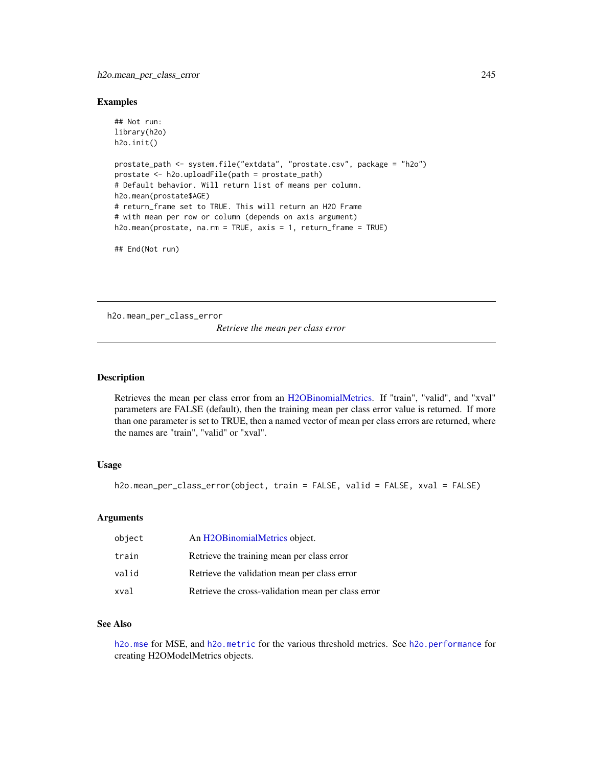### Examples

```
## Not run:
library(h2o)
h2o.init()

prostate_path <- system.file("extdata", "prostate.csv", package = "h2o")
prostate <- h2o.uploadFile(path = prostate_path)
# Default behavior. Will return list of means per column.
h2o.mean(prostate$AGE)
# return_frame set to TRUE. This will return an H2O Frame
# with mean per row or column (depends on axis argument)
h2o.mean(prostate, na.rm = TRUE, axis = 1, return_frame = TRUE)

## End(Not run)
```

---

## h2o.mean_per_class_error

*Retrieve the mean per class error*

---

### Description

Retrieves the mean per class error from an H2OBinomialMetrics. If "train", "valid", and "xval" parameters are FALSE (default), then the training mean per class error value is returned. If more than one parameter is set to TRUE, then a named vector of mean per class errors are returned, where the names are "train", "valid" or "xval".

### Usage

```
h2o.mean_per_class_error(object, train = FALSE, valid = FALSE, xval = FALSE)
```

### Arguments

| | |
|---|---|
| `object` | An H2OBinomialMetrics object. |
| `train` | Retrieve the training mean per class error |
| `valid` | Retrieve the validation mean per class error |
| `xval` | Retrieve the cross-validation mean per class error |

### See Also

`h2o.mse` for MSE, and `h2o.metric` for the various threshold metrics. See `h2o.performance` for creating H2OModelMetrics objects.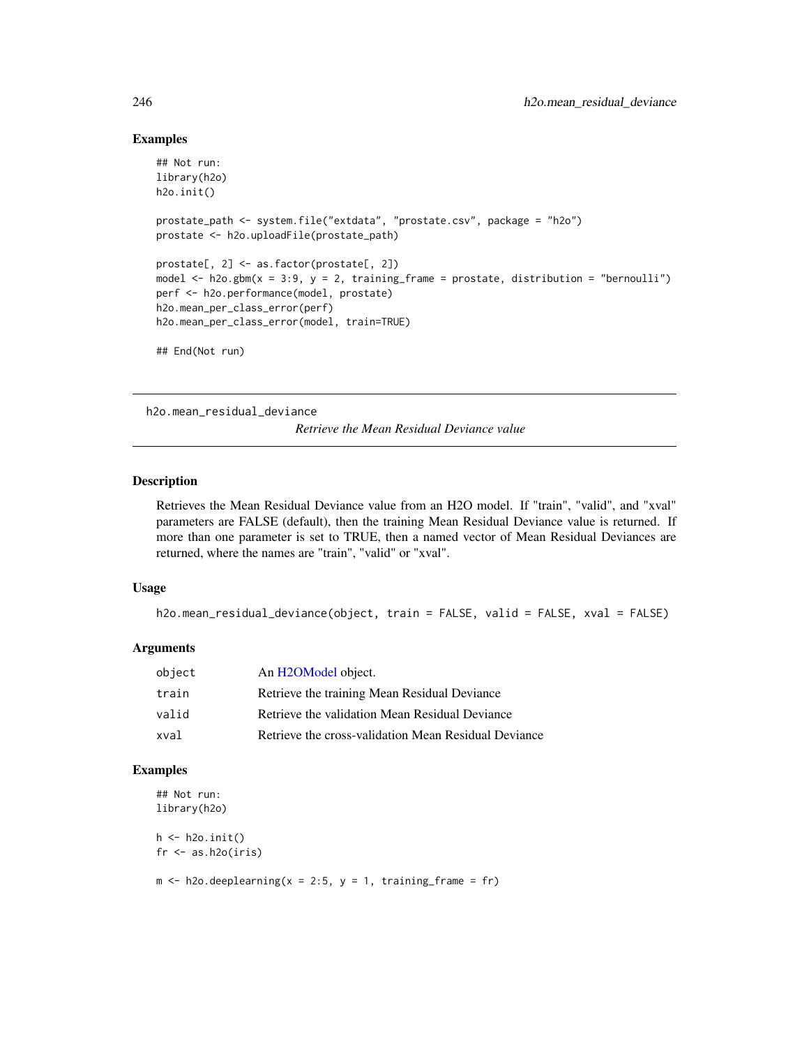## Examples

```
## Not run:
library(h2o)
h2o.init()

prostate_path <- system.file("extdata", "prostate.csv", package = "h2o")
prostate <- h2o.uploadFile(prostate_path)

prostate[, 2] <- as.factor(prostate[, 2])
model <- h2o.gbm(x = 3:9, y = 2, training_frame = prostate, distribution = "bernoulli")
perf <- h2o.performance(model, prostate)
h2o.mean_per_class_error(perf)
h2o.mean_per_class_error(model, train=TRUE)

## End(Not run)
```

---

# h2o.mean_residual_deviance

*Retrieve the Mean Residual Deviance value*

---

## Description

Retrieves the Mean Residual Deviance value from an H2O model. If "train", "valid", and "xval" parameters are FALSE (default), then the training Mean Residual Deviance value is returned. If more than one parameter is set to TRUE, then a named vector of Mean Residual Deviances are returned, where the names are "train", "valid" or "xval".

## Usage

```
h2o.mean_residual_deviance(object, train = FALSE, valid = FALSE, xval = FALSE)
```

## Arguments

| | |
|---|---|
| object | An H2OModel object. |
| train | Retrieve the training Mean Residual Deviance |
| valid | Retrieve the validation Mean Residual Deviance |
| xval | Retrieve the cross-validation Mean Residual Deviance |

## Examples

```
## Not run:
library(h2o)

h <- h2o.init()
fr <- as.h2o(iris)

m <- h2o.deeplearning(x = 2:5, y = 1, training_frame = fr)
```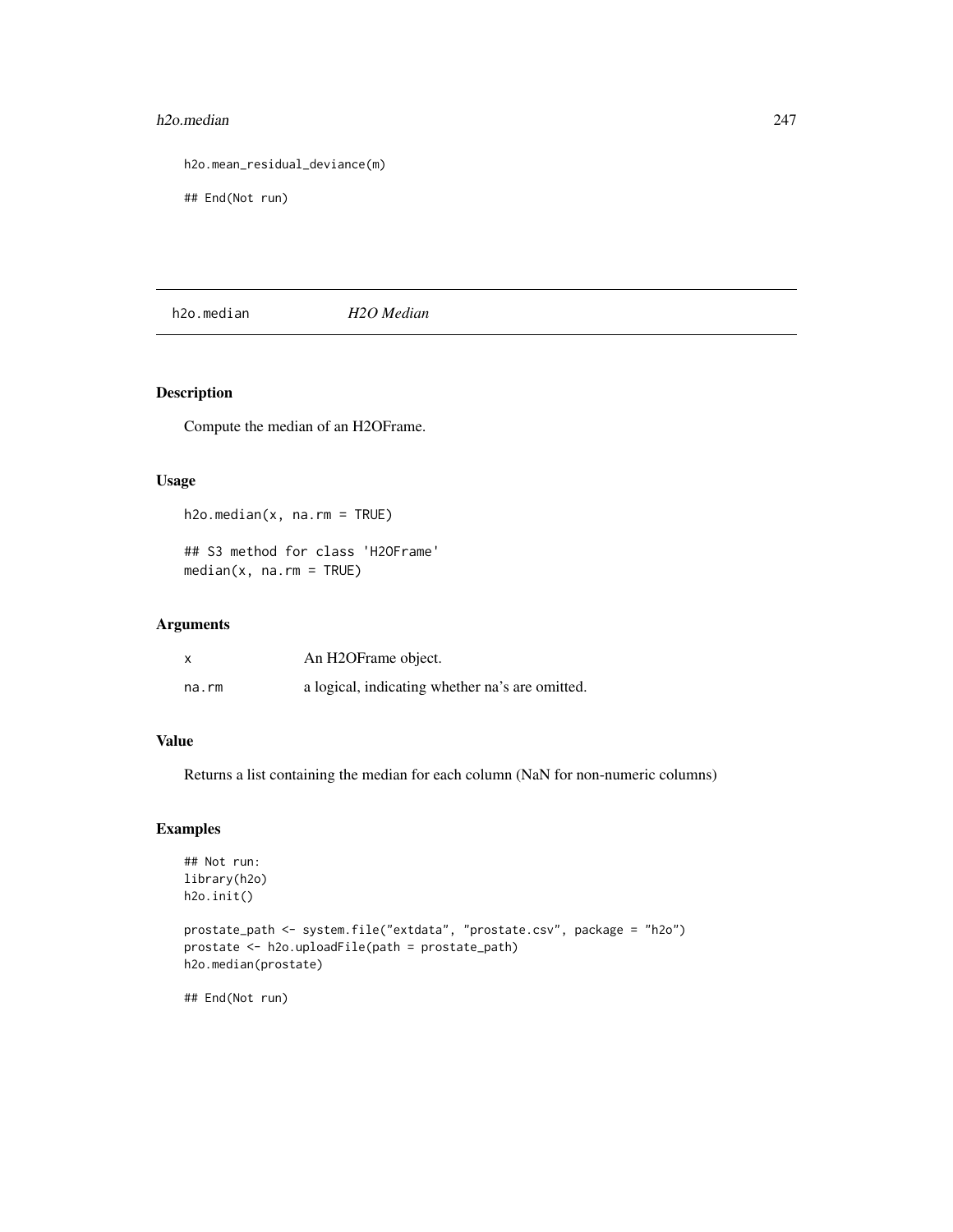```
h2o.mean_residual_deviance(m)

## End(Not run)
```

## h2o.median    *H2O Median*

### Description

Compute the median of an H2OFrame.

### Usage

```
h2o.median(x, na.rm = TRUE)

## S3 method for class 'H2OFrame'
median(x, na.rm = TRUE)
```

### Arguments

| | |
|---|---|
| x | An H2OFrame object. |
| na.rm | a logical, indicating whether na's are omitted. |

### Value

Returns a list containing the median for each column (NaN for non-numeric columns)

### Examples

```
## Not run:
library(h2o)
h2o.init()

prostate_path <- system.file("extdata", "prostate.csv", package = "h2o")
prostate <- h2o.uploadFile(path = prostate_path)
h2o.median(prostate)

## End(Not run)
```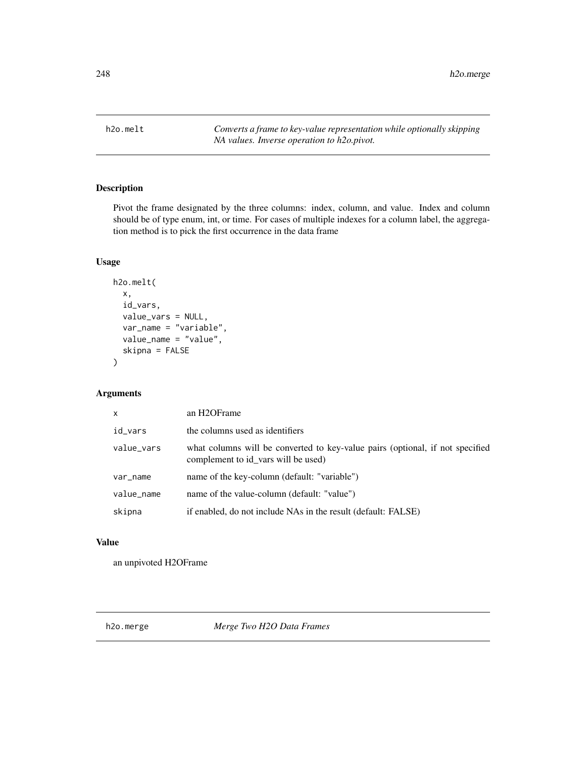## h2o.melt

*Converts a frame to key-value representation while optionally skipping NA values. Inverse operation to h2o.pivot.*

### Description

Pivot the frame designated by the three columns: index, column, and value. Index and column should be of type enum, int, or time. For cases of multiple indexes for a column label, the aggregation method is to pick the first occurrence in the data frame

### Usage

```
h2o.melt(
  x,
  id_vars,
  value_vars = NULL,
  var_name = "variable",
  value_name = "value",
  skipna = FALSE
)
```

### Arguments

| | |
|---|---|
| x | an H2OFrame |
| id_vars | the columns used as identifiers |
| value_vars | what columns will be converted to key-value pairs (optional, if not specified complement to id_vars will be used) |
| var_name | name of the key-column (default: "variable") |
| value_name | name of the value-column (default: "value") |
| skipna | if enabled, do not include NAs in the result (default: FALSE) |

### Value

an unpivoted H2OFrame

## h2o.merge

*Merge Two H2O Data Frames*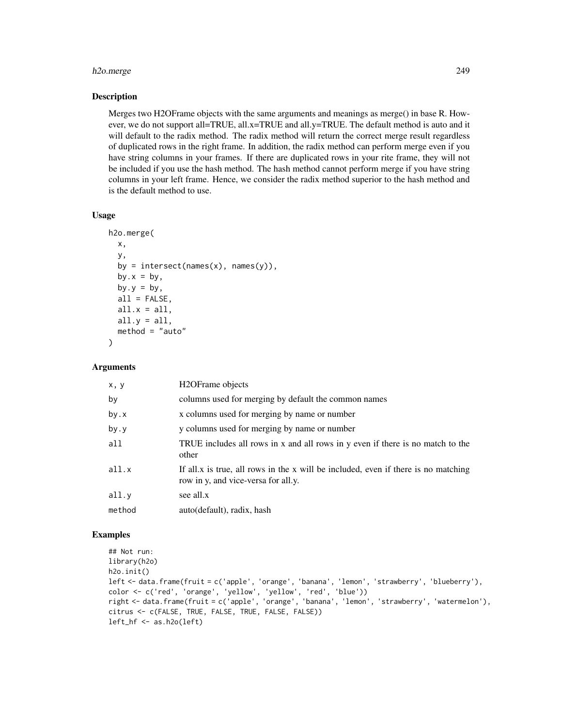## Description

Merges two H2OFrame objects with the same arguments and meanings as merge() in base R. However, we do not support all=TRUE, all.x=TRUE and all.y=TRUE. The default method is auto and it will default to the radix method. The radix method will return the correct merge result regardless of duplicated rows in the right frame. In addition, the radix method can perform merge even if you have string columns in your frames. If there are duplicated rows in your rite frame, they will not be included if you use the hash method. The hash method cannot perform merge if you have string columns in your left frame. Hence, we consider the radix method superior to the hash method and is the default method to use.

## Usage

```
h2o.merge(
  x,
  y,
  by = intersect(names(x), names(y)),
  by.x = by,
  by.y = by,
  all = FALSE,
  all.x = all,
  all.y = all,
  method = "auto"
)
```

## Arguments

| | |
|---|---|
| x, y | H2OFrame objects |
| by | columns used for merging by default the common names |
| by.x | x columns used for merging by name or number |
| by.y | y columns used for merging by name or number |
| all | TRUE includes all rows in x and all rows in y even if there is no match to the other |
| all.x | If all.x is true, all rows in the x will be included, even if there is no matching row in y, and vice-versa for all.y. |
| all.y | see all.x |
| method | auto(default), radix, hash |

## Examples

```
## Not run:
library(h2o)
h2o.init()
left <- data.frame(fruit = c('apple', 'orange', 'banana', 'lemon', 'strawberry', 'blueberry'),
color <- c('red', 'orange', 'yellow', 'yellow', 'red', 'blue'))
right <- data.frame(fruit = c('apple', 'orange', 'banana', 'lemon', 'strawberry', 'watermelon'),
citrus <- c(FALSE, TRUE, FALSE, TRUE, FALSE, FALSE))
left_hf <- as.h2o(left)
```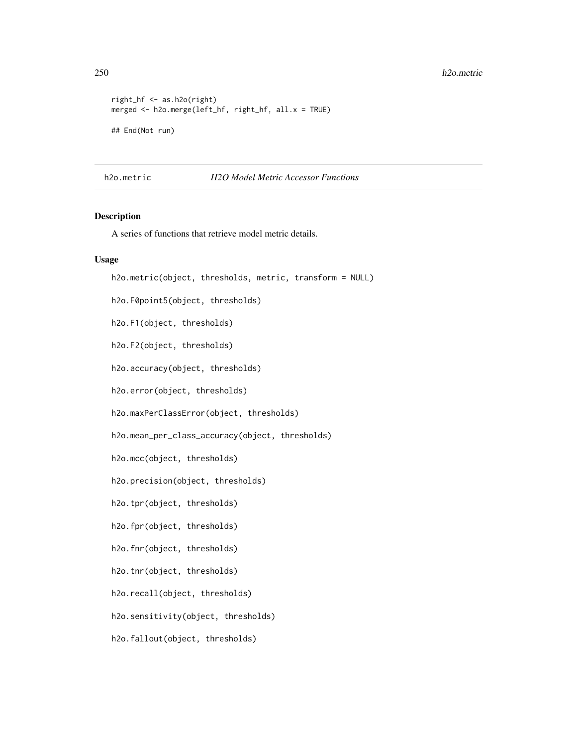```
right_hf <- as.h2o(right)
merged <- h2o.merge(left_hf, right_hf, all.x = TRUE)

## End(Not run)
```

---

h2o.metric *H2O Model Metric Accessor Functions*

---

## Description

A series of functions that retrieve model metric details.

## Usage

```
h2o.metric(object, thresholds, metric, transform = NULL)

h2o.F0point5(object, thresholds)

h2o.F1(object, thresholds)

h2o.F2(object, thresholds)

h2o.accuracy(object, thresholds)

h2o.error(object, thresholds)

h2o.maxPerClassError(object, thresholds)

h2o.mean_per_class_accuracy(object, thresholds)

h2o.mcc(object, thresholds)

h2o.precision(object, thresholds)

h2o.tpr(object, thresholds)

h2o.fpr(object, thresholds)

h2o.fnr(object, thresholds)

h2o.tnr(object, thresholds)

h2o.recall(object, thresholds)

h2o.sensitivity(object, thresholds)

h2o.fallout(object, thresholds)
```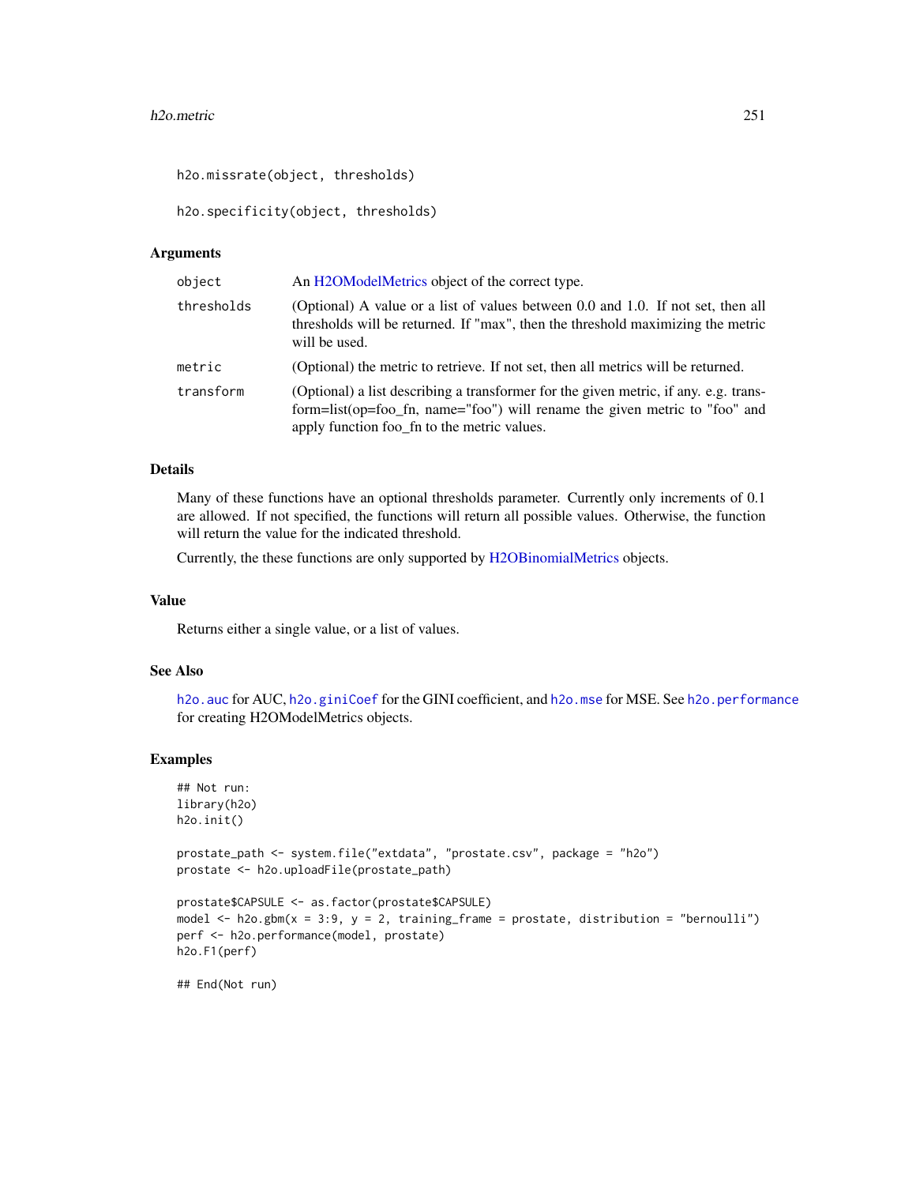```
h2o.missrate(object, thresholds)

h2o.specificity(object, thresholds)
```

### Arguments

| | |
|---|---|
| `object` | An H2OModelMetrics object of the correct type. |
| `thresholds` | (Optional) A value or a list of values between 0.0 and 1.0. If not set, then all thresholds will be returned. If "max", then the threshold maximizing the metric will be used. |
| `metric` | (Optional) the metric to retrieve. If not set, then all metrics will be returned. |
| `transform` | (Optional) a list describing a transformer for the given metric, if any. e.g. transform=list(op=foo_fn, name="foo") will rename the given metric to "foo" and apply function foo_fn to the metric values. |

### Details

Many of these functions have an optional thresholds parameter. Currently only increments of 0.1 are allowed. If not specified, the functions will return all possible values. Otherwise, the function will return the value for the indicated threshold.

Currently, the these functions are only supported by H2OBinomialMetrics objects.

### Value

Returns either a single value, or a list of values.

### See Also

`h2o.auc` for AUC, `h2o.giniCoef` for the GINI coefficient, and `h2o.mse` for MSE. See `h2o.performance` for creating H2OModelMetrics objects.

### Examples

```
## Not run:
library(h2o)
h2o.init()

prostate_path <- system.file("extdata", "prostate.csv", package = "h2o")
prostate <- h2o.uploadFile(prostate_path)

prostate$CAPSULE <- as.factor(prostate$CAPSULE)
model <- h2o.gbm(x = 3:9, y = 2, training_frame = prostate, distribution = "bernoulli")
perf <- h2o.performance(model, prostate)
h2o.F1(perf)

## End(Not run)
```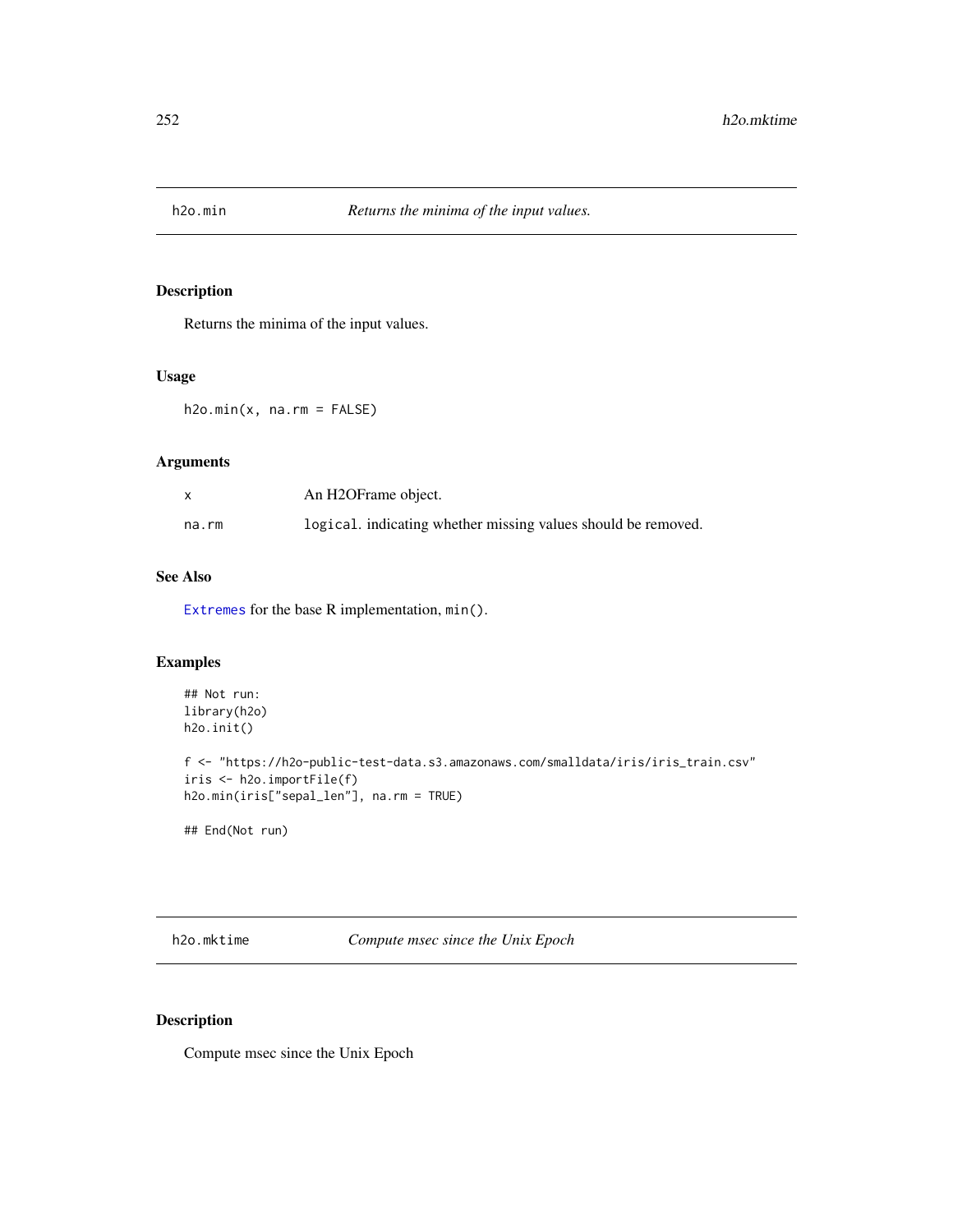## h2o.min — *Returns the minima of the input values.*

### Description

Returns the minima of the input values.

### Usage

```
h2o.min(x, na.rm = FALSE)
```

### Arguments

| | |
|---|---|
| x | An H2OFrame object. |
| na.rm | `logical`. indicating whether missing values should be removed. |

### See Also

`Extremes` for the base R implementation, `min()`.

### Examples

```
## Not run:
library(h2o)
h2o.init()

f <- "https://h2o-public-test-data.s3.amazonaws.com/smalldata/iris/iris_train.csv"
iris <- h2o.importFile(f)
h2o.min(iris["sepal_len"], na.rm = TRUE)

## End(Not run)
```

## h2o.mktime — *Compute msec since the Unix Epoch*

### Description

Compute msec since the Unix Epoch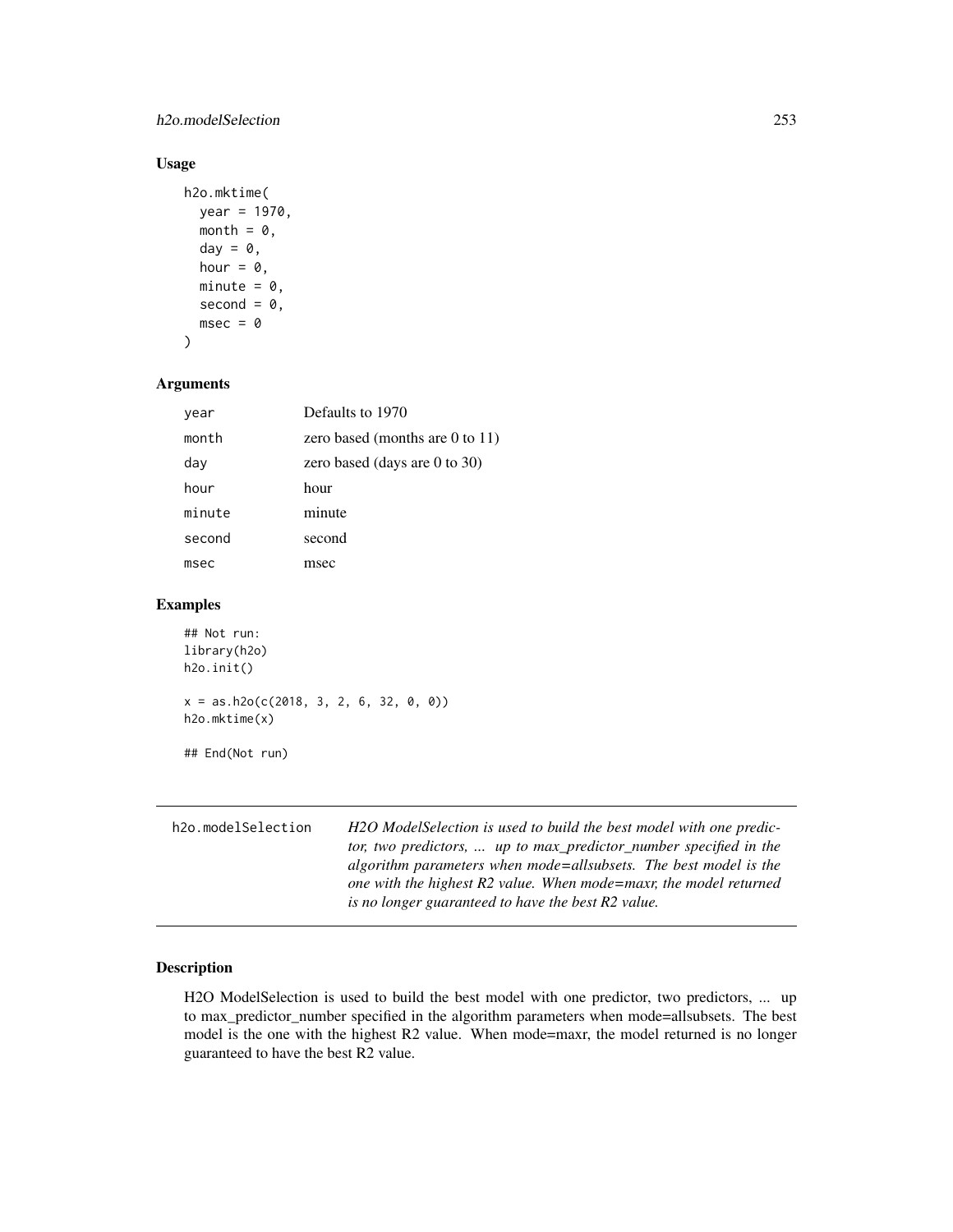### Usage

```
h2o.mktime(
  year = 1970,
  month = 0,
  day = 0,
  hour = 0,
  minute = 0,
  second = 0,
  msec = 0
)
```

### Arguments

| | |
|---|---|
| year | Defaults to 1970 |
| month | zero based (months are 0 to 11) |
| day | zero based (days are 0 to 30) |
| hour | hour |
| minute | minute |
| second | second |
| msec | msec |

### Examples

```
## Not run:
library(h2o)
h2o.init()

x = as.h2o(c(2018, 3, 2, 6, 32, 0, 0))
h2o.mktime(x)

## End(Not run)
```

---

## h2o.modelSelection

*H2O ModelSelection is used to build the best model with one predictor, two predictors, ... up to max_predictor_number specified in the algorithm parameters when mode=allsubsets. The best model is the one with the highest R2 value. When mode=maxr, the model returned is no longer guaranteed to have the best R2 value.*

---

### Description

H2O ModelSelection is used to build the best model with one predictor, two predictors, ... up to max_predictor_number specified in the algorithm parameters when mode=allsubsets. The best model is the one with the highest R2 value. When mode=maxr, the model returned is no longer guaranteed to have the best R2 value.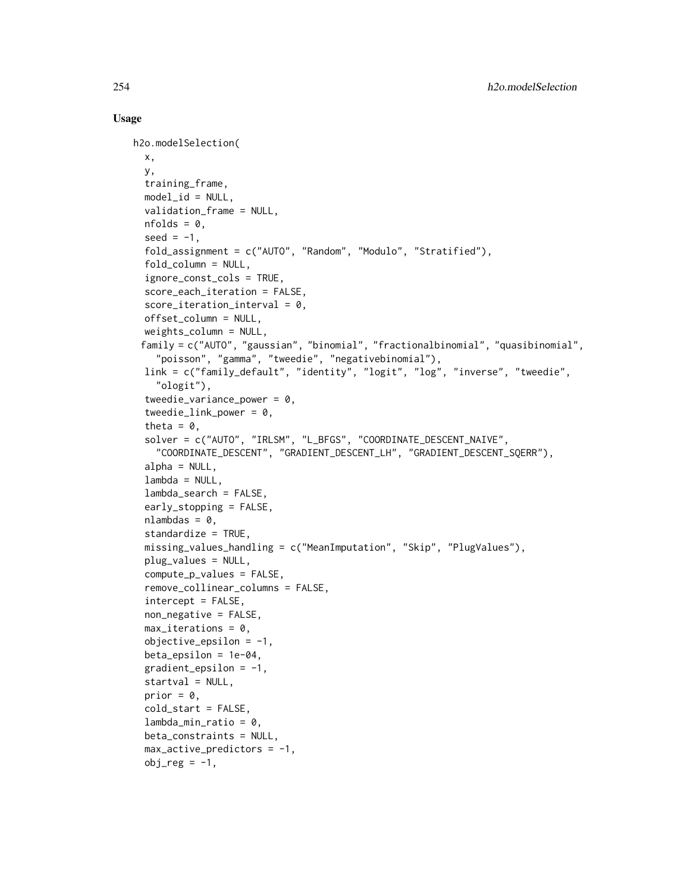## Usage

```
h2o.modelSelection(
  x,
  y,
  training_frame,
  model_id = NULL,
  validation_frame = NULL,
  nfolds = 0,
  seed = -1,
  fold_assignment = c("AUTO", "Random", "Modulo", "Stratified"),
  fold_column = NULL,
  ignore_const_cols = TRUE,
  score_each_iteration = FALSE,
  score_iteration_interval = 0,
  offset_column = NULL,
  weights_column = NULL,
  family = c("AUTO", "gaussian", "binomial", "fractionalbinomial", "quasibinomial",
    "poisson", "gamma", "tweedie", "negativebinomial"),
  link = c("family_default", "identity", "logit", "log", "inverse", "tweedie",
    "ologit"),
  tweedie_variance_power = 0,
  tweedie_link_power = 0,
  theta = 0,
  solver = c("AUTO", "IRLSM", "L_BFGS", "COORDINATE_DESCENT_NAIVE",
    "COORDINATE_DESCENT", "GRADIENT_DESCENT_LH", "GRADIENT_DESCENT_SQERR"),
  alpha = NULL,
  lambda = NULL,
  lambda_search = FALSE,
  early_stopping = FALSE,
  nlambdas = 0,
  standardize = TRUE,
  missing_values_handling = c("MeanImputation", "Skip", "PlugValues"),
  plug_values = NULL,
  compute_p_values = FALSE,
  remove_collinear_columns = FALSE,
  intercept = FALSE,
  non_negative = FALSE,
  max_iterations = 0,
  objective_epsilon = -1,
  beta_epsilon = 1e-04,
  gradient_epsilon = -1,
  startval = NULL,
  prior = 0,
  cold_start = FALSE,
  lambda_min_ratio = 0,
  beta_constraints = NULL,
  max_active_predictors = -1,
  obj_reg = -1,
```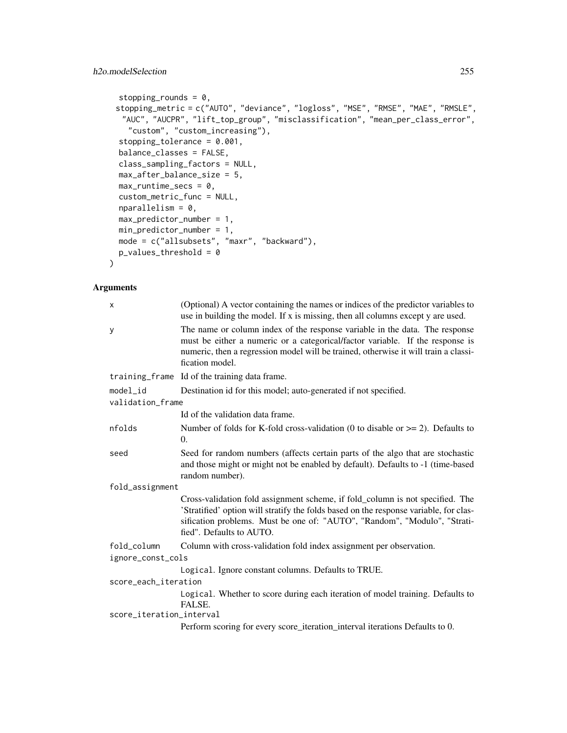```
  stopping_rounds = 0,
  stopping_metric = c("AUTO", "deviance", "logloss", "MSE", "RMSE", "MAE", "RMSLE",
    "AUC", "AUCPR", "lift_top_group", "misclassification", "mean_per_class_error",
    "custom", "custom_increasing"),
  stopping_tolerance = 0.001,
  balance_classes = FALSE,
  class_sampling_factors = NULL,
  max_after_balance_size = 5,
  max_runtime_secs = 0,
  custom_metric_func = NULL,
  nparallelism = 0,
  max_predictor_number = 1,
  min_predictor_number = 1,
  mode = c("allsubsets", "maxr", "backward"),
  p_values_threshold = 0
)
```

## Arguments

| | |
|---|---|
| x | (Optional) A vector containing the names or indices of the predictor variables to use in building the model. If x is missing, then all columns except y are used. |
| y | The name or column index of the response variable in the data. The response must be either a numeric or a categorical/factor variable. If the response is numeric, then a regression model will be trained, otherwise it will train a classification model. |
| training_frame | Id of the training data frame. |
| model_id | Destination id for this model; auto-generated if not specified. |
| validation_frame | Id of the validation data frame. |
| nfolds | Number of folds for K-fold cross-validation (0 to disable or >= 2). Defaults to 0. |
| seed | Seed for random numbers (affects certain parts of the algo that are stochastic and those might or might not be enabled by default). Defaults to -1 (time-based random number). |
| fold_assignment | Cross-validation fold assignment scheme, if fold_column is not specified. The 'Stratified' option will stratify the folds based on the response variable, for classification problems. Must be one of: "AUTO", "Random", "Modulo", "Stratified". Defaults to AUTO. |
| fold_column | Column with cross-validation fold index assignment per observation. |
| ignore_const_cols | `Logical`. Ignore constant columns. Defaults to TRUE. |
| score_each_iteration | `Logical`. Whether to score during each iteration of model training. Defaults to FALSE. |
| score_iteration_interval | Perform scoring for every score_iteration_interval iterations Defaults to 0. |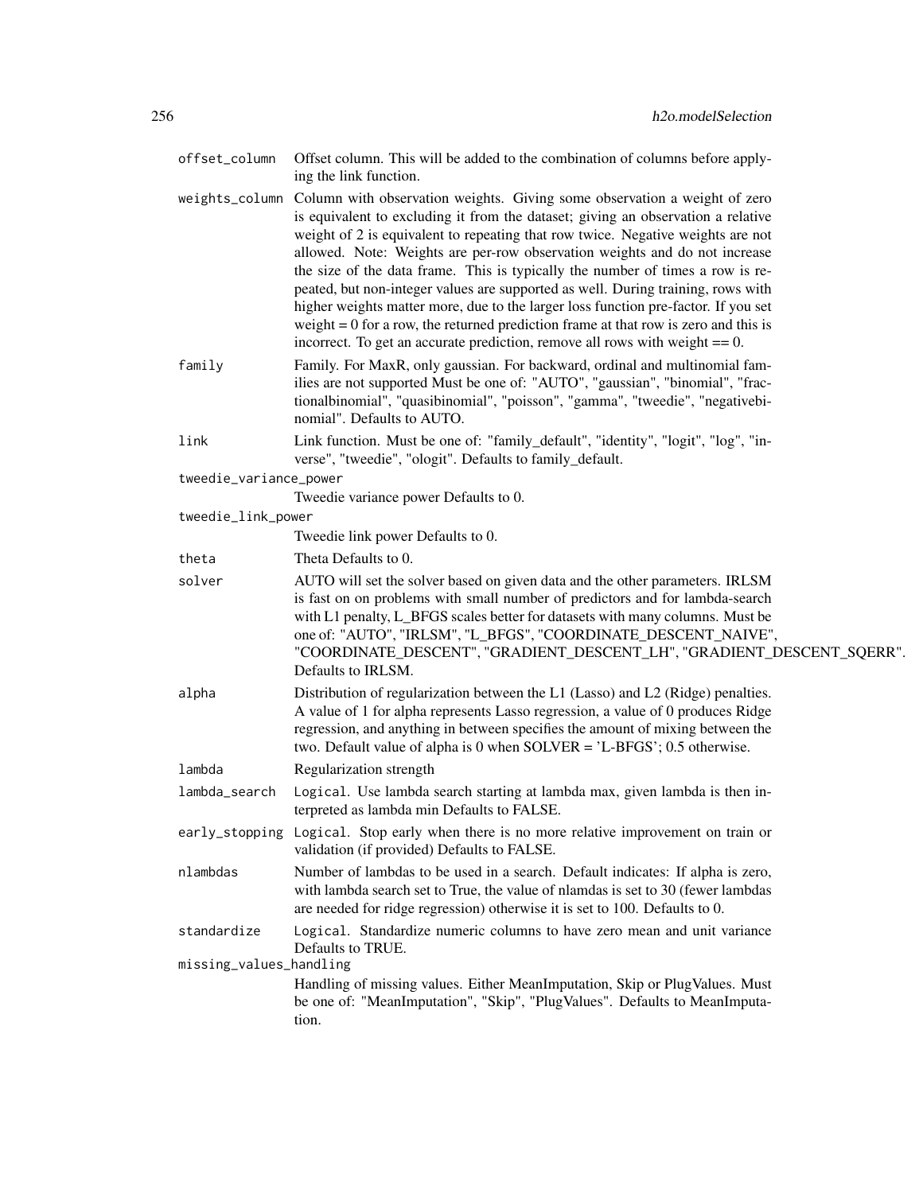`offset_column` Offset column. This will be added to the combination of columns before applying the link function.

`weights_column` Column with observation weights. Giving some observation a weight of zero is equivalent to excluding it from the dataset; giving an observation a relative weight of 2 is equivalent to repeating that row twice. Negative weights are not allowed. Note: Weights are per-row observation weights and do not increase the size of the data frame. This is typically the number of times a row is repeated, but non-integer values are supported as well. During training, rows with higher weights matter more, due to the larger loss function pre-factor. If you set weight = 0 for a row, the returned prediction frame at that row is zero and this is incorrect. To get an accurate prediction, remove all rows with weight == 0.

`family` Family. For MaxR, only gaussian. For backward, ordinal and multinomial families are not supported Must be one of: "AUTO", "gaussian", "binomial", "fractionalbinomial", "quasibinomial", "poisson", "gamma", "tweedie", "negativebinomial". Defaults to AUTO.

`link` Link function. Must be one of: "family_default", "identity", "logit", "log", "inverse", "tweedie", "ologit". Defaults to family_default.

`tweedie_variance_power` Tweedie variance power Defaults to 0.

`tweedie_link_power` Tweedie link power Defaults to 0.

`theta` Theta Defaults to 0.

`solver` AUTO will set the solver based on given data and the other parameters. IRLSM is fast on on problems with small number of predictors and for lambda-search with L1 penalty, L_BFGS scales better for datasets with many columns. Must be one of: "AUTO", "IRLSM", "L_BFGS", "COORDINATE_DESCENT_NAIVE", "COORDINATE_DESCENT", "GRADIENT_DESCENT_LH", "GRADIENT_DESCENT_SQERR". Defaults to IRLSM.

`alpha` Distribution of regularization between the L1 (Lasso) and L2 (Ridge) penalties. A value of 1 for alpha represents Lasso regression, a value of 0 produces Ridge regression, and anything in between specifies the amount of mixing between the two. Default value of alpha is 0 when SOLVER = 'L-BFGS'; 0.5 otherwise.

`lambda` Regularization strength

`lambda_search` `Logical`. Use lambda search starting at lambda max, given lambda is then interpreted as lambda min Defaults to FALSE.

`early_stopping` `Logical`. Stop early when there is no more relative improvement on train or validation (if provided) Defaults to FALSE.

`nlambdas` Number of lambdas to be used in a search. Default indicates: If alpha is zero, with lambda search set to True, the value of nlamdas is set to 30 (fewer lambdas are needed for ridge regression) otherwise it is set to 100. Defaults to 0.

`standardize` `Logical`. Standardize numeric columns to have zero mean and unit variance Defaults to TRUE.

`missing_values_handling` Handling of missing values. Either MeanImputation, Skip or PlugValues. Must be one of: "MeanImputation", "Skip", "PlugValues". Defaults to MeanImputation.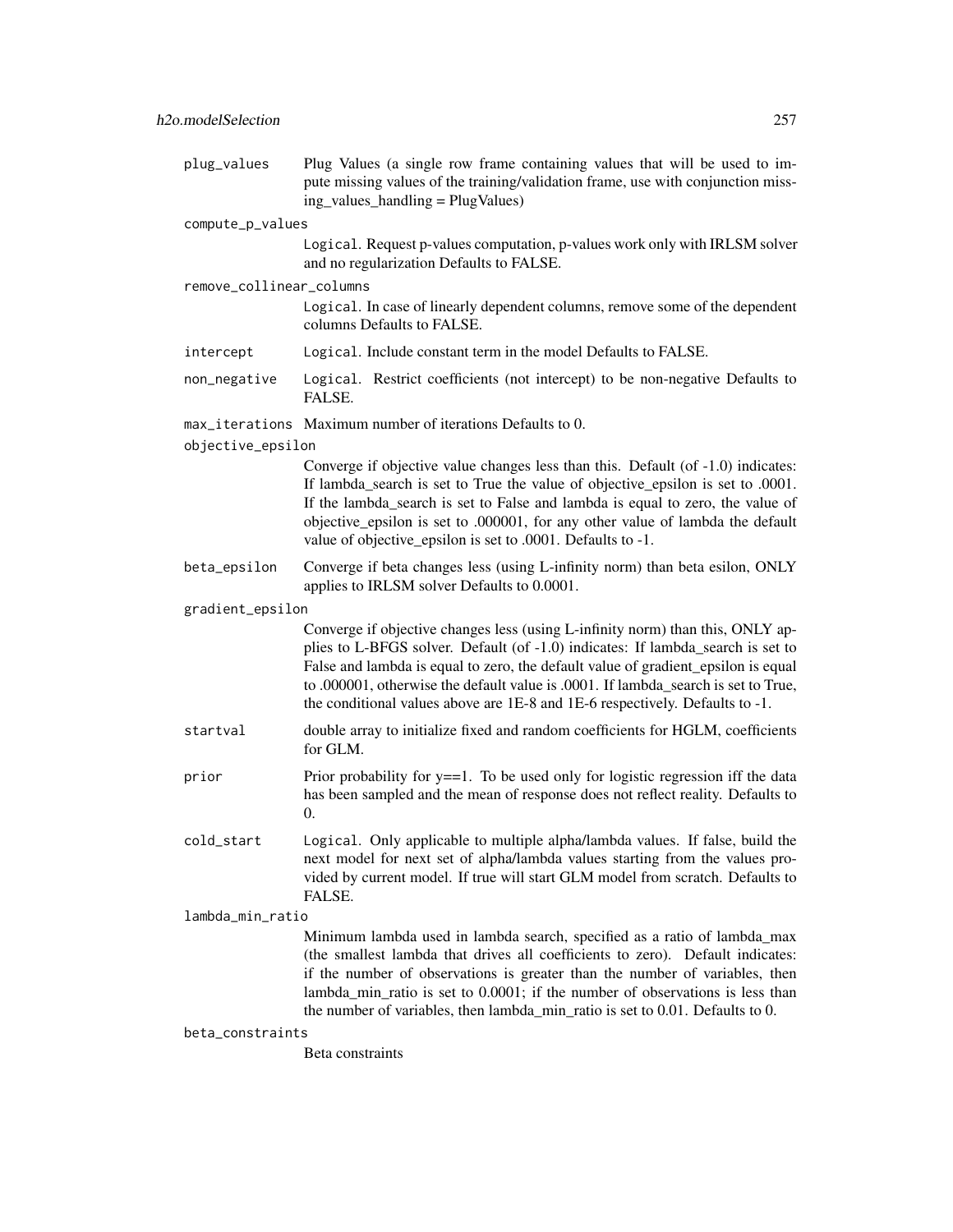**plug_values** Plug Values (a single row frame containing values that will be used to impute missing values of the training/validation frame, use with conjunction missing_values_handling = PlugValues)

**compute_p_values**
Logical. Request p-values computation, p-values work only with IRLSM solver and no regularization Defaults to FALSE.

**remove_collinear_columns**
Logical. In case of linearly dependent columns, remove some of the dependent columns Defaults to FALSE.

**intercept** Logical. Include constant term in the model Defaults to FALSE.

**non_negative** Logical. Restrict coefficients (not intercept) to be non-negative Defaults to FALSE.

**max_iterations** Maximum number of iterations Defaults to 0.

**objective_epsilon**
Converge if objective value changes less than this. Default (of -1.0) indicates: If lambda_search is set to True the value of objective_epsilon is set to .0001. If the lambda_search is set to False and lambda is equal to zero, the value of objective_epsilon is set to .000001, for any other value of lambda the default value of objective_epsilon is set to .0001. Defaults to -1.

**beta_epsilon** Converge if beta changes less (using L-infinity norm) than beta esilon, ONLY applies to IRLSM solver Defaults to 0.0001.

**gradient_epsilon**
Converge if objective changes less (using L-infinity norm) than this, ONLY applies to L-BFGS solver. Default (of -1.0) indicates: If lambda_search is set to False and lambda is equal to zero, the default value of gradient_epsilon is equal to .000001, otherwise the default value is .0001. If lambda_search is set to True, the conditional values above are 1E-8 and 1E-6 respectively. Defaults to -1.

**startval** double array to initialize fixed and random coefficients for HGLM, coefficients for GLM.

**prior** Prior probability for y==1. To be used only for logistic regression iff the data has been sampled and the mean of response does not reflect reality. Defaults to 0.

**cold_start** Logical. Only applicable to multiple alpha/lambda values. If false, build the next model for next set of alpha/lambda values starting from the values provided by current model. If true will start GLM model from scratch. Defaults to FALSE.

**lambda_min_ratio**
Minimum lambda used in lambda search, specified as a ratio of lambda_max (the smallest lambda that drives all coefficients to zero). Default indicates: if the number of observations is greater than the number of variables, then lambda_min_ratio is set to 0.0001; if the number of observations is less than the number of variables, then lambda_min_ratio is set to 0.01. Defaults to 0.

**beta_constraints**
Beta constraints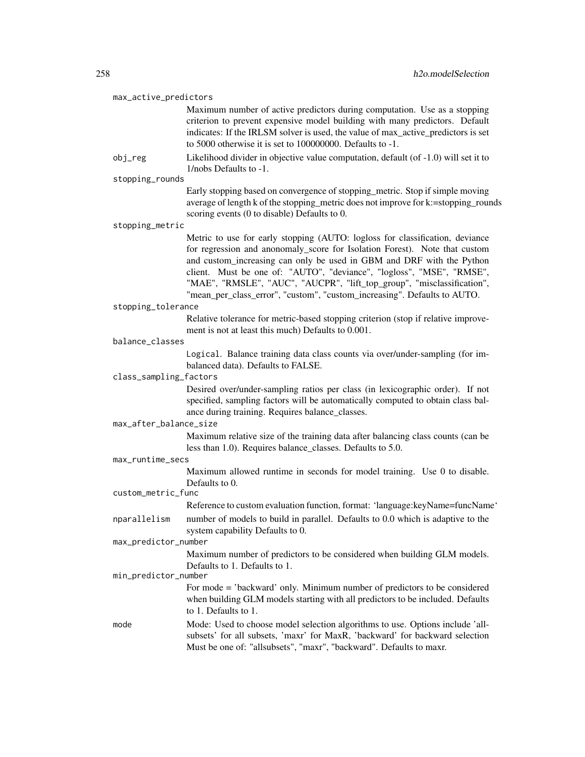max_active_predictors
: Maximum number of active predictors during computation. Use as a stopping criterion to prevent expensive model building with many predictors. Default indicates: If the IRLSM solver is used, the value of max_active_predictors is set to 5000 otherwise it is set to 100000000. Defaults to -1.

obj_reg
: Likelihood divider in objective value computation, default (of -1.0) will set it to 1/nobs Defaults to -1.

stopping_rounds
: Early stopping based on convergence of stopping_metric. Stop if simple moving average of length k of the stopping_metric does not improve for k:=stopping_rounds scoring events (0 to disable) Defaults to 0.

stopping_metric
: Metric to use for early stopping (AUTO: logloss for classification, deviance for regression and anonomaly_score for Isolation Forest). Note that custom and custom_increasing can only be used in GBM and DRF with the Python client. Must be one of: "AUTO", "deviance", "logloss", "MSE", "RMSE", "MAE", "RMSLE", "AUC", "AUCPR", "lift_top_group", "misclassification", "mean_per_class_error", "custom", "custom_increasing". Defaults to AUTO.

stopping_tolerance
: Relative tolerance for metric-based stopping criterion (stop if relative improvement is not at least this much) Defaults to 0.001.

balance_classes
: `Logical`. Balance training data class counts via over/under-sampling (for imbalanced data). Defaults to FALSE.

class_sampling_factors
: Desired over/under-sampling ratios per class (in lexicographic order). If not specified, sampling factors will be automatically computed to obtain class balance during training. Requires balance_classes.

max_after_balance_size
: Maximum relative size of the training data after balancing class counts (can be less than 1.0). Requires balance_classes. Defaults to 5.0.

max_runtime_secs
: Maximum allowed runtime in seconds for model training. Use 0 to disable. Defaults to 0.

custom_metric_func
: Reference to custom evaluation function, format: 'language:keyName=funcName'

nparallelism
: number of models to build in parallel. Defaults to 0.0 which is adaptive to the system capability Defaults to 0.

max_predictor_number
: Maximum number of predictors to be considered when building GLM models. Defaults to 1. Defaults to 1.

min_predictor_number
: For mode = 'backward' only. Minimum number of predictors to be considered when building GLM models starting with all predictors to be included. Defaults to 1. Defaults to 1.

mode
: Mode: Used to choose model selection algorithms to use. Options include 'allsubsets' for all subsets, 'maxr' for MaxR, 'backward' for backward selection Must be one of: "allsubsets", "maxr", "backward". Defaults to maxr.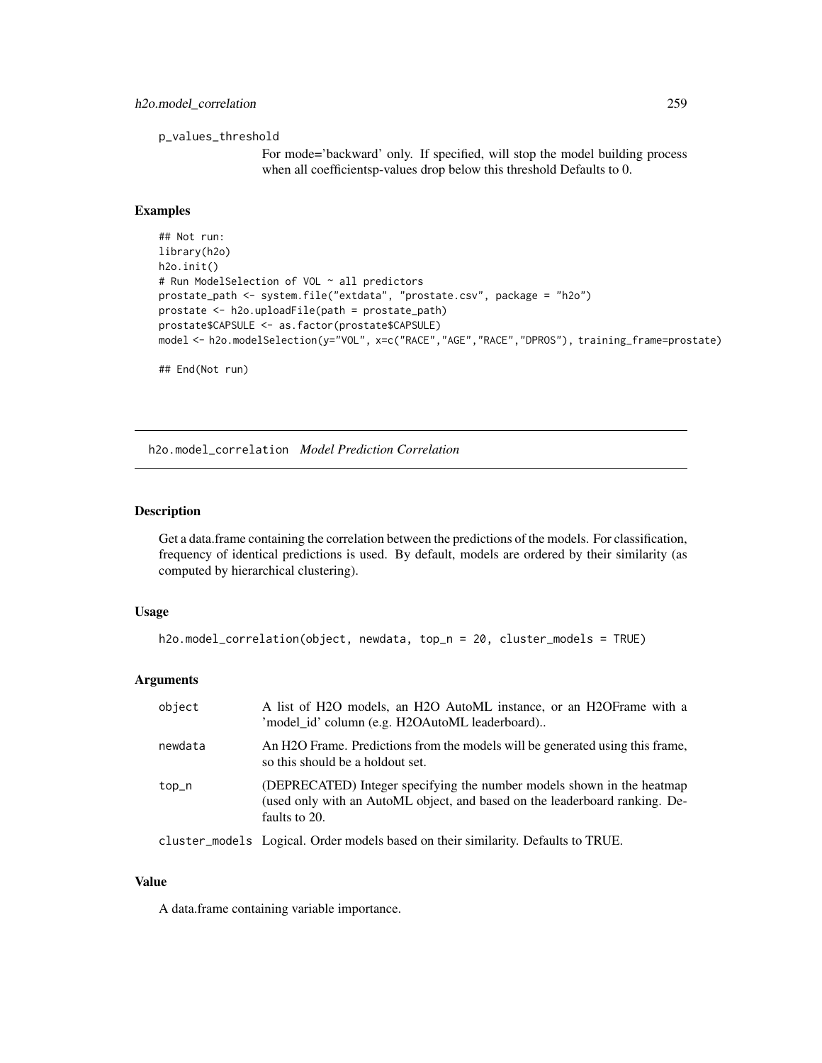p_values_threshold

For mode='backward' only. If specified, will stop the model building process when all coefficientsp-values drop below this threshold Defaults to 0.

### Examples

```
## Not run:
library(h2o)
h2o.init()
# Run ModelSelection of VOL ~ all predictors
prostate_path <- system.file("extdata", "prostate.csv", package = "h2o")
prostate <- h2o.uploadFile(path = prostate_path)
prostate$CAPSULE <- as.factor(prostate$CAPSULE)
model <- h2o.modelSelection(y="VOL", x=c("RACE","AGE","RACE","DPROS"), training_frame=prostate)

## End(Not run)
```

---

## h2o.model_correlation *Model Prediction Correlation*

### Description

Get a data.frame containing the correlation between the predictions of the models. For classification, frequency of identical predictions is used. By default, models are ordered by their similarity (as computed by hierarchical clustering).

### Usage

```
h2o.model_correlation(object, newdata, top_n = 20, cluster_models = TRUE)
```

### Arguments

| | |
|---|---|
| object | A list of H2O models, an H2O AutoML instance, or an H2OFrame with a 'model_id' column (e.g. H2OAutoML leaderboard).. |
| newdata | An H2O Frame. Predictions from the models will be generated using this frame, so this should be a holdout set. |
| top_n | (DEPRECATED) Integer specifying the number models shown in the heatmap (used only with an AutoML object, and based on the leaderboard ranking. Defaults to 20. |
| cluster_models | Logical. Order models based on their similarity. Defaults to TRUE. |

### Value

A data.frame containing variable importance.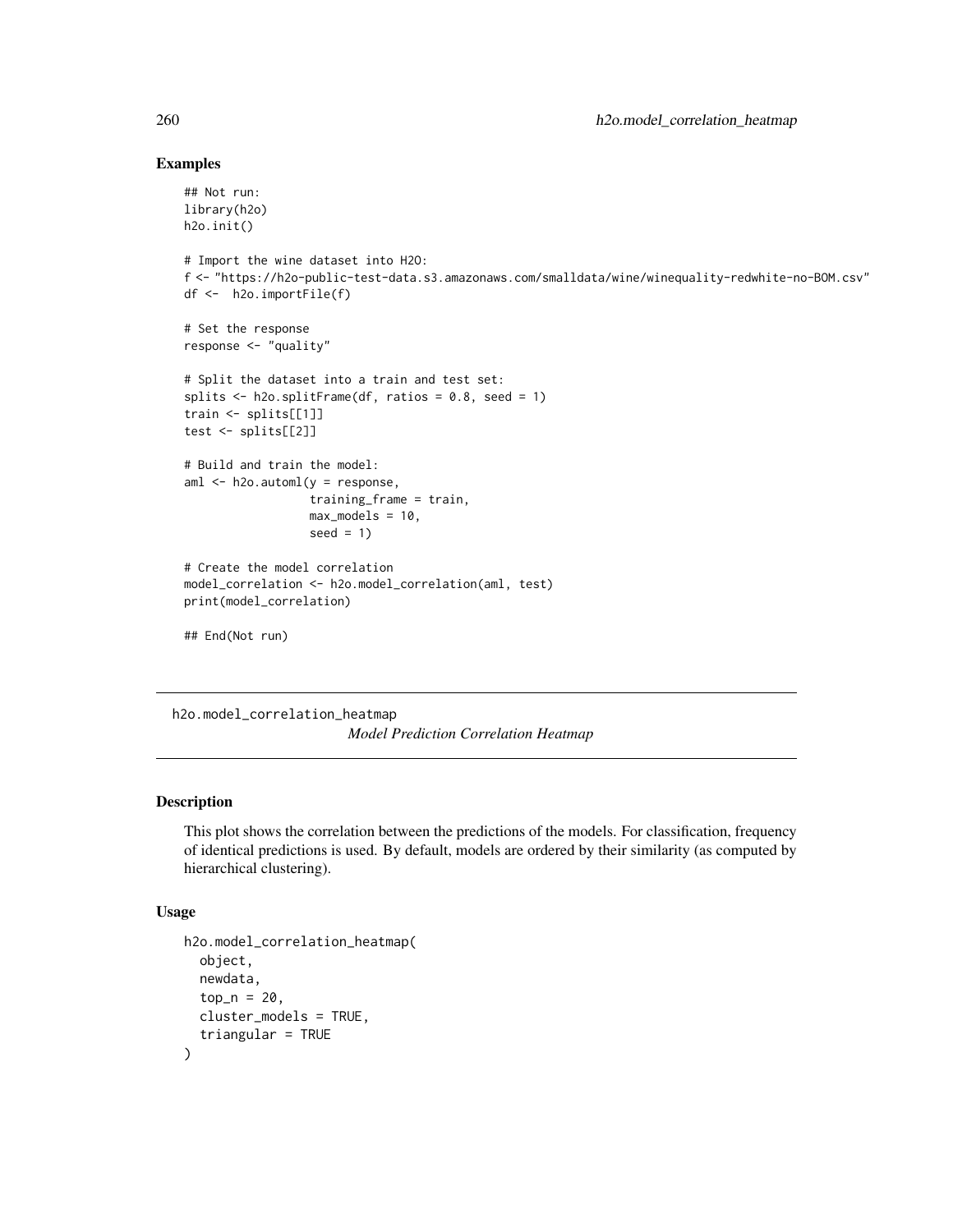## Examples

```
## Not run:
library(h2o)
h2o.init()

# Import the wine dataset into H2O:
f <- "https://h2o-public-test-data.s3.amazonaws.com/smalldata/wine/winequality-redwhite-no-BOM.csv"
df <-  h2o.importFile(f)

# Set the response
response <- "quality"

# Split the dataset into a train and test set:
splits <- h2o.splitFrame(df, ratios = 0.8, seed = 1)
train <- splits[[1]]
test <- splits[[2]]

# Build and train the model:
aml <- h2o.automl(y = response,
                  training_frame = train,
                  max_models = 10,
                  seed = 1)

# Create the model correlation
model_correlation <- h2o.model_correlation(aml, test)
print(model_correlation)

## End(Not run)
```

---

# h2o.model_correlation_heatmap

*Model Prediction Correlation Heatmap*

---

## Description

This plot shows the correlation between the predictions of the models. For classification, frequency of identical predictions is used. By default, models are ordered by their similarity (as computed by hierarchical clustering).

## Usage

```
h2o.model_correlation_heatmap(
  object,
  newdata,
  top_n = 20,
  cluster_models = TRUE,
  triangular = TRUE
)
```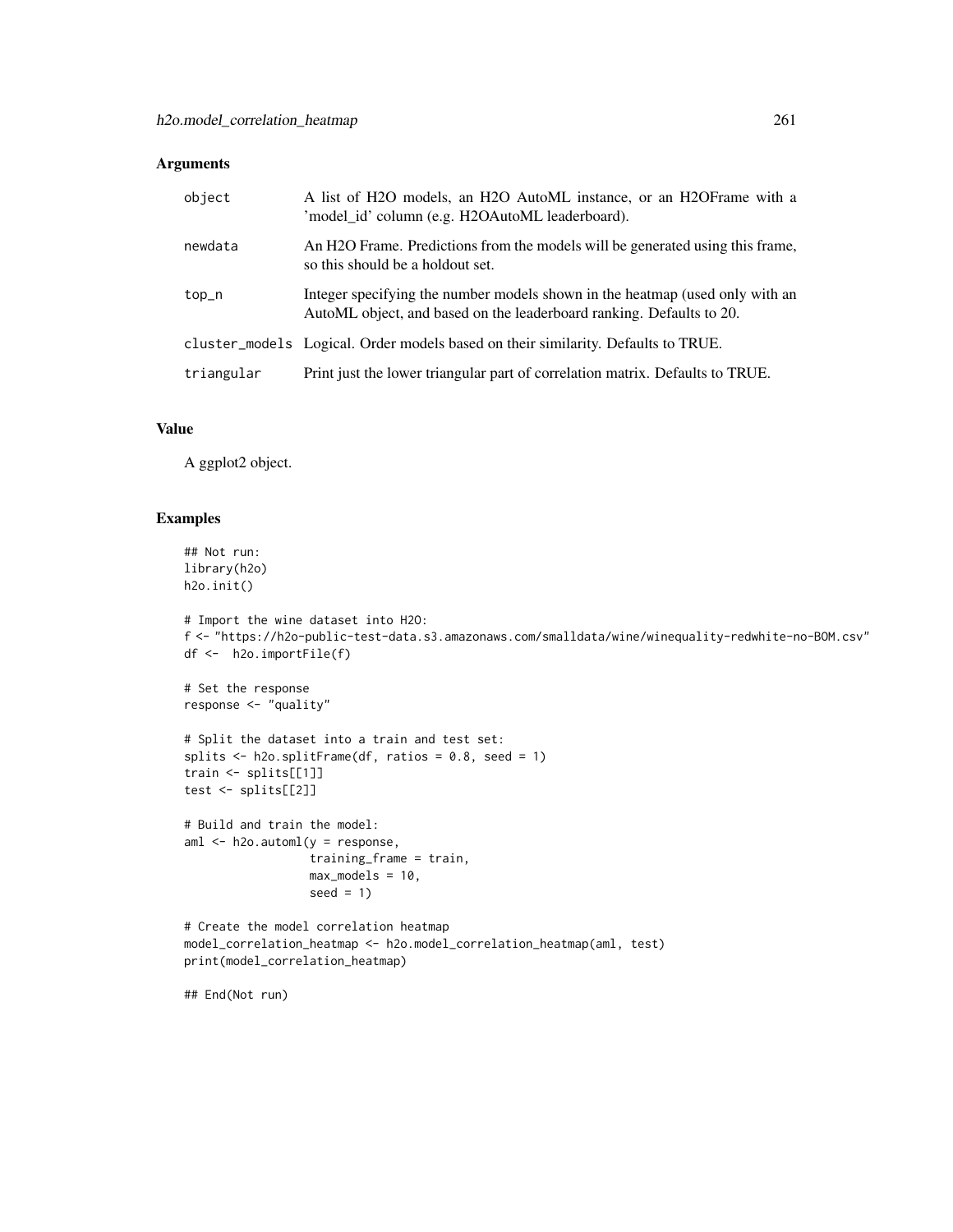## Arguments

| | |
|---|---|
| object | A list of H2O models, an H2O AutoML instance, or an H2OFrame with a 'model_id' column (e.g. H2OAutoML leaderboard). |
| newdata | An H2O Frame. Predictions from the models will be generated using this frame, so this should be a holdout set. |
| top_n | Integer specifying the number models shown in the heatmap (used only with an AutoML object, and based on the leaderboard ranking. Defaults to 20. |
| cluster_models | Logical. Order models based on their similarity. Defaults to TRUE. |
| triangular | Print just the lower triangular part of correlation matrix. Defaults to TRUE. |

## Value

A ggplot2 object.

## Examples

```
## Not run:
library(h2o)
h2o.init()

# Import the wine dataset into H2O:
f <- "https://h2o-public-test-data.s3.amazonaws.com/smalldata/wine/winequality-redwhite-no-BOM.csv"
df <-  h2o.importFile(f)

# Set the response
response <- "quality"

# Split the dataset into a train and test set:
splits <- h2o.splitFrame(df, ratios = 0.8, seed = 1)
train <- splits[[1]]
test <- splits[[2]]

# Build and train the model:
aml <- h2o.automl(y = response,
                  training_frame = train,
                  max_models = 10,
                  seed = 1)

# Create the model correlation heatmap
model_correlation_heatmap <- h2o.model_correlation_heatmap(aml, test)
print(model_correlation_heatmap)

## End(Not run)
```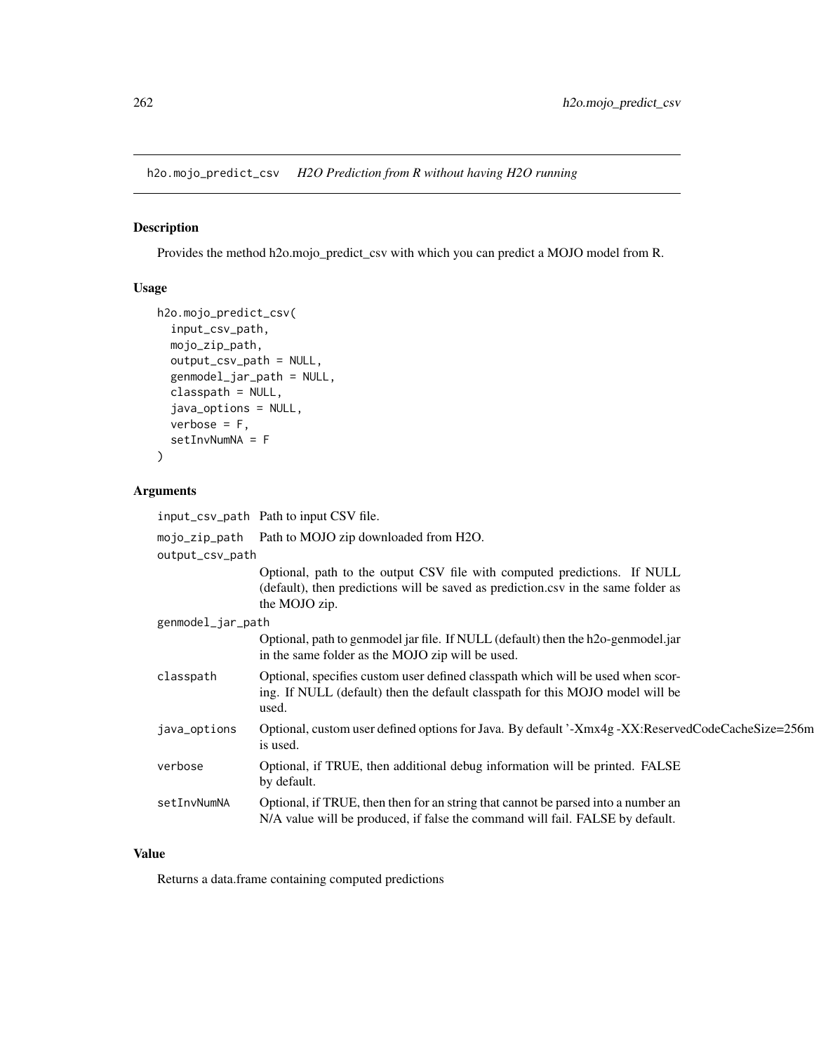## h2o.mojo_predict_csv *H2O Prediction from R without having H2O running*

### Description

Provides the method h2o.mojo_predict_csv with which you can predict a MOJO model from R.

### Usage

```
h2o.mojo_predict_csv(
  input_csv_path,
  mojo_zip_path,
  output_csv_path = NULL,
  genmodel_jar_path = NULL,
  classpath = NULL,
  java_options = NULL,
  verbose = F,
  setInvNumNA = F
)
```

### Arguments

| | |
|---|---|
| `input_csv_path` | Path to input CSV file. |
| `mojo_zip_path` | Path to MOJO zip downloaded from H2O. |
| `output_csv_path` | Optional, path to the output CSV file with computed predictions. If NULL (default), then predictions will be saved as prediction.csv in the same folder as the MOJO zip. |
| `genmodel_jar_path` | Optional, path to genmodel jar file. If NULL (default) then the h2o-genmodel.jar in the same folder as the MOJO zip will be used. |
| `classpath` | Optional, specifies custom user defined classpath which will be used when scoring. If NULL (default) then the default classpath for this MOJO model will be used. |
| `java_options` | Optional, custom user defined options for Java. By default '-Xmx4g -XX:ReservedCodeCacheSize=256m is used. |
| `verbose` | Optional, if TRUE, then additional debug information will be printed. FALSE by default. |
| `setInvNumNA` | Optional, if TRUE, then then for an string that cannot be parsed into a number an N/A value will be produced, if false the command will fail. FALSE by default. |

### Value

Returns a data.frame containing computed predictions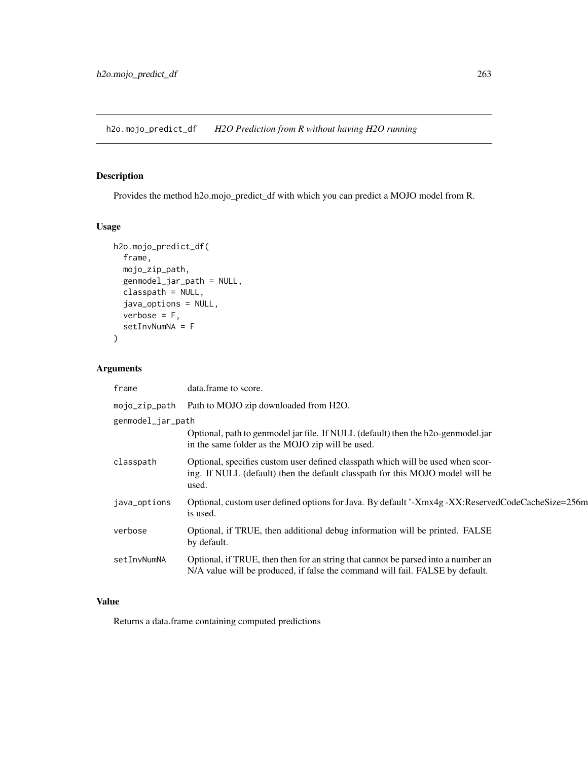## h2o.mojo_predict_df    *H2O Prediction from R without having H2O running*

### Description

Provides the method h2o.mojo_predict_df with which you can predict a MOJO model from R.

### Usage

```
h2o.mojo_predict_df(
  frame,
  mojo_zip_path,
  genmodel_jar_path = NULL,
  classpath = NULL,
  java_options = NULL,
  verbose = F,
  setInvNumNA = F
)
```

### Arguments

| | |
|---|---|
| frame | data.frame to score. |
| mojo_zip_path | Path to MOJO zip downloaded from H2O. |
| genmodel_jar_path | Optional, path to genmodel jar file. If NULL (default) then the h2o-genmodel.jar in the same folder as the MOJO zip will be used. |
| classpath | Optional, specifies custom user defined classpath which will be used when scoring. If NULL (default) then the default classpath for this MOJO model will be used. |
| java_options | Optional, custom user defined options for Java. By default '-Xmx4g -XX:ReservedCodeCacheSize=256m is used. |
| verbose | Optional, if TRUE, then additional debug information will be printed. FALSE by default. |
| setInvNumNA | Optional, if TRUE, then then for an string that cannot be parsed into a number an N/A value will be produced, if false the command will fail. FALSE by default. |

### Value

Returns a data.frame containing computed predictions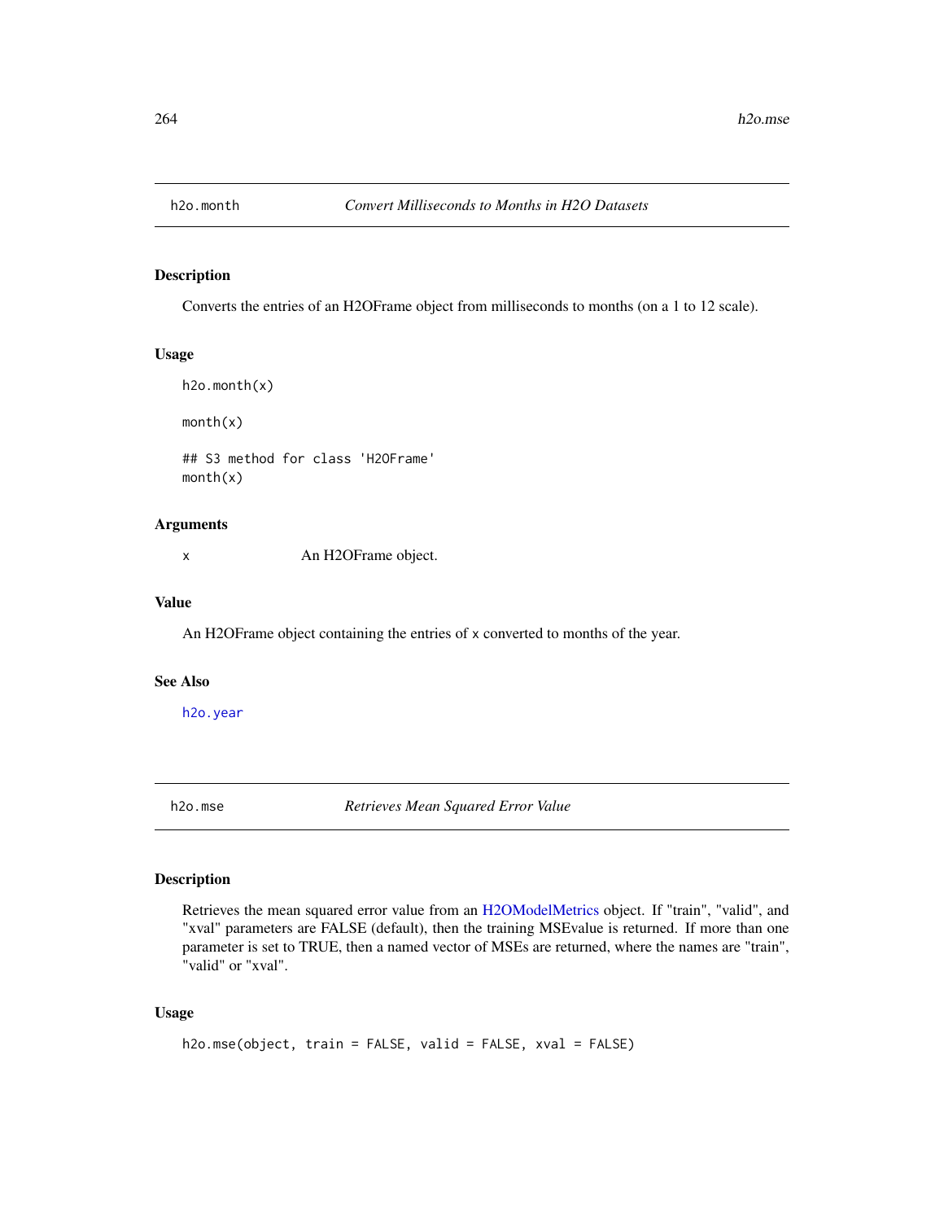## h2o.month — *Convert Milliseconds to Months in H2O Datasets*

### Description

Converts the entries of an H2OFrame object from milliseconds to months (on a 1 to 12 scale).

### Usage

```
h2o.month(x)

month(x)

## S3 method for class 'H2OFrame'
month(x)
```

### Arguments

| | |
|---|---|
| x | An H2OFrame object. |

### Value

An H2OFrame object containing the entries of x converted to months of the year.

### See Also

h2o.year

## h2o.mse — *Retrieves Mean Squared Error Value*

### Description

Retrieves the mean squared error value from an H2OModelMetrics object. If "train", "valid", and "xval" parameters are FALSE (default), then the training MSEvalue is returned. If more than one parameter is set to TRUE, then a named vector of MSEs are returned, where the names are "train", "valid" or "xval".

### Usage

```
h2o.mse(object, train = FALSE, valid = FALSE, xval = FALSE)
```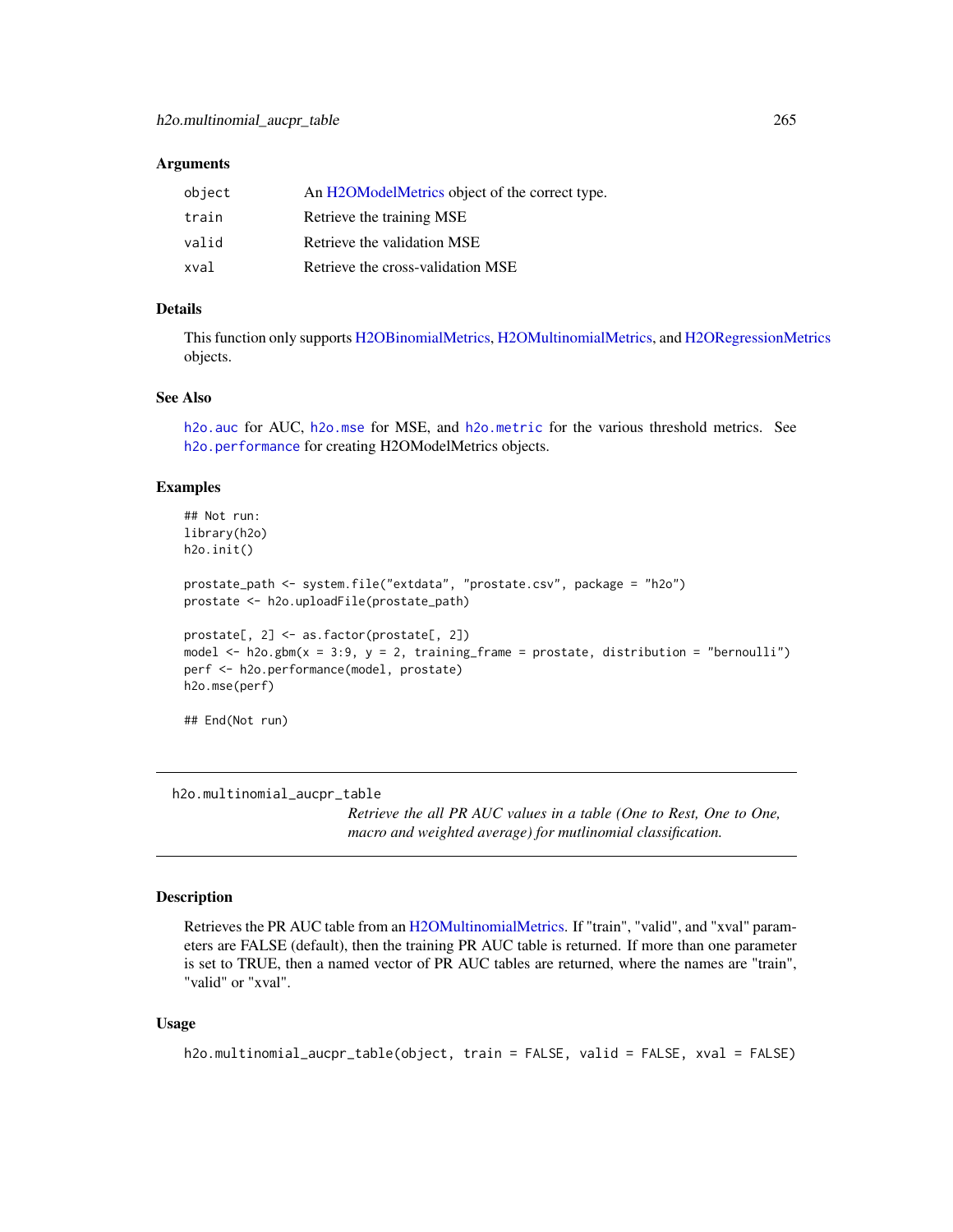### Arguments

| | |
|---|---|
| object | An H2OModelMetrics object of the correct type. |
| train | Retrieve the training MSE |
| valid | Retrieve the validation MSE |
| xval | Retrieve the cross-validation MSE |

### Details

This function only supports H2OBinomialMetrics, H2OMultinomialMetrics, and H2ORegressionMetrics objects.

### See Also

`h2o.auc` for AUC, `h2o.mse` for MSE, and `h2o.metric` for the various threshold metrics. See `h2o.performance` for creating H2OModelMetrics objects.

### Examples

```
## Not run:
library(h2o)
h2o.init()

prostate_path <- system.file("extdata", "prostate.csv", package = "h2o")
prostate <- h2o.uploadFile(prostate_path)

prostate[, 2] <- as.factor(prostate[, 2])
model <- h2o.gbm(x = 3:9, y = 2, training_frame = prostate, distribution = "bernoulli")
perf <- h2o.performance(model, prostate)
h2o.mse(perf)

## End(Not run)
```

---

## h2o.multinomial_aucpr_table

*Retrieve the all PR AUC values in a table (One to Rest, One to One, macro and weighted average) for mutlinomial classification.*

---

### Description

Retrieves the PR AUC table from an H2OMultinomialMetrics. If "train", "valid", and "xval" parameters are FALSE (default), then the training PR AUC table is returned. If more than one parameter is set to TRUE, then a named vector of PR AUC tables are returned, where the names are "train", "valid" or "xval".

### Usage

```
h2o.multinomial_aucpr_table(object, train = FALSE, valid = FALSE, xval = FALSE)
```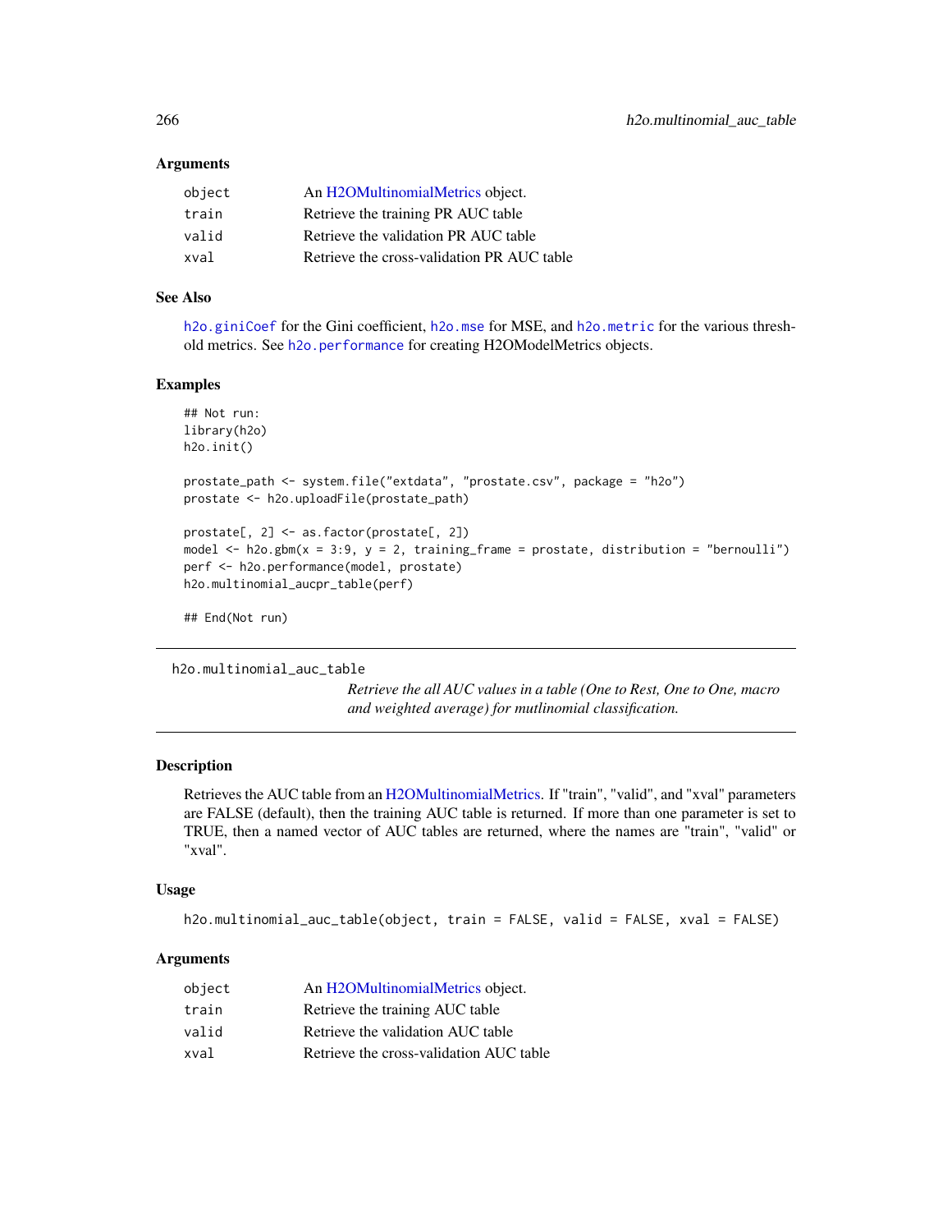### Arguments

| | |
|---|---|
| object | An H2OMultinomialMetrics object. |
| train | Retrieve the training PR AUC table |
| valid | Retrieve the validation PR AUC table |
| xval | Retrieve the cross-validation PR AUC table |

### See Also

`h2o.giniCoef` for the Gini coefficient, `h2o.mse` for MSE, and `h2o.metric` for the various threshold metrics. See `h2o.performance` for creating H2OModelMetrics objects.

### Examples

```
## Not run:
library(h2o)
h2o.init()

prostate_path <- system.file("extdata", "prostate.csv", package = "h2o")
prostate <- h2o.uploadFile(prostate_path)

prostate[, 2] <- as.factor(prostate[, 2])
model <- h2o.gbm(x = 3:9, y = 2, training_frame = prostate, distribution = "bernoulli")
perf <- h2o.performance(model, prostate)
h2o.multinomial_aucpr_table(perf)

## End(Not run)
```

---

## h2o.multinomial_auc_table

*Retrieve the all AUC values in a table (One to Rest, One to One, macro and weighted average) for mutlinomial classification.*

---

### Description

Retrieves the AUC table from an H2OMultinomialMetrics. If "train", "valid", and "xval" parameters are FALSE (default), then the training AUC table is returned. If more than one parameter is set to TRUE, then a named vector of AUC tables are returned, where the names are "train", "valid" or "xval".

### Usage

```
h2o.multinomial_auc_table(object, train = FALSE, valid = FALSE, xval = FALSE)
```

### Arguments

| | |
|---|---|
| object | An H2OMultinomialMetrics object. |
| train | Retrieve the training AUC table |
| valid | Retrieve the validation AUC table |
| xval | Retrieve the cross-validation AUC table |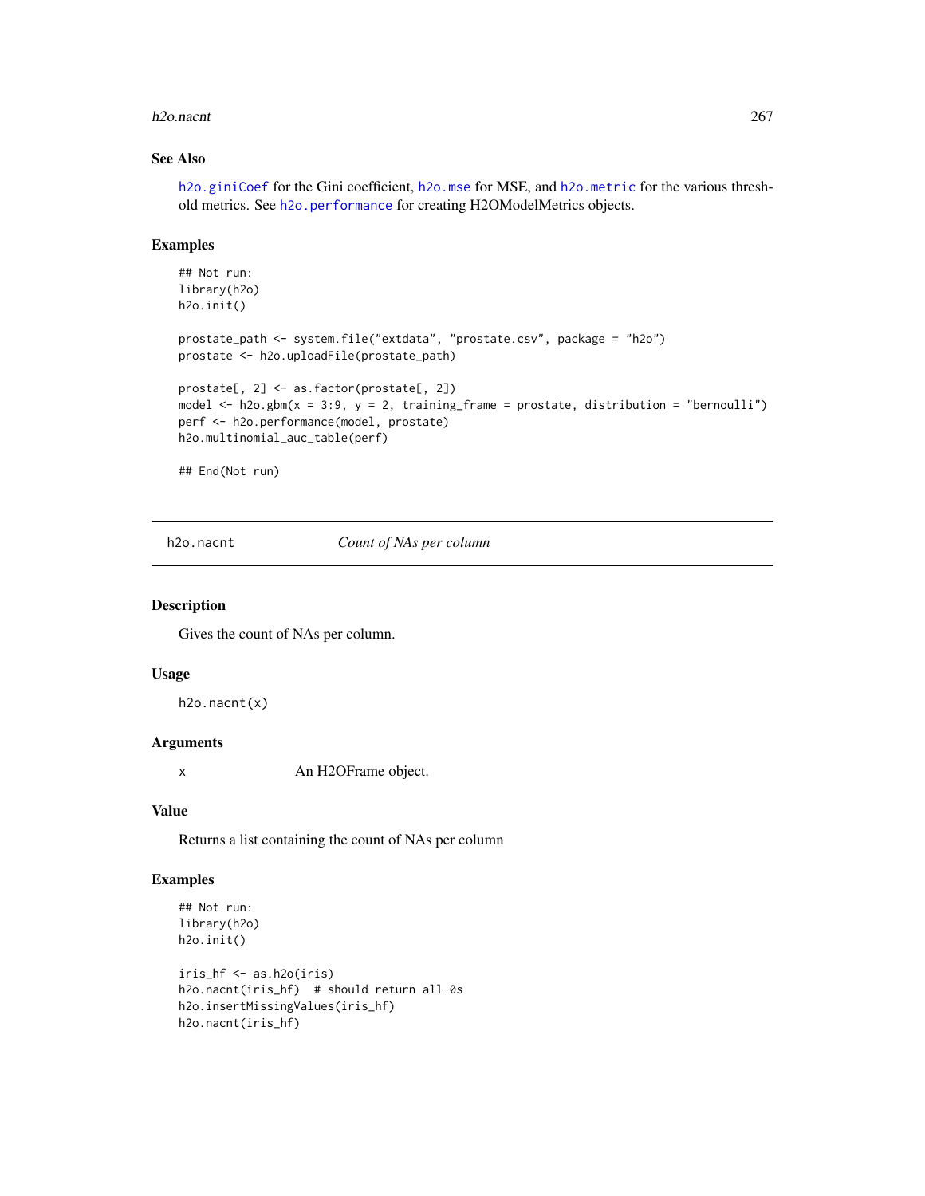### See Also

`h2o.giniCoef` for the Gini coefficient, `h2o.mse` for MSE, and `h2o.metric` for the various threshold metrics. See `h2o.performance` for creating H2OModelMetrics objects.

### Examples

```
## Not run:
library(h2o)
h2o.init()

prostate_path <- system.file("extdata", "prostate.csv", package = "h2o")
prostate <- h2o.uploadFile(prostate_path)

prostate[, 2] <- as.factor(prostate[, 2])
model <- h2o.gbm(x = 3:9, y = 2, training_frame = prostate, distribution = "bernoulli")
perf <- h2o.performance(model, prostate)
h2o.multinomial_auc_table(perf)

## End(Not run)
```

---

## h2o.nacnt — *Count of NAs per column*

### Description

Gives the count of NAs per column.

### Usage

```
h2o.nacnt(x)
```

### Arguments

| | |
|---|---|
| x | An H2OFrame object. |

### Value

Returns a list containing the count of NAs per column

### Examples

```
## Not run:
library(h2o)
h2o.init()

iris_hf <- as.h2o(iris)
h2o.nacnt(iris_hf)  # should return all 0s
h2o.insertMissingValues(iris_hf)
h2o.nacnt(iris_hf)
```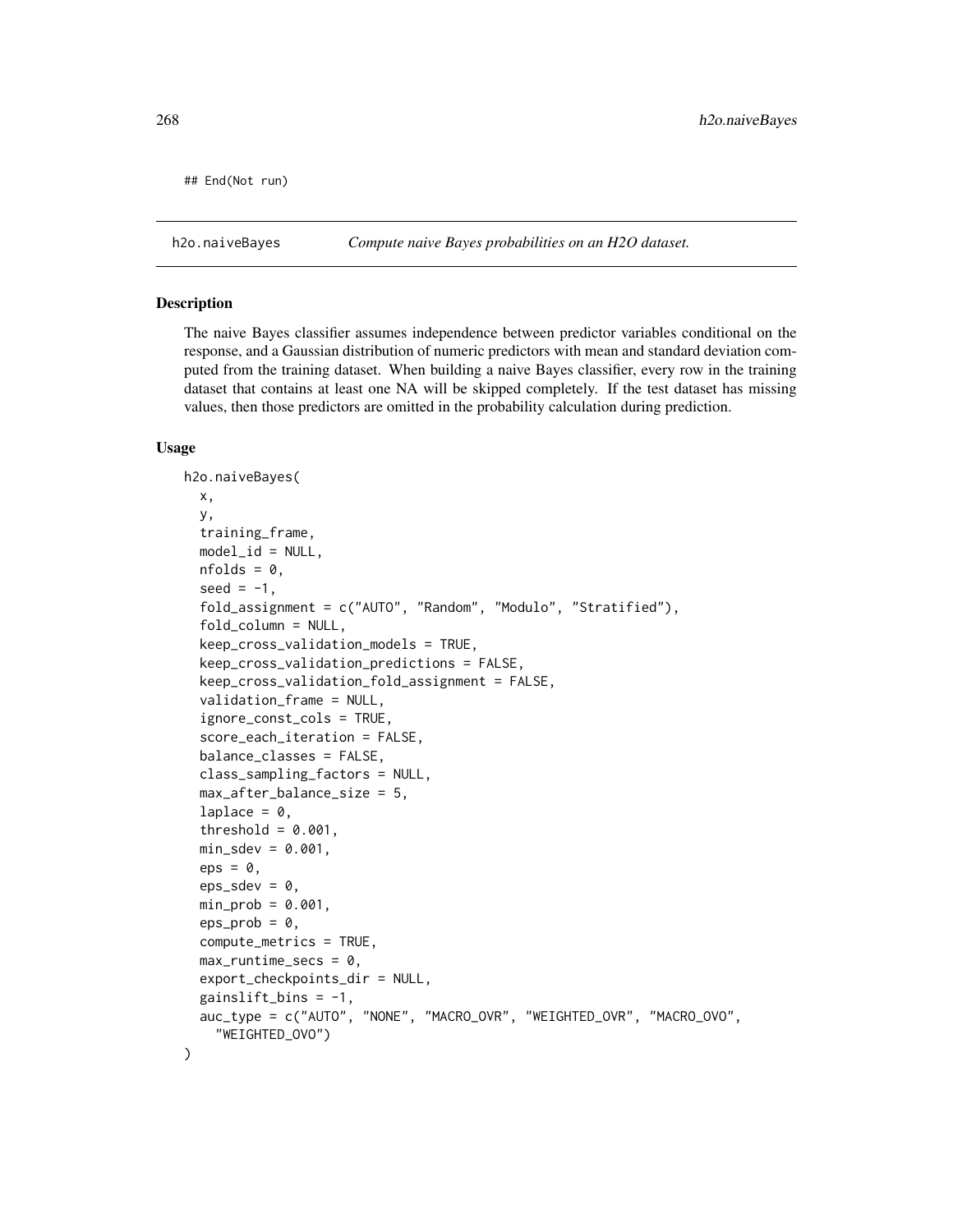```
## End(Not run)
```

## h2o.naiveBayes — *Compute naive Bayes probabilities on an H2O dataset.*

### Description

The naive Bayes classifier assumes independence between predictor variables conditional on the response, and a Gaussian distribution of numeric predictors with mean and standard deviation computed from the training dataset. When building a naive Bayes classifier, every row in the training dataset that contains at least one NA will be skipped completely. If the test dataset has missing values, then those predictors are omitted in the probability calculation during prediction.

### Usage

```
h2o.naiveBayes(
  x,
  y,
  training_frame,
  model_id = NULL,
  nfolds = 0,
  seed = -1,
  fold_assignment = c("AUTO", "Random", "Modulo", "Stratified"),
  fold_column = NULL,
  keep_cross_validation_models = TRUE,
  keep_cross_validation_predictions = FALSE,
  keep_cross_validation_fold_assignment = FALSE,
  validation_frame = NULL,
  ignore_const_cols = TRUE,
  score_each_iteration = FALSE,
  balance_classes = FALSE,
  class_sampling_factors = NULL,
  max_after_balance_size = 5,
  laplace = 0,
  threshold = 0.001,
  min_sdev = 0.001,
  eps = 0,
  eps_sdev = 0,
  min_prob = 0.001,
  eps_prob = 0,
  compute_metrics = TRUE,
  max_runtime_secs = 0,
  export_checkpoints_dir = NULL,
  gainslift_bins = -1,
  auc_type = c("AUTO", "NONE", "MACRO_OVR", "WEIGHTED_OVR", "MACRO_OVO",
    "WEIGHTED_OVO")
)
```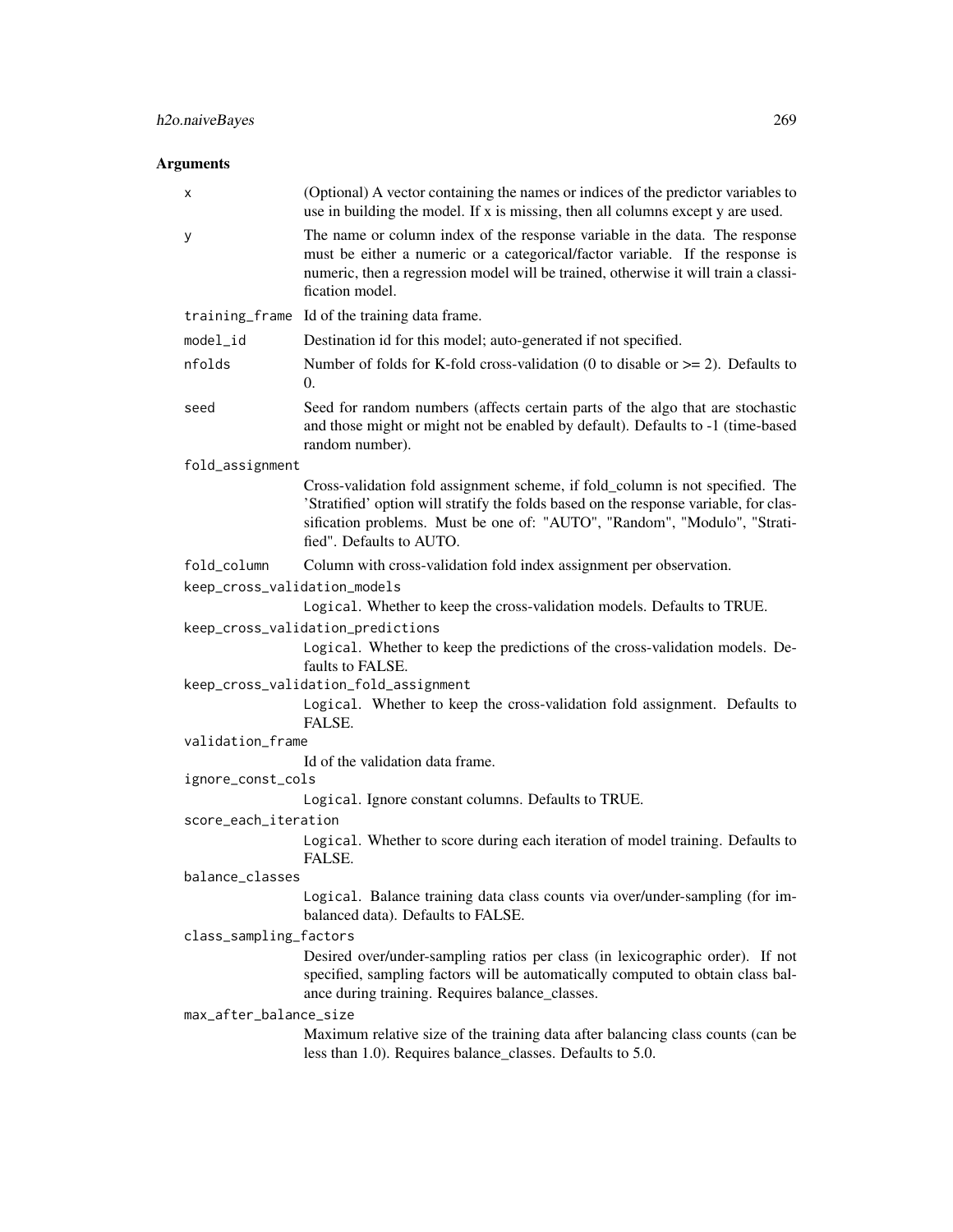## Arguments

| | |
|---|---|
| `x` | (Optional) A vector containing the names or indices of the predictor variables to use in building the model. If x is missing, then all columns except y are used. |
| `y` | The name or column index of the response variable in the data. The response must be either a numeric or a categorical/factor variable. If the response is numeric, then a regression model will be trained, otherwise it will train a classification model. |
| `training_frame` | Id of the training data frame. |
| `model_id` | Destination id for this model; auto-generated if not specified. |
| `nfolds` | Number of folds for K-fold cross-validation (0 to disable or >= 2). Defaults to 0. |
| `seed` | Seed for random numbers (affects certain parts of the algo that are stochastic and those might or might not be enabled by default). Defaults to -1 (time-based random number). |
| `fold_assignment` | Cross-validation fold assignment scheme, if fold_column is not specified. The 'Stratified' option will stratify the folds based on the response variable, for classification problems. Must be one of: "AUTO", "Random", "Modulo", "Stratified". Defaults to AUTO. |
| `fold_column` | Column with cross-validation fold index assignment per observation. |
| `keep_cross_validation_models` | `Logical`. Whether to keep the cross-validation models. Defaults to TRUE. |
| `keep_cross_validation_predictions` | `Logical`. Whether to keep the predictions of the cross-validation models. Defaults to FALSE. |
| `keep_cross_validation_fold_assignment` | `Logical`. Whether to keep the cross-validation fold assignment. Defaults to FALSE. |
| `validation_frame` | Id of the validation data frame. |
| `ignore_const_cols` | `Logical`. Ignore constant columns. Defaults to TRUE. |
| `score_each_iteration` | `Logical`. Whether to score during each iteration of model training. Defaults to FALSE. |
| `balance_classes` | `Logical`. Balance training data class counts via over/under-sampling (for imbalanced data). Defaults to FALSE. |
| `class_sampling_factors` | Desired over/under-sampling ratios per class (in lexicographic order). If not specified, sampling factors will be automatically computed to obtain class balance during training. Requires balance_classes. |
| `max_after_balance_size` | Maximum relative size of the training data after balancing class counts (can be less than 1.0). Requires balance_classes. Defaults to 5.0. |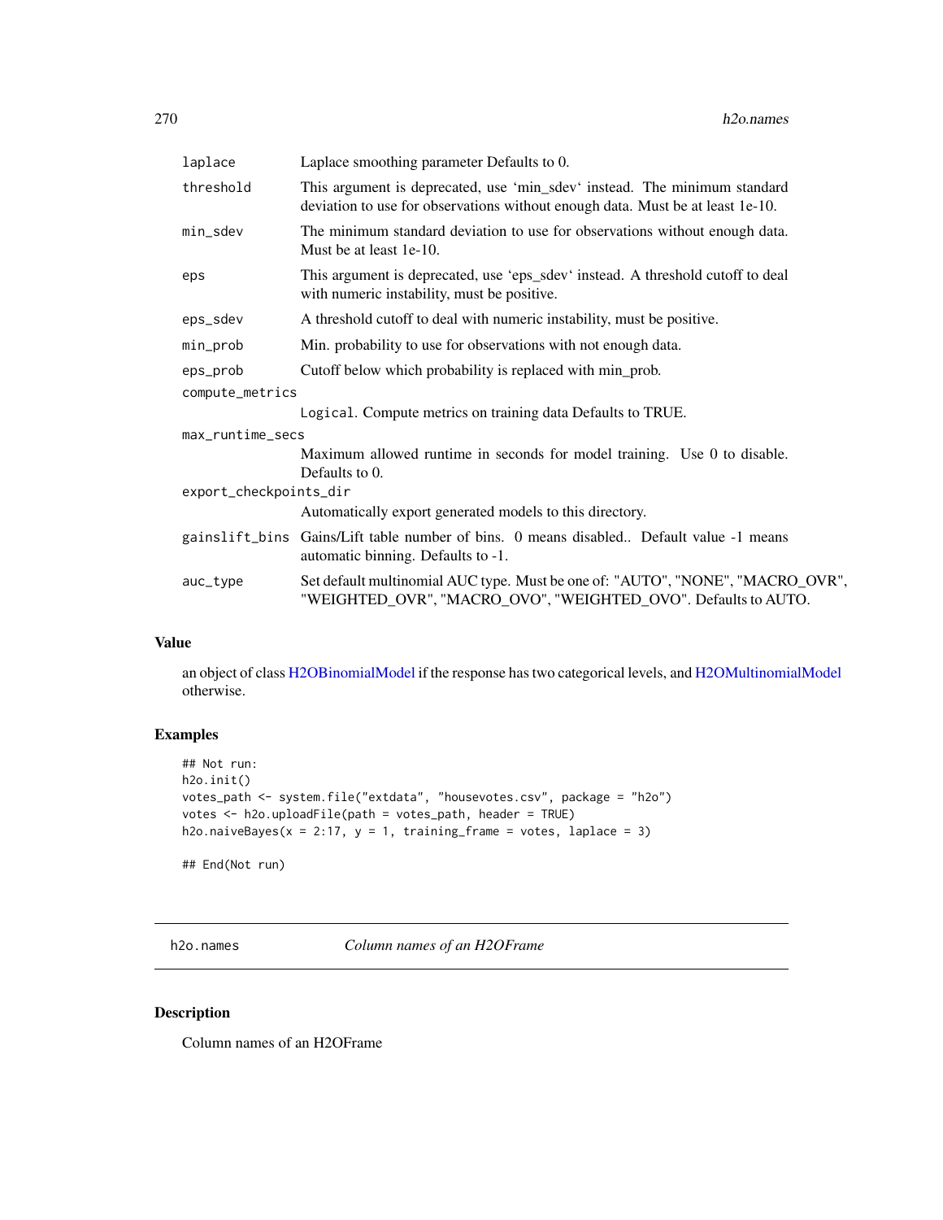| | |
|---|---|
| laplace | Laplace smoothing parameter Defaults to 0. |
| threshold | This argument is deprecated, use 'min_sdev' instead. The minimum standard deviation to use for observations without enough data. Must be at least 1e-10. |
| min_sdev | The minimum standard deviation to use for observations without enough data. Must be at least 1e-10. |
| eps | This argument is deprecated, use 'eps_sdev' instead. A threshold cutoff to deal with numeric instability, must be positive. |
| eps_sdev | A threshold cutoff to deal with numeric instability, must be positive. |
| min_prob | Min. probability to use for observations with not enough data. |
| eps_prob | Cutoff below which probability is replaced with min_prob. |
| compute_metrics | Logical. Compute metrics on training data Defaults to TRUE. |
| max_runtime_secs | Maximum allowed runtime in seconds for model training. Use 0 to disable. Defaults to 0. |
| export_checkpoints_dir | Automatically export generated models to this directory. |
| gainslift_bins | Gains/Lift table number of bins. 0 means disabled.. Default value -1 means automatic binning. Defaults to -1. |
| auc_type | Set default multinomial AUC type. Must be one of: "AUTO", "NONE", "MACRO_OVR", "WEIGHTED_OVR", "MACRO_OVO", "WEIGHTED_OVO". Defaults to AUTO. |

## Value

an object of class H2OBinomialModel if the response has two categorical levels, and H2OMultinomialModel otherwise.

## Examples

```
## Not run:
h2o.init()
votes_path <- system.file("extdata", "housevotes.csv", package = "h2o")
votes <- h2o.uploadFile(path = votes_path, header = TRUE)
h2o.naiveBayes(x = 2:17, y = 1, training_frame = votes, laplace = 3)

## End(Not run)
```

# h2o.names *Column names of an H2OFrame*

## Description

Column names of an H2OFrame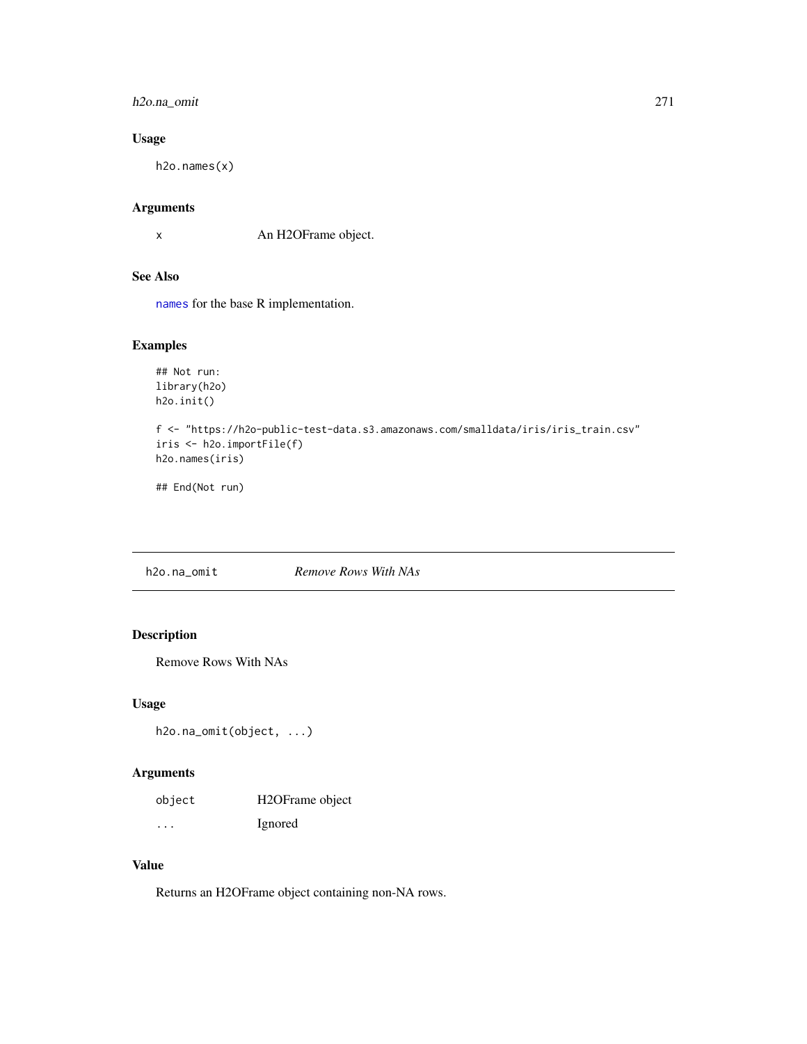### Usage

```
h2o.names(x)
```

### Arguments

| | |
|---|---|
| x | An H2OFrame object. |

### See Also

`names` for the base R implementation.

### Examples

```
## Not run:
library(h2o)
h2o.init()

f <- "https://h2o-public-test-data.s3.amazonaws.com/smalldata/iris/iris_train.csv"
iris <- h2o.importFile(f)
h2o.names(iris)

## End(Not run)
```

---

## h2o.na_omit — *Remove Rows With NAs*

### Description

Remove Rows With NAs

### Usage

```
h2o.na_omit(object, ...)
```

### Arguments

| | |
|---|---|
| object | H2OFrame object |
| ... | Ignored |

### Value

Returns an H2OFrame object containing non-NA rows.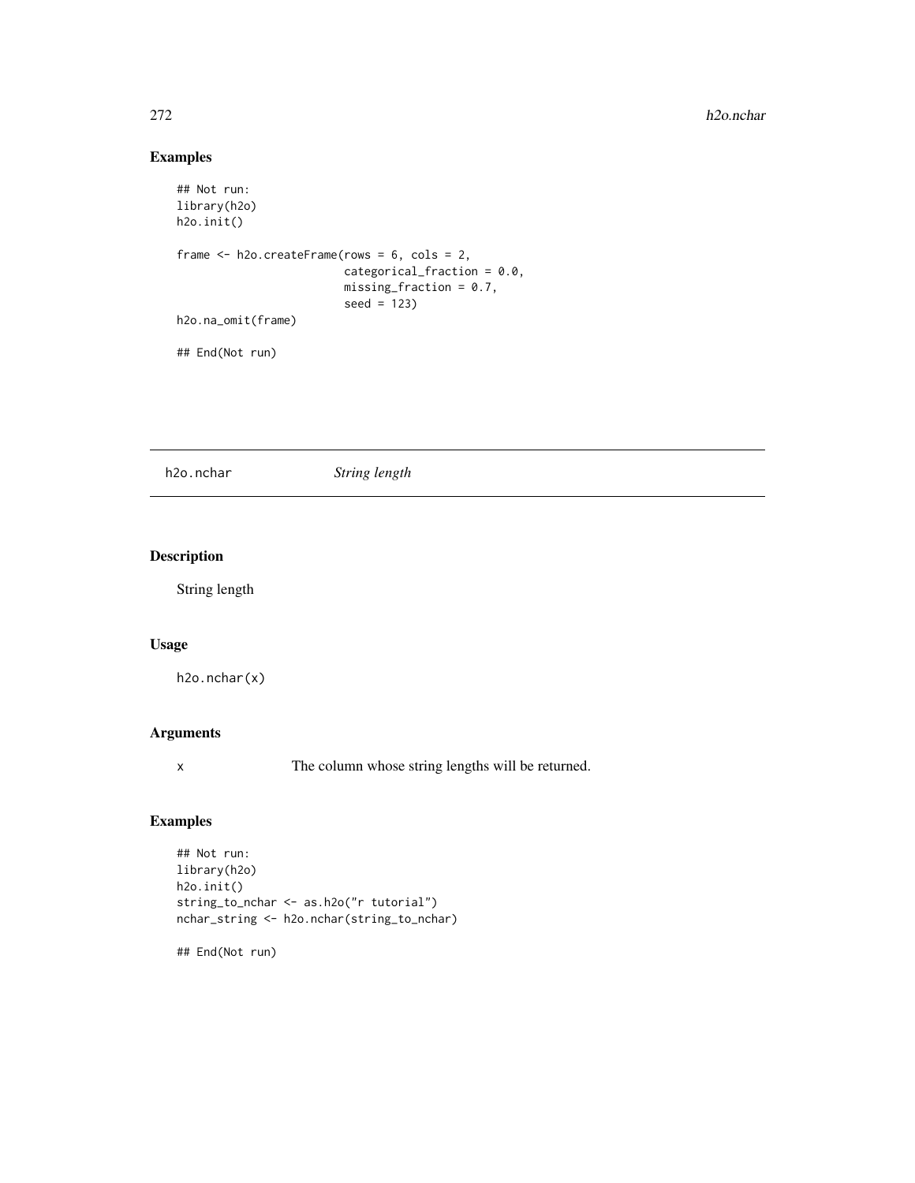## Examples

```
## Not run:
library(h2o)
h2o.init()

frame <- h2o.createFrame(rows = 6, cols = 2,
                         categorical_fraction = 0.0,
                         missing_fraction = 0.7,
                         seed = 123)
h2o.na_omit(frame)

## End(Not run)
```

---

# h2o.nchar *String length*

---

## Description

String length

## Usage

```
h2o.nchar(x)
```

## Arguments

| | |
|---|---|
| x | The column whose string lengths will be returned. |

## Examples

```
## Not run:
library(h2o)
h2o.init()
string_to_nchar <- as.h2o("r tutorial")
nchar_string <- h2o.nchar(string_to_nchar)

## End(Not run)
```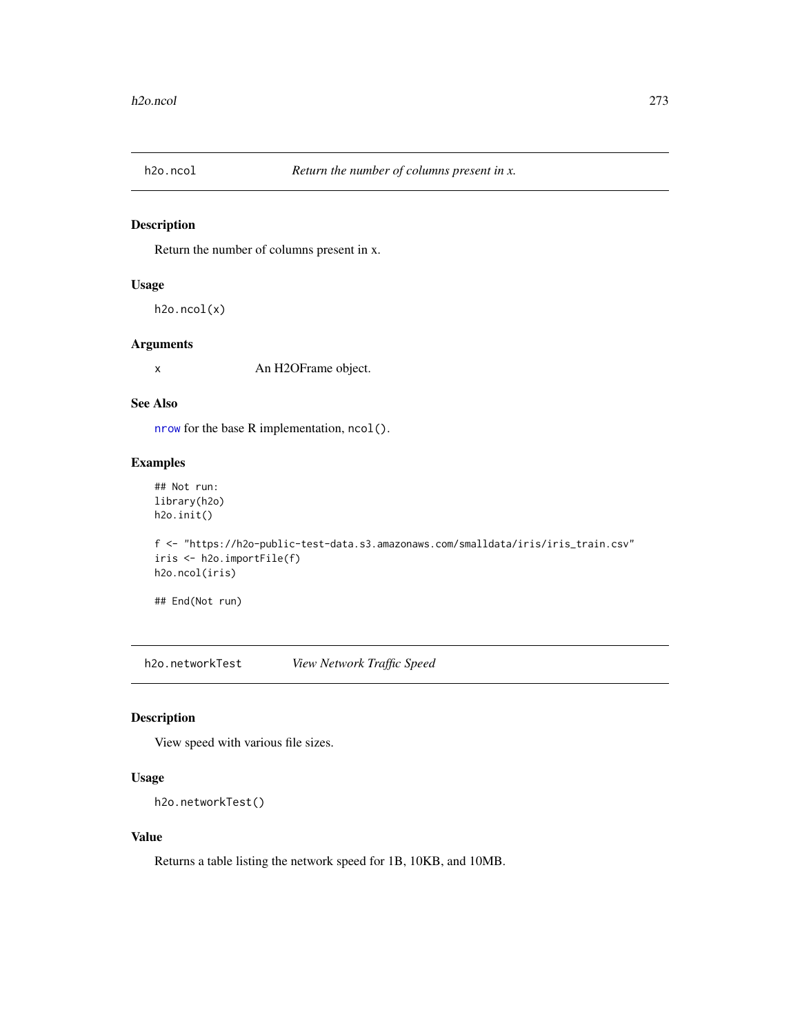## h2o.ncol — *Return the number of columns present in x.*

### Description

Return the number of columns present in x.

### Usage

```
h2o.ncol(x)
```

### Arguments

| | |
|---|---|
| x | An H2OFrame object. |

### See Also

nrow for the base R implementation, `ncol()`.

### Examples

```
## Not run:
library(h2o)
h2o.init()

f <- "https://h2o-public-test-data.s3.amazonaws.com/smalldata/iris/iris_train.csv"
iris <- h2o.importFile(f)
h2o.ncol(iris)

## End(Not run)
```

## h2o.networkTest — *View Network Traffic Speed*

### Description

View speed with various file sizes.

### Usage

```
h2o.networkTest()
```

### Value

Returns a table listing the network speed for 1B, 10KB, and 10MB.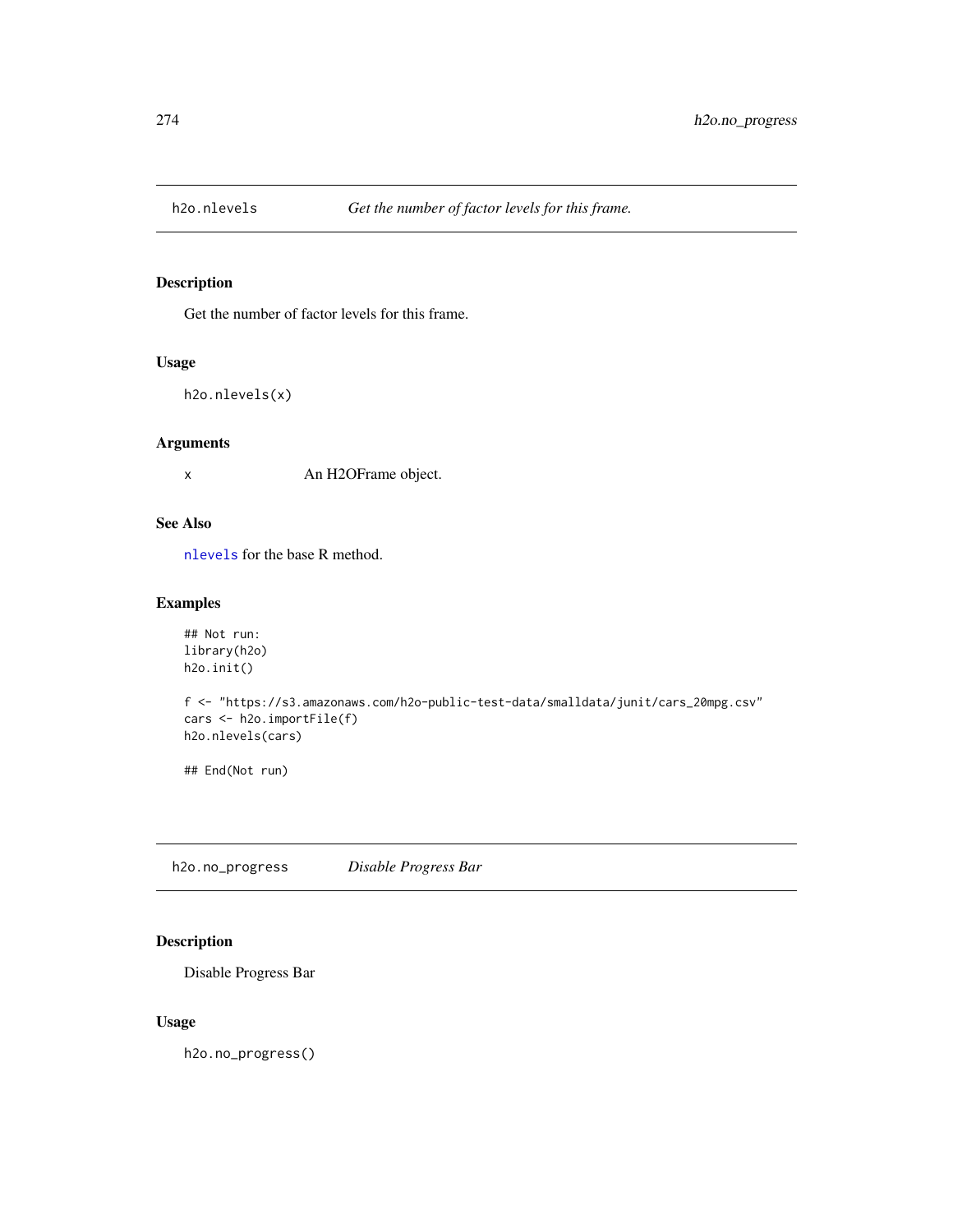## h2o.nlevels *Get the number of factor levels for this frame.*

### Description

Get the number of factor levels for this frame.

### Usage

```
h2o.nlevels(x)
```

### Arguments

| | |
|---|---|
| x | An H2OFrame object. |

### See Also

`nlevels` for the base R method.

### Examples

```
## Not run:
library(h2o)
h2o.init()

f <- "https://s3.amazonaws.com/h2o-public-test-data/smalldata/junit/cars_20mpg.csv"
cars <- h2o.importFile(f)
h2o.nlevels(cars)

## End(Not run)
```

## h2o.no_progress *Disable Progress Bar*

### Description

Disable Progress Bar

### Usage

```
h2o.no_progress()
```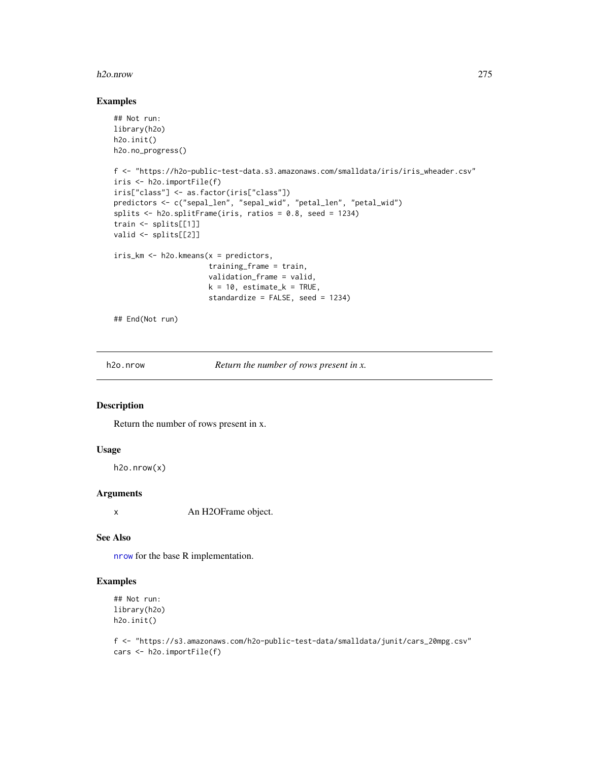## Examples

```
## Not run:
library(h2o)
h2o.init()
h2o.no_progress()

f <- "https://h2o-public-test-data.s3.amazonaws.com/smalldata/iris/iris_wheader.csv"
iris <- h2o.importFile(f)
iris["class"] <- as.factor(iris["class"])
predictors <- c("sepal_len", "sepal_wid", "petal_len", "petal_wid")
splits <- h2o.splitFrame(iris, ratios = 0.8, seed = 1234)
train <- splits[[1]]
valid <- splits[[2]]

iris_km <- h2o.kmeans(x = predictors,
                      training_frame = train,
                      validation_frame = valid,
                      k = 10, estimate_k = TRUE,
                      standardize = FALSE, seed = 1234)

## End(Not run)
```

---

# h2o.nrow — *Return the number of rows present in x.*

## Description

Return the number of rows present in x.

## Usage

```
h2o.nrow(x)
```

## Arguments

| | |
|---|---|
| x | An H2OFrame object. |

## See Also

nrow for the base R implementation.

## Examples

```
## Not run:
library(h2o)
h2o.init()

f <- "https://s3.amazonaws.com/h2o-public-test-data/smalldata/junit/cars_20mpg.csv"
cars <- h2o.importFile(f)
```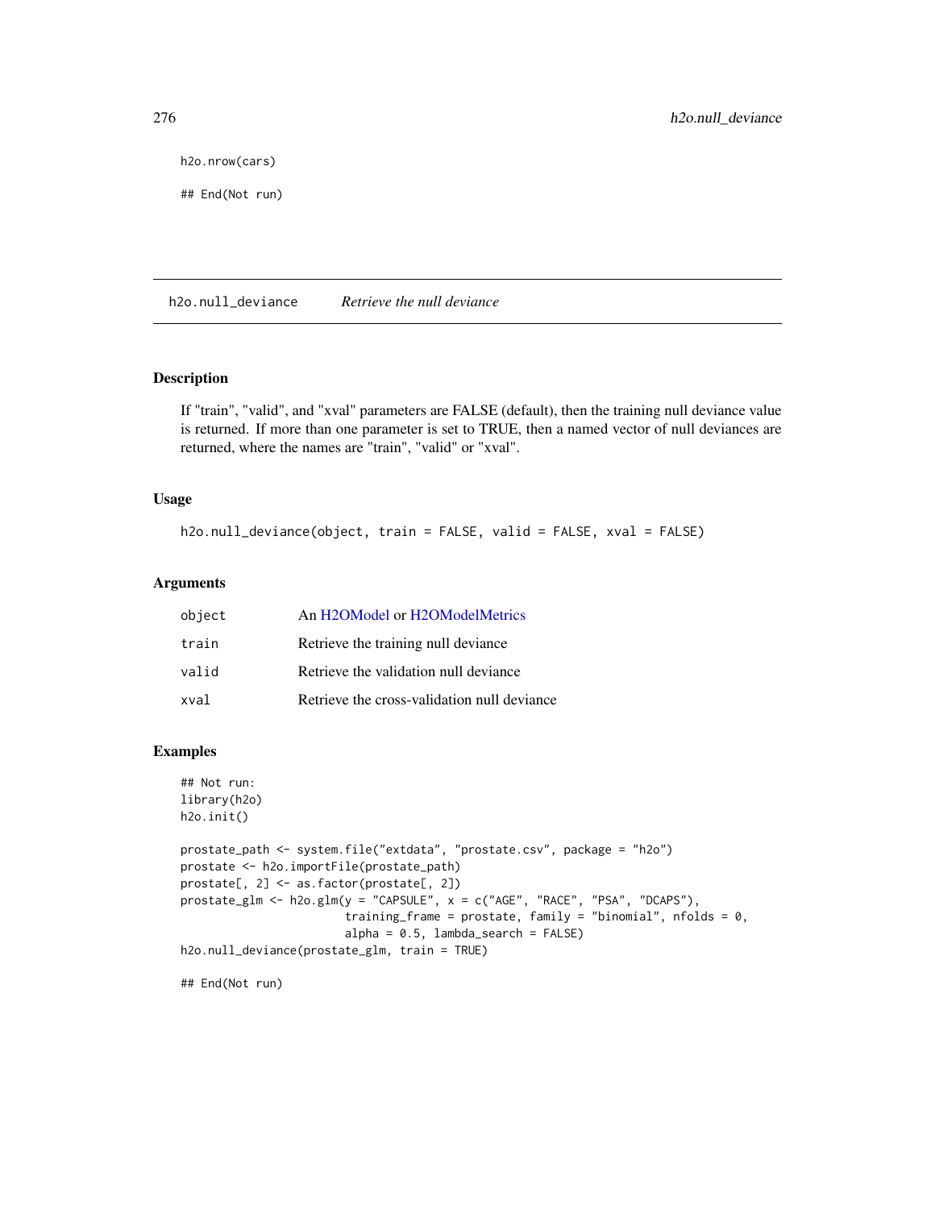```
h2o.nrow(cars)

## End(Not run)
```

## h2o.null_deviance *Retrieve the null deviance*

### Description

If "train", "valid", and "xval" parameters are FALSE (default), then the training null deviance value is returned. If more than one parameter is set to TRUE, then a named vector of null deviances are returned, where the names are "train", "valid" or "xval".

### Usage

```
h2o.null_deviance(object, train = FALSE, valid = FALSE, xval = FALSE)
```

### Arguments

| | |
|---|---|
| object | An H2OModel or H2OModelMetrics |
| train | Retrieve the training null deviance |
| valid | Retrieve the validation null deviance |
| xval | Retrieve the cross-validation null deviance |

### Examples

```
## Not run:
library(h2o)
h2o.init()

prostate_path <- system.file("extdata", "prostate.csv", package = "h2o")
prostate <- h2o.importFile(prostate_path)
prostate[, 2] <- as.factor(prostate[, 2])
prostate_glm <- h2o.glm(y = "CAPSULE", x = c("AGE", "RACE", "PSA", "DCAPS"),
                        training_frame = prostate, family = "binomial", nfolds = 0,
                        alpha = 0.5, lambda_search = FALSE)
h2o.null_deviance(prostate_glm, train = TRUE)

## End(Not run)
```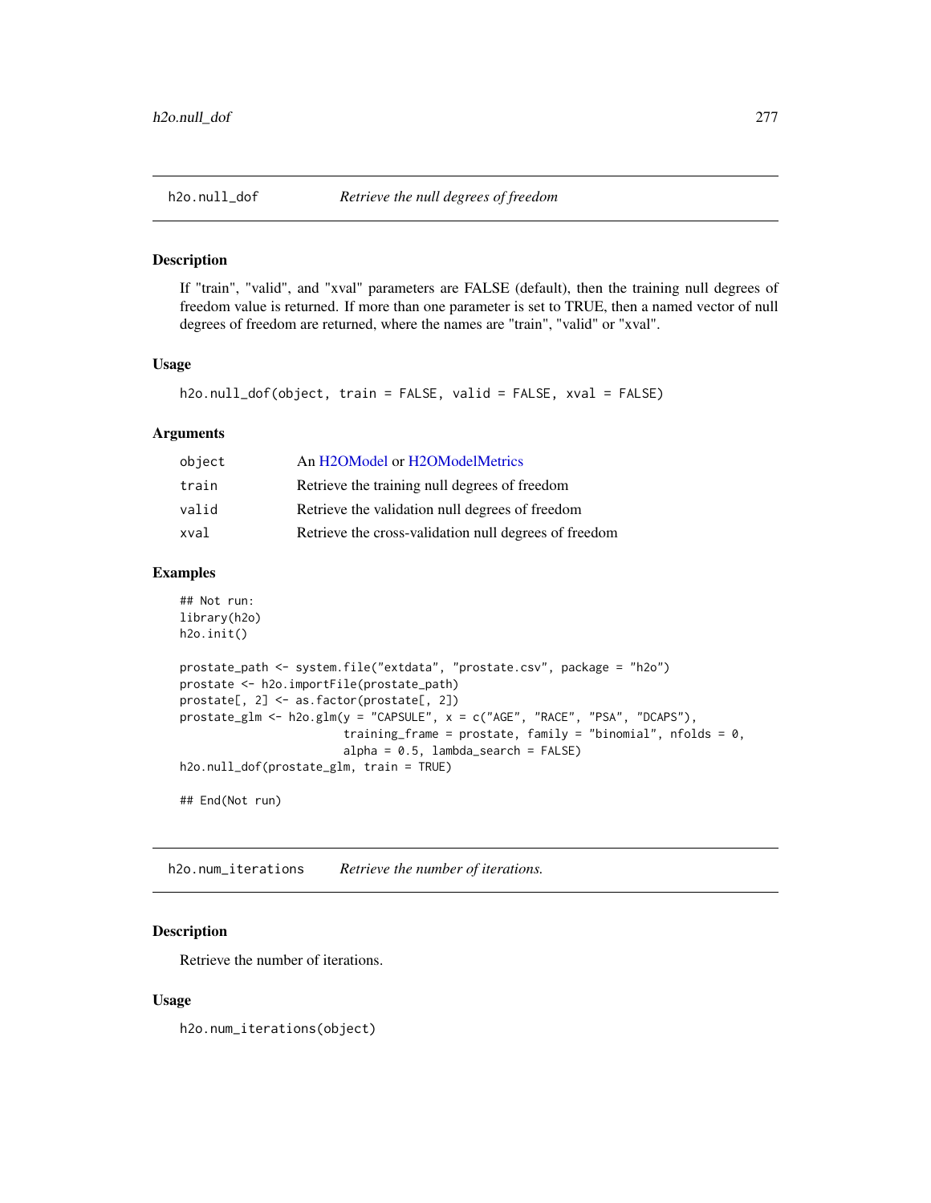## h2o.null_dof — *Retrieve the null degrees of freedom*

### Description

If "train", "valid", and "xval" parameters are FALSE (default), then the training null degrees of freedom value is returned. If more than one parameter is set to TRUE, then a named vector of null degrees of freedom are returned, where the names are "train", "valid" or "xval".

### Usage

```
h2o.null_dof(object, train = FALSE, valid = FALSE, xval = FALSE)
```

### Arguments

| | |
|---|---|
| `object` | An H2OModel or H2OModelMetrics |
| `train` | Retrieve the training null degrees of freedom |
| `valid` | Retrieve the validation null degrees of freedom |
| `xval` | Retrieve the cross-validation null degrees of freedom |

### Examples

```
## Not run:
library(h2o)
h2o.init()

prostate_path <- system.file("extdata", "prostate.csv", package = "h2o")
prostate <- h2o.importFile(prostate_path)
prostate[, 2] <- as.factor(prostate[, 2])
prostate_glm <- h2o.glm(y = "CAPSULE", x = c("AGE", "RACE", "PSA", "DCAPS"),
                        training_frame = prostate, family = "binomial", nfolds = 0,
                        alpha = 0.5, lambda_search = FALSE)
h2o.null_dof(prostate_glm, train = TRUE)

## End(Not run)
```

## h2o.num_iterations — *Retrieve the number of iterations.*

### Description

Retrieve the number of iterations.

### Usage

```
h2o.num_iterations(object)
```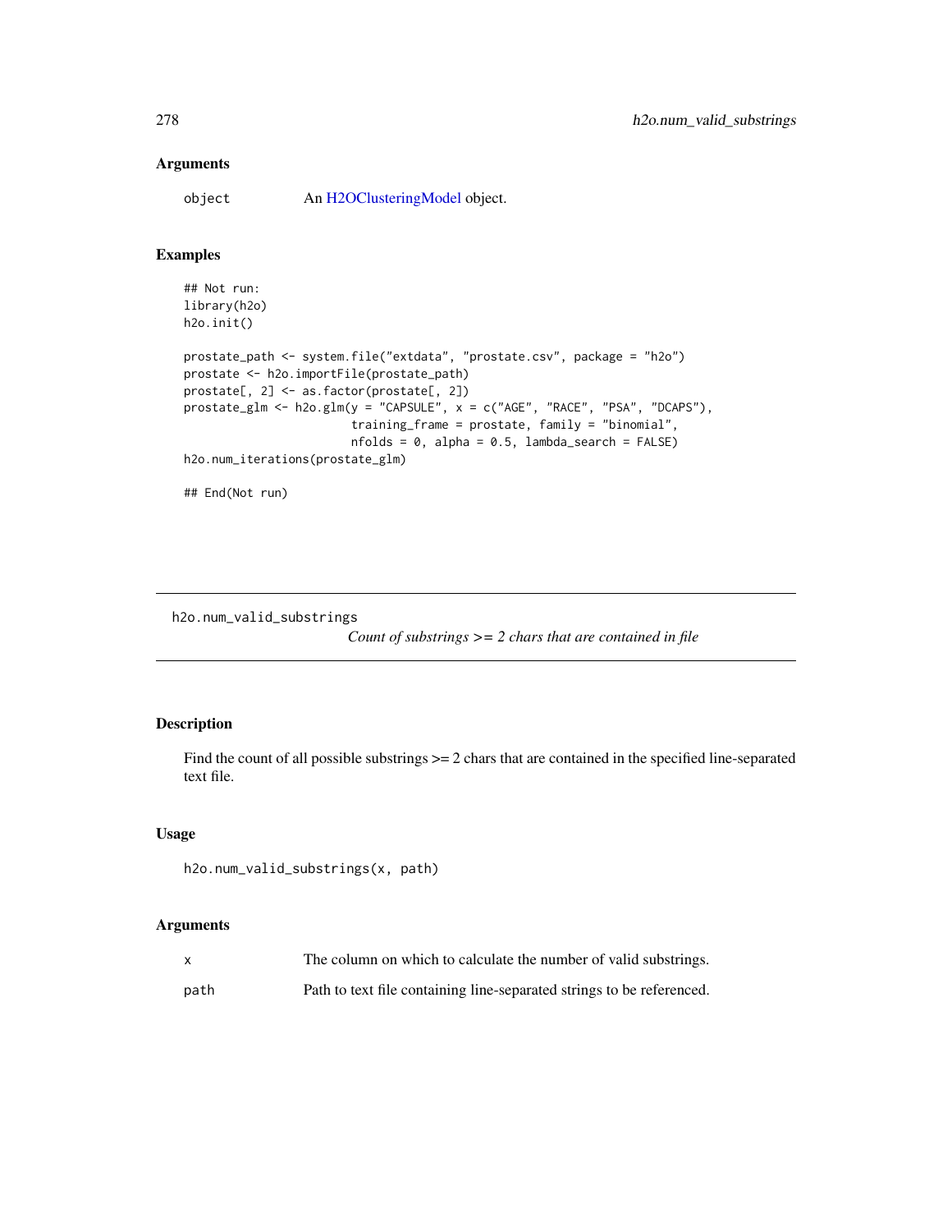### Arguments

| | |
|---|---|
| `object` | An H2OClusteringModel object. |

### Examples

```
## Not run:
library(h2o)
h2o.init()

prostate_path <- system.file("extdata", "prostate.csv", package = "h2o")
prostate <- h2o.importFile(prostate_path)
prostate[, 2] <- as.factor(prostate[, 2])
prostate_glm <- h2o.glm(y = "CAPSULE", x = c("AGE", "RACE", "PSA", "DCAPS"),
                        training_frame = prostate, family = "binomial",
                        nfolds = 0, alpha = 0.5, lambda_search = FALSE)
h2o.num_iterations(prostate_glm)

## End(Not run)
```

---

## h2o.num_valid_substrings — *Count of substrings >= 2 chars that are contained in file*

---

### Description

Find the count of all possible substrings >= 2 chars that are contained in the specified line-separated text file.

### Usage

```
h2o.num_valid_substrings(x, path)
```

### Arguments

| | |
|---|---|
| `x` | The column on which to calculate the number of valid substrings. |
| `path` | Path to text file containing line-separated strings to be referenced. |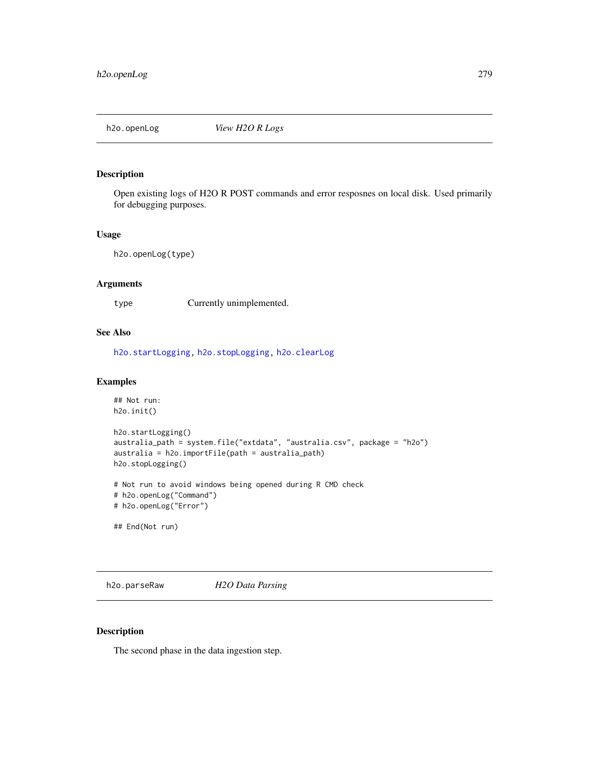## h2o.openLog — *View H2O R Logs*

### Description

Open existing logs of H2O R POST commands and error resposnes on local disk. Used primarily for debugging purposes.

### Usage

```
h2o.openLog(type)
```

### Arguments

| | |
|---|---|
| `type` | Currently unimplemented. |

### See Also

`h2o.startLogging`, `h2o.stopLogging`, `h2o.clearLog`

### Examples

```
## Not run:
h2o.init()

h2o.startLogging()
australia_path = system.file("extdata", "australia.csv", package = "h2o")
australia = h2o.importFile(path = australia_path)
h2o.stopLogging()

# Not run to avoid windows being opened during R CMD check
# h2o.openLog("Command")
# h2o.openLog("Error")

## End(Not run)
```

## h2o.parseRaw — *H2O Data Parsing*

### Description

The second phase in the data ingestion step.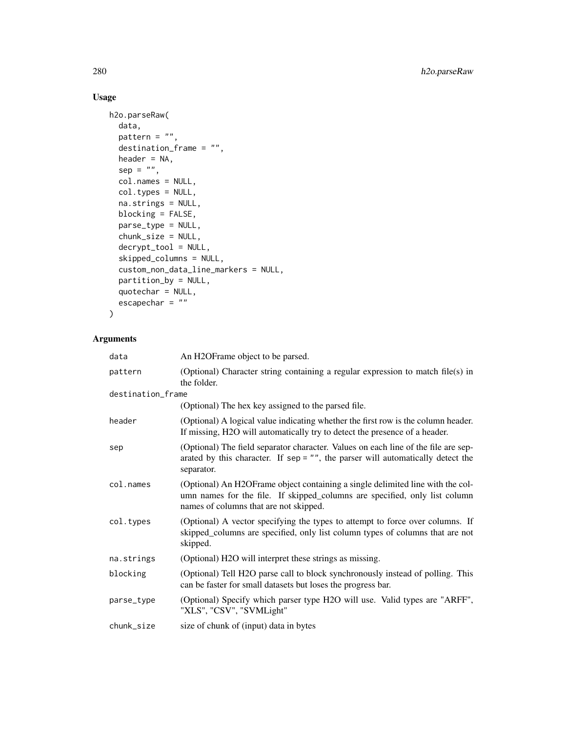## Usage

```
h2o.parseRaw(
  data,
  pattern = "",
  destination_frame = "",
  header = NA,
  sep = "",
  col.names = NULL,
  col.types = NULL,
  na.strings = NULL,
  blocking = FALSE,
  parse_type = NULL,
  chunk_size = NULL,
  decrypt_tool = NULL,
  skipped_columns = NULL,
  custom_non_data_line_markers = NULL,
  partition_by = NULL,
  quotechar = NULL,
  escapechar = ""
)
```

## Arguments

| | |
|---|---|
| data | An H2OFrame object to be parsed. |
| pattern | (Optional) Character string containing a regular expression to match file(s) in the folder. |
| destination_frame | (Optional) The hex key assigned to the parsed file. |
| header | (Optional) A logical value indicating whether the first row is the column header. If missing, H2O will automatically try to detect the presence of a header. |
| sep | (Optional) The field separator character. Values on each line of the file are separated by this character. If sep = "", the parser will automatically detect the separator. |
| col.names | (Optional) An H2OFrame object containing a single delimited line with the column names for the file. If skipped_columns are specified, only list column names of columns that are not skipped. |
| col.types | (Optional) A vector specifying the types to attempt to force over columns. If skipped_columns are specified, only list column types of columns that are not skipped. |
| na.strings | (Optional) H2O will interpret these strings as missing. |
| blocking | (Optional) Tell H2O parse call to block synchronously instead of polling. This can be faster for small datasets but loses the progress bar. |
| parse_type | (Optional) Specify which parser type H2O will use. Valid types are "ARFF", "XLS", "CSV", "SVMLight" |
| chunk_size | size of chunk of (input) data in bytes |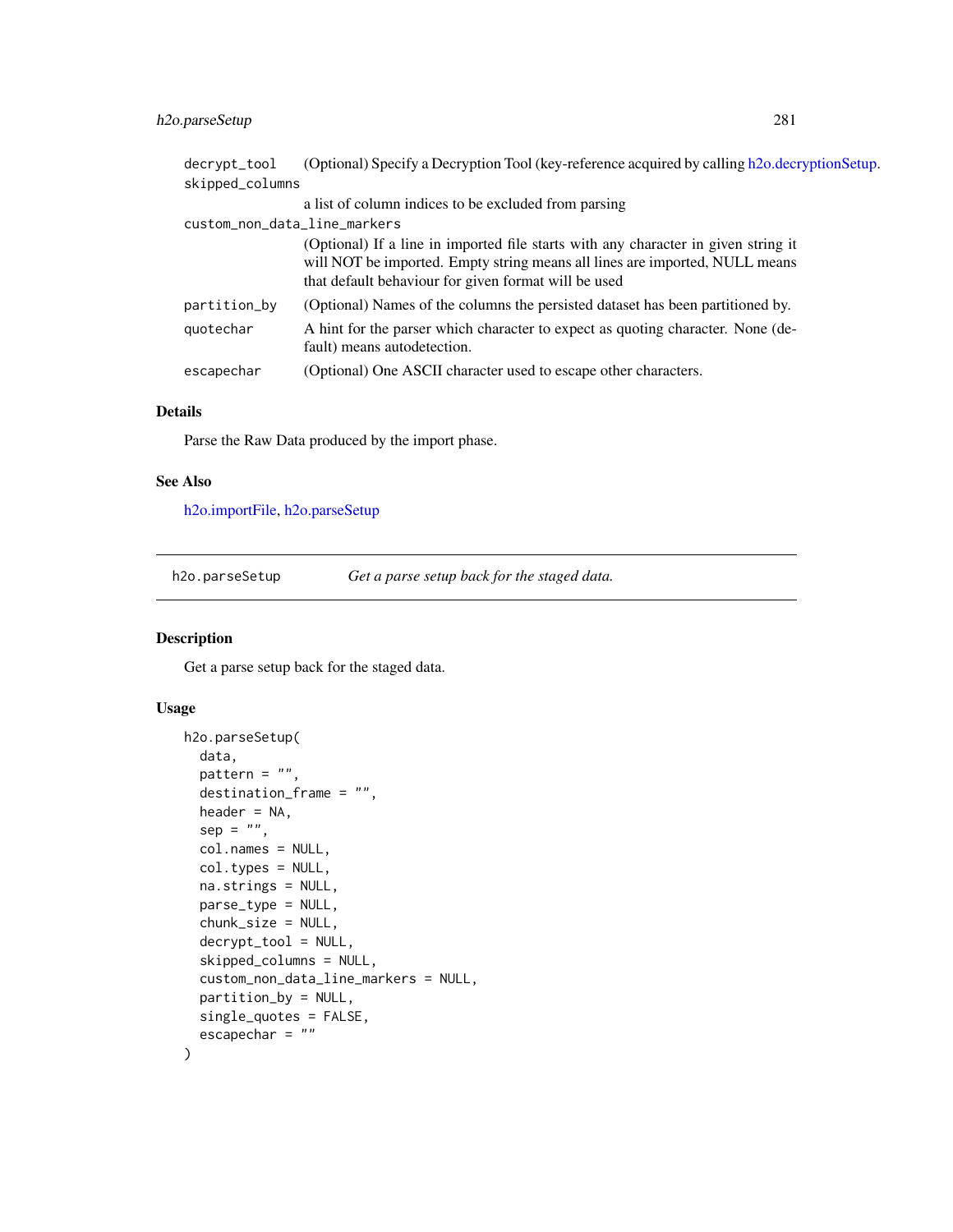| | |
|---|---|
| decrypt_tool | (Optional) Specify a Decryption Tool (key-reference acquired by calling h2o.decryptionSetup. |
| skipped_columns | a list of column indices to be excluded from parsing |
| custom_non_data_line_markers | (Optional) If a line in imported file starts with any character in given string it will NOT be imported. Empty string means all lines are imported, NULL means that default behaviour for given format will be used |
| partition_by | (Optional) Names of the columns the persisted dataset has been partitioned by. |
| quotechar | A hint for the parser which character to expect as quoting character. None (default) means autodetection. |
| escapechar | (Optional) One ASCII character used to escape other characters. |

### Details

Parse the Raw Data produced by the import phase.

### See Also

h2o.importFile, h2o.parseSetup

---

## h2o.parseSetup &nbsp;&nbsp;&nbsp; *Get a parse setup back for the staged data.*

---

### Description

Get a parse setup back for the staged data.

### Usage

```
h2o.parseSetup(
  data,
  pattern = "",
  destination_frame = "",
  header = NA,
  sep = "",
  col.names = NULL,
  col.types = NULL,
  na.strings = NULL,
  parse_type = NULL,
  chunk_size = NULL,
  decrypt_tool = NULL,
  skipped_columns = NULL,
  custom_non_data_line_markers = NULL,
  partition_by = NULL,
  single_quotes = FALSE,
  escapechar = ""
)
```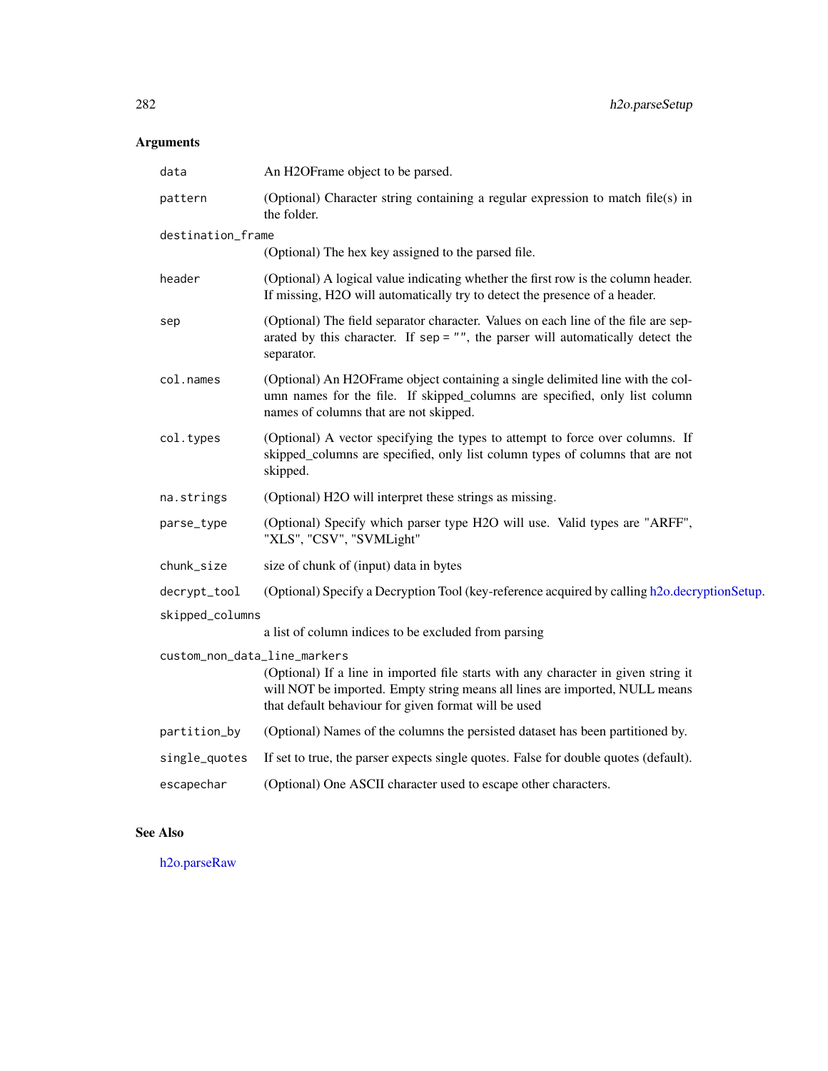## Arguments

| | |
|---|---|
| `data` | An H2OFrame object to be parsed. |
| `pattern` | (Optional) Character string containing a regular expression to match file(s) in the folder. |
| `destination_frame` | (Optional) The hex key assigned to the parsed file. |
| `header` | (Optional) A logical value indicating whether the first row is the column header. If missing, H2O will automatically try to detect the presence of a header. |
| `sep` | (Optional) The field separator character. Values on each line of the file are separated by this character. If `sep = ""`, the parser will automatically detect the separator. |
| `col.names` | (Optional) An H2OFrame object containing a single delimited line with the column names for the file. If skipped_columns are specified, only list column names of columns that are not skipped. |
| `col.types` | (Optional) A vector specifying the types to attempt to force over columns. If skipped_columns are specified, only list column types of columns that are not skipped. |
| `na.strings` | (Optional) H2O will interpret these strings as missing. |
| `parse_type` | (Optional) Specify which parser type H2O will use. Valid types are "ARFF", "XLS", "CSV", "SVMLight" |
| `chunk_size` | size of chunk of (input) data in bytes |
| `decrypt_tool` | (Optional) Specify a Decryption Tool (key-reference acquired by calling h2o.decryptionSetup. |
| `skipped_columns` | a list of column indices to be excluded from parsing |
| `custom_non_data_line_markers` | (Optional) If a line in imported file starts with any character in given string it will NOT be imported. Empty string means all lines are imported, NULL means that default behaviour for given format will be used |
| `partition_by` | (Optional) Names of the columns the persisted dataset has been partitioned by. |
| `single_quotes` | If set to true, the parser expects single quotes. False for double quotes (default). |
| `escapechar` | (Optional) One ASCII character used to escape other characters. |

## See Also

h2o.parseRaw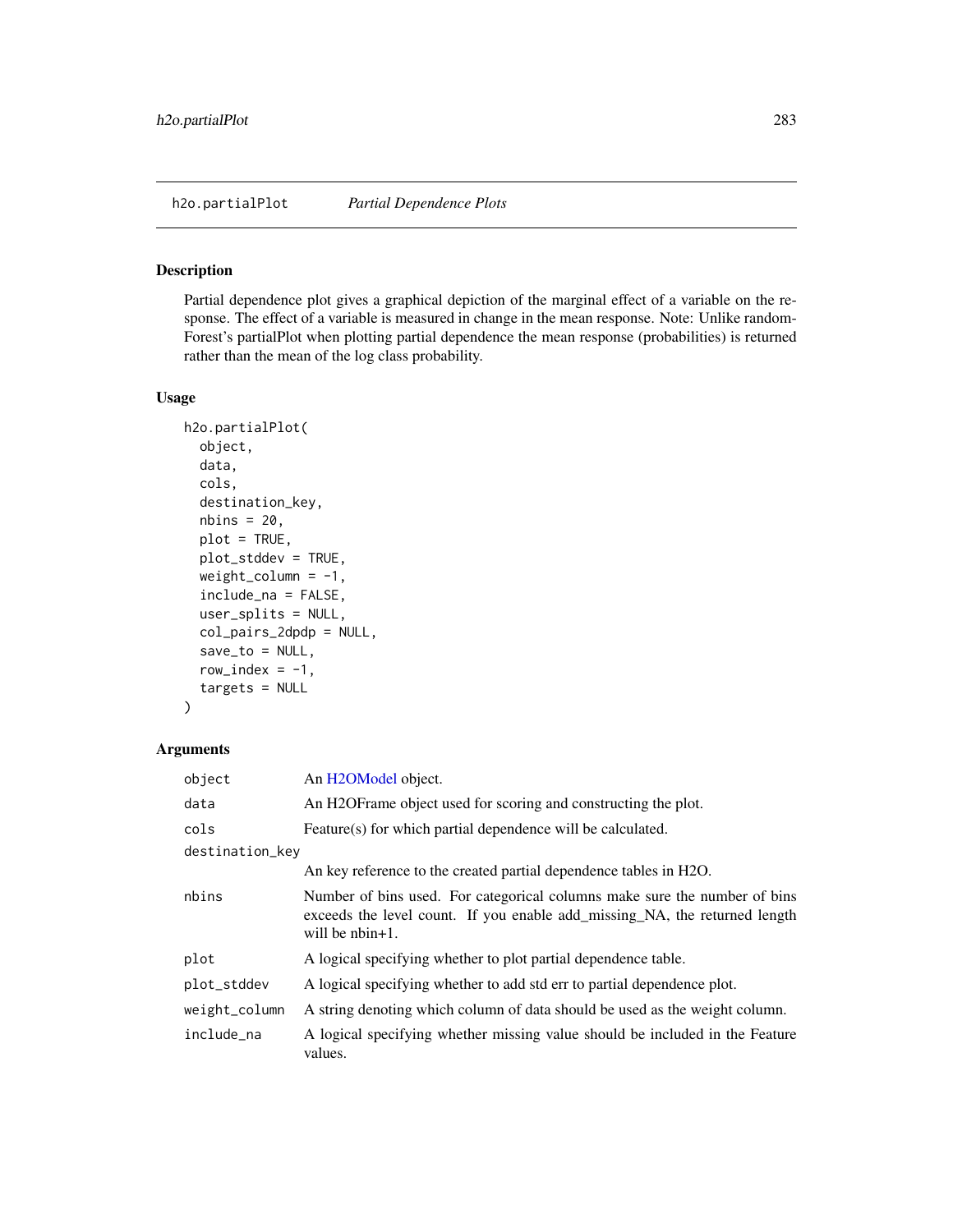## h2o.partialPlot *Partial Dependence Plots*

### Description

Partial dependence plot gives a graphical depiction of the marginal effect of a variable on the response. The effect of a variable is measured in change in the mean response. Note: Unlike randomForest's partialPlot when plotting partial dependence the mean response (probabilities) is returned rather than the mean of the log class probability.

### Usage

```
h2o.partialPlot(
  object,
  data,
  cols,
  destination_key,
  nbins = 20,
  plot = TRUE,
  plot_stddev = TRUE,
  weight_column = -1,
  include_na = FALSE,
  user_splits = NULL,
  col_pairs_2dpdp = NULL,
  save_to = NULL,
  row_index = -1,
  targets = NULL
)
```

### Arguments

| Argument | Description |
| --- | --- |
| `object` | An H2OModel object. |
| `data` | An H2OFrame object used for scoring and constructing the plot. |
| `cols` | Feature(s) for which partial dependence will be calculated. |
| `destination_key` | An key reference to the created partial dependence tables in H2O. |
| `nbins` | Number of bins used. For categorical columns make sure the number of bins exceeds the level count. If you enable add_missing_NA, the returned length will be nbin+1. |
| `plot` | A logical specifying whether to plot partial dependence table. |
| `plot_stddev` | A logical specifying whether to add std err to partial dependence plot. |
| `weight_column` | A string denoting which column of data should be used as the weight column. |
| `include_na` | A logical specifying whether missing value should be included in the Feature values. |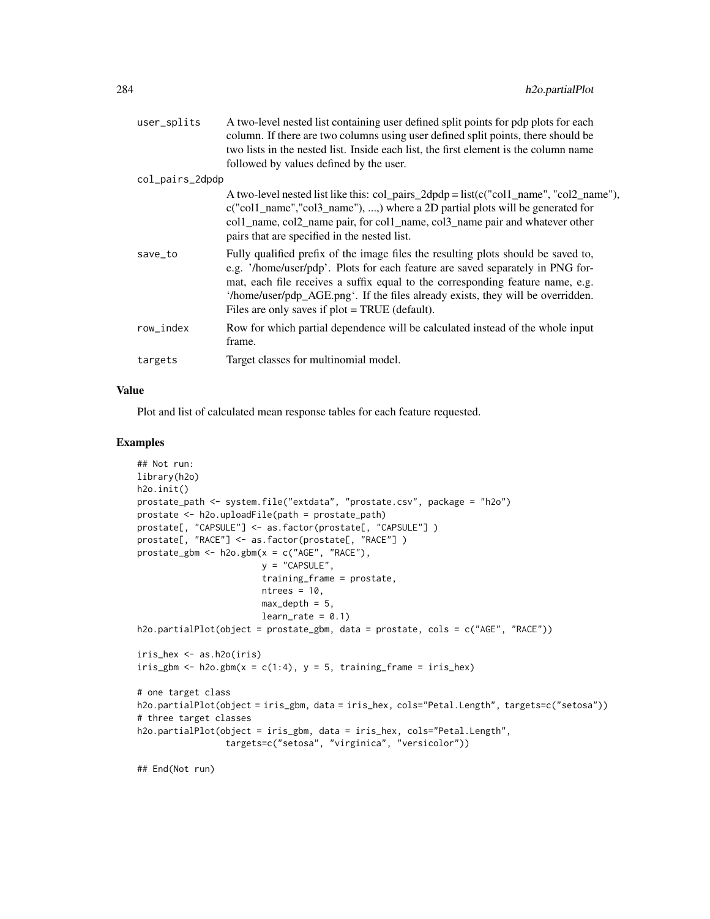| | |
|---|---|
| user_splits | A two-level nested list containing user defined split points for pdp plots for each column. If there are two columns using user defined split points, there should be two lists in the nested list. Inside each list, the first element is the column name followed by values defined by the user. |
| col_pairs_2dpdp | A two-level nested list like this: col_pairs_2dpdp = list(c("col1_name", "col2_name"), c("col1_name","col3_name"), ...,) where a 2D partial plots will be generated for col1_name, col2_name pair, for col1_name, col3_name pair and whatever other pairs that are specified in the nested list. |
| save_to | Fully qualified prefix of the image files the resulting plots should be saved to, e.g. '/home/user/pdp'. Plots for each feature are saved separately in PNG format, each file receives a suffix equal to the corresponding feature name, e.g. '/home/user/pdp_AGE.png'. If the files already exists, they will be overridden. Files are only saves if plot = TRUE (default). |
| row_index | Row for which partial dependence will be calculated instead of the whole input frame. |
| targets | Target classes for multinomial model. |

### Value

Plot and list of calculated mean response tables for each feature requested.

### Examples

```
## Not run:
library(h2o)
h2o.init()
prostate_path <- system.file("extdata", "prostate.csv", package = "h2o")
prostate <- h2o.uploadFile(path = prostate_path)
prostate[, "CAPSULE"] <- as.factor(prostate[, "CAPSULE"] )
prostate[, "RACE"] <- as.factor(prostate[, "RACE"] )
prostate_gbm <- h2o.gbm(x = c("AGE", "RACE"),
                        y = "CAPSULE",
                        training_frame = prostate,
                        ntrees = 10,
                        max_depth = 5,
                        learn_rate = 0.1)
h2o.partialPlot(object = prostate_gbm, data = prostate, cols = c("AGE", "RACE"))

iris_hex <- as.h2o(iris)
iris_gbm <- h2o.gbm(x = c(1:4), y = 5, training_frame = iris_hex)

# one target class
h2o.partialPlot(object = iris_gbm, data = iris_hex, cols="Petal.Length", targets=c("setosa"))
# three target classes
h2o.partialPlot(object = iris_gbm, data = iris_hex, cols="Petal.Length",
                 targets=c("setosa", "virginica", "versicolor"))

## End(Not run)
```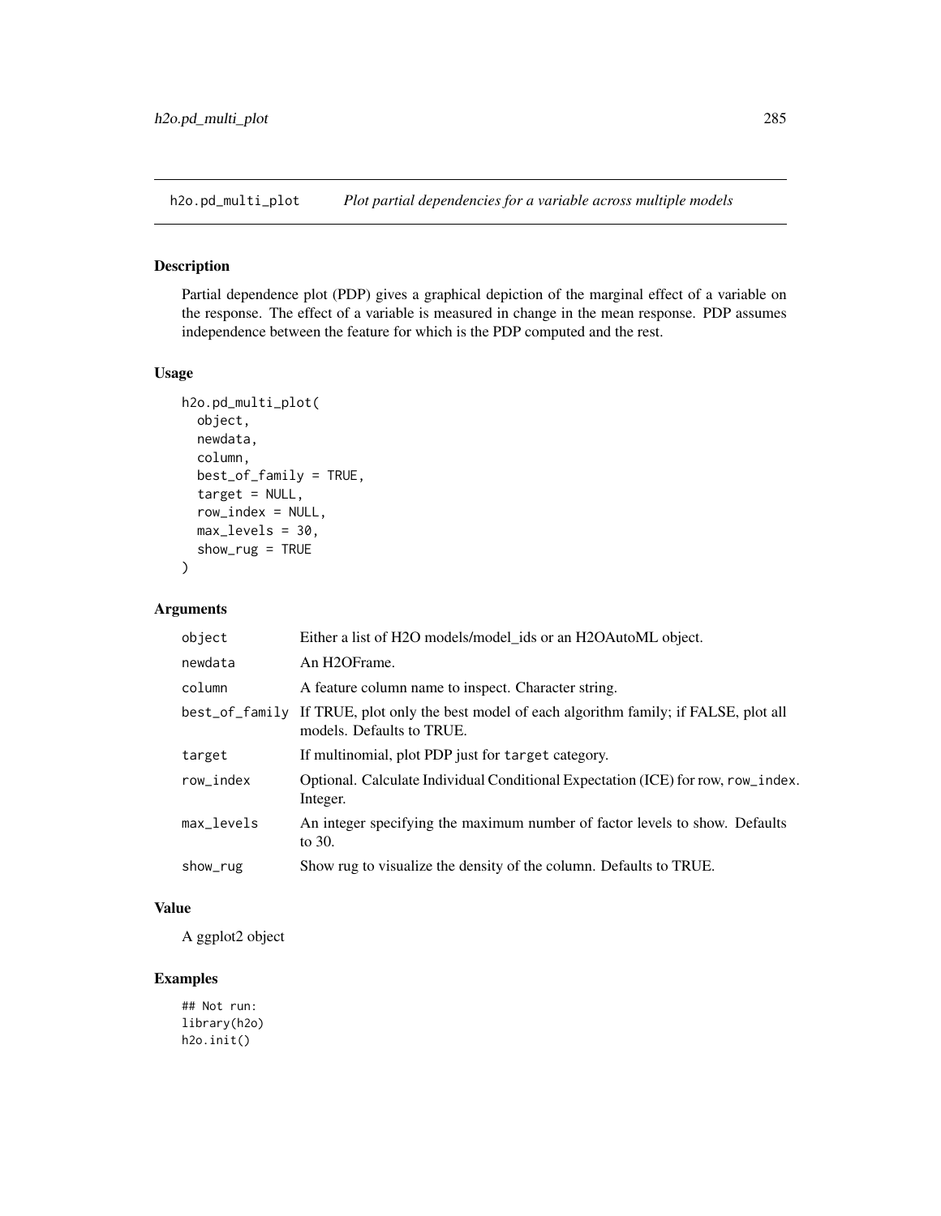## h2o.pd_multi_plot *Plot partial dependencies for a variable across multiple models*

### Description

Partial dependence plot (PDP) gives a graphical depiction of the marginal effect of a variable on the response. The effect of a variable is measured in change in the mean response. PDP assumes independence between the feature for which is the PDP computed and the rest.

### Usage

```
h2o.pd_multi_plot(
  object,
  newdata,
  column,
  best_of_family = TRUE,
  target = NULL,
  row_index = NULL,
  max_levels = 30,
  show_rug = TRUE
)
```

### Arguments

| | |
|---|---|
| `object` | Either a list of H2O models/model_ids or an H2OAutoML object. |
| `newdata` | An H2OFrame. |
| `column` | A feature column name to inspect. Character string. |
| `best_of_family` | If TRUE, plot only the best model of each algorithm family; if FALSE, plot all models. Defaults to TRUE. |
| `target` | If multinomial, plot PDP just for `target` category. |
| `row_index` | Optional. Calculate Individual Conditional Expectation (ICE) for row, `row_index`. Integer. |
| `max_levels` | An integer specifying the maximum number of factor levels to show. Defaults to 30. |
| `show_rug` | Show rug to visualize the density of the column. Defaults to TRUE. |

### Value

A ggplot2 object

### Examples

```
## Not run:
library(h2o)
h2o.init()
```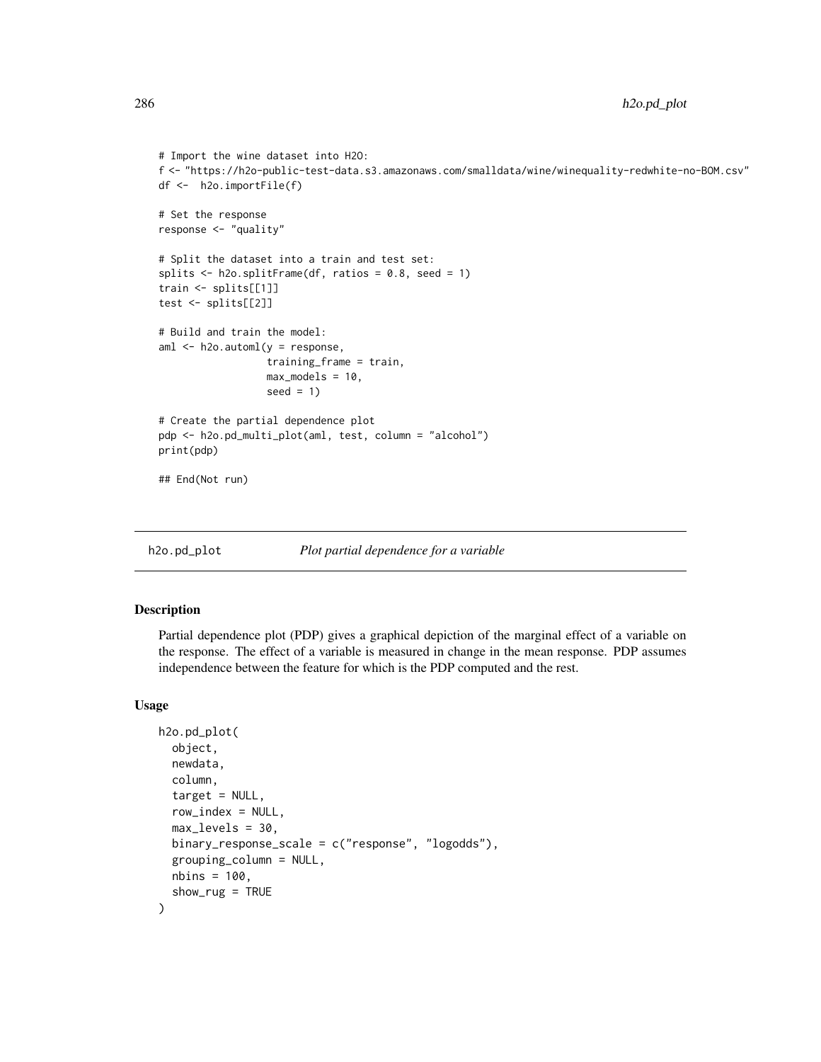```
# Import the wine dataset into H2O:
f <- "https://h2o-public-test-data.s3.amazonaws.com/smalldata/wine/winequality-redwhite-no-BOM.csv"
df <-  h2o.importFile(f)

# Set the response
response <- "quality"

# Split the dataset into a train and test set:
splits <- h2o.splitFrame(df, ratios = 0.8, seed = 1)
train <- splits[[1]]
test <- splits[[2]]

# Build and train the model:
aml <- h2o.automl(y = response,
                  training_frame = train,
                  max_models = 10,
                  seed = 1)

# Create the partial dependence plot
pdp <- h2o.pd_multi_plot(aml, test, column = "alcohol")
print(pdp)

## End(Not run)
```

---

h2o.pd_plot *Plot partial dependence for a variable*

---

### Description

Partial dependence plot (PDP) gives a graphical depiction of the marginal effect of a variable on the response. The effect of a variable is measured in change in the mean response. PDP assumes independence between the feature for which is the PDP computed and the rest.

### Usage

```
h2o.pd_plot(
  object,
  newdata,
  column,
  target = NULL,
  row_index = NULL,
  max_levels = 30,
  binary_response_scale = c("response", "logodds"),
  grouping_column = NULL,
  nbins = 100,
  show_rug = TRUE
)
```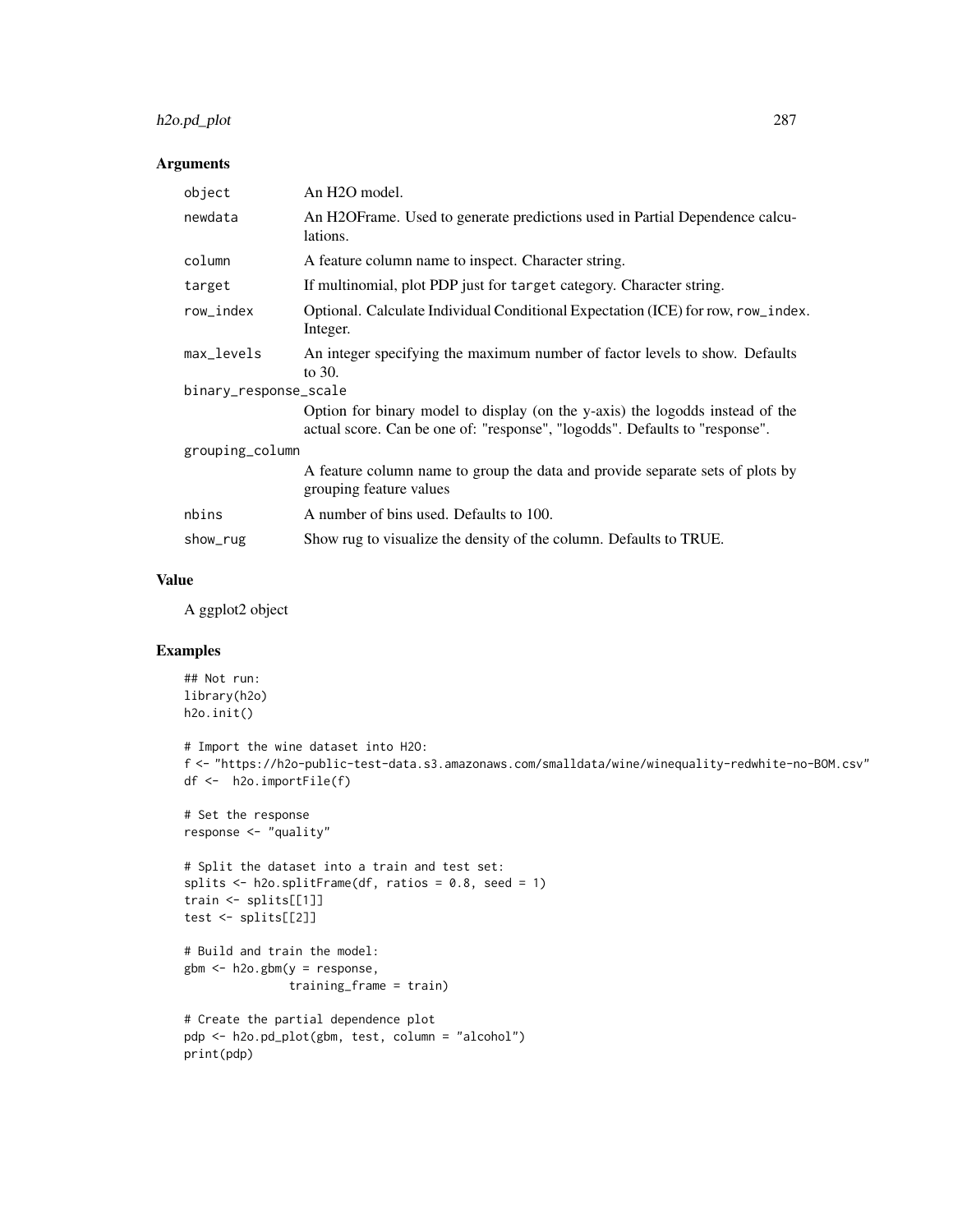### Arguments

| | |
|---|---|
| `object` | An H2O model. |
| `newdata` | An H2OFrame. Used to generate predictions used in Partial Dependence calculations. |
| `column` | A feature column name to inspect. Character string. |
| `target` | If multinomial, plot PDP just for `target` category. Character string. |
| `row_index` | Optional. Calculate Individual Conditional Expectation (ICE) for row, `row_index`. Integer. |
| `max_levels` | An integer specifying the maximum number of factor levels to show. Defaults to 30. |
| `binary_response_scale` | Option for binary model to display (on the y-axis) the logodds instead of the actual score. Can be one of: "response", "logodds". Defaults to "response". |
| `grouping_column` | A feature column name to group the data and provide separate sets of plots by grouping feature values |
| `nbins` | A number of bins used. Defaults to 100. |
| `show_rug` | Show rug to visualize the density of the column. Defaults to TRUE. |

### Value

A ggplot2 object

### Examples

```
## Not run:
library(h2o)
h2o.init()

# Import the wine dataset into H2O:
f <- "https://h2o-public-test-data.s3.amazonaws.com/smalldata/wine/winequality-redwhite-no-BOM.csv"
df <-  h2o.importFile(f)

# Set the response
response <- "quality"

# Split the dataset into a train and test set:
splits <- h2o.splitFrame(df, ratios = 0.8, seed = 1)
train <- splits[[1]]
test <- splits[[2]]

# Build and train the model:
gbm <- h2o.gbm(y = response,
               training_frame = train)

# Create the partial dependence plot
pdp <- h2o.pd_plot(gbm, test, column = "alcohol")
print(pdp)
```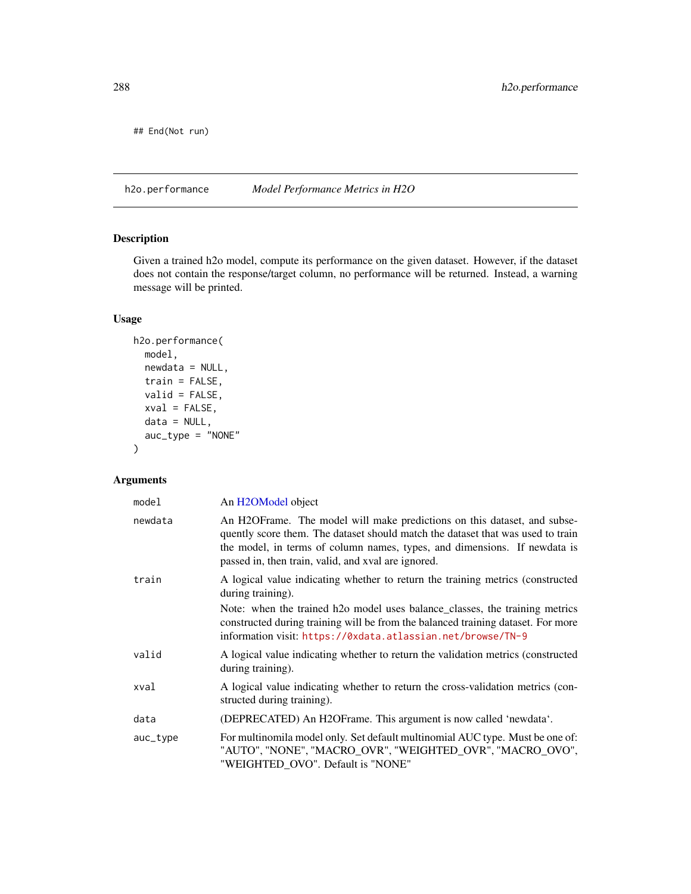```
## End(Not run)
```

---

## h2o.performance — *Model Performance Metrics in H2O*

### Description

Given a trained h2o model, compute its performance on the given dataset. However, if the dataset does not contain the response/target column, no performance will be returned. Instead, a warning message will be printed.

### Usage

```
h2o.performance(
  model,
  newdata = NULL,
  train = FALSE,
  valid = FALSE,
  xval = FALSE,
  data = NULL,
  auc_type = "NONE"
)
```

### Arguments

| | |
|---|---|
| `model` | An H2OModel object |
| `newdata` | An H2OFrame. The model will make predictions on this dataset, and subsequently score them. The dataset should match the dataset that was used to train the model, in terms of column names, types, and dimensions. If newdata is passed in, then train, valid, and xval are ignored. |
| `train` | A logical value indicating whether to return the training metrics (constructed during training). Note: when the trained h2o model uses balance_classes, the training metrics constructed during training will be from the balanced training dataset. For more information visit: https://0xdata.atlassian.net/browse/TN-9 |
| `valid` | A logical value indicating whether to return the validation metrics (constructed during training). |
| `xval` | A logical value indicating whether to return the cross-validation metrics (constructed during training). |
| `data` | (DEPRECATED) An H2OFrame. This argument is now called 'newdata'. |
| `auc_type` | For multinomila model only. Set default multinomial AUC type. Must be one of: "AUTO", "NONE", "MACRO_OVR", "WEIGHTED_OVR", "MACRO_OVO", "WEIGHTED_OVO". Default is "NONE" |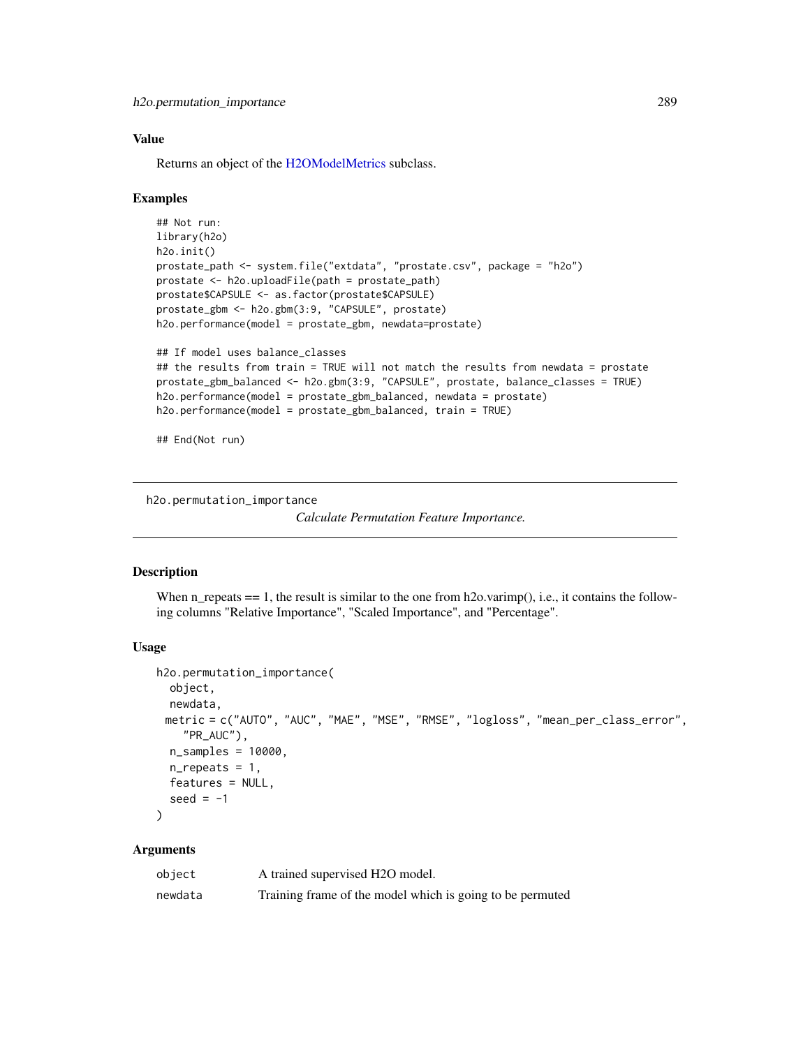## Value

Returns an object of the H2OModelMetrics subclass.

## Examples

```
## Not run:
library(h2o)
h2o.init()
prostate_path <- system.file("extdata", "prostate.csv", package = "h2o")
prostate <- h2o.uploadFile(path = prostate_path)
prostate$CAPSULE <- as.factor(prostate$CAPSULE)
prostate_gbm <- h2o.gbm(3:9, "CAPSULE", prostate)
h2o.performance(model = prostate_gbm, newdata=prostate)

## If model uses balance_classes
## the results from train = TRUE will not match the results from newdata = prostate
prostate_gbm_balanced <- h2o.gbm(3:9, "CAPSULE", prostate, balance_classes = TRUE)
h2o.performance(model = prostate_gbm_balanced, newdata = prostate)
h2o.performance(model = prostate_gbm_balanced, train = TRUE)

## End(Not run)
```

---

h2o.permutation_importance    *Calculate Permutation Feature Importance.*

---

## Description

When n_repeats == 1, the result is similar to the one from h2o.varimp(), i.e., it contains the following columns "Relative Importance", "Scaled Importance", and "Percentage".

## Usage

```
h2o.permutation_importance(
  object,
  newdata,
  metric = c("AUTO", "AUC", "MAE", "MSE", "RMSE", "logloss", "mean_per_class_error",
    "PR_AUC"),
  n_samples = 10000,
  n_repeats = 1,
  features = NULL,
  seed = -1
)
```

## Arguments

| | |
|---|---|
| object | A trained supervised H2O model. |
| newdata | Training frame of the model which is going to be permuted |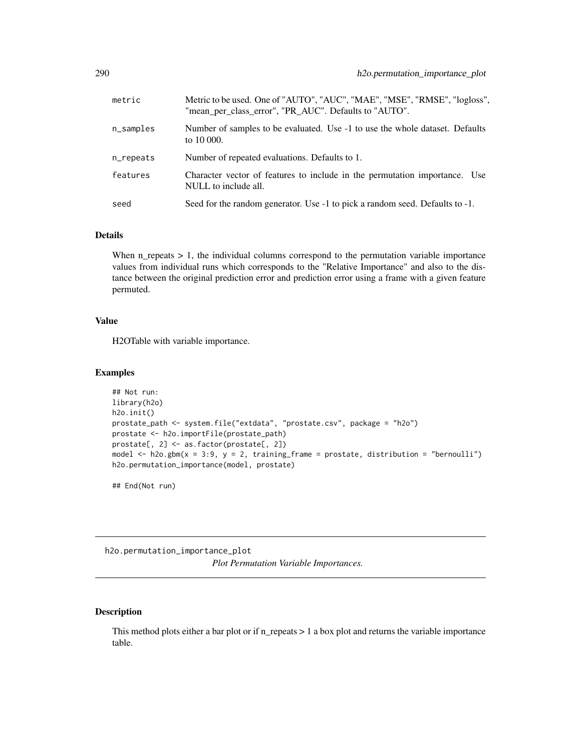| | |
|---|---|
| metric | Metric to be used. One of "AUTO", "AUC", "MAE", "MSE", "RMSE", "logloss", "mean_per_class_error", "PR_AUC". Defaults to "AUTO". |
| n_samples | Number of samples to be evaluated. Use -1 to use the whole dataset. Defaults to 10 000. |
| n_repeats | Number of repeated evaluations. Defaults to 1. |
| features | Character vector of features to include in the permutation importance. Use NULL to include all. |
| seed | Seed for the random generator. Use -1 to pick a random seed. Defaults to -1. |

### Details

When n_repeats > 1, the individual columns correspond to the permutation variable importance values from individual runs which corresponds to the "Relative Importance" and also to the distance between the original prediction error and prediction error using a frame with a given feature permuted.

### Value

H2OTable with variable importance.

### Examples

```
## Not run:
library(h2o)
h2o.init()
prostate_path <- system.file("extdata", "prostate.csv", package = "h2o")
prostate <- h2o.importFile(prostate_path)
prostate[, 2] <- as.factor(prostate[, 2])
model <- h2o.gbm(x = 3:9, y = 2, training_frame = prostate, distribution = "bernoulli")
h2o.permutation_importance(model, prostate)

## End(Not run)
```

## h2o.permutation_importance_plot

*Plot Permutation Variable Importances.*

### Description

This method plots either a bar plot or if n_repeats > 1 a box plot and returns the variable importance table.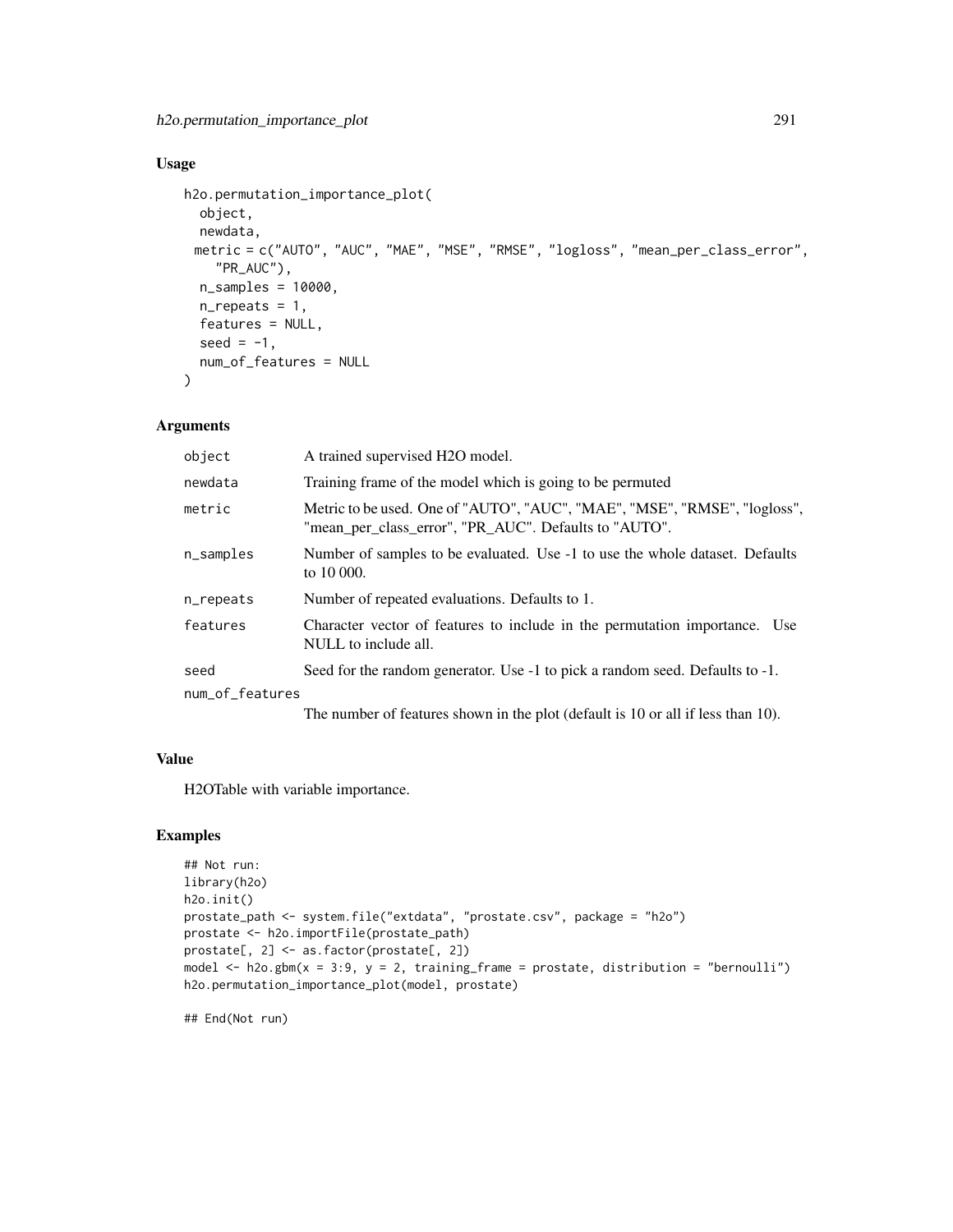## Usage

```
h2o.permutation_importance_plot(
  object,
  newdata,
  metric = c("AUTO", "AUC", "MAE", "MSE", "RMSE", "logloss", "mean_per_class_error",
    "PR_AUC"),
  n_samples = 10000,
  n_repeats = 1,
  features = NULL,
  seed = -1,
  num_of_features = NULL
)
```

## Arguments

| | |
|---|---|
| object | A trained supervised H2O model. |
| newdata | Training frame of the model which is going to be permuted |
| metric | Metric to be used. One of "AUTO", "AUC", "MAE", "MSE", "RMSE", "logloss", "mean_per_class_error", "PR_AUC". Defaults to "AUTO". |
| n_samples | Number of samples to be evaluated. Use -1 to use the whole dataset. Defaults to 10 000. |
| n_repeats | Number of repeated evaluations. Defaults to 1. |
| features | Character vector of features to include in the permutation importance. Use NULL to include all. |
| seed | Seed for the random generator. Use -1 to pick a random seed. Defaults to -1. |
| num_of_features | The number of features shown in the plot (default is 10 or all if less than 10). |

## Value

H2OTable with variable importance.

## Examples

```
## Not run:
library(h2o)
h2o.init()
prostate_path <- system.file("extdata", "prostate.csv", package = "h2o")
prostate <- h2o.importFile(prostate_path)
prostate[, 2] <- as.factor(prostate[, 2])
model <- h2o.gbm(x = 3:9, y = 2, training_frame = prostate, distribution = "bernoulli")
h2o.permutation_importance_plot(model, prostate)

## End(Not run)
```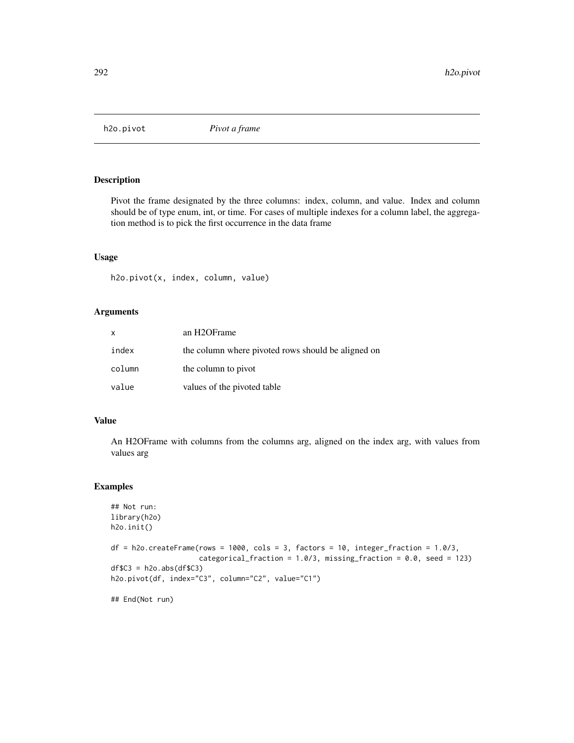## h2o.pivot *Pivot a frame*

### Description

Pivot the frame designated by the three columns: index, column, and value. Index and column should be of type enum, int, or time. For cases of multiple indexes for a column label, the aggregation method is to pick the first occurrence in the data frame

### Usage

```
h2o.pivot(x, index, column, value)
```

### Arguments

| | |
|---|---|
| `x` | an H2OFrame |
| `index` | the column where pivoted rows should be aligned on |
| `column` | the column to pivot |
| `value` | values of the pivoted table |

### Value

An H2OFrame with columns from the columns arg, aligned on the index arg, with values from values arg

### Examples

```
## Not run:
library(h2o)
h2o.init()

df = h2o.createFrame(rows = 1000, cols = 3, factors = 10, integer_fraction = 1.0/3,
                     categorical_fraction = 1.0/3, missing_fraction = 0.0, seed = 123)
df$C3 = h2o.abs(df$C3)
h2o.pivot(df, index="C3", column="C2", value="C1")

## End(Not run)
```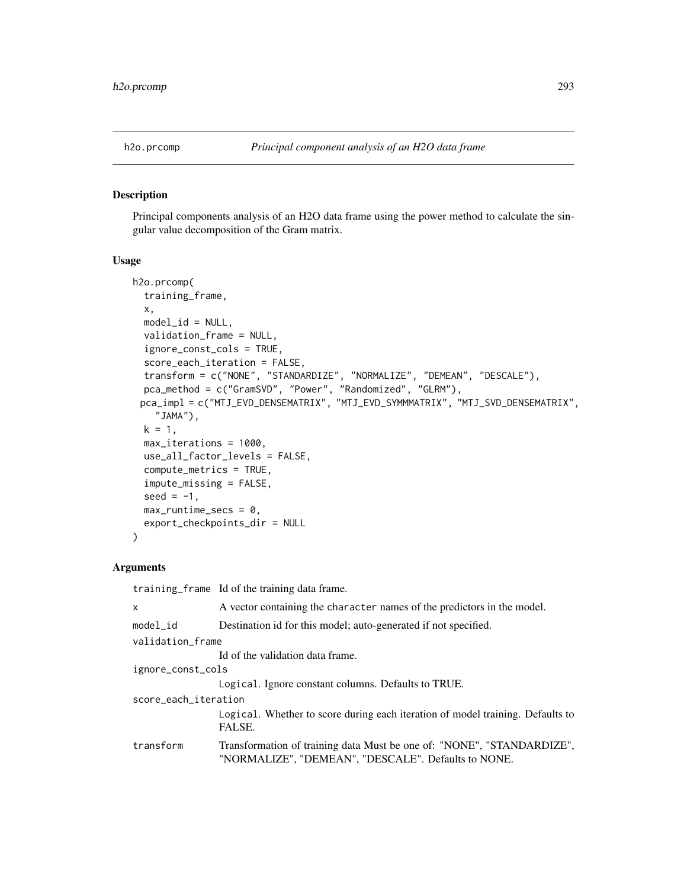## h2o.prcomp *Principal component analysis of an H2O data frame*

### Description

Principal components analysis of an H2O data frame using the power method to calculate the singular value decomposition of the Gram matrix.

### Usage

```
h2o.prcomp(
  training_frame,
  x,
  model_id = NULL,
  validation_frame = NULL,
  ignore_const_cols = TRUE,
  score_each_iteration = FALSE,
  transform = c("NONE", "STANDARDIZE", "NORMALIZE", "DEMEAN", "DESCALE"),
  pca_method = c("GramSVD", "Power", "Randomized", "GLRM"),
 pca_impl = c("MTJ_EVD_DENSEMATRIX", "MTJ_EVD_SYMMMATRIX", "MTJ_SVD_DENSEMATRIX",
    "JAMA"),
  k = 1,
  max_iterations = 1000,
  use_all_factor_levels = FALSE,
  compute_metrics = TRUE,
  impute_missing = FALSE,
  seed = -1,
  max_runtime_secs = 0,
  export_checkpoints_dir = NULL
)
```

### Arguments

| | |
|---|---|
| training_frame | Id of the training data frame. |
| x | A vector containing the character names of the predictors in the model. |
| model_id | Destination id for this model; auto-generated if not specified. |
| validation_frame | Id of the validation data frame. |
| ignore_const_cols | Logical. Ignore constant columns. Defaults to TRUE. |
| score_each_iteration | Logical. Whether to score during each iteration of model training. Defaults to FALSE. |
| transform | Transformation of training data Must be one of: "NONE", "STANDARDIZE", "NORMALIZE", "DEMEAN", "DESCALE". Defaults to NONE. |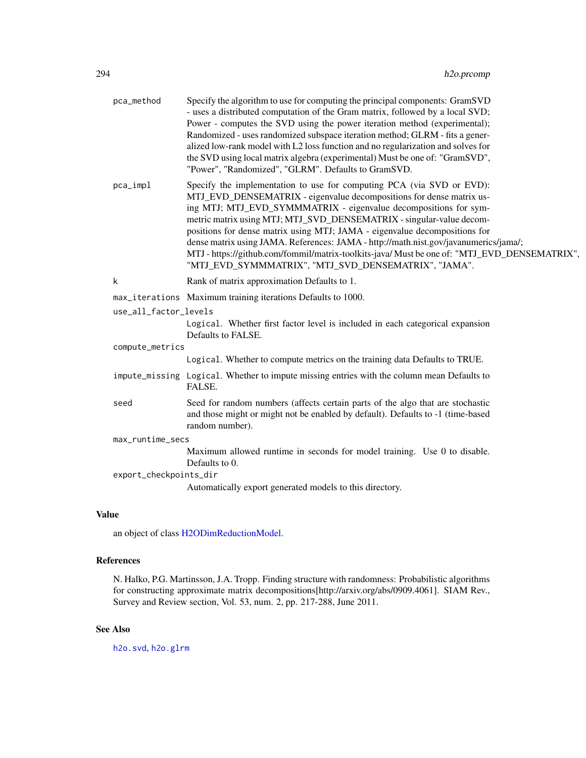| | |
|---|---|
| `pca_method` | Specify the algorithm to use for computing the principal components: GramSVD - uses a distributed computation of the Gram matrix, followed by a local SVD; Power - computes the SVD using the power iteration method (experimental); Randomized - uses randomized subspace iteration method; GLRM - fits a generalized low-rank model with L2 loss function and no regularization and solves for the SVD using local matrix algebra (experimental) Must be one of: "GramSVD", "Power", "Randomized", "GLRM". Defaults to GramSVD. |
| `pca_impl` | Specify the implementation to use for computing PCA (via SVD or EVD): MTJ_EVD_DENSEMATRIX - eigenvalue decompositions for dense matrix using MTJ; MTJ_EVD_SYMMMATRIX - eigenvalue decompositions for symmetric matrix using MTJ; MTJ_SVD_DENSEMATRIX - singular-value decompositions for dense matrix using MTJ; JAMA - eigenvalue decompositions for dense matrix using JAMA. References: JAMA - http://math.nist.gov/javanumerics/jama/; MTJ - https://github.com/fommil/matrix-toolkits-java/ Must be one of: "MTJ_EVD_DENSEMATRIX", "MTJ_EVD_SYMMMATRIX", "MTJ_SVD_DENSEMATRIX", "JAMA". |
| `k` | Rank of matrix approximation Defaults to 1. |
| `max_iterations` | Maximum training iterations Defaults to 1000. |
| `use_all_factor_levels` | `Logical`. Whether first factor level is included in each categorical expansion Defaults to FALSE. |
| `compute_metrics` | `Logical`. Whether to compute metrics on the training data Defaults to TRUE. |
| `impute_missing` | `Logical`. Whether to impute missing entries with the column mean Defaults to FALSE. |
| `seed` | Seed for random numbers (affects certain parts of the algo that are stochastic and those might or might not be enabled by default). Defaults to -1 (time-based random number). |
| `max_runtime_secs` | Maximum allowed runtime in seconds for model training. Use 0 to disable. Defaults to 0. |
| `export_checkpoints_dir` | Automatically export generated models to this directory. |

## Value

an object of class H2ODimReductionModel.

## References

N. Halko, P.G. Martinsson, J.A. Tropp. Finding structure with randomness: Probabilistic algorithms for constructing approximate matrix decompositions[http://arxiv.org/abs/0909.4061]. SIAM Rev., Survey and Review section, Vol. 53, num. 2, pp. 217-288, June 2011.

## See Also

`h2o.svd`, `h2o.glrm`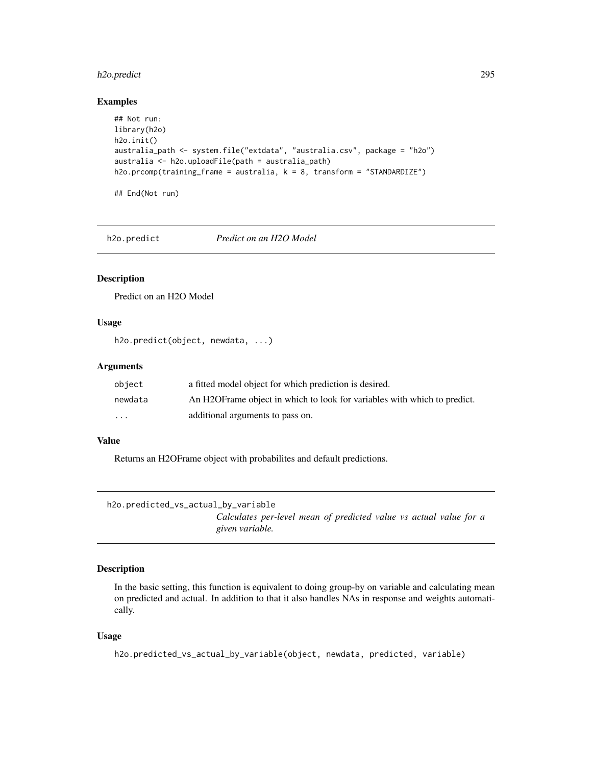### Examples

```
## Not run:
library(h2o)
h2o.init()
australia_path <- system.file("extdata", "australia.csv", package = "h2o")
australia <- h2o.uploadFile(path = australia_path)
h2o.prcomp(training_frame = australia, k = 8, transform = "STANDARDIZE")

## End(Not run)
```

## h2o.predict *Predict on an H2O Model*

### Description

Predict on an H2O Model

### Usage

```
h2o.predict(object, newdata, ...)
```

### Arguments

| | |
|---|---|
| object | a fitted model object for which prediction is desired. |
| newdata | An H2OFrame object in which to look for variables with which to predict. |
| ... | additional arguments to pass on. |

### Value

Returns an H2OFrame object with probabilites and default predictions.

## h2o.predicted_vs_actual_by_variable *Calculates per-level mean of predicted value vs actual value for a given variable.*

### Description

In the basic setting, this function is equivalent to doing group-by on variable and calculating mean on predicted and actual. In addition to that it also handles NAs in response and weights automatically.

### Usage

```
h2o.predicted_vs_actual_by_variable(object, newdata, predicted, variable)
```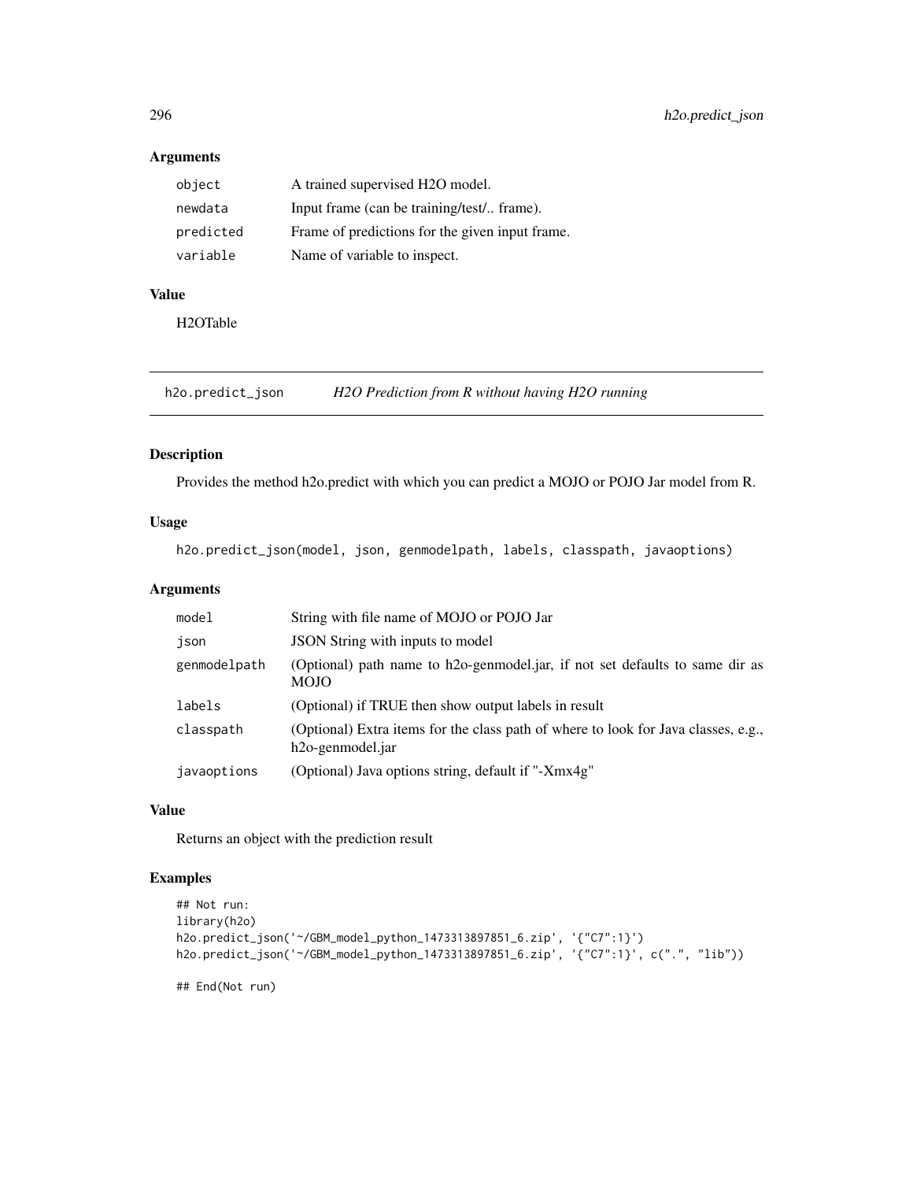### Arguments

| | |
|---|---|
| `object` | A trained supervised H2O model. |
| `newdata` | Input frame (can be training/test/.. frame). |
| `predicted` | Frame of predictions for the given input frame. |
| `variable` | Name of variable to inspect. |

### Value

H2OTable

## h2o.predict_json — *H2O Prediction from R without having H2O running*

### Description

Provides the method h2o.predict with which you can predict a MOJO or POJO Jar model from R.

### Usage

```
h2o.predict_json(model, json, genmodelpath, labels, classpath, javaoptions)
```

### Arguments

| | |
|---|---|
| `model` | String with file name of MOJO or POJO Jar |
| `json` | JSON String with inputs to model |
| `genmodelpath` | (Optional) path name to h2o-genmodel.jar, if not set defaults to same dir as MOJO |
| `labels` | (Optional) if TRUE then show output labels in result |
| `classpath` | (Optional) Extra items for the class path of where to look for Java classes, e.g., h2o-genmodel.jar |
| `javaoptions` | (Optional) Java options string, default if "-Xmx4g" |

### Value

Returns an object with the prediction result

### Examples

```
## Not run:
library(h2o)
h2o.predict_json('~/GBM_model_python_1473313897851_6.zip', '{"C7":1}')
h2o.predict_json('~/GBM_model_python_1473313897851_6.zip', '{"C7":1}', c(".", "lib"))

## End(Not run)
```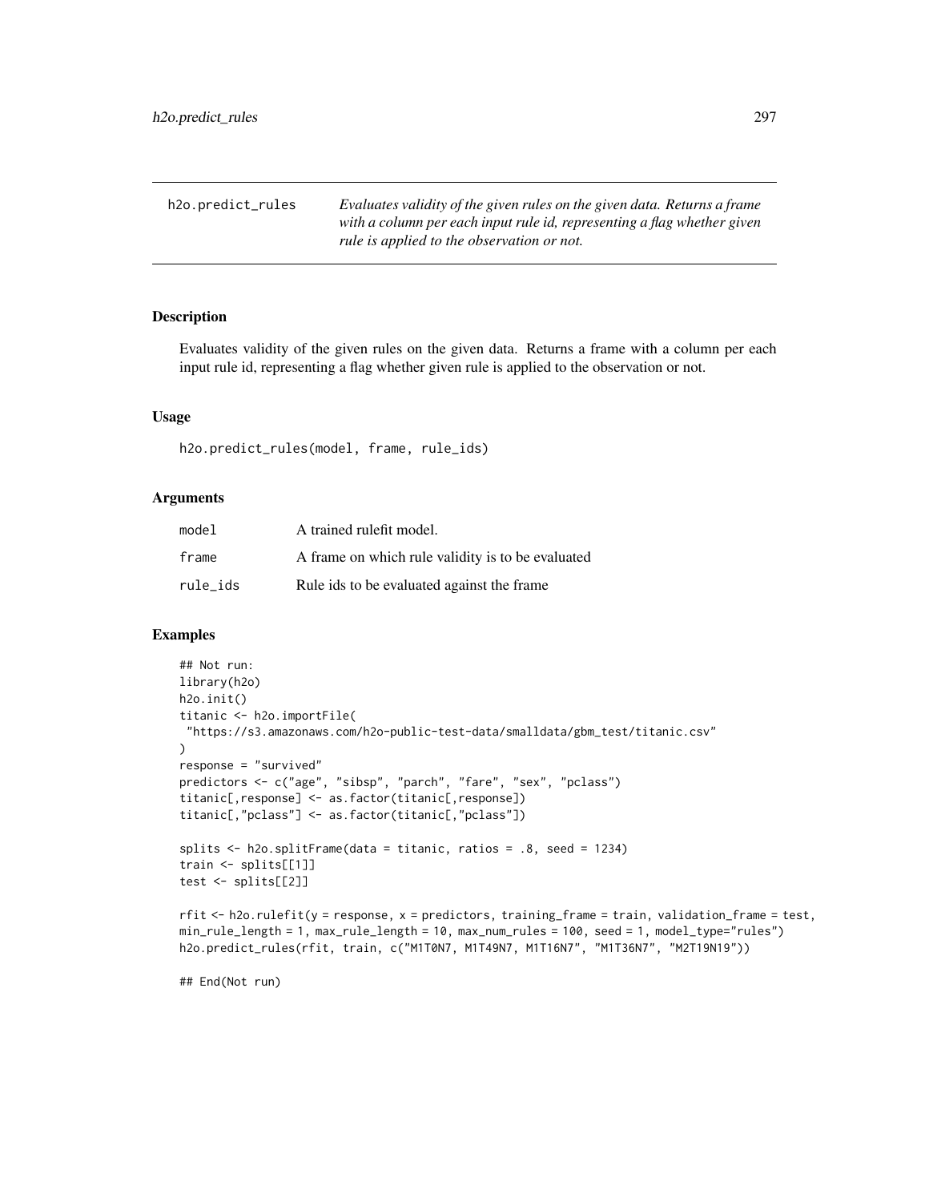## h2o.predict_rules

*Evaluates validity of the given rules on the given data. Returns a frame with a column per each input rule id, representing a flag whether given rule is applied to the observation or not.*

### Description

Evaluates validity of the given rules on the given data. Returns a frame with a column per each input rule id, representing a flag whether given rule is applied to the observation or not.

### Usage

```
h2o.predict_rules(model, frame, rule_ids)
```

### Arguments

| | |
|---|---|
| model | A trained rulefit model. |
| frame | A frame on which rule validity is to be evaluated |
| rule_ids | Rule ids to be evaluated against the frame |

### Examples

```
## Not run:
library(h2o)
h2o.init()
titanic <- h2o.importFile(
 "https://s3.amazonaws.com/h2o-public-test-data/smalldata/gbm_test/titanic.csv"
)
response = "survived"
predictors <- c("age", "sibsp", "parch", "fare", "sex", "pclass")
titanic[,response] <- as.factor(titanic[,response])
titanic[,"pclass"] <- as.factor(titanic[,"pclass"])

splits <- h2o.splitFrame(data = titanic, ratios = .8, seed = 1234)
train <- splits[[1]]
test <- splits[[2]]

rfit <- h2o.rulefit(y = response, x = predictors, training_frame = train, validation_frame = test,
min_rule_length = 1, max_rule_length = 10, max_num_rules = 100, seed = 1, model_type="rules")
h2o.predict_rules(rfit, train, c("M1T0N7, M1T49N7, M1T16N7", "M1T36N7", "M2T19N19"))

## End(Not run)
```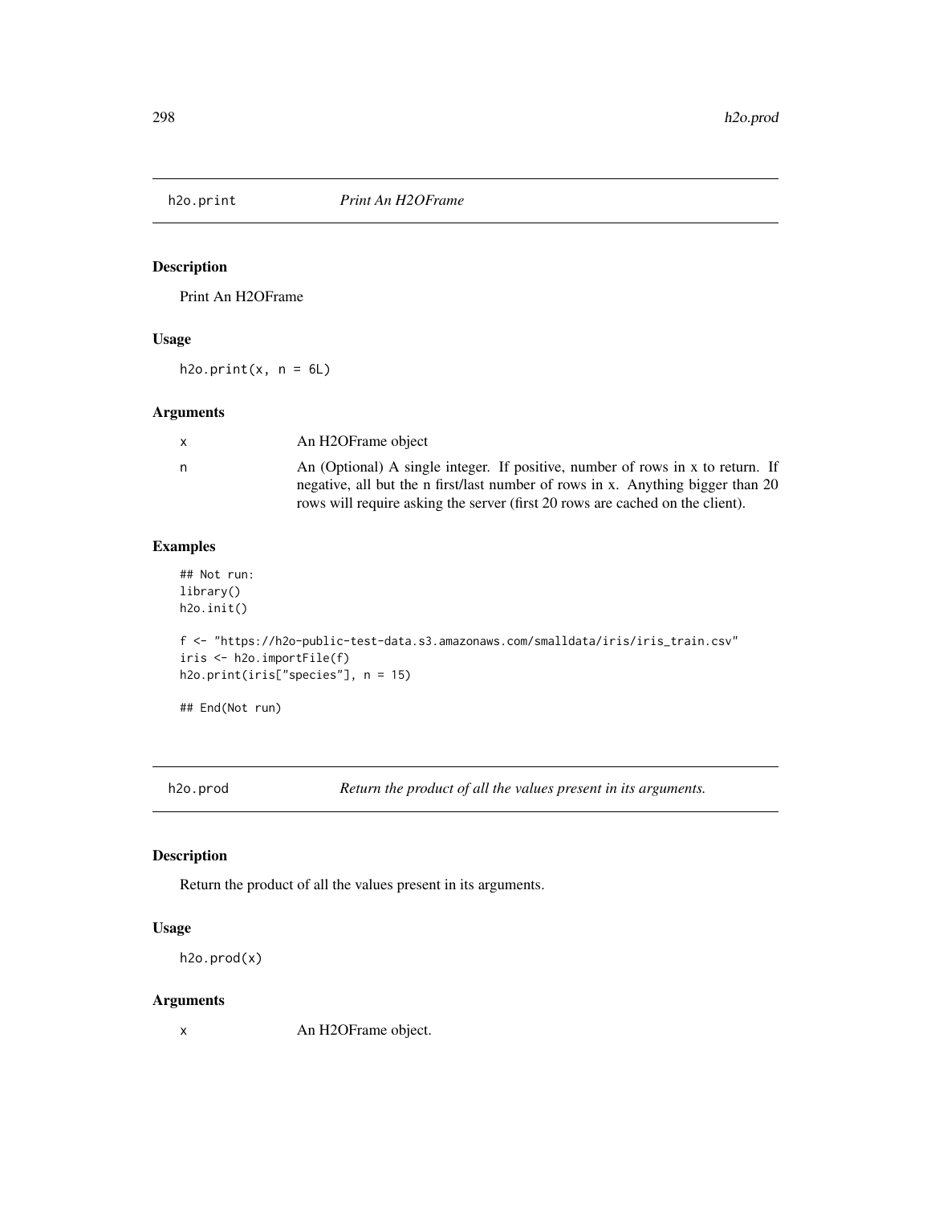## h2o.print *Print An H2OFrame*

### Description

Print An H2OFrame

### Usage

```
h2o.print(x, n = 6L)
```

### Arguments

| | |
|---|---|
| x | An H2OFrame object |
| n | An (Optional) A single integer. If positive, number of rows in x to return. If negative, all but the n first/last number of rows in x. Anything bigger than 20 rows will require asking the server (first 20 rows are cached on the client). |

### Examples

```
## Not run:
library()
h2o.init()

f <- "https://h2o-public-test-data.s3.amazonaws.com/smalldata/iris/iris_train.csv"
iris <- h2o.importFile(f)
h2o.print(iris["species"], n = 15)

## End(Not run)
```

## h2o.prod *Return the product of all the values present in its arguments.*

### Description

Return the product of all the values present in its arguments.

### Usage

```
h2o.prod(x)
```

### Arguments

| | |
|---|---|
| x | An H2OFrame object. |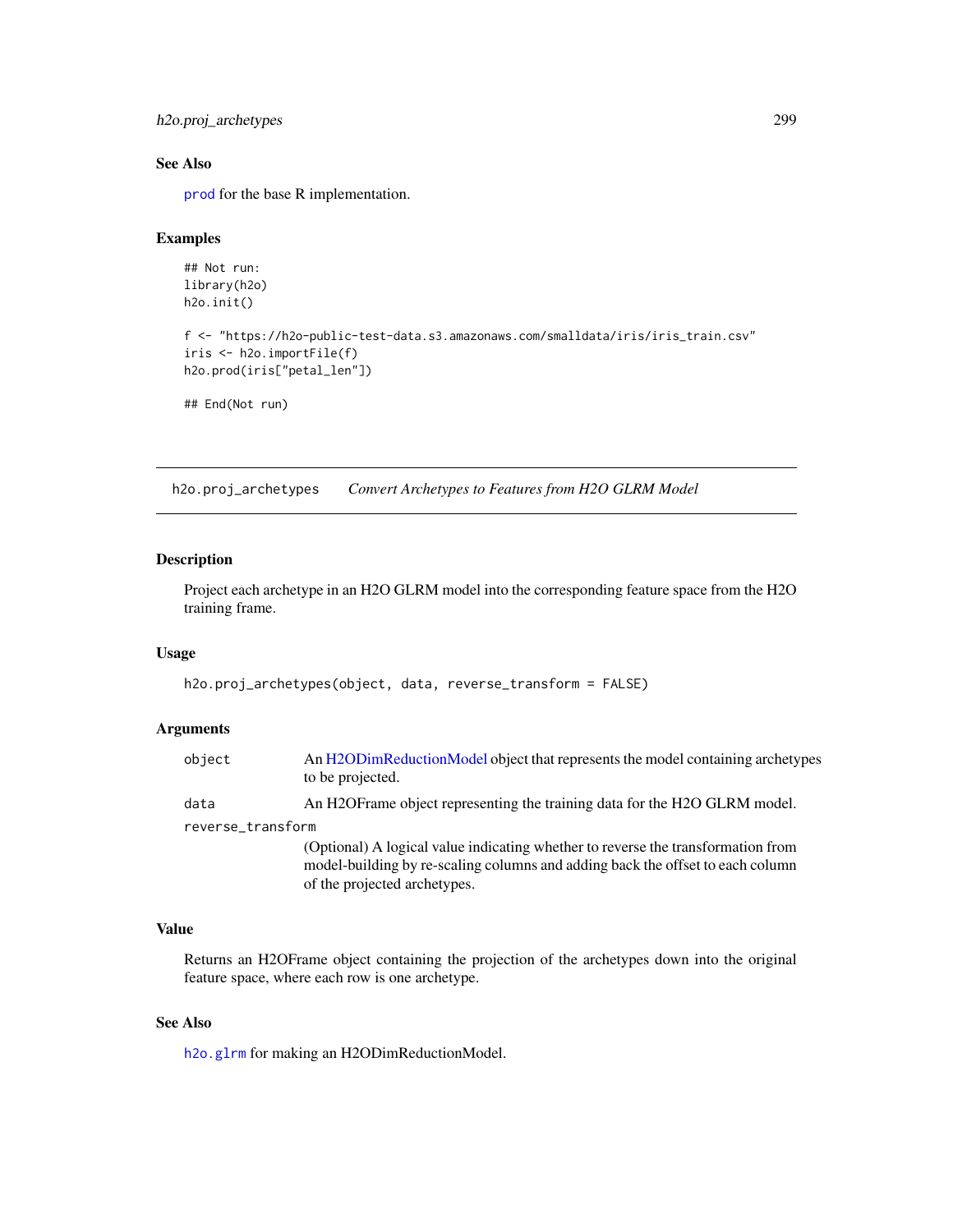## See Also

prod for the base R implementation.

## Examples

```
## Not run:
library(h2o)
h2o.init()

f <- "https://h2o-public-test-data.s3.amazonaws.com/smalldata/iris/iris_train.csv"
iris <- h2o.importFile(f)
h2o.prod(iris["petal_len"])

## End(Not run)
```

---

# h2o.proj_archetypes    *Convert Archetypes to Features from H2O GLRM Model*

---

## Description

Project each archetype in an H2O GLRM model into the corresponding feature space from the H2O training frame.

## Usage

```
h2o.proj_archetypes(object, data, reverse_transform = FALSE)
```

## Arguments

- `object` — An H2ODimReductionModel object that represents the model containing archetypes to be projected.
- `data` — An H2OFrame object representing the training data for the H2O GLRM model.
- `reverse_transform` — (Optional) A logical value indicating whether to reverse the transformation from model-building by re-scaling columns and adding back the offset to each column of the projected archetypes.

## Value

Returns an H2OFrame object containing the projection of the archetypes down into the original feature space, where each row is one archetype.

## See Also

`h2o.glrm` for making an H2ODimReductionModel.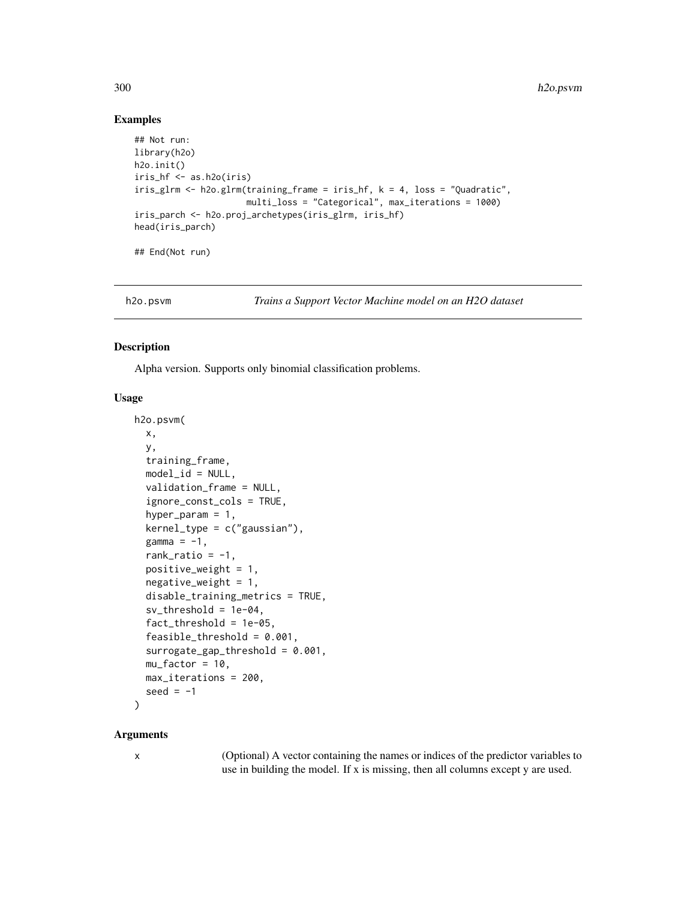## Examples

```
## Not run:
library(h2o)
h2o.init()
iris_hf <- as.h2o(iris)
iris_glrm <- h2o.glrm(training_frame = iris_hf, k = 4, loss = "Quadratic",
                      multi_loss = "Categorical", max_iterations = 1000)
iris_parch <- h2o.proj_archetypes(iris_glrm, iris_hf)
head(iris_parch)

## End(Not run)
```

---

h2o.psvm *Trains a Support Vector Machine model on an H2O dataset*

---

## Description

Alpha version. Supports only binomial classification problems.

## Usage

```
h2o.psvm(
  x,
  y,
  training_frame,
  model_id = NULL,
  validation_frame = NULL,
  ignore_const_cols = TRUE,
  hyper_param = 1,
  kernel_type = c("gaussian"),
  gamma = -1,
  rank_ratio = -1,
  positive_weight = 1,
  negative_weight = 1,
  disable_training_metrics = TRUE,
  sv_threshold = 1e-04,
  fact_threshold = 1e-05,
  feasible_threshold = 0.001,
  surrogate_gap_threshold = 0.001,
  mu_factor = 10,
  max_iterations = 200,
  seed = -1
)
```

## Arguments

x (Optional) A vector containing the names or indices of the predictor variables to use in building the model. If x is missing, then all columns except y are used.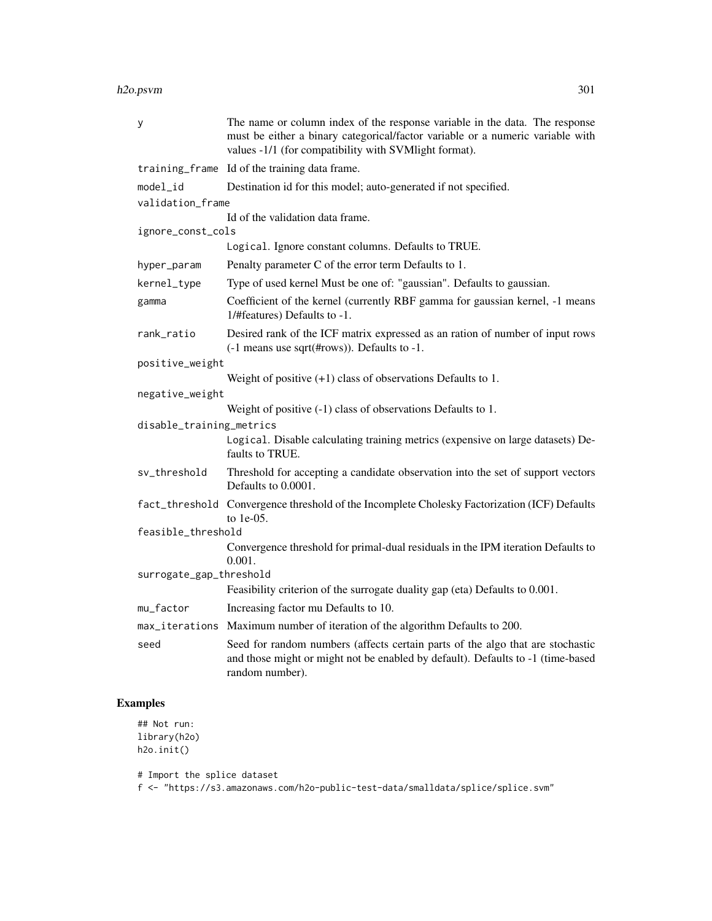| | |
|---|---|
| `y` | The name or column index of the response variable in the data. The response must be either a binary categorical/factor variable or a numeric variable with values -1/1 (for compatibility with SVMlight format). |
| `training_frame` | Id of the training data frame. |
| `model_id` | Destination id for this model; auto-generated if not specified. |
| `validation_frame` | Id of the validation data frame. |
| `ignore_const_cols` | `Logical`. Ignore constant columns. Defaults to TRUE. |
| `hyper_param` | Penalty parameter C of the error term Defaults to 1. |
| `kernel_type` | Type of used kernel Must be one of: "gaussian". Defaults to gaussian. |
| `gamma` | Coefficient of the kernel (currently RBF gamma for gaussian kernel, -1 means 1/#features) Defaults to -1. |
| `rank_ratio` | Desired rank of the ICF matrix expressed as an ration of number of input rows (-1 means use sqrt(#rows)). Defaults to -1. |
| `positive_weight` | Weight of positive (+1) class of observations Defaults to 1. |
| `negative_weight` | Weight of positive (-1) class of observations Defaults to 1. |
| `disable_training_metrics` | `Logical`. Disable calculating training metrics (expensive on large datasets) Defaults to TRUE. |
| `sv_threshold` | Threshold for accepting a candidate observation into the set of support vectors Defaults to 0.0001. |
| `fact_threshold` | Convergence threshold of the Incomplete Cholesky Factorization (ICF) Defaults to 1e-05. |
| `feasible_threshold` | Convergence threshold for primal-dual residuals in the IPM iteration Defaults to 0.001. |
| `surrogate_gap_threshold` | Feasibility criterion of the surrogate duality gap (eta) Defaults to 0.001. |
| `mu_factor` | Increasing factor mu Defaults to 10. |
| `max_iterations` | Maximum number of iteration of the algorithm Defaults to 200. |
| `seed` | Seed for random numbers (affects certain parts of the algo that are stochastic and those might or might not be enabled by default). Defaults to -1 (time-based random number). |

## Examples

```
## Not run:
library(h2o)
h2o.init()

# Import the splice dataset
f <- "https://s3.amazonaws.com/h2o-public-test-data/smalldata/splice/splice.svm"
```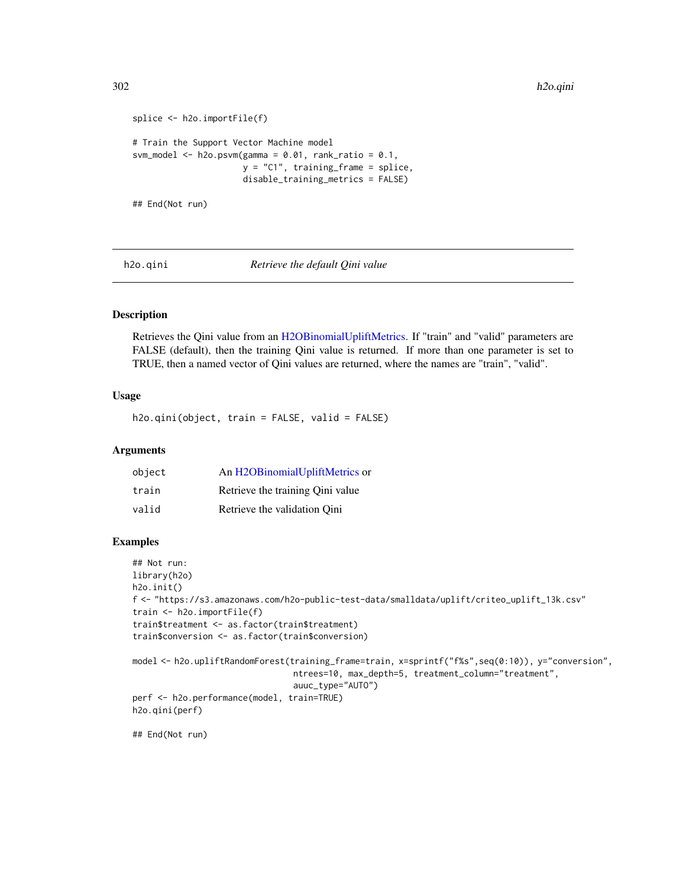```
splice <- h2o.importFile(f)

# Train the Support Vector Machine model
svm_model <- h2o.psvm(gamma = 0.01, rank_ratio = 0.1,
                      y = "C1", training_frame = splice,
                      disable_training_metrics = FALSE)

## End(Not run)
```

## h2o.qini — *Retrieve the default Qini value*

### Description

Retrieves the Qini value from an H2OBinomialUpliftMetrics. If "train" and "valid" parameters are FALSE (default), then the training Qini value is returned. If more than one parameter is set to TRUE, then a named vector of Qini values are returned, where the names are "train", "valid".

### Usage

```
h2o.qini(object, train = FALSE, valid = FALSE)
```

### Arguments

| | |
|---|---|
| `object` | An H2OBinomialUpliftMetrics or |
| `train` | Retrieve the training Qini value |
| `valid` | Retrieve the validation Qini |

### Examples

```
## Not run:
library(h2o)
h2o.init()
f <- "https://s3.amazonaws.com/h2o-public-test-data/smalldata/uplift/criteo_uplift_13k.csv"
train <- h2o.importFile(f)
train$treatment <- as.factor(train$treatment)
train$conversion <- as.factor(train$conversion)

model <- h2o.upliftRandomForest(training_frame=train, x=sprintf("f%s",seq(0:10)), y="conversion",
                                ntrees=10, max_depth=5, treatment_column="treatment",
                                auuc_type="AUTO")
perf <- h2o.performance(model, train=TRUE)
h2o.qini(perf)

## End(Not run)
```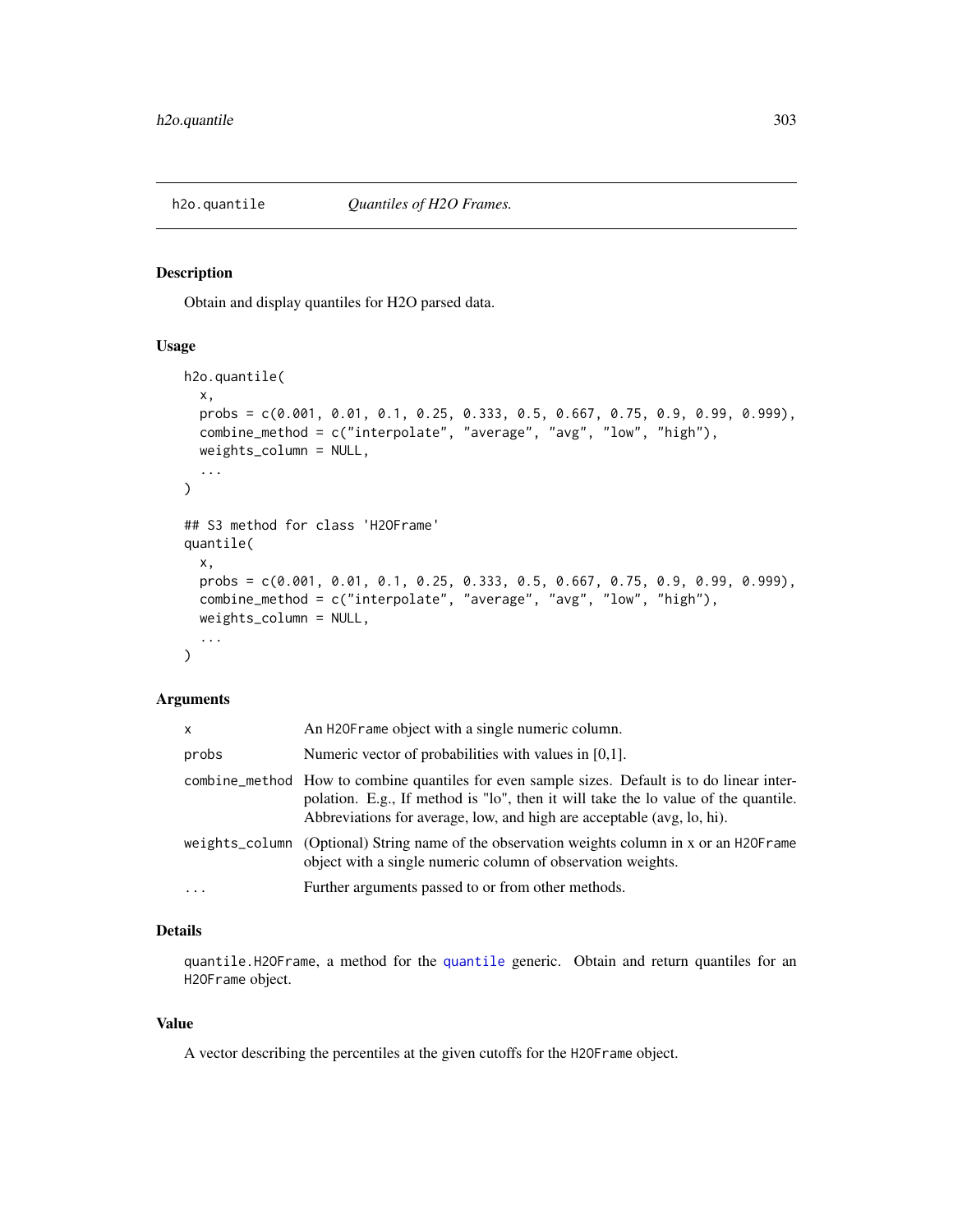## h2o.quantile    *Quantiles of H2O Frames.*

### Description

Obtain and display quantiles for H2O parsed data.

### Usage

```
h2o.quantile(
  x,
  probs = c(0.001, 0.01, 0.1, 0.25, 0.333, 0.5, 0.667, 0.75, 0.9, 0.99, 0.999),
  combine_method = c("interpolate", "average", "avg", "low", "high"),
  weights_column = NULL,
  ...
)

## S3 method for class 'H2OFrame'
quantile(
  x,
  probs = c(0.001, 0.01, 0.1, 0.25, 0.333, 0.5, 0.667, 0.75, 0.9, 0.99, 0.999),
  combine_method = c("interpolate", "average", "avg", "low", "high"),
  weights_column = NULL,
  ...
)
```

### Arguments

| | |
|---|---|
| x | An H2OFrame object with a single numeric column. |
| probs | Numeric vector of probabilities with values in [0,1]. |
| combine_method | How to combine quantiles for even sample sizes. Default is to do linear interpolation. E.g., If method is "lo", then it will take the lo value of the quantile. Abbreviations for average, low, and high are acceptable (avg, lo, hi). |
| weights_column | (Optional) String name of the observation weights column in x or an H2OFrame object with a single numeric column of observation weights. |
| ... | Further arguments passed to or from other methods. |

### Details

quantile.H2OFrame, a method for the quantile generic. Obtain and return quantiles for an H2OFrame object.

### Value

A vector describing the percentiles at the given cutoffs for the H2OFrame object.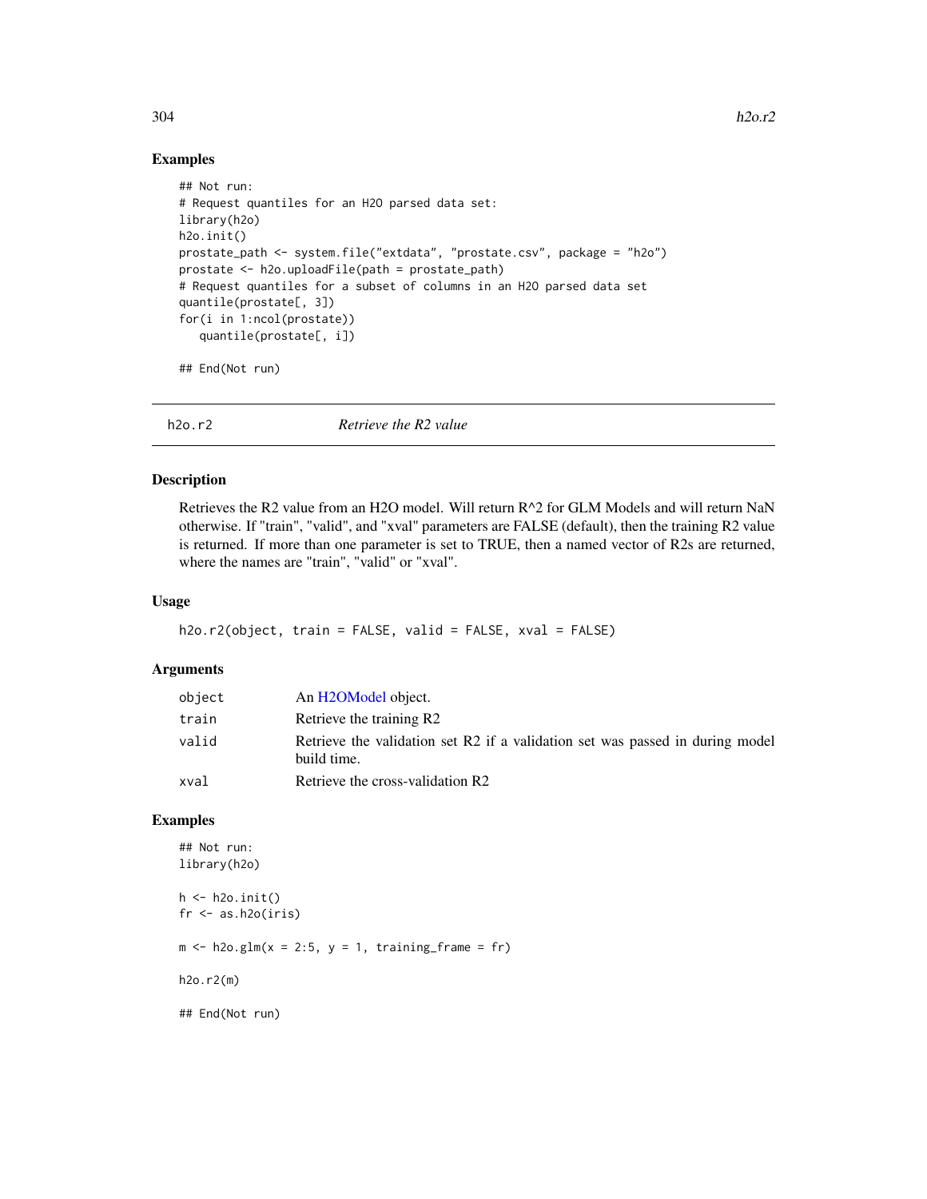## Examples

```
## Not run:
# Request quantiles for an H2O parsed data set:
library(h2o)
h2o.init()
prostate_path <- system.file("extdata", "prostate.csv", package = "h2o")
prostate <- h2o.uploadFile(path = prostate_path)
# Request quantiles for a subset of columns in an H2O parsed data set
quantile(prostate[, 3])
for(i in 1:ncol(prostate))
   quantile(prostate[, i])

## End(Not run)
```

---

# h2o.r2 *Retrieve the R2 value*

## Description

Retrieves the R2 value from an H2O model. Will return R^2 for GLM Models and will return NaN otherwise. If "train", "valid", and "xval" parameters are FALSE (default), then the training R2 value is returned. If more than one parameter is set to TRUE, then a named vector of R2s are returned, where the names are "train", "valid" or "xval".

## Usage

```
h2o.r2(object, train = FALSE, valid = FALSE, xval = FALSE)
```

## Arguments

| | |
|---|---|
| `object` | An H2OModel object. |
| `train` | Retrieve the training R2 |
| `valid` | Retrieve the validation set R2 if a validation set was passed in during model build time. |
| `xval` | Retrieve the cross-validation R2 |

## Examples

```
## Not run:
library(h2o)

h <- h2o.init()
fr <- as.h2o(iris)

m <- h2o.glm(x = 2:5, y = 1, training_frame = fr)

h2o.r2(m)

## End(Not run)
```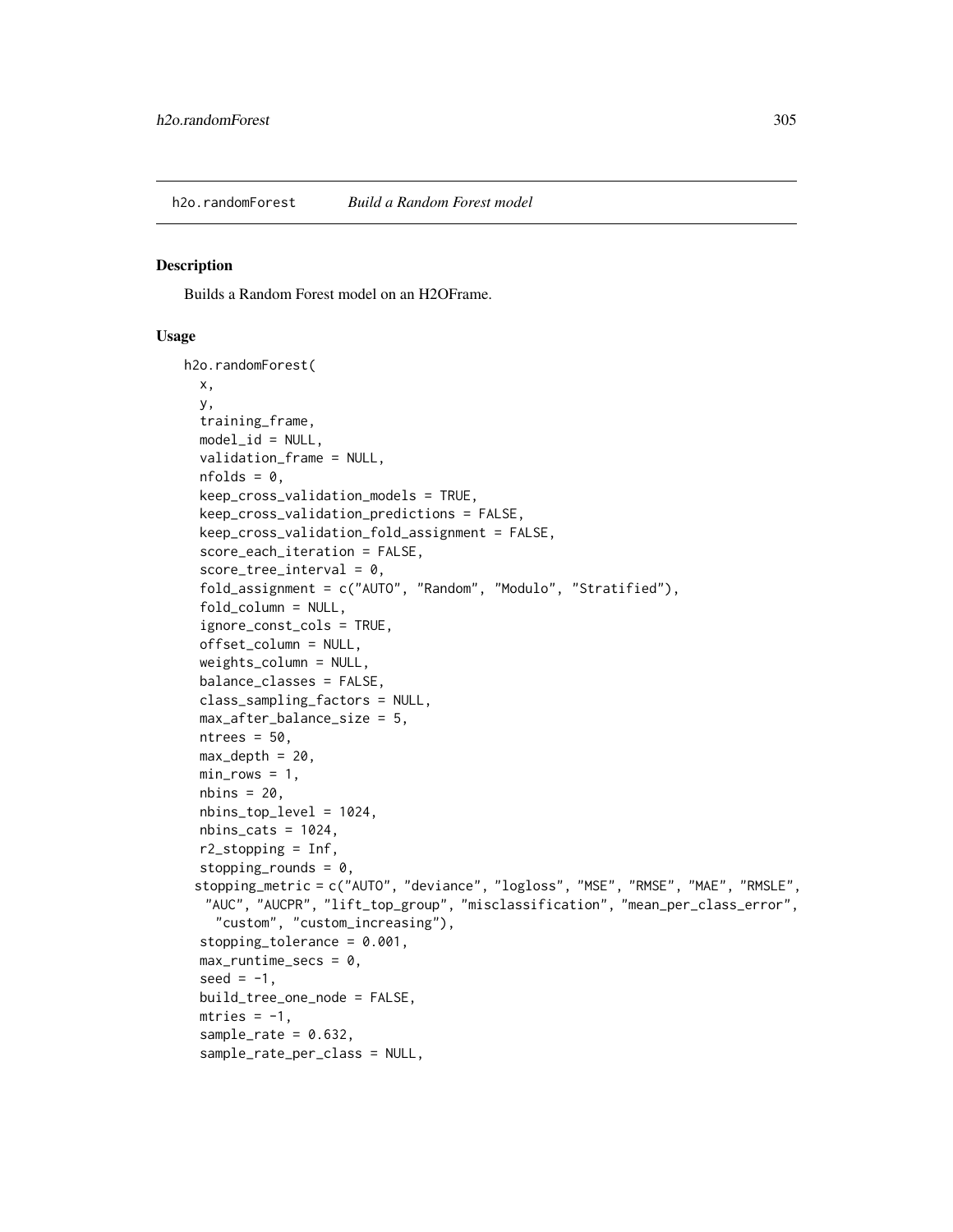h2o.randomForest *Build a Random Forest model*

### Description

Builds a Random Forest model on an H2OFrame.

### Usage

```
h2o.randomForest(
  x,
  y,
  training_frame,
  model_id = NULL,
  validation_frame = NULL,
  nfolds = 0,
  keep_cross_validation_models = TRUE,
  keep_cross_validation_predictions = FALSE,
  keep_cross_validation_fold_assignment = FALSE,
  score_each_iteration = FALSE,
  score_tree_interval = 0,
  fold_assignment = c("AUTO", "Random", "Modulo", "Stratified"),
  fold_column = NULL,
  ignore_const_cols = TRUE,
  offset_column = NULL,
  weights_column = NULL,
  balance_classes = FALSE,
  class_sampling_factors = NULL,
  max_after_balance_size = 5,
  ntrees = 50,
  max_depth = 20,
  min_rows = 1,
  nbins = 20,
  nbins_top_level = 1024,
  nbins_cats = 1024,
  r2_stopping = Inf,
  stopping_rounds = 0,
  stopping_metric = c("AUTO", "deviance", "logloss", "MSE", "RMSE", "MAE", "RMSLE",
    "AUC", "AUCPR", "lift_top_group", "misclassification", "mean_per_class_error",
    "custom", "custom_increasing"),
  stopping_tolerance = 0.001,
  max_runtime_secs = 0,
  seed = -1,
  build_tree_one_node = FALSE,
  mtries = -1,
  sample_rate = 0.632,
  sample_rate_per_class = NULL,
```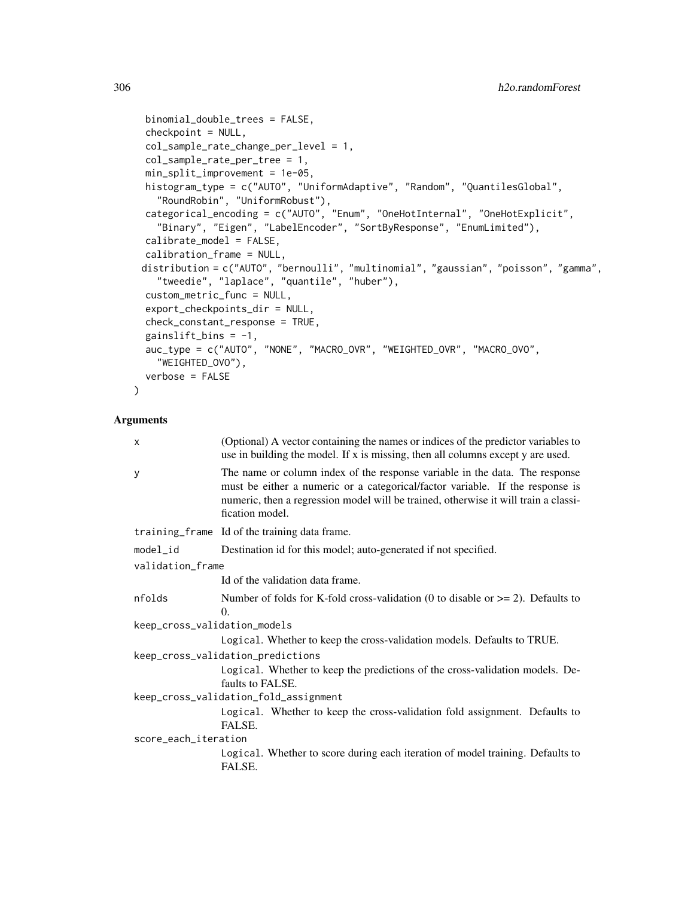```
  binomial_double_trees = FALSE,
  checkpoint = NULL,
  col_sample_rate_change_per_level = 1,
  col_sample_rate_per_tree = 1,
  min_split_improvement = 1e-05,
  histogram_type = c("AUTO", "UniformAdaptive", "Random", "QuantilesGlobal",
    "RoundRobin", "UniformRobust"),
  categorical_encoding = c("AUTO", "Enum", "OneHotInternal", "OneHotExplicit",
    "Binary", "Eigen", "LabelEncoder", "SortByResponse", "EnumLimited"),
  calibrate_model = FALSE,
  calibration_frame = NULL,
 distribution = c("AUTO", "bernoulli", "multinomial", "gaussian", "poisson", "gamma",
    "tweedie", "laplace", "quantile", "huber"),
  custom_metric_func = NULL,
  export_checkpoints_dir = NULL,
  check_constant_response = TRUE,
  gainslift_bins = -1,
  auc_type = c("AUTO", "NONE", "MACRO_OVR", "WEIGHTED_OVR", "MACRO_OVO",
    "WEIGHTED_OVO"),
  verbose = FALSE
)
```

### Arguments

| | |
|---|---|
| `x` | (Optional) A vector containing the names or indices of the predictor variables to use in building the model. If x is missing, then all columns except y are used. |
| `y` | The name or column index of the response variable in the data. The response must be either a numeric or a categorical/factor variable. If the response is numeric, then a regression model will be trained, otherwise it will train a classification model. |
| `training_frame` | Id of the training data frame. |
| `model_id` | Destination id for this model; auto-generated if not specified. |
| `validation_frame` | Id of the validation data frame. |
| `nfolds` | Number of folds for K-fold cross-validation (0 to disable or >= 2). Defaults to 0. |
| `keep_cross_validation_models` | `Logical`. Whether to keep the cross-validation models. Defaults to TRUE. |
| `keep_cross_validation_predictions` | `Logical`. Whether to keep the predictions of the cross-validation models. Defaults to FALSE. |
| `keep_cross_validation_fold_assignment` | `Logical`. Whether to keep the cross-validation fold assignment. Defaults to FALSE. |
| `score_each_iteration` | `Logical`. Whether to score during each iteration of model training. Defaults to FALSE. |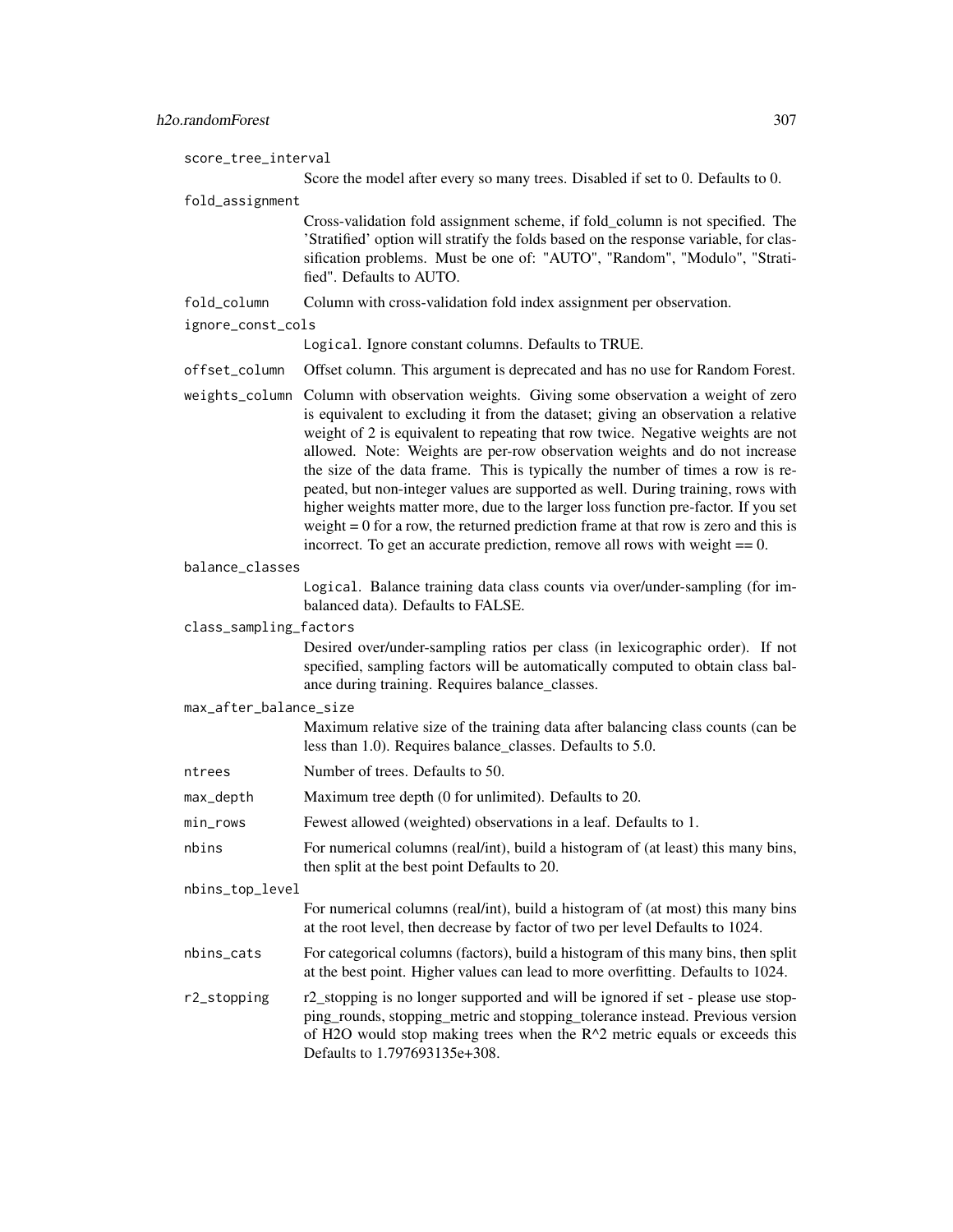score_tree_interval
: Score the model after every so many trees. Disabled if set to 0. Defaults to 0.

fold_assignment
: Cross-validation fold assignment scheme, if fold_column is not specified. The 'Stratified' option will stratify the folds based on the response variable, for classification problems. Must be one of: "AUTO", "Random", "Modulo", "Stratified". Defaults to AUTO.

fold_column
: Column with cross-validation fold index assignment per observation.

ignore_const_cols
: `Logical`. Ignore constant columns. Defaults to TRUE.

offset_column
: Offset column. This argument is deprecated and has no use for Random Forest.

weights_column
: Column with observation weights. Giving some observation a weight of zero is equivalent to excluding it from the dataset; giving an observation a relative weight of 2 is equivalent to repeating that row twice. Negative weights are not allowed. Note: Weights are per-row observation weights and do not increase the size of the data frame. This is typically the number of times a row is repeated, but non-integer values are supported as well. During training, rows with higher weights matter more, due to the larger loss function pre-factor. If you set weight = 0 for a row, the returned prediction frame at that row is zero and this is incorrect. To get an accurate prediction, remove all rows with weight == 0.

balance_classes
: `Logical`. Balance training data class counts via over/under-sampling (for imbalanced data). Defaults to FALSE.

class_sampling_factors
: Desired over/under-sampling ratios per class (in lexicographic order). If not specified, sampling factors will be automatically computed to obtain class balance during training. Requires balance_classes.

max_after_balance_size
: Maximum relative size of the training data after balancing class counts (can be less than 1.0). Requires balance_classes. Defaults to 5.0.

ntrees
: Number of trees. Defaults to 50.

max_depth
: Maximum tree depth (0 for unlimited). Defaults to 20.

min_rows
: Fewest allowed (weighted) observations in a leaf. Defaults to 1.

nbins
: For numerical columns (real/int), build a histogram of (at least) this many bins, then split at the best point Defaults to 20.

nbins_top_level
: For numerical columns (real/int), build a histogram of (at most) this many bins at the root level, then decrease by factor of two per level Defaults to 1024.

nbins_cats
: For categorical columns (factors), build a histogram of this many bins, then split at the best point. Higher values can lead to more overfitting. Defaults to 1024.

r2_stopping
: r2_stopping is no longer supported and will be ignored if set - please use stopping_rounds, stopping_metric and stopping_tolerance instead. Previous version of H2O would stop making trees when the R^2 metric equals or exceeds this Defaults to 1.797693135e+308.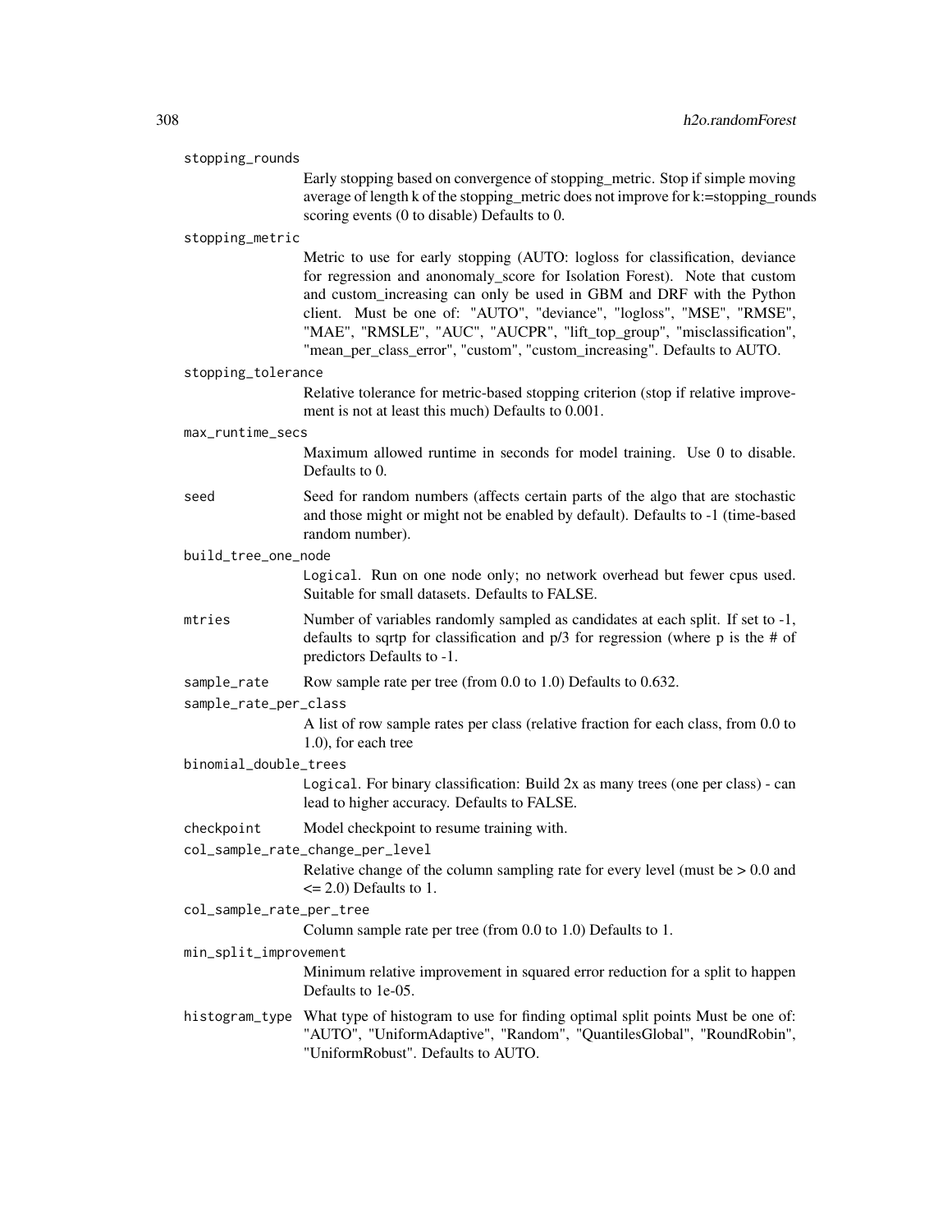`stopping_rounds`
: Early stopping based on convergence of stopping_metric. Stop if simple moving average of length k of the stopping_metric does not improve for k:=stopping_rounds scoring events (0 to disable) Defaults to 0.

`stopping_metric`
: Metric to use for early stopping (AUTO: logloss for classification, deviance for regression and anonomaly_score for Isolation Forest). Note that custom and custom_increasing can only be used in GBM and DRF with the Python client. Must be one of: "AUTO", "deviance", "logloss", "MSE", "RMSE", "MAE", "RMSLE", "AUC", "AUCPR", "lift_top_group", "misclassification", "mean_per_class_error", "custom", "custom_increasing". Defaults to AUTO.

`stopping_tolerance`
: Relative tolerance for metric-based stopping criterion (stop if relative improvement is not at least this much) Defaults to 0.001.

`max_runtime_secs`
: Maximum allowed runtime in seconds for model training. Use 0 to disable. Defaults to 0.

`seed`
: Seed for random numbers (affects certain parts of the algo that are stochastic and those might or might not be enabled by default). Defaults to -1 (time-based random number).

`build_tree_one_node`
: `Logical`. Run on one node only; no network overhead but fewer cpus used. Suitable for small datasets. Defaults to FALSE.

`mtries`
: Number of variables randomly sampled as candidates at each split. If set to -1, defaults to sqrtp for classification and p/3 for regression (where p is the # of predictors Defaults to -1.

`sample_rate`
: Row sample rate per tree (from 0.0 to 1.0) Defaults to 0.632.

`sample_rate_per_class`
: A list of row sample rates per class (relative fraction for each class, from 0.0 to 1.0), for each tree

`binomial_double_trees`
: `Logical`. For binary classification: Build 2x as many trees (one per class) - can lead to higher accuracy. Defaults to FALSE.

`checkpoint`
: Model checkpoint to resume training with.

`col_sample_rate_change_per_level`
: Relative change of the column sampling rate for every level (must be > 0.0 and <= 2.0) Defaults to 1.

`col_sample_rate_per_tree`
: Column sample rate per tree (from 0.0 to 1.0) Defaults to 1.

`min_split_improvement`
: Minimum relative improvement in squared error reduction for a split to happen Defaults to 1e-05.

`histogram_type`
: What type of histogram to use for finding optimal split points Must be one of: "AUTO", "UniformAdaptive", "Random", "QuantilesGlobal", "RoundRobin", "UniformRobust". Defaults to AUTO.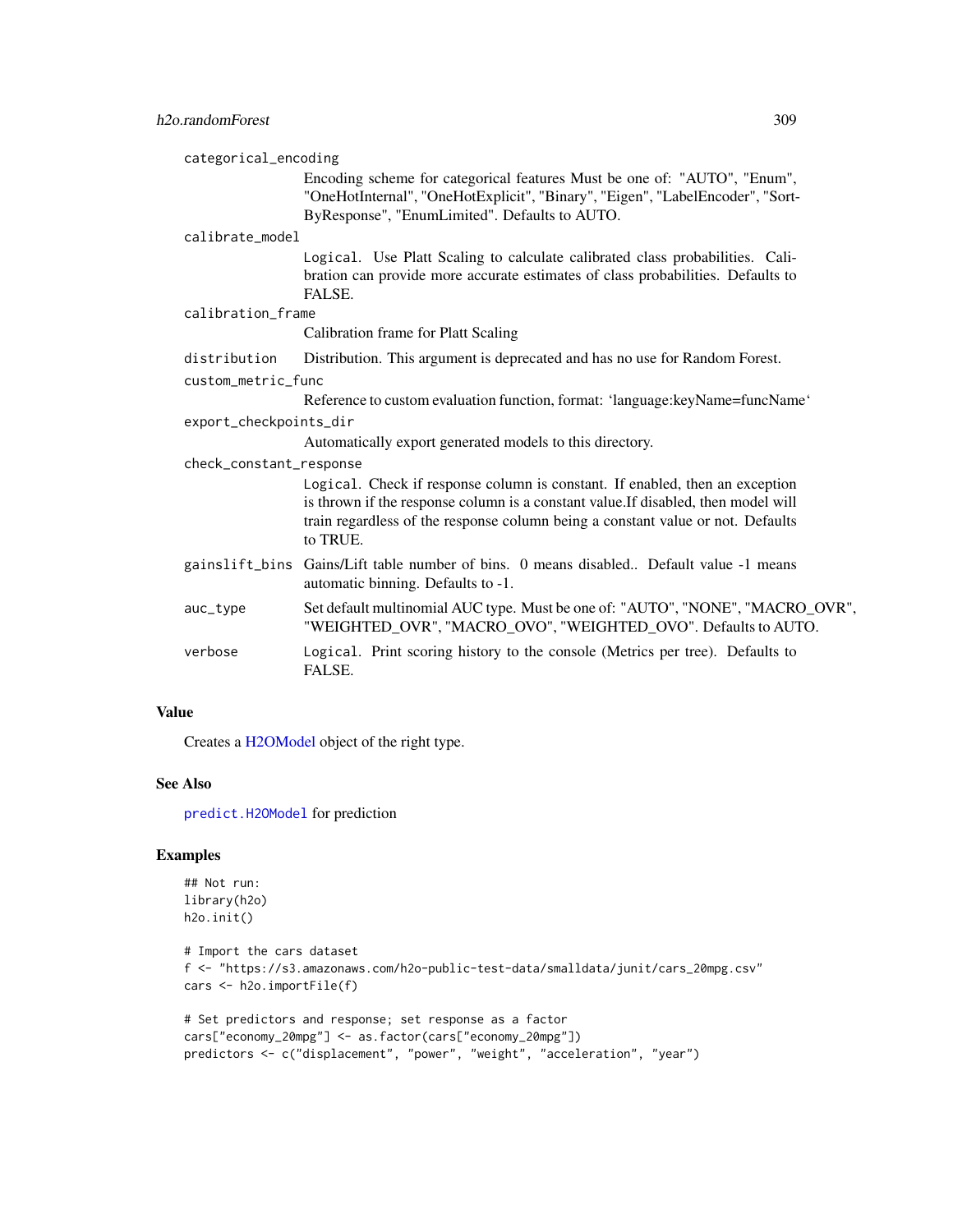`categorical_encoding`
: Encoding scheme for categorical features Must be one of: "AUTO", "Enum", "OneHotInternal", "OneHotExplicit", "Binary", "Eigen", "LabelEncoder", "SortByResponse", "EnumLimited". Defaults to AUTO.

`calibrate_model`
: Logical. Use Platt Scaling to calculate calibrated class probabilities. Calibration can provide more accurate estimates of class probabilities. Defaults to FALSE.

`calibration_frame`
: Calibration frame for Platt Scaling

`distribution`
: Distribution. This argument is deprecated and has no use for Random Forest.

`custom_metric_func`
: Reference to custom evaluation function, format: 'language:keyName=funcName'

`export_checkpoints_dir`
: Automatically export generated models to this directory.

`check_constant_response`
: Logical. Check if response column is constant. If enabled, then an exception is thrown if the response column is a constant value.If disabled, then model will train regardless of the response column being a constant value or not. Defaults to TRUE.

`gainslift_bins`
: Gains/Lift table number of bins. 0 means disabled.. Default value -1 means automatic binning. Defaults to -1.

`auc_type`
: Set default multinomial AUC type. Must be one of: "AUTO", "NONE", "MACRO_OVR", "WEIGHTED_OVR", "MACRO_OVO", "WEIGHTED_OVO". Defaults to AUTO.

`verbose`
: Logical. Print scoring history to the console (Metrics per tree). Defaults to FALSE.

## Value

Creates a H2OModel object of the right type.

## See Also

`predict.H2OModel` for prediction

## Examples

```
## Not run:
library(h2o)
h2o.init()

# Import the cars dataset
f <- "https://s3.amazonaws.com/h2o-public-test-data/smalldata/junit/cars_20mpg.csv"
cars <- h2o.importFile(f)

# Set predictors and response; set response as a factor
cars["economy_20mpg"] <- as.factor(cars["economy_20mpg"])
predictors <- c("displacement", "power", "weight", "acceleration", "year")
```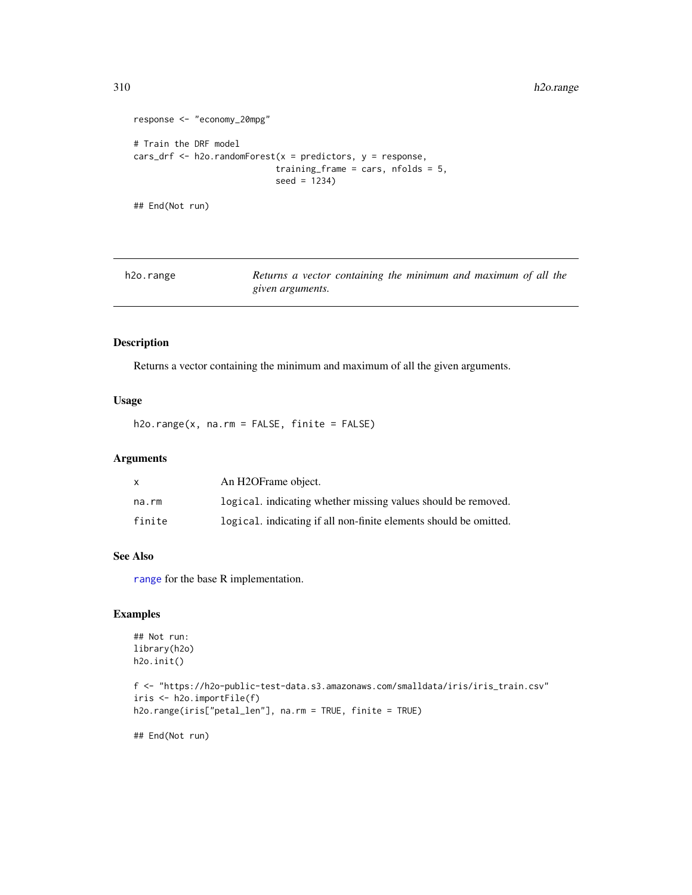```
response <- "economy_20mpg"

# Train the DRF model
cars_drf <- h2o.randomForest(x = predictors, y = response,
                            training_frame = cars, nfolds = 5,
                            seed = 1234)

## End(Not run)
```

## h2o.range — *Returns a vector containing the minimum and maximum of all the given arguments.*

### Description

Returns a vector containing the minimum and maximum of all the given arguments.

### Usage

```
h2o.range(x, na.rm = FALSE, finite = FALSE)
```

### Arguments

| | |
|---|---|
| x | An H2OFrame object. |
| na.rm | `logical`. indicating whether missing values should be removed. |
| finite | `logical`. indicating if all non-finite elements should be omitted. |

### See Also

`range` for the base R implementation.

### Examples

```
## Not run:
library(h2o)
h2o.init()

f <- "https://h2o-public-test-data.s3.amazonaws.com/smalldata/iris/iris_train.csv"
iris <- h2o.importFile(f)
h2o.range(iris["petal_len"], na.rm = TRUE, finite = TRUE)

## End(Not run)
```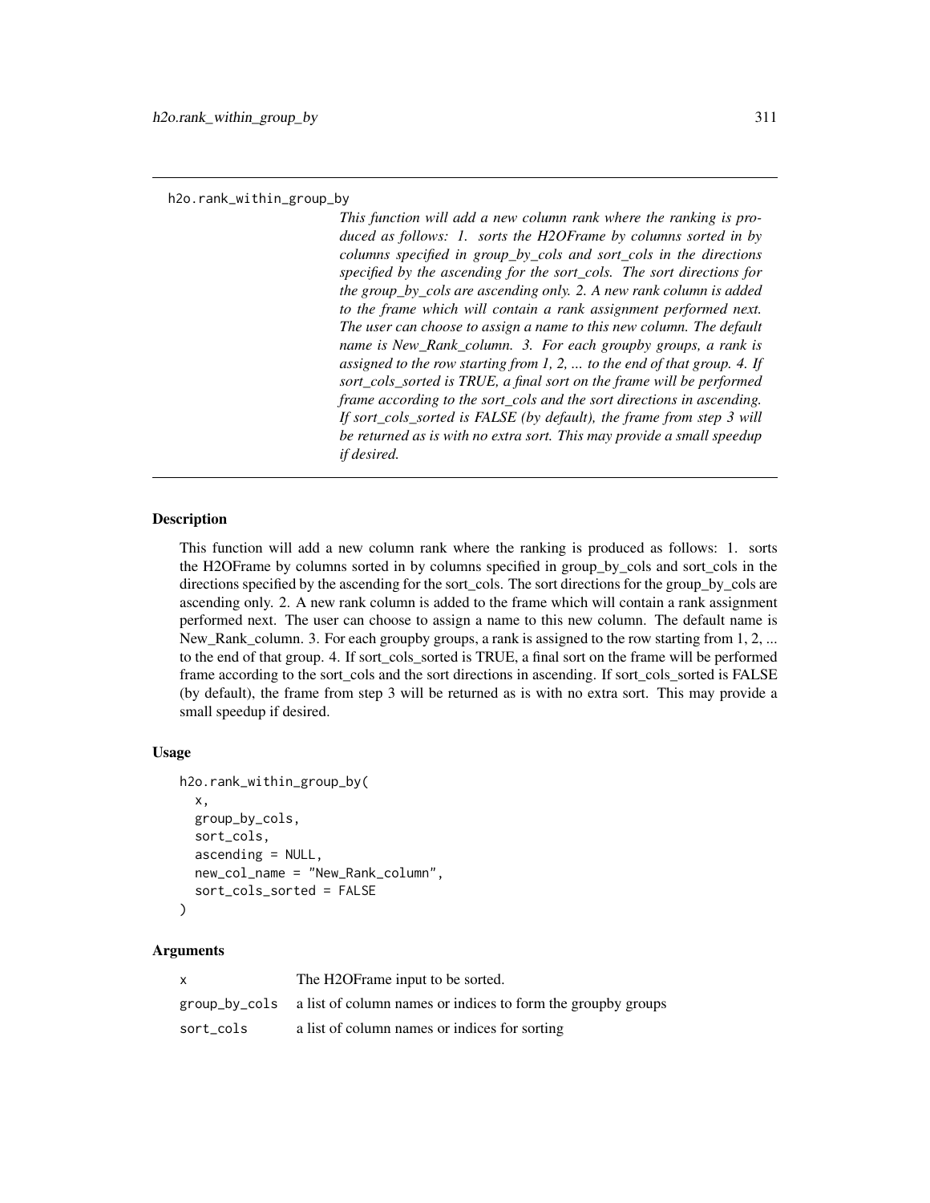## h2o.rank_within_group_by

*This function will add a new column rank where the ranking is produced as follows: 1. sorts the H2OFrame by columns sorted in by columns specified in group_by_cols and sort_cols in the directions specified by the ascending for the sort_cols. The sort directions for the group_by_cols are ascending only. 2. A new rank column is added to the frame which will contain a rank assignment performed next. The user can choose to assign a name to this new column. The default name is New_Rank_column. 3. For each groupby groups, a rank is assigned to the row starting from 1, 2, ... to the end of that group. 4. If sort_cols_sorted is TRUE, a final sort on the frame will be performed frame according to the sort_cols and the sort directions in ascending. If sort_cols_sorted is FALSE (by default), the frame from step 3 will be returned as is with no extra sort. This may provide a small speedup if desired.*

### Description

This function will add a new column rank where the ranking is produced as follows: 1. sorts the H2OFrame by columns sorted in by columns specified in group_by_cols and sort_cols in the directions specified by the ascending for the sort_cols. The sort directions for the group_by_cols are ascending only. 2. A new rank column is added to the frame which will contain a rank assignment performed next. The user can choose to assign a name to this new column. The default name is New_Rank_column. 3. For each groupby groups, a rank is assigned to the row starting from 1, 2, ... to the end of that group. 4. If sort_cols_sorted is TRUE, a final sort on the frame will be performed frame according to the sort_cols and the sort directions in ascending. If sort_cols_sorted is FALSE (by default), the frame from step 3 will be returned as is with no extra sort. This may provide a small speedup if desired.

### Usage

```
h2o.rank_within_group_by(
  x,
  group_by_cols,
  sort_cols,
  ascending = NULL,
  new_col_name = "New_Rank_column",
  sort_cols_sorted = FALSE
)
```

### Arguments

| | |
|---|---|
| x | The H2OFrame input to be sorted. |
| group_by_cols | a list of column names or indices to form the groupby groups |
| sort_cols | a list of column names or indices for sorting |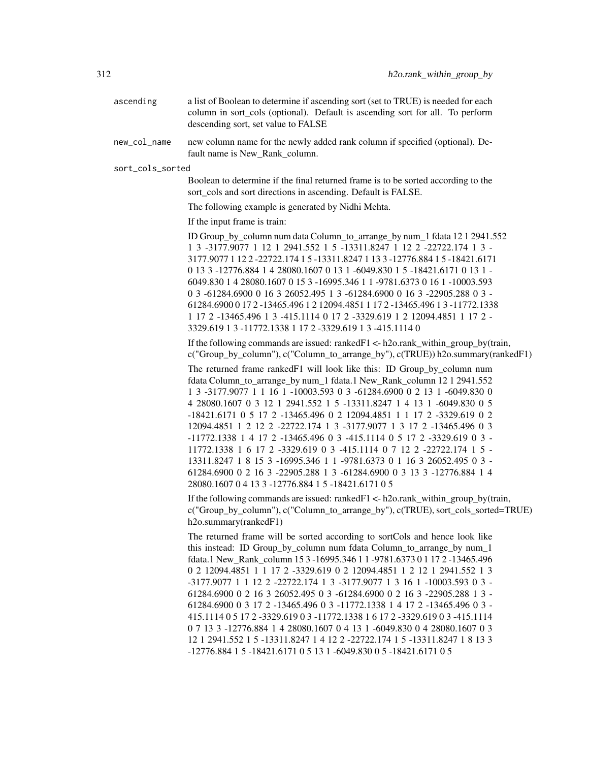ascending
: a list of Boolean to determine if ascending sort (set to TRUE) is needed for each column in sort_cols (optional). Default is ascending sort for all. To perform descending sort, set value to FALSE

new_col_name
: new column name for the newly added rank column if specified (optional). Default name is New_Rank_column.

sort_cols_sorted
: Boolean to determine if the final returned frame is to be sorted according to the sort_cols and sort directions in ascending. Default is FALSE.

The following example is generated by Nidhi Mehta.

If the input frame is train:

ID Group_by_column num data Column_to_arrange_by num_1 fdata 12 1 2941.552 1 3 -3177.9077 1 12 1 2941.552 1 5 -13311.8247 1 12 2 -22722.174 1 3 -3177.9077 1 12 2 -22722.174 1 5 -13311.8247 1 13 3 -12776.884 1 5 -18421.6171 0 13 3 -12776.884 1 4 28080.1607 0 13 1 -6049.830 1 5 -18421.6171 0 13 1 -6049.830 1 4 28080.1607 0 15 3 -16995.346 1 1 -9781.6373 0 16 1 -10003.593 0 3 -61284.6900 0 16 3 26052.495 1 3 -61284.6900 0 16 3 -22905.288 0 3 -61284.6900 0 17 2 -13465.496 1 2 12094.4851 1 17 2 -13465.496 1 3 -11772.1338 1 17 2 -13465.496 1 3 -415.1114 0 17 2 -3329.619 1 2 12094.4851 1 17 2 -3329.619 1 3 -11772.1338 1 17 2 -3329.619 1 3 -415.1114 0

If the following commands are issued: rankedF1 <- h2o.rank_within_group_by(train, c("Group_by_column"), c("Column_to_arrange_by"), c(TRUE)) h2o.summary(rankedF1)

The returned frame rankedF1 will look like this: ID Group_by_column num fdata Column_to_arrange_by num_1 fdata.1 New_Rank_column 12 1 2941.552 1 3 -3177.9077 1 1 16 1 -10003.593 0 3 -61284.6900 0 2 13 1 -6049.830 0 4 28080.1607 0 3 12 1 2941.552 1 5 -13311.8247 1 4 13 1 -6049.830 0 5 -18421.6171 0 5 17 2 -13465.496 0 2 12094.4851 1 1 17 2 -3329.619 0 2 12094.4851 1 2 12 2 -22722.174 1 3 -3177.9077 1 3 17 2 -13465.496 0 3 -11772.1338 1 4 17 2 -13465.496 0 3 -415.1114 0 5 17 2 -3329.619 0 3 -11772.1338 1 6 17 2 -3329.619 0 3 -415.1114 0 7 12 2 -22722.174 1 5 -13311.8247 1 8 15 3 -16995.346 1 1 -9781.6373 0 1 16 3 26052.495 0 3 -61284.6900 0 2 16 3 -22905.288 1 3 -61284.6900 0 3 13 3 -12776.884 1 4 28080.1607 0 4 13 3 -12776.884 1 5 -18421.6171 0 5

If the following commands are issued: rankedF1 <- h2o.rank_within_group_by(train, c("Group_by_column"), c("Column_to_arrange_by"), c(TRUE), sort_cols_sorted=TRUE) h2o.summary(rankedF1)

The returned frame will be sorted according to sortCols and hence look like this instead: ID Group_by_column num fdata Column_to_arrange_by num_1 fdata.1 New_Rank_column 15 3 -16995.346 1 1 -9781.6373 0 1 17 2 -13465.496 0 2 12094.4851 1 1 17 2 -3329.619 0 2 12094.4851 1 2 12 1 2941.552 1 3 -3177.9077 1 1 12 2 -22722.174 1 3 -3177.9077 1 3 16 1 -10003.593 0 3 -61284.6900 0 2 16 3 26052.495 0 3 -61284.6900 0 2 16 3 -22905.288 1 3 -61284.6900 0 3 17 2 -13465.496 0 3 -11772.1338 1 4 17 2 -13465.496 0 3 -415.1114 0 5 17 2 -3329.619 0 3 -11772.1338 1 6 17 2 -3329.619 0 3 -415.1114 0 7 13 3 -12776.884 1 4 28080.1607 0 4 13 1 -6049.830 0 4 28080.1607 0 3 12 1 2941.552 1 5 -13311.8247 1 4 12 2 -22722.174 1 5 -13311.8247 1 8 13 3 -12776.884 1 5 -18421.6171 0 5 13 1 -6049.830 0 5 -18421.6171 0 5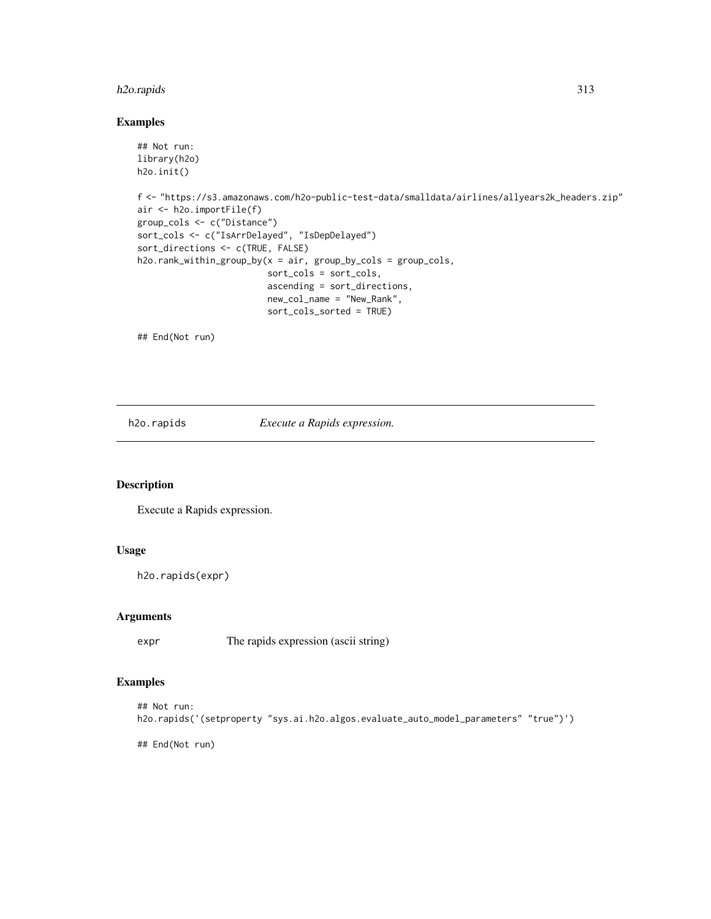## Examples

```
## Not run:
library(h2o)
h2o.init()

f <- "https://s3.amazonaws.com/h2o-public-test-data/smalldata/airlines/allyears2k_headers.zip"
air <- h2o.importFile(f)
group_cols <- c("Distance")
sort_cols <- c("IsArrDelayed", "IsDepDelayed")
sort_directions <- c(TRUE, FALSE)
h2o.rank_within_group_by(x = air, group_by_cols = group_cols,
                         sort_cols = sort_cols,
                         ascending = sort_directions,
                         new_col_name = "New_Rank",
                         sort_cols_sorted = TRUE)

## End(Not run)
```

---

# h2o.rapids *Execute a Rapids expression.*

## Description

Execute a Rapids expression.

## Usage

```
h2o.rapids(expr)
```

## Arguments

| | |
|---|---|
| expr | The rapids expression (ascii string) |

## Examples

```
## Not run:
h2o.rapids('(setproperty "sys.ai.h2o.algos.evaluate_auto_model_parameters" "true")')

## End(Not run)
```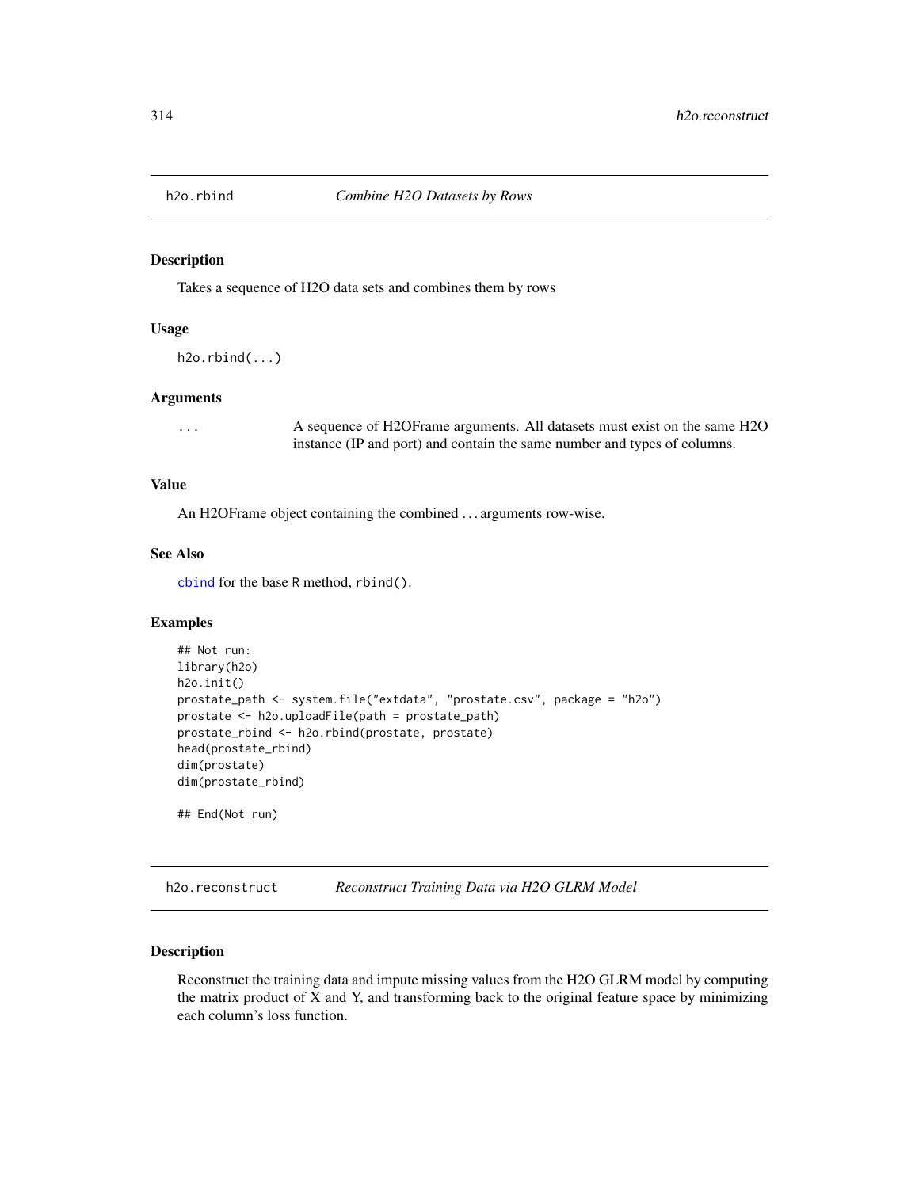## h2o.rbind *Combine H2O Datasets by Rows*

### Description

Takes a sequence of H2O data sets and combines them by rows

### Usage

```
h2o.rbind(...)
```

### Arguments

| | |
|---|---|
| ... | A sequence of H2OFrame arguments. All datasets must exist on the same H2O instance (IP and port) and contain the same number and types of columns. |

### Value

An H2OFrame object containing the combined ... arguments row-wise.

### See Also

`cbind` for the base R method, `rbind()`.

### Examples

```
## Not run:
library(h2o)
h2o.init()
prostate_path <- system.file("extdata", "prostate.csv", package = "h2o")
prostate <- h2o.uploadFile(path = prostate_path)
prostate_rbind <- h2o.rbind(prostate, prostate)
head(prostate_rbind)
dim(prostate)
dim(prostate_rbind)

## End(Not run)
```

## h2o.reconstruct *Reconstruct Training Data via H2O GLRM Model*

### Description

Reconstruct the training data and impute missing values from the H2O GLRM model by computing the matrix product of X and Y, and transforming back to the original feature space by minimizing each column's loss function.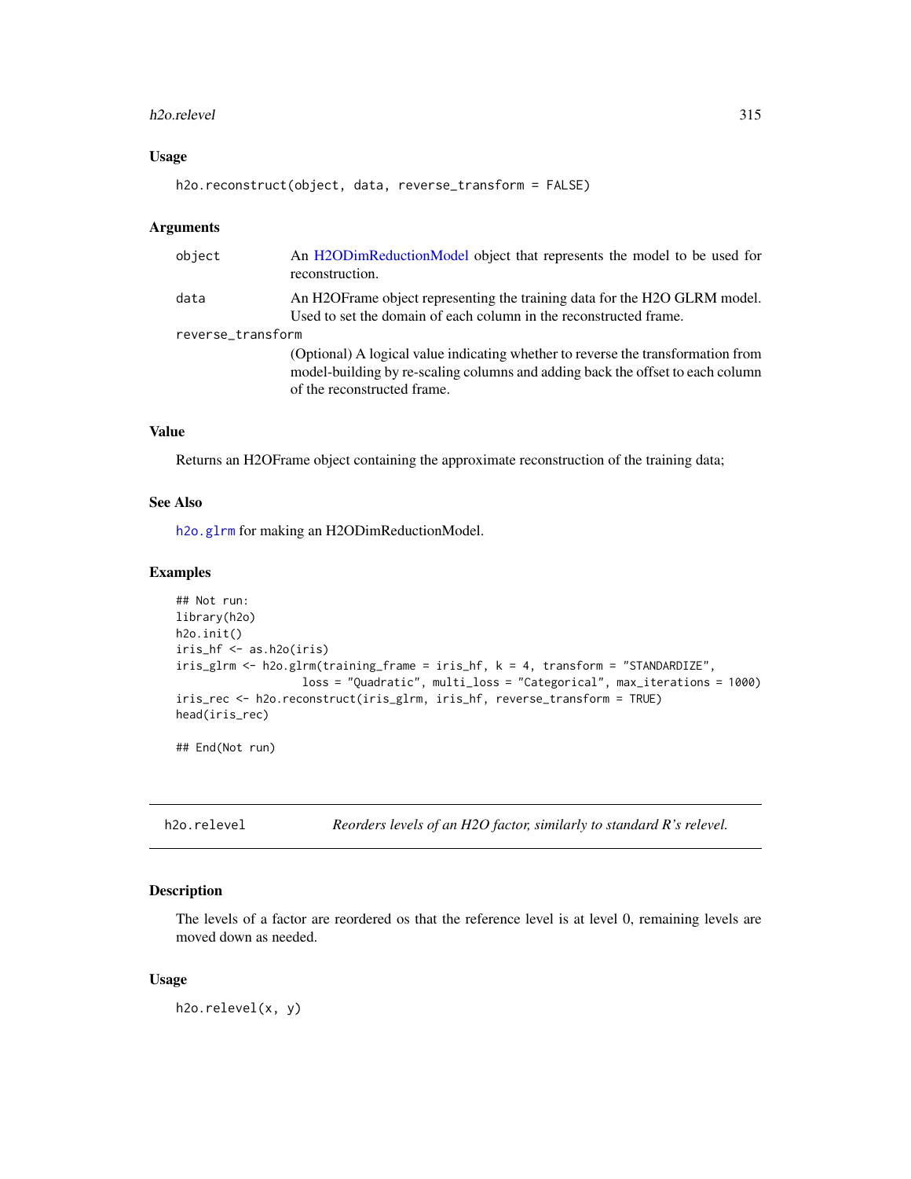### Usage

```
h2o.reconstruct(object, data, reverse_transform = FALSE)
```

### Arguments

| | |
|---|---|
| object | An H2ODimReductionModel object that represents the model to be used for reconstruction. |
| data | An H2OFrame object representing the training data for the H2O GLRM model. Used to set the domain of each column in the reconstructed frame. |
| reverse_transform | (Optional) A logical value indicating whether to reverse the transformation from model-building by re-scaling columns and adding back the offset to each column of the reconstructed frame. |

### Value

Returns an H2OFrame object containing the approximate reconstruction of the training data;

### See Also

`h2o.glrm` for making an H2ODimReductionModel.

### Examples

```
## Not run:
library(h2o)
h2o.init()
iris_hf <- as.h2o(iris)
iris_glrm <- h2o.glrm(training_frame = iris_hf, k = 4, transform = "STANDARDIZE",
                     loss = "Quadratic", multi_loss = "Categorical", max_iterations = 1000)
iris_rec <- h2o.reconstruct(iris_glrm, iris_hf, reverse_transform = TRUE)
head(iris_rec)

## End(Not run)
```

---

## h2o.relevel *Reorders levels of an H2O factor, similarly to standard R's relevel.*

### Description

The levels of a factor are reordered os that the reference level is at level 0, remaining levels are moved down as needed.

### Usage

```
h2o.relevel(x, y)
```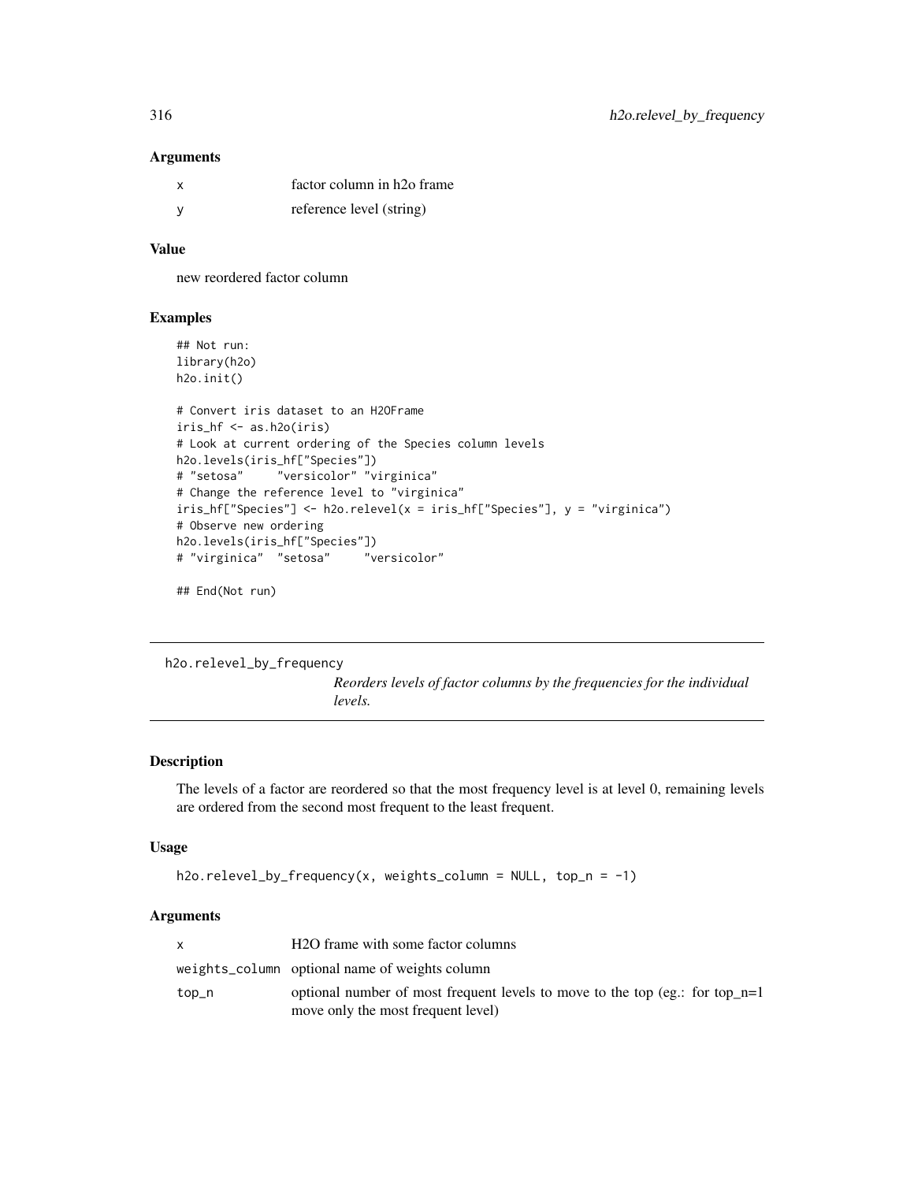### Arguments

| | |
|---|---|
| x | factor column in h2o frame |
| y | reference level (string) |

### Value

new reordered factor column

### Examples

```
## Not run:
library(h2o)
h2o.init()

# Convert iris dataset to an H2OFrame
iris_hf <- as.h2o(iris)
# Look at current ordering of the Species column levels
h2o.levels(iris_hf["Species"])
# "setosa"     "versicolor" "virginica"
# Change the reference level to "virginica"
iris_hf["Species"] <- h2o.relevel(x = iris_hf["Species"], y = "virginica")
# Observe new ordering
h2o.levels(iris_hf["Species"])
# "virginica"  "setosa"     "versicolor"

## End(Not run)
```

---

## h2o.relevel_by_frequency

*Reorders levels of factor columns by the frequencies for the individual levels.*

---

### Description

The levels of a factor are reordered so that the most frequency level is at level 0, remaining levels are ordered from the second most frequent to the least frequent.

### Usage

```
h2o.relevel_by_frequency(x, weights_column = NULL, top_n = -1)
```

### Arguments

| | |
|---|---|
| x | H2O frame with some factor columns |
| weights_column | optional name of weights column |
| top_n | optional number of most frequent levels to move to the top (eg.: for top_n=1 move only the most frequent level) |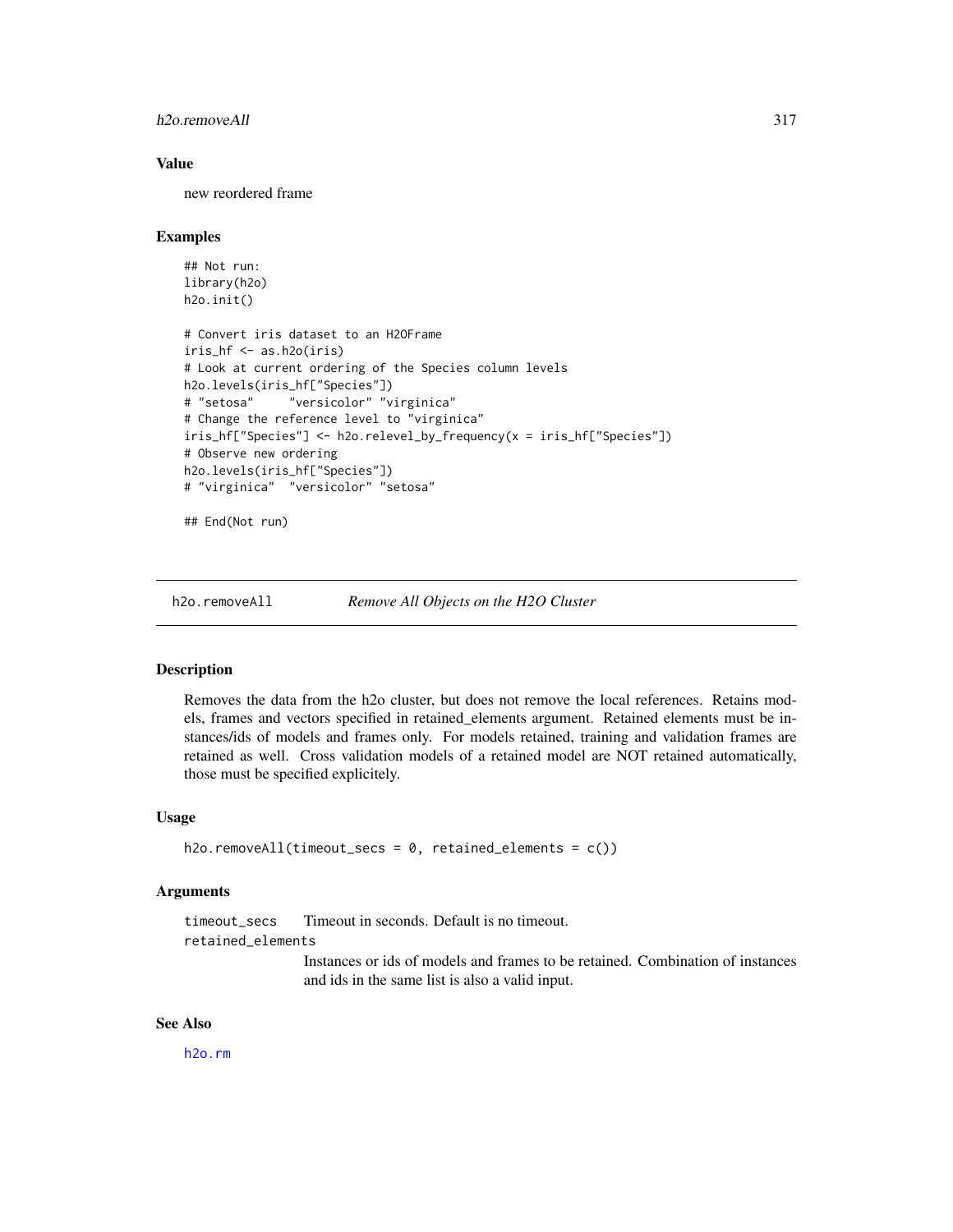## Value

new reordered frame

## Examples

```
## Not run:
library(h2o)
h2o.init()

# Convert iris dataset to an H2OFrame
iris_hf <- as.h2o(iris)
# Look at current ordering of the Species column levels
h2o.levels(iris_hf["Species"])
# "setosa"     "versicolor" "virginica"
# Change the reference level to "virginica"
iris_hf["Species"] <- h2o.relevel_by_frequency(x = iris_hf["Species"])
# Observe new ordering
h2o.levels(iris_hf["Species"])
# "virginica"  "versicolor" "setosa"

## End(Not run)
```

---

# h2o.removeAll *Remove All Objects on the H2O Cluster*

---

## Description

Removes the data from the h2o cluster, but does not remove the local references. Retains models, frames and vectors specified in retained_elements argument. Retained elements must be instances/ids of models and frames only. For models retained, training and validation frames are retained as well. Cross validation models of a retained model are NOT retained automatically, those must be specified explicitely.

## Usage

```
h2o.removeAll(timeout_secs = 0, retained_elements = c())
```

## Arguments

| | |
|---|---|
| timeout_secs | Timeout in seconds. Default is no timeout. |
| retained_elements | Instances or ids of models and frames to be retained. Combination of instances and ids in the same list is also a valid input. |

## See Also

h2o.rm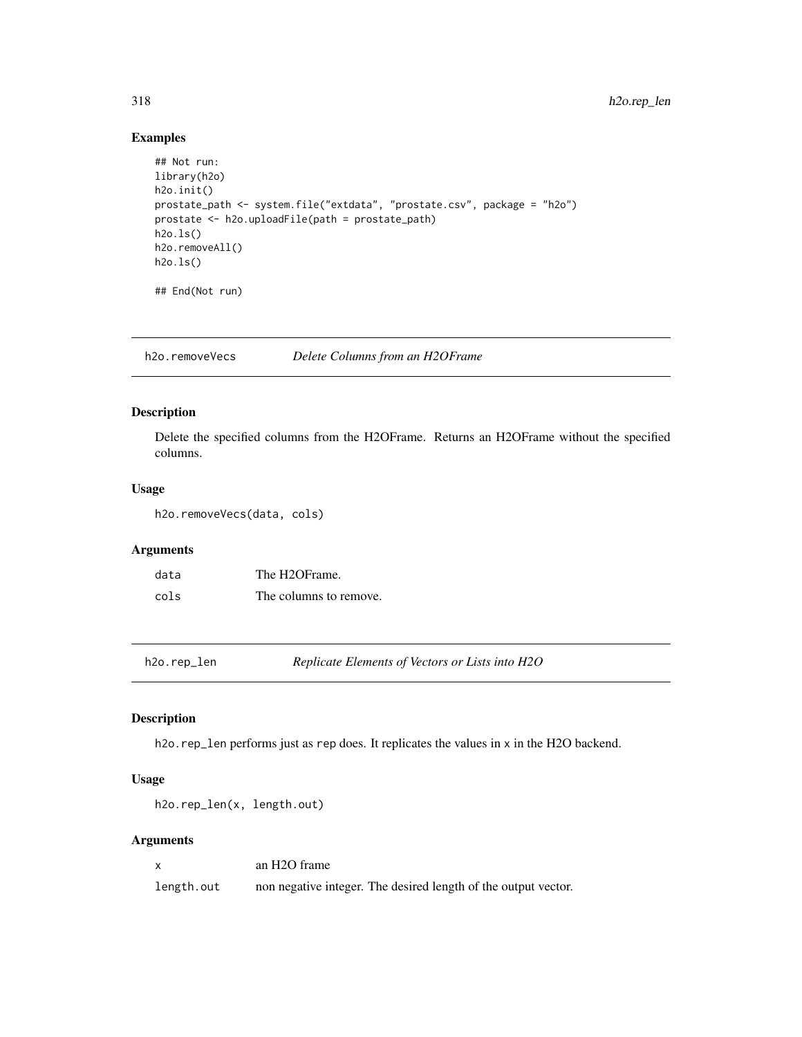## Examples

```
## Not run:
library(h2o)
h2o.init()
prostate_path <- system.file("extdata", "prostate.csv", package = "h2o")
prostate <- h2o.uploadFile(path = prostate_path)
h2o.ls()
h2o.removeAll()
h2o.ls()

## End(Not run)
```

---

## h2o.removeVecs — *Delete Columns from an H2OFrame*

### Description

Delete the specified columns from the H2OFrame. Returns an H2OFrame without the specified columns.

### Usage

```
h2o.removeVecs(data, cols)
```

### Arguments

| | |
|---|---|
| `data` | The H2OFrame. |
| `cols` | The columns to remove. |

---

## h2o.rep_len — *Replicate Elements of Vectors or Lists into H2O*

### Description

`h2o.rep_len` performs just as `rep` does. It replicates the values in `x` in the H2O backend.

### Usage

```
h2o.rep_len(x, length.out)
```

### Arguments

| | |
|---|---|
| `x` | an H2O frame |
| `length.out` | non negative integer. The desired length of the output vector. |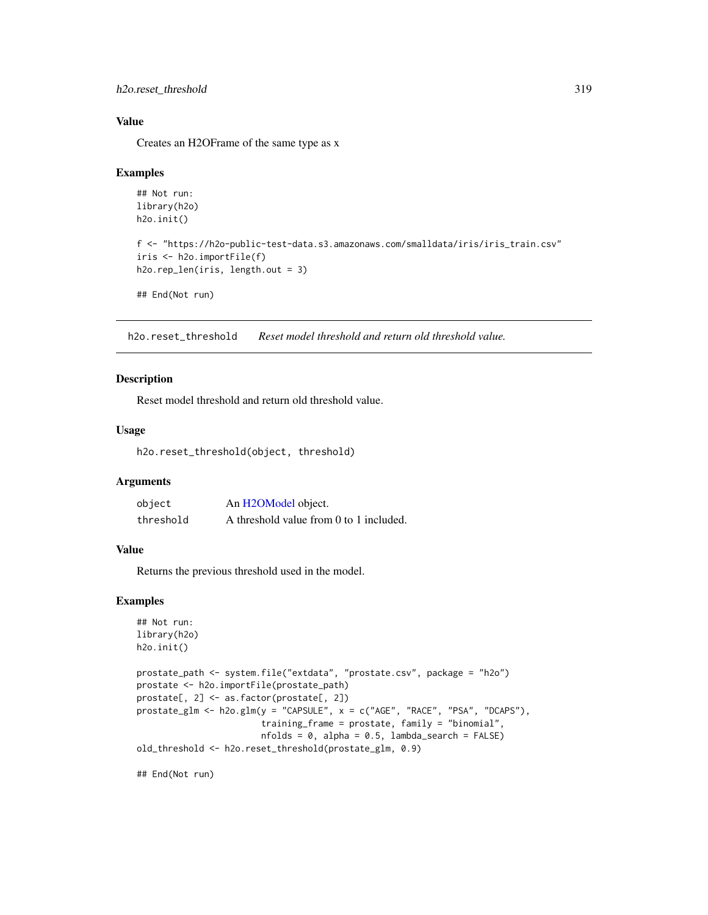### Value

Creates an H2OFrame of the same type as x

### Examples

```
## Not run:
library(h2o)
h2o.init()

f <- "https://h2o-public-test-data.s3.amazonaws.com/smalldata/iris/iris_train.csv"
iris <- h2o.importFile(f)
h2o.rep_len(iris, length.out = 3)

## End(Not run)
```

---

## h2o.reset_threshold    *Reset model threshold and return old threshold value.*

---

### Description

Reset model threshold and return old threshold value.

### Usage

```
h2o.reset_threshold(object, threshold)
```

### Arguments

| | |
|---|---|
| object | An H2OModel object. |
| threshold | A threshold value from 0 to 1 included. |

### Value

Returns the previous threshold used in the model.

### Examples

```
## Not run:
library(h2o)
h2o.init()

prostate_path <- system.file("extdata", "prostate.csv", package = "h2o")
prostate <- h2o.importFile(prostate_path)
prostate[, 2] <- as.factor(prostate[, 2])
prostate_glm <- h2o.glm(y = "CAPSULE", x = c("AGE", "RACE", "PSA", "DCAPS"),
                        training_frame = prostate, family = "binomial",
                        nfolds = 0, alpha = 0.5, lambda_search = FALSE)
old_threshold <- h2o.reset_threshold(prostate_glm, 0.9)

## End(Not run)
```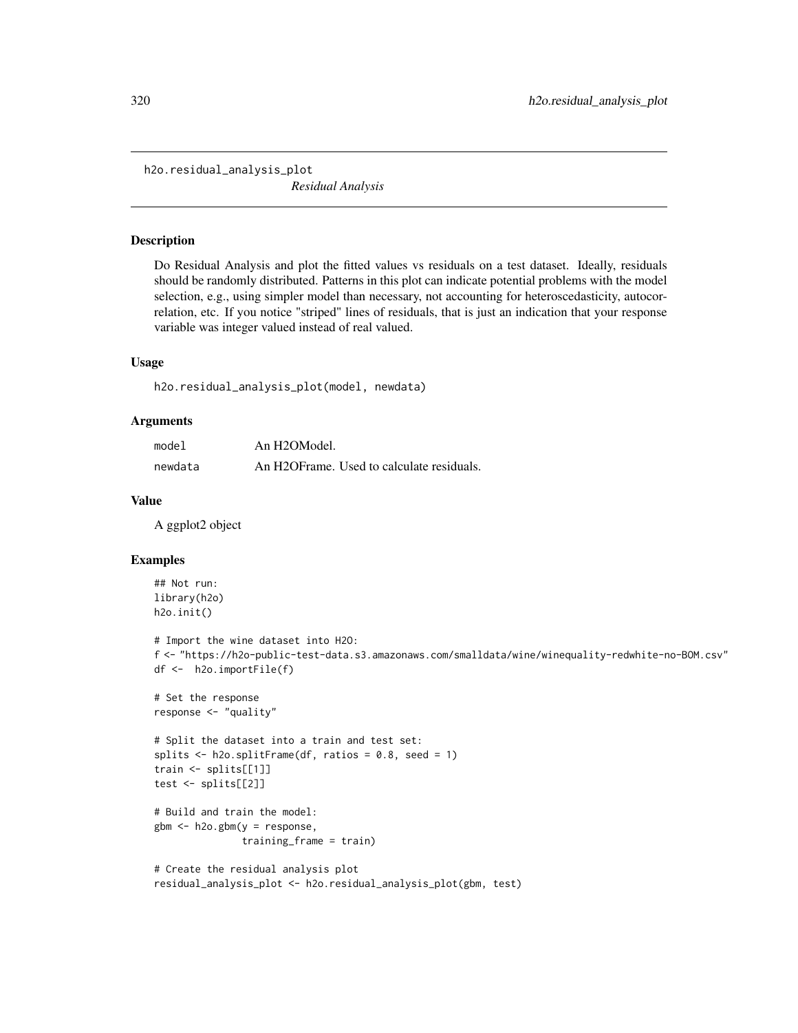## h2o.residual_analysis_plot

*Residual Analysis*

### Description

Do Residual Analysis and plot the fitted values vs residuals on a test dataset. Ideally, residuals should be randomly distributed. Patterns in this plot can indicate potential problems with the model selection, e.g., using simpler model than necessary, not accounting for heteroscedasticity, autocorrelation, etc. If you notice "striped" lines of residuals, that is just an indication that your response variable was integer valued instead of real valued.

### Usage

```
h2o.residual_analysis_plot(model, newdata)
```

### Arguments

| | |
|---|---|
| `model` | An H2OModel. |
| `newdata` | An H2OFrame. Used to calculate residuals. |

### Value

A ggplot2 object

### Examples

```
## Not run:
library(h2o)
h2o.init()

# Import the wine dataset into H2O:
f <- "https://h2o-public-test-data.s3.amazonaws.com/smalldata/wine/winequality-redwhite-no-BOM.csv"
df <-  h2o.importFile(f)

# Set the response
response <- "quality"

# Split the dataset into a train and test set:
splits <- h2o.splitFrame(df, ratios = 0.8, seed = 1)
train <- splits[[1]]
test <- splits[[2]]

# Build and train the model:
gbm <- h2o.gbm(y = response,
               training_frame = train)

# Create the residual analysis plot
residual_analysis_plot <- h2o.residual_analysis_plot(gbm, test)
```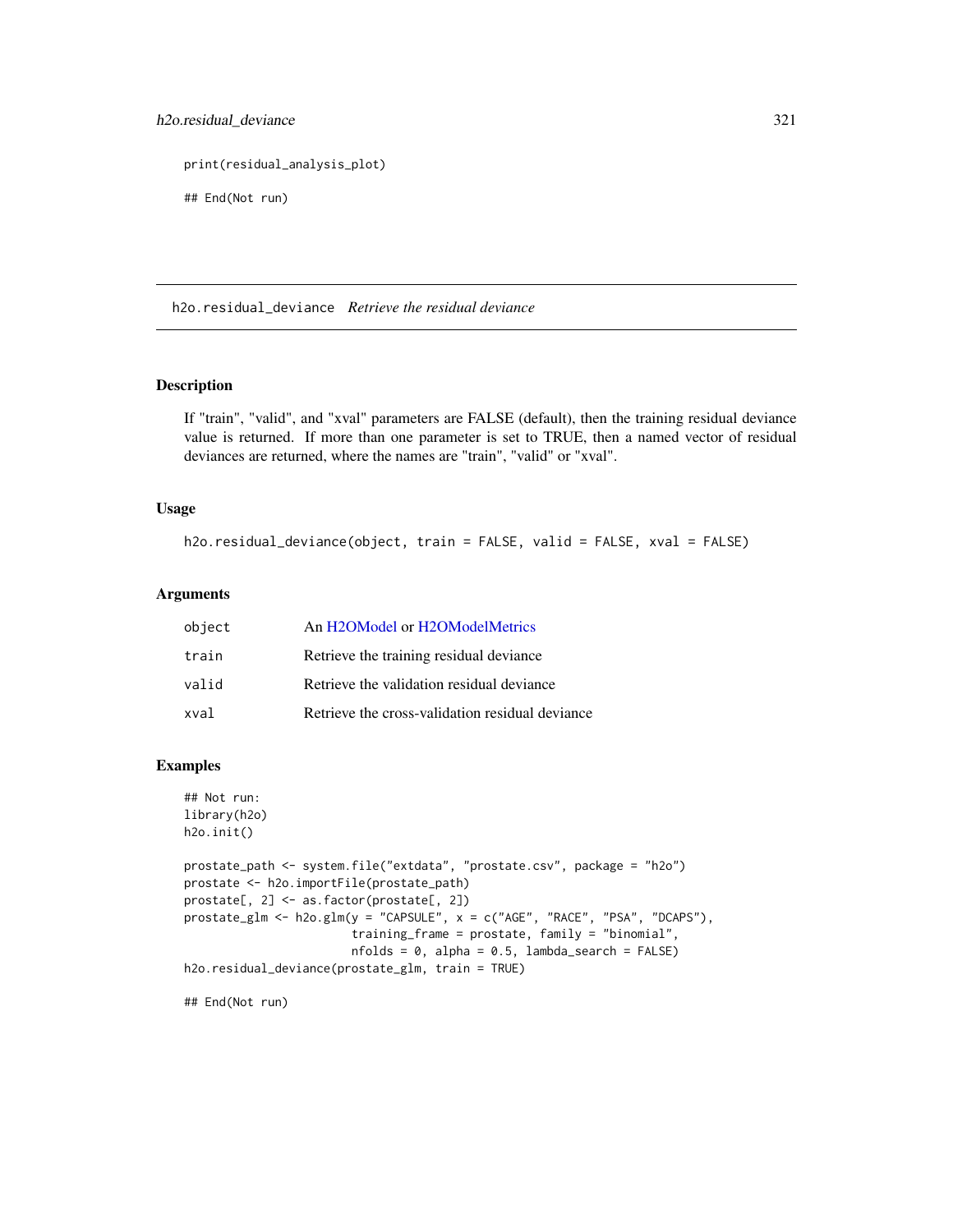```
print(residual_analysis_plot)

## End(Not run)
```

## h2o.residual_deviance *Retrieve the residual deviance*

### Description

If "train", "valid", and "xval" parameters are FALSE (default), then the training residual deviance value is returned. If more than one parameter is set to TRUE, then a named vector of residual deviances are returned, where the names are "train", "valid" or "xval".

### Usage

```
h2o.residual_deviance(object, train = FALSE, valid = FALSE, xval = FALSE)
```

### Arguments

| | |
|---|---|
| object | An H2OModel or H2OModelMetrics |
| train | Retrieve the training residual deviance |
| valid | Retrieve the validation residual deviance |
| xval | Retrieve the cross-validation residual deviance |

### Examples

```
## Not run:
library(h2o)
h2o.init()

prostate_path <- system.file("extdata", "prostate.csv", package = "h2o")
prostate <- h2o.importFile(prostate_path)
prostate[, 2] <- as.factor(prostate[, 2])
prostate_glm <- h2o.glm(y = "CAPSULE", x = c("AGE", "RACE", "PSA", "DCAPS"),
                        training_frame = prostate, family = "binomial",
                        nfolds = 0, alpha = 0.5, lambda_search = FALSE)
h2o.residual_deviance(prostate_glm, train = TRUE)

## End(Not run)
```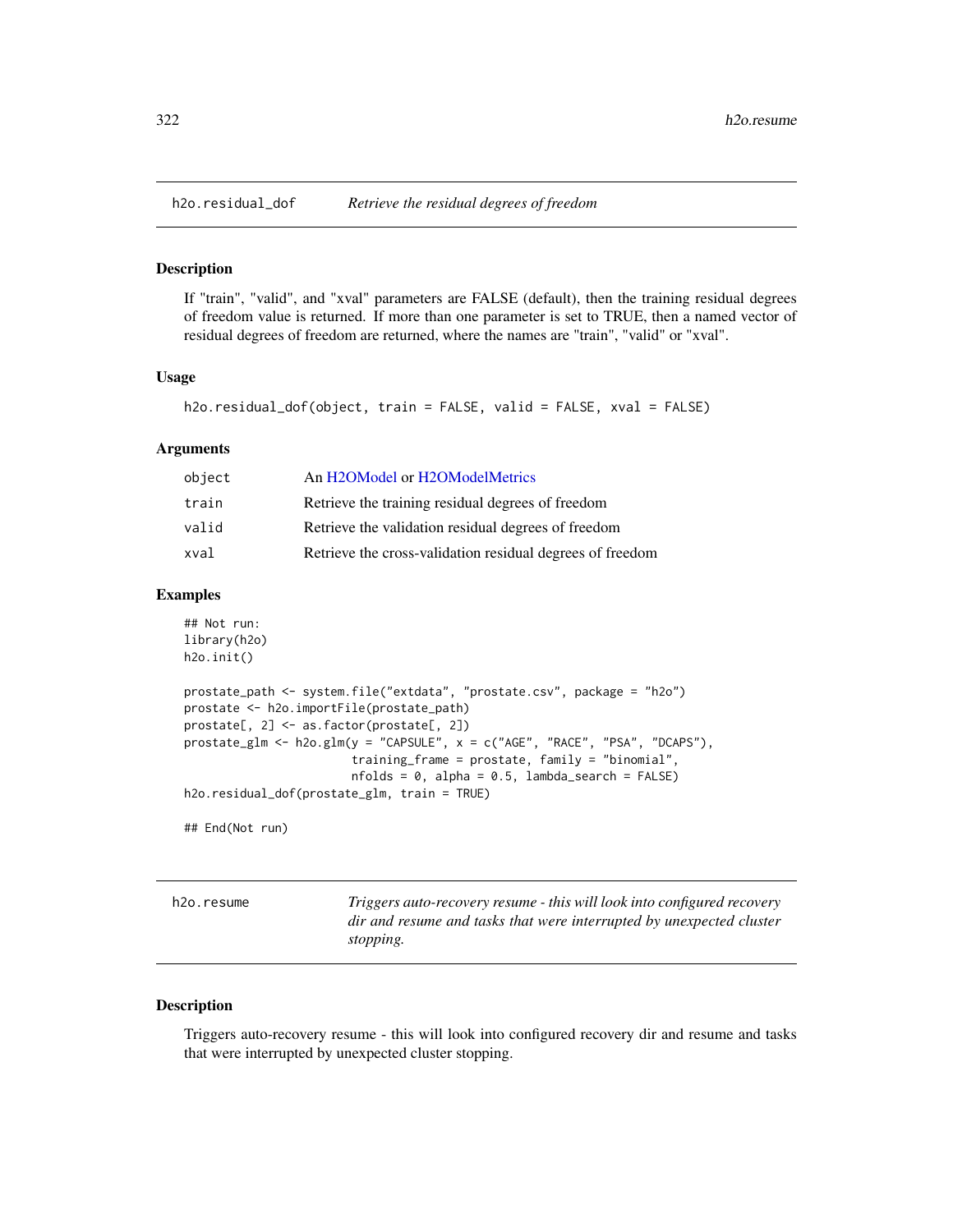## h2o.residual_dof — *Retrieve the residual degrees of freedom*

### Description

If "train", "valid", and "xval" parameters are FALSE (default), then the training residual degrees of freedom value is returned. If more than one parameter is set to TRUE, then a named vector of residual degrees of freedom are returned, where the names are "train", "valid" or "xval".

### Usage

```
h2o.residual_dof(object, train = FALSE, valid = FALSE, xval = FALSE)
```

### Arguments

| | |
|---|---|
| object | An H2OModel or H2OModelMetrics |
| train | Retrieve the training residual degrees of freedom |
| valid | Retrieve the validation residual degrees of freedom |
| xval | Retrieve the cross-validation residual degrees of freedom |

### Examples

```
## Not run:
library(h2o)
h2o.init()

prostate_path <- system.file("extdata", "prostate.csv", package = "h2o")
prostate <- h2o.importFile(prostate_path)
prostate[, 2] <- as.factor(prostate[, 2])
prostate_glm <- h2o.glm(y = "CAPSULE", x = c("AGE", "RACE", "PSA", "DCAPS"),
                        training_frame = prostate, family = "binomial",
                        nfolds = 0, alpha = 0.5, lambda_search = FALSE)
h2o.residual_dof(prostate_glm, train = TRUE)

## End(Not run)
```

## h2o.resume — *Triggers auto-recovery resume - this will look into configured recovery dir and resume and tasks that were interrupted by unexpected cluster stopping.*

### Description

Triggers auto-recovery resume - this will look into configured recovery dir and resume and tasks that were interrupted by unexpected cluster stopping.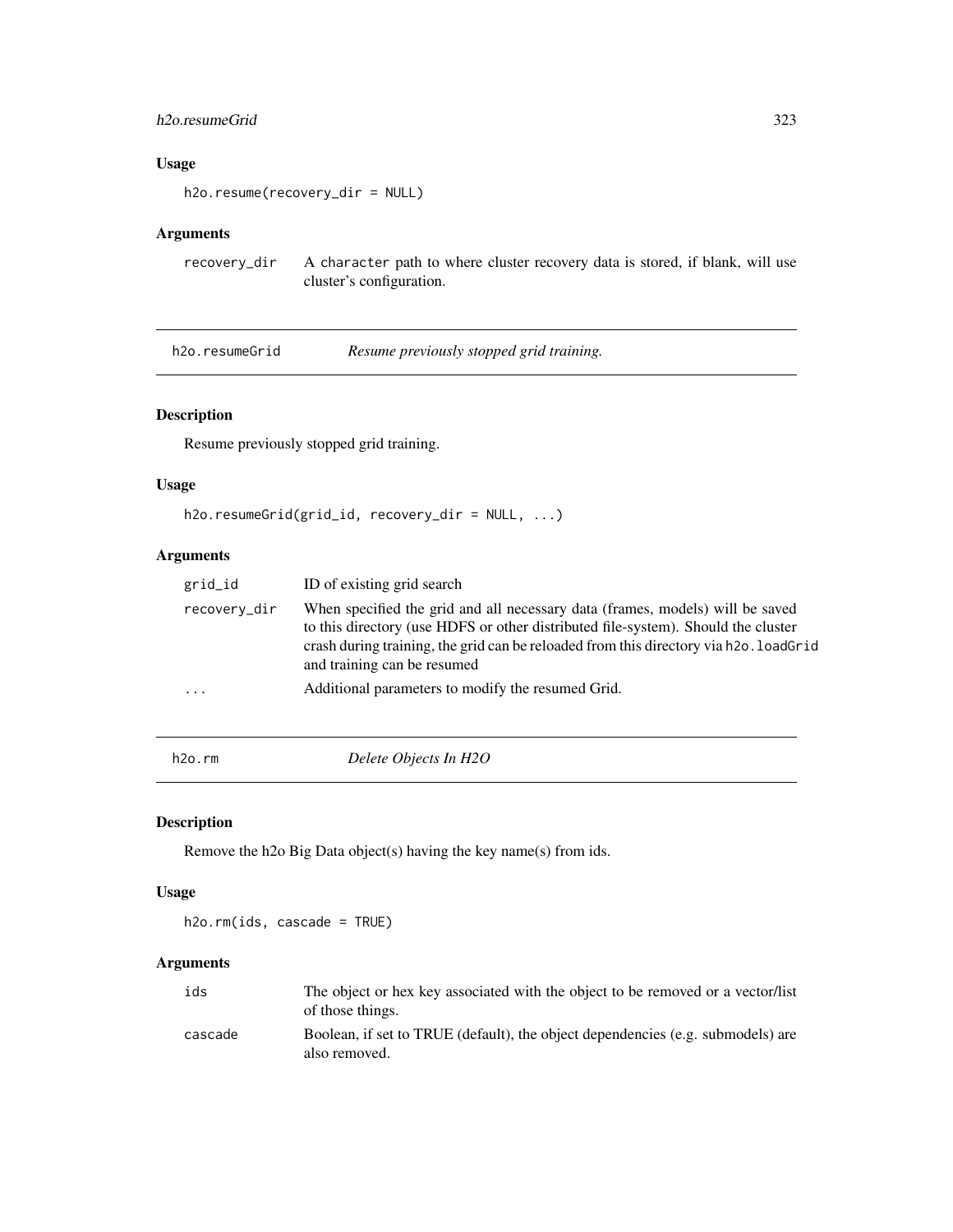### Usage

```
h2o.resume(recovery_dir = NULL)
```

### Arguments

| | |
|---|---|
| recovery_dir | A character path to where cluster recovery data is stored, if blank, will use cluster's configuration. |

---

## h2o.resumeGrid    *Resume previously stopped grid training.*

### Description

Resume previously stopped grid training.

### Usage

```
h2o.resumeGrid(grid_id, recovery_dir = NULL, ...)
```

### Arguments

| | |
|---|---|
| grid_id | ID of existing grid search |
| recovery_dir | When specified the grid and all necessary data (frames, models) will be saved to this directory (use HDFS or other distributed file-system). Should the cluster crash during training, the grid can be reloaded from this directory via h2o.loadGrid and training can be resumed |
| ... | Additional parameters to modify the resumed Grid. |

---

## h2o.rm    *Delete Objects In H2O*

### Description

Remove the h2o Big Data object(s) having the key name(s) from ids.

### Usage

```
h2o.rm(ids, cascade = TRUE)
```

### Arguments

| | |
|---|---|
| ids | The object or hex key associated with the object to be removed or a vector/list of those things. |
| cascade | Boolean, if set to TRUE (default), the object dependencies (e.g. submodels) are also removed. |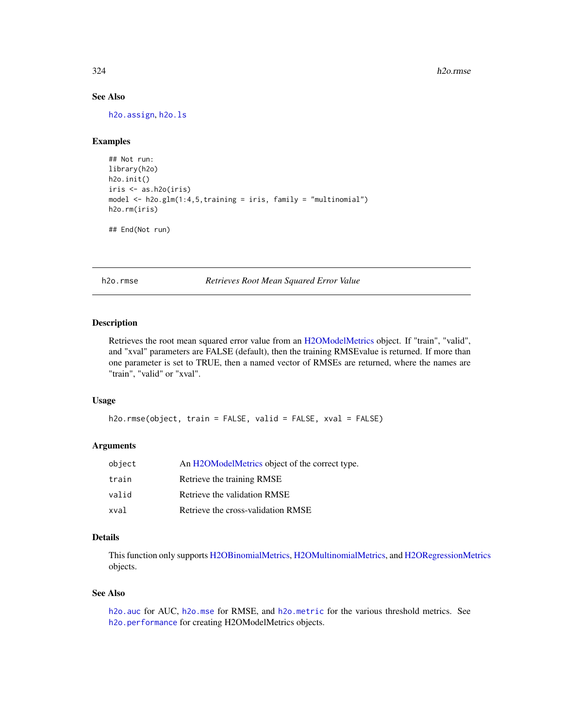### See Also

h2o.assign, h2o.ls

### Examples

```
## Not run:
library(h2o)
h2o.init()
iris <- as.h2o(iris)
model <- h2o.glm(1:4,5,training = iris, family = "multinomial")
h2o.rm(iris)

## End(Not run)
```

---

## h2o.rmse — *Retrieves Root Mean Squared Error Value*

---

### Description

Retrieves the root mean squared error value from an H2OModelMetrics object. If "train", "valid", and "xval" parameters are FALSE (default), then the training RMSEvalue is returned. If more than one parameter is set to TRUE, then a named vector of RMSEs are returned, where the names are "train", "valid" or "xval".

### Usage

```
h2o.rmse(object, train = FALSE, valid = FALSE, xval = FALSE)
```

### Arguments

| | |
|---|---|
| `object` | An H2OModelMetrics object of the correct type. |
| `train` | Retrieve the training RMSE |
| `valid` | Retrieve the validation RMSE |
| `xval` | Retrieve the cross-validation RMSE |

### Details

This function only supports H2OBinomialMetrics, H2OMultinomialMetrics, and H2ORegressionMetrics objects.

### See Also

h2o.auc for AUC, h2o.mse for RMSE, and h2o.metric for the various threshold metrics. See h2o.performance for creating H2OModelMetrics objects.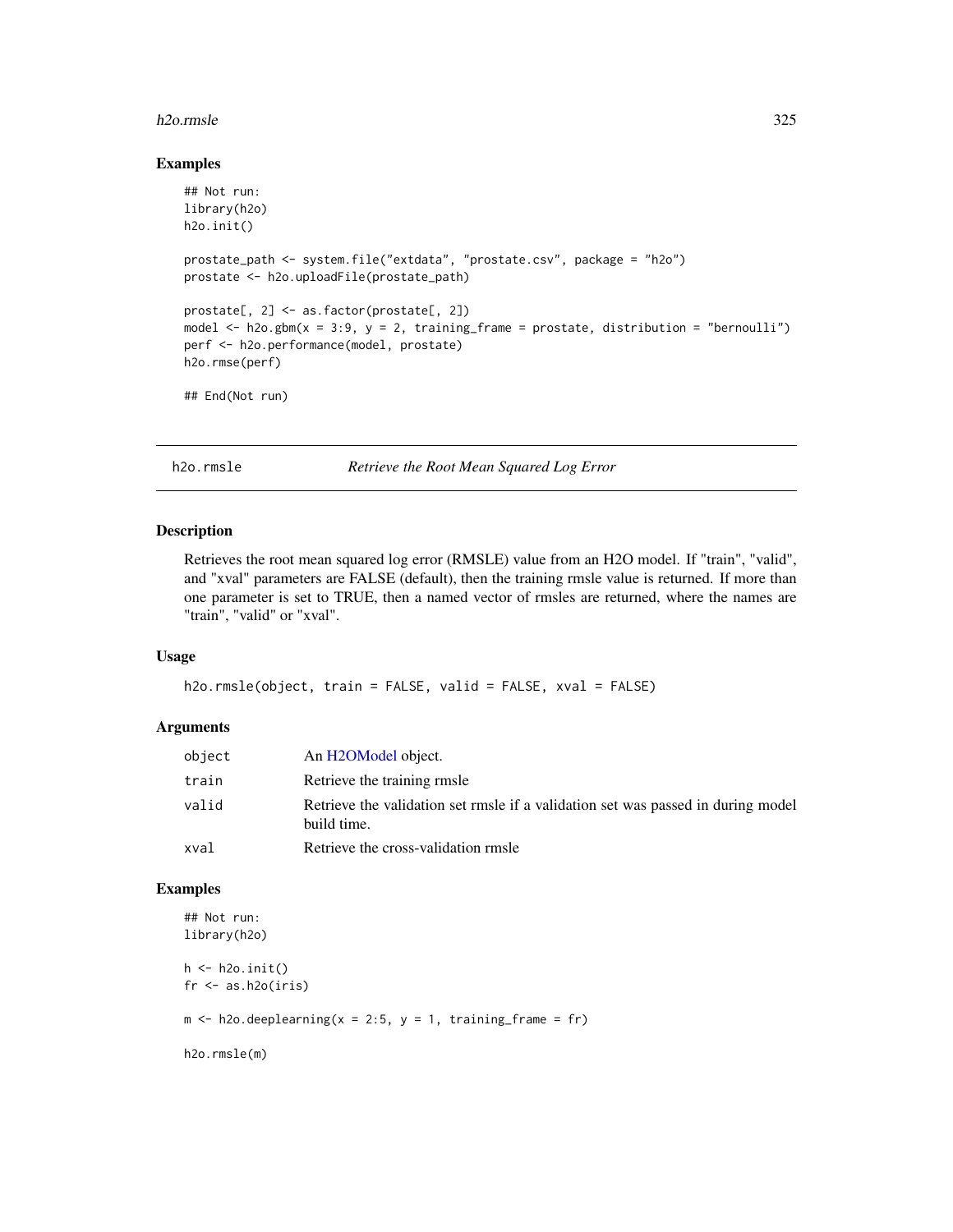## Examples

```
## Not run:
library(h2o)
h2o.init()

prostate_path <- system.file("extdata", "prostate.csv", package = "h2o")
prostate <- h2o.uploadFile(prostate_path)

prostate[, 2] <- as.factor(prostate[, 2])
model <- h2o.gbm(x = 3:9, y = 2, training_frame = prostate, distribution = "bernoulli")
perf <- h2o.performance(model, prostate)
h2o.rmse(perf)

## End(Not run)
```

---

# h2o.rmsle — *Retrieve the Root Mean Squared Log Error*

---

## Description

Retrieves the root mean squared log error (RMSLE) value from an H2O model. If "train", "valid", and "xval" parameters are FALSE (default), then the training rmsle value is returned. If more than one parameter is set to TRUE, then a named vector of rmsles are returned, where the names are "train", "valid" or "xval".

## Usage

```
h2o.rmsle(object, train = FALSE, valid = FALSE, xval = FALSE)
```

## Arguments

| | |
|---|---|
| `object` | An H2OModel object. |
| `train` | Retrieve the training rmsle |
| `valid` | Retrieve the validation set rmsle if a validation set was passed during model build time. |
| `xval` | Retrieve the cross-validation rmsle |

## Examples

```
## Not run:
library(h2o)

h <- h2o.init()
fr <- as.h2o(iris)

m <- h2o.deeplearning(x = 2:5, y = 1, training_frame = fr)

h2o.rmsle(m)
```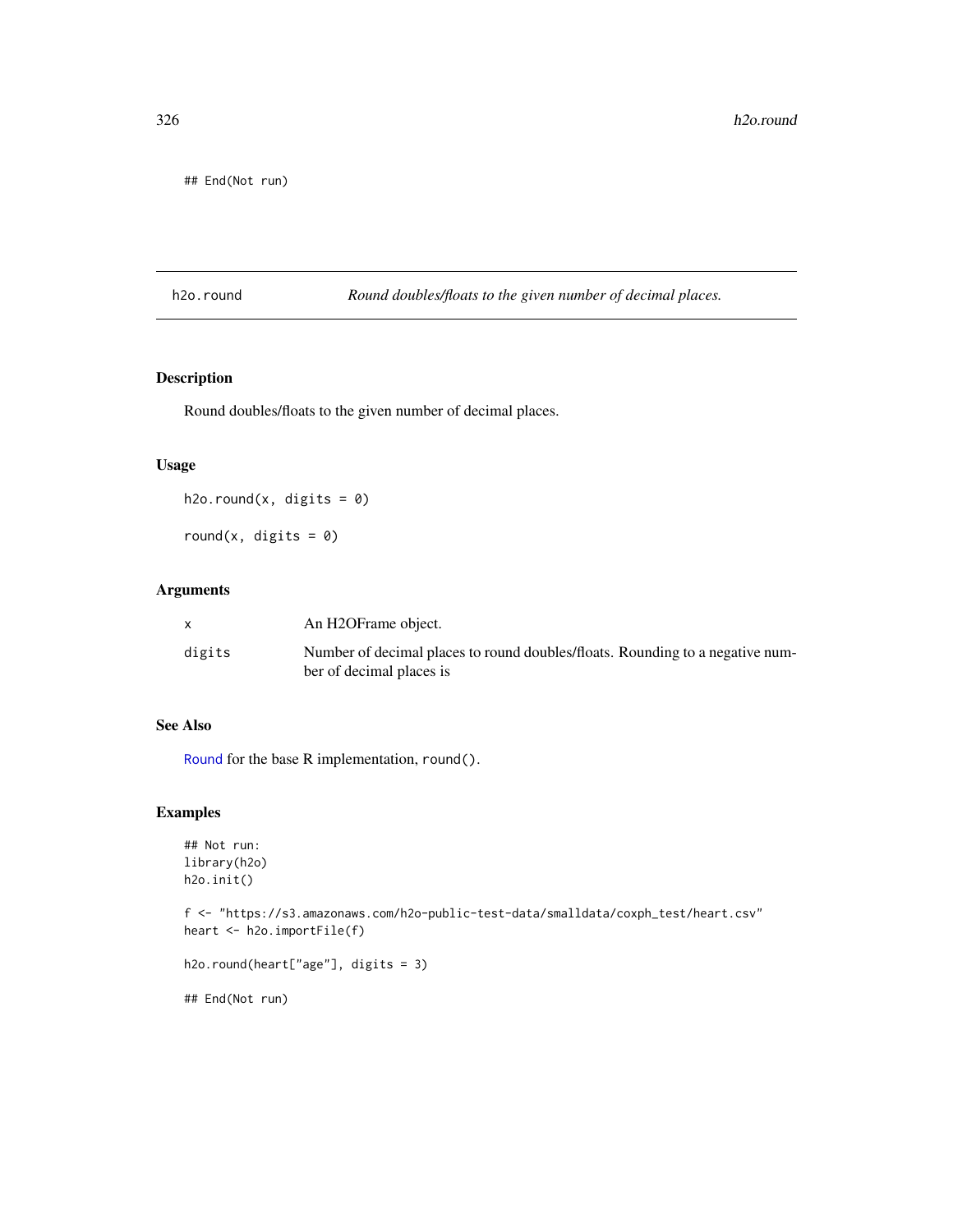```
## End(Not run)
```

## h2o.round *Round doubles/floats to the given number of decimal places.*

### Description

Round doubles/floats to the given number of decimal places.

### Usage

```
h2o.round(x, digits = 0)

round(x, digits = 0)
```

### Arguments

| | |
|---|---|
| x | An H2OFrame object. |
| digits | Number of decimal places to round doubles/floats. Rounding to a negative number of decimal places is |

### See Also

Round for the base R implementation, round().

### Examples

```
## Not run:
library(h2o)
h2o.init()

f <- "https://s3.amazonaws.com/h2o-public-test-data/smalldata/coxph_test/heart.csv"
heart <- h2o.importFile(f)

h2o.round(heart["age"], digits = 3)

## End(Not run)
```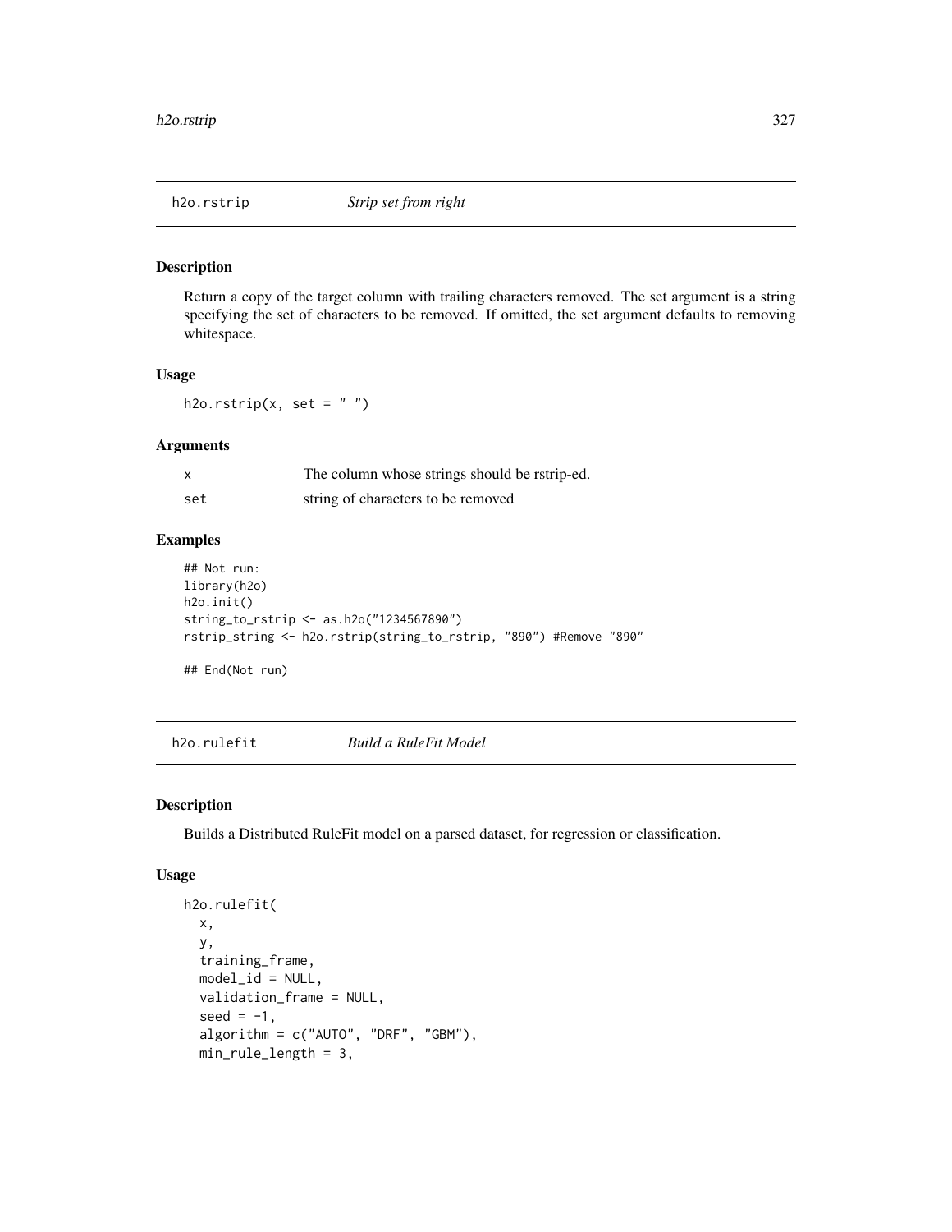## h2o.rstrip *Strip set from right*

### Description

Return a copy of the target column with trailing characters removed. The set argument is a string specifying the set of characters to be removed. If omitted, the set argument defaults to removing whitespace.

### Usage

```
h2o.rstrip(x, set = " ")
```

### Arguments

| | |
|---|---|
| x | The column whose strings should be rstrip-ed. |
| set | string of characters to be removed |

### Examples

```
## Not run:
library(h2o)
h2o.init()
string_to_rstrip <- as.h2o("1234567890")
rstrip_string <- h2o.rstrip(string_to_rstrip, "890") #Remove "890"

## End(Not run)
```

## h2o.rulefit *Build a RuleFit Model*

### Description

Builds a Distributed RuleFit model on a parsed dataset, for regression or classification.

### Usage

```
h2o.rulefit(
  x,
  y,
  training_frame,
  model_id = NULL,
  validation_frame = NULL,
  seed = -1,
  algorithm = c("AUTO", "DRF", "GBM"),
  min_rule_length = 3,
```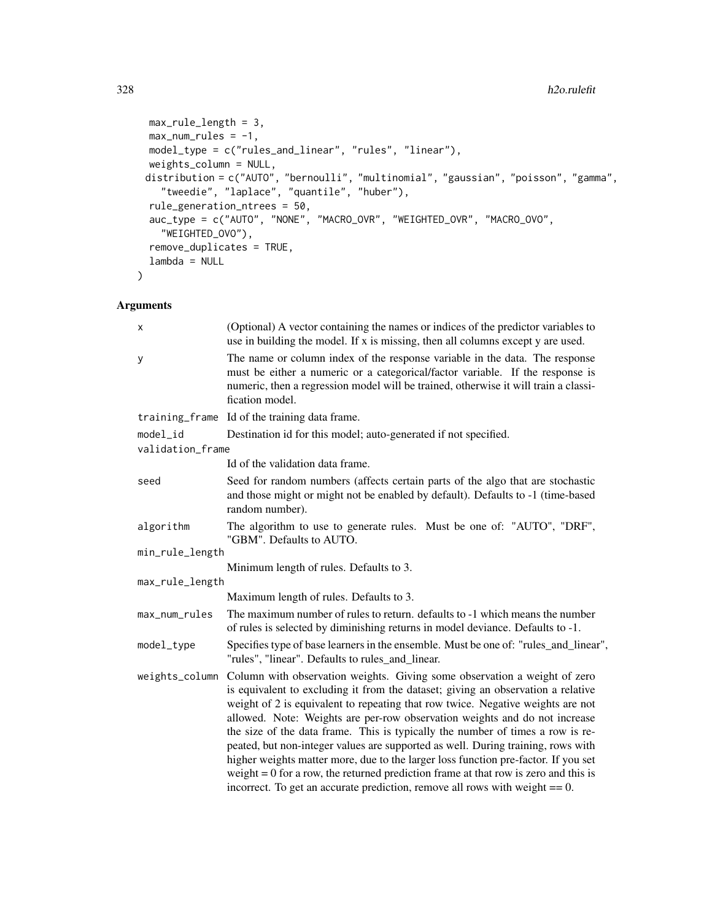```
  max_rule_length = 3,
  max_num_rules = -1,
  model_type = c("rules_and_linear", "rules", "linear"),
  weights_column = NULL,
  distribution = c("AUTO", "bernoulli", "multinomial", "gaussian", "poisson", "gamma",
    "tweedie", "laplace", "quantile", "huber"),
  rule_generation_ntrees = 50,
  auc_type = c("AUTO", "NONE", "MACRO_OVR", "WEIGHTED_OVR", "MACRO_OVO",
    "WEIGHTED_OVO"),
  remove_duplicates = TRUE,
  lambda = NULL
)
```

## Arguments

| | |
|---|---|
| `x` | (Optional) A vector containing the names or indices of the predictor variables to use in building the model. If x is missing, then all columns except y are used. |
| `y` | The name or column index of the response variable in the data. The response must be either a numeric or a categorical/factor variable. If the response is numeric, then a regression model will be trained, otherwise it will train a classification model. |
| `training_frame` | Id of the training data frame. |
| `model_id` | Destination id for this model; auto-generated if not specified. |
| `validation_frame` | Id of the validation data frame. |
| `seed` | Seed for random numbers (affects certain parts of the algo that are stochastic and those might or might not be enabled by default). Defaults to -1 (time-based random number). |
| `algorithm` | The algorithm to use to generate rules. Must be one of: "AUTO", "DRF", "GBM". Defaults to AUTO. |
| `min_rule_length` | Minimum length of rules. Defaults to 3. |
| `max_rule_length` | Maximum length of rules. Defaults to 3. |
| `max_num_rules` | The maximum number of rules to return. defaults to -1 which means the number of rules is selected by diminishing returns in model deviance. Defaults to -1. |
| `model_type` | Specifies type of base learners in the ensemble. Must be one of: "rules_and_linear", "rules", "linear". Defaults to rules_and_linear. |
| `weights_column` | Column with observation weights. Giving some observation a weight of zero is equivalent to excluding it from the dataset; giving an observation a relative weight of 2 is equivalent to repeating that row twice. Negative weights are not allowed. Note: Weights are per-row observation weights and do not increase the size of the data frame. This is typically the number of times a row is repeated, but non-integer values are supported as well. During training, rows with higher weights matter more, due to the larger loss function pre-factor. If you set weight = 0 for a row, the returned prediction frame at that row is zero and this is incorrect. To get an accurate prediction, remove all rows with weight == 0. |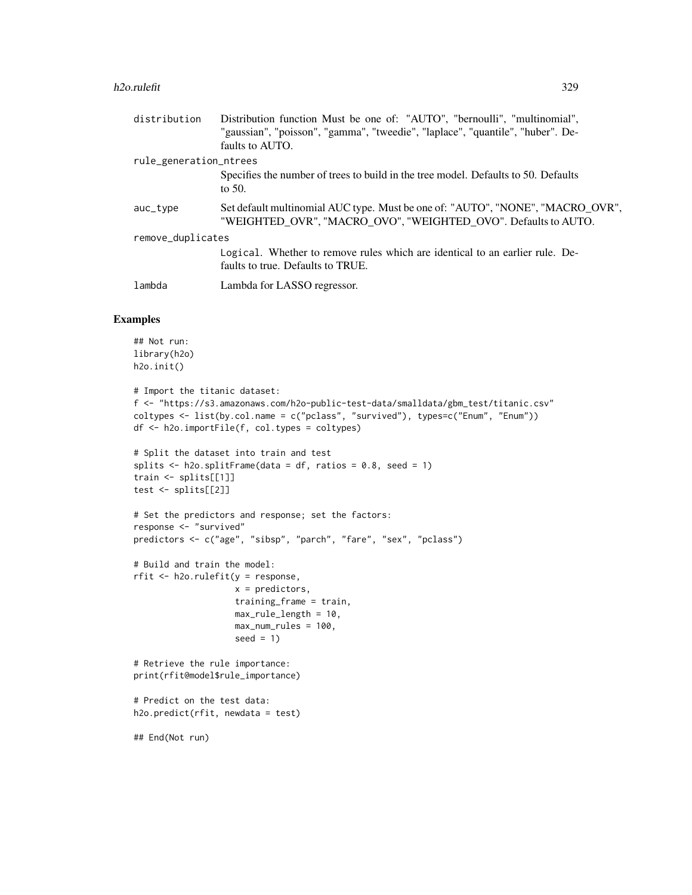| | |
|---|---|
| distribution | Distribution function Must be one of: "AUTO", "bernoulli", "multinomial", "gaussian", "poisson", "gamma", "tweedie", "laplace", "quantile", "huber". Defaults to AUTO. |
| rule_generation_ntrees | Specifies the number of trees to build in the tree model. Defaults to 50. Defaults to 50. |
| auc_type | Set default multinomial AUC type. Must be one of: "AUTO", "NONE", "MACRO_OVR", "WEIGHTED_OVR", "MACRO_OVO", "WEIGHTED_OVO". Defaults to AUTO. |
| remove_duplicates | Logical. Whether to remove rules which are identical to an earlier rule. Defaults to true. Defaults to TRUE. |
| lambda | Lambda for LASSO regressor. |

## Examples

```
## Not run:
library(h2o)
h2o.init()

# Import the titanic dataset:
f <- "https://s3.amazonaws.com/h2o-public-test-data/smalldata/gbm_test/titanic.csv"
coltypes <- list(by.col.name = c("pclass", "survived"), types=c("Enum", "Enum"))
df <- h2o.importFile(f, col.types = coltypes)

# Split the dataset into train and test
splits <- h2o.splitFrame(data = df, ratios = 0.8, seed = 1)
train <- splits[[1]]
test <- splits[[2]]

# Set the predictors and response; set the factors:
response <- "survived"
predictors <- c("age", "sibsp", "parch", "fare", "sex", "pclass")

# Build and train the model:
rfit <- h2o.rulefit(y = response,
                    x = predictors,
                    training_frame = train,
                    max_rule_length = 10,
                    max_num_rules = 100,
                    seed = 1)

# Retrieve the rule importance:
print(rfit@model$rule_importance)

# Predict on the test data:
h2o.predict(rfit, newdata = test)

## End(Not run)
```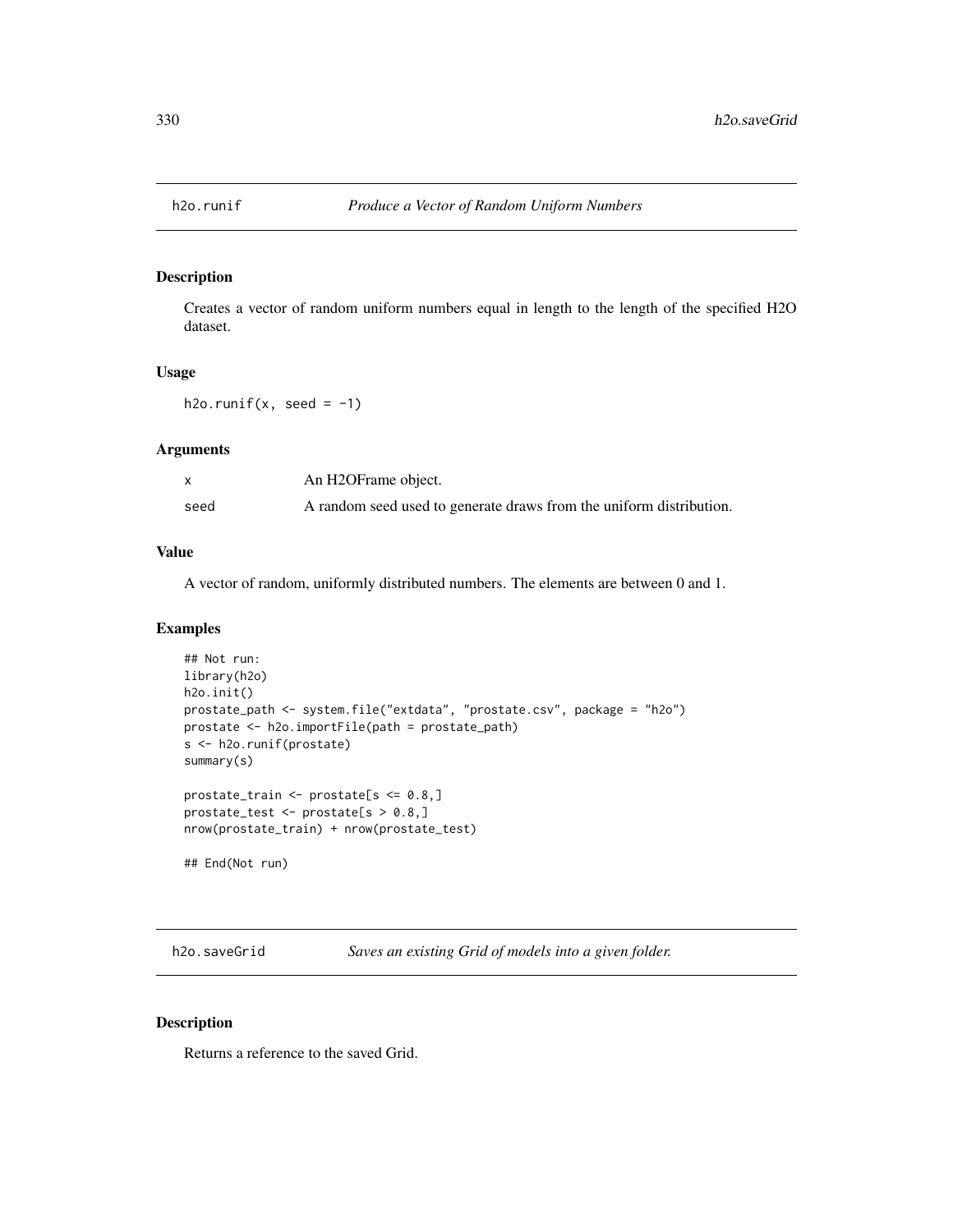## h2o.runif — *Produce a Vector of Random Uniform Numbers*

### Description

Creates a vector of random uniform numbers equal in length to the length of the specified H2O dataset.

### Usage

```
h2o.runif(x, seed = -1)
```

### Arguments

| | |
|---|---|
| x | An H2OFrame object. |
| seed | A random seed used to generate draws from the uniform distribution. |

### Value

A vector of random, uniformly distributed numbers. The elements are between 0 and 1.

### Examples

```
## Not run:
library(h2o)
h2o.init()
prostate_path <- system.file("extdata", "prostate.csv", package = "h2o")
prostate <- h2o.importFile(path = prostate_path)
s <- h2o.runif(prostate)
summary(s)

prostate_train <- prostate[s <= 0.8,]
prostate_test <- prostate[s > 0.8,]
nrow(prostate_train) + nrow(prostate_test)

## End(Not run)
```

## h2o.saveGrid — *Saves an existing Grid of models into a given folder.*

### Description

Returns a reference to the saved Grid.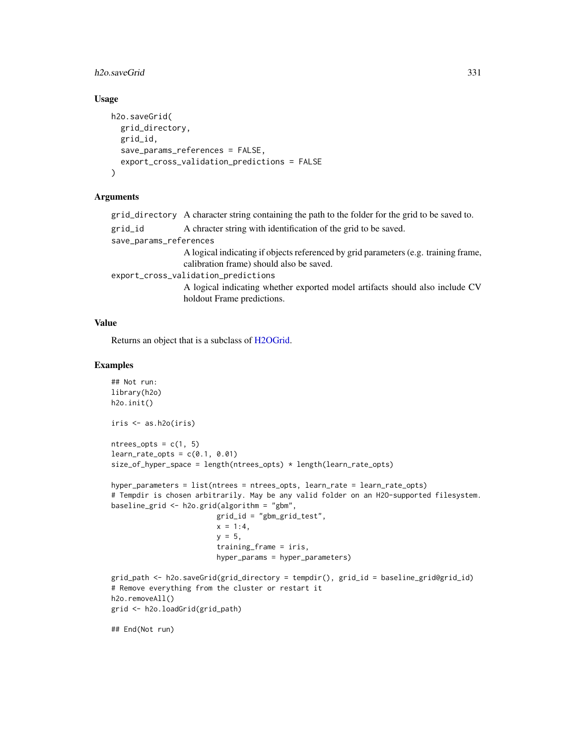## Usage

```
h2o.saveGrid(
  grid_directory,
  grid_id,
  save_params_references = FALSE,
  export_cross_validation_predictions = FALSE
)
```

## Arguments

`grid_directory` A character string containing the path to the folder for the grid to be saved to.

`grid_id` A chracter string with identification of the grid to be saved.

`save_params_references` A logical indicating if objects referenced by grid parameters (e.g. training frame, calibration frame) should also be saved.

`export_cross_validation_predictions` A logical indicating whether exported model artifacts should also include CV holdout Frame predictions.

## Value

Returns an object that is a subclass of H2OGrid.

## Examples

```
## Not run:
library(h2o)
h2o.init()

iris <- as.h2o(iris)

ntrees_opts = c(1, 5)
learn_rate_opts = c(0.1, 0.01)
size_of_hyper_space = length(ntrees_opts) * length(learn_rate_opts)

hyper_parameters = list(ntrees = ntrees_opts, learn_rate = learn_rate_opts)
# Tempdir is chosen arbitrarily. May be any valid folder on an H2O-supported filesystem.
baseline_grid <- h2o.grid(algorithm = "gbm",
                          grid_id = "gbm_grid_test",
                          x = 1:4,
                          y = 5,
                          training_frame = iris,
                          hyper_params = hyper_parameters)

grid_path <- h2o.saveGrid(grid_directory = tempdir(), grid_id = baseline_grid@grid_id)
# Remove everything from the cluster or restart it
h2o.removeAll()
grid <- h2o.loadGrid(grid_path)

## End(Not run)
```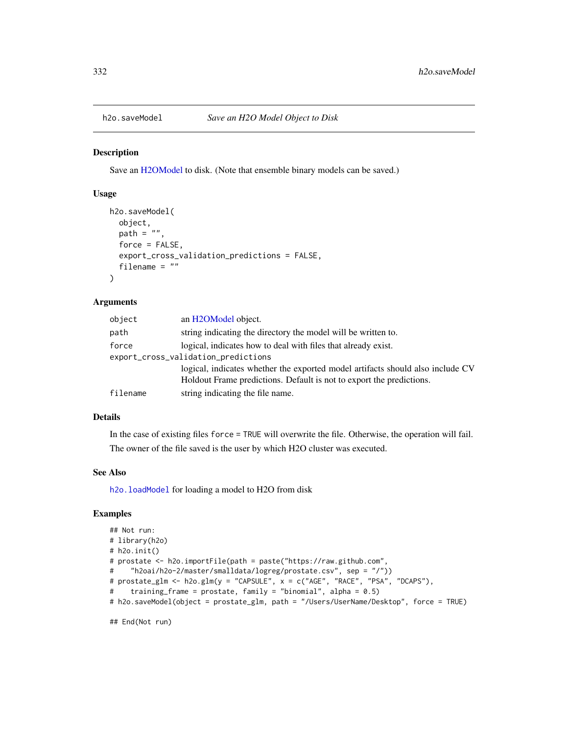## h2o.saveModel *Save an H2O Model Object to Disk*

### Description

Save an H2OModel to disk. (Note that ensemble binary models can be saved.)

### Usage

```
h2o.saveModel(
  object,
  path = "",
  force = FALSE,
  export_cross_validation_predictions = FALSE,
  filename = ""
)
```

### Arguments

| | |
|---|---|
| `object` | an H2OModel object. |
| `path` | string indicating the directory the model will be written to. |
| `force` | logical, indicates how to deal with files that already exist. |
| `export_cross_validation_predictions` | logical, indicates whether the exported model artifacts should also include CV Holdout Frame predictions. Default is not to export the predictions. |
| `filename` | string indicating the file name. |

### Details

In the case of existing files `force = TRUE` will overwrite the file. Otherwise, the operation will fail.

The owner of the file saved is the user by which H2O cluster was executed.

### See Also

`h2o.loadModel` for loading a model to H2O from disk

### Examples

```
## Not run:
# library(h2o)
# h2o.init()
# prostate <- h2o.importFile(path = paste("https://raw.github.com",
#    "h2oai/h2o-2/master/smalldata/logreg/prostate.csv", sep = "/"))
# prostate_glm <- h2o.glm(y = "CAPSULE", x = c("AGE", "RACE", "PSA", "DCAPS"),
#    training_frame = prostate, family = "binomial", alpha = 0.5)
# h2o.saveModel(object = prostate_glm, path = "/Users/UserName/Desktop", force = TRUE)

## End(Not run)
```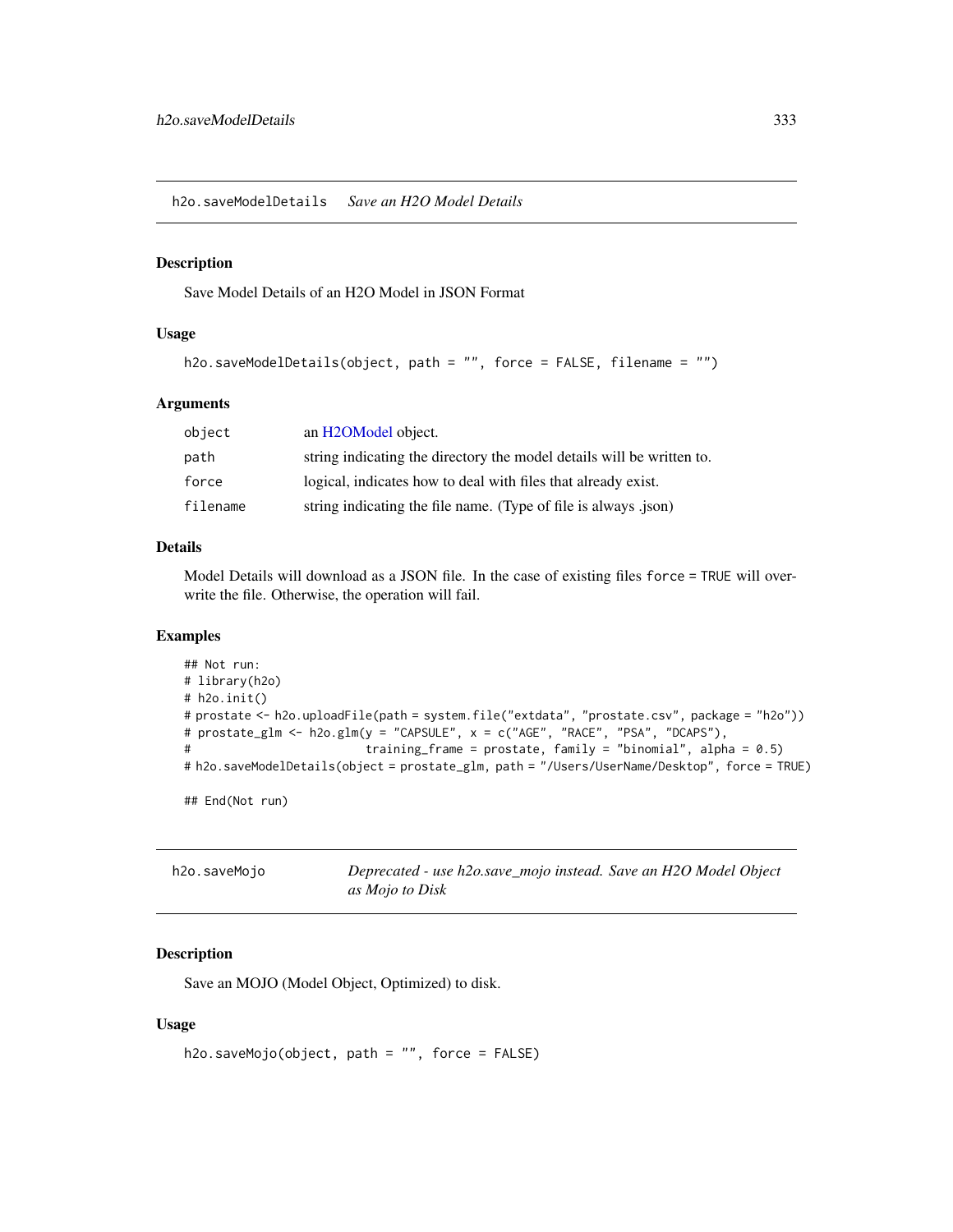## h2o.saveModelDetails *Save an H2O Model Details*

### Description

Save Model Details of an H2O Model in JSON Format

### Usage

```
h2o.saveModelDetails(object, path = "", force = FALSE, filename = "")
```

### Arguments

| | |
|---|---|
| object | an H2OModel object. |
| path | string indicating the directory the model details will be written to. |
| force | logical, indicates how to deal with files that already exist. |
| filename | string indicating the file name. (Type of file is always .json) |

### Details

Model Details will download as a JSON file. In the case of existing files `force = TRUE` will overwrite the file. Otherwise, the operation will fail.

### Examples

```
## Not run:
# library(h2o)
# h2o.init()
# prostate <- h2o.uploadFile(path = system.file("extdata", "prostate.csv", package = "h2o"))
# prostate_glm <- h2o.glm(y = "CAPSULE", x = c("AGE", "RACE", "PSA", "DCAPS"),
#                         training_frame = prostate, family = "binomial", alpha = 0.5)
# h2o.saveModelDetails(object = prostate_glm, path = "/Users/UserName/Desktop", force = TRUE)

## End(Not run)
```

## h2o.saveMojo *Deprecated - use h2o.save_mojo instead. Save an H2O Model Object as Mojo to Disk*

### Description

Save an MOJO (Model Object, Optimized) to disk.

### Usage

```
h2o.saveMojo(object, path = "", force = FALSE)
```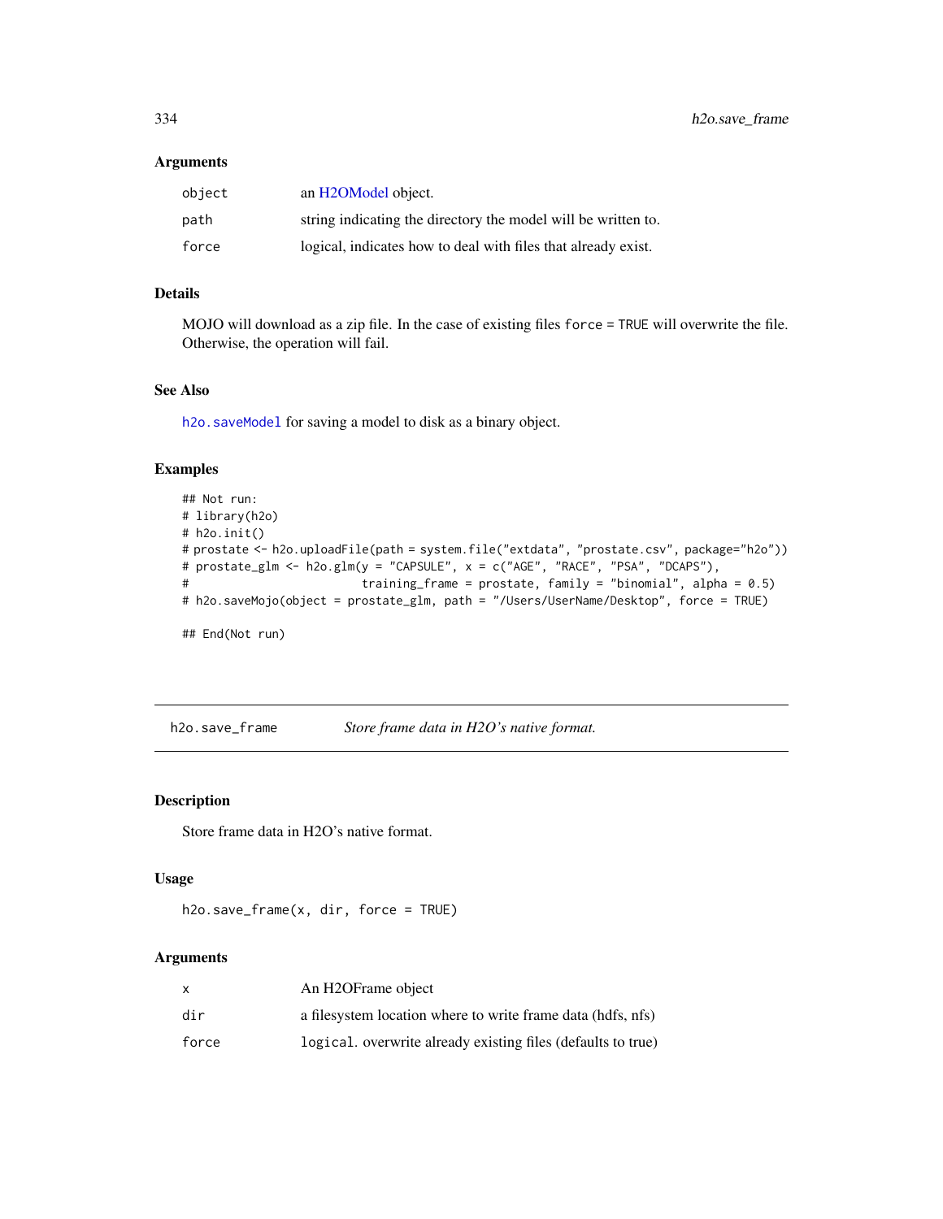### Arguments

| | |
|---|---|
| `object` | an H2OModel object. |
| `path` | string indicating the directory the model will be written to. |
| `force` | logical, indicates how to deal with files that already exist. |

### Details

MOJO will download as a zip file. In the case of existing files `force = TRUE` will overwrite the file. Otherwise, the operation will fail.

### See Also

`h2o.saveModel` for saving a model to disk as a binary object.

### Examples

```
## Not run:
# library(h2o)
# h2o.init()
# prostate <- h2o.uploadFile(path = system.file("extdata", "prostate.csv", package="h2o"))
# prostate_glm <- h2o.glm(y = "CAPSULE", x = c("AGE", "RACE", "PSA", "DCAPS"),
#                         training_frame = prostate, family = "binomial", alpha = 0.5)
# h2o.saveMojo(object = prostate_glm, path = "/Users/UserName/Desktop", force = TRUE)

## End(Not run)
```

---

## h2o.save_frame    *Store frame data in H2O's native format.*

### Description

Store frame data in H2O's native format.

### Usage

```
h2o.save_frame(x, dir, force = TRUE)
```

### Arguments

| | |
|---|---|
| `x` | An H2OFrame object |
| `dir` | a filesystem location where to write frame data (hdfs, nfs) |
| `force` | `logical`. overwrite already existing files (defaults to true) |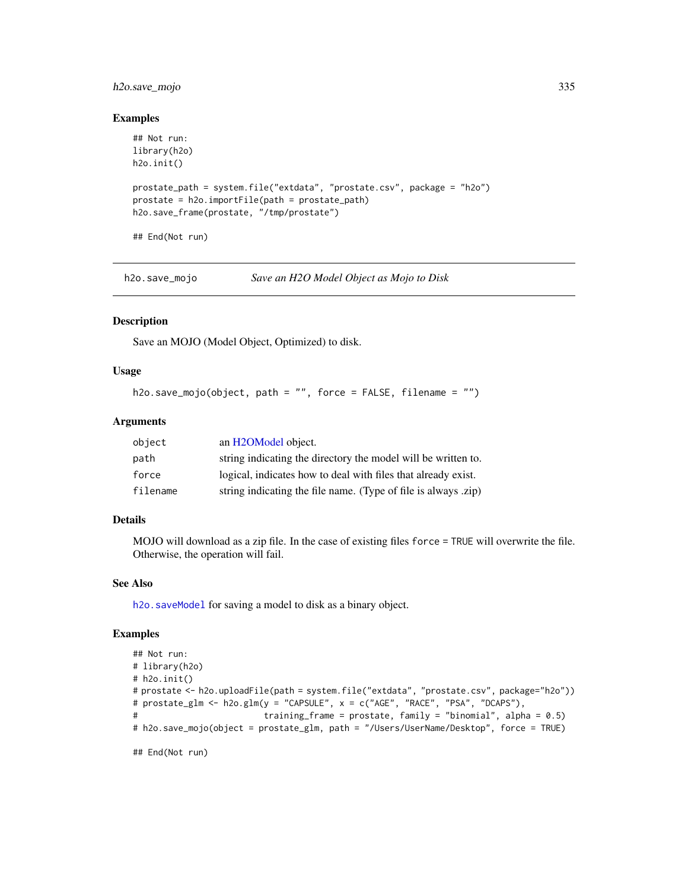## Examples

```
## Not run:
library(h2o)
h2o.init()

prostate_path = system.file("extdata", "prostate.csv", package = "h2o")
prostate = h2o.importFile(path = prostate_path)
h2o.save_frame(prostate, "/tmp/prostate")

## End(Not run)
```

---

# h2o.save_mojo — *Save an H2O Model Object as Mojo to Disk*

## Description

Save an MOJO (Model Object, Optimized) to disk.

## Usage

```
h2o.save_mojo(object, path = "", force = FALSE, filename = "")
```

## Arguments

| | |
|---|---|
| object | an H2OModel object. |
| path | string indicating the directory the model will be written to. |
| force | logical, indicates how to deal with files that already exist. |
| filename | string indicating the file name. (Type of file is always .zip) |

## Details

MOJO will download as a zip file. In the case of existing files `force = TRUE` will overwrite the file. Otherwise, the operation will fail.

## See Also

`h2o.saveModel` for saving a model to disk as a binary object.

## Examples

```
## Not run:
# library(h2o)
# h2o.init()
# prostate <- h2o.uploadFile(path = system.file("extdata", "prostate.csv", package="h2o"))
# prostate_glm <- h2o.glm(y = "CAPSULE", x = c("AGE", "RACE", "PSA", "DCAPS"),
#                         training_frame = prostate, family = "binomial", alpha = 0.5)
# h2o.save_mojo(object = prostate_glm, path = "/Users/UserName/Desktop", force = TRUE)

## End(Not run)
```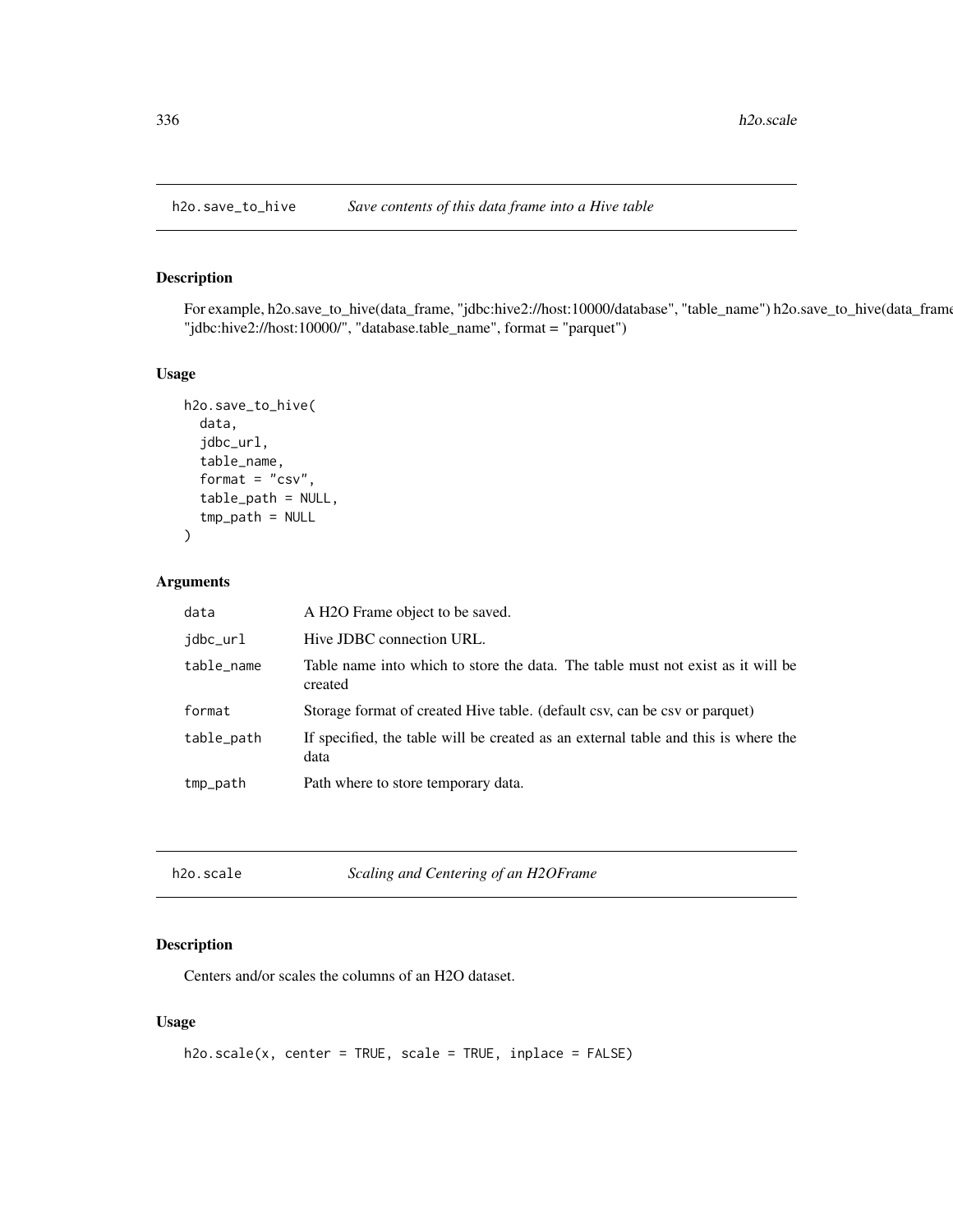## h2o.save_to_hive *Save contents of this data frame into a Hive table*

### Description

For example, h2o.save_to_hive(data_frame, "jdbc:hive2://host:10000/database", "table_name") h2o.save_to_hive(data_frame "jdbc:hive2://host:10000/", "database.table_name", format = "parquet")

### Usage

```
h2o.save_to_hive(
  data,
  jdbc_url,
  table_name,
  format = "csv",
  table_path = NULL,
  tmp_path = NULL
)
```

### Arguments

| | |
|---|---|
| data | A H2O Frame object to be saved. |
| jdbc_url | Hive JDBC connection URL. |
| table_name | Table name into which to store the data. The table must not exist as it will be created |
| format | Storage format of created Hive table. (default csv, can be csv or parquet) |
| table_path | If specified, the table will be created as an external table and this is where the data |
| tmp_path | Path where to store temporary data. |

## h2o.scale *Scaling and Centering of an H2OFrame*

### Description

Centers and/or scales the columns of an H2O dataset.

### Usage

```
h2o.scale(x, center = TRUE, scale = TRUE, inplace = FALSE)
```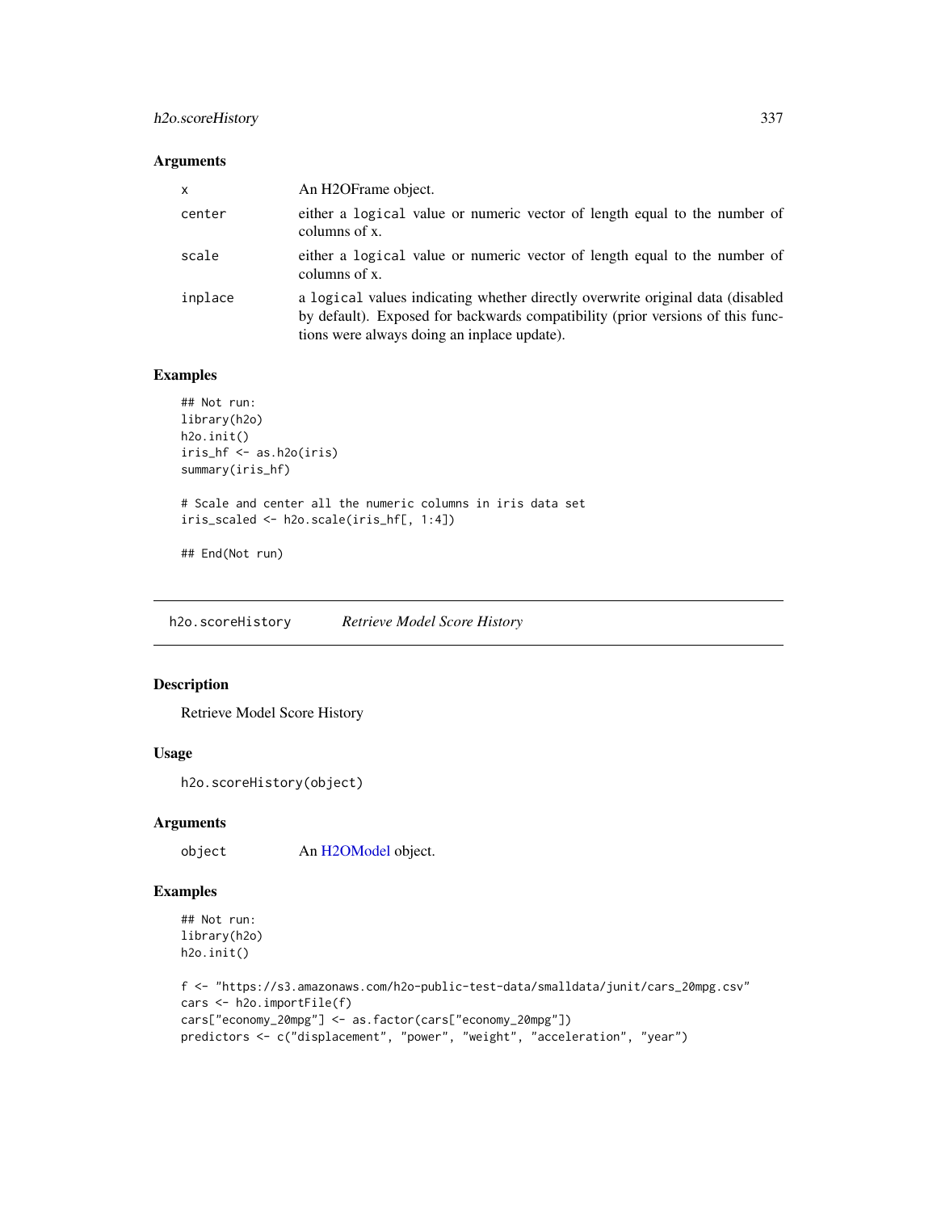### Arguments

| | |
|---|---|
| x | An H2OFrame object. |
| center | either a `logical` value or numeric vector of length equal to the number of columns of x. |
| scale | either a `logical` value or numeric vector of length equal to the number of columns of x. |
| inplace | a `logical` values indicating whether directly overwrite original data (disabled by default). Exposed for backwards compatibility (prior versions of this functions were always doing an inplace update). |

### Examples

```
## Not run:
library(h2o)
h2o.init()
iris_hf <- as.h2o(iris)
summary(iris_hf)

# Scale and center all the numeric columns in iris data set
iris_scaled <- h2o.scale(iris_hf[, 1:4])

## End(Not run)
```

## h2o.scoreHistory *Retrieve Model Score History*

### Description

Retrieve Model Score History

### Usage

```
h2o.scoreHistory(object)
```

### Arguments

| | |
|---|---|
| object | An H2OModel object. |

### Examples

```
## Not run:
library(h2o)
h2o.init()

f <- "https://s3.amazonaws.com/h2o-public-test-data/smalldata/junit/cars_20mpg.csv"
cars <- h2o.importFile(f)
cars["economy_20mpg"] <- as.factor(cars["economy_20mpg"])
predictors <- c("displacement", "power", "weight", "acceleration", "year")
```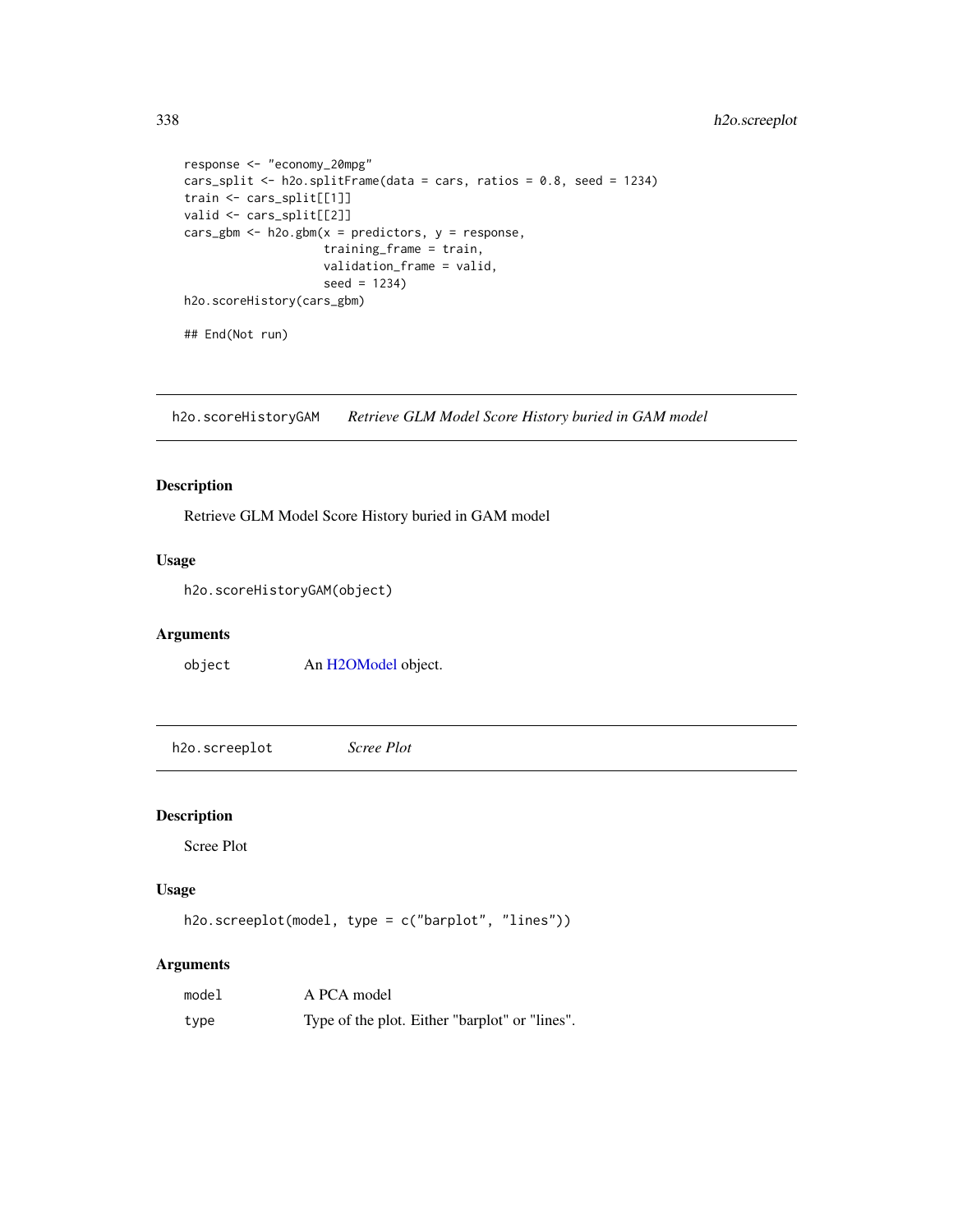```
response <- "economy_20mpg"
cars_split <- h2o.splitFrame(data = cars, ratios = 0.8, seed = 1234)
train <- cars_split[[1]]
valid <- cars_split[[2]]
cars_gbm <- h2o.gbm(x = predictors, y = response,
                    training_frame = train,
                    validation_frame = valid,
                    seed = 1234)
h2o.scoreHistory(cars_gbm)

## End(Not run)
```

## h2o.scoreHistoryGAM    *Retrieve GLM Model Score History buried in GAM model*

### Description

Retrieve GLM Model Score History buried in GAM model

### Usage

```
h2o.scoreHistoryGAM(object)
```

### Arguments

| | |
|---|---|
| object | An H2OModel object. |

## h2o.screeplot    *Scree Plot*

### Description

Scree Plot

### Usage

```
h2o.screeplot(model, type = c("barplot", "lines"))
```

### Arguments

| | |
|---|---|
| model | A PCA model |
| type | Type of the plot. Either "barplot" or "lines". |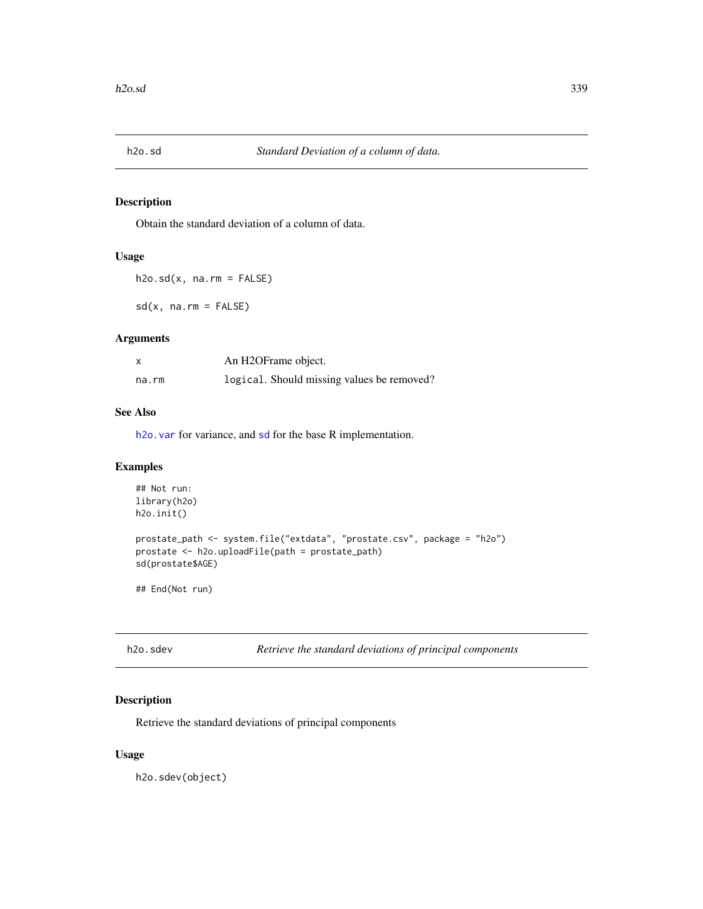## h2o.sd — *Standard Deviation of a column of data.*

### Description

Obtain the standard deviation of a column of data.

### Usage

```
h2o.sd(x, na.rm = FALSE)

sd(x, na.rm = FALSE)
```

### Arguments

| | |
|---|---|
| x | An H2OFrame object. |
| na.rm | `logical`. Should missing values be removed? |

### See Also

`h2o.var` for variance, and `sd` for the base R implementation.

### Examples

```
## Not run:
library(h2o)
h2o.init()

prostate_path <- system.file("extdata", "prostate.csv", package = "h2o")
prostate <- h2o.uploadFile(path = prostate_path)
sd(prostate$AGE)

## End(Not run)
```

## h2o.sdev — *Retrieve the standard deviations of principal components*

### Description

Retrieve the standard deviations of principal components

### Usage

```
h2o.sdev(object)
```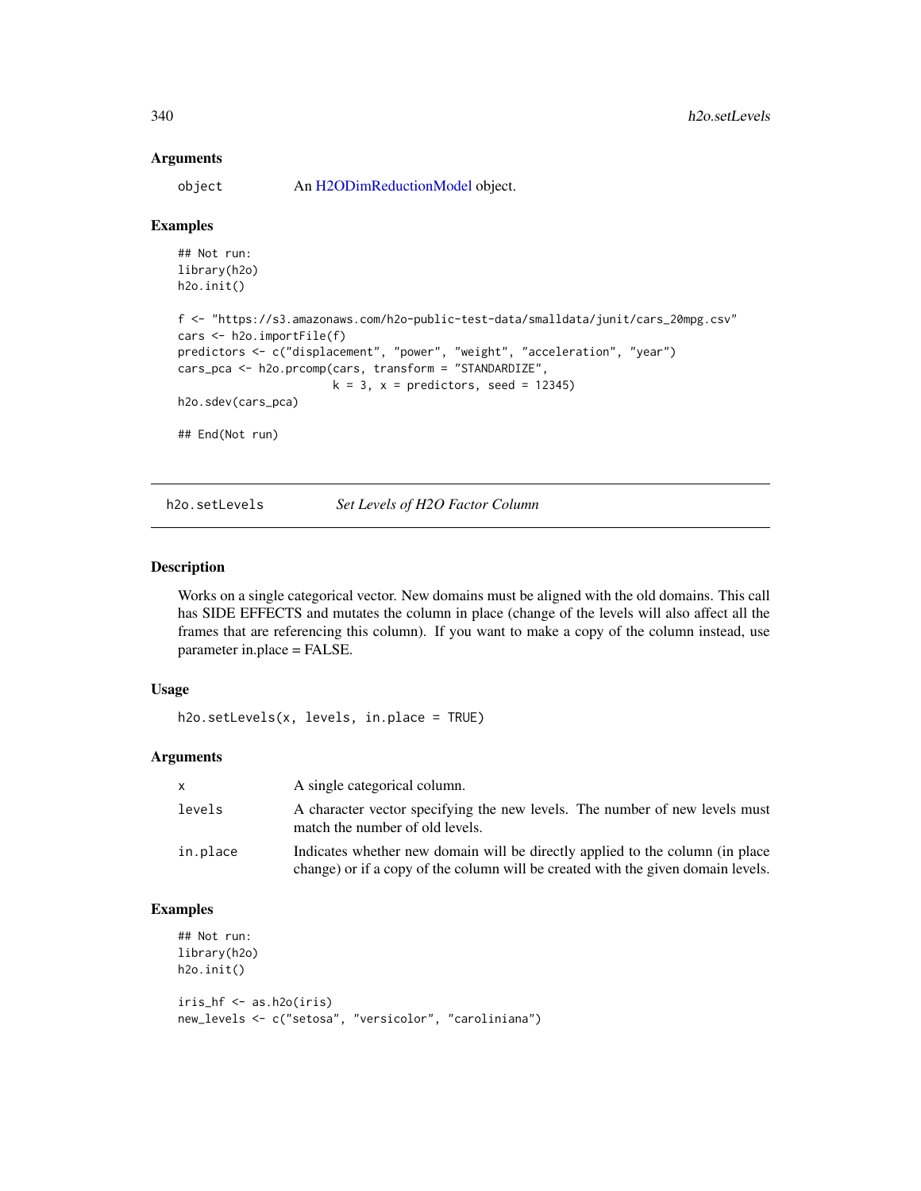### Arguments

| | |
|---|---|
| object | An H2ODimReductionModel object. |

### Examples

```
## Not run:
library(h2o)
h2o.init()

f <- "https://s3.amazonaws.com/h2o-public-test-data/smalldata/junit/cars_20mpg.csv"
cars <- h2o.importFile(f)
predictors <- c("displacement", "power", "weight", "acceleration", "year")
cars_pca <- h2o.prcomp(cars, transform = "STANDARDIZE",
                       k = 3, x = predictors, seed = 12345)
h2o.sdev(cars_pca)

## End(Not run)
```

---

## h2o.setLevels *Set Levels of H2O Factor Column*

### Description

Works on a single categorical vector. New domains must be aligned with the old domains. This call has SIDE EFFECTS and mutates the column in place (change of the levels will also affect all the frames that are referencing this column). If you want to make a copy of the column instead, use parameter in.place = FALSE.

### Usage

```
h2o.setLevels(x, levels, in.place = TRUE)
```

### Arguments

| | |
|---|---|
| x | A single categorical column. |
| levels | A character vector specifying the new levels. The number of new levels must match the number of old levels. |
| in.place | Indicates whether new domain will be directly applied to the column (in place change) or if a copy of the column will be created with the given domain levels. |

### Examples

```
## Not run:
library(h2o)
h2o.init()

iris_hf <- as.h2o(iris)
new_levels <- c("setosa", "versicolor", "caroliniana")
```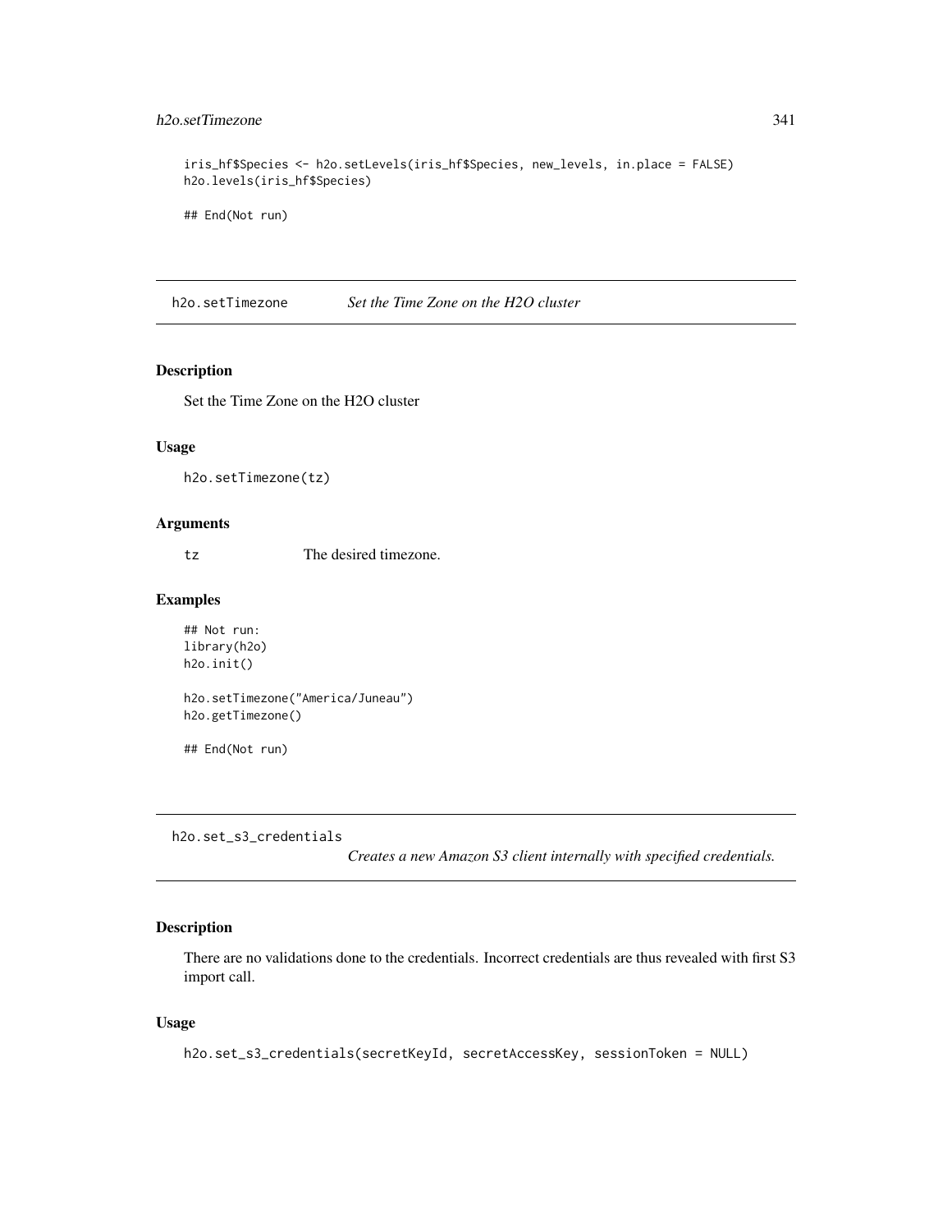```
iris_hf$Species <- h2o.setLevels(iris_hf$Species, new_levels, in.place = FALSE)
h2o.levels(iris_hf$Species)

## End(Not run)
```

## h2o.setTimezone *Set the Time Zone on the H2O cluster*

### Description

Set the Time Zone on the H2O cluster

### Usage

```
h2o.setTimezone(tz)
```

### Arguments

| | |
|---|---|
| tz | The desired timezone. |

### Examples

```
## Not run:
library(h2o)
h2o.init()

h2o.setTimezone("America/Juneau")
h2o.getTimezone()

## End(Not run)
```

## h2o.set_s3_credentials *Creates a new Amazon S3 client internally with specified credentials.*

### Description

There are no validations done to the credentials. Incorrect credentials are thus revealed with first S3 import call.

### Usage

```
h2o.set_s3_credentials(secretKeyId, secretAccessKey, sessionToken = NULL)
```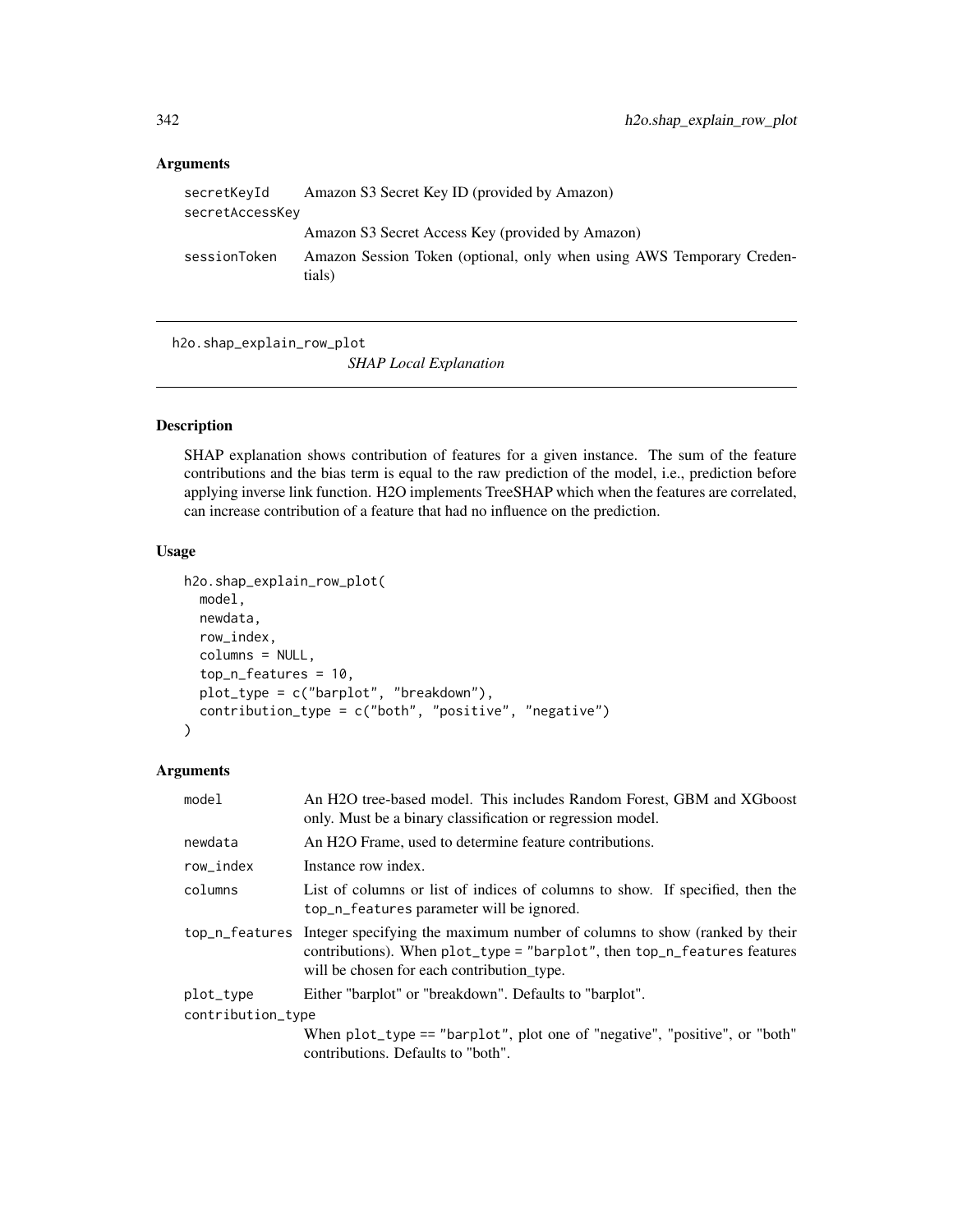## Arguments

| | |
|---|---|
| secretKeyId | Amazon S3 Secret Key ID (provided by Amazon) |
| secretAccessKey | Amazon S3 Secret Access Key (provided by Amazon) |
| sessionToken | Amazon Session Token (optional, only when using AWS Temporary Credentials) |

---

# h2o.shap_explain_row_plot

*SHAP Local Explanation*

---

## Description

SHAP explanation shows contribution of features for a given instance. The sum of the feature contributions and the bias term is equal to the raw prediction of the model, i.e., prediction before applying inverse link function. H2O implements TreeSHAP which when the features are correlated, can increase contribution of a feature that had no influence on the prediction.

## Usage

```
h2o.shap_explain_row_plot(
  model,
  newdata,
  row_index,
  columns = NULL,
  top_n_features = 10,
  plot_type = c("barplot", "breakdown"),
  contribution_type = c("both", "positive", "negative")
)
```

## Arguments

| | |
|---|---|
| model | An H2O tree-based model. This includes Random Forest, GBM and XGboost only. Must be a binary classification or regression model. |
| newdata | An H2O Frame, used to determine feature contributions. |
| row_index | Instance row index. |
| columns | List of columns or list of indices of columns to show. If specified, then the `top_n_features` parameter will be ignored. |
| top_n_features | Integer specifying the maximum number of columns to show (ranked by their contributions). When `plot_type = "barplot"`, then `top_n_features` features will be chosen for each contribution_type. |
| plot_type | Either "barplot" or "breakdown". Defaults to "barplot". |
| contribution_type | When `plot_type == "barplot"`, plot one of "negative", "positive", or "both" contributions. Defaults to "both". |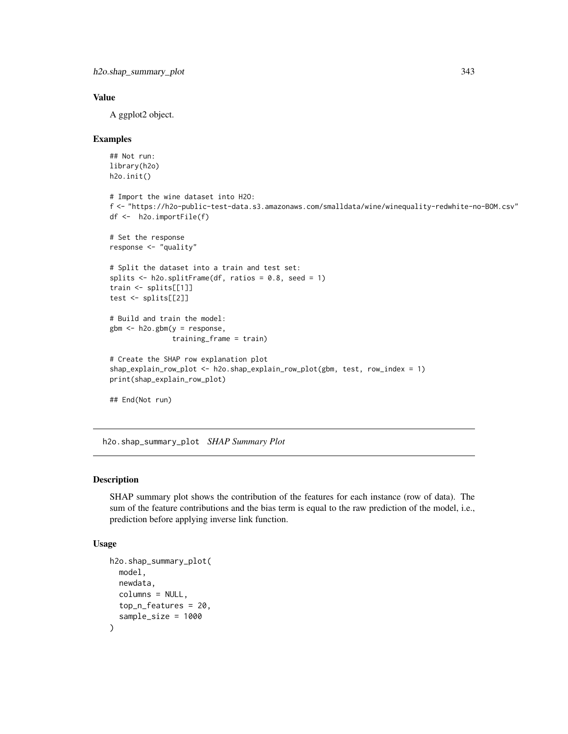### Value

A ggplot2 object.

### Examples

```
## Not run:
library(h2o)
h2o.init()

# Import the wine dataset into H2O:
f <- "https://h2o-public-test-data.s3.amazonaws.com/smalldata/wine/winequality-redwhite-no-BOM.csv"
df <-  h2o.importFile(f)

# Set the response
response <- "quality"

# Split the dataset into a train and test set:
splits <- h2o.splitFrame(df, ratios = 0.8, seed = 1)
train <- splits[[1]]
test <- splits[[2]]

# Build and train the model:
gbm <- h2o.gbm(y = response,
               training_frame = train)

# Create the SHAP row explanation plot
shap_explain_row_plot <- h2o.shap_explain_row_plot(gbm, test, row_index = 1)
print(shap_explain_row_plot)

## End(Not run)
```

---

## h2o.shap_summary_plot *SHAP Summary Plot*

---

### Description

SHAP summary plot shows the contribution of the features for each instance (row of data). The sum of the feature contributions and the bias term is equal to the raw prediction of the model, i.e., prediction before applying inverse link function.

### Usage

```
h2o.shap_summary_plot(
  model,
  newdata,
  columns = NULL,
  top_n_features = 20,
  sample_size = 1000
)
```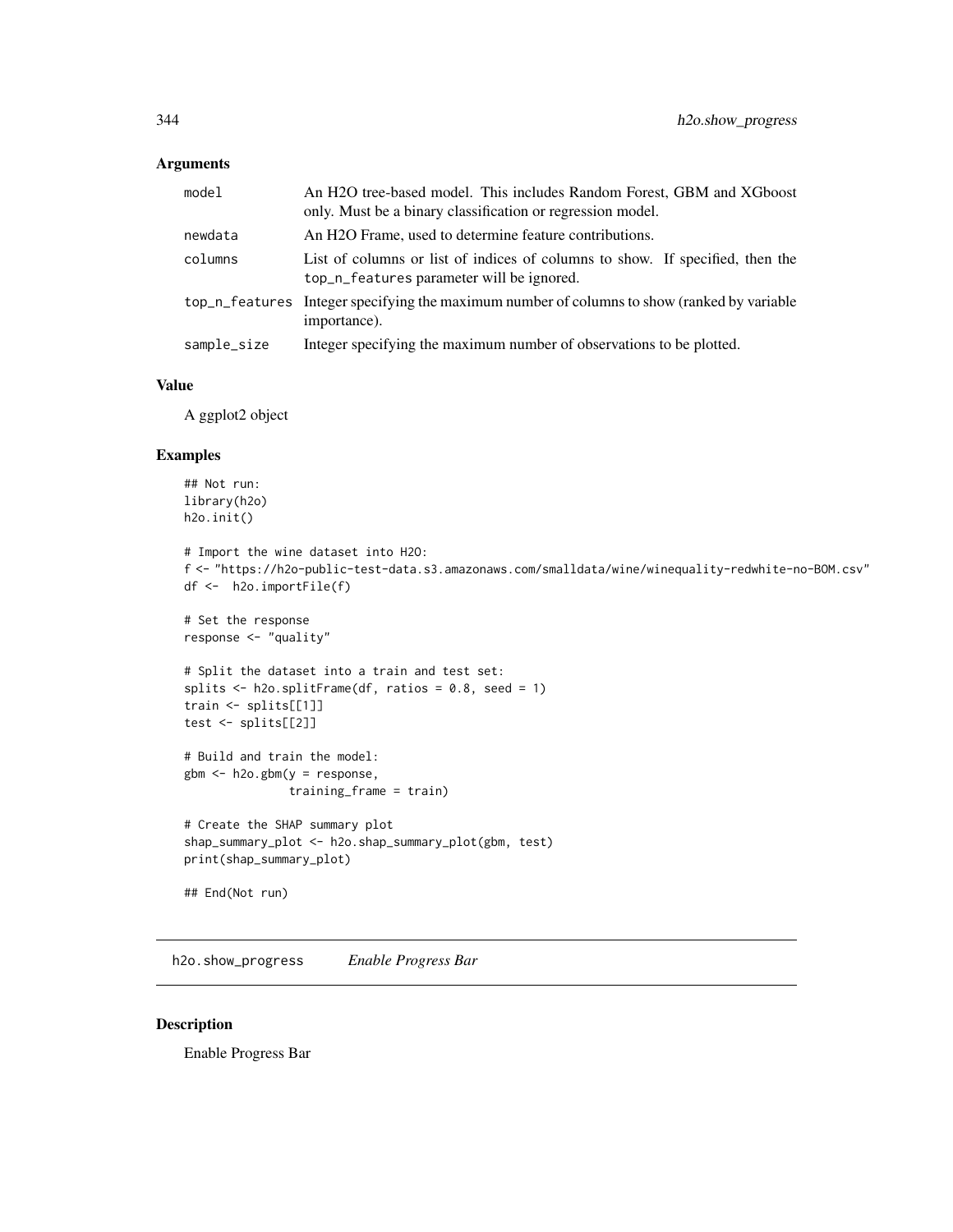### Arguments

| | |
|---|---|
| model | An H2O tree-based model. This includes Random Forest, GBM and XGboost only. Must be a binary classification or regression model. |
| newdata | An H2O Frame, used to determine feature contributions. |
| columns | List of columns or list of indices of columns to show. If specified, then the top_n_features parameter will be ignored. |
| top_n_features | Integer specifying the maximum number of columns to show (ranked by variable importance). |
| sample_size | Integer specifying the maximum number of observations to be plotted. |

### Value

A ggplot2 object

### Examples

```
## Not run:
library(h2o)
h2o.init()

# Import the wine dataset into H2O:
f <- "https://h2o-public-test-data.s3.amazonaws.com/smalldata/wine/winequality-redwhite-no-BOM.csv"
df <-  h2o.importFile(f)

# Set the response
response <- "quality"

# Split the dataset into a train and test set:
splits <- h2o.splitFrame(df, ratios = 0.8, seed = 1)
train <- splits[[1]]
test <- splits[[2]]

# Build and train the model:
gbm <- h2o.gbm(y = response,
               training_frame = train)

# Create the SHAP summary plot
shap_summary_plot <- h2o.shap_summary_plot(gbm, test)
print(shap_summary_plot)

## End(Not run)
```

## h2o.show_progress *Enable Progress Bar*

### Description

Enable Progress Bar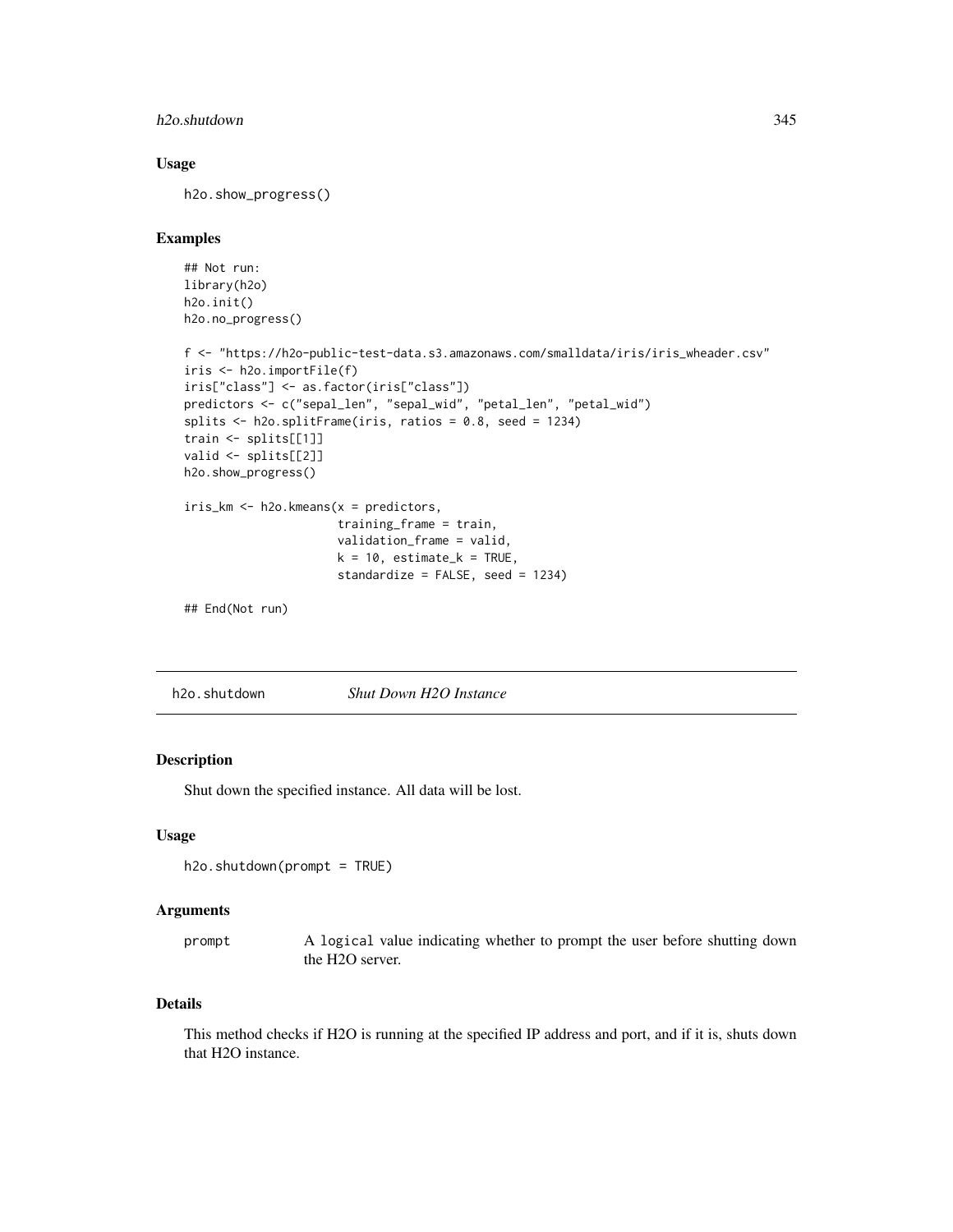## Usage

```
h2o.show_progress()
```

## Examples

```
## Not run:
library(h2o)
h2o.init()
h2o.no_progress()

f <- "https://h2o-public-test-data.s3.amazonaws.com/smalldata/iris/iris_wheader.csv"
iris <- h2o.importFile(f)
iris["class"] <- as.factor(iris["class"])
predictors <- c("sepal_len", "sepal_wid", "petal_len", "petal_wid")
splits <- h2o.splitFrame(iris, ratios = 0.8, seed = 1234)
train <- splits[[1]]
valid <- splits[[2]]
h2o.show_progress()

iris_km <- h2o.kmeans(x = predictors,
                      training_frame = train,
                      validation_frame = valid,
                      k = 10, estimate_k = TRUE,
                      standardize = FALSE, seed = 1234)

## End(Not run)
```

---

# h2o.shutdown — *Shut Down H2O Instance*

## Description

Shut down the specified instance. All data will be lost.

## Usage

```
h2o.shutdown(prompt = TRUE)
```

## Arguments

| | |
|---|---|
| prompt | A `logical` value indicating whether to prompt the user before shutting down the H2O server. |

## Details

This method checks if H2O is running at the specified IP address and port, and if it is, shuts down that H2O instance.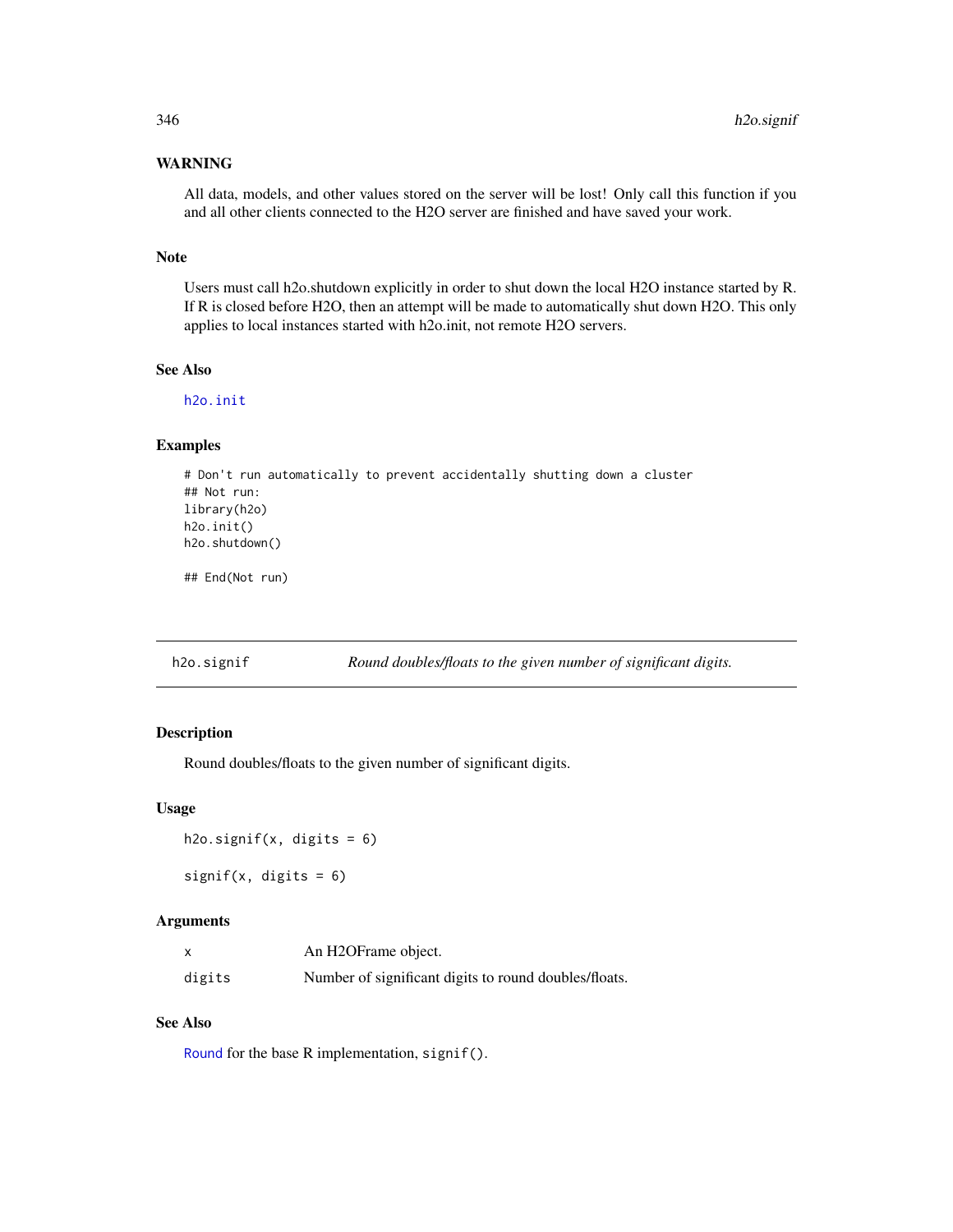### WARNING

All data, models, and other values stored on the server will be lost! Only call this function if you and all other clients connected to the H2O server are finished and have saved your work.

### Note

Users must call h2o.shutdown explicitly in order to shut down the local H2O instance started by R. If R is closed before H2O, then an attempt will be made to automatically shut down H2O. This only applies to local instances started with h2o.init, not remote H2O servers.

### See Also

`h2o.init`

### Examples

```
# Don't run automatically to prevent accidentally shutting down a cluster
## Not run:
library(h2o)
h2o.init()
h2o.shutdown()

## End(Not run)
```

---

## h2o.signif — *Round doubles/floats to the given number of significant digits.*

### Description

Round doubles/floats to the given number of significant digits.

### Usage

```
h2o.signif(x, digits = 6)

signif(x, digits = 6)
```

### Arguments

| | |
|---|---|
| `x` | An H2OFrame object. |
| `digits` | Number of significant digits to round doubles/floats. |

### See Also

`Round` for the base R implementation, `signif()`.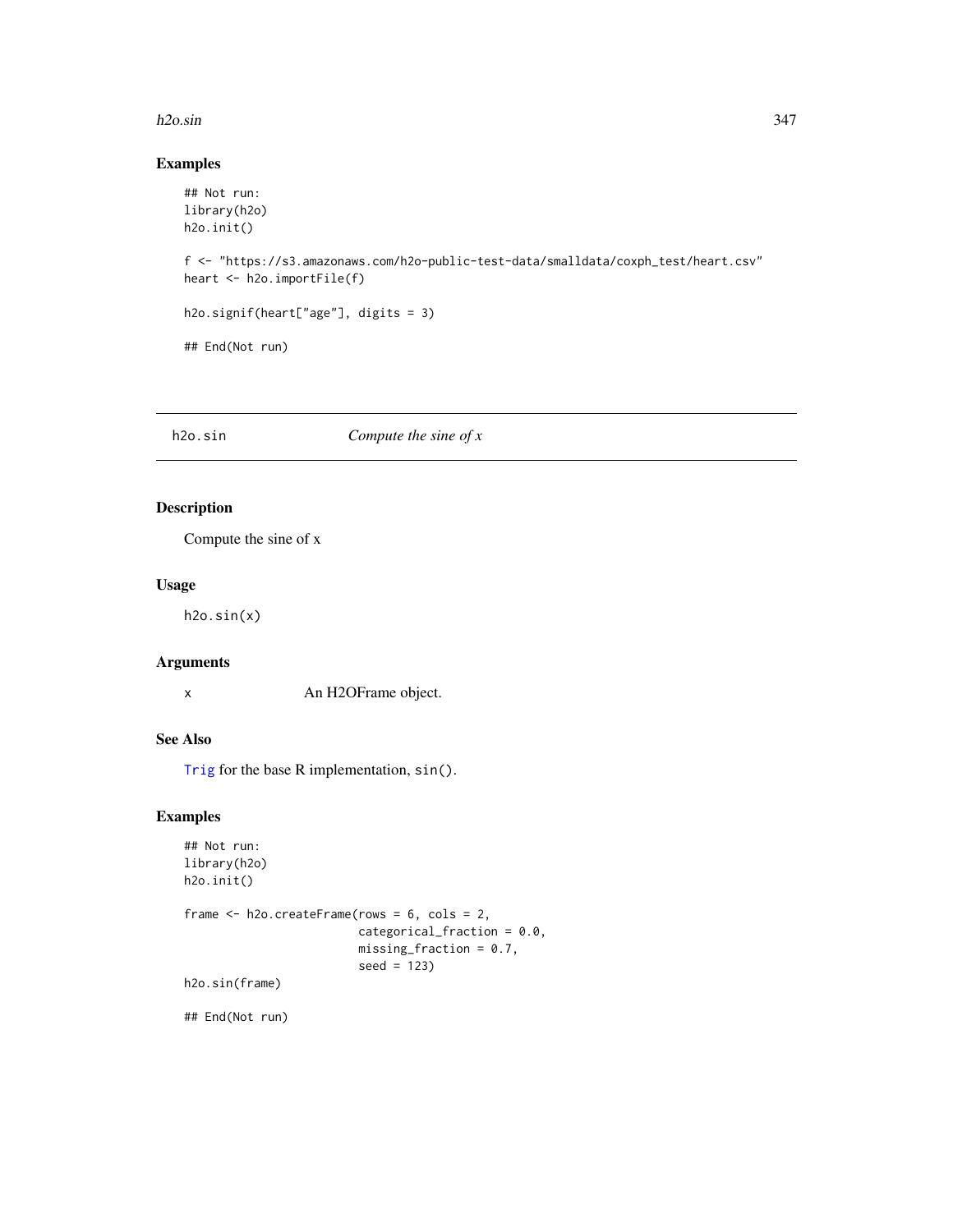## Examples

```
## Not run:
library(h2o)
h2o.init()

f <- "https://s3.amazonaws.com/h2o-public-test-data/smalldata/coxph_test/heart.csv"
heart <- h2o.importFile(f)

h2o.signif(heart["age"], digits = 3)

## End(Not run)
```

---

# h2o.sin — *Compute the sine of x*

## Description

Compute the sine of x

## Usage

```
h2o.sin(x)
```

## Arguments

| | |
|---|---|
| x | An H2OFrame object. |

## See Also

Trig for the base R implementation, `sin()`.

## Examples

```
## Not run:
library(h2o)
h2o.init()

frame <- h2o.createFrame(rows = 6, cols = 2,
                         categorical_fraction = 0.0,
                         missing_fraction = 0.7,
                         seed = 123)
h2o.sin(frame)

## End(Not run)
```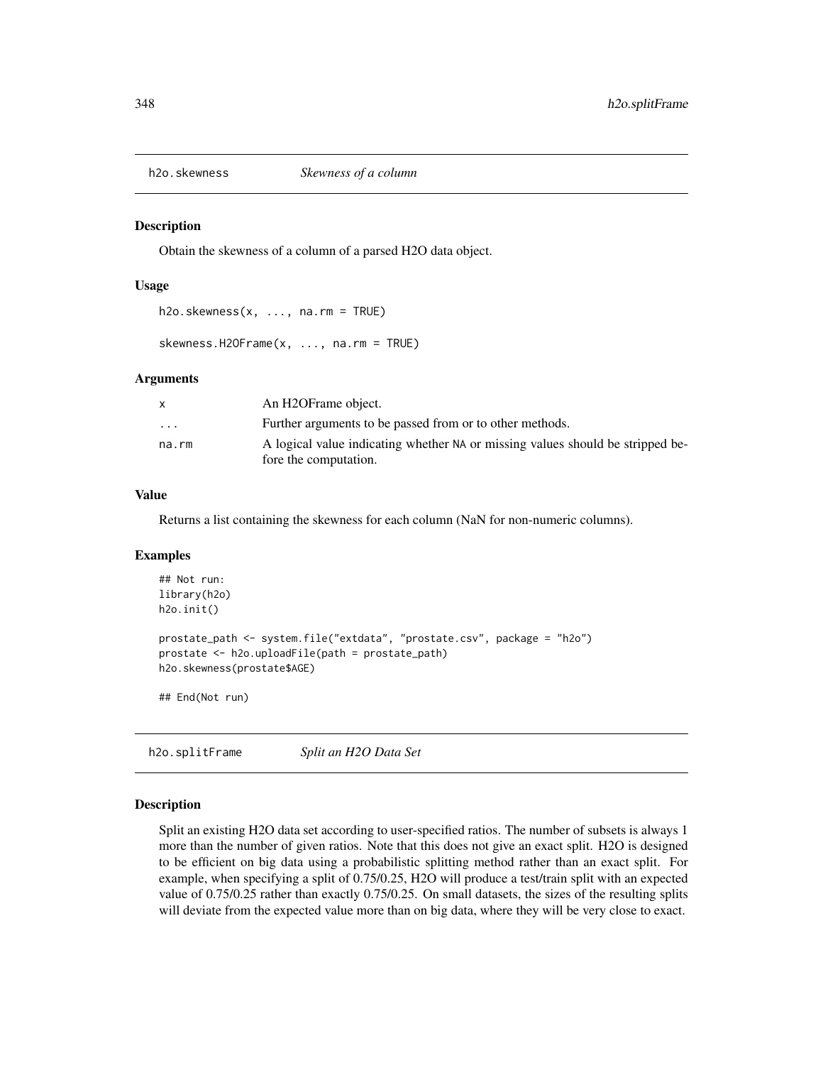## h2o.skewness *Skewness of a column*

### Description

Obtain the skewness of a column of a parsed H2O data object.

### Usage

```
h2o.skewness(x, ..., na.rm = TRUE)

skewness.H2OFrame(x, ..., na.rm = TRUE)
```

### Arguments

| | |
|---|---|
| x | An H2OFrame object. |
| ... | Further arguments to be passed from or to other methods. |
| na.rm | A logical value indicating whether NA or missing values should be stripped before the computation. |

### Value

Returns a list containing the skewness for each column (NaN for non-numeric columns).

### Examples

```
## Not run:
library(h2o)
h2o.init()

prostate_path <- system.file("extdata", "prostate.csv", package = "h2o")
prostate <- h2o.uploadFile(path = prostate_path)
h2o.skewness(prostate$AGE)

## End(Not run)
```

## h2o.splitFrame *Split an H2O Data Set*

### Description

Split an existing H2O data set according to user-specified ratios. The number of subsets is always 1 more than the number of given ratios. Note that this does not give an exact split. H2O is designed to be efficient on big data using a probabilistic splitting method rather than an exact split. For example, when specifying a split of 0.75/0.25, H2O will produce a test/train split with an expected value of 0.75/0.25 rather than exactly 0.75/0.25. On small datasets, the sizes of the resulting splits will deviate from the expected value more than on big data, where they will be very close to exact.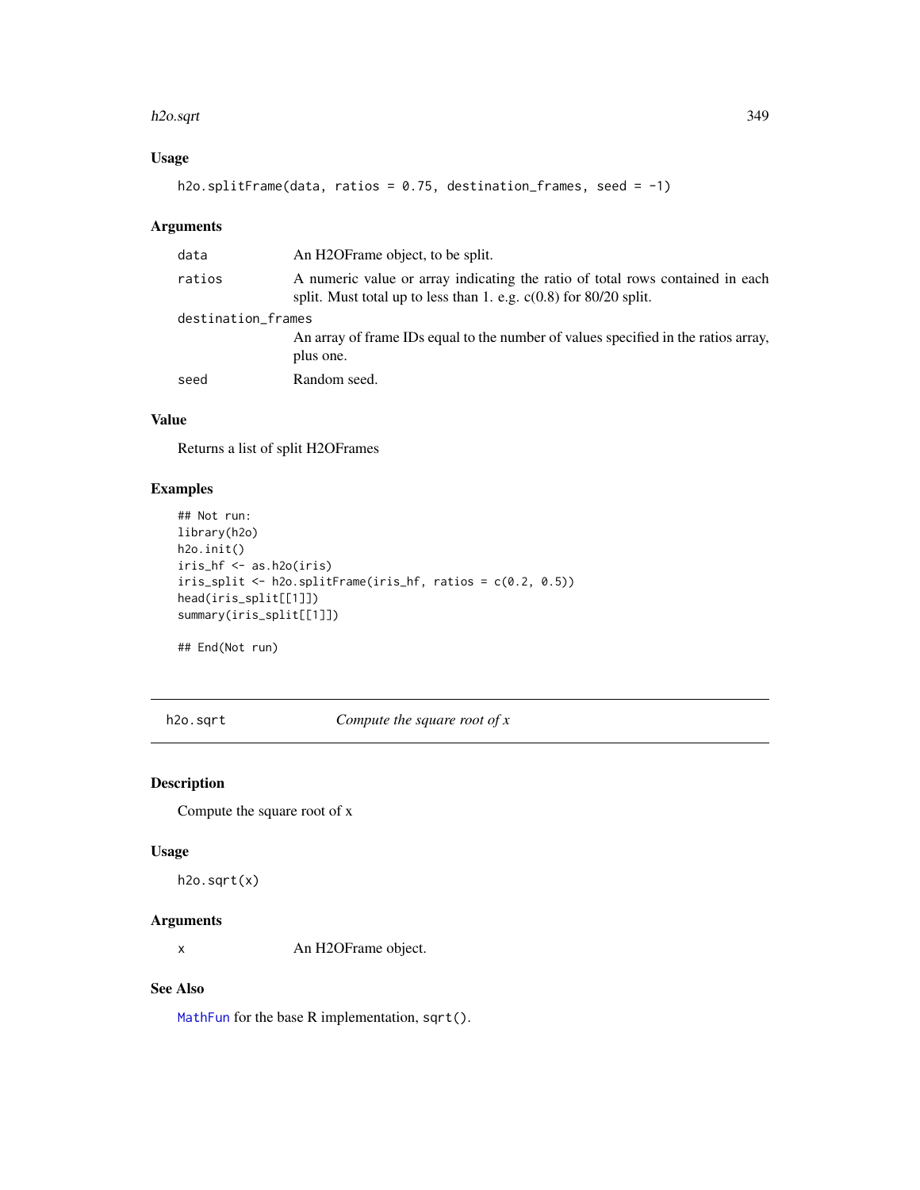## Usage

```
h2o.splitFrame(data, ratios = 0.75, destination_frames, seed = -1)
```

## Arguments

| | |
|---|---|
| data | An H2OFrame object, to be split. |
| ratios | A numeric value or array indicating the ratio of total rows contained in each split. Must total up to less than 1. e.g. c(0.8) for 80/20 split. |
| destination_frames | An array of frame IDs equal to the number of values specified in the ratios array, plus one. |
| seed | Random seed. |

## Value

Returns a list of split H2OFrames

## Examples

```
## Not run:
library(h2o)
h2o.init()
iris_hf <- as.h2o(iris)
iris_split <- h2o.splitFrame(iris_hf, ratios = c(0.2, 0.5))
head(iris_split[[1]])
summary(iris_split[[1]])

## End(Not run)
```

---

# h2o.sqrt *Compute the square root of x*

## Description

Compute the square root of x

## Usage

```
h2o.sqrt(x)
```

## Arguments

| | |
|---|---|
| x | An H2OFrame object. |

## See Also

MathFun for the base R implementation, sqrt().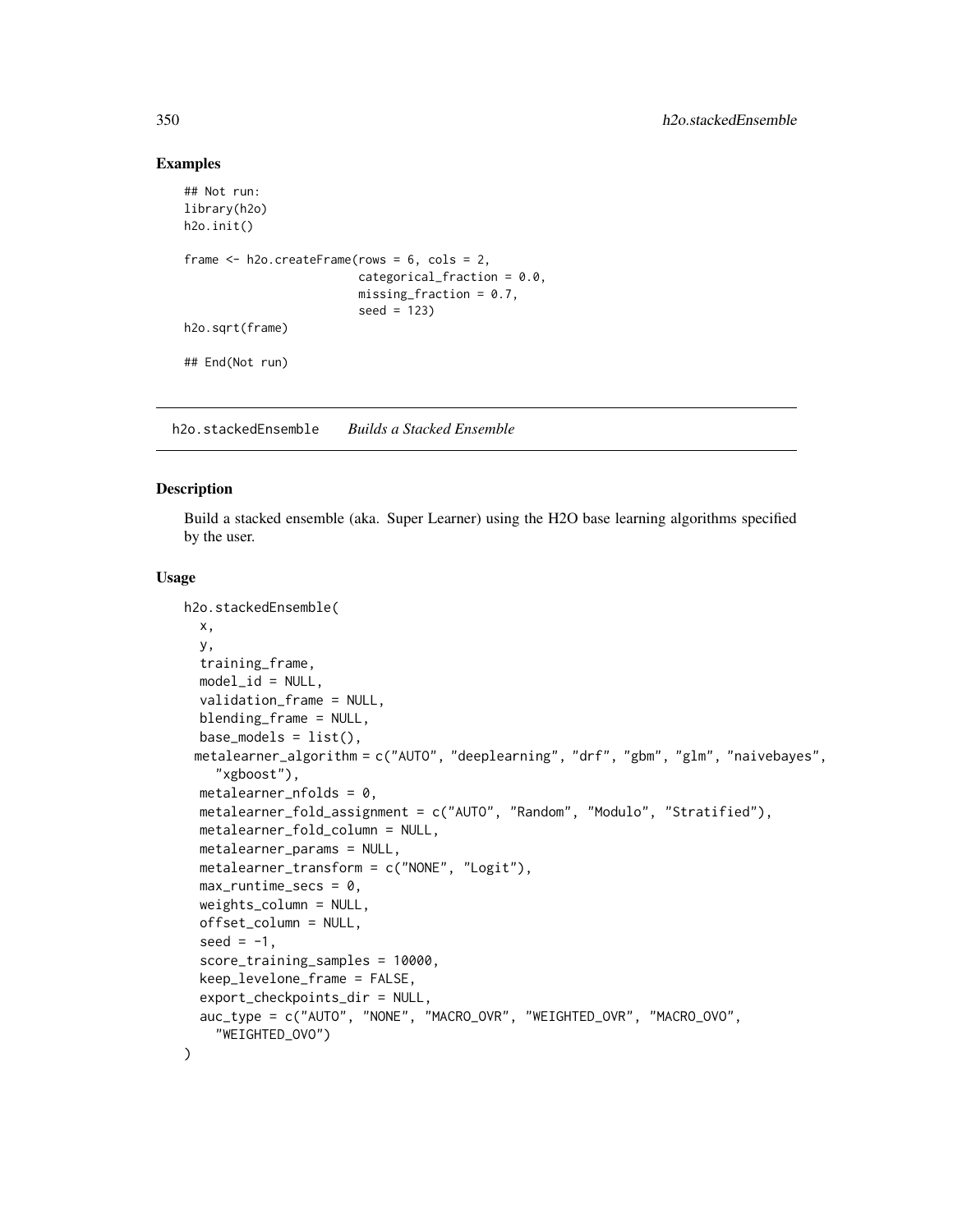## Examples

```
## Not run:
library(h2o)
h2o.init()

frame <- h2o.createFrame(rows = 6, cols = 2,
                         categorical_fraction = 0.0,
                         missing_fraction = 0.7,
                         seed = 123)
h2o.sqrt(frame)

## End(Not run)
```

---

`h2o.stackedEnsemble` *Builds a Stacked Ensemble*

---

## Description

Build a stacked ensemble (aka. Super Learner) using the H2O base learning algorithms specified by the user.

## Usage

```
h2o.stackedEnsemble(
  x,
  y,
  training_frame,
  model_id = NULL,
  validation_frame = NULL,
  blending_frame = NULL,
  base_models = list(),
 metalearner_algorithm = c("AUTO", "deeplearning", "drf", "gbm", "glm", "naivebayes",
    "xgboost"),
  metalearner_nfolds = 0,
  metalearner_fold_assignment = c("AUTO", "Random", "Modulo", "Stratified"),
  metalearner_fold_column = NULL,
  metalearner_params = NULL,
  metalearner_transform = c("NONE", "Logit"),
  max_runtime_secs = 0,
  weights_column = NULL,
  offset_column = NULL,
  seed = -1,
  score_training_samples = 10000,
  keep_levelone_frame = FALSE,
  export_checkpoints_dir = NULL,
  auc_type = c("AUTO", "NONE", "MACRO_OVR", "WEIGHTED_OVR", "MACRO_OVO",
    "WEIGHTED_OVO")
)
```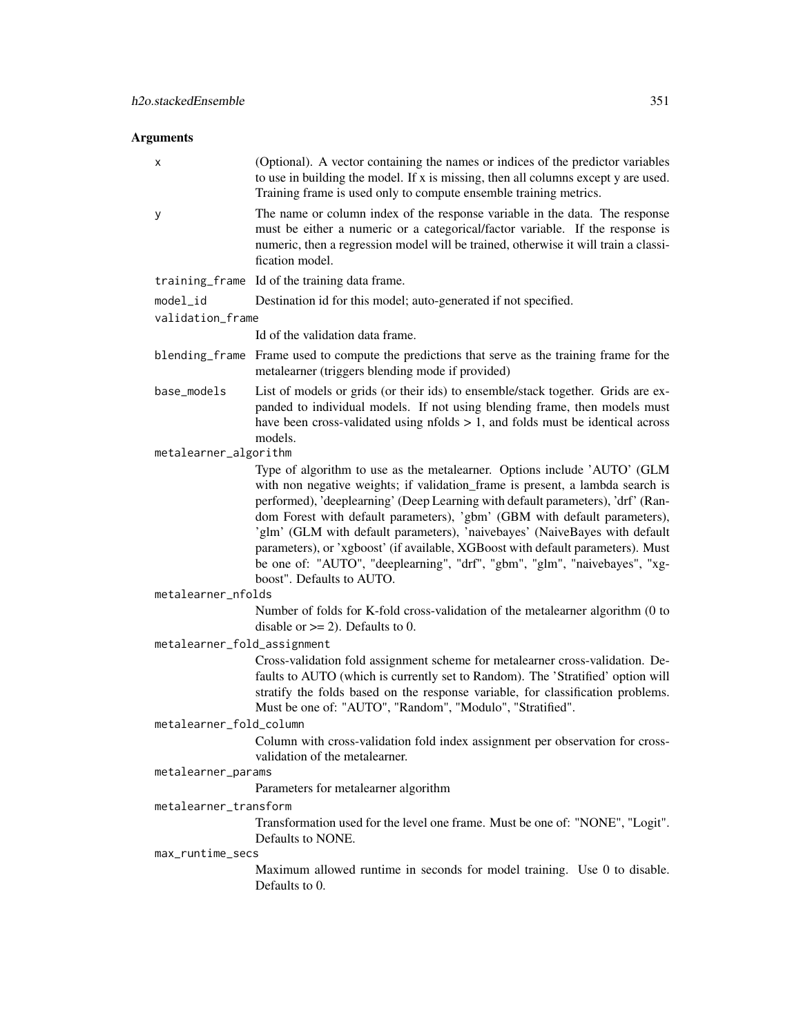## Arguments

`x`
: (Optional). A vector containing the names or indices of the predictor variables to use in building the model. If x is missing, then all columns except y are used. Training frame is used only to compute ensemble training metrics.

`y`
: The name or column index of the response variable in the data. The response must be either a numeric or a categorical/factor variable. If the response is numeric, then a regression model will be trained, otherwise it will train a classification model.

`training_frame`
: Id of the training data frame.

`model_id`
: Destination id for this model; auto-generated if not specified.

`validation_frame`
: Id of the validation data frame.

`blending_frame`
: Frame used to compute the predictions that serve as the training frame for the metalearner (triggers blending mode if provided)

`base_models`
: List of models or grids (or their ids) to ensemble/stack together. Grids are expanded to individual models. If not using blending frame, then models must have been cross-validated using nfolds > 1, and folds must be identical across models.

`metalearner_algorithm`
: Type of algorithm to use as the metalearner. Options include 'AUTO' (GLM with non negative weights; if validation_frame is present, a lambda search is performed), 'deeplearning' (Deep Learning with default parameters), 'drf' (Random Forest with default parameters), 'gbm' (GBM with default parameters), 'glm' (GLM with default parameters), 'naivebayes' (NaiveBayes with default parameters), or 'xgboost' (if available, XGBoost with default parameters). Must be one of: "AUTO", "deeplearning", "drf", "gbm", "glm", "naivebayes", "xgboost". Defaults to AUTO.

`metalearner_nfolds`
: Number of folds for K-fold cross-validation of the metalearner algorithm (0 to disable or >= 2). Defaults to 0.

`metalearner_fold_assignment`
: Cross-validation fold assignment scheme for metalearner cross-validation. Defaults to AUTO (which is currently set to Random). The 'Stratified' option will stratify the folds based on the response variable, for classification problems. Must be one of: "AUTO", "Random", "Modulo", "Stratified".

`metalearner_fold_column`
: Column with cross-validation fold index assignment per observation for cross-validation of the metalearner.

`metalearner_params`
: Parameters for metalearner algorithm

`metalearner_transform`
: Transformation used for the level one frame. Must be one of: "NONE", "Logit". Defaults to NONE.

`max_runtime_secs`
: Maximum allowed runtime in seconds for model training. Use 0 to disable. Defaults to 0.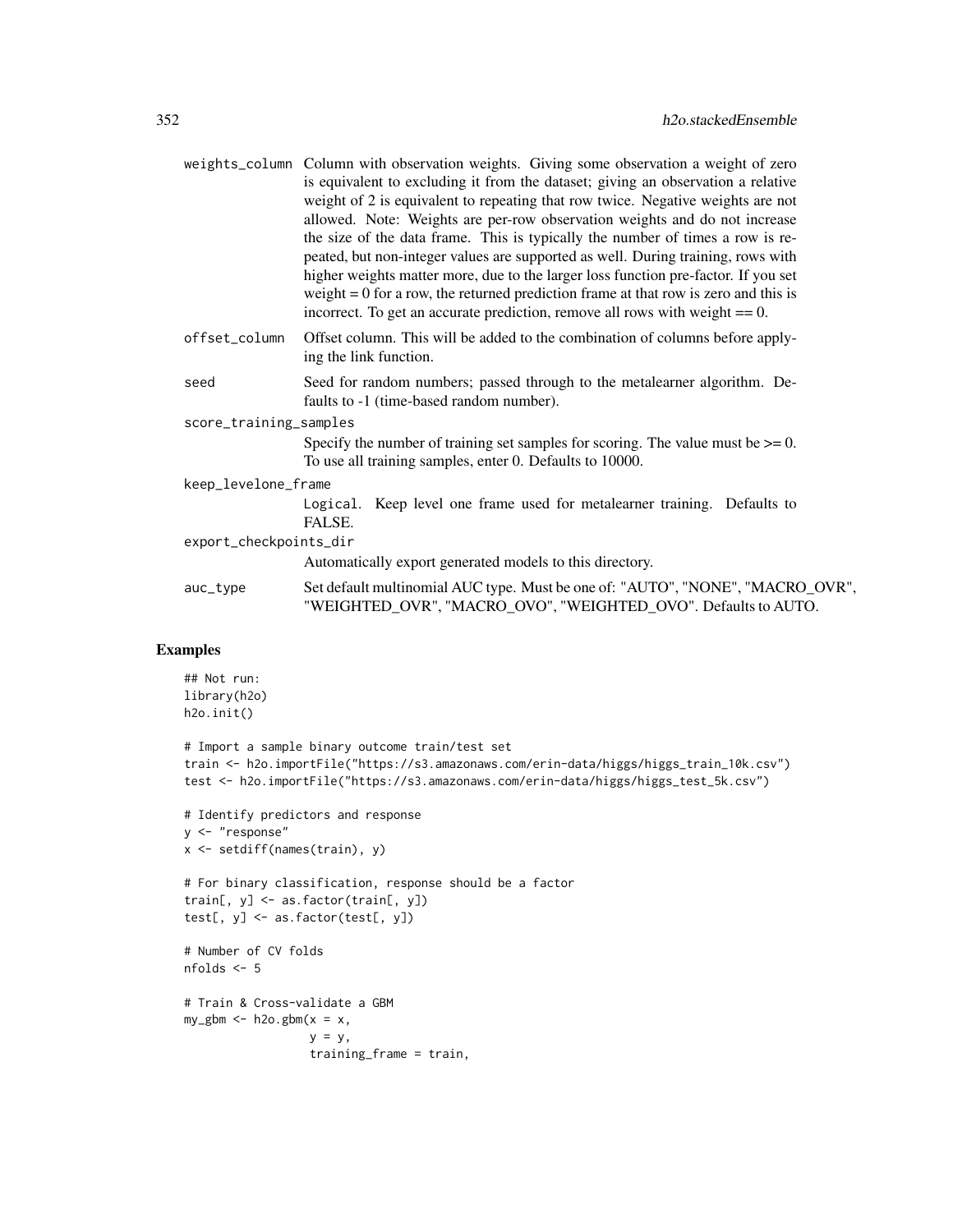weights_column Column with observation weights. Giving some observation a weight of zero is equivalent to excluding it from the dataset; giving an observation a relative weight of 2 is equivalent to repeating that row twice. Negative weights are not allowed. Note: Weights are per-row observation weights and do not increase the size of the data frame. This is typically the number of times a row is repeated, but non-integer values are supported as well. During training, rows with higher weights matter more, due to the larger loss function pre-factor. If you set weight = 0 for a row, the returned prediction frame at that row is zero and this is incorrect. To get an accurate prediction, remove all rows with weight == 0.

offset_column Offset column. This will be added to the combination of columns before applying the link function.

seed Seed for random numbers; passed through to the metalearner algorithm. Defaults to -1 (time-based random number).

score_training_samples
Specify the number of training set samples for scoring. The value must be >= 0. To use all training samples, enter 0. Defaults to 10000.

keep_levelone_frame
`Logical`. Keep level one frame used for metalearner training. Defaults to FALSE.

export_checkpoints_dir
Automatically export generated models to this directory.

auc_type Set default multinomial AUC type. Must be one of: "AUTO", "NONE", "MACRO_OVR", "WEIGHTED_OVR", "MACRO_OVO", "WEIGHTED_OVO". Defaults to AUTO.

## Examples

```
## Not run:
library(h2o)
h2o.init()

# Import a sample binary outcome train/test set
train <- h2o.importFile("https://s3.amazonaws.com/erin-data/higgs/higgs_train_10k.csv")
test <- h2o.importFile("https://s3.amazonaws.com/erin-data/higgs/higgs_test_5k.csv")

# Identify predictors and response
y <- "response"
x <- setdiff(names(train), y)

# For binary classification, response should be a factor
train[, y] <- as.factor(train[, y])
test[, y] <- as.factor(test[, y])

# Number of CV folds
nfolds <- 5

# Train & Cross-validate a GBM
my_gbm <- h2o.gbm(x = x,
                  y = y,
                  training_frame = train,
```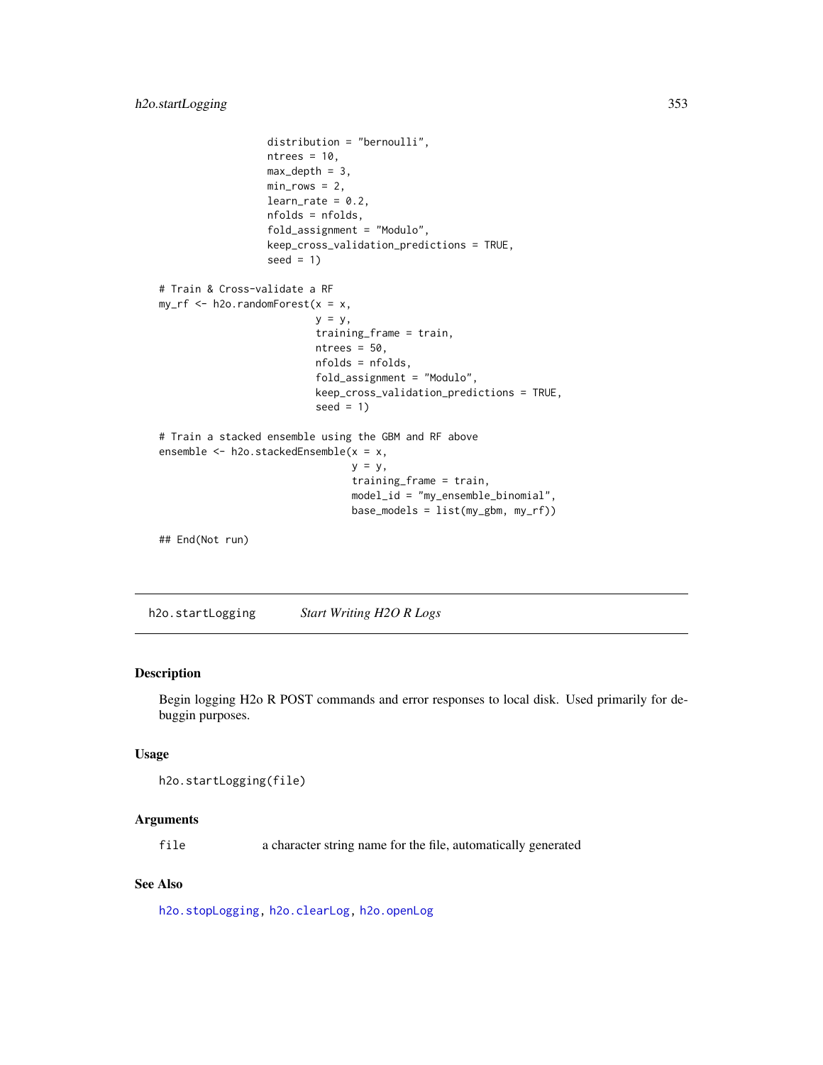```
                  distribution = "bernoulli",
                  ntrees = 10,
                  max_depth = 3,
                  min_rows = 2,
                  learn_rate = 0.2,
                  nfolds = nfolds,
                  fold_assignment = "Modulo",
                  keep_cross_validation_predictions = TRUE,
                  seed = 1)

# Train & Cross-validate a RF
my_rf <- h2o.randomForest(x = x,
                          y = y,
                          training_frame = train,
                          ntrees = 50,
                          nfolds = nfolds,
                          fold_assignment = "Modulo",
                          keep_cross_validation_predictions = TRUE,
                          seed = 1)

# Train a stacked ensemble using the GBM and RF above
ensemble <- h2o.stackedEnsemble(x = x,
                                y = y,
                                training_frame = train,
                                model_id = "my_ensemble_binomial",
                                base_models = list(my_gbm, my_rf))

## End(Not run)
```

---

## h2o.startLogging *Start Writing H2O R Logs*

---

### Description

Begin logging H2o R POST commands and error responses to local disk. Used primarily for debuggin purposes.

### Usage

```
h2o.startLogging(file)
```

### Arguments

| | |
|---|---|
| `file` | a character string name for the file, automatically generated |

### See Also

`h2o.stopLogging`, `h2o.clearLog`, `h2o.openLog`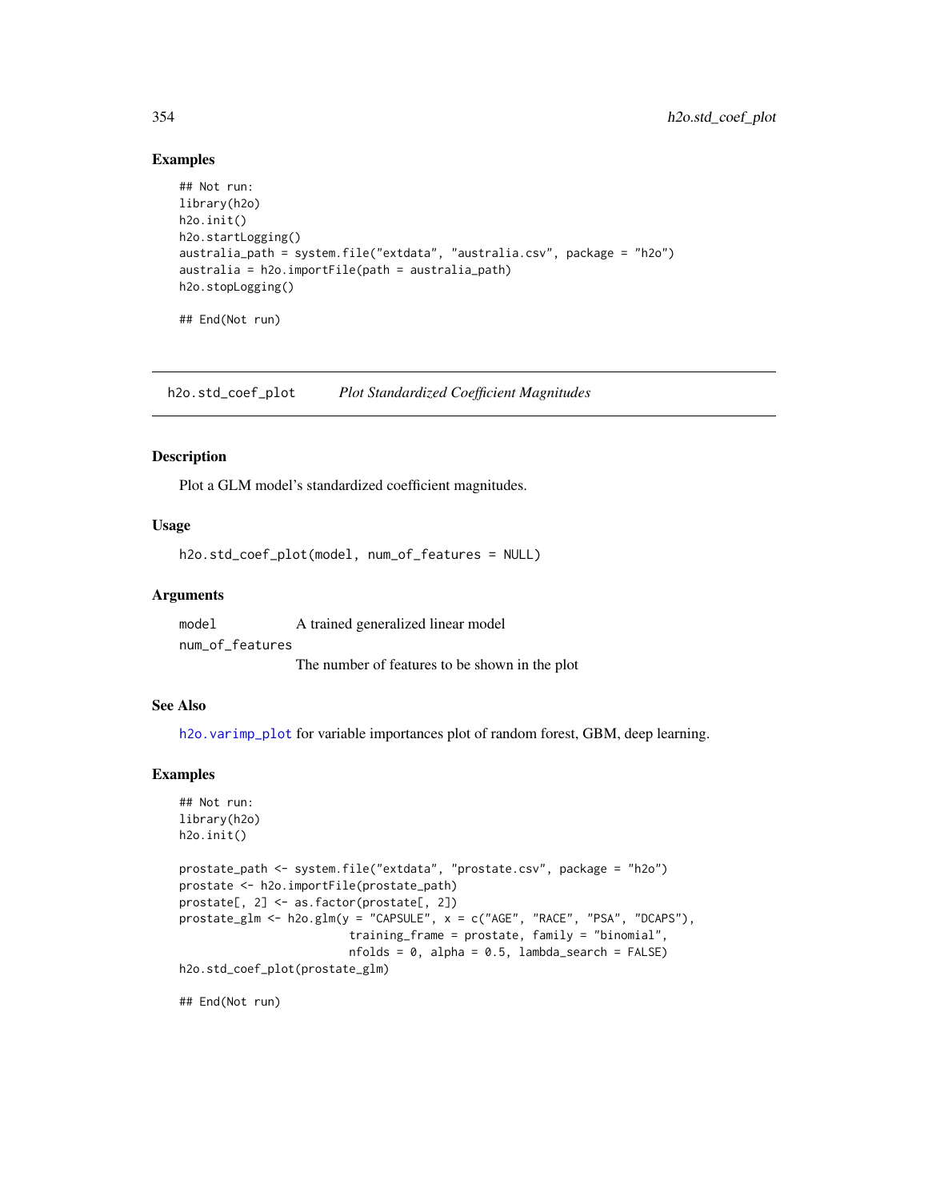### Examples

```
## Not run:
library(h2o)
h2o.init()
h2o.startLogging()
australia_path = system.file("extdata", "australia.csv", package = "h2o")
australia = h2o.importFile(path = australia_path)
h2o.stopLogging()

## End(Not run)
```

---

## h2o.std_coef_plot *Plot Standardized Coefficient Magnitudes*

---

### Description

Plot a GLM model's standardized coefficient magnitudes.

### Usage

```
h2o.std_coef_plot(model, num_of_features = NULL)
```

### Arguments

| | |
|---|---|
| `model` | A trained generalized linear model |
| `num_of_features` | The number of features to be shown in the plot |

### See Also

`h2o.varimp_plot` for variable importances plot of random forest, GBM, deep learning.

### Examples

```
## Not run:
library(h2o)
h2o.init()

prostate_path <- system.file("extdata", "prostate.csv", package = "h2o")
prostate <- h2o.importFile(prostate_path)
prostate[, 2] <- as.factor(prostate[, 2])
prostate_glm <- h2o.glm(y = "CAPSULE", x = c("AGE", "RACE", "PSA", "DCAPS"),
                        training_frame = prostate, family = "binomial",
                        nfolds = 0, alpha = 0.5, lambda_search = FALSE)
h2o.std_coef_plot(prostate_glm)

## End(Not run)
```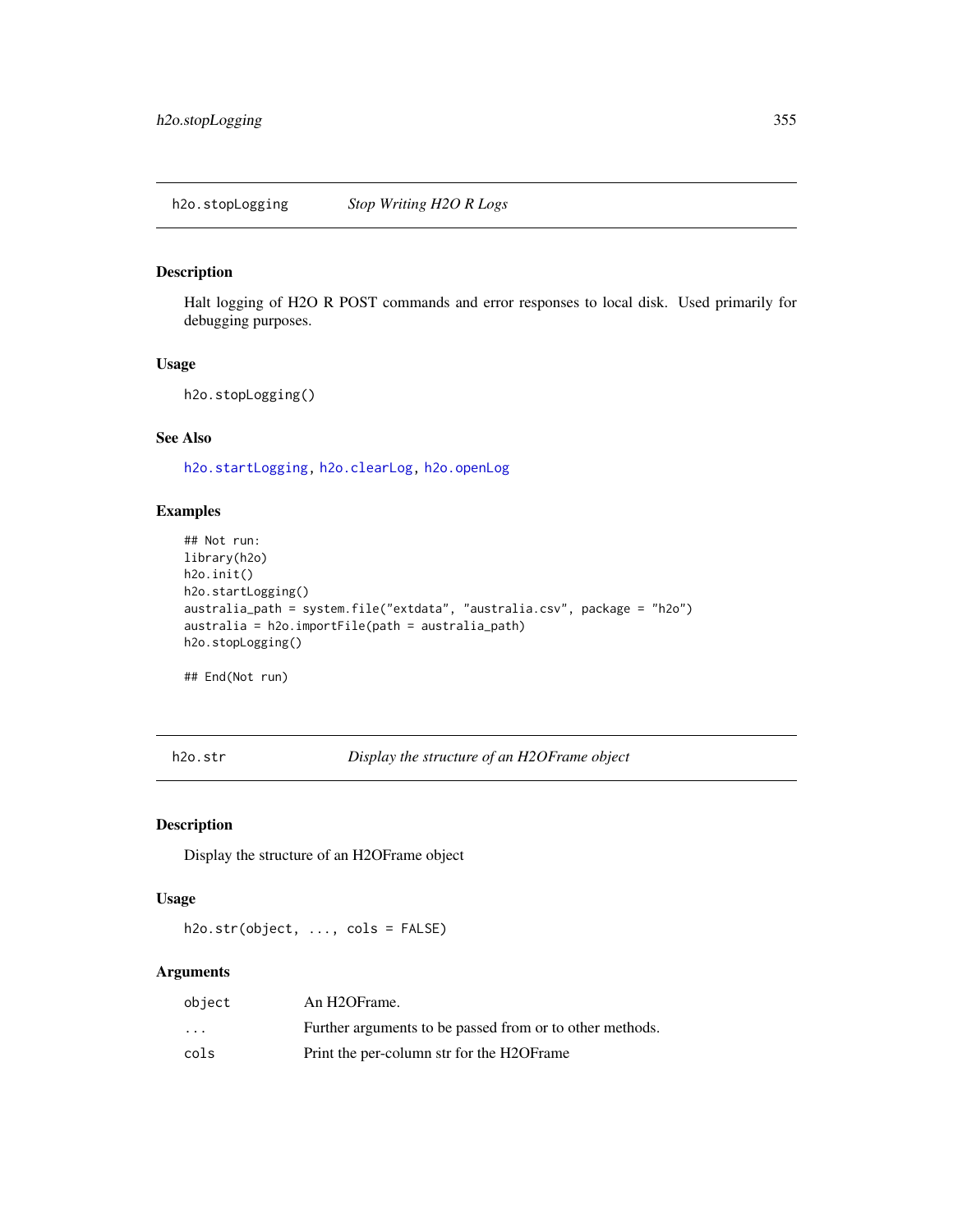## h2o.stopLogging &nbsp;&nbsp;&nbsp; *Stop Writing H2O R Logs*

### Description

Halt logging of H2O R POST commands and error responses to local disk. Used primarily for debugging purposes.

### Usage

```
h2o.stopLogging()
```

### See Also

h2o.startLogging, h2o.clearLog, h2o.openLog

### Examples

```
## Not run:
library(h2o)
h2o.init()
h2o.startLogging()
australia_path = system.file("extdata", "australia.csv", package = "h2o")
australia = h2o.importFile(path = australia_path)
h2o.stopLogging()

## End(Not run)
```

## h2o.str &nbsp;&nbsp;&nbsp; *Display the structure of an H2OFrame object*

### Description

Display the structure of an H2OFrame object

### Usage

```
h2o.str(object, ..., cols = FALSE)
```

### Arguments

| | |
|---|---|
| object | An H2OFrame. |
| ... | Further arguments to be passed from or to other methods. |
| cols | Print the per-column str for the H2OFrame |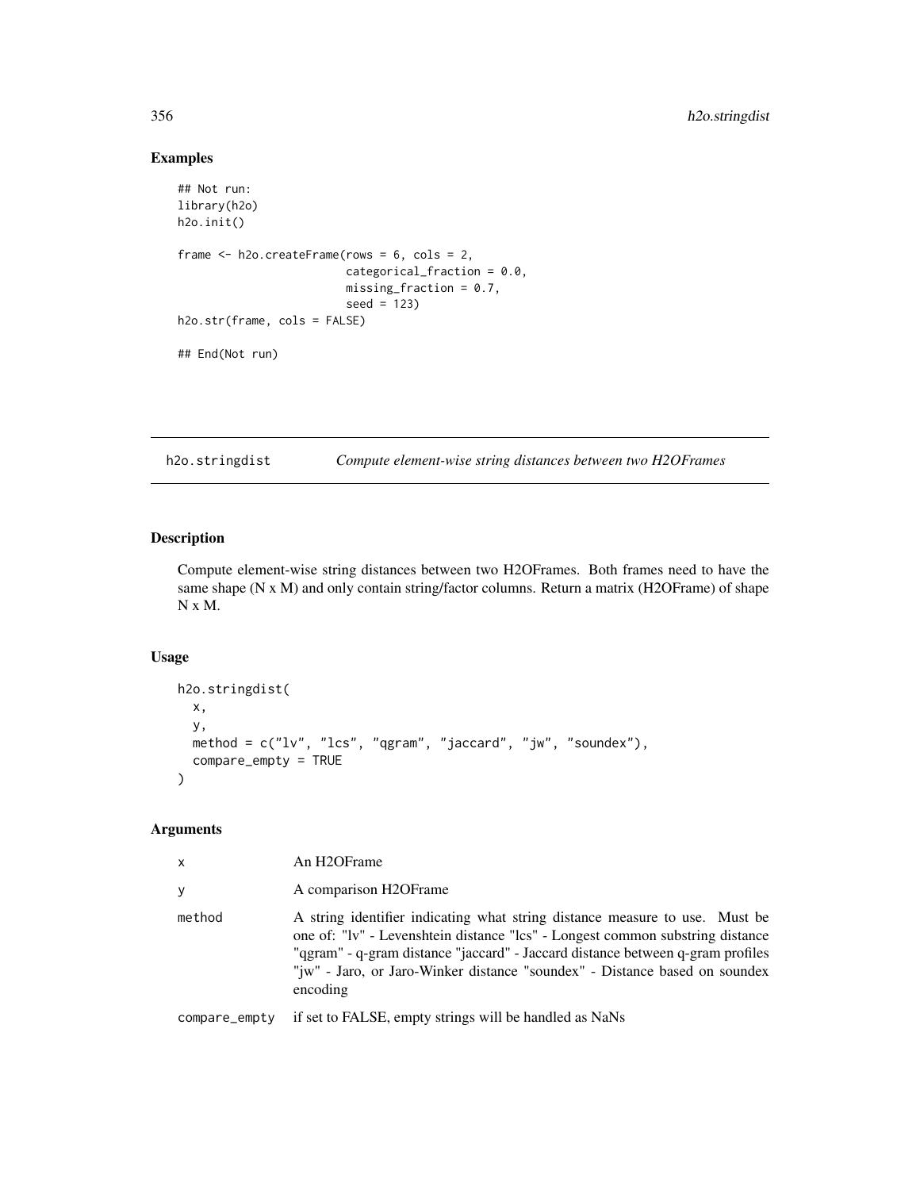## Examples

```
## Not run:
library(h2o)
h2o.init()

frame <- h2o.createFrame(rows = 6, cols = 2,
                         categorical_fraction = 0.0,
                         missing_fraction = 0.7,
                         seed = 123)
h2o.str(frame, cols = FALSE)

## End(Not run)
```

---

# h2o.stringdist *Compute element-wise string distances between two H2OFrames*

---

## Description

Compute element-wise string distances between two H2OFrames. Both frames need to have the same shape (N x M) and only contain string/factor columns. Return a matrix (H2OFrame) of shape N x M.

## Usage

```
h2o.stringdist(
  x,
  y,
  method = c("lv", "lcs", "qgram", "jaccard", "jw", "soundex"),
  compare_empty = TRUE
)
```

## Arguments

| | |
|---|---|
| x | An H2OFrame |
| y | A comparison H2OFrame |
| method | A string identifier indicating what string distance measure to use. Must be one of: "lv" - Levenshtein distance "lcs" - Longest common substring distance "qgram" - q-gram distance "jaccard" - Jaccard distance between q-gram profiles "jw" - Jaro, or Jaro-Winker distance "soundex" - Distance based on soundex encoding |
| compare_empty | if set to FALSE, empty strings will be handled as NaNs |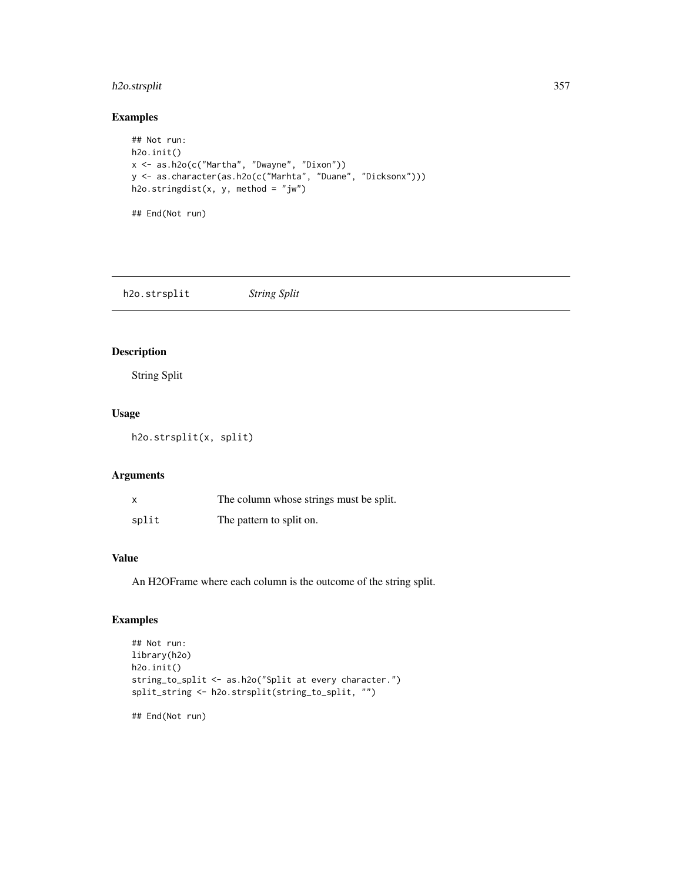## Examples

```
## Not run:
h2o.init()
x <- as.h2o(c("Martha", "Dwayne", "Dixon"))
y <- as.character(as.h2o(c("Marhta", "Duane", "Dicksonx")))
h2o.stringdist(x, y, method = "jw")

## End(Not run)
```

---

# h2o.strsplit *String Split*

---

## Description

String Split

## Usage

```
h2o.strsplit(x, split)
```

## Arguments

| | |
|---|---|
| x | The column whose strings must be split. |
| split | The pattern to split on. |

## Value

An H2OFrame where each column is the outcome of the string split.

## Examples

```
## Not run:
library(h2o)
h2o.init()
string_to_split <- as.h2o("Split at every character.")
split_string <- h2o.strsplit(string_to_split, "")

## End(Not run)
```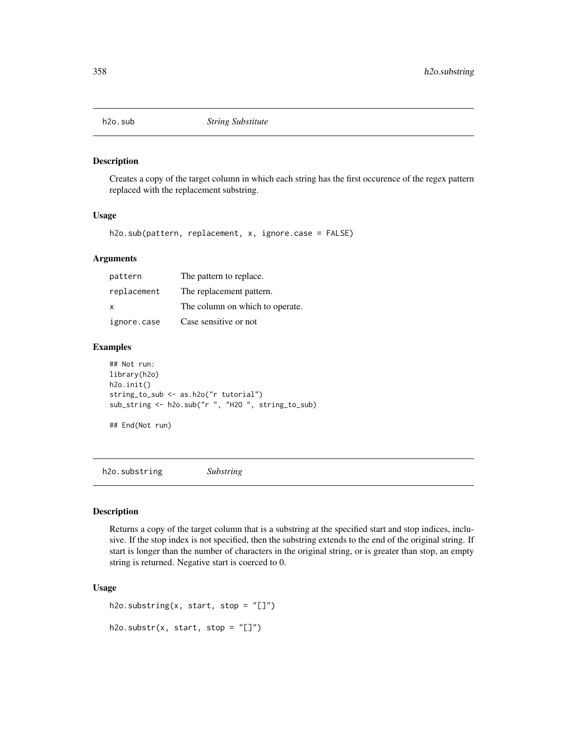## h2o.sub *String Substitute*

### Description

Creates a copy of the target column in which each string has the first occurence of the regex pattern replaced with the replacement substring.

### Usage

```
h2o.sub(pattern, replacement, x, ignore.case = FALSE)
```

### Arguments

| | |
|---|---|
| pattern | The pattern to replace. |
| replacement | The replacement pattern. |
| x | The column on which to operate. |
| ignore.case | Case sensitive or not |

### Examples

```
## Not run:
library(h2o)
h2o.init()
string_to_sub <- as.h2o("r tutorial")
sub_string <- h2o.sub("r ", "H2O ", string_to_sub)

## End(Not run)
```

## h2o.substring *Substring*

### Description

Returns a copy of the target column that is a substring at the specified start and stop indices, inclusive. If the stop index is not specified, then the substring extends to the end of the original string. If start is longer than the number of characters in the original string, or is greater than stop, an empty string is returned. Negative start is coerced to 0.

### Usage

```
h2o.substring(x, start, stop = "[]")

h2o.substr(x, start, stop = "[]")
```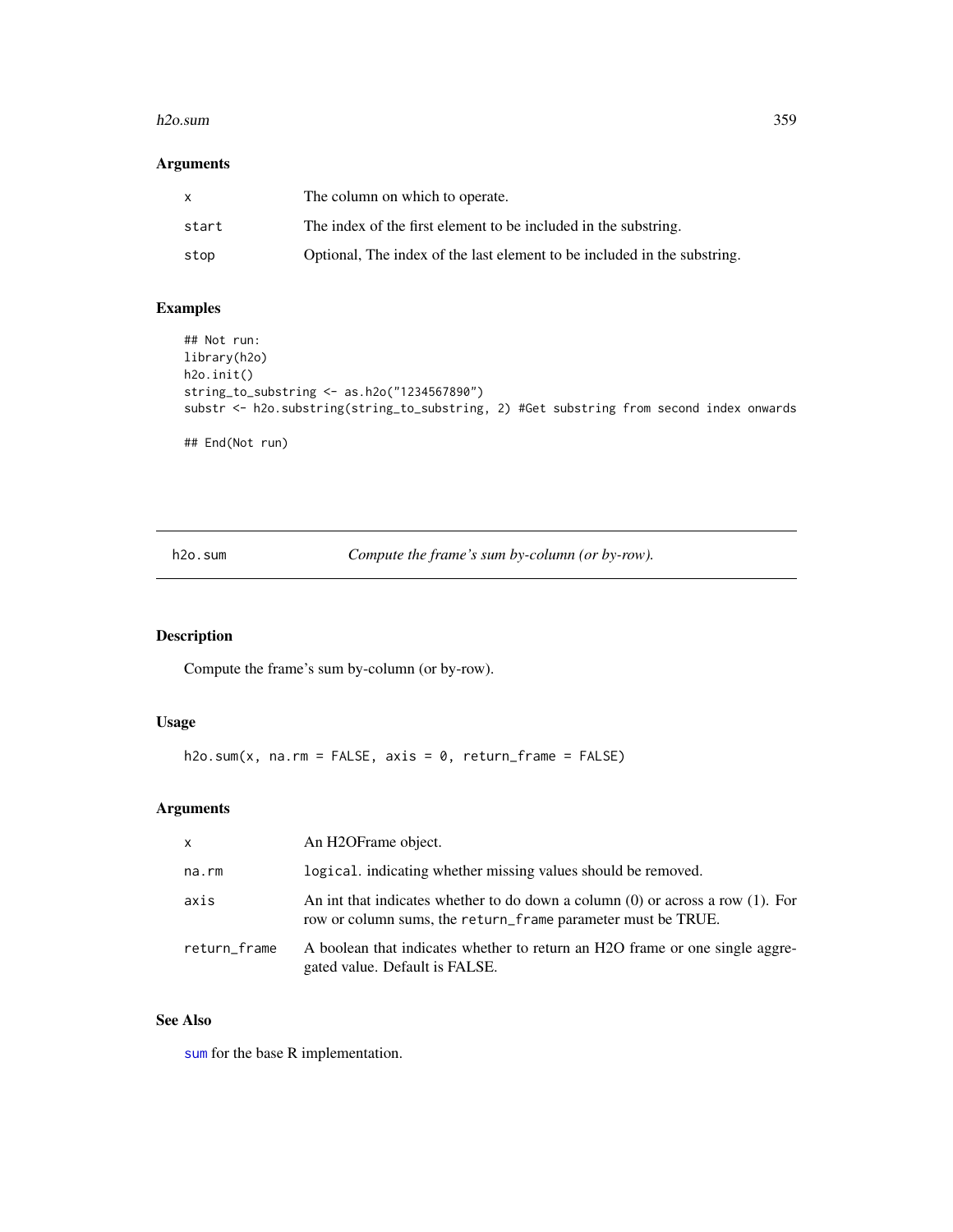## Arguments

| | |
|---|---|
| x | The column on which to operate. |
| start | The index of the first element to be included in the substring. |
| stop | Optional, The index of the last element to be included in the substring. |

## Examples

```
## Not run:
library(h2o)
h2o.init()
string_to_substring <- as.h2o("1234567890")
substr <- h2o.substring(string_to_substring, 2) #Get substring from second index onwards

## End(Not run)
```

---

# h2o.sum &nbsp;&nbsp;&nbsp;&nbsp; *Compute the frame's sum by-column (or by-row).*

---

## Description

Compute the frame's sum by-column (or by-row).

## Usage

```
h2o.sum(x, na.rm = FALSE, axis = 0, return_frame = FALSE)
```

## Arguments

| | |
|---|---|
| x | An H2OFrame object. |
| na.rm | `logical`. indicating whether missing values should be removed. |
| axis | An int that indicates whether to do down a column (0) or across a row (1). For row or column sums, the `return_frame` parameter must be TRUE. |
| return_frame | A boolean that indicates whether to return an H2O frame or one single aggregated value. Default is FALSE. |

## See Also

`sum` for the base R implementation.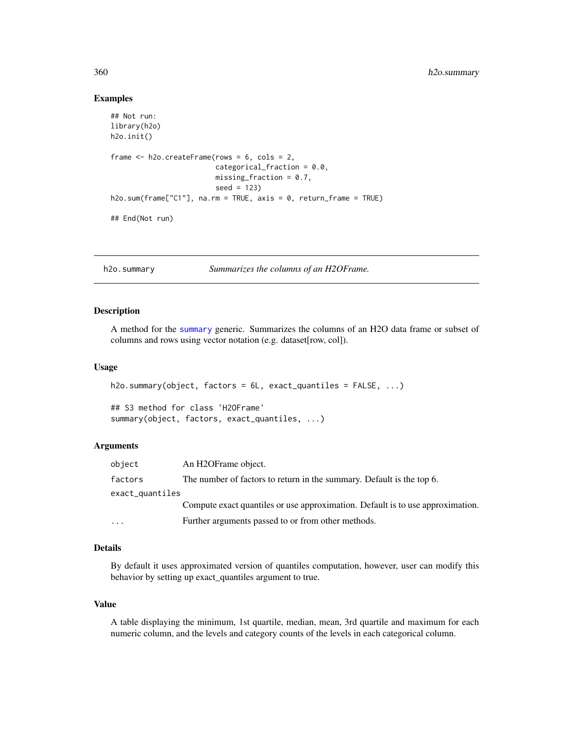## Examples

```
## Not run:
library(h2o)
h2o.init()

frame <- h2o.createFrame(rows = 6, cols = 2,
                         categorical_fraction = 0.0,
                         missing_fraction = 0.7,
                         seed = 123)
h2o.sum(frame["C1"], na.rm = TRUE, axis = 0, return_frame = TRUE)

## End(Not run)
```

---

h2o.summary *Summarizes the columns of an H2OFrame.*

---

## Description

A method for the summary generic. Summarizes the columns of an H2O data frame or subset of columns and rows using vector notation (e.g. dataset[row, col]).

## Usage

```
h2o.summary(object, factors = 6L, exact_quantiles = FALSE, ...)

## S3 method for class 'H2OFrame'
summary(object, factors, exact_quantiles, ...)
```

## Arguments

| | |
|---|---|
| object | An H2OFrame object. |
| factors | The number of factors to return in the summary. Default is the top 6. |
| exact_quantiles | Compute exact quantiles or use approximation. Default is to use approximation. |
| ... | Further arguments passed to or from other methods. |

## Details

By default it uses approximated version of quantiles computation, however, user can modify this behavior by setting up exact_quantiles argument to true.

## Value

A table displaying the minimum, 1st quartile, median, mean, 3rd quartile and maximum for each numeric column, and the levels and category counts of the levels in each categorical column.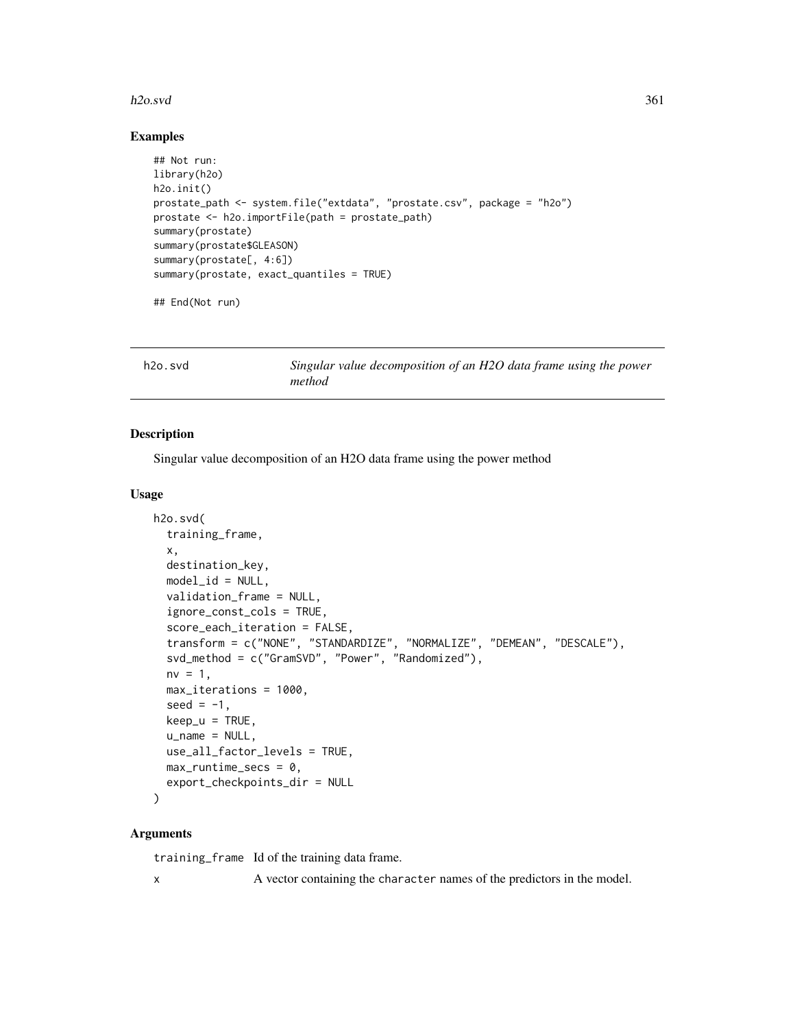## Examples

```
## Not run:
library(h2o)
h2o.init()
prostate_path <- system.file("extdata", "prostate.csv", package = "h2o")
prostate <- h2o.importFile(path = prostate_path)
summary(prostate)
summary(prostate$GLEASON)
summary(prostate[, 4:6])
summary(prostate, exact_quantiles = TRUE)

## End(Not run)
```

---

# h2o.svd — *Singular value decomposition of an H2O data frame using the power method*

---

## Description

Singular value decomposition of an H2O data frame using the power method

## Usage

```
h2o.svd(
  training_frame,
  x,
  destination_key,
  model_id = NULL,
  validation_frame = NULL,
  ignore_const_cols = TRUE,
  score_each_iteration = FALSE,
  transform = c("NONE", "STANDARDIZE", "NORMALIZE", "DEMEAN", "DESCALE"),
  svd_method = c("GramSVD", "Power", "Randomized"),
  nv = 1,
  max_iterations = 1000,
  seed = -1,
  keep_u = TRUE,
  u_name = NULL,
  use_all_factor_levels = TRUE,
  max_runtime_secs = 0,
  export_checkpoints_dir = NULL
)
```

## Arguments

`training_frame` Id of the training data frame.

`x` A vector containing the `character` names of the predictors in the model.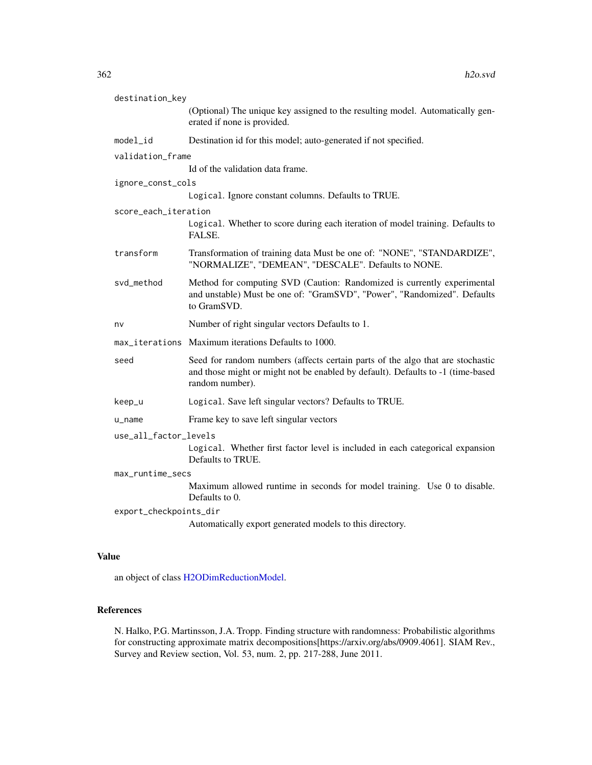`destination_key`
: (Optional) The unique key assigned to the resulting model. Automatically generated if none is provided.

`model_id`
: Destination id for this model; auto-generated if not specified.

`validation_frame`
: Id of the validation data frame.

`ignore_const_cols`
: `Logical`. Ignore constant columns. Defaults to TRUE.

`score_each_iteration`
: `Logical`. Whether to score during each iteration of model training. Defaults to FALSE.

`transform`
: Transformation of training data Must be one of: "NONE", "STANDARDIZE", "NORMALIZE", "DEMEAN", "DESCALE". Defaults to NONE.

`svd_method`
: Method for computing SVD (Caution: Randomized is currently experimental and unstable) Must be one of: "GramSVD", "Power", "Randomized". Defaults to GramSVD.

`nv`
: Number of right singular vectors Defaults to 1.

`max_iterations`
: Maximum iterations Defaults to 1000.

`seed`
: Seed for random numbers (affects certain parts of the algo that are stochastic and those might or might not be enabled by default). Defaults to -1 (time-based random number).

`keep_u`
: `Logical`. Save left singular vectors? Defaults to TRUE.

`u_name`
: Frame key to save left singular vectors

`use_all_factor_levels`
: `Logical`. Whether first factor level is included in each categorical expansion Defaults to TRUE.

`max_runtime_secs`
: Maximum allowed runtime in seconds for model training. Use 0 to disable. Defaults to 0.

`export_checkpoints_dir`
: Automatically export generated models to this directory.

## Value

an object of class H2ODimReductionModel.

## References

N. Halko, P.G. Martinsson, J.A. Tropp. Finding structure with randomness: Probabilistic algorithms for constructing approximate matrix decompositions[https://arxiv.org/abs/0909.4061]. SIAM Rev., Survey and Review section, Vol. 53, num. 2, pp. 217-288, June 2011.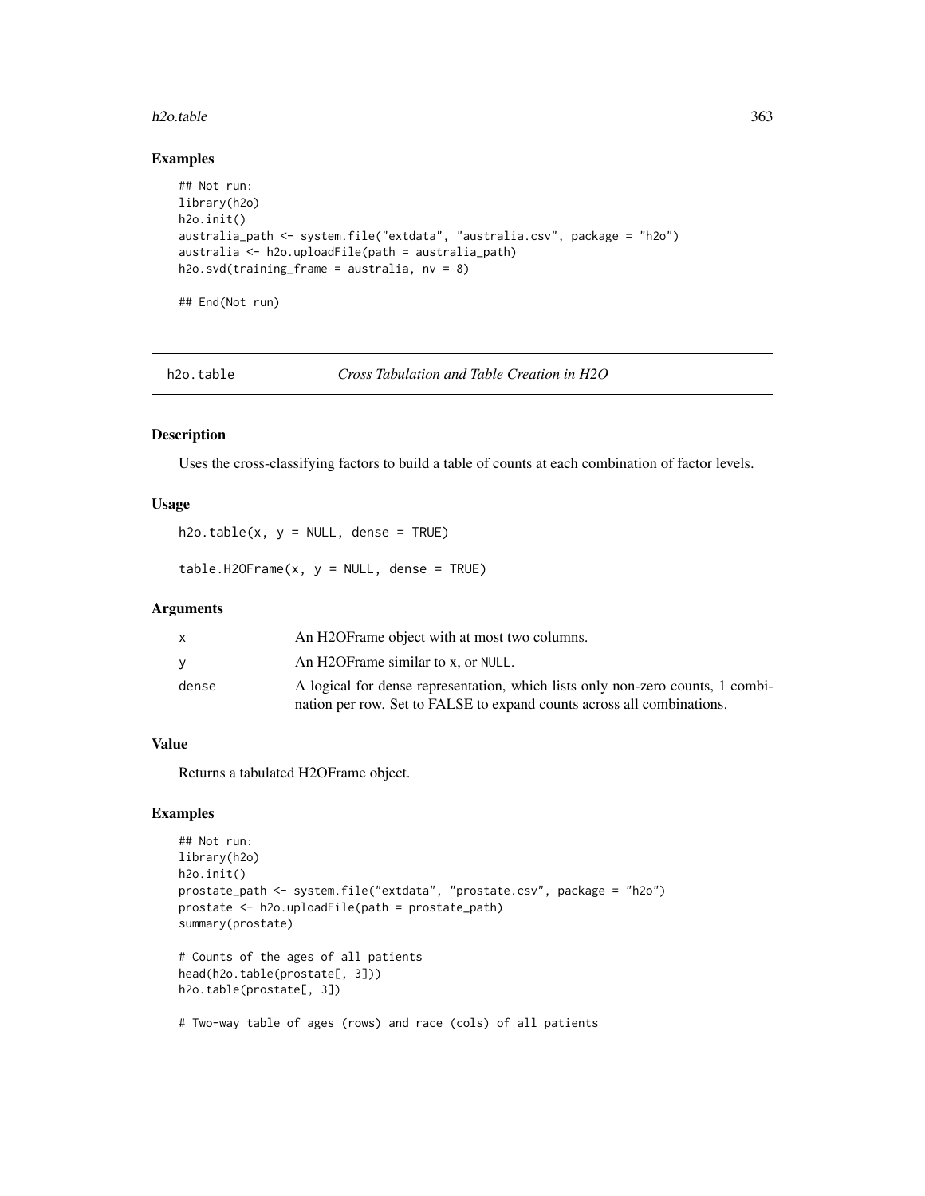### Examples

```
## Not run:
library(h2o)
h2o.init()
australia_path <- system.file("extdata", "australia.csv", package = "h2o")
australia <- h2o.uploadFile(path = australia_path)
h2o.svd(training_frame = australia, nv = 8)

## End(Not run)
```

## h2o.table *Cross Tabulation and Table Creation in H2O*

### Description

Uses the cross-classifying factors to build a table of counts at each combination of factor levels.

### Usage

```
h2o.table(x, y = NULL, dense = TRUE)

table.H2OFrame(x, y = NULL, dense = TRUE)
```

### Arguments

| | |
|---|---|
| x | An H2OFrame object with at most two columns. |
| y | An H2OFrame similar to x, or NULL. |
| dense | A logical for dense representation, which lists only non-zero counts, 1 combination per row. Set to FALSE to expand counts across all combinations. |

### Value

Returns a tabulated H2OFrame object.

### Examples

```
## Not run:
library(h2o)
h2o.init()
prostate_path <- system.file("extdata", "prostate.csv", package = "h2o")
prostate <- h2o.uploadFile(path = prostate_path)
summary(prostate)

# Counts of the ages of all patients
head(h2o.table(prostate[, 3]))
h2o.table(prostate[, 3])

# Two-way table of ages (rows) and race (cols) of all patients
```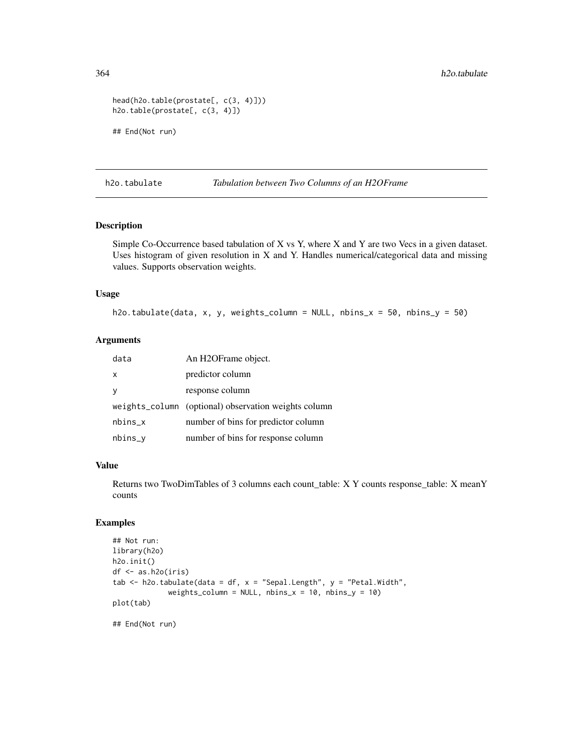```
head(h2o.table(prostate[, c(3, 4)]))
h2o.table(prostate[, c(3, 4)])

## End(Not run)
```

## h2o.tabulate *Tabulation between Two Columns of an H2OFrame*

### Description

Simple Co-Occurrence based tabulation of X vs Y, where X and Y are two Vecs in a given dataset. Uses histogram of given resolution in X and Y. Handles numerical/categorical data and missing values. Supports observation weights.

### Usage

```
h2o.tabulate(data, x, y, weights_column = NULL, nbins_x = 50, nbins_y = 50)
```

### Arguments

| | |
|---|---|
| data | An H2OFrame object. |
| x | predictor column |
| y | response column |
| weights_column | (optional) observation weights column |
| nbins_x | number of bins for predictor column |
| nbins_y | number of bins for response column |

### Value

Returns two TwoDimTables of 3 columns each count_table: X Y counts response_table: X meanY counts

### Examples

```
## Not run:
library(h2o)
h2o.init()
df <- as.h2o(iris)
tab <- h2o.tabulate(data = df, x = "Sepal.Length", y = "Petal.Width",
             weights_column = NULL, nbins_x = 10, nbins_y = 10)
plot(tab)

## End(Not run)
```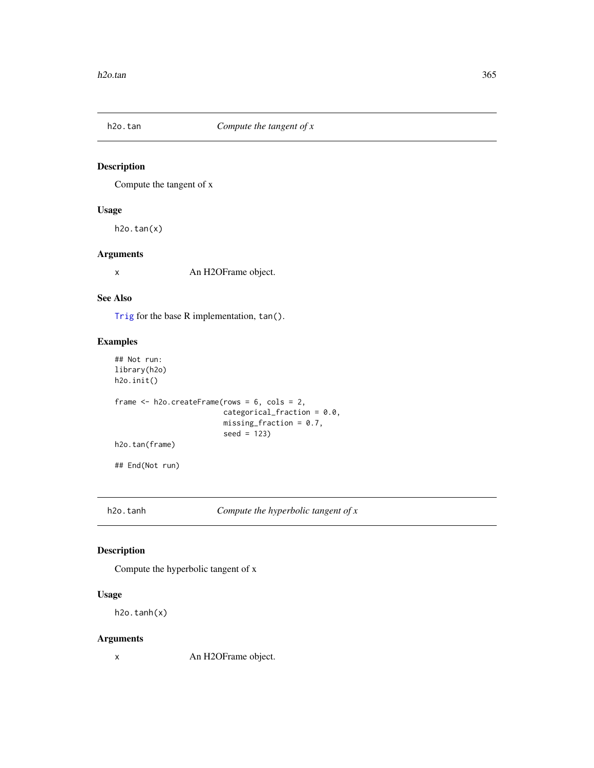## h2o.tan — *Compute the tangent of x*

### Description

Compute the tangent of x

### Usage

```
h2o.tan(x)
```

### Arguments

| | |
|---|---|
| x | An H2OFrame object. |

### See Also

Trig for the base R implementation, `tan()`.

### Examples

```
## Not run:
library(h2o)
h2o.init()

frame <- h2o.createFrame(rows = 6, cols = 2,
                         categorical_fraction = 0.0,
                         missing_fraction = 0.7,
                         seed = 123)
h2o.tan(frame)

## End(Not run)
```

## h2o.tanh — *Compute the hyperbolic tangent of x*

### Description

Compute the hyperbolic tangent of x

### Usage

```
h2o.tanh(x)
```

### Arguments

| | |
|---|---|
| x | An H2OFrame object. |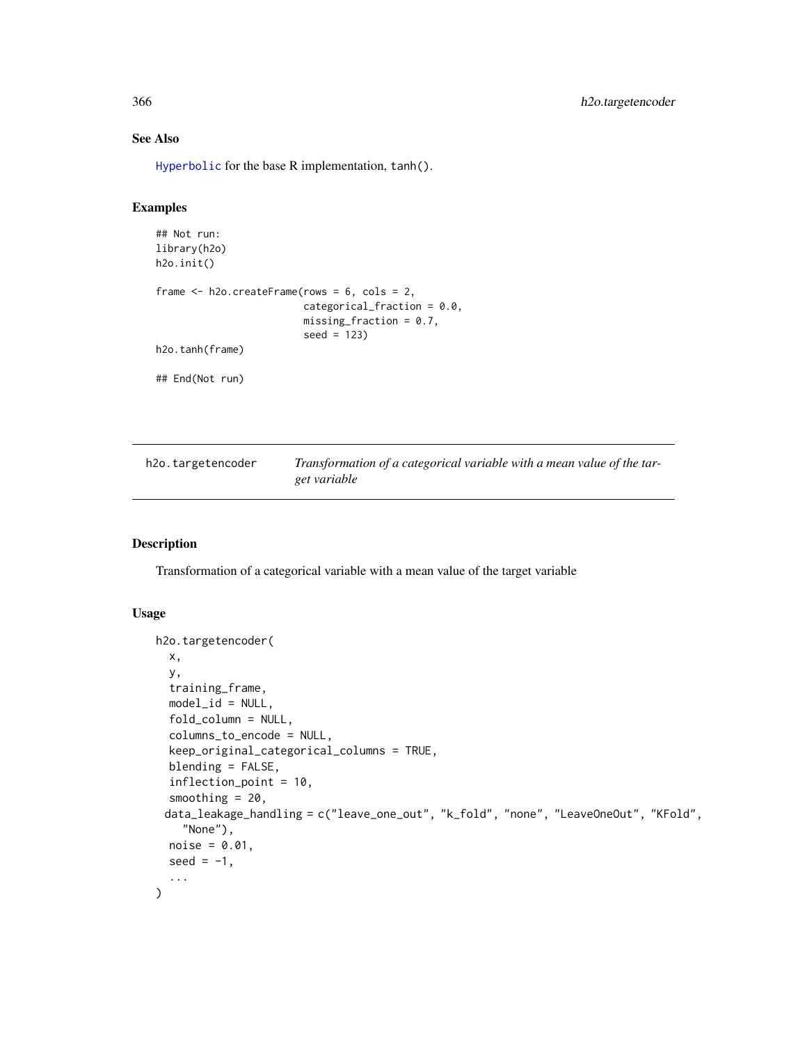## See Also

Hyperbolic for the base R implementation, tanh().

## Examples

```
## Not run:
library(h2o)
h2o.init()

frame <- h2o.createFrame(rows = 6, cols = 2,
                         categorical_fraction = 0.0,
                         missing_fraction = 0.7,
                         seed = 123)
h2o.tanh(frame)

## End(Not run)
```

---

| h2o.targetencoder | *Transformation of a categorical variable with a mean value of the target variable* |
|---|---|

## Description

Transformation of a categorical variable with a mean value of the target variable

## Usage

```
h2o.targetencoder(
  x,
  y,
  training_frame,
  model_id = NULL,
  fold_column = NULL,
  columns_to_encode = NULL,
  keep_original_categorical_columns = TRUE,
  blending = FALSE,
  inflection_point = 10,
  smoothing = 20,
 data_leakage_handling = c("leave_one_out", "k_fold", "none", "LeaveOneOut", "KFold",
    "None"),
  noise = 0.01,
  seed = -1,
  ...
)
```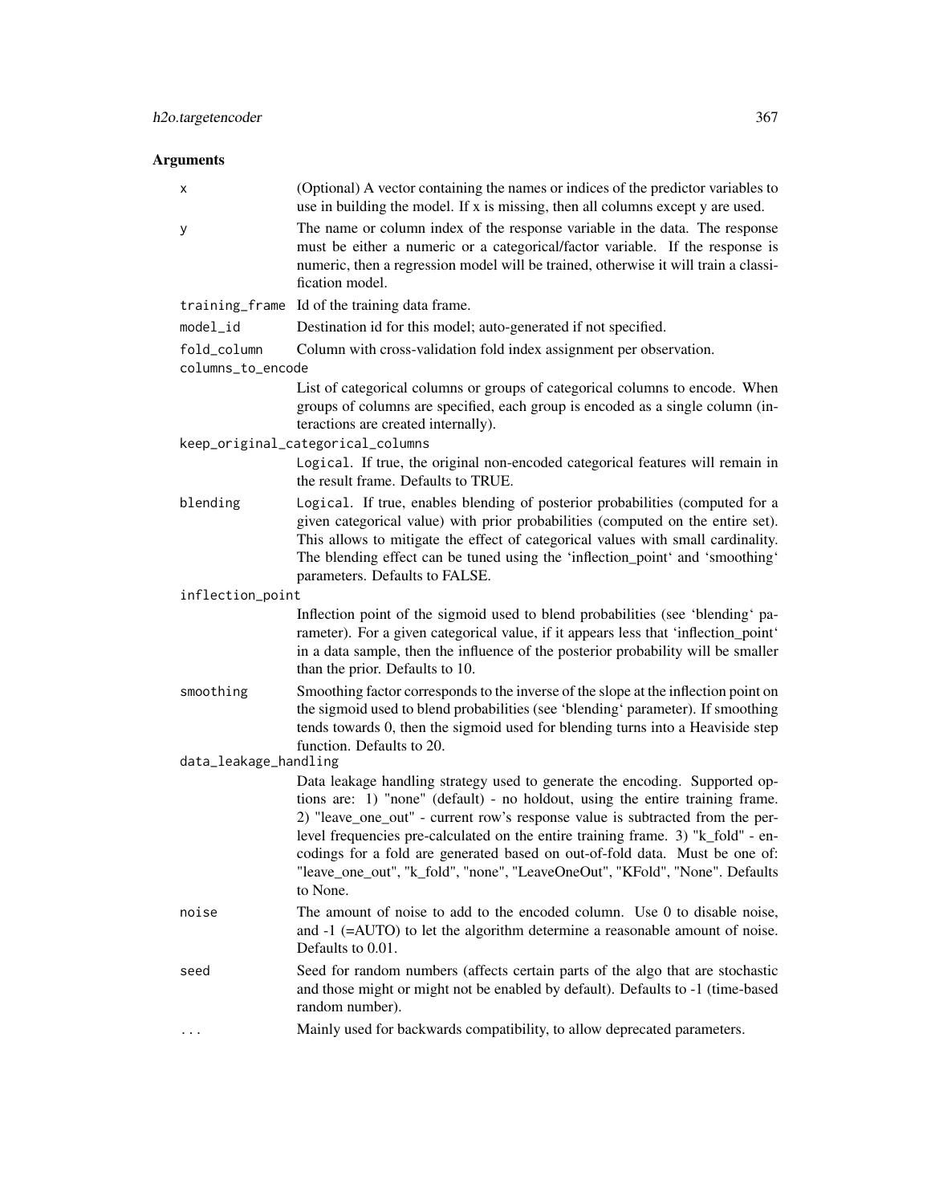## Arguments

| | |
|---|---|
| `x` | (Optional) A vector containing the names or indices of the predictor variables to use in building the model. If x is missing, then all columns except y are used. |
| `y` | The name or column index of the response variable in the data. The response must be either a numeric or a categorical/factor variable. If the response is numeric, then a regression model will be trained, otherwise it will train a classification model. |
| `training_frame` | Id of the training data frame. |
| `model_id` | Destination id for this model; auto-generated if not specified. |
| `fold_column` | Column with cross-validation fold index assignment per observation. |
| `columns_to_encode` | List of categorical columns or groups of categorical columns to encode. When groups of columns are specified, each group is encoded as a single column (interactions are created internally). |
| `keep_original_categorical_columns` | `Logical`. If true, the original non-encoded categorical features will remain in the result frame. Defaults to TRUE. |
| `blending` | `Logical`. If true, enables blending of posterior probabilities (computed for a given categorical value) with prior probabilities (computed on the entire set). This allows to mitigate the effect of categorical values with small cardinality. The blending effect can be tuned using the 'inflection_point' and 'smoothing' parameters. Defaults to FALSE. |
| `inflection_point` | Inflection point of the sigmoid used to blend probabilities (see 'blending' parameter). For a given categorical value, if it appears less that 'inflection_point' in a data sample, then the influence of the posterior probability will be smaller than the prior. Defaults to 10. |
| `smoothing` | Smoothing factor corresponds to the inverse of the slope at the inflection point on the sigmoid used to blend probabilities (see 'blending' parameter). If smoothing tends towards 0, then the sigmoid used for blending turns into a Heaviside step function. Defaults to 20. |
| `data_leakage_handling` | Data leakage handling strategy used to generate the encoding. Supported options are: 1) "none" (default) - no holdout, using the entire training frame. 2) "leave_one_out" - current row's response value is subtracted from the per-level frequencies pre-calculated on the entire training frame. 3) "k_fold" - encodings for a fold are generated based on out-of-fold data. Must be one of: "leave_one_out", "k_fold", "none", "LeaveOneOut", "KFold", "None". Defaults to None. |
| `noise` | The amount of noise to add to the encoded column. Use 0 to disable noise, and -1 (=AUTO) to let the algorithm determine a reasonable amount of noise. Defaults to 0.01. |
| `seed` | Seed for random numbers (affects certain parts of the algo that are stochastic and those might or might not be enabled by default). Defaults to -1 (time-based random number). |
| `...` | Mainly used for backwards compatibility, to allow deprecated parameters. |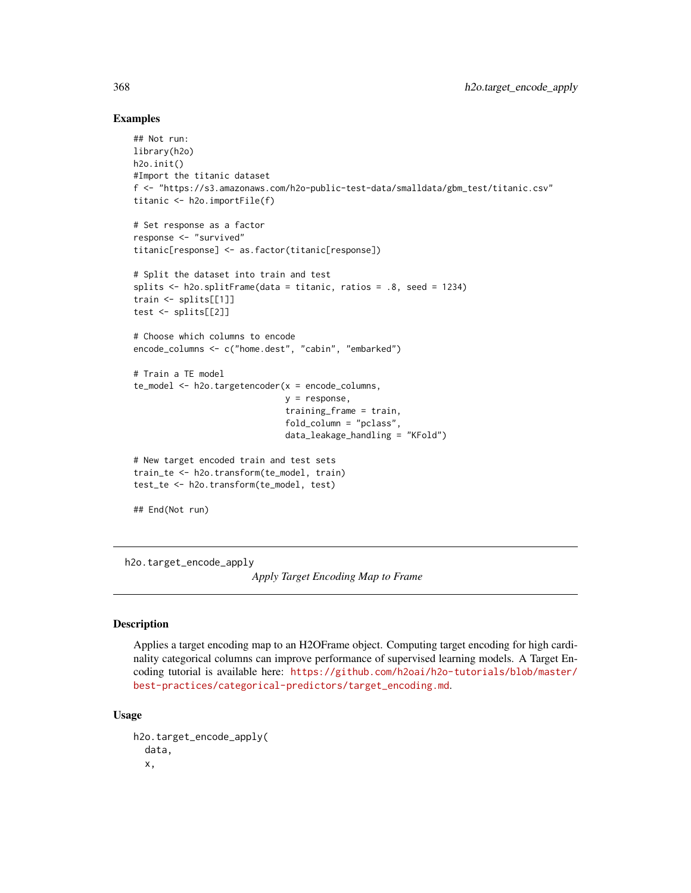## Examples

```
## Not run:
library(h2o)
h2o.init()
#Import the titanic dataset
f <- "https://s3.amazonaws.com/h2o-public-test-data/smalldata/gbm_test/titanic.csv"
titanic <- h2o.importFile(f)

# Set response as a factor
response <- "survived"
titanic[response] <- as.factor(titanic[response])

# Split the dataset into train and test
splits <- h2o.splitFrame(data = titanic, ratios = .8, seed = 1234)
train <- splits[[1]]
test <- splits[[2]]

# Choose which columns to encode
encode_columns <- c("home.dest", "cabin", "embarked")

# Train a TE model
te_model <- h2o.targetencoder(x = encode_columns,
                              y = response,
                              training_frame = train,
                              fold_column = "pclass",
                              data_leakage_handling = "KFold")

# New target encoded train and test sets
train_te <- h2o.transform(te_model, train)
test_te <- h2o.transform(te_model, test)

## End(Not run)
```

---

`h2o.target_encode_apply` *Apply Target Encoding Map to Frame*

---

## Description

Applies a target encoding map to an H2OFrame object. Computing target encoding for high cardinality categorical columns can improve performance of supervised learning models. A Target Encoding tutorial is available here: https://github.com/h2oai/h2o-tutorials/blob/master/best-practices/categorical-predictors/target_encoding.md.

## Usage

```
h2o.target_encode_apply(
  data,
  x,
```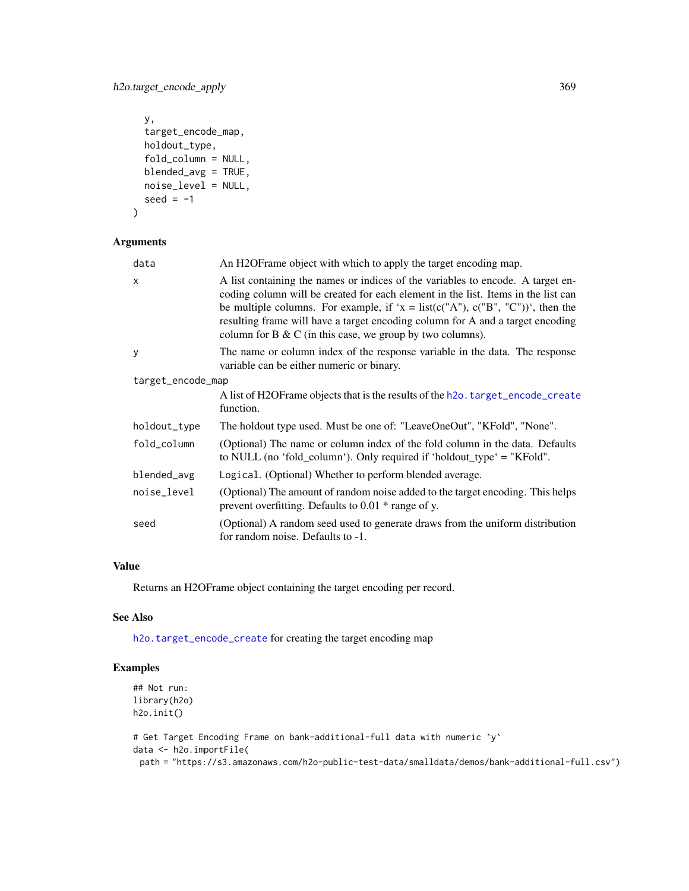```
  y,
  target_encode_map,
  holdout_type,
  fold_column = NULL,
  blended_avg = TRUE,
  noise_level = NULL,
  seed = -1
)
```

## Arguments

| | |
|---|---|
| data | An H2OFrame object with which to apply the target encoding map. |
| x | A list containing the names or indices of the variables to encode. A target encoding column will be created for each element in the list. Items in the list can be multiple columns. For example, if 'x = list(c("A"), c("B", "C"))', then the resulting frame will have a target encoding column for A and a target encoding column for B & C (in this case, we group by two columns). |
| y | The name or column index of the response variable in the data. The response variable can be either numeric or binary. |
| target_encode_map | A list of H2OFrame objects that is the results of the h2o.target_encode_create function. |
| holdout_type | The holdout type used. Must be one of: "LeaveOneOut", "KFold", "None". |
| fold_column | (Optional) The name or column index of the fold column in the data. Defaults to NULL (no 'fold_column'). Only required if 'holdout_type' = "KFold". |
| blended_avg | Logical. (Optional) Whether to perform blended average. |
| noise_level | (Optional) The amount of random noise added to the target encoding. This helps prevent overfitting. Defaults to 0.01 * range of y. |
| seed | (Optional) A random seed used to generate draws from the uniform distribution for random noise. Defaults to -1. |

## Value

Returns an H2OFrame object containing the target encoding per record.

## See Also

h2o.target_encode_create for creating the target encoding map

## Examples

```
## Not run:
library(h2o)
h2o.init()

# Get Target Encoding Frame on bank-additional-full data with numeric `y`
data <- h2o.importFile(
 path = "https://s3.amazonaws.com/h2o-public-test-data/smalldata/demos/bank-additional-full.csv")
```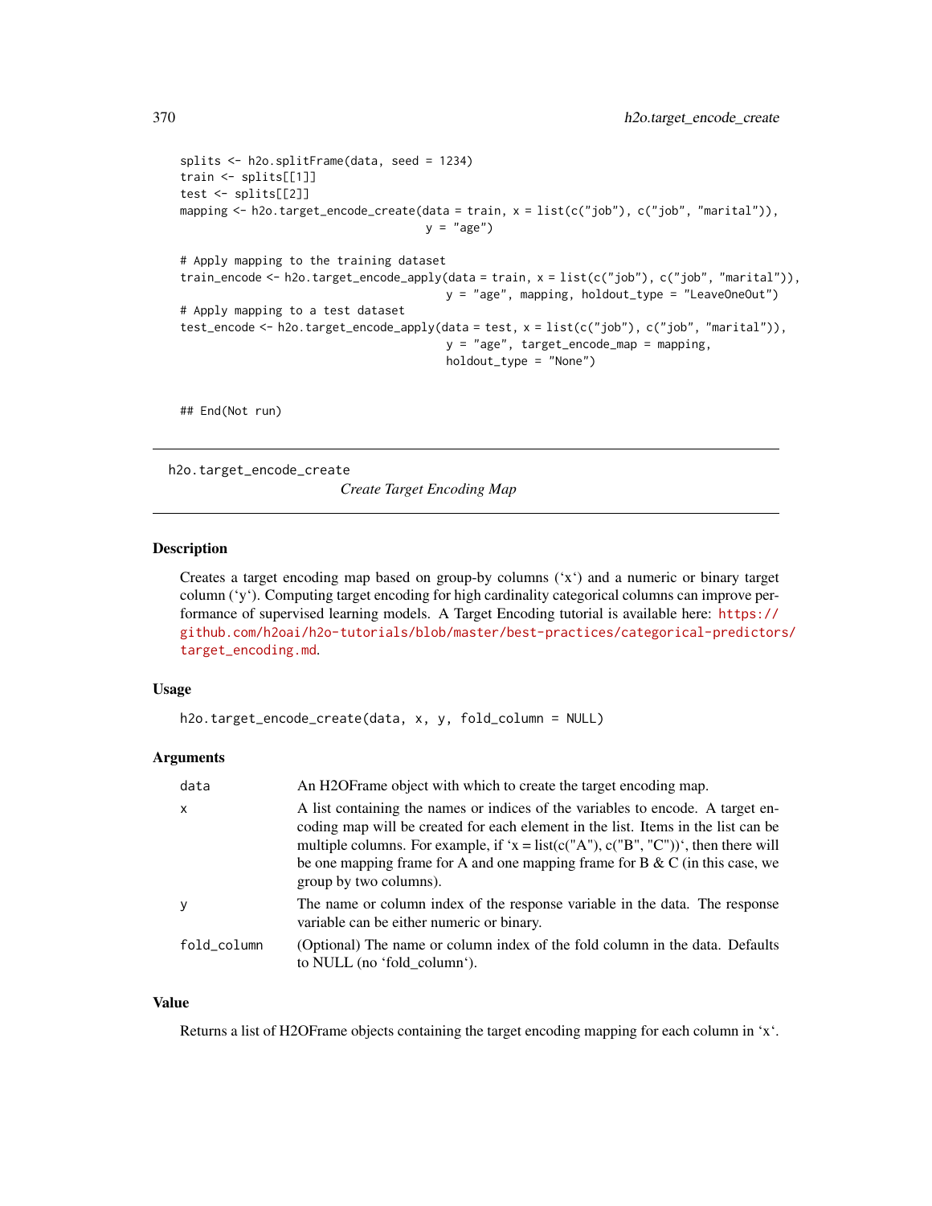```
splits <- h2o.splitFrame(data, seed = 1234)
train <- splits[[1]]
test <- splits[[2]]
mapping <- h2o.target_encode_create(data = train, x = list(c("job"), c("job", "marital")),
                                    y = "age")

# Apply mapping to the training dataset
train_encode <- h2o.target_encode_apply(data = train, x = list(c("job"), c("job", "marital")),
                                        y = "age", mapping, holdout_type = "LeaveOneOut")
# Apply mapping to a test dataset
test_encode <- h2o.target_encode_apply(data = test, x = list(c("job"), c("job", "marital")),
                                       y = "age", target_encode_map = mapping,
                                       holdout_type = "None")


## End(Not run)
```

---

## h2o.target_encode_create    *Create Target Encoding Map*

---

### Description

Creates a target encoding map based on group-by columns (`x`) and a numeric or binary target column (`y`). Computing target encoding for high cardinality categorical columns can improve performance of supervised learning models. A Target Encoding tutorial is available here: https://github.com/h2oai/h2o-tutorials/blob/master/best-practices/categorical-predictors/target_encoding.md.

### Usage

```
h2o.target_encode_create(data, x, y, fold_column = NULL)
```

### Arguments

| | |
|---|---|
| `data` | An H2OFrame object with which to create the target encoding map. |
| `x` | A list containing the names or indices of the variables to encode. A target encoding map will be created for each element in the list. Items in the list can be multiple columns. For example, if `x = list(c("A"), c("B", "C"))`, then there will be one mapping frame for A and one mapping frame for B & C (in this case, we group by two columns). |
| `y` | The name or column index of the response variable in the data. The response variable can be either numeric or binary. |
| `fold_column` | (Optional) The name or column index of the fold column in the data. Defaults to NULL (no `fold_column`). |

### Value

Returns a list of H2OFrame objects containing the target encoding mapping for each column in `x`.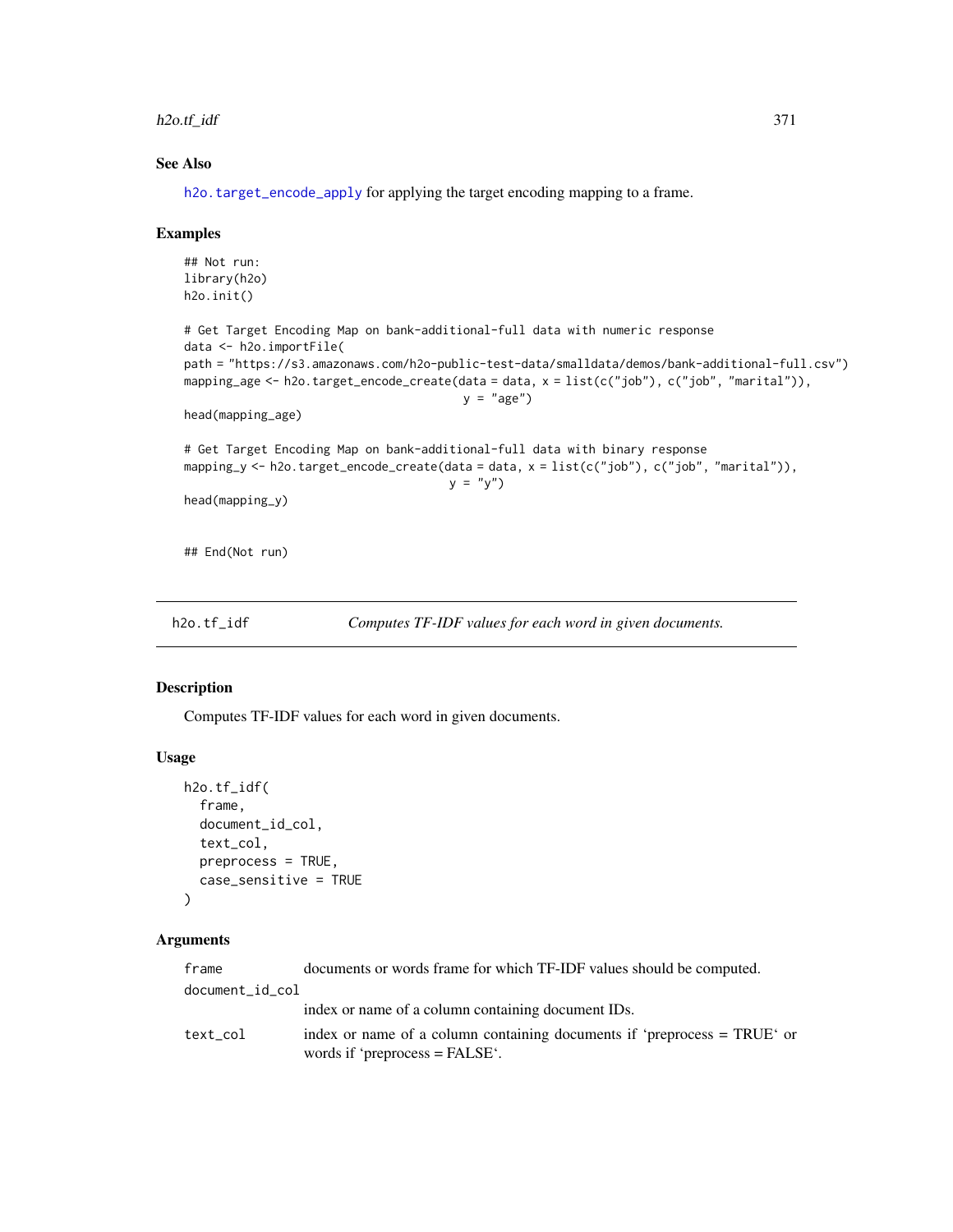### See Also

h2o.target_encode_apply for applying the target encoding mapping to a frame.

### Examples

```
## Not run:
library(h2o)
h2o.init()

# Get Target Encoding Map on bank-additional-full data with numeric response
data <- h2o.importFile(
path = "https://s3.amazonaws.com/h2o-public-test-data/smalldata/demos/bank-additional-full.csv")
mapping_age <- h2o.target_encode_create(data = data, x = list(c("job"), c("job", "marital")),
                                        y = "age")
head(mapping_age)

# Get Target Encoding Map on bank-additional-full data with binary response
mapping_y <- h2o.target_encode_create(data = data, x = list(c("job"), c("job", "marital")),
                                      y = "y")
head(mapping_y)


## End(Not run)
```

---

## h2o.tf_idf *Computes TF-IDF values for each word in given documents.*

---

### Description

Computes TF-IDF values for each word in given documents.

### Usage

```
h2o.tf_idf(
  frame,
  document_id_col,
  text_col,
  preprocess = TRUE,
  case_sensitive = TRUE
)
```

### Arguments

| | |
|---|---|
| frame | documents or words frame for which TF-IDF values should be computed. |
| document_id_col | index or name of a column containing document IDs. |
| text_col | index or name of a column containing documents if 'preprocess = TRUE' or words if 'preprocess = FALSE'. |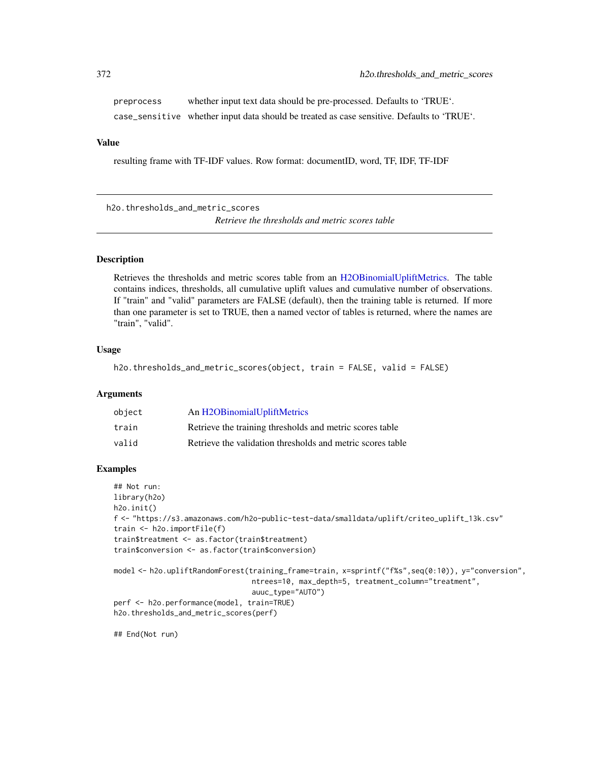| | |
|---|---|
| preprocess | whether input text data should be pre-processed. Defaults to 'TRUE'. |
| case_sensitive | whether input data should be treated as case sensitive. Defaults to 'TRUE'. |

## Value

resulting frame with TF-IDF values. Row format: documentID, word, TF, IDF, TF-IDF

---

# h2o.thresholds_and_metric_scores

*Retrieve the thresholds and metric scores table*

---

## Description

Retrieves the thresholds and metric scores table from an H2OBinomialUpliftMetrics. The table contains indices, thresholds, all cumulative uplift values and cumulative number of observations. If "train" and "valid" parameters are FALSE (default), then the training table is returned. If more than one parameter is set to TRUE, then a named vector of tables is returned, where the names are "train", "valid".

## Usage

```
h2o.thresholds_and_metric_scores(object, train = FALSE, valid = FALSE)
```

## Arguments

| | |
|---|---|
| object | An H2OBinomialUpliftMetrics |
| train | Retrieve the training thresholds and metric scores table |
| valid | Retrieve the validation thresholds and metric scores table |

## Examples

```
## Not run:
library(h2o)
h2o.init()
f <- "https://s3.amazonaws.com/h2o-public-test-data/smalldata/uplift/criteo_uplift_13k.csv"
train <- h2o.importFile(f)
train$treatment <- as.factor(train$treatment)
train$conversion <- as.factor(train$conversion)

model <- h2o.upliftRandomForest(training_frame=train, x=sprintf("f%s",seq(0:10)), y="conversion",
                                ntrees=10, max_depth=5, treatment_column="treatment",
                                auuc_type="AUTO")
perf <- h2o.performance(model, train=TRUE)
h2o.thresholds_and_metric_scores(perf)

## End(Not run)
```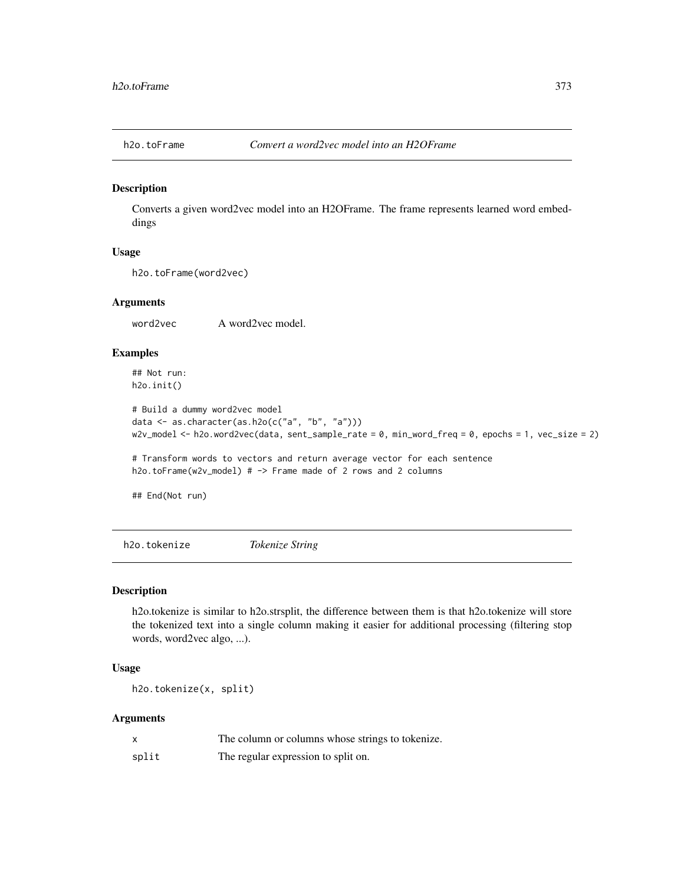## h2o.toFrame *Convert a word2vec model into an H2OFrame*

### Description

Converts a given word2vec model into an H2OFrame. The frame represents learned word embeddings

### Usage

```
h2o.toFrame(word2vec)
```

### Arguments

| | |
|---|---|
| word2vec | A word2vec model. |

### Examples

```
## Not run:
h2o.init()

# Build a dummy word2vec model
data <- as.character(as.h2o(c("a", "b", "a")))
w2v_model <- h2o.word2vec(data, sent_sample_rate = 0, min_word_freq = 0, epochs = 1, vec_size = 2)

# Transform words to vectors and return average vector for each sentence
h2o.toFrame(w2v_model) # -> Frame made of 2 rows and 2 columns

## End(Not run)
```

## h2o.tokenize *Tokenize String*

### Description

h2o.tokenize is similar to h2o.strsplit, the difference between them is that h2o.tokenize will store the tokenized text into a single column making it easier for additional processing (filtering stop words, word2vec algo, ...).

### Usage

```
h2o.tokenize(x, split)
```

### Arguments

| | |
|---|---|
| x | The column or columns whose strings to tokenize. |
| split | The regular expression to split on. |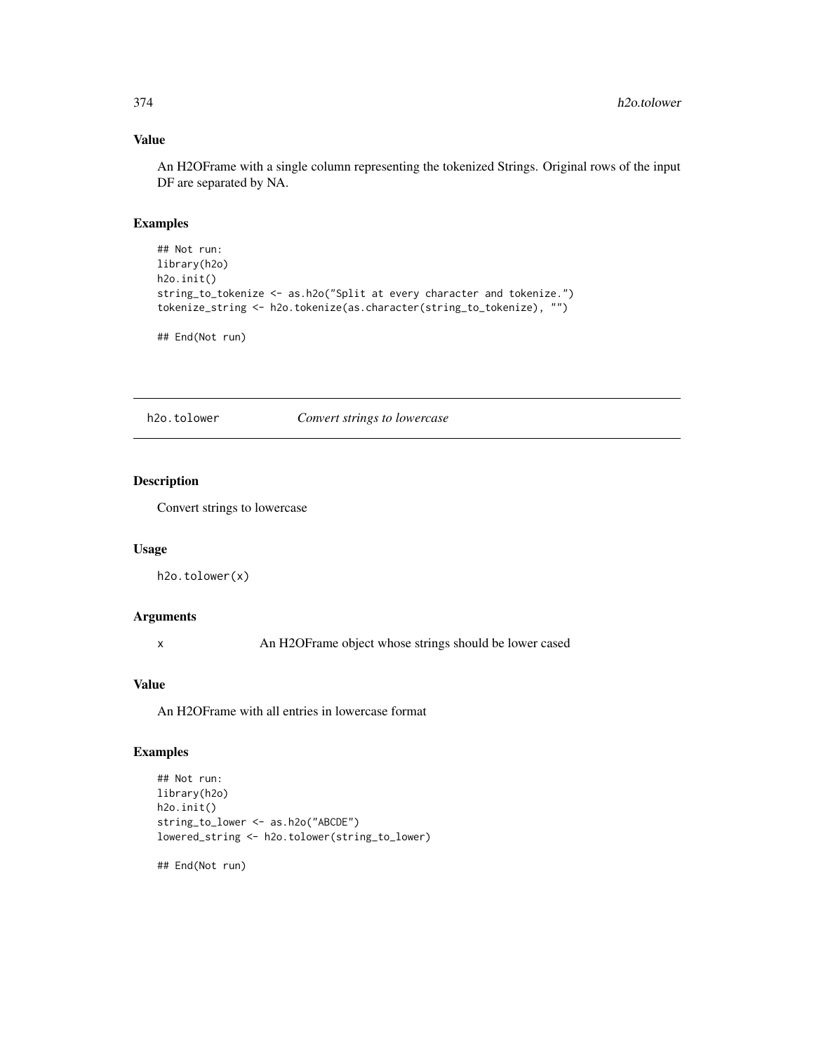### Value

An H2OFrame with a single column representing the tokenized Strings. Original rows of the input DF are separated by NA.

### Examples

```
## Not run:
library(h2o)
h2o.init()
string_to_tokenize <- as.h2o("Split at every character and tokenize.")
tokenize_string <- h2o.tokenize(as.character(string_to_tokenize), "")

## End(Not run)
```

---

## h2o.tolower *Convert strings to lowercase*

---

### Description

Convert strings to lowercase

### Usage

```
h2o.tolower(x)
```

### Arguments

| | |
|---|---|
| x | An H2OFrame object whose strings should be lower cased |

### Value

An H2OFrame with all entries in lowercase format

### Examples

```
## Not run:
library(h2o)
h2o.init()
string_to_lower <- as.h2o("ABCDE")
lowered_string <- h2o.tolower(string_to_lower)

## End(Not run)
```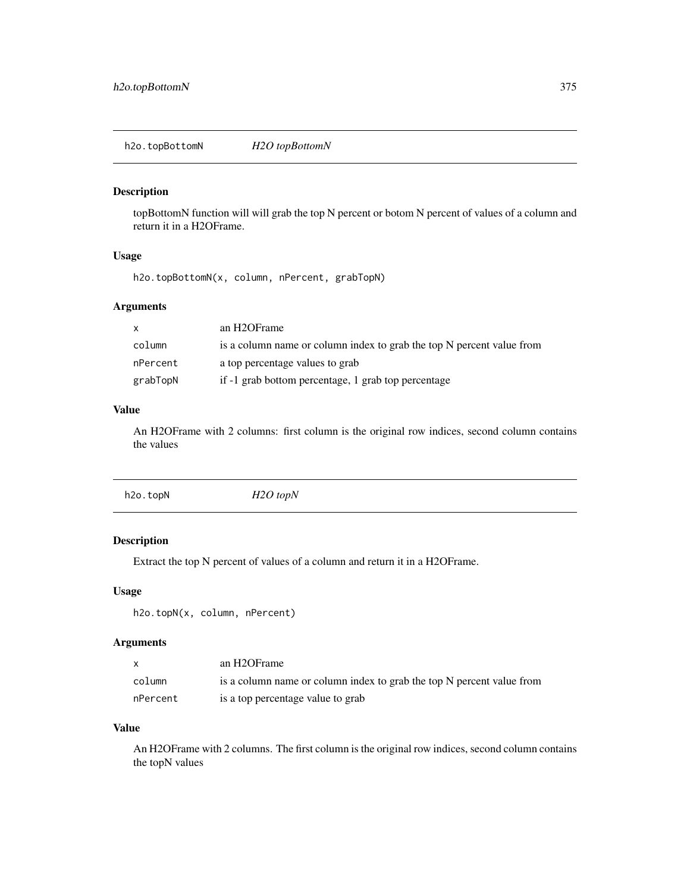## h2o.topBottomN *H2O topBottomN*

### Description

topBottomN function will will grab the top N percent or botom N percent of values of a column and return it in a H2OFrame.

### Usage

```
h2o.topBottomN(x, column, nPercent, grabTopN)
```

### Arguments

| | |
|---|---|
| x | an H2OFrame |
| column | is a column name or column index to grab the top N percent value from |
| nPercent | a top percentage values to grab |
| grabTopN | if -1 grab bottom percentage, 1 grab top percentage |

### Value

An H2OFrame with 2 columns: first column is the original row indices, second column contains the values

## h2o.topN *H2O topN*

### Description

Extract the top N percent of values of a column and return it in a H2OFrame.

### Usage

```
h2o.topN(x, column, nPercent)
```

### Arguments

| | |
|---|---|
| x | an H2OFrame |
| column | is a column name or column index to grab the top N percent value from |
| nPercent | is a top percentage value to grab |

### Value

An H2OFrame with 2 columns. The first column is the original row indices, second column contains the topN values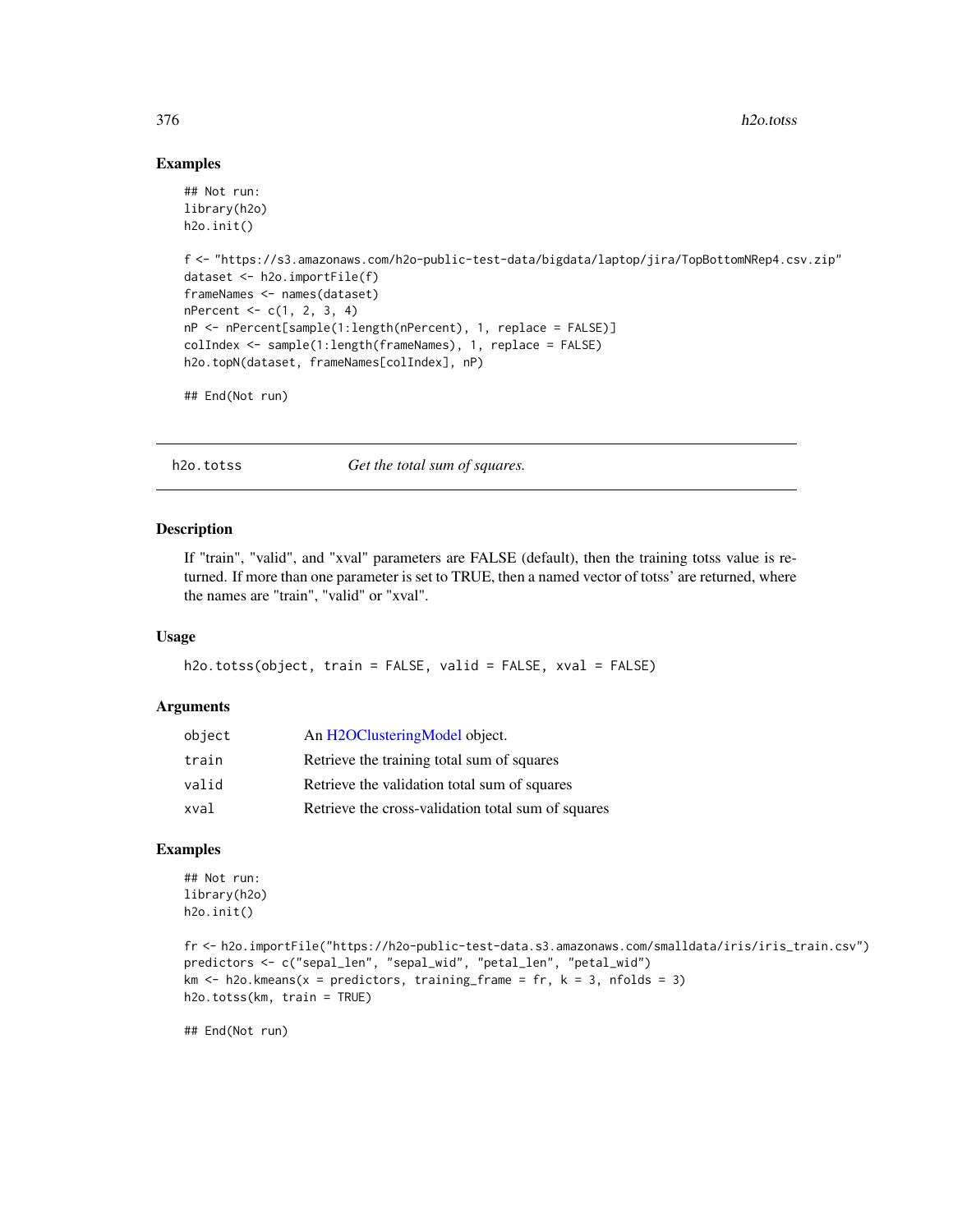## Examples

```
## Not run:
library(h2o)
h2o.init()

f <- "https://s3.amazonaws.com/h2o-public-test-data/bigdata/laptop/jira/TopBottomNRep4.csv.zip"
dataset <- h2o.importFile(f)
frameNames <- names(dataset)
nPercent <- c(1, 2, 3, 4)
nP <- nPercent[sample(1:length(nPercent), 1, replace = FALSE)]
colIndex <- sample(1:length(frameNames), 1, replace = FALSE)
h2o.topN(dataset, frameNames[colIndex], nP)

## End(Not run)
```

---

# h2o.totss — *Get the total sum of squares.*

## Description

If "train", "valid", and "xval" parameters are FALSE (default), then the training totss value is returned. If more than one parameter is set to TRUE, then a named vector of totss' are returned, where the names are "train", "valid" or "xval".

## Usage

```
h2o.totss(object, train = FALSE, valid = FALSE, xval = FALSE)
```

## Arguments

| | |
|---|---|
| object | An H2OClusteringModel object. |
| train | Retrieve the training total sum of squares |
| valid | Retrieve the validation total sum of squares |
| xval | Retrieve the cross-validation total sum of squares |

## Examples

```
## Not run:
library(h2o)
h2o.init()

fr <- h2o.importFile("https://h2o-public-test-data.s3.amazonaws.com/smalldata/iris/iris_train.csv")
predictors <- c("sepal_len", "sepal_wid", "petal_len", "petal_wid")
km <- h2o.kmeans(x = predictors, training_frame = fr, k = 3, nfolds = 3)
h2o.totss(km, train = TRUE)

## End(Not run)
```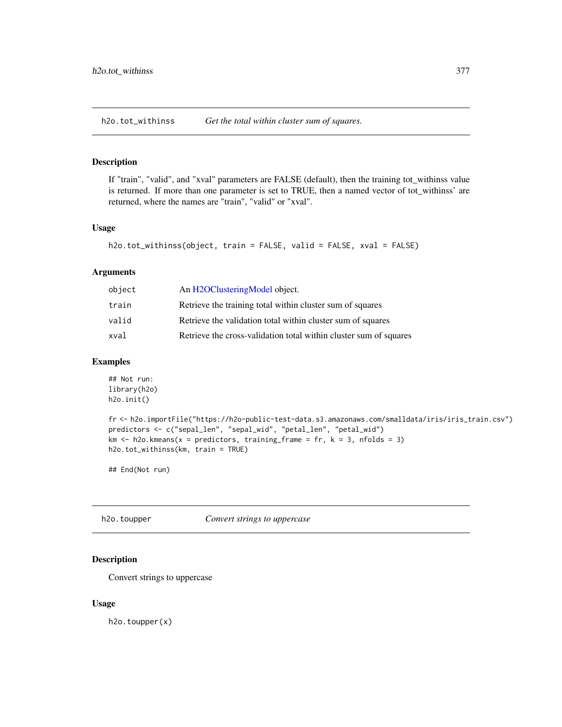## h2o.tot_withinss — *Get the total within cluster sum of squares.*

### Description

If "train", "valid", and "xval" parameters are FALSE (default), then the training tot_withinss value is returned. If more than one parameter is set to TRUE, then a named vector of tot_withinss' are returned, where the names are "train", "valid" or "xval".

### Usage

```
h2o.tot_withinss(object, train = FALSE, valid = FALSE, xval = FALSE)
```

### Arguments

| | |
|---|---|
| `object` | An H2OClusteringModel object. |
| `train` | Retrieve the training total within cluster sum of squares |
| `valid` | Retrieve the validation total within cluster sum of squares |
| `xval` | Retrieve the cross-validation total within cluster sum of squares |

### Examples

```
## Not run:
library(h2o)
h2o.init()

fr <- h2o.importFile("https://h2o-public-test-data.s3.amazonaws.com/smalldata/iris/iris_train.csv")
predictors <- c("sepal_len", "sepal_wid", "petal_len", "petal_wid")
km <- h2o.kmeans(x = predictors, training_frame = fr, k = 3, nfolds = 3)
h2o.tot_withinss(km, train = TRUE)

## End(Not run)
```

## h2o.toupper — *Convert strings to uppercase*

### Description

Convert strings to uppercase

### Usage

```
h2o.toupper(x)
```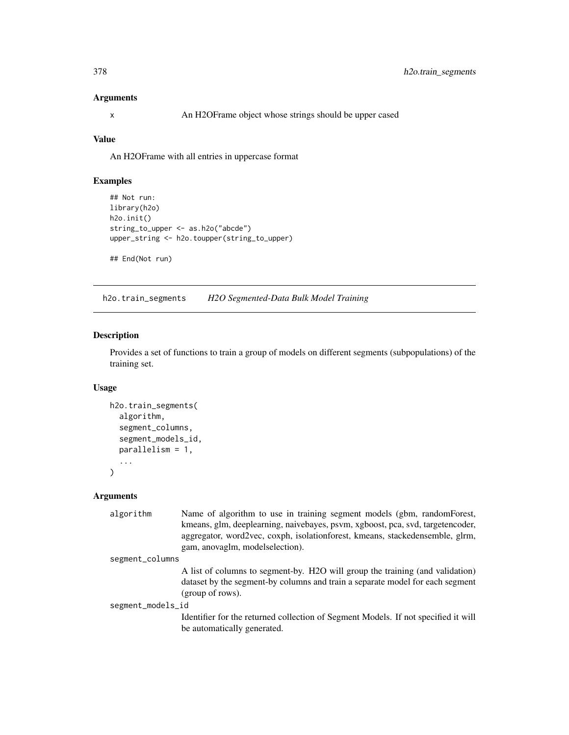### Arguments

x An H2OFrame object whose strings should be upper cased

### Value

An H2OFrame with all entries in uppercase format

### Examples

```
## Not run:
library(h2o)
h2o.init()
string_to_upper <- as.h2o("abcde")
upper_string <- h2o.toupper(string_to_upper)

## End(Not run)
```

---

## h2o.train_segments *H2O Segmented-Data Bulk Model Training*

### Description

Provides a set of functions to train a group of models on different segments (subpopulations) of the training set.

### Usage

```
h2o.train_segments(
  algorithm,
  segment_columns,
  segment_models_id,
  parallelism = 1,
  ...
)
```

### Arguments

algorithm
: Name of algorithm to use in training segment models (gbm, randomForest, kmeans, glm, deeplearning, naivebayes, psvm, xgboost, pca, svd, targetencoder, aggregator, word2vec, coxph, isolationforest, kmeans, stackedensemble, glrm, gam, anovaglm, modelselection).

segment_columns
: A list of columns to segment-by. H2O will group the training (and validation) dataset by the segment-by columns and train a separate model for each segment (group of rows).

segment_models_id
: Identifier for the returned collection of Segment Models. If not specified it will be automatically generated.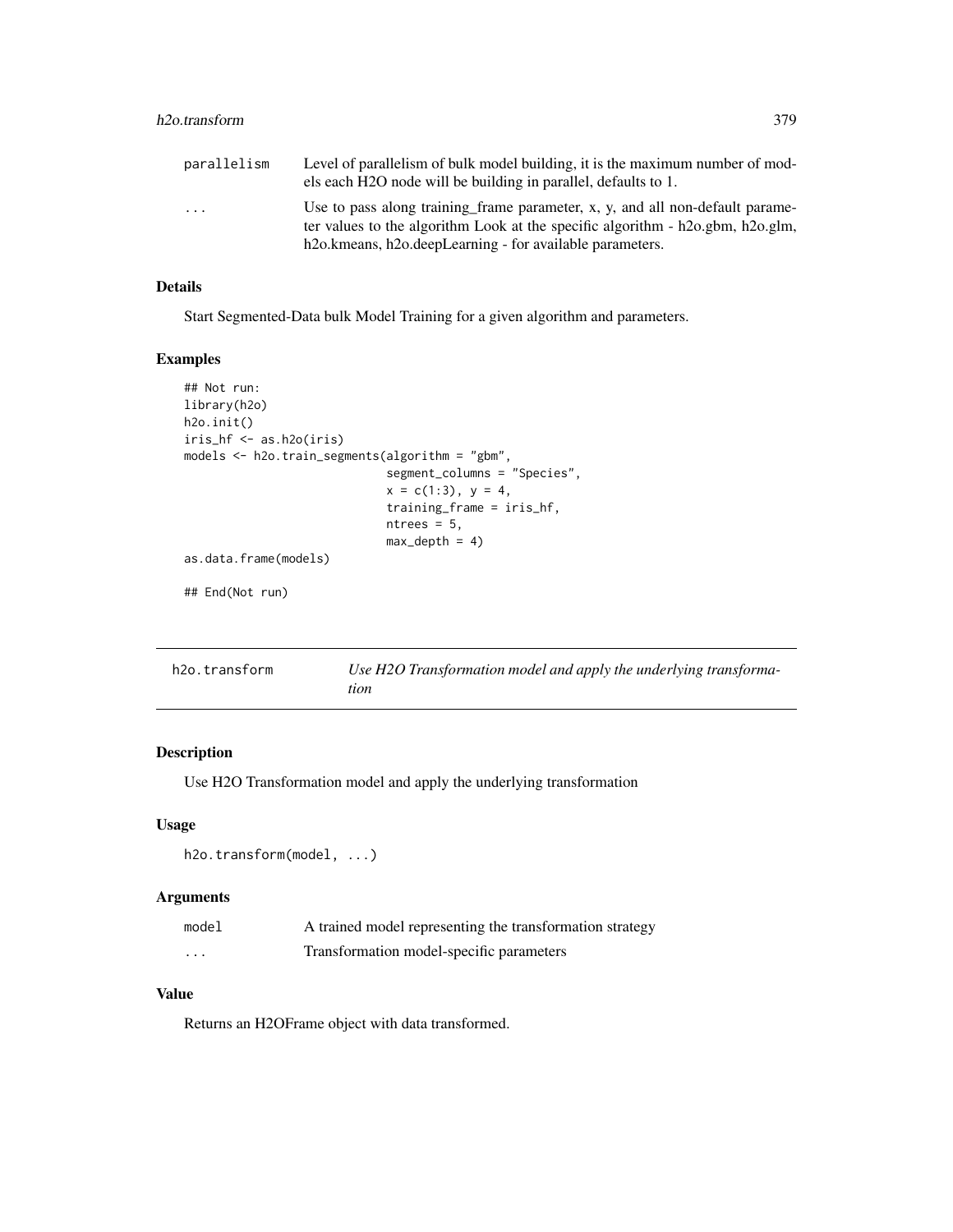| | |
|---|---|
| parallelism | Level of parallelism of bulk model building, it is the maximum number of models each H2O node will be building in parallel, defaults to 1. |
| ... | Use to pass along training_frame parameter, x, y, and all non-default parameter values to the algorithm Look at the specific algorithm - h2o.gbm, h2o.glm, h2o.kmeans, h2o.deepLearning - for available parameters. |

### Details

Start Segmented-Data bulk Model Training for a given algorithm and parameters.

### Examples

```
## Not run:
library(h2o)
h2o.init()
iris_hf <- as.h2o(iris)
models <- h2o.train_segments(algorithm = "gbm",
                             segment_columns = "Species",
                             x = c(1:3), y = 4,
                             training_frame = iris_hf,
                             ntrees = 5,
                             max_depth = 4)
as.data.frame(models)

## End(Not run)
```

---

## h2o.transform — *Use H2O Transformation model and apply the underlying transformation*

### Description

Use H2O Transformation model and apply the underlying transformation

### Usage

```
h2o.transform(model, ...)
```

### Arguments

| | |
|---|---|
| model | A trained model representing the transformation strategy |
| ... | Transformation model-specific parameters |

### Value

Returns an H2OFrame object with data transformed.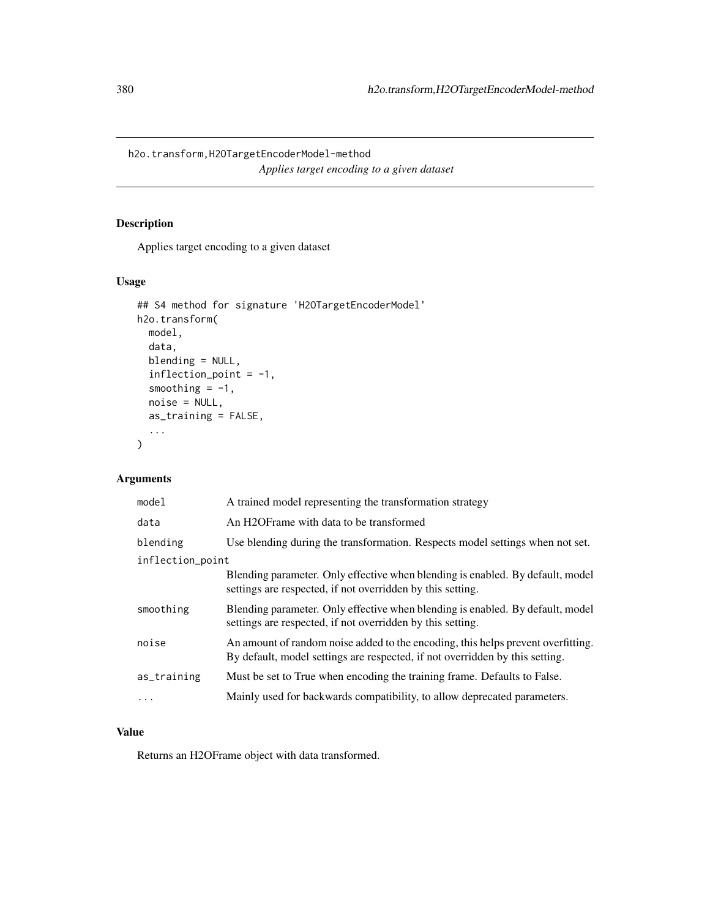## h2o.transform,H2OTargetEncoderModel-method

*Applies target encoding to a given dataset*

### Description

Applies target encoding to a given dataset

### Usage

```
## S4 method for signature 'H2OTargetEncoderModel'
h2o.transform(
  model,
  data,
  blending = NULL,
  inflection_point = -1,
  smoothing = -1,
  noise = NULL,
  as_training = FALSE,
  ...
)
```

### Arguments

| | |
|---|---|
| `model` | A trained model representing the transformation strategy |
| `data` | An H2OFrame with data to be transformed |
| `blending` | Use blending during the transformation. Respects model settings when not set. |
| `inflection_point` | Blending parameter. Only effective when blending is enabled. By default, model settings are respected, if not overridden by this setting. |
| `smoothing` | Blending parameter. Only effective when blending is enabled. By default, model settings are respected, if not overridden by this setting. |
| `noise` | An amount of random noise added to the encoding, this helps prevent overfitting. By default, model settings are respected, if not overridden by this setting. |
| `as_training` | Must be set to True when encoding the training frame. Defaults to False. |
| `...` | Mainly used for backwards compatibility, to allow deprecated parameters. |

### Value

Returns an H2OFrame object with data transformed.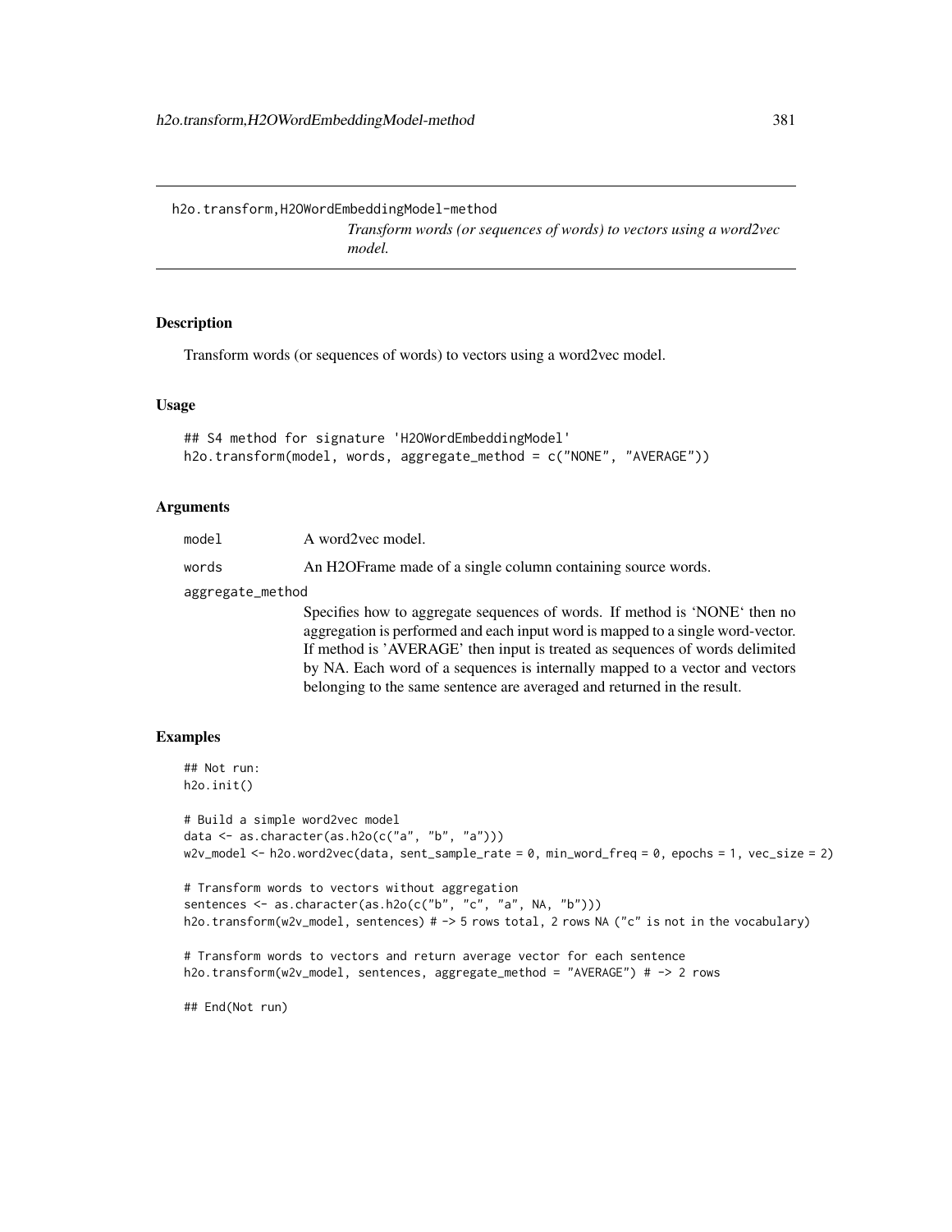h2o.transform,H2OWordEmbeddingModel-method

*Transform words (or sequences of words) to vectors using a word2vec model.*

## Description

Transform words (or sequences of words) to vectors using a word2vec model.

## Usage

```
## S4 method for signature 'H2OWordEmbeddingModel'
h2o.transform(model, words, aggregate_method = c("NONE", "AVERAGE"))
```

## Arguments

`model` A word2vec model.

`words` An H2OFrame made of a single column containing source words.

`aggregate_method`
Specifies how to aggregate sequences of words. If method is 'NONE' then no aggregation is performed and each input word is mapped to a single word-vector. If method is 'AVERAGE' then input is treated as sequences of words delimited by NA. Each word of a sequences is internally mapped to a vector and vectors belonging to the same sentence are averaged and returned in the result.

## Examples

```
## Not run:
h2o.init()

# Build a simple word2vec model
data <- as.character(as.h2o(c("a", "b", "a")))
w2v_model <- h2o.word2vec(data, sent_sample_rate = 0, min_word_freq = 0, epochs = 1, vec_size = 2)

# Transform words to vectors without aggregation
sentences <- as.character(as.h2o(c("b", "c", "a", NA, "b")))
h2o.transform(w2v_model, sentences) # -> 5 rows total, 2 rows NA ("c" is not in the vocabulary)

# Transform words to vectors and return average vector for each sentence
h2o.transform(w2v_model, sentences, aggregate_method = "AVERAGE") # -> 2 rows

## End(Not run)
```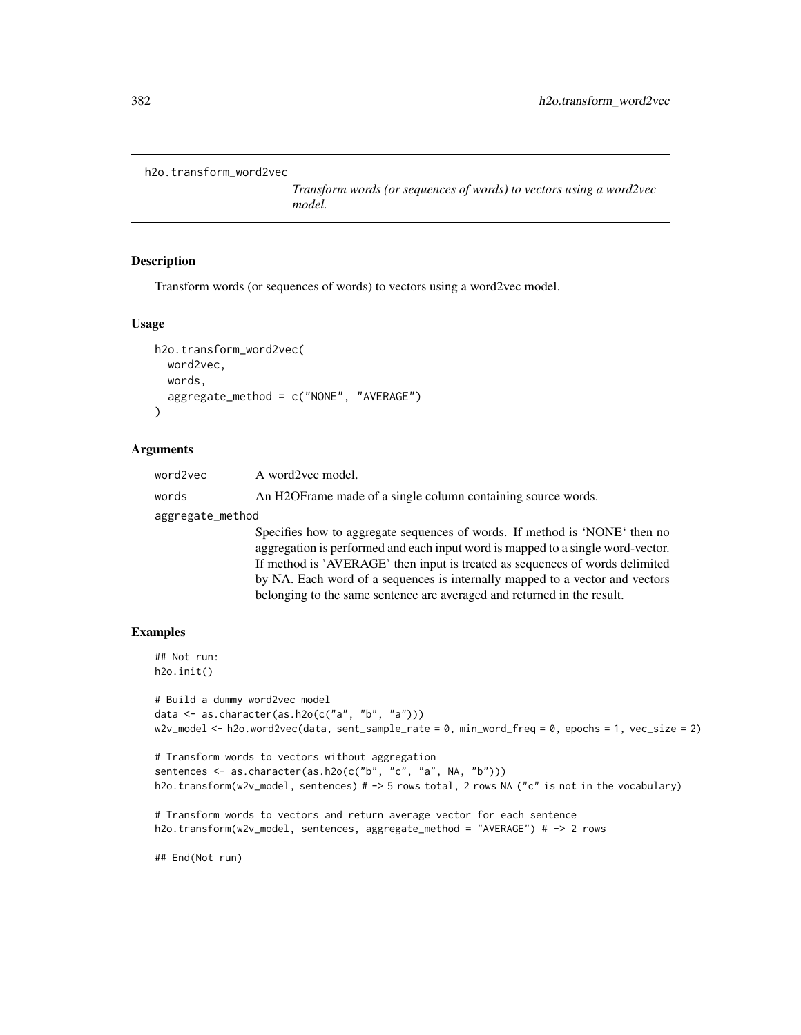`h2o.transform_word2vec`

*Transform words (or sequences of words) to vectors using a word2vec model.*

## Description

Transform words (or sequences of words) to vectors using a word2vec model.

## Usage

```
h2o.transform_word2vec(
  word2vec,
  words,
  aggregate_method = c("NONE", "AVERAGE")
)
```

## Arguments

| | |
|---|---|
| `word2vec` | A word2vec model. |
| `words` | An H2OFrame made of a single column containing source words. |
| `aggregate_method` | Specifies how to aggregate sequences of words. If method is 'NONE' then no aggregation is performed and each input word is mapped to a single word-vector. If method is 'AVERAGE' then input is treated as sequences of words delimited by NA. Each word of a sequences is internally mapped to a vector and vectors belonging to the same sentence are averaged and returned in the result. |

## Examples

```
## Not run:
h2o.init()

# Build a dummy word2vec model
data <- as.character(as.h2o(c("a", "b", "a")))
w2v_model <- h2o.word2vec(data, sent_sample_rate = 0, min_word_freq = 0, epochs = 1, vec_size = 2)

# Transform words to vectors without aggregation
sentences <- as.character(as.h2o(c("b", "c", "a", NA, "b")))
h2o.transform(w2v_model, sentences) # -> 5 rows total, 2 rows NA ("c" is not in the vocabulary)

# Transform words to vectors and return average vector for each sentence
h2o.transform(w2v_model, sentences, aggregate_method = "AVERAGE") # -> 2 rows

## End(Not run)
```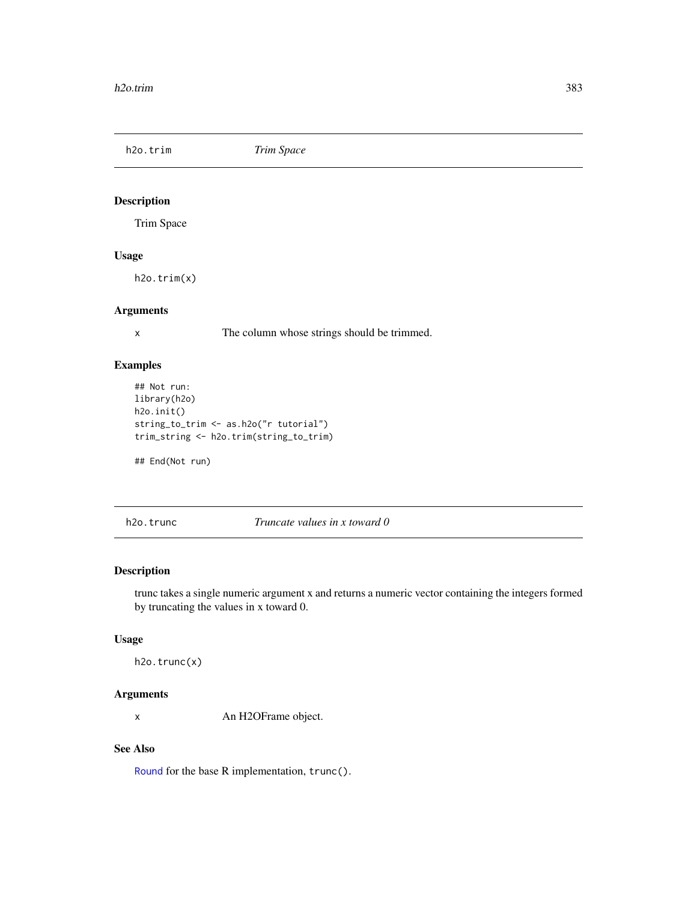## h2o.trim — *Trim Space*

### Description

Trim Space

### Usage

```
h2o.trim(x)
```

### Arguments

| | |
|---|---|
| x | The column whose strings should be trimmed. |

### Examples

```
## Not run:
library(h2o)
h2o.init()
string_to_trim <- as.h2o("r tutorial")
trim_string <- h2o.trim(string_to_trim)

## End(Not run)
```

## h2o.trunc — *Truncate values in x toward 0*

### Description

trunc takes a single numeric argument x and returns a numeric vector containing the integers formed by truncating the values in x toward 0.

### Usage

```
h2o.trunc(x)
```

### Arguments

| | |
|---|---|
| x | An H2OFrame object. |

### See Also

Round for the base R implementation, `trunc()`.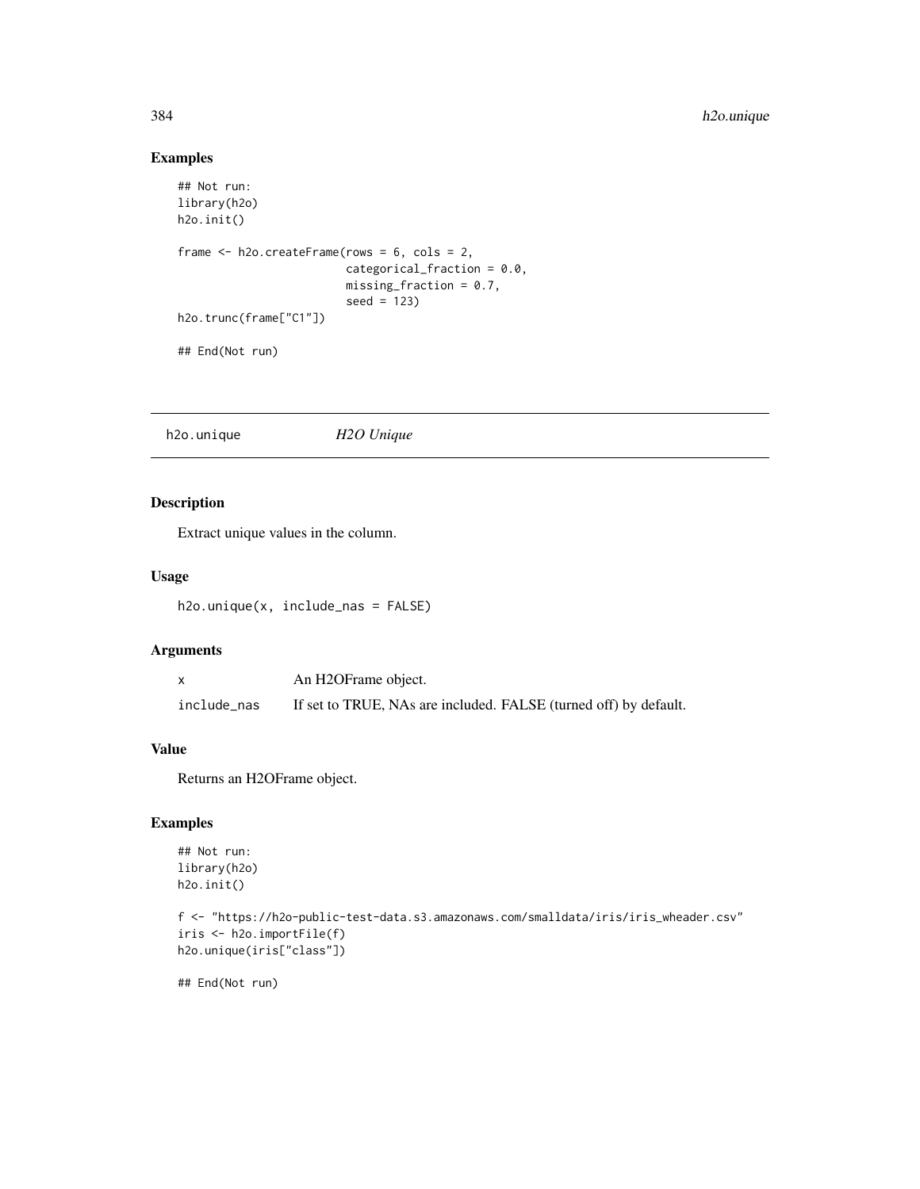## Examples

```
## Not run:
library(h2o)
h2o.init()

frame <- h2o.createFrame(rows = 6, cols = 2,
                         categorical_fraction = 0.0,
                         missing_fraction = 0.7,
                         seed = 123)
h2o.trunc(frame["C1"])

## End(Not run)
```

---

## h2o.unique    *H2O Unique*

### Description

Extract unique values in the column.

### Usage

```
h2o.unique(x, include_nas = FALSE)
```

### Arguments

| | |
|---|---|
| x | An H2OFrame object. |
| include_nas | If set to TRUE, NAs are included. FALSE (turned off) by default. |

### Value

Returns an H2OFrame object.

### Examples

```
## Not run:
library(h2o)
h2o.init()

f <- "https://h2o-public-test-data.s3.amazonaws.com/smalldata/iris/iris_wheader.csv"
iris <- h2o.importFile(f)
h2o.unique(iris["class"])

## End(Not run)
```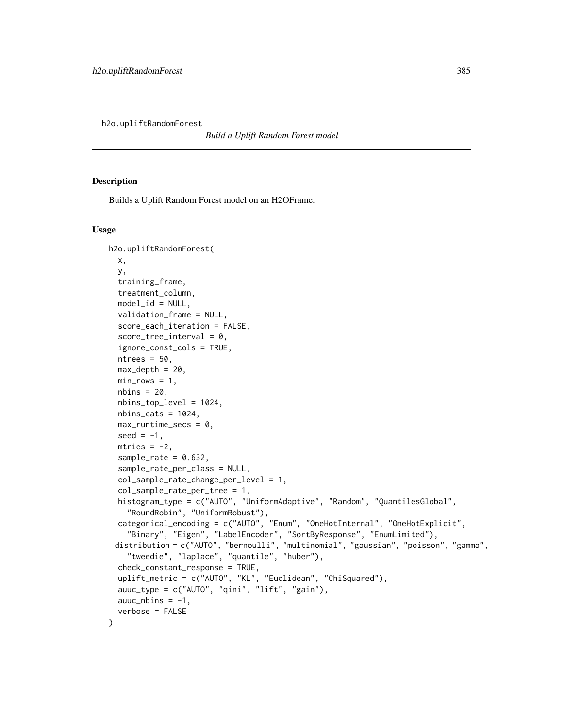h2o.upliftRandomForest

*Build a Uplift Random Forest model*

## Description

Builds a Uplift Random Forest model on an H2OFrame.

## Usage

```
h2o.upliftRandomForest(
  x,
  y,
  training_frame,
  treatment_column,
  model_id = NULL,
  validation_frame = NULL,
  score_each_iteration = FALSE,
  score_tree_interval = 0,
  ignore_const_cols = TRUE,
  ntrees = 50,
  max_depth = 20,
  min_rows = 1,
  nbins = 20,
  nbins_top_level = 1024,
  nbins_cats = 1024,
  max_runtime_secs = 0,
  seed = -1,
  mtries = -2,
  sample_rate = 0.632,
  sample_rate_per_class = NULL,
  col_sample_rate_change_per_level = 1,
  col_sample_rate_per_tree = 1,
  histogram_type = c("AUTO", "UniformAdaptive", "Random", "QuantilesGlobal",
    "RoundRobin", "UniformRobust"),
  categorical_encoding = c("AUTO", "Enum", "OneHotInternal", "OneHotExplicit",
    "Binary", "Eigen", "LabelEncoder", "SortByResponse", "EnumLimited"),
 distribution = c("AUTO", "bernoulli", "multinomial", "gaussian", "poisson", "gamma",
    "tweedie", "laplace", "quantile", "huber"),
  check_constant_response = TRUE,
  uplift_metric = c("AUTO", "KL", "Euclidean", "ChiSquared"),
  auuc_type = c("AUTO", "qini", "lift", "gain"),
  auuc_nbins = -1,
  verbose = FALSE
)
```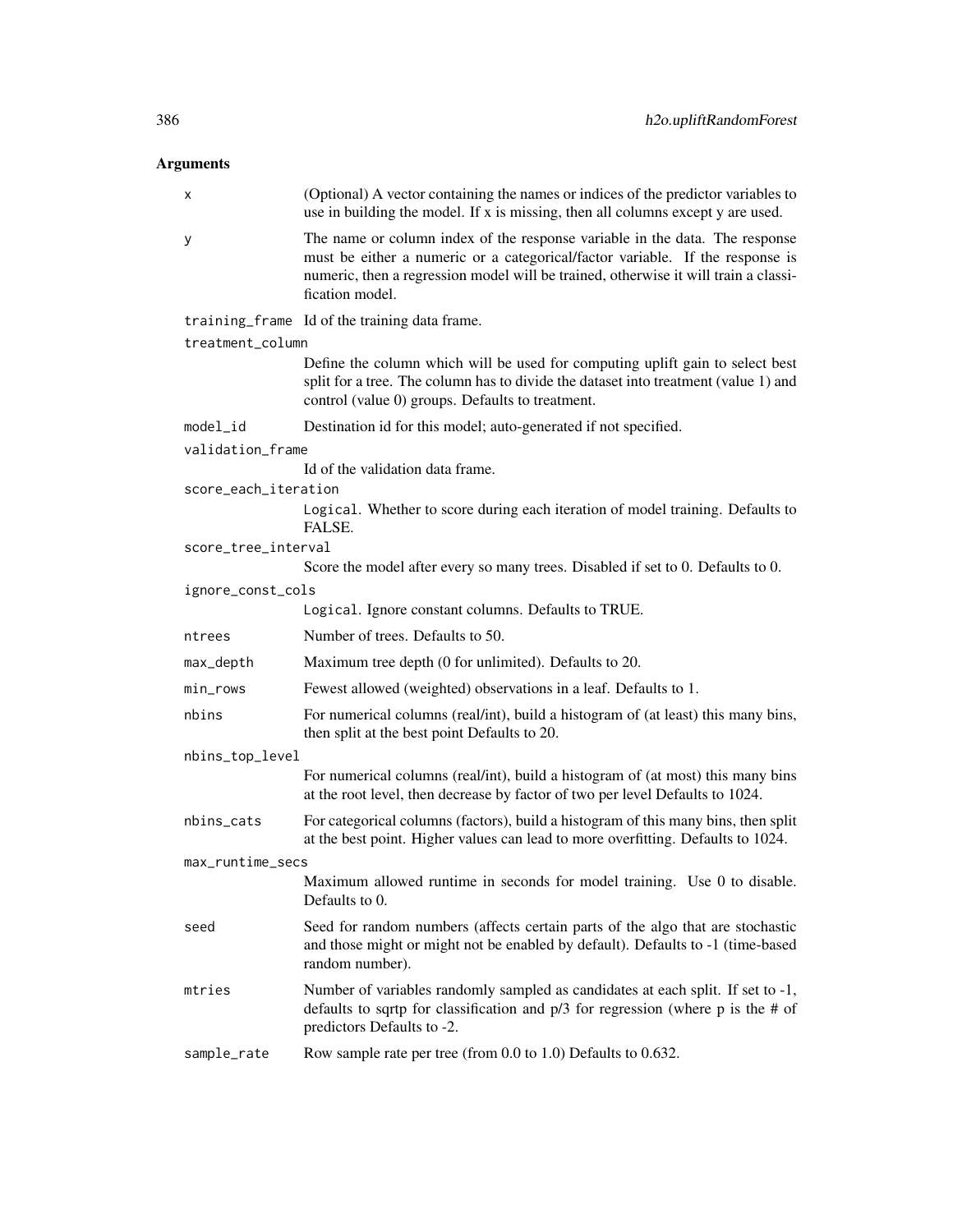## Arguments

| | |
|---|---|
| `x` | (Optional) A vector containing the names or indices of the predictor variables to use in building the model. If x is missing, then all columns except y are used. |
| `y` | The name or column index of the response variable in the data. The response must be either a numeric or a categorical/factor variable. If the response is numeric, then a regression model will be trained, otherwise it will train a classification model. |
| `training_frame` | Id of the training data frame. |
| `treatment_column` | Define the column which will be used for computing uplift gain to select best split for a tree. The column has to divide the dataset into treatment (value 1) and control (value 0) groups. Defaults to treatment. |
| `model_id` | Destination id for this model; auto-generated if not specified. |
| `validation_frame` | Id of the validation data frame. |
| `score_each_iteration` | `Logical`. Whether to score during each iteration of model training. Defaults to FALSE. |
| `score_tree_interval` | Score the model after every so many trees. Disabled if set to 0. Defaults to 0. |
| `ignore_const_cols` | `Logical`. Ignore constant columns. Defaults to TRUE. |
| `ntrees` | Number of trees. Defaults to 50. |
| `max_depth` | Maximum tree depth (0 for unlimited). Defaults to 20. |
| `min_rows` | Fewest allowed (weighted) observations in a leaf. Defaults to 1. |
| `nbins` | For numerical columns (real/int), build a histogram of (at least) this many bins, then split at the best point Defaults to 20. |
| `nbins_top_level` | For numerical columns (real/int), build a histogram of (at most) this many bins at the root level, then decrease by factor of two per level Defaults to 1024. |
| `nbins_cats` | For categorical columns (factors), build a histogram of this many bins, then split at the best point. Higher values can lead to more overfitting. Defaults to 1024. |
| `max_runtime_secs` | Maximum allowed runtime in seconds for model training. Use 0 to disable. Defaults to 0. |
| `seed` | Seed for random numbers (affects certain parts of the algo that are stochastic and those might or might not be enabled by default). Defaults to -1 (time-based random number). |
| `mtries` | Number of variables randomly sampled as candidates at each split. If set to -1, defaults to sqrtp for classification and p/3 for regression (where p is the # of predictors Defaults to -2. |
| `sample_rate` | Row sample rate per tree (from 0.0 to 1.0) Defaults to 0.632. |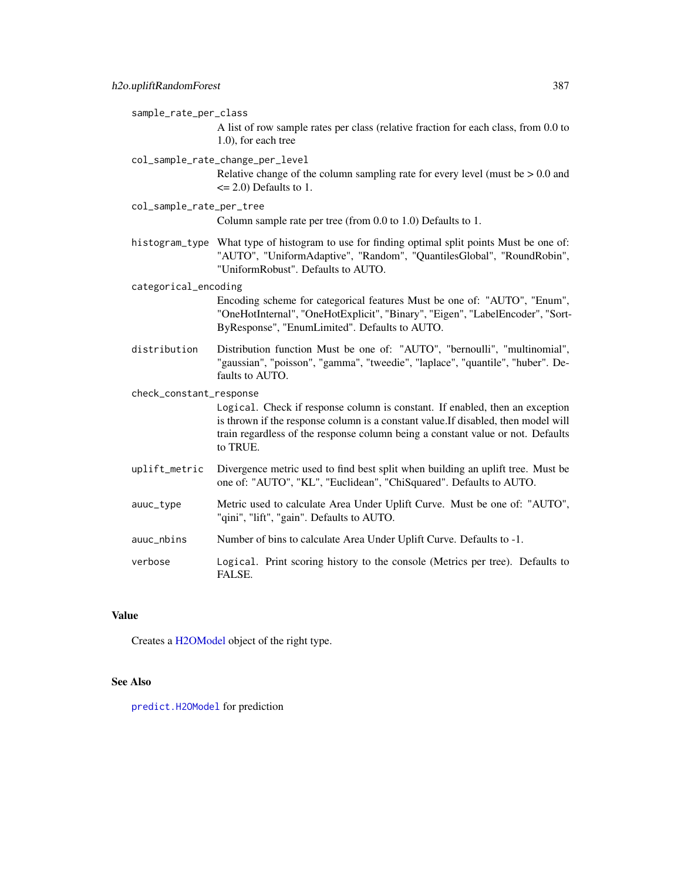`sample_rate_per_class`
: A list of row sample rates per class (relative fraction for each class, from 0.0 to 1.0), for each tree

`col_sample_rate_change_per_level`
: Relative change of the column sampling rate for every level (must be > 0.0 and <= 2.0) Defaults to 1.

`col_sample_rate_per_tree`
: Column sample rate per tree (from 0.0 to 1.0) Defaults to 1.

`histogram_type`
: What type of histogram to use for finding optimal split points Must be one of: "AUTO", "UniformAdaptive", "Random", "QuantilesGlobal", "RoundRobin", "UniformRobust". Defaults to AUTO.

`categorical_encoding`
: Encoding scheme for categorical features Must be one of: "AUTO", "Enum", "OneHotInternal", "OneHotExplicit", "Binary", "Eigen", "LabelEncoder", "SortByResponse", "EnumLimited". Defaults to AUTO.

`distribution`
: Distribution function Must be one of: "AUTO", "bernoulli", "multinomial", "gaussian", "poisson", "gamma", "tweedie", "laplace", "quantile", "huber". Defaults to AUTO.

`check_constant_response`
: `Logical`. Check if response column is constant. If enabled, then an exception is thrown if the response column is a constant value.If disabled, then model will train regardless of the response column being a constant value or not. Defaults to TRUE.

`uplift_metric`
: Divergence metric used to find best split when building an uplift tree. Must be one of: "AUTO", "KL", "Euclidean", "ChiSquared". Defaults to AUTO.

`auuc_type`
: Metric used to calculate Area Under Uplift Curve. Must be one of: "AUTO", "qini", "lift", "gain". Defaults to AUTO.

`auuc_nbins`
: Number of bins to calculate Area Under Uplift Curve. Defaults to -1.

`verbose`
: `Logical`. Print scoring history to the console (Metrics per tree). Defaults to FALSE.

## Value

Creates a H2OModel object of the right type.

## See Also

`predict.H2OModel` for prediction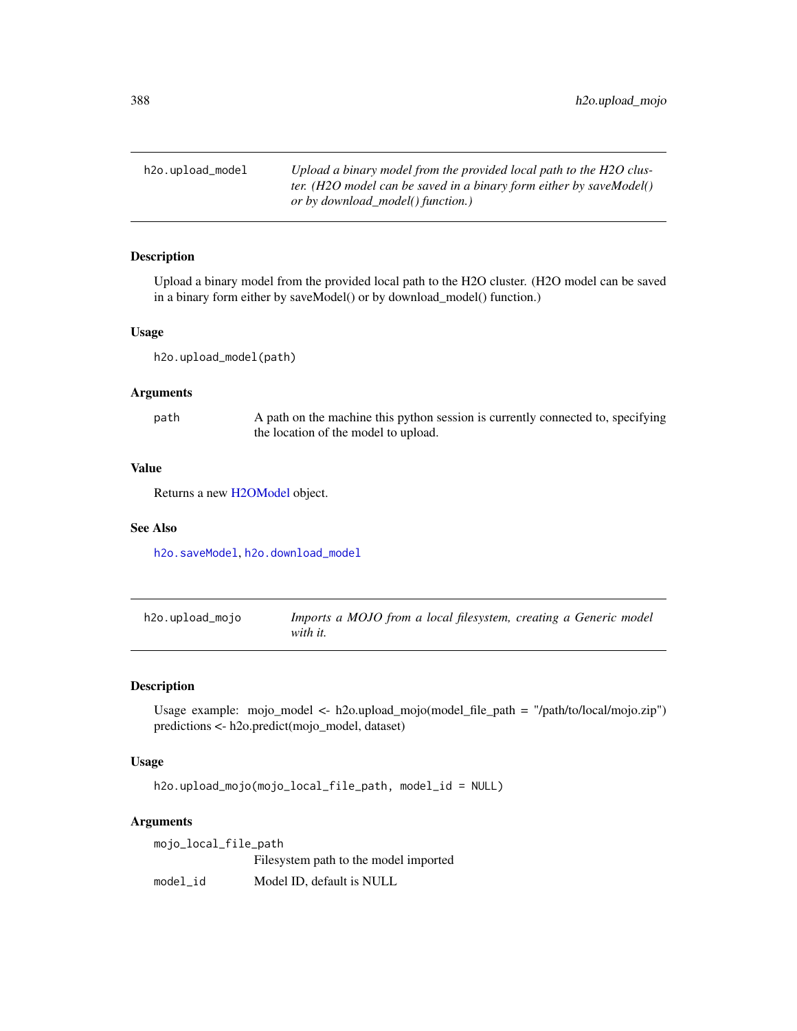## h2o.upload_model

*Upload a binary model from the provided local path to the H2O cluster. (H2O model can be saved in a binary form either by saveModel() or by download_model() function.)*

### Description

Upload a binary model from the provided local path to the H2O cluster. (H2O model can be saved in a binary form either by saveModel() or by download_model() function.)

### Usage

```
h2o.upload_model(path)
```

### Arguments

| | |
|---|---|
| path | A path on the machine this python session is currently connected to, specifying the location of the model to upload. |

### Value

Returns a new H2OModel object.

### See Also

h2o.saveModel, h2o.download_model

## h2o.upload_mojo

*Imports a MOJO from a local filesystem, creating a Generic model with it.*

### Description

Usage example: mojo_model <- h2o.upload_mojo(model_file_path = "/path/to/local/mojo.zip") predictions <- h2o.predict(mojo_model, dataset)

### Usage

```
h2o.upload_mojo(mojo_local_file_path, model_id = NULL)
```

### Arguments

| | |
|---|---|
| mojo_local_file_path | Filesystem path to the model imported |
| model_id | Model ID, default is NULL |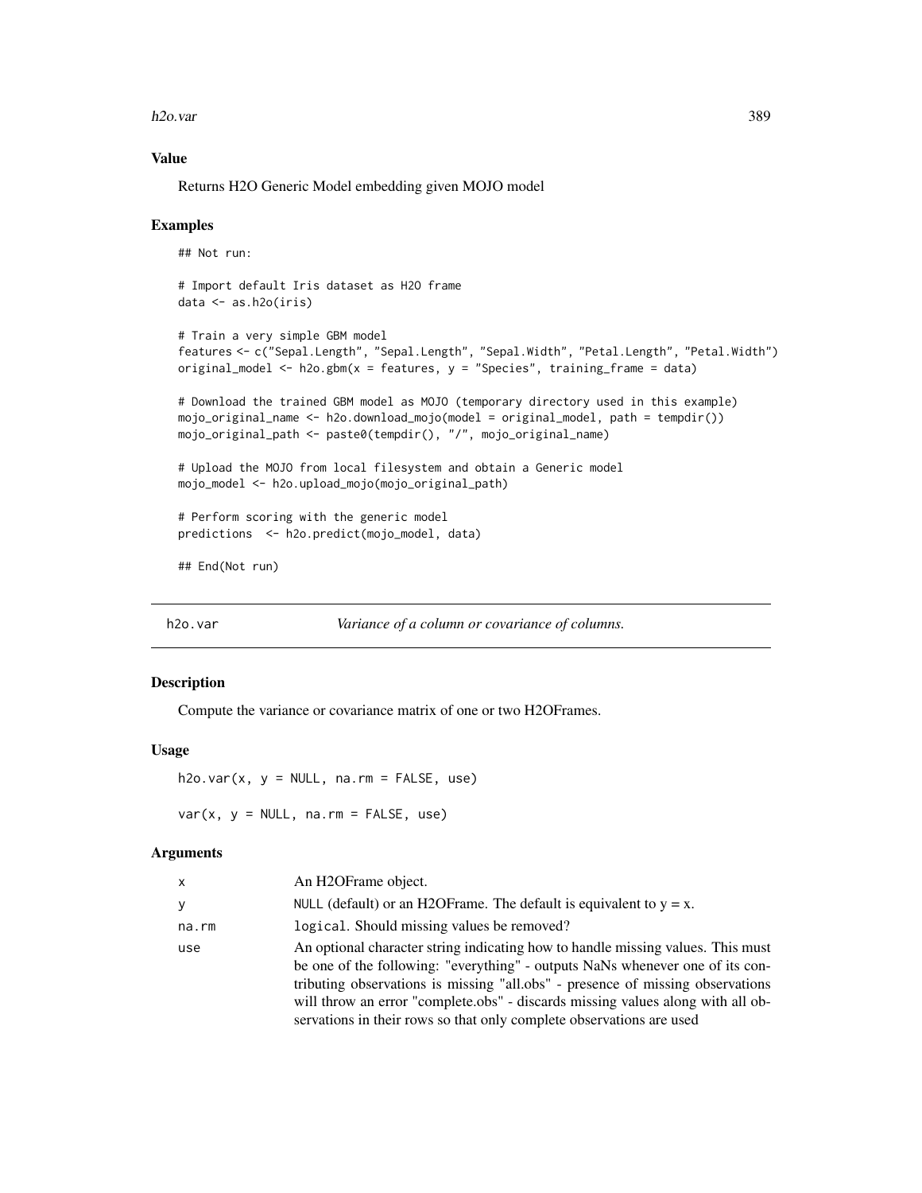### Value

Returns H2O Generic Model embedding given MOJO model

### Examples

```
## Not run:

# Import default Iris dataset as H2O frame
data <- as.h2o(iris)

# Train a very simple GBM model
features <- c("Sepal.Length", "Sepal.Length", "Sepal.Width", "Petal.Length", "Petal.Width")
original_model <- h2o.gbm(x = features, y = "Species", training_frame = data)

# Download the trained GBM model as MOJO (temporary directory used in this example)
mojo_original_name <- h2o.download_mojo(model = original_model, path = tempdir())
mojo_original_path <- paste0(tempdir(), "/", mojo_original_name)

# Upload the MOJO from local filesystem and obtain a Generic model
mojo_model <- h2o.upload_mojo(mojo_original_path)

# Perform scoring with the generic model
predictions  <- h2o.predict(mojo_model, data)

## End(Not run)
```

---

## h2o.var — *Variance of a column or covariance of columns.*

---

### Description

Compute the variance or covariance matrix of one or two H2OFrames.

### Usage

```
h2o.var(x, y = NULL, na.rm = FALSE, use)

var(x, y = NULL, na.rm = FALSE, use)
```

### Arguments

| | |
|---|---|
| x | An H2OFrame object. |
| y | NULL (default) or an H2OFrame. The default is equivalent to y = x. |
| na.rm | logical. Should missing values be removed? |
| use | An optional character string indicating how to handle missing values. This must be one of the following: "everything" - outputs NaNs whenever one of its contributing observations is missing "all.obs" - presence of missing observations will throw an error "complete.obs" - discards missing values along with all observations in their rows so that only complete observations are used |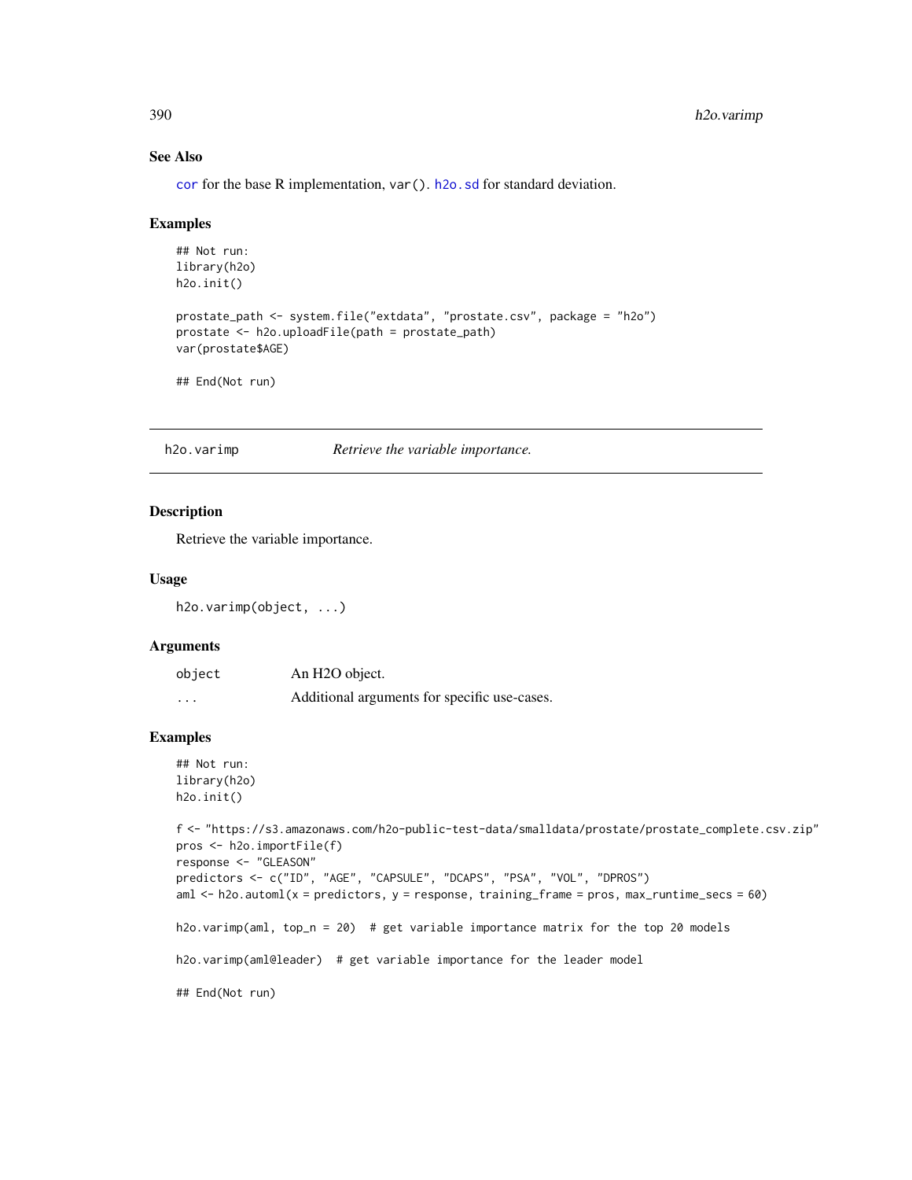## See Also

cor for the base R implementation, var(). h2o.sd for standard deviation.

## Examples

```
## Not run:
library(h2o)
h2o.init()

prostate_path <- system.file("extdata", "prostate.csv", package = "h2o")
prostate <- h2o.uploadFile(path = prostate_path)
var(prostate$AGE)

## End(Not run)
```

---

# h2o.varimp *Retrieve the variable importance.*

---

## Description

Retrieve the variable importance.

## Usage

```
h2o.varimp(object, ...)
```

## Arguments

| | |
|---|---|
| object | An H2O object. |
| ... | Additional arguments for specific use-cases. |

## Examples

```
## Not run:
library(h2o)
h2o.init()

f <- "https://s3.amazonaws.com/h2o-public-test-data/smalldata/prostate/prostate_complete.csv.zip"
pros <- h2o.importFile(f)
response <- "GLEASON"
predictors <- c("ID", "AGE", "CAPSULE", "DCAPS", "PSA", "VOL", "DPROS")
aml <- h2o.automl(x = predictors, y = response, training_frame = pros, max_runtime_secs = 60)

h2o.varimp(aml, top_n = 20)  # get variable importance matrix for the top 20 models

h2o.varimp(aml@leader)  # get variable importance for the leader model

## End(Not run)
```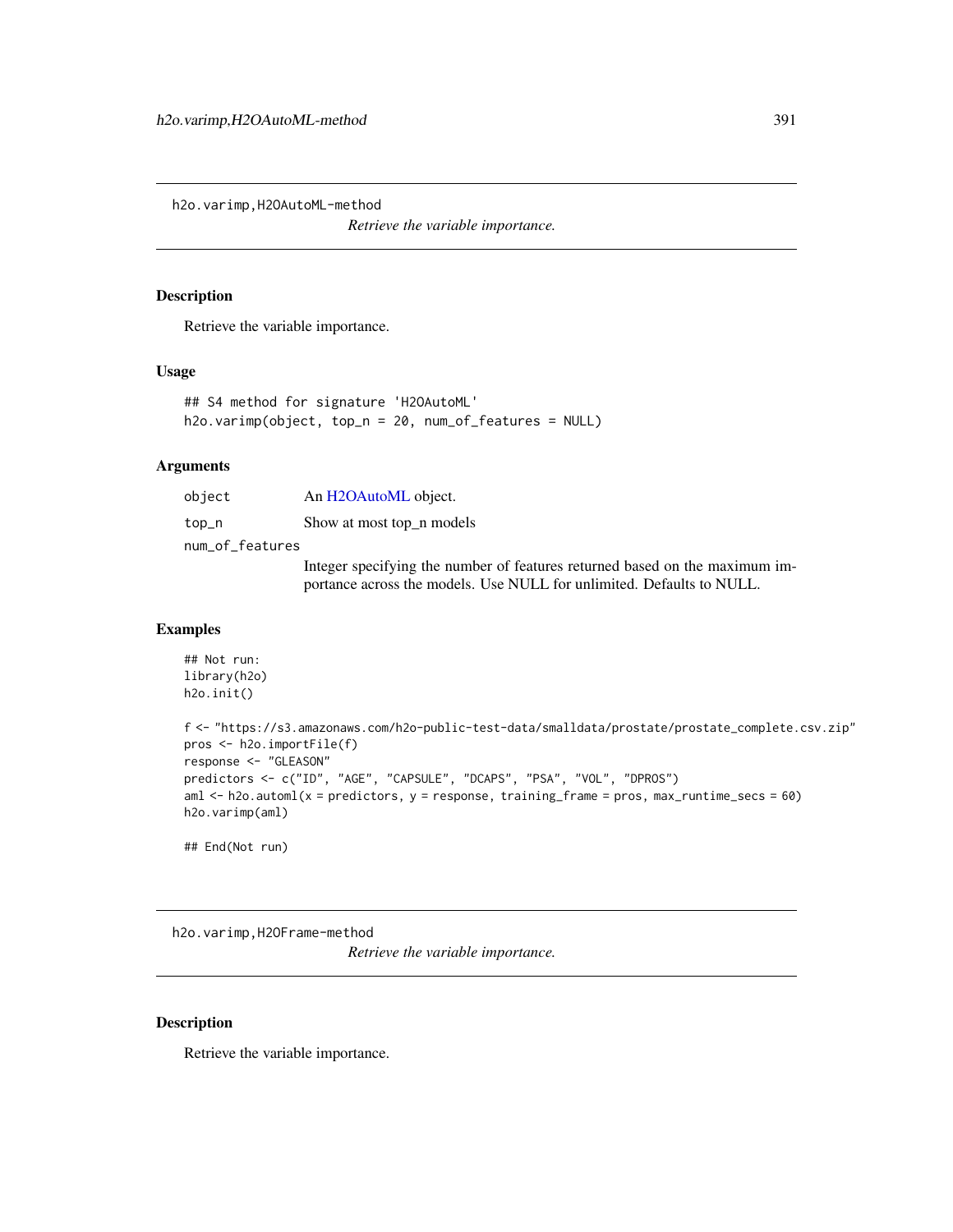## h2o.varimp,H2OAutoML-method

*Retrieve the variable importance.*

### Description

Retrieve the variable importance.

### Usage

```
## S4 method for signature 'H2OAutoML'
h2o.varimp(object, top_n = 20, num_of_features = NULL)
```

### Arguments

| | |
|---|---|
| `object` | An H2OAutoML object. |
| `top_n` | Show at most top_n models |
| `num_of_features` | Integer specifying the number of features returned based on the maximum importance across the models. Use NULL for unlimited. Defaults to NULL. |

### Examples

```
## Not run:
library(h2o)
h2o.init()

f <- "https://s3.amazonaws.com/h2o-public-test-data/smalldata/prostate/prostate_complete.csv.zip"
pros <- h2o.importFile(f)
response <- "GLEASON"
predictors <- c("ID", "AGE", "CAPSULE", "DCAPS", "PSA", "VOL", "DPROS")
aml <- h2o.automl(x = predictors, y = response, training_frame = pros, max_runtime_secs = 60)
h2o.varimp(aml)

## End(Not run)
```

## h2o.varimp,H2OFrame-method

*Retrieve the variable importance.*

### Description

Retrieve the variable importance.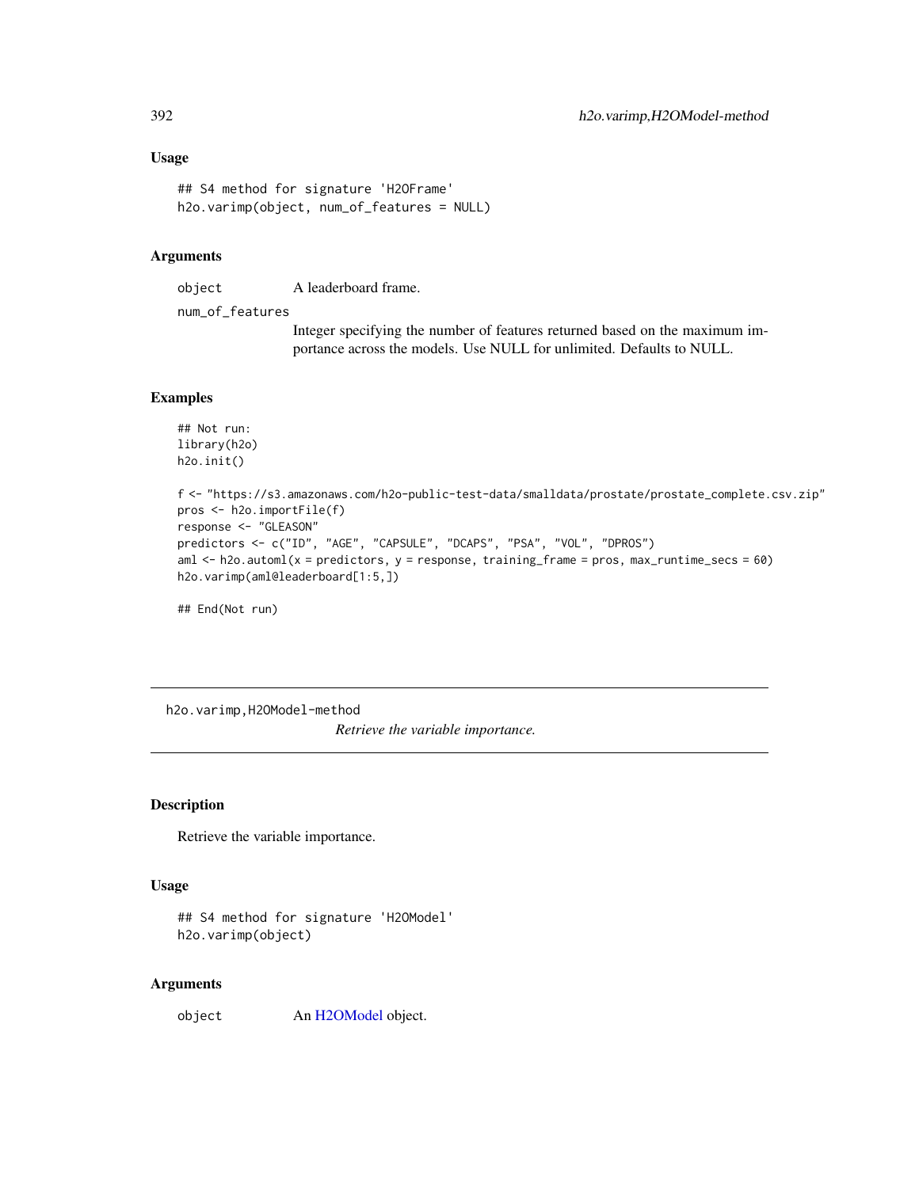### Usage

```
## S4 method for signature 'H2OFrame'
h2o.varimp(object, num_of_features = NULL)
```

### Arguments

object A leaderboard frame.

num_of_features
Integer specifying the number of features returned based on the maximum importance across the models. Use NULL for unlimited. Defaults to NULL.

### Examples

```
## Not run:
library(h2o)
h2o.init()

f <- "https://s3.amazonaws.com/h2o-public-test-data/smalldata/prostate/prostate_complete.csv.zip"
pros <- h2o.importFile(f)
response <- "GLEASON"
predictors <- c("ID", "AGE", "CAPSULE", "DCAPS", "PSA", "VOL", "DPROS")
aml <- h2o.automl(x = predictors, y = response, training_frame = pros, max_runtime_secs = 60)
h2o.varimp(aml@leaderboard[1:5,])

## End(Not run)
```

---

## h2o.varimp,H2OModel-method

*Retrieve the variable importance.*

### Description

Retrieve the variable importance.

### Usage

```
## S4 method for signature 'H2OModel'
h2o.varimp(object)
```

### Arguments

object An H2OModel object.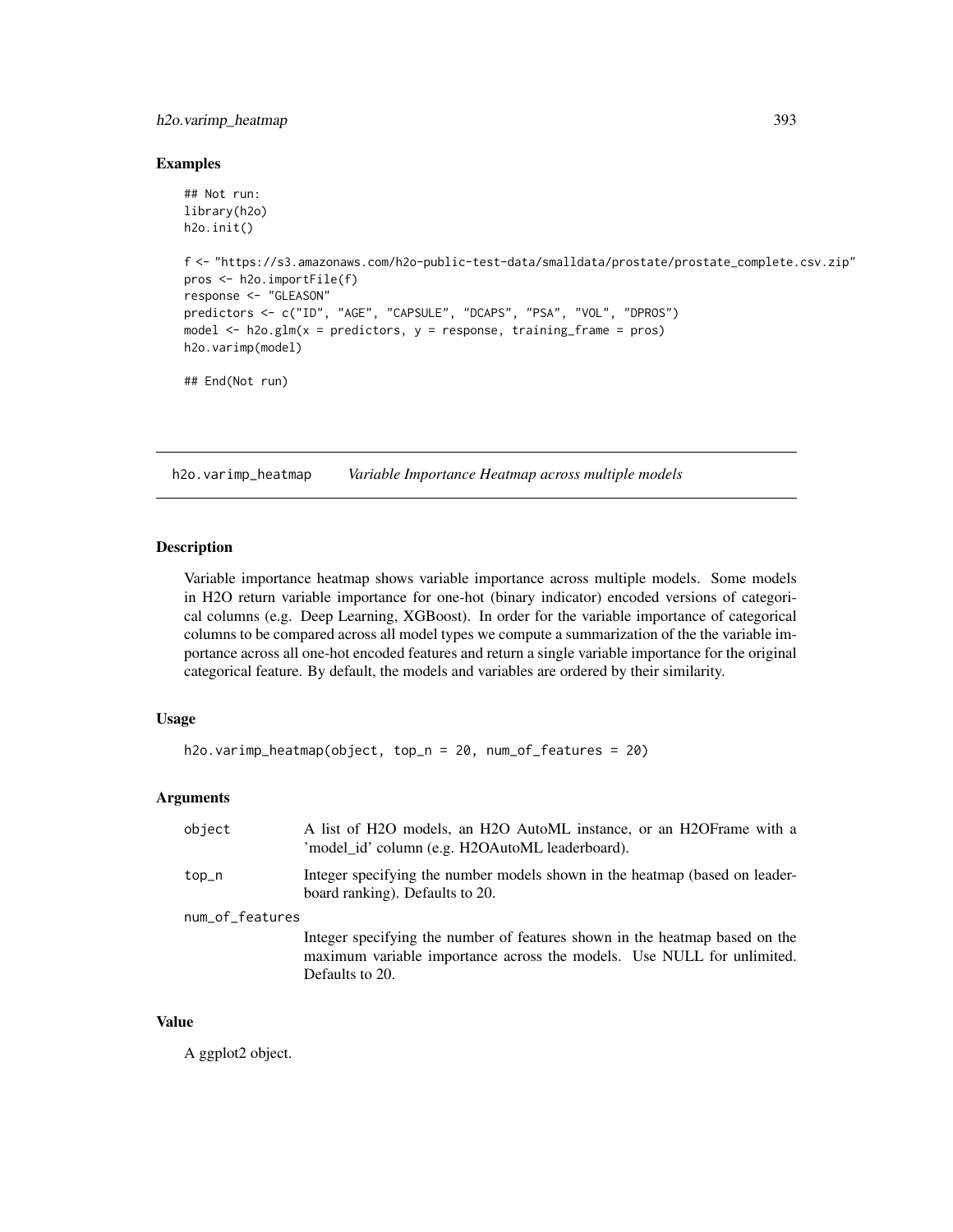### Examples

```
## Not run:
library(h2o)
h2o.init()

f <- "https://s3.amazonaws.com/h2o-public-test-data/smalldata/prostate/prostate_complete.csv.zip"
pros <- h2o.importFile(f)
response <- "GLEASON"
predictors <- c("ID", "AGE", "CAPSULE", "DCAPS", "PSA", "VOL", "DPROS")
model <- h2o.glm(x = predictors, y = response, training_frame = pros)
h2o.varimp(model)

## End(Not run)
```

---

## h2o.varimp_heatmap *Variable Importance Heatmap across multiple models*

### Description

Variable importance heatmap shows variable importance across multiple models. Some models in H2O return variable importance for one-hot (binary indicator) encoded versions of categorical columns (e.g. Deep Learning, XGBoost). In order for the variable importance of categorical columns to be compared across all model types we compute a summarization of the the variable importance across all one-hot encoded features and return a single variable importance for the original categorical feature. By default, the models and variables are ordered by their similarity.

### Usage

```
h2o.varimp_heatmap(object, top_n = 20, num_of_features = 20)
```

### Arguments

| | |
|---|---|
| object | A list of H2O models, an H2O AutoML instance, or an H2OFrame with a 'model_id' column (e.g. H2OAutoML leaderboard). |
| top_n | Integer specifying the number models shown in the heatmap (based on leaderboard ranking). Defaults to 20. |
| num_of_features | Integer specifying the number of features shown in the heatmap based on the maximum variable importance across the models. Use NULL for unlimited. Defaults to 20. |

### Value

A ggplot2 object.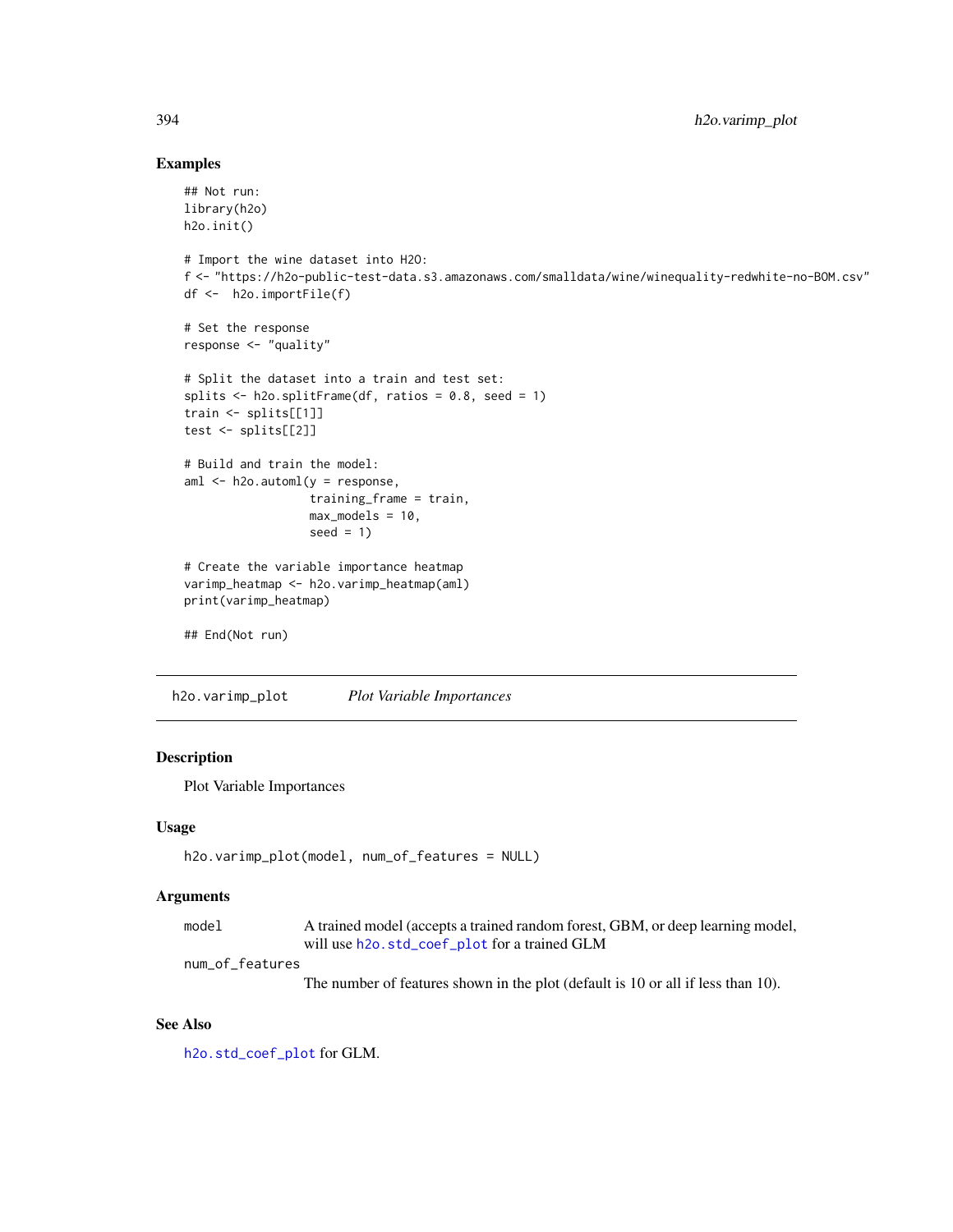## Examples

```
## Not run:
library(h2o)
h2o.init()

# Import the wine dataset into H2O:
f <- "https://h2o-public-test-data.s3.amazonaws.com/smalldata/wine/winequality-redwhite-no-BOM.csv"
df <-  h2o.importFile(f)

# Set the response
response <- "quality"

# Split the dataset into a train and test set:
splits <- h2o.splitFrame(df, ratios = 0.8, seed = 1)
train <- splits[[1]]
test <- splits[[2]]

# Build and train the model:
aml <- h2o.automl(y = response,
                  training_frame = train,
                  max_models = 10,
                  seed = 1)

# Create the variable importance heatmap
varimp_heatmap <- h2o.varimp_heatmap(aml)
print(varimp_heatmap)

## End(Not run)
```

---

# h2o.varimp_plot — *Plot Variable Importances*

## Description

Plot Variable Importances

## Usage

```
h2o.varimp_plot(model, num_of_features = NULL)
```

## Arguments

| | |
|---|---|
| `model` | A trained model (accepts a trained random forest, GBM, or deep learning model, will use `h2o.std_coef_plot` for a trained GLM |
| `num_of_features` | The number of features shown in the plot (default is 10 or all if less than 10). |

## See Also

`h2o.std_coef_plot` for GLM.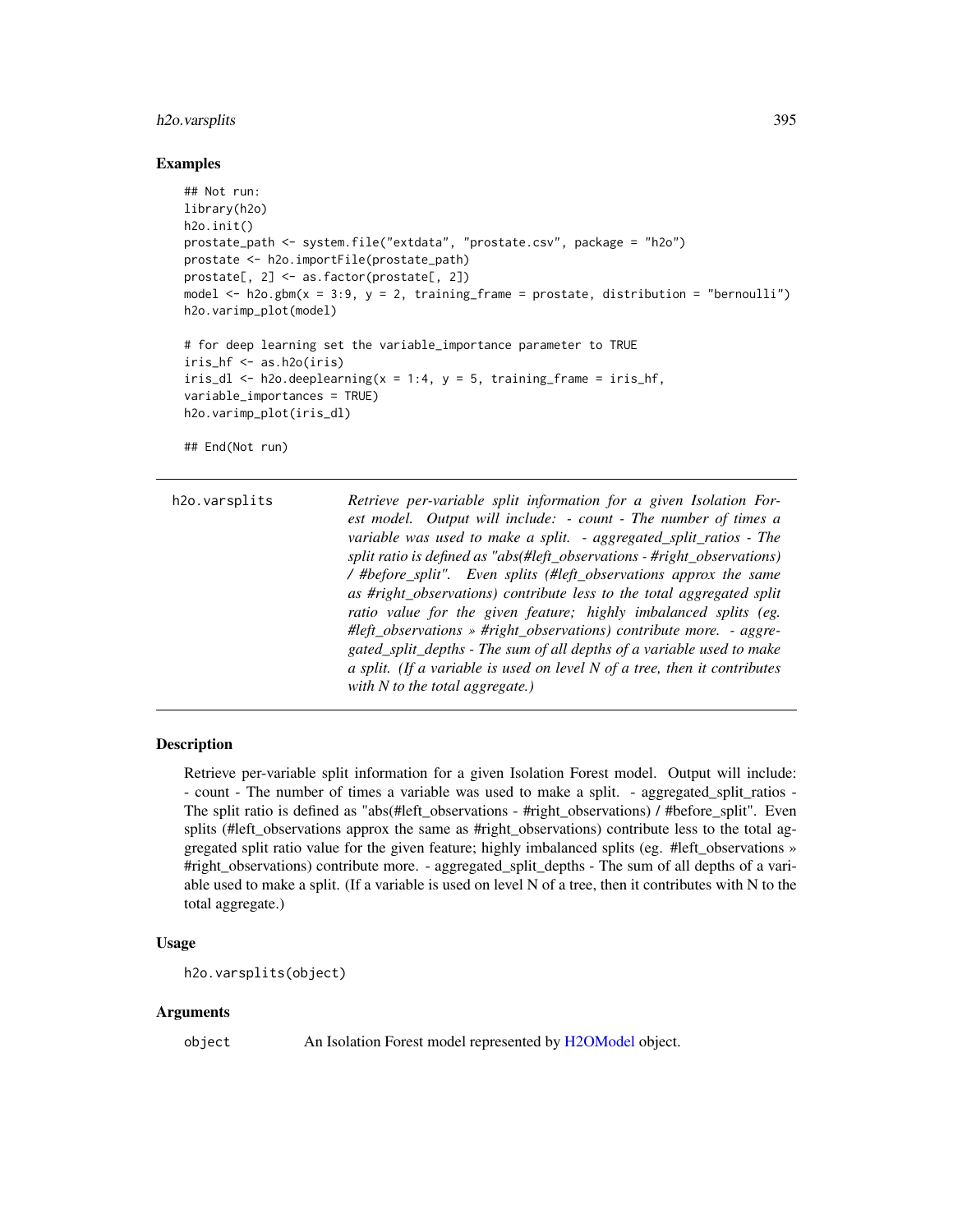### Examples

```
## Not run:
library(h2o)
h2o.init()
prostate_path <- system.file("extdata", "prostate.csv", package = "h2o")
prostate <- h2o.importFile(prostate_path)
prostate[, 2] <- as.factor(prostate[, 2])
model <- h2o.gbm(x = 3:9, y = 2, training_frame = prostate, distribution = "bernoulli")
h2o.varimp_plot(model)

# for deep learning set the variable_importance parameter to TRUE
iris_hf <- as.h2o(iris)
iris_dl <- h2o.deeplearning(x = 1:4, y = 5, training_frame = iris_hf,
variable_importances = TRUE)
h2o.varimp_plot(iris_dl)

## End(Not run)
```

---

`h2o.varsplits` *Retrieve per-variable split information for a given Isolation Forest model. Output will include: - count - The number of times a variable was used to make a split. - aggregated_split_ratios - The split ratio is defined as "abs(#left_observations - #right_observations) / #before_split". Even splits (#left_observations approx the same as #right_observations) contribute less to the total aggregated split ratio value for the given feature; highly imbalanced splits (eg. #left_observations » #right_observations) contribute more. - aggregated_split_depths - The sum of all depths of a variable used to make a split. (If a variable is used on level N of a tree, then it contributes with N to the total aggregate.)*

---

### Description

Retrieve per-variable split information for a given Isolation Forest model. Output will include: - count - The number of times a variable was used to make a split. - aggregated_split_ratios - The split ratio is defined as "abs(#left_observations - #right_observations) / #before_split". Even splits (#left_observations approx the same as #right_observations) contribute less to the total aggregated split ratio value for the given feature; highly imbalanced splits (eg. #left_observations » #right_observations) contribute more. - aggregated_split_depths - The sum of all depths of a variable used to make a split. (If a variable is used on level N of a tree, then it contributes with N to the total aggregate.)

### Usage

```
h2o.varsplits(object)
```

### Arguments

| | |
|---|---|
| `object` | An Isolation Forest model represented by H2OModel object. |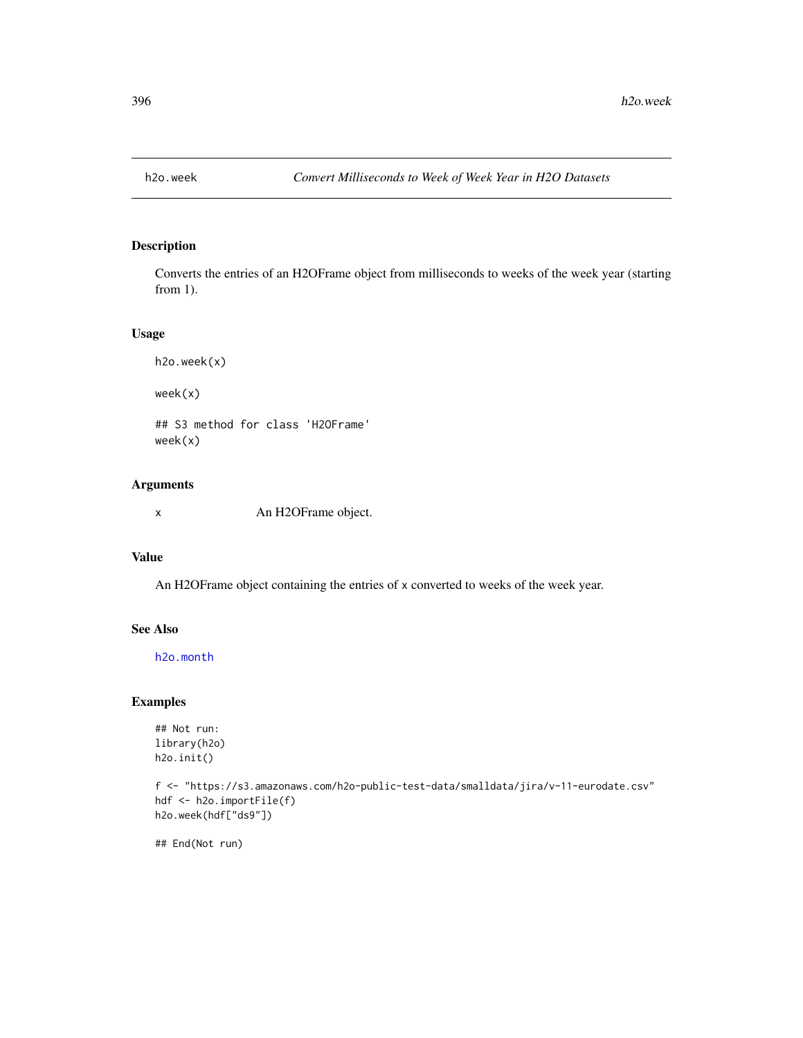## h2o.week — *Convert Milliseconds to Week of Week Year in H2O Datasets*

### Description

Converts the entries of an H2OFrame object from milliseconds to weeks of the week year (starting from 1).

### Usage

```
h2o.week(x)

week(x)

## S3 method for class 'H2OFrame'
week(x)
```

### Arguments

| | |
|---|---|
| x | An H2OFrame object. |

### Value

An H2OFrame object containing the entries of x converted to weeks of the week year.

### See Also

h2o.month

### Examples

```
## Not run:
library(h2o)
h2o.init()

f <- "https://s3.amazonaws.com/h2o-public-test-data/smalldata/jira/v-11-eurodate.csv"
hdf <- h2o.importFile(f)
h2o.week(hdf["ds9"])

## End(Not run)
```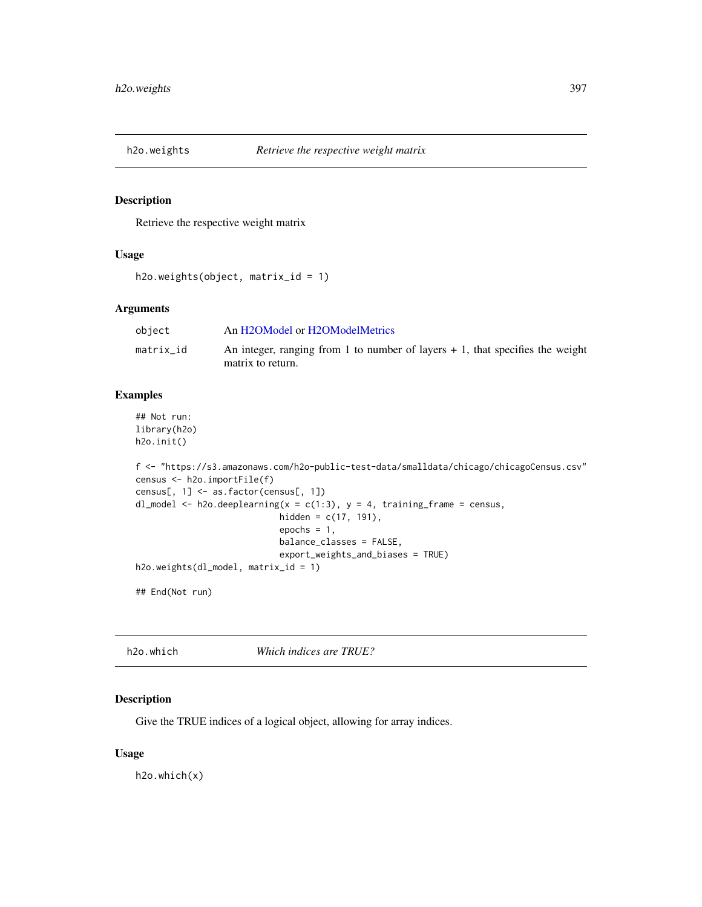## h2o.weights — *Retrieve the respective weight matrix*

### Description

Retrieve the respective weight matrix

### Usage

```
h2o.weights(object, matrix_id = 1)
```

### Arguments

| | |
|---|---|
| object | An H2OModel or H2OModelMetrics |
| matrix_id | An integer, ranging from 1 to number of layers + 1, that specifies the weight matrix to return. |

### Examples

```
## Not run:
library(h2o)
h2o.init()

f <- "https://s3.amazonaws.com/h2o-public-test-data/smalldata/chicago/chicagoCensus.csv"
census <- h2o.importFile(f)
census[, 1] <- as.factor(census[, 1])
dl_model <- h2o.deeplearning(x = c(1:3), y = 4, training_frame = census,
                             hidden = c(17, 191),
                             epochs = 1,
                             balance_classes = FALSE,
                             export_weights_and_biases = TRUE)
h2o.weights(dl_model, matrix_id = 1)

## End(Not run)
```

## h2o.which — *Which indices are TRUE?*

### Description

Give the TRUE indices of a logical object, allowing for array indices.

### Usage

```
h2o.which(x)
```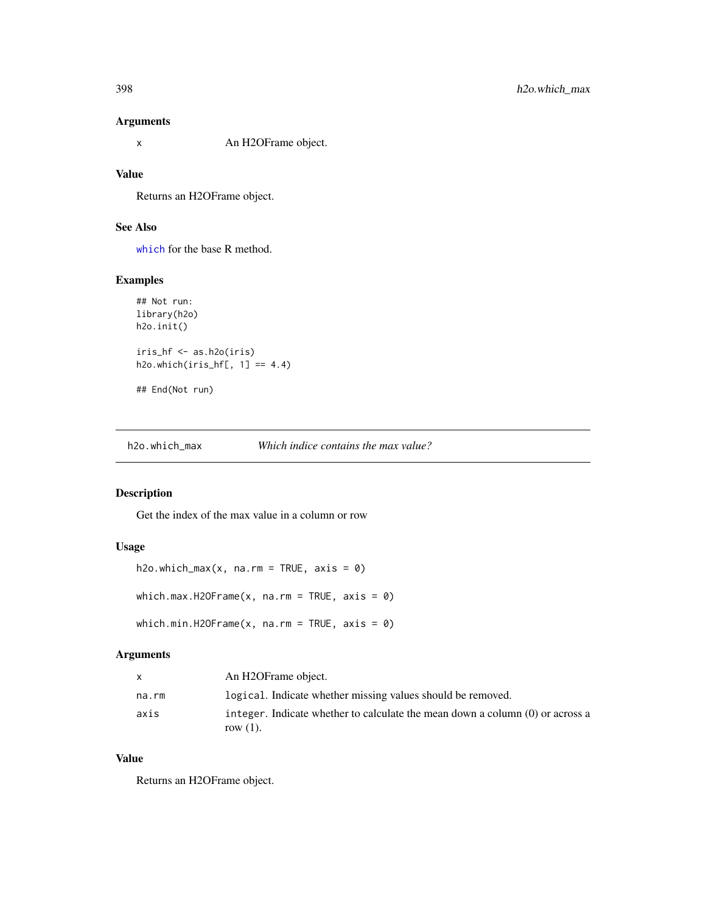### Arguments

x An H2OFrame object.

### Value

Returns an H2OFrame object.

### See Also

`which` for the base R method.

### Examples

```
## Not run:
library(h2o)
h2o.init()

iris_hf <- as.h2o(iris)
h2o.which(iris_hf[, 1] == 4.4)

## End(Not run)
```

---

## h2o.which_max *Which indice contains the max value?*

### Description

Get the index of the max value in a column or row

### Usage

```
h2o.which_max(x, na.rm = TRUE, axis = 0)

which.max.H2OFrame(x, na.rm = TRUE, axis = 0)

which.min.H2OFrame(x, na.rm = TRUE, axis = 0)
```

### Arguments

| | |
|---|---|
| x | An H2OFrame object. |
| na.rm | `logical`. Indicate whether missing values should be removed. |
| axis | `integer`. Indicate whether to calculate the mean down a column (0) or across a row (1). |

### Value

Returns an H2OFrame object.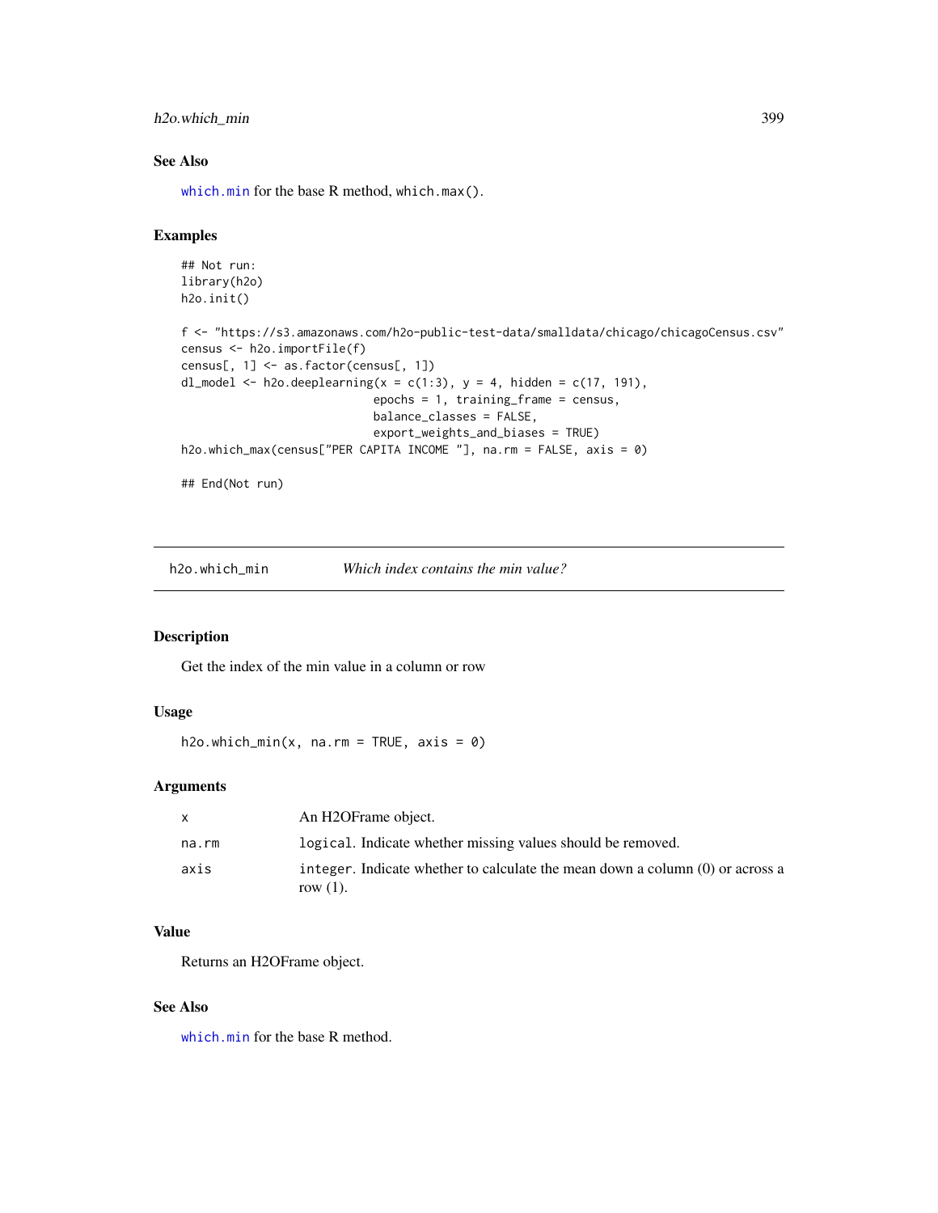### See Also

which.min for the base R method, which.max().

### Examples

```
## Not run:
library(h2o)
h2o.init()

f <- "https://s3.amazonaws.com/h2o-public-test-data/smalldata/chicago/chicagoCensus.csv"
census <- h2o.importFile(f)
census[, 1] <- as.factor(census[, 1])
dl_model <- h2o.deeplearning(x = c(1:3), y = 4, hidden = c(17, 191),
                             epochs = 1, training_frame = census,
                             balance_classes = FALSE,
                             export_weights_and_biases = TRUE)
h2o.which_max(census["PER CAPITA INCOME "], na.rm = FALSE, axis = 0)

## End(Not run)
```

---

## h2o.which_min — *Which index contains the min value?*

### Description

Get the index of the min value in a column or row

### Usage

```
h2o.which_min(x, na.rm = TRUE, axis = 0)
```

### Arguments

| | |
|---|---|
| x | An H2OFrame object. |
| na.rm | logical. Indicate whether missing values should be removed. |
| axis | integer. Indicate whether to calculate the mean down a column (0) or across a row (1). |

### Value

Returns an H2OFrame object.

### See Also

which.min for the base R method.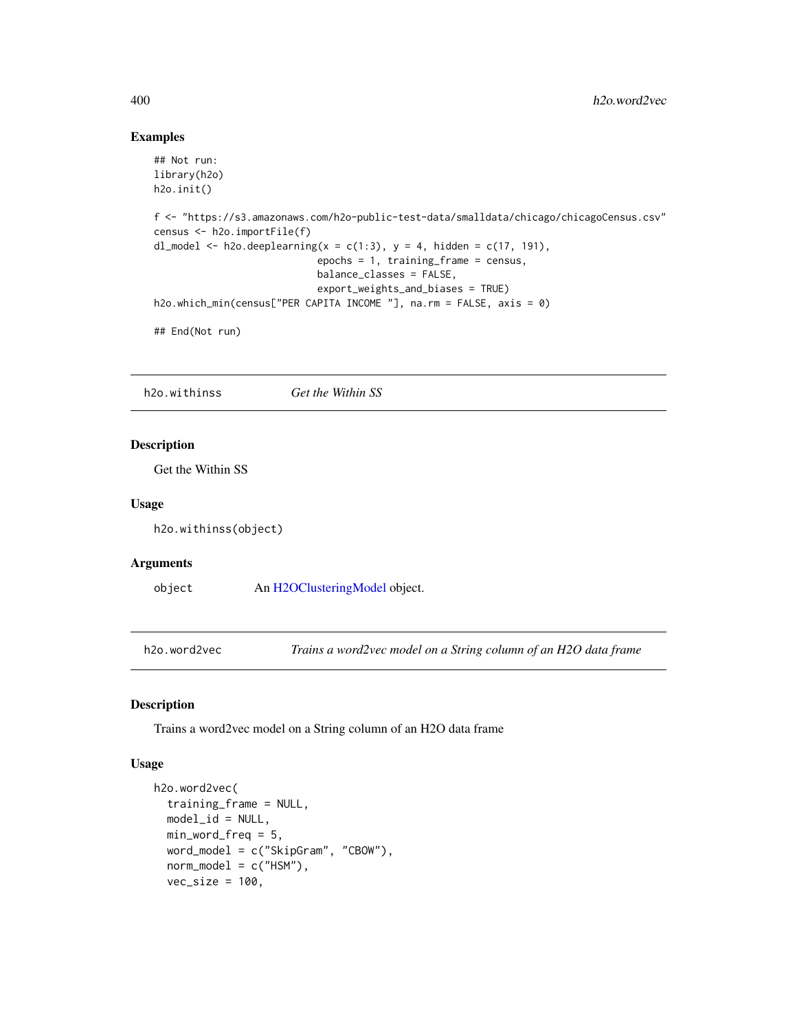## Examples

```
## Not run:
library(h2o)
h2o.init()

f <- "https://s3.amazonaws.com/h2o-public-test-data/smalldata/chicago/chicagoCensus.csv"
census <- h2o.importFile(f)
dl_model <- h2o.deeplearning(x = c(1:3), y = 4, hidden = c(17, 191),
                             epochs = 1, training_frame = census,
                             balance_classes = FALSE,
                             export_weights_and_biases = TRUE)
h2o.which_min(census["PER CAPITA INCOME "], na.rm = FALSE, axis = 0)

## End(Not run)
```

---

# h2o.withinss *Get the Within SS*

## Description

Get the Within SS

## Usage

```
h2o.withinss(object)
```

## Arguments

| | |
|---|---|
| object | An H2OClusteringModel object. |

---

# h2o.word2vec *Trains a word2vec model on a String column of an H2O data frame*

## Description

Trains a word2vec model on a String column of an H2O data frame

## Usage

```
h2o.word2vec(
  training_frame = NULL,
  model_id = NULL,
  min_word_freq = 5,
  word_model = c("SkipGram", "CBOW"),
  norm_model = c("HSM"),
  vec_size = 100,
```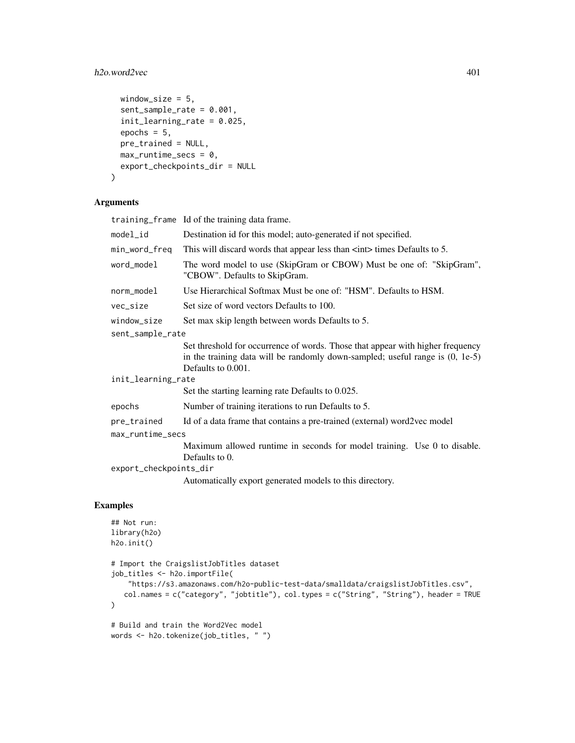```
  window_size = 5,
  sent_sample_rate = 0.001,
  init_learning_rate = 0.025,
  epochs = 5,
  pre_trained = NULL,
  max_runtime_secs = 0,
  export_checkpoints_dir = NULL
)
```

## Arguments

| | |
|---|---|
| training_frame | Id of the training data frame. |
| model_id | Destination id for this model; auto-generated if not specified. |
| min_word_freq | This will discard words that appear less than <int> times Defaults to 5. |
| word_model | The word model to use (SkipGram or CBOW) Must be one of: "SkipGram", "CBOW". Defaults to SkipGram. |
| norm_model | Use Hierarchical Softmax Must be one of: "HSM". Defaults to HSM. |
| vec_size | Set size of word vectors Defaults to 100. |
| window_size | Set max skip length between words Defaults to 5. |
| sent_sample_rate | Set threshold for occurrence of words. Those that appear with higher frequency in the training data will be randomly down-sampled; useful range is (0, 1e-5) Defaults to 0.001. |
| init_learning_rate | Set the starting learning rate Defaults to 0.025. |
| epochs | Number of training iterations to run Defaults to 5. |
| pre_trained | Id of a data frame that contains a pre-trained (external) word2vec model |
| max_runtime_secs | Maximum allowed runtime in seconds for model training. Use 0 to disable. Defaults to 0. |
| export_checkpoints_dir | Automatically export generated models to this directory. |

## Examples

```
## Not run:
library(h2o)
h2o.init()

# Import the CraigslistJobTitles dataset
job_titles <- h2o.importFile(
    "https://s3.amazonaws.com/h2o-public-test-data/smalldata/craigslistJobTitles.csv",
   col.names = c("category", "jobtitle"), col.types = c("String", "String"), header = TRUE
)

# Build and train the Word2Vec model
words <- h2o.tokenize(job_titles, " ")
```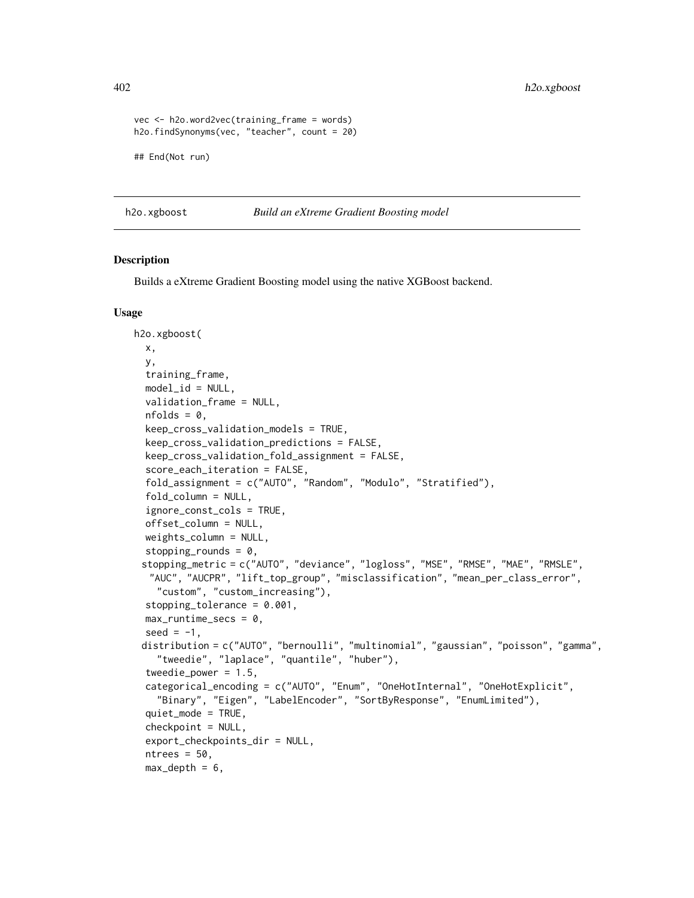```
vec <- h2o.word2vec(training_frame = words)
h2o.findSynonyms(vec, "teacher", count = 20)

## End(Not run)
```

## h2o.xgboost *Build an eXtreme Gradient Boosting model*

### Description

Builds a eXtreme Gradient Boosting model using the native XGBoost backend.

### Usage

```
h2o.xgboost(
  x,
  y,
  training_frame,
  model_id = NULL,
  validation_frame = NULL,
  nfolds = 0,
  keep_cross_validation_models = TRUE,
  keep_cross_validation_predictions = FALSE,
  keep_cross_validation_fold_assignment = FALSE,
  score_each_iteration = FALSE,
  fold_assignment = c("AUTO", "Random", "Modulo", "Stratified"),
  fold_column = NULL,
  ignore_const_cols = TRUE,
  offset_column = NULL,
  weights_column = NULL,
  stopping_rounds = 0,
  stopping_metric = c("AUTO", "deviance", "logloss", "MSE", "RMSE", "MAE", "RMSLE",
    "AUC", "AUCPR", "lift_top_group", "misclassification", "mean_per_class_error",
    "custom", "custom_increasing"),
  stopping_tolerance = 0.001,
  max_runtime_secs = 0,
  seed = -1,
  distribution = c("AUTO", "bernoulli", "multinomial", "gaussian", "poisson", "gamma",
    "tweedie", "laplace", "quantile", "huber"),
  tweedie_power = 1.5,
  categorical_encoding = c("AUTO", "Enum", "OneHotInternal", "OneHotExplicit",
    "Binary", "Eigen", "LabelEncoder", "SortByResponse", "EnumLimited"),
  quiet_mode = TRUE,
  checkpoint = NULL,
  export_checkpoints_dir = NULL,
  ntrees = 50,
  max_depth = 6,
```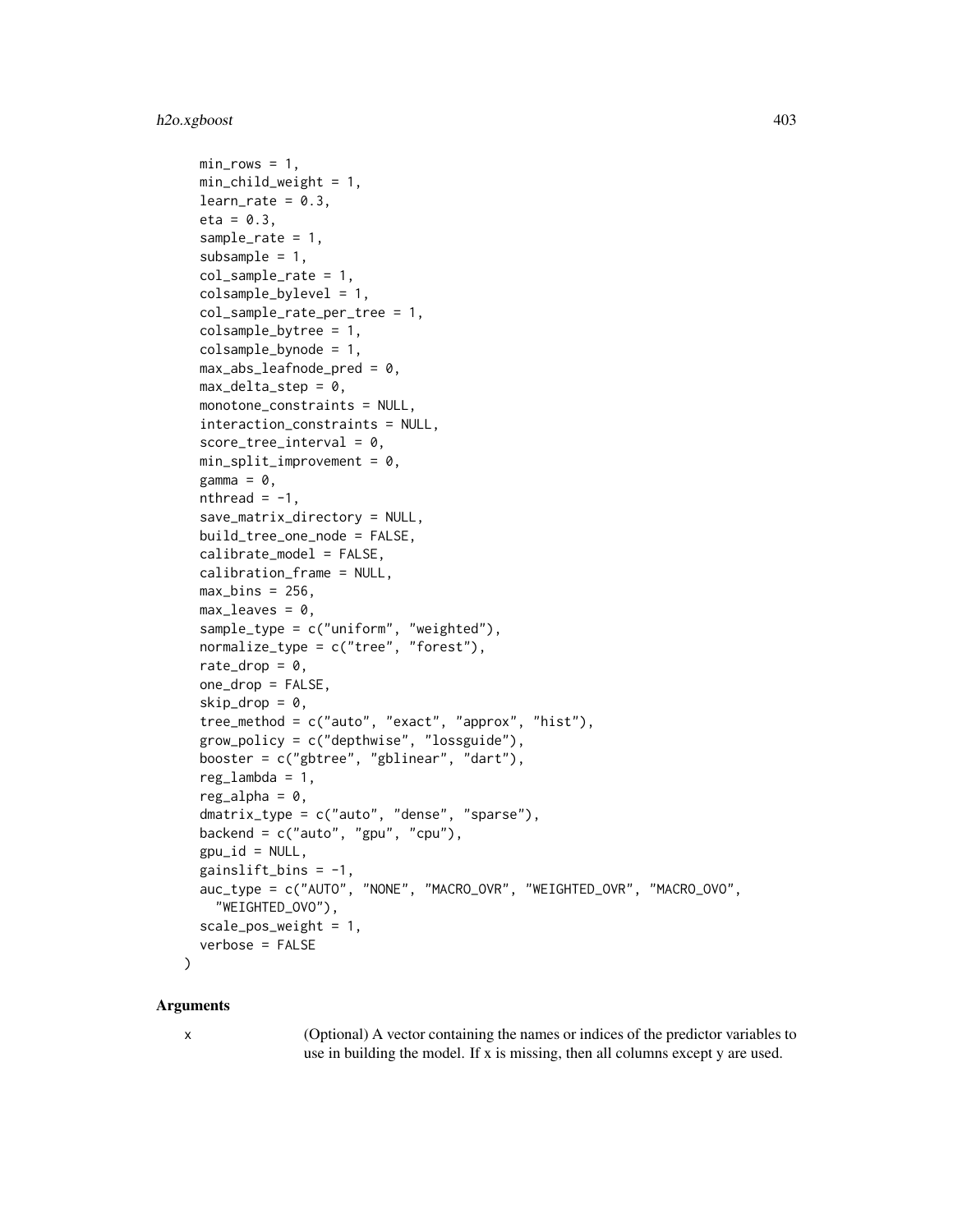```
  min_rows = 1,
  min_child_weight = 1,
  learn_rate = 0.3,
  eta = 0.3,
  sample_rate = 1,
  subsample = 1,
  col_sample_rate = 1,
  colsample_bylevel = 1,
  col_sample_rate_per_tree = 1,
  colsample_bytree = 1,
  colsample_bynode = 1,
  max_abs_leafnode_pred = 0,
  max_delta_step = 0,
  monotone_constraints = NULL,
  interaction_constraints = NULL,
  score_tree_interval = 0,
  min_split_improvement = 0,
  gamma = 0,
  nthread = -1,
  save_matrix_directory = NULL,
  build_tree_one_node = FALSE,
  calibrate_model = FALSE,
  calibration_frame = NULL,
  max_bins = 256,
  max_leaves = 0,
  sample_type = c("uniform", "weighted"),
  normalize_type = c("tree", "forest"),
  rate_drop = 0,
  one_drop = FALSE,
  skip_drop = 0,
  tree_method = c("auto", "exact", "approx", "hist"),
  grow_policy = c("depthwise", "lossguide"),
  booster = c("gbtree", "gblinear", "dart"),
  reg_lambda = 1,
  reg_alpha = 0,
  dmatrix_type = c("auto", "dense", "sparse"),
  backend = c("auto", "gpu", "cpu"),
  gpu_id = NULL,
  gainslift_bins = -1,
  auc_type = c("AUTO", "NONE", "MACRO_OVR", "WEIGHTED_OVR", "MACRO_OVO",
    "WEIGHTED_OVO"),
  scale_pos_weight = 1,
  verbose = FALSE
)
```

## Arguments

| | |
|---|---|
| x | (Optional) A vector containing the names or indices of the predictor variables to use in building the model. If x is missing, then all columns except y are used. |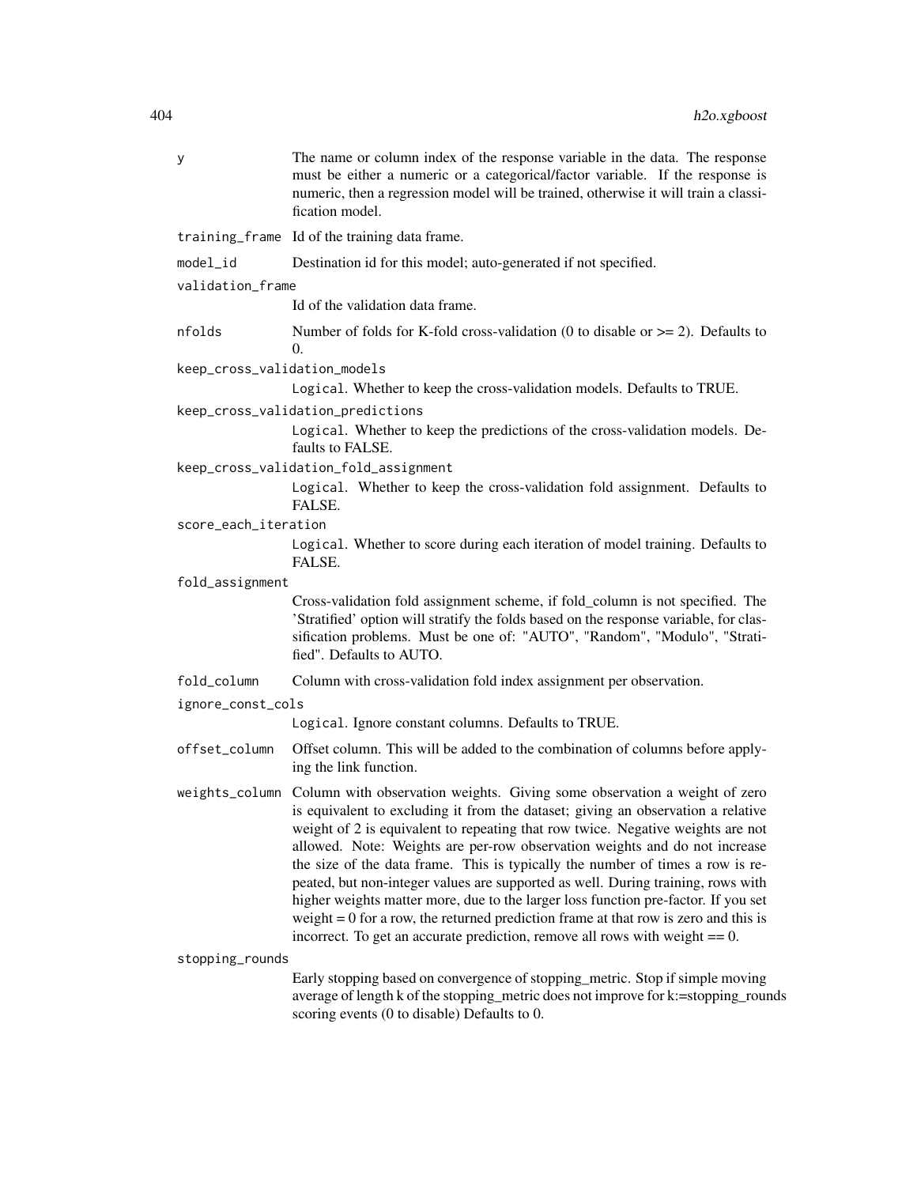`y` The name or column index of the response variable in the data. The response must be either a numeric or a categorical/factor variable. If the response is numeric, then a regression model will be trained, otherwise it will train a classification model.

`training_frame` Id of the training data frame.

`model_id` Destination id for this model; auto-generated if not specified.

`validation_frame` Id of the validation data frame.

`nfolds` Number of folds for K-fold cross-validation (0 to disable or >= 2). Defaults to 0.

`keep_cross_validation_models` Logical. Whether to keep the cross-validation models. Defaults to TRUE.

`keep_cross_validation_predictions` Logical. Whether to keep the predictions of the cross-validation models. Defaults to FALSE.

`keep_cross_validation_fold_assignment` Logical. Whether to keep the cross-validation fold assignment. Defaults to FALSE.

`score_each_iteration` Logical. Whether to score during each iteration of model training. Defaults to FALSE.

`fold_assignment` Cross-validation fold assignment scheme, if fold_column is not specified. The 'Stratified' option will stratify the folds based on the response variable, for classification problems. Must be one of: "AUTO", "Random", "Modulo", "Stratified". Defaults to AUTO.

`fold_column` Column with cross-validation fold index assignment per observation.

`ignore_const_cols` Logical. Ignore constant columns. Defaults to TRUE.

`offset_column` Offset column. This will be added to the combination of columns before applying the link function.

`weights_column` Column with observation weights. Giving some observation a weight of zero is equivalent to excluding it from the dataset; giving an observation a relative weight of 2 is equivalent to repeating that row twice. Negative weights are not allowed. Note: Weights are per-row observation weights and do not increase the size of the data frame. This is typically the number of times a row is repeated, but non-integer values are supported as well. During training, rows with higher weights matter more, due to the larger loss function pre-factor. If you set weight = 0 for a row, the returned prediction frame at that row is zero and this is incorrect. To get an accurate prediction, remove all rows with weight == 0.

`stopping_rounds` Early stopping based on convergence of stopping_metric. Stop if simple moving average of length k of the stopping_metric does not improve for k:=stopping_rounds scoring events (0 to disable) Defaults to 0.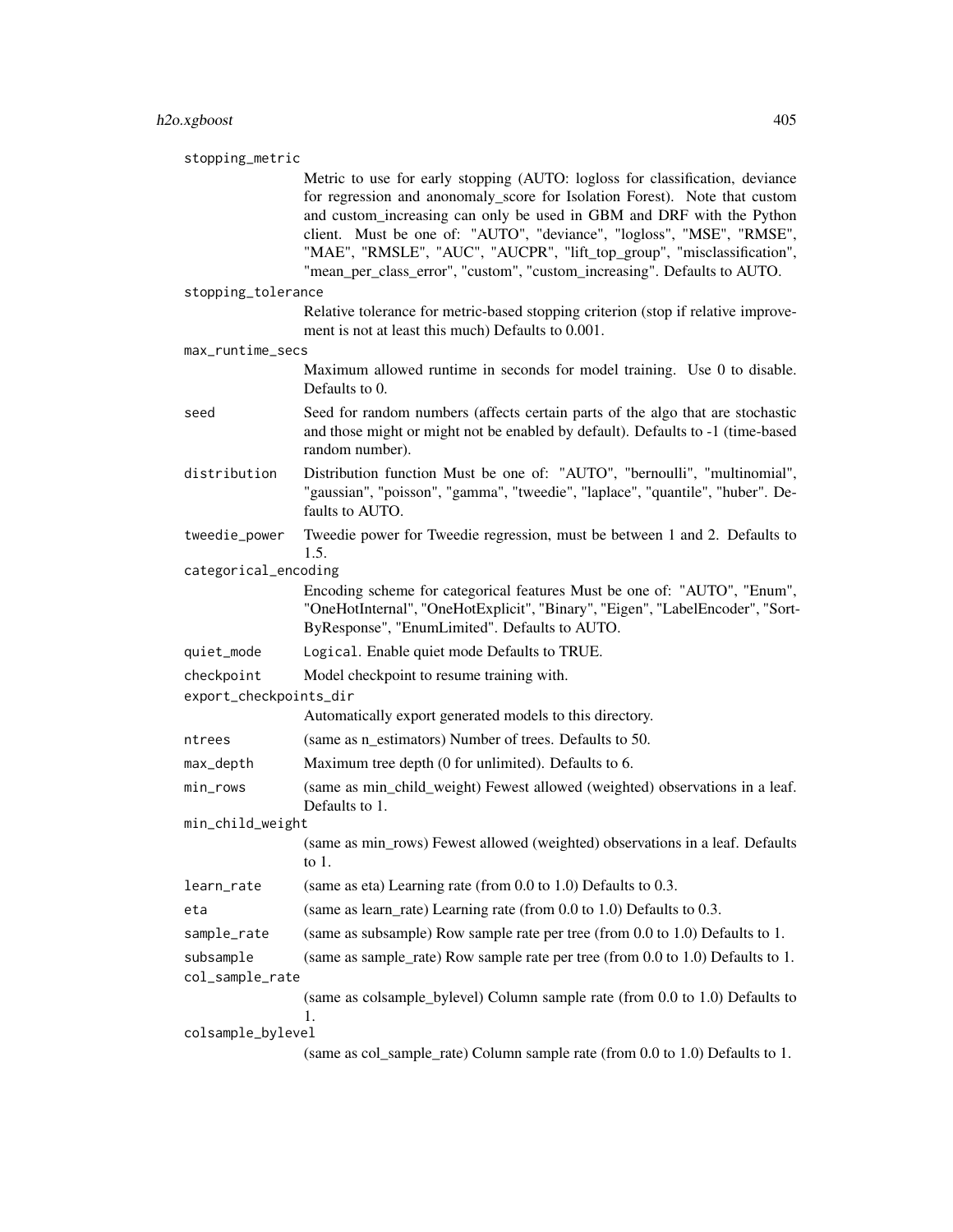stopping_metric
: Metric to use for early stopping (AUTO: logloss for classification, deviance for regression and anonomaly_score for Isolation Forest). Note that custom and custom_increasing can only be used in GBM and DRF with the Python client. Must be one of: "AUTO", "deviance", "logloss", "MSE", "RMSE", "MAE", "RMSLE", "AUC", "AUCPR", "lift_top_group", "misclassification", "mean_per_class_error", "custom", "custom_increasing". Defaults to AUTO.

stopping_tolerance
: Relative tolerance for metric-based stopping criterion (stop if relative improvement is not at least this much) Defaults to 0.001.

max_runtime_secs
: Maximum allowed runtime in seconds for model training. Use 0 to disable. Defaults to 0.

seed
: Seed for random numbers (affects certain parts of the algo that are stochastic and those might or might not be enabled by default). Defaults to -1 (time-based random number).

distribution
: Distribution function Must be one of: "AUTO", "bernoulli", "multinomial", "gaussian", "poisson", "gamma", "tweedie", "laplace", "quantile", "huber". Defaults to AUTO.

tweedie_power
: Tweedie power for Tweedie regression, must be between 1 and 2. Defaults to 1.5.

categorical_encoding
: Encoding scheme for categorical features Must be one of: "AUTO", "Enum", "OneHotInternal", "OneHotExplicit", "Binary", "Eigen", "LabelEncoder", "SortByResponse", "EnumLimited". Defaults to AUTO.

quiet_mode
: `Logical`. Enable quiet mode Defaults to TRUE.

checkpoint
: Model checkpoint to resume training with.

export_checkpoints_dir
: Automatically export generated models to this directory.

ntrees
: (same as n_estimators) Number of trees. Defaults to 50.

max_depth
: Maximum tree depth (0 for unlimited). Defaults to 6.

min_rows
: (same as min_child_weight) Fewest allowed (weighted) observations in a leaf. Defaults to 1.

min_child_weight
: (same as min_rows) Fewest allowed (weighted) observations in a leaf. Defaults to 1.

learn_rate
: (same as eta) Learning rate (from 0.0 to 1.0) Defaults to 0.3.

eta
: (same as learn_rate) Learning rate (from 0.0 to 1.0) Defaults to 0.3.

sample_rate
: (same as subsample) Row sample rate per tree (from 0.0 to 1.0) Defaults to 1.

subsample
: (same as sample_rate) Row sample rate per tree (from 0.0 to 1.0) Defaults to 1.

col_sample_rate
: (same as colsample_bylevel) Column sample rate (from 0.0 to 1.0) Defaults to 1.

colsample_bylevel
: (same as col_sample_rate) Column sample rate (from 0.0 to 1.0) Defaults to 1.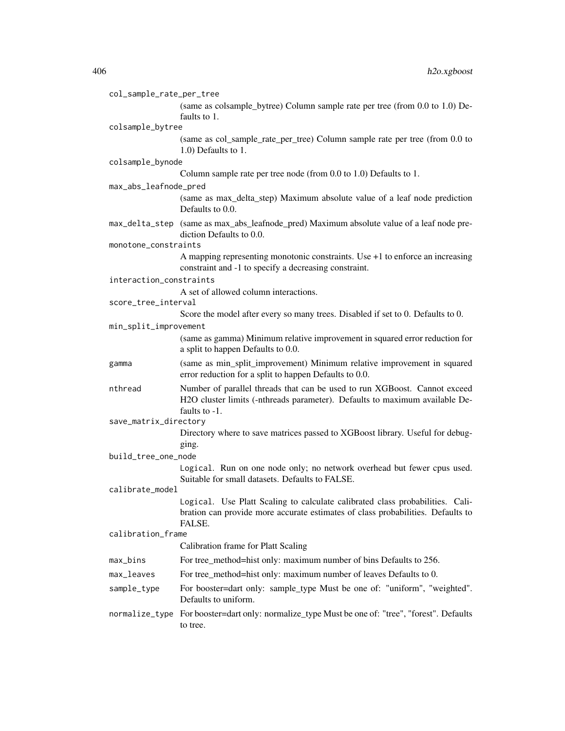`col_sample_rate_per_tree`
: (same as colsample_bytree) Column sample rate per tree (from 0.0 to 1.0) Defaults to 1.

`colsample_bytree`
: (same as col_sample_rate_per_tree) Column sample rate per tree (from 0.0 to 1.0) Defaults to 1.

`colsample_bynode`
: Column sample rate per tree node (from 0.0 to 1.0) Defaults to 1.

`max_abs_leafnode_pred`
: (same as max_delta_step) Maximum absolute value of a leaf node prediction Defaults to 0.0.

`max_delta_step`
: (same as max_abs_leafnode_pred) Maximum absolute value of a leaf node prediction Defaults to 0.0.

`monotone_constraints`
: A mapping representing monotonic constraints. Use +1 to enforce an increasing constraint and -1 to specify a decreasing constraint.

`interaction_constraints`
: A set of allowed column interactions.

`score_tree_interval`
: Score the model after every so many trees. Disabled if set to 0. Defaults to 0.

`min_split_improvement`
: (same as gamma) Minimum relative improvement in squared error reduction for a split to happen Defaults to 0.0.

`gamma`
: (same as min_split_improvement) Minimum relative improvement in squared error reduction for a split to happen Defaults to 0.0.

`nthread`
: Number of parallel threads that can be used to run XGBoost. Cannot exceed H2O cluster limits (-nthreads parameter). Defaults to maximum available Defaults to -1.

`save_matrix_directory`
: Directory where to save matrices passed to XGBoost library. Useful for debugging.

`build_tree_one_node`
: `Logical`. Run on one node only; no network overhead but fewer cpus used. Suitable for small datasets. Defaults to FALSE.

`calibrate_model`
: `Logical`. Use Platt Scaling to calculate calibrated class probabilities. Calibration can provide more accurate estimates of class probabilities. Defaults to FALSE.

`calibration_frame`
: Calibration frame for Platt Scaling

`max_bins`
: For tree_method=hist only: maximum number of bins Defaults to 256.

`max_leaves`
: For tree_method=hist only: maximum number of leaves Defaults to 0.

`sample_type`
: For booster=dart only: sample_type Must be one of: "uniform", "weighted". Defaults to uniform.

`normalize_type`
: For booster=dart only: normalize_type Must be one of: "tree", "forest". Defaults to tree.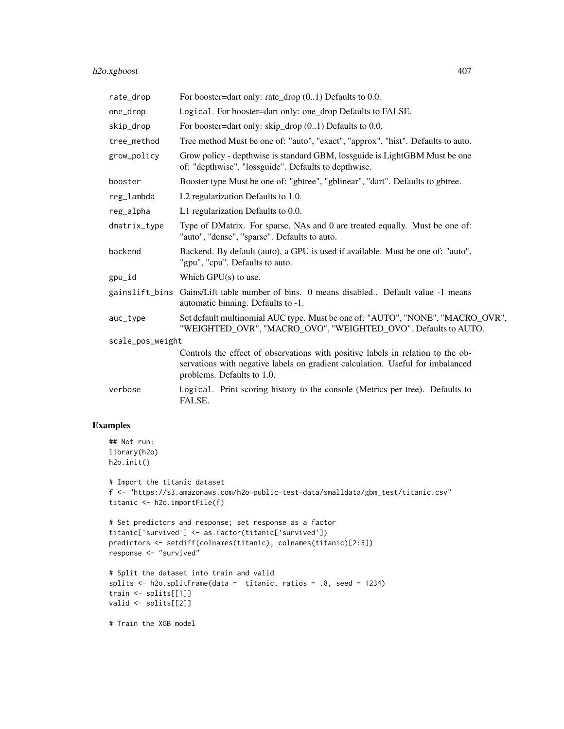| | |
|---|---|
| rate_drop | For booster=dart only: rate_drop (0..1) Defaults to 0.0. |
| one_drop | Logical. For booster=dart only: one_drop Defaults to FALSE. |
| skip_drop | For booster=dart only: skip_drop (0..1) Defaults to 0.0. |
| tree_method | Tree method Must be one of: "auto", "exact", "approx", "hist". Defaults to auto. |
| grow_policy | Grow policy - depthwise is standard GBM, lossguide is LightGBM Must be one of: "depthwise", "lossguide". Defaults to depthwise. |
| booster | Booster type Must be one of: "gbtree", "gblinear", "dart". Defaults to gbtree. |
| reg_lambda | L2 regularization Defaults to 1.0. |
| reg_alpha | L1 regularization Defaults to 0.0. |
| dmatrix_type | Type of DMatrix. For sparse, NAs and 0 are treated equally. Must be one of: "auto", "dense", "sparse". Defaults to auto. |
| backend | Backend. By default (auto), a GPU is used if available. Must be one of: "auto", "gpu", "cpu". Defaults to auto. |
| gpu_id | Which GPU(s) to use. |
| gainslift_bins | Gains/Lift table number of bins. 0 means disabled.. Default value -1 means automatic binning. Defaults to -1. |
| auc_type | Set default multinomial AUC type. Must be one of: "AUTO", "NONE", "MACRO_OVR", "WEIGHTED_OVR", "MACRO_OVO", "WEIGHTED_OVO". Defaults to AUTO. |
| scale_pos_weight | Controls the effect of observations with positive labels in relation to the observations with negative labels on gradient calculation. Useful for imbalanced problems. Defaults to 1.0. |
| verbose | Logical. Print scoring history to the console (Metrics per tree). Defaults to FALSE. |

## Examples

```
## Not run:
library(h2o)
h2o.init()

# Import the titanic dataset
f <- "https://s3.amazonaws.com/h2o-public-test-data/smalldata/gbm_test/titanic.csv"
titanic <- h2o.importFile(f)

# Set predictors and response; set response as a factor
titanic['survived'] <- as.factor(titanic['survived'])
predictors <- setdiff(colnames(titanic), colnames(titanic)[2:3])
response <- "survived"

# Split the dataset into train and valid
splits <- h2o.splitFrame(data =  titanic, ratios = .8, seed = 1234)
train <- splits[[1]]
valid <- splits[[2]]

# Train the XGB model
```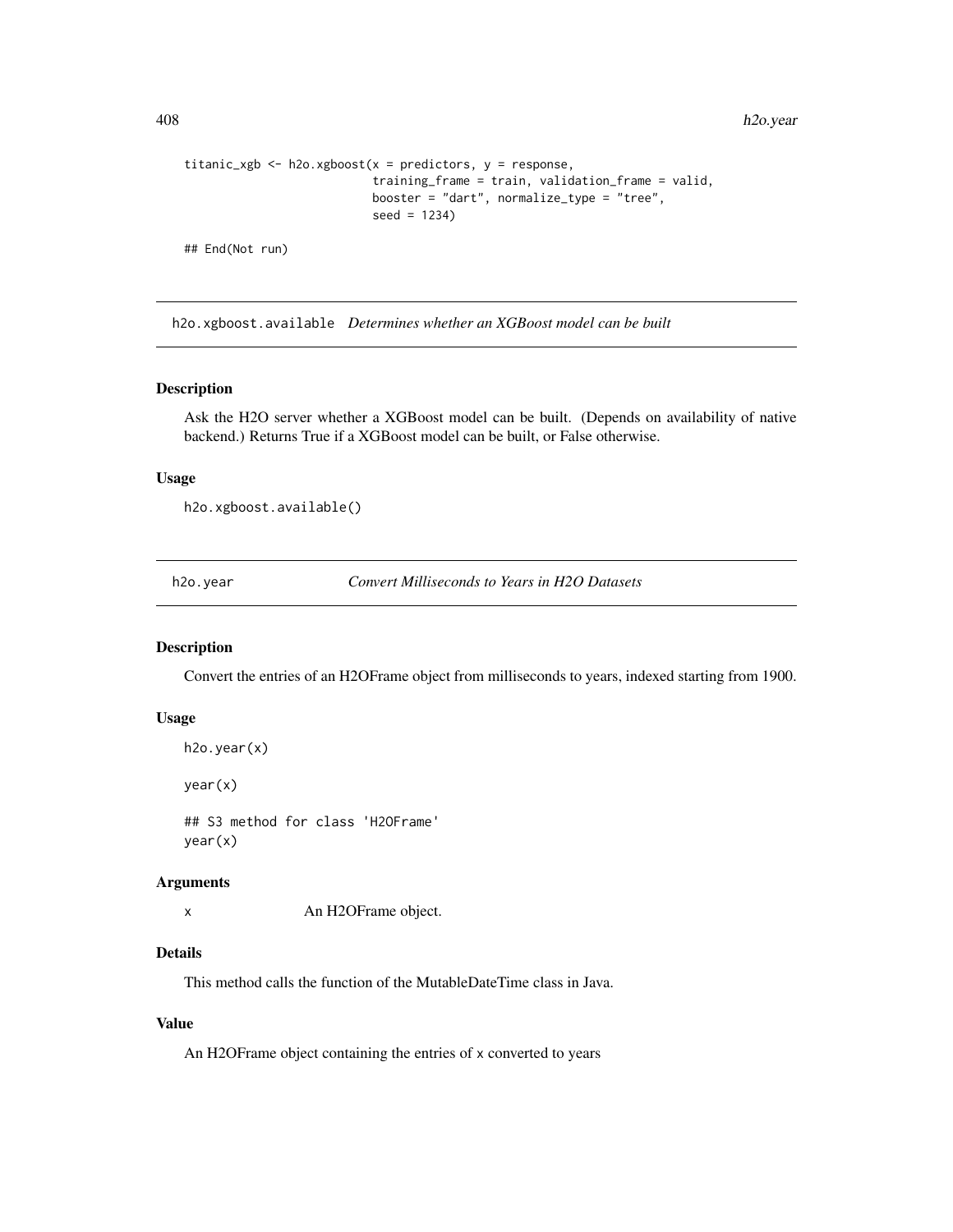```
titanic_xgb <- h2o.xgboost(x = predictors, y = response,
                           training_frame = train, validation_frame = valid,
                           booster = "dart", normalize_type = "tree",
                           seed = 1234)

## End(Not run)
```

## h2o.xgboost.available *Determines whether an XGBoost model can be built*

### Description

Ask the H2O server whether a XGBoost model can be built. (Depends on availability of native backend.) Returns True if a XGBoost model can be built, or False otherwise.

### Usage

```
h2o.xgboost.available()
```

## h2o.year *Convert Milliseconds to Years in H2O Datasets*

### Description

Convert the entries of an H2OFrame object from milliseconds to years, indexed starting from 1900.

### Usage

```
h2o.year(x)

year(x)

## S3 method for class 'H2OFrame'
year(x)
```

### Arguments

| | |
|---|---|
| x | An H2OFrame object. |

### Details

This method calls the function of the MutableDateTime class in Java.

### Value

An H2OFrame object containing the entries of x converted to years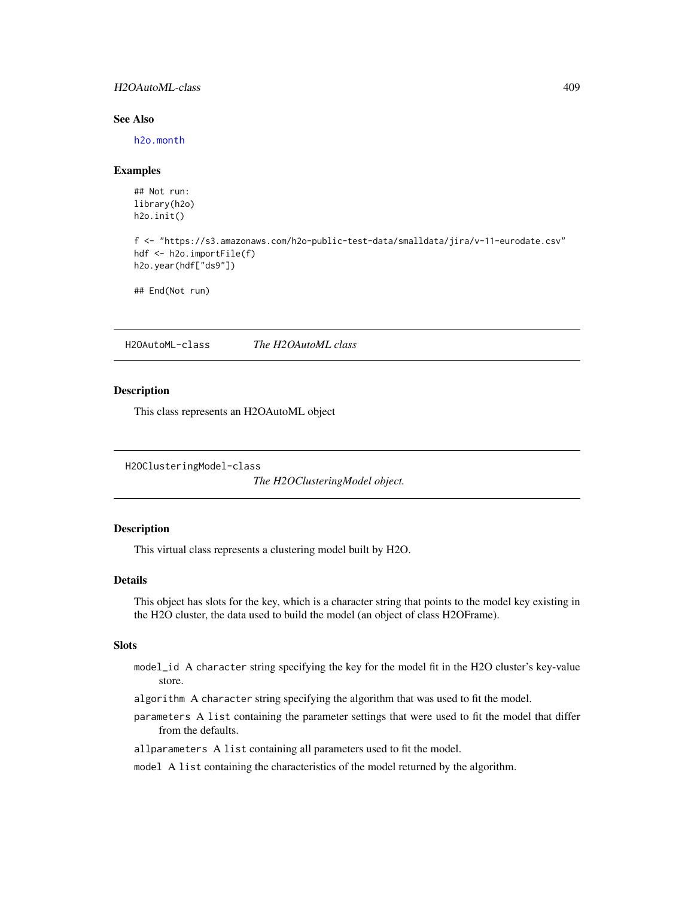### See Also

h2o.month

### Examples

```
## Not run:
library(h2o)
h2o.init()

f <- "https://s3.amazonaws.com/h2o-public-test-data/smalldata/jira/v-11-eurodate.csv"
hdf <- h2o.importFile(f)
h2o.year(hdf["ds9"])

## End(Not run)
```

---

## H2OAutoML-class — *The H2OAutoML class*

### Description

This class represents an H2OAutoML object

---

## H2OClusteringModel-class — *The H2OClusteringModel object.*

### Description

This virtual class represents a clustering model built by H2O.

### Details

This object has slots for the key, which is a character string that points to the model key existing in the H2O cluster, the data used to build the model (an object of class H2OFrame).

### Slots

- `model_id` A `character` string specifying the key for the model fit in the H2O cluster's key-value store.
- `algorithm` A `character` string specifying the algorithm that was used to fit the model.
- `parameters` A `list` containing the parameter settings that were used to fit the model that differ from the defaults.
- `allparameters` A `list` containing all parameters used to fit the model.
- `model` A `list` containing the characteristics of the model returned by the algorithm.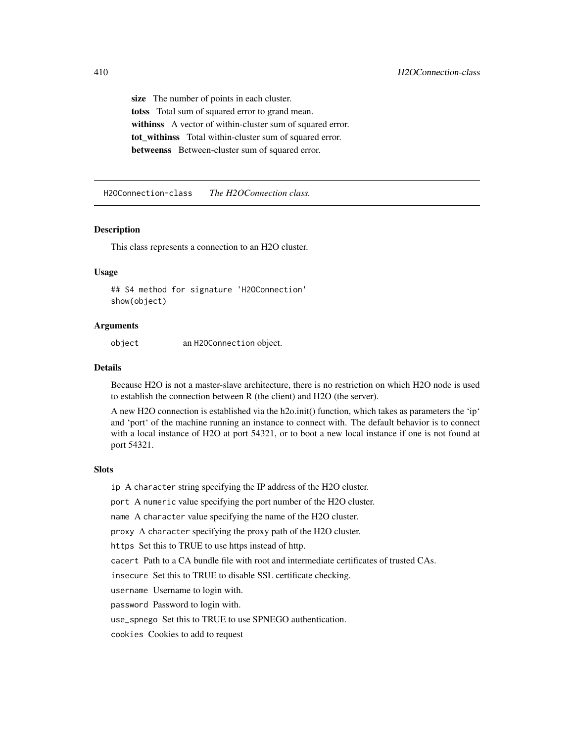**size** The number of points in each cluster.

**totss** Total sum of squared error to grand mean.

**withinss** A vector of within-cluster sum of squared error.

**tot_withinss** Total within-cluster sum of squared error.

**betweenss** Between-cluster sum of squared error.

---

## H2OConnection-class *The H2OConnection class.*

### Description

This class represents a connection to an H2O cluster.

### Usage

```
## S4 method for signature 'H2OConnection'
show(object)
```

### Arguments

`object` an `H2OConnection` object.

### Details

Because H2O is not a master-slave architecture, there is no restriction on which H2O node is used to establish the connection between R (the client) and H2O (the server).

A new H2O connection is established via the h2o.init() function, which takes as parameters the 'ip' and 'port' of the machine running an instance to connect with. The default behavior is to connect with a local instance of H2O at port 54321, or to boot a new local instance if one is not found at port 54321.

### Slots

`ip` A `character` string specifying the IP address of the H2O cluster.

`port` A `numeric` value specifying the port number of the H2O cluster.

`name` A `character` value specifying the name of the H2O cluster.

`proxy` A `character` specifying the proxy path of the H2O cluster.

`https` Set this to TRUE to use https instead of http.

`cacert` Path to a CA bundle file with root and intermediate certificates of trusted CAs.

`insecure` Set this to TRUE to disable SSL certificate checking.

`username` Username to login with.

`password` Password to login with.

`use_spnego` Set this to TRUE to use SPNEGO authentication.

`cookies` Cookies to add to request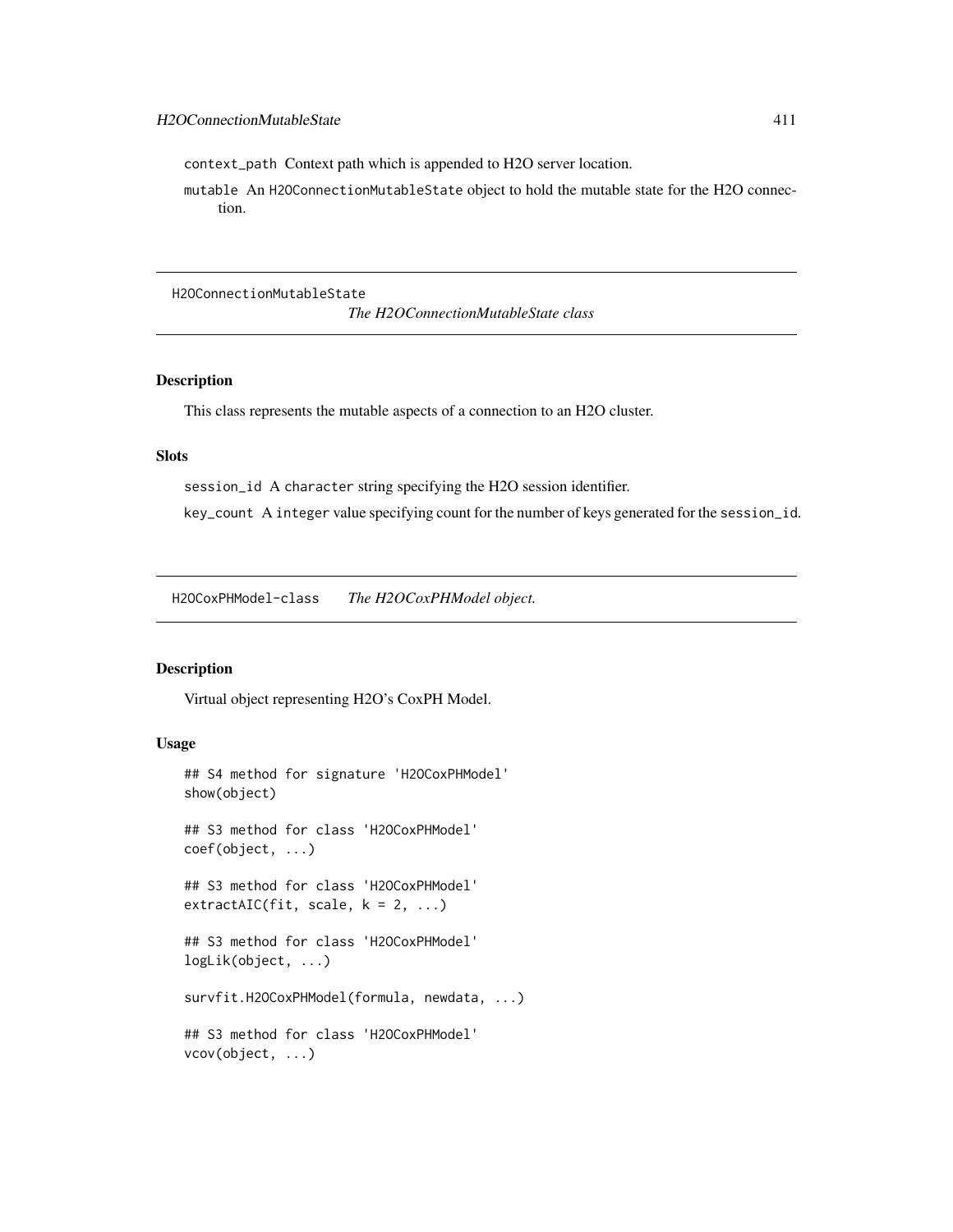context_path Context path which is appended to H2O server location.

mutable An H2OConnectionMutableState object to hold the mutable state for the H2O connection.

## H2OConnectionMutableState *The H2OConnectionMutableState class*

### Description

This class represents the mutable aspects of a connection to an H2O cluster.

### Slots

session_id A character string specifying the H2O session identifier.

key_count A integer value specifying count for the number of keys generated for the session_id.

## H2OCoxPHModel-class *The H2OCoxPHModel object.*

### Description

Virtual object representing H2O's CoxPH Model.

### Usage

```
## S4 method for signature 'H2OCoxPHModel'
show(object)

## S3 method for class 'H2OCoxPHModel'
coef(object, ...)

## S3 method for class 'H2OCoxPHModel'
extractAIC(fit, scale, k = 2, ...)

## S3 method for class 'H2OCoxPHModel'
logLik(object, ...)

survfit.H2OCoxPHModel(formula, newdata, ...)

## S3 method for class 'H2OCoxPHModel'
vcov(object, ...)
```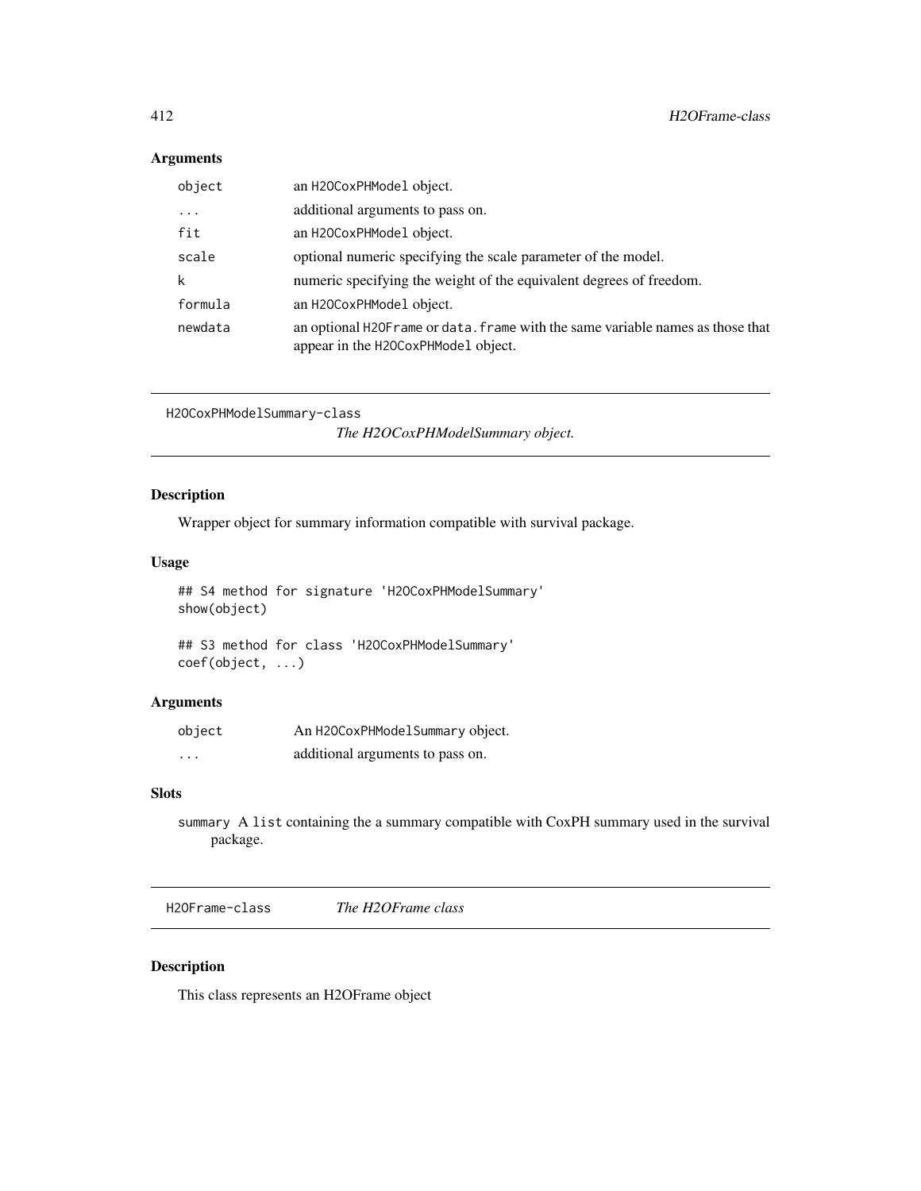## Arguments

| | |
|---|---|
| `object` | an `H2OCoxPHModel` object. |
| `...` | additional arguments to pass on. |
| `fit` | an `H2OCoxPHModel` object. |
| `scale` | optional numeric specifying the scale parameter of the model. |
| `k` | numeric specifying the weight of the equivalent degrees of freedom. |
| `formula` | an `H2OCoxPHModel` object. |
| `newdata` | an optional `H2OFrame` or `data.frame` with the same variable names as those that appear in the `H2OCoxPHModel` object. |

---

`H2OCoxPHModelSummary-class` *The H2OCoxPHModelSummary object.*

---

## Description

Wrapper object for summary information compatible with survival package.

## Usage

```
## S4 method for signature 'H2OCoxPHModelSummary'
show(object)

## S3 method for class 'H2OCoxPHModelSummary'
coef(object, ...)
```

## Arguments

| | |
|---|---|
| `object` | An `H2OCoxPHModelSummary` object. |
| `...` | additional arguments to pass on. |

## Slots

`summary` A `list` containing the a summary compatible with CoxPH summary used in the survival package.

---

`H2OFrame-class` *The H2OFrame class*

---

## Description

This class represents an H2OFrame object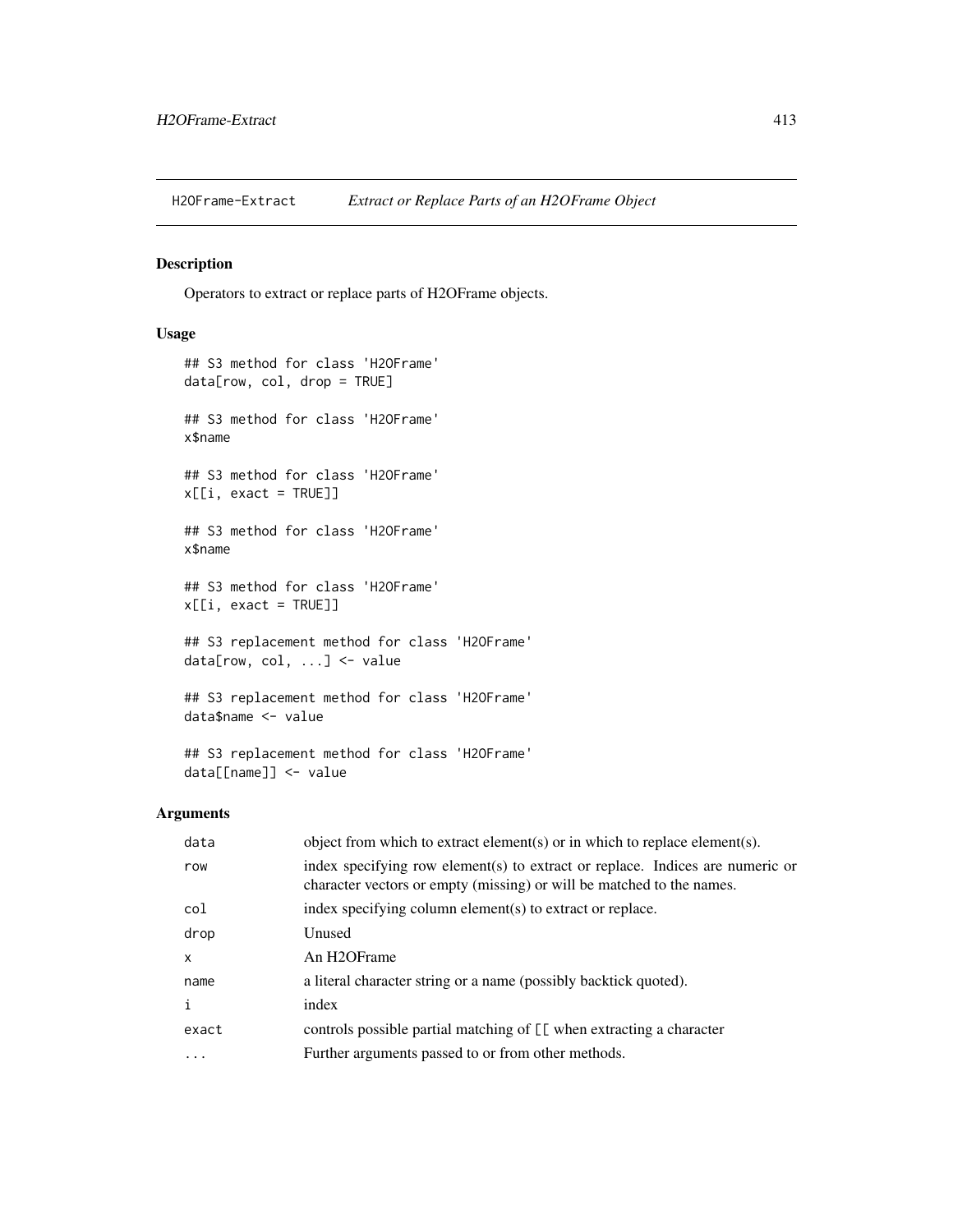H2OFrame-Extract *Extract or Replace Parts of an H2OFrame Object*

## Description

Operators to extract or replace parts of H2OFrame objects.

## Usage

```
## S3 method for class 'H2OFrame'
data[row, col, drop = TRUE]

## S3 method for class 'H2OFrame'
x$name

## S3 method for class 'H2OFrame'
x[[i, exact = TRUE]]

## S3 method for class 'H2OFrame'
x$name

## S3 method for class 'H2OFrame'
x[[i, exact = TRUE]]

## S3 replacement method for class 'H2OFrame'
data[row, col, ...] <- value

## S3 replacement method for class 'H2OFrame'
data$name <- value

## S3 replacement method for class 'H2OFrame'
data[[name]] <- value
```

## Arguments

| | |
|---|---|
| `data` | object from which to extract element(s) or in which to replace element(s). |
| `row` | index specifying row element(s) to extract or replace. Indices are numeric or character vectors or empty (missing) or will be matched to the names. |
| `col` | index specifying column element(s) to extract or replace. |
| `drop` | Unused |
| `x` | An H2OFrame |
| `name` | a literal character string or a name (possibly backtick quoted). |
| `i` | index |
| `exact` | controls possible partial matching of `[[` when extracting a character |
| `...` | Further arguments passed to or from other methods. |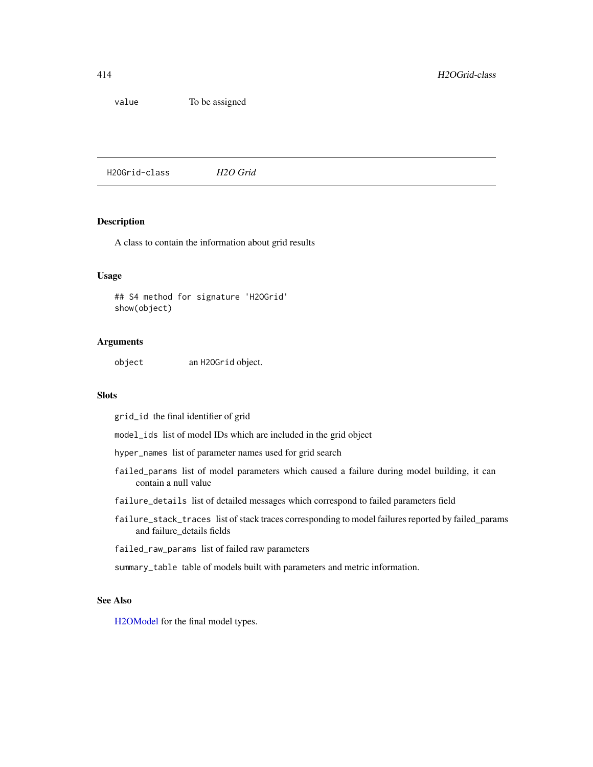| | |
|---|---|
| value | To be assigned |

---

H2OGrid-class *H2O Grid*

---

## Description

A class to contain the information about grid results

## Usage

```
## S4 method for signature 'H2OGrid'
show(object)
```

## Arguments

| | |
|---|---|
| object | an H2OGrid object. |

## Slots

`grid_id` the final identifier of grid

`model_ids` list of model IDs which are included in the grid object

`hyper_names` list of parameter names used for grid search

`failed_params` list of model parameters which caused a failure during model building, it can contain a null value

`failure_details` list of detailed messages which correspond to failed parameters field

`failure_stack_traces` list of stack traces corresponding to model failures reported by failed_params and failure_details fields

`failed_raw_params` list of failed raw parameters

`summary_table` table of models built with parameters and metric information.

## See Also

H2OModel for the final model types.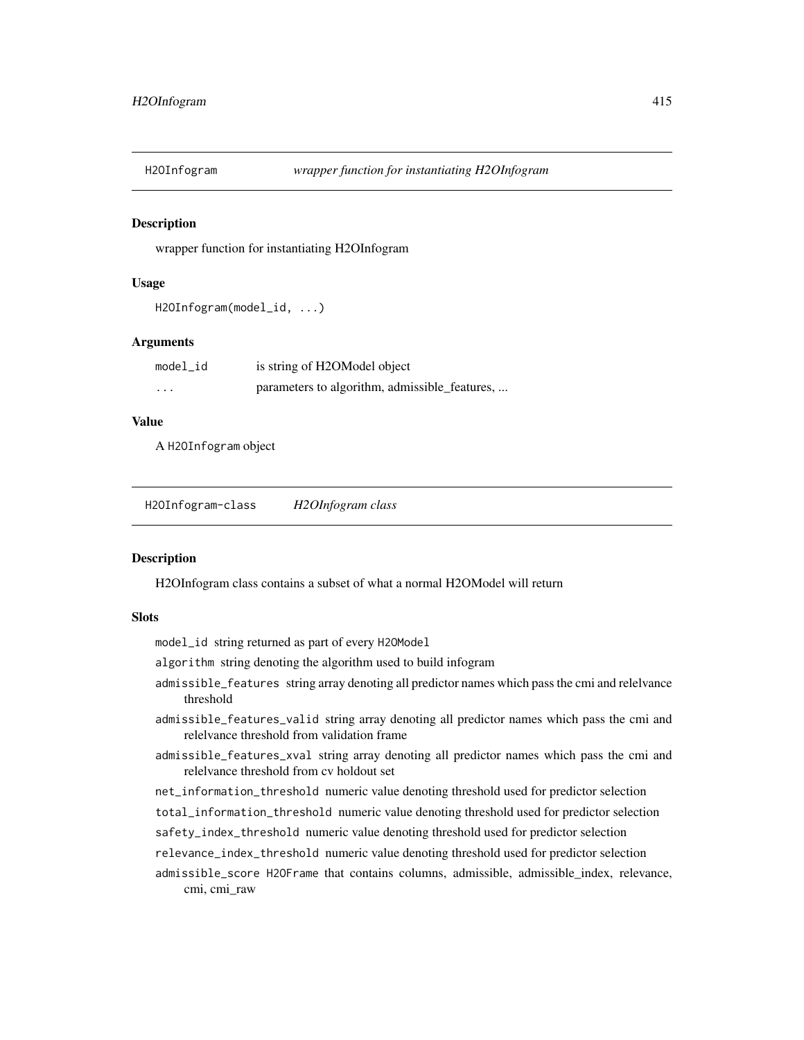## H2OInfogram *wrapper function for instantiating H2OInfogram*

### Description

wrapper function for instantiating H2OInfogram

### Usage

```
H2OInfogram(model_id, ...)
```

### Arguments

| | |
|---|---|
| model_id | is string of H2OModel object |
| ... | parameters to algorithm, admissible_features, ... |

### Value

A `H2OInfogram` object

## H2OInfogram-class *H2OInfogram class*

### Description

H2OInfogram class contains a subset of what a normal H2OModel will return

### Slots

`model_id` string returned as part of every `H2OModel`

`algorithm` string denoting the algorithm used to build infogram

`admissible_features` string array denoting all predictor names which pass the cmi and relelvance threshold

`admissible_features_valid` string array denoting all predictor names which pass the cmi and relelvance threshold from validation frame

`admissible_features_xval` string array denoting all predictor names which pass the cmi and relelvance threshold from cv holdout set

`net_information_threshold` numeric value denoting threshold used for predictor selection

`total_information_threshold` numeric value denoting threshold used for predictor selection

`safety_index_threshold` numeric value denoting threshold used for predictor selection

`relevance_index_threshold` numeric value denoting threshold used for predictor selection

`admissible_score` `H2OFrame` that contains columns, admissible, admissible_index, relevance, cmi, cmi_raw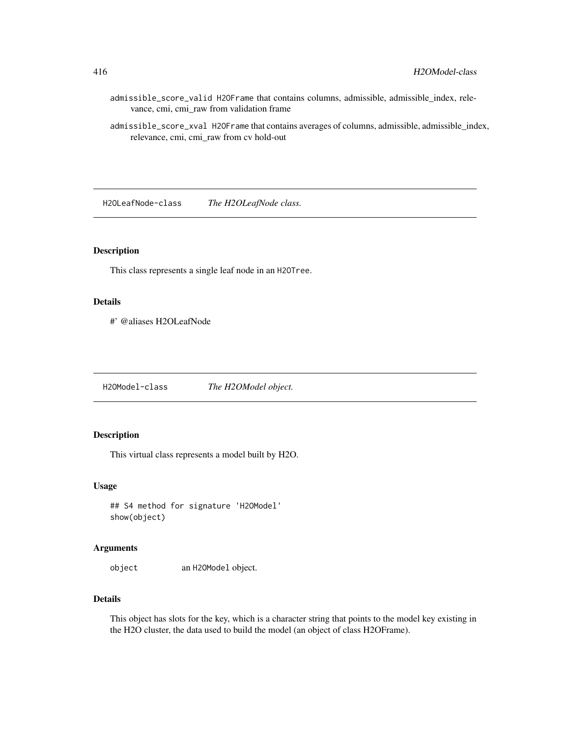admissible_score_valid H2OFrame that contains columns, admissible, admissible_index, relevance, cmi, cmi_raw from validation frame

admissible_score_xval H2OFrame that contains averages of columns, admissible, admissible_index, relevance, cmi, cmi_raw from cv hold-out

---

## H2OLeafNode-class *The H2OLeafNode class.*

### Description

This class represents a single leaf node in an H2OTree.

### Details

#' @aliases H2OLeafNode

---

## H2OModel-class *The H2OModel object.*

### Description

This virtual class represents a model built by H2O.

### Usage

```
## S4 method for signature 'H2OModel'
show(object)
```

### Arguments

object an H2OModel object.

### Details

This object has slots for the key, which is a character string that points to the model key existing in the H2O cluster, the data used to build the model (an object of class H2OFrame).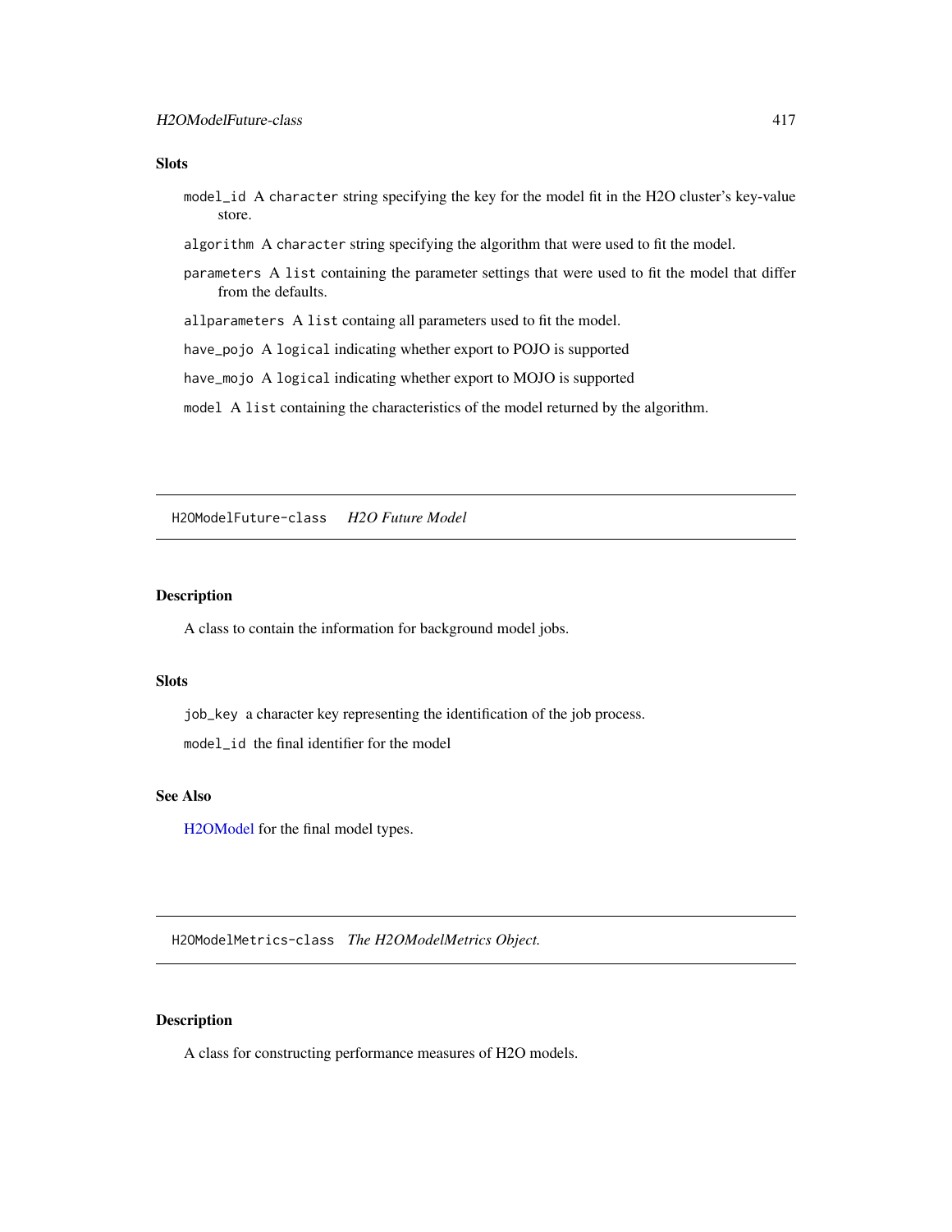### Slots

`model_id` A `character` string specifying the key for the model fit in the H2O cluster's key-value store.

`algorithm` A `character` string specifying the algorithm that were used to fit the model.

`parameters` A `list` containing the parameter settings that were used to fit the model that differ from the defaults.

`allparameters` A `list` containg all parameters used to fit the model.

`have_pojo` A `logical` indicating whether export to POJO is supported

`have_mojo` A `logical` indicating whether export to MOJO is supported

`model` A `list` containing the characteristics of the model returned by the algorithm.

---

## `H2OModelFuture-class` *H2O Future Model*

---

### Description

A class to contain the information for background model jobs.

### Slots

`job_key` a character key representing the identification of the job process.

`model_id` the final identifier for the model

### See Also

H2OModel for the final model types.

---

## `H2OModelMetrics-class` *The H2OModelMetrics Object.*

---

### Description

A class for constructing performance measures of H2O models.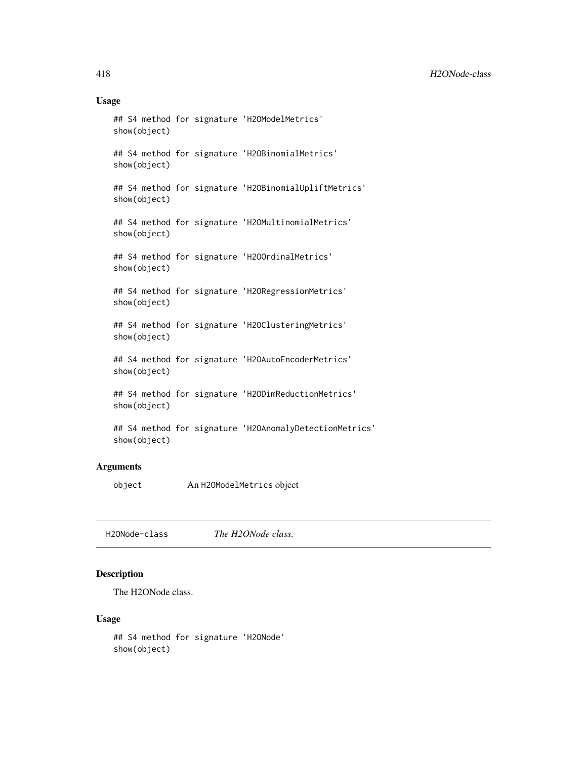## Usage

```
## S4 method for signature 'H2OModelMetrics'
show(object)

## S4 method for signature 'H2OBinomialMetrics'
show(object)

## S4 method for signature 'H2OBinomialUpliftMetrics'
show(object)

## S4 method for signature 'H2OMultinomialMetrics'
show(object)

## S4 method for signature 'H2OOrdinalMetrics'
show(object)

## S4 method for signature 'H2ORegressionMetrics'
show(object)

## S4 method for signature 'H2OClusteringMetrics'
show(object)

## S4 method for signature 'H2OAutoEncoderMetrics'
show(object)

## S4 method for signature 'H2ODimReductionMetrics'
show(object)

## S4 method for signature 'H2OAnomalyDetectionMetrics'
show(object)
```

## Arguments

`object` An `H2OModelMetrics` object

---

# H2ONode-class *The H2ONode class.*

## Description

The H2ONode class.

## Usage

```
## S4 method for signature 'H2ONode'
show(object)
```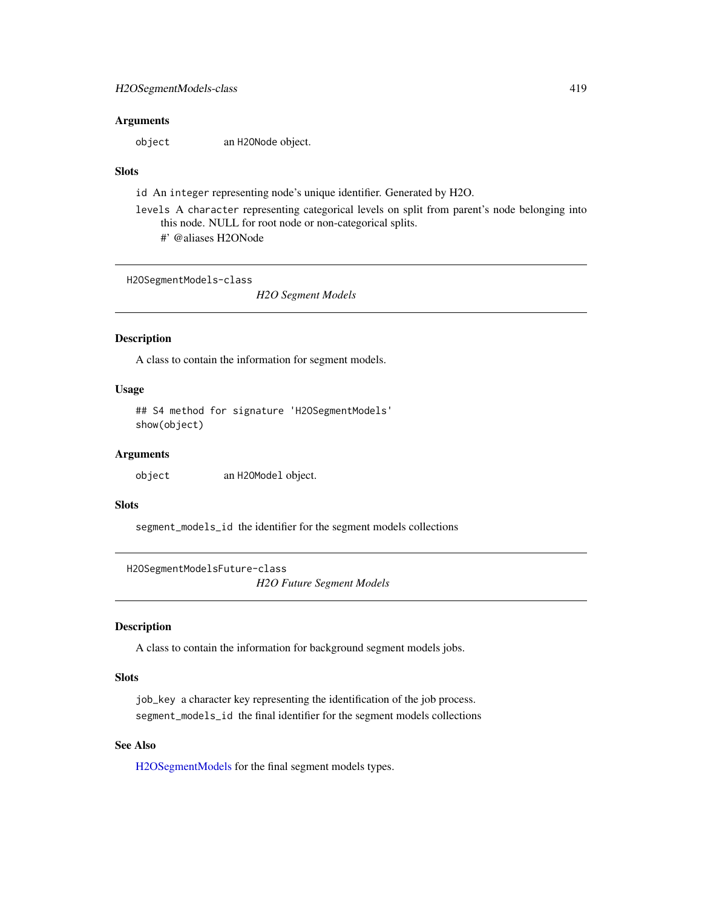### Arguments

`object` an `H2ONode` object.

### Slots

`id` An `integer` representing node's unique identifier. Generated by H2O.

`levels` A `character` representing categorical levels on split from parent's node belonging into this node. NULL for root node or non-categorical splits.

#' @aliases H2ONode

---

`H2OSegmentModels-class`

*H2O Segment Models*

---

### Description

A class to contain the information for segment models.

### Usage

```
## S4 method for signature 'H2OSegmentModels'
show(object)
```

### Arguments

`object` an `H2OModel` object.

### Slots

`segment_models_id` the identifier for the segment models collections

---

`H2OSegmentModelsFuture-class`

*H2O Future Segment Models*

---

### Description

A class to contain the information for background segment models jobs.

### Slots

`job_key` a character key representing the identification of the job process.

`segment_models_id` the final identifier for the segment models collections

### See Also

H2OSegmentModels for the final segment models types.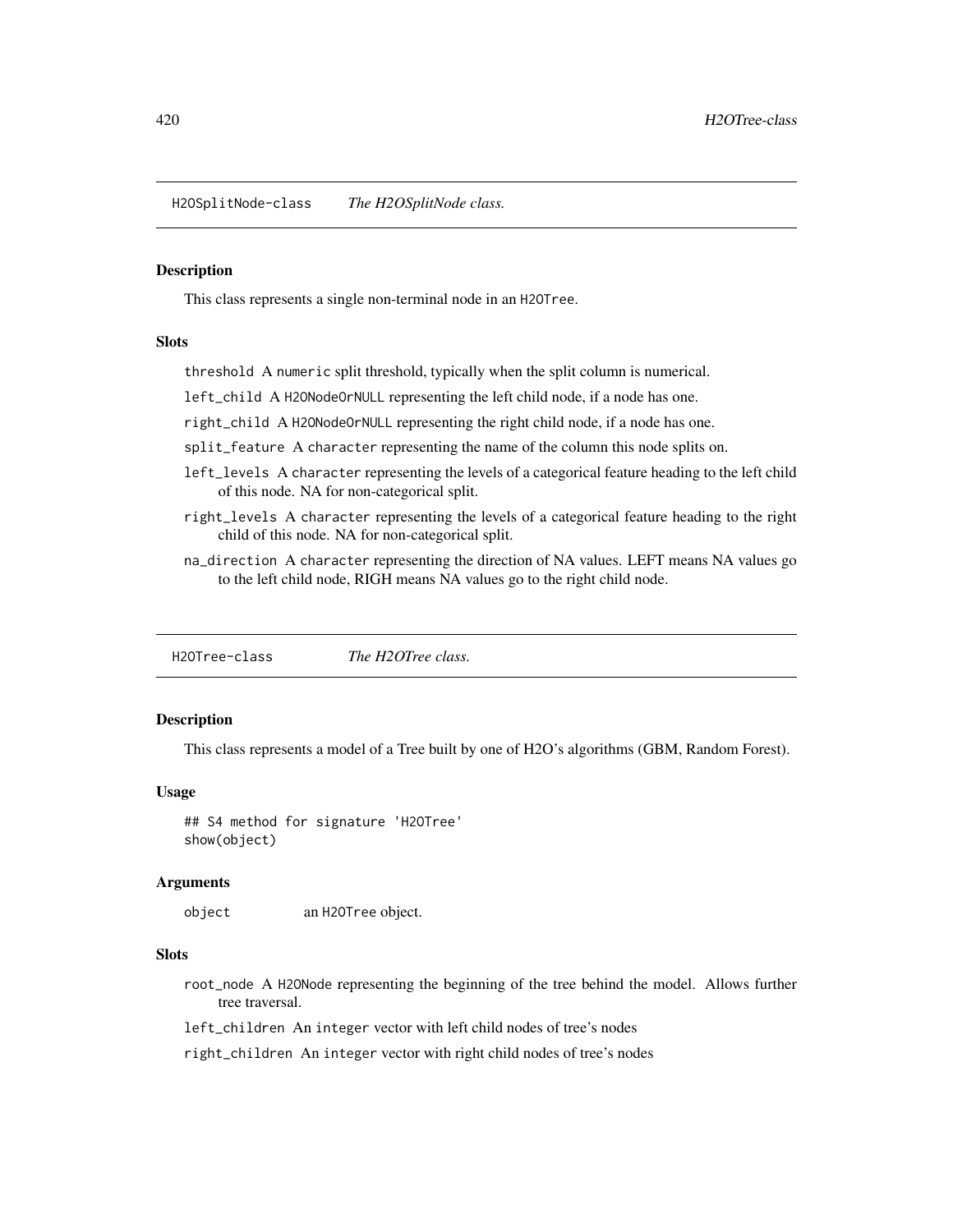## H2OSplitNode-class *The H2OSplitNode class.*

### Description

This class represents a single non-terminal node in an `H2OTree`.

### Slots

`threshold` A `numeric` split threshold, typically when the split column is numerical.

`left_child` A `H2ONodeOrNULL` representing the left child node, if a node has one.

`right_child` A `H2ONodeOrNULL` representing the right child node, if a node has one.

`split_feature` A `character` representing the name of the column this node splits on.

`left_levels` A `character` representing the levels of a categorical feature heading to the left child of this node. NA for non-categorical split.

`right_levels` A `character` representing the levels of a categorical feature heading to the right child of this node. NA for non-categorical split.

`na_direction` A `character` representing the direction of NA values. LEFT means NA values go to the left child node, RIGH means NA values go to the right child node.

## H2OTree-class *The H2OTree class.*

### Description

This class represents a model of a Tree built by one of H2O's algorithms (GBM, Random Forest).

### Usage

```
## S4 method for signature 'H2OTree'
show(object)
```

### Arguments

`object` an `H2OTree` object.

### Slots

`root_node` A `H2ONode` representing the beginning of the tree behind the model. Allows further tree traversal.

`left_children` An `integer` vector with left child nodes of tree's nodes

`right_children` An `integer` vector with right child nodes of tree's nodes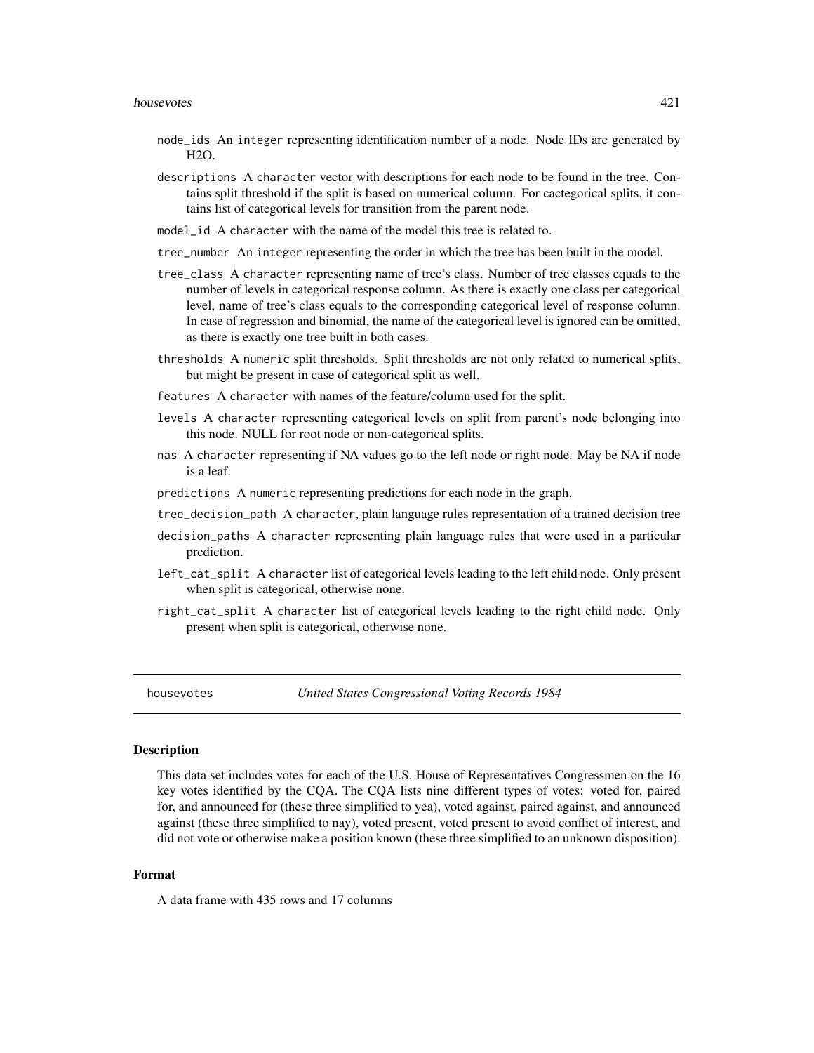- `node_ids` An `integer` representing identification number of a node. Node IDs are generated by H2O.
- `descriptions` A `character` vector with descriptions for each node to be found in the tree. Contains split threshold if the split is based on numerical column. For cactegorical splits, it contains list of categorical levels for transition from the parent node.
- `model_id` A `character` with the name of the model this tree is related to.
- `tree_number` An `integer` representing the order in which the tree has been built in the model.
- `tree_class` A `character` representing name of tree's class. Number of tree classes equals to the number of levels in categorical response column. As there is exactly one class per categorical level, name of tree's class equals to the corresponding categorical level of response column. In case of regression and binomial, the name of the categorical level is ignored can be omitted, as there is exactly one tree built in both cases.
- `thresholds` A `numeric` split thresholds. Split thresholds are not only related to numerical splits, but might be present in case of categorical split as well.
- `features` A `character` with names of the feature/column used for the split.
- `levels` A `character` representing categorical levels on split from parent's node belonging into this node. NULL for root node or non-categorical splits.
- `nas` A `character` representing if NA values go to the left node or right node. May be NA if node is a leaf.
- `predictions` A `numeric` representing predictions for each node in the graph.
- `tree_decision_path` A `character`, plain language rules representation of a trained decision tree
- `decision_paths` A `character` representing plain language rules that were used in a particular prediction.
- `left_cat_split` A `character` list of categorical levels leading to the left child node. Only present when split is categorical, otherwise none.
- `right_cat_split` A `character` list of categorical levels leading to the right child node. Only present when split is categorical, otherwise none.

---

## housevotes — *United States Congressional Voting Records 1984*

### Description

This data set includes votes for each of the U.S. House of Representatives Congressmen on the 16 key votes identified by the CQA. The CQA lists nine different types of votes: voted for, paired for, and announced for (these three simplified to yea), voted against, paired against, and announced against (these three simplified to nay), voted present, voted present to avoid conflict of interest, and did not vote or otherwise make a position known (these three simplified to an unknown disposition).

### Format

A data frame with 435 rows and 17 columns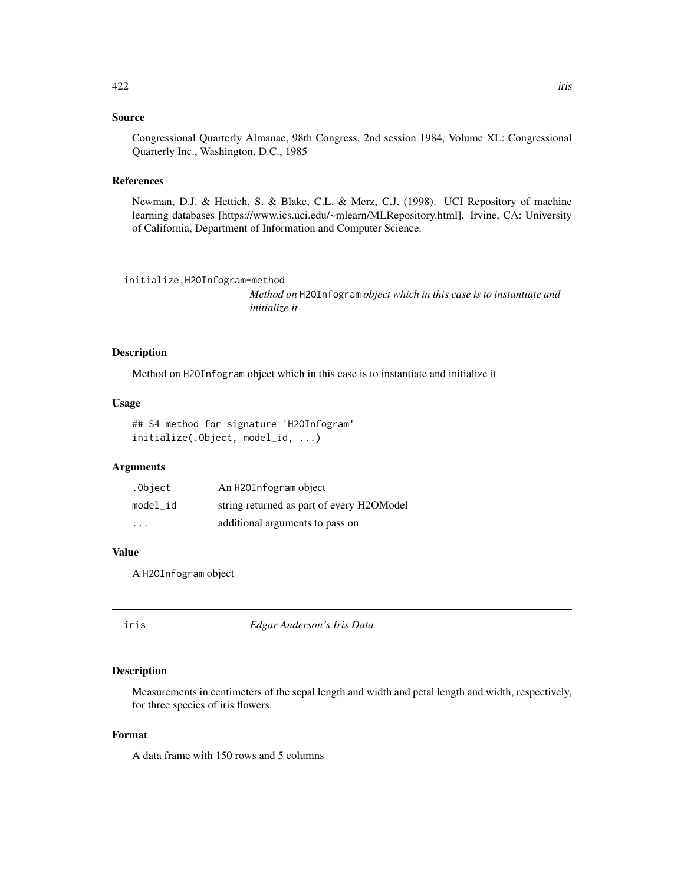### Source

Congressional Quarterly Almanac, 98th Congress, 2nd session 1984, Volume XL: Congressional Quarterly Inc., Washington, D.C., 1985

### References

Newman, D.J. & Hettich, S. & Blake, C.L. & Merz, C.J. (1998). UCI Repository of machine learning databases [https://www.ics.uci.edu/~mlearn/MLRepository.html]. Irvine, CA: University of California, Department of Information and Computer Science.

---

## initialize,H2OInfogram-method

*Method on* `H2OInfogram` *object which in this case is to instantiate and initialize it*

---

### Description

Method on `H2OInfogram` object which in this case is to instantiate and initialize it

### Usage

```
## S4 method for signature 'H2OInfogram'
initialize(.Object, model_id, ...)
```

### Arguments

| | |
|---|---|
| `.Object` | An `H2OInfogram` object |
| `model_id` | string returned as part of every H2OModel |
| `...` | additional arguments to pass on |

### Value

A `H2OInfogram` object

---

## iris

*Edgar Anderson's Iris Data*

---

### Description

Measurements in centimeters of the sepal length and width and petal length and width, respectively, for three species of iris flowers.

### Format

A data frame with 150 rows and 5 columns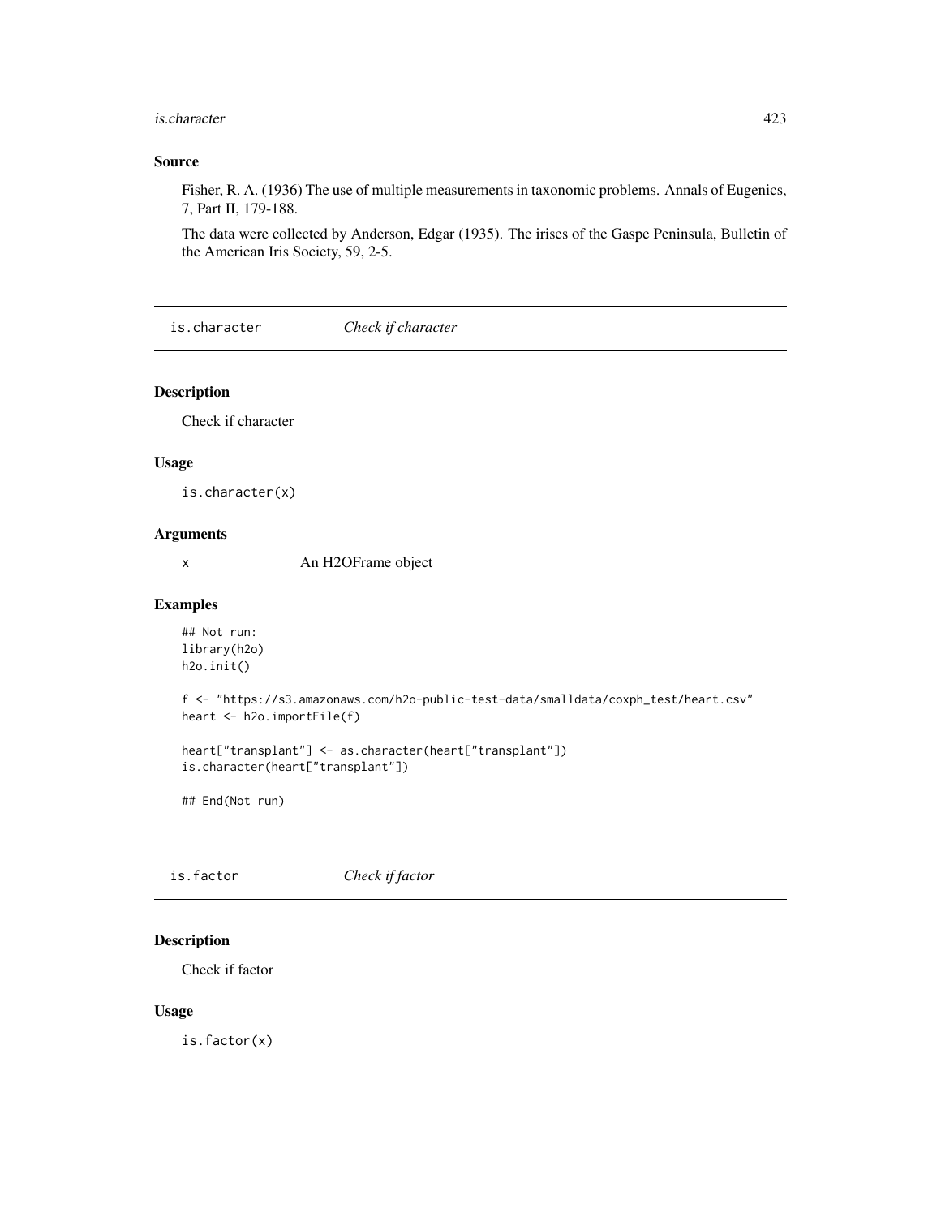### Source

Fisher, R. A. (1936) The use of multiple measurements in taxonomic problems. Annals of Eugenics, 7, Part II, 179-188.

The data were collected by Anderson, Edgar (1935). The irises of the Gaspe Peninsula, Bulletin of the American Iris Society, 59, 2-5.

## is.character    *Check if character*

### Description

Check if character

### Usage

```
is.character(x)
```

### Arguments

| | |
|---|---|
| x | An H2OFrame object |

### Examples

```
## Not run:
library(h2o)
h2o.init()

f <- "https://s3.amazonaws.com/h2o-public-test-data/smalldata/coxph_test/heart.csv"
heart <- h2o.importFile(f)

heart["transplant"] <- as.character(heart["transplant"])
is.character(heart["transplant"])

## End(Not run)
```

## is.factor    *Check if factor*

### Description

Check if factor

### Usage

```
is.factor(x)
```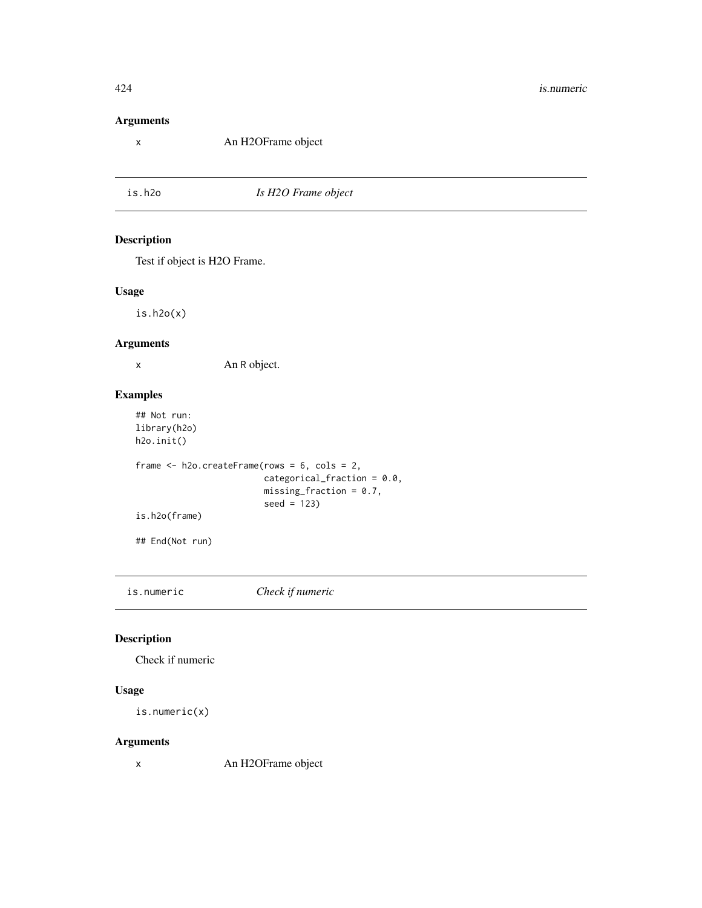### Arguments

x    An H2OFrame object

## is.h2o    *Is H2O Frame object*

### Description

Test if object is H2O Frame.

### Usage

```
is.h2o(x)
```

### Arguments

x    An R object.

### Examples

```
## Not run:
library(h2o)
h2o.init()

frame <- h2o.createFrame(rows = 6, cols = 2,
                         categorical_fraction = 0.0,
                         missing_fraction = 0.7,
                         seed = 123)
is.h2o(frame)

## End(Not run)
```

## is.numeric    *Check if numeric*

### Description

Check if numeric

### Usage

```
is.numeric(x)
```

### Arguments

x    An H2OFrame object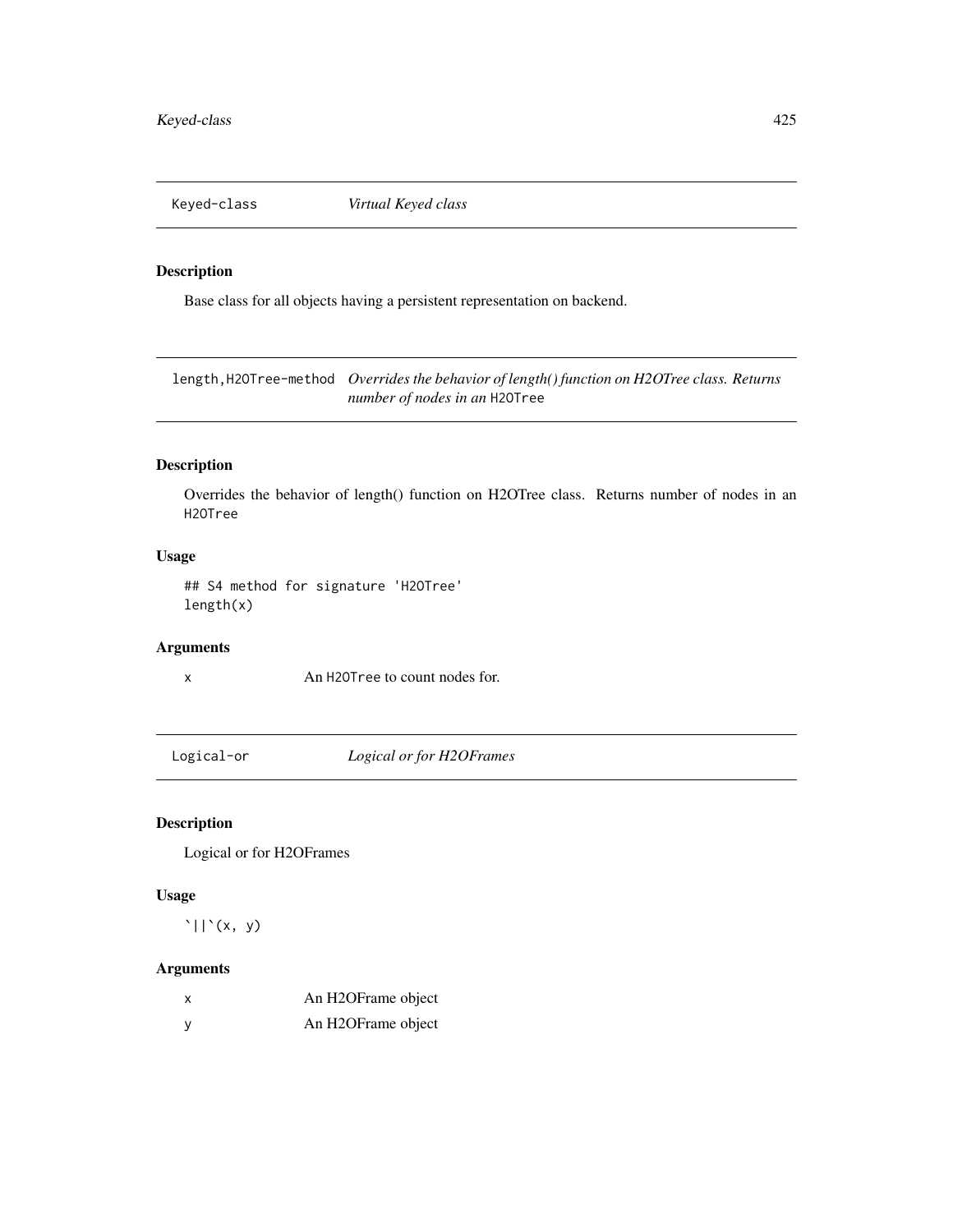## Keyed-class *Virtual Keyed class*

### Description

Base class for all objects having a persistent representation on backend.

## length,H2OTree-method *Overrides the behavior of length() function on H2OTree class. Returns number of nodes in an* `H2OTree`

### Description

Overrides the behavior of length() function on H2OTree class. Returns number of nodes in an `H2OTree`

### Usage

```
## S4 method for signature 'H2OTree'
length(x)
```

### Arguments

| | |
|---|---|
| x | An `H2OTree` to count nodes for. |

## Logical-or *Logical or for H2OFrames*

### Description

Logical or for H2OFrames

### Usage

```
`||`(x, y)
```

### Arguments

| | |
|---|---|
| x | An H2OFrame object |
| y | An H2OFrame object |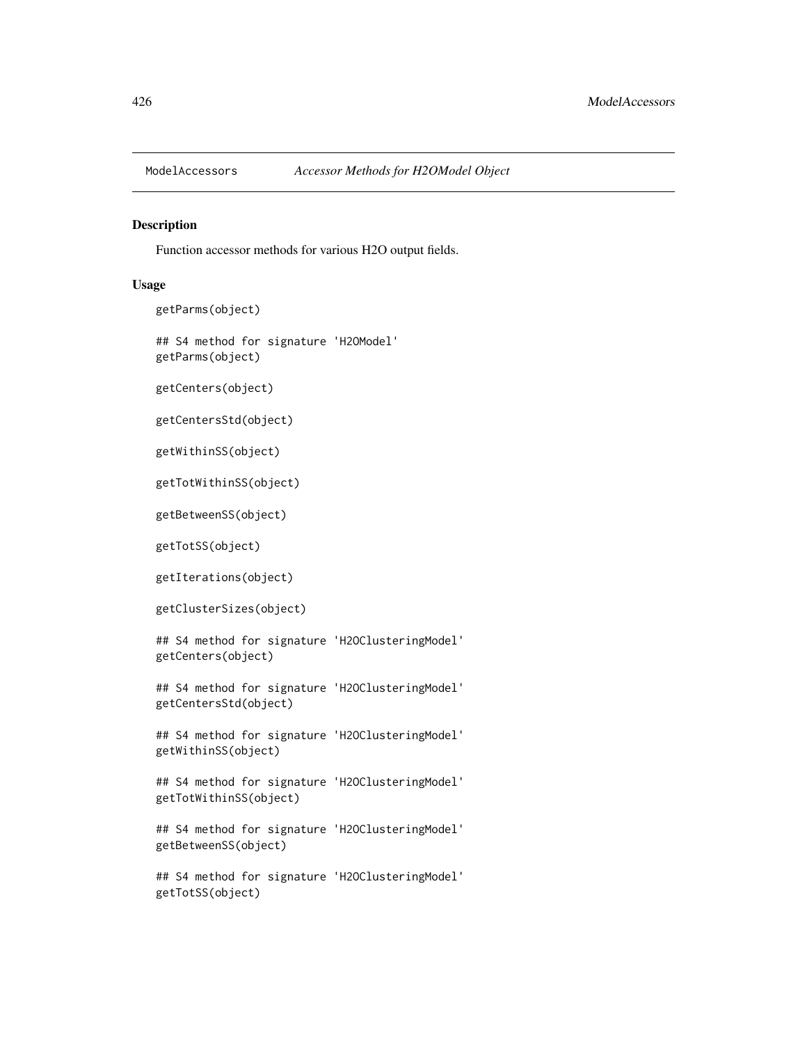ModelAccessors *Accessor Methods for H2OModel Object*

## Description

Function accessor methods for various H2O output fields.

## Usage

```
getParms(object)

## S4 method for signature 'H2OModel'
getParms(object)

getCenters(object)

getCentersStd(object)

getWithinSS(object)

getTotWithinSS(object)

getBetweenSS(object)

getTotSS(object)

getIterations(object)

getClusterSizes(object)

## S4 method for signature 'H2OClusteringModel'
getCenters(object)

## S4 method for signature 'H2OClusteringModel'
getCentersStd(object)

## S4 method for signature 'H2OClusteringModel'
getWithinSS(object)

## S4 method for signature 'H2OClusteringModel'
getTotWithinSS(object)

## S4 method for signature 'H2OClusteringModel'
getBetweenSS(object)

## S4 method for signature 'H2OClusteringModel'
getTotSS(object)
```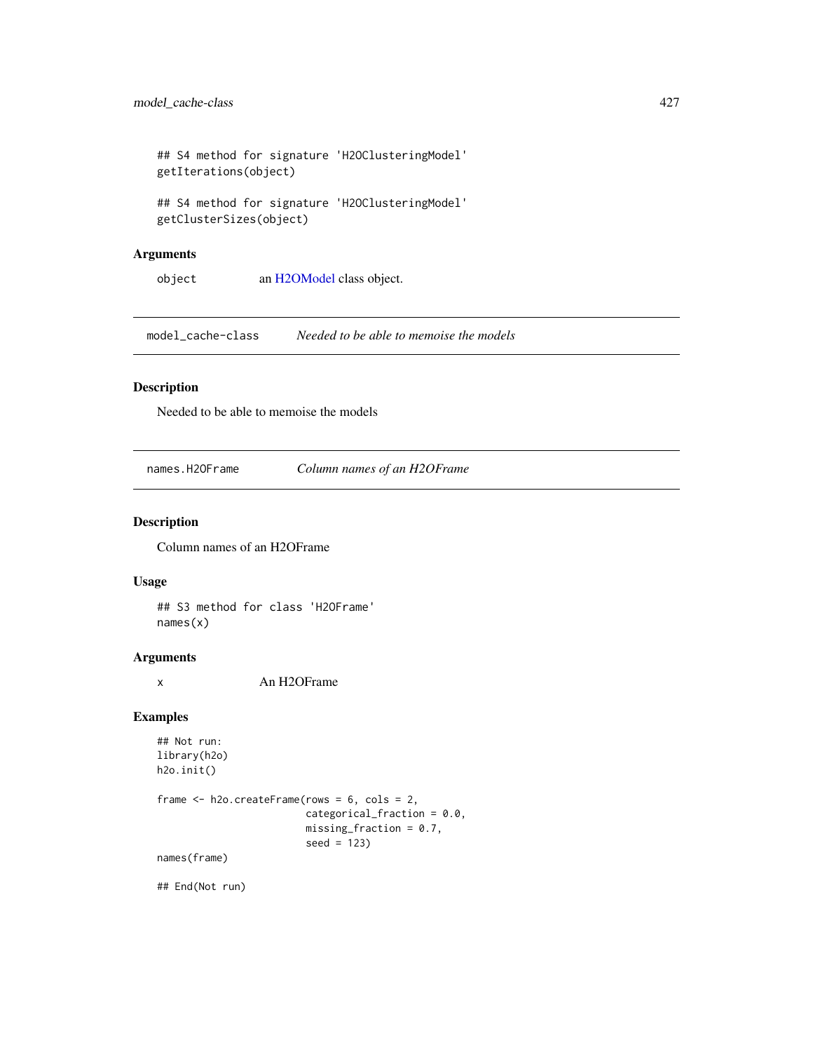```
## S4 method for signature 'H2OClusteringModel'
getIterations(object)

## S4 method for signature 'H2OClusteringModel'
getClusterSizes(object)
```

### Arguments

| | |
|---|---|
| object | an H2OModel class object. |

---

## model_cache-class — *Needed to be able to memoise the models*

### Description

Needed to be able to memoise the models

---

## names.H2OFrame — *Column names of an H2OFrame*

### Description

Column names of an H2OFrame

### Usage

```
## S3 method for class 'H2OFrame'
names(x)
```

### Arguments

| | |
|---|---|
| x | An H2OFrame |

### Examples

```
## Not run:
library(h2o)
h2o.init()

frame <- h2o.createFrame(rows = 6, cols = 2,
                         categorical_fraction = 0.0,
                         missing_fraction = 0.7,
                         seed = 123)
names(frame)

## End(Not run)
```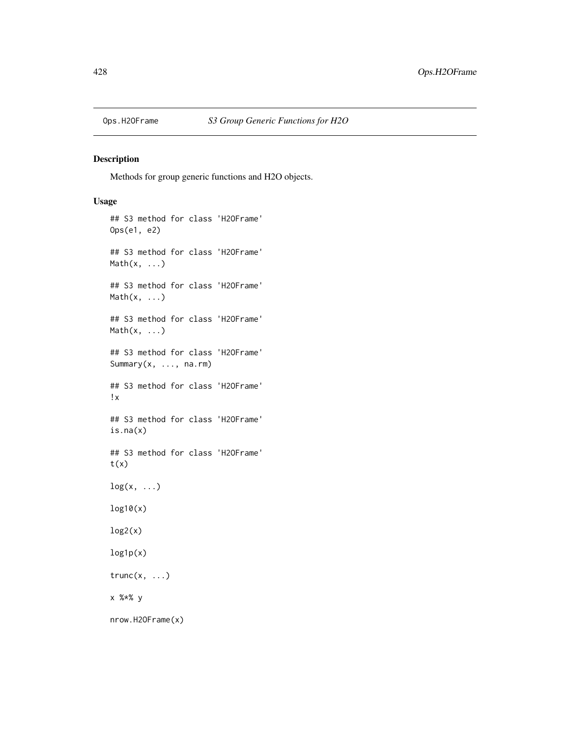## Ops.H2OFrame — *S3 Group Generic Functions for H2O*

### Description

Methods for group generic functions and H2O objects.

### Usage

```
## S3 method for class 'H2OFrame'
Ops(e1, e2)

## S3 method for class 'H2OFrame'
Math(x, ...)

## S3 method for class 'H2OFrame'
Math(x, ...)

## S3 method for class 'H2OFrame'
Math(x, ...)

## S3 method for class 'H2OFrame'
Summary(x, ..., na.rm)

## S3 method for class 'H2OFrame'
!x

## S3 method for class 'H2OFrame'
is.na(x)

## S3 method for class 'H2OFrame'
t(x)

log(x, ...)

log10(x)

log2(x)

log1p(x)

trunc(x, ...)

x %*% y

nrow.H2OFrame(x)
```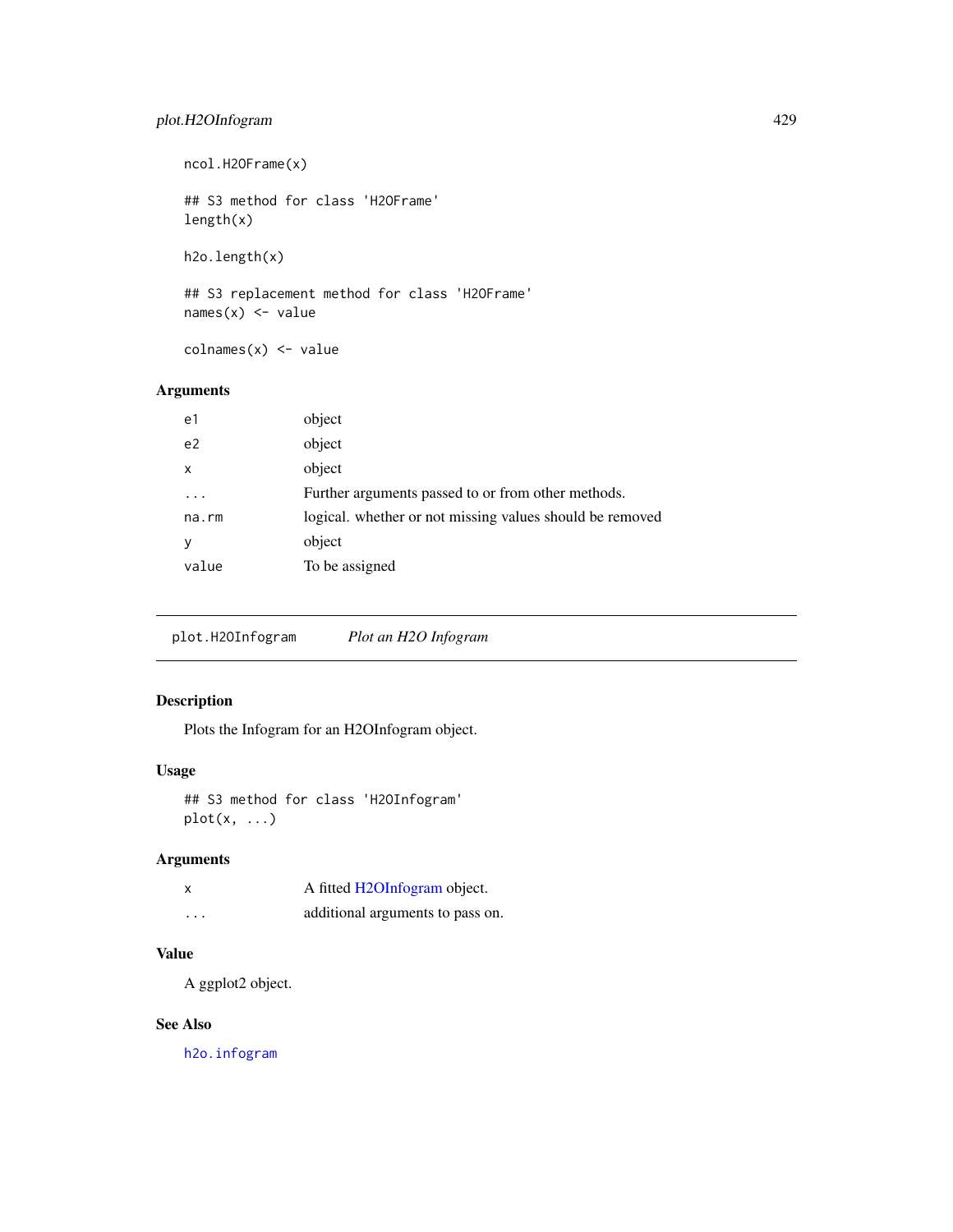```
ncol.H2OFrame(x)

## S3 method for class 'H2OFrame'
length(x)

h2o.length(x)

## S3 replacement method for class 'H2OFrame'
names(x) <- value

colnames(x) <- value
```

### Arguments

| | |
|---|---|
| e1 | object |
| e2 | object |
| x | object |
| ... | Further arguments passed to or from other methods. |
| na.rm | logical. whether or not missing values should be removed |
| y | object |
| value | To be assigned |

---

## plot.H2OInfogram &nbsp;&nbsp;&nbsp;&nbsp; *Plot an H2O Infogram*

---

### Description

Plots the Infogram for an H2OInfogram object.

### Usage

```
## S3 method for class 'H2OInfogram'
plot(x, ...)
```

### Arguments

| | |
|---|---|
| x | A fitted H2OInfogram object. |
| ... | additional arguments to pass on. |

### Value

A ggplot2 object.

### See Also

`h2o.infogram`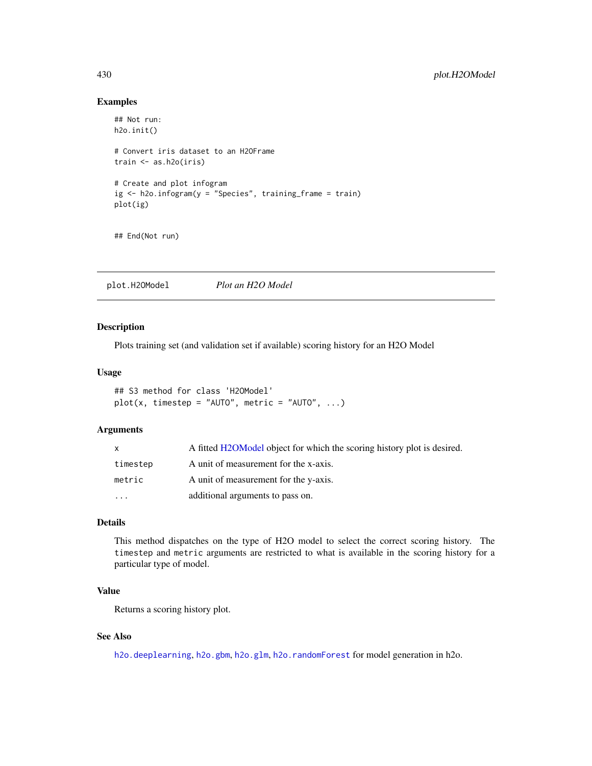### Examples

```
## Not run:
h2o.init()

# Convert iris dataset to an H2OFrame
train <- as.h2o(iris)

# Create and plot infogram
ig <- h2o.infogram(y = "Species", training_frame = train)
plot(ig)


## End(Not run)
```

---

## plot.H2OModel &emsp; *Plot an H2O Model*

---

### Description

Plots training set (and validation set if available) scoring history for an H2O Model

### Usage

```
## S3 method for class 'H2OModel'
plot(x, timestep = "AUTO", metric = "AUTO", ...)
```

### Arguments

| | |
|---|---|
| `x` | A fitted H2OModel object for which the scoring history plot is desired. |
| `timestep` | A unit of measurement for the x-axis. |
| `metric` | A unit of measurement for the y-axis. |
| `...` | additional arguments to pass on. |

### Details

This method dispatches on the type of H2O model to select the correct scoring history. The `timestep` and `metric` arguments are restricted to what is available in the scoring history for a particular type of model.

### Value

Returns a scoring history plot.

### See Also

`h2o.deeplearning`, `h2o.gbm`, `h2o.glm`, `h2o.randomForest` for model generation in h2o.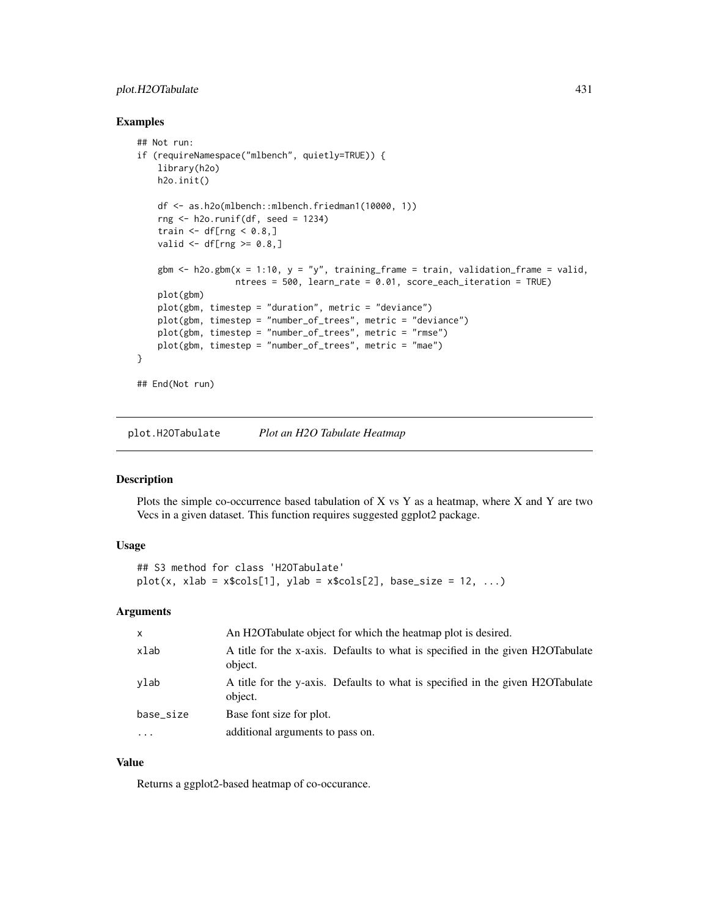## Examples

```
## Not run:
if (requireNamespace("mlbench", quietly=TRUE)) {
    library(h2o)
    h2o.init()

    df <- as.h2o(mlbench::mlbench.friedman1(10000, 1))
    rng <- h2o.runif(df, seed = 1234)
    train <- df[rng < 0.8,]
    valid <- df[rng >= 0.8,]

    gbm <- h2o.gbm(x = 1:10, y = "y", training_frame = train, validation_frame = valid,
                   ntrees = 500, learn_rate = 0.01, score_each_iteration = TRUE)
    plot(gbm)
    plot(gbm, timestep = "duration", metric = "deviance")
    plot(gbm, timestep = "number_of_trees", metric = "deviance")
    plot(gbm, timestep = "number_of_trees", metric = "rmse")
    plot(gbm, timestep = "number_of_trees", metric = "mae")
}

## End(Not run)
```

---

# plot.H2OTabulate *Plot an H2O Tabulate Heatmap*

## Description

Plots the simple co-occurrence based tabulation of X vs Y as a heatmap, where X and Y are two Vecs in a given dataset. This function requires suggested ggplot2 package.

## Usage

```
## S3 method for class 'H2OTabulate'
plot(x, xlab = x$cols[1], ylab = x$cols[2], base_size = 12, ...)
```

## Arguments

| | |
|---|---|
| x | An H2OTabulate object for which the heatmap plot is desired. |
| xlab | A title for the x-axis. Defaults to what is specified in the given H2OTabulate object. |
| ylab | A title for the y-axis. Defaults to what is specified in the given H2OTabulate object. |
| base_size | Base font size for plot. |
| ... | additional arguments to pass on. |

## Value

Returns a ggplot2-based heatmap of co-occurance.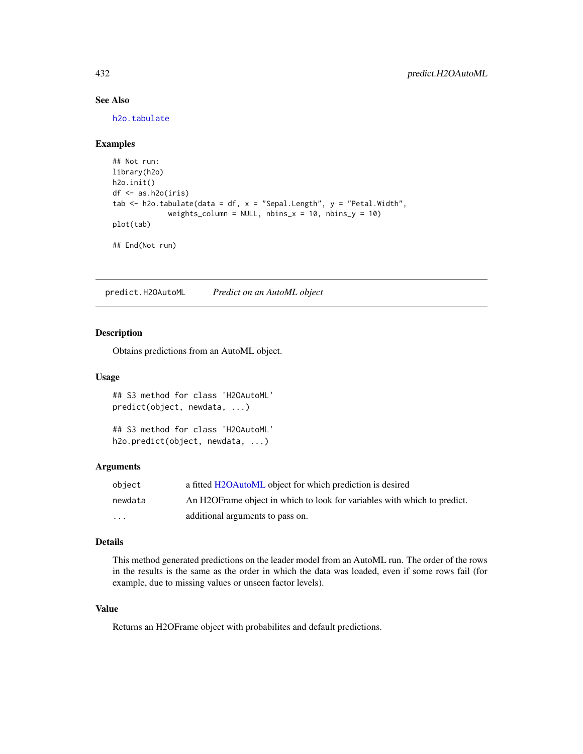## See Also

h2o.tabulate

## Examples

```
## Not run:
library(h2o)
h2o.init()
df <- as.h2o(iris)
tab <- h2o.tabulate(data = df, x = "Sepal.Length", y = "Petal.Width",
             weights_column = NULL, nbins_x = 10, nbins_y = 10)
plot(tab)

## End(Not run)
```

---

# predict.H2OAutoML &nbsp;&nbsp;&nbsp;&nbsp; *Predict on an AutoML object*

---

## Description

Obtains predictions from an AutoML object.

## Usage

```
## S3 method for class 'H2OAutoML'
predict(object, newdata, ...)

## S3 method for class 'H2OAutoML'
h2o.predict(object, newdata, ...)
```

## Arguments

| | |
|---|---|
| `object` | a fitted H2OAutoML object for which prediction is desired |
| `newdata` | An H2OFrame object in which to look for variables with which to predict. |
| `...` | additional arguments to pass on. |

## Details

This method generated predictions on the leader model from an AutoML run. The order of the rows in the results is the same as the order in which the data was loaded, even if some rows fail (for example, due to missing values or unseen factor levels).

## Value

Returns an H2OFrame object with probabilites and default predictions.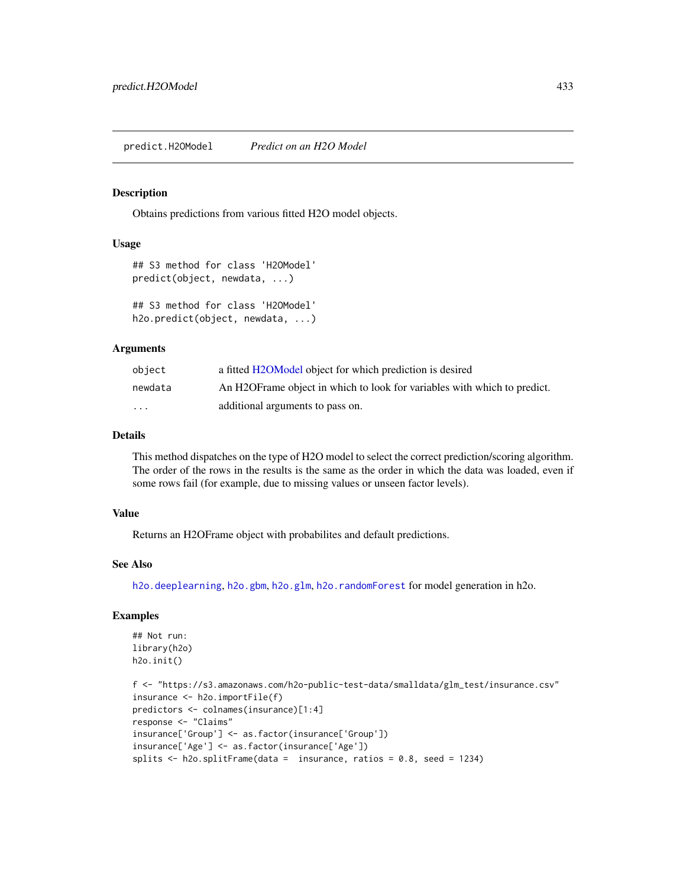# predict.H2OModel *Predict on an H2O Model*

### Description

Obtains predictions from various fitted H2O model objects.

### Usage

```
## S3 method for class 'H2OModel'
predict(object, newdata, ...)

## S3 method for class 'H2OModel'
h2o.predict(object, newdata, ...)
```

### Arguments

| | |
|---|---|
| `object` | a fitted H2OModel object for which prediction is desired |
| `newdata` | An H2OFrame object in which to look for variables with which to predict. |
| `...` | additional arguments to pass on. |

### Details

This method dispatches on the type of H2O model to select the correct prediction/scoring algorithm. The order of the rows in the results is the same as the order in which the data was loaded, even if some rows fail (for example, due to missing values or unseen factor levels).

### Value

Returns an H2OFrame object with probabilites and default predictions.

### See Also

`h2o.deeplearning`, `h2o.gbm`, `h2o.glm`, `h2o.randomForest` for model generation in h2o.

### Examples

```
## Not run:
library(h2o)
h2o.init()

f <- "https://s3.amazonaws.com/h2o-public-test-data/smalldata/glm_test/insurance.csv"
insurance <- h2o.importFile(f)
predictors <- colnames(insurance)[1:4]
response <- "Claims"
insurance['Group'] <- as.factor(insurance['Group'])
insurance['Age'] <- as.factor(insurance['Age'])
splits <- h2o.splitFrame(data =  insurance, ratios = 0.8, seed = 1234)
```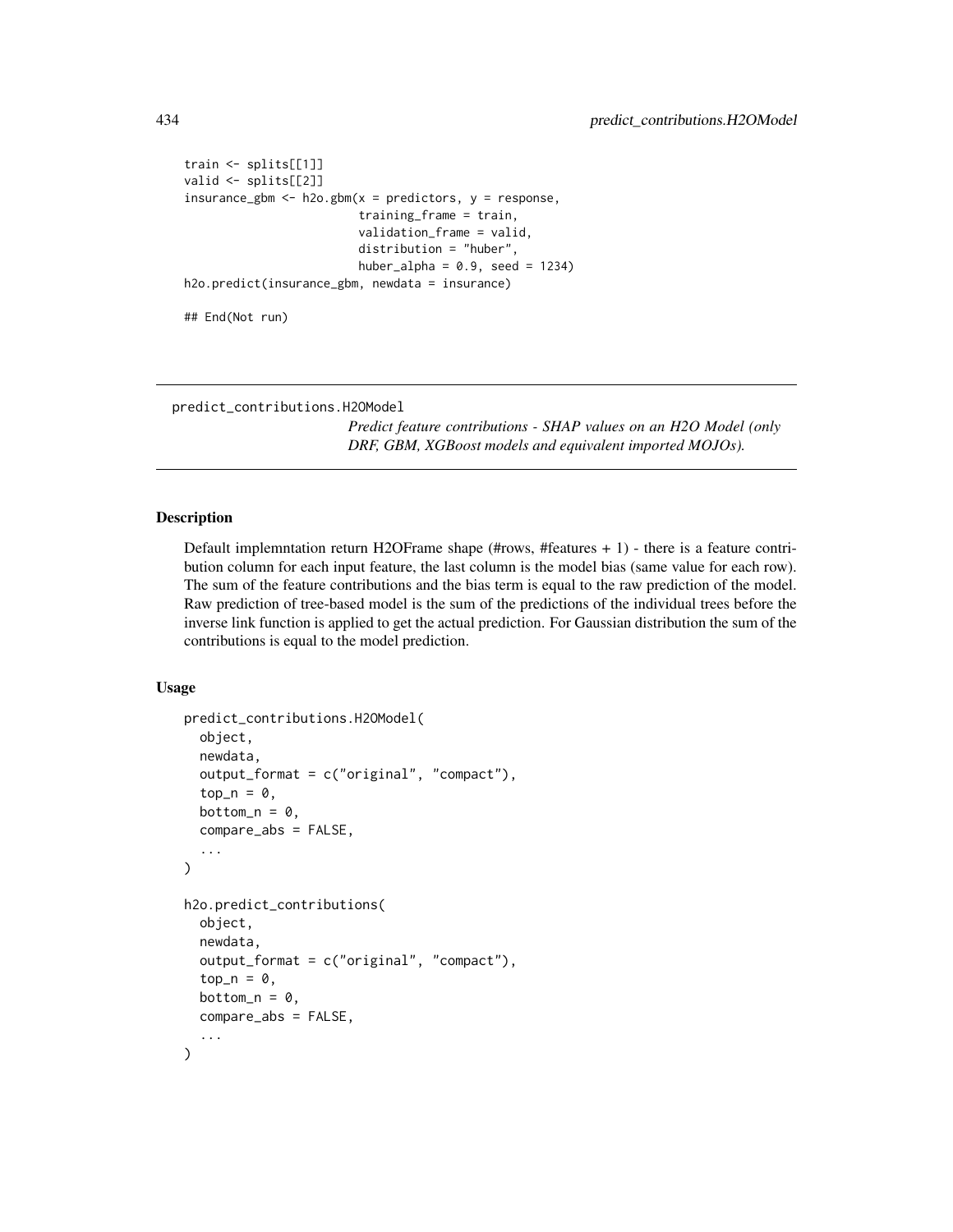```
train <- splits[[1]]
valid <- splits[[2]]
insurance_gbm <- h2o.gbm(x = predictors, y = response,
                         training_frame = train,
                         validation_frame = valid,
                         distribution = "huber",
                         huber_alpha = 0.9, seed = 1234)
h2o.predict(insurance_gbm, newdata = insurance)

## End(Not run)
```

---

## predict_contributions.H2OModel

*Predict feature contributions - SHAP values on an H2O Model (only DRF, GBM, XGBoost models and equivalent imported MOJOs).*

---

### Description

Default implemntation return H2OFrame shape (#rows, #features + 1) - there is a feature contribution column for each input feature, the last column is the model bias (same value for each row). The sum of the feature contributions and the bias term is equal to the raw prediction of the model. Raw prediction of tree-based model is the sum of the predictions of the individual trees before the inverse link function is applied to get the actual prediction. For Gaussian distribution the sum of the contributions is equal to the model prediction.

### Usage

```
predict_contributions.H2OModel(
  object,
  newdata,
  output_format = c("original", "compact"),
  top_n = 0,
  bottom_n = 0,
  compare_abs = FALSE,
  ...
)

h2o.predict_contributions(
  object,
  newdata,
  output_format = c("original", "compact"),
  top_n = 0,
  bottom_n = 0,
  compare_abs = FALSE,
  ...
)
```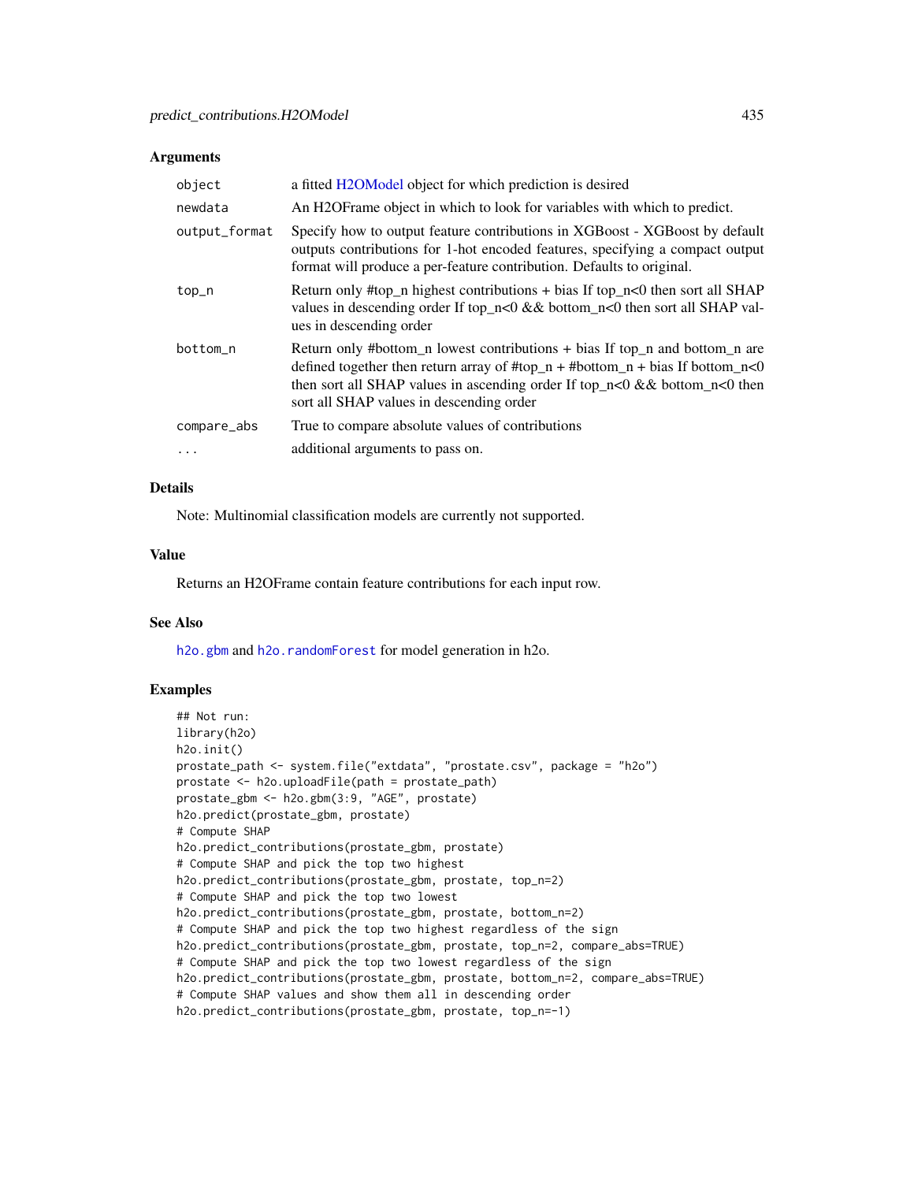### Arguments

| | |
|---|---|
| object | a fitted H2OModel object for which prediction is desired |
| newdata | An H2OFrame object in which to look for variables with which to predict. |
| output_format | Specify how to output feature contributions in XGBoost - XGBoost by default outputs contributions for 1-hot encoded features, specifying a compact output format will produce a per-feature contribution. Defaults to original. |
| top_n | Return only #top_n highest contributions + bias If top_n<0 then sort all SHAP values in descending order If top_n<0 && bottom_n<0 then sort all SHAP values in descending order |
| bottom_n | Return only #bottom_n lowest contributions + bias If top_n and bottom_n are defined together then return array of #top_n + #bottom_n + bias If bottom_n<0 then sort all SHAP values in ascending order If top_n<0 && bottom_n<0 then sort all SHAP values in descending order |
| compare_abs | True to compare absolute values of contributions |
| ... | additional arguments to pass on. |

### Details

Note: Multinomial classification models are currently not supported.

### Value

Returns an H2OFrame contain feature contributions for each input row.

### See Also

h2o.gbm and h2o.randomForest for model generation in h2o.

### Examples

```
## Not run:
library(h2o)
h2o.init()
prostate_path <- system.file("extdata", "prostate.csv", package = "h2o")
prostate <- h2o.uploadFile(path = prostate_path)
prostate_gbm <- h2o.gbm(3:9, "AGE", prostate)
h2o.predict(prostate_gbm, prostate)
# Compute SHAP
h2o.predict_contributions(prostate_gbm, prostate)
# Compute SHAP and pick the top two highest
h2o.predict_contributions(prostate_gbm, prostate, top_n=2)
# Compute SHAP and pick the top two lowest
h2o.predict_contributions(prostate_gbm, prostate, bottom_n=2)
# Compute SHAP and pick the top two highest regardless of the sign
h2o.predict_contributions(prostate_gbm, prostate, top_n=2, compare_abs=TRUE)
# Compute SHAP and pick the top two lowest regardless of the sign
h2o.predict_contributions(prostate_gbm, prostate, bottom_n=2, compare_abs=TRUE)
# Compute SHAP values and show them all in descending order
h2o.predict_contributions(prostate_gbm, prostate, top_n=-1)
```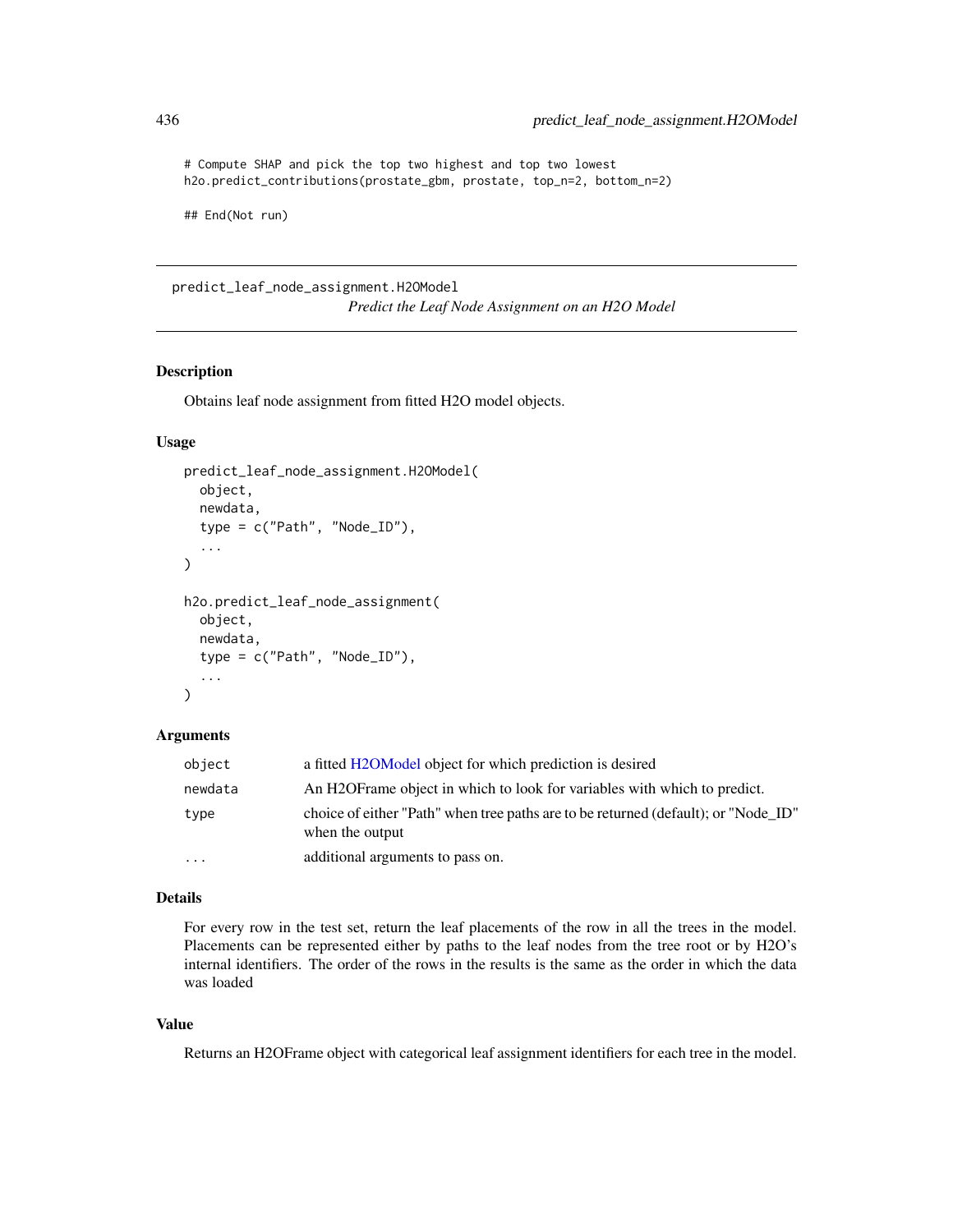```
# Compute SHAP and pick the top two highest and top two lowest
h2o.predict_contributions(prostate_gbm, prostate, top_n=2, bottom_n=2)

## End(Not run)
```

---

## predict_leaf_node_assignment.H2OModel

*Predict the Leaf Node Assignment on an H2O Model*

---

### Description

Obtains leaf node assignment from fitted H2O model objects.

### Usage

```
predict_leaf_node_assignment.H2OModel(
  object,
  newdata,
  type = c("Path", "Node_ID"),
  ...
)

h2o.predict_leaf_node_assignment(
  object,
  newdata,
  type = c("Path", "Node_ID"),
  ...
)
```

### Arguments

| | |
|---|---|
| `object` | a fitted H2OModel object for which prediction is desired |
| `newdata` | An H2OFrame object in which to look for variables with which to predict. |
| `type` | choice of either "Path" when tree paths are to be returned (default); or "Node_ID" when the output |
| `...` | additional arguments to pass on. |

### Details

For every row in the test set, return the leaf placements of the row in all the trees in the model. Placements can be represented either by paths to the leaf nodes from the tree root or by H2O's internal identifiers. The order of the rows in the results is the same as the order in which the data was loaded

### Value

Returns an H2OFrame object with categorical leaf assignment identifiers for each tree in the model.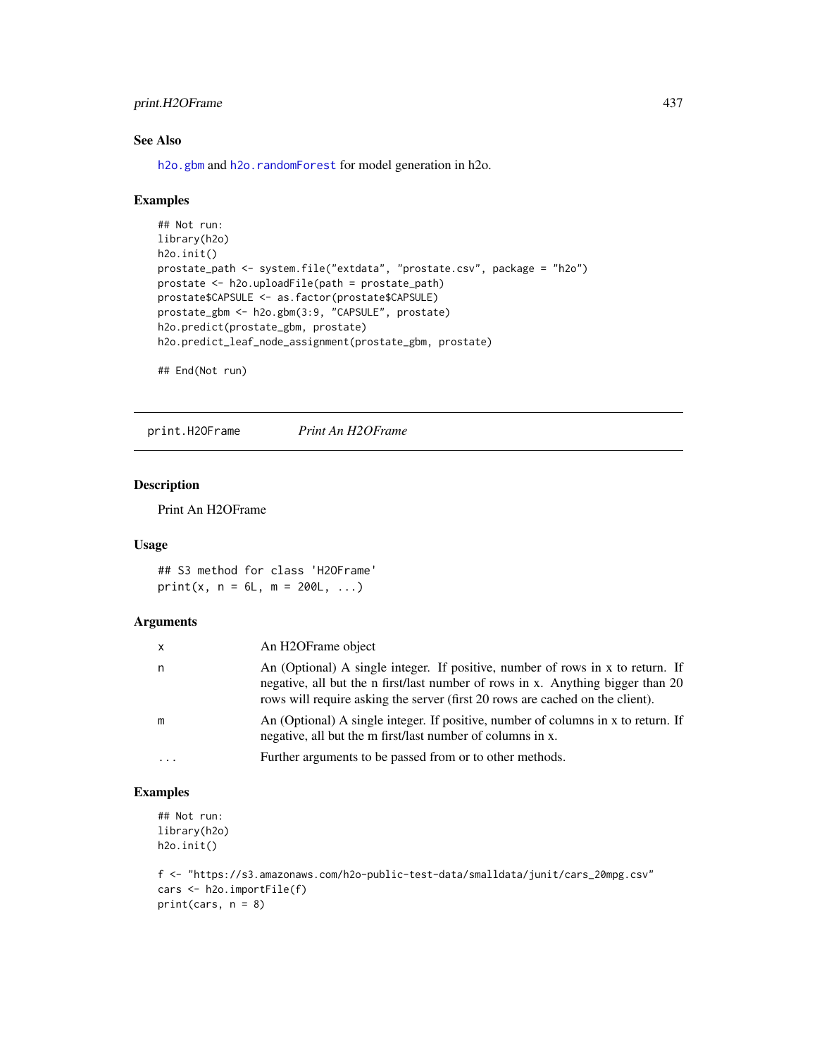### See Also

h2o.gbm and h2o.randomForest for model generation in h2o.

### Examples

```
## Not run:
library(h2o)
h2o.init()
prostate_path <- system.file("extdata", "prostate.csv", package = "h2o")
prostate <- h2o.uploadFile(path = prostate_path)
prostate$CAPSULE <- as.factor(prostate$CAPSULE)
prostate_gbm <- h2o.gbm(3:9, "CAPSULE", prostate)
h2o.predict(prostate_gbm, prostate)
h2o.predict_leaf_node_assignment(prostate_gbm, prostate)

## End(Not run)
```

---

## print.H2OFrame *Print An H2OFrame*

### Description

Print An H2OFrame

### Usage

```
## S3 method for class 'H2OFrame'
print(x, n = 6L, m = 200L, ...)
```

### Arguments

| | |
|---|---|
| x | An H2OFrame object |
| n | An (Optional) A single integer. If positive, number of rows in x to return. If negative, all but the n first/last number of rows in x. Anything bigger than 20 rows will require asking the server (first 20 rows are cached on the client). |
| m | An (Optional) A single integer. If positive, number of columns in x to return. If negative, all but the m first/last number of columns in x. |
| ... | Further arguments to be passed from or to other methods. |

### Examples

```
## Not run:
library(h2o)
h2o.init()

f <- "https://s3.amazonaws.com/h2o-public-test-data/smalldata/junit/cars_20mpg.csv"
cars <- h2o.importFile(f)
print(cars, n = 8)
```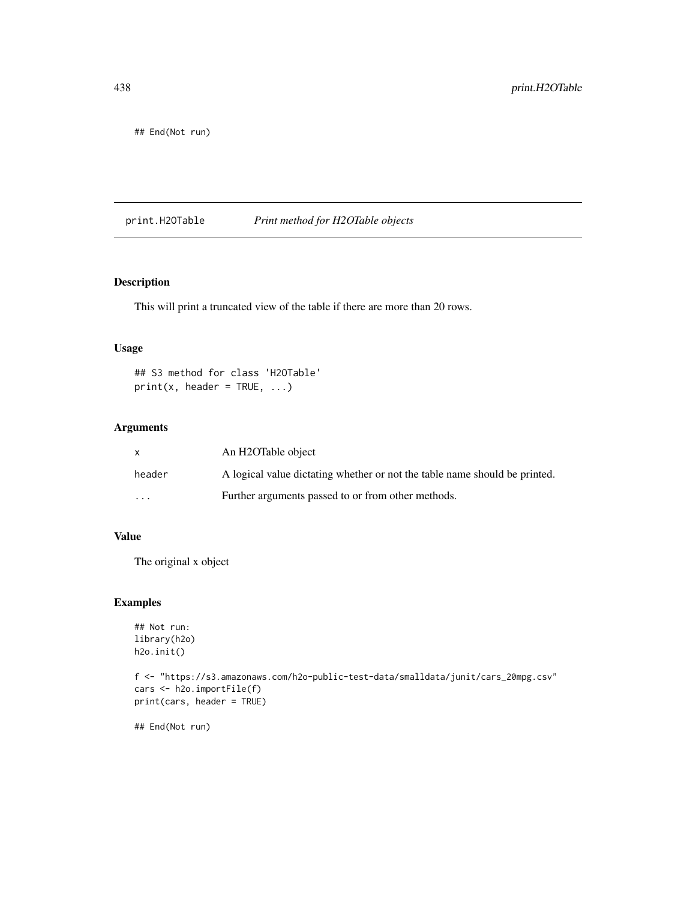```
## End(Not run)
```

## print.H2OTable *Print method for H2OTable objects*

### Description

This will print a truncated view of the table if there are more than 20 rows.

### Usage

```
## S3 method for class 'H2OTable'
print(x, header = TRUE, ...)
```

### Arguments

| | |
|---|---|
| x | An H2OTable object |
| header | A logical value dictating whether or not the table name should be printed. |
| ... | Further arguments passed to or from other methods. |

### Value

The original x object

### Examples

```
## Not run:
library(h2o)
h2o.init()

f <- "https://s3.amazonaws.com/h2o-public-test-data/smalldata/junit/cars_20mpg.csv"
cars <- h2o.importFile(f)
print(cars, header = TRUE)

## End(Not run)
```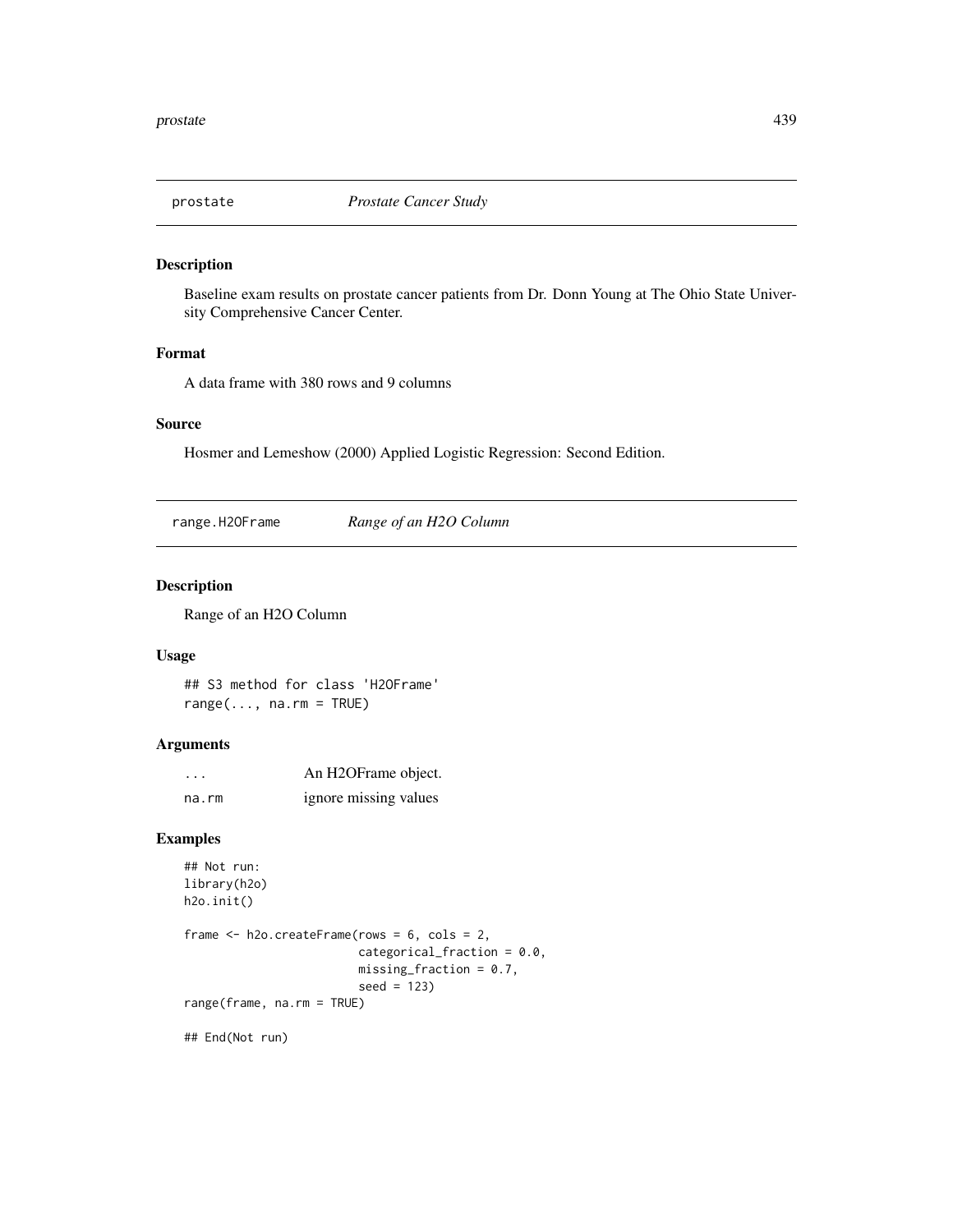## prostate — *Prostate Cancer Study*

### Description

Baseline exam results on prostate cancer patients from Dr. Donn Young at The Ohio State University Comprehensive Cancer Center.

### Format

A data frame with 380 rows and 9 columns

### Source

Hosmer and Lemeshow (2000) Applied Logistic Regression: Second Edition.

## range.H2OFrame — *Range of an H2O Column*

### Description

Range of an H2O Column

### Usage

```
## S3 method for class 'H2OFrame'
range(..., na.rm = TRUE)
```

### Arguments

| | |
|---|---|
| ... | An H2OFrame object. |
| na.rm | ignore missing values |

### Examples

```
## Not run:
library(h2o)
h2o.init()

frame <- h2o.createFrame(rows = 6, cols = 2,
                         categorical_fraction = 0.0,
                         missing_fraction = 0.7,
                         seed = 123)
range(frame, na.rm = TRUE)

## End(Not run)
```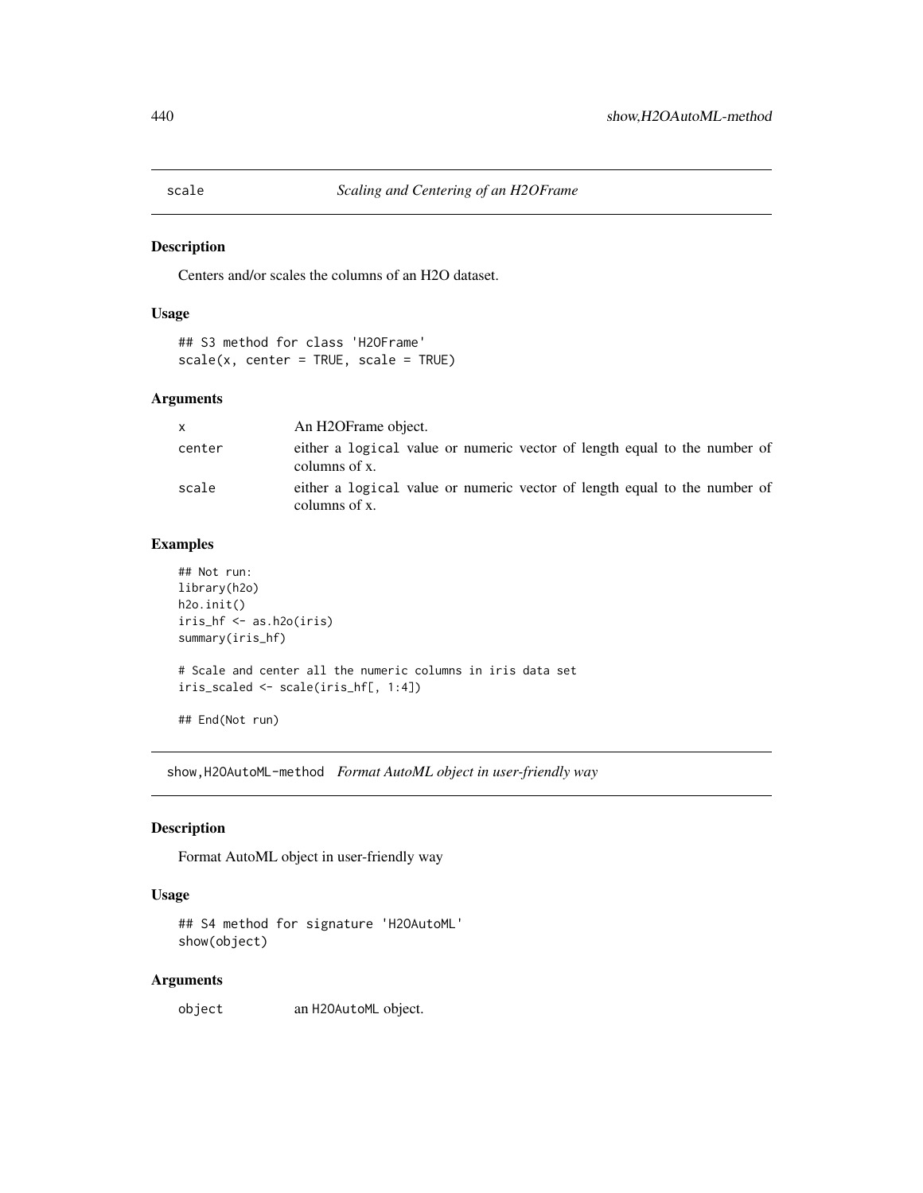## scale *Scaling and Centering of an H2OFrame*

### Description

Centers and/or scales the columns of an H2O dataset.

### Usage

```
## S3 method for class 'H2OFrame'
scale(x, center = TRUE, scale = TRUE)
```

### Arguments

| | |
|---|---|
| x | An H2OFrame object. |
| center | either a logical value or numeric vector of length equal to the number of columns of x. |
| scale | either a logical value or numeric vector of length equal to the number of columns of x. |

### Examples

```
## Not run:
library(h2o)
h2o.init()
iris_hf <- as.h2o(iris)
summary(iris_hf)

# Scale and center all the numeric columns in iris data set
iris_scaled <- scale(iris_hf[, 1:4])

## End(Not run)
```

## show,H2OAutoML-method *Format AutoML object in user-friendly way*

### Description

Format AutoML object in user-friendly way

### Usage

```
## S4 method for signature 'H2OAutoML'
show(object)
```

### Arguments

| | |
|---|---|
| object | an H2OAutoML object. |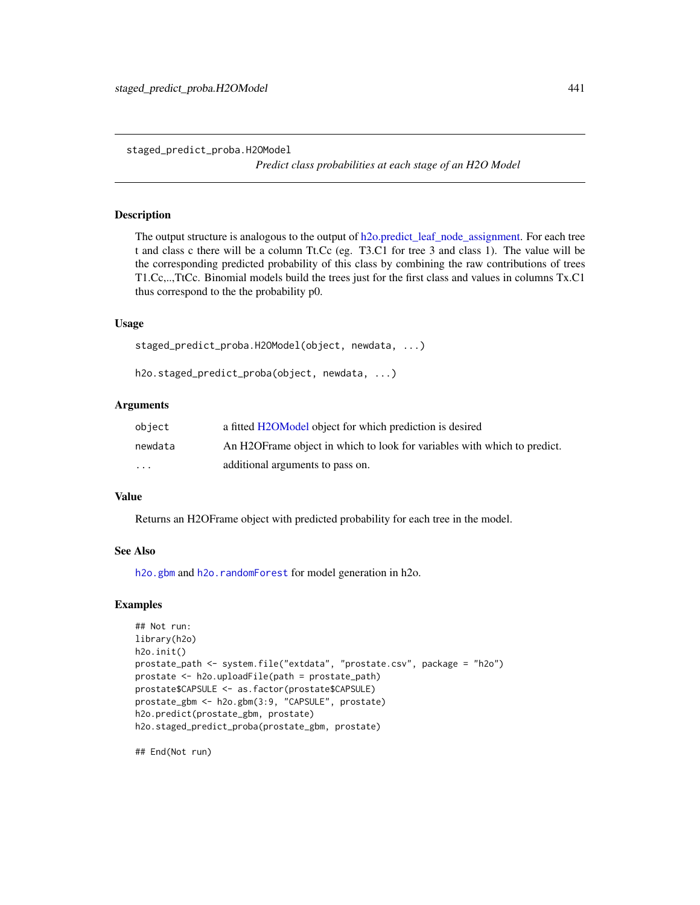staged_predict_proba.H2OModel

*Predict class probabilities at each stage of an H2O Model*

### Description

The output structure is analogous to the output of h2o.predict_leaf_node_assignment. For each tree t and class c there will be a column Tt.Cc (eg. T3.C1 for tree 3 and class 1). The value will be the corresponding predicted probability of this class by combining the raw contributions of trees T1.Cc,..,TtCc. Binomial models build the trees just for the first class and values in columns Tx.C1 thus correspond to the the probability p0.

### Usage

```
staged_predict_proba.H2OModel(object, newdata, ...)

h2o.staged_predict_proba(object, newdata, ...)
```

### Arguments

| | |
|---|---|
| object | a fitted H2OModel object for which prediction is desired |
| newdata | An H2OFrame object in which to look for variables with which to predict. |
| ... | additional arguments to pass on. |

### Value

Returns an H2OFrame object with predicted probability for each tree in the model.

### See Also

h2o.gbm and h2o.randomForest for model generation in h2o.

### Examples

```
## Not run:
library(h2o)
h2o.init()
prostate_path <- system.file("extdata", "prostate.csv", package = "h2o")
prostate <- h2o.uploadFile(path = prostate_path)
prostate$CAPSULE <- as.factor(prostate$CAPSULE)
prostate_gbm <- h2o.gbm(3:9, "CAPSULE", prostate)
h2o.predict(prostate_gbm, prostate)
h2o.staged_predict_proba(prostate_gbm, prostate)

## End(Not run)
```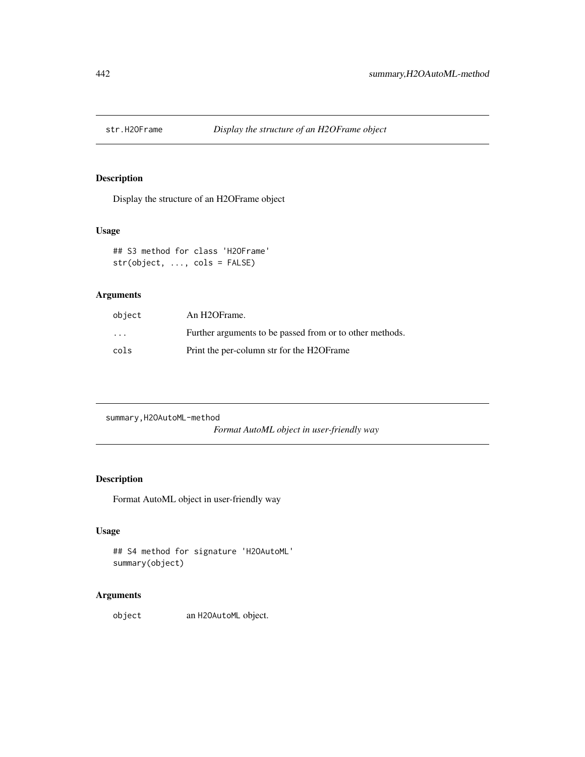## str.H2OFrame — *Display the structure of an H2OFrame object*

### Description

Display the structure of an H2OFrame object

### Usage

```
## S3 method for class 'H2OFrame'
str(object, ..., cols = FALSE)
```

### Arguments

| | |
|---|---|
| object | An H2OFrame. |
| ... | Further arguments to be passed from or to other methods. |
| cols | Print the per-column str for the H2OFrame |

## summary,H2OAutoML-method — *Format AutoML object in user-friendly way*

### Description

Format AutoML object in user-friendly way

### Usage

```
## S4 method for signature 'H2OAutoML'
summary(object)
```

### Arguments

| | |
|---|---|
| object | an `H2OAutoML` object. |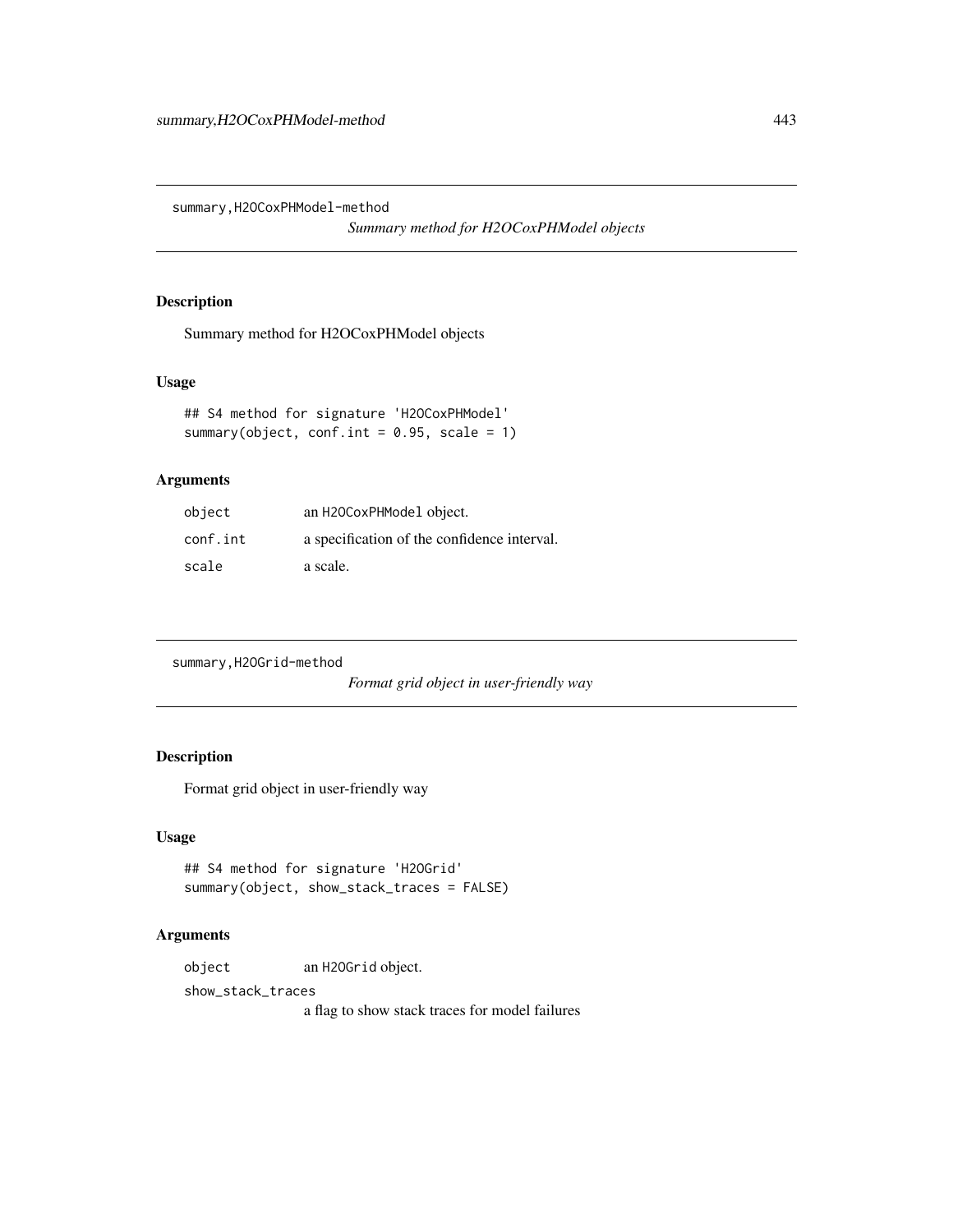## summary,H2OCoxPHModel-method

*Summary method for H2OCoxPHModel objects*

### Description

Summary method for H2OCoxPHModel objects

### Usage

```
## S4 method for signature 'H2OCoxPHModel'
summary(object, conf.int = 0.95, scale = 1)
```

### Arguments

| | |
|---|---|
| object | an H2OCoxPHModel object. |
| conf.int | a specification of the confidence interval. |
| scale | a scale. |

## summary,H2OGrid-method

*Format grid object in user-friendly way*

### Description

Format grid object in user-friendly way

### Usage

```
## S4 method for signature 'H2OGrid'
summary(object, show_stack_traces = FALSE)
```

### Arguments

| | |
|---|---|
| object | an H2OGrid object. |
| show_stack_traces | a flag to show stack traces for model failures |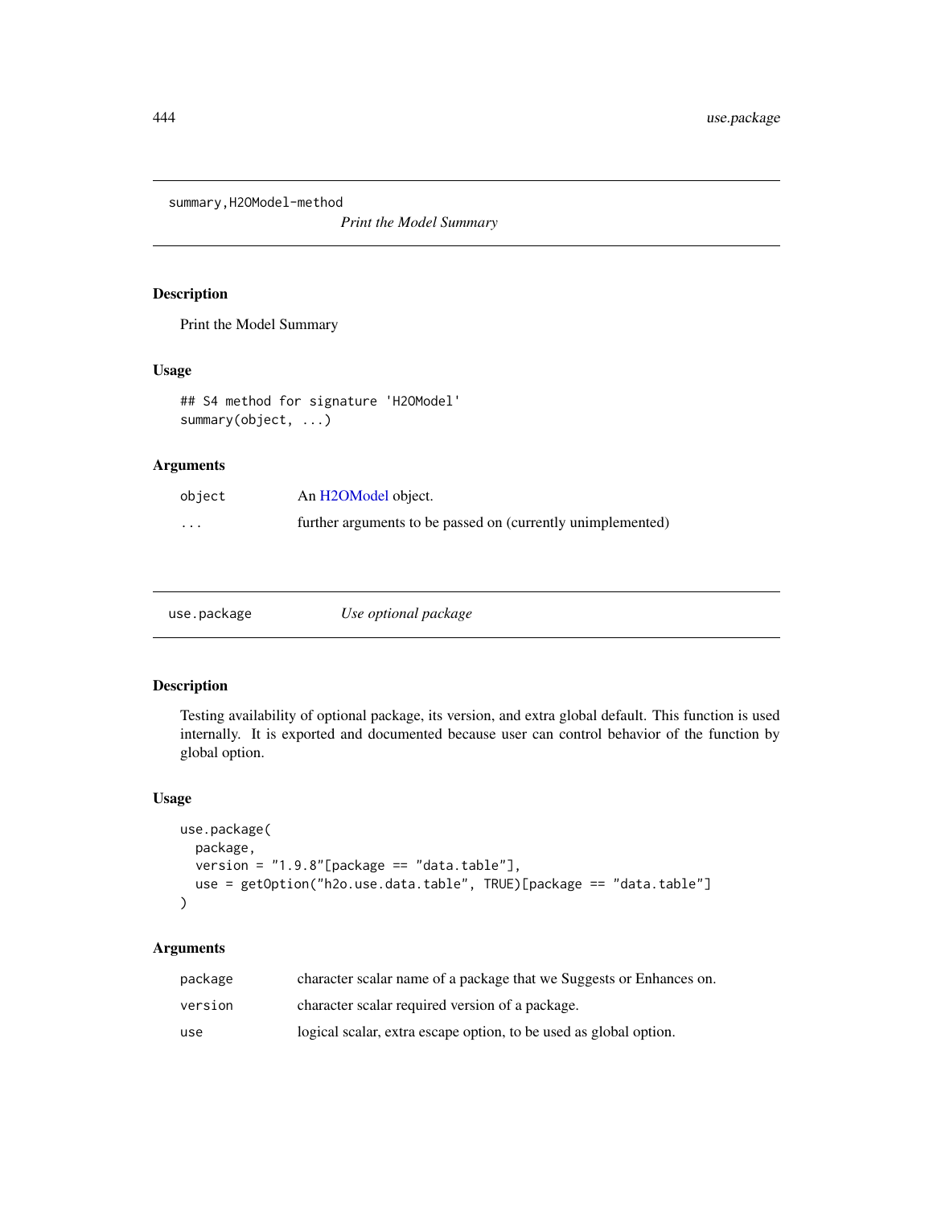## summary,H2OModel-method

*Print the Model Summary*

### Description

Print the Model Summary

### Usage

```
## S4 method for signature 'H2OModel'
summary(object, ...)
```

### Arguments

| | |
|---|---|
| `object` | An H2OModel object. |
| `...` | further arguments to be passed on (currently unimplemented) |

## use.package

*Use optional package*

### Description

Testing availability of optional package, its version, and extra global default. This function is used internally. It is exported and documented because user can control behavior of the function by global option.

### Usage

```
use.package(
  package,
  version = "1.9.8"[package == "data.table"],
  use = getOption("h2o.use.data.table", TRUE)[package == "data.table"]
)
```

### Arguments

| | |
|---|---|
| `package` | character scalar name of a package that we Suggests or Enhances on. |
| `version` | character scalar required version of a package. |
| `use` | logical scalar, extra escape option, to be used as global option. |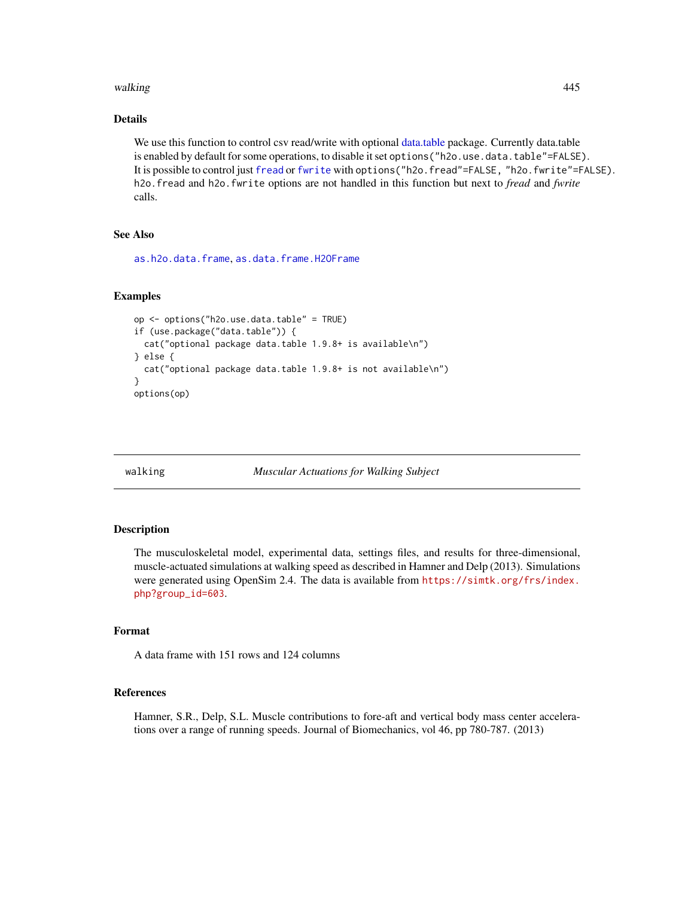### Details

We use this function to control csv read/write with optional data.table package. Currently data.table is enabled by default for some operations, to disable it set `options("h2o.use.data.table"=FALSE)`. It is possible to control just `fread` or `fwrite` with `options("h2o.fread"=FALSE, "h2o.fwrite"=FALSE)`. `h2o.fread` and `h2o.fwrite` options are not handled in this function but next to *fread* and *fwrite* calls.

### See Also

`as.h2o.data.frame`, `as.data.frame.H2OFrame`

### Examples

```
op <- options("h2o.use.data.table" = TRUE)
if (use.package("data.table")) {
  cat("optional package data.table 1.9.8+ is available\n")
} else {
  cat("optional package data.table 1.9.8+ is not available\n")
}
options(op)
```

---

## walking — *Muscular Actuations for Walking Subject*

### Description

The musculoskeletal model, experimental data, settings files, and results for three-dimensional, muscle-actuated simulations at walking speed as described in Hamner and Delp (2013). Simulations were generated using OpenSim 2.4. The data is available from `https://simtk.org/frs/index.php?group_id=603`.

### Format

A data frame with 151 rows and 124 columns

### References

Hamner, S.R., Delp, S.L. Muscle contributions to fore-aft and vertical body mass center accelerations over a range of running speeds. Journal of Biomechanics, vol 46, pp 780-787. (2013)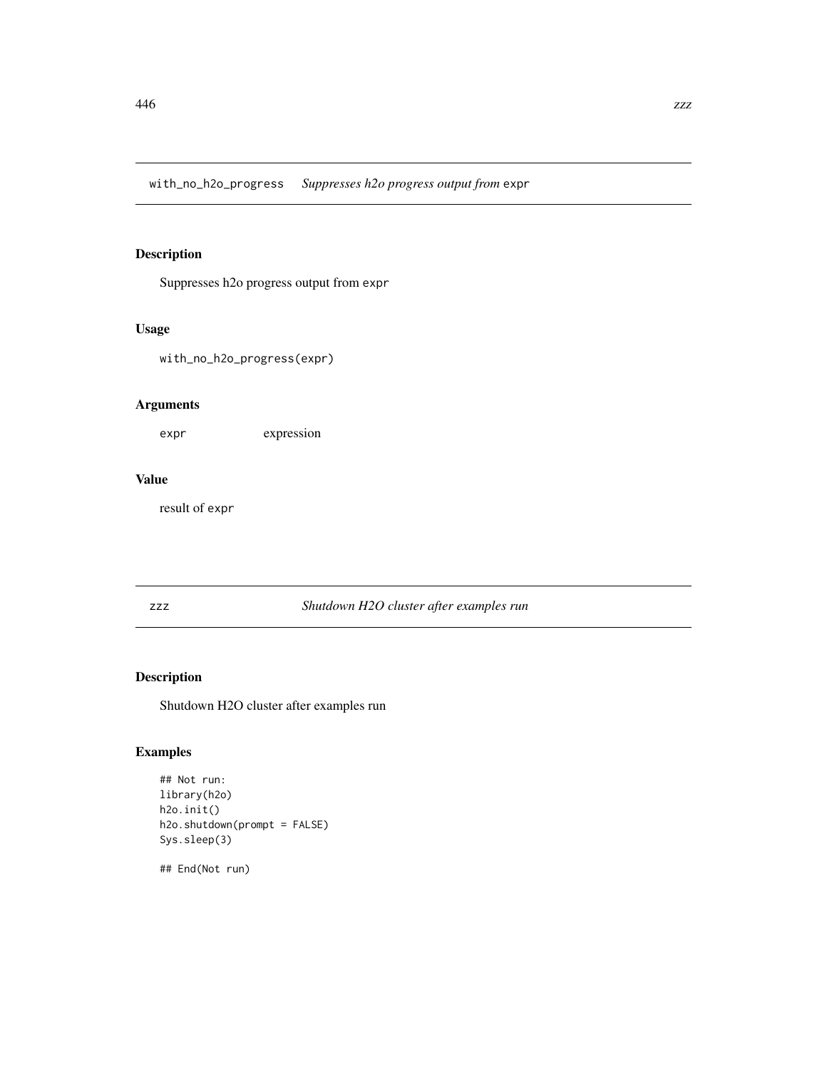## with_no_h2o_progress    *Suppresses h2o progress output from* `expr`

### Description

Suppresses h2o progress output from `expr`

### Usage

```
with_no_h2o_progress(expr)
```

### Arguments

| | |
|---|---|
| `expr` | expression |

### Value

result of `expr`

## zzz    *Shutdown H2O cluster after examples run*

### Description

Shutdown H2O cluster after examples run

### Examples

```
## Not run:
library(h2o)
h2o.init()
h2o.shutdown(prompt = FALSE)
Sys.sleep(3)

## End(Not run)
```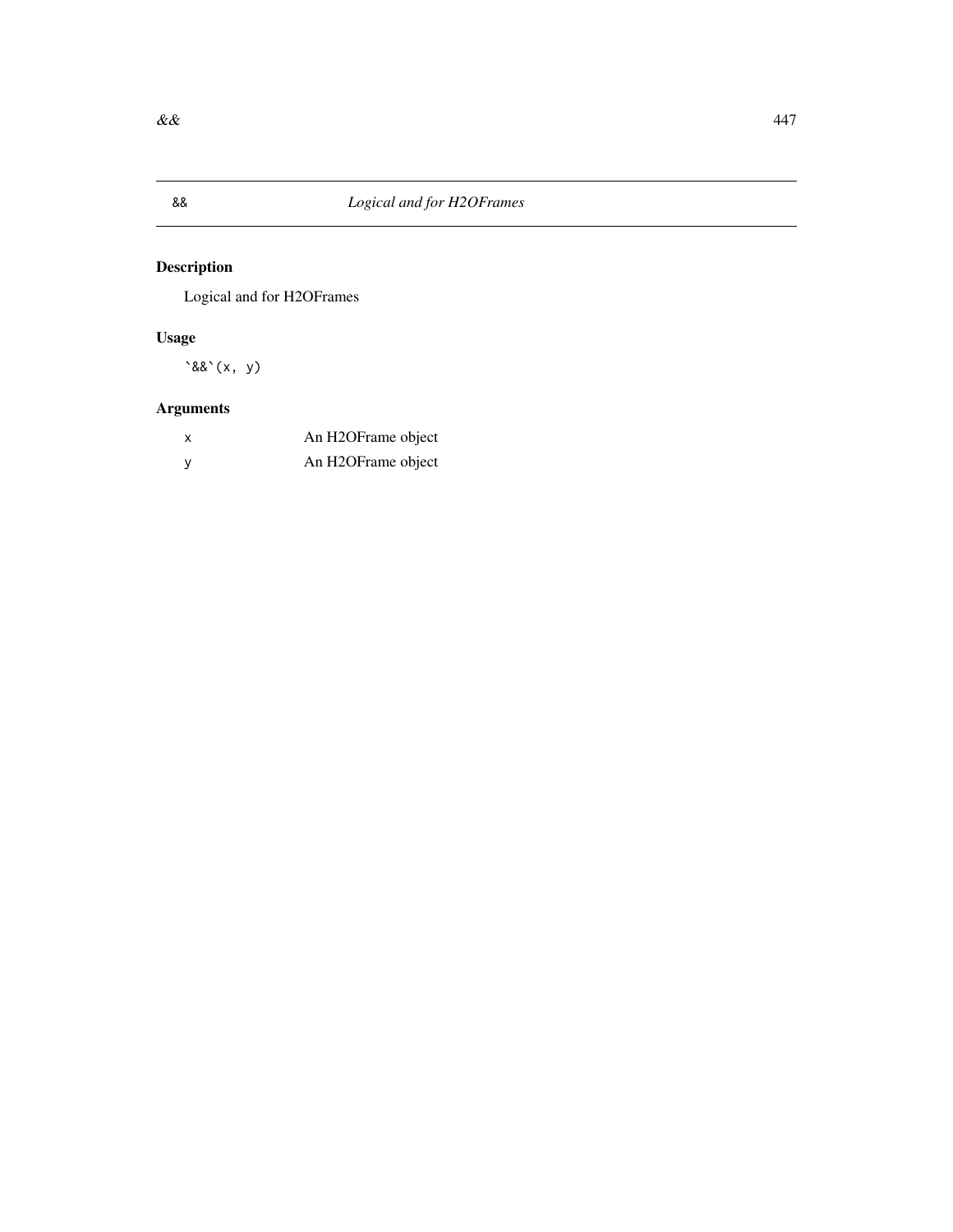## && Logical and for H2OFrames

### Description

Logical and for H2OFrames

### Usage

```
`&&`(x, y)
```

### Arguments

| | |
|---|---|
| x | An H2OFrame object |
| y | An H2OFrame object |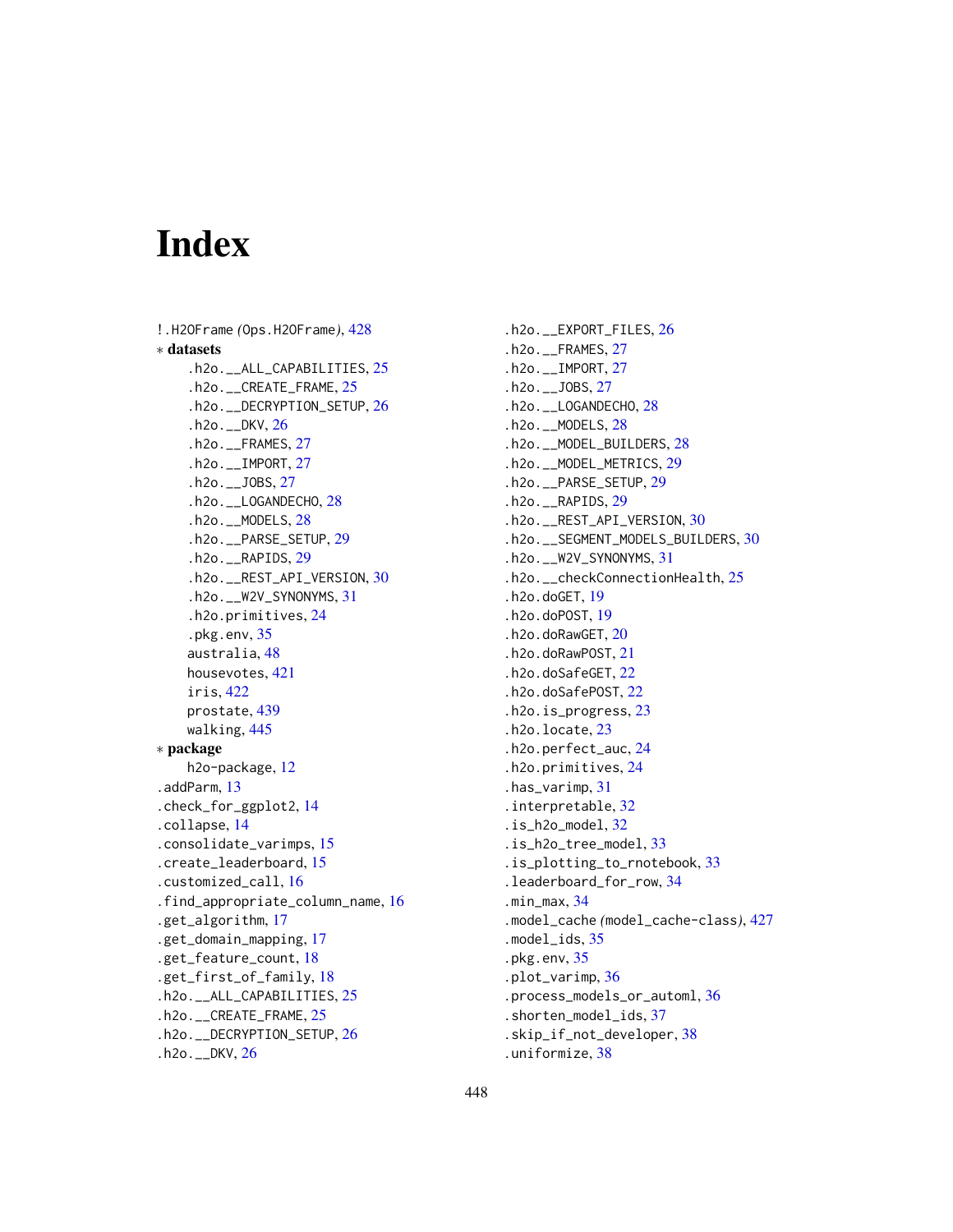# Index

!.H2OFrame (Ops.H2OFrame), 428
∗ **datasets**
  .h2o.__ALL_CAPABILITIES, 25
  .h2o.__CREATE_FRAME, 25
  .h2o.__DECRYPTION_SETUP, 26
  .h2o.__DKV, 26
  .h2o.__FRAMES, 27
  .h2o.__IMPORT, 27
  .h2o.__JOBS, 27
  .h2o.__LOGANDECHO, 28
  .h2o.__MODELS, 28
  .h2o.__PARSE_SETUP, 29
  .h2o.__RAPIDS, 29
  .h2o.__REST_API_VERSION, 30
  .h2o.__W2V_SYNONYMS, 31
  .h2o.primitives, 24
  .pkg.env, 35
  australia, 48
  housevotes, 421
  iris, 422
  prostate, 439
  walking, 445
∗ **package**
  h2o-package, 12
.addParm, 13
.check_for_ggplot2, 14
.collapse, 14
.consolidate_varimps, 15
.create_leaderboard, 15
.customized_call, 16
.find_appropriate_column_name, 16
.get_algorithm, 17
.get_domain_mapping, 17
.get_feature_count, 18
.get_first_of_family, 18
.h2o.__ALL_CAPABILITIES, 25
.h2o.__CREATE_FRAME, 25
.h2o.__DECRYPTION_SETUP, 26
.h2o.__DKV, 26
.h2o.__EXPORT_FILES, 26
.h2o.__FRAMES, 27
.h2o.__IMPORT, 27
.h2o.__JOBS, 27
.h2o.__LOGANDECHO, 28
.h2o.__MODELS, 28
.h2o.__MODEL_BUILDERS, 28
.h2o.__MODEL_METRICS, 29
.h2o.__PARSE_SETUP, 29
.h2o.__RAPIDS, 29
.h2o.__REST_API_VERSION, 30
.h2o.__SEGMENT_MODELS_BUILDERS, 30
.h2o.__W2V_SYNONYMS, 31
.h2o.__checkConnectionHealth, 25
.h2o.doGET, 19
.h2o.doPOST, 19
.h2o.doRawGET, 20
.h2o.doRawPOST, 21
.h2o.doSafeGET, 22
.h2o.doSafePOST, 22
.h2o.is_progress, 23
.h2o.locate, 23
.h2o.perfect_auc, 24
.h2o.primitives, 24
.has_varimp, 31
.interpretable, 32
.is_h2o_model, 32
.is_h2o_tree_model, 33
.is_plotting_to_rnotebook, 33
.leaderboard_for_row, 34
.min_max, 34
.model_cache (model_cache-class), 427
.model_ids, 35
.pkg.env, 35
.plot_varimp, 36
.process_models_or_automl, 36
.shorten_model_ids, 37
.skip_if_not_developer, 38
.uniformize, 38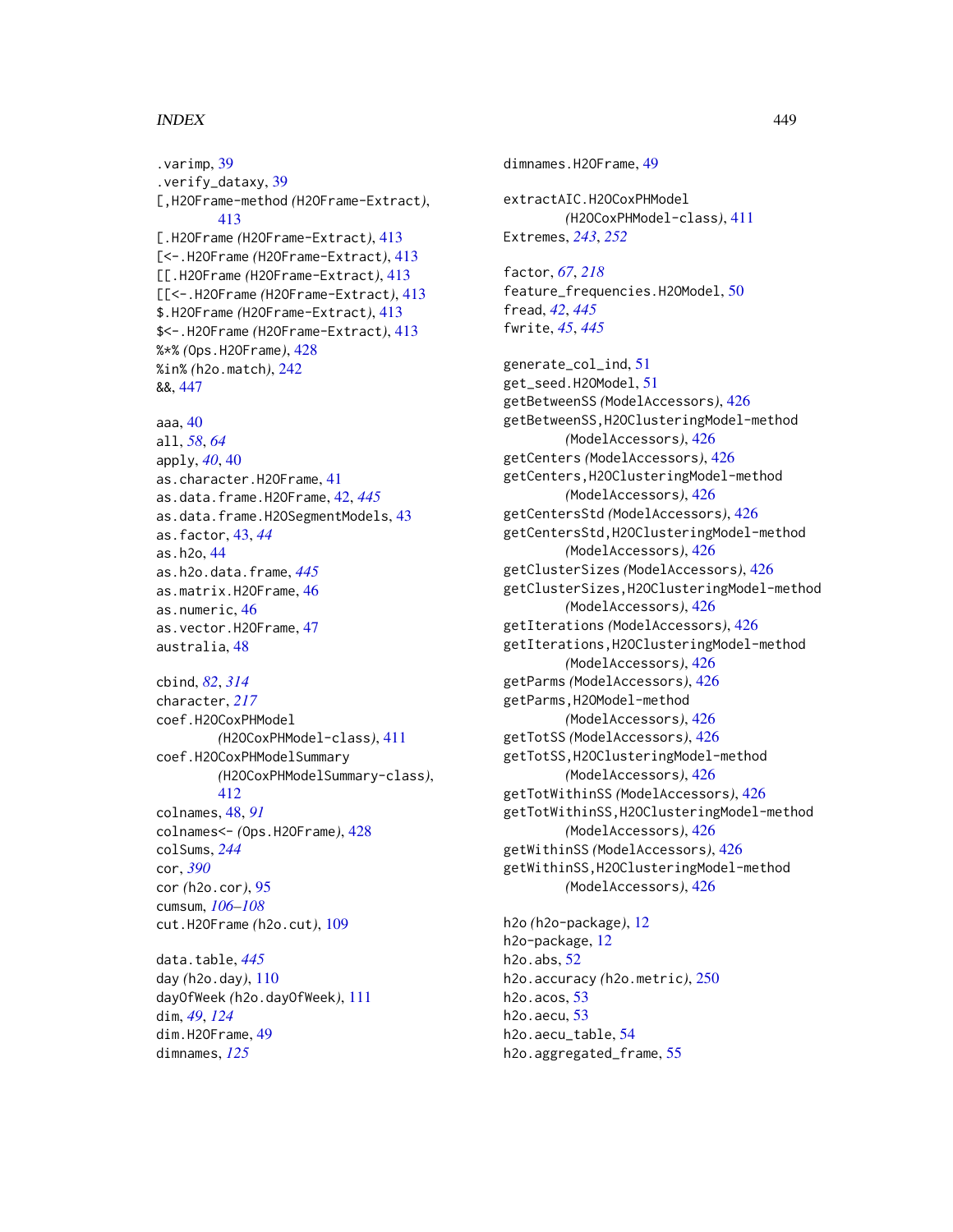.varimp, 39
.verify_dataxy, 39
[,H2OFrame-method *(H2OFrame-Extract)*, 413
[.H2OFrame *(H2OFrame-Extract)*, 413
[<-.H2OFrame *(H2OFrame-Extract)*, 413
[[.H2OFrame *(H2OFrame-Extract)*, 413
[[<-.H2OFrame *(H2OFrame-Extract)*, 413
$.H2OFrame *(H2OFrame-Extract)*, 413
$<-.H2OFrame *(H2OFrame-Extract)*, 413
%*% *(Ops.H2OFrame)*, 428
%in% *(h2o.match)*, 242
&&, 447

aaa, 40
all, *58*, *64*
apply, *40*, 40
as.character.H2OFrame, 41
as.data.frame.H2OFrame, 42, *445*
as.data.frame.H2OSegmentModels, 43
as.factor, 43, *44*
as.h2o, 44
as.h2o.data.frame, *445*
as.matrix.H2OFrame, 46
as.numeric, 46
as.vector.H2OFrame, 47
australia, 48

cbind, *82*, *314*
character, *217*
coef.H2OCoxPHModel *(H2OCoxPHModel-class)*, 411
coef.H2OCoxPHModelSummary *(H2OCoxPHModelSummary-class)*, 412
colnames, 48, *91*
colnames<- *(Ops.H2OFrame)*, 428
colSums, *244*
cor, *390*
cor *(h2o.cor)*, 95
cumsum, *106–108*
cut.H2OFrame *(h2o.cut)*, 109

data.table, *445*
day *(h2o.day)*, 110
dayOfWeek *(h2o.dayOfWeek)*, 111
dim, *49*, *124*
dim.H2OFrame, 49
dimnames, *125*
dimnames.H2OFrame, 49

extractAIC.H2OCoxPHModel *(H2OCoxPHModel-class)*, 411
Extremes, *243*, *252*

factor, *67*, *218*
feature_frequencies.H2OModel, 50
fread, *42*, *445*
fwrite, *45*, *445*

generate_col_ind, 51
get_seed.H2OModel, 51
getBetweenSS *(ModelAccessors)*, 426
getBetweenSS,H2OClusteringModel-method *(ModelAccessors)*, 426
getCenters *(ModelAccessors)*, 426
getCenters,H2OClusteringModel-method *(ModelAccessors)*, 426
getCentersStd *(ModelAccessors)*, 426
getCentersStd,H2OClusteringModel-method *(ModelAccessors)*, 426
getClusterSizes *(ModelAccessors)*, 426
getClusterSizes,H2OClusteringModel-method *(ModelAccessors)*, 426
getIterations *(ModelAccessors)*, 426
getIterations,H2OClusteringModel-method *(ModelAccessors)*, 426
getParms *(ModelAccessors)*, 426
getParms,H2OModel-method *(ModelAccessors)*, 426
getTotSS *(ModelAccessors)*, 426
getTotSS,H2OClusteringModel-method *(ModelAccessors)*, 426
getTotWithinSS *(ModelAccessors)*, 426
getTotWithinSS,H2OClusteringModel-method *(ModelAccessors)*, 426
getWithinSS *(ModelAccessors)*, 426
getWithinSS,H2OClusteringModel-method *(ModelAccessors)*, 426

h2o *(h2o-package)*, 12
h2o-package, 12
h2o.abs, 52
h2o.accuracy *(h2o.metric)*, 250
h2o.acos, 53
h2o.aecu, 53
h2o.aecu_table, 54
h2o.aggregated_frame, 55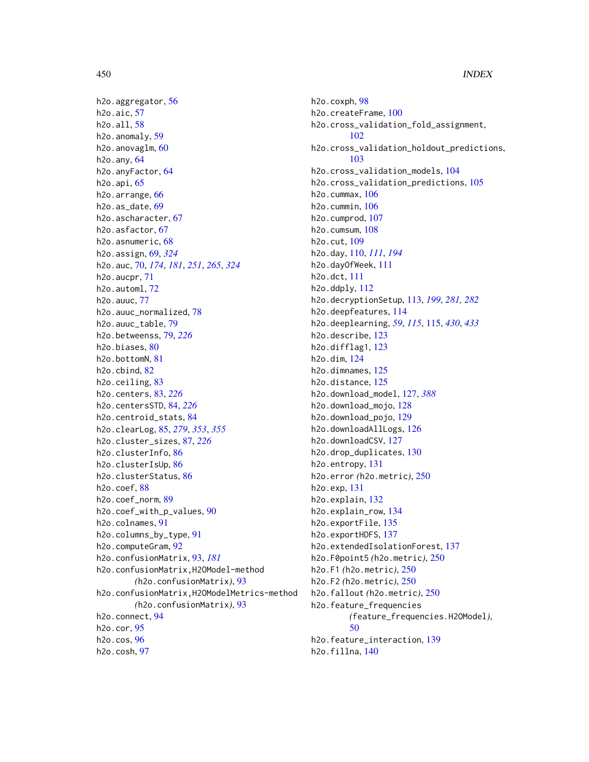h2o.aggregator, 56
h2o.aic, 57
h2o.all, 58
h2o.anomaly, 59
h2o.anovaglm, 60
h2o.any, 64
h2o.anyFactor, 64
h2o.api, 65
h2o.arrange, 66
h2o.as_date, 69
h2o.ascharacter, 67
h2o.asfactor, 67
h2o.asnumeric, 68
h2o.assign, 69, *324*
h2o.auc, 70, *174*, *181*, *251*, *265*, *324*
h2o.aucpr, 71
h2o.automl, 72
h2o.auuc, 77
h2o.auuc_normalized, 78
h2o.auuc_table, 79
h2o.betweenss, 79, *226*
h2o.biases, 80
h2o.bottomN, 81
h2o.cbind, 82
h2o.ceiling, 83
h2o.centers, 83, *226*
h2o.centersSTD, 84, *226*
h2o.centroid_stats, 84
h2o.clearLog, 85, *279*, *353*, *355*
h2o.cluster_sizes, 87, *226*
h2o.clusterInfo, 86
h2o.clusterIsUp, 86
h2o.clusterStatus, 86
h2o.coef, 88
h2o.coef_norm, 89
h2o.coef_with_p_values, 90
h2o.colnames, 91
h2o.columns_by_type, 91
h2o.computeGram, 92
h2o.confusionMatrix, 93, *181*
h2o.confusionMatrix,H2OModel-method
(h2o.confusionMatrix), 93
h2o.confusionMatrix,H2OModelMetrics-method
(h2o.confusionMatrix), 93
h2o.connect, 94
h2o.cor, 95
h2o.cos, 96
h2o.cosh, 97
h2o.coxph, 98
h2o.createFrame, 100
h2o.cross_validation_fold_assignment,
102
h2o.cross_validation_holdout_predictions,
103
h2o.cross_validation_models, 104
h2o.cross_validation_predictions, 105
h2o.cummax, 106
h2o.cummin, 106
h2o.cumprod, 107
h2o.cumsum, 108
h2o.cut, 109
h2o.day, 110, *111*, *194*
h2o.dayOfWeek, 111
h2o.dct, 111
h2o.ddply, 112
h2o.decryptionSetup, 113, *199*, *281*, *282*
h2o.deepfeatures, 114
h2o.deeplearning, *59*, *115*, 115, *430*, *433*
h2o.describe, 123
h2o.difflag1, 123
h2o.dim, 124
h2o.dimnames, 125
h2o.distance, 125
h2o.download_model, 127, *388*
h2o.download_mojo, 128
h2o.download_pojo, 129
h2o.downloadAllLogs, 126
h2o.downloadCSV, 127
h2o.drop_duplicates, 130
h2o.entropy, 131
h2o.error (h2o.metric), 250
h2o.exp, 131
h2o.explain, 132
h2o.explain_row, 134
h2o.exportFile, 135
h2o.exportHDFS, 137
h2o.extendedIsolationForest, 137
h2o.F0point5 (h2o.metric), 250
h2o.F1 (h2o.metric), 250
h2o.F2 (h2o.metric), 250
h2o.fallout (h2o.metric), 250
h2o.feature_frequencies
(feature_frequencies.H2OModel),
50
h2o.feature_interaction, 139
h2o.fillna, 140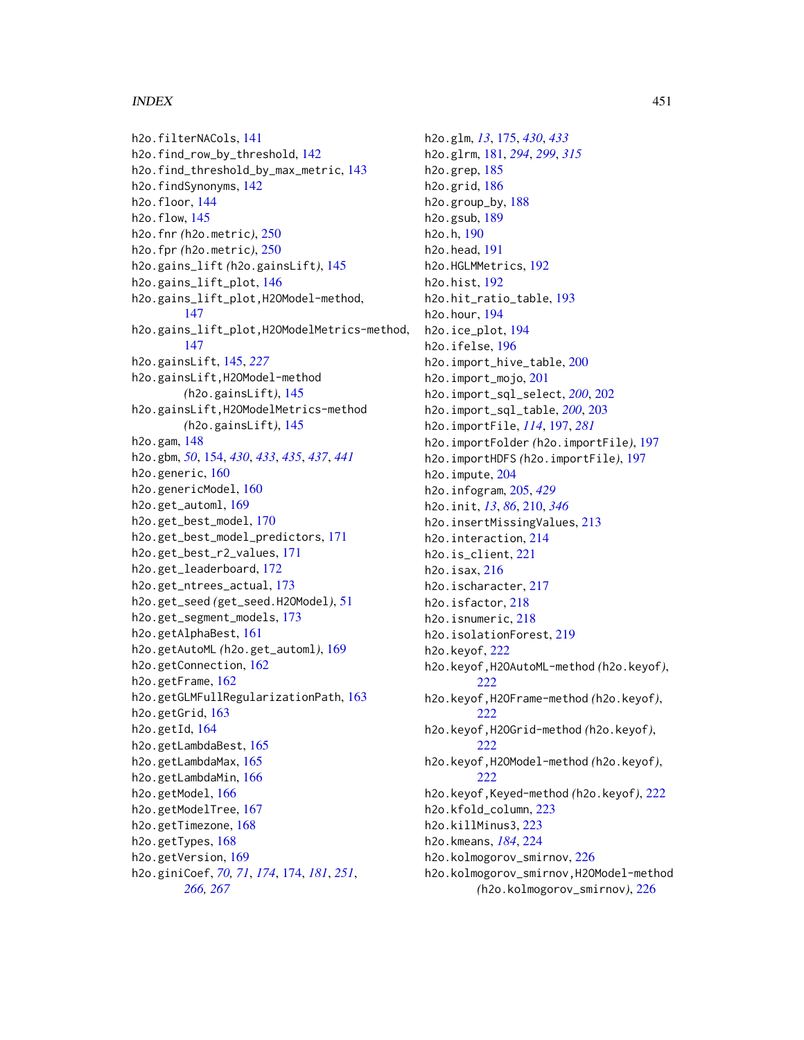h2o.filterNACols, 141
h2o.find_row_by_threshold, 142
h2o.find_threshold_by_max_metric, 143
h2o.findSynonyms, 142
h2o.floor, 144
h2o.flow, 145
h2o.fnr *(*h2o.metric*)*, 250
h2o.fpr *(*h2o.metric*)*, 250
h2o.gains_lift *(*h2o.gainsLift*)*, 145
h2o.gains_lift_plot, 146
h2o.gains_lift_plot,H2OModel-method, 147
h2o.gains_lift_plot,H2OModelMetrics-method, 147
h2o.gainsLift, 145, *227*
h2o.gainsLift,H2OModel-method *(*h2o.gainsLift*)*, 145
h2o.gainsLift,H2OModelMetrics-method *(*h2o.gainsLift*)*, 145
h2o.gam, 148
h2o.gbm, *50*, 154, *430*, *433*, *435*, *437*, *441*
h2o.generic, 160
h2o.genericModel, 160
h2o.get_automl, 169
h2o.get_best_model, 170
h2o.get_best_model_predictors, 171
h2o.get_best_r2_values, 171
h2o.get_leaderboard, 172
h2o.get_ntrees_actual, 173
h2o.get_seed *(*get_seed.H2OModel*)*, 51
h2o.get_segment_models, 173
h2o.getAlphaBest, 161
h2o.getAutoML *(*h2o.get_automl*)*, 169
h2o.getConnection, 162
h2o.getFrame, 162
h2o.getGLMFullRegularizationPath, 163
h2o.getGrid, 163
h2o.getId, 164
h2o.getLambdaBest, 165
h2o.getLambdaMax, 165
h2o.getLambdaMin, 166
h2o.getModel, 166
h2o.getModelTree, 167
h2o.getTimezone, 168
h2o.getTypes, 168
h2o.getVersion, 169
h2o.giniCoef, *70*, *71*, *174*, 174, *181*, *251*, *266*, *267*
h2o.glm, *13*, 175, *430*, *433*
h2o.glrm, 181, *294*, *299*, *315*
h2o.grep, 185
h2o.grid, 186
h2o.group_by, 188
h2o.gsub, 189
h2o.h, 190
h2o.head, 191
h2o.HGLMMetrics, 192
h2o.hist, 192
h2o.hit_ratio_table, 193
h2o.hour, 194
h2o.ice_plot, 194
h2o.ifelse, 196
h2o.import_hive_table, 200
h2o.import_mojo, 201
h2o.import_sql_select, *200*, 202
h2o.import_sql_table, *200*, 203
h2o.importFile, *114*, 197, *281*
h2o.importFolder *(*h2o.importFile*)*, 197
h2o.importHDFS *(*h2o.importFile*)*, 197
h2o.impute, 204
h2o.infogram, 205, *429*
h2o.init, *13*, *86*, 210, *346*
h2o.insertMissingValues, 213
h2o.interaction, 214
h2o.is_client, 221
h2o.isax, 216
h2o.ischaracter, 217
h2o.isfactor, 218
h2o.isnumeric, 218
h2o.isolationForest, 219
h2o.keyof, 222
h2o.keyof,H2OAutoML-method *(*h2o.keyof*)*, 222
h2o.keyof,H2OFrame-method *(*h2o.keyof*)*, 222
h2o.keyof,H2OGrid-method *(*h2o.keyof*)*, 222
h2o.keyof,H2OModel-method *(*h2o.keyof*)*, 222
h2o.keyof,Keyed-method *(*h2o.keyof*)*, 222
h2o.kfold_column, 223
h2o.killMinus3, 223
h2o.kmeans, *184*, 224
h2o.kolmogorov_smirnov, 226
h2o.kolmogorov_smirnov,H2OModel-method *(*h2o.kolmogorov_smirnov*)*, 226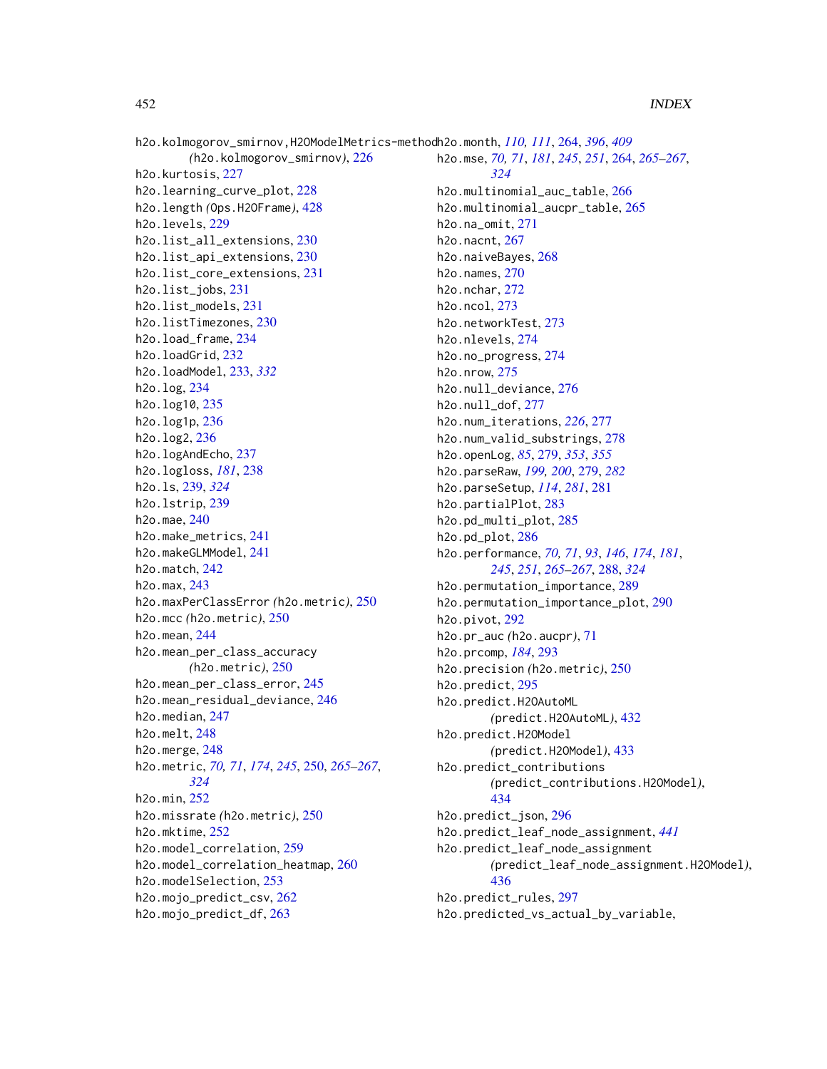h2o.kolmogorov_smirnov,H2OModelMetrics-method *(h2o.kolmogorov_smirnov)*, 226
h2o.kurtosis, 227
h2o.learning_curve_plot, 228
h2o.length *(Ops.H2OFrame)*, 428
h2o.levels, 229
h2o.list_all_extensions, 230
h2o.list_api_extensions, 230
h2o.list_core_extensions, 231
h2o.list_jobs, 231
h2o.list_models, 231
h2o.listTimezones, 230
h2o.load_frame, 234
h2o.loadGrid, 232
h2o.loadModel, 233, *332*
h2o.log, 234
h2o.log10, 235
h2o.log1p, 236
h2o.log2, 236
h2o.logAndEcho, 237
h2o.logloss, *181*, 238
h2o.ls, 239, *324*
h2o.lstrip, 239
h2o.mae, 240
h2o.make_metrics, 241
h2o.makeGLMModel, 241
h2o.match, 242
h2o.max, 243
h2o.maxPerClassError *(h2o.metric)*, 250
h2o.mcc *(h2o.metric)*, 250
h2o.mean, 244
h2o.mean_per_class_accuracy *(h2o.metric)*, 250
h2o.mean_per_class_error, 245
h2o.mean_residual_deviance, 246
h2o.median, 247
h2o.melt, 248
h2o.merge, 248
h2o.metric, *70, 71*, *174*, *245*, 250, *265–267*, *324*
h2o.min, 252
h2o.missrate *(h2o.metric)*, 250
h2o.mktime, 252
h2o.model_correlation, 259
h2o.model_correlation_heatmap, 260
h2o.modelSelection, 253
h2o.mojo_predict_csv, 262
h2o.mojo_predict_df, 263
h2o.month, *110, 111*, 264, *396*, *409*
h2o.mse, *70, 71*, *181*, *245*, *251*, 264, *265–267*, *324*
h2o.multinomial_auc_table, 266
h2o.multinomial_aucpr_table, 265
h2o.na_omit, 271
h2o.nacnt, 267
h2o.naiveBayes, 268
h2o.names, 270
h2o.nchar, 272
h2o.ncol, 273
h2o.networkTest, 273
h2o.nlevels, 274
h2o.no_progress, 274
h2o.nrow, 275
h2o.null_deviance, 276
h2o.null_dof, 277
h2o.num_iterations, *226*, 277
h2o.num_valid_substrings, 278
h2o.openLog, *85*, 279, *353*, *355*
h2o.parseRaw, *199, 200*, 279, *282*
h2o.parseSetup, *114*, *281*, 281
h2o.partialPlot, 283
h2o.pd_multi_plot, 285
h2o.pd_plot, 286
h2o.performance, *70, 71*, *93*, *146*, *174*, *181*, *245*, *251*, *265–267*, 288, *324*
h2o.permutation_importance, 289
h2o.permutation_importance_plot, 290
h2o.pivot, 292
h2o.pr_auc *(h2o.aucpr)*, 71
h2o.prcomp, *184*, 293
h2o.precision *(h2o.metric)*, 250
h2o.predict, 295
h2o.predict.H2OAutoML *(predict.H2OAutoML)*, 432
h2o.predict.H2OModel *(predict.H2OModel)*, 433
h2o.predict_contributions *(predict_contributions.H2OModel)*, 434
h2o.predict_json, 296
h2o.predict_leaf_node_assignment, *441*
h2o.predict_leaf_node_assignment *(predict_leaf_node_assignment.H2OModel)*, 436
h2o.predict_rules, 297
h2o.predicted_vs_actual_by_variable,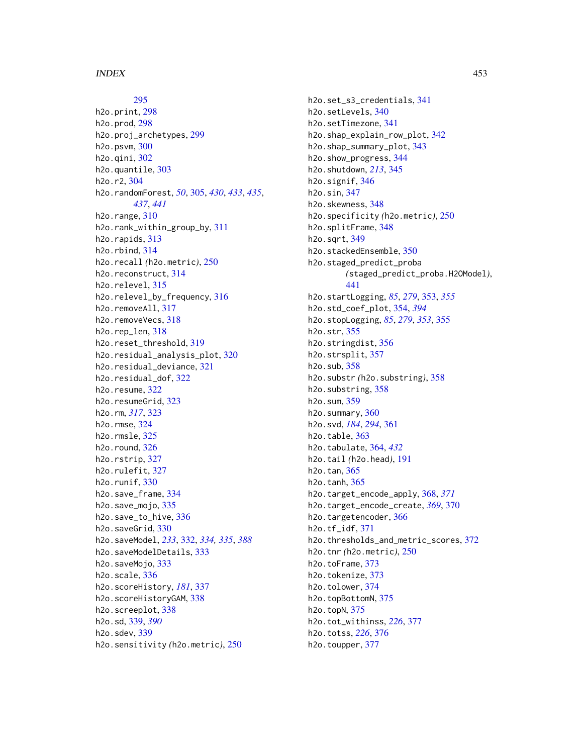295
h2o.print, 298
h2o.prod, 298
h2o.proj_archetypes, 299
h2o.psvm, 300
h2o.qini, 302
h2o.quantile, 303
h2o.r2, 304
h2o.randomForest, *50*, 305, *430*, *433*, *435*, *437*, *441*
h2o.range, 310
h2o.rank_within_group_by, 311
h2o.rapids, 313
h2o.rbind, 314
h2o.recall *(*h2o.metric*)*, 250
h2o.reconstruct, 314
h2o.relevel, 315
h2o.relevel_by_frequency, 316
h2o.removeAll, 317
h2o.removeVecs, 318
h2o.rep_len, 318
h2o.reset_threshold, 319
h2o.residual_analysis_plot, 320
h2o.residual_deviance, 321
h2o.residual_dof, 322
h2o.resume, 322
h2o.resumeGrid, 323
h2o.rm, *317*, 323
h2o.rmse, 324
h2o.rmsle, 325
h2o.round, 326
h2o.rstrip, 327
h2o.rulefit, 327
h2o.runif, 330
h2o.save_frame, 334
h2o.save_mojo, 335
h2o.save_to_hive, 336
h2o.saveGrid, 330
h2o.saveModel, *233*, 332, *334, 335*, *388*
h2o.saveModelDetails, 333
h2o.saveMojo, 333
h2o.scale, 336
h2o.scoreHistory, *181*, 337
h2o.scoreHistoryGAM, 338
h2o.screeplot, 338
h2o.sd, 339, *390*
h2o.sdev, 339
h2o.sensitivity *(*h2o.metric*)*, 250
h2o.set_s3_credentials, 341
h2o.setLevels, 340
h2o.setTimezone, 341
h2o.shap_explain_row_plot, 342
h2o.shap_summary_plot, 343
h2o.show_progress, 344
h2o.shutdown, *213*, 345
h2o.signif, 346
h2o.sin, 347
h2o.skewness, 348
h2o.specificity *(*h2o.metric*)*, 250
h2o.splitFrame, 348
h2o.sqrt, 349
h2o.stackedEnsemble, 350
h2o.staged_predict_proba *(*staged_predict_proba.H2OModel*)*, 441
h2o.startLogging, *85*, *279*, 353, *355*
h2o.std_coef_plot, 354, *394*
h2o.stopLogging, *85*, *279*, *353*, 355
h2o.str, 355
h2o.stringdist, 356
h2o.strsplit, 357
h2o.sub, 358
h2o.substr *(*h2o.substring*)*, 358
h2o.substring, 358
h2o.sum, 359
h2o.summary, 360
h2o.svd, *184*, *294*, 361
h2o.table, 363
h2o.tabulate, 364, *432*
h2o.tail *(*h2o.head*)*, 191
h2o.tan, 365
h2o.tanh, 365
h2o.target_encode_apply, 368, *371*
h2o.target_encode_create, *369*, 370
h2o.targetencoder, 366
h2o.tf_idf, 371
h2o.thresholds_and_metric_scores, 372
h2o.tnr *(*h2o.metric*)*, 250
h2o.toFrame, 373
h2o.tokenize, 373
h2o.tolower, 374
h2o.topBottomN, 375
h2o.topN, 375
h2o.tot_withinss, *226*, 377
h2o.totss, *226*, 376
h2o.toupper, 377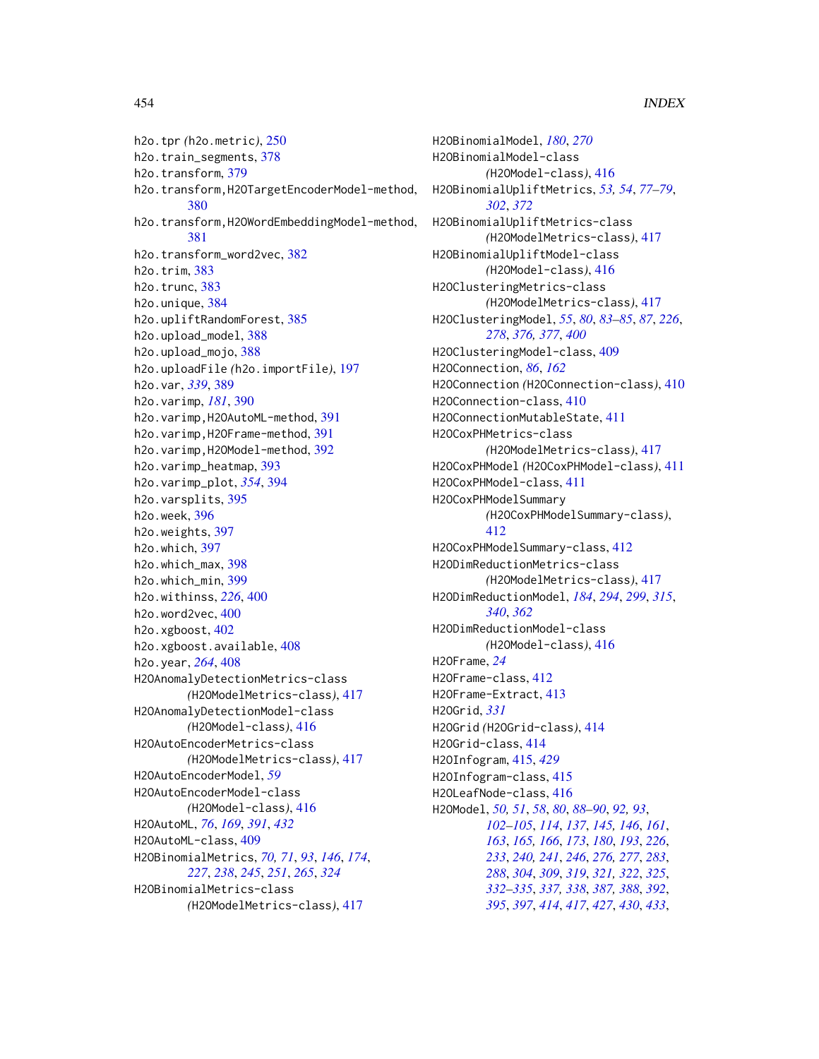h2o.tpr *(*h2o.metric*)*, 250
h2o.train_segments, 378
h2o.transform, 379
h2o.transform,H2OTargetEncoderModel-method, 380
h2o.transform,H2OWordEmbeddingModel-method, 381
h2o.transform_word2vec, 382
h2o.trim, 383
h2o.trunc, 383
h2o.unique, 384
h2o.upliftRandomForest, 385
h2o.upload_model, 388
h2o.upload_mojo, 388
h2o.uploadFile *(*h2o.importFile*)*, 197
h2o.var, *339*, 389
h2o.varimp, *181*, 390
h2o.varimp,H2OAutoML-method, 391
h2o.varimp,H2OFrame-method, 391
h2o.varimp,H2OModel-method, 392
h2o.varimp_heatmap, 393
h2o.varimp_plot, *354*, 394
h2o.varsplits, 395
h2o.week, 396
h2o.weights, 397
h2o.which, 397
h2o.which_max, 398
h2o.which_min, 399
h2o.withinss, *226*, 400
h2o.word2vec, 400
h2o.xgboost, 402
h2o.xgboost.available, 408
h2o.year, *264*, 408
H2OAnomalyDetectionMetrics-class *(*H2OModelMetrics-class*)*, 417
H2OAnomalyDetectionModel-class *(*H2OModel-class*)*, 416
H2OAutoEncoderMetrics-class *(*H2OModelMetrics-class*)*, 417
H2OAutoEncoderModel, *59*
H2OAutoEncoderModel-class *(*H2OModel-class*)*, 416
H2OAutoML, *76*, *169*, *391*, *432*
H2OAutoML-class, 409
H2OBinomialMetrics, *70, 71*, *93*, *146*, *174*, *227*, *238*, *245*, *251*, *265*, *324*
H2OBinomialMetrics-class *(*H2OModelMetrics-class*)*, 417
H2OBinomialModel, *180*, *270*
H2OBinomialModel-class *(*H2OModel-class*)*, 416
H2OBinomialUpliftMetrics, *53, 54*, *77–79*, *302*, *372*
H2OBinomialUpliftMetrics-class *(*H2OModelMetrics-class*)*, 417
H2OBinomialUpliftModel-class *(*H2OModel-class*)*, 416
H2OClusteringMetrics-class *(*H2OModelMetrics-class*)*, 417
H2OClusteringModel, *55*, *80*, *83–85*, *87*, *226*, *278*, *376, 377*, *400*
H2OClusteringModel-class, 409
H2OConnection, *86*, *162*
H2OConnection *(*H2OConnection-class*)*, 410
H2OConnection-class, 410
H2OConnectionMutableState, 411
H2OCoxPHMetrics-class *(*H2OModelMetrics-class*)*, 417
H2OCoxPHModel *(*H2OCoxPHModel-class*)*, 411
H2OCoxPHModel-class, 411
H2OCoxPHModelSummary *(*H2OCoxPHModelSummary-class*)*, 412
H2OCoxPHModelSummary-class, 412
H2ODimReductionMetrics-class *(*H2OModelMetrics-class*)*, 417
H2ODimReductionModel, *184*, *294*, *299*, *315*, *340*, *362*
H2ODimReductionModel-class *(*H2OModel-class*)*, 416
H2OFrame, *24*
H2OFrame-class, 412
H2OFrame-Extract, 413
H2OGrid, *331*
H2OGrid *(*H2OGrid-class*)*, 414
H2OGrid-class, 414
H2OInfogram, 415, *429*
H2OInfogram-class, 415
H2OLeafNode-class, 416
H2OModel, *50, 51*, *58*, *80*, *88–90*, *92, 93*, *102–105*, *114*, *137*, *145, 146*, *161*, *163*, *165, 166*, *173*, *180*, *193*, *226*, *233*, *240, 241*, *246*, *276, 277*, *283*, *288*, *304*, *309*, *319*, *321, 322*, *325*, *332–335*, *337, 338*, *387, 388*, *392*, *395*, *397*, *414*, *417*, *427*, *430*, *433*,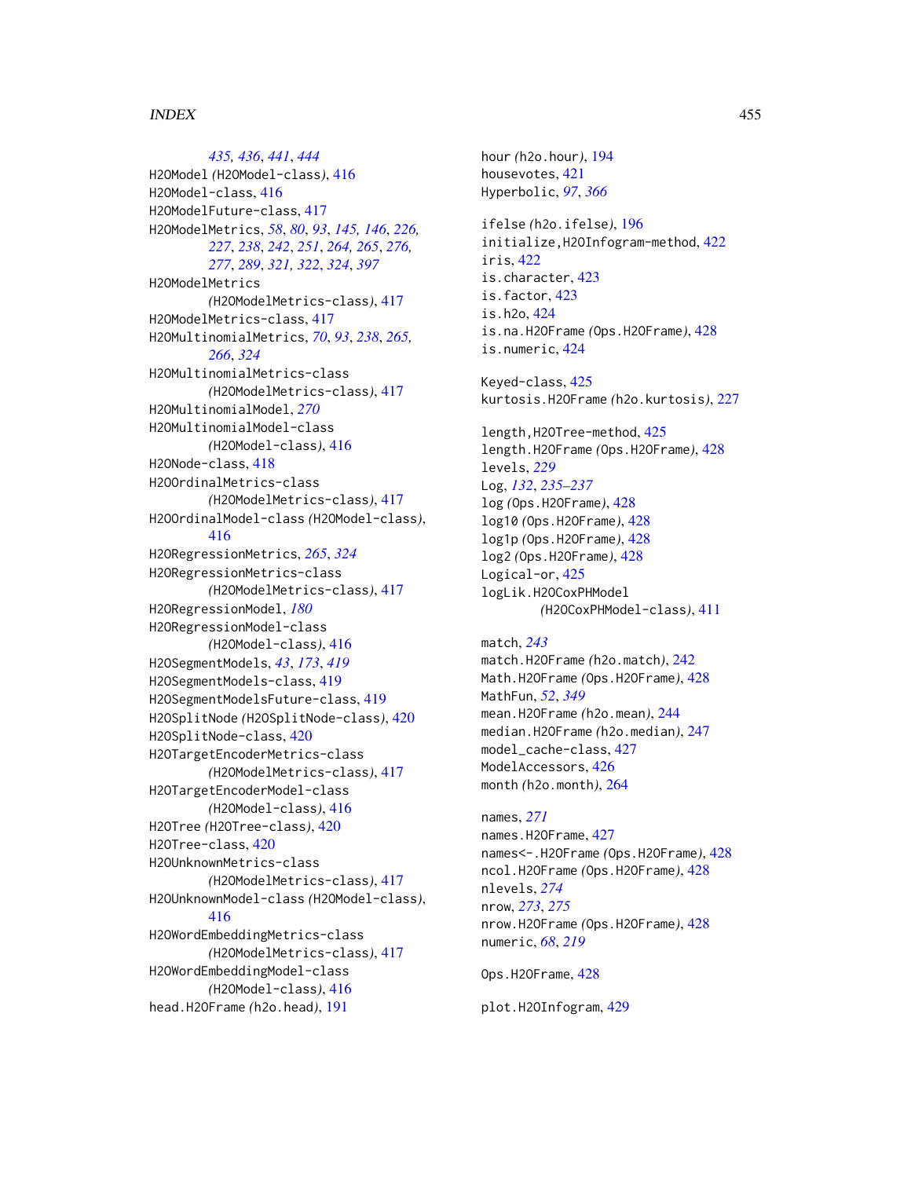*435, 436*, *441*, *444*

H2OModel *(*H2OModel-class*)*, 416

H2OModel-class, 416

H2OModelFuture-class, 417

H2OModelMetrics, *58*, *80*, *93*, *145, 146*, *226, 227*, *238*, *242*, *251*, *264, 265*, *276, 277*, *289*, *321, 322*, *324*, *397*

H2OModelMetrics *(*H2OModelMetrics-class*)*, 417

H2OModelMetrics-class, 417

H2OMultinomialMetrics, *70*, *93*, *238*, *265, 266*, *324*

H2OMultinomialMetrics-class *(*H2OModelMetrics-class*)*, 417

H2OMultinomialModel, *270*

H2OMultinomialModel-class *(*H2OModel-class*)*, 416

H2ONode-class, 418

H2OOrdinalMetrics-class *(*H2OModelMetrics-class*)*, 417

H2OOrdinalModel-class *(*H2OModel-class*)*, 416

H2ORegressionMetrics, *265*, *324*

H2ORegressionMetrics-class *(*H2OModelMetrics-class*)*, 417

H2ORegressionModel, *180*

H2ORegressionModel-class *(*H2OModel-class*)*, 416

H2OSegmentModels, *43*, *173*, *419*

H2OSegmentModels-class, 419

H2OSegmentModelsFuture-class, 419

H2OSplitNode *(*H2OSplitNode-class*)*, 420

H2OSplitNode-class, 420

H2OTargetEncoderMetrics-class *(*H2OModelMetrics-class*)*, 417

H2OTargetEncoderModel-class *(*H2OModel-class*)*, 416

H2OTree *(*H2OTree-class*)*, 420

H2OTree-class, 420

H2OUnknownMetrics-class *(*H2OModelMetrics-class*)*, 417

H2OUnknownModel-class *(*H2OModel-class*)*, 416

H2OWordEmbeddingMetrics-class *(*H2OModelMetrics-class*)*, 417

H2OWordEmbeddingModel-class *(*H2OModel-class*)*, 416

head.H2OFrame *(*h2o.head*)*, 191

hour *(*h2o.hour*)*, 194

housevotes, 421

Hyperbolic, *97*, *366*

ifelse *(*h2o.ifelse*)*, 196

initialize,H2OInfogram-method, 422

iris, 422

is.character, 423

is.factor, 423

is.h2o, 424

is.na.H2OFrame *(*Ops.H2OFrame*)*, 428

is.numeric, 424

Keyed-class, 425

kurtosis.H2OFrame *(*h2o.kurtosis*)*, 227

length,H2OTree-method, 425

length.H2OFrame *(*Ops.H2OFrame*)*, 428

levels, *229*

Log, *132*, *235–237*

log *(*Ops.H2OFrame*)*, 428

log10 *(*Ops.H2OFrame*)*, 428

log1p *(*Ops.H2OFrame*)*, 428

log2 *(*Ops.H2OFrame*)*, 428

Logical-or, 425

logLik.H2OCoxPHModel *(*H2OCoxPHModel-class*)*, 411

match, *243*

match.H2OFrame *(*h2o.match*)*, 242

Math.H2OFrame *(*Ops.H2OFrame*)*, 428

MathFun, *52*, *349*

mean.H2OFrame *(*h2o.mean*)*, 244

median.H2OFrame *(*h2o.median*)*, 247

model_cache-class, 427

ModelAccessors, 426

month *(*h2o.month*)*, 264

names, *271*

names.H2OFrame, 427

names<-.H2OFrame *(*Ops.H2OFrame*)*, 428

ncol.H2OFrame *(*Ops.H2OFrame*)*, 428

nlevels, *274*

nrow, *273*, *275*

nrow.H2OFrame *(*Ops.H2OFrame*)*, 428

numeric, *68*, *219*

Ops.H2OFrame, 428

plot.H2OInfogram, 429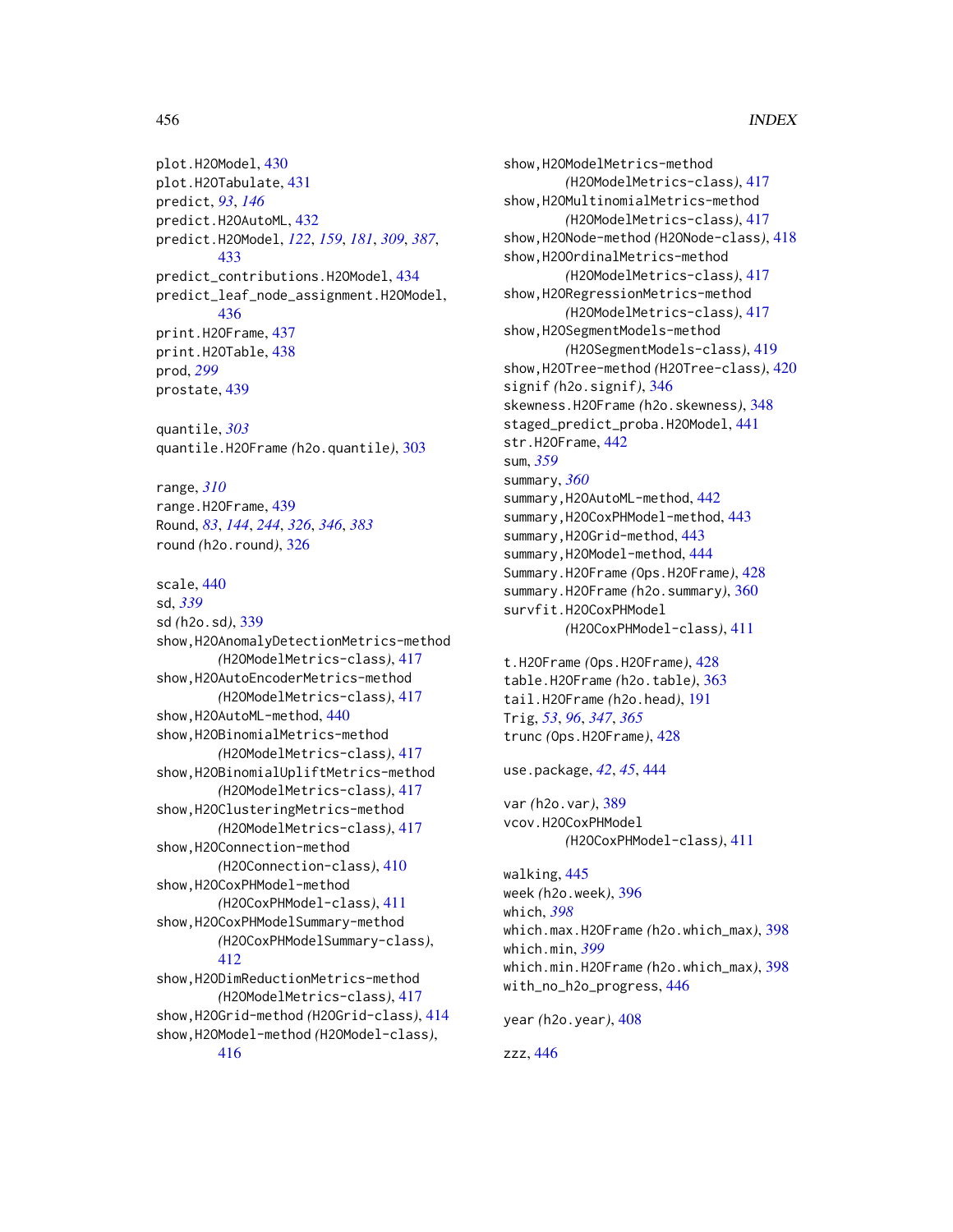plot.H2OModel, 430
plot.H2OTabulate, 431
predict, *93*, *146*
predict.H2OAutoML, 432
predict.H2OModel, *122*, *159*, *181*, *309*, *387*, 433
predict_contributions.H2OModel, 434
predict_leaf_node_assignment.H2OModel, 436
print.H2OFrame, 437
print.H2OTable, 438
prod, *299*
prostate, 439

quantile, *303*
quantile.H2OFrame *(*h2o.quantile*)*, 303

range, *310*
range.H2OFrame, 439
Round, *83*, *144*, *244*, *326*, *346*, *383*
round *(*h2o.round*)*, 326

scale, 440
sd, *339*
sd *(*h2o.sd*)*, 339
show,H2OAnomalyDetectionMetrics-method *(*H2OModelMetrics-class*)*, 417
show,H2OAutoEncoderMetrics-method *(*H2OModelMetrics-class*)*, 417
show,H2OAutoML-method, 440
show,H2OBinomialMetrics-method *(*H2OModelMetrics-class*)*, 417
show,H2OBinomialUpliftMetrics-method *(*H2OModelMetrics-class*)*, 417
show,H2OClusteringMetrics-method *(*H2OModelMetrics-class*)*, 417
show,H2OConnection-method *(*H2OConnection-class*)*, 410
show,H2OCoxPHModel-method *(*H2OCoxPHModel-class*)*, 411
show,H2OCoxPHModelSummary-method *(*H2OCoxPHModelSummary-class*)*, 412
show,H2ODimReductionMetrics-method *(*H2OModelMetrics-class*)*, 417
show,H2OGrid-method *(*H2OGrid-class*)*, 414
show,H2OModel-method *(*H2OModel-class*)*, 416
show,H2OModelMetrics-method *(*H2OModelMetrics-class*)*, 417
show,H2OMultinomialMetrics-method *(*H2OModelMetrics-class*)*, 417
show,H2ONode-method *(*H2ONode-class*)*, 418
show,H2OOrdinalMetrics-method *(*H2OModelMetrics-class*)*, 417
show,H2ORegressionMetrics-method *(*H2OModelMetrics-class*)*, 417
show,H2OSegmentModels-method *(*H2OSegmentModels-class*)*, 419
show,H2OTree-method *(*H2OTree-class*)*, 420
signif *(*h2o.signif*)*, 346
skewness.H2OFrame *(*h2o.skewness*)*, 348
staged_predict_proba.H2OModel, 441
str.H2OFrame, 442
sum, *359*
summary, *360*
summary,H2OAutoML-method, 442
summary,H2OCoxPHModel-method, 443
summary,H2OGrid-method, 443
summary,H2OModel-method, 444
Summary.H2OFrame *(*Ops.H2OFrame*)*, 428
summary.H2OFrame *(*h2o.summary*)*, 360
survfit.H2OCoxPHModel *(*H2OCoxPHModel-class*)*, 411

t.H2OFrame *(*Ops.H2OFrame*)*, 428
table.H2OFrame *(*h2o.table*)*, 363
tail.H2OFrame *(*h2o.head*)*, 191
Trig, *53*, *96*, *347*, *365*
trunc *(*Ops.H2OFrame*)*, 428

use.package, *42*, *45*, 444

var *(*h2o.var*)*, 389
vcov.H2OCoxPHModel *(*H2OCoxPHModel-class*)*, 411

walking, 445
week *(*h2o.week*)*, 396
which, *398*
which.max.H2OFrame *(*h2o.which_max*)*, 398
which.min, *399*
which.min.H2OFrame *(*h2o.which_max*)*, 398
with_no_h2o_progress, 446

year *(*h2o.year*)*, 408

zzz, 446